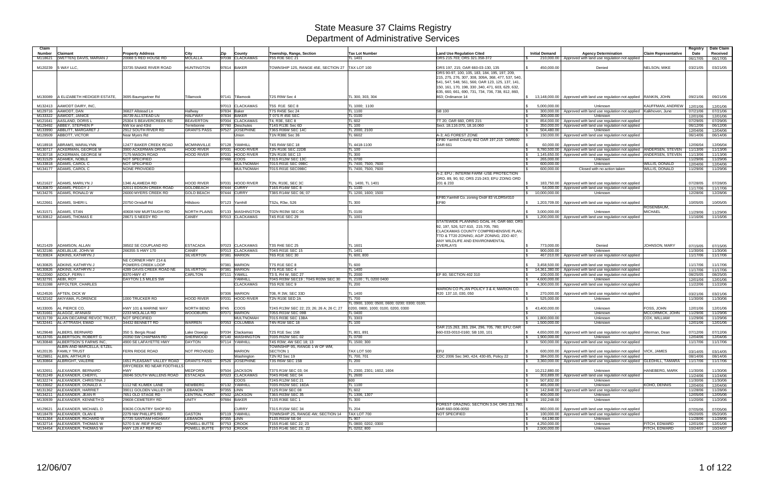# State Measure 37 Claims Registry
## Department of Administrative Services

| Claim Number | Claimant | Property Address | City | Zip | County | Township, Range, Section | Tax Lot Number | Land Use Regulation Cited | Initial Demand | Agency Determination | Claim Representative | Registry Date | Date Claim Received |
|---|---|---|---|---|---|---|---|---|---|---|---|---|---|
| M118621 | (WETTEN) DAVIS, MARIAN J | 20088 S REDHOUSE RD | MOLALLA | 97038 | CLACKAMAS | T5S R3E SEC 21 | TL 1401 | ORS 215.703; ORS 321.358-372 | $ 210,000.00 | Approved with land use regulation not applied | | 06/17/05 | 06/17/05 |
| M120239 | 5 WAY LLC, | 33735 SNAKE RIVER ROAD | HUNTINGTON | 97814 | BAKER | TOWNSHIP 12S, RANGE 45E, SECTION 27 | TAX LOT 100 | ORS 197, 215; OAR 660-03-130, 135 | $ 450,000.00 | Denied | NELSON, MIKE | 03/21/05 | 03/21/05 |
| M130089 | A ELIZABETH HEDIGER ESTATE, | 3695 Baumgartner Rd | Tillamook | 97141 | Tillamook | T2S R9W Sec 4 | TL 300, 303, 304 | ORS 90-97, 100, 105, 183, 184, 195, 197, 209, 215, 275, 276, 307, 308, 309A, 368, 477, 537, 540, 541, 547, 548, 561, 566; OAR 123, 125, 137, 141, 150, 161, 170, 198, 330 ,340, 471, 603, 629, 632, 635, 660, 661, 690, 731, 734, 736, 738, 812, 860, 863; Ordinance 14 | $ 13,148,000.00 | Approved with land use regulation not applied | RANKIN, JOHN | 09/21/06 | 09/21/06 |
| M132413 | AAMODT DAIRY, INC, | | | 97013 | CLACKAMAS | T5S R1E SEC 8 | TL 1000; 1100 | | $ 5,000,000.00 | Unknown | KAUFFMAN, ANDREW | 12/01/06 | 12/01/06 |
| M129716 | AAMODT, DAN | 36827 Allstead Ln | Halfway | 97834 | Baker | T7S R45E Sec 24 | TL 1100 | SB 100 | $ 300,000.00 | Approved with land use regulation not applied | Kalkhoven, June | 07/21/06 | 07/21/06 |
| M133322 | AAMODT, JANICE | 36739 ALLSTEAD LN | HALFWAY | 97834 | BAKER | T 07S R 45E SEC | TL 0100 | | $ 300,000.00 | Unknown | | 12/01/06 | 12/01/06 |
| M121641 | AASLAND, DORIS L | 25304 S BEAVERCREEK RD | BEAVERTON | 97004 | CLACKAMAS | T4, R3E, SEC 8 | TL 602 | TT 20; OAR 660, ORS 215 | $ 854,000.00 | Approved with land use regulation not applied | | 07/29/05 | 07/29/05 |
| M129492 | ABBEY, STEPHEN P | NW Ice and 43rd | Terrebonne | 97760 | Deschutes | T14S R13E Sec 6D | TL 100 | Sect. 18.116.070, 18.16.060 | $ 350,000.00 | Approved with land use regulation not applied | | 06/12/06 | 06/12/06 |
| M133990 | ABBLITT, MARGARET J | 2912 SOUTH RIVER RD | GRANTS PASS | 97527 | JOSEPHINE | T36S R06W SEC 14C | TL 2000, 2100 | | $ 504,480.00 | Unknown | | 12/04/06 | 12/04/06 |
| M129509 | ABBOTT, VICTOR | Near Myers Rd | | | Union | T1N R38E Sec 36 | TL 6602 | A-3; AG FOREST ZONE | $ 150,000.00 | Approved with land use regulation not applied | | 06/14/06 | 06/14/06 |
| M118918 | ABRAMS, MARALYNN | 12477 BAKER CREEK ROAD | MCMINNVILLE | 97128 | YAMHILL | T4S R4W SEC 18 | TL 4418-1100 | EF80 Yamhill County 402 OAR 197,215 OAR660 OAR 661 | $ 60,000.00 | Approved with land use regulation not applied | | 12/06/04 | 12/06/04 |
| M130717 | ACKERMAN, GEORGE M | 3900 ACKERMAN DRIVE | HOOD RIVER | 97031 | HOOD RIVER | T2N R10E SEC 22DB | TL 100 | | $ 8,780,500.00 | Approved with land use regulation not applied | ANDERSEN, STEVEN | 11/13/06 | 11/13/06 |
| M130718 | ACKERMAN, GEORGE M | 7175 MASON ROAD | HOOD RIVER | 97031 | HOOD RIVER | T2N R10E SEC 13 | TL 300 | | $ 1,145,650.00 | Approved with land use regulation not applied | ANDERSEN, STEVEN | 11/13/06 | 11/13/06 |
| M131529 | ADAMEK, NOBLE | NOT SPECIFIED | | 97466 | COOS | T31S R12W SEC 13C | TL 0700 | | $ 265,000.00 | Unknown | | 11/29/06 | 11/29/06 |
| M133818 | ADAMS, CAROL C | NOT SPECIFIED | | | MULTNOMAH | T01S R01E SEC 09BC | TL 7400, 7500, 7600 | | $ 600,000.00 | Unknown | WILLIS, DONALD | 12/04/06 | 12/04/06 |
| M134177 | ADAMS, CAROL C | NONE PROVIDED | | | MULTNOMAH | T01S R01E SEC09BC | TL 7400, 7500, 7600 | | $ 600,000.00 | Closed with no action taken | WILLIS, DONALD | 11/29/06 | 11/29/06 |
| M121627 | ADAMS, MARILYN J | 1346 ALAMEDA RD | HOOD RIVER | 97031 | HOOD RIVER | T2N, R10E, SEC 3C | TL 1400, TL 1401 | A-2; EFU ; INTERIM FARM -USE PROTECTION ORD. 89, 90, 92; ORS 215-243; EFU ZOING ORD 201 & 233 | $ 183,750.00 | Approved with land use regulation not applied | | 07/28/05 | 07/28/05 |
| M130870 | ADAMS, PEGGY J | 32011 EDSON CREEK ROAD | GOLDBEACH | 97444 | CURRY | T16S R14W SEC 8 | TL 1100 | | $ 54,000.00 | Approved with land use regulation not applied | | 11/17/06 | 11/17/06 |
| M134276 | ADAMS, RONALD W | 26000 MYERS CREEK RD | GOLD BEACH | 97444 | CURRY | T38S R14W SEC 06; 07 | TL 1200, 1600; 1500 | | $ 10,000,000.00 | Unknown | | 12/28/06 | 12/28/06 |
| M122661 | ADAMS, SHERI L | 20750 Ornduff Rd | Hillsboro | 97123 | Yamhill | T52s, R3w, S26 | TL 300 | EF80;Yamhill Co. zoning Ord# 83 VLDRS#310 EF80 | $ 1,203,709.00 | Approved with land use regulation not applied | | 10/05/05 | 10/05/05 |
| M131571 | ADAMS, STAN | 40608 NW MURTAUGH RD | NORTH PLAINS | 97133 | WASHINGTON | T02N R03W SEC 06 | TL 0100 | | $ 3,000,000.00 | Unknown | ROSENBAUM, MICHAEL | 11/29/06 | 11/29/06 |
| M130812 | ADAMS, THOMAS E | 28671 S NEEDY RD | CANBY | 97013 | CLACKAMAS | T4S R1E SEC 29 | TL 1001 | | $ 1,200,000.00 | Approved with land use regulation not applied | | 11/16/06 | 11/16/06 |
| M121429 | ADAMSON, ALLAN | 38502 SE COUPLAND RD | ESTACADA | 97023 | CLACKAMAS | T3S R4E SEC 25 | TL 1601 | STATEWIDE PLANNING GOAL #4; OAR 660; ORS 92, 197, 526, 527.610, 215.705, 780; CLACKAMAS COUNTY COMPREHENSIVE PLAN; TTD & TT20 ZONING; AG/F ZONING; ZDO 407; ANY WILDLIFE AND ENVIRONMENTAL OVERLAYS | $ 773,000.00 | Denied | JOHNSON, MARY | 07/15/05 | 07/15/05 |
| M132186 | ADELBLUE, JOHN W | 266355 S HWY 170 | CANBY | 97013 | CLACKAMAS | T04S R01E SEC 15 | TL 1401 | | $ 900,000.00 | Unknown | | 11/30/06 | 11/30/06 |
| M130824 | ADKINS, KATHRYN J | | SILVERTON | 97381 | MARION | T6S R1E SEC 30 | TL 600, 800 | | $ 467,010.00 | Approved with land use regulation not applied | | 11/17/06 | 11/17/06 |
| M130825 | ADKINS, KATHRYN J | NE CORNER HWY 214 & POWERS CREEK LOOP | | 97381 | MARION | T7S R1E SEC 8 | TL 600 | | $ 3,458,500.00 | Approved with land use regulation not applied | | 11/17/06 | 11/17/06 |
| M130826 | ADKINS, KATHRYN J | 4289 DAVIS CREEK ROAD NE | SILVERTON | 97381 | MARION | T7S R1E SEC 4 | TL 1400 | | $ 14,361,380.00 | Approved with land use regulation not applied | | 11/17/06 | 11/17/06 |
| M122060 | ADOLF, FERN I | 8370 HWY 47 | CARLTON | 97111 | YAMILL | T3 S, R4 W, SEC 27 | TL 2000 | EF 80; SECTION 402 310 | $ 100,000.00 | Approved with land use regulation not applied | | 08/25/05 | 08/25/05 |
| M132791 | AEBI, ROY | DAYTON 1.5 MILES SW | | | YAMHILL | T04S R03W SEC19 ; T04S R03W SEC 30 | TL 2100 ; TL 0200 0400 | | $ 4,600,000.00 | Unknown | | 12/01/06 | 12/01/06 |
| M131088 | AFFOLTER, CHARLES | | | | CLACKAMAS | T5S R2E SEC 9 | TL 200 | | $ 4,300,000.00 | Approved with land use regulation not applied | | 11/22/06 | 11/22/06 |
| M124526 | AFTEN, DICK W | | | 97306 | MARION | T08, R 3W, SEC 33D | TL 1400 | MARION CO PL;AN POLICY 3 & 4; MARION CO. R20 137.10, 030, 050 | $ 270,000.00 | Approved with land use regulation not applied | | 03/21/06 | 03/21/06 |
| M132162 | AKIYAMA, FLORENCE | 1000 TRUCKER RD | HOOD RIVER | 97031 | HOOD RIVER | T2N R10E SED 2A | TL 700 | | $ 525,000.00 | Unknown | | 11/30/06 | 11/30/06 |
| M133005 | AL PIERCE CO, | HWY 101 & MARINE WAY | NORTH BEND | 9745 | COOS | T24S R13W SEC 22; 23; 26; 26 A; 26 C; 27 | TL 0900, 1000; 0500, 0600; 0200; 0300; 0100, 0200, 0800, 1000; 0100, 0200, 0300 | | $ 43,400,000.00 | Unknown | FOSS, JOHN | 12/01/06 | 12/01/06 |
| M131661 | ALAGOZ, AFANASI | 2233 MOLALLA RD | WOODBURN | 97071 | MARION | T05S R01W SEC 09B | TL 0400 | | $ - | Unknown | MCCORMICK, JOHN | 11/29/06 | 11/29/06 |
| M131739 | ALAIN DECARNE REVOC TRUST, | NOT SPECIFIED | | | MULTNOMAH | T01S R03E SEC 13BA | TL 3303 | | $ 1,800,000.00 | Unknown | COX, WILLIAM | 11/29/06 | 11/29/06 |
| M132441 | AL-ATTRASH, EMAD | 34432 BENNETT RD | WARREN | 97053 | COLUMBIA | T4N R1W SEC 18 | TL 100 | | $ 1,500,000.00 | Unknown | | 12/01/06 | 12/01/06 |
| M129648 | ALBERS, BERNARD | 350 S. Bergis Road | Lake Oswego | 97034 | Clackamas | T2S R1E Sec 15B | TL 801, 891 | OAR 215.263, 283, 284, 296, 705, 780; EFU; OAR 660-033-0010-0160; SB 100, 101 | $ 4,650,000.00 | Approved with land use regulation not applied | Alterman, Dean | 07/12/06 | 07/12/06 |
| M133765 | ALBERTSON, ROBERT G | 20350 SW CHAPMAN RD | SHERWOOD | 97140 | WASHINGTON | T03S R02W SEC 02 | TL 0700 | | $ 1,900,000.00 | Unknown | | 12/04/06 | 12/04/06 |
| M130848 | ALBERTSON'S FARMS INC, | 4900 SE LAFAYETTE HWY | DAYTON | 97114 | YAMHILL | T4S R3W: 4W SEC 18; 13 | TL 1500; 300 | | $ 500,000.00 | Approved with land use regulation not applied | | 11/17/06 | 11/17/06 |
| M120135 | ALBIN AND MARCELLA, ETZEL FAMILY TRUST | FERN RIDGE ROAD | NOT PROVIDED | | MARION | TOWNSHIP 9S, RANGE 1 W OF WM, SECTION 1 | TAX LOT 500 | EFU | $ 600,000.00 | Approved with land use regulation not applied | VICK, JAMES | 03/14/05 | 03/14/05 |
| M129851 | ALBIN, ARTHUR G | | | | Washington | T2N R2 Sec 19 | TL 700, 701 | CDC 2006 Sec 340, 424, 430-85, Policy 22 | $ 384,000.00 | Approved with land use regulation not applied | | 08/14/06 | 08/14/06 |
| M130864 | ALBRIGHT, VALERIE | 1651 PLEASANT VALLEY ROAD | GRANTS PASS | 97526 | JOSEPHINE | T3S R6W SEC 15B | TL 200 | | $ 3,360,000.00 | Approved with land use regulation not applied | GLEDHILL, TAMARA | 11/17/06 | 11/17/06 |
| M132651 | ALEXANDER, BERNARD | DRYCREEK RD NEAR FOOTHILLS HWY | MEDFORD | 97504 | JACKSON | T37S R1W SEC 03; 04 | TL 2300, 2301; 1602, 1604 | | $ 10,212,880.00 | Unknown | HANEBERG, MARK | 11/30/06 | 11/30/06 |
| M131249 | ALEXANDER, CHERYL | 26046 SOUTH WALLENS ROAD | ESTACADA | 97023 | CLACKAMAS | T04S R04E SEC 04 | TL 2600 | | $ 303,889.00 | Approved with land use regulation not applied | | 11/24/06 | 11/24/06 |
| M132274 | ALEXANDER, CHRISTINA J | | | | COOS | T24S R12W SEC 21 | 600 | | $ 507,832.00 | Unknown | | 11/30/06 | 11/30/06 |
| M133662 | ALEXANDER, DONALD A | 1112 NE KLIMEK LANE | NEWBERG | 97132 | YAMHILL | T03S R02W SEC 16DA | TL 1100 | | $ 465,000.00 | Unknown | KOHO, DENNIS | 12/04/06 | 12/04/06 |
| M131362 | ALEXANDER, HARRIET | 39011 GOLDEN VALLEY DR | LEBANON | 97355 | LINN | T12S R1W SEC 08 | TL 602 | | $ 142,848.00 | Approved with land use regulation not applied | | 11/28/06 | 11/28/06 |
| M134211 | ALEXANDER, JEAN R | 7651 OLD STAGE RD | CENTRAL POINT | 97502 | JACKSON | T36S R03W SEC 35 | TL 1306, 1307 | | $ 400,000.00 | Unknown | | 12/05/06 | 12/05/06 |
| M130939 | ALEXANDER, KENNETH D | 29608 CEMETERY RD | UNITY | 97884 | BAKER | T13S R36E SEC 1 | TL 300 | | $ 192,248.00 | Unknown | | 11/20/06 | 11/20/06 |
| M129621 | ALEXANDER, MICHAEL D | 93636 COUNTRY SHOP RD | | | CURRY | T31S R15W SEC 34 | TL 204 | FOREST GRAZING; SECTION 3.04; ORS 215.780; OAR 660-006-0050 | $ 860,000.00 | Approved with land use regulation not applied | | 07/05/06 | 07/05/06 |
| M118478 | ALEXANDER, OLAN E | 2279 NW PHILLIPS RD | GASTON | 97119 | YAMHILL | TOWNSHIP 2S, RANGE 4W, SECTION 14 | TAX LOT 700 | NOT SPECIFIED | $ 100,000.00 | Approved with land use regulation not applied | | 05/20/05 | 05/20/05 |
| M131364 | ALEXANDER, RICHARD W | 57735 SANTIAM HIGHWAY | LEBANON | 97355 | LINN | T13S R01W SE 04 | TL 907 | | $ 64,190.00 | Unknown | | 11/28/06 | 11/28/06 |
| M132714 | ALEXANDER, THOMAS W | 5270 S.W. REIF ROAD | POWELL BUTTE | 97753 | CROOK | T15S R14E SEC 22; 23 | TL 0800; 0202, 0300 | | $ 4,250,000.00 | Unknown | FITCH, EDWARD | 12/01/06 | 12/01/06 |
| M134454 | ALEXANDER, THOMAS W | HWY 126 AT REIF RD | POWELL BUTTE | 97753 | CROOK | T15S R14E SEC 23; 22 | TL 0202; 800 | | $ 2,500,000.00 | Unknown | FITCH, EDWARD | 10/24/07 | 10/24/07 |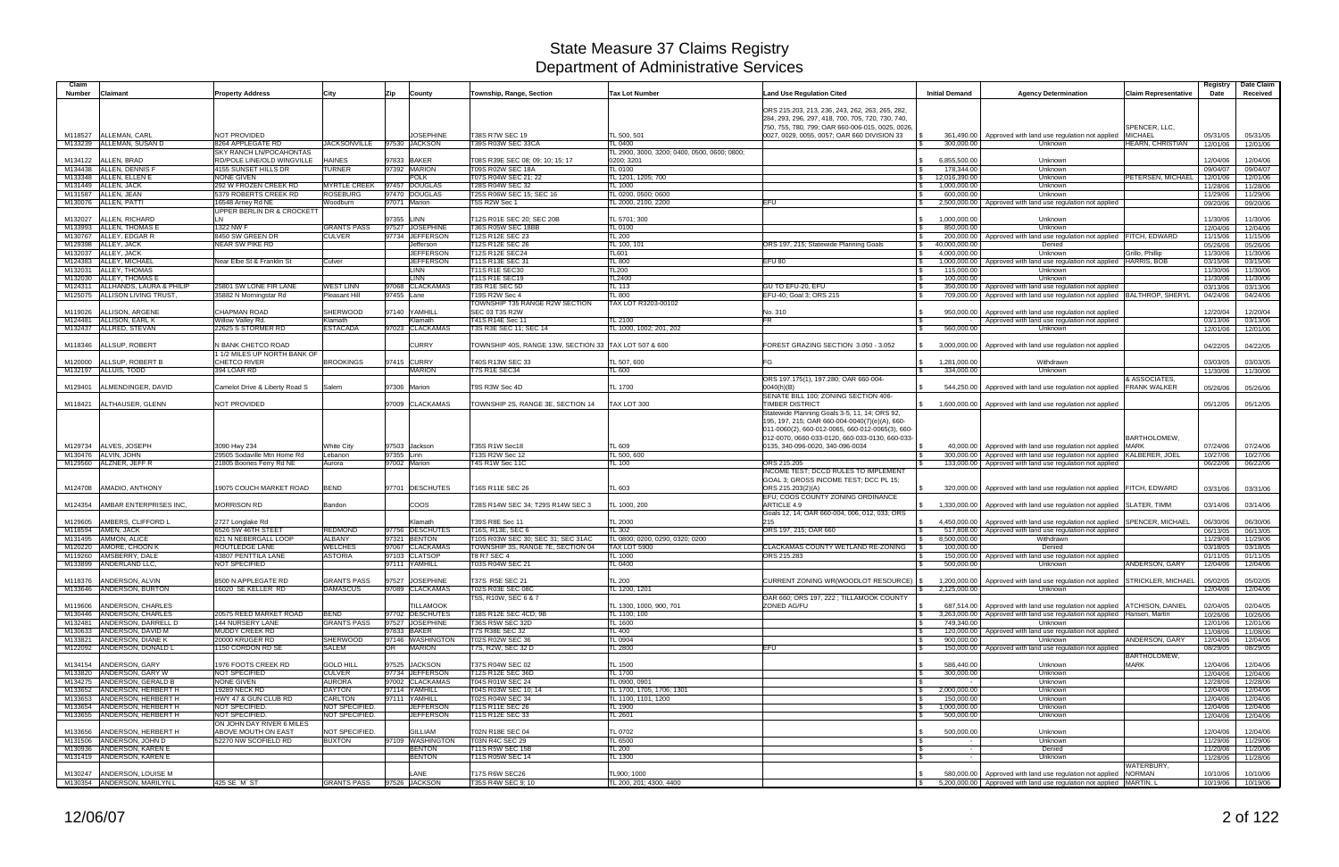# State Measure 37 Claims Registry
## Department of Administrative Services

| Claim Number | Claimant | Property Address | City | Zip | County | Township, Range, Section | Tax Lot Number | Land Use Regulation Cited | Initial Demand | Agency Determination | Claim Representative | Registry Date | Date Claim Received |
|---|---|---|---|---|---|---|---|---|---|---|---|---|---|
| M118527 | ALLEMAN, CARL | NOT PROVIDED | | | JOSEPHINE | T38S R7W SEC 19 | TL 500, 501 | ORS 215.203, 213, 236, 243, 262, 263, 265, 282, 284, 293, 296, 297, 418, 700, 705, 720, 730, 740, 750, 755, 780, 799; OAR 660-006-015, 0025, 0026, 0027, 0029, 0055, 0057; OAR 660 DIVISION 33 | $ 361,490.00 | Approved with land use regulation not applied | SPENCER, LLC, MICHAEL | 05/31/05 | 05/31/05 |
| M133239 | ALLEMAN, SUSAN D | 8264 APPLEGATE RD | JACKSONVILLE | 97530 | JACKSON | T39S R03W SEC 33CA | TL 0400 | | $ 300,000.00 | Unknown | HEARN, CHRISTIAN | 12/01/06 | 12/01/06 |
| M134122 | ALLEN, BRAD | SKY RANCH LN/POCAHONTAS RD/POLE LINE/OLD WINGVILLE | HAINES | 97833 | BAKER | T08S R39E SEC 08; 09; 10; 15; 17 | TL 2900, 3000, 3200; 0400, 0500, 0600; 0800; 0200; 3201 | | $ 6,855,500.00 | Unknown | | 12/04/06 | 12/04/06 |
| M134438 | ALLEN, DENNIS F | 4155 SUNSET HILLS DR | TURNER | 97392 | MARION | T09S R02W SEC 18A | TL 0100 | | $ 178,344.00 | Unknown | | 09/04/07 | 09/04/07 |
| M133348 | ALLEN, ELLEN E | NONE GIVEN | | | POLK | T07S R04W SEC 21; 22 | TL 1201, 1205; 700 | | $ 12,018,390.00 | Unknown | PETERSEN, MICHAEL | 12/01/06 | 12/01/06 |
| M131449 | ALLEN, JACK | 292 W FROZEN CREEK RD | MYRTLE CREEK | 97457 | DOUGLAS | T28S R04W SEC 32 | TL 1000 | | $ 1,000,000.00 | Unknown | | 11/28/06 | 11/28/06 |
| M131587 | ALLEN, JEAN | 5379 ROBERTS CREEK RD | ROSEBURG | 97470 | DOUGLAS | T25S R06W SEC 15; SEC 16 | TL 0200, 0500; 0600 | | $ 600,000.00 | Unknown | | 11/29/06 | 11/29/06 |
| M130076 | ALLEN, PATTI | 16548 Arney Rd NE | Woodburn | 97071 | Marion | T5S R2W Sec 1 | TL 2000, 2100, 2200 | EFU | $ 2,500,000.00 | Approved with land use regulation not applied | | 09/20/06 | 09/20/06 |
| M132027 | ALLEN, RICHARD | UPPER BERLIN DR & CROCKETT LN | | 97355 | LINN | T12S R01E SEC 20; SEC 20B | TL 5701; 300 | | $ 1,000,000.00 | Unknown | | 11/30/06 | 11/30/06 |
| M133993 | ALLEN, THOMAS E | 1322 NW F | GRANTS PASS | 97527 | JOSEPHINE | T36S R05W SEC 18BB | TL 0100 | | $ 850,000.00 | Unknown | | 12/04/06 | 12/04/06 |
| M130767 | ALLEY, EDGAR R | 8450 SW GREEN DR | CULVER | 97734 | JEFFERSON | T12S R12E SEC 23 | TL 200 | | $ 200,000.00 | Approved with land use regulation not applied | FITCH, EDWARD | 11/15/06 | 11/15/06 |
| M129398 | ALLEY, JACK | NEAR SW PIKE RD | | | Jefferson | T12S R12E SEC 26 | TL 100, 101 | ORS 197, 215; Statewide Planning Goals | $ 40,000,000.00 | Denied | | 05/26/06 | 05/26/06 |
| M132037 | ALLEY, JACK | | | | JEFFERSON | T12S R12E SEC24 | TL601 | | $ 4,000,000.00 | Unknown | Grillo, Phillip | 11/30/06 | 11/30/06 |
| M124383 | ALLEY, MICHAEL | Near Elbe St & Franklin St | Culver | | JEFFERSON | T11S R13E SEC 31 | TL 800 | EFU 80 | $ 1,000,000.00 | Approved with land use regulation not applied | HARRIS, BOB | 03/15/06 | 03/15/06 |
| M132031 | ALLEY, THOMAS | | | | LINN | T11S R1E SEC30 | TL200 | | $ 115,000.00 | Unknown | | 11/30/06 | 11/30/06 |
| M132030 | ALLEY, THOMAS E | | | | LINN | T11S R1E SEC19 | TL2400 | | $ 100,000.00 | Unknown | | 11/30/06 | 11/30/06 |
| M124311 | ALLHANDS, LAURA & PHILIP | 25801 SW LONE FIR LANE | WEST LINN | 97068 | CLACKAMAS | T3S R1E SEC 5D | TL 113 | GU TO EFU-20, EFU | $ 350,000.00 | Approved with land use regulation not applied | | 03/13/06 | 03/13/06 |
| M125075 | ALLISON LIVING TRUST, | 35882 N Morningstar Rd | Pleasant Hill | 97455 | Lane | T19S R2W Sec 4 | TL 800 | EFU-40; Goal 3; ORS 215 | $ 709,000.00 | Approved with land use regulation not applied | BALTHROP, SHERYL | 04/24/06 | 04/24/06 |
| M119026 | ALLISON, ARGENE | CHAPMAN ROAD | SHERWOOD | 97140 | YAMHILL | TOWNSHIP T3S RANGE R2W SECTION SEC 03 T3S R2W | TAX LOT R3203-00102 | No. 310 | $ 950,000.00 | Approved with land use regulation not applied | | 12/20/04 | 12/20/04 |
| M124481 | ALLISON, EARL K | Willow Valley Rd. | Klamath | | Klamath | T41S R14E Sec 11 | TL 2100 | FR | $ - | Approved with land use regulation not applied | | 03/13/06 | 03/13/06 |
| M132437 | ALLRED, STEVAN | 22625 S STORMER RD | ESTACADA | 97023 | CLACKAMAS | T3S R3E SEC 11; SEC 14 | TL 1000, 1002; 201, 202 | | $ 560,000.00 | Unknown | | 12/01/06 | 12/01/06 |
| M118346 | ALLSUP, ROBERT | N BANK CHETCO ROAD | | | CURRY | TOWNSHIP 40S, RANGE 13W, SECTION 33 | TAX LOT 507 & 600 | FOREST GRAZING SECTION 3.050 - 3.052 | $ 3,000,000.00 | Approved with land use regulation not applied | | 04/22/05 | 04/22/05 |
| M120000 | ALLSUP, ROBERT B | 1 1/2 MILES UP NORTH BANK OF CHETCO RIVER | BROOKINGS | 97415 | CURRY | T40S R13W SEC 33 | TL 507, 600 | FG | $ 1,281,000.00 | Withdrawn | | 03/03/05 | 03/03/05 |
| M132197 | ALLUIS, TODD | 394 LOAR RD | | | MARION | T7S R1E SEC34 | TL 600 | | $ 334,000.00 | Unknown | | 11/30/06 | 11/30/06 |
| M129401 | ALMENDINGER, DAVID | Camelot Drive & Liberty Road S | Salem | 97306 | Marion | T9S R3W Sec 4D | TL 1700 | ORS 197.175(1), 197.280; OAR 660-004-0040(h)(B) | $ 544,250.00 | Approved with land use regulation not applied | & ASSOCIATES, FRANK WALKER | 05/26/06 | 05/26/06 |
| M118421 | ALTHAUSER, GLENN | NOT PROVIDED | | 97009 | CLACKAMAS | TOWNSHIP 2S, RANGE 3E, SECTION 14 | TAX LOT 300 | SENATE BILL 100; ZONING SECTION 406-TIMBER DISTRICT | $ 1,600,000.00 | Approved with land use regulation not applied | | 05/12/05 | 05/12/05 |
| M129734 | ALVES, JOSEPH | 3090 Hwy 234 | White City | 97503 | Jackson | T35S R1W Sec18 | TL 609 | Statewide Planning Goals 3-5, 11, 14; ORS 92, 195, 197, 215; OAR 660-004-0040(7)(e)(A), 660-011-0060(2), 660-012-0065, 660-012-0065(3), 660-012-0070, 0660-033-0120, 660-033-0130, 660-033-0135, 340-096-0020, 340-096-0034 | $ 40,000.00 | Approved with land use regulation not applied | BARTHOLOMEW, MARK | 07/24/06 | 07/24/06 |
| M130476 | ALVIN, JOHN | 29505 Sodaville Mtn Home Rd | Lebanon | 97355 | Linn | T13S R2W Sec 12 | TL 500, 600 | | $ 300,000.00 | Approved with land use regulation not applied | KALBERER, JOEL | 10/27/06 | 10/27/06 |
| M129560 | ALZNER, JEFF R | 21805 Boones Ferry Rd NE | Aurora | 97002 | Marion | T4S R1W Sec 11C | TL 100 | ORS 215.205 | $ 133,000.00 | Approved with land use regulation not applied | | 06/22/06 | 06/22/06 |
| M124708 | AMADIO, ANTHONY | 19075 COUCH MARKET ROAD | BEND | 97701 | DESCHUTES | T16S R11E SEC 26 | TL 603 | INCOME TEST; DCCD RULES TO IMPLEMENT GOAL 3; GROSS INCOME TEST; DCC PL 15; ORS 215.203(2)(A) | $ 320,000.00 | Approved with land use regulation not applied | FITCH, EDWARD | 03/31/06 | 03/31/06 |
| M124354 | AMBAR ENTERPRISES INC, | MORRISON RD | Bandon | | COOS | T28S R14W SEC 34; T29S R14W SEC 3 | TL 1000, 200 | EFU; COOS COUNTY ZONING ORDINANCE ARTICLE 4.9 | $ 1,330,000.00 | Approved with land use regulation not applied | SLATER, TIMM | 03/14/06 | 03/14/06 |
| M129605 | AMBERS, CLIFFORD L | 2727 Longlake Rd | | | Klamath | T39S R8E Sec 11 | TL 2000 | Goals 12, 14; OAR 660-004, 006, 012, 033; ORS 215 | $ 4,450,000.00 | Approved with land use regulation not applied | SPENCER, MICHAEL | 06/30/06 | 06/30/06 |
| M118594 | AMEN, JACK | 6526 SW 46TH STEET | REDMOND | 97756 | DESCHUTES | T16S, R13E, SEC 6 | TL 302 | ORS 197, 215; OAR 660 | $ 517,808.00 | Approved with land use regulation not applied | | 06/13/05 | 06/13/05 |
| M131495 | AMMON, ALICE | 621 N NEBERGALL LOOP | ALBANY | 97321 | BENTON | T10S R03W SEC 30; SEC 31; SEC 31AC | TL 0800; 0200, 0290, 0320; 0200 | | $ 8,500,000.00 | Withdrawn | | 11/29/06 | 11/29/06 |
| M120220 | AMORE, CHOON K | ROUTLEDGE LANE | WELCHES | 97067 | CLACKAMAS | TOWNSHIP 3S, RANGE 7E, SECTION 04 | TAX LOT 5900 | CLACKAMAS COUNTY WETLAND RE-ZONING | $ 100,000.00 | Denied | | 03/18/05 | 03/18/05 |
| M119260 | AMSBERRY, DALE | 43807 PENTTILA LANE | ASTORIA | 97103 | CLATSOP | T8 R7 SEC 4 | TL 1000 | ORS 215.283 | $ 150,000.00 | Approved with land use regulation not applied | | 01/11/05 | 01/11/05 |
| M133899 | ANDERLAND LLC, | NOT SPECIFIED | | 97111 | YAMHILL | T03S R04W SEC 21 | TL 0400 | | $ 500,000.00 | Unknown | ANDERSON, GARY | 12/04/06 | 12/04/06 |
| M118376 | ANDERSON, ALVIN | 8500 N APPLEGATE RD | GRANTS PASS | 97527 | JOSEPHINE | T37S R5E SEC 21 | TL 200 | CURRENT ZONING WR(WOODLOT RESOURCE) | $ 1,200,000.00 | Approved with land use regulation not applied | STRICKLER, MICHAEL | 05/02/05 | 05/02/05 |
| M133646 | ANDERSON, BURTON | 16020 SE KELLER RD | DAMASCUS | 97089 | CLACKAMAS | T02S R03E SEC 08C | TL 1200, 1201 | | $ 2,125,000.00 | Unknown | | 12/04/06 | 12/04/06 |
| M119606 | ANDERSON, CHARLES | | | | TILLAMOOK | T5S, R10W, SEC 6 & 7 | TL 1300, 1000, 900, 701 | OAR 660; ORS 197, 222 ; TILLAMOOK COUNTY ZONED AG/FU | $ 687,514.00 | Approved with land use regulation not applied | ATCHISON, DANIEL | 02/04/05 | 02/04/05 |
| M130446 | ANDERSON, CHARLES | 20575 REED MARKET ROAD | BEND | 97702 | DESCHUTES | T18S R12E SEC 4CD; 9B | TL 1100; 100 | | $ 3,263,000.00 | Approved with land use regulation not applied | Hansen, Martin | 10/26/06 | 10/26/06 |
| M132481 | ANDERSON, DARRELL D | 144 NURSERY LANE | GRANTS PASS | 97527 | JOSEPHINE | T36S R5W SEC 32D | TL 1600 | | $ 749,340.00 | Unknown | | 12/01/06 | 12/01/06 |
| M130633 | ANDERSON, DAVID M | MUDDY CREEK RD | | 97833 | BAKER | T7S R38E SEC 32 | TL 400 | | $ 120,000.00 | Approved with land use regulation not applied | | 11/08/06 | 11/08/06 |
| M133821 | ANDERSON, DIANE K | 20000 KRUGER RD | SHERWOOD | 97146 | WASHINGTON | T02S R02W SEC 36 | TL 0904 | | $ 900,000.00 | Unknown | ANDERSON, GARY | 12/04/06 | 12/04/06 |
| M122092 | ANDERSON, DONALD L | 1150 CORDON RD SE | SALEM | OR | MARION | T7S, R2W, SEC 32 D | TL 2800 | EFU | $ 150,000.00 | Approved with land use regulation not applied | | 08/29/05 | 08/29/05 |
| M134154 | ANDERSON, GARY | 1976 FOOTS CREEK RD | GOLD HILL | 97525 | JACKSON | T37S R04W SEC 02 | TL 1500 | | $ 586,440.00 | Unknown | BARTHOLOMEW, MARK | 12/04/06 | 12/04/06 |
| M133820 | ANDERSON, GARY W | NOT SPECIFIED | CULVER | 97734 | JEFFERSON | T12S R12E SEC 36D | TL 1700 | | $ 300,000.00 | Unknown | | 12/04/06 | 12/04/06 |
| M134275 | ANDERSON, GERALD B | NONE GIVEN | AURORA | 97002 | CLACKAMAS | T04S R01W SEC 24 | TL 0900, 0901 | | $ - | Unknown | | 12/28/06 | 12/28/06 |
| M133652 | ANDERSON, HERBERT H | 19289 NECK RD | DAYTON | 97114 | YAMHILL | T04S R03W SEC 10; 14 | TL 1700, 1705, 1706; 1301 | | $ 2,000,000.00 | Unknown | | 12/04/06 | 12/04/06 |
| M133653 | ANDERSON, HERBERT H | HWY 47 & GUN CLUB RD | CARLTON | 97111 | YAMHILL | T02S R04W SEC 34 | TL 1100, 1101, 1200 | | $ 150,000.00 | Unknown | | 12/04/06 | 12/04/06 |
| M133654 | ANDERSON, HERBERT H | NOT SPECIFIED. | NOT SPECIFIED. | | JEFFERSON | T11S R11E SEC 26 | TL 1900 | | $ 1,000,000.00 | Unknown | | 12/04/06 | 12/04/06 |
| M133655 | ANDERSON, HERBERT H | NOT SPECIFIED. | NOT SPECIFIED. | | JEFFERSON | T11S R12E SEC 33 | TL 2601 | | $ 500,000.00 | Unknown | | 12/04/06 | 12/04/06 |
| M133656 | ANDERSON, HERBERT H | ON JOHN DAY RIVER 6 MILES ABOVE MOUTH ON EAST | NOT SPECIFIED. | | GILLIAM | T02N R18E SEC 04 | TL 0702 | | $ 500,000.00 | Unknown | | 12/04/06 | 12/04/06 |
| M131506 | ANDERSON, JOHN D | 52270 NW SCOFIELD RD | BUXTON | 97109 | WASHINGTON | T03N R4C SEC 29 | TL 6500 | | $ - | Unknown | | 11/29/06 | 11/29/06 |
| M130936 | ANDERSON, KAREN E | | | | BENTON | T11S R5W SEC 15B | TL 200 | | $ - | Denied | | 11/20/06 | 11/20/06 |
| M131419 | ANDERSON, KAREN E | | | | BENTON | T11S R05W SEC 14 | TL 1300 | | $ - | Unknown | | 11/28/06 | 11/28/06 |
| M130247 | ANDERSON, LOUISE M | | | | LANE | T17S R6W SEC26 | TL900; 1000 | | $ 580,000.00 | Approved with land use regulation not applied | WATERBURY, NORMAN | 10/10/06 | 10/10/06 |
| M130354 | ANDERSON, MARILYN L | 425 SE `M` ST | GRANTS PASS | 97526 | JACKSON | T35S R4W SEC 9; 10 | TL 200, 201; 4300, 4400 | | $ 5,200,000.00 | Approved with land use regulation not applied | MARTIN, L | 10/19/06 | 10/19/06 |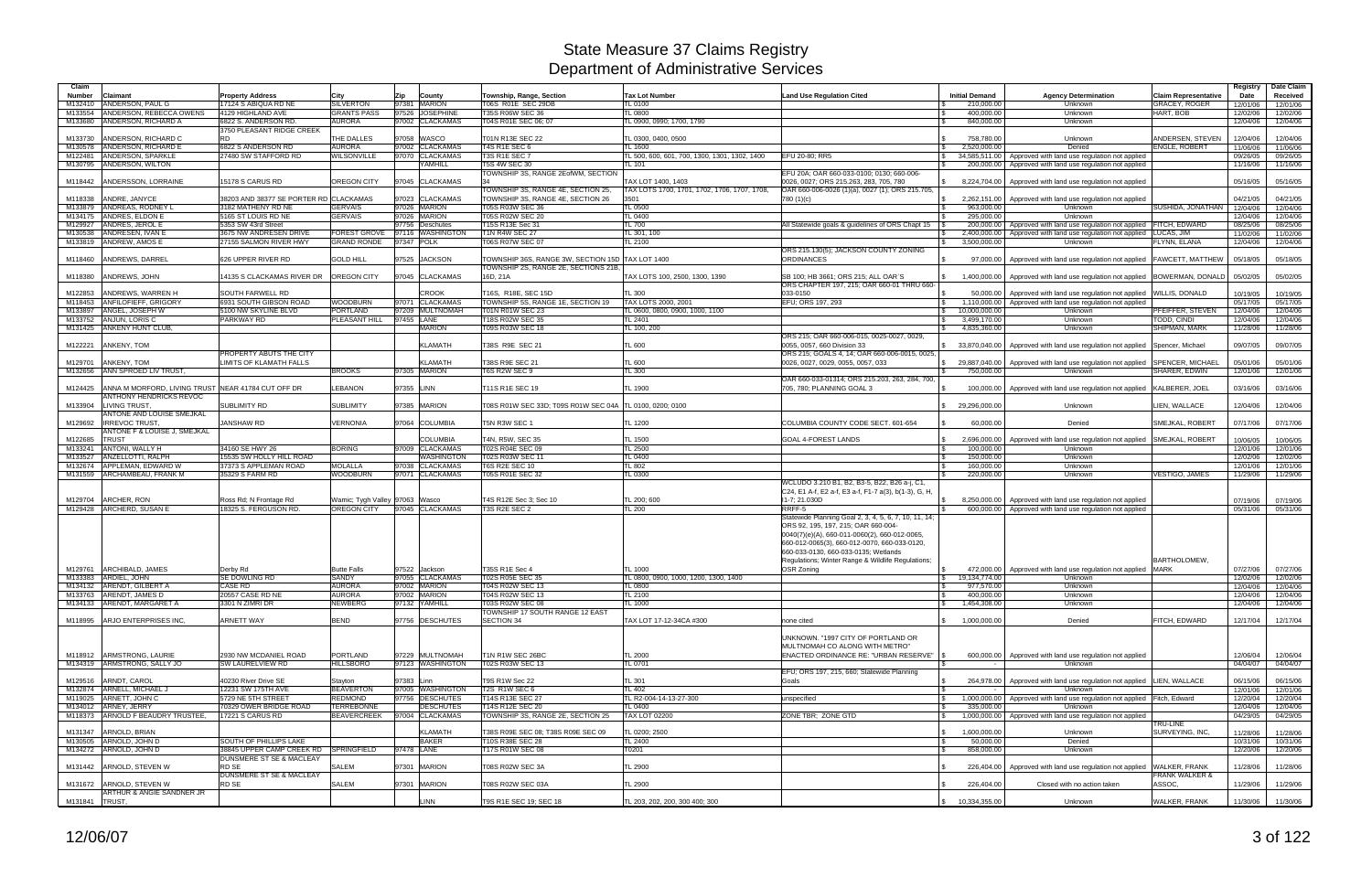# State Measure 37 Claims Registry
## Department of Administrative Services

| Claim Number | Claimant | Property Address | City | Zip | County | Township, Range, Section | Tax Lot Number | Land Use Regulation Cited | Initial Demand | Agency Determination | Claim Representative | Registry Date | Date Claim Received |
|---|---|---|---|---|---|---|---|---|---|---|---|---|---|
| M132410 | ANDERSON, PAUL G | 17124 S ABIQUA RD NE | SILVERTON | 97381 | MARION | T06S R01E SEC 29DB | TL 0100 | | $ 210,000.00 | Unknown | GRACEY, ROGER | 12/01/06 | 12/01/06 |
| M133554 | ANDERSON, REBECCA OWENS | 4129 HIGHLAND AVE | GRANTS PASS | 97526 | JOSEPHINE | T35S R06W SEC 36 | TL 0800 | | $ 400,000.00 | Unknown | HART, BOB | 12/02/06 | 12/02/06 |
| M133680 | ANDERSON, RICHARD A | 6822 S. ANDERSON RD. | AURORA | 97002 | CLACKAMAS | T04S R01E SEC 06; 07 | TL 0900, 0990, 1700, 1790 | | $ 840,000.00 | Unknown | | 12/04/06 | 12/04/06 |
| M133730 | ANDERSON, RICHARD C | 3750 PLEASANT RIDGE CREEK RD | THE DALLES | 97058 | WASCO | T01N R13E SEC 22 | TL 0300, 0400, 0500 | | $ 758,780.00 | Unknown | ANDERSEN, STEVEN | 12/04/06 | 12/04/06 |
| M130578 | ANDERSON, RICHARD E | 6822 S ANDERSON RD | AURORA | 97002 | CLACKAMAS | T4S R1E SEC 6 | TL 1600 | | $ 2,520,000.00 | Denied | ENGLE, ROBERT | 11/06/06 | 11/06/06 |
| M122481 | ANDERSON, SPARKLE | 27480 SW STAFFORD RD | WILSONVILLE | 97070 | CLACKAMAS | T3S R1E SEC 7 | TL 500, 600, 601, 700, 1300, 1301, 1302, 1400 | EFU 20-80; RR5 | $ 34,585,511.00 | Approved with land use regulation not applied | | 09/26/05 | 09/26/05 |
| M130795 | ANDERSON, WILTON | | | | YAMHILL | T5S 4W SEC 30 | TL 101 | | $ 200,000.00 | Approved with land use regulation not applied | | 11/16/06 | 11/16/06 |
| M118442 | ANDERSSON, LORRAINE | 15178 S CARUS RD | OREGON CITY | 97045 | CLACKAMAS | TOWNSHIP 3S, RANGE 2EofWM, SECTION 34 | TAX LOT 1400, 1403 | EFU 20A; OAR 660-033-0100; 0130; 660-006-0026, 0027; ORS 215.263, 283, 705, 780 | $ 8,224,704.00 | Approved with land use regulation not applied | | 05/16/05 | 05/16/05 |
| M118338 | ANDRE, JANYCE | 38203 AND 38377 SE PORTER RD | CLACKAMAS | 97023 | CLACKAMAS | TOWNSHIP 3S, RANGE 4E, SECTION 25, TOWNSHIP 3S, RANGE 4E, SECTION 26 | TAX LOTS 1700, 1701, 1702, 1706, 1707, 1708, 3501 | OAR 660-006-0026 (1)(a), 0027 (1); ORS 215.705, 780 (1)(c) | $ 2,262,151.00 | Approved with land use regulation not applied | | 04/21/05 | 04/21/05 |
| M133879 | ANDREAS, RODNEY L | 3182 MATHENY RD NE | GERVAIS | 97026 | MARION | T05S R03W SEC 36 | TL 0500 | | $ 963,000.00 | Unknown | SUSHIDA, JONATHAN | 12/04/06 | 12/04/06 |
| M134175 | ANDRES, ELDON E | 5165 ST LOUIS RD NE | GERVAIS | 97026 | MARION | T05S R02W SEC 20 | TL 0400 | | $ 295,000.00 | Unknown | | 12/04/06 | 12/04/06 |
| M129927 | ANDRES, JEROL E | 5353 SW 43rd Street | | 97756 | Deschutes | T15S R13E Sec 31 | TL 700 | All Statewide goals & guidelines of ORS Chapt 15 | $ 200,000.00 | Approved with land use regulation not applied | FITCH, EDWARD | 08/25/06 | 08/25/06 |
| M130538 | ANDRESEN, IVAN E | 3675 NW ANDRESEN DRIVE | FOREST GROVE | 97116 | WASHINGTON | T1N R4W SEC 27 | TL 301, 100 | | $ 2,400,000.00 | Approved with land use regulation not applied | LUCAS, JIM | 11/02/06 | 11/02/06 |
| M133819 | ANDREW, AMOS E | 27155 SALMON RIVER HWY | GRAND RONDE | 97347 | POLK | T06S R07W SEC 07 | TL 2100 | | $ 3,500,000.00 | Unknown | FLYNN, ELANA | 12/04/06 | 12/04/06 |
| M118460 | ANDREWS, DARREL | 626 UPPER RIVER RD | GOLD HILL | 97525 | JACKSON | TOWNSHIP 36S, RANGE 3W, SECTION 15D | TAX LOT 1400 | ORS 215.130(5); JACKSON COUNTY ZONING ORDINANCES | $ 97,000.00 | Approved with land use regulation not applied | FAWCETT, MATTHEW | 05/18/05 | 05/18/05 |
| M118380 | ANDREWS, JOHN | 14135 S CLACKAMAS RIVER DR | OREGON CITY | 97045 | CLACKAMAS | TOWNSHIP 2S, RANGE 2E, SECTIONS 21B, 16D, 21A | TAX LOTS 100, 2500, 1300, 1390 | SB 100; HB 3661; ORS 215; ALL OAR`S | $ 1,400,000.00 | Approved with land use regulation not applied | BOWERMAN, DONALD | 05/02/05 | 05/02/05 |
| M122853 | ANDREWS, WARREN H | SOUTH FARWELL RD | | | CROOK | T16S, R18E, SEC 15D | TL 300 | ORS CHAPTER 197, 215; OAR 660-01 THRU 660-033-0150 | $ 50,000.00 | Approved with land use regulation not applied | WILLIS, DONALD | 10/19/05 | 10/19/05 |
| M118453 | ANFILOFIEFF, GRIGORY | 6931 SOUTH GIBSON ROAD | WOODBURN | 97071 | CLACKAMAS | TOWNSHIP 5S, RANGE 1E, SECTION 19 | TAX LOTS 2000, 2001 | EFU; ORS 197, 293 | $ 1,110,000.00 | Approved with land use regulation not applied | | 05/17/05 | 05/17/05 |
| M133897 | ANGEL, JOSEPH W | 5100 NW SKYLINE BLVD | PORTLAND | 97209 | MULTNOMAH | T01N R01W SEC 23 | TL 0600, 0800, 0900, 1000, 1100 | | $ 10,000,000.00 | Unknown | PFEIFFER, STEVEN | 12/04/06 | 12/04/06 |
| M133752 | ANJUN, LORIS C | PARKWAY RD | PLEASANT HILL | 97455 | LANE | T18S R02W SEC 35 | TL 2401 | | $ 3,499,170.00 | Unknown | TODD, CINDI | 12/04/06 | 12/04/06 |
| M131425 | ANKENY HUNT CLUB, | | | | MARION | T09S R03W SEC 18 | TL 100, 200 | | $ 4,835,360.00 | Unknown | SHIPMAN, MARK | 11/28/06 | 11/28/06 |
| M122221 | ANKENY, TOM | | | | KLAMATH | T38S R9E SEC 21 | TL 600 | ORS 215; OAR 660-006-015, 0025-0027, 0029, 0055, 0057, 660 Division 33 | $ 33,870,040.00 | Approved with land use regulation not applied | Spencer, Michael | 09/07/05 | 09/07/05 |
| M129701 | ANKENY, TOM | PROPERTY ABUTS THE CITY LIMITS OF KLAMATH FALLS | | | KLAMATH | T38S R9E SEC 21 | TL 600 | ORS 215; GOALS 4, 14; OAR 660-006-0015, 0025, 0026, 0027, 0029, 0055, 0057, 033 | $ 29,887,040.00 | Approved with land use regulation not applied | SPENCER, MICHAEL | 05/01/06 | 05/01/06 |
| M132656 | ANN SPROED LIV TRUST, | | BROOKS | 97305 | MARION | T6S R2W SEC 9 | TL 300 | | $ 750,000.00 | Unknown | SHARER, EDWIN | 12/01/06 | 12/01/06 |
| M124425 | ANNA M MORFORD, LIVING TRUST | NEAR 41784 CUT OFF DR | LEBANON | 97355 | LINN | T11S R1E SEC 19 | TL 1900 | OAR 660-033-01314; ORS 215.203, 263, 284, 700, 705, 780; PLANNING GOAL 3 | $ 100,000.00 | Approved with land use regulation not applied | KALBERER, JOEL | 03/16/06 | 03/16/06 |
| M133904 | ANTHONY HENDRICKS REVOC LIVING TRUST, | SUBLIMITY RD | SUBLIMITY | 97385 | MARION | T08S R01W SEC 33D; T09S R01W SEC 04A | TL 0100, 0200; 0100 | | $ 29,296,000.00 | Unknown | LIEN, WALLACE | 12/04/06 | 12/04/06 |
| M129692 | ANTONE AND LOUISE SMEJKAL IRREVOC TRUST, | JANSHAW RD | VERNONIA | 97064 | COLUMBIA | T5N R3W SEC 1 | TL 1200 | COLUMBIA COUNTY CODE SECT. 601-654 | $ 60,000.00 | Denied | SMEJKAL, ROBERT | 07/17/06 | 07/17/06 |
| M122685 | ANTONE F & LOUISE J, SMEJKAL TRUST | | | | COLUMBIA | T4N, R5W, SEC 35 | TL 1500 | GOAL 4-FOREST LANDS | $ 2,696,000.00 | Approved with land use regulation not applied | SMEJKAL, ROBERT | 10/06/05 | 10/06/05 |
| M133241 | ANTONI, WALLY H | 34160 SE HWY 26 | BORING | 97009 | CLACKAMAS | T02S R04E SEC 09 | TL 2500 | | $ 100,000.00 | Unknown | | 12/01/06 | 12/01/06 |
| M133527 | ANZELLOTTI, RALPH | 15535 SW HOLLY HILL ROAD | | | WASHINGTON | T02S R03W SEC 11 | TL 0400 | | $ 150,000.00 | Unknown | | 12/02/06 | 12/02/06 |
| M132674 | APPLEMAN, EDWARD W | 37373 S APPLEMAN ROAD | MOLALLA | 97038 | CLACKAMAS | T6S R2E SEC 10 | TL 802 | | $ 160,000.00 | Unknown | | 12/01/06 | 12/01/06 |
| M131559 | ARCHAMBEAU, FRANK M | 35329 S FARM RD | WOODBURN | 97071 | CLACKAMAS | T05S R01E SEC 32 | TL 0300 | | $ 220,000.00 | Unknown | VESTIGO, JAMES | 11/29/06 | 11/29/06 |
| M129704 | ARCHER, RON | Ross Rd; N Frontage Rd | Wamic; Tygh Valley | 97063 | Wasco | T4S R12E Sec 3; Sec 10 | TL 200; 600 | WCLUDO 3.210 B1, B2, B3-5, B22, B26 a-j, C1, C24, E1 A-f, E2 a-f, E3 a-f, F1-7 a(3), b(1-3), G, H, I1-7; 21.030D | $ 8,250,000.00 | Approved with land use regulation not applied | | 07/19/06 | 07/19/06 |
| M129428 | ARCHERD, SUSAN E | 18325 S. FERGUSON RD. | OREGON CITY | 97045 | CLACKAMAS | T3S R2E SEC 2 | TL 200 | RRFF-5 | $ 600,000.00 | Approved with land use regulation not applied | | 05/31/06 | 05/31/06 |
| M129761 | ARCHIBALD, JAMES | Derby Rd | Butte Falls | 97522 | Jackson | T35S R1E Sec 4 | TL 1000 | Statewide Planning Goal 2, 3, 4, 5, 6, 7, 10, 11, 14; ORS 92, 195, 197, 215; OAR 660-004-0040(7)(e)(A), 660-011-0060(2), 660-012-0065, 660-012-0065(3), 660-012-0070, 660-033-0120, 660-033-0130, 660-033-0135; Wetlands Regulations; Winter Range & Wildlife Regulations; OSR Zoning | $ 472,000.00 | Approved with land use regulation not applied | BARTHOLOMEW, MARK | 07/27/06 | 07/27/06 |
| M133383 | ARDIEL, JOHN | SE DOWLING RD | SANDY | 97055 | CLACKAMAS | T02S R05E SEC 35 | TL 0800, 0900, 1000, 1200, 1300, 1400 | | $ 19,134,774.00 | Unknown | | 12/02/06 | 12/02/06 |
| M134132 | ARENDT, GILBERT A | CASE RD | AURORA | 97002 | MARION | T04S R02W SEC 13 | TL 0800 | | $ 977,570.00 | Unknown | | 12/04/06 | 12/04/06 |
| M133763 | ARENDT, JAMES D | 20557 CASE RD NE | AURORA | 97002 | MARION | T04S R02W SEC 13 | TL 2100 | | $ 400,000.00 | Unknown | | 12/04/06 | 12/04/06 |
| M134133 | ARENDT, MARGARET A | 3301 N ZIMRI DR | NEWBERG | 97132 | YAMHILL | T03S R02W SEC 08 | TL 1000 | | $ 1,454,308.00 | Unknown | | 12/04/06 | 12/04/06 |
| M118995 | ARJO ENTERPRISES INC, | ARNETT WAY | BEND | 97756 | DESCHUTES | TOWNSHIP 17 SOUTH RANGE 12 EAST SECTION 34 | TAX LOT 17-12-34CA #300 | none cited | $ 1,000,000.00 | Denied | FITCH, EDWARD | 12/17/04 | 12/17/04 |
| M118912 | ARMSTRONG, LAURIE | 2930 NW MCDANIEL ROAD | PORTLAND | 97229 | MULTNOMAH | T1N R1W SEC 26BC | TL 2000 | UNKNOWN. "1997 CITY OF PORTLAND OR MULTNOMAH CO ALONG WITH METRO" ENACTED ORDINANCE RE: "URBAN RESERVE" | $ 600,000.00 | Approved with land use regulation not applied | | 12/06/04 | 12/06/04 |
| M134319 | ARMSTRONG, SALLY JO | SW LAURELVIEW RD | HILLSBORO | 97123 | WASHINGTON | T02S R03W SEC 13 | TL 0701 | | $ - | Unknown | | 04/04/07 | 04/04/07 |
| M129516 | ARNDT, CAROL | 40230 River Drive SE | Stayton | 97383 | Linn | T9S R1W Sec 22 | TL 301 | EFU; ORS 197, 215, 660; Statewide Planning Goals | $ 264,978.00 | Approved with land use regulation not applied | LIEN, WALLACE | 06/15/06 | 06/15/06 |
| M132874 | ARNELL, MICHAEL J | 12231 SW 175TH AVE | BEAVERTON | 97005 | WASHINGTON | T2S R1W SEC 6 | TL 402 | | $ - | Unknown | | 12/01/06 | 12/01/06 |
| M119025 | ARNETT, JOHN C | 5729 NE 5TH STREET | REDMOND | 97756 | DESCHUTES | T14S R13E SEC 27 | TL R2-004-14-13-27-300 | unspecified | $ 1,000,000.00 | Approved with land use regulation not applied | Fitch, Edward | 12/20/04 | 12/20/04 |
| M134012 | ARNEY, JERRY | 70329 OWER BRIDGE ROAD | TERREBONNE | | DESCHUTES | T14S R12E SEC 20 | TL 0400 | | $ 335,000.00 | Unknown | | 12/04/06 | 12/04/06 |
| M118373 | ARNOLD F BEAUDRY TRUSTEE, | 17221 S CARUS RD | BEAVERCREEK | 97004 | CLACKAMAS | TOWNSHIP 3S, RANGE 2E, SECTION 25 | TAX LOT 02200 | ZONE TBR; ZONE GTD | $ 1,000,000.00 | Approved with land use regulation not applied | | 04/29/05 | 04/29/05 |
| M131347 | ARNOLD, BRIAN | | | | KLAMATH | T38S R09E SEC 08; T38S R09E SEC 09 | TL 0200; 2500 | | $ 1,600,000.00 | Unknown | TRU-LINE SURVEYING, INC, | 11/28/06 | 11/28/06 |
| M130505 | ARNOLD, JOHN D | SOUTH OF PHILLIPS LAKE | | | BAKER | T10S R38E SEC 28 | TL 2400 | | $ 50,000.00 | Denied | | 10/31/06 | 10/31/06 |
| M134272 | ARNOLD, JOHN D | 38845 UPPER CAMP CREEK RD | SPRINGFIELD | 97478 | LANE | T17S R01W SEC 08 | T0201 | | $ 858,000.00 | Unknown | | 12/20/06 | 12/20/06 |
| M131442 | ARNOLD, STEVEN W | DUNSMERE ST SE & MACLEAY RD SE | SALEM | 97301 | MARION | T08S R02W SEC 3A | TL 2900 | | $ 226,404.00 | Approved with land use regulation not applied | WALKER, FRANK | 11/28/06 | 11/28/06 |
| M131672 | ARNOLD, STEVEN W | DUNSMERE ST SE & MACLEAY RD SE | SALEM | 97301 | MARION | T08S R02W SEC 03A | TL 2900 | | $ 226,404.00 | Closed with no action taken | FRANK WALKER & ASSOC, | 11/29/06 | 11/29/06 |
| M131841 | ARTHUR & ANGIE SANDNER JR TRUST, | | | | LINN | T9S R1E SEC 19; SEC 18 | TL 203, 202, 200, 300 400; 300 | | $ 10,334,355.00 | Unknown | WALKER, FRANK | 11/30/06 | 11/30/06 |

12/06/07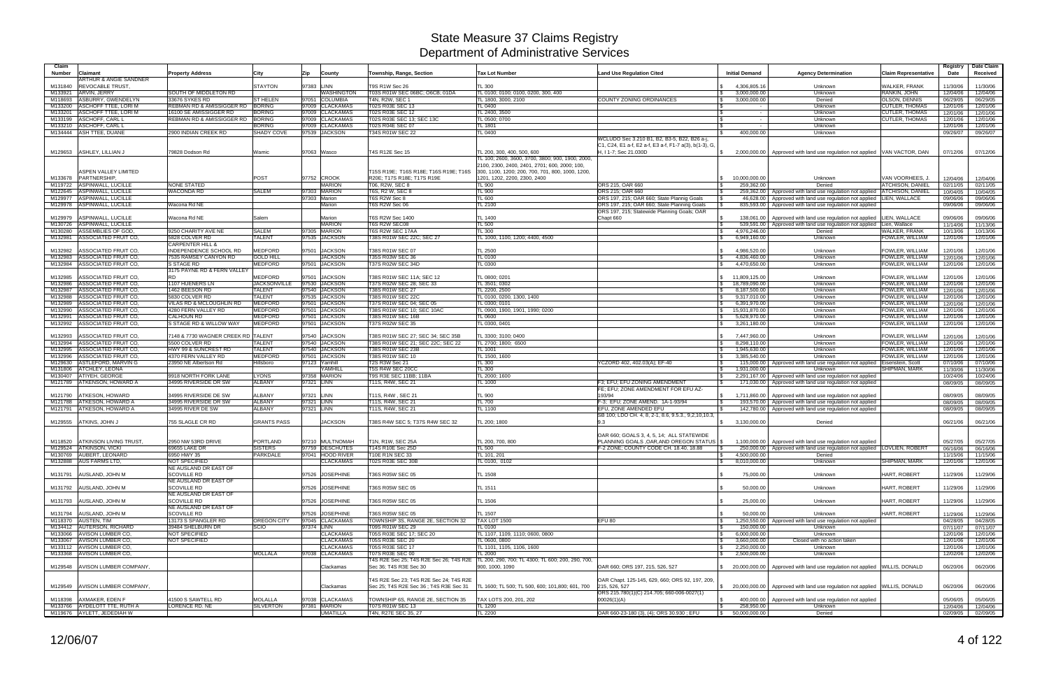# State Measure 37 Claims Registry
## Department of Administrative Services

| Claim Number | Claimant | Property Address | City | Zip | County | Township, Range, Section | Tax Lot Number | Land Use Regulation Cited | Initial Demand | Agency Determination | Claim Representative | Registry Date | Date Claim Received |
|---|---|---|---|---|---|---|---|---|---|---|---|---|---|
| M131840 | ARTHUR & ANGIE SANDNER REVOCABLE TRUST, | | STAYTON | 97383 | LINN | T9S R1W Sec 26 | TL 300 | | $ 4,306,805.16 | Unknown | WALKER, FRANK | 11/30/06 | 11/30/06 |
| M133921 | ARVIN, JERRY | SOUTH OF MIDDLETON RD | | | WASHINGTON | T03S R01W SEC 06BC; O6CB; 01DA | TL 0100; 0100; 0100, 0200, 300, 400 | | $ 3,000,000.00 | Unknown | RANKIN, JOHN | 12/04/06 | 12/04/06 |
| M118693 | ASBURRY, GWENDELYN | 33676 SYKES RD | ST HELEN | 97051 | COLUMBIA | T4N, R2W, SEC 1 | TL 1800, 3000, 2100 | COUNTY ZONING ORDINANCES | $ 3,000,000.00 | Denied | OLSON, DENNIS | 06/29/05 | 06/29/05 |
| M133200 | ASCHOFF TTEE, LORI M | REBMAN RD & AMISSIGGER RD | BORING | 97009 | CLACKAMAS | T02S R03E SEC 13 | TL 0400 | | $ - | Unknown | CUTLER, THOMAS | 12/01/06 | 12/01/06 |
| M133201 | ASCHOFF TTEE, LORI M | 16100 SE AMISSIGGER RD | BORING | 97009 | CLACKAMAS | T02S R03E SEC 12 | TL 2400, 3500 | | $ - | Unknown | CUTLER, THOMAS | 12/01/06 | 12/01/06 |
| M133199 | ASCHOFF, CARL L | REBMAN RD & AMISSIGGER RD | BORING | 97009 | CLACKAMAS | T02S R03E SEC 13; SEC 13C | TL 0500; 0700 | | $ - | Unknown | CUTLER, THOMAS | 12/01/06 | 12/01/06 |
| M133210 | ASCHOFF, CARL L | | BORING | 97009 | CLACKAMAS | T02S R04E SEC 07 | TL 1801 | | $ - | Unknown | | 12/01/06 | 12/01/06 |
| M134444 | ASH TTEE, DUANE | 2900 INDIAN CREEK RD | SHADY COVE | 97539 | JACKSON | T34S R01W SEC 22 | TL 0400 | | $ 400,000.00 | Unknown | | 09/26/07 | 09/26/07 |
| M129653 | ASHLEY, LILLIAN J | 79828 Dodson Rd | Wamic | 97063 | Wasco | T4S R12E Sec 15 | TL 200, 300, 400, 500, 600 | WCLUDO Sec 3.210 B1, B2, B3-5, B22, B26 a-j, C1, C24, E1 a-f, E2 a-f, E3 a-f, F1-7 a(3), b(1-3), G, H, I 1-7; Sec 21.030D | $ 2,000,000.00 | Approved with land use regulation not applied | VAN VACTOR, DAN | 07/12/06 | 07/12/06 |
| M133678 | ASPEN VALLEY LIMITED PARTNERSHIP, | | POST | 97752 | CROOK | T15S R19E; T16S R18E; T16S R19E; T16S R20E; T17S R18E; T17S R19E | TL 100; 2600, 3600, 3700, 3800; 900, 1900, 2000, 2100, 2300, 2400, 2401, 2701; 600, 2000; 100, 300, 1100, 1200; 200, 700, 701, 800, 1000, 1200, 1201, 1202, 2200, 2300, 2400 | | $ 10,000,000.00 | Unknown | VAN VOORHEES, J. | 12/04/06 | 12/04/06 |
| M119722 | ASPINWALL, LUCILLE | NONE STATED | | | MARION | T06, R2W, SEC 8 | TL 900 | ORS 215, OAR 660 | $ 259,362.00 | Denied | ATCHISON, DANIEL | 02/11/05 | 02/11/05 |
| M122645 | ASPINWALL, LUCILLE | WACONDA RD | SALEM | 97303 | MARION | T6S, R2 W, SEC 8 | TL 900 | ORS 215; OAR 660 | $ 259,362.00 | Approved with land use regulation not applied | ATCHISON, DANIEL | 10/04/05 | 10/04/05 |
| M129977 | ASPINWALL, LUCILLE | | | 97303 | Marion | T6S R2W Sec 8 | TL 600 | ORS 197, 215; OAR 660; State Plannig Goals | $ 46,628.00 | Approved with land use regulation not applied | LIEN, WALLACE | 09/06/06 | 09/06/06 |
| M129978 | ASPINWALL, LUCILLE | Wacona Rd NE | | | Marion | T6S R2W Sec 06 | TL 2100 | ORS 197, 215; OAR 660; State Planning Goals | $ 835,593.00 | Approved with land use regulation not applied | | 09/06/06 | 09/06/06 |
| M129979 | ASPINWALL, LUCILLE | Wacona Rd NE | Salem | | Marion | T6S R2W Sec 1400 | TL 1400 | ORS 197, 215; Statewide Planning Goals; OAR Chapt 660 | $ 138,061.00 | Approved with land use regulation not applied | LIEN, WALLACE | 09/06/06 | 09/06/06 |
| M130726 | ASPINWALL, LUCILLE | | | | MARION | T6S R2W SEC08 | TL 500 | | $ 539,591.00 | Approved with land use regulation not applied | Lien, Wallace | 11/14/06 | 11/13/06 |
| M130280 | ASSEMBLIES OF GOD, | 9250 CHARITY AVE NE | SALEM | 97305 | MARION | T6S R2W SEC 17AA | TL 300 | | $ 4,978,246.00 | Denied | WALKER, FRANK | 10/13/06 | 10/13/06 |
| M132981 | ASSOCIATED FRUIT CO, | 5828 COLVER RD | TALENT | 97535 | JACKSON | T38S R01W SEC 22C; SEC 27 | TL 1000, 1100, 1200; 4400, 4500 | | $ 6,949,160.00 | Unknown | FOWLER, WILLIAM | 12/01/06 | 12/01/06 |
| M132982 | ASSOCIATED FRUIT CO, | CARPENTER HILL & INDEPENDENCE SCHOOL RD | MEDFORD | 97501 | JACKSON | T38S R01W SEC 07 | TL 2500 | | $ 4,986,520.00 | Unknown | FOWLER, WILLIAM | 12/01/06 | 12/01/06 |
| M132983 | ASSOCIATED FRUIT CO, | 7535 RAMSEY CANYON RD | GOLD HILL | | JACKSON | T35S R03W SEC 36 | TL 0100 | | $ 4,836,460.00 | Unknown | FOWLER, WILLIAM | 12/01/06 | 12/01/06 |
| M132984 | ASSOCIATED FRUIT CO, | S STAGE RD | MEDFORD | 97501 | JACKSON | T37S R02W SEC 34D | TL 0300 | | $ 4,470,650.00 | Unknown | FOWLER, WILLIAM | 12/01/06 | 12/01/06 |
| M132985 | ASSOCIATED FRUIT CO, | 3175 PAYNE RD & FERN VALLEY RD | MEDFORD | 97501 | JACKSON | T38S R01W SEC 11A; SEC 12 | TL 0800; 0201 | | $ 11,809,125.00 | Unknown | FOWLER, WILLIAM | 12/01/06 | 12/01/06 |
| M132986 | ASSOCIATED FRUIT CO, | 1107 HUENERS LN | JACKSONVILLE | 97530 | JACKSON | T37S R02W SEC 28; SEC 33 | TL 3501; 0302 | | $ 18,789,090.00 | Unknown | FOWLER, WILLIAM | 12/01/06 | 12/01/06 |
| M132987 | ASSOCIATED FRUIT CO, | 1462 BEESON RD | TALENT | 97540 | JACKSON | T38S R01W SEC 27 | TL 2200, 2500 | | $ 8,187,500.00 | Unknown | FOWLER, WILLIAM | 12/01/06 | 12/01/06 |
| M132988 | ASSOCIATED FRUIT CO, | 5830 COLVER RD | TALENT | 97535 | JACKSON | T38S R01W SEC 22C | TL 0100, 0200, 1300, 1400 | | $ 9,317,010.00 | Unknown | FOWLER, WILLIAM | 12/01/06 | 12/01/06 |
| M132989 | ASSOCIATED FRUIT CO, | VILAS RD & MCLOUGHLIN RD | MEDFORD | 97501 | JACKSON | T37S R01W SEC 06; SEC 05 | TL 0300; 0101 | | $ 6,391,970.00 | Unknown | FOWLER, WILLIAM | 12/01/06 | 12/01/06 |
| M132990 | ASSOCIATED FRUIT CO, | 4280 FERN VALLEY RD | MEDFORD | 97501 | JACKSON | T38S R01W SEC 10; SEC 10AC | TL 0900, 1900, 1901, 1990; 0200 | | $ 15,931,870.00 | Unknown | FOWLER, WILLIAM | 12/01/06 | 12/01/06 |
| M132991 | ASSOCIATED FRUIT CO, | CALHOUN RD | MEDFORD | 97501 | JACKSON | T38S R01W SEC 16B | TL 0600 | | $ 5,628,970.00 | Unknown | FOWLER, WILLIAM | 12/01/06 | 12/01/06 |
| M132992 | ASSOCIATED FRUIT CO, | S STAGE RD & WILLOW WAY | MEDFORD | 97501 | JACKSON | T37S R02W SEC 35 | TL 0300, 0401 | | $ 3,261,180.00 | Unknown | FOWLER, WILLIAM | 12/01/06 | 12/01/06 |
| M132993 | ASSOCIATED FRUIT CO, | 7148 & 7730 WAGNER CREEK RD | TALENT | 97540 | JACKSON | T38S R01W SEC 27; SEC 34; SEC 35B | TL 3300; 3100; 0400 | | $ 7,447,960.00 | Unknown | FOWLER, WILLIAM | 12/01/06 | 12/01/06 |
| M132994 | ASSOCIATED FRUIT CO, | 5500 COLVER RD | TALENT | 97540 | JACKSON | T38S R01W SEC 21; SEC 22C; SEC 22 | TL 2700; 1800; 6500 | | $ 8,298,110.00 | Unknown | FOWLER, WILLIAM | 12/01/06 | 12/01/06 |
| M132995 | ASSOCIATED FRUIT CO, | HWY 99 & SUNCREST RD | TALENT | 97540 | JACKSON | T38S R01W SEC 23B | TL 1001 | | $ 1,945,630.00 | Unknown | FOWLER, WILLIAM | 12/01/06 | 12/01/06 |
| M132996 | ASSOCIATED FRUIT CO, | 4370 FERN VALLEY RD | MEDFORD | 97501 | JACKSON | T38S R01W SEC 10 | TL 1500, 1600 | | $ 3,385,540.00 | Unknown | FOWLER, WILLIAM | 12/01/06 | 12/01/06 |
| M129630 | ASTLEFORD, MARVIN G | 23950 NE Albertson Rd | Hillsboro | 97123 | Yamhill | T2S R3W Sec 21 | TL 300 | YCZORD 402, 402.03(A); EF-40 | $ 115,000.00 | Approved with land use regulation not applied | Eisenstein, Scott | 07/10/06 | 07/10/06 |
| M131806 | ATCHLEY, LEONA | | | | YAMHILL | T5S R4W SEC 20CC | TL 300 | | $ 1,931,000.00 | Unknown | SHIPMAN, MARK | 11/30/06 | 11/30/06 |
| M130407 | ATIYEH, GEORGE | 9918 NORTH FORK LANE | LYONS | 97358 | MARION | T9S R3E SEC 11BB; 11BA | TL 2000; 1600 | | $ 2,291,167.00 | Approved with land use regulation not applied | | 10/24/06 | 10/24/06 |
| M121789 | ATKENSON, HOWARD A | 34995 RIVERSIDE DR SW | ALBANY | 97321 | LINN | T11S, R4W, SEC 21 | TL 1000 | F3; EFU; EFU ZONING AMENDMENT | $ 171,030.00 | Approved with land use regulation not applied | | 08/09/05 | 08/09/05 |
| M121790 | ATKESON, HOWARD | 34995 RIVERSIDE DE SW | ALBANY | 97321 | LINN | T11S, R4W , SEC 21 | TL 900 | FE; EFU; ZONE AMENDMENT FOR EFU AZ-193/94 | $ 1,711,860.00 | Approved with land use regulation not applied | | 08/09/05 | 08/09/05 |
| M121788 | ATKESON, HOWARD A | 34995 RIVERSIDE DR SW | ALBANY | 97321 | LINN | T11S, R4W, SEC 21 | TL 700 | F-3; EFU; ZONE AMEND. 1A-1-93/94 | $ 193,570.00 | Approved with land use regulation not applied | | 08/09/05 | 08/09/05 |
| M121791 | ATKESON, HOWARD A | 34995 RIVER DE SW | ALBANY | 97321 | LINN | T11S, R4W, SEC 21 | TL 1100 | EFU, ZONE AMENDED EFU | $ 142,780.00 | Approved with land use regulation not applied | | 08/09/05 | 08/09/05 |
| M129555 | ATKINS, JOHN J | 755 SLAGLE CR RD | GRANTS PASS | | JACKSON | T38S R4W SEC 5; T37S R4W SEC 32 | TL 200; 1800 | SB 100; LDO CH. 4, 8, 2-1, 8.6, 9.5.3., 9.2,10,10.3, 9.3 | $ 3,130,000.00 | Denied | | 06/21/06 | 06/21/06 |
| M118520 | ATKINSON LIVING TRUST, | 2950 NW 53RD DRIVE | PORTLAND | 97210 | MULTNOMAH | T1N, R1W, SEC 25A | TL 200, 700, 800 | OAR 660; GOALS 3, 4, 5, 14; ALL STATEWIDE PLANNING GOALS ,OAR,AND OREGON STATUS | $ 1,100,000.00 | Approved with land use regulation not applied | | 05/27/05 | 05/27/05 |
| M129524 | ATKINSON, VICKI | 69655 LAKE DR | SISTERS | 97759 | DESCHUTES | T14S R10E Sec 25D | TL 500 | F-2 ZONE; COUNTY CODE CH. 18.40, 18.88 | $ 250,000.00 | Approved with land use regulation not applied | LOVLIEN, ROBERT | 06/16/06 | 06/16/06 |
| M130769 | AUBERT, LEONARD | 6950 HWY 35 | PARKDALE | 97041 | HOOD RIVER | T10E R1N SEC 33 | TL 101, 201 | | $ 4,500,000.00 | Denied | | 11/15/06 | 11/15/06 |
| M132888 | AUS FARMS LTD, | NOT SPECIFIED | | | CLACKAMAS | T02S R03E SEC 30B | TL 0100, 0102 | | $ 8,010,000.00 | Unknown | SHIPMAN, MARK | 12/01/06 | 12/01/06 |
| M131791 | AUSLAND, JOHN M | NE AUSLAND DR EAST OF SCOVILLE RD | | 97526 | JOSEPHINE | T36S R05W SEC 05 | TL 1508 | | $ 75,000.00 | Unknown | HART, ROBERT | 11/29/06 | 11/29/06 |
| M131792 | AUSLAND, JOHN M | NE AUSLAND DR EAST OF SCOVILLE RD | | 97526 | JOSEPHINE | T36S R05W SEC 05 | TL 1511 | | $ 50,000.00 | Unknown | HART, ROBERT | 11/29/06 | 11/29/06 |
| M131793 | AUSLAND, JOHN M | NE AUSLAND DR EAST OF SCOVILLE RD | | 97526 | JOSEPHINE | T36S R05W SEC 05 | TL 1506 | | $ 25,000.00 | Unknown | HART, ROBERT | 11/29/06 | 11/29/06 |
| M131794 | AUSLAND, JOHN M | NE AUSLAND DR EAST OF SCOVILLE RD | | 97526 | JOSEPHINE | T36S R05W SEC 05 | TL 1507 | | $ 50,000.00 | Unknown | HART, ROBERT | 11/29/06 | 11/29/06 |
| M118370 | AUSTEN, TIM | 13173 S SPANGLER RD | OREGON CITY | 97045 | CLACKAMAS | TOWNSHIP 3S, RANGE 2E, SECTION 32 | TAX LOT 1500 | EFU 80 | $ 1,250,550.00 | Approved with land use regulation not applied | | 04/28/05 | 04/28/05 |
| M134412 | AUTERSON, RICHARD | 39484 SHELBURN DR | SCIO | 97374 | LINN | T09S R01W SEC 29 | TL 0100 | | $ 150,000.00 | Unknown | | 07/11/07 | 07/11/07 |
| M133066 | AVISON LUMBER CO, | NOT SPECIFIED | | | CLACKAMAS | T05S R03E SEC 17; SEC 20 | TL 1107, 1109, 1110; 0600, 0800 | | $ 6,000,000.00 | Unknown | | 12/01/06 | 12/01/06 |
| M133067 | AVISON LUMBER CO, | NOT SPECIFIED | | | CLACKAMAS | T05S R03E SEC 20 | TL 0600, 0800 | | $ 3,660,000.00 | Closed with no action taken | | 12/01/06 | 12/01/06 |
| M133112 | AVISON LUMBER CO, | | | | CLACKAMAS | T05S R03E SEC 17 | TL 1101, 1105, 1106, 1600 | | $ 2,250,000.00 | Unknown | | 12/01/06 | 12/01/06 |
| M133368 | AVISON LUMBER CO, | | MOLLALA | 97038 | CLACKAMAS | T07S R03E SEC 00 | TL 2000 | | $ 2,500,000.00 | Unknown | | 12/02/06 | 12/02/06 |
| M129548 | AVISON LUMBER COMPANY, | | | | Clackamas | T4S R2E Sec 25; T4S R2E Sec 26; T4S R2E Sec 36; T4S R3E Sec 30 | TL 200, 290, 700; TL 4300; TL 600; 200, 290, 700, 900, 1000, 1090 | OAR 660; ORS 197, 215, 526, 527 | $ 20,000,000.00 | Approved with land use regulation not applied | WILLIS, DONALD | 06/20/06 | 06/20/06 |
| M129549 | AVISON LUMBER COMPANY, | | | | Clackamas | T4S R2E Sec 23; T4S R2E Sec 24; T4S R2E Sec 25; T4S R2E Sec 36 ; T4S R3E Sec 31 | TL 1600; TL 500; TL 500, 600; 101,800; 601, 700 | OAR Chapt. 125-145, 629, 660; ORS 92, 197, 209, 215, 526, 527 | $ 20,000,000.00 | Approved with land use regulation not applied | WILLIS, DONALD | 06/20/06 | 06/20/06 |
| M118398 | AXMAKER, EDEN F | 41500 S SAWTELL RD | MOLALLA | 97038 | CLACKAMAS | TOWNSHIP 6S, RANGE 2E, SECTION 35 | TAX LOTS 200, 201, 202 | ORS 215.780(1)(C) 214.705; 660-006-0027(1) 00026(1)(A) | $ 400,000.00 | Approved with land use regulation not applied | | 05/06/05 | 05/06/05 |
| M133766 | AYDELOTT TTE, RUTH A | LORENCE RD. NE | SILVERTON | 97381 | MARION | T07S R01W SEC 13 | TL 1200 | | $ 258,950.00 | Unknown | | 12/04/06 | 12/04/06 |
| M119676 | AYLETT, JEDEDIAH W | | | | UMATILLA | T4N, R27E SEC 35, 27 | TL 2200 | OAR 660-23-180 (3), (4); ORS 30.930 ; EFU | $ 50,000,000.00 | Denied | | 02/09/05 | 02/09/05 |

12/06/07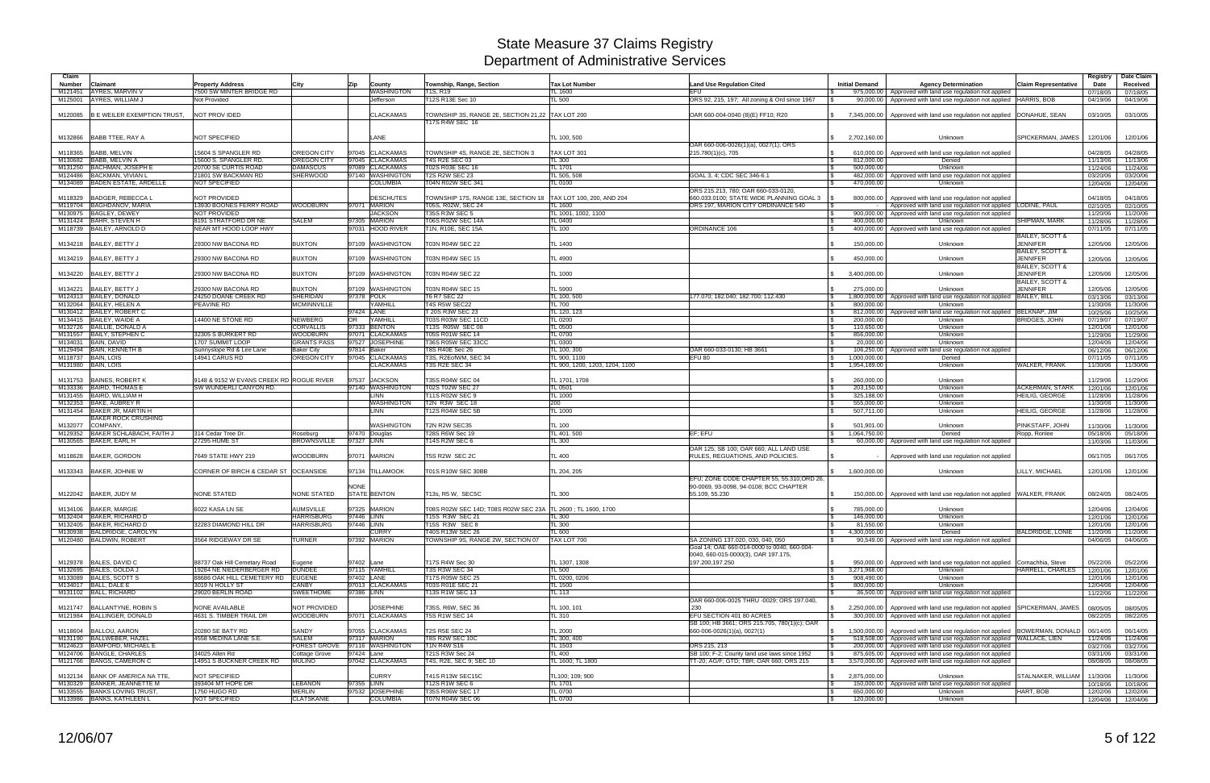# State Measure 37 Claims Registry
## Department of Administrative Services

| Claim Number | Claimant | Property Address | City | Zip | County | Township, Range, Section | Tax Lot Number | Land Use Regulation Cited | Initial Demand | Agency Determination | Claim Representative | Registry Date | Date Claim Received |
|---|---|---|---|---|---|---|---|---|---|---|---|---|---|
| M121451 | AYRES, MARVIN V | 7500 SW WINTER BRIDGE RD | | | WASHINGTON | T1S, R19 | TL 1600 | EFU | $ 975,000.00 | Approved with land use regulation not applied | | 07/18/05 | 07/18/05 |
| M125001 | AYRES, WILLIAM J | Not Provided | | | Jefferson | T12S R13E Sec 10 | TL 500 | ORS 92, 215, 197; All zoning & Ord since 1967 | $ 90,000.00 | Approved with land use regulation not applied | HARRIS, BOB | 04/19/06 | 04/19/06 |
| M120085 | B E WEILER EXEMPTION TRUST, | NOT PROV IDED | | | CLACKAMAS | TOWNSHIP 3S, RANGE 2E, SECTION 21,22 T17S R4W SEC 16 | TAX LOT 200 | OAR 660-004-0040 (8)(E) FF10; R20 | $ 7,345,000.00 | Approved with land use regulation not applied | DONAHUE, SEAN | 03/10/05 | 03/10/05 |
| M132866 | BABB TTEE, RAY A | NOT SPECIFIED | | | LANE | | TL 100, 500 | | $ 2,702,160.00 | Unknown | SPICKERMAN, JAMES | 12/01/06 | 12/01/06 |
| M118365 | BABB, MELVIN | 15604 S SPANGLER RD | OREGON CITY | 97045 | CLACKAMAS | TOWNSHIP 4S, RANGE 2E, SECTION 3 | TAX LOT 301 | OAR 660-006-0026(1)(a), 0027(1); ORS 215.780(1)(c), 705 | $ 610,000.00 | Approved with land use regulation not applied | | 04/28/05 | 04/28/05 |
| M130682 | BABB, MELVIN A | 15600 S. SPANGLER RD. | OREGON CITY | 97045 | CLACKAMAS | T4S R2E SEC 03 | TL 300 | | $ 812,000.00 | Denied | | 11/13/06 | 11/13/06 |
| M131250 | BACHMAN, JOSEPH E | 20700 SE CURTIS ROAD | DAMASCUS | 97089 | CLACKAMAS | T02S R03E SEC 16 | TL 1701 | | $ 500,000.00 | Unknown | | 11/24/06 | 11/24/06 |
| M124486 | BACKMAN, VIVIAN L | 21801 SW BACKMAN RD | SHERWOOD | 97140 | WASHINGTON | T2S R2W SEC 23 | TL 505, 508 | GOAL 3, 4; CDC SEC 346-6.1 | $ 482,000.00 | Approved with land use regulation not applied | | 03/20/06 | 03/20/06 |
| M134089 | BADEN ESTATE, ARDELLE | NOT SPECIFIED | | | COLUMBIA | T04N R02W SEC 341 | TL 0100 | | $ 470,000.00 | Unknown | | 12/04/06 | 12/04/06 |
| M118329 | BADGER, REBECCA L | NOT PROVIDED | | | DESCHUTES | TOWNSHIP 17S, RANGE 13E, SECTION 18 | TAX LOT 100, 200, AND 204 | ORS 215.213, 780; OAR 660-033-0120, 660.033.0100; STATE WIDE PLANNING GOAL 3 | $ 800,000.00 | Approved with land use regulation not applied | | 04/18/05 | 04/18/05 |
| M119704 | BAGHDANOV, MARIA | 13930 BOONES FERRY ROAD | WOODBURN | 97071 | MARION | T05S, R02W, SEC 24 | TL 1600 | ORS 197, MARION CITY ORDINANCE 540 | $ - | Approved with land use regulation not applied | LODINE, PAUL | 02/10/05 | 02/10/05 |
| M130975 | BAGLEY, DEWEY | NOT PROVIDED | | | JACKSON | T35S R3W SEC 5 | TL 1001, 1002, 1100 | | $ 900,000.00 | Approved with land use regulation not applied | | 11/20/06 | 11/20/06 |
| M131424 | BAHR, STEVEN H | 8191 STRATFORD DR NE | SALEM | 97305 | MARION | T06S R02W SEC 14A | TL 0400 | | $ 400,000.00 | Unknown | SHIPMAN, MARK | 11/28/06 | 11/28/06 |
| M118739 | BAILEY, ARNOLD D | NEAR MT HOOD LOOP HWY | | 97031 | HOOD RIVER | T1N, R10E, SEC 15A | TL 100 | ORDINANCE 106 | $ 400,000.00 | Approved with land use regulation not applied | | 07/11/05 | 07/11/05 |
| M134218 | BAILEY, BETTY J | 29300 NW BACONA RD | BUXTON | 97109 | WASHINGTON | T03N R04W SEC 22 | TL 1400 | | $ 150,000.00 | Unknown | BAILEY, SCOTT & JENNIFER | 12/05/06 | 12/05/06 |
| M134219 | BAILEY, BETTY J | 29300 NW BACONA RD | BUXTON | 97109 | WASHINGTON | T03N R04W SEC 15 | TL 4900 | | $ 450,000.00 | Unknown | BAILEY, SCOTT & JENNIFER | 12/05/06 | 12/05/06 |
| M134220 | BAILEY, BETTY J | 29300 NW BACONA RD | BUXTON | 97109 | WASHINGTON | T03N R04W SEC 22 | TL 1000 | | $ 3,400,000.00 | Unknown | BAILEY, SCOTT & JENNIFER | 12/05/06 | 12/05/06 |
| M134221 | BAILEY, BETTY J | 29300 NW BACONA RD | BUXTON | 97109 | WASHINGTON | T03N R04W SEC 15 | TL 5900 | | $ 275,000.00 | Unknown | BAILEY, SCOTT & JENNIFER | 12/05/06 | 12/05/06 |
| M124313 | BAILEY, DONALD | 24250 DOANE CREEK RD | SHERIDAN | 97378 | POLK | T6 R7 SEC 22 | TL 100, 500 | 177.070; 182.040; 182.700; 112.430 | $ 1,800,000.00 | Approved with land use regulation not applied | BAILEY, BILL | 03/13/06 | 03/13/06 |
| M132064 | BAILEY, HELEN A | PEAVINE RD | MCMINNVILLE | | YAMHILL | T4S R5W SEC22 | TL 700 | | $ 800,000.00 | Unknown | | 11/30/06 | 11/30/06 |
| M130412 | BAILEY, ROBERT C | | | 97424 | LANE | T 20S R3W SEC 23 | TL 120, 123 | | $ 812,000.00 | Approved with land use regulation not applied | BELKNAP, JIM | 10/25/06 | 10/25/06 |
| M134415 | BAILEY, WAIDE A | 14400 NE STONE RD | NEWBERG | OR | YAMHILL | T03S R03W SEC 11CD | TL 0200 | | $ 200,000.00 | Unknown | BRIDGES, JOHN | 07/19/07 | 07/19/07 |
| M132726 | BAILLIE, DONALD A | | CORVALLIS | 97333 | BENTON | T13S R05W SEC 08 | TL 0500 | | $ 110,650.00 | Unknown | | 12/01/06 | 12/01/06 |
| M131557 | BAILY, STEPHEN C | 32305 S BURKERT RD | WOODBURN | 97071 | CLACKAMAS | T05S R01W SEC 14 | TL 0700 | | $ 856,000.00 | Unknown | | 11/29/06 | 11/29/06 |
| M134031 | BAIN, DAVID | 1707 SUMMIT LOOP | GRANTS PASS | 97527 | JOSEPHINE | T36S R05W SEC 33CC | TL 0300 | | $ 20,000.00 | Unknown | | 12/04/06 | 12/04/06 |
| M129494 | BAIN, KENNETH B | Sunnyslope Rd & Lee Lane | Baker City | 97814 | Baker | T8S R40E Sec 26 | TL 100, 300 | OAR 660-033-0130; HB 3661 | $ 106,250.00 | Approved with land use regulation not applied | | 06/12/06 | 06/12/06 |
| M118737 | BAIN, LOIS | 14941 CARUS RD | OREGON CITY | 97045 | CLACKAMAS | T3S, R2EofWM, SEC 34 | TL 900, 1100 | EFU 80 | $ 1,000,000.00 | Denied | | 07/11/05 | 07/11/05 |
| M131980 | BAIN, LOIS | | | | CLACKAMAS | T3S R2E SEC 34 | TL 900, 1200, 1203, 1204, 1100 | | $ 1,954,189.00 | Unknown | WALKER, FRANK | 11/30/06 | 11/30/06 |
| M131753 | BAINES, ROBERT K | 9148 & 9152 W EVANS CREEK RD | ROGUE RIVER | 97537 | JACKSON | T35S R04W SEC 04 | TL 1701, 1708 | | $ 260,000.00 | Unknown | | 11/29/06 | 11/29/06 |
| M133336 | BAIRD, THOMAS E | SW WUNDERLI CANYON RD. | | 97140 | WASHINGTON | T02S T02W SEC 27 | TL 0501 | | $ 203,150.00 | Unknown | ACKERMAN, STARK | 12/01/06 | 12/01/06 |
| M131455 | BAIRD, WILLIAM H | | | | LINN | T11S R02W SEC 9 | TL 1000 | | $ 325,188.00 | Unknown | HEILIG, GEORGE | 11/28/06 | 11/28/06 |
| M132353 | BAKE, AUBREY R | | | | WASHINGTON | T2N R3W SEC 18 | 200 | | $ 555,000.00 | Unknown | | 11/30/06 | 11/30/06 |
| M131454 | BAKER JR, MARTIN H | | | | LINN | T12S R04W SEC 5B | TL 1000 | | $ 507,711.00 | Unknown | HEILIG, GEORGE | 11/28/06 | 11/28/06 |
| M132077 | BAKER ROCK CRUSHING COMPANY, | | | | WASHINGTON | T2N R2W SEC35 | TL 100 | | $ 501,901.00 | Unknown | PINKSTAFF, JOHN | 11/30/06 | 11/30/06 |
| M129352 | BAKER SCHLABACH, FAITH J | 314 Cedar Tree Dr. | Roseburg | 97470 | Douglas | T28S R6W Sec 19 | TL 401, 500 | EF; EFU | $ 1,064,750.00 | Denied | Ropp, Ronlee | 05/18/06 | 05/18/06 |
| M130565 | BAKER, EARL H | 27295 HUME ST | BROWNSVILLE | 97327 | LINN | T14S R2W SEC 6 | TL 300 | | $ 60,000.00 | Approved with land use regulation not applied | | 11/03/06 | 11/03/06 |
| M118628 | BAKER, GORDON | 7649 STATE HWY 219 | WOODBURN | 97071 | MARION | T5S R2W SEC 2C | TL 400 | OAR 125; SB 100; OAR 660; ALL LAND USE RULES, REGUATIONS, AND POLICIES. | $ - | Approved with land use regulation not applied | | 06/17/05 | 06/17/05 |
| M133343 | BAKER, JOHNIE W | CORNER OF BIRCH & CEDAR ST | OCEANSIDE | 97134 | TILLAMOOK | T01S R10W SEC 30BB | TL 204, 205 | | $ 1,600,000.00 | Unknown | LILLY, MICHAEL | 12/01/06 | 12/01/06 |
| M122042 | BAKER, JUDY M | NONE STATED | NONE STATED | NONE STATE | BENTON | T13s, R5 W, SEC5C | TL 300 | EFU; ZONE CODE CHAPTER 55, 55.310;ORD 26, 90-0069, 93-0098, 94-0108; BCC CHAPTER 55.109, 55.230 | $ 150,000.00 | Approved with land use regulation not applied | WALKER, FRANK | 08/24/05 | 08/24/05 |
| M134106 | BAKER, MARGIE | 6022 KASA LN SE | AUMSVILLE | 97325 | MARION | T08S R02W SEC 14D; T08S R02W SEC 23A | TL 2600 ; TL 1600, 1700 | | $ 785,000.00 | Unknown | | 12/04/06 | 12/04/06 |
| M132404 | BAKER, RICHARD D | | HARRISBURG | 97446 | LINN | T15S R3W SEC 21 | TL 300 | | $ 146,000.00 | Unknown | | 12/01/06 | 12/01/06 |
| M132405 | BAKER, RICHARD D | 32283 DIAMOND HILL DR | HARRISBURG | 97446 | LINN | T15S R3W SEC 8 | TL 300 | | $ 81,550.00 | Unknown | | 12/01/06 | 12/01/06 |
| M130938 | BALDRIDGE, CAROLYN | | | | CURRY | T40S R13W SEC 26 | TL 600 | | $ 4,300,000.00 | Denied | BALDRIDGE, LONIE | 11/20/06 | 11/20/06 |
| M120480 | BALDWIN, ROBERT | 3564 RIDGEWAY DR SE | TURNER | 97392 | MARION | TOWNSHIP 9S, RANGE 2W, SECTION 07 | TAX LOT 700 | SA ZONING 137.020, 030, 040, 050 | $ 90,549.00 | Approved with land use regulation not applied | | 04/06/05 | 04/06/05 |
| M129378 | BALES, DAVID C | 88737 Oak Hill Cemetary Road | Eugene | 97402 | Lane | T17S R4W Sec 30 | TL 1307, 1308 | Goal 14; OAE 660-014-0000 to 0040, 660-004-0040, 660-015-0000(3), OAR 197.175, 197.200,197.250 | $ 950,000.00 | Approved with land use regulation not applied | Cornachhia, Steve | 05/22/06 | 05/22/06 |
| M132695 | BALES, GOLDA J | 19284 NE NIEDERBERGER RD | DUNDEE | 97115 | YAMHILL | T3S R3W SEC 34 | TL 500 | | $ 3,271,968.00 | Unknown | HARRELL, CHARLES | 12/01/06 | 12/01/06 |
| M133089 | BALES, SCOTT S | 88686 OAK HILL CEMETERY RD | EUGENE | 97402 | LANE | T17S R05W SEC 25 | TL 0200, 0206 | | $ 908,490.00 | Unknown | | 12/01/06 | 12/01/06 |
| M134017 | BALL, DALE E | 3019 N HOLLY ST | CANBY | 97013 | CLACKAMAS | T03S R01E SEC 21 | TL 1500 | | $ 800,000.00 | Unknown | | 12/04/06 | 12/04/06 |
| M131102 | BALL, RICHARD | 29020 BERLIN ROAD | SWEETHOME | 97386 | LINN | T13S R1W SEC 13 | TL 113 | | $ 36,500.00 | Approved with land use regulation not applied | | 11/22/06 | 11/22/06 |
| M121747 | BALLANTYNE, ROBIN S | NONE AVAILABLE | NOT PROVIDED | | JOSEPHINE | T35S, R6W, SEC 36 | TL 100, 101 | OAR 660-006-0025 THRU -0029; ORS 197.040, 230 | $ 2,250,000.00 | Approved with land use regulation not applied | SPICKERMAN, JAMES | 08/05/05 | 08/05/05 |
| M121984 | BALLINGER, DONALD | 4631 S. TIMBER TRAIL DR | WOODBURN | 97071 | CLACKAMAS | T5S R1W SEC 14 | TL 310 | EFU SECTION 401 80 ACRES | $ 300,000.00 | Approved with land use regulation not applied | | 08/22/05 | 08/22/05 |
| M118604 | BALLOU, AARON | 20280 SE BATY RD | SANDY | 97055 | CLACKAMAS | T2S R5E SEC 24 | TL 2000 | SB 100; HB 3661; ORS 215.705, 780(1)(c); OAR 660-006-0026(1)(a), 0027(1) | $ 1,500,000.00 | Approved with land use regulation not applied | BOWERMAN, DONALD | 06/14/05 | 06/14/05 |
| M131190 | BALLWEBER, HAZEL | 4558 MEDINA LANE S.E. | SALEM | 97317 | MARION | T8S R2W SEC 10C | TL 300, 400 | | $ 518,508.00 | Approved with land use regulation not applied | WALLACE, LIEN | 11/24/06 | 11/24/06 |
| M124623 | BAMFORD, MICHAEL E | | FOREST GROVE | 97116 | WASHINGTON | T1N R4W S16 | TL 1503 | ORS 215, 213 | $ 200,000.00 | Approved with land use regulation not applied | | 03/27/06 | 03/27/06 |
| M124706 | BANGLE, CHARLES | 34025 Allen Rd | Cottage Grove | 97424 | Lane | T21S R3W Sec 24 | TL 400 | SB 100; F-2; County land use laws since 1952 | $ 875,605.00 | Approved with land use regulation not applied | | 03/31/06 | 03/31/06 |
| M121766 | BANGS, CAMERON C | 14951 S BUCKNER CREEK RD | MULINO | 97042 | CLACKAMAS | T4S, R2E, SEC 9; SEC 10 | TL 1600; TL 1800 | TT-20; AG/F; GTD; TBR; OAR 660; ORS 215 | $ 3,570,000.00 | Approved with land use regulation not applied | | 08/08/05 | 08/08/05 |
| M132134 | BANK OF AMERICA NA TTE, | NOT SPECIFIED | | | CURRY | T41S R13W SEC15C | TL100; 109; 900 | | $ 2,875,000.00 | Unknown | STALNAKER, WILLIAM | 11/30/06 | 11/30/06 |
| M130329 | BANKER, JEANNETTE M | 39340 MT HOPE DR | LEBANON | 97355 | LINN | T12S R1W SEC 6 | TL 1701 | | $ 150,000.00 | Approved with land use regulation not applied | | 10/18/06 | 10/18/06 |
| M133555 | BANKS LOVING TRUST, | 1750 HUGO RD | MERLIN | 97532 | JOSEPHINE | T35S R06W SEC 17 | TL 0700 | | $ 650,000.00 | Unknown | HART, BOB | 12/02/06 | 12/02/06 |
| M133986 | BANKS, KATHLEEN L | NOT SPECIFIED | CLATSKANIE | | COLUMBIA | T07N R04W SEC 06 | TL 0700 | | $ 120,000.00 | Unknown | | 12/04/06 | 12/04/06 |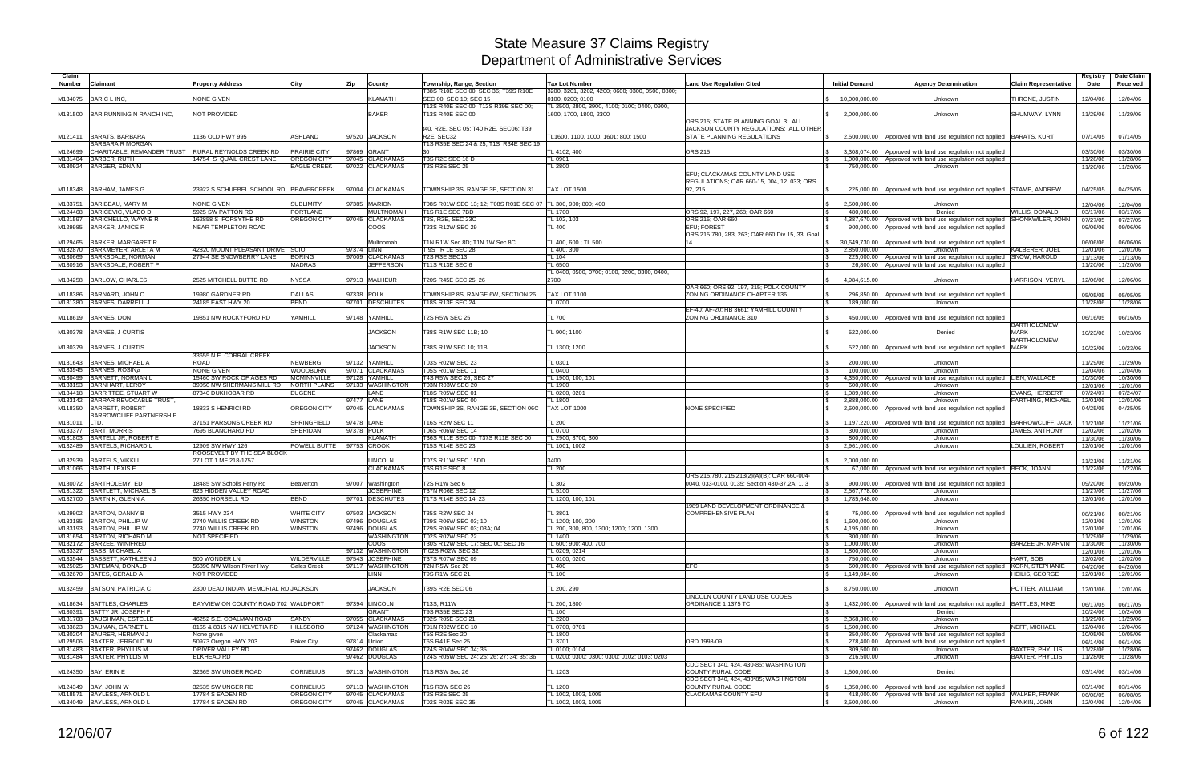# State Measure 37 Claims Registry
## Department of Administrative Services

| Claim Number | Claimant | Property Address | City | Zip | County | Township, Range, Section | Tax Lot Number | Land Use Regulation Cited | Initial Demand | Agency Determination | Claim Representative | Registry Date | Date Claim Received |
|---|---|---|---|---|---|---|---|---|---|---|---|---|---|
| M134075 | BAR C L INC, | NONE GIVEN | | | KLAMATH | T38S R10E SEC 00; SEC 36; T39S R10E SEC 00; SEC 10; SEC 15 | 3200, 3201, 3202, 4200; 0600; 0300, 0500, 0800; 0100, 0200; 0100 | | $ 10,000,000.00 | Unknown | THRONE, JUSTIN | 12/04/06 | 12/04/06 |
| M131500 | BAR RUNNING N RANCH INC, | NOT PROVIDED | | | BAKER | T12S R40E SEC 00; T12S R39E SEC 00; T13S R40E SEC 00 | TL 2500, 2800, 3900, 4100; 0100; 0400, 0900, 1600, 1700, 1800, 2300 | | $ 2,000,000.00 | Unknown | SHUMWAY, LYNN | 11/29/06 | 11/29/06 |
| M121411 | BARATS, BARBARA | 1136 OLD HWY 995 | ASHLAND | 97520 | JACKSON | t40, R2E, SEC 05; T40 R2E, SEC06; T39 R2E, SEC32 | TL1600, 1100, 1000, 1601; 800; 1500 | ORS 215; STATE PLANNING GOAL 3; ALL JACKSON COUNTY REGULATIONS; ALL OTHER STATE PLANNING REGULATIONS | $ 2,500,000.00 | Approved with land use regulation not applied | BARATS, KURT | 07/14/05 | 07/14/05 |
| M124699 | BARBARA R MORGAN CHARITABLE, REMAINDER TRUST | RURAL REYNOLDS CREEK RD | PRAIRIE CITY | 97869 | GRANT | T1S R35E SEC 24 & 25; T1S R34E SEC 19, 30 | TL 4102; 400 | ORS 215 | $ 3,308,074.00 | Approved with land use regulation not applied | | 03/30/06 | 03/30/06 |
| M131404 | BARBER, RUTH | 14754 S QUAIL CREST LANE | OREGON CITY | 97045 | CLACKAMAS | T3S R2E SEC 16 D | TL 0901 | | $ 1,000,000.00 | Approved with land use regulation not applied | | 11/28/06 | 11/28/06 |
| M130924 | BARGER, EDNA M | | EAGLE CREEK | 97022 | CLACKAMAS | T2S R3E SEC 25 | TL 2800 | | $ 750,000.00 | Unknown | | 11/20/06 | 11/20/06 |
| M118348 | BARHAM, JAMES G | 23922 S SCHUEBEL SCHOOL RD | BEAVERCREEK | 97004 | CLACKAMAS | TOWNSHIP 3S, RANGE 3E, SECTION 31 | TAX LOT 1500 | EFU; CLACKAMAS COUNTY LAND USE REGULATIONS; OAR 660-15, 004, 12, 033; ORS 92, 215 | $ 225,000.00 | Approved with land use regulation not applied | STAMP, ANDREW | 04/25/05 | 04/25/05 |
| M133751 | BARIBEAU, MARY M | NONE GIVEN | SUBLIMITY | 97385 | MARION | T08S R01W SEC 13; 12; T08S R01E SEC 07 | TL 300, 900; 800; 400 | | $ 2,500,000.00 | Unknown | | 12/04/06 | 12/04/06 |
| M124468 | BARICEVIC, VLADO D | 5925 SW PATTON RD | PORTLAND | | MULTNOMAH | T1S R1E SEC 7BD | TL 1700 | ORS 92, 197, 227, 268; OAR 660 | $ 480,000.00 | Denied | WILLIS, DONALD | 03/17/06 | 03/17/06 |
| M121597 | BARICHELLO, WAYNE R | 16285 S FORSYTHE RD | OREGON CITY | 97045 | CLACKAMAS | T2S, R2E, SEC 23C | TL 102, 103 | ORS 215; OAR 660 | $ 4,387,670.00 | Approved with land use regulation not applied | SHONKWILER, JOHN | 07/27/05 | 07/27/05 |
| M129985 | BARKER, JANICE R | NEAR TEMPLETON ROAD | | | COOS | T23S R12W SEC 29 | TL 400 | EFU; FOREST | $ 900,000.00 | Approved with land use regulation not applied | | 09/06/06 | 09/06/06 |
| M129465 | BARKER, MARGARET R | | | | Multnomah | T1N R1W Sec 8D; T1N 1W Sec 8C | TL 400, 600 ; TL 500 | ORS 215.780, 283, 263; OAR 660 Div 15, 33; Goal 14 | $ 30,649,730.00 | Approved with land use regulation not applied | | 06/06/06 | 06/06/06 |
| M132870 | BARKMEYER, ARLETA M | 42820 MOUNT PLEASANT DRIVE | SCIO | 97374 | LINN | T 9S R 1E SEC 28 | TL 400, 300 | | $ 2,850,000.00 | Unknown | KALBERER, JOEL | 12/01/06 | 12/01/06 |
| M130669 | BARKSDALE, NORMAN | 27944 SE SNOWBERRY LANE | BORING | 97009 | CLACKAMAS | T2S R3E SEC13 | TL 104 | | $ 225,000.00 | Approved with land use regulation not applied | SNOW, HAROLD | 11/13/06 | 11/13/06 |
| M130916 | BARKSDALE, ROBERT P | | MADRAS | | JEFFERSON | T11S R13E SEC 6 | TL 6500 | | $ 26,800.00 | Approved with land use regulation not applied | | 11/20/06 | 11/20/06 |
| M134258 | BARLOW, CHARLES | 2525 MITCHELL BUTTE RD | NYSSA | 97913 | MALHEUR | T20S R45E SEC 25; 26 | TL 0400, 0500, 0700, 0100, 0200, 0300, 0400, 2700 | | $ 4,984,615.00 | Unknown | HARRISON, VERYL | 12/06/06 | 12/06/06 |
| M118386 | BARNARD, JOHN C | 19980 GARDNER RD | DALLAS | 97338 | POLK | TOWNSHIP 8S, RANGE 6W, SECTION 26 | TAX LOT 1100 | OAR 660; ORS 92, 197, 215; POLK COUNTY ZONING ORDINANCE CHAPTER 136 | $ 296,850.00 | Approved with land use regulation not applied | | 05/05/05 | 05/05/05 |
| M131380 | BARNES, DARRELL J | 24185 EAST HWY 20 | BEND | 97701 | DESCHUTES | T18S R13E SEC 24 | TL 0700 | | $ 189,000.00 | Unknown | | 11/28/06 | 11/28/06 |
| M118619 | BARNES, DON | 19851 NW ROCKYFORD RD | YAMHILL | 97148 | YAMHILL | T2S R5W SEC 25 | TL 700 | EF-40; AF-20; HB 3661; YAMHILL COUNTY ZONING ORDINANCE 310 | $ 450,000.00 | Approved with land use regulation not applied | | 06/16/05 | 06/16/05 |
| M130378 | BARNES, J CURTIS | | | | JACKSON | T38S R1W SEC 11B; 10 | TL 900; 1100 | | $ 522,000.00 | Denied | BARTHOLOMEW, MARK | 10/23/06 | 10/23/06 |
| M130379 | BARNES, J CURTIS | | | | JACKSON | T38S R1W SEC 10; 11B | TL 1300; 1200 | | $ 522,000.00 | Approved with land use regulation not applied | BARTHOLOMEW, MARK | 10/23/06 | 10/23/06 |
| M131643 | BARNES, MICHAEL A | 33655 N.E. CORRAL CREEK ROAD | NEWBERG | 97132 | YAMHILL | T03S R02W SEC 23 | TL 0301 | | $ 200,000.00 | Unknown | | 11/29/06 | 11/29/06 |
| M133945 | BARNES, ROSINA | NONE GIVEN | WOODBURN | 97071 | CLACKAMAS | T05S R01W SEC 11 | TL 0400 | | $ 100,000.00 | Unknown | | 12/04/06 | 12/04/06 |
| M130499 | BARNETT, NORMAN L | 15460 SW ROCK OF AGES RD | MCMINNVILLE | 97128 | YAMHILL | T4S R5W SEC 26; SEC 27 | TL 1900; 100, 101 | | $ 4,350,000.00 | Approved with land use regulation not applied | LIEN, WALLACE | 10/30/06 | 10/30/06 |
| M133153 | BARNHART, LEROY | 39050 NW SHERMANS MILL RD | NORTH PLAINS | 97133 | WASHINGTON | T03N R03W SEC 20 | TL 1900 | | $ 600,000.00 | Unknown | | 12/01/06 | 12/01/06 |
| M134418 | BARR TTEE, STUART W | 87340 DUKHOBAR RD | EUGENE | | LANE | T18S R05W SEC 01 | TL 0200, 0201 | | $ 1,089,000.00 | Unknown | EVANS, HERBERT | 07/24/07 | 07/24/07 |
| M133142 | BARRAR REVOCABLE TRUST, | | | 97477 | LANE | T18S R01W SEC 00 | TL 1800 | | $ 2,888,000.00 | Unknown | FARTHING, MICHAEL | 12/01/06 | 12/01/06 |
| M118350 | BARRETT, ROBERT | 18833 S HENRICI RD | OREGON CITY | 97045 | CLACKAMAS | TOWNSHIP 3S, RANGE 3E, SECTION 06C | TAX LOT 1000 | NONE SPECIFIED | $ 2,600,000.00 | Approved with land use regulation not applied | | 04/25/05 | 04/25/05 |
| M131011 | BARROWCLIFF PARTNERSHIP LTD, | 37151 PARSONS CREEK RD | SPRINGFIELD | 97478 | LANE | T16S R2W SEC 11 | TL 200 | | $ 1,197,220.00 | Approved with land use regulation not applied | BARROWCLIFF, JACK | 11/21/06 | 11/21/06 |
| M133377 | BART, MORRIS | 7695 BLANCHARD RD | SHERIDAN | 97378 | POLK | T06S R06W SEC 14 | TL 0700 | | $ 300,000.00 | Unknown | JAMES, ANTHONY | 12/02/06 | 12/02/06 |
| M131803 | BARTELL JR, ROBERT E | | | | KLAMATH | T36S R11E SEC 00; T37S R11E SEC 00 | TL 2900, 3700; 300 | | $ 800,000.00 | Unknown | | 11/30/06 | 11/30/06 |
| M132489 | BARTELS, RICHARD L | 12909 SW HWY 126 | POWELL BUTTE | 97753 | CROOK | T15S R14E SEC 23 | TL 1001, 1002 | | $ 2,961,000.00 | Unknown | LOULIEN, ROBERT | 12/01/06 | 12/01/06 |
| M132939 | BARTELS, VIKKI L | ROOSEVELT BY THE SEA BLOCK 27 LOT 1 MF 218-1757 | | | LINCOLN | T07S R11W SEC 15DD | 3400 | | $ 2,000,000.00 | | | 11/21/06 | 11/21/06 |
| M131066 | BARTH, LEXIS E | | | | CLACKAMAS | T6S R1E SEC 8 | TL 200 | | $ 67,000.00 | Approved with land use regulation not applied | BECK, JOANN | 11/22/06 | 11/22/06 |
| M130072 | BARTHOLEMY, ED | 18485 SW Scholls Ferry Rd | Beaverton | 97007 | Washington | T2S R1W Sec 6 | TL 302 | ORS 215.780, 215.213(2)(A)(B); OAR 660-004-0040, 033-0100, 0135; Section 430-37.2A, 1, 3 | $ 900,000.00 | Approved with land use regulation not applied | | 09/20/06 | 09/20/06 |
| M131122 | BARTLETT, MICHAEL S | 626 HIDDEN VALLEY ROAD | | | JOSEPHINE | T37N R06E SEC 12 | TL 5100 | | $ 2,567,778.00 | Unknown | | 11/27/06 | 11/27/06 |
| M132700 | BARTNIK, GLENN A | 26350 HORSELL RD | BEND | 97701 | DESCHUTES | T17S R14E SEC 14; 23 | TL 1200; 100, 101 | | $ 1,785,648.00 | Unknown | | 12/01/06 | 12/01/06 |
| M129902 | BARTON, DANNY B | 3515 HWY 234 | WHITE CITY | 97503 | JACKSON | T35S R2W SEC 24 | TL 3801 | 1989 LAND DEVELOPMENT ORDINANCE & COMPREHENSIVE PLAN | $ 75,000.00 | Approved with land use regulation not applied | | 08/21/06 | 08/21/06 |
| M133185 | BARTON, PHILLIP W | 2740 WILLIS CREEK RD | WINSTON | 97496 | DOUGLAS | T29S R06W SEC 03; 10 | TL 1200; 100, 200 | | $ 1,600,000.00 | Unknown | | 12/01/06 | 12/01/06 |
| M133193 | BARTON, PHILLIP W | 2740 WILLIS CREEK RD | WINSTON | 97496 | DOUGLAS | T29S R06W SEC 03; 03A; 04 | TL 200, 300, 800, 1300; 1200; 1200, 1300 | | $ 4,195,000.00 | Unknown | | 12/01/06 | 12/01/06 |
| M131654 | BARTON, RICHARD M | NOT SPECIFIED | | | WASHINGTON | T02S R02W SEC 22 | TL 1400 | | $ 300,000.00 | Unknown | | 11/29/06 | 11/29/06 |
| M132172 | BARZEE, WINIFRED | | | | COOS | T30S R12W SEC 17; SEC 00; SEC 16 | TL 600; 900; 400, 700 | | $ 1,000,000.00 | Unknown | BARZEE JR, MARVIN | 11/30/06 | 11/30/06 |
| M133327 | BASS, MICHAEL A | | | 97132 | WASHINGTON | T 02S R02W SEC 32 | TL 0209, 0214 | | $ 1,800,000.00 | Unknown | | 12/01/06 | 12/01/06 |
| M133544 | BASSETT, KATHLEEN J | 500 WONDER LN | WILDERVILLE | 97543 | JOSEPHINE | T37S R07W SEC 09 | TL 0100, 0200 | | $ 750,000.00 | Unknown | HART, BOB | 12/02/06 | 12/02/06 |
| M125025 | BATEMAN, DONALD | 56890 NW Wilson River Hwy | Gales Creek | 97117 | WASHINGTON | T2N R5W Sec 26 | TL 400 | EFC | $ 600,000.00 | Approved with land use regulation not applied | KORN, STEPHANIE | 04/20/06 | 04/20/06 |
| M132670 | BATES, GERALD A | NOT PROVIDED | | | LINN | T9S R1W SEC 21 | TL 100 | | $ 1,149,084.00 | Unknown | HEILIS, GEORGE | 12/01/06 | 12/01/06 |
| M132459 | BATSON, PATRICIA C | 2300 DEAD INDIAN MEMORIAL RD | JACKSON | | JACKSON | T39S R2E SEC 06 | TL 200. 290 | | $ 8,750,000.00 | Unknown | POTTER, WILLIAM | 12/01/06 | 12/01/06 |
| M118634 | BATTLES, CHARLES | BAYVIEW ON COUNTY ROAD 702 | WALDPORT | 97394 | LINCOLN | T13S, R11W | TL 200, 1800 | LINCOLN COUNTY LAND USE CODES ORDINANCE 1.1375 TC | $ 1,432,000.00 | Approved with land use regulation not applied | BATTLES, MIKE | 06/17/05 | 06/17/05 |
| M130391 | BATTY JR, JOSEPH F | | | | GRANT | T9S R35E SEC 23 | TL 100 | | $ - | Denied | | 10/24/06 | 10/24/06 |
| M131708 | BAUGHMAN, ESTELLE | 46252 S.E. COALMAN ROAD | SANDY | 97055 | CLACKAMAS | T02S R05E SEC 21 | TL 2200 | | $ 2,368,300.00 | Unknown | | 11/29/06 | 11/29/06 |
| M133623 | BAUMAN, GARNET L | 8165 & 8315 NW HELVETIA RD | HILLSBORO | 97124 | WASHINGTON | T01N R02W SEC 10 | TL 0700, 0701 | | $ 1,500,000.00 | Unknown | NEFF, MICHAEL | 12/04/06 | 12/04/06 |
| M130204 | BAURER, HERMAN J | None given | | | Clackamas | T5S R2E Sec 20 | TL 1800 | | $ 350,000.00 | Approved with land use regulation not applied | | 10/05/06 | 10/05/06 |
| M129506 | BAXTER, JERROLD W | 50973 Oregon HWY 203 | Baker City | 97814 | Union | T6S R41E Sec 25 | TL 3701 | ORD 1998-09 | $ 278,400.00 | Approved with land use regulation not applied | | 06/14/06 | 06/14/06 |
| M131483 | BAXTER, PHYLLIS M | DRIVER VALLEY RD | | 97462 | DOUGLAS | T24S R04W SEC 34; 35 | TL 0100; 0104 | | $ 309,500.00 | Unknown | BAXTER, PHYLLIS | 11/28/06 | 11/28/06 |
| M131484 | BAXTER, PHYLLIS M | ELKHEAD RD | | 97462 | DOUGLAS | T24S R05W SEC 24; 25; 26; 27; 34; 35; 36 | TL 0200; 0300; 0300; 0300; 0102; 0103; 0203 | | $ 216,500.00 | Unknown | BAXTER, PHYLLIS | 11/28/06 | 11/28/06 |
| M124350 | BAY, ERIN E | 32665 SW UNGER ROAD | CORNELIUS | 97113 | WASHINGTON | T1S R3W Sec 26 | TL 1203 | CDC SECT 340, 424, 430-85; WASHINGTON COUNTY RURAL CODE | $ 1,500,000.00 | Denied | | 03/14/06 | 03/14/06 |
| M124349 | BAY, JOHN W | 32535 SW UNGER RD | CORNELIUS | 97113 | WASHINGTON | T1S R3W SEC 26 | TL 1200 | CDC SECT 340, 424, 430*85; WASHINGTON COUNTY RURAL CODE | $ 1,350,000.00 | Approved with land use regulation not applied | | 03/14/06 | 03/14/06 |
| M118571 | BAYLESS, ARNOLD L | 17784 S EADEN RD | OREGON CITY | 97045 | CLACKAMAS | T2S R3E SEC 35 | TL 1002, 1003, 1005 | CLACKAMAS COUNTY EFU | $ 418,000.00 | Approved with land use regulation not applied | WALKER, FRANK | 06/08/05 | 06/08/05 |
| M134049 | BAYLESS, ARNOLD L | 17784 S EADEN RD | OREGON CITY | 97045 | CLACKAMAS | T02S R03E SEC 35 | TL 1002, 1003, 1005 | | $ 3,500,000.00 | Unknown | RANKIN, JOHN | 12/04/06 | 12/04/06 |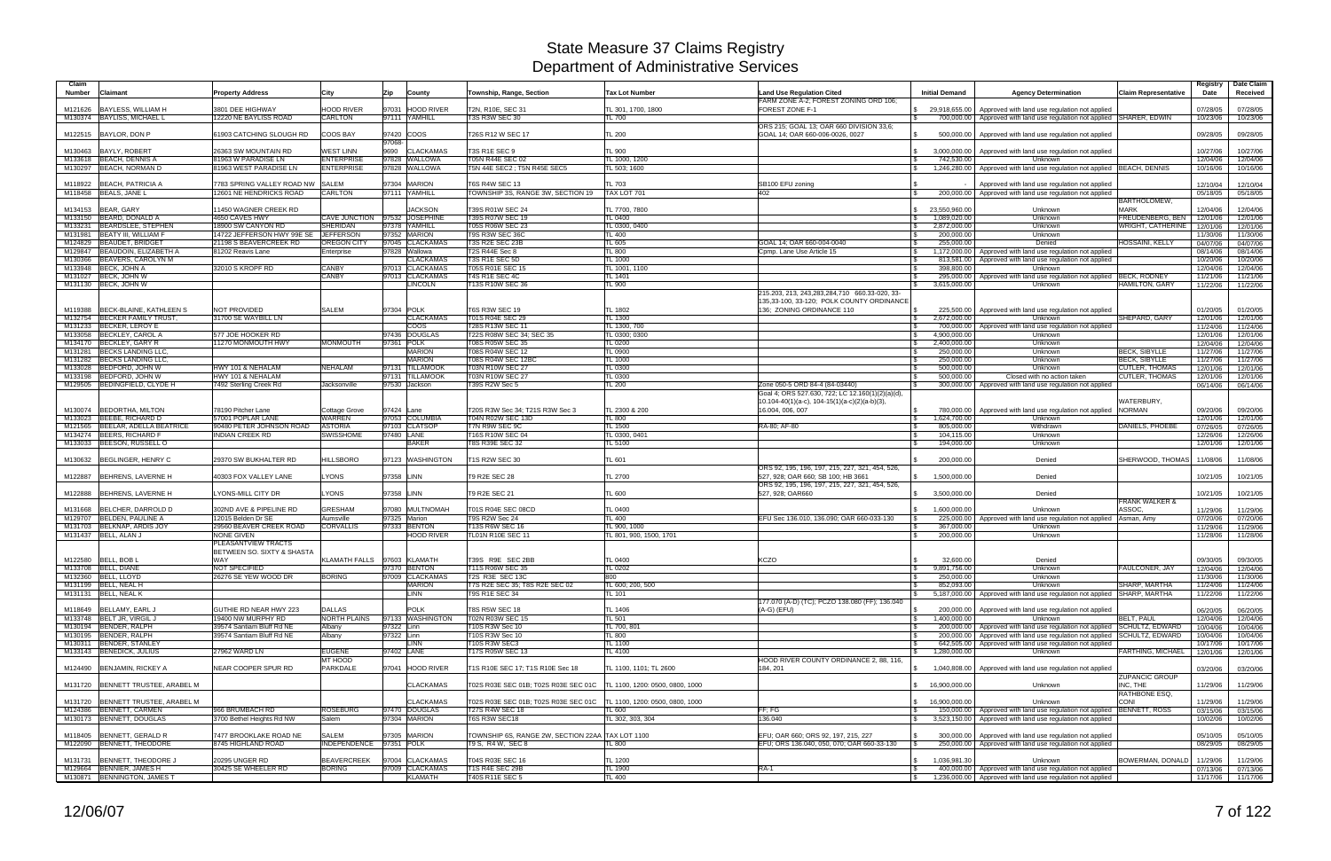# State Measure 37 Claims Registry
## Department of Administrative Services

| Claim Number | Claimant | Property Address | City | Zip | County | Township, Range, Section | Tax Lot Number | Land Use Regulation Cited | Initial Demand | Agency Determination | Claim Representative | Registry Date | Date Claim Received |
|---|---|---|---|---|---|---|---|---|---|---|---|---|---|
| M121626 | BAYLESS, WILLIAM H | 3801 DEE HIGHWAY | HOOD RIVER | 97031 | HOOD RIVER | T2N, R10E, SEC 31 | TL 301, 1700, 1800 | FARM ZONE A-2; FOREST ZONING ORD 106; FOREST ZONE F-1 | $ 29,918,655.00 | Approved with land use regulation not applied | | 07/28/05 | 07/28/05 |
| M130374 | BAYLISS, MICHAEL L | 12220 NE BAYLISS ROAD | CARLTON | 97111 | YAMHILL | T3S R3W SEC 30 | TL 700 | | $ 700,000.00 | Approved with land use regulation not applied | SHARER, EDWIN | 10/23/06 | 10/23/06 |
| M122515 | BAYLOR, DON P | 61903 CATCHING SLOUGH RD | COOS BAY | 97420 | COOS | T26S R12 W SEC 17 | TL 200 | ORS 215; GOAL 13; OAR 660 DIVISION 33,6; GOAL 14; OAR 660-006-0026, 0027 | $ 500,000.00 | Approved with land use regulation not applied | | 09/28/05 | 09/28/05 |
| M130463 | BAYLY, ROBERT | 26363 SW MOUNTAIN RD | WEST LINN | 97068-9690 | CLACKAMAS | T3S R1E SEC 9 | TL 900 | | $ 3,000,000.00 | Approved with land use regulation not applied | | 10/27/06 | 10/27/06 |
| M133618 | BEACH, DENNIS A | 81963 W PARADISE LN | ENTERPRISE | 97828 | WALLOWA | T05N R44E SEC 02 | TL 1000, 1200 | | $ 742,530.00 | Unknown | | 12/04/06 | 12/04/06 |
| M130297 | BEACH, NORMAN D | 81963 WEST PARADISE LN | ENTERPRISE | 97828 | WALLOWA | T5N 44E SEC2 ; T5N R45E SEC5 | TL 503; 1600 | | $ 1,246,280.00 | Approved with land use regulation not applied | BEACH, DENNIS | 10/16/06 | 10/16/06 |
| M118922 | BEACH, PATRICIA A | 7783 SPRING VALLEY ROAD NW | SALEM | 97304 | MARION | T6S R4W SEC 13 | TL 703 | SB100 EFU zoning | $ - | Approved with land use regulation not applied | | 12/10/04 | 12/10/04 |
| M118458 | BEALS, JANE L | 12601 NE HENDRICKS ROAD | CARLTON | 97111 | YAMHILL | TOWNSHIP 3S, RANGE 3W, SECTION 19 | TAX LOT 701 | 402 | $ 200,000.00 | Approved with land use regulation not applied | | 05/18/05 | 05/18/05 |
| M134153 | BEAR, GARY | 11450 WAGNER CREEK RD | | | JACKSON | T39S R01W SEC 24 | TL 7700, 7800 | | $ 23,550,960.00 | Unknown | BARTHOLOMEW, MARK | 12/04/06 | 12/04/06 |
| M133150 | BEARD, DONALD A | 4650 CAVES HWY | CAVE JUNCTION | 97532 | JOSEPHINE | T39S R07W SEC 19 | TL 0400 | | $ 1,089,020.00 | Unknown | FREUDENBERG, BEN | 12/01/06 | 12/01/06 |
| M133231 | BEARDSLEE, STEPHEN | 18900 SW CANYON RD | SHERIDAN | 97378 | YAMHILL | T05S R06W SEC 23 | TL 0300, 0400 | | $ 2,872,000.00 | Unknown | WRIGHT, CATHERINE | 12/01/06 | 12/01/06 |
| M131981 | BEATY III, WILLIAM F | 14722 JEFFERSON HWY 99E SE | JEFFERSON | 97352 | MARION | T9S R3W SEC 36C | TL 400 | | $ 200,000.00 | Unknown | | 11/30/06 | 11/30/06 |
| M124829 | BEAUDET, BRIDGET | 21198 S BEAVERCREEK RD | OREGON CITY | 97045 | CLACKAMAS | T3S R2E SEC 23B | TL 605 | GOAL 14; OAR 660-004-0040 | $ 255,000.00 | Denied | HOSSAINI, KELLY | 04/07/06 | 04/07/06 |
| M129847 | BEAUDOIN, ELIZABETH A | 81202 Reavis Lane | Enterprise | 97828 | Wallowa | T2S R44E Sec 8 | TL 800 | Cpmp. Lane Use Article 15 | $ 1,172,000.00 | Approved with land use regulation not applied | | 08/14/06 | 08/14/06 |
| M130366 | BEAVERS, CAROLYN M | | | | CLACKAMAS | T3S R1E SEC 5D | TL 1000 | | $ 813,581.00 | Approved with land use regulation not applied | | 10/20/06 | 10/20/06 |
| M133948 | BECK, JOHN A | 32010 S KROPF RD | CANBY | 97013 | CLACKAMAS | T05S R01E SEC 15 | TL 1001, 1100 | | $ 398,800.00 | Unknown | | 12/04/06 | 12/04/06 |
| M131027 | BECK, JOHN W | | CANBY | 97013 | CLACKAMAS | T4S R1E SEC 4C | TL 1401 | | $ 295,000.00 | Approved with land use regulation not applied | BECK, RODNEY | 11/21/06 | 11/21/06 |
| M131130 | BECK, JOHN W | | | | LINCOLN | T13S R10W SEC 36 | TL 900 | | $ 3,615,000.00 | Unknown | HAMILTON, GARY | 11/22/06 | 11/22/06 |
| M119388 | BECK-BLAINE, KATHLEEN S | NOT PROVIDED | SALEM | 97304 | POLK | T6S R3W SEC 19 | TL 1802 | 215.203, 213, 243,283,284,710 660.33-020, 33-135,33-100, 33-120; POLK COUNTY ORDINANCE 136; ZONING ORDINANCE 110 | $ 225,500.00 | Approved with land use regulation not applied | | 01/20/05 | 01/20/05 |
| M132754 | BECKER FAMILY TRUST, | 31700 SE WAYBILL LN | | | CLACKAMAS | T01S R04E SEC 29 | TL 1300 | | $ 2,672,000.00 | Unknown | SHEPARD, GARY | 12/01/06 | 12/01/06 |
| M131233 | BECKER, LEROY E | | | | COOS | T28S R13W SEC 11 | TL 1300, 700 | | $ 700,000.00 | Approved with land use regulation not applied | | 11/24/06 | 11/24/06 |
| M133068 | BECKLEY, CAROL A | 577 JOE HOOKER RD | | 97436 | DOUGLAS | T22S R08W SEC 34; SEC 35 | TL 0300; 0300 | | $ 4,900,000.00 | Unknown | | 12/01/06 | 12/01/06 |
| M134170 | BECKLEY, GARY R | 11270 MONMOUTH HWY | MONMOUTH | 97361 | POLK | T08S R05W SEC 35 | TL 0200 | | $ 2,400,000.00 | Unknown | | 12/04/06 | 12/04/06 |
| M131281 | BECKS LANDING LLC, | | | | MARION | T08S R04W SEC 12 | TL 0900 | | $ 250,000.00 | Unknown | BECK, SIBYLLE | 11/27/06 | 11/27/06 |
| M131282 | BECKS LANDING LLC, | | | | MARION | T08S R04W SEC 12BC | TL 1000 | | $ 250,000.00 | Unknown | BECK, SIBYLLE | 11/27/06 | 11/27/06 |
| M133028 | BEDFORD, JOHN W | HWY 101 & NEHALAM | NEHALAM | 97131 | TILLAMOOK | T03N R10W SEC 27 | TL 0300 | | $ 500,000.00 | Unknown | CUTLER, THOMAS | 12/01/06 | 12/01/06 |
| M133198 | BEDFORD, JOHN W | HWY 101 & NEHALAM | | 97131 | TILLAMOOK | T03N R10W SEC 27 | TL 0300 | | $ 500,000.00 | Closed with no action taken | CUTLER, THOMAS | 12/01/06 | 12/01/06 |
| M129505 | BEDINGFIELD, CLYDE H | 7492 Sterling Creek Rd | Jacksonville | 97530 | Jackson | T39S R2W Sec 5 | TL 200 | Zone 050-5 ORD 84-4 (84-03440) | $ 300,000.00 | Approved with land use regulation not applied | | 06/14/06 | 06/14/06 |
| M130074 | BEDNORTHA, MILTON | 78190 Pitcher Lane | Cottage Grove | 97424 | Lane | T20S R3W Sec 34; T21S R3W Sec 3 | TL 2300 & 200 | Goal 4; ORS 527.630, 722; LC 12.160(1)(2)(a)(d), 10.104-40(1)(a-c), 104-15(1)(a-c)(2)(a-b)(3), 16.004, 006, 007 | $ 780,000.00 | Approved with land use regulation not applied | WATERBURY, NORMAN | 09/20/06 | 09/20/06 |
| M133023 | BEEBE, RICHARD D | 57001 POPLAR LANE | WARREN | 97053 | COLUMBIA | T04N R02W SEC 13D | TL 800 | | $ 1,624,700.00 | Unknown | | 12/01/06 | 12/01/06 |
| M121565 | BEELAR, ADELLA BEATRICE | 90480 PETER JOHNSON ROAD | ASTORIA | 97103 | CLATSOP | T7N R9W SEC 9C | TL 1500 | RA-80; AF-80 | $ 805,000.00 | Withdrawn | DANIELS, PHOEBE | 07/26/05 | 07/26/05 |
| M134274 | BEERS, RICHARD F | INDIAN CREEK RD | SWISSHOME | 97480 | LANE | T16S R10W SEC 04 | TL 0300, 0401 | | $ 104,115.00 | Unknown | | 12/26/06 | 12/26/06 |
| M133033 | BEESON, RUSSELL O | | | | BAKER | T8S R39E SEC 32 | TL 5100 | | $ 194,000.00 | Unknown | | 12/01/06 | 12/01/06 |
| M130632 | BEGLINGER, HENRY C | 29370 SW BUKHALTER RD | HILLSBORO | 97123 | WASHINGTON | T1S R2W SEC 30 | TL 601 | | $ 200,000.00 | Denied | SHERWOOD, THOMAS | 11/08/06 | 11/08/06 |
| M122887 | BEHRENS, LAVERNE H | 40303 FOX VALLEY LANE | LYONS | 97358 | LINN | T9 R2E SEC 28 | TL 2700 | ORS 92, 195, 196, 197, 215, 227, 321, 454, 526, 527, 928; OAR 660; SB 100; HB 3661 | $ 1,500,000.00 | Denied | | 10/21/05 | 10/21/05 |
| M122888 | BEHRENS, LAVERNE H | LYONS-MILL CITY DR | LYONS | 97358 | LINN | T9 R2E SEC 21 | TL 600 | ORS 92, 195, 196, 197, 215, 227, 321, 454, 526, 527, 928; OAR660 | $ 3,500,000.00 | Denied | | 10/21/05 | 10/21/05 |
| M131668 | BELCHER, DARROLD D | 302ND AVE & PIPELINE RD | GRESHAM | 97080 | MULTNOMAH | T01S R04E SEC 08CD | TL 0400 | | $ 1,600,000.00 | Unknown | FRANK WALKER & ASSOC, | 11/29/06 | 11/29/06 |
| M129707 | BELDEN, PAULINE A | 12015 Belden Dr SE | Aumsville | 97325 | Marion | T9S R2W Sec 24 | TL 400 | EFU Sec 136.010, 136.090; OAR 660-033-130 | $ 225,000.00 | Approved with land use regulation not applied | Asman, Amy | 07/20/06 | 07/20/06 |
| M131703 | BELKNAP, ARDIS JOY | 29560 BEAVER CREEK ROAD | CORVALLIS | 97333 | BENTON | T13S R6W SEC 16 | TL 900, 1000 | | $ 367,000.00 | Unknown | | 11/29/06 | 11/29/06 |
| M131437 | BELL, ALAN J | NONE GIVEN | | | HOOD RIVER | TL01N R10E SEC 11 | TL 801, 900, 1500, 1701 | | $ 200,000.00 | Unknown | | 11/28/06 | 11/28/06 |
| M122580 | BELL, BOB L | PLEASANTVIEW TRACTS BETWEEN SO. SIXTY & SHASTA WAY | KLAMATH FALLS | 97603 | KLAMATH | T39S R9E SEC 2BB | TL 0400 | KCZO | $ 32,600.00 | Denied | | 09/30/05 | 09/30/05 |
| M133708 | BELL, DIANE | NOT SPECIFIED | | 97370 | BENTON | T11S R06W SEC 35 | TL 0202 | | $ 9,891,756.00 | Unknown | FAULCONER, JAY | 12/04/06 | 12/04/06 |
| M132360 | BELL, LLOYD | 26276 SE YEW WOOD DR | BORING | 97009 | CLACKAMAS | T2S R3E SEC 13C | 800 | | $ 250,000.00 | Unknown | | 11/30/06 | 11/30/06 |
| M131199 | BELL, NEAL H | | | | MARION | T7S R2E SEC 35; T8S R2E SEC 02 | TL 600; 200, 500 | | $ 852,093.00 | Unknown | SHARP, MARTHA | 11/24/06 | 11/24/06 |
| M131131 | BELL, NEAL K | | | | LINN | T9S R1E SEC 34 | TL 101 | | $ 5,187,000.00 | Approved with land use regulation not applied | SHARP, MARTHA | 11/22/06 | 11/22/06 |
| M118649 | BELLAMY, EARL J | GUTHIE RD NEAR HWY 223 | DALLAS | | POLK | T8S R5W SEC 18 | TL 1406 | 177.070 (A-D) (TC); PCZO 138.080 (FF); 136.040 (A-G) (EFU) | $ 200,000.00 | Approved with land use regulation not applied | | 06/20/05 | 06/20/05 |
| M133748 | BELT JR, VIRGIL J | 19400 NW MURPHY RD | NORTH PLAINS | 97133 | WASHINGTON | T02N R03W SEC 15 | TL 501 | | $ 1,400,000.00 | Unknown | BELT, PAUL | 12/04/06 | 12/04/06 |
| M130194 | BENDER, RALPH | 39574 Santiam Bluff Rd NE | Albany | 97322 | Linn | T10S R3W Sec 10 | TL 700, 801 | | $ 200,000.00 | Approved with land use regulation not applied | SCHULTZ, EDWARD | 10/04/06 | 10/04/06 |
| M130195 | BENDER, RALPH | 39574 Santiam Bluff Rd NE | Albany | 97322 | Linn | T10S R3W Sec 10 | TL 800 | | $ 200,000.00 | Approved with land use regulation not applied | SCHULTZ, EDWARD | 10/04/06 | 10/04/06 |
| M130311 | BENDER, STANLEY | | | | LINN | T10S R3W SEC3 | TL 1100 | | $ 642,505.00 | Approved with land use regulation not applied | | 10/17/06 | 10/17/06 |
| M133143 | BENEDICK, JULIUS | 27962 WARD LN | EUGENE | 97402 | LANE | T17S R05W SEC 13 | TL 4100 | | $ 1,280,000.00 | Unknown | FARTHING, MICHAEL | 12/01/06 | 12/01/06 |
| M124490 | BENJAMIN, RICKEY A | NEAR COOPER SPUR RD | MT HOOD PARKDALE | 97041 | HOOD RIVER | T1S R10E SEC 17; T1S R10E Sec 18 | TL 1100, 1101; TL 2600 | HOOD RIVER COUNTY ORDINANCE 2, 88, 116, 184, 201 | $ 1,040,808.00 | Approved with land use regulation not applied | | 03/20/06 | 03/20/06 |
| M131720 | BENNETT TRUSTEE, ARABEL M | | | | CLACKAMAS | T02S R03E SEC 01B; T02S R03E SEC 01C | TL 1100, 1200: 0500, 0800, 1000 | | $ 16,900,000.00 | Unknown | ZUPANCIC GROUP INC, THE | 11/29/06 | 11/29/06 |
| M131720 | BENNETT TRUSTEE, ARABEL M | | | | CLACKAMAS | T02S R03E SEC 01B; T02S R03E SEC 01C | TL 1100, 1200: 0500, 0800, 1000 | | $ 16,900,000.00 | Unknown | RATHBONE ESQ, CONI | 11/29/06 | 11/29/06 |
| M124386 | BENNETT, CARMEN | 966 BRUMBACH RD | ROSEBURG | 97470 | DOUGLAS | T27S R4W SEC 18 | TL 600 | FF; FG | $ 150,000.00 | Approved with land use regulation not applied | BENNETT, ROSS | 03/15/06 | 03/15/06 |
| M130173 | BENNETT, DOUGLAS | 3700 Bethel Heights Rd NW | Salem | 97304 | MARION | T6S R3W SEC18 | TL 302, 303, 304 | 136.040 | $ 3,523,150.00 | Approved with land use regulation not applied | | 10/02/06 | 10/02/06 |
| M118405 | BENNETT, GERALD R | 7477 BROOKLAKE ROAD NE | SALEM | 97305 | MARION | TOWNSHIP 6S, RANGE 2W, SECTION 22AA | TAX LOT 1100 | EFU; OAR 660; ORS 92, 197, 215, 227 | $ 300,000.00 | Approved with land use regulation not applied | | 05/10/05 | 05/10/05 |
| M122090 | BENNETT, THEODORE | 8745 HIGHLAND ROAD | INDEPENDENCE | 97351 | POLK | T9 S, R4 W, SEC 8 | TL 800 | EFU; ORS 136.040, 050, 070; OAR 660-33-130 | $ 250,000.00 | Approved with land use regulation not applied | | 08/29/05 | 08/29/05 |
| M131731 | BENNETT, THEODORE J | 20295 UNGER RD | BEAVERCREEK | 97004 | CLACKAMAS | T04S R03E SEC 16 | TL 1200 | | $ 1,036,981.30 | Unknown | BOWERMAN, DONALD | 11/29/06 | 11/29/06 |
| M129664 | BENNIER, JAMES H | 30425 SE WHEELER RD | BORING | 97009 | CLACKAMAS | T1S R4E SEC 29B | TL 1900 | RA-1 | $ 400,000.00 | Approved with land use regulation not applied | | 07/13/06 | 07/13/06 |
| M130871 | BENNINGTON, JAMES T | | | | KLAMATH | T40S R11E SEC 5 | TL 400 | | $ 1,236,000.00 | Approved with land use regulation not applied | | 11/17/06 | 11/17/06 |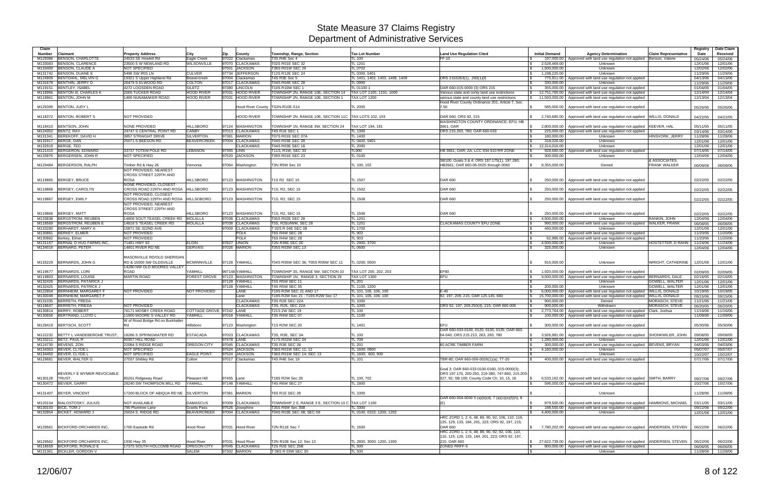# State Measure 37 Claims Registry
## Department of Administrative Services

| Claim Number | Claimant | Property Address | City | Zip | County | Township, Range, Section | Tax Lot Number | Land Use Regulation Cited | Initial Demand | Agency Determination | Claim Representative | Registry Date | Date Claim Received |
|---|---|---|---|---|---|---|---|---|---|---|---|---|---|
| M129386 | BENSON, CHARLOTTE | 24533 SE Howlett Rd | Eagle Creek | 97022 | Clackamas | T3S R4E Sec 4 | TL 100 | FF-10 | $ 197,000.00 | Approved with land use regulation not applied | Benson, Valerie | 05/24/06 | 05/24/06 |
| M133083 | BENSON, CLARENCE | 23500 S W NEWLAND RD | WILSONVILLE | 97070 | CLACKAMAS | T02S R01E SEC 32 | TL 1201 | | $ 2,528,469.00 | Unknown | | 12/01/06 | 12/01/06 |
| M133400 | BENSON, CLAUDE A | NOT SPECIFIED | | 97501 | JACKSON | T38S R01W SEC 29 | TL 0702 | | $ 1,500,000.00 | Unknown | | 12/02/06 | 12/02/06 |
| M131742 | BENSON, DUANE E | 5498 SW IRIS LN | CULVER | 97734 | JEFFERSON | T12S R12E SEC 24 | TL 0300, 0401 | | $ 1,198,220.00 | Unknown | | 11/29/06 | 11/29/06 |
| M124909 | BENTDAHL, MELVIN G | 19321 S Upper Highland Rd | Beavercreek | 97004 | Clackamas | T4S R3E Sec 5 | TL 1401, 1402, 1403, 1408, 1409 | ORS 215.213(1),.283(1)(f) | $ 775,911.00 | Approved with land use regulation not applied | | 04/13/06 | 04/13/06 |
| M131678 | BENTHIN, JERRY D | 26479 S ELWOOD RD | COLTON | 97017 | CLACKAMAS | T04S R04E SEC 28 | TL 0900 | | $ 330,000.00 | Unknown | | 11/29/06 | 11/29/06 |
| M119151 | BENTLEY, ISABEL | 4272 LOGSDEN ROAD | SILETZ | 97380 | LINCOLN | T10S R10W SEC 1 | TL 01100 1 | OAR 660-015-0000 (3) ORS 215 | $ 355,000.00 | Approved with land use regulation not applied | | 01/04/05 | 01/04/05 |
| M118966 | BENTON III, CHARLES K | 2005 TUCKER ROAD | HOOD RIVER | 97031 | HOOD RIVER | TOWNSHIP 2N, RANGE 10E, SECTION 14 | TAX LOT 1100, 1101, 1000 | Various state and conty land use restrictions | $ 12,751,760.00 | Approved with land use regulation not applied | | 12/14/04 | 12/14/04 |
| M118961 | BENTON, JOHN M | 1469 NUNAMAKER ROAD | HOOD RIVER | 97031 | HOOD RIVER | TOWNSHIP 2N, RANGE 10E, SECTION 1 | TAX LOT 1200 | various state and county land use restrictions | $ 11,593,000.00 | Approved with land use regulation not applied | | 12/13/04 | 12/13/04 |
| M129399 | BENTON, JUDY L | | | | Hood River County | T2S2N-R10E-S14 | TL 2005 | Hood River County Ordinance 201, Article 7, Sec 7.50 | $ 585,000.00 | Approved with land use regulation not applied | | 05/26/06 | 05/26/06 |
| M118372 | BENTON, ROBERT S | NOT PROVIDED | | | HOOD RIVER | TOWNSHIP 2N, RANGE 10E, SECTION 11C | TAX LOTS 102, 103 | OAR 660; ORS 92, 215 | $ 2,740,680.00 | Approved with land use regulation not applied | WILLIS, DONALD | 04/22/05 | 04/22/05 |
| M118410 | BENTSON, JOHN | NONE PROVIDED | HILLSBORO | 97124 | WASHINGTON | TOWNSHIP 1N, RANGE 3W, SECTION 24 | TAX LOT 194, 191 | WASHINGTON COUNTY ORDINANCE; EFU; HB 3661; OAR | $ 2,800,000.00 | Approved with land use regulation not applied | KEEVER, HAL | 05/11/05 | 05/11/05 |
| M124352 | BENTZ, RAY | 24747 S CENTRAL POINT RD | CANBY | 97013 | CLACKAMAS | T4S R1E SEC 1 | TL 1300 | ORS 215.263, 780; OAR 660-033 | $ 225,000.00 | Approved with land use regulation not applied | | 03/14/06 | 03/14/06 |
| M131341 | BEREKOFF, DAVID H | 3857 STRAIGHT DRIVE | SILVERTON | 97381 | MARION | T07S R01E SEC 07A | TL 1400 | | $ 180,000.00 | Unknown | HINSVORK, JERRY | 11/28/06 | 11/28/06 |
| M132917 | BERGE, DAN | 25071 S BEESON RD | BEAVERCREEK | 97004 | CLACKAMAS | T04S R03E SEC 09 | TL 0400, 0401 | | $ 318,026.00 | Unknown | | 12/01/06 | 12/01/06 |
| M132919 | BERGE, TED | | | | CLACKAMAS | T04S R03E SEC 18 | TL 2000 | | $ 12,314,016.00 | Unknown | | 12/01/06 | 12/01/06 |
| M121410 | BERGERON, EDWARD | 33737 TOTEM POLE RD | LEBANON | 97355 | LINN | T11S, R1W, SEC 33 | TL900 | HB 3661; OAR; ZA; LCC 934-510 RR ZONE | $ 928,680.00 | Approved with land use regulation not applied | | 07/14/05 | 07/14/05 |
| M133976 | BERGERSEN, JOHN R | NOT SPECIFIED | | 97520 | JACKSON | T39S R01E SEC 23 | TL 0100 | | $ 300,000.00 | Unknown | | 12/04/06 | 12/04/06 |
| M129484 | BERGERSON, RALPH | Timber Rd & Hwy 26 | Vernonia | 97064 | Washington | T3N R5W Sec 10 | TL 100, 102 | SB100, Goals 3 & 4; ORS 197.175(1), 197.280; HB3661; OAR 660-06-0025 through 0060 | $ 8,355,000.00 | Denied | & ASSOCIATES, FRANK WALKER | 06/09/06 | 06/09/06 |
| M119865 | BERGEY, BRUCE | NOT PROVIDED, NEAREST CROSS STREET 229TH AND ROSA | HILLSBORO | 97123 | WASHINGTON | T1S R2 SEC 15 | TL 1507 | OAR 660 | $ 250,000.00 | Approved with land use regulation not applied | | 02/22/05 | 02/22/05 |
| M119868 | BERGEY, CAROLYN | NONE PROVIDED, CLOSEST CROSS ROAD 229TH AND ROSA | HILLSBORO | 97123 | WASHINGTON | T1S, R2, SEC 15 | TL 1502 | OAR 660 | $ 250,000.00 | Approved with land use regulation not applied | | 02/22/05 | 02/22/05 |
| M119867 | BERGEY, EMILY | NOT PROVIDED, CLOSEST CROSS ROAD 229TH AND ROSA | HILLSOBORO | 97123 | WASHINGTON | T1S, R2, SEC 15 | TL 1508 | OAR 660 | $ 250,000.00 | Approved with land use regulation not applied | | 02/22/05 | 02/22/05 |
| M119866 | BERGEY, MATT | NOT PROVIDED, NEAREST CROSS STREET 229TH AND ROSA | HILLSBORO | 97123 | WASHINGTON | T1S, R2, SEC 15 | TL 1506 | OAR 660 | $ 250,000.00 | Approved with land use regulation not applied | | 02/22/05 | 02/22/05 |
| M133838 | BERGSTROM, REUBEN | 14808 SOUT TEASEL CREEK RD | MOLALLA | 97038 | CLACKAMAS | T05S R02E SEC 28 | TL 1201 | | $ 4,500,000.00 | Unknown | RANKIN, JOHN | 12/04/06 | 12/04/06 |
| M118559 | BERGSTROM, REUBEN E | 14818 S TEASEL CREEK RD | MOLALLA | 97038 | CLACKAMAS | T5S, R2E0WM, SEC 28 | TL 1201 | CLACKAMAS COUNTY EFU ZONE | $ 990,000.00 | Approved with land use regulation not applied | WALKER, FRANK | 06/08/05 | 06/08/05 |
| M133280 | BERHARDT, MARY A | 15871 SE 322ND AVE | | 97009 | CLACKAMAS | T 02S R 04E SEC 08 | TL 1700 | | $ 460,000.00 | Unknown | | 12/01/06 | 12/01/06 |
| M130881 | BERKEY, ELMER | NOT PROVIDED | | | POLK | T6S R4W SEC 28 | TL 902 | | $ - | Approved with land use regulation not applied | | 11/20/06 | 11/20/06 |
| M130882 | Berkey, Elmer | NOT PROVIDED | | | POLK | T6S R4W SEC 28 | TL 903 | | $ 62,985.00 | Approved with land use regulation not applied | | 11/20/06 | 11/20/06 |
| M131167 | BERNAL D HUG FARMS INC, | 71481 HWY 82 | ELGIN | 97827 | UNION | T2N R39E SEC 00 | TL 2900, 3700 | | $ 4,500,000.00 | Unknown | HOSTETTER, D RAHN | 11/24/06 | 11/24/06 |
| M134016 | BERNARD, PETER | 14801 RIVER RD NE | GERVAIS | 97026 | MARION | T05S R03W SEC 13 | TL 0600 | | $ 325,000.00 | Unknown | | 12/04/06 | 12/04/06 |
| M133229 | BERNARDS, JOHN G | MASONVILLE RD/OLD SHERIDAN RD & 15000 SW OLDSVILLE | MCMINNVILLE | 97128 | YAMHILL | T04S R05W SEC 36; T05S R05W SEC 11 | TL 0200; 0500 | | $ 915,000.00 | Unknown | WRIGHT, CATHERINE | 12/01/06 | 12/01/06 |
| M119677 | BERNARDS, LORI | 14280 NW OLD MOORES VALLEY ROAD | YAMHILL | 997148 | YAMHILL | TOWNSHIP 3S, RANGE 5W, SECTION 10 | TAX LOT 200, 202, 203 | EF80 | $ 1,920,000.00 | Approved with land use regulation not applied | | 02/09/05 | 02/09/05 |
| M119803 | BERNARDS, LOUISE | MARTIN ROAD | FOREST GROVE | 97123 | WASHINGTON | TOWNSHIP 1N, RANGE 3, SECTION 29 | TAX LOT 1300 | EFU | $ 9,500,000.00 | Approved with land use regulation not applied | BERNARDS, DALE | 02/16/05 | 02/16/05 |
| M132426 | BERNARDS, PATARICK J | | | 97128 | YAMHILL | T5S R5W SEC 11 | TL 201 | | $ - | Unknown | GOWELL, WALTER | 12/01/06 | 12/01/06 |
| M132425 | BERNARDS, PATRICK J | | | 97128 | YAMHILL | T4S R5W SEC 35 | TL 1100, 1200 | | $ 200,000.00 | Unknown | GOWELL, WALTER | 12/01/06 | 12/01/06 |
| M122854 | BERNHEIM, MARGARET F | NOT PROVIDED | NOT PROVIDED | | LANE | T19S R2W SEC 21 AND 17 | TL 101, 105, 106, 100 | E-40 | $ 6,000,000.00 | Approved with land use regulation not applied | WILLIS, DONALD | 10/19/05 | 10/19/05 |
| M130049 | BERNHEIM, MARGARET F | | | | Lane | T19S R2W Sec 21 ; T19S R2W Sec 17 | TL 101, 105, 106, 100 | 92, 197, 209, 215; OAR 125.145, 660 | $ 15,700,000.00 | Approved with land use regulation not applied | WILLIS, DONALD | 09/15/06 | 09/15/06 |
| M131035 | BERRETH, FRIEDA | | | | CLACKAMAS | T3S R2E SEC 22A | TL 1000 | | $ 900,000.00 | Denied | MORASCH, STEVE | 11/21/06 | 11/21/06 |
| M118647 | BERRETH, FRIEDA | NOT PROVIDED | | | CLACKAMAS | T3S, R2E, SEC 22A | TL 1000 | ORS 92, 197, 209.250(4), 215; OAR 660-006 | $ 900,000.00 | Withdrawn | MORASCH, STEVE | 06/20/05 | 06/20/05 |
| M130814 | BERRY, ROBERT | 76171 MOSBY CREEK ROAD | COTTAGE GROVE | 97242 | LANE | T21S 2W SEC 19 | TL 100 | | $ 2,773,764.00 | Approved with land use regulation not applied | Clark, Joshua | 11/16/06 | 11/16/06 |
| M130656 | BERTRAND, LLOYD L | 11900 MOORE S VALLEY RD | YAMHILL | 97018 | YAMHILL | T3S R4W SEC 07 | TL 1100 | | $ 100,000.00 | Approved with land use regulation not applied | | 11/09/06 | 11/09/06 |
| M129419 | BERTSCH, SCOTT | W of Hood Bridge Rd on Burkhalter Rd | Hillsboro | 97123 | Washington | T1S R2W SEC 20 | TL 1401 | EFU | $ 300,000.00 | Approved with land use regulation not applied | | 05/30/06 | 05/30/06 |
| M122232 | BETTY L VANDEBERGHE TRUST, | 18286 S SPRINGWATER RD | ESTACADA | 97023 | CLACKAMAS | T3S, R3E, SEC 3A | TL 100 | OAR 660-033-0100, 0120, 0130, 0135; OAR 660-04-040; ORS 215.213, 263, 283, 780 | $ 3,926,981.00 | Approved with land use regulation not applied | SHONKWILER, JOHN | 09/08/05 | 09/08/05 |
| M133211 | BETZ, PAUL R | 90357 HILL ROAD | | 97478 | LANE | T17S R02W SEC 04 | TL 708 | | $ 1,280,000.00 | Unknown | | 12/01/06 | 12/01/06 |
| M124730 | BEVENS, ZON | 22084 S RIDGE ROAD | OREGON CITY | 97045 | CLACKAMAS | T3S R3E SEC 28 | TL 201 | 80 ACRE TIMBER FARM | $ 300,000.00 | Approved with land use regulation not applied | BEVENS, BRYAN | 04/03/06 | 04/03/06 |
| M134363 | BEVER, CLYDE L | NOT SPECIFIED | | 97524 | JACKSON | T36S R01W SEC 11; 12 | TL 1600; 0900 | | $ 4,160,000.00 | Unknown | | 05/07/07 | 05/07/07 |
| M134450 | BEVER, CLYDE L | NOT SPECIFIED | EAGLE POINT | 97524 | JACKSON | T36S R01W SEC 14; SEC 13 | TL 1600; 600, 900 | | $ - | Unknown | | 10/22/07 | 10/22/07 |
| M129681 | BEVER, WALTER G | 27037 Shibley Rd | Colton | 97017 | Clackamas | T4S R4E Sec 19 | TL 101 | TBR-80; OAR 660-006-0026(1)(a); TT-20 | $ 400,000.00 | Approved with land use regulation not applied | | 07/17/06 | 07/17/06 |
| M130128 | BEVERLY E WYMER REVOCABLE TRUST, | 85261 Ridgeway Road | Pleasant Hill | 97455 | Lane | T18S R2W Sec 28 | TL 100, 702 | Goal 3; OAR 660-033-0100-0160, 015-0000(3); ORS 197.175, 200-250, 219-380, 747-860, 215.203-327, 92; SB 100; County Code Ch. 10, 15, 16 | $ 6,533,162.00 | Approved with land use regulation not applied | SMITH, BARRY | 09/27/06 | 09/27/06 |
| M130472 | BEVIER, GARRY | 28240 SW THOMPSON MILL RD | YAMHILL | 97148 | YAMHILL | T4S R6W SEC 27 | TL 1800 | | $ 596,000.00 | Approved with land use regulation not applied | | 10/27/06 | 10/27/06 |
| M131407 | BEYER, VINCENT | 17200 BLOCK OF ABIQUA RD NE | SILVERTON | 97381 | MARION | T6S R1E SEC 28 | TL 1000 | | $ - | Unknown | | 11/28/06 | 11/28/06 |
| M120104 | BIALOSTOSKY, JULIUS | NOT AVAILABLE | DAMASCUS | 97009 | CLACKAMAS | TOWNSHIP 2 S, RANGE 3 E, SECTION 10 C | TAX LOT 1100 | OAR 660-004-0040 5 (a)(b)(d), 7 (a)(c)(e)(f)(h), 8 (E) | $ 879,500.00 | Approved with land use regulation not applied | HAMMONS, MICHAEL | 03/11/05 | 03/11/05 |
| M130103 | BICE, TOM J | 790 Plumtree Lane | Grants Pass | 97526 | Josephine | T35S R6W Sec 35B | TL 3300 | | $ 188,550.00 | Approved with land use regulation not applied | | 09/22/06 | 09/22/06 |
| M132854 | BICKET, HOWARD J | 25024 S. RIDGE RD. | BEAVERCREEK | 97004 | CLACKAMAS | T04S R03E SEC 08; SEC 09 | TL 0100, 0102; 1200, 1202 | | $ 4,400,000.00 | Unknown | | 12/01/06 | 12/01/06 |
| M129561 | BICKFORD ORCHARDS INC, | 1700 Eastside Rd | Hood River | 97031 | Hood River | T2N R11E Sec 7 | TL 1600 | HRC ZORD 1, 2, 6, 48, 89, 90, 92, 106, 110, 116, 125, 129, 133, 184, 201, 223; ORS 92, 197, 215; OAR 660 | $ 7,780,202.00 | Approved with land use regulation not applied | ANDERSEN, STEVEN | 06/22/06 | 06/22/06 |
| M129562 | BICKFORD ORCHARDS INC, | 1930 Hwy 35 | Hood River | 97031 | Hood River | T2N R10E Sec 12; Sec 13 | TL 2800, 3000; 1200, 1300 | HRC ZORD 1, 2, 6, 48, 89, 90, 92, 92, 106, 110, 116, 125, 129, 133, 184, 201, 223; ORS 92, 197, 215; OAR 660 | $ 27,622,739.00 | Approved with land use regulation not applied | ANDERSEN, STEVEN | 06/22/06 | 06/22/06 |
| M118559 | BICKFORD, RONALD E | 17375 SOUTH HOLCOMB ROAD | OREGON CITY | 97045 | CLACKAMAS | T2S R2E SEC 25B | TL 500 | ZONED RRFF-5 | $ 800,000.00 | Approved with land use regulation not applied | | 06/06/05 | 06/06/05 |
| M131361 | BICKLER, GORDON V | | SALEM | 97302 | MARION | T 08S R 03W SEC 30 | TL 500 | | $ - | Unknown | | 11/28/06 | 11/28/06 |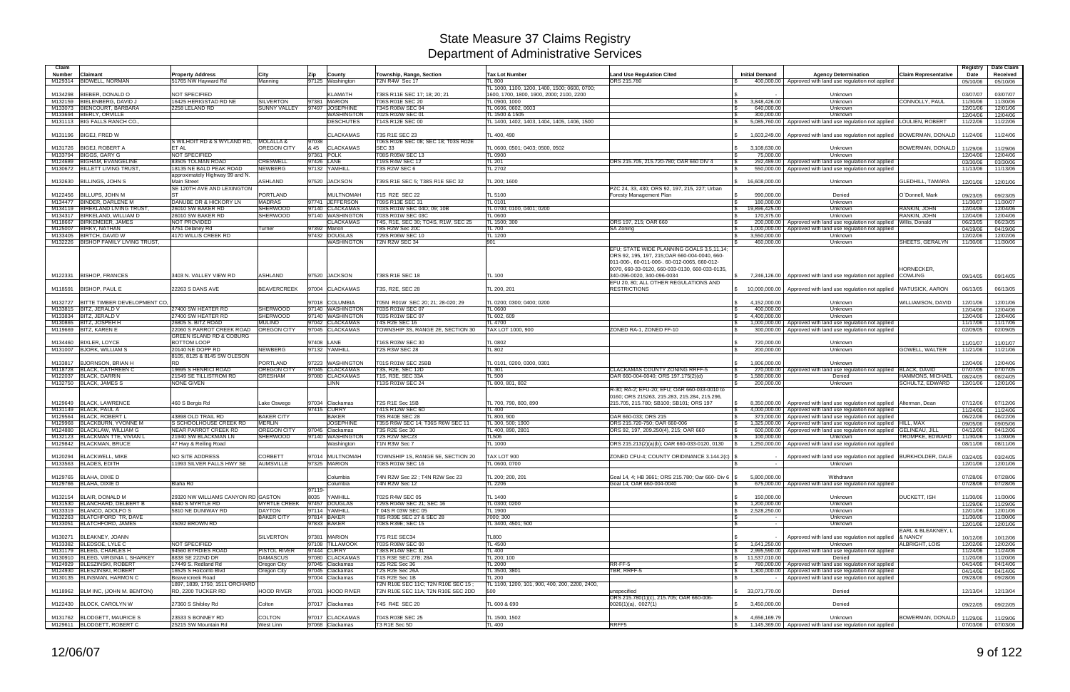# State Measure 37 Claims Registry
## Department of Administrative Services

| Claim Number | Claimant | Property Address | City | Zip | County | Township, Range, Section | Tax Lot Number | Land Use Regulation Cited | Initial Demand | Agency Determination | Claim Representative | Registry Date | Date Claim Received |
|---|---|---|---|---|---|---|---|---|---|---|---|---|---|
| M129314 | BIDWELL, NORMAN | 51765 NW Hayward Rd | Manning | 97125 | Washington | T2N R4W Sec 17 | TL 800 | ORS 215.780 | $ 400,000.00 | Approved with land use regulation not applied | | 05/10/06 | 05/10/06 |
| M134298 | BIEBER, DONALD O | NOT SPECIFIED | | | KLAMATH | T38S R11E SEC 17; 18; 20; 21 | TL 1000, 1100, 1200, 1400, 1500; 0600, 0700; 1600, 1700, 1800, 1900, 2000; 2100, 2200 | | $ - | Unknown | | 03/07/07 | 03/07/07 |
| M132159 | BIELENBERG, DAVID J | 16425 HERIGSTAD RD NE | SILVERTON | 97381 | MARION | T06S R01E SEC 20 | TL 0900, 1000 | | $ 3,848,426.00 | Unknown | CONNOLLY, PAUL | 11/30/06 | 11/30/06 |
| M133073 | BIERLY-SCOTT, BARBARA | 2258 LELAND RD | SUNNY VALLEY | 97497 | JOSEPHINE | T34S R06W SEC 04 | TL 0606, 0602, 0603 | | $ 640,000.00 | Unknown | | 12/01/06 | 12/01/06 |
| M133694 | BIERLY, ORVILLE | | | | WASHINGTON | T02S R02W SEC 01 | TL 1500 & 1505 | | $ 300,000.00 | Unknown | | 12/04/06 | 12/04/06 |
| M131113 | BIG FALLS RANCH CO., | | | | DESCHUTES | T14S R12E SEC 00 | TL 1400, 1402, 1403, 1404, 1405, 1406, 1500 | | $ 5,085,760.00 | Approved with land use regulation not applied | LOULIEN, ROBERT | 11/22/06 | 11/22/06 |
| M131196 | BIGEJ, FRED W | | | | CLACKAMAS | T3S R1E SEC 23 | TL 400, 490 | | $ 1,603,249.00 | Approved with land use regulation not applied | BOWERMAN, DONALD | 11/24/06 | 11/24/06 |
| M131726 | BIGEJ, ROBERT A | S WILHOIT RD & S WYLAND RD, ET AL | MOLALLA & OREGON CITY | 97038 & 45 | CLACKAMAS | T06S R02E SEC 08; SEC 18; T03S R02E SEC 33 | TL 0600, 0501; 0403; 0500, 0502 | | $ 3,108,630.00 | Unknown | BOWERMAN, DONALD | 11/29/06 | 11/29/06 |
| M133794 | BIGGS, GARY G | NOT SPECIFIED | | 97361 | POLK | T08S R05W SEC 13 | TL 0900 | | $ 75,000.00 | Unknown | | 12/04/06 | 12/04/06 |
| M124689 | BIGHAM, EVANGELINE | 83505 TOLMAN ROAD | CRESWELL | 97426 | LANE | T19S R4W SEC 12 | TL 201 | ORS 215.705, 215.720-780; OAR 660 DIV 4 | $ 292,489.00 | Approved with land use regulation not applied | | 03/30/06 | 03/30/06 |
| M130672 | BILLETT LIVING TRUST, | 18135 NE BALD PEAK ROAD | NEWBERG | 97132 | YAMHILL | T3S R2W SEC 6 | TL 2702 | | $ 550,000.00 | Approved with land use regulation not applied | | 11/13/06 | 11/13/06 |
| M132630 | BILLINGS, JOHN S | approximately Highway 99 and N. Main Street | ASHLAND | 97520 | JACKSON | T39S R1E SEC 5; T38S R1E SEC 32 | TL 200; 1600 | | $ 16,608,000.00 | Unknown | GLEDHILL, TAMARA | 12/01/06 | 12/01/06 |
| M122456 | BILLUPS, JOHN M | SE 120TH AVE AND LEXINGTON ST | PORTLAND | | MULTNOMAH | T1S R2E SEC 22 | TL 5100 | PZC 24, 33, 430; ORS 92, 197, 215, 227; Urban Foresty Management Plan | $ 990,000.00 | Denied | O`Donnell, Mark | 09/23/05 | 09/23/05 |
| M134477 | BINDER, DARLENE M | DANUBE DR & HICKORY LN | MADRAS | 97741 | JEFFERSON | T09S R13E SEC 31 | TL 0101 | | $ 180,000.00 | Unknown | | 11/30/07 | 11/30/07 |
| M134119 | BIRKELAND LIVING TRUST, | 26010 SW BAKER RD | SHERWOOD | 97140 | CLACKAMAS | T03S R01W SEC 04D; 09; 10B | TL 0700, 0100, 0401; 0200 | | $ 19,896,425.00 | Unknown | RANKIN, JOHN | 12/04/06 | 12/04/06 |
| M134317 | BIRKELAND, WILLIAM D | 26010 SW BAKER RD | SHERWOOD | 97140 | WASHINGTON | T03S R01W SEC 03C | TL 0600 | | $ 170,375.00 | Unknown | RANKIN, JOHN | 12/04/06 | 12/04/06 |
| M118667 | BIRKEMEIER, JAMES | NOT PROVIDED | | | CLACKAMAS | T4S, R1E, SEC 30; TO4S, R1W, SEC 25 | TL 1500, 300 | ORS 197, 215; OAR 660 | $ 200,000.00 | Approved with land use regulation not applied | Willis, Donald | 06/23/05 | 06/23/05 |
| M125007 | BIRKY, NATHAN | 4751 Delaney Rd | Turner | 97392 | Marion | T8S R2W Sec 20C | TL 700 | SA Zoning | $ 1,000,000.00 | Approved with land use regulation not applied | | 04/19/06 | 04/19/06 |
| M133405 | BIRTCH, DAVID W | 4170 WILLIS CREEK RD | | 97432 | DOUGLAS | T29S R06W SEC 10 | TL 1200 | | $ 3,550,000.00 | Unknown | | 12/02/06 | 12/02/06 |
| M132226 | BISHOP FAMILY LIVING TRUST, | | | | WASHINGTON | T2N R2W SEC 34 | 901 | | $ 460,000.00 | Unknown | SHEETS, GERALYN | 11/30/06 | 11/30/06 |
| M122331 | BISHOP, FRANCES | 3403 N. VALLEY VIEW RD | ASHLAND | 97520 | JACKSON | T38S R1E SEC 18 | TL 100 | EFU; STATE WIDE PLANNING GOALS 3,5,11,14; ORS 92, 195, 197, 215;OAR 660-004-0040, 660-011-006-, 60-011-006-. 60-012-0065, 660-012-0070, 660-33-0120, 660-033-0130, 660-033-0135, 340-096-0020, 340-096-0034 | $ 7,246,126.00 | Approved with land use regulation not applied | HORNECKER, COWLING | 09/14/05 | 09/14/05 |
| M118591 | BISHOP, PAUL E | 22263 S DANS AVE | BEAVERCREEK | 97004 | CLACKAMAS | T3S, R2E, SEC 28 | TL 200, 201 | EFU 20, 80; ALL OTHER REGULATIONS AND RESTRICTIONS | $ 10,000,000.00 | Approved with land use regulation not applied | MATUSICK, AARON | 06/13/05 | 06/13/05 |
| M132727 | BITTE TIMBER DEVELOPMENT CO, | | | 97018 | COLUMBIA | T05N R01W SEC 20; 21; 28-020; 29 | TL 0200; 0300; 0400; 0200 | | $ 4,152,000.00 | Unknown | WILLIAMSON, DAVID | 12/01/06 | 12/01/06 |
| M133815 | BITZ, JERALD V | 27400 SW HEATER RD | SHERWOOD | 97140 | WASHINGTON | T03S R01W SEC 07 | TL 0600 | | $ 400,000.00 | Unknown | | 12/04/06 | 12/04/06 |
| M133834 | BITZ, JERALD V | 27400 SW HEATER RD | SHERWOOD | 97140 | WASHINGTON | T03S R01W SEC 07 | TL 602, 609 | | $ 4,400,000.00 | Unknown | | 12/04/06 | 12/04/06 |
| M130865 | BITZ, JOSPEH H | 26805 S. BITZ ROAD | MULINO | 97042 | CLACKAMAS | T4S R2E SEC 16 | TL 4700 | | $ 1,000,000.00 | Approved with land use regulation not applied | | 11/17/06 | 11/17/06 |
| M119669 | BITZ, KAREN E | 22060 S PARROT CREEK ROAD | OREGON CITY | 97045 | CLACKAMAS | TOWNSHIP 3S, RANGE 2E, SECTION 30 | TAX LOT 1000, 900 | ZONED RA-1, ZONED FF-10 | $ 300,000.00 | Approved with land use regulation not applied | | 02/09/05 | 02/09/05 |
| M134460 | BIXLER, LOYCE | GREEN ISLAND RD & COBURG BOTTOM LOOP | | 97408 | LANE | T16S R03W SEC 30 | TL 0802 | | $ 720,000.00 | Unknown | | 11/01/07 | 11/01/07 |
| M131007 | BJORK, WILLIAM S | 20140 NE DOPP RD | NEWBERG | 97132 | YAMHILL | T2S R3W SEC 28 | TL 802 | | $ 200,000.00 | Unknown | GOWELL, WALTER | 11/21/06 | 11/21/06 |
| M133817 | BJORNSON, BRIAN H | 8105, 8125 & 8145 SW OLESON RD | PORTLAND | 97223 | WASHINGTON | T01S R01W SEC 25BB | TL 0101, 0200, 0300, 0301 | | $ 1,806,000.00 | Unknown | | 12/04/06 | 12/04/06 |
| M118728 | BLACK, CATHREEN C | 19695 S HENRICI ROAD | OREGON CITY | 97045 | CLACKAMAS | T3S, R2E, SEC 12D | TL 301 | CLACKAMAS COUNTY ZONING RRFF-5 | $ 270,000.00 | Approved with land use regulation not applied | BLACK, DAVID | 07/07/05 | 07/07/05 |
| M122037 | BLACK, DARRIN | 21549 SE TILLISTROM RD | GRESHAM | 97080 | CLACKAMAS | T1S, R3E, SEC 33A | TL 500 | OAR 660-004-0040; ORS 197.175(2)(d) | $ 1,580,000.00 | Denied | HAMMONS, MICHAEL | 08/24/05 | 08/24/05 |
| M132750 | BLACK, JAMES S | NONE GIVEN | | | LINN | T13S R01W SEC 24 | TL 800, 801, 802 | | $ 200,000.00 | Unknown | SCHULTZ, EDWARD | 12/01/06 | 12/01/06 |
| M129649 | BLACK, LAWRENCE | 460 S Bergis Rd | Lake Oswego | 97034 | Clackamas | T2S R1E Sec 15B | TL 700, 790, 800, 890 | R-30; RA-2; EFU-20; EFU; OAR 660-033-0010 to 0160; ORS 215263, 215.283, 215.284, 215.296, 215.705, 215.780; SB100; SB101; ORS 197 | $ 8,350,000.00 | Approved with land use regulation not applied | Alterman, Dean | 07/12/06 | 07/12/06 |
| M131149 | BLACK, PAUL A | | | 97415 | CURRY | T41S R12W SEC 6D | TL 400 | | $ 4,000,000.00 | Approved with land use regulation not applied | | 11/24/06 | 11/24/06 |
| M129564 | BLACK, ROBERT L | 43898 OLD TRAIL RD | BAKER CITY | | BAKER | T8S R40E SEC 28 | TL 800, 900 | OAR 660-033; ORS 215 | $ 373,000.00 | Approved with land use regulation not applied | | 06/22/06 | 06/22/06 |
| M129968 | BLACKBURN, YVONNE M | S SCHOOLHOUSE CREEK RD | MERLIN | | JOSEPHINE | T35S R6W SEC 14; T36S R6W SEC 11 | TL 300, 500; 1900 | ORS 215.720-750; OAR 660-006 | $ 1,325,000.00 | Approved with land use regulation not applied | HILL, MAX | 09/05/06 | 09/05/06 |
| M124880 | BLACKLAW, WILLIAM G | NEAR PARROT CREEK RD | OREGON CITY | 97045 | Clackamas | T3S R2E Sec 30 | TL 400, 890, 2801 | ORS 92, 197, 209.250(4), 215; OAR 660 | $ 600,000.00 | Approved with land use regulation not applied | GELINEAU, JILL | 04/12/06 | 04/12/06 |
| M132123 | BLACKMAN TTE, VIVIAN L | 21940 SW BLACKMAN LN | SHERWOOD | 97140 | WASHINGTON | T2S R2W SEC23 | TL506 | | $ 100,000.00 | Unknown | TROMPKE, EDWARD | 11/30/06 | 11/30/06 |
| M129842 | BLACKMAN, BRUCE | 47 Hwy & Reiling Road | | | Washington | T1N R3W Sec 7 | TL 1000 | ORS 215.213(2)(a)(b); OAR 660-033-0120, 0130 | $ 1,250,000.00 | Approved with land use regulation not applied | | 08/11/06 | 08/11/06 |
| M120294 | BLACKWELL, MIKE | NO SITE ADDRESS | CORBETT | 97014 | MULTNOMAH | TOWNSHIP 1S, RANGE 5E, SECTION 20 | TAX LOT 900 | ZONED CFU-4; COUNTY ORIDINANCE 3.144.2(c) | $ - | Approved with land use regulation not applied | BURKHOLDER, DALE | 03/24/05 | 03/24/05 |
| M133563 | BLADES, EDITH | 11993 SILVER FALLS HWY SE | AUMSVILLE | 97325 | MARION | T08S R01W SEC 16 | TL 0600, 0700 | | $ - | Unknown | | 12/01/06 | 12/01/06 |
| M129765 | BLAHA, DIXIE D | | | | Columbia | T4N R2W Sec 22 ; T4N R2W Sec 23 | TL 200; 200, 201 | Goal 14, 4; HB 3661; ORS 215.780; Oar 660- Div 6 | $ 5,800,000.00 | Withdrawn | | 07/28/06 | 07/28/06 |
| M129766 | BLAHA, DIXIE D | Blaha Rd | | | Columbia | T4N R2W Sec 12 | TL 2206 | Goal 14; OAR 660-004-0040 | $ 675,000.00 | Approved with land use regulation not applied | | 07/28/06 | 07/28/06 |
| M132154 | BLAIR, DONALD M | 29320 NW WILLIAMS CANYON RD | GASTON | 97119-8035 | YAMHILL | T02S R4W SEC 05 | TL 1400 | | $ 150,000.00 | Unknown | DUCKETT, ISH | 11/30/06 | 11/30/06 |
| M131530 | BLANCHARD, DELBERT B | 6640 S MYRTLE RD | MYRTLE CREEK | 97457 | DOUGLAS | T29S R04W SEC 21; SEC 16 | TL 0300; 0200 | | $ 1,200,000.00 | Unknown | | 11/29/06 | 11/29/06 |
| M133319 | BLANCO, ADOLFO S | 5810 NE DUNIWAY RD | DAYTON | 97114 | YAMHILL | T 04S R 03W SEC 05 | TL 1900 | | $ 2,528,250.00 | Unknown | | 12/01/06 | 12/01/06 |
| M132263 | BLATCHFORD TR, DAVE | | BAKER CITY | 97814 | BAKER | T8S R39E SEC 27 & SEC 28 | 7000; 300 | | $ - | Unknown | | 11/30/06 | 11/30/06 |
| M133051 | BLATCHFORD, JAMES | 45092 BROWN RD | | 97833 | BAKER | T08S R39E; SEC 15 | TL 3400, 4501; 500 | | $ - | Unknown | | 12/01/06 | 12/01/06 |
| M130271 | BLEAKNEY, JOANN | | SILVERTON | 97381 | MARION | T7S R1E SEC34 | TL800 | | $ - | Approved with land use regulation not applied | EARL & BLEAKNEY, L & NANCY | 10/12/06 | 10/12/06 |
| M133382 | BLEDSOE, LYLE C | NOT SPECIFIED | | 97108 | TILLAMOOK | T03S R08W SEC 00 | TL 4500 | | $ 1,641,250.00 | Unknown | ALBRIGHT, LOIS | 12/02/06 | 12/02/06 |
| M131179 | BLEEG, CHARLES H | 94560 BYRDIES ROAD | PISTOL RIVER | 97444 | CURRY | T38S R14W SEC 31 | TL 400 | | $ 2,995,590.00 | Approved with land use regulation not applied | | 11/24/06 | 11/24/06 |
| M130910 | BLEEG, VIRGINIA L SHARKEY | 8838 SE 222ND DR | DAMASCUS | 97080 | CLACKAMAS | T1S R3E SEC 27B; 28A | TL 200; 100 | | $ 11,537,010.00 | Denied | | 11/20/06 | 11/20/06 |
| M124929 | BLESZINSKI, ROBERT | 17449 S. Redland Rd | Oregon City | 97045 | Clackamas | T2S R2E Sec 36 | TL 2000 | RR-FF-5 | $ 780,000.00 | Approved with land use regulation not applied | | 04/14/06 | 04/14/06 |
| M124930 | BLESZINSKI, ROBERT | 16525 S Holcomb Blvd | Oregon City | 97045 | Clackamas | T2S R2E Sec 26A | TL 3500, 3801 | TBR; RRFF-5 | $ 1,300,000.00 | Approved with land use regulation not applied | | 04/14/06 | 04/14/06 |
| M130135 | BLINSMAN, HARMON C | Beavercreek Road | | 97004 | Clackamas | T4S R2E Sec 18 | TL 200 | | $ - | Approved with land use regulation not applied | | 09/28/06 | 09/28/06 |
| M118962 | BLM INC, (JOHN M. BENTON) | 1897, 1839, 1750, 1511 ORCHARD RD, 2200 TUCKER RD | HOOD RIVER | 97031 | HOOD RIVER | T2N R10E SEC 11C; T2N R10E SEC 15 ; T2N R10E SEC 11A; T2N R10E SEC 2DD | TL 1100, 1200, 101, 900, 400, 200, 2200, 2400, 500 | unspecified | $ 33,071,770.00 | Denied | | 12/13/04 | 12/13/04 |
| M122430 | BLOCK, CAROLYN W | 27360 S Shibley Rd | Colton | 97017 | Clackamas | T4S R4E SEC 20 | TL 600 & 690 | ORS 215.780(1)(c), 215.705; OAR 660-006-0026(1)(a), 0027(1) | $ 3,450,000.00 | Denied | | 09/22/05 | 09/22/05 |
| M131762 | BLODGETT, MAURICE S | 23533 S BONNEY RD | COLTON | 97017 | CLACKAMAS | T04S R03E SEC 25 | TL 1500, 1502 | | $ 4,656,169.79 | Unknown | BOWERMAN, DONALD | 11/29/06 | 11/29/06 |
| M129611 | BLODGETT, ROBERT C | 25215 SW Mountain Rd | West Linn | 97068 | Clackamas | T3 R1E Sec 5D | TL 400 | RRFF5 | $ 1,145,369.00 | Approved with land use regulation not applied | | 07/03/06 | 07/03/06 |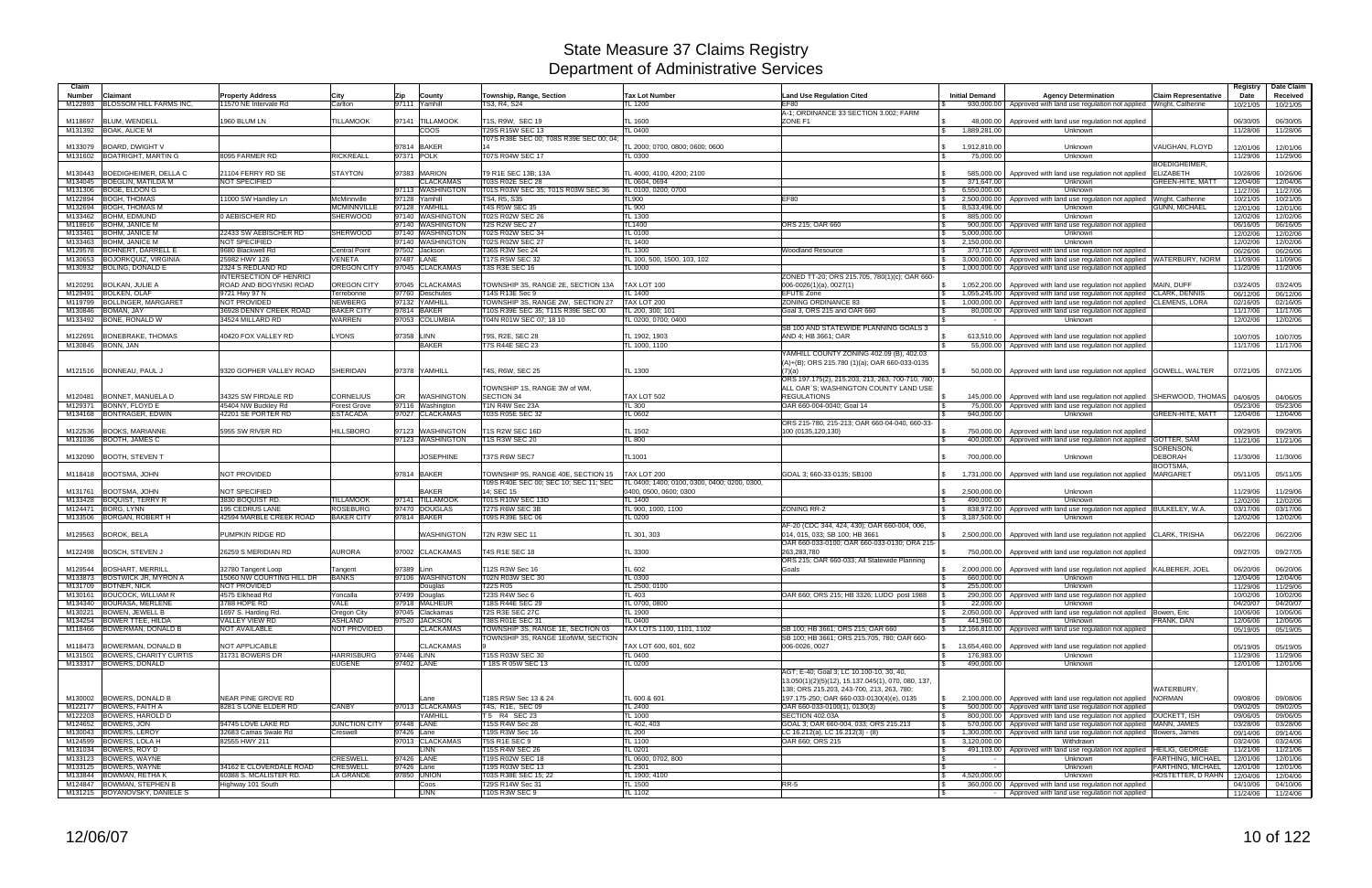# State Measure 37 Claims Registry
## Department of Administrative Services

| Claim Number | Claimant | Property Address | City | Zip | County | Township, Range, Section | Tax Lot Number | Land Use Regulation Cited | Initial Demand | Agency Determination | Claim Representative | Registry Date | Date Claim Received |
|---|---|---|---|---|---|---|---|---|---|---|---|---|---|
| M122893 | BLOSSOM HILL FARMS INC, | 11570 NE Intervale Rd | Carlton | 97111 | Yamhill | TS3, R4, S24 | TL 1200 | EF80 | $ 930,000.00 | Approved with land use regulation not applied | Wright, Catherine | 10/21/05 | 10/21/05 |
| M118697 | BLUM, WENDELL | 1960 BLUM LN | TILLAMOOK | 97141 | TILLAMOOK | T1S, R9W, SEC 19 | TL 1600 | A-1; ORDINANCE 33 SECTION 3.002; FARM ZONE F1 | $ 48,000.00 | Approved with land use regulation not applied | | 06/30/05 | 06/30/05 |
| M131392 | BOAK, ALICE M | | | | COOS | T29S R15W SEC 13 | TL 0400 | | $ 1,889,281.00 | Unknown | | 11/28/06 | 11/28/06 |
| M133079 | BOARD, DWIGHT V | | | 97814 | BAKER | T07S R38E SEC 00; T08S R39E SEC 00; 04; 14 | TL 2000; 0700, 0800; 0600; 0600 | | $ 1,912,810.00 | Unknown | VAUGHAN, FLOYD | 12/01/06 | 12/01/06 |
| M131602 | BOATRIGHT, MARTIN G | 8095 FARMER RD | RICKREALL | 97371 | POLK | T07S R04W SEC 17 | TL 0300 | | $ 75,000.00 | Unknown | | 11/29/06 | 11/29/06 |
| M130443 | BOEDIGHEIMER, DELLA C | 21104 FERRY RD SE | STAYTON | 97383 | MARION | T9 R1E SEC 13B; 13A | TL 4000, 4100, 4200; 2100 | | $ 585,000.00 | Approved with land use regulation not applied | BOEDIGHEIMER, ELIZABETH | 10/26/06 | 10/26/06 |
| M134045 | BOEGLIN, MATILDA M | NOT SPECIFIED | | | CLACKAMAS | T03S R02E SEC 28 | TL 0604, 0694 | | $ 371,647.00 | Unknown | GREEN-HITE, MATT | 12/04/06 | 12/04/06 |
| M131306 | BOGE, ELDON G | | | 97113 | WASHINGTON | T01S R03W SEC 35; T01S R03W SEC 36 | TL 0100, 0200; 0700 | | $ 6,550,000.00 | Unknown | | 11/27/06 | 11/27/06 |
| M122894 | BOGH, THOMAS | 11000 SW Handley Ln | McMinnville | 97128 | Yamhill | TS4, R5, S35 | TL900 | EF80 | $ 2,500,000.00 | Approved with land use regulation not applied | Wright, Catherine | 10/21/05 | 10/21/05 |
| M132694 | BOGH, THOMAS M | | MCMINNVILLE | 97128 | YAMHILL | T4S R5W SEC 35 | TL 900 | | $ 8,533,496.00 | Unknown | GUNN, MICHAEL | 12/01/06 | 12/01/06 |
| M133462 | BOHM, EDMUND | 0 AEBISCHER RD | SHERWOOD | 97140 | WASHINGTON | T02S R02W SEC 26 | TL 1300 | | $ 885,000.00 | Unknown | | 12/02/06 | 12/02/06 |
| M118616 | BOHM, JANICE M | | | 97140 | WASHINGTON | T2S R2W SEC 27 | TL1400 | ORS 215; OAR 660 | $ 900,000.00 | Approved with land use regulation not applied | | 06/16/05 | 06/16/05 |
| M133461 | BOHM, JANICE M | 22433 SW AEBISCHER RD | SHERWOOD | 97140 | WASHINGTON | T02S R02W SEC 34 | TL 0100 | | $ 5,000,000.00 | Unknown | | 12/02/06 | 12/02/06 |
| M133463 | BOHM, JANICE M | NOT SPECIFIED | | 97140 | WASHINGTON | T02S R02W SEC 27 | TL 1400 | | $ 2,150,000.00 | Unknown | | 12/02/06 | 12/02/06 |
| M129578 | BOHNERT, DARRELL E | 9680 Blackwell Rd | Central Point | 97502 | Jackson | T36S R3W Sec 24 | TL 1300 | Woodland Resource | $ 370,710.00 | Approved with land use regulation not applied | | 06/26/06 | 06/26/06 |
| M130653 | BOJORKQUIZ, VIRGINIA | 25982 HWY 126 | VENETA | 97487 | LANE | T17S R5W SEC 32 | TL 100, 500, 1500, 103, 102 | | $ 3,000,000.00 | Approved with land use regulation not applied | WATERBURY, NORM | 11/09/06 | 11/09/06 |
| M130932 | BOLING, DONALD E | 2324 S REDLAND RD | OREGON CITY | 97045 | CLACKAMAS | T3S R3E SEC 16 | TL 1000 | | $ 1,000,000.00 | Approved with land use regulation not applied | | 11/20/06 | 11/20/06 |
| M120291 | BOLKAN, JULIE A | INTERSECTION OF HENRICI ROAD AND BOGYNSKI ROAD | OREGON CITY | 97045 | CLACKAMAS | TOWNSHIP 3S, RANGE 2E, SECTION 13A | TAX LOT 100 | ZONED TT-20; ORS 215.705, 780(1)(c); OAR 660-006-0026(1)(a), 0027(1) | $ 1,052,200.00 | Approved with land use regulation not applied | MAIN, DUFF | 03/24/05 | 03/24/05 |
| M129491 | BOLKEN, OLAF | 9721 Hwy 97 N | Terrebonne | 97760 | Deschutes | T14S R13E Sec 9 | TL 1400 | EFUTE Zone | $ 1,055,245.00 | Approved with land use regulation not applied | CLARK, DENNIS | 06/12/06 | 06/12/06 |
| M119799 | BOLLINGER, MARGARET | NOT PROVIDED | NEWBERG | 97132 | YAMHILL | TOWNSHIP 3S, RANGE 2W, SECTION 27 | TAX LOT 200 | ZONING ORDINANCE 83 | $ 1,000,000.00 | Approved with land use regulation not applied | CLEMENS, LORA | 02/16/05 | 02/16/05 |
| M130846 | BOMAN, JAY | 36928 DENNY CREEK ROAD | BAKER CITY | 97814 | BAKER | T10S R39E SEC 35; T11S R39E SEC 00 | TL 200, 300; 101 | Goal 3, ORS 215 and OAR 660 | $ 80,000.00 | Approved with land use regulation not applied | | 11/17/06 | 11/17/06 |
| M133492 | BONE, RONALD W | 34524 MILLARD RD | WARREN | 97053 | COLUMBIA | T04N R01W SEC 07; 18 10 | TL 0200, 0700; 0400 | | $ - | Unknown | | 12/02/06 | 12/02/06 |
| M122691 | BONEBRAKE, THOMAS | 40420 FOX VALLEY RD | LYONS | 97358 | LINN | T9S, R2E, SEC 28 | TL 1902, 1903 | SB 100 AND STATEWIDE PLANNING GOALS 3 AND 4; HB 3661; OAR | $ 613,510.00 | Approved with land use regulation not applied | | 10/07/05 | 10/07/05 |
| M130845 | BONN, JAN | | | | BAKER | T7S R44E SEC 23 | TL 1000, 1100 | | $ 55,000.00 | Approved with land use regulation not applied | | 11/17/06 | 11/17/06 |
| M121516 | BONNEAU, PAUL J | 9320 GOPHER VALLEY ROAD | SHERIDAN | 97378 | YAMHILL | T4S, R6W, SEC 25 | TL 1300 | YAMHILL COUNTY ZONING 402.09 (B), 402.03 (A)+(B); ORS 215.780 (1)(a); OAR 660-033-0135 (7)(a) | $ 50,000.00 | Approved with land use regulation not applied | GOWELL, WALTER | 07/21/05 | 07/21/05 |
| M120481 | BONNET, MANUELA D | 34325 SW FIRDALE RD | CORNELIUS | OR | WASHINGTON | TOWNSHIP 1S, RANGE 3W of WM, SECTION 34 | TAX LOT 502 | ORS 197.175(2), 215.203, 213, 263, 700-710, 780; ALL OAR`S; WASHINGTON COUNTY LAND USE REGULATIONS | $ 145,000.00 | Approved with land use regulation not applied | SHERWOOD, THOMAS | 04/06/05 | 04/06/05 |
| M129371 | BONNY, FLOYD E | 45404 NW Buckley Rd | Forest Grove | 97116 | Washington | T1N R4W Sec 23A | TL 300 | OAR 660-004-0040; Goal 14 | $ 75,000.00 | Approved with land use regulation not applied | | 05/23/06 | 05/23/06 |
| M134168 | BONTRAGER, EDWIN | 42201 SE PORTER RD | ESTACADA | 97027 | CLACKAMAS | T03S R05E SEC 32 | TL 0602 | | $ 940,000.00 | Unknown | GREEN-HITE, MATT | 12/04/06 | 12/04/06 |
| M122536 | BOOKS, MARIANNE | 5955 SW RIVER RD | HILLSBORO | 97123 | WASHINGTON | T1S R2W SEC 16D | TL 1502 | ORS 215-780, 215-213; OAR 660-04-040, 660-33-100 (0135,120,130) | $ 750,000.00 | Approved with land use regulation not applied | | 09/29/05 | 09/29/05 |
| M131036 | BOOTH, JAMES C | | | 97123 | WASHINGTON | T1S R3W SEC 20 | TL 800 | | $ 400,000.00 | Approved with land use regulation not applied | GOTTER, SAM | 11/21/06 | 11/21/06 |
| M132090 | BOOTH, STEVEN T | | | | JOSEPHINE | T37S R6W SEC7 | TL1001 | | $ 700,000.00 | Unknown | SORENSON, DEBORAH | 11/30/06 | 11/30/06 |
| M118418 | BOOTSMA, JOHN | NOT PROVIDED | | 97814 | BAKER | TOWNSHIP 9S, RANGE 40E, SECTION 15 | TAX LOT 200 | GOAL 3; 660-33-0135; SB100 | $ 1,731,000.00 | Approved with land use regulation not applied | BOOTSMA, MARGARET | 05/11/05 | 05/11/05 |
| M131761 | BOOTSMA, JOHN | NOT SPECIFIED | | | BAKER | T09S R40E SEC 00; SEC 10; SEC 11; SEC 14; SEC 15 | TL 0400; 1400; 0100, 0300, 0400, 0200, 0300, 0400, 0500, 0600; 0300 | | $ 2,500,000.00 | Unknown | | 11/29/06 | 11/29/06 |
| M133428 | BOQUIST, TERRY R | 3830 BOQUIST RD. | TILLAMOOK | 97141 | TILLAMOOK | T01S R10W SEC 13D | TL 1400 | | $ 490,000.00 | Unknown | | 12/02/06 | 12/02/06 |
| M124471 | BORG, LYNN | 195 CEDRUS LANE | ROSEBURG | 97470 | DOUGLAS | T27S R6W SEC 3B | TL 900, 1000, 1100 | ZONING RR-2 | $ 838,972.00 | Approved with land use regulation not applied | BULKELEY, W.A. | 03/17/06 | 03/17/06 |
| M133506 | BORGAN, ROBERT H | 42594 MARBLE CREEK ROAD | BAKER CITY | 97814 | BAKER | T09S R39E SEC 06 | TL 0200 | | $ 3,187,500.00 | Unknown | | 12/02/06 | 12/02/06 |
| M129563 | BOROK, BELA | PUMPKIN RIDGE RD | | | WASHINGTON | T2N R3W SEC 11 | TL 301, 303 | AF-20 (CDC 344, 424, 430); OAR 660-004, 006, 014, 015, 033; SB 100; HB 3661 | $ 2,500,000.00 | Approved with land use regulation not applied | CLARK, TRISHA | 06/22/06 | 06/22/06 |
| M122498 | BOSCH, STEVEN J | 26259 S MERIDIAN RD | AURORA | 97002 | CLACKAMAS | T4S R1E SEC 18 | TL 3300 | OAR 660-033-0100; OAR 660-033-0130; ORA 215-263,283,780 | $ 750,000.00 | Approved with land use regulation not applied | | 09/27/05 | 09/27/05 |
| M129544 | BOSHART, MERRILL | 32780 Tangent Loop | Tangent | 97389 | Linn | T12S R3W Sec 16 | TL 602 | ORS 215; OAR 660-033; All Statewide Planning Goals | $ 2,000,000.00 | Approved with land use regulation not applied | KALBERER, JOEL | 06/20/06 | 06/20/06 |
| M133873 | BOSTWICK JR, MYRON A | 15060 NW COURTING HILL DR | BANKS | 97106 | WASHINGTON | T02N R03W SEC 30 | TL 0300 | | $ 660,000.00 | Unknown | | 12/04/06 | 12/04/06 |
| M131709 | BOTNER, NICK | NOT PROVIDED | | | Douglas | T22S R05 | TL 2500; 0100 | | $ 255,000.00 | Unknown | | 11/29/06 | 11/29/06 |
| M130161 | BOUCOCK, WILLIAM R | 4575 Elkhead Rd | Yoncalla | 97499 | Douglas | T23S R4W Sec 6 | TL 403 | OAR 660; ORS 215; HB 3326; LUDO post 1988 | $ 290,000.00 | Approved with land use regulation not applied | | 10/02/06 | 10/02/06 |
| M134340 | BOURASA, MERLENE | 3788 HOPE RD | VALE | 97918 | MALHEUR | T18S R44E SEC 29 | TL 0700, 0800 | | $ 22,000.00 | Unknown | | 04/20/07 | 04/20/07 |
| M130221 | BOWEN, JEWELL B | 1697 S. Harding Rd. | Oregon City | 97045 | Clackamas | T2S R3E SEC 27C | TL 1900 | | $ 2,050,000.00 | Approved with land use regulation not applied | Bowen, Eric | 10/06/06 | 10/06/06 |
| M134254 | BOWER TTEE, HILDA | VALLEY VIEW RD | ASHLAND | 97520 | JACKSON | T38S R01E SEC 31 | TL 0400 | | $ 441,960.00 | Unknown | FRANK, DAN | 12/06/06 | 12/06/06 |
| M118466 | BOWERMAN, DONALD B | NOT AVAILABLE | NOT PROVIDED | | CLACKAMAS | TOWNSHIP 3S, RANGE 1E, SECTION 03 | TAX LOTS 1100, 1101, 1102 | SB 100; HB 3661; ORS 215; OAR 660 | $ 12,166,810.00 | Approved with land use regulation not applied | | 05/19/05 | 05/19/05 |
| M118473 | BOWERMAN, DONALD B | NOT APPLICABLE | | | CLACKAMAS | TOWNSHIP 3S, RANGE 1EofWM, SECTION 9 | TAX LOT 600, 601, 602 | SB 100; HB 3661; ORS 215.705, 780; OAR 660-006-0026, 0027 | $ 13,654,460.00 | Approved with land use regulation not applied | | 05/19/05 | 05/19/05 |
| M131501 | BOWERS, CHARITY CURTIS | 31731 BOWERS DR | HARRISBURG | 97446 | LINN | T15S R03W SEC 30 | TL 0400 | | $ 176,983.00 | Unknown | | 11/29/06 | 11/29/06 |
| M133317 | BOWERS, DONALD | | EUGENE | 97402 | LANE | T 18S R 05W SEC 13 | TL 0200 | | $ 490,000.00 | Unknown | | 12/01/06 | 12/01/06 |
| M130002 | BOWERS, DONALD B | NEAR PINE GROVE RD | | | Lane | T18S R5W Sec 13 & 24 | TL 600 & 601 | AGT, E-40; Goal 3; LC 10.100-10, 30, 40, 13.050(1)(2)(5)(12), 15.137.045(1), 070, 080, 137, 138; ORS 215.203, 243-700, 213, 263, 780; 197.175-250; OAR 660-033-0130(4)(e), 0135 | $ 2,100,000.00 | Approved with land use regulation not applied | WATERBURY, NORMAN | 09/08/06 | 09/08/06 |
| M122177 | BOWERS, FAITH A | 8281 S LONE ELDER RD | CANBY | 97013 | CLACKAMAS | T4S, R1E, SEC 09 | TL 2400 | OAR 660-033-0100(1), 0130(3) | $ 500,000.00 | Approved with land use regulation not applied | | 09/02/05 | 09/02/05 |
| M122203 | BOWERS, HAROLD D | | | | YAMHILL | T 5 R4 SEC 23 | TL 1000 | SECTION 402.03A | $ 800,000.00 | Approved with land use regulation not applied | DUCKETT, ISH | 09/06/05 | 09/06/05 |
| M124652 | BOWERS, JON | 94745 LOVE LAKE RD | JUNCTION CITY | 97448 | LANE | T15S R4W Sec 28 | TL 402, 403 | GOAL 3; OAR 660-004, 033; ORS 215.213 | $ 570,000.00 | Approved with land use regulation not applied | MANN, JAMES | 03/28/06 | 03/28/06 |
| M130043 | BOWERS, LEROY | 32683 Camas Swale Rd | Creswell | 97426 | Lane | T19S R3W Sec 16 | TL 200 | LC 16.212(a); LC 16.212(3) - (8) | $ 1,300,000.00 | Approved with land use regulation not applied | Bowers, James | 09/14/06 | 09/14/06 |
| M124599 | BOWERS, LOLA H | 82555 HWY 211 | | 97013 | CLACKAMAS | T5S R1E SEC 9 | TL 1100 | OAR 660; ORS 215 | $ 3,120,000.00 | Withdrawn | | 03/24/06 | 03/24/06 |
| M131034 | BOWERS, ROY D | | | | LINN | T15S R4W SEC 26 | TL 0201 | | $ 491,103.00 | Approved with land use regulation not applied | HEILIG, GEORGE | 11/21/06 | 11/21/06 |
| M133123 | BOWERS, WAYNE | | CRESWELL | 97426 | LANE | T19S R02W SEC 18 | TL 0600, 0702, 800 | | $ - | Unknown | FARTHING, MICHAEL | 12/01/06 | 12/01/06 |
| M133125 | BOWERS, WAYNE | 34162 E CLOVERDALE ROAD | CRESWELL | 97426 | Lane | T19S R03W SEC 13 | TL 2301 | | $ - | Unknown | FARTHING, MICHAEL | 12/01/06 | 12/01/06 |
| M133844 | BOWMAN, RETHA K | 60388 S. MCALISTER RD. | LA GRANDE | 97850 | UNION | T03S R38E SEC 15; 22 | TL 1900; 4100 | | $ 4,520,000.00 | Unknown | HOSTETTER, D RAHN | 12/04/06 | 12/04/06 |
| M124847 | BOWMAN, STEPHEN B | Highway 101 South | | | Coos | T29S R14W Sec 31 | TL 1500 | RR-5 | $ 360,000.00 | Approved with land use regulation not applied | | 04/10/06 | 04/10/06 |
| M131215 | BOYANOVSKY, DANIELE S | | | | LINN | T10S R3W SEC 9 | TL 1102 | | $ - | Approved with land use regulation not applied | | 11/24/06 | 11/24/06 |

12/06/07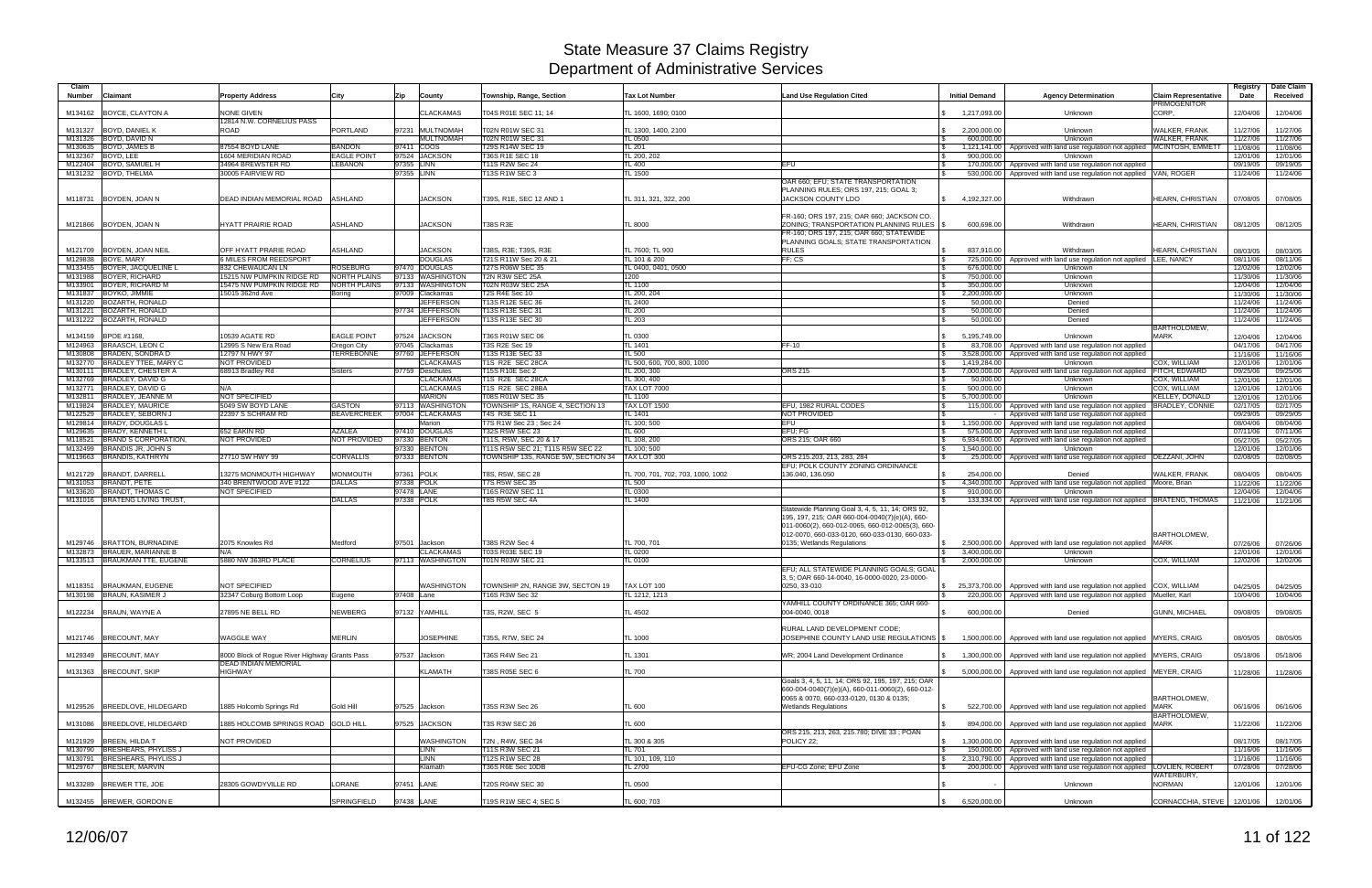# State Measure 37 Claims Registry
## Department of Administrative Services

| Claim Number | Claimant | Property Address | City | Zip | County | Township, Range, Section | Tax Lot Number | Land Use Regulation Cited | Initial Demand | Agency Determination | Claim Representative | Registry Date | Date Claim Received |
|---|---|---|---|---|---|---|---|---|---|---|---|---|---|
| M134162 | BOYCE, CLAYTON A | NONE GIVEN | | | CLACKAMAS | T04S R01E SEC 11; 14 | TL 1600, 1690; 0100 | | $ 1,217,093.00 | Unknown | PRIMOGENITOR CORP. | 12/04/06 | 12/04/06 |
| M131327 | BOYD, DANIEL K | 12814 N.W. CORNELIUS PASS ROAD | PORTLAND | 97231 | MULTNOMAH | T02N R01W SEC 31 | TL 1300, 1400, 2100 | | $ 2,200,000.00 | Unknown | WALKER, FRANK | 11/27/06 | 11/27/06 |
| M131326 | BOYD, DAVID N | | | | MULTNOMAH | T02N R01W SEC 31 | TL 0500 | | $ 600,000.00 | Unknown | WALKER, FRANK | 11/27/06 | 11/27/06 |
| M130635 | BOYD, JAMES B | 87554 BOYD LANE | BANDON | 97411 | COOS | T29S R14W SEC 19 | TL 201 | | $ 1,121,141.00 | Approved with land use regulation not applied | MCINTOSH, EMMETT | 11/08/06 | 11/08/06 |
| M132367 | BOYD, LEE | 1604 MERIDIAN ROAD | EAGLE POINT | 97524 | JACKSON | T36S R1E SEC 18 | TL 200, 202 | | $ 900,000.00 | Unknown | | 12/01/06 | 12/01/06 |
| M122404 | BOYD, SAMUEL H | 34964 BREWSTER RD | LEBANON | 97355 | LINN | T11S R2W Sec 24 | TL 400 | EFU | $ 170,000.00 | Approved with land use regulation not applied | | 09/19/05 | 09/19/05 |
| M131232 | BOYD, THELMA | 30005 FAIRVIEW RD | | 97355 | LINN | T13S R1W SEC 3 | TL 1500 | | $ 530,000.00 | Approved with land use regulation not applied | VAN, ROGER | 11/24/06 | 11/24/06 |
| M118731 | BOYDEN, JOAN N | DEAD INDIAN MEMORIAL ROAD | ASHLAND | | JACKSON | T39S, R1E, SEC 12 AND 1 | TL 311, 321, 322, 200 | OAR 660; EFU; STATE TRANSPORTATION PLANNING RULES; ORS 197, 215; GOAL 3; JACKSON COUNTY LDO | $ 4,192,327.00 | Withdrawn | HEARN, CHRISTIAN | 07/08/05 | 07/08/05 |
| M121866 | BOYDEN, JOAN N | HYATT PRAIRIE ROAD | ASHLAND | | JACKSON | T38S R3E | TL 8000 | FR-160; ORS 197, 215; OAR 660; JACKSON CO. ZONING; TRANSPORTATION PLANNING RULES | $ 600,698.00 | Withdrawn | HEARN, CHRISTIAN | 08/12/05 | 08/12/05 |
| M121709 | BOYDEN, JOAN NEIL | OFF HYATT PRARIE ROAD | ASHLAND | | JACKSON | T38S, R3E; T39S, R3E | TL 7600; TL 900 | FR-160; ORS 197, 215; OAR 660; STATEWIDE PLANNING GOALS; STATE TRANSPORTATION RULES | $ 837,910.00 | Withdrawn | HEARN, CHRISTIAN | 08/03/05 | 08/03/05 |
| M129838 | BOYE, MARY | 6 MILES FROM REEDSPORT | | | DOUGLAS | T21S R11W Sec 20 & 21 | TL 101 & 200 | FF; CS | $ 725,000.00 | Approved with land use regulation not applied | LEE, NANCY | 08/11/06 | 08/11/06 |
| M133455 | BOYER, JACQUELINE L | 832 CHEWAUCAN LN | ROSEBURG | 97470 | DOUGLAS | T27S R06W SEC 35 | TL 0400, 0401, 0500 | | $ 676,000.00 | Unknown | | 12/02/06 | 12/02/06 |
| M131988 | BOYER, RICHARD | 15215 NW PUMPKIN RIDGE RD | NORTH PLAINS | 97133 | WASHINGTON | T2N R3W SEC 25A | 1200 | | $ 750,000.00 | Unknown | | 11/30/06 | 11/30/06 |
| M133901 | BOYER, RICHARD M | 15475 NW PUMPKIN RIDGE RD | NORTH PLAINS | 97133 | WASHINGTON | T02N R03W SEC 25A | TL 1100 | | $ 350,000.00 | Unknown | | 12/04/06 | 12/04/06 |
| M131837 | BOYKO, JIMMIE | 15015 362nd Ave | Boring | 97009 | Clackamas | T2S R4E Sec 10 | TL 200, 204 | | $ 2,200,000.00 | Unknown | | 11/30/06 | 11/30/06 |
| M131220 | BOZARTH, RONALD | | | | JEFFERSON | T13S R12E SEC 36 | TL 2400 | | $ 50,000.00 | Denied | | 11/24/06 | 11/24/06 |
| M131221 | BOZARTH, RONALD | | | 97734 | JEFFERSON | T13S R13E SEC 31 | TL 200 | | $ 50,000.00 | Denied | | 11/24/06 | 11/24/06 |
| M131222 | BOZARTH, RONALD | | | | JEFFERSON | T13S R13E SEC 30 | TL 203 | | $ 50,000.00 | Denied | | 11/24/06 | 11/24/06 |
| M134159 | BPOE #1168, | 10539 AGATE RD | EAGLE POINT | 97524 | JACKSON | T36S R01W SEC 06 | TL 0300 | | $ 5,195,749.00 | Unknown | BARTHOLOMEW, MARK | 12/04/06 | 12/04/06 |
| M124963 | BRAASCH, LEON C | 12995 S New Era Road | Oregon City | 97045 | Clackamas | T3S R2E Sec 19 | TL 1401 | FF-10 | $ 83,708.00 | Approved with land use regulation not applied | | 04/17/06 | 04/17/06 |
| M130808 | BRADEN, SONDRA D | 12797 N HWY 97 | TERREBONNE | 97760 | JEFFERSON | T13S R13E SEC 33 | TL 500 | | $ 3,528,000.00 | Approved with land use regulation not applied | | 11/16/06 | 11/16/06 |
| M132770 | BRADLEY TTEE, MARY C | NOT PROVIDED | | | CLACKAMAS | T1S R2E SEC 28CA | TL 500, 600, 700, 800, 1000 | | $ 1,419,284.00 | Unknown | COX, WILLIAM | 12/01/06 | 12/01/06 |
| M130111 | BRADLEY, CHESTER A | 68913 Bradley Rd | Sisters | 97759 | Deschutes | T15S R10E Sec 2 | TL 200, 300 | ORS 215 | $ 7,000,000.00 | Approved with land use regulation not applied | FITCH, EDWARD | 09/25/06 | 09/25/06 |
| M132769 | BRADLEY, DAVID G | | | | CLACKAMAS | T1S R2E SEC 28CA | TL 300, 400 | | $ 50,000.00 | Unknown | COX, WILLIAM | 12/01/06 | 12/01/06 |
| M132771 | BRADLEY, DAVID G | N/A | | | CLACKAMAS | T1S R2E SEC 28BA | TAX LOT 7000 | | $ 500,000.00 | Unknown | COX, WILLIAM | 12/01/06 | 12/01/06 |
| M132811 | BRADLEY, JEANNE M | NOT SPECIFIED | | | MARION | T08S R01W SEC 35 | TL 1100 | | $ 5,700,000.00 | Unknown | KELLEY, DONALD | 12/01/06 | 12/01/06 |
| M119824 | BRADLEY, MAURICE | 5049 SW BOYD LANE | GASTON | 97113 | WASHINGTON | TOWNSHIP 1S, RANGE 4, SECTION 13 | TAX LOT 1500 | EFU, 1982 RURAL CODES | $ 115,000.00 | Approved with land use regulation not applied | BRADLEY, CONNIE | 02/17/05 | 02/17/05 |
| M122529 | BRADLEY, SEBORN J | 22397 S SCHRAM RD | BEAVERCREEK | 97004 | CLACKAMAS | T4S R3E SEC 11 | TL 1401 | NOT PROVIDED | $ - | Approved with land use regulation not applied | | 09/29/05 | 09/29/05 |
| M129814 | BRADY, DOUGLAS L | | | | Marion | T7S R1W Sec 23 ; Sec 24 | TL 100; 500 | EFU | $ 1,150,000.00 | Approved with land use regulation not applied | | 08/04/06 | 08/04/06 |
| M129635 | BRADY, KENNETH L | 652 EAKIN RD | AZALEA | 97410 | DOUGLAS | T32S R5W SEC 23 | TL 600 | EFU; FG | $ 575,000.00 | Approved with land use regulation not applied | | 07/11/06 | 07/11/06 |
| M118521 | BRAND S CORPORATION, | NOT PROVIDED | NOT PROVIDED | 97330 | BENTON | T11S, R5W, SEC 20 & 17 | TL 108, 200 | ORS 215; OAR 660 | $ 6,934,600.00 | Approved with land use regulation not applied | | 05/27/05 | 05/27/05 |
| M132499 | BRANDIS JR, JOHN S | | | 97330 | BENTON | T11S R5W SEC 21; T11S R5W SEC 22 | TL 100; 500 | | $ 1,540,000.00 | Unknown | | 12/01/06 | 12/01/06 |
| M119663 | BRANDIS, KATHRYN | 27710 SW HWY 99 | CORVALLIS | 97333 | BENTON | TOWNSHIP 13S, RANGE 5W, SECTION 34 | TAX LOT 300 | ORS 215.203, 213, 283, 284 | $ 25,000.00 | Approved with land use regulation not applied | DEZZANI, JOHN | 02/08/05 | 02/08/05 |
| M121729 | BRANDT, DARRELL | 13275 MONMOUTH HIGHWAY | MONMOUTH | 97361 | POLK | T8S, R5W, SEC 28 | TL 700, 701, 702, 703, 1000, 1002 | EFU; POLK COUNTY ZONING ORDINANCE 136.040, 136.050 | $ 254,000.00 | Denied | WALKER, FRANK | 08/04/05 | 08/04/05 |
| M131053 | BRANDT, PETE | 340 BRENTWOOD AVE #122 | DALLAS | 97338 | POLK | T7S R5W SEC 35 | TL 500 | | $ 4,340,000.00 | Approved with land use regulation not applied | Moore, Brian | 11/22/06 | 11/22/06 |
| M133620 | BRANDT, THOMAS C | NOT SPECIFIED | | 97478 | LANE | T16S R02W SEC 11 | TL 0300 | | $ 910,000.00 | Unknown | | 12/04/06 | 12/04/06 |
| M131016 | BRATENG LIVING TRUST, | | DALLAS | 97338 | POLK | T8S R5W SEC 4A | TL 1400 | | $ 133,334.00 | Approved with land use regulation not applied | BRATENG, THOMAS | 11/21/06 | 11/21/06 |
| M129746 | BRATTON, BURNADINE | 2075 Knowles Rd | Medford | 97501 | Jackson | T38S R2W Sec 4 | TL 700, 701 | Statewide Planning Goal 3, 4, 5, 11, 14; ORS 92, 195, 197, 215; OAR 660-004-0040(7)(e)(A), 660-011-0060(2), 660-012-0065, 660-012-0065(3), 660-012-0070, 660-033-0120, 660-033-0130, 660-033-0135; Wetlands Regulations | $ 2,500,000.00 | Approved with land use regulation not applied | BARTHOLOMEW, MARK | 07/26/06 | 07/26/06 |
| M132873 | BRAUER, MARIANNE B | N/A | | | CLACKAMAS | T03S R03E SEC 19 | TL 0200 | | $ 3,400,000.00 | Unknown | | 12/01/06 | 12/01/06 |
| M133513 | BRAUKMAN TTE, EUGENE | 5880 NW 363RD PLACE | CORNELIUS | 97113 | WASHINGTON | T01N R03W SEC 21 | TL 0100 | | $ 2,000,000.00 | Unknown | COX, WILLIAM | 12/02/06 | 12/02/06 |
| M118351 | BRAUKMAN, EUGENE | NOT SPECIFIED | | | WASHINGTON | TOWNSHIP 2N, RANGE 3W, SECTON 19 | TAX LOT 100 | EFU; ALL STATEWIDE PLANNING GOALS; GOAL 3, 5; OAR 660-14-0040, 16-0000-0020, 23-0000-0250, 33-010 | $ 25,373,700.00 | Approved with land use regulation not applied | COX, WILLIAM | 04/25/05 | 04/25/05 |
| M130198 | BRAUN, KASIMER J | 32347 Coburg Bottom Loop | Eugene | 97408 | Lane | T16S R3W Sec 32 | TL 1212, 1213 | | $ 220,000.00 | Approved with land use regulation not applied | Mueller, Karl | 10/04/06 | 10/04/06 |
| M122234 | BRAUN, WAYNE A | 27895 NE BELL RD | NEWBERG | 97132 | YAMHILL | T3S, R2W, SEC 5 | TL 4502 | YAMHILL COUNTY ORDINANCE 365; OAR 660-004-0040, 0018 | $ 600,000.00 | Denied | GUNN, MICHAEL | 09/08/05 | 09/08/05 |
| M121746 | BRECOUNT, MAY | WAGGLE WAY | MERLIN | | JOSEPHINE | T35S, R7W, SEC 24 | TL 1000 | RURAL LAND DEVELOPMENT CODE; JOSEPHINE COUNTY LAND USE REGULATIONS | $ 1,500,000.00 | Approved with land use regulation not applied | MYERS, CRAIG | 08/05/05 | 08/05/05 |
| M129349 | BRECOUNT, MAY | 8000 Block of Rogue River Highway Grants Pass | | 97537 | Jackson | T36S R4W Sec 21 | TL 1301 | WR; 2004 Land Development Ordinance | $ 1,300,000.00 | Approved with land use regulation not applied | MYERS, CRAIG | 05/18/06 | 05/18/06 |
| M131363 | BRECOUNT, SKIP | DEAD INDIAN MEMORIAL HIGHWAY | | | KLAMATH | T38S R05E SEC 6 | TL 700 | | $ 5,000,000.00 | Approved with land use regulation not applied | MEYER, CRAIG | 11/28/06 | 11/28/06 |
| M129526 | BREEDLOVE, HILDEGARD | 1885 Holcomb Springs Rd | Gold Hill | 97525 | Jackson | T35S R3W Sec 26 | TL 600 | Goals 3, 4, 5, 11, 14; ORS 92, 195, 197, 215; OAR 660-004-0040(7)(e)(A), 660-011-0060(2), 660-012-0065 & 0070, 660-033-0120, 0130 & 0135; Wetlands Regulations | $ 522,700.00 | Approved with land use regulation not applied | BARTHOLOMEW, MARK | 06/16/06 | 06/16/06 |
| M131086 | BREEDLOVE, HILDEGARD | 1885 HOLCOMB SPRINGS ROAD | GOLD HILL | 97525 | JACKSON | T3S R3W SEC 26 | TL 600 | | $ 894,000.00 | Approved with land use regulation not applied | BARTHOLOMEW, MARK | 11/22/06 | 11/22/06 |
| M121929 | BREEN, HILDA T | NOT PROVIDED | | | WASHINGTON | T2N , R4W, SEC 34 | TL 300 & 305 | ORS 215, 213, 263, 215.780; DIVE 33 ; POAN POLICY 22; | $ 1,300,000.00 | Approved with land use regulation not applied | | 08/17/05 | 08/17/05 |
| M130790 | BRESHEARS, PHYLISS J | | | | LINN | T11S R3W SEC 21 | TL 701 | | $ 150,000.00 | Approved with land use regulation not applied | | 11/16/06 | 11/16/06 |
| M130791 | BRESHEARS, PHYLISS J | | | | LINN | T12S R1W SEC 28 | TL 101, 109, 110 | | $ 2,310,790.00 | Approved with land use regulation not applied | | 11/16/06 | 11/16/06 |
| M129767 | BRESLER, MARVIN | | | | Klamath | T36S R6E Sec 10DB | TL 2700 | EFU-CG Zone; EFU Zone | $ 200,000.00 | Approved with land use regulation not applied | LOVLIEN, ROBERT | 07/28/06 | 07/28/06 |
| M133289 | BREWER TTE, JOE | 28305 GOWDYVILLE RD | LORANE | 97451 | LANE | T20S R04W SEC 30 | TL 0500 | | $ - | Unknown | WATERBURY, NORMAN | 12/01/06 | 12/01/06 |
| M132455 | BREWER, GORDON E | | SPRINGFIELD | 97438 | LANE | T19S R1W SEC 4; SEC 5 | TL 600; 703 | | $ 6,520,000.00 | Unknown | CORNACCHIA, STEVE | 12/01/06 | 12/01/06 |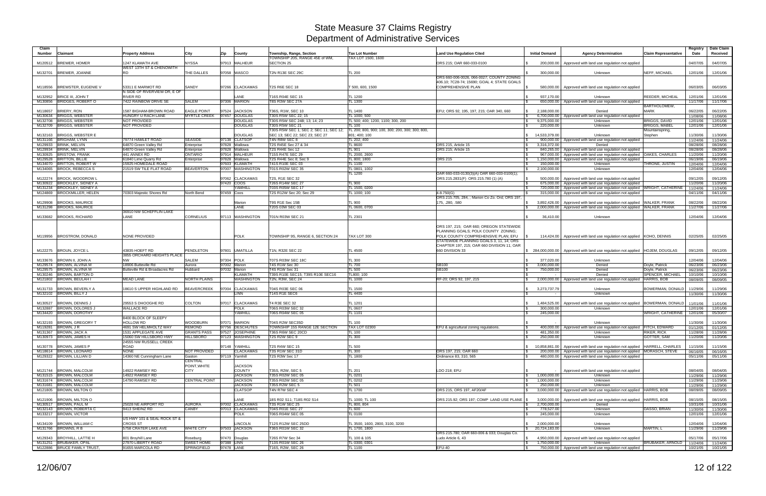# State Measure 37 Claims Registry
# Department of Administrative Services

| Claim Number | Claimant | Property Address | City | Zip | County | Township, Range, Section | Tax Lot Number | Land Use Regulation Cited | Initial Demand | Agency Determination | Claim Representative | Registry Date | Date Claim Received |
|---|---|---|---|---|---|---|---|---|---|---|---|---|---|
| M120512 | BREWER, HOMER | 1247 KLAMATH AVE | NYSSA | 97913 | MALHEUR | TOWNSHIP 20S, RANGE 45E of WM, SECTION 25 | TAX LOT 1500, 1600 | ORS 215; OAR 660-033-0100 | $ 200,000.00 | Approved with land use regulation not applied | | 04/07/05 | 04/07/05 |
| M132701 | BREWER, JOANNE | WEST 13TH ST & CHENOWITH RD | THE DALLES | 97058 | WASCO | T2N R13E SEC 29C | TL 200 | | $ 300,000.00 | Unknown | NEFF, MICHAEL | 12/01/06 | 12/01/06 |
| M118556 | BREWSTER, EUGENIE V | 53311 E MARMOT RD | SANDY | 97266 | CLACKAMAS | T2S R6E SEC 18 | T 500, 600, 1500 | ORS 660-006-0026, 066-0027; COUNTY ZONING 406.10; 7C28-74; 15690; GOAL 4; STATE GOALS COMPREHENSIVE PLAN | $ 580,000.00 | Approved with land use regulation not applied | | 06/03/05 | 06/03/05 |
| M132952 | BRICE III, JOHN T | N SIDE OF RIVERVIEW DR, E OF RIVER RD | | | LANE | T16S R04E SEC 15 | TL 1200 | | $ 937,170.00 | Unknown | REEDER, MICHEAL | 12/01/06 | 12/01/06 |
| M130856 | BRIDGES, ROBERT O | 7422 RAINBOW DRIVE SE | SALEM | 97306 | MARION | T8S R3W SEC 27A | TL 1300 | | $ 650,000.00 | Approved with land use regulation not applied | | 11/17/06 | 11/17/06 |
| M118657 | BRIERY, RON | 1587 BIGHAM-BROWN ROAD | EAGLE POINT | 97524 | JACKSON | T36S, R1W, SEC 10 | TL 1400 | EFU; ORS 92, 195, 197, 215; OAR 340, 660 | $ 2,188,000.00 | Denied | BARTHOLOMEW, MARK | 06/22/05 | 06/22/05 |
| M130634 | BRIGGS, WEBSTER | HUNGRY U RACH LANE | MYRTLE CREEK | 97457 | DOUGLAS | T30S R5W SEC 22; 15 | TL 1000; 500 | | $ 6,700,000.00 | Approved with land use regulation not applied | | 11/08/06 | 11/08/06 |
| M132706 | BRIGGS, WEBSTER | NOT PROVIDED | | | DOUGLAS | T30S R5W SEC 24B; 13; 14; 23 | TL 500; 400; 1200, 1100; 300, 200 | | $ 9,375,000.00 | Unknown | BRIGGS, DAVID | 12/01/06 | 12/01/06 |
| M132709 | BRIGGS, WEBSTER | NOT PROVIDED | | | DOUGLAS | T30S R5W SEC 21 | TL 100 | | $ 220,000.00 | Unknown | BRIGGS, MABEL | 12/01/06 | 12/01/06 |
| M132163 | BRIGGS, WEBSTER E | | | | DOUGLAS | T30S R5W SEC 1; SEC 2; SEC 11; SEC 12; SEC 13; SEC 22; SEC 23; SEC 27 | TL 200; 800, 900; 100, 300, 200, 300; 800, 801; 400; 100 | | $ 14,533,379.00 | Unknown | Mountainspring, Stephen | 11/30/06 | 11/30/06 |
| M131166 | BRIGHAM, LYNN | 79774 HAMLET ROAD | SEASIDE | 97138 | CLATSOP | T4N R8W SEC 8 | TL 202, 400 | | $ 900,000.00 | Approved with land use regulation not applied | | 11/24/06 | 11/24/06 |
| M129933 | BRINK, MELVIN | 64870 Green Valley Rd | Enterprise | 97828 | Wallowa | T2S R45E Sec 27 & 34 | TL 8600 | ORS 215, Article 15 | $ 3,316,372.00 | Denied | | 08/28/06 | 08/28/06 |
| M129934 | BRINK, MELVIN | 64870 Green Valley Rd | Enterprise | 97828 | Wallowa | T2S R44E Sec 12 | TL 901 | ORS 215; Article 15 | $ 840,265.00 | Approved with land use regulation not applied | | 08/28/06 | 08/28/06 |
| M130925 | BRISTOW, FRANK | 441 ANNEX RD | ONTARIO | 97914 | MALHEUR | T15S R47E SEC 29 | TL 2000, 2600 | | $ 967,000.00 | Approved with land use regulation not applied | OAKES, CHARLES | 11/20/06 | 11/20/06 |
| M129528 | BRITTON, BILLIE | 61840 Lime Quarry Rd | Enterprise | 97828 | Wallowa | T2S R44E Sec 8; Sec 9 | TL 800; 1800 | ORS 215 | $ 1,150,000.00 | Approved with land use regulation not applied | | 06/19/06 | 06/19/06 |
| M134070 | BRITTON, ROBERT W | 15925 HOMEDALE ROAD | | 97603 | KLAMATH | T41S R10E SEC 03 | TL 1100 | | $ 150,000.00 | Unknown | THRONE, JUSTIN | 12/04/06 | 12/04/06 |
| M134065 | BROCK, REBECCA S | 21519 SW TILE FLAT ROAD | BEAVERTON | 97007 | WASHINGTON | T01S R02W SEC 35 | TL 0801, 1002 | | $ 2,100,000.00 | Unknown | | 12/04/06 | 12/04/06 |
| M122274 | BROCK, WOODROW L | | | 97062 | CLACKAMAS | T2S, R1E SEC 32 | TL 1200 | OAR 660-033-0130(3)(A) OAR 660-033-0100(1); ORS 215.2831(F) ORS 215.780 (1) (A) | $ 500,000.00 | Approved with land use regulation not applied | | 09/12/05 | 09/12/05 |
| M130922 | BROCKLEY, SIDNEY A | | | 97420 | COOS | T26S R14W SEC 27 | TL 900 | | $ 675,000.00 | Approved with land use regulation not applied | | 11/20/06 | 11/20/06 |
| M131234 | BROCKLEY, SIDNEY A | | | | YAMHILL | T03S R05W SEC 17 | TL 1500, 0200 | | $ 720,000.00 | Approved with land use regulation not applied | WRIGHT, CATHERINE | 11/24/06 | 11/24/06 |
| M124869 | BROCKMILLER, HELEN | 70303 Majestic Shores Rd | North Bend | 97459 | Coos | T2S R12W Sec 20; Sec 29 | TL 1000; 100 | 4.8.750(G) | $ 315,000.00 | Approved with land use regulation not applied | | 04/11/06 | 04/11/06 |
| M129908 | BROOKS, MAURICE | | | | Marion | T9S R1E Sec 15B | TL 900 | ORS 215.705, 284, ; Marion Co Zo. Ord; ORS 197, 175, .280, .580 | $ 3,892,426.00 | Approved with land use regulation not applied | WALKER, FRANK | 08/22/06 | 08/22/06 |
| M131298 | BROOKS, MAURICE | | | | LANE | T20S 03W SEC 03 | TL 0600, 0700 | | $ 2,000,000.00 | Approved with land use regulation not applied | WALKER, FRANK | 11/27/06 | 11/27/06 |
| M133682 | BROOKS, RICHARD | 36910 NW SCHEFFLIN LAKE LANE | CORNELIUS | 97113 | WASHINGTON | T01N R03W SEC 21 | TL 2301 | | $ 36,410.00 | Unknown | | 12/04/06 | 12/04/06 |
| M119956 | BROSTROM, DONALD | NONE PROVIDED | | | POLK | TOWNSHIP 9S, RANGE 6, SECTION 24 | TAX LOT 300 | ORS 197, 215; OAR 660; OREGON STATEWIDE PLANNING GOALS; POLK COUNTY ZONING; POLK COUNTY COMPREHENSIVE PLAN; EFU | $ 114,424.00 | Approved with land use regulation not applied | KOHO, DENNIS | 02/25/05 | 02/25/05 |
| M122275 | BROUN, JOYCE L | 43835 HOEFT RD | PENDLETON | 97801 | UMATILLA | T1N, R32E SEC 22 | TL 4500 | STATEWIDE PLANNING GOALS 3, 11, 14; ORS CHAPTER 197, 215; OAR 660 DIVISION 11; OAR 660 DIVISION 33 | $ 284,000,000.00 | Approved with land use regulation not applied | HOJEM, DOUGLAS | 09/12/05 | 09/12/05 |
| M133676 | BROWN II, JOHN A | 3855 ORCHARD HEIGHTS PLACE NW | SALEM | 97304 | POLK | T07S R03W SEC 18C | TL 300 | | $ 377,020.00 | Unknown | | 12/04/06 | 12/04/06 |
| M129574 | BROWN, ALVINA M | 18906 Butteville Rd | Aurora | 97002 | Marion | T4S R1W Sec 30 | TL 700 | SB100 | $ 3,000,000.00 | Denied | Doyle, Patrick | 06/23/06 | 06/23/06 |
| M129575 | BROWN, ALVINA M | Butteville Rd & Broadacres Rd | Hubbard | 97032 | Marion | T4S R1W Sec 31 | TL 500 | SB100 | $ 750,000.00 | Denied | Doyle, Patrick | 06/23/06 | 06/23/06 |
| M130246 | BROWN, BARTON D | | | | KLAMATH | T39S R10E SEC15; T39S R10E SEC16 | TL800; 100 | | $ - | Denied | SPENCER, MICHAEL | 10/10/06 | 10/10/06 |
| M121802 | BROWN, BEULAH I | MEAD LANE | NORTH PLAINS | | WASHINGTON | T2N, R3W, SEC 24 | TL 1000 | RF-20; ORS 92, 197, 215 | $ 2,000,000.00 | Approved with land use regulation not applied | HARRIS, BOB | 08/09/05 | 08/09/05 |
| M131733 | BROWN, BEVERLY A | 18610 S UPPER HIGHLAND RD | BEAVERCREEK | 97004 | CLACKAMAS | T04S R03E SEC 06 | TL 1500 | | $ 3,273,737.79 | Unknown | BOWERMAN, DONALD | 11/29/06 | 11/29/06 |
| M132102 | BROWN, BILLY J | | | | LINN | T14S R1E SEC6 | TL 4400 | | $ - | Unknown | | 11/30/06 | 11/30/06 |
| M130527 | BROWN, DENNIS J | 29553 S DHOOGHE RD | COLTON | 97017 | CLACKAMAS | T4 R3E SEC 32 | TL 1201 | | $ 1,484,525.00 | Approved with land use regulation not applied | BOWERMAN, DONALD | 11/01/06 | 11/01/06 |
| M132887 | BROWN, DOLORES J | WALLACE RD | | | POLK | T06S R03W SEC 32 | TL 0607 | | $ 300,000.00 | Unknown | | 12/01/06 | 12/01/06 |
| M134420 | BROWN, DOROTHY | | | | YAMHILL | T06S R04W SEC 05 | TL 1101 | | $ 245,000.00 | | WRIGHT, CATHERINE | 12/01/06 | 05/30/07 |
| M132193 | BROWN, GREGORY T | 8400 BLOCK OF SLEEPY HOLLOW RD | WOODBURN | 97071 | MARION | T04S R2W SEC35D | TL 100 | | $ - | Unknown | | 11/30/06 | 11/30/06 |
| M119281 | BROWN, J R | 4691 SW HELMHOLTZ WAY | REMOND | 97756 | DESCHUTES | TOWNSHIP 15S RANGE 12E SECTION | TAX LOT 02300 | EFU & agricultural zoning regulations. | $ 400,000.00 | Approved with land use regulation not applied | FITCH, EDWARD | 01/12/05 | 01/12/05 |
| M131367 | BROWN, JACK A | 1531 APPLEGATE AVE | GRANTS PASS | 97527 | JOSEPHINE | T36S R6W SEC 20CD | TL 100 | | $ 481,350.00 | Unknown | RIKER, RICK | 11/28/06 | 11/28/06 |
| M130973 | BROWN, JAMES H | 15060 SW HILLSBORO HWY | HILLSBORO | 97123 | WASHINGTON | T2S R2W SEC 9 | TL 300 | | $ 250,000.00 | Unknown | GOTTER, SAM | 11/20/06 | 11/20/06 |
| M130778 | BROWN, JAMES P | 24555 NW RUSSELL CREEK ROAD | | 97148 | YAMHILL | T2S R4W SEC 15 | TL 500 | | $ 10,858,861.00 | Approved with land use regulation not applied | HARRELL, CHARLES | 11/15/06 | 11/15/06 |
| M118614 | BROWN, LEONARD | NONE | NOT PROVIDED | | CLACKAMAS | T3S R1W SEC 31D | TL 300 | ORS 197, 215; OAR 660 | $ 200,000.00 | Approved with land use regulation not applied | MORASCH, STEVE | 06/16/05 | 06/16/05 |
| M129322 | BROWN, LILLIAN D | 14360 NE Cunningham Lane | Gaston | 97119 | Yamhill | T2S R3W Sec 17 | TL 1800 | Ordinance 83, 310, 565 | $ 480,000.00 | Approved with land use regulation not applied | | 05/11/06 | 05/11/06 |
| M121744 | BROWN, MALCOLM | 14922 RAMSEY RD | CENTRAL POINT,WHITE CITY | | JACKSON COUNTY | T35S, R2W, SEC 5 | TL 201 | LDO 218; EFU | $ - | Approved with land use regulation not applied | | 08/04/05 | 08/04/05 |
| M131515 | BROWN, MALCOLM | 14922 RAMSEY RD | | | JACKSON | T35S R02W SEC 05 | TL 0201 | | $ 1,000,000.00 | Unknown | | 11/29/06 | 11/29/06 |
| M131674 | BROWN, MALCOLM | 14790 RAMSEY RD | CENTRAL POINT | | JACKSON | T35S R02W SEC 05 | TL 0202 | | $ 1,000,000.00 | Unknown | | 11/29/06 | 11/29/06 |
| M131681 | BROWN, MALCOLM | | | | JACKSON | T35S R2W SEC 5 | TL 501 | | $ 250,000.00 | Unknown | | 11/29/06 | 11/29/06 |
| M121805 | BROWN, MILTON O | | | | CLATSOP | T4N R7W SEC 4 | TL 1700 | ORS 215, ORS 197, AF20/AF | $ 3,000,000.00 | Approved with land use regulation not applied | HARRIS, BOB | 08/09/05 | 08/09/05 |
| M121906 | BROWN, MILTON O | | | | LANE | 18S R02 S11; T18S R02 S14 | TL 1000; TL 100 | ORS 215.92; ORS 197; COMP LAND USE PLANE | $ 3,000,000.00 | Approved with land use regulation not applied | HARRIS, BOB | 08/15/05 | 08/15/05 |
| M130517 | BROWN, PAUL M | 25028 NE AIRPORT RD | AURORA | 97002 | CLACKAMAS | T3S R1W SEC 25 | TL 800, 804 | | $ 2,700,000.00 | Denied | | 10/31/06 | 10/31/06 |
| M132143 | BROWN, ROBERTA C | 9413 SHEINZ RD | CANBY | 97013 | CLACKAMAS | T04S R01E SEC 27 | TL 600 | | $ 778,527.00 | Unknown | DASSO, BRIAN | 11/30/06 | 11/30/06 |
| M133217 | BROWN, VICTOR | | | | POLK | T06S R04W SEC 05 | TL 0100 | | $ 245,000.00 | Unknown | | 12/01/06 | 12/01/06 |
| M134109 | BROWN, WILLIAM C | US HWY 101 & SEAL ROCK ST & CROSS ST | | | LINCOLN | T12S R12W SEC 25DD | TL 3500, 1600, 2800, 3100, 3200 | | $ 2,000,000.00 | Unknown | | 12/04/06 | 12/04/06 |
| M131766 | BROWNS, R B | 5758 CRATER LAKE AVE | WHITE CITY | 97503 | JACKSON | T36S R01W SEC 32 | TL 1700, 1800 | | $ 20,724,183.00 | Unknown | MARTIN, L | 11/29/06 | 11/29/06 |
| M129343 | BROYHILL, LATTIE H | 801 Broyhill Lane | Roseburg | 97470 | Douglas | T26S R7W Sec 34 | TL 100 & 105 | ORS 215.780; OAR 660-006 & 033; Douglas Co. Ludo Article 6, 43 | $ 4,950,000.00 | Approved with land use regulation not applied | | 05/17/06 | 05/17/06 |
| M131251 | BRUBAKER, OPAL | 27970 LIBERTY ROAD | SWEET HOME | 97386 | LINN | T13S R01W SEC 26 | TL 0300, 0301 | | $ 1,750,000.00 | Unknown | BRUBAKER, ARNOLD | 11/24/06 | 11/24/06 |
| M122886 | BRUCE FAMILY TRUST, | 91655 MARCOLA RD | SPRINGFIELD | 97478 | LANE | T16S, R2W, SEC 26 | TL 1100 | EFU-40 | $ 750,000.00 | Approved with land use regulation not applied | | 10/21/05 | 10/21/05 |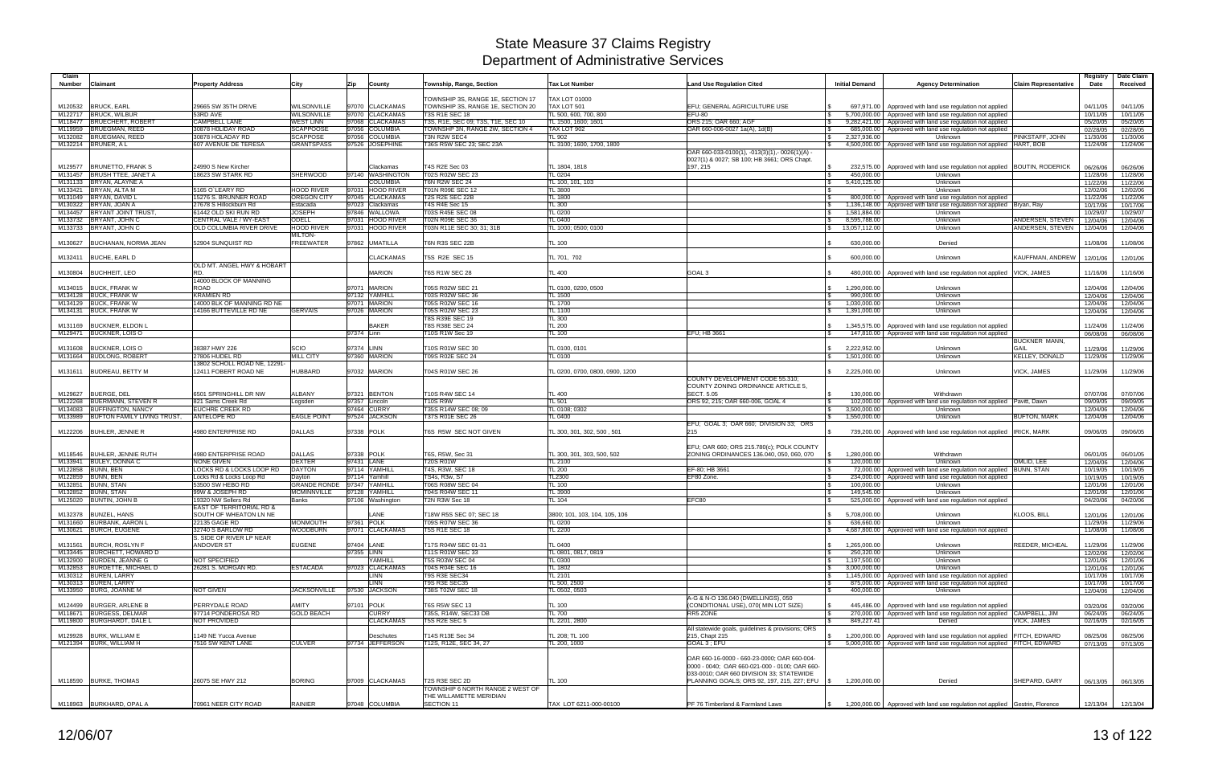# State Measure 37 Claims Registry
## Department of Administrative Services

| Claim Number | Claimant | Property Address | City | Zip | County | Township, Range, Section | Tax Lot Number | Land Use Regulation Cited | Initial Demand | Agency Determination | Claim Representative | Registry Date | Date Claim Received |
|---|---|---|---|---|---|---|---|---|---|---|---|---|---|
| M120532 | BRUCK, EARL | 29665 SW 35TH DRIVE | WILSONVILLE | 97070 | CLACKAMAS | TOWNSHIP 3S, RANGE 1E, SECTION 17 TOWNSHIP 3S, RANGE 1E, SECTION 20 | TAX LOT 01000 TAX LOT 501 | EFU; GENERAL AGRICULTURE USE | $ 697,971.00 | Approved with land use regulation not applied | | 04/11/05 | 04/11/05 |
| M122717 | BRUCK, WILBUR | 53RD AVE | WILSONVILLE | 97070 | CLACKAMAS | T3S R1E SEC 18 | TL 500, 600, 700, 800 | EFU-80 | $ 5,700,000.00 | Approved with land use regulation not applied | | 10/11/05 | 10/11/05 |
| M118477 | BRUECHERT, ROBERT | CAMPBELL LANE | WEST LINN | 97068 | CLACKAMAS | T3S, R1E, SEC 09; T3S, T1E, SEC 10 | TL 1500, 1600, 1601 | ORS 215; OAR 660; AGF | $ 9,282,421.00 | Approved with land use regulation not applied | | 05/20/05 | 05/20/05 |
| M119959 | BRUEGMAN, REED | 30878 HOLIDAY ROAD | SCAPPOOSE | 97056 | COLUMBIA | TOWNSHP 3N, RANGE 2W, SECTION 4 | TAX LOT 902 | OAR 660-006-0027 1a(A), 1d(B) | $ 685,000.00 | Approved with land use regulation not applied | | 02/28/05 | 02/28/05 |
| M132082 | BRUEGMAN, REED | 30878 HOLADAY RD | SCAPPOOSE | 97056 | COLUMBIA | T3N R2W SEC4 | TL 902 | | $ 2,327,936.00 | Unknown | PINKSTAFF, JOHN | 11/30/06 | 11/30/06 |
| M132214 | BRUNER, A L | 607 AVENUE DE TERESA | GRANTSPASS | 97526 | JOSEPHINE | T36S R5W SEC 23; SEC 23A | TL 3100, 1600, 1700, 1800 | | $ 4,500,000.00 | Approved with land use regulation not applied | HART, BOB | 11/24/06 | 11/24/06 |
| M129577 | BRUNETTO, FRANK S | 24990 S New Kircher | | | Clackamas | T4S R2E Sec 03 | TL 1804, 1818 | OAR 660-033-0100(1), -013(3)(1), -0026(1)(A) - 0027(1) & 0027; SB 100; HB 3661; ORS Chapt. 197, 215 | $ 232,575.00 | Approved with land use regulation not applied | BOUTIN, RODERICK | 06/26/06 | 06/26/06 |
| M131457 | BRUSH TTEE, JANET A | 18623 SW STARK RD | SHERWOOD | 97140 | WASHINGTON | T02S R02W SEC 23 | TL 0204 | | $ 450,000.00 | Unknown | | 11/28/06 | 11/28/06 |
| M131133 | BRYAN, ALAYNE A | | | | COLUMBIA | T6N R2W SEC 24 | TL 100, 101, 103 | | $ 5,410,125.00 | Unknown | | 11/22/06 | 11/22/06 |
| M133421 | BRYAN, ALTA M | 5165 O LEARY RD | HOOD RIVER | 97031 | HOOD RIVER | T01N R09E SEC 12 | TL 3800 | | | Unknown | | 12/02/06 | 12/02/06 |
| M131049 | BRYAN, DAVID L | 15276 S. BRUNNER ROAD | OREGON CITY | 97045 | CLACKAMAS | T2S R2E SEC 22B | TL 1800 | | $ 800,000.00 | Approved with land use regulation not applied | | 11/22/06 | 11/22/06 |
| M130322 | BRYAN, JOAN A | 27678 S Hillockburn Rd | Estacada | 97023 | Clackamas | T4S R4E Sec 15 | TL 300 | | $ 1,136,148.00 | Approved with land use regulation not applied | Bryan, Ray | 10/17/06 | 10/17/06 |
| M134457 | BRYANT JOINT TRUST, | 61442 OLD SKI RUN RD | JOSEPH | 97846 | WALLOWA | T03S R45E SEC 08 | TL 0200 | | $ 1,581,884.00 | Unknown | | 10/29/07 | 10/29/07 |
| M133732 | BRYANT, JOHN C | CENTRAL VALE / WY-EAST | ODELL | 97031 | HOOD RIVER | T02N R09E SEC 36 | TL 0400 | | $ 8,595,788.00 | Unknown | ANDERSEN, STEVEN | 12/04/06 | 12/04/06 |
| M133733 | BRYANT, JOHN C | OLD COLUMBIA RIVER DRIVE | HOOD RIVER | 97031 | HOOD RIVER | T03N R11E SEC 30; 31; 31B | TL 1000; 0500; 0100 | | $ 13,057,112.00 | Unknown | ANDERSEN, STEVEN | 12/04/06 | 12/04/06 |
| M130627 | BUCHANAN, NORMA JEAN | 52904 SUNQUIST RD | MILTON-FREEWATER | 97862 | UMATILLA | T6N R3S SEC 22B | TL 100 | | $ 630,000.00 | Denied | | 11/08/06 | 11/08/06 |
| M132411 | BUCHE, EARL D | | | | CLACKAMAS | T5S R2E SEC 15 | TL 701, 702 | | $ 600,000.00 | Unknown | KAUFFMAN, ANDREW | 12/01/06 | 12/01/06 |
| M130804 | BUCHHEIT, LEO | OLD MT. ANGEL HWY & HOBART RD. | | | MARION | T6S R1W SEC 28 | TL 400 | GOAL 3 | $ 480,000.00 | Approved with land use regulation not applied | VICK, JAMES | 11/16/06 | 11/16/06 |
| M134015 | BUCK, FRANK W | 14000 BLOCK OF MANNING ROAD | | 97071 | MARION | T05S R02W SEC 21 | TL 0100, 0200, 0500 | | $ 1,290,000.00 | Unknown | | 12/04/06 | 12/04/06 |
| M134128 | BUCK, FRANK W | KRAMIEN RD | | 97132 | YAMHILL | T03S R02W SEC 36 | TL 1500 | | $ 990,000.00 | Unknown | | 12/04/06 | 12/04/06 |
| M134129 | BUCK, FRANK W | 14000 BLK OF MANNING RD NE | | 97071 | MARION | T05S R02W SEC 16 | TL 1700 | | $ 1,030,000.00 | Unknown | | 12/04/06 | 12/04/06 |
| M134131 | BUCK, FRANK W | 14166 BUTTEVILLE RD NE | GERVAIS | 97026 | MARION | T05S R02W SEC 23 | TL 1100 | | $ 1,391,000.00 | Unknown | | 12/04/06 | 12/04/06 |
| M131169 | BUCKNER, ELDON L | | | | BAKER | T8S R39E SEC 19 T8S R38E SEC 24 | TL 300 TL 200 | | $ 1,345,575.00 | Approved with land use regulation not applied | | 11/24/06 | 11/24/06 |
| M129471 | BUCKNER, LOIS O | | | 97374 | Linn | T10S R1W Sec 19 | TL 100 | EFU; HB 3661 | $ 147,810.00 | Approved with land use regulation not applied | | 06/08/06 | 06/08/06 |
| M131608 | BUCKNER, LOIS O | 38387 HWY 226 | SCIO | 97374 | LINN | T10S R01W SEC 30 | TL 0100, 0101 | | $ 2,222,952.00 | Unknown | BUCKNER MANN, GAIL | 11/29/06 | 11/29/06 |
| M131664 | BUDLONG, ROBERT | 27806 HUDEL RD | MILL CITY | 97360 | MARION | T09S R02E SEC 24 | TL 0100 | | $ 1,501,000.00 | Unknown | KELLEY, DONALD | 11/29/06 | 11/29/06 |
| M131611 | BUDREAU, BETTY M | 13802 SCHOLL ROAD NE, 12291-12411 FOBERT ROAD NE | HUBBARD | 97032 | MARION | T04S R01W SEC 26 | TL 0200, 0700, 0800, 0900, 1200 | | $ 2,225,000.00 | Unknown | VICK, JAMES | 11/29/06 | 11/29/06 |
| M129627 | BUERGE, DEL | 6501 SPRINGHILL DR NW | ALBANY | 97321 | BENTON | T10S R4W SEC 14 | TL 400 | COUNTY DEVELOPMENT CODE 55.310; COUNTY ZONING ORDINANCE ARTICLE 5, SECT. 5.05 | $ 130,000.00 | Withdrawn | | 07/07/06 | 07/07/06 |
| M122268 | BUERMANN, STEVEN R | 821 Sams Creek Rd | Logsden | 97357 | Lincoln | T10S R9W | TL 501 | ORS 92, 215; OAR 660-006, GOAL 4 | $ 102,000.00 | Approved with land use regulation not applied | Pavitt, Dawn | 09/09/05 | 09/09/05 |
| M134083 | BUFFINGTON, NANCY | EUCHRE CREEK RD | | 97464 | CURRY | T35S R14W SEC 08; 09 | TL 0108; 0302 | | $ 3,500,000.00 | Unknown | | 12/04/06 | 12/04/06 |
| M133989 | BUFTON FAMILY LIVING TRUST, | ANTELOPE RD | EAGLE POINT | 97524 | JACKSON | T37S R01E SEC 26 | TL 0400 | | $ 1,550,000.00 | Unknown | BUFTON, MARK | 12/04/06 | 12/04/06 |
| M122206 | BUHLER, JENNIE R | 4980 ENTERPRISE RD | DALLAS | 97338 | POLK | T6S R5W SEC NOT GIVEN | TL 300, 301, 302, 500 , 501 | EFU; GOAL 3; OAR 660; DIVISION 33; ORS 215 | $ 739,200.00 | Approved with land use regulation not applied | IRICK, MARK | 09/06/05 | 09/06/05 |
| M118546 | BUHLER, JENNIE RUTH | 4980 ENTERPRISE ROAD | DALLAS | 97338 | POLK | T6S, R5W, Sec 31 | TL 300, 301, 303, 500, 502 | EFU; OAR 660; ORS 215.780(c); POLK COUNTY ZONING ORDINANCES 136.040, 050, 060, 070 | $ 1,280,000.00 | Withdrawn | | 06/01/05 | 06/01/05 |
| M133941 | BULEY, DONNA C | NONE GIVEN | DEXTER | 97431 | LANE | T20S R01W | TL 2100 | | $ 120,000.00 | Unknown | OMLID, LEE | 12/04/06 | 12/04/06 |
| M122858 | BUNN, BEN | LOCKS RD & LOCKS LOOP RD | DAYTON | 97114 | YAMHILL | T4S, R3W, SEC 18 | TL 200 | EF-80; HB 3661 | $ 72,000.00 | Approved with land use regulation not applied | BUNN, STAN | 10/19/05 | 10/19/05 |
| M122859 | BUNN, BEN | Locks Rd & Locks Loop Rd | Dayton | 97114 | Yamhill | TS4s, R3w, S7 | TL2300 | EF80 Zone. | $ 234,000.00 | Approved with land use regulation not applied | | 10/19/05 | 10/19/05 |
| M132851 | BUNN, STAN | 53500 SW HEBO RD | GRANDE RONDE | 97347 | YAMHILL | T06S R08W SEC 04 | TL 100 | | $ 100,000.00 | Unknown | | 12/01/06 | 12/01/06 |
| M132852 | BUNN, STAN | 99W & JOSEPH RD | MCMINNVILLE | 97128 | YAMHILL | T04S R04W SEC 11 | TL 3900 | | $ 149,545.00 | Unknown | | 12/01/06 | 12/01/06 |
| M125020 | BUNTIN, JOHN B | 19320 NW Sellers Rd | Banks | 97106 | Washington | T2N R3W Sec 18 | TL 104 | EFC80 | $ 525,000.00 | Approved with land use regulation not applied | | 04/20/06 | 04/20/06 |
| M132378 | BUNZEL, HANS | EAST OF TERRITORIAL RD & SOUTH OF WHEATON LN NE | | | LANE | T18W R5S SEC 07; SEC 18 | 3800; 101, 103, 104, 105, 106 | | $ 5,708,000.00 | Unknown | KLOOS, BILL | 12/01/06 | 12/01/06 |
| M131660 | BURBANK, AARON L | 22135 GAGE RD | MONMOUTH | 97361 | POLK | T09S R07W SEC 36 | TL 0200 | | $ 636,660.00 | Unknown | | 11/29/06 | 11/29/06 |
| M130621 | BURCH, EUGENE | 32740 S BARLOW RD | WOODBURN | 97071 | CLACKAMAS | T5S R1E SEC 18 | TL 2200 | | $ 4,687,800.00 | Approved with land use regulation not applied | | 11/08/06 | 11/08/06 |
| M131561 | BURCH, ROSLYN F | S. SIDE OF RIVER LP NEAR ANDOVER ST | EUGENE | 97404 | LANE | T17S R04W SEC 01-31 | TL 0400 | | $ 1,265,000.00 | Unknown | REEDER, MICHEAL | 11/29/06 | 11/29/06 |
| M133445 | BURCHETT, HOWARD D | | | 97355 | LINN | T11S R01W SEC 33 | TL 0801, 0817, 0819 | | $ 250,320.00 | Unknown | | 12/02/06 | 12/02/06 |
| M132900 | BURDEN, JEANNE G | NOT SPECIFIED | | | YAMHILL | T5S R03W SEC 04 | TL 0300 | | $ 1,197,500.00 | Unknown | | 12/01/06 | 12/01/06 |
| M132853 | BURDETTE, MICHAEL D | 26281 S. MORGAN RD. | ESTACADA | 97023 | CLACKAMAS | T04S R04E SEC 16 | TL 1802 | | $ 3,000,000.00 | Unknown | | 12/01/06 | 12/01/06 |
| M130312 | BUREN, LARRY | | | | LINN | T9S R3E SEC34 | TL 2101 | | $ 1,145,000.00 | Approved with land use regulation not applied | | 10/17/06 | 10/17/06 |
| M130313 | BUREN, LARRY | | | | LINN | T9S R3E SEC35 | TL 500, 2500 | | $ 875,000.00 | Approved with land use regulation not applied | | 10/17/06 | 10/17/06 |
| M133950 | BURG, JOANNE M | NOT GIVEN | JACKSONVILLE | 97530 | JACKSON | T38S T02W SEC 18 | TL 0502, 0503 | | $ 400,000.00 | Unknown | | 12/04/06 | 12/04/06 |
| M124499 | BURGER, ARLENE B | PERRYDALE ROAD | AMITY | 97101 | POLK | T6S R5W SEC 13 | TL 100 | A-G & N-O 136.040 (DWELLINGS), 050 (CONDITIONAL USE), 070( MIN LOT SIZE) | $ 445,486.00 | Approved with land use regulation not applied | | 03/20/06 | 03/20/06 |
| M118671 | BURGESS, DELMAR | 97714 PONDEROSA RD | GOLD BEACH | | CURRY | T35S, R14W, SEC33 DB | TL 700 | RR5 ZONE | $ 270,000.00 | Approved with land use regulation not applied | CAMPBELL, JIM | 06/24/05 | 06/24/05 |
| M119800 | BURGHARDT, DALE L | NOT PROVIDED | | | CLACKAMAS | T5S R2E SEC 5 | TL 2201, 2800 | | $ 849,227.41 | Denied | VICK, JAMES | 02/16/05 | 02/16/05 |
| M129928 | BURK, WILLIAM E | 1149 NE Yucca Avenue | | | Deschutes | T14S R13E Sec 34 | TL 208; TL 100 | All statewide goals, guidelines & provisions; ORS 215, Chapt 215 | $ 1,200,000.00 | Approved with land use regulation not applied | FITCH, EDWARD | 08/25/06 | 08/25/06 |
| M121394 | BURK, WILLIAM H | 7516 SW KENT LANE | CULVER | 97734 | JEFFERSON | T12S, R12E, SEC 34, 27 | TL 200, 1000 | GOAL 3 ; EFU | $ 5,000,000.00 | Approved with land use regulation not applied | FITCH, EDWARD | 07/13/05 | 07/13/05 |
| M118590 | BURKE, THOMAS | 26075 SE HWY 212 | BORING | 97009 | CLACKAMAS | T2S R3E SEC 2D | TL 100 | OAR 660-16-0000 - 660-23-0000; OAR 660-004-0000 - 0040; OAR 660-021-000 - 0100; OAR 660-033-0010; OAR 660 DIVISION 33; STATEWIDE PLANNING GOALS; ORS 92, 197, 215, 227; EFU | $ 1,200,000.00 | Denied | SHEPARD, GARY | 06/13/05 | 06/13/05 |
| M118963 | BURKHARD, OPAL A | 70961 NEER CITY ROAD | RAINIER | 97048 | COLUMBIA | TOWNSHIP 6 NORTH RANGE 2 WEST OF THE WILLAMETTE MERIDIAN SECTION 11 | TAX LOT 6211-000-00100 | PF 76 Timberland & Farmland Laws | $ 1,200,000.00 | Approved with land use regulation not applied | Gestrin, Florence | 12/13/04 | 12/13/04 |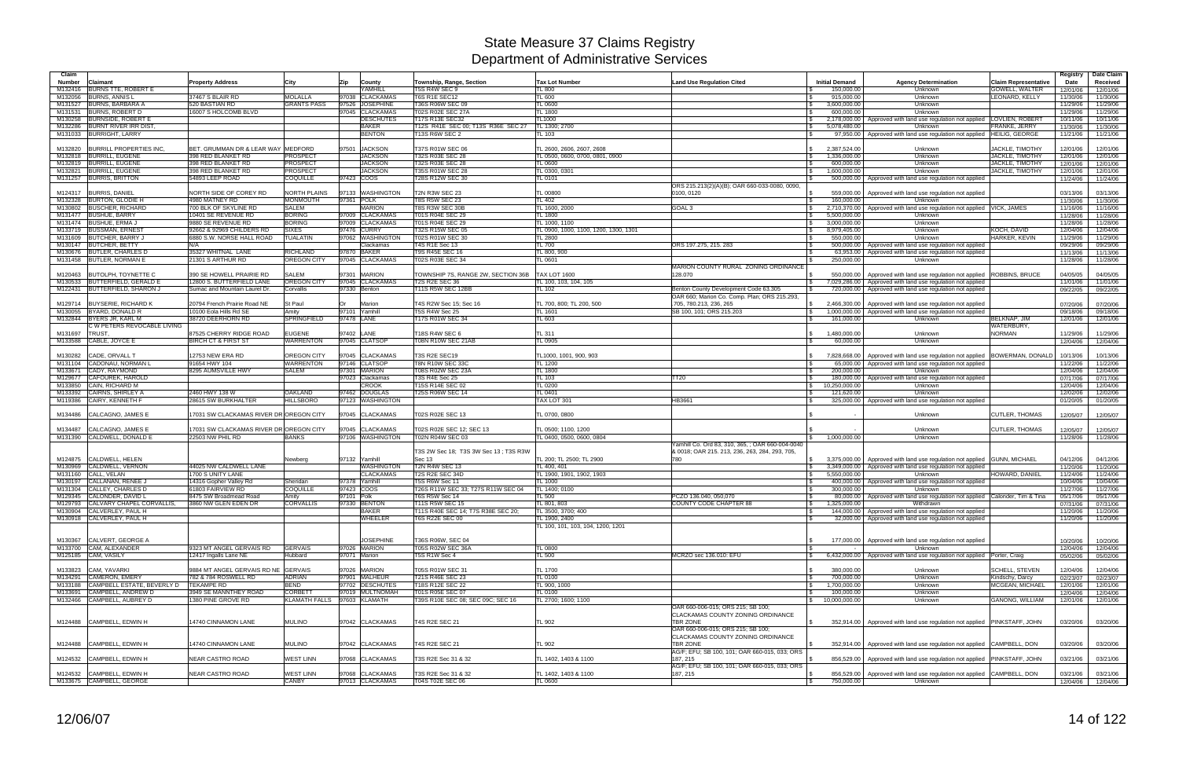# State Measure 37 Claims Registry
## Department of Administrative Services

| Claim Number | Claimant | Property Address | City | Zip | County | Township, Range, Section | Tax Lot Number | Land Use Regulation Cited | Initial Demand | Agency Determination | Claim Representative | Registry Date | Date Claim Received |
|---|---|---|---|---|---|---|---|---|---|---|---|---|---|
| M132416 | BURNS TTE, ROBERT E | | | | YAMHILL | T5S R4W SEC 9 | TL 800 | | $ 150,000.00 | Unknown | GOWELL, WALTER | 12/01/06 | 12/01/06 |
| M132056 | BURNS, ANNIS L | 37467 S BLAIR RD | MOLALLA | 97038 | CLACKAMAS | T6S R1E SEC12 | TL 600 | | $ 915,000.00 | Unknown | LEONARD, KELLY | 11/30/06 | 11/30/06 |
| M131527 | BURNS, BARBARA A | 520 BASTIAN RD | GRANTS PASS | 97526 | JOSEPHINE | T36S R06W SEC 09 | TL 0600 | | $ 3,600,000.00 | Unknown | | 11/29/06 | 11/29/06 |
| M131531 | BURNS, ROBERT D | 16007 S HOLCOMB BLVD | | 97045 | CLACKAMAS | T02S R02E SEC 27A | TL 1800 | | $ 600,000.00 | Unknown | | 11/29/06 | 11/29/06 |
| M130258 | BURNSIDE, ROBERT E | | | | DESCHUTES | T17S R13E SEC32 | TL1000 | | $ 2,178,000.00 | Approved with land use regulation not applied | LOVLIEN, ROBERT | 10/11/06 | 10/11/06 |
| M132286 | BURNT RIVER IRR DIST, | | | | BAKER | T12S R41E SEC 00; T13S R36E SEC 27 | TL 1300; 2700 | | $ 5,078,480.00 | Unknown | FRANKE, JERRY | 11/30/06 | 11/30/06 |
| M131033 | BURRIGHT, LARRY | | | | BENTON | T13S R6W SEC 2 | TL 103 | | $ 97,950.00 | Approved with land use regulation not applied | HEILIG, GEORGE | 11/21/06 | 11/21/06 |
| M132820 | BURRILL PROPERTIES INC, | BET. GRUMMAN DR & LEAR WAY | MEDFORD | 97501 | JACKSON | T37S R01W SEC 06 | TL 2600, 2606, 2607, 2608 | | $ 2,387,524.00 | Unknown | JACKLE, TIMOTHY | 12/01/06 | 12/01/06 |
| M132818 | BURRILL, EUGENE | 398 RED BLANKET RD | PROSPECT | | JACKSON | T32S R03E SEC 28 | TL 0500, 0600, 0700, 0801, 0900 | | $ 1,336,000.00 | Unknown | JACKLE, TIMOTHY | 12/01/06 | 12/01/06 |
| M132819 | BURRILL, EUGENE | 398 RED BLANKET RD | PROSPECT | | JACKSON | T32S R03E SEC 28 | TL 0500 | | $ 600,000.00 | Unknown | JACKLE, TIMOTHY | 12/01/06 | 12/01/06 |
| M132821 | BURRILL, EUGENE | 398 RED BLANKET RD | PROSPECT | | JACKSON | T35S R01W SEC 28 | TL 0300, 0301 | | $ 1,600,000.00 | Unknown | JACKLE, TIMOTHY | 12/01/06 | 12/01/06 |
| M131257 | BURRIS, BRITTON | 54893 LEEP ROAD | COQUILLE | 97423 | COOS | T28S R12W SEC 30 | TL 0101 | | $ 500,000.00 | Approved with land use regulation not applied | | 11/24/06 | 11/24/06 |
| M124317 | BURRIS, DANIEL | NORTH SIDE OF COREY RD | NORTH PLAINS | 97133 | WASHINGTON | T2N R3W SEC 23 | TL 00800 | ORS 215.213(2)(A)(B); OAR 660-033-0080, 0090, 0100, 0120 | $ 559,000.00 | Approved with land use regulation not applied | | 03/13/06 | 03/13/06 |
| M132328 | BURTON, GLODIE H | 4980 MATNEY RD | MONMOUTH | 97361 | POLK | T8S R5W SEC 23 | TL 402 | | $ 160,000.00 | Unknown | | 11/30/06 | 11/30/06 |
| M130802 | BUSCHER, RICHARD | 700 BLK OF SKYLINE RD | SALEM | | MARION | T8S R3W SEC 30B | TL 1600, 2000 | GOAL 3 | $ 2,710,370.00 | Approved with land use regulation not applied | VICK, JAMES | 11/16/06 | 11/16/06 |
| M131477 | BUSHUE, BARRY | 10401 SE REVENUE RD | BORING | 97009 | CLACKAMAS | T01S R04E SEC 29 | TL 1800 | | $ 5,500,000.00 | Unknown | | 11/28/06 | 11/28/06 |
| M131474 | BUSHUE, ERMA J | 9880 SE REVENUE RD | BORING | 97009 | CLACKAMAS | T01S R04E SEC 29 | TL 1000, 1100 | | $ 3,000,000.00 | Unknown | | 11/28/06 | 11/28/06 |
| M133719 | BUSSMAN, ERNEST | 92662 & 92969 CHILDERS RD | SIXES | 97476 | CURRY | T32S R15W SEC 05 | TL 0500, 1000, 1100, 1200, 1300, 1301 | | $ 8,979,405.00 | Unknown | KOCH, DAVID | 12/04/06 | 12/04/06 |
| M131609 | BUTCHER, BARRY J | 6880 S.W. NORSE HALL ROAD | TUALATIN | 97062 | WASHINGTON | T02S R01W SEC 30 | TL 2800 | | $ 550,000.00 | Unknown | HARKER, KEVIN | 11/29/06 | 11/29/06 |
| M130147 | BUTCHER, BETTY | N/A | | | Clackamas | T4S R1E Sec 13 | TL 700 | ORS 197.275, 215. 283 | $ 500,000.00 | Approved with land use regulation not applied | | 09/29/06 | 09/29/06 |
| M130676 | BUTLER, CHARLES D | 35327 WHITNAL LANE | RICHLAND | 97870 | BAKER | T9S R45E SEC 16 | TL 800, 900 | | $ 63,953.00 | Approved with land use regulation not applied | | 11/13/06 | 11/13/06 |
| M131458 | BUTLER, NORMAN E | 21301 S ARTHUR RD | OREGON CITY | 97045 | CLACKAMAS | T02S R03E SEC 34 | TL 0601 | | $ 250,000.00 | Unknown | | 11/28/06 | 11/28/06 |
| M120463 | BUTOLPH, TOYNETTE C | 390 SE HOWELL PRAIRIE RD | SALEM | 97301 | MARION | TOWNSHIP 7S, RANGE 2W, SECTION 36B | TAX LOT 1600 | MARION COUNTY RURAL ZONING ORDINANCE 128.070 | $ 550,000.00 | Approved with land use regulation not applied | ROBBINS, BRUCE | 04/05/05 | 04/05/05 |
| M130533 | BUTTERFIELD, GERALD E | 12800 S. BUTTERFIELD LANE | OREGON CITY | 97045 | CLACKAMAS | T2S R2E SEC 36 | TL 100, 103, 104, 105 | | $ 7,029,286.00 | Approved with land use regulation not applied | | 11/01/06 | 11/01/06 |
| M122431 | BUTTERFIELD, SHARON J | Sumac and Mountain Laurel Dr. | Corvallis | 97330 | Benton | T11S R5W SEC 12BB | TL 102 | Benton County Development Code 63.305 | $ 720,000.00 | Approved with land use regulation not applied | | 09/22/05 | 09/22/05 |
| M129714 | BUYSERIE, RICHARD K | 20794 French Prairie Road NE | St Paul | Or | Marion | T4S R2W Sec 15; Sec 16 | TL 700, 800; TL 200, 500 | OAR 660; Marion Co. Comp. Plan; ORS 215.293, .705, 780.213, 236, 265 | $ 2,466,300.00 | Approved with land use regulation not applied | | 07/20/06 | 07/20/06 |
| M130055 | BYARD, DONALD R | 10100 Eola Hills Rd SE | Amity | 97101 | Yamhill | T5S R4W Sec 25 | TL 1601 | SB 100, 101; ORS 215.203 | $ 1,000,000.00 | Approved with land use regulation not applied | | 09/18/06 | 09/18/06 |
| M132844 | BYERS JR, KARL M | 36720 DEERHORN RD | SPRINGFIELD | 97478 | LANE | T17S R01W SEC 34 | TL 603 | | $ 161,000.00 | Unknown | BELKNAP, JIM | 12/01/06 | 12/01/06 |
| M131697 | C W PETERS REVOCABLE LIVING TRUST, | 87525 CHERRY RIDGE ROAD | EUGENE | 97402 | LANE | T18S R4W SEC 6 | TL 311 | | $ 1,480,000.00 | Unknown | WATERBURY, NORMAN | 11/29/06 | 11/29/06 |
| M133598 | CABLE, JOYCE E | BIRCH CT & FIRST ST | WARRENTON | 97045 | CLATSOP | T08N R10W SEC 21AB | TL 0905 | | $ 60,000.00 | Unknown | | 12/04/06 | 12/04/06 |
| M130282 | CADE, ORVALL T | 12753 NEW ERA RD | OREGON CITY | 97045 | CLACKAMAS | T3S R2E SEC19 | TL1000, 1001, 900, 903 | | $ 7,828,668.00 | Approved with land use regulation not applied | BOWERMAN, DONALD | 10/13/06 | 10/13/06 |
| M131104 | CADONAU, NORMAN L | 91654 HWY 104 | WARRENTON | 97146 | CLATSOP | T8N R10W SEC 33C | TL 1200 | | $ 65,000.00 | Approved with land use regulation not applied | | 11/22/06 | 11/22/06 |
| M133671 | CADY, RAYMOND | 8295 AUMSVILLE HWY | SALEM | 97301 | MARION | T08S R02W SEC 23A | TL 1800 | | $ 200,000.00 | Unknown | | 12/04/06 | 12/04/06 |
| M129677 | CAFOUREK, HAROLD | | | 97023 | Clackamas | T3S R4E Sec 25 | TL 103 | TT20 | $ 180,000.00 | Approved with land use regulation not applied | | 07/17/06 | 07/17/06 |
| M133850 | CAIN, RICHARD M | | | | CROOK | T15S R14E SEC 02 | TL 0200 | | $ 10,250,000.00 | Unknown | | 12/04/06 | 12/04/06 |
| M133392 | CAIRNS, SHIRLEY A | 2460 HWY 138 W | OAKLAND | 97462 | DOUGLAS | T25S R06W SEC 14 | TL 0401 | | $ 121,620.00 | Unknown | | 12/02/06 | 12/02/06 |
| M119386 | CAIRY, KENNETH F | 28615 SW BURKHALTER | HILLSBORO | 97123 | WASHINGTON | | TAX LOT 301 | HB3661 | $ 325,000.00 | Approved with land use regulation not applied | | 01/20/05 | 01/20/05 |
| M134486 | CALCAGNO, JAMES E | 17031 SW CLACKAMAS RIVER DR | OREGON CITY | 97045 | CLACKAMAS | T02S R02E SEC 13 | TL 0700, 0800 | | $ - | Unknown | CUTLER, THOMAS | 12/05/07 | 12/05/07 |
| M134487 | CALCAGNO, JAMES E | 17031 SW CLACKAMAS RIVER DR | OREGON CITY | 97045 | CLACKAMAS | T02S R02E SEC 12; SEC 13 | TL 0500; 1100, 1200 | | $ - | Unknown | CUTLER, THOMAS | 12/05/07 | 12/05/07 |
| M131390 | CALDWELL, DONALD E | 22503 NW PHIL RD | BANKS | 97106 | WASHINGTON | T02N R04W SEC 03 | TL 0400, 0500, 0600, 0804 | | $ 1,000,000.00 | Unknown | | 11/28/06 | 11/28/06 |
| M124875 | CALDWELL, HELEN | | Newberg | 97132 | Yamhill | T3S 2W Sec 18; T3S 3W Sec 13 ; T3S R3W Sec 13 | TL 200; TL 2500; TL 2900 | Yamhill Co. Ord 83, 310, 365, ; OAR 660-004-0040 & 0018; OAR 215. 213, 236, 263, 284, 293, 705, 780 | $ 3,375,000.00 | Approved with land use regulation not applied | GUNN, MICHAEL | 04/12/06 | 04/12/06 |
| M130969 | CALDWELL, VERNON | 44025 NW CALDWELL LANE | | | WASHINGTON | T2N R4W SEC 13 | TL 400, 401 | | $ 3,349,000.00 | Approved with land use regulation not applied | | 11/20/06 | 11/20/06 |
| M131160 | CALL, VELAN | 1700 S UNITY LANE | | | CLACKAMAS | T2S R2E SEC 34D | TL 1900, 1901, 1902, 1903 | | $ 5,550,000.00 | Unknown | HOWARD, DANIEL | 11/24/06 | 11/24/06 |
| M130197 | CALLANAN, RENEE J | 14316 Gopher Valley Rd | Sheridan | 97378 | Yamhill | T5S R6W Sec 11 | TL 1000 | | $ 400,000.00 | Approved with land use regulation not applied | | 10/04/06 | 10/04/06 |
| M131304 | CALLEY, CHARLES D | 61803 FAIRVIEW RD | COQUILLE | 97423 | COOS | T26S R11W SEC 33; T27S R11W SEC 04 | TL 1400; 0100 | | $ 300,000.00 | Unknown | | 11/27/06 | 11/27/06 |
| M129345 | CALONDER, DAVID L | 8475 SW Broadmead Road | Amity | 97101 | Polk | T6S R5W Sec 14 | TL 500 | PCZO 136.040, 050,070 | $ 80,000.00 | Approved with land use regulation not applied | Calonder, Tim & Tina | 05/17/06 | 05/17/06 |
| M129793 | CALVARY CHAPEL CORVALLIS, | 3860 NW GLEN EDEN DR | CORVALLIS | 97330 | BENTON | T11S R5W SEC 15 | TL 801, 803 | COUNTY CODE CHAPTER 88 | $ 1,325,000.00 | Withdrawn | | 07/31/06 | 07/31/06 |
| M130904 | CALVERLEY, PAUL H | | | | BAKER | T11S R40E SEC 14; T7S R38E SEC 20; | TL 3500, 3700; 400 | | $ 144,000.00 | Approved with land use regulation not applied | | 11/20/06 | 11/20/06 |
| M130918 | CALVERLEY, PAUL H | | | | WHEELER | T6S R22E SEC 00 | TL 1900, 2400 | | $ 32,000.00 | Approved with land use regulation not applied | | 11/20/06 | 11/20/06 |
| M130367 | CALVERT, GEORGE A | | | | JOSEPHINE | T36S R06W, SEC 04 | TL 100, 101, 103, 104, 1200, 1201 | | $ 177,000.00 | Approved with land use regulation not applied | | 10/20/06 | 10/20/06 |
| M133700 | CAM, ALEXANDER | 9323 MT ANGEL GERVAIS RD | GERVAIS | 97026 | MARION | T05S R02W SEC 36A | TL 0800 | | $ - | Unknown | | 12/04/06 | 12/04/06 |
| M125185 | CAM, VASILY | 12417 Ingalls Lane NE | Hubbard | 97071 | Marion | T5S R1W Sec 4 | TL 500 | MCRZO sec 136.010: EFU | $ 6,432,000.00 | Approved with land use regulation not applied | Porter, Craig | 05/02/06 | 05/02/06 |
| M133823 | CAM, YAVARKI | 9884 MT ANGEL GERVAIS RD NE | GERVAIS | 97026 | MARION | T05S R01W SEC 31 | TL 1700 | | $ 380,000.00 | Unknown | SCHELL, STEVEN | 12/04/06 | 12/04/06 |
| M134291 | CAMERON, EMERY | 782 & 784 ROSWELL RD | ADRIAN | 97901 | MALHEUR | T21S R46E SEC 23 | TL 0100 | | $ 700,000.00 | Unknown | Kindschy, Darcy | 02/23/07 | 02/23/07 |
| M133188 | CAMPBELL ESTATE, BEVERLY D | TEKAMPE RD | BEND | 97702 | DESCHUTES | T18S R12E SEC 22 | TL 900, 1000 | | $ 1,700,000.00 | Unknown | MCGEAN, MICHAEL | 12/01/06 | 12/01/06 |
| M133691 | CAMPBELL, ANDREW D | 3949 SE MANNTHEY ROAD | CORBETT | 97019 | MULTNOMAH | T01S R05E SEC 07 | TL 0100 | | $ 100,000.00 | Unknown | | 12/04/06 | 12/04/06 |
| M132466 | CAMPBELL, AUBREY D | 1380 PINE GROVE RD | KLAMATH FALLS | 97603 | KLAMATH | T39S R10E SEC 08; SEC 09C; SEC 16 | TL 2700; 1600; 1100 | | $ 10,000,000.00 | Unknown | GANONG, WILLIAM | 12/01/06 | 12/01/06 |
| M124488 | CAMPBELL, EDWIN H | 14740 CINNAMON LANE | MULINO | 97042 | CLACKAMAS | T4S R2E SEC 21 | TL 902 | OAR 660-006-015; ORS 215; SB 100; CLACKAMAS COUNTY ZONING ORDINANCE TBR ZONE | $ 352,914.00 | Approved with land use regulation not applied | PINKSTAFF, JOHN | 03/20/06 | 03/20/06 |
| M124488 | CAMPBELL, EDWIN H | 14740 CINNAMON LANE | MULINO | 97042 | CLACKAMAS | T4S R2E SEC 21 | TL 902 | OAR 660-006-015; ORS 215; SB 100; CLACKAMAS COUNTY ZONING ORDINANCE TBR ZONE | $ 352,914.00 | Approved with land use regulation not applied | CAMPBELL, DON | 03/20/06 | 03/20/06 |
| M124532 | CAMPBELL, EDWIN H | NEAR CASTRO ROAD | WEST LINN | 97068 | CLACKAMAS | T3S R2E Sec 31 & 32 | TL 1402, 1403 & 1100 | AG/F; EFU; SB 100, 101; OAR 660-015, 033; ORS 187, 215 | $ 856,529.00 | Approved with land use regulation not applied | PINKSTAFF, JOHN | 03/21/06 | 03/21/06 |
| M124532 | CAMPBELL, EDWIN H | NEAR CASTRO ROAD | WEST LINN | 97068 | CLACKAMAS | T3S R2E Sec 31 & 32 | TL 1402, 1403 & 1100 | AG/F; EFU; SB 100, 101; OAR 660-015, 033; ORS 187, 215 | $ 856,529.00 | Approved with land use regulation not applied | CAMPBELL, DON | 03/21/06 | 03/21/06 |
| M133675 | CAMPBELL, GEORGE | | CANBY | 97013 | CLACKAMAS | T04S T02E SEC 06 | TL 0600 | | $ 750,000.00 | Unknown | | 12/04/06 | 12/04/06 |

12/06/07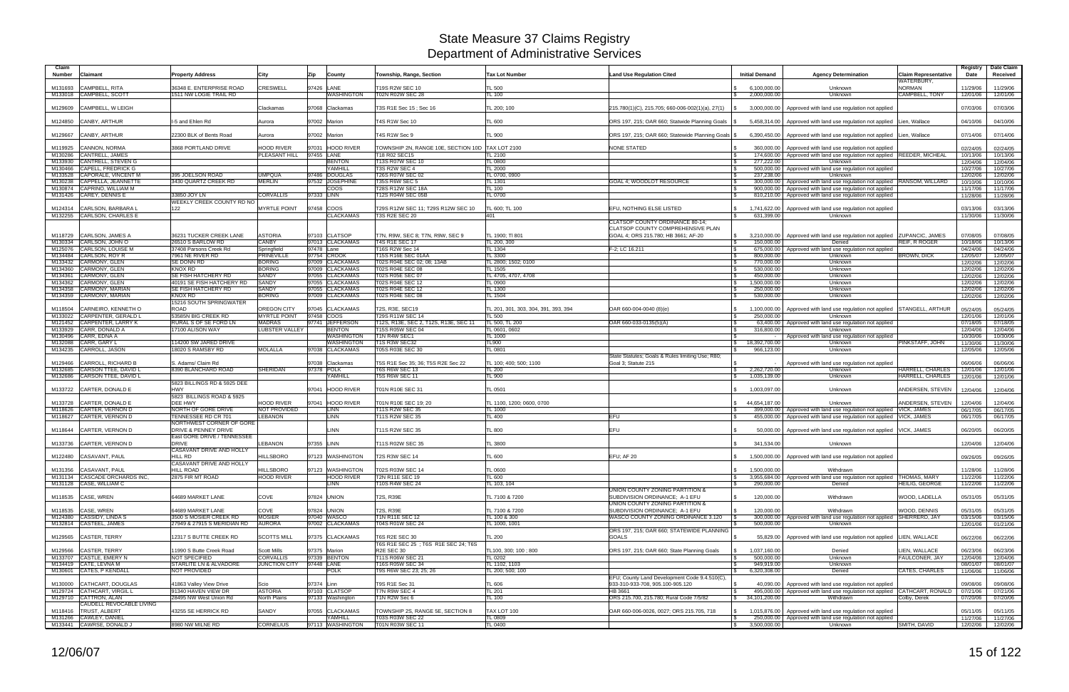# State Measure 37 Claims Registry
## Department of Administrative Services

| Claim Number | Claimant | Property Address | City | Zip | County | Township, Range, Section | Tax Lot Number | Land Use Regulation Cited | Initial Demand | Agency Determination | Claim Representative | Registry Date | Date Claim Received |
|---|---|---|---|---|---|---|---|---|---|---|---|---|---|
| M131693 | CAMPBELL, RITA | 36348 E. ENTERPRISE ROAD | CRESWELL | 97426 | LANE | T19S R2W SEC 10 | TL 500 | | $ 6,100,000.00 | Unknown | WATERBURY, NORMAN | 11/29/06 | 11/29/06 |
| M133018 | CAMPBELL, SCOTT | 1511 NW LOGIE TRAIL RD | | | WASHINGTON | T02N R02W SEC 28 | TL 100 | | $ 2,000,000.00 | Unknown | CAMPBELL, TONY | 12/01/06 | 12/01/06 |
| M129609 | CAMPBELL, W LEIGH | | Clackamas | 97068 | Clackamas | T3S R1E Sec 15 ; Sec 16 | TL 200; 100 | 215.780(1)(C), 215.705; 660-006-002(1)(a), 27(1) | $ 3,000,000.00 | Approved with land use regulation not applied | | 07/03/06 | 07/03/06 |
| M124850 | CANBY, ARTHUR | I-5 and Ehlen Rd | Aurora | 97002 | Marion | T4S R1W Sec 10 | | ORS 197, 215; OAR 660; Statwide Planning Goals | $ 5,458,314.00 | Approved with land use regulation not applied | Lien, Wallace | 04/10/06 | 04/10/06 |
| M129667 | CANBY, ARTHUR | 22300 BLK of Bents Road | Aurora | 97002 | Marion | T4S R1W Sec 9 | TL 900 | ORS 197, 215; OAR 660; Statewide Planning Goals | $ 6,390,450.00 | Approved with land use regulation not applied | Lien, Wallace | 07/14/06 | 07/14/06 |
| M119925 | CANNON, NORMA | 3868 PORTLAND DRIVE | HOOD RIVER | 97031 | HOOD RIVER | TOWNSHIP 2N, RANGE 10E, SECTION 10D | TAX LOT 2100 | NONE STATED | $ 360,000.00 | Approved with land use regulation not applied | | 02/24/05 | 02/24/05 |
| M130286 | CANTRELL, JAMES | | PLEASANT HILL | 97455 | LANE | T18 R02 SEC15 | TL 2100 | | $ 174,600.00 | Approved with land use regulation not applied | REEDER, MICHEAL | 10/13/06 | 10/13/06 |
| M133930 | CANTRELL, STEVEN G | | | | BENTON | T13S R07W SEC 10 | TL 0800 | | $ 277,222.00 | Unknown | | 12/04/06 | 12/04/06 |
| M130466 | CAPELL, FREDRICK G | | | | YAMHILL | T3S R2W SEC 4 | TL 2000 | | $ 500,000.00 | Approved with land use regulation not applied | | 10/27/06 | 10/27/06 |
| M133528 | CAPORALE, VINCENT M | 395 JOELSON ROAD | UMPQUA | 97486 | DOUGLAS | T26S R07W SEC 02 | TL 0700, 0900 | | $ 237,238.00 | Unknown | | 12/02/06 | 12/02/06 |
| M130238 | CAPPELLA, JEANNETTE | 3430 QUARTZ CREEK RD | MERLIN | 97532 | JOSEPHINE | T35S R6W SEC 5 | TL 1301 | GOAL 4; WOODLOT RESOURCE | $ 300,000.00 | Approved with land use regulation not applied | RANSOM, WILLARD | 10/10/06 | 10/10/06 |
| M130874 | CAPRINO, WILLIAM M | | | | COOS | T28S R12W SEC 18A | TL 100 | | $ 900,000.00 | Approved with land use regulation not applied | | 11/17/06 | 11/17/06 |
| M131426 | CAREY, DENNIS E | 33850 JOY LN | CORVALLIS | 97333 | LINN | T12S R04W SEC 05B | TL 0700 | | $ 810,210.00 | Approved with land use regulation not applied | | 11/28/06 | 11/28/06 |
| M124314 | CARLSON, BARBARA L | WEEKLY CREEK COUNTY RD NO 122 | MYRTLE POINT | 97458 | COOS | T29S R12W SEC 11; T29S R12W SEC 10 | TL 600; TL 100 | EFU, NOTHING ELSE LISTED | $ 1,741,622.00 | Approved with land use regulation not applied | | 03/13/06 | 03/13/06 |
| M132255 | CARLSON, CHARLES E | | | | CLACKAMAS | T3S R2E SEC 20 | 401 | | $ 631,399.00 | Unknown | | 11/30/06 | 11/30/06 |
| M118729 | CARLSON, JAMES A | 36231 TUCKER CREEK LANE | ASTORIA | 97103 | CLATSOP | T7N, R9W, SEC 8; T7N, R9W, SEC 9 | TL 1900; Tl 801 | CLATSOP COUNTY ORDINANCE 80-14; CLATSOP COUNTY COMPREHENSIVE PLAN GOAL 4; ORS 215.780; HB 3661; AF-20 | $ 3,210,000.00 | Approved with land use regulation not applied | ZUPANCIC, JAMES | 07/08/05 | 07/08/05 |
| M130334 | CARLSON, JOHN O | 26510 S BARLOW RD | CANBY | 97013 | CLACKAMAS | T4S R1E SEC 17 | TL 200, 300 | | $ 150,000.00 | Denied | REIF, R ROGER | 10/18/06 | 10/13/06 |
| M125076 | CARLSON, LOUISE M | 37408 Parsons Creek Rd | Springfield | 97478 | Lane | T16S R2W Sec 14 | TL 1304 | F-2; LC 16.211 | $ 675,000.00 | Approved with land use regulation not applied | | 04/24/06 | 04/24/06 |
| M134484 | CARLSON, ROY R | 7961 NE RIVER RD | PRINEVILLE | 97754 | CROOK | T15S R16E SEC 01AA | TL 3300 | | $ 800,000.00 | Unknown | BROWN, DICK | 12/05/07 | 12/05/07 |
| M133432 | CARMONY, GLEN | SE DONN RD | BORING | 97009 | CLACKAMAS | T02S R04E SEC 02; 08; 13AB | TL 2800; 1502; 0100 | | $ 770,000.00 | Unknown | | 12/02/06 | 12/02/06 |
| M134360 | CARMONY, GLEN | KNOX RD | BORING | 97009 | CLACKAMAS | T02S R04E SEC 08 | TL 1505 | | $ 530,000.00 | Unknown | | 12/02/06 | 12/02/06 |
| M134361 | CARMONY, GLEN | SE FISH HATCHERY RD | SANDY | 97055 | CLACKAMAS | T02S R05E SEC 07 | TL 4705, 4707, 4708 | | $ 450,000.00 | Unknown | | 12/02/06 | 12/02/06 |
| M134362 | CARMONY, GLEN | 40191 SE FISH HATCHERY RD | SANDY | 97055 | CLACKAMAS | T02S R04E SEC 12 | TL 0900 | | $ 1,500,000.00 | Unknown | | 12/02/06 | 12/02/06 |
| M134358 | CARMONY, MARIAN | SE FISH HATCHERY RD | SANDY | 97055 | CLACKAMAS | T02S R04E SEC 12 | TL 1300 | | $ 250,000.00 | Unknown | | 12/02/06 | 12/02/06 |
| M134359 | CARMONY, MARIAN | KNOX RD | BORING | 97009 | CLACKAMAS | T02S R04E SEC 08 | TL 1504 | | $ 530,000.00 | Unknown | | 12/02/06 | 12/02/06 |
| M118504 | CARNEIRO, KENNETH O | 15216 SOUTH SPRINGWATER ROAD | OREGON CITY | 97045 | CLACKAMAS | T2S, R3E, SEC19 | TL 201, 301, 303, 304, 391, 393, 394 | OAR 660-004-0040 (8)(e) | $ 1,100,000.00 | Approved with land use regulation not applied | STANGELL, ARTHUR | 05/24/05 | 05/24/05 |
| M133022 | CARPENTER, GERALD L | 53685N BIG CREEK RD | MYRTLE POINT | 97458 | COOS | T29S R11W SEC 14 | TL 500 | | $ 250,000.00 | Unknown | | 12/01/06 | 12/01/06 |
| M121452 | CARPENTER, LARRY K | RURAL S OF SE FORD LN | MADRAS | 97741 | JEFFERSON | T12S, R13E, SEC 2, T12S, R13E, SEC 11 | TL 500, TL 200 | OAR 660-033-0135(5)(A) | $ 63,400.00 | Approved with land use regulation not applied | | 07/18/05 | 07/18/05 |
| M133929 | CARR, DONALD A | 17100 ALISON WAY | LUBSTER VALLEY | | BENTON | T15S R05W SEC 04 | TL 0601, 0602 | | $ 316,800.00 | Unknown | | 12/04/06 | 12/04/06 |
| M130496 | CARR, EDNA A | | | | WASHINGTON | T1N R4W SEC1 | TL 1000 | | $ - | Approved with land use regulation not applied | | 10/30/06 | 10/30/06 |
| M132088 | CARR, GARY L | 114200 SW JARED DRIVE | | | WASHINGTON | T1S R3W SEC32 | TL900 | | $ 18,392,700.00 | Unknown | PINKSTAFF, JOHN | 11/30/06 | 11/30/06 |
| M134235 | CARROLL, JASON | 18020 S RAMSBY RD | MOLALLA | 97038 | CLACKAMAS | T05S R03E SEC 30 | TL 0801 | | $ 966,123.00 | Unknown | | 12/05/06 | 12/05/06 |
| M129466 | CARROLL, RICHARD B | S. Adams/ Claim Rd | | 97038 | Clackamas | T5S R1E Sec 35; 36; T5S R2E Sec 22 | TL 100; 400; 500; 1100 | State Statutes; Goals & Rules limiting Use; R80; Goal 3; Statute 215 | $ - | Approved with land use regulation not applied | | 06/06/06 | 06/06/06 |
| M132685 | CARSON TTEE, DAVID L | 8390 BLANCHARD ROAD | SHERIDAN | 97378 | POLK | T6S R6W SEC 13 | TL 200 | | $ 2,262,720.00 | Unknown | HARRELL, CHARLES | 12/01/06 | 12/01/06 |
| M132686 | CARSON TTEE, DAVID L | | | | YAMHILL | T5S R6W SEC 11 | TL 900 | | $ 1,035,139.00 | Unknown | HARRELL, CHARLES | 12/01/06 | 12/01/06 |
| M133722 | CARTER, DONALD E | 5823 BILLINGS RD & 5925 DEE HWY | | 97041 | HOOD RIVER | T01N R10E SEC 31 | TL 0501 | | $ 1,003,097.00 | Unknown | ANDERSEN, STEVEN | 12/04/06 | 12/04/06 |
| M133728 | CARTER, DONALD E | 5823 BILLINGS ROAD & 5925 DEE HWY | HOOD RIVER | 97041 | HOOD RIVER | T01N R10E SEC 19; 20 | TL 1100, 1200; 0600, 0700 | | $ 44,654,187.00 | Unknown | ANDERSEN, STEVEN | 12/04/06 | 12/04/06 |
| M118626 | CARTER, VERNON D | NORTH OF GORE DRIVE | NOT PROVIDED | | LINN | T11S R2W SEC 35 | TL 1000 | | $ 399,000.00 | Approved with land use regulation not applied | VICK, JAMES | 06/17/05 | 06/17/05 |
| M118627 | CARTER, VERNON D | TENNESSEE RD CR 701 | LEBANON | | LINN | T11S R2W SEC 35 | TL 400 | EFU | $ 455,000.00 | Approved with land use regulation not applied | VICK, JAMES | 06/17/05 | 06/17/05 |
| M118644 | CARTER, VERNON D | NORTHWEST CORNER OF GORE DRIVE & PENNEY DRIVE | | | LINN | T11S R2W SEC 35 | TL 800 | EFU | $ 50,000.00 | Approved with land use regulation not applied | VICK, JAMES | 06/20/05 | 06/20/05 |
| M133736 | CARTER, VERNON D | East GORE DRIVE / TENNESSEE DRIVE | LEBANON | 97355 | LINN | T11S R02W SEC 35 | TL 3800 | | $ 341,534.00 | Unknown | | 12/04/06 | 12/04/06 |
| M122480 | CASAVANT, PAUL | CASAVANT DRIVE AND HOLLY HILL RD | HILLSBORO | 97123 | WASHINGTON | T2S R3W SEC 14 | TL 600 | EFU; AF 20 | $ 1,500,000.00 | Approved with land use regulation not applied | | 09/26/05 | 09/26/05 |
| M131356 | CASAVANT, PAUL | CASAVANT DRIVE AND HOLLY HILL ROAD | HILLSBORO | 97123 | WASHINGTON | T02S R03W SEC 14 | TL 0600 | | $ 1,500,000.00 | Withdrawn | | 11/28/06 | 11/28/06 |
| M131134 | CASCADE ORCHARDS INC. | 2875 FIR MT ROAD | HOOD RIVER | | HOOD RIVER | T2N R11E SEC 19 | TL 600 | | $ 3,955,684.00 | Approved with land use regulation not applied | THOMAS, MARY | 11/22/06 | 11/22/06 |
| M131128 | CASE, WILLIAM C | | | | LINN | T10S R4W SEC 24 | TL 103, 104 | | $ 290,000.00 | Denied | HEILIG, GEORGE | 11/22/06 | 11/22/06 |
| M118535 | CASE, WREN | 64689 MARKET LANE | COVE | 97824 | UNION | T2S, R39E | TL 7100 & 7200 | UNION COUNTY ZONING PARTITION & SUBDIVISION ORDINANCE; A-1 EFU | $ 120,000.00 | Withdrawn | WOOD, LADELLA | 05/31/05 | 05/31/05 |
| M118535 | CASE, WREN | 64689 MARKET LANE | COVE | 97824 | UNION | T2S, R39E | TL 7100 & 7200 | UNION COUNTY ZONING PARTITION & SUBDIVISION ORDINANCE; A-1 EFU | $ 120,000.00 | Withdrawn | WOOD, DENNIS | 05/31/05 | 05/31/05 |
| M124380 | CASSIDY, LINDA S | 3500 S MOSIER CREEK RD | MOSIER | 97040 | WASCO | T1N R11E SEC 12 | TL 100 & 300 | WASCO COUNTY ZONING ORDINANCE 3.120 | $ 300,000.00 | Approved with land use regulation not applied | SHERRERD, JAY | 03/15/06 | 03/15/06 |
| M132814 | CASTEEL, JAMES | 27949 & 27915 S MERIDIAN RD | AURORA | 97002 | CLACKAMAS | T04S R01W SEC 24 | TL 1000, 1001 | | $ 500,000.00 | Unknown | | 12/01/06 | 01/21/06 |
| M129565 | CASTER, TERRY | 12317 S BUTTE CREEK RD | SCOTTS MILL | 97375 | CLACKAMAS | T6S R2E SEC 30 | TL 200 | ORS 197, 215; OAR 660; STATEWIDE PLANNING GOALS | $ 55,829.00 | Approved with land use regulation not applied | LIEN, WALLACE | 06/22/06 | 06/22/06 |
| M129566 | CASTER, TERRY | 11990 S Butte Creek Road | Scott Mills | 97375 | Marion | T6S R1E SEC 25 ; T6S R1E SEC 24; T6S R2E SEC 30 | TL100, 300; 100 ; 800 | ORS 197, 215; OAR 660; State Planning Goals | $ 1,037,160.00 | Denied | LIEN, WALLACE | 06/23/06 | 06/23/06 |
| M133707 | CASTLE, EMERY N | NOT SPECIFIED | CORVALLIS | 97339 | BENTON | T11S R06W SEC 21 | TL 0202 | | $ 500,000.00 | Unknown | FAULCONER, JAY | 12/04/06 | 12/04/06 |
| M134419 | CATE, LEVNA M | STARLITE LN & ALVADORE | JUNCTION CITY | 97448 | LANE | T16S R05W SEC 34 | TL 1102, 1103 | | $ 949,919.00 | Unknown | | 08/01/07 | 08/01/07 |
| M130601 | CATES, P KENDALL | NOT PROVIDED | | | POLK | T9S R6W SEC 23; 25; 26 | TL 200; 500; 100 | | $ 6,320,308.00 | Denied | CATES, CHARLES | 11/06/06 | 11/06/06 |
| M130000 | CATHCART, DOUGLAS | 41863 Valley View Drive | Scio | 97374 | Linn | T9S R1E Sec 31 | TL 606 | EFU; County Land Development Code 9.4.510(C), 933-310-933-708, 905.100-905.120 | $ 40,090.00 | Approved with land use regulation not applied | | 09/08/06 | 09/08/06 |
| M129724 | CATHCART, VIRGIL L | 91340 HAVEN VIEW DR | ASTORIA | 97103 | CLATSOP | T7N R9W SEC 4 | TL 201 | HB 3661 | $ 495,000.00 | Approved with land use regulation not applied | CATHCART, RONALD | 07/21/06 | 07/21/06 |
| M129710 | CATTRON, ALAN | 28495 NW West Union Rd | North Plains | 97133 | Washington | T1N R2W Sec 6 | TL 100 | ORS 215.700, 215.780; Rural Code 7/5/82 | $ 34,101,200.00 | Withdrawn | Colby, Derek | 07/20/06 | 07/20/06 |
| M118416 | CAUDELL REVOCABLE LIVING TRUST, ALBERT | 43255 SE HERRICK RD | SANDY | 97055 | CLACKAMAS | TOWNSHIP 2S, RANGE 5E, SECTION 8 | TAX LOT 100 | OAR 660-006-0026, 0027; ORS 215.705, 718 | $ 1,015,876.00 | Approved with land use regulation not applied | | 05/11/05 | 05/11/05 |
| M131266 | CAWLEY, DANIEL | | | | YAMHILL | T03S R03W SEC 22 | TL 0809 | | $ 250,000.00 | Approved with land use regulation not applied | | 11/27/06 | 11/27/06 |
| M133441 | CAWRSE, DONALD J | 8980 NW MILNE RD | CORNELIUS | 97113 | WASHINGTON | T01N R03W SEC 11 | TL 0400 | | $ 3,500,000.00 | Unknown | SMITH, DAVID | 12/02/06 | 12/02/06 |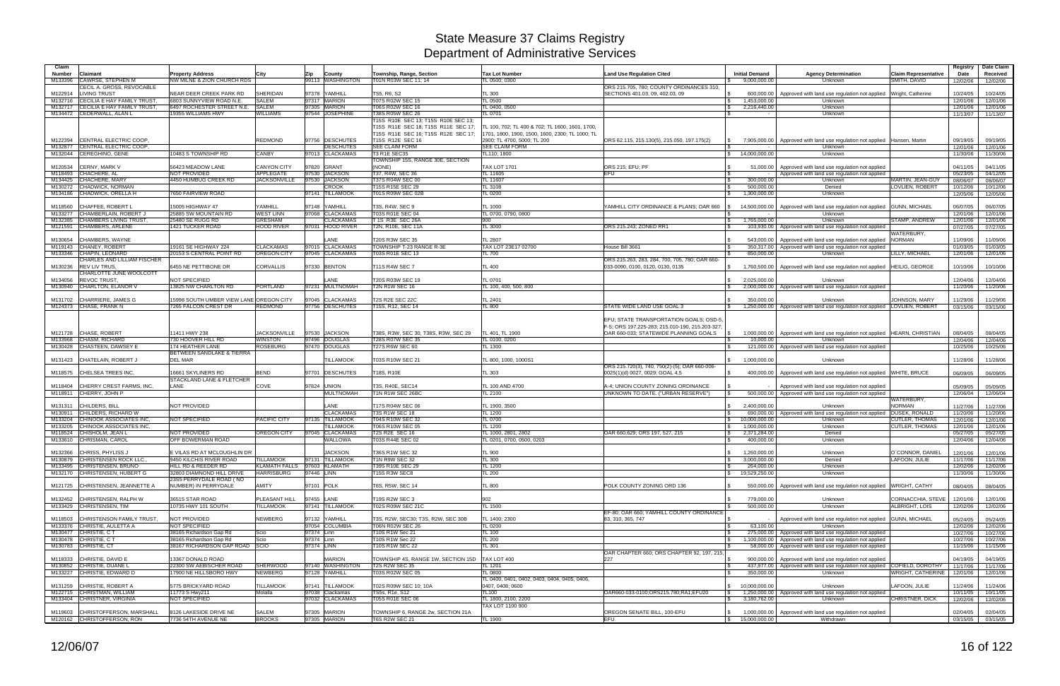# State Measure 37 Claims Registry
## Department of Administrative Services

| Claim Number | Claimant | Property Address | City | Zip | County | Township, Range, Section | Tax Lot Number | Land Use Regulation Cited | Initial Demand | Agency Determination | Claim Representative | Registry Date | Date Claim Received |
|---|---|---|---|---|---|---|---|---|---|---|---|---|---|
| M133396 | CAWRSE, STEPHEN M | NW MILNE & ZION CHURCH RDS | | 99113 | WASHINGTON | T01N R03W SEC 11; 14 | TL 0500; 0300 | | $ 9,000,000.00 | Unknown | SMITH, DAVID | 12/02/06 | 12/02/06 |
| M122914 | CECIL A. GROSS, REVOCABLE LIVING TRUST | NEAR DEER CREEK PARK RD | SHERIDAN | 97378 | YAMHILL | TS5, R6, S2 | TL 300 | ORS 215.705, 780; COUNTY ORDINANCES 310, SECTIONS 401.03, 09, 402.03, 09 | $ 600,000.00 | Approved with land use regulation not applied | Wright, Catherine | 10/24/05 | 10/24/05 |
| M132716 | CECILIA E HAY FAMILY TRUST, | 6803 SUNNYVIEW ROAD N.E. | SALEM | 97317 | MARION | T07S R02W SEC 15 | TL 0500 | | $ 1,453,000.00 | Unknown | | 12/01/06 | 12/01/06 |
| M132717 | CECILIA E HAY FAMILY TRUST, | 6497 ROCHESTER STREET N.E. | SALEM | 97305 | MARION | T06S R02W SEC 16 | TL 0400, 0500 | | $ 2,216,440.00 | Unknown | | 12/01/06 | 12/01/06 |
| M134472 | CEDERWALL, ALAN L | 19355 WILLIAMS HWY | WILLIAMS | 97544 | JOSEPHINE | T38S R05W SEC 26 | TL 0701 | | $ - | Unknown | | 11/13/07 | 11/13/07 |
| M122394 | CENTRAL ELECTRIC COOP, | | REDMOND | 97756 | DESCHUTES | T15S R10E SEC 13; T15S R10E SEC 13; T15S R11E SEC 18; T15S R11E SEC 17; T15S R11E SEC 16; T15S R12E SEC 17; T15S R12E SEC 16 | TL 100, 702; TL 400 & 702; TL 1600, 1601, 1700, 1701, 1800, 1900, 1500, 1600, 2300; TL 1000; TL 2900; TL 4700, 5000; TL 200 | ORS 62.115, 215.130(5), 215.050, 197.175(2) | $ 7,905,000.00 | Approved with land use regulation not applied | Hansen, Martin | 09/19/05 | 09/19/05 |
| M132877 | CENTRAL ELECTRIC COOP, | | | | DESCHUTES | SEE CLAIM FORM | SEE CLAIM FORM | | $ - | Unknown | | 12/01/06 | 12/01/06 |
| M132044 | CEREGHINO, GENE | 10483 S TOWNSHIP RD | CANBY | 97013 | CLACKAMAS | T3 R1E SEC35 | TL110; 1800 | | $ 14,000,000.00 | Unknown | | 11/30/06 | 11/30/06 |
| M120534 | CERNY, MARK V | 56423 MEADOW LANE | CANYON CITY | 97820 | GRANT | TOWNSHIP 15S, RANGE 30E, SECTION (NONE) | TAX LOT 1701 | ORS 215; EFU; PF | $ 51,000.00 | Approved with land use regulation not applied | | 04/11/05 | 04/11/05 |
| M118493 | CHACHERE, AL | NOT PROVIDED | APPLEGATE | 97530 | JACKSON | T37, R4W, SEC 36 | TL 11605 | EFU | $ - | Approved with land use regulation not applied | | 05/23/05 | 04/12/05 |
| M134425 | CHACHERE, MARY | 4450 HUMBUG CREEK RD | JACKSONVILLE | 97530 | JACKSON | T37S R04W SEC 00 | TL 11607 | | $ 300,000.00 | Unknown | MARTIN, JEAN GUY | 08/06/07 | 08/06/07 |
| M130272 | CHADWICK, NORMAN | | | | CROOK | T15S R15E SEC 29 | TL 3108 | | $ 500,000.00 | Denied | LOVLIEN, ROBERT | 10/12/06 | 10/12/06 |
| M134186 | CHADWICK, ORELLA H | 7650 FAIRVIEW ROAD | | 97141 | TILLAMOOK | T01S R09W SEC 02B | TL 0200 | | $ 1,300,000.00 | Unknown | | 12/05/06 | 12/05/06 |
| M118560 | CHAFFEE, ROBERT L | 15005 HIGHWAY 47 | YAMHILL | 97148 | YAMHILL | T3S, R4W, SEC 9 | TL 1000 | YAMHILL CITY ORDINANCE & PLANS; OAR 660 | $ 14,500,000.00 | Approved with land use regulation not applied | GUNN, MICHAEL | 06/07/05 | 06/07/05 |
| M133277 | CHAMBERLAIN, ROBERT J | 25885 SW MOUNTAIN RD | WEST LINN | 97068 | CLACKAMAS | T03S R01E SEC 04 | TL 0700, 0790, 0800 | | $ - | Unknown | | 12/01/06 | 12/01/06 |
| M132385 | CHAMBERS LIVING TRUST, | 25480 SE RUGG RD | GRESHAM | | CLACKAMAS | T 1S R3E SEC 26A | 900 | | $ 1,765,000.00 | Unknown | STAMP, ANDREW | 12/01/06 | 12/01/06 |
| M121591 | CHAMBERS, ARLENE | 1421 TUCKER ROAD | HOOD RIVER | 97031 | HOOD RIVER | T2N, R10E, SEC 11A | TL 3000 | ORS 215.243; ZONED RR1 | $ 103,930.00 | Approved with land use regulation not applied | | 07/27/05 | 07/27/05 |
| M130654 | CHAMBERS, WAYNE | | | | LANE | T20S R3W SEC 35 | TL 2807 | | $ 543,000.00 | Approved with land use regulation not applied | WATERBURY, NORMAN | 11/09/06 | 11/09/06 |
| M119143 | CHANEY, ROBERT | 19161 SE HIGHWAY 224 | CLACKAMAS | 97015 | CLACKAMAS | TOWNSHIP T 23 RANGE R-3E | TAX LOT 23E17 02700 | House Bill 3661 | $ 350,317.00 | Approved with land use regulation not applied | | 01/03/05 | 01/03/05 |
| M133346 | CHAPIN, LEONARD | 20153 S CENTRAL POINT RD | OREGON CITY | 97045 | CLACKAMAS | T03S R01E SEC 13 | TL 700 | | $ 850,000.00 | Unknown | LILLY, MICHAEL | 12/01/06 | 12/01/06 |
| M130236 | CHARLES AND LILLIAM FISCHER REV LIV TRUS, | 6455 NE PETTIBONE DR | CORVALLIS | 97330 | BENTON | T11S R4W SEC 7 | TL 400 | ORS 215.263, 283, 284, 700, 705, 780; OAR 660-033-0090, 0100, 0120, 0130, 0135 | $ 1,760,500.00 | Approved with land use regulation not applied | HEILIG, GEORGE | 10/10/06 | 10/10/06 |
| M134056 | CHARLOTTE JUNE WOOLCOTT REVOC TRUST, | NOT SPECIFIED | | | LANE | T20S R03W SEC 19 | TL 0701 | | $ 2,025,000.00 | Unknown | | 12/04/06 | 12/04/06 |
| M130940 | CHARLTON, ELANOR V | 13825 NW CHARLTON RD | PORTLAND | 97231 | MULTNOMAH | T2N R1W SEC 16 | TL 100, 400, 500, 800 | | $ 2,000,000.00 | Approved with land use regulation not applied | | 11/20/06 | 11/20/06 |
| M131702 | CHARRIERE, JAMES G | 15998 SOUTH UMBER VIEW LANE | OREGON CITY | 97045 | CLACKAMAS | T2S R2E SEC 22C | TL 2401 | | $ 350,000.00 | Unknown | JOHNSON, MARY | 11/29/06 | 11/29/06 |
| M124373 | CHASE, FRANK N | 7265 FALCON CREST DR | REDMOND | 97756 | DESCHUTES | T15S, R12, SEC 14 | TL 800 | STATE WIDE LAND USE GOAL 3 | $ 1,250,000.00 | Approved with land use regulation not applied | LOVLIEN, ROBERT | 03/15/06 | 03/15/06 |
| M121728 | CHASE, ROBERT | 11411 HWY 238 | JACKSONVILLE | 97530 | JACKSON | T38S, R3W, SEC 30, T38S, R3W, SEC 29 | TL 401, TL 1900 | EFU; STATE TRANSPORTATION GOALS; OSD-5, F-5; ORS 197.225-283; 215.010-190, 215.203-327; OAR 660-033; STATEWIDE PLANNING GOALS | $ 1,000,000.00 | Approved with land use regulation not applied | HEARN, CHRISTIAN | 08/04/05 | 08/04/05 |
| M133968 | CHASM, RICHARD | 730 HOOVER HILL RD | WINSTON | 97496 | DOUGLAS | T28S R07W SEC 35 | TL 0100, 0200 | | $ 10,000.00 | Unknown | | 12/04/06 | 12/04/06 |
| M130428 | CHASTEEN, DAWSEY E | 174 HEATHER LANE | ROSEBURG | 97470 | DOUGLAS | T27S R6W SEC 60 | TL 1300 | | $ 121,000.00 | Approved with land use regulation not applied | | 10/25/06 | 10/25/06 |
| M131423 | CHATELAIN, ROBERT J | BETWEEN SANDLAKE & TIERRA DEL MAR | | | TILLAMOOK | T03S R10W SEC 21 | TL 800, 1000, 1000S1 | | $ 1,000,000.00 | Unknown | | 11/28/06 | 11/28/06 |
| M118575 | CHELSEA TREES INC, | 16661 SKYLINERS RD | BEND | 97701 | DESCHUTES | T18S, R10E | TL 303 | ORS 215.720(3), 740, 750(2)-(5); OAR 660-006-0025(1)(d) 0027, 0029; GOAL 4,5 | $ 400,000.00 | Approved with land use regulation not applied | WHITE, BRUCE | 06/09/05 | 06/09/05 |
| M118404 | CHERRY CREST FARMS, INC, | STACKLAND LANE & FLETCHER LANE | COVE | 97824 | UNION | T3S, R40E, SEC14 | TL 100 AND 4700 | A-4; UNION COUNTY ZONING ORDINANCE | $ - | Approved with land use regulation not applied | | 05/09/05 | 05/09/05 |
| M118911 | CHERRY, JOHN P | | | | MULTNOMAH | T1N R1W SEC 26BC | TL 2100 | UNKNOWN TO DATE. ("URBAN RESERVE") | $ 500,000.00 | Approved with land use regulation not applied | | 12/06/04 | 12/06/04 |
| M131311 | CHILDERS, BILL | NOT PROVIDED | | | LANE | T17S R04W SEC 06 | TL 1900, 3500 | | $ 2,400,000.00 | Unknown | WATERBURY, NORMAN | 11/27/06 | 11/27/06 |
| M130911 | CHILDERS, RICHARD W | | | | CLACKAMAS | T3S R1W SEC 18 | TL 1200 | | $ 690,000.00 | Approved with land use regulation not applied | DUSEK, RONALD | 11/20/06 | 11/20/06 |
| M133204 | CHINOOK ASSOCIATES INC, | NOT SPECIFIED | PACIFIC CITY | 97135 | TILLAMOOK | T04S R10W SEC 32 | TL 0700 | | $ 10,000,000.00 | Unknown | CUTLER, THOMAS | 12/01/06 | 12/01/06 |
| M133205 | CHINOOK ASSOCIATES INC, | | | | TILLAMOOK | T06S R10W SEC 05 | TL 1200 | | $ 1,000,000.00 | Unknown | CUTLER, THOMAS | 12/01/06 | 12/01/06 |
| M118524 | CHISHOLM, JEAN L | NOT PROVIDED | OREGON CITY | 97045 | CLACKAMAS | T2S R2E SEC 16 | TL 1000, 2801, 2802 | OAR 660,629; ORS 197, 527, 215 | $ 2,371,284.00 | Denied | | 05/27/05 | 05/27/05 |
| M133610 | CHRISMAN, CAROL | OFF BOWERMAN ROAD | | | WALLOWA | T03S R44E SEC 02 | TL 0201, 0700, 0500, 0203 | | $ 400,000.00 | Unknown | | 12/04/06 | 12/04/06 |
| M132366 | CHRISS, PHYLISS J | E VILAS RD AT MCLOUGHLIN DR | | | JACKSON | T36S R1W SEC 32 | TL 900 | | $ 1,260,000.00 | Unknown | O`CONNOR, DANIEL | 12/01/06 | 12/01/06 |
| M130879 | CHRISTENSEN ROCK LLC., | 9450 KILCHIS RIVER ROAD | TILLAMOOK | 97131 | TILLAMOOK | T1N R9W SEC 32 | TL 300 | | $ 3,000,000.00 | Denied | LAFOON, JULIE | 11/17/06 | 11/17/06 |
| M133495 | CHRISTENSEN, BRUNO | HILL RD & REEDER RD | KLAMATH FALLS | 97603 | KLAMATH | T39S R10E SEC 29 | TL 1200 | | $ 264,000.00 | Unknown | | 12/02/06 | 12/02/06 |
| M132170 | CHRISTENSEN, HUBERT G | 32803 DIAMOND HILL DRIVE | HARRISBURG | 97446 | LINN | T15S R3W SEC8 | TL 200 | | $ 19,529,250.00 | Unknown | | 11/30/06 | 11/30/06 |
| M121725 | CHRISTENSEN, JEANNETTE A | 2355 PERRYDALE ROAD ( NO NUMBER) IN PERRYDALE | AMITY | 97101 | POLK | T6S, R5W, SEC 14 | TL 800 | POLK COUNTY ZONING ORD 136 | $ 550,000.00 | Approved with land use regulation not applied | WRIGHT, CATHY | 08/04/05 | 08/04/05 |
| M132452 | CHRISTENSEN, RALPH W | 36515 STAR ROAD | PLEASANT HILL | 97455 | LANE | T19S R2W SEC 3 | 902 | | $ 779,000.00 | Unknown | CORNACCHIA, STEVE | 12/01/06 | 12/01/06 |
| M133429 | CHRISTENSEN, TIM | 10735 HWY 101 SOUTH | TILLAMOOK | 97141 | TILLAMOOK | T02S R09W SEC 21C | TL 1500 | | $ 500,000.00 | Unknown | ALBRIGHT, LOIS | 12/02/06 | 12/02/06 |
| M118503 | CHRISTENSON FAMILY TRUST, | NOT PROVIDED | NEWBERG | 97132 | YAMHILL | T3S, R2W, SEC30; T3S, R2W, SEC 30B | TL 1400; 2300 | EF-80; OAR 660; YAMHILL COUNTY ORDINANCE 83, 310, 365, 747 | $ - | Approved with land use regulation not applied | GUNN, MICHAEL | 05/24/05 | 05/24/05 |
| M133376 | CHRISTIE, AULETTA A | NOT SPECIFIED | | 97054 | COLUMBIA | T06N R02W SEC 26 | TL 0200 | | $ 63,100.00 | Unknown | | 12/02/06 | 12/02/06 |
| M130477 | CHRISTIE, C T | 38165 Richardson Gap Rd | Scio | 97374 | Linn | T10S R1W Sec 21 | TL 100 | | $ 275,000.00 | Approved with land use regulation not applied | | 10/27/06 | 10/27/06 |
| M130478 | CHRISTIE, C T | 38165 Richardson Gap Rd | Scio | 97374 | Linn | T10S R1W Sec 22 | TL 200 | | $ 1,100,000.00 | Approved with land use regulation not applied | | 10/27/06 | 10/27/06 |
| M130783 | CHRISTIE, CT | 38167 RICHARDSON GAP ROAD | SCIO | 97374 | LINN | T10S R1W SEC 22 | TL 301 | | $ 58,000.00 | Approved with land use regulation not applied | | 11/15/06 | 11/15/06 |
| M118333 | CHRISTIE, DAVID E | 13367 DONALD ROAD | | | MARION | TOWNSHIP 4S, RANGE 1W, SECTION 15D | TAX LOT 400 | OAR CHAPTER 660; ORS CHAPTER 92, 197, 215, 227 | $ 900,000.00 | Approved with land use regulation not applied | | 04/19/05 | 04/19/05 |
| M130852 | CHRISTIE, DUANE L | 22300 SW AEBISCHER ROAD | SHERWOOD | 97140 | WASHINGTON | T2S R2W SEC 35 | TL 1201 | | $ 437,977.00 | Approved with land use regulation not applied | COFIELD, DOROTHY | 11/17/06 | 11/17/06 |
| M133227 | CHRISTIE, EDWARD D | 17900 NE HILLSBORO HWY | NEWBERG | 97128 | YAMHILL | T03S R02W SEC 05 | TL 0800 | | $ 350,000.00 | Unknown | WRIGHT, CATHERINE | 12/01/06 | 12/01/06 |
| M131259 | CHRISTIE, ROBERT A | 5775 BRICKYARD ROAD | TILLAMOOK | 97141 | TILLAMOOK | T02S R09W SEC 10; 10A | TL 0400, 0401, 0402, 0403, 0404, 0405, 0406, 0407, 0408; 0600 | | $ 10,000,000.00 | Unknown | LAFOON, JULIE | 11/24/06 | 11/24/06 |
| M122715 | CHRISTMAN, WILLIAM | 11773 S Hwy211 | Molalla | 97038 | Clackamas | T5S, R1e, S12 | TL100 | OAR660-033-0100;ORS215.780;RA1;EFU20 | $ 1,250,000.00 | Approved with land use regulation not applied | | 10/11/05 | 10/11/05 |
| M133404 | CHRISTNER, VIRGINIA | NOT SPECIFIED | | 97032 | CLACKAMAS | T05S R01E SEC 06 | TL 1800, 2100, 2200 | | $ 3,180,762.00 | Unknown | CHRISTNER, DICK | 12/02/06 | 12/02/06 |
| M119603 | CHRISTOFFERSON, MARSHALL | 8126 LAKESIDE DRIVE NE | SALEM | 97305 | MARION | TOWNSHIP 6, RANGE 2w, SECTION 21A | TAX LOT 1100 900 | OREGON SENATE BILL, 100-EFU | $ 1,000,000.00 | Approved with land use regulation not applied | | 02/04/05 | 02/04/05 |
| M120162 | CHRISTOFFERSON, RON | 7736 54TH AVENUE NE | BROOKS | 97305 | MARION | T6S R2W SEC 21 | TL 1900 | EFU | $ 15,000,000.00 | Withdrawn | | 03/15/05 | 03/15/05 |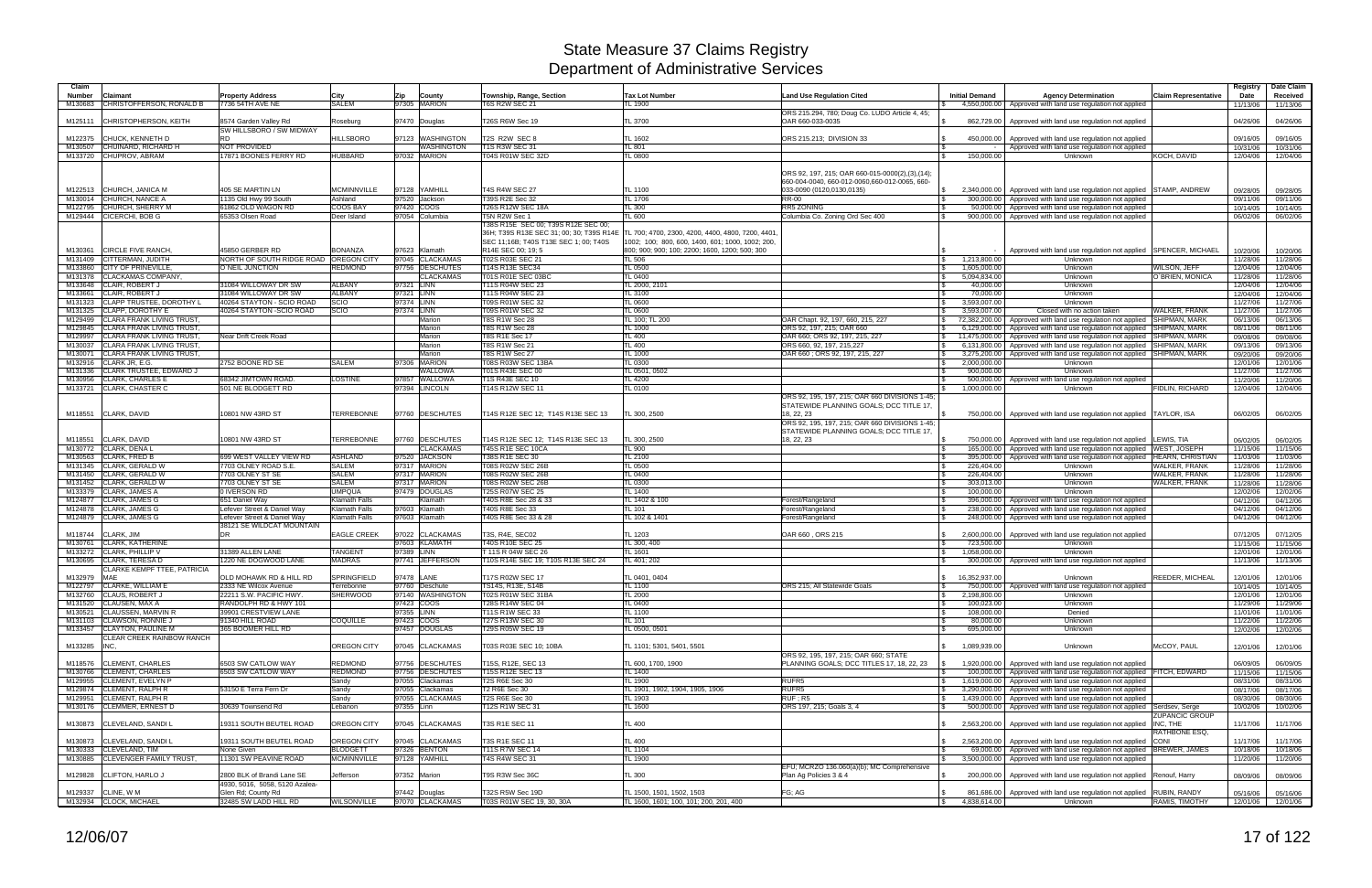# State Measure 37 Claims Registry
## Department of Administrative Services

| Claim Number | Claimant | Property Address | City | Zip | County | Township, Range, Section | Tax Lot Number | Land Use Regulation Cited | Initial Demand | Agency Determination | Claim Representative | Registry Date | Date Claim Received |
|---|---|---|---|---|---|---|---|---|---|---|---|---|---|
| M130683 | CHRISTOFFERSON, RONALD B | 7736 54TH AVE NE | SALEM | 97305 | MARION | T6S R2W SEC 21 | TL 1900 | | $ 4,550,000.00 | Approved with land use regulation not applied | | 11/13/06 | 11/13/06 |
| M125111 | CHRISTOPHERSON, KEITH | 8574 Garden Valley Rd | Roseburg | 97470 | Douglas | T26S R6W Sec 19 | TL 3700 | ORS 215.294, 780; Doug Co. LUDO Article 4, 45; OAR 660-033-0035 | $ 862,729.00 | Approved with land use regulation not applied | | 04/26/06 | 04/26/06 |
| M122375 | CHUCK, KENNETH D | SW HILLSBORO / SW MIDWAY RD | HILLSBORO | 97123 | WASHINGTON | T2S R2W SEC 8 | TL 1602 | ORS 215.213; DIVISION 33 | $ 450,000.00 | Approved with land use regulation not applied | | 09/16/05 | 09/16/05 |
| M130507 | CHUINARD, RICHARD H | NOT PROVIDED | | | WASHINGTON | T1S R3W SEC 31 | TL 801 | | $ - | Approved with land use regulation not applied | | 10/31/06 | 10/31/06 |
| M133720 | CHUPROV, ABRAM | 17871 BOONES FERRY RD | HUBBARD | 97032 | MARION | T04S R01W SEC 32D | TL 0800 | | $ 150,000.00 | Unknown | KOCH, DAVID | 12/04/06 | 12/04/06 |
| M122513 | CHURCH, JANICA M | 405 SE MARTIN LN | MCMINNVILLE | 97128 | YAMHILL | T4S R4W SEC 27 | TL 1100 | ORS 92, 195, 197, 215; OAR 660-015-0000(2),(3),(14); 660-004-0040, 660-012-0060,660-012-0065, 660-033-0090 (0120,0130,0135) | $ 2,340,000.00 | Approved with land use regulation not applied | STAMP, ANDREW | 09/28/05 | 09/28/05 |
| M130014 | CHURCH, NANCE A | 1135 Old Hwy 99 South | Ashland | 97520 | Jackson | T39S R2E Sec 32 | TL 1706 | RR-00 | $ 300,000.00 | Approved with land use regulation not applied | | 09/11/06 | 09/11/06 |
| M122795 | CHURCH, SHERRY M | 61862 OLD WAGON RD | COOS BAY | 97420 | COOS | T26S R12W SEC 18A | TL 300 | RR5 ZONING | $ 50,000.00 | Approved with land use regulation not applied | | 10/14/05 | 10/14/05 |
| M129444 | CICERCHI, BOB G | 65353 Olsen Road | Deer Island | 97054 | Columbia | T5N R2W Sec 1 | TL 600 | Columbia Co. Zoning Ord Sec 400 | $ 900,000.00 | Approved with land use regulation not applied | | 06/02/06 | 06/02/06 |
| M130361 | CIRCLE FIVE RANCH, | 45850 GERBER RD | BONANZA | 97623 | Klamath | T38S R15E SEC 00; T39S R12E SEC 00; 36H; T39S R13E SEC 31; 00; 30; T39S R14E SEC 11;16B; T40S T13E SEC 1; 00; T40S R14E SEC 00; 19; 5 | TL 700; 4700, 2300, 4200, 4400, 4800, 7200, 4401, 1002; 100; 800, 600, 1400, 601; 1000, 1002; 200, 800; 900; 900; 100; 2200; 1600, 1200; 500; 300 | | $ - | Approved with land use regulation not applied | SPENCER, MICHAEL | 10/20/06 | 10/20/06 |
| M131409 | CITTERMAN, JUDITH | NORTH OF SOUTH RIDGE ROAD | OREGON CITY | 97045 | CLACKAMAS | T02S R03E SEC 21 | TL 506 | | $ 1,213,800.00 | Unknown | | 11/28/06 | 11/28/06 |
| M133860 | CITY OF PRINEVILLE, | O'NEIL JUNCTION | REDMOND | 97756 | DESCHUTES | T14S R13E SEC34 | TL 0500 | | $ 1,605,000.00 | Unknown | WILSON, JEFF | 12/04/06 | 12/04/06 |
| M131378 | CLACKAMAS COMPANY, | | | | CLACKAMAS | T01S R01E SEC 03BC | TL 0400 | | $ 5,094,834.00 | Unknown | O'BRIEN, MONICA | 11/28/06 | 11/28/06 |
| M133648 | CLAIR, ROBERT J | 31084 WILLOWAY DR SW | ALBANY | 97321 | LINN | T11S R04W SEC 23 | TL 2000, 2101 | | $ 40,000.00 | Unknown | | 12/04/06 | 12/04/06 |
| M133661 | CLAIR, ROBERT J | 31084 WILLOWAY DR SW | ALBANY | 97321 | LINN | T11S R04W SEC 23 | TL 3100 | | $ 70,000.00 | Unknown | | 12/04/06 | 12/04/06 |
| M131323 | CLAPP TRUSTEE, DOROTHY L | 40264 STAYTON - SCIO ROAD | SCIO | 97374 | LINN | T09S R01W SEC 32 | TL 0600 | | $ 3,593,007.00 | Unknown | | 11/27/06 | 11/27/06 |
| M131325 | CLAPP, DOROTHY E | 40264 STAYTON -SCIO ROAD | SCIO | 97374 | LINN | T09S R01W SEC 32 | TL 0600 | | $ 3,593,007.00 | Closed with no action taken | WALKER, FRANK | 11/27/06 | 11/27/06 |
| M129499 | CLARA FRANK LIVING TRUST, | | | | Marion | T8S R1W Sec 28 | TL 100; TL 200 | OAR Chapt. 92, 197, 660, 215, 227 | $ 72,382,200.00 | Approved with land use regulation not applied | SHIPMAN, MARK | 06/13/06 | 06/13/06 |
| M129845 | CLARA FRANK LIVING TRUST, | | | | Marion | T8S R1W Sec 28 | TL 1000 | ORS 92, 197, 215; OAR 660 | $ 6,129,000.00 | Approved with land use regulation not applied | SHIPMAN, MARK | 08/11/06 | 08/11/06 |
| M129997 | CLARA FRANK LIVING TRUST, | Near Drift Creek Road | | | Marion | T8S R1E Sec 17 | TL 400 | OAR 660; ORS 92, 197, 215, 227 | $ 11,475,000.00 | Approved with land use regulation not applied | SHIPMAN, MARK | 09/08/06 | 09/08/06 |
| M130037 | CLARA FRANK LIVING TRUST, | | | | Marion | T8S R1W Sec 21 | TL 400 | ORS 660, 92, 197, 215,227 | $ 6,131,800.00 | Approved with land use regulation not applied | SHIPMAN, MARK | 09/13/06 | 09/13/06 |
| M130071 | CLARA FRANK LIVING TRUST, | | | | Marion | T8S R1W Sec 27 | TL 1000 | OAR 660 ; ORS 92, 197, 215, 227 | $ 3,275,200.00 | Approved with land use regulation not applied | SHIPMAN, MARK | 09/20/06 | 09/20/06 |
| M132916 | CLARK JR, E.G. | 2752 BOONE RD SE | SALEM | 97306 | MARION | T08S R03W SEC 13BA | TL 0300 | | $ 2,000,000.00 | Unknown | | 12/01/06 | 12/01/06 |
| M131336 | CLARK TRUSTEE, EDWARD J | | | | WALLOWA | T01S R43E SEC 00 | TL 0501, 0502 | | $ 900,000.00 | Unknown | | 11/27/06 | 11/27/06 |
| M130956 | CLARK, CHARLES E | 68342 JIMTOWN ROAD. | LOSTINE | 97857 | WALLOWA | T1S R43E SEC 10 | TL 4200 | | $ 500,000.00 | Approved with land use regulation not applied | | 11/20/06 | 11/20/06 |
| M133721 | CLARK, CHASTER C | 501 NE BLODGETT RD | | 97394 | LINCOLN | T14S R12W SEC 11 | TL 0100 | | $ 1,000,000.00 | Unknown | FIDLIN, RICHARD | 12/04/06 | 12/04/06 |
| M118551 | CLARK, DAVID | 10801 NW 43RD ST | TERREBONNE | 97760 | DESCHUTES | T14S R12E SEC 12; T14S R13E SEC 13 | TL 300, 2500 | ORS 92, 195, 197, 215; OAR 660 DIVISIONS 1-45; STATEWIDE PLANNING GOALS; DCC TITLE 17, 18, 22, 23 | $ 750,000.00 | Approved with land use regulation not applied | TAYLOR, ISA | 06/02/05 | 06/02/05 |
| M118551 | CLARK, DAVID | 10801 NW 43RD ST | TERREBONNE | 97760 | DESCHUTES | T14S R12E SEC 12; T14S R13E SEC 13 | TL 300, 2500 | ORS 92, 195, 197, 215; OAR 660 DIVISIONS 1-45; STATEWIDE PLANNING GOALS; DCC TITLE 17, 18, 22, 23 | $ 750,000.00 | Approved with land use regulation not applied | LEWIS, TIA | 06/02/05 | 06/02/05 |
| M130772 | CLARK, DENA L | | | | CLACKAMAS | T45S R1E SEC 10CA | TL 900 | | $ 165,000.00 | Approved with land use regulation not applied | WEST, JOSEPH | 11/15/06 | 11/15/06 |
| M130563 | CLARK, FRED B | 699 WEST VALLEY VIEW RD | ASHLAND | 97520 | JACKSON | T38S R1E SEC 30 | TL 2100 | | $ 395,000.00 | Approved with land use regulation not applied | HEARN, CHRISTIAN | 11/03/06 | 11/03/06 |
| M131345 | CLARK, GERALD W | 7703 OLNEY ROAD S.E. | SALEM | 97317 | MARION | T08S R02W SEC 26B | TL 0500 | | $ 226,404.00 | Unknown | WALKER, FRANK | 11/28/06 | 11/28/06 |
| M131450 | CLARK, GERALD W | 7703 OLNEY ST SE | SALEM | 97317 | MARION | T08S R02W SEC 26B | TL 0400 | | $ 226,404.00 | Unknown | WALKER, FRANK | 11/28/06 | 11/28/06 |
| M131452 | CLARK, GERALD W | 7703 OLNEY ST SE | SALEM | 97317 | MARION | T08S R02W SEC 26B | TL 0300 | | $ 303,013.00 | Unknown | WALKER, FRANK | 11/28/06 | 11/28/06 |
| M133379 | CLARK, JAMES A | 0 IVERSON RD | UMPQUA | 97479 | DOUGLAS | T25S R07W SEC 25 | TL 1400 | | $ 100,000.00 | Unknown | | 12/02/06 | 12/02/06 |
| M124877 | CLARK, JAMES G | 651 Daniel Way | Klamath Falls | | Klamath | T40S R8E Sec 28 & 33 | TL 1402 & 100 | Forest/Rangeland | $ 396,000.00 | Approved with land use regulation not applied | | 04/12/06 | 04/12/06 |
| M124878 | CLARK, JAMES G | Lefever Street & Daniel Way | Klamath Falls | 97603 | Klamath | T40S R8E Sec 33 | TL 101 | Forest/Rangeland | $ 238,000.00 | Approved with land use regulation not applied | | 04/12/06 | 04/12/06 |
| M124879 | CLARK, JAMES G | Lefever Street & Daniel Way | Klamath Falls | 97603 | Klamath | T40S R8E Sec 33 & 28 | TL 102 & 1401 | Forest/Rangeland | $ 248,000.00 | Approved with land use regulation not applied | | 04/12/06 | 04/12/06 |
| M118744 | CLARK, JIM | 38121 SE WILDCAT MOUNTAIN DR | EAGLE CREEK | 97022 | CLACKAMAS | T3S, R4E, SEC02 | TL 1203 | OAR 660 , ORS 215 | $ 2,600,000.00 | Approved with land use regulation not applied | | 07/12/05 | 07/12/05 |
| M130761 | CLARK, KATHERINE | | | 97603 | KLAMATH | T40S R10E SEC 25 | TL 300, 400 | | $ 723,500.00 | Unknown | | 11/15/06 | 11/15/06 |
| M133272 | CLARK, PHILLIP V | 31389 ALLEN LANE | TANGENT | 97389 | LINN | T 11S R 04W SEC 26 | TL 1601 | | $ 1,058,000.00 | Unknown | | 12/01/06 | 12/01/06 |
| M130695 | CLARK, TERESA D | 1220 NE DOGWOOD LANE | MADRAS | 97741 | JEFFERSON | T10S R14E SEC 19; T10S R13E SEC 24 | TL 401; 202 | | $ 300,000.00 | Approved with land use regulation not applied | | 11/13/06 | 11/13/06 |
| M132979 | CLARKE KEMPF TTEE, PATRICIA MAE | OLD MOHAWK RD & HILL RD | SPRINGFIELD | 97478 | LANE | T17S R02W SEC 17 | TL 0401, 0404 | | $ 16,352,937.00 | Unknown | REEDER, MICHEAL | 12/01/06 | 12/01/06 |
| M122797 | CLARKE, WILLIAM E | 2333 NE Wilcox Avenue | Terrebonne | 97760 | Deschute | TS14S, R13E, S14B | TL 1100 | ORS 215; All Statewide Goals | $ 750,000.00 | Approved with land use regulation not applied | | 10/14/05 | 10/14/05 |
| M132760 | CLAUS, ROBERT J | 22211 S.W. PACIFIC HWY. | SHERWOOD | 97140 | WASHINGTON | T02S R01W SEC 31BA | TL 2000 | | $ 2,198,800.00 | Unknown | | 12/01/06 | 12/01/06 |
| M131520 | CLAUSEN, MAX A | RANDOLPH RD & HWY 101 | | 97423 | COOS | T28S R14W SEC 04 | TL 0400 | | $ 100,023.00 | Unknown | | 11/29/06 | 11/29/06 |
| M130521 | CLAUSSEN, MARVIN R | 39901 CRESTVIEW LANE | | 97355 | LINN | T11S R1W SEC 33 | TL 1100 | | $ 108,000.00 | Denied | | 11/01/06 | 11/01/06 |
| M131103 | CLAWSON, RONNIE J | 91340 HILL ROAD | COQUILLE | 97423 | COOS | T27S R13W SEC 30 | TL 101 | | $ 80,000.00 | Unknown | | 11/22/06 | 11/22/06 |
| M133457 | CLAYTON, PAULINE M | 365 BOOMER HILL RD | | 97457 | DOUGLAS | T29S R05W SEC 19 | TL 0500, 0501 | | $ 695,000.00 | Unknown | | 12/02/06 | 12/02/06 |
| M133285 | CLEAR CREEK RAINBOW RANCH INC, | | OREGON CITY | 97045 | CLACKAMAS | T03S R03E SEC 10; 10BA | TL 1101; 5301, 5401, 5501 | | $ 1,089,939.00 | Unknown | McCOY, PAUL | 12/01/06 | 12/01/06 |
| M118576 | CLEMENT, CHARLES | 6503 SW CATLOW WAY | REDMOND | 97756 | DESCHUTES | T15S, R12E, SEC 13 | TL 600, 1700, 1900 | ORS 92, 195, 197, 215; OAR 660; STATE PLANNING GOALS; DCC TITLES 17, 18, 22, 23 | $ 1,920,000.00 | Approved with land use regulation not applied | | 06/09/05 | 06/09/05 |
| M130766 | CLEMENT, CHARLES | 6503 SW CATLOW WAY | REDMOND | 97756 | DESCHUTES | T15S R12E SEC 13 | TL 1400 | | $ 100,000.00 | Approved with land use regulation not applied | FITCH, EDWARD | 11/15/06 | 11/15/06 |
| M129955 | CLEMENT, EVELYN P | | Sandy | 97055 | Clackamas | T2S R6E Sec 30 | TL 1900 | RUFR5 | $ 1,619,000.00 | Approved with land use regulation not applied | | 08/31/06 | 08/31/06 |
| M129874 | CLEMENT, RALPH R | 53150 E Terra Fern Dr | Sandy | 97055 | Clackamas | T2 R6E Sec 30 | TL 1901, 1902, 1904, 1905, 1906 | RUFR5 | $ 3,290,000.00 | Approved with land use regulation not applied | | 08/17/06 | 08/17/06 |
| M129951 | CLEMENT, RALPH R | | Sandy | 97055 | CLACKAMAS | T2S R6E Sec 30 | TL 1903 | RUF ; R5 | $ 1,439,000.00 | Approved with land use regulation not applied | | 08/30/06 | 08/30/06 |
| M130176 | CLEMMER, ERNEST D | 30639 Townsend Rd | Lebanon | 97355 | Linn | T12S R1W SEC 31 | TL 1600 | ORS 197, 215; Goals 3, 4 | $ 500,000.00 | Approved with land use regulation not applied | Serdsev, Serge | 10/02/06 | 10/02/06 |
| M130873 | CLEVELAND, SANDI L | 19311 SOUTH BEUTEL ROAD | OREGON CITY | 97045 | CLACKAMAS | T3S R1E SEC 11 | TL 400 | | $ 2,563,200.00 | Approved with land use regulation not applied | ZUPANCIC GROUP INC, THE | 11/17/06 | 11/17/06 |
| M130873 | CLEVELAND, SANDI L | 19311 SOUTH BEUTEL ROAD | OREGON CITY | 97045 | CLACKAMAS | T3S R1E SEC 11 | TL 400 | | $ 2,563,200.00 | Approved with land use regulation not applied | RATHBONE ESQ, CONI | 11/17/06 | 11/17/06 |
| M130333 | CLEVELAND, TIM | None Given | BLODGETT | 97326 | BENTON | T11S R7W SEC 14 | TL 1104 | | $ 69,000.00 | Approved with land use regulation not applied | BREWER, JAMES | 10/18/06 | 10/18/06 |
| M130885 | CLEVENGER FAMILY TRUST, | 11301 SW PEAVINE ROAD | MCMINNVILLE | 97128 | YAMHILL | T4S R4W SEC 31 | TL 1900 | | $ 3,500,000.00 | Approved with land use regulation not applied | | 11/20/06 | 11/20/06 |
| M129828 | CLIFTON, HARLO J | 2800 BLK of Brandi Lane SE | Jefferson | 97352 | Marion | T9S R3W Sec 36C | TL 300 | EFU; MCRZO 136.060(a)(b); MC Comprehensive Plan Ag Policies 3 & 4 | $ 200,000.00 | Approved with land use regulation not applied | Renouf, Harry | 08/09/06 | 08/09/06 |
| M129337 | CLINE, W M | 4930, 5016, 5058, 5120 Azalea-Glen Rd; County Rd | | 97442 | Douglas | T32S R5W Sec 19D | TL 1500, 1501, 1502, 1503 | FG; AG | $ 861,686.00 | Approved with land use regulation not applied | RUBIN, RANDY | 05/16/06 | 05/16/06 |
| M132934 | CLOCK, MICHAEL | 32485 SW LADD HILL RD | WILSONVILLE | 97070 | CLACKAMAS | T03S R01W SEC 19, 30, 30A | TL 1600, 1601; 100, 101; 200, 201, 400 | | $ 4,838,614.00 | Unknown | RAMIS, TIMOTHY | 12/01/06 | 12/01/06 |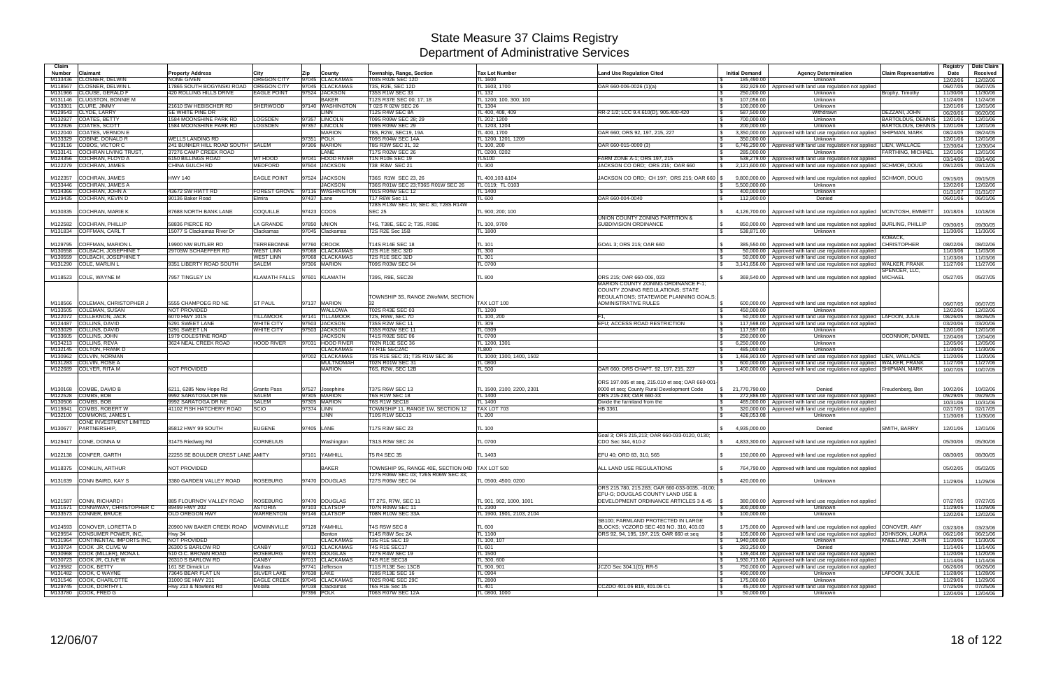# State Measure 37 Claims Registry
## Department of Administrative Services

| Claim Number | Claimant | Property Address | City | Zip | County | Township, Range, Section | Tax Lot Number | Land Use Regulation Cited | Initial Demand | Agency Determination | Claim Representative | Registry Date | Date Claim Received |
|---|---|---|---|---|---|---|---|---|---|---|---|---|---|
| M133436 | CLOSNER, DELWIN | NONE GIVEN | OREGON CITY | 97045 | CLACKAMAS | T03S R02E SEC 12D | TL 1600 | | $ 185,490.00 | Unknown | | 12/02/06 | 12/02/06 |
| M118567 | CLOSNER, DELWIN L | 17865 SOUTH BOGYNSKI ROAD | OREGON CITY | 97045 | CLACKAMAS | T3S, R2E, SEC 12D | TL 1603, 1700 | OAR 660-006-0026 (1)(a) | $ 332,929.00 | Approved with land use regulation not applied | | 06/07/05 | 06/07/05 |
| M131966 | CLOUSE, GERALD F | 420 ROLLING HILLS DRIVE | EAGLE POINT | 97524 | JACKSON | T35S R1W SEC 33 | TL 132 | | $ 250,000.00 | Unknown | Brophy, Timothy | 11/30/06 | 11/30/06 |
| M131146 | CLUGSTON, BONNIE M | | | | BAKER | T12S R37E SEC 00; 17; 18 | TL 1200; 100; 300; 100 | | $ 107,056.00 | Unknown | | 11/24/06 | 11/24/06 |
| M133301 | CLURE, JIMMY | 21610 SW HEBISCHER RD | SHERWOOD | 97140 | WASHINGTON | T 02S R 02W SEC 06 | TL 1304 | | $ 100,000.00 | Unknown | | 12/01/06 | 12/01/06 |
| M129543 | CLYDE, LARRY | SE WHITE PINE DR | | | LINN | T12S R4W SEC 8A | TL 400, 408, 409 | RR-2 1/2; LCC 9.4.610(D), 905.400-420 | $ 587,500.00 | Withdrawn | DEZZANI, JOHN | 06/20/06 | 06/20/06 |
| M132927 | COATES, BETTY | 1584 MOONSHINE PARK RD | LOGSDEN | 97357 | LINCOLN | T09S R09W SEC 28; 29 | TL 202; 1200 | | $ 700,000.00 | Unknown | BARTOLDUS, DENNIS | 12/01/06 | 12/01/06 |
| M132926 | COATES, SCOTT | 1584 MOONSHINE PARK RD | LOGSDEN | 97357 | LINCOLN | T09S R09W SEC 29 | TL 1203, 1204 | | $ 200,000.00 | Unknown | BARTOLDUS, DENNIS | 12/01/06 | 12/01/06 |
| M122040 | COATES, VERNON E | | | | MARION | T8S, R2W, SEC19, 19A | TL 400, 1700 | OAR 660; ORS 92, 197, 215, 227 | $ 3,350,000.00 | Approved with land use regulation not applied | SHIPMAN, MARK | 08/24/05 | 08/24/05 |
| M133329 | COBINE, DONALD R | WELLS LANDING RD | | 97351 | POLK | T09S R04W SEC 14A | TL 1200, 1201, 1209 | | $ 350,000.00 | Unknown | | 12/01/06 | 12/01/06 |
| M119116 | COBOS, VICTOR C | 241 BUNKER HILL ROAD SOUTH | SALEM | 97306 | MARION | T8S R3W SEC 31, 32 | TL 100, 200 | OAR 660-015-0000 (3) | $ 6,745,290.00 | Approved with land use regulation not applied | LIEN, WALLACE | 12/30/04 | 12/30/04 |
| M133141 | COCHRAN LIVING TRUST, | 37276 CAMP CREEK ROAD | | | LANE | T17S R02W SEC 26 | TL 0200, 0202 | | $ 285,000.00 | Unknown | FARTHING, MICHAEL | 12/01/06 | 12/01/06 |
| M124356 | COCHRAN, FLOYD A | 6150 BILLINGS ROAD | MT HOOD | 97041 | HOOD RIVER | T1N R10E SEC 19 | TL5100 | FARM ZONE A-1; ORS 197, 215 | $ 538,279.00 | Approved with land use regulation not applied | | 03/14/06 | 03/14/06 |
| M122279 | COCHRAN, JAMES | CHINA GULCH RD | MEDFORD | 97504 | JACKSON | T38 R3W SEC 21 | TL 300 | JACKSON CO ORD; ORS 215; OAR 660 | $ 2,121,600.00 | Approved with land use regulation not applied | SCHMOR, DOUG | 09/12/05 | 09/12/05 |
| M122357 | COCHRAN, JAMES | HWY 140 | EAGLE POINT | 97524 | JACKSON | T36S R1W SEC 23, 26 | TL 400,103 &104 | JACKSON CO ORD; CH 197; ORS 215; OAR 660 | $ 9,800,000.00 | Approved with land use regulation not applied | SCHMOR, DOUG | 09/15/05 | 09/15/05 |
| M133446 | COCHRAN, JAMES A | | | | JACKSON | T36S R01W SEC 23;T36S R01W SEC 26 | TL 0119; TL 0103 | | $ 5,500,000.00 | Unknown | | 12/02/06 | 12/02/06 |
| M134366 | COCHRAN, JOHN A | 43672 SW HIATT RD | FOREST GROVE | 97116 | WASHINGTON | T01S R04W SEC 12 | TL 1400 | | $ 400,000.00 | Unknown | | 01/31/07 | 01/31/07 |
| M129435 | COCHRAN, KEVIN D | 90136 Baker Road | Elmira | 97437 | Lane | T17 R6W Sec 11 | TL 600 | OAR 660-004-0040 | $ 112,900.00 | Denied | | 06/01/06 | 06/01/06 |
| M130335 | COCHRAN, MARIE K | 87688 NORTH BANK LANE | COQUILLE | 97423 | COOS | T28S R13W SEC 19; SEC 30, T28S R14W SEC 25 | TL 900; 200; 100 | | $ 4,126,700.00 | Approved with land use regulation not applied | MCINTOSH, EMMETT | 10/18/06 | 10/18/06 |
| M122582 | COCHRAN, PHILLIP | 58836 PIERCE RD | LA GRANDE | 97850 | UNION | T4S, T38E, SEC 2; T3S, R38E | TL 100, 9700 | UNION COUNTY ZONING PARTITION & SUBDIVISION ORDINANCE | $ 850,000.00 | Approved with land use regulation not applied | BURLING, PHILLIP | 09/30/05 | 09/30/05 |
| M131834 | COFFMAN, CARL T | 15077 S Clackamas River Dr | Clackamas | 97045 | Clackamas | T2S R2E Sec 15B | TL 1800 | | $ 538,871.00 | Unknown | | 11/30/06 | 11/30/06 |
| M129795 | COFFMAN, MARION L | 19900 NW BUTLER RD | TERREBONNE | 97760 | CROOK | T14S R14E SEC 18 | TL 101 | GOAL 3; ORS 215; OAR 660 | $ 385,550.00 | Approved with land use regulation not applied | KOBACK, CHRISTOPHER | 08/02/06 | 08/02/06 |
| M130558 | COLBACH, JOSEPHINE T | 29705W SCHAEFFER RD | WEST LINN | 97068 | CLACKAMAS | T2S R1E SEC 32D | TL 300 | | $ 50,000.00 | Approved with land use regulation not applied | | 11/03/06 | 11/03/06 |
| M130559 | COLBACH, JOSEPHINE T | | WEST LINN | 97068 | CLACKAMAS | T2S R1E SEC 32D | TL 301 | | $ 50,000.00 | Approved with land use regulation not applied | | 11/03/06 | 11/03/06 |
| M131290 | COLE, MARLIN L | 9351 LIBERTY ROAD SOUTH | SALEM | 97306 | MARION | T09S R03W SEC 04 | TL 0700 | | $ 3,141,656.00 | Approved with land use regulation not applied | WALKER, FRANK | 11/27/06 | 11/27/06 |
| M118523 | COLE, WAYNE M | 7957 TINGLEY LN | KLAMATH FALLS | 97601 | KLAMATH | T39S, R9E, SEC28 | TL 800 | ORS 215; OAR 660-006, 033 | $ 369,540.00 | Approved with land use regulation not applied | SPENCER, LLC, MICHAEL | 05/27/05 | 05/27/05 |
| M118566 | COLEMAN, CHRISTOPHER J | 5555 CHAMPOEG RD NE | ST PAUL | 97137 | MARION | TOWNSHIP 3S, RANGE 2WofWM, SECTION 32 | TAX LOT 100 | MARION COUNTY ZONING ORDINANCE F-1; COUNTY ZONING REGULATIONS; STATE REGULATIONS; STATEWIDE PLANNING GOALS; ADMINISTRATIVE RULES | $ 600,000.00 | Approved with land use regulation not applied | | 06/07/05 | 06/07/05 |
| M133505 | COLEMAN, SUSAN | NOT PROVIDED | | | WALLOWA | T02S R43E SEC 03 | TL 1200 | | $ 450,000.00 | Unknown | | 12/02/06 | 12/02/06 |
| M122072 | COLLEKNON, JACK | 6070 HWY 101S | TILLAMOOK | 97141 | TILLAMOOK | T2S, R9W, SEC 7D | TL 100, 200 | F1, | $ 50,000.00 | Approved with land use regulation not applied | LAFOON, JULIE | 08/26/05 | 08/26/05 |
| M124487 | COLLINS, DAVID | 5291 SWEET LANE | WHITE CITY | 97503 | JACKSON | T35S R2W SEC 11 | TL 309 | EFU; ACCESS ROAD RESTRICTION | $ 117,598.00 | Approved with land use regulation not applied | | 03/20/06 | 03/20/06 |
| M133029 | COLLINS, DAVID | 5291 SWEET LN | WHITE CITY | 97503 | JACKSON | T35S R02W SEC 11 | TL 0309 | | $ 117,597.00 | Unknown | | 12/01/06 | 12/01/06 |
| M133605 | COLLINS, JOHN | 1979 COLESTINE ROAD | | | JACKSON | T41S R02E SEC 06 | TL 0700 | | $ 250,000.00 | Unknown | OCONNOR, DANIEL | 12/04/06 | 12/04/06 |
| M134213 | COLLINS, REVA | 3624 NEAL CREEK ROAD | HOOD RIVER | 97031 | HOOD RIVER | T02N R10E SEC 36 | TL 1200, 1301 | | $ 6,250,000.00 | Unknown | | 12/05/06 | 12/05/06 |
| M132145 | COLTON, FRANK D | | | | CLACKAMAS | T4 R1E SEC2AC | TL800 | | $ 485,000.00 | Unknown | | 11/30/06 | 11/30/06 |
| M130962 | COLVIN, NORMAN | | | 97002 | CLACKAMAS | T3S R1E SEC 31; T3S R1W SEC 36 | TL 1000; 1300, 1400, 1502 | | $ 1,466,903.00 | Approved with land use regulation not applied | LIEN, WALLACE | 11/20/06 | 11/20/06 |
| M131283 | COLVIN, ROSE A | | | | MULTNOMAH | T02N R01W SEC 31 | TL 0800 | | $ 600,000.00 | Approved with land use regulation not applied | WALKER, FRANK | 11/27/06 | 11/27/06 |
| M122689 | COLYER, RITA M | NOT PROVIDED | | | MARION | T6S, R2W, SEC 12B | TL 500 | OAR 660; ORS CHAPT. 92, 197, 215, 227 | $ 1,400,000.00 | Approved with land use regulation not applied | SHIPMAN, MARK | 10/07/05 | 10/07/05 |
| M130168 | COMBE, DAVID B | 6211, 6285 New Hope Rd | Grants Pass | 97527 | Josephine | T37S R6W SEC 13 | TL 1500, 2100, 2200, 2301 | ORS 197.005 et seq, 215.010 et seq; OAR 660-001-0000 et seq; County Rural Development Code | $ 21,770,790.00 | Denied | Freudenberg, Ben | 10/02/06 | 10/02/06 |
| M122528 | COMBS, BOB | 9992 SARATOGA DR NE | SALEM | 97305 | MARION | T6S R1W SEC 18 | TL 1400 | ORS 215-283; OAR 660-33 | $ 272,886.00 | Approved with land use regulation not applied | | 09/29/05 | 09/29/05 |
| M130506 | COMBS, BOB | 9992 SARATOGA DR NE | SALEM | 97305 | MARION | T6S R1W SEC18 | TL 1400 | Divide the farmland from the | $ 465,000.00 | Approved with land use regulation not applied | | 10/31/06 | 10/31/06 |
| M119841 | COMBS, ROBERT W | 41102 FISH HATCHERY ROAD | SCIO | 97374 | LINN | TOWNSHIP 11, RANGE 1W, SECTION 12 | TAX LOT 703 | HB 3361 | $ 320,000.00 | Approved with land use regulation not applied | | 02/17/05 | 02/17/05 |
| M132100 | COMMONS, JAMES L | | | | LINN | T10S R1W SEC13 | TL 200 | | $ 426,053.08 | Unknown | | 11/30/06 | 11/30/06 |
| M130677 | CONE INVESTMENT LIMITED PARTNERSHIP, | 85812 HWY 99 SOUTH | EUGENE | 97405 | LANE | T17S R3W SEC 23 | TL 100 | | $ 4,935,000.00 | Denied | SMITH, BARRY | 12/01/06 | 12/01/06 |
| M129417 | CONE, DONNA M | 31475 Riedweg Rd | CORNELIUS | | Washington | TS1S R3W SEC 24 | TL 0700 | Goal 3; ORS 215,213; OAR 660-033-0120, 0130; CDO Sec 344, 610-2 | $ 4,833,300.00 | Approved with land use regulation not applied | | 05/30/06 | 05/30/06 |
| M122138 | CONFER, GARTH | 22255 SE BOULDER CREST LANE | AMITY | 97101 | YAMHILL | T5 R4 SEC 35 | TL 1403 | EFU 40; ORD 83, 310, 565 | $ 150,000.00 | Approved with land use regulation not applied | | 08/30/05 | 08/30/05 |
| M118375 | CONKLIN, ARTHUR | NOT PROVIDED | | | BAKER | TOWNSHIP 9S, RANGE 40E, SECTION 04D | TAX LOT 500 | ALL LAND USE REGULATIONS | $ 764,790.00 | Approved with land use regulation not applied | | 05/02/05 | 05/02/05 |
| M131639 | CONN BAIRD, KAY S | 3380 GARDEN VALLEY ROAD | ROSEBURG | 97470 | DOUGLAS | T27S R06W SEC 03; T26S R06W SEC 33; T27S R06W SEC 04 | TL 0500; 4500; 0200 | | $ 420,000.00 | Unknown | | 11/29/06 | 11/29/06 |
| M121587 | CONN, RICHARD I | 885 FLOURNOY VALLEY ROAD | ROSEBURG | 97470 | DOUGLAS | TT 27S, R7W, SEC 11 | TL 901, 902, 1000, 1001 | ORS 215.780, 215.283; OAR 660-033-0035, -0100; EFU-G; DOUGLAS COUNTY LAND USE & DEVELOPMENT ORDINANCE ARTICLES 3 & 45 | $ 380,000.00 | Approved with land use regulation not applied | | 07/27/05 | 07/27/05 |
| M131671 | CONNAWAY, CHRISTOPHER C | 89499 HWY 202 | ASTORIA | 97103 | CLATSOP | T07N R09W SEC 11 | TL 2300 | | $ 300,000.00 | Unknown | | 11/29/06 | 11/29/06 |
| M133573 | CONNER, BRUCE | OLD OREGON HWY | WARRENTON | 97146 | CLATSOP | T08N R10W SEC 33A | TL 1900, 1901, 2103, 2104 | | $ 100,000.00 | Unknown | | 12/02/06 | 12/02/06 |
| M124593 | CONOVER, LORETTA D | 20900 NW BAKER CREEK ROAD | MCMINNVILLE | 97128 | YAMHILL | T4S R5W SEC 8 | TL 600 | SB100; FARMLAND PROTECTED IN LARGE BLOCKS; YCZORD SEC 403 NO. 310, 403.03 | $ 175,000.00 | Approved with land use regulation not applied | CONOVER, AMY | 03/23/06 | 03/23/06 |
| M129554 | CONSUMER POWER, INC, | Hwy 34 | | | Benton | T14S R8W Sec 2A | TL 1100 | ORS 92, 94, 195, 197, 215; OAR 660 et seq | $ 105,000.00 | Approved with land use regulation not applied | JOHNSON, LAURA | 06/21/06 | 06/21/06 |
| M131964 | CONTINENTAL IMPORTS INC, | NOT PROVIDED | | | CLACKAMAS | T3S R1E SEC 19 | TL 100, 107 | | $ 1,940,000.00 | Unknown | KNEELAND, JOHN | 11/30/06 | 11/30/06 |
| M130724 | COOK JR, CLIVE W | 26300 S BARLOW RD | CANBY | 97013 | CLACKAMAS | T4S R1E SEC17 | TL 601 | | $ 283,250.00 | Denied | | 11/14/06 | 11/14/06 |
| M130968 | COOK (MILLER), MONA L | 510 O.C. BROWN ROAD | ROSEBURG | 97470 | DOUGLAS | T27S R4W SEC 19 | TL 1500 | | $ 139,404.00 | Approved with land use regulation not applied | | 11/20/06 | 11/20/06 |
| M130723 | COOK JR, CLIVE W | 26310 S BARLOW RD | CANBY | 97013 | CLACKAMAS | T4S R1E SEC18 | TL 300, 600 | | $ 1,930,713.00 | Approved with land use regulation not applied | | 11/14/06 | 11/14/06 |
| M129582 | COOK, BETTY | 161 SE Dimick Ln | Madras | 97741 | Jefferson | T11S R13E Sec 13CB | TL 900, 901 | JCZO Sec 304.1(D); RR-5 | $ 750,000.00 | Approved with land use regulation not applied | | 06/26/06 | 06/26/06 |
| M131482 | COOK, C WAYNE | 73645 BEAR FLAT LN | SILVER LAKE | 97638 | LAKE | T28S R13E SEC 16 | TL 0904 | | $ 490,000.00 | Unknown | LAFOON, JULIE | 11/28/06 | 11/28/06 |
| M131546 | COOK, CHARLOTTE | 31000 SE HWY 211 | EAGLE CREEK | 97045 | CLACKAMAS | T02S R04E SEC 29C | TL 2800 | | $ 175,000.00 | Unknown | | 11/29/06 | 11/29/06 |
| M129745 | COOK, DORTHY L | Hwy 213 & Nowlens Rd | Molalla | 97038 | Clackamas | T6S R1E Sec 15 | TL 401 | CCZDO 401.06 B19, 401.06 C1 | $ 45,000.00 | Approved with land use regulation not applied | | 07/25/06 | 07/25/06 |
| M133780 | COOK, FRED G | | | 97396 | POLK | T06S R07W SEC 12A | TL 0800, 1000 | | $ 50,000.00 | Unknown | | 12/04/06 | 12/04/06 |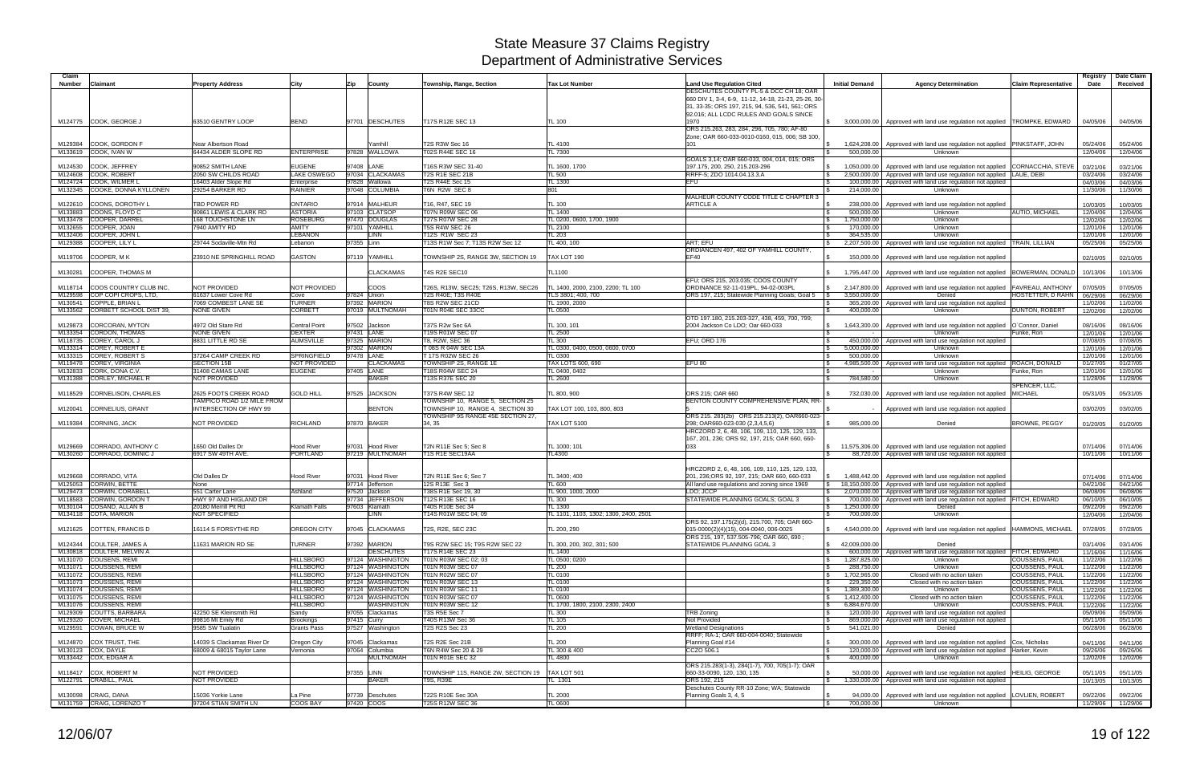# State Measure 37 Claims Registry
## Department of Administrative Services

| Claim Number | Claimant | Property Address | City | Zip | County | Township, Range, Section | Tax Lot Number | Land Use Regulation Cited | Initial Demand | Agency Determination | Claim Representative | Registry Date | Date Claim Received |
|---|---|---|---|---|---|---|---|---|---|---|---|---|---|
| M124775 | COOK, GEORGE J | 63510 GENTRY LOOP | BEND | 97701 | DESCHUTES | T17S R12E SEC 13 | TL 100 | DESCHUTES COUNTY PL-5 & DCC CH 18; OAR 660 DIV 1, 3-4, 6-9, 11-12, 14-18, 21-23, 25-26, 30-31, 33-35; ORS 197, 215, 94, 536, 541, 561; ORS 92.016; ALL LCDC RULES AND GOALS SINCE 1970 | $ 3,000,000.00 | Approved with land use regulation not applied | TROMPKE, EDWARD | 04/05/06 | 04/05/06 |
| M129384 | COOK, GORDON F | Near Albertson Road | | | Yamhill | T2S R3W Sec 16 | TL 4100 | ORS 215.263, 283, 284, 296, 705, 780; AF-80 Zone; OAR 660-033-0010-0160, 015, 006; SB 100, 101 | $ 1,624,208.00 | Approved with land use regulation not applied | PINKSTAFF, JOHN | 05/24/06 | 05/24/06 |
| M133619 | COOK, IVAN W | 64434 ALDER SLOPE RD | ENTERPRISE | 97828 | WALLOWA | T02S R44E SEC 16 | TL 7300 | | $ 500,000.00 | Unknown | | 12/04/06 | 12/04/06 |
| M124530 | COOK, JEFFREY | 90852 SMITH LANE | EUGENE | 97408 | LANE | T16S R3W SEC 31-40 | TL 1600, 1700 | GOALS 3,14; OAR 660-033, 004, 014, 015; ORS 197.175, 200, 250, 215.203-296 | $ 1,050,000.00 | Approved with land use regulation not applied | CORNACCHIA, STEVE | 03/21/06 | 03/21/06 |
| M124608 | COOK, ROBERT | 2050 SW CHILDS ROAD | LAKE OSWEGO | 97034 | CLACKAMAS | T2S R1E SEC 21B | TL 500 | RRFF-5; ZDO 1014.04.13.3.A | $ 2,500,000.00 | Approved with land use regulation not applied | LAUE, DEBI | 03/24/06 | 03/24/06 |
| M124724 | COOK, WILMER L | 16403 Alder Slope Rd | Enterprise | 97828 | Wallowa | T2S R44E Sec 15 | TL 1300 | EFU | $ 100,000.00 | Approved with land use regulation not applied | | 04/03/06 | 04/03/06 |
| M132345 | COOKE, DONNA KYLLONEN | 29254 BARKER RD | RAINIER | 97048 | COLUMBIA | T6N R2W SEC 8 | 801 | | $ 214,000.00 | Unknown | | 11/30/06 | 11/30/06 |
| M122610 | COONS, DOROTHY L | TBD POWER RD | ONTARIO | 97914 | MALHEUR | T16, R47, SEC 19 | TL 100 | MALHEUR COUNTY CODE TITLE C CHAPTER 3 ARTICLE A | $ 238,000.00 | Approved with land use regulation not applied | | 10/03/05 | 10/03/05 |
| M133883 | COONS, FLOYD C | 90861 LEWIS & CLARK RD | ASTORIA | 97103 | CLATSOP | T07N R09W SEC 06 | TL 1400 | | $ 500,000.00 | Unknown | AUTIO, MICHAEL | 12/04/06 | 12/04/06 |
| M133478 | COOPER, DARREL | 168 TOUCHSTONE LN | ROSEBURG | 97470 | DOUGLAS | T27S R07W SEC 28 | TL 0200, 0600, 1700, 1900 | | $ 1,750,000.00 | Unknown | | 12/02/06 | 12/02/06 |
| M132655 | COOPER, JOAN | 7940 AMITY RD | AMITY | 97101 | YAMHILL | T5S R4W SEC 26 | TL 2100 | | $ 170,000.00 | Unknown | | 12/01/06 | 12/01/06 |
| M132406 | COOPER, JOHN L | | LEBANON | | LINN | T12S R1W SEC 23 | TL 203 | | $ 364,535.00 | Unknown | | 12/01/06 | 12/01/06 |
| M129388 | COOPER, LILY L | 29744 Sodaville-Mtn Rd | Lebanon | 97355 | Linn | T13S R1W Sec 7; T13S R2W Sec 12 | TL 400, 100 | ART; EFU | $ 2,207,500.00 | Approved with land use regulation not applied | TRAIN, LILLIAN | 05/25/06 | 05/25/06 |
| M119706 | COOPER, M K | 23910 NE SPRINGHILL ROAD | GASTON | 97119 | YAMHILL | TOWNSHIP 2S, RANGE 3W, SECTION 19 | TAX LOT 190 | ORDIANCEN 497, 402 OF YAMHILL COUNTY, EF40 | $ 150,000.00 | Approved with land use regulation not applied | | 02/10/05 | 02/10/05 |
| M130281 | COOPER, THOMAS M | | | | CLACKAMAS | T4S R2E SEC10 | TL1100 | | $ 1,795,447.00 | Approved with land use regulation not applied | BOWERMAN, DONALD | 10/13/06 | 10/13/06 |
| M118714 | COOS COUNTRY CLUB INC, | NOT PROVIDED | NOT PROVIDED | | COOS | T26S, R13W, SEC25; T26S, R13W, SEC26 | TL 1400, 2000, 2100, 2200; TL 100 | EFU; ORS 215, 203.035; COOS COUNTY ORDINANCE 92-11-019PL, 94-02-003PL | $ 2,147,800.00 | Approved with land use regulation not applied | FAVREAU, ANTHONY | 07/05/05 | 07/05/05 |
| M129598 | COP COPI CROPS, LTD, | 61637 Lower Cove Rd | Cove | 97824 | Union | T2S R40E, T3S R40E | TLS 3801, 400, 700 | ORS 197, 215; Statewide Planning Goals; Goal 5 | $ 3,550,000.00 | Denied | HOSTETTER, D RAHN | 06/29/06 | 06/29/06 |
| M130541 | COPPLE, BRIAN L | 7069 COMBEST LANE SE | TURNER | 97392 | MARION | T8S R2W SEC 21CD | TL 1900, 2000 | | $ 365,200.00 | Approved with land use regulation not applied | | 11/02/06 | 11/02/06 |
| M133562 | CORBETT SCHOOL DIST 39, | NONE GIVEN | CORBETT | 97019 | MULTNOMAH | T01N R04E SEC 33CC | TL 0500 | | $ 400,000.00 | Unknown | DUNTON, ROBERT | 12/02/06 | 12/02/06 |
| M129873 | CORCORAN, MYRON | 4972 Old Stare Rd | Central Point | 97502 | Jackson | T37S R2w Sec 6A | TL 100, 101 | OTD 197.180, 215.203-327, 438, 459, 700, 799; 2004 Jackson Co LDO; Oar 660-033 | $ 1,643,300.00 | Approved with land use regulation not applied | O`Connor, Daniel | 08/16/06 | 08/16/06 |
| M133354 | CORDON, THOMAS | NONE GIVEN | DEXTER | 97431 | LANE | T19S R01W SEC 07 | TL 2500 | | $ - | Unknown | Funke, Ron | 12/01/06 | 12/01/06 |
| M118735 | COREY, CAROL J | 8831 LITTLE RD SE | AUMSVILLE | 97325 | MARION | T8, R2W, SEC 36 | TL 300 | EFU; ORD 176 | $ 450,000.00 | Approved with land use regulation not applied | | 07/08/05 | 07/08/05 |
| M133314 | COREY, ROBERT E | | | 97302 | MARION | T 08S R 04W SEC 13A | TL 0300, 0400, 0500, 0600, 0700 | | $ 5,000,000.00 | Unknown | | 12/01/06 | 12/01/06 |
| M133315 | COREY, ROBERT S | 37264 CAMP CREEK RD | SPRINGFIELD | 97478 | LANE | T 17S R02W SEC 26 | TL 0300 | | $ 500,000.00 | Unknown | | 12/01/06 | 12/01/06 |
| M119478 | COREY, VIRGINIA | SECTION 15B | NOT PROVIDED | | CLACKAMAS | TOWNSHIP 2S, RANGE 1E | TAX LOTS 600, 690 | EFU 80 | $ 4,985,500.00 | Approved with land use regulation not applied | ROACH, DONALD | 01/27/05 | 01/27/05 |
| M132833 | CORK, DONA C.V. | 31408 CAMAS LANE | EUGENE | 97405 | LANE | T18S R04W SEC 24 | TL 0400, 0402 | | $ - | Unknown | Funke, Ron | 12/01/06 | 12/01/06 |
| M131388 | CORLEY, MICHAEL R | NOT PROVIDED | | | BAKER | T13S R37E SEC 20 | TL 2600 | | $ 784,580.00 | Unknown | | 11/28/06 | 11/28/06 |
| M118529 | CORNELISON, CHARLES | 2625 FOOTS CREEK ROAD | GOLD HILL | 97525 | JACKSON | T37S R4W SEC 12 | TL 800, 900 | ORS 215; OAR 660 | $ 732,030.00 | Approved with land use regulation not applied | SPENCER, LLC, MICHAEL | 05/31/05 | 05/31/05 |
| M120041 | CORNELIUS, GRANT | TAMPICO ROAD 1/2 MILE FROM INTERSECTION OF HWY 99 | | | BENTON | TOWNSHIP 10, RANGE 5, SECTION 25 TOWNSHIP 10, RANGE 4, SECTION 30 | TAX LOT 100, 103, 800, 803 | BENTON COUNTY COMPREHENSIVE PLAN, RR-5 | $ - | Approved with land use regulation not applied | | 03/02/05 | 03/02/05 |
| M119384 | CORNING, JACK | NOT PROVIDED | RICHLAND | 97870 | BAKER | TOWNSHIP 9S RANGE 45E SECTION 27, 34, 35 | TAX LOT 5100 | ORS 215. 283(2b) ORS 215.213(2), OAR660-023-298; OAR660-023-030 (2,3,4,5,6) | $ 985,000.00 | Denied | BROWNE, PEGGY | 01/20/05 | 01/20/05 |
| M129669 | CORRADO, ANTHONY C | 1650 Old Dalles Dr | Hood River | 97031 | Hood River | T2N R11E Sec 5; Sec 8 | TL 1000; 101 | HRCZORD 2, 6, 48, 106, 109, 110, 125, 129, 133, 167, 201, 236; ORS 92, 197, 215; OAR 660, 660-033 | $ 11,575,306.00 | Approved with land use regulation not applied | | 07/14/06 | 07/14/06 |
| M130260 | CORRADO, DOMINIC J | 6917 SW 49TH AVE. | PORTLAND | 97219 | MULTNOMAH | T1S R1E SEC19AA | TL4300 | | $ 88,720.00 | Approved with land use regulation not applied | | 10/11/06 | 10/11/06 |
| M129668 | CORRADO, VITA | Old Dalles Dr | Hood River | 97031 | Hood River | T2N R11E Sec 6; Sec 7 | TL 3400; 400 | HRCZORD 2, 6, 48, 106, 109, 110, 125, 129, 133, 201, 236;ORS 92, 197, 215; OAR 660, 660-033 | $ 1,488,442.00 | Approved with land use regulation not applied | | 07/14/06 | 07/14/06 |
| M125053 | CORWIN, BETTE | None | | 97714 | Jefferson | 12S R13E Sec 3 | TL 600 | All land use regulations and zoning since 1969 | $ 18,150,000.00 | Approved with land use regulation not applied | | 04/21/06 | 04/21/06 |
| M129473 | CORWIN, CORABELL | 551 Carter Lane | Ashland | 97520 | Jackson | T38S R1E Sec 19, 30 | TL 900, 1000, 2000 | LDO; JCCP | $ 2,070,000.00 | Approved with land use regulation not applied | | 06/08/06 | 06/08/06 |
| M118583 | CORWIN, GORDON T | HWY 97 AND HIGLAND DR | | 97734 | JEFFERSON | T12S R13E SEC 16 | TL 300 | STATEWIDE PLANNING GOALS; GOAL 3 | $ 700,000.00 | Approved with land use regulation not applied | FITCH, EDWARD | 06/10/05 | 06/10/05 |
| M130104 | COSAND, ALLAN B | 20180 Merrill Pit Rd | Klamath Falls | 97603 | Klamath | T40S R10E Sec 34 | TL 1300 | | $ 1,250,000.00 | Denied | | 09/22/06 | 09/22/06 |
| M134118 | COTA, MARION | NOT SPECIFIED | | | LINN | T14S R01W SEC 04; 09 | TL 1101, 1103, 1302; 1300, 2400, 2501 | | $ 700,000.00 | Unknown | | 12/04/06 | 12/04/06 |
| M121625 | COTTEN, FRANCIS D | 16114 S FORSYTHE RD | OREGON CITY | 97045 | CLACKAMAS | T2S, R2E, SEC 23C | TL 200, 290 | ORS 92, 197.175(2)(d), 215.700, 705; OAR 660-015-0000(2)(4)(15), 004-0040, 006-0025 | $ 4,540,000.00 | Approved with land use regulation not applied | HAMMONS, MICHAEL | 07/28/05 | 07/28/05 |
| M124344 | COULTER, JAMES A | 11631 MARION RD SE | TURNER | 97392 | MARION | T9S R2W SEC 15; T9S R2W SEC 22 | TL 300, 200, 302, 301; 500 | ORS 215, 197, 537.505-796; OAR 660, 690 ; STATEWIDE PLANNING GOAL 3 | $ 42,009,000.00 | Denied | | 03/14/06 | 03/14/06 |
| M130818 | COULTER, MELVIN A | | | | DESCHUTES | T17S R14E SEC 23 | TL 1400 | | $ 600,000.00 | Approved with land use regulation not applied | FITCH, EDWARD | 11/16/06 | 11/16/06 |
| M131070 | COUSENS, REMI | | HILLSBORO | 97124 | WASHINGTON | T01N R03W SEC 02; 03 | TL 0500; 0200 | | $ 1,287,825.00 | Unknown | COUSSENS, PAUL | 11/22/06 | 11/22/06 |
| M131071 | COUSSENS, REMI | | HILLSBORO | 97124 | WASHINGTON | T01N R03W SEC 07 | TL 200 | | $ 288,750.00 | Unknown | COUSSENS, PAUL | 11/22/06 | 11/22/06 |
| M131072 | COUSSENS, REMI | | HILLSBORO | 97124 | WASHINGTON | T01N R02W SEC 07 | TL 0100 | | $ 1,702,965.00 | Closed with no action taken | COUSSENS, PAUL | 11/22/06 | 11/22/06 |
| M131073 | COUSSENS, REMI | | HILLSBORO | 97124 | WASHINGTON | T01N R03W SEC 13 | TL 0100 | | $ 229,350.00 | Closed with no action taken | COUSSENS, PAUL | 11/22/06 | 11/22/06 |
| M131074 | COUSSENS, REMI | | HILLSBORO | 97124 | WASHINGTON | T01N R03W SEC 11 | TL 0100 | | $ 1,389,300.00 | Unknown | COUSSENS, PAUL | 11/22/06 | 11/22/06 |
| M131075 | COUSSENS, REMI | | HILLSBORO | 97124 | WASHINGTON | T01N R03W SEC 07 | TL 0600 | | $ 1,412,400.00 | Closed with no action taken | COUSSENS, PAUL | 11/22/06 | 11/22/06 |
| M131076 | COUSSENS, REMI | | HILLSBORO | | WASHINGTON | T01N R03W SEC 12 | TL 1700, 1800, 2100, 2300, 2400 | | $ 6,884,670.00 | Unknown | COUSSENS, PAUL | 11/22/06 | 11/22/06 |
| M129309 | COUTTS, BARBARA | 42250 SE Kleinsmith Rd | Sandy | 97055 | Clackamas | T3S R5E Sec 7 | TL 300 | TRB Zoning | $ 120,000.00 | Approved with land use regulation not applied | | 05/09/06 | 05/09/06 |
| M129320 | COVER, MICHAEL | 99816 Mt Emily Rd | Brookings | 97415 | Curry | T40S R13W Sec 36 | TL 105 | Not Provided | $ 869,000.00 | Approved with land use regulation not applied | | 05/11/06 | 05/11/06 |
| M129591 | COWAN, BRUCE W | 9585 SW Tualatin | Grants Pass | 97527 | Washington | T2S R2S Sec 23 | TL 200 | Wetland Designations | $ 541,021.00 | Denied | | 06/28/06 | 06/28/06 |
| M124870 | COX TRUST, THE | 14039 S Clackamas River Dr | Oregon City | 97045 | Clackamas | T2S R2E Sec 21B | TL 200 | RRFF; RA-1; OAR 660-004-0040; Statewide Planning Goal #14 | $ 300,000.00 | Approved with land use regulation not applied | Cox, Nicholas | 04/11/06 | 04/11/06 |
| M130123 | COX, DAYLE | 68009 & 68015 Taylor Lane | Vernonia | 97064 | Columbia | T6N R4W Sec 20 & 29 | TL 300 & 400 | CCZO 506.1 | $ 120,000.00 | Approved with land use regulation not applied | Harker, Kevin | 09/26/06 | 09/26/06 |
| M133442 | COX, EDGAR A | | | | MULTNOMAH | T01N R01E SEC 32 | TL 4800 | | $ 400,000.00 | Unknown | | 12/02/06 | 12/02/06 |
| M118417 | COX, ROBERT M | NOT PROVIDED | | 97355 | LINN | TOWNSHIP 11S, RANGE 2W, SECTION 19 | TAX LOT 501 | ORS 215.283(1-3), 284(1-7), 700, 705(1-7); OAR 660-33-0090, 120, 130, 135 | $ 50,000.00 | Approved with land use regulation not applied | HEILIG, GEORGE | 05/11/05 | 05/11/05 |
| M122791 | CRABILL, PAUL | NOT PROVIDED | | | BAKER | T9S, R39E | TL 1301 | ORS 192, 215 | $ 1,330,000.00 | Approved with land use regulation not applied | | 10/13/05 | 10/13/05 |
| M130098 | CRAIG, DANA | 15036 Yorkie Lane | La Pine | 97739 | Deschutes | T22S R10E Sec 30A | TL 2000 | Deschutes County RR-10 Zone; WA; Statewide Planning Goals 3, 4, 5 | $ 94,000.00 | Approved with land use regulation not applied | LOVLIEN, ROBERT | 09/22/06 | 09/22/06 |
| M131759 | CRAIG, LORENZO T | 97204 STIAN SMITH LN | COOS BAY | 97420 | COOS | T25S R12W SEC 36 | TL 0600 | | $ 700,000.00 | Unknown | | 11/29/06 | 11/29/06 |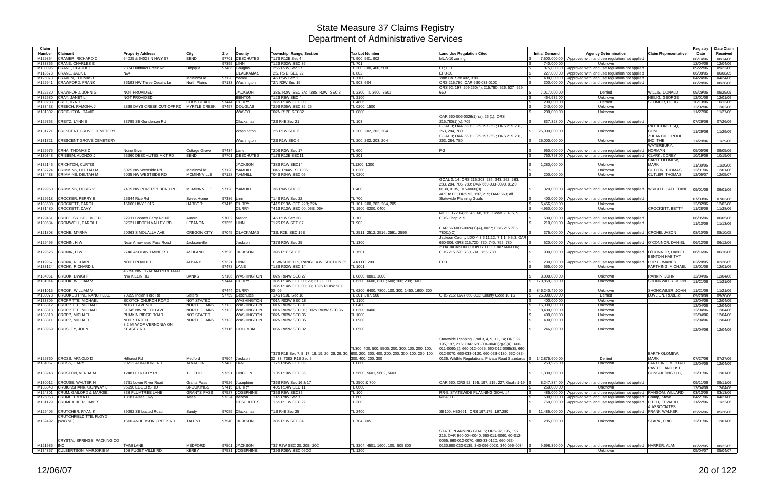# State Measure 37 Claims Registry
## Department of Administrative Services

| Claim Number | Claimant | Property Address | City | Zip | County | Township, Range, Section | Tax Lot Number | Land Use Regulation Cited | Initial Demand | Agency Determination | Claim Representative | Registry Date | Date Claim Received |
|---|---|---|---|---|---|---|---|---|---|---|---|---|---|
| M129854 | CRAMER, RICHARD C | 64025 & 64023 N HWY 97 | BEND | 97701 | DESCHUTES | T17S R12E Sec 4 | TL 900, 901, 902 | MUA-10 zoning | $ 7,500,000.00 | Approved with land use regulation not applied | | 08/14/06 | 08/14/06 |
| M133865 | CRANE, CHARLES E | | | 97355 | LINN | T12S R02W SEC 36 | TL 701 | | $ 740,000.00 | Unknown | | 12/04/06 | 12/04/06 |
| M130096 | CRANE, CLAUDE E | 2884 Hubbard Creek Rd | Umpqua | 97486 | Douglas | T25S R7W Sec 27 | TL 200, 300, 400, 500 | FF; EFU | $ 875,000.00 | Approved with land use regulation not applied | | 09/22/06 | 09/22/06 |
| M118573 | CRANE, JACK L | N/A | | | CLACKAMAS | T2S, R5 E, SEC 22 | TL 802 | EFU-20 | $ 227,000.00 | Approved with land use regulation not applied | | 06/08/05 | 06/08/05 |
| M125073 | CRAVEN, THOMAS E | | McMinnville | 97128 | Yamhill | T4S R5W Sec 1 | TL 1100 | Yam Co. Sec 402, 310 | $ 400,000.00 | Approved with land use regulation not applied | | 04/24/06 | 04/24/06 |
| M129941 | CRAWFORD, FRANK | 36193 NW Three Cedars Ln | North Plains | 97133 | Washington | T2N R3W Sec 15 | TL 903, 904 | ORS 215.780; OAR 660-033-0100 | $ 300,000.00 | Approved with land use regulation not applied | | 08/28/06 | 08/28/06 |
| M122530 | CRAWFORD, JOHN G | NOT PROVIDED | | | JACKSON | T38S, R2W, SEC 3A; T38S, R2W, SEC 3 | TL 2300, TL 3600, 3601 | ORS 92, 197, 209.250(4), 215.780, 526, 527, 629, 660 | $ 7,017,000.00 | Denied | WILLIS, DONALD | 09/29/05 | 09/29/05 |
| M132680 | CRAY, JANET L | NOT PROVIDED | | | BENTON | T12S R6W SEC 4 | TL 2100 | | $ 464,932.00 | Unknown | HEILIG, GEORGE | 12/01/06 | 12/01/06 |
| M130283 | CREE, IRA J | | GOUS BEACH | 97444 | CURRY | T36S R14W SEC 00 | TL 4806 | | $ 200,000.00 | Denied | SCHMOR, DOUG | 10/13/06 | 10/13/06 |
| M133438 | CREECH, RAMONA J | 2839 DAYS CREEK CUT-OFF RD | MYRTLE CREEK | 97457 | DOUGLAS | T29S R05W SEC 36; 25 | TL 0200; 1500 | | $ 240,000.00 | Unknown | | 12/02/06 | 12/02/06 |
| M131302 | CREIGHTON, DAVID | | | | WASCO | T02N R12E SEC32 | TL 0800 | | $ 200,000.00 | Unknown | | 11/27/06 | 11/27/06 |
| M129753 | CREITZ, LYNN E | 33795 SE Gunderson Rd | | | Clackamas | T2S R4E Sec 21` | TL 103 | OAR 660-006-0026(1) (a), 26 (1); ORS 215.780(1)(c), 705 | $ 837,328.00 | Approved with land use regulation not applied | | 07/26/06 | 07/26/06 |
| M131721 | CRESCENT GROVE CEMETERY, | | | | Washington | T2S R1W SEC 6 | TL 200, 202, 203, 204 | GOAL 3; OAR 660; ORS 197.352; ORS 215.231, 263, 284, 780 | $ 25,000,000.00 | Unknown | RATHBONE ESQ, CONI | 11/29/06 | 11/29/06 |
| M131721 | CRESCENT GROVE CEMETERY, | | | | Washington | T2S R1W SEC 6 | TL 200, 202, 203, 204 | GOAL 3; OAR 660; ORS 197.352; ORS 215.231, 263, 284, 780 | $ 25,000,000.00 | Unknown | ZUPANCIC GROUP INC, THE | 11/29/06 | 11/29/06 |
| M129976 | CRHA, THOMAS D | None Given | Cottage Grove | 97434 | Lane | T20S R3W Sec 17 | TL 600 | F-2 | $ 950,000.00 | Approved with land use regulation not applied | WATERBURY, NORMAN | 09/05/06 | 09/05/06 |
| M130348 | CRIBBEN, ALONZO J | 63960 DESCHUTES MKT RD | BEND | 97701 | DESCHUTES | T17S R12E SEC11 | TL 201 | | $ 750,793.00 | Approved with land use regulation not applied | CLARK, COREY | 10/19/06 | 10/19/06 |
| M132146 | CRICHTON, CURTIS | | | | JACKSON | T38S R1W SEC14 | TL1200; 1300 | | $ 1,280,000.00 | Unknown | BARTHOLOMEW, MARK | 11/30/06 | 11/30/06 |
| M132724 | CRIMMINS, DELTAH M | 6025 NW Westside Rd | McMinnville | 97128 | YAMHILL | T04S R04W SEC 05 | TL 0200 | | $ - | Unknown | CUTLER, THOMAS | 12/01/06 | 12/01/06 |
| M134488 | CRIMMINS, DELTAH M | 6025 NW WESTSIDE RD | MCMINNVILLE | 97128 | YAMHILL | T04S R04W SEC 05 | TL 0200 | | $ 200,000.00 | Unknown | CUTLER, THOMAS | 12/05/07 | 12/05/07 |
| M129960 | CRIMMINS, DORIS V | 7405 NW POVERTY BEND RD | MCMINNVILLE | 97128 | YAMHILL | T3S R4W SEC 33 | TL 400 | GOAL 3, 14; ORS 215.203, 236, 243, 262, 263, 283, 284, 705, 780; OAR 660-033-0090, 0120, 0130, 0135, 015-0000(3) | $ 320,000.00 | Approved with land use regulation not applied | WRIGHT, CATHERINE | 09/01/06 | 09/01/06 |
| M129618 | CROCKER, PERRY B | 25644 Rice Rd | Sweet Home | 97386 | Linn | T14S R1W Sec 22 | TL 700 | ART to FF; ORS 92, 197, 215; OAR 660; All Statewide Planning Goals | $ 400,000.00 | Approved with land use regulation not applied | | 07/03/06 | 07/03/06 |
| M133630 | CROCKETT, CAROL | 15160 HWY 101S | HARBOR | 97415 | CURRY | T41S R13W SEC 22B; 22A | TL 101; 200, 203, 204, 205 | | $ 6,456,980.00 | Unknown | | 12/02/06 | 12/02/06 |
| M131480 | CROCKETT, DAVY | | | | CURRY | T41S R13W SEC 00; 06E; 06H | TL 1900; 0200; 0400 | | $ 4,950,000.00 | Unknown | CROCKETT, BETTY | 11/28/06 | 11/28/06 |
| M129451 | CROFF, SR, GEORGE H | 22911 Boones Ferry Rd NE | Aurora | 97002 | Marion | T4S R1W Sec 2C | TL 100 | MCZO 172.04,36, 46, 68, 136 ; Goals 2, 4, 5, 9; ORS Chap 215 | $ 500,000.00 | Approved with land use regulation not applied | | 06/05/06 | 06/05/06 |
| M130684 | CROMWELL, CAROL L | 32521 HIDDEN VALLEY RD | LEBANON | 97355 | LINN | T12S R1W SEC 07 | TL 903 | | $ 210,000.00 | Approved with land use regulation not applied | | 11/13/06 | 11/13/06 |
| M121808 | CRONE, MYRNA | 20263 S MOLALLA AVE | OREGON CITY | 97045 | CLACKAMAS | T3S, R2E, SEC 16B | TL 2511, 2512, 2516, 2591, 2596 | OAR 660-006-0026(1)(A), 0027; ORS 215.705, 780(1)(C) | $ 375,000.00 | Approved with land use regulation not applied | CRONE, JASON | 08/10/05 | 08/10/05 |
| M129495 | CRONIN, H W | Near Arrowhead Pass Road | Jacksonville | | Jackson | T37S R3W Sec 25 | TL 1300 | Jackson County LDO 4.3.6,11,12; 7.1.1, 9.5.3; OAR 660-006; ORS 215.720, 730, 740, 755, 780 | $ 520,000.00 | Approved with land use regulation not applied | O`CONNOR, DANIEL | 06/12/06 | 06/12/06 |
| M129525 | CRONIN, H W | 2746 ASHLAND MINE RD | ASHLAND | 97520 | JACKSON | T39S R1E SEC 6 | TL 1501 | 2004 JACKSON COUNTY LDO; OAR 660-006; ORS 215.720, 730, 740, 755, 780 | $ 900,000.00 | Approved with land use regulation not applied | O`CONNOR, DANIEL | 06/16/06 | 06/16/06 |
| M119957 | CRONK, RICHARD | NOT PROVIDED | ALBANY | 97321 | LINN | TOWNSHIP 11S, RANGE 4 W, SECTION 35 | TAX LOT 200 | EFU | $ 230,000.00 | Approved with land use regulation not applied | BENTON HABITAT FOR HUMANITY, | 02/28/05 | 02/28/05 |
| M133124 | CRONK, RICHARD L | | | 97478 | LANE | T18S R02W SEC 14 | TL 1001 | | $ 565,000.00 | Unknown | FARTHING, MICHAEL | 12/01/06 | 12/01/06 |
| M134051 | CROOK, DWIGHT | 46850 NW GRAHAM RD & 14441 NW KILLIN RD | BANKS | 97106 | WASHINGTON | T02N R04W SEC 27 | TL 0800, 0801, 1000 | | $ 3,000,000.00 | Unknown | RANKIN, JOHN | 12/04/06 | 12/04/06 |
| M131014 | CROOK, WILLIAM V | | | 97444 | CURRY | T38S R14W SEC 00; 29; 31; 33; 00 | TL 6300, 6600, 8200; 600; 100; 200; 1601 | | $ 170,859,360.00 | Unknown | SHONKWILER, JOHN | 11/21/06 | 11/21/06 |
| M131015 | CROOK, WILLIAM V | | | 97444 | CURRY | T38S R14W SEC 00; 33; T39S R14W SEC 00; 09 | TL 6200, 6400, 7800; 100, 300; 1450, 1600; 300 | | $ 846,240,490.00 | Unknown | SHONKWILER, JOHN | 11/21/06 | 11/21/06 |
| M130073 | CROOKED PINE RANCH LLC, | 70959 Indian Ford Rd | Sisters | 97759 | Deschutes | T14S R10E Sec 18 | TL 301, 307, 500 | ORS 215; OAR 660-033; County Code 18.16 | $ 25,000,000.00 | Denied | LOVLIEN, ROBERT | 09/20/06 | 09/20/06 |
| M133809 | CROPP TTE, MICHAEL | SCOTCH CHURCH ROAD | NOT STATED | | WASHINGTON | T01N R02W SEC 18 | TL 1100 | | $ 400,000.00 | Unknown | | 12/04/06 | 12/04/06 |
| M133812 | CROPP TTE, MICHAEL | NORTH AVENUE | NORTH PLAINS | 97133 | WASHINGTON | T01N R03W SEC 01 | TL 0400 | | $ 15,000,000.00 | Unknown | | 12/04/06 | 12/04/06 |
| M133813 | CROPP TTE, MICHAEL | 31345 NW NORTH AVE | NORTH PLAINS | 97133 | WASHINGTON | T01N R03W SEC 01; T02N R03W SEC 36 | TL 0300; 0400 | | $ 8,400,000.00 | Unknown | | 12/04/06 | 12/04/06 |
| M133810 | CROPP, MICHAEL | PUMKIN RIDGE ROAD | NOT STATED | | WASHINGTON | T02N R03W SEC 35 | TL 1000 | | $ 400,000.00 | Unknown | | 12/04/06 | 12/04/06 |
| M133811 | CROPP, MICHAEL | NOT STATED. | NORTH PLAINS | 97133 | WASHINGTON | T02N R03W SEC 35 | TL 0900 | | $ 400,000.00 | Unknown | | 12/04/06 | 12/04/06 |
| M133969 | CROSLEY, JOHN | 8.2 MI W OF VERNONIA ON KEASEY RD | | 97116 | COLUMBIA | T05N R05W SEC 32 | TL 0500 | | $ 246,000.00 | Unknown | | 12/04/06 | 12/04/06 |
| M129760 | CROSS, ARNOLD D | Hillcrest Rd | Medford | 97504 | Jackson | T37S R1E Sec 7; 8; 17; 18; 19; 20; 28; 29; 30; 32; 33; T38S R1E Sec 5 | TL300, 400, 500; 5500; 200, 300; 100, 200; 100, 600; 200, 300, 400; 200; 200, 300; 100, 200; 100, 300, 400; 200; 300 | Statewide Planning Goal 3, 4, 5, 11, 14; ORS 92, 195, 197, 215; OAR 660-004-0040(7)(e)(A), 660-011-0060(2), 660-012-0065, 660-012-0065(3), 660-012-0070, 660-033-0120, 660-033-0130, 660-033-0135; Wildlife Regulations; Private Road Standards | $ 142,875,600.00 | Denied | BARTHOLOMEW, MARK | 07/27/06 | 07/27/06 |
| M134057 | CROSS, GARY | 90722 ALVADORE RD | ALVADORE | 97488 | LANE | T17S R05W SEC 05 | TL 0800 | | $ 253,926.00 | Unknown | FARTHING, MICHAEL | 12/04/06 | 12/04/06 |
| M133248 | CROSTON, VERBA M | 12481 ELK CITY RD | TOLEDO | 97391 | LINCOLN | T10S R10W SEC 36 | TL 5600, 5601, 5602, 5603 | | $ 1,300,000.00 | Unknown | PAVITT LAND USE CONSULTING LLC, | 12/01/06 | 12/01/06 |
| M130012 | CROUSE, WALTER H | 5791 Lower River Road | Grants Pass | 97526 | Josephine | T36S R6W Sec 16 & 17 | TL 2500 & 700 | OAR 660; ORS 92, 195, 197, 215, 227; Goals 1-19 | $ 8,247,834.00 | Approved with land use regulation not applied | | 09/11/06 | 09/11/06 |
| M133843 | CRUICKSHANK, CONWAY L | 95990 EGGERS RD | BROOKINGS | 97415 | CURRY | T40S R14W SEC 11 | TL 0500 | | $ 250,000.00 | Unknown | | 12/04/06 | 12/04/06 |
| M124301 | CRUM, GAILORD & MARGIE | 838 PLUMTREE LANE | GRANTS PASS | 97527 | JOSEPHINE | T35S R6W SEC35 | TL 100 | RR-5, STATEWIDE PLANNING GOAL #4 | $ 485,000.00 | Approved with land use regulation not applied | RANSOM, WILLARD | 03/13/06 | 03/13/06 |
| M125058 | CRUMP, EMMA H | 18681 Alsea Hwy | Alsea | 97324 | Benton | T14S R8W Sec 1 | TL 600 | MPA; EFI | $ 500,000.00 | Approved with land use regulation not applied | Crump, Steve | 04/21/06 | 04/21/06 |
| M131129 | CRUMPACKER, JAMES | | | | DESCHUTES | T16S R11W SEC 22 | TL 300 | | $ 750,000.00 | Approved with land use regulation not applied | FITCH, EDWARD | 11/22/06 | 11/22/06 |
| M129405 | CRUTCHER, RYAN K | 39292 SE Lusted Road | Sandy | 97055 | Clackamas | T1S R4E Sec 25 | TL 2400 | SB100; HB3661; ORS 197.175, 197.280 | $ 11,485,000.00 | Approved with land use regulation not applied | & ASSOCIATES, FRANK WALKER | 05/26/06 | 05/26/06 |
| M132492 | CRUTCHFIELD TTE, FLOYD (WAYNE) | 1510 ANDERSON CREEK RD | TALENT | 97540 | JACKSON | T38S R1W SEC 34 | TL 704, 705 | | $ 285,000.00 | Unknown | STARK, ERIC | 12/01/06 | 12/01/06 |
| M121986 | CRYSTAL SPRINGS, PACKING CO INC | TAMI LANE | MEDFORD | 97501 | JACKSON | T37 R2W SEC 20; 20B; 20C | TL 3204, 4501; 1600, 100; 505 800 | STATE PLANNING GOALS; ORS 92, 195, 197, 215; OAR 660-004-0040, 660-011-0060, 60-012-0065, 660-012-0070, 660-33-0120, 660-033-0130,660-033-0135, 340-096-0020, 340-096-0034 | $ 9,698,390.00 | Approved with land use regulation not applied | HARPER, ALAN | 08/22/05 | 08/22/05 |
| M134357 | CULBERTSON, MARJORIE M | 108 PUGET VILLE RD | KERBY | 97531 | JOSEPHINE | T39S R08W SEC 09DO | TL 1200 | | $ - | Unknown | | 05/04/07 | 05/04/07 |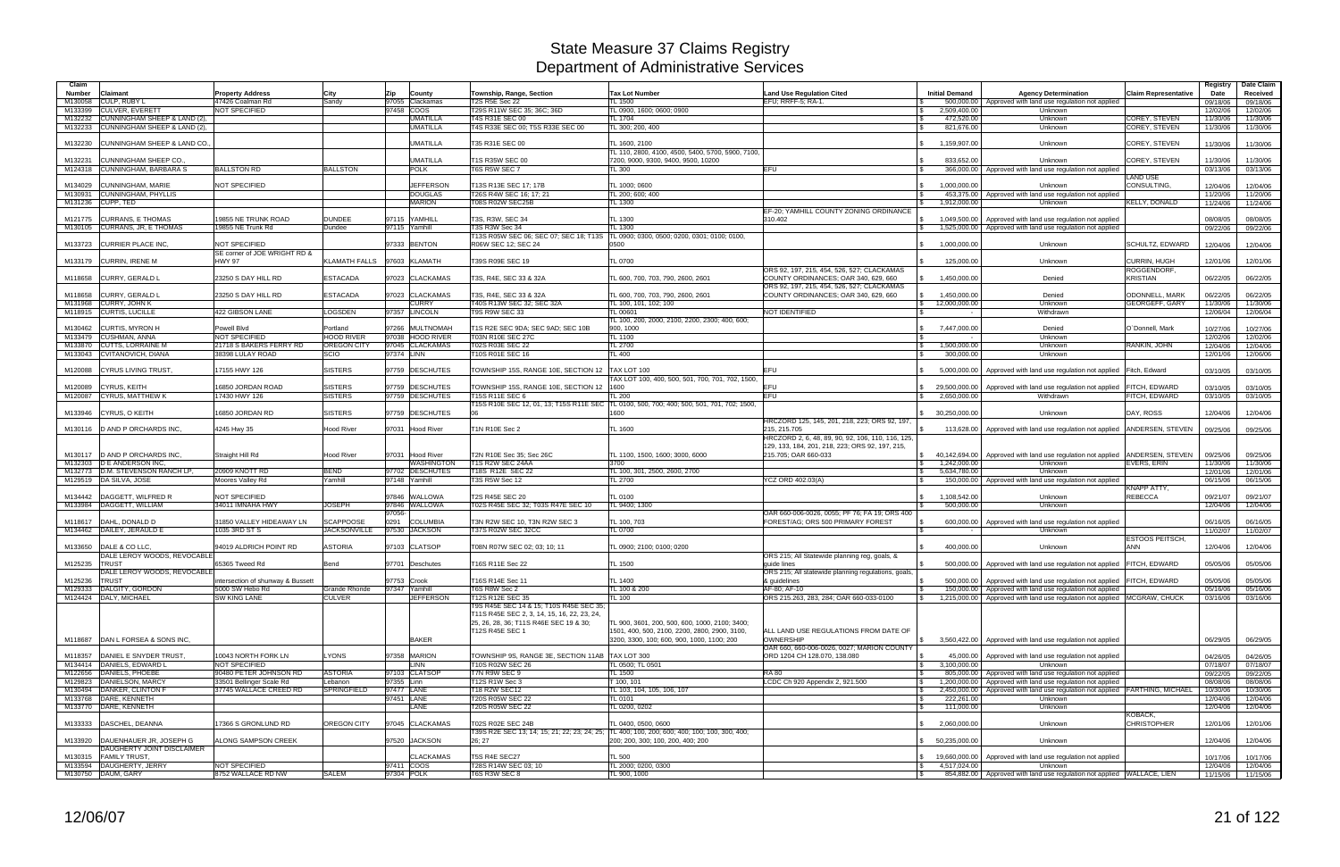# State Measure 37 Claims Registry
## Department of Administrative Services

| Claim Number | Claimant | Property Address | City | Zip | County | Township, Range, Section | Tax Lot Number | Land Use Regulation Cited | Initial Demand | Agency Determination | Claim Representative | Registry Date | Date Claim Received |
|---|---|---|---|---|---|---|---|---|---|---|---|---|---|
| M130058 | CULP, RUBY L | 47426 Coalman Rd | Sandy | 97055 | Clackamas | T2S R5E Sec 22 | TL 1500 | EFU; RRFF-5; RA-1. | $ 500,000.00 | Approved with land use regulation not applied | | 09/18/06 | 09/18/06 |
| M133399 | CULVER, EVERETT | NOT SPECIFIED | | 97458 | COOS | T29S R11W SEC 35; 36C; 36D | TL 0900, 1600; 0600; 0900 | | $ 2,509,400.00 | Unknown | | 12/02/06 | 12/02/06 |
| M132232 | CUNNINGHAM SHEEP & LAND (2), | | | | UMATILLA | T4S R31E SEC 00 | TL 1704 | | $ 472,520.00 | Unknown | COREY, STEVEN | 11/30/06 | 11/30/06 |
| M132233 | CUNNINGHAM SHEEP & LAND (2), | | | | UMATILLA | T4S R33E SEC 00; T5S R33E SEC 00 | TL 300; 200, 400 | | $ 821,676.00 | Unknown | COREY, STEVEN | 11/30/06 | 11/30/06 |
| M132230 | CUNNINGHAM SHEEP & LAND CO., | | | | UMATILLA | T3S R31E SEC 00 | TL 1600, 2100 | | $ 1,159,907.00 | Unknown | COREY, STEVEN | 11/30/06 | 11/30/06 |
| M132231 | CUNNINGHAM SHEEP CO., | | | | UMATILLA | T1S R35W SEC 00 | TL 110, 2800, 4100, 4500, 5400, 5700, 5900, 7100, 7200, 9000, 9300, 9400, 9500, 10200 | | $ 833,652.00 | Unknown | COREY, STEVEN | 11/30/06 | 11/30/06 |
| M124318 | CUNNINGHAM, BARBARA S | BALLSTON RD | BALLSTON | | POLK | T6S R5W SEC 7 | TL 300 | EFU | $ 366,000.00 | Approved with land use regulation not applied | | 03/13/06 | 03/13/06 |
| M134029 | CUNNINGHAM, MARIE | NOT SPECIFIED | | | JEFFERSON | T13S R13E SEC 17; 17B | TL 1000; 0600 | | $ 1,000,000.00 | Unknown | LAND USE CONSULTING, | 12/04/06 | 12/04/06 |
| M130931 | CUNNINGHAM, PHYLLIS | | | | DOUGLAS | T26S R4W SEC 16; 17; 21 | TL 200; 600; 400 | | $ 453,375.00 | Approved with land use regulation not applied | | 11/20/06 | 11/20/06 |
| M131236 | CUPP, TED | | | | MARION | T08S R02W SEC25B | TL 1300 | | $ 1,912,000.00 | Unknown | KELLY, DONALD | 11/24/06 | 11/24/06 |
| M121775 | CURRANS, E THOMAS | 19855 NE TRUNK ROAD | DUNDEE | 97115 | YAMHILL | T3S, R3W, SEC 34 | TL 1300 | EF-20; YAMHILL COUNTY ZONING ORDINANCE 310.402 | $ 1,049,500.00 | Approved with land use regulation not applied | | 08/08/05 | 08/08/05 |
| M130105 | CURRANS, JR, E THOMAS | 19855 NE Trunk Rd | Dundee | 97115 | Yamhill | T3S R3W Sec 34 | TL 1300 | | $ 1,525,000.00 | Approved with land use regulation not applied | | 09/22/06 | 09/22/06 |
| M133723 | CURRIER PLACE INC, | NOT SPECIFIED | | 97333 | BENTON | T13S R05W SEC 06; SEC 07; SEC 18; T13S R06W SEC 12; SEC 24 | TL 0900; 0300, 0500; 0200, 0301; 0100, 0100, 0500 | | $ 1,000,000.00 | Unknown | SCHULTZ, EDWARD | 12/04/06 | 12/04/06 |
| M133179 | CURRIN, IRENE M | SE corner of JOE WRIGHT RD & HWY 97 | KLAMATH FALLS | 97603 | KLAMATH | T39S R09E SEC 19 | TL 0700 | | $ 125,000.00 | Unknown | CURRIN, HUGH | 12/01/06 | 12/01/06 |
| M118658 | CURRY, GERALD L | 23250 S DAY HILL RD | ESTACADA | 97023 | CLACKAMAS | T3S, R4E, SEC 33 & 32A | TL 600, 700, 703, 790, 2600, 2601 | ORS 92, 197, 215, 454, 526, 527; CLACKAMAS COUNTY ORDINANCES; OAR 340, 629, 660 | $ 1,450,000.00 | Denied | ROGGENDORF, KRISTIAN | 06/22/05 | 06/22/05 |
| M118658 | CURRY, GERALD L | 23250 S DAY HILL RD | ESTACADA | 97023 | CLACKAMAS | T3S, R4E, SEC 33 & 32A | TL 600, 700, 703, 790, 2600, 2601 | ORS 92, 197, 215, 454, 526, 527; CLACKAMAS COUNTY ORDINANCES; OAR 340, 629, 660 | $ 1,450,000.00 | Denied | ODONNELL, MARK | 06/22/05 | 06/22/05 |
| M131968 | CURRY, JOHN K | | | | CURRY | T40S R13W SEC 32; SEC 32A | TL 100, 101, 102; 100 | | $ 12,000,000.00 | Unknown | GEORGEFF, GARY | 11/30/06 | 11/30/06 |
| M118915 | CURTIS, LUCILLE | 422 GIBSON LANE | LOGSDEN | 97357 | LINCOLN | T9S R9W SEC 33 | TL 00601 | NOT IDENTIFIED | $ - | Withdrawn | | 12/06/04 | 12/06/04 |
| M130462 | CURTIS, MYRON H | Powell Blvd | Portland | 97266 | MULTNOMAH | T1S R2E SEC 9DA; SEC 9AD; SEC 10B | TL 100, 200, 2000, 2100, 2200, 2300; 400, 600; 900, 1000 | | $ 7,447,000.00 | Denied | O`Donnell, Mark | 10/27/06 | 10/27/06 |
| M133479 | CUSHMAN, ANNA | NOT SPECIFIED | HOOD RIVER | 97038 | HOOD RIVER | T03N R10E SEC 27C | TL 1100 | | $ - | Unknown | | 12/02/06 | 12/02/06 |
| M133870 | CUTTS, LORRAINE M | 21718 S BAKERS FERRY RD | OREGON CITY | 97045 | CLACKAMAS | T02S R03E SEC 22 | TL 2700 | | $ 1,500,000.00 | Unknown | RANKIN, JOHN | 12/04/06 | 12/04/06 |
| M133043 | CVITANOVICH, DIANA | 38398 LULAY ROAD | SCIO | 97374 | LINN | T10S R01E SEC 16 | TL 400 | | $ 300,000.00 | Unknown | | 12/01/06 | 12/06/06 |
| M120088 | CYRUS LIVING TRUST, | 17155 HWY 126 | SISTERS | 97759 | DESCHUTES | TOWNSHIP 15S, RANGE 10E, SECTION 12 | TAX LOT 100 | EFU | $ 5,000,000.00 | Approved with land use regulation not applied | Fitch, Edward | 03/10/05 | 03/10/05 |
| M120089 | CYRUS, KEITH | 16850 JORDAN ROAD | SISTERS | 97759 | DESCHUTES | TOWNSHIP 15S, RANGE 10E, SECTION 12 | TAX LOT 100, 400, 500, 501, 700, 701, 702, 1500, 1600 | EFU | $ 29,500,000.00 | Approved with land use regulation not applied | FITCH, EDWARD | 03/10/05 | 03/10/05 |
| M120087 | CYRUS, MATTHEW K | 17430 HWY 126 | SISTERS | 97759 | DESCHUTES | T15S R11E SEC 6 | TL 200 | EFU | $ 2,650,000.00 | Withdrawn | FITCH, EDWARD | 03/10/05 | 03/10/05 |
| M133946 | CYRUS, O KEITH | 16850 JORDAN RD | SISTERS | 97759 | DESCHUTES | T15S R10E SEC 12, 01, 13; T15S R11E SEC 06 | TL 0100, 500, 700, 400, 500, 501, 701, 702, 1500, 1600 | | $ 30,250,000.00 | Unknown | DAY, ROSS | 12/04/06 | 12/04/06 |
| M130116 | D AND P ORCHARDS INC, | 4245 Hwy 35 | Hood River | 97031 | Hood River | T1N R10E Sec 2 | TL 1600 | HRCZORD 125, 145, 201, 218, 223; ORS 92, 197, 215, 215.705 | $ 113,628.00 | Approved with land use regulation not applied | ANDERSEN, STEVEN | 09/25/06 | 09/25/06 |
| M130117 | D AND P ORCHARDS INC, | Straight Hill Rd | Hood River | 97031 | Hood River | T2N R10E Sec 35; Sec 26C | TL 1100, 1500, 1600; 3000, 6000 | HRCZORD 2, 6, 48, 89, 90, 92, 106, 110, 116, 125, 129, 133, 184, 201, 218, 223; ORS 92, 197, 215, 215.705; OAR 660-033 | $ 40,142,694.00 | Approved with land use regulation not applied | ANDERSEN, STEVEN | 09/25/06 | 09/25/06 |
| M132303 | D E ANDERSON INC, | | | | WASHINGTON | T1S R2W SEC 24AA | 3700 | | $ 1,242,000.00 | Unknown | EVERS, ERIN | 11/30/06 | 11/30/06 |
| M132773 | D.M. STEVENSON RANCH LP, | 20909 KNOTT RD | BEND | 97702 | DESCHUTES | T18S R12E SEC 22 | TL 100, 301, 2500, 2600, 2700 | | $ 5,634,780.00 | Unknown | | 12/01/06 | 12/01/06 |
| M129519 | DA SILVA, JOSE | Moores Valley Rd | Yamhill | 97148 | Yamhill | T3S R5W Sec 12 | TL 2700 | YCZ ORD 402.03(A) | $ 150,000.00 | Approved with land use regulation not applied | | 06/15/06 | 06/15/06 |
| M134442 | DAGGETT, WILFRED R | NOT SPECIFIED | | 97846 | WALLOWA | T2S R45E SEC 20 | TL 0100 | | $ 1,108,542.00 | Unknown | KNAPP ATTY, REBECCA | 09/21/07 | 09/21/07 |
| M133984 | DAGGETT, WILLIAM | 34011 IMNAHA HWY | JOSEPH | 97846 | WALLOWA | T02S R45E SEC 32; T03S R47E SEC 10 | TL 9400; 1300 | | $ 500,000.00 | Unknown | | 12/04/06 | 12/04/06 |
| M118617 | DAHL, DONALD D | 31850 VALLEY HIDEAWAY LN | SCAPPOOSE | 97056-0291 | COLUMBIA | T3N R2W SEC 10, T3N R2W SEC 3 | TL 100, 703 | OAR 660-006-0026, 0055; PF 76; FA 19; ORS 400 FOREST/AG; ORS 500 PRIMARY FOREST | $ 600,000.00 | Approved with land use regulation not applied | | 06/16/05 | 06/16/05 |
| M134462 | DAILEY, JERAULD E | 1035 3RD ST S | JACKSONVILLE | 97530 | JACKSON | T37S R02W SEC 32CC | TL 0700 | | $ - | Unknown | | 11/02/07 | 11/02/07 |
| M133650 | DALE & CO LLC, | 94019 ALDRICH POINT RD | ASTORIA | 97103 | CLATSOP | T08N R07W SEC 02; 03; 10; 11 | TL 0900; 2100; 0100; 0200 | | $ 400,000.00 | Unknown | ESTOOS PEITSCH, ANN | 12/04/06 | 12/04/06 |
| M125235 | DALE LEROY WOODS, REVOCABLE TRUST | 65365 Tweed Rd | Bend | 97701 | Deschutes | T16S R11E Sec 22 | TL 1500 | ORS 215; All Statewide planning reg, goals, & guide lines | $ 500,000.00 | Approved with land use regulation not applied | FITCH, EDWARD | 05/05/06 | 05/05/06 |
| M125236 | DALE LEROY WOODS, REVOCABLE TRUST | intersection of shunway & Bussett | | 97753 | Crook | T16S R14E Sec 11 | TL 1400 | ORS 215; All statewide planning regulations, goals, & guidelines | $ 500,000.00 | Approved with land use regulation not applied | FITCH, EDWARD | 05/05/06 | 05/05/06 |
| M129333 | DALGITY, GORDON | 5000 SW Hebo Rd | Grande Rhonde | 97347 | Yamhill | T6S R8W Sec 2 | TL 100 & 200 | AF-80; AF-10 | $ 150,000.00 | Approved with land use regulation not applied | | 05/16/06 | 05/16/06 |
| M124424 | DALY, MICHAEL | SW KING LANE | CULVER | | JEFFERSON | T12S R12E SEC 35 | TL 100 | ORS 215.263, 283, 284; OAR 660-033-0100 | $ 1,215,000.00 | Approved with land use regulation not applied | MCGRAW, CHUCK | 03/16/06 | 03/16/06 |
| M118687 | DAN L FORSEA & SONS INC, | | | | BAKER | T9S R45E SEC 14 & 15; T10S R45E SEC 35; T11S R45E SEC 2, 3, 14, 15, 16, 22, 23, 24, 25, 26, 28, 36; T11S R46E SEC 19 & 30; T12S R45E SEC 1 | TL 900, 3601, 200, 500, 600, 1000, 2100; 3400; 1501, 400, 500, 2100, 2200, 2800, 2900, 3100, 3200, 3300, 100; 600, 900, 1000, 1100; 200 | ALL LAND USE REGULATIONS FROM DATE OF OWNERSHIP | $ 3,560,422.00 | Approved with land use regulation not applied | | 06/29/05 | 06/29/05 |
| M118357 | DANIEL E SNYDER TRUST, | 10043 NORTH FORK LN | LYONS | 97358 | MARION | TOWNSHIP 9S, RANGE 3E, SECTION 11AB | TAX LOT 300 | OAR 660, 660-006-0026, 0027; MARION COUNTY ORD 1204 CH 128.070, 138.080 | $ 45,000.00 | Approved with land use regulation not applied | | 04/26/05 | 04/26/05 |
| M134414 | DANIELS, EDWARD L | NOT SPECIFIED | | | LINN | T10S R02W SEC 26 | TL 0500; TL 0501 | | $ 3,100,000.00 | Unknown | | 07/18/07 | 07/18/07 |
| M122656 | DANIELS, PHOEBE | 90480 PETER JOHNSON RD | ASTORIA | 97103 | CLATSOP | T7N R9W SEC 9 | TL 1500 | RA 80 | $ 805,000.00 | Approved with land use regulation not applied | | 09/22/05 | 09/22/05 |
| M129823 | DANIELSON, MARCY | 33501 Bellinger Scale Rd | Lebanon | 97355 | Linn | T12S R1W Sec 3 | T 100, 101 | LCDC Ch 920 Appendix 2, 921.500 | $ 1,200,000.00 | Approved with land use regulation not applied | | 08/08/06 | 08/08/06 |
| M130494 | DANKER, CLINTON F | 37745 WALLACE CREED RD | SPRINGFIELD | 97477 | LANE | T18 R2W SEC12 | TL 103, 104, 105, 106, 107 | | $ 2,450,000.00 | Approved with land use regulation not applied | FARTHING, MICHAEL | 10/30/06 | 10/30/06 |
| M133768 | DARE, KENNETH | | | 97451 | LANE | T20S R05W SEC 22 | TL 0101 | | $ 222,261.00 | Unknown | | 12/04/06 | 12/04/06 |
| M133770 | DARE, KENNETH | | | | LANE | T20S R05W SEC 22 | TL 0200, 0202 | | $ 111,000.00 | Unknown | | 12/04/06 | 12/04/06 |
| M133333 | DASCHEL, DEANNA | 17366 S GRONLUND RD | OREGON CITY | 97045 | CLACKAMAS | T02S R02E SEC 24B | TL 0400, 0500, 0600 | | $ 2,060,000.00 | Unknown | KOBACK, CHRISTOPHER | 12/01/06 | 12/01/06 |
| M133920 | DAUENHAUER JR, JOSEPH G | ALONG SAMPSON CREEK | | 97520 | JACKSON | T39S R2E SEC 13; 14; 15; 21; 22; 23; 24; 25; 26; 27 | TL 400; 100, 200; 600; 400; 100; 100, 300, 400; 200; 200, 300; 100, 200, 400; 200 | | $ 50,235,000.00 | Unknown | | 12/04/06 | 12/04/06 |
| M130315 | DAUGHERTY JOINT DISCLAIMER FAMILY TRUST, | | | | CLACKAMAS | T5S R4E SEC27 | TL 500 | | $ 19,660,000.00 | Approved with land use regulation not applied | | 10/17/06 | 10/17/06 |
| M133594 | DAUGHERTY, JERRY | NOT SPECIFIED | | 97411 | COOS | T28S R14W SEC 03; 10 | TL 2000; 0200, 0300 | | $ 4,517,024.00 | Unknown | | 12/04/06 | 12/04/06 |
| M130750 | DAUM, GARY | 8752 WALLACE RD NW | SALEM | 97304 | POLK | T6S R3W SEC 8 | TL 900, 1000 | | $ 854,882.00 | Approved with land use regulation not applied | WALLACE, LIEN | 11/15/06 | 11/15/06 |

12/06/07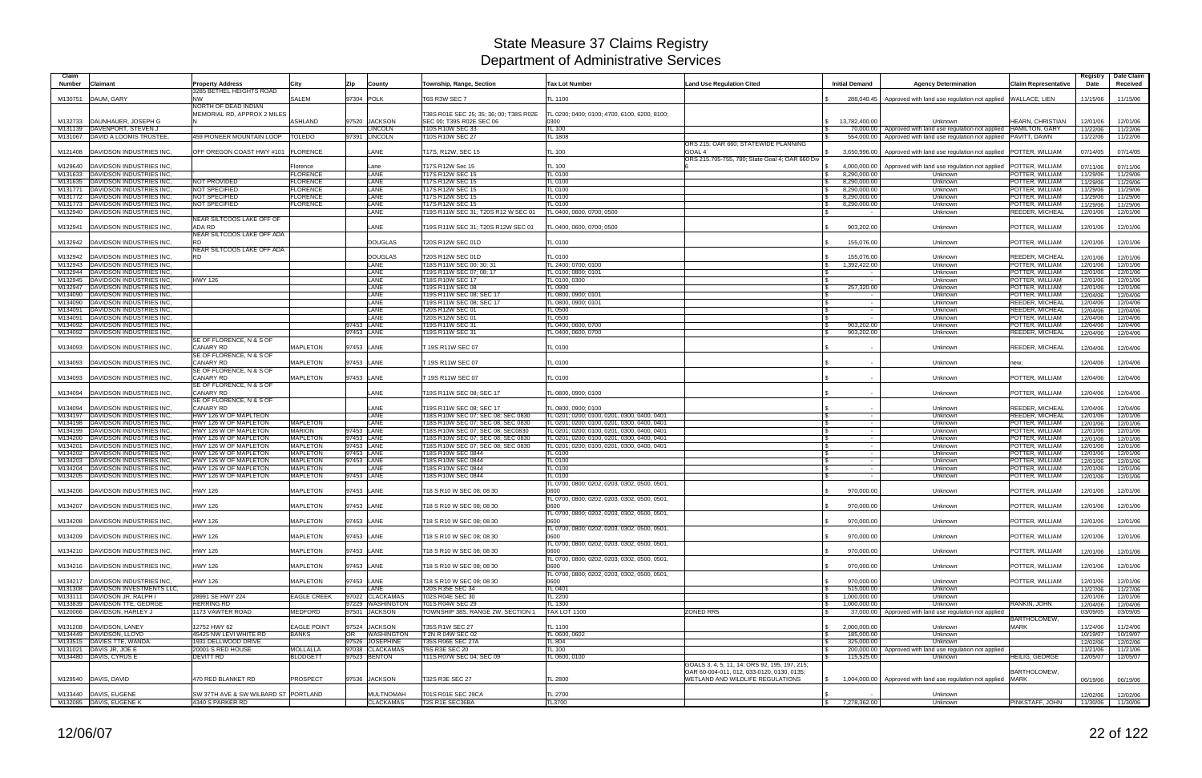# State Measure 37 Claims Registry
## Department of Administrative Services

| Claim Number | Claimant | Property Address | City | Zip | County | Township, Range, Section | Tax Lot Number | Land Use Regulation Cited | Initial Demand | Agency Determination | Claim Representative | Registry Date | Date Claim Received |
|---|---|---|---|---|---|---|---|---|---|---|---|---|---|
| M130751 | DAUM, GARY | 3285 BETHEL HEIGHTS ROAD NW | SALEM | 97304 | POLK | T6S R3W SEC 7 | TL 1100 | | $ 288,040.45 | Approved with land use regulation not applied | WALLACE, LIEN | 11/15/06 | 11/15/06 |
| M132733 | DAUNHAUER, JOSEPH G | NORTH OF DEAD INDIAN MEMORIAL RD, APPROX 2 MILES N | ASHLAND | 97520 | JACKSON | T38S R01E SEC 25; 35; 36; 00; T38S R02E SEC 06; T39S R02E SEC 06 | TL 0200; 0400; 0100; 4700, 6100, 6200, 8100; 0300 | | $ 13,782,400.00 | Unknown | HEARN, CHRISTIAN | 12/01/06 | 12/01/06 |
| M131139 | DAVENPORT, STEVEN J | | | | LINCOLN | T10S R10W SEC 33 | TL 100 | | $ 70,000.00 | Approved with land use regulation not applied | HAMILTON, GARY | 11/22/06 | 11/22/06 |
| M131067 | DAVID A LOOMIS TRUSTEE, | 459 PIONEER MOUNTAIN LOOP | TOLEDO | 97391 | LINCOLN | T10S R10W SEC 27 | TL 1808 | | $ 554,000.00 | Approved with land use regulation not applied | PAVITT, DAWN | 11/22/06 | 11/22/06 |
| M121408 | DAVIDSON INDUSTRIES INC, | OFF OREGON COAST HWY #101 | FLORENCE | | LANE | T17S, R12W, SEC 15 | TL 100 | ORS 215; OAR 660; STATEWIDE PLANNING GOAL 4 | $ 3,650,996.00 | Approved with land use regulation not applied | POTTER, WILLIAM | 07/14/05 | 07/14/05 |
| M129640 | DAVIDSON INDUSTRIES INC, | | Florence | | Lane | T17S R12W Sec 15 | TL 100 | ORS 215.705-755, 780; State Goal 4; OAR 660 Div 6 | $ 4,000,000.00 | Approved with land use regulation not applied | POTTER, WILLIAM | 07/11/06 | 07/11/06 |
| M131633 | DAVIDSON INDUSTRIES INC, | | FLORENCE | | LANE | T17S R12W SEC 15 | TL 0100 | | $ 8,290,000.00 | Unknown | POTTER, WILLIAM | 11/29/06 | 11/29/06 |
| M131635 | DAVIDSON INDUSTRIES INC, | NOT PROVIDED | FLORENCE | | LANE | T17S R12W SEC 15 | TL 0100 | | $ 8,290,000.00 | Unknown | POTTER, WILLIAM | 11/29/06 | 11/29/06 |
| M131771 | DAVIDSON INDUSTRIES INC, | NOT SPECIFIED | FLORENCE | | LANE | T17S R12W SEC 15 | TL 0100 | | $ 8,290,000.00 | Unknown | POTTER, WILLIAM | 11/29/06 | 11/29/06 |
| M131772 | DAVIDSON INDUSTRIES INC, | NOT SPECIFIED | FLORENCE | | LANE | T17S R12W SEC 15 | TL 0100 | | $ 8,290,000.00 | Unknown | POTTER, WILLIAM | 11/29/06 | 11/29/06 |
| M131773 | DAVIDSON INDUSTRIES INC, | NOT SPECIFIED | FLORENCE | | LANE | T17S R12W SEC 15 | TL 0100 | | $ 8,290,000.00 | Unknown | POTTER, WILLIAM | 11/29/06 | 11/29/06 |
| M132940 | DAVIDSON INDUSTRIES INC, | | | | LANE | T19S R11W SEC 31; T20S R12 W SEC 01 | TL 0400, 0600, 0700; 0500 | | $ - | Unknown | REEDER, MICHEAL | 12/01/06 | 12/01/06 |
| M132941 | DAVIDSON INDUSTRIES INC, | NEAR SILTCOOS LAKE OFF OF ADA RD | | | LANE | T19S R11W SEC 31; T20S R12W SEC 01 | TL 0400, 0600, 0700; 0500 | | $ 903,202.00 | Unknown | POTTER, WILLIAM | 12/01/06 | 12/01/06 |
| M132942 | DAVIDSON INDUSTRIES INC, | NEAR SILTCOOS LAKE OFF ADA RD | | | DOUGLAS | T20S R12W SEC 01D | TL 0100 | | $ 155,076.00 | Unknown | POTTER, WILLIAM | 12/01/06 | 12/01/06 |
| M132942 | DAVIDSON INDUSTRIES INC, | NEAR SILTCOOS LAKE OFF ADA RD | | | DOUGLAS | T20S R12W SEC 01D | TL 0100 | | $ 155,076.00 | Unknown | REEDER, MICHEAL | 12/01/06 | 12/01/06 |
| M132943 | DAVIDSON INDUSTRIES INC, | | | | LANE | T18S R11W SEC 00; 30; 31 | TL 2400; 0700; 0100 | | $ 1,392,422.00 | Unknown | POTTER, WILLIAM | 12/01/06 | 12/01/06 |
| M132944 | DAVIDSON INDUSTRIES INC, | | | | LANE | T19S R11W SEC 07; 08; 17 | TL 0100; 0800; 0101 | | $ - | Unknown | POTTER, WILLIAM | 12/01/06 | 12/01/06 |
| M132945 | DAVIDSON INDUSTRIES INC, | HWY 126 | | | LANE | T18S R10W SEC 17 | TL 0100, 0300 | | $ - | Unknown | POTTER, WILLIAM | 12/01/06 | 12/01/06 |
| M132947 | DAVIDSON INDUSTRIES INC, | | | | LANE | T19S R11W SEC 08 | TL 0900 | | $ 257,320.00 | Unknown | POTTER, WILLIAM | 12/01/06 | 12/01/06 |
| M134090 | DAVIDSON INDUSTRIES INC, | | | | LANE | T19S R11W SEC 08; SEC 17 | TL 0800, 0900; 0101 | | $ - | Unknown | POTTER, WILLIAM | 12/04/06 | 12/04/06 |
| M134090 | DAVIDSON INDUSTRIES INC, | | | | LANE | T19S R11W SEC 08; SEC 17 | TL 0800, 0900; 0101 | | $ - | Unknown | REEDER, MICHEAL | 12/04/06 | 12/04/06 |
| M134091 | DAVIDSON INDUSTRIES INC, | | | | LANE | T20S R12W SEC 01 | TL 0500 | | $ - | Unknown | REEDER, MICHEAL | 12/04/06 | 12/04/06 |
| M134091 | DAVIDSON INDUSTRIES INC, | | | | LANE | T20S R12W SEC 01 | TL 0500 | | $ - | Unknown | POTTER, WILLIAM | 12/04/06 | 12/04/06 |
| M134092 | DAVIDSON INDUSTRIES INC, | | | 97453 | LANE | T19S R11W SEC 31 | TL 0400, 0600, 0700 | | $ 903,202.00 | Unknown | POTTER, WILLIAM | 12/04/06 | 12/04/06 |
| M134092 | DAVIDSON INDUSTRIES INC, | | | 97453 | LANE | T19S R11W SEC 31 | TL 0400, 0600, 0700 | | $ 903,202.00 | Unknown | REEDER, MICHEAL | 12/04/06 | 12/04/06 |
| M134093 | DAVIDSON INDUSTRIES INC, | SE OF FLORENCE, N & S OF CANARY RD | MAPLETON | 97453 | LANE | T 19S R11W SEC 07 | TL 0100 | | $ - | Unknown | REEDER, MICHEAL | 12/04/06 | 12/04/06 |
| M134093 | DAVIDSON INDUSTRIES INC, | SE OF FLORENCE, N & S OF CANARY RD | MAPLETON | 97453 | LANE | T 19S R11W SEC 07 | TL 0100 | | $ - | Unknown | new, | 12/04/06 | 12/04/06 |
| M134093 | DAVIDSON INDUSTRIES INC, | SE OF FLORENCE, N & S OF CANARY RD | MAPLETON | 97453 | LANE | T 19S R11W SEC 07 | TL 0100 | | $ - | Unknown | POTTER, WILLIAM | 12/04/06 | 12/04/06 |
| M134094 | DAVIDSON INDUSTRIES INC, | SE OF FLORENCE, N & S OF CANARY RD | | | LANE | T19S R11W SEC 08; SEC 17 | TL 0800, 0900; 0100 | | $ - | Unknown | POTTER, WILLIAM | 12/04/06 | 12/04/06 |
| M134094 | DAVIDSON INDUSTRIES INC, | SE OF FLORENCE, N & S OF CANARY RD | | | LANE | T19S R11W SEC 08; SEC 17 | TL 0800, 0900; 0100 | | $ - | Unknown | REEDER, MICHEAL | 12/04/06 | 12/04/06 |
| M134197 | DAVIDSON INDUSTRIES INC, | HWY 126 W OF MAPLTEON | | | LANE | T18S R10W SEC 07; SEC 08; SEC 0830 | TL 0201; 0200; 0100, 0201, 0300, 0400, 0401 | | $ - | Unknown | REEDER, MICHEAL | 12/01/06 | 12/01/06 |
| M134198 | DAVIDSON INDUSTRIES INC, | HWY 126 W OF MAPLETON | MAPLETON | | LANE | T18S R10W SEC 07; SEC 08; SEC 0830 | TL 0201; 0200; 0100, 0201, 0300, 0400, 0401 | | $ - | Unknown | POTTER, WILLIAM | 12/01/06 | 12/01/06 |
| M134199 | DAVIDSON INDUSTRIES INC, | HWY 126 W OF MAPLETON | MARION | 97453 | LANE | T18S R10W SEC 07; SEC 08; SEC0830 | TL 0201; 0200; 0100, 0201, 0300, 0400, 0401 | | $ - | Unknown | POTTER, WILLIAM | 12/01/06 | 12/01/06 |
| M134200 | DAVIDSON INDUSTRIES INC, | HWY 126 W OF MAPLETON | MAPLETON | 97453 | LANE | T18S R10W SEC 07; SEC 08; SEC 0830 | TL 0201; 0200; 0100, 0201, 0300, 0400, 0401 | | $ - | Unknown | POTTER, WILLIAM | 12/01/06 | 12/01/06 |
| M134201 | DAVIDSON INDUSTRIES INC, | HWY 126 W OF MAPLETON | MAPLETON | 97453 | LANE | T18S R10W SEC 07; SEC 08; SEC 0830 | TL 0201; 0200; 0100, 0201, 0300, 0400, 0401 | | $ - | Unknown | POTTER, WILLIAM | 12/01/06 | 12/01/06 |
| M134202 | DAVIDSON INDUSTRIES INC, | HWY 126 W OF MAPLETON | MAPLETON | 97453 | LANE | T18S R10W SEC 0844 | TL 0100 | | $ - | Unknown | POTTER, WILLIAM | 12/01/06 | 12/01/06 |
| M134203 | DAVIDSON INDUSTRIES INC, | HWY 126 W OF MAPLETON | MAPLETON | 97453 | LANE | T18S R10W SEC 0844 | TL 0100 | | $ - | Unknown | POTTER, WILLIAM | 12/01/06 | 12/01/06 |
| M134204 | DAVIDSON INDUSTRIES INC, | HWY 126 W OF MAPLETON | MAPLETON | | LANE | T18S R10W SEC 0844 | TL 0100 | | $ - | Unknown | POTTER, WILLIAM | 12/01/06 | 12/01/06 |
| M134205 | DAVIDSON INDUSTRIES INC, | HWY 126 W OF MAPLETON | MAPLETON | 97453 | LANE | T18S R10W SEC 0844 | TL 0100 | | $ - | Unknown | POTTER, WILLIAM | 12/01/06 | 12/01/06 |
| M134206 | DAVIDSON INDUSTRIES INC, | HWY 126 | MAPLETON | 97453 | LANE | T18 S R10 W SEC 08; 08 30 | TL 0700, 0800; 0202, 0203, 0302, 0500, 0501, 0600 | | $ 970,000.00 | Unknown | POTTER, WILLIAM | 12/01/06 | 12/01/06 |
| M134207 | DAVIDSON INDUSTRIES INC, | HWY 126 | MAPLETON | 97453 | LANE | T18 S R10 W SEC 08; 08 30 | TL 0700, 0800; 0202, 0203, 0302, 0500, 0501, 0600 | | $ 970,000.00 | Unknown | POTTER, WILLIAM | 12/01/06 | 12/01/06 |
| M134208 | DAVIDSON INDUSTRIES INC, | HWY 126 | MAPLETON | 97453 | LANE | T18 S R10 W SEC 08; 08 30 | TL 0700, 0800; 0202, 0203, 0302, 0500, 0501, 0600 | | $ 970,000.00 | Unknown | POTTER, WILLIAM | 12/01/06 | 12/01/06 |
| M134209 | DAVIDSON INDUSTRIES INC, | HWY 126 | MAPLETON | 97453 | LANE | T18 S R10 W SEC 08; 08 30 | TL 0700, 0800; 0202, 0203, 0302, 0500, 0501, 0600 | | $ 970,000.00 | Unknown | POTTER, WILLIAM | 12/01/06 | 12/01/06 |
| M134210 | DAVIDSON INDUSTRIES INC, | HWY 126 | MAPLETON | 97453 | LANE | T18 S R10 W SEC 08; 08 30 | TL 0700, 0800; 0202, 0203, 0302, 0500, 0501, 0600 | | $ 970,000.00 | Unknown | POTTER, WILLIAM | 12/01/06 | 12/01/06 |
| M134216 | DAVIDSON INDUSTRIES INC, | HWY 126 | MAPLETON | 97453 | LANE | T18 S R10 W SEC 08; 08 30 | TL 0700, 0800; 0202, 0203, 0302, 0500, 0501, 0600 | | $ 970,000.00 | Unknown | POTTER, WILLIAM | 12/01/06 | 12/01/06 |
| M134217 | DAVIDSON INDUSTRIES INC, | HWY 126 | MAPLETON | 97453 | LANE | T18 S R10 W SEC 08; 08 30 | TL 0700, 0800; 0202, 0203, 0302, 0500, 0501, 0600 | | $ 970,000.00 | Unknown | POTTER, WILLIAM | 12/01/06 | 12/01/06 |
| M131308 | DAVIDSON INVESTMENTS LLC, | | | | LANE | T20S R35E SEC 34 | TL 0401 | | $ 515,000.00 | Unknown | | 11/27/06 | 11/27/06 |
| M133111 | DAVIDSON JR, RALPH I | 28991 SE HWY 224 | EAGLE CREEK | 97022 | CLACKAMAS | T02S R04E SEC 30 | TL 2200 | | $ 1,000,000.00 | Unknown | | 12/01/06 | 12/01/06 |
| M133839 | DAVIDSON TTE, GEORGE | HERRING RD | | 97229 | WASHINGTON | T01S R04W SEC 29 | TL 1300 | | $ 1,000,000.00 | Unknown | RANKIN, JOHN | 12/04/06 | 12/04/06 |
| M120066 | DAVIDSON, HARLEY J | 1173 VAWTER ROAD | MEDFORD | 97501 | JACKSON | TOWNSHIP 38S, RANGE 2W, SECTION 1 | TAX LOT 1100 | ZONED RR5 | $ 37,000.00 | Approved with land use regulation not applied | | 03/09/05 | 03/09/05 |
| M131208 | DAVIDSON, LANEY | 12752 HWY 62 | EAGLE POINT | 97524 | JACKSON | T35S R1W SEC 27 | TL 1100 | | $ 2,000,000.00 | Unknown | BARTHOLOMEW, MARK | 11/24/06 | 11/24/06 |
| M134449 | DAVIDSON, LLOYD | 45425 NW LEVI WHITE RD | BANKS | OR | WASHINGTON | T 2N R 04W SEC 02 | TL 0600, 0602 | | $ 185,000.00 | Unknown | | 10/19/07 | 10/19/07 |
| M133515 | DAVIES TTE, WANDA | 1931 DELLWOOD DRIVE | | 97526 | JOSEPHINE | T36S R06E SEC 27A | TL 804 | | $ 325,000.00 | Unknown | | 12/02/06 | 12/02/06 |
| M131021 | DAVIS JR, JOE E | 20001 S REID HOUSE | MOLLALLA | 97038 | CLACKAMAS | T5S R3E SEC 20 | TL 100 | | $ 200,000.00 | Approved with land use regulation not applied | | 11/21/06 | 11/21/06 |
| M134480 | DAVIS, CYRUS E | DEVITT RD | BLODGETT | 97623 | BENTON | T11S R07W SEC 04; SEC 09 | TL 0600, 0100 | | $ 115,525.00 | Unknown | HEILIG, GEORGE | 12/05/07 | 12/05/07 |
| M129540 | DAVIS, DAVID | 470 RED BLANKET RD | PROSPECT | 97536 | JACKSON | T32S R3E SEC 27 | TL 2800 | GOALS 3, 4, 5, 11, 14; ORS 92, 195, 197, 215; OAR 60-004-011, 012, 033-0120, 0130, 0135; WETLAND AND WILDLIFE REGULATIONS | $ 1,004,000.00 | Approved with land use regulation not applied | BARTHOLOMEW, MARK | 06/19/06 | 06/19/06 |
| M133440 | DAVIS, EUGENE | SW 37TH AVE & SW WILBARD ST | PORTLAND | | MULTNOMAH | T01S R01E SEC 29CA | TL 2700 | | $ - | Unknown | | 12/02/06 | 12/02/06 |
| M132085 | DAVIS, EUGENE K | 4340 S PARKER RD | | | CLACKAMAS | T2S R1E SEC36BA | TL3700 | | $ 7,278,362.00 | Unknown | PINKSTAFF, JOHN | 11/30/06 | 11/30/06 |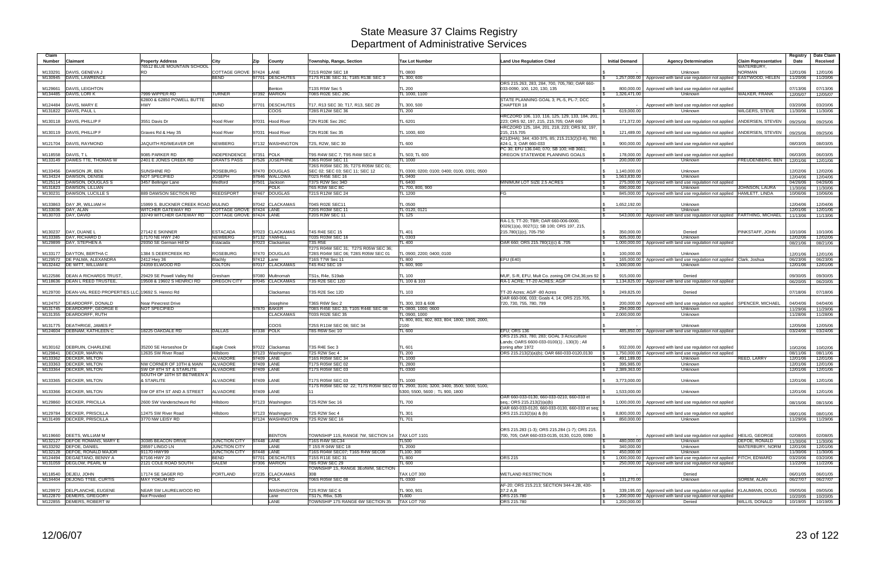# State Measure 37 Claims Registry
## Department of Administrative Services

| Claim Number | Claimant | Property Address | City | Zip | County | Township, Range, Section | Tax Lot Number | Land Use Regulation Cited | Initial Demand | Agency Determination | Claim Representative | Registry Date | Date Claim Received |
|---|---|---|---|---|---|---|---|---|---|---|---|---|---|
| M133291 | DAVIS, GENEVA J | 76512 BLUE MOUNTAIN SCHOOL RD | COTTAGE GROVE | 97424 | LANE | T21S R02W SEC 18 | TL 0800 | | $ - | Unknown | WATERBURY, NORMAN | 12/01/06 | 12/01/06 |
| M130945 | DAVIS, LAWRENCE | | BEND | 97701 | DESCHUTES | T17S R13E SEC 31; T18S R13E SEC 3 | TL 300; 600 | | $ 1,257,000.00 | Approved with land use regulation not applied | EASTWOOD, HELEN | 11/20/06 | 11/20/06 |
| M129661 | DAVIS, LEIGHTON | | | | Benton | T13S R5W Sec 5 | TL 200 | ORS 215.263, 283, 284, 700, 705,780; OAR 660-033-0090, 100, 120, 130, 135 | $ 800,000.00 | Approved with land use regulation not applied | | 07/13/06 | 07/13/06 |
| M134485 | DAVIS, LORI K | 7999 WIPPER RD | TURNER | 97392 | MARION | T08S R02E SEC 28C | TL 1000, 1100 | | $ 1,326,471.00 | Unknown | WALKER, FRANK | 12/05/07 | 12/05/07 |
| M124484 | DAVIS, MARY E | 62800 & 62850 POWELL BUTTE HWY | BEND | 97701 | DESCHUTES | T17, R13 SEC 30; T17, R13, SEC 29 | TL 300, 500 | STATE PLANNING GOAL 3; PL-5, PL-7; DCC CHAPTER 18 | $ - | Approved with land use regulation not applied | | 03/20/06 | 03/20/06 |
| M131822 | DAVIS, PAUL L | | | | COOS | T28S R12W SEC 36 | TL 200 | | $ 619,000.00 | Unknown | WILGERS, STEVE | 11/30/06 | 11/30/06 |
| M130118 | DAVIS, PHILLIP F | 3551 Davis Dr | Hood River | 97031 | Hood River | T2N R10E Sec 26C | TL 6201 | HRCZORD 106, 110, 116, 125, 129, 133, 184, 201, 223; ORS 92, 197, 215, 215.705; OAR 660 | $ 171,372.00 | Approved with land use regulation not applied | ANDERSEN, STEVEN | 09/25/06 | 09/25/06 |
| M130119 | DAVIS, PHILLIP F | Graves Rd & Hwy 35 | Hood River | 97031 | Hood River | T2N R10E Sec 35 | TL 1000, 600 | HRCZORD 125, 184, 201, 218, 223; ORS 92, 197, 215, 215.705 | $ 121,489.00 | Approved with land use regulation not applied | ANDERSEN, STEVEN | 09/25/06 | 09/25/06 |
| M121704 | DAVIS, RAYMOND | JAQUITH RD/WEAVER DR | NEWBERG | 97132 | WASHINGTON | T2S, R2W, SEC 30 | TL 600 | 421(DHA); 344; 430-375, 85; 215.213(2)(3-8), 780; 424-1, 3; OAR 660-033 | $ 900,000.00 | Approved with land use regulation not applied | | 08/03/05 | 08/03/05 |
| M118558 | DAVIS, T L | 9085 PARKER RD | INDEPENDENCE | 97351 | POLK | T9S R4W SEC 7; T9S R4W SEC 8 | TL 503; TL 600 | PC 30; EFU 136.040, 070; SB 100; HB 3661; OREGON STATEWIDE PLANNING GOALS | $ 178,000.00 | Approved with land use regulation not applied | | 06/03/05 | 06/03/05 |
| M133149 | DAWES TTE, THOMAS W | 2401 E JONES CREEK RD | GRANTS PASS | 97526 | JOSEPHINE | T36S R05W SEC 11 | TL 1000 | | $ 200,000.00 | Unknown | FREUDENBERG, BEN | 12/01/06 | 12/01/06 |
| M133456 | DAWSON JR, BEN | SUNSHINE RD | ROSEBURG | 97470 | DOUGLAS | T26S R05W SEC 35; T27S R05W SEC 01; SEC 02; SEC 03; SEC 11; SEC 12 | TL 0300; 0200; 0100; 0400; 0100, 0301; 0500 | | $ 1,140,000.00 | Unknown | | 12/02/06 | 12/02/06 |
| M134324 | DAWSON, DENISE | NOT SPECIFIED | JOSEPH | 97846 | WALLOWA | T02S R45E SEC 16 | TL 0400 | | $ 1,563,830.00 | Unknown | | 12/04/06 | 12/04/06 |
| M125114 | DAWSON, DOUGLAS S | 3457 Bellinger Lane | Medford | 97501 | Jackson | T37S R2W Sec 34D | TL 6400 | MINIMUM LOT SIZE 2.5 ACRES | $ 275,000.00 | Approved with land use regulation not applied | | 04/26/06 | 04/26/06 |
| M131823 | DAWSON, LILLIAN | | | | POLK | T6S R3W SEC 8C | TL 700, 800, 900 | | $ 690,000.00 | Unknown | JOHNSON, LAURA | 11/30/06 | 11/30/06 |
| M130231 | DAWSON, LUCILLE S | 889 DAWSON SECTION RD | REEDSPORT | 97467 | DOUGLAS | T21S R12W SEC 24 | TL 1200 | FG | $ 845,000.00 | Approved with land use regulation not applied | HAMLETT, LINDA | 10/06/06 | 10/06/06 |
| M133863 | DAY JR, WILLIAM H | 15999 S. BUCKNER CREEK ROAD | MULINO | 97042 | CLACKAMAS | T04S R02E SEC11 | TL 0500 | | $ 1,652,192.00 | Unknown | | 12/04/06 | 12/04/06 |
| M133036 | DAY, ALAN | WITCHER GATEWAY RD | COTTAGE GROVE | 97424 | LANE | T20S R03W SEC 11 | TL 0120, 0121 | | $ - | Unknown | | 12/01/06 | 12/01/06 |
| M130703 | DAY, DAVID | 33749 WITCHER GATEWAY RD | COTTAGE GROVE | 97424 | LANE | T20S R3W SEC 11 | TL 125 | | $ 543,000.00 | Approved with land use regulation not applied | FARTHING, MICHAEL | 11/13/06 | 11/13/06 |
| M130237 | DAY, DUANE L | 27142 E SKINNER | ESTACADA | 97023 | CLACKAMAS | T4S R4E SEC 15 | TL 401 | RA-1.5; TT-20; TBR; OAR 660-006-0000, 0026(1)(a), 0027(1); SB 100; ORS 197, 215, 215.780(1)(c), 705-750 | $ 350,000.00 | Denied | PINKSTAFF, JOHN | 10/10/06 | 10/10/06 |
| M133365 | DAY, RICHARD D | 17170 NE HWY 240 | NEWBERG | 97132 | YAMHILL | T03S R03W SEC 16 | TL 0303 | | $ 605,000.00 | Unknown | | 12/02/06 | 12/02/06 |
| M129899 | DAY, STEPHEN A | 29350 SE German Hill Dr | Estacada | 97023 | Clackamas | T3S R5E | TL 400 | OAR 660; ORS 215.780(1)(c) & .705 | $ 1,000,000.00 | Approved with land use regulation not applied | | 08/21/06 | 08/21/06 |
| M133177 | DAYTON, BERTHA C | 1384 S DEERCREEK RD | ROSEBURG | 97470 | DOUGLAS | T27S R04W SEC 31; T27S R05W SEC 36; T28S R04W SEC 06; T28S R05W SEC 01 | TL 0900; 2200; 0400; 0100 | | $ 100,000.00 | Unknown | | 12/01/06 | 12/01/06 |
| M129572 | DE PALMA, ALEXANDRA | 2412 Hwy 36 | Blachly | 97412 | Lane | T16S T7W Sec 11 | TL 800 | EFU (E40) | $ 165,000.00 | Approved with land use regulation not applied | Clark, Joshua | 06/23/06 | 06/23/06 |
| M132442 | DE WITT, WILLIAM E | 24359 ELWOOD RD | COLTON | 97017 | CLACKAMAS | T4S R42 SEC 19 | TL 600, 900 | | $ 1,500,000.00 | Unknown | | 12/01/06 | 12/01/06 |
| M122586 | DEAN A RICHARDS TRUST, | 29429 SE Powell Valley Rd | Gresham | 97080 | Multnomah | TS1s, R4e, S19ab | TL 100 | MUF, S-R, EFU, Mult Co. zoning OR Ch4,36;ors 92 | $ 915,000.00 | Denied | | 09/30/05 | 09/30/05 |
| M118636 | DEAN L REED TRUSTEE, | 19508 & 19602 S HENRICI RD | OREGON CITY | 97045 | CLACKAMAS | T3S R2E SEC 12D | TL 100 & 103 | RA-1 ACRE; TT-20 ACRES; AG/F | $ 1,134,825.00 | Approved with land use regulation not applied | | 06/20/05 | 06/20/05 |
| M129700 | DEAN-VAL REED PROPERTIES LLC, | 19662 S. Henrici Rd | | | Clackamas | T3S R2E Sec 12D | TL 103 | TT-20 Acres; AG/F -80 Acres | $ 249,825.00 | Denied | | 07/18/06 | 07/18/06 |
| M124757 | DEARDORFF, DONALD | Near Pinecrest Drive | | | Josephine | T36S R6W Sec 2 | TL 300, 303 & 608 | OAR 660-006, 033; Goals 4, 14; ORS 215.705, 720, 730, 755, 780, 799 | $ 200,000.00 | Approved with land use regulation not applied | SPENCER, MICHAEL | 04/04/06 | 04/04/06 |
| M131745 | DEARDORFF, GEORGE E | NOT SPECIFIED | | 97870 | BAKER | T08S R45E SEC 33; T10S R44E SEC 08 | TL 0800, 1000; 0600 | | $ 294,000.00 | Unknown | | 11/29/06 | 11/29/06 |
| M131355 | DEARDORFF, RUTH | | | | CLACKAMAS | T03S R02E SEC 35 | TL 0900, 1000 | | $ 2,000,000.00 | Unknown | | 11/28/06 | 11/28/06 |
| M131775 | DEATHRIGE, JAMES F | | | | COOS | T25S R11W SEC 06; SEC 34 | TL 800, 801, 802, 803, 804; 1800, 1900, 2000, 2100 | | $ - | Unknown | | 12/05/06 | 12/05/06 |
| M124604 | DEBNAM, KATHLEEN C | 18225 OAKDALE RD | DALLAS | 97338 | POLK | T8S R6W Sec 10 | TL 600 | EFU; ORS 136 | $ 485,850.00 | Approved with land use regulation not applied | | 03/24/06 | 03/24/06 |
| M130162 | DEBRUIN, CHARLENE | 35200 SE Horseshoe Dr | Eagle Creek | 97022 | Clackamas | T3S R4E Sec 3 | TL 601 | ORS 215.263, 780, 283; GOAL 3 Acruculture Lands; OARS 6600-033-0100(1) , 130(3) ; All zoning after 1972 | $ 932,000.00 | Approved with land use regulation not applied | | 10/02/06 | 10/02/06 |
| M129841 | DECKER, MARVIN | 12635 SW River Road | Hillsboro | 97123 | Washington | T2S R2W Sec 4 | TL 200 | ORS 215.213(2)(a)(b); OAR 660-033-0120,0130 | $ 1,750,000.00 | Approved with land use regulation not applied | | 08/11/06 | 08/11/06 |
| M133362 | DECKER, MILTON | | ALVADORE | 97409 | LANE | T16S R05W SEC 34 | TL 1000 | | $ 491,189.00 | Unknown | REED, LARRY | 12/01/06 | 12/01/06 |
| M133363 | DECKER, MILTON | NW CORNER OF 10TH & MAIN | ALVADORE | 97409 | LANE | T17S R05W SEC 02 | TL 2800 | | $ 395,985.00 | Unknown | | 12/01/06 | 12/01/06 |
| M133364 | DECKER, MILTON | SW OF 8TH ST & STARLITE | ALVADORE | 97409 | LANE | T17S R05W SEC 03 | TL 0300 | | $ 2,389,363.00 | Unknown | | 12/01/06 | 12/01/06 |
| M133365 | DECKER, MILTON | SOUTH OF 10TH ST BETWEEN A & STARLITE | ALVADORE | 97409 | LANE | T17S R05W SEC 03 | TL 1000 | | $ 3,773,000.00 | Unknown | | 12/01/06 | 12/01/06 |
| M133366 | DECKER, MILTON | SW OF 8TH ST AND A STREET | ALVADORE | 97409 | LANE | T17S R05W SEC 02 22; T17S R05W SEC 03 11 | TL 2900, 3100, 3200, 3400, 3500, 5000, 5100, 5300, 5500, 5600 ; TL 900, 1800 | | $ 1,533,000.00 | Unknown | | 12/01/06 | 12/01/06 |
| M129860 | DECKER, PRICILLA | 2600 SW Vanderscheure Rd | Hillsboro | 97123 | Washington | T2S R2W Sec 16 | TL 500 | OAR 660-033-0130, 660-033-0210, 660-033 et seq.; ORS 215.213(2)(a)(b) | $ 1,000,000.00 | Approved with land use regulation not applied | | 08/15/06 | 08/15/06 |
| M129784 | DECKER, PRISCILLA | 12475 SW River Road | Hillsboro | 97123 | Washington | T2S R2W Sec 4 | TL 301 | OAR 660-033-0120, 660-033-0130, 660-033 et seq; ORS 215.213(2)(a) & (b) | $ 8,800,000.00 | Approved with land use regulation not applied | | 08/01/06 | 08/01/06 |
| M131499 | DECKER, PRISCILLA | 3770 NW LEISY RD | | 97124 | WASHINGTON | T2S R2W SEC 16 | TL 701 | | $ 850,000.00 | Unknown | | 11/29/06 | 11/29/06 |
| M119660 | DEETS, WILLIAM M | | | | BENTON | TOWNSHIP 11S, RANGE 7W, SECTION 14 | TAX LOT 1101 | ORS 215.283 (1-3); ORS 215.284 (1-7); ORS 215.700, 705; OAR 660-033-0135, 0130, 0120, 0090 | $ - | Approved with land use regulation not applied | HEILIG, GEORGE | 02/08/05 | 02/08/05 |
| M132127 | DEFOE ROMANS, MARY E | 30385 BEACON DRIVE | JUNCTION CITY | 97448 | LANE | T16S R4W SEC34 | TL500 | | $ 480,000.00 | Unknown | DEFOE, RONALD | 11/30/06 | 11/30/06 |
| M133292 | DEFOE, DANIEL | 28597 LINGO LN | JUNCTION CITY | | LANE | T 15S R 04W SEC 18 | TL 2000 | | $ 340,000.00 | Unknown | WATERBURY, NORM | 12/01/06 | 12/01/06 |
| M132128 | DEFOE, RONALD MAJOR | 91170 HWY99 | JUNCTION CITY | 97448 | LANE | T16S R04W SEC07; T16S R4W SEC08 | TL100; 300 | | $ 450,000.00 | Unknown | | 11/30/06 | 11/30/06 |
| M124494 | DEGAETANO, BENNY A | 67166 HWY 20 | BEND | 97701 | DESCHUTES | T15S R11E SEC 31 | TL 800 | ORS 215 | $ 1,000,000.00 | Approved with land use regulation not applied | FITCH, EDWARD | 03/20/06 | 03/20/06 |
| M131059 | DEGLOW, PEARL M | 2121 COLE ROAD SOUTH | SALEM | 97306 | MARION | T8S R3W SEC 29 | TL 600 | | $ 250,000.00 | Approved with land use regulation not applied | | 11/22/06 | 11/22/06 |
| M118540 | DEJEU, JOHN | 17174 SE SAGER RD | PORTLAND | 97235 | CLACKAMAS | TOWNSHIP 1S, RANGE 3EofWM, SECTION 30B | TAX LOT 300 | WETLAND RESTRICTION | $ - | Denied | | 06/01/05 | 06/01/05 |
| M134404 | DEJONG TTEE, CURTIS | MAY YOKUM RD | | | POLK | T06S R05W SEC 08 | TL 0300 | | $ 131,270.00 | Unknown | SOREM, ALAN | 06/27/07 | 06/27/07 |
| M129972 | DELPLANCHE, EUGENE | NEAR SW LAURELWOOD RD | | | WASHINGTON | T2S R3W SEC 6 | TL 900, 901 | AF-20; ORS 215.213; SECTION 344-4.2B, 430-37.2 A.B | $ 339,195.00 | Approved with land use regulation not applied | KLAUMANN, DOUG | 09/05/06 | 09/05/06 |
| M122870 | DEMERS, GREGORY | Not Provided | | | Lane | TS17s, R6w, S35 | TL600 | ORS 215.780 | $ 1,200,000.00 | Approved with land use regulation not applied | | 10/20/05 | 10/20/05 |
| M122855 | DEMERS, ROBERT W | | | | LANE | TOWNSHIP 17S RANGE 6W SECTION 35 | TAX LOT 700 | ORS 215.780 | $ 1,200,000.00 | Denied | WILLIS, DONALD | 10/19/05 | 10/19/05 |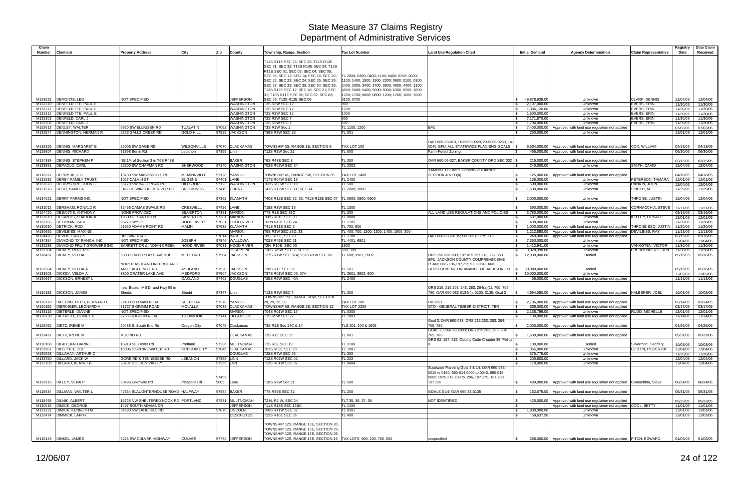# State Measure 37 Claims Registry
## Department of Administrative Services

| Claim Number | Claimant | Property Address | City | Zip | County | Township, Range, Section | Tax Lot Number | Land Use Regulation Cited | Initial Demand | Agency Determination | Claim Representative | Registry Date | Date Claim Received |
|---|---|---|---|---|---|---|---|---|---|---|---|---|---|
| M133628 | DEMONTE, LEO | NOT SPECIFIED | | | JEFFERSON | T11S R11E SEC 26; SEC 32; T11S R12E SEC 31; SEC 32; T12S R10E SEC 24; T12S R11E SEC 01; SEC 03; SEC 04; SEC 05; SEC 08; SEC 12; SEC 14; SEC 16; SEC 20; SEC 22; SEC 23; SEC 24; SEC 25; SEC 26; SEC 27; SEC 29; SEC 30; SEC 34; SEC 35; T12S R12E SEC 17; SEC 18; SEC 21; SEC 31; T13S R11E SEC 01; SEC 02; SEC 03; SEC 09; T13S R12E SEC 06 | TL 2000; 0300; 0400; 1100; 0400; 0200; 0600; 1100; 1400, 1500; 1900, 2200; 0600; 0100, 0300; 2400; 3300; 3400; 3700, 3800, 4000; 4400; 1100; 4800; 5000; 5400; 5600; 6000; 6300, 6500; 1800; 1200; 1700; 0800; 0800; 1200; 1200; 1600; 3000, 3100; 0700 | | $ 49,878,639.00 | Unknown | CLARK, DENNIS | 12/04/06 | 12/04/06 |
| M132310 | DENFELD TTE, PAUL E | | | | WASHINGTON | T2S R3W SEC 12 | 800 | | $ 2,197,000.00 | Unknown | EVERS, ERIN | 11/30/06 | 11/30/06 |
| M132311 | DENFELD TTE, PAUL E | | | | WASHINGTON | T2S R3W SEC 12 | 1200 | | $ 1,386,120.00 | Unknown | EVERS, ERIN | 11/30/06 | 11/30/06 |
| M132312 | DENFELD TTE, PAUL E | | | | WASHINGTON | T2S R3W SEC 12 | 1000 | | $ 1,500,000.00 | Unknown | EVERS, ERIN | 11/30/06 | 11/30/06 |
| M132301 | DENFELD, CARL J | | | | WASHINGTON | T2S R2W SEC 7 | 600 | | $ 7,171,870.00 | Unknown | EVERS, ERIN | 11/30/06 | 11/30/06 |
| M132302 | DENFELD, CARL J | | | | WASHINGTON | T2S R2W SEC 7 | 602 | | $ 1,794,000.00 | Unknown | EVERS, ERIN | 11/30/06 | 11/30/06 |
| M129613 | DENLEY, WALTER | 6920 SW ELLIGSEN RD | TUALATIN | 97062 | WASHINGTON | T3S R1W Sec 1 | TL 1100, 1200 | EFU | $ 7,400,000.00 | Approved with land use regulation not applied | | 07/03/06 | 07/03/06 |
| M132644 | DENNINGTON, HERMAN R | 2323 GALLS CREEK RD | GOLD HILL | 97525 | JACKSON | T36S R3W SEC 33 | TL 301 | | $ 250,000.00 | Unknown | | 12/01/06 | 12/01/06 |
| M118326 | DENNIS, MARGARET E | 25006 SW GAGE RD | WILSONVILLE | 97070 | CLACKAMAS | TOWNSHIP 3S, RANGE 1E, SECTION 6 | TAX LOT 100 | OAR 660-33-010, 16-0000-0020, 23-0000-0250, 14-0040; EFU; ALL STATEWIDE PLANNING GOALS | $ 6,534,000.00 | Approved with land use regulation not applied | COX, WILLIAM | 04/18/05 | 04/18/05 |
| M129604 | DENNIS, RICHARD | 31898 Berlin Rd | Lebanon | 97355 | Linn | T12S R1W Sec 21 | TL 500 | Farm-Forest Zoning | $ 465,000.00 | Approved with land use regulation not applied | | 06/30/06 | 06/30/06 |
| M124389 | DENNIS, STEPHEN P | NE 1/4 of Section 3 in T6S R48E | | | BAKER | T6S R48E SEC 3 | TL 300 | OAR 660-06-027; BAKER COUNTY ORD SEC 302 | $ 215,000.00 | Approved with land use regulation not applied | | 03/15/06 | 03/15/06 |
| M133891 | DEPAOLO, CARL | 22800 SW CHAPMAN RD | SHERWOOD | 97140 | WASHINGTON | T02S R02W SEC 34 | TL 2302 | | $ 240,000.00 | Unknown | SMITH, DAVID | 12/04/06 | 12/04/06 |
| M118327 | DEPUY JR, C G | 13780 SW MASONVILLE RD | MCMINNVILLE | 97128 | YAMHILL | TOWNSHIP 4S, RANGE 5W, SECTION 35 | TAX LOT 1400 | YAMHILL COUNTY ZONING ORDIANCE SECTION 402.03(a) | $ 125,000.00 | Approved with land use regulation not applied | | 04/18/05 | 04/18/05 |
| M132835 | DERBY FAMILY TRUST, | 1027 CALVIN ST | EUGENE | 97401 | LANE | T17S R04W SEC 19 | TL 2400 | | $ 138,000.00 | Unknown | PETERSON, TAMARA | 12/01/06 | 12/01/06 |
| M133673 | DERBYSHIRE, JOHN C | 36178 SW BALD PEAK RD | HILLSBORO | 97123 | WASHINGTON | T02S R03W SEC 10 | TL 500 | | $ 500,000.00 | Unknown | RANKIN, JOHN | 12/04/06 | 12/04/06 |
| M131570 | DERR, PAMELA | END OF WINCHUCK RIVER RD | BROOKINGS | 97415 | CURRY | T41S R12W SEC 11; SEC 14 | TL 2800; 2800 | | $ 1,500,000.00 | Unknown | SPICER, M | 11/29/06 | 11/29/06 |
| M134021 | DERRY FARMS INC, | NOT SPECIFIED | | 97362 | KLAMATH | T40S R12E SEC 32; 33; T41S R12E SEC 07 | TL 0900; 0800; 0600 | | $ 2,000,000.00 | Unknown | THRONE, JUSTIN | 12/04/06 | 12/04/06 |
| M131012 | DERSHAM, RONALD R | 32466 CAMAS SWALE RD | CRESWELL | 97426 | LANE | T19S R3W SEC 16 | TL 1300 | | $ 390,000.00 | Approved with land use regulation not applied | CORNACCHIA, STEVE | 11/21/06 | 11/21/06 |
| M124420 | DESANTIS, ANTHONY | NONE PROVIDED | SILVERTON | 97381 | MARION | T7S R1E SEC 35C | TL 200 | ALL LAND USE REGULATIONS AND POLICIES | $ 3,780,000.00 | Approved with land use regulation not applied | | 03/16/06 | 03/16/06 |
| M132810 | DESANTIS, SHARON A | 19500 DESANTIS LN | SILVERTON | 97381 | MARION | T08S R01E SEC 03 | TL 0800 | | $ 687,000.00 | Unknown | KELLEY, DONALD | 12/01/06 | 12/01/06 |
| M132155 | DETHMAN, PAUL | 2527 HWY 35 | HOOD RIVER | 97031 | HOOD RIVER | T02N R10E SEC 24 | TL 1105 | | $ 400,000.00 | Unknown | | 11/30/06 | 11/30/06 |
| M130930 | DETRICK, ROD | 21920 ADAMS POINT RD | MALIN | 97632 | KLAMATH | T41S R11E SEC 3 | TL 700, 800 | | $ 1,000,000.00 | Approved with land use regulation not applied | THRONE ESQ, JUSTIN | 11/20/06 | 11/20/06 |
| M130692 | DEVILBISS, MAXINE | | | | MARION | T9S R3W SEC 28D; 33 | TL 400, 700, 1200, 1300, 1400, 1600; 300 | | $ 1,212,880.00 | Approved with land use regulation not applied | DEVILBISS, RAY | 11/13/06 | 11/13/06 |
| M124426 | DEVOS, GARY S | BROWN ROAD | | 97814 | BAKER | T8S, R39E, SEC28 | TL 7100 | OAR 660-033-0135; HB 3661; ORS 215 | $ 240,000.00 | Approved with land use regulation not applied | | 03/16/06 | 03/16/06 |
| M134354 | DIAMOND "D" RANCH, INC, | NOT SPECIFIED | JOSEPH | 97846 | WALLOWA | T02S R45E SEC 21 | TL 4401, 6501 | | $ 7,350,000.00 | Unknown | | 12/04/06 | 12/04/06 |
| M132288 | DIAMOND FRUIT GROWERS INC, | BARRETT DR & INDIAN CREEK | HOOD RIVER | 97031 | HOOD RIVER | T2N R10E SEC 03 | 1500 | | $ 1,412,941.00 | Unknown | VANKOTEN, VICTOR | 11/30/06 | 11/30/06 |
| M132364 | DICKEY, ROGER G | | | | JOSEPHINE | T36S R6W SEC 2, SEC 3 | 500, 300 | | $ 3,928,390.00 | Unknown | FREUDENBERG, BEN | 11/30/06 | 11/30/06 |
| M118437 | DICKEY, VELDA | 3800 CRATER LAKE AVENUE | MEDFORD | 97504 | JACKSON | T37S R1W SEC 07A; T37S R1W SEC 06 | TL 600; 3901, 3902 | ORS 196.660-990; 197.015 197.213, 227.350 | $ 12,000,000.00 | Denied | | 05/16/05 | 05/16/05 |
| M122564 | DICKEY, VELDA A | NORTH ASHLAND INTERCHANGE AND EAGLE MILL RD | ASHLAND | 97520 | JACKSON | T38S R1E SEC 32 | TL 501 | EFU; JACKSON COUNTY COMPREHENSIVE PLAN; ORS 196,197,215,92; 2004 LAND DEVELOPMENT ORDINANCE OF JACKSON CO | $ 30,000,000.00 | Denied | | 05/16/05 | 05/16/05 |
| M133503 | DICKEY, VELDA A | 3800 CRATER LAKE AVE | MEDFORD | 97504 | JACKSON | T37S R01W SEC 06; 07A | TL 3901, 3902; 600 | | $ 10,000,000.00 | Unknown | | 12/02/06 | 12/02/06 |
| M130667 | DICKSON, ERNEST L | | OAKLAND | 97462 | DOUGLAS | T25S R5W SEC 40A | TL 2400 | | $ 55,000.00 | Approved with land use regulation not applied | | 11/13/06 | 11/13/06 |
| M130183 | DICKSON, JAMES | near Boston Mill Dr and Hwy 99 in Shedd. | Shedd | 97377 | Linn | T13S R3W SEC 7 | TL 300 | ORS 215, 215.203, 243, 263, 284(a)(1), 700, 705, 780; OAR 660-033-0134(4), 0100, 0135; Goal 3 | $ 4,694,050.00 | Approved with land use regulation not applied | KALBERER, JOEL | 10/03/06 | 10/03/06 |
| M120128 | DIEFENDERFER, BERNARD L | 22400 PITTMAN ROAD | SHERIDAN | 97378 | YAMHILL | TOWNSHIP T5S, RANGE R6W, SECTION 28, 29, 32, 33 | TAX LOT 100 | HB 3661 | $ 2,736,000.00 | Approved with land use regulation not applied | | 03/14/05 | 03/14/05 |
| M120192 | DIERINGER, LEONARD A | 31727 S GRIMM ROAD | MOLALLA | 97038 | CLACKAMAS | TOWNSHIP 5S, RANGE 2E, SECTION 12 | TAX LOT 2200 | GTD - GENERAL TIMBER DISTRICT; TBR | $ 636,000.00 | Approved with land use regulation not applied | | 03/17/05 | 03/17/05 |
| M133116 | DIETERLE, DIANNE | NOT SPECIFIED | | | MARION | T04S R01W SEC 17 | TL 0300 | | $ 2,138,796.00 | Unknown | RUDD, MICHELLE | 12/01/06 | 12/01/06 |
| M130738 | DIETRICH, JOHNEY D | 875 HODGDON ROAD | TILLAMOOK | 97141 | TILLAMOOK | T1S R9W SEC 27 | TL 1803 | | $ 100,000.00 | Approved with land use regulation not applied | | 11/14/06 | 11/14/06 |
| M125092 | DIETZ, IRENE M | 20486 S. South End Rd | Oregon City | 97045 | Clackamas | T3S R1E Sec 14C & 14 | TLS 201, 100 & 1905 | Goal 3; OAR 660-033; ORS 215.263, 283, 284, 705, 780 | $ 2,000,000.00 | Approved with land use regulation not applied | | 04/25/06 | 04/25/06 |
| M129427 | DIETZ, IRENE M | MULINO RD. | | | CLACKAMAS | T3S R1E SEC 35 | TL 801 | GOAL 3; OAR 660-033; ORS 215.263, 283, 284, 705, 780 | $ 1,600,000.00 | Approved with land use regulation not applied | | 05/31/06 | 05/31/06 |
| M130188 | DIGBY, KATHARINE | 16919 SE Foster Rd | Portland | 97236 | MULTNOMAH | T1S R3E SEC 19 | TL 3100 | ORS 92, 197, 215; County Code Chapter 36, Policy 8 | $ 100,000.00 | Denied | Silverman, Geoffery | 10/03/06 | 10/03/06 |
| M133961 | DILG TTEE, JOE | 16006 S SPRINGWATER RD | OREGON CITY | 97045 | CLACKAMAS | T02S R03E SEC 20 | TL 1001 | | $ 365,000.00 | Unknown | BOUTIN, RODERICK | 12/04/06 | 12/04/06 |
| M130928 | DILLAHAY, ARTHUR C | | | | DOUGLAS | T28S R7W SEC 35 | TL 300 | | $ 375,775.00 | Unknown | | 11/20/06 | 11/20/06 |
| M133750 | DILLARD, JACK W | GORE RD & TENNESSEE RD | LEBANON | 97355 | LINN | T12S R02W SEC 02 | TL 202 | | $ 200,800.00 | Unknown | | 12/04/06 | 12/04/06 |
| M133703 | DILLARD, KENNETH | 38707 GOLDEN VALLEY | | 97355 | LNN | T12S R01W SEC 07 | TL 0404 | | $ 170,000.00 | Unknown | | 12/04/06 | 12/04/06 |
| M129915 | DILLEY, VENA P | 85496 Edenvale Rd | Pleasant Hill | 97455-9605 | Lane | T18S R2W Sec 21 | TL 500 | Statewide Planning Goal 3 & 14; OAR 660-033-0010 to 0160, 660-014-0000 to 0040, 660-015-0000; ORS 215.203 to .296, 197.175, 197.200, 197.250 | $ 480,000.00 | Approved with land use regulation not applied | Cornachhia, Steve | 08/24/06 | 08/24/06 |
| M118534 | DILLMAN, WALTER L | 47334 SLAUGHTERHOUSE ROAD | HALFWAY | 97834 | BAKER | T7S R46E SEC 32 | TL 200 | GOALS 3-14; OAR 660-33-0135 | $ 162,575.00 | Approved with land use regulation not applied | | 05/31/05 | 05/31/05 |
| M118495 | DILNIK, ALBERT | 15725 NW SHELTERED NOOK RD | PORTLAND | 97231 | MULTNOMAH | T2 N, R2 W, SEC 24 | TLT 35, 36, 37, 38 | NOT IDENTIFIED | $ 425,000.00 | Approved with land use regulation not applied | | 05/23/05 | 05/23/05 |
| M130518 | DIMICK, GEORGE | 1497 SOUTH ADAMS DR | | | JEFFERSON | T11S R13E SEC 13BC | TL 1400 | | $ - | Approved with land use regulation not applied | COOL, BETTY | 11/01/06 | 11/01/06 |
| M133331 | DIMICK, KENNETH M | 34530 SW LADD HILL RD | | 97070 | LINCOLN | T08S R11W SEC 32 | TL 0301 | | $ 1,800,000.00 | Unknown | | 12/01/06 | 12/01/06 |
| M132474 | DIMMICK, LARRY | | | | DESCHUTES | T22S R10E SEC 36 | TL 400 | | $ 59,637.50 | Unknown | | 12/01/06 | 12/01/06 |
| M119149 | DINKEL, JAMES | 9228 SW CULVER HIGHWAY | CULVER | 97734 | JEFFERSON | TOWNSHIP 12S, RANGE 13E, SECTION 20, TOWNSHIP 12S, RANGE 13E, SECTION 29, TOWNSHIP 12S, RANGE 13E, SECTION 29, TOWNSHIP 12S, RANGE 13E, SECTION 19 | TAX LOTS 900, 200, 700, 500 | unspecified | $ 286,000.00 | Approved with land use regulation not applied | FITCH, EDWARD | 01/03/05 | 01/03/05 |

12/06/07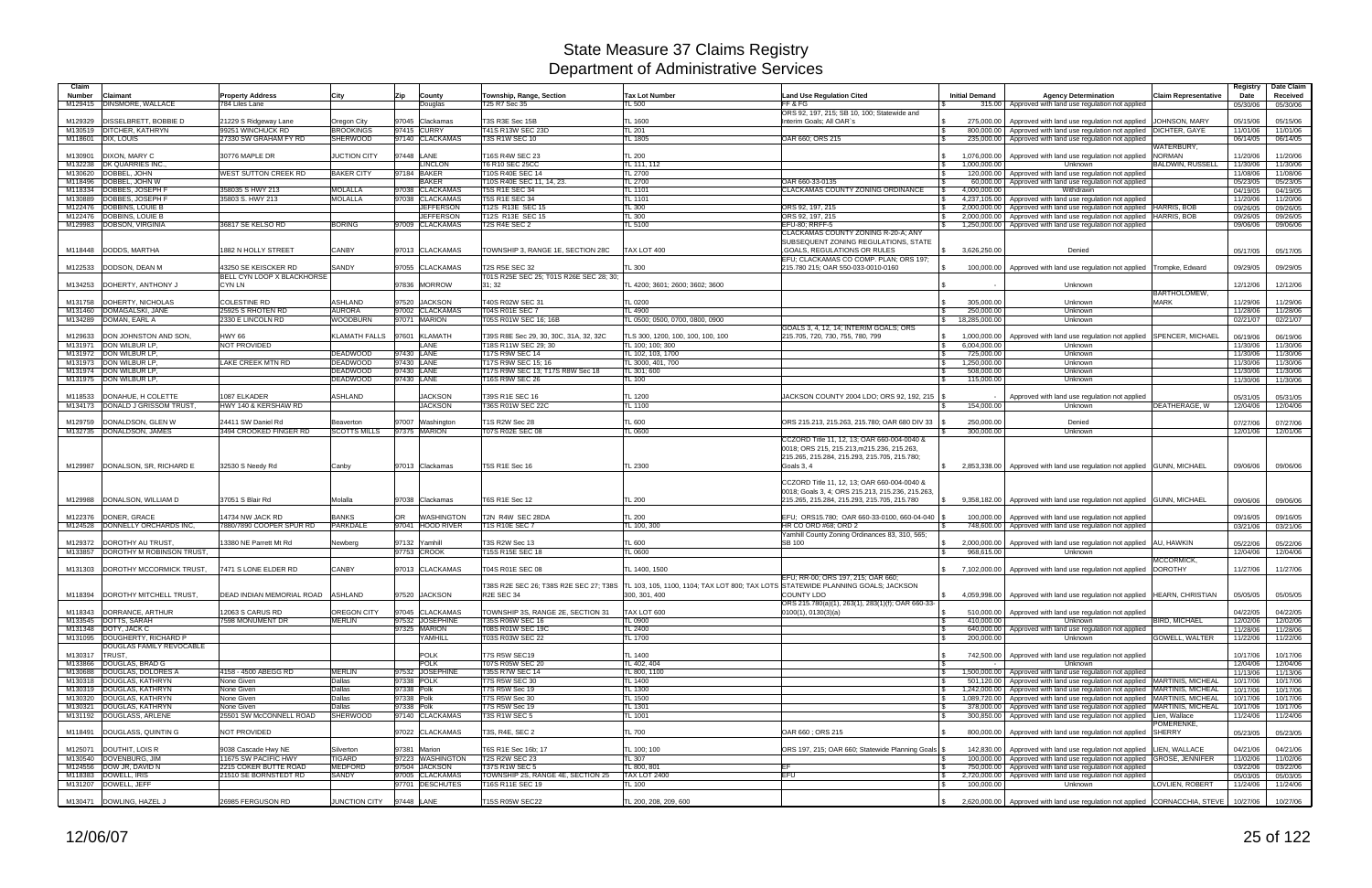# State Measure 37 Claims Registry
## Department of Administrative Services

| Claim Number | Claimant | Property Address | City | Zip | County | Township, Range, Section | Tax Lot Number | Land Use Regulation Cited | Initial Demand | Agency Determination | Claim Representative | Registry Date | Date Claim Received |
|---|---|---|---|---|---|---|---|---|---|---|---|---|---|
| M129415 | DINSMORE, WALLACE | 784 Liles Lane | | | Douglas | T25 R7 Sec 35 | TL 500 | FF & FG | $ 315.00 | Approved with land use regulation not applied | | 05/30/06 | 05/30/06 |
| M129329 | DISSELBRETT, BOBBIE D | 21229 S Ridgeway Lane | Oregon City | 97045 | Clackamas | T3S R3E Sec 15B | TL 1600 | ORS 92, 197, 215; SB 10, 100; Statewide and Interim Goals; All OAR`s | $ 275,000.00 | Approved with land use regulation not applied | JOHNSON, MARY | 05/15/06 | 05/15/06 |
| M130519 | DITCHER, KATHRYN | 99251 WINCHUCK RD | BROOKINGS | 97415 | CURRY | T41S R13W SEC 23D | TL 201 | | $ 800,000.00 | Approved with land use regulation not applied | DICHTER, GAYE | 11/01/06 | 11/01/06 |
| M118601 | DIX, LOUIS | 27330 SW GRAHAM FY RD | SHERWOOD | 97140 | CLACKAMAS | T3S R1W SEC 10 | TL 1805 | OAR 660; ORS 215 | $ 235,000.00 | Approved with land use regulation not applied | | 06/14/05 | 06/14/05 |
| M130901 | DIXON, MARY C | 30776 MAPLE DR | JUCTION CITY | 97448 | LANE | T16S R4W SEC 23 | TL 200 | | $ 1,076,000.00 | Approved with land use regulation not applied | WATERBURY, NORMAN | 11/20/06 | 11/20/06 |
| M132238 | DK QUARRIES INC., | | | | LINCLON | T6 R10 SEC 25CC | TL 111, 112 | | $ 1,000,000.00 | Unknown | BALDWIN, RUSSELL | 11/30/06 | 11/30/06 |
| M130620 | DOBBEL, JOHN | WEST SUTTON CREEK RD | BAKER CITY | 97184 | BAKER | T10S R40E SEC 14 | TL 2700 | | $ 120,000.00 | Approved with land use regulation not applied | | 11/08/06 | 11/08/06 |
| M118496 | DOBBEL, JOHN W | | | | BAKER | T10S R40E SEC 11, 14, 23. | TL 2700 | OAR 660-33-0135 | $ 60,000.00 | Approved with land use regulation not applied | | 05/23/05 | 05/23/05 |
| M118334 | DOBBES, JOSEPH F | 358035 S HWY 213 | MOLALLA | 97038 | CLACKAMAS | T5S R1E SEC 34 | TL 1101 | CLACKAMAS COUNTY ZONING ORDINANCE | $ 4,000,000.00 | Withdrawn | | 04/19/05 | 04/19/05 |
| M130889 | DOBBES, JOSEPH F | 35803 S. HWY 213 | MOLALLA | 97038 | CLACKAMAS | T5S R1E SEC 34 | TL 1101 | | $ 4,237,105.00 | Approved with land use regulation not applied | | 11/20/06 | 11/20/06 |
| M122476 | DOBBINS, LOUIE B | | | | JEFFERSON | T12S R13E SEC 15 | TL 300 | ORS 92, 197, 215 | $ 2,000,000.00 | Approved with land use regulation not applied | HARRIS, BOB | 09/26/05 | 09/26/05 |
| M122476 | DOBBINS, LOUIE B | | | | JEFFERSON | T12S R13E SEC 15 | TL 300 | ORS 92, 197, 215 | $ 2,000,000.00 | Approved with land use regulation not applied | HARRIS, BOB | 09/26/05 | 09/26/05 |
| M129983 | DOBSON, VIRGINIA | 36817 SE KELSO RD | BORING | 97009 | CLACKAMAS | T2S R4E SEC 2 | TL 5100 | EFU-80; RRFF-5 | $ 1,250,000.00 | Approved with land use regulation not applied | | 09/06/06 | 09/06/06 |
| M118448 | DODDS, MARTHA | 1882 N HOLLY STREET | CANBY | 97013 | CLACKAMAS | TOWNSHIP 3, RANGE 1E, SECTION 28C | TAX LOT 400 | CLACKAMAS COUNTY ZONING R-20-A; ANY SUBSEQUENT ZONING REGULATIONS, STATE ,GOALS, REGULATIONS OR RULES | $ 3,626,250.00 | Denied | | 05/17/05 | 05/17/05 |
| M122533 | DODSON, DEAN M | 43250 SE KEISCKER RD | SANDY | 97055 | CLACKAMAS | T2S R5E SEC 32 | TL 300 | EFU; CLACKAMAS CO COMP. PLAN; ORS 197; 215.780 215; OAR 550-033-0010-0160 | $ 100,000.00 | Approved with land use regulation not applied | Trompke, Edward | 09/29/05 | 09/29/05 |
| M134253 | DOHERTY, ANTHONY J | BELL CYN LOOP X BLACKHORSE CYN LN | | 97836 | MORROW | T01S R25E SEC 25; T01S R26E SEC 28; 30; 31; 32 | TL 4200; 3601; 2600; 3602; 3600 | | $ - | Unknown | | 12/12/06 | 12/12/06 |
| M131758 | DOHERTY, NICHOLAS | COLESTINE RD | ASHLAND | 97520 | JACKSON | T40S R02W SEC 31 | TL 0200 | | $ 305,000.00 | Unknown | BARTHOLOMEW, MARK | 11/29/06 | 11/29/06 |
| M131460 | DOMAGALSKI, JANE | 25925 S RHOTEN RD | AURORA | 97002 | CLACKAMAS | T04S R01E SEC 7 | TL 4900 | | $ 250,000.00 | Unknown | | 11/28/06 | 11/28/06 |
| M134289 | DOMAN, EARL A | 2330 E LINCOLN RD | WOODBURN | 97071 | MARION | T05S R01W SEC 16; 16B | TL 0500; 0500, 0700, 0800, 0900 | | $ 18,285,000.00 | Unknown | | 02/21/07 | 02/21/07 |
| M129633 | DON JOHNSTON AND SON, | HWY 66 | KLAMATH FALLS | 97601 | KLAMATH | T39S R8E Sec 29, 30, 30C, 31A, 32, 32C | TLS 300, 1200, 100, 100, 100, 100 | GOALS 3, 4, 12, 14; INTERIM GOALS; ORS 215.705, 720, 730, 755, 780, 799 | $ 1,000,000.00 | Approved with land use regulation not applied | SPENCER, MICHAEL | 06/19/06 | 06/19/06 |
| M131971 | DON WILBUR LP, | NOT PROVIDED | | | LANE | T18S R11W SEC 29; 30 | TL 100; 100; 300 | | $ 6,004,000.00 | Unknown | | 11/30/06 | 11/30/06 |
| M131972 | DON WILBUR LP, | | DEADWOOD | 97430 | LANE | T17S R9W SEC 14 | TL 102, 103, 1700 | | $ 725,000.00 | Unknown | | 11/30/06 | 11/30/06 |
| M131973 | DON WILBUR LP, | LAKE CREEK MTN RD | DEADWOOD | 97430 | LANE | T17S R9W SEC 15; 16 | TL 3000, 401, 700 | | $ 1,250,000.00 | Unknown | | 11/30/06 | 11/30/06 |
| M131974 | DON WILBUR LP, | | DEADWOOD | 97430 | LANE | T17S R9W SEC 13; T17S R8W Sec 18 | TL 301; 600 | | $ 508,000.00 | Unknown | | 11/30/06 | 11/30/06 |
| M131975 | DON WILBUR LP, | | DEADWOOD | 97430 | LANE | T16S R9W SEC 26 | TL 100 | | $ 115,000.00 | Unknown | | 11/30/06 | 11/30/06 |
| M118533 | DONAHUE, H COLETTE | 1087 ELKADER | ASHLAND | | JACKSON | T39S R1E SEC 16 | TL 1200 | JACKSON COUNTY 2004 LDO; ORS 92, 192, 215 | $ - | Approved with land use regulation not applied | | 05/31/05 | 05/31/05 |
| M134173 | DONALD J GRISSOM TRUST, | HWY 140 & KERSHAW RD | | | JACKSON | T36S R01W SEC 22C | TL 1100 | | $ 154,000.00 | Unknown | DEATHERAGE, W | 12/04/06 | 12/04/06 |
| M129759 | DONALDSON, GLEN W | 24411 SW Daniel Rd | Beaverton | 97007 | Washington | T1S R2W Sec 28 | TL 600 | ORS 215.213, 215.263, 215.780; OAR 680 DIV 33 | $ 250,000.00 | Denied | | 07/27/06 | 07/27/06 |
| M132735 | DONALDSON, JAMES | 3494 CROOKED FINGER RD | SCOTTS MILLS | 97375 | MARION | T07S R02E SEC 08 | TL 0600 | | $ 300,000.00 | Unknown | | 12/01/06 | 12/01/06 |
| M129987 | DONALSON, SR, RICHARD E | 32530 S Needy Rd | Canby | 97013 | Clackamas | T5S R1E Sec 16 | TL 2300 | CCZORD Title 11, 12, 13; OAR 660-004-0040 & 0018; ORS 215, 215.213,m215.236, 215.263, 215.265, 215.284, 215.293, 215.705, 215.780; Goals 3, 4 | $ 2,853,338.00 | Approved with land use regulation not applied | GUNN, MICHAEL | 09/06/06 | 09/06/06 |
| M129988 | DONALSON, WILLIAM D | 37051 S Blair Rd | Molalla | 97038 | Clackamas | T6S R1E Sec 12 | TL 200 | CCZORD Title 11, 12, 13; OAR 660-004-0040 & 0018; Goals 3, 4; ORS 215.213, 215.236, 215.263, 215.265, 215.284, 215.293, 215.705, 215.780 | $ 9,358,182.00 | Approved with land use regulation not applied | GUNN, MICHAEL | 09/06/06 | 09/06/06 |
| M122376 | DONER, GRACE | 14734 NW JACK RD | BANKS | OR | WASHINGTON | T2N R4W SEC 28DA | TL 200 | EFU; ORS15.780; OAR 660-33-0100, 660-04-040 | $ 100,000.00 | Approved with land use regulation not applied | | 09/16/05 | 09/16/05 |
| M124528 | DONNELLY ORCHARDS INC, | 7880/7890 COOPER SPUR RD | PARKDALE | 97041 | HOOD RIVER | T1S R10E SEC 7 | TL 100, 300 | HR CO ORD #68; ORD 2 | $ 748,600.00 | Approved with land use regulation not applied | | 03/21/06 | 03/21/06 |
| M129372 | DOROTHY AU TRUST, | 13380 NE Parrett Mt Rd | Newberg | 97132 | Yamhill | T3S R2W Sec 13 | TL 600 | Yamhill County Zoning Ordinances 83, 310, 565; SB 100 | $ 2,000,000.00 | Approved with land use regulation not applied | AU, HAWKIN | 05/22/06 | 05/22/06 |
| M133857 | DOROTHY M ROBINSON TRUST, | | | 97753 | CROOK | T15S R15E SEC 18 | TL 0600 | | $ 968,615.00 | Unknown | | 12/04/06 | 12/04/06 |
| M131303 | DOROTHY MCCORMICK TRUST, | 7471 S LONE ELDER RD | CANBY | 97013 | CLACKAMAS | T04S R01E SEC 08 | TL 1400, 1500 | | $ 7,102,000.00 | Approved with land use regulation not applied | MCCORMICK, DOROTHY | 11/27/06 | 11/27/06 |
| M118394 | DOROTHY MITCHELL TRUST, | DEAD INDIAN MEMORIAL ROAD | ASHLAND | 97520 | JACKSON | T38S R2E SEC 26; T38S R2E SEC 27; T38S R2E SEC 34 | TL 103, 105, 1100, 1104; TAX LOT 800; TAX LOTS 300, 301, 400 | EFU; RR-00; ORS 197, 215; OAR 660; STATEWIDE PLANNING GOALS; JACKSON COUNTY LDO | $ 4,059,998.00 | Approved with land use regulation not applied | HEARN, CHRISTIAN | 05/05/05 | 05/05/05 |
| M118343 | DORRANCE, ARTHUR | 12063 S CARUS RD | OREGON CITY | 97045 | CLACKAMAS | TOWNSHIP 3S, RANGE 2E, SECTION 31 | TAX LOT 600 | ORS 215.780(a)(1), 263(1), 283(1)(f); OAR 660-33-0100(1), 0130(3)(a) | $ 510,000.00 | Approved with land use regulation not applied | | 04/22/05 | 04/22/05 |
| M133545 | DOTTS, SARAH | 7598 MONUMENT DR | MERLIN | 97532 | JOSEPHINE | T35S R06W SEC 16 | TL 0900 | | $ 410,000.00 | Unknown | BIRD, MICHAEL | 12/02/06 | 12/02/06 |
| M131348 | DOTY, JACK C | | | 97325 | MARION | T08S R01W SEC 19C | TL 2400 | | $ 640,000.00 | Approved with land use regulation not applied | | 11/28/06 | 11/28/06 |
| M131095 | DOUGHERTY, RICHARD P | | | | YAMHILL | T03S R03W SEC 22 | TL 1700 | | $ 200,000.00 | Unknown | GOWELL, WALTER | 11/22/06 | 11/22/06 |
| M130317 | DOUGLAS FAMILY REVOCABLE TRUST, | | | | POLK | T7S R5W SEC19 | TL 1400 | | $ 742,500.00 | Approved with land use regulation not applied | | 10/17/06 | 10/17/06 |
| M133866 | DOUGLAS, BRAD G | | | | POLK | T07S R05W SEC 20 | TL 402, 404 | | $ - | Unknown | | 12/04/06 | 12/04/06 |
| M130688 | DOUGLAS, DOLORES A | 4158 - 4500 ABEGG RD | MERLIN | 97532 | JOSEPHINE | T35S R7W SEC 14 | TL 800, 1100 | | $ 1,500,000.00 | Approved with land use regulation not applied | | 11/13/06 | 11/13/06 |
| M130318 | DOUGLAS, KATHRYN | None Given | Dallas | 97338 | POLK | T7S R5W SEC 30 | TL 1400 | | $ 501,120.00 | Approved with land use regulation not applied | MARTINIS, MICHEAL | 10/17/06 | 10/17/06 |
| M130319 | DOUGLAS, KATHRYN | None Given | Dallas | 97338 | Polk | T7S R5W Sec 19 | TL 1300 | | $ 1,242,000.00 | Approved with land use regulation not applied | MARTINIS, MICHEAL | 10/17/06 | 10/17/06 |
| M130320 | DOUGLAS, KATHRYN | None Given | Dallas | 97338 | Polk | T7S R5W Sec 30 | TL 1500 | | $ 1,089,720.00 | Approved with land use regulation not applied | MARTINIS, MICHEAL | 10/17/06 | 10/17/06 |
| M130321 | DOUGLAS, KATHRYN | None Given | Dallas | 97338 | Polk | T7S R5W Sec 19 | TL 1301 | | $ 378,000.00 | Approved with land use regulation not applied | MARTINIS, MICHEAL | 10/17/06 | 10/17/06 |
| M131192 | DOUGLASS, ARLENE | 25501 SW McCONNELL ROAD | SHERWOOD | 97140 | CLACKAMAS | T3S R1W SEC 5 | TL 1001 | | $ 300,850.00 | Approved with land use regulation not applied | Lien, Wallace | 11/24/06 | 11/24/06 |
| M118491 | DOUGLASS, QUINTIN G | NOT PROVIDED | | 97022 | CLACKAMAS | T3S, R4E, SEC 2 | TL 700 | OAR 660 ; ORS 215 | $ 800,000.00 | Approved with land use regulation not applied | POMERENKE, SHERRY | 05/23/05 | 05/23/05 |
| M125071 | DOUTHIT, LOIS R | 9038 Cascade Hwy NE | Silverton | 97381 | Marion | T6S R1E Sec 16b; 17 | TL 100; 100 | ORS 197, 215; OAR 660; Statewide Planning Goals | $ 142,830.00 | Approved with land use regulation not applied | LIEN, WALLACE | 04/21/06 | 04/21/06 |
| M130540 | DOVENBURG, JIM | 11675 SW PACIFIC HWY | TIGARD | 97223 | WASHINGTON | T2S R2W SEC 23 | TL 307 | | $ 100,000.00 | Approved with land use regulation not applied | GROSE, JENNIFER | 11/02/06 | 11/02/06 |
| M124556 | DOW JR, DAVID N | 2215 COKER BUTTE ROAD | MEDFORD | 97504 | JACKSON | T37S R1W SEC 5 | TL 800, 801 | EF | $ 750,000.00 | Approved with land use regulation not applied | | 03/22/06 | 03/22/06 |
| M118383 | DOWELL, IRIS | 21510 SE BORNSTEDT RD | SANDY | 97005 | CLACKAMAS | TOWNSHIP 2S, RANGE 4E, SECTION 25 | TAX LOT 2400 | EFU | $ 2,720,000.00 | Approved with land use regulation not applied | | 05/03/05 | 05/03/05 |
| M131207 | DOWELL, JEFF | | | 97701 | DESCHUTES | T16S R11E SEC 19 | TL 100 | | $ 100,000.00 | Unknown | LOVLIEN, ROBERT | 11/24/06 | 11/24/06 |
| M130471 | DOWLING, HAZEL J | 26985 FERGUSON RD | JUNCTION CITY | 97448 | LANE | T15S R05W SEC22 | TL 200, 208, 209, 600 | | $ 2,620,000.00 | Approved with land use regulation not applied | CORNACCHIA, STEVE | 10/27/06 | 10/27/06 |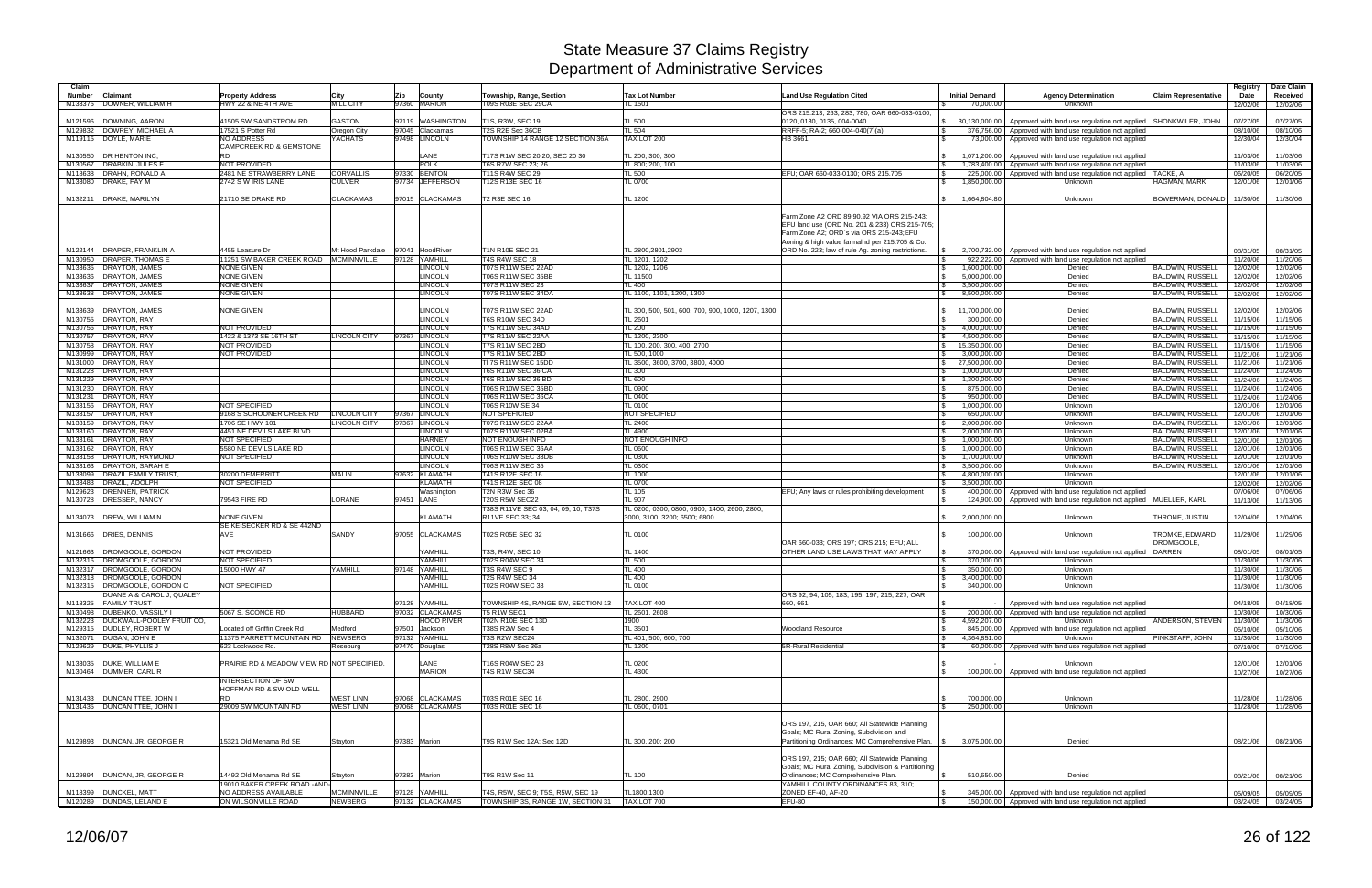# State Measure 37 Claims Registry
## Department of Administrative Services

| Claim Number | Claimant | Property Address | City | Zip | County | Township, Range, Section | Tax Lot Number | Land Use Regulation Cited | Initial Demand | Agency Determination | Claim Representative | Registry Date | Date Claim Received |
|---|---|---|---|---|---|---|---|---|---|---|---|---|---|
| M133375 | DOWNER, WILLIAM H | HWY 22 & NE 4TH AVE | MILL CITY | 97360 | MARION | T09S R03E SEC 29CA | TL 1501 | | $ 70,000.00 | Unknown | | 12/02/06 | 12/02/06 |
| M121596 | DOWNING, AARON | 41505 SW SANDSTROM RD | GASTON | 97119 | WASHINGTON | T1S, R3W, SEC 19 | TL 500 | ORS 215.213, 263, 283, 780; OAR 660-033-0100, 0120, 0130, 0135, 004-0040 | $ 30,130,000.00 | Approved with land use regulation not applied | SHONKWILER, JOHN | 07/27/05 | 07/27/05 |
| M129832 | DOWREY, MICHAEL A | 17521 S Potter Rd | Oregon City | 97045 | Clackamas | T2S R2E Sec 36CB | TL 504 | RRFF-5; RA-2; 660-004-040(7)(a) | $ 376,756.00 | Approved with land use regulation not applied | | 08/10/06 | 08/10/06 |
| M119115 | DOYLE, MARIE | NO ADDRESS | YACHATS | 97498 | LINCOLN | TOWNSHIP 14 RANGE 12 SECTION 36A | TAX LOT 200 | HB 3661 | $ 73,000.00 | Approved with land use regulation not applied | | 12/30/04 | 12/30/04 |
| M130550 | DR HENTON INC. | CAMPCREEK RD & GEMSTONE RD | | | LANE | T17S R1W SEC 20 20; SEC 20 30 | TL 200, 300; 300 | | $ 1,071,200.00 | Approved with land use regulation not applied | | 11/03/06 | 11/03/06 |
| M130567 | DRABKIN, JULES F | NOT PROVIDED | | | POLK | T6S R7W SEC 23; 26 | TL 800; 200, 100 | | $ 1,783,400.00 | Approved with land use regulation not applied | | 11/03/06 | 11/03/06 |
| M118638 | DRAHN, RONALD A | 2481 NE STRAWBERRY LANE | CORVALLIS | 97330 | BENTON | T11S R4W SEC 29 | TL 500 | EFU; OAR 660-033-0130; ORS 215.705 | $ 225,000.00 | Approved with land use regulation not applied | TACKE, A | 06/20/05 | 06/20/05 |
| M133080 | DRAKE, FAY M | 2742 S W IRIS LANE | CULVER | 97734 | JEFFERSON | T12S R13E SEC 16 | TL 0700 | | $ 1,850,000.00 | Unknown | HAGMAN, MARK | 12/01/06 | 12/01/06 |
| M132211 | DRAKE, MARILYN | 21710 SE DRAKE RD | CLACKAMAS | 97015 | CLACKAMAS | T2 R3E SEC 16 | TL 1200 | | $ 1,664,804.80 | Unknown | BOWERMAN, DONALD | 11/30/06 | 11/30/06 |
| M122144 | DRAPER, FRANKLIN A | 4455 Leasure Dr | Mt Hood Parkdale | 97041 | HoodRiver | T1N R10E SEC 21 | TL 2800,2801,2903 | Farm Zone A2 ORD 89,90,92 VIA ORS 215-243; EFU land use (ORD No. 201 & 233) ORS 215-705; Farm Zone A2; ORD`s via ORS 215-243;EFU Aoning & high value farmalnd per 215.705 & Co. ORD No. 223; law of rule Ag. zoning restrictions. | $ 2,700,732.00 | Approved with land use regulation not applied | | 08/31/05 | 08/31/05 |
| M130950 | DRAPER, THOMAS E | 11251 SW BAKER CREEK ROAD | MCMINNVILLE | 97128 | YAMHILL | T4S R4W SEC 18 | TL 1201, 1202 | | $ 922,222.00 | Approved with land use regulation not applied | | 11/20/06 | 11/20/06 |
| M133635 | DRAYTON, JAMES | NONE GIVEN | | | LINCOLN | T07S R11W SEC 22AD | TL 1202, 1206 | | $ 1,600,000.00 | Denied | BALDWIN, RUSSELL | 12/02/06 | 12/02/06 |
| M133636 | DRAYTON, JAMES | NONE GIVEN | | | LINCOLN | T06S R11W SEC 35BB | TL 11500 | | $ 5,000,000.00 | Denied | BALDWIN, RUSSELL | 12/02/06 | 12/02/06 |
| M133637 | DRAYTON, JAMES | NONE GIVEN | | | LINCOLN | T07S R11W SEC 23 | TL 400 | | $ 3,500,000.00 | Denied | BALDWIN, RUSSELL | 12/02/06 | 12/02/06 |
| M133638 | DRAYTON, JAMES | NONE GIVEN | | | LINCOLN | T07S R11W SEC 34DA | TL 1100, 1101, 1200, 1300 | | $ 8,500,000.00 | Denied | BALDWIN, RUSSELL | 12/02/06 | 12/02/06 |
| M133639 | DRAYTON, JAMES | NONE GIVEN | | | LINCOLN | T07S R11W SEC 22AD | TL 300, 500, 501, 600, 700, 900, 1000, 1207, 1300 | | $ 11,700,000.00 | Denied | BALDWIN, RUSSELL | 12/02/06 | 12/02/06 |
| M130755 | DRAYTON, RAY | | | | LINCOLN | T6S R10W SEC 34D | TL 2601 | | $ 300,000.00 | Denied | BALDWIN, RUSSELL | 11/15/06 | 11/15/06 |
| M130756 | DRAYTON, RAY | NOT PROVIDED | | | LINCOLN | T7S R11W SEC 34AD | TL 200 | | $ 4,000,000.00 | Denied | BALDWIN, RUSSELL | 11/15/06 | 11/15/06 |
| M130757 | DRAYTON, RAY | 1422 & 1373 SE 16TH ST | LINCOLN CITY | 97367 | LINCOLN | T7S R11W SEC 22AA | TL 1200, 2300 | | $ 4,500,000.00 | Denied | BALDWIN, RUSSELL | 11/15/06 | 11/15/06 |
| M130758 | DRAYTON, RAY | NOT PROVIDED | | | LINCOLN | T7S R11W SEC 2BD | TL 100, 200, 300, 400, 2700 | | $ 15,350,000.00 | Denied | BALDWIN, RUSSELL | 11/15/06 | 11/15/06 |
| M130999 | DRAYTON, RAY | NOT PROVIDED | | | LINCOLN | T7S R11W SEC 2BD | TL 500, 1000 | | $ 3,000,000.00 | Denied | BALDWIN, RUSSELL | 11/21/06 | 11/21/06 |
| M131000 | DRAYTON, RAY | | | | LINCOLN | Tl 7S R11W SEC 15DD | TL 3500, 3600, 3700, 3800, 4000 | | $ 27,500,000.00 | Denied | BALDWIN, RUSSELL | 11/21/06 | 11/21/06 |
| M131228 | DRAYTON, RAY | | | | LINCOLN | T6S R11W SEC 36 CA | TL 300 | | $ 1,000,000.00 | Denied | BALDWIN, RUSSELL | 11/24/06 | 11/24/06 |
| M131229 | DRAYTON, RAY | | | | LINCOLN | T6S R11W SEC 36 BD | TL 600 | | $ 1,300,000.00 | Denied | BALDWIN, RUSSELL | 11/24/06 | 11/24/06 |
| M131230 | DRAYTON, RAY | | | | LINCOLN | T06S R10W SEC 35BD | TL 0900 | | $ 875,000.00 | Denied | BALDWIN, RUSSELL | 11/24/06 | 11/24/06 |
| M131231 | DRAYTON, RAY | | | | LINCOLN | T06S R11W SEC 36CA | TL 0400 | | $ 950,000.00 | Denied | BALDWIN, RUSSELL | 11/24/06 | 11/24/06 |
| M133156 | DRAYTON, RAY | NOT SPECIFIED | | | LINCOLN | T06S R10W SE 34 | TL 0100 | | $ 1,000,000.00 | Unknown | | 12/01/06 | 12/01/06 |
| M133157 | DRAYTON, RAY | 9168 S SCHOONER CREEK RD | LINCOLN CITY | 97367 | LINCOLN | NOT SPEFICIED | NOT SPECIFIED | | $ 650,000.00 | Unknown | BALDWIN, RUSSELL | 12/01/06 | 12/01/06 |
| M133159 | DRAYTON, RAY | 1706 SE HWY 101 | LINCOLN CITY | 97367 | LINCOLN | T07S R11W SEC 22AA | TL 2400 | | $ 2,000,000.00 | Unknown | BALDWIN, RUSSELL | 12/01/06 | 12/01/06 |
| M133160 | DRAYTON, RAY | 4451 NE DEVILS LAKE BLVD | | | LINCOLN | T07S R11W SEC 02BA | TL 4900 | | $ 2,000,000.00 | Unknown | BALDWIN, RUSSELL | 12/01/06 | 12/01/06 |
| M133161 | DRAYTON, RAY | NOT SPECIFIED | | | HARNEY | NOT ENOUGH INFO | NOT ENOUGH INFO | | $ 1,000,000.00 | Unknown | BALDWIN, RUSSELL | 12/01/06 | 12/01/06 |
| M133162 | DRAYTON, RAY | 5580 NE DEVILS LAKE RD | | | LINCOLN | T06S R11W SEC 36AA | TL 0600 | | $ 1,000,000.00 | Unknown | BALDWIN, RUSSELL | 12/01/06 | 12/01/06 |
| M133158 | DRAYTON, RAYMOND | NOT SPECIFIED | | | LINCOLN | T06S R10W SEC 33DB | TL 0300 | | $ 1,700,000.00 | Unknown | BALDWIN, RUSSELL | 12/01/06 | 12/01/06 |
| M133163 | DRAYTON, SARAH E | | | | LINCOLN | T06S R11W SEC 35 | TL 0300 | | $ 3,500,000.00 | Unknown | BALDWIN, RUSSELL | 12/01/06 | 12/01/06 |
| M133099 | DRAZIL FAMILY TRUST, | 30200 DEMERRITT | MALIN | 97632 | KLAMATH | T41S R12E SEC 16 | TL 1000 | | $ 4,800,000.00 | Unknown | | 12/01/06 | 12/01/06 |
| M133483 | DRAZIL, ADOLPH | NOT SPECIFIED | | | KLAMATH | T41S R12E SEC 08 | TL 0700 | | $ 3,500,000.00 | Unknown | | 12/02/06 | 12/02/06 |
| M129623 | DRENNEN, PATRICK | | | | Washington | T2N R3W Sec 36 | TL 105 | EFU; Any laws or rules prohibiting development | $ 400,000.00 | Approved with land use regulation not applied | | 07/06/06 | 07/06/06 |
| M130728 | DRESSER, NANCY | 79543 FIRE RD | LORANE | 97451 | LANE | T20S R5W SEC22 | TL 907 | | $ 124,900.00 | Approved with land use regulation not applied | MUELLER, KARL | 11/13/06 | 11/13/06 |
| M134073 | DREW, WILLIAM N | NONE GIVEN | | | KLAMATH | T38S R11VE SEC 03; 04; 09; 10; T37S R11VE SEC 35 | TL 0200, 0300, 0800; 0900, 1400; 2600; 2800, 3000, 3100, 3200; 6500; 6800 | | $ 2,000,000.00 | Unknown | THRONE, JUSTIN | 12/04/06 | 12/04/06 |
| M131666 | DRIES, DENNIS | SE KEISECKER RD & SE 442ND AVE | SANDY | 97055 | CLACKAMAS | T02S R05E SEC 32 | TL 0100 | | $ 100,000.00 | Unknown | TROMKE, EDWARD | 11/29/06 | 11/29/06 |
| M121663 | DROMGOOLE, GORDON | NOT PROVIDED | | | YAMHILL | T3S, R4W, SEC 10 | TL 1400 | OAR 660-033; ORS 197; ORS 215; EFU; ALL OTHER LAND USE LAWS THAT MAY APPLY | $ 370,000.00 | Approved with land use regulation not applied | DROMGOOLE, DARREN | 08/01/05 | 08/01/05 |
| M132316 | DROMGOOLE, GORDON | NOT SPECIFIED | | | YAMHILL | T02S R04W SEC 34 | TL 500 | | $ 370,000.00 | Unknown | | 11/30/06 | 11/30/06 |
| M132317 | DROMGOOLE, GORDON | 15000 HWY 47 | YAMHILL | 97148 | YAMHILL | T3S R4W SEC 9 | TL 400 | | $ 350,000.00 | Unknown | | 11/30/06 | 11/30/06 |
| M132318 | DROMGOOLE, GORDON | | | | YAMHILL | T2S R4W SEC 34 | TL 400 | | $ 3,400,000.00 | Unknown | | 11/30/06 | 11/30/06 |
| M132315 | DROMGOOLE, GORDON C | NOT SPECIFIED | | | YAMHILL | T02S R04W SEC 33 | TL 0100 | | $ 340,000.00 | Unknown | | 11/30/06 | 11/30/06 |
| M118325 | DUANE A & CAROL J, QUALEY FAMILY TRUST | | | 97128 | YAMHILL | TOWNSHIP 4S, RANGE 5W, SECTION 13 | TAX LOT 400 | ORS 92, 94, 105, 183, 195, 197, 215, 227; OAR 660, 661 | $ - | Approved with land use regulation not applied | | 04/18/05 | 04/18/05 |
| M130498 | DUBENKO, VASSILY I | 5067 S. SCONCE RD | HUBBARD | 97032 | CLACKAMAS | T5 R1W SEC1 | TL 2601, 2608 | | $ 200,000.00 | Approved with land use regulation not applied | | 10/30/06 | 10/30/06 |
| M132223 | DUCKWALL-POOLEY FRUIT CO, | | | | HOOD RIVER | T02N R10E SEC 13D | 1900 | | $ 4,592,207.00 | Unknown | ANDERSON, STEVEN | 11/30/06 | 11/30/06 |
| M129315 | DUDLEY, ROBERT W | Located off Griffin Creek Rd | Medford | 97501 | Jackson | T38S R2W Sec 4 | TL 3501 | Woodland Resource | $ 845,000.00 | Approved with land use regulation not applied | | 05/10/06 | 05/10/06 |
| M132071 | DUGAN, JOHN E | 11375 PARRETT MOUNTAIN RD | NEWBERG | 97132 | YAMHILL | T3S R2W SEC24 | TL 401; 500; 600; 700 | | $ 4,364,851.00 | Unknown | PINKSTAFF, JOHN | 11/30/06 | 11/30/06 |
| M129629 | DUKE, PHYLLIS J | 623 Lockwood Rd. | Roseburg | 97470 | Douglas | T28S R8W Sec 36a | TL 1200 | 5R-Rural Residential | $ 60,000.00 | Approved with land use regulation not applied | | 07/10/06 | 07/10/06 |
| M133035 | DUKE, WILLIAM E | PRAIRIE RD & MEADOW VIEW RD | NOT SPECIFIED. | | LANE | T16S R04W SEC 28 | TL 0200 | | $ - | Unknown | | 12/01/06 | 12/01/06 |
| M130464 | DUMMER, CARL R | | | | MARION | T4S R1W SEC34 | TL 4300 | | $ 100,000.00 | Approved with land use regulation not applied | | 10/27/06 | 10/27/06 |
| M131433 | DUNCAN TTEE, JOHN I | INTERSECTION OF SW HOFFMAN RD & SW OLD WELL RD | WEST LINN | 97068 | CLACKAMAS | T03S R01E SEC 16 | TL 2800, 2900 | | $ 700,000.00 | Unknown | | 11/28/06 | 11/28/06 |
| M131435 | DUNCAN TTEE, JOHN I | 29009 SW MOUNTAIN RD | WEST LINN | 97068 | CLACKAMAS | T03S R01E SEC 16 | TL 0600, 0701 | | $ 250,000.00 | Unknown | | 11/28/06 | 11/28/06 |
| M129893 | DUNCAN, JR, GEORGE R | 15321 Old Mehama Rd SE | Stayton | 97383 | Marion | T9S R1W Sec 12A; Sec 12D | TL 300, 200; 200 | ORS 197, 215, OAR 660; All Statewide Planning Goals; MC Rural Zoning, Subdivision and Partitioning Ordinances; MC Comprehensive Plan. | $ 3,075,000.00 | Denied | | 08/21/06 | 08/21/06 |
| M129894 | DUNCAN, JR, GEORGE R | 14492 Old Mehama Rd SE | Stayton | 97383 | Marion | T9S R1W Sec 11 | TL 100 | ORS 197, 215, OAR 660; All Statewide Planning Goals; MC Rural Zoning, Subdivision & Partitioning Ordinances; MC Comprehensive Plan. | $ 510,650.00 | Denied | | 08/21/06 | 08/21/06 |
| M118399 | DUNCKEL, MATT | 19010 BAKER CREEK ROAD -AND- NO ADDRESS AVAILABLE | MCMINNVILLE | 97128 | YAMHILL | T4S, R5W, SEC 9; T5S, R5W, SEC 19 | TL1800;1300 | YAMHILL COUNTY ORDINANCES 83, 310; ZONED EF-40, AF-20 | $ 345,000.00 | Approved with land use regulation not applied | | 05/09/05 | 05/09/05 |
| M120289 | DUNDAS, LELAND E | ON WILSONVILLE ROAD | NEWBERG | 97132 | CLACKAMAS | TOWNSHIP 3S, RANGE 1W, SECTION 31 | TAX LOT 700 | EFU-80 | $ 150,000.00 | Approved with land use regulation not applied | | 03/24/05 | 03/24/05 |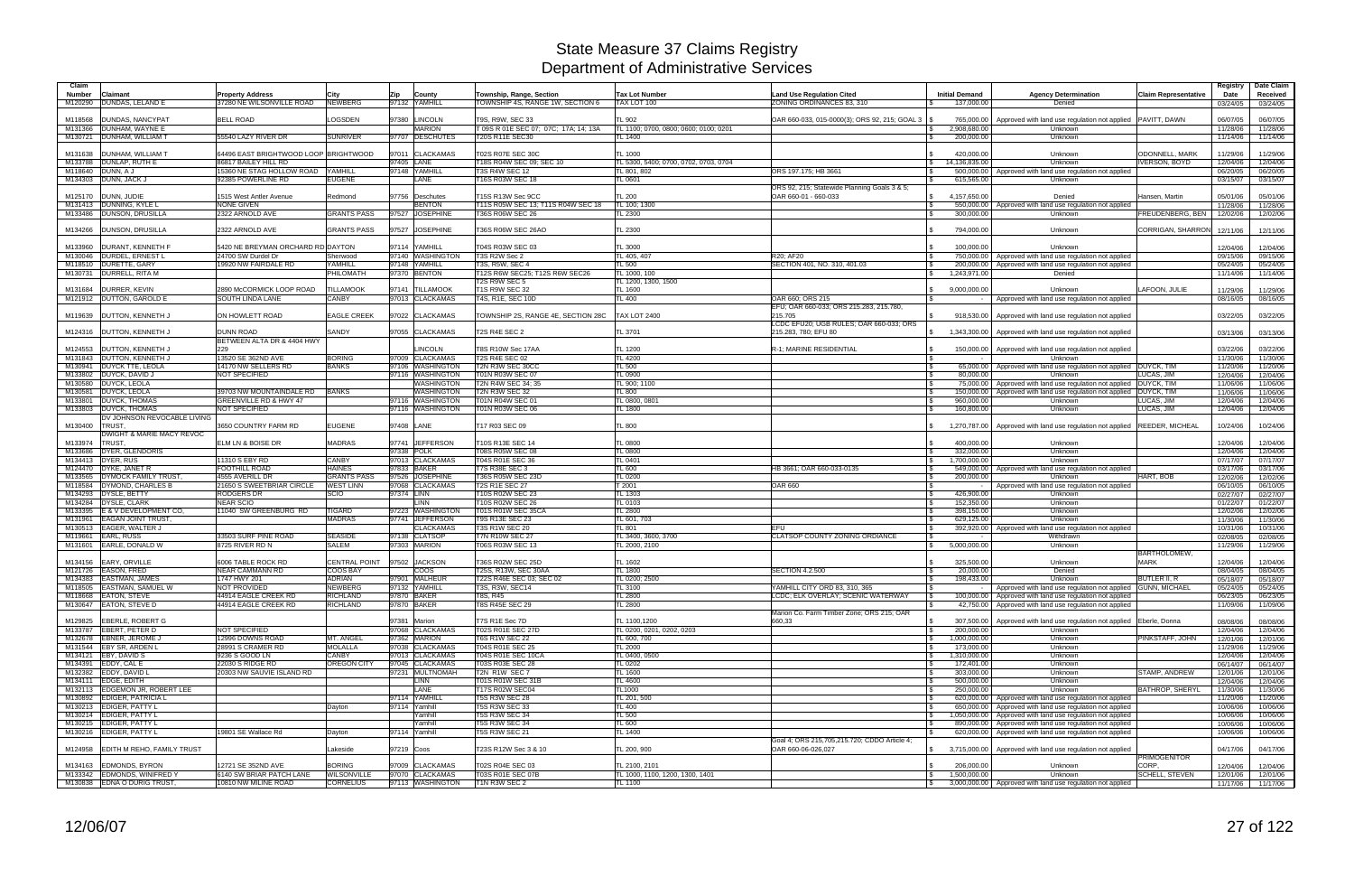# State Measure 37 Claims Registry
## Department of Administrative Services

| Claim Number | Claimant | Property Address | City | Zip | County | Township, Range, Section | Tax Lot Number | Land Use Regulation Cited | Initial Demand | Agency Determination | Claim Representative | Registry Date | Date Claim Received |
|---|---|---|---|---|---|---|---|---|---|---|---|---|---|
| M120290 | DUNDAS, LELAND E | 37280 NE WILSONVILLE ROAD | NEWBERG | 97132 | YAMHILL | TOWNSHIP 4S, RANGE 1W, SECTION 6 | TAX LOT 100 | ZONING ORDINANCES 83, 310 | $ 137,000.00 | Denied | | 03/24/05 | 03/24/05 |
| M118568 | DUNDAS, NANCYPAT | BELL ROAD | LOGSDEN | 97380 | LINCOLN | T9S, R9W, SEC 33 | TL 902 | OAR 660-033, 015-0000(3); ORS 92, 215; GOAL 3 | $ 765,000.00 | Approved with land use regulation not applied | PAVITT, DAWN | 06/07/05 | 06/07/05 |
| M131366 | DUNHAM, WAYNE E | | | | MARION | T 09S R 01E SEC 07; 07C; 17A; 14; 13A | TL 1100; 0700, 0800; 0600; 0100; 0201 | | $ 2,908,680.00 | Unknown | | 11/28/06 | 11/28/06 |
| M130721 | DUNHAM, WILLIAM T | 55540 LAZY RIVER DR | SUNRIVER | 97707 | DESCHUTES | T20S R11E SEC30 | TL 1400 | | $ 200,000.00 | Unknown | | 11/14/06 | 11/14/06 |
| M131638 | DUNHAM, WILLIAM T | 64496 EAST BRIGHTWOOD LOOP | BRIGHTWOOD | 97011 | CLACKAMAS | T02S R07E SEC 30C | TL 1000 | | $ 420,000.00 | Unknown | ODONNELL, MARK | 11/29/06 | 11/29/06 |
| M133788 | DUNLAP, RUTH E | 86817 BAILEY HILL RD | | 97405 | LANE | T18S R04W SEC 09; SEC 10 | TL 5300, 5400, 0700, 0702, 0703, 0704 | | $ 14,136,835.00 | Unknown | IVERSON, BOYD | 12/04/06 | 12/04/06 |
| M118640 | DUNN, A J | 15360 NE STAG HOLLOW ROAD | YAMHILL | 97148 | YAMHILL | T3S R4W SEC 12 | TL 801, 802 | ORS 197.175; HB 3661 | $ 500,000.00 | Approved with land use regulation not applied | | 06/20/05 | 06/20/05 |
| M134303 | DUNN, JACK J | 92385 POWERLINE RD | EUGENE | | LANE | T16S R03W SEC 18 | TL 0601 | | $ 615,565.00 | Unknown | | 03/15/07 | 03/15/07 |
| M125170 | DUNN, JUDIE | 1515 West Antler Avenue | Redmond | 97756 | Deschutes | T15S R13W Sec 9CC | TL 200 | ORS 92, 215; Statewide Planning Goals 3 & 5; OAR 660-01 - 660-033 | $ 4,157,650.00 | Denied | Hansen, Martin | 05/01/06 | 05/01/06 |
| M131413 | DUNNING, KYLE L | NONE GIVEN | | | BENTON | T11S R05W SEC 13; T11S R04W SEC 18 | TL 100; 1300 | | $ 550,000.00 | Approved with land use regulation not applied | | 11/28/06 | 11/28/06 |
| M133486 | DUNSON, DRUSILLA | 2322 ARNOLD AVE | GRANTS PASS | 97527 | JOSEPHINE | T36S R06W SEC 26 | TL 2300 | | $ 300,000.00 | Unknown | FREUDENBERG, BEN | 12/02/06 | 12/02/06 |
| M134266 | DUNSON, DRUSILLA | 2322 ARNOLD AVE | GRANTS PASS | 97527 | JOSEPHINE | T36S R06W SEC 26AO | TL 2300 | | $ 794,000.00 | Unknown | CORRIGAN, SHARRON | 12/11/06 | 12/11/06 |
| M133960 | DURANT, KENNETH F | 5420 NE BREYMAN ORCHARD RD | DAYTON | 97114 | YAMHILL | T04S R03W SEC 03 | TL 3000 | | $ 100,000.00 | Unknown | | 12/04/06 | 12/04/06 |
| M130046 | DURDEL, ERNEST L | 24700 SW Durdel Dr | Sherwood | 97140 | WASHINGTON | T3S R2W Sec 2 | TL 405, 407 | R20; AF20 | $ 750,000.00 | Approved with land use regulation not applied | | 09/15/06 | 09/15/06 |
| M118510 | DURETTE, GARY | 19920 NW FAIRDALE RD | YAMHILL | 97148 | YAMHILL | T3S, R5W, SEC 4 | TL 500 | SECTION 401, NO. 310, 401.03 | $ 200,000.00 | Approved with land use regulation not applied | | 05/24/05 | 05/24/05 |
| M130731 | DURRELL, RITA M | | PHILOMATH | 97370 | BENTON | T12S R6W SEC25; T12S R6W SEC26 | TL 1000, 100 | | $ 1,243,971.00 | Denied | | 11/14/06 | 11/14/06 |
| M131684 | DURRER, KEVIN | 2890 McCORMICK LOOP ROAD | TILLAMOOK | 97141 | TILLAMOOK | T2S R9W SEC 5 T1S R9W SEC 32 | TL 1200, 1300, 1500 TL 1600 | | $ 9,000,000.00 | Unknown | LAFOON, JULIE | 11/29/06 | 11/29/06 |
| M121912 | DUTTON, GAROLD E | SOUTH LINDA LANE | CANBY | 97013 | CLACKAMAS | T4S, R1E, SEC 10D | TL 400 | OAR 660; ORS 215 | $ - | Approved with land use regulation not applied | | 08/16/05 | 08/16/05 |
| M119639 | DUTTON, KENNETH J | ON HOWLETT ROAD | EAGLE CREEK | 97022 | CLACKAMAS | TOWNSHIP 2S, RANGE 4E, SECTION 28C | TAX LOT 2400 | EFU; OAR 660-033; ORS 215.283, 215.780, 215.705 | $ 918,530.00 | Approved with land use regulation not applied | | 03/22/05 | 03/22/05 |
| M124316 | DUTTON, KENNETH J | DUNN ROAD | SANDY | 97055 | CLACKAMAS | T2S R4E SEC 2 | TL 3701 | LCDC EFU20; UGB RULES; OAR 660-033; ORS 215.283, 780; EFU 80 | $ 1,343,300.00 | Approved with land use regulation not applied | | 03/13/06 | 03/13/06 |
| M124553 | DUTTON, KENNETH J | BETWEEN ALTA DR & 4404 HWY 229 | | | LINCOLN | T8S R10W Sec 17AA | TL 1200 | R-1; MARINE RESIDENTIAL | $ 150,000.00 | Approved with land use regulation not applied | | 03/22/06 | 03/22/06 |
| M131843 | DUTTON, KENNETH J | 13520 SE 362ND AVE | BORING | 97009 | CLACKAMAS | T2S R4E SEC 02 | TL 4200 | | $ - | Unknown | | 11/30/06 | 11/30/06 |
| M130941 | DUYCK, TTE, LEOLA | 14170 NW SELLERS RD | BANKS | 97106 | WASHINGTON | T2N R3W SEC 30CC | TL 500 | | $ 65,000.00 | Approved with land use regulation not applied | DUYCK, TIM | 11/20/06 | 11/20/06 |
| M133802 | DUYCK, DAVID J | NOT SPECIFIED | | 97116 | WASHINGTON | T01N R03W SEC 07 | TL 0900 | | $ 80,000.00 | Unknown | LUCAS, JIM | 12/04/06 | 12/04/06 |
| M130580 | DUYCK, LEOLA | | | | WASHINGTON | T2N R4W SEC 34; 35 | TL 900; 1100 | | $ 75,000.00 | Approved with land use regulation not applied | DUYCK, TIM | 11/06/06 | 11/06/06 |
| M130581 | DUYCK, LEOLA | 39703 NW MOUNTAINDALE RD | BANKS | | WASHINGTON | T2N R3W SEC 32 | TL 800 | | $ 150,000.00 | Approved with land use regulation not applied | DUYCK, TIM | 11/06/06 | 11/06/06 |
| M133801 | DUYCK, THOMAS | GREENVILLE RD & HWY 47 | | 97116 | WASHINGTON | T01N R04W SEC 01 | TL 0800, 0801 | | $ 960,000.00 | Unknown | LUCAS, JIM | 12/04/06 | 12/04/06 |
| M133803 | DUYCK, THOMAS | NOT SPECIFIED | | 97116 | WASHINGTON | T01N R03W SEC 06 | TL 1800 | | $ 160,800.00 | Unknown | LUCAS, JIM | 12/04/06 | 12/04/06 |
| M130400 | DV JOHNSON REVOCABLE LIVING TRUST, | 3650 COUNTRY FARM RD | EUGENE | 97408 | LANE | T17 R03 SEC 09 | TL 800 | | $ 1,270,787.00 | Approved with land use regulation not applied | REEDER, MICHEAL | 10/24/06 | 10/24/06 |
| M133974 | DWIGHT & MARIE MACY REVOC TRUST, | ELM LN & BOISE DR | MADRAS | 97741 | JEFFERSON | T10S R13E SEC 14 | TL 0800 | | $ 400,000.00 | Unknown | | 12/04/06 | 12/04/06 |
| M133686 | DYER, GLENDORIS | | | 97338 | POLK | T08S R05W SEC 08 | TL 0800 | | $ 332,000.00 | Unknown | | 12/04/06 | 12/04/06 |
| M134413 | DYER, RUS | 11310 S EBY RD | CANBY | 97013 | CLACKAMAS | T04S R01E SEC 36 | TL 0401 | | $ 1,700,000.00 | Unknown | | 07/17/07 | 07/17/07 |
| M124470 | DYKE, JANET R | FOOTHILL ROAD | HAINES | 97833 | BAKER | T7S R38E SEC 3 | TL 600 | HB 3661; OAR 660-033-0135 | $ 549,000.00 | Approved with land use regulation not applied | | 03/17/06 | 03/17/06 |
| M133565 | DYMOCK FAMILY TRUST, | 4555 AVERILL DR | GRANTS PASS | 97526 | JOSEPHINE | T36S R05W SEC 23D | TL 0200 | | $ 200,000.00 | Unknown | HART, BOB | 12/02/06 | 12/02/06 |
| M118584 | DYMOND, CHARLES B | 21650 S SWEETBRIAR CIRCLE | WEST LINN | 97068 | CLACKAMAS | T2S R1E SEC 27 | T 2001 | OAR 660 | $ - | Approved with land use regulation not applied | | 06/10/05 | 06/10/05 |
| M134293 | DYSLE, BETTY | RODGERS DR | SCIO | 97374 | LINN | T10S R02W SEC 23 | TL 1303 | | $ 426,900.00 | Unknown | | 02/27/07 | 02/27/07 |
| M134294 | DYSLE, CLARK | NEAR SCIO | | | LINN | T10S R02W SEC 26 | TL 0103 | | $ 152,350.00 | Unknown | | 01/22/07 | 01/22/07 |
| M133395 | E & V DEVELOPMENT CO, | 11040 SW GREENBURG RD | TIGARD | 97223 | WASHINGTON | T01S R01W SEC 35CA | TL 2800 | | $ 398,150.00 | Unknown | | 12/02/06 | 12/02/06 |
| M131961 | EAGAN JOINT TRUST, | | MADRAS | 97741 | JEFFERSON | T9S R13E SEC 23 | TL 601, 703 | | $ 629,125.00 | Unknown | | 11/30/06 | 11/30/06 |
| M130513 | EAGER, WALTER J | | | | CLACKAMAS | T3S R1W SEC 20 | TL 801 | EFU | $ 392,920.00 | Approved with land use regulation not applied | | 10/31/06 | 10/31/06 |
| M119661 | EARL, RUSS | 33503 SURF PINE ROAD | SEASIDE | 97138 | CLATSOP | T7N R10W SEC 27 | TL 3400, 3600, 3700 | CLATSOP COUNTY ZONING ORDIANCE | $ - | Withdrawn | | 02/08/05 | 02/08/05 |
| M131601 | EARLE, DONALD W | 8725 RIVER RD N | SALEM | 97303 | MARION | T06S R03W SEC 13 | TL 2000, 2100 | | $ 5,000,000.00 | Unknown | | 11/29/06 | 11/29/06 |
| M134156 | EARY, ORVILLE | 6006 TABLE ROCK RD | CENTRAL POINT | 97502 | JACKSON | T36S R02W SEC 25D | TL 1602 | | $ 325,500.00 | Unknown | BARTHOLOMEW, MARK | 12/04/06 | 12/04/06 |
| M121726 | EASON, FRED | NEAR CAMMANN RD | COOS BAY | | COOS | T25S, R13W, SEC 30AA | TL 1800 | SECTION 4.2.500 | $ 20,000.00 | Denied | | 08/04/05 | 08/04/05 |
| M134383 | EASTMAN, JAMES | 1747 HWY 201 | ADRIAN | 97901 | MALHEUR | T22S R46E SEC 03; SEC 02 | TL 0200; 2500 | | $ 198,433.00 | Unknown | BUTLER II, R | 05/18/07 | 05/18/07 |
| M118505 | EASTMAN, SAMUEL W | NOT PROVIDED | NEWBERG | 97132 | YAMHILL | T3S, R3W, SEC14 | TL 3100 | YAMHILL CITY ORD 83, 310, 365 | $ - | Approved with land use regulation not applied | GUNN, MICHAEL | 05/24/05 | 05/24/05 |
| M118668 | EATON, STEVE | 44914 EAGLE CREEK RD | RICHLAND | 97870 | BAKER | T8S, R45 | TL 2800 | LCDC; ELK OVERLAY; SCENIC WATERWAY | $ 100,000.00 | Approved with land use regulation not applied | | 06/23/05 | 06/23/05 |
| M130647 | EATON, STEVE D | 44914 EAGLE CREEK RD | RICHLAND | 97870 | BAKER | T8S R45E SEC 29 | TL 2800 | | $ 42,750.00 | Approved with land use regulation not applied | | 11/09/06 | 11/09/06 |
| M129825 | EBERLE, ROBERT G | | | 97381 | Marion | T7S R1E Sec 7D | TL 1100,1200 | Marion Co. Farm Timber Zone; ORS 215; OAR 660,33 | $ 307,500.00 | Approved with land use regulation not applied | Eberle, Donna | 08/08/06 | 08/08/06 |
| M133787 | EBERT, PETER D | NOT SPECIFIED | | 97068 | CLACKAMAS | T02S R01E SEC 27D | TL 0200, 0201, 0202, 0203 | | $ 200,000.00 | Unknown | | 12/04/06 | 12/04/06 |
| M132678 | EBNER, JEROME J | 12996 DOWNS ROAD | MT. ANGEL | 97362 | MARION | T6S R1W SEC 22 | TL 600, 700 | | $ 1,000,000.00 | Unknown | PINKSTAFF, JOHN | 12/01/06 | 12/01/06 |
| M131544 | EBY SR, ARDEN L | 28991 S CRAMER RD | MOLALLA | 97038 | CLACKAMAS | T04S R01E SEC 25 | TL 2000 | | $ 173,000.00 | Unknown | | 11/29/06 | 11/29/06 |
| M134121 | EBY, DAVID S | 9236 S GOOD LN | CANBY | 97013 | CLACKAMAS | T04S R01E SEC 10CA | TL 0400, 0500 | | $ 1,310,000.00 | Unknown | | 12/04/06 | 12/04/06 |
| M134391 | EDDY, CAL E | 22030 S RIDGE RD | OREGON CITY | 97045 | CLACKAMAS | T03S R03E SEC 28 | TL 0202 | | $ 172,401.00 | Unknown | | 06/14/07 | 06/14/07 |
| M132382 | EDDY, DAVID L | 20303 NW SAUVIE ISLAND RD | | 97231 | MULTNOMAH | T2N R1W SEC 7 | TL 1600 | | $ 303,000.00 | Unknown | STAMP, ANDREW | 12/01/06 | 12/01/06 |
| M134111 | EDGE, EDITH | | | | LINN | T01S R01W SEC 31B | TL 4600 | | $ 500,000.00 | Unknown | | 12/04/06 | 12/04/06 |
| M132113 | EDGEMON JR, ROBERT LEE | | | | LANE | T17S R02W SEC04 | TL1000 | | $ 250,000.00 | Unknown | BATHROP, SHERYL | 11/30/06 | 11/30/06 |
| M130892 | EDIGER, PATRICIA L | | | 97114 | YAMHILL | T5S R3W SEC 28 | TL 201, 500 | | $ 620,000.00 | Approved with land use regulation not applied | | 11/20/06 | 11/20/06 |
| M130213 | EDIGER, PATTY L | | Dayton | 97114 | Yamhill | T5S R3W SEC 33 | TL 400 | | $ 650,000.00 | Approved with land use regulation not applied | | 10/06/06 | 10/06/06 |
| M130214 | EDIGER, PATTY L | | | | Yamhill | T5S R3W SEC 34 | TL 500 | | $ 1,050,000.00 | Approved with land use regulation not applied | | 10/06/06 | 10/06/06 |
| M130215 | EDIGER, PATTY L | | | | Yamhill | T5S R3W SEC 34 | TL 600 | | $ 890,000.00 | Approved with land use regulation not applied | | 10/06/06 | 10/06/06 |
| M130216 | EDIGER, PATTY L | 19801 SE Wallace Rd | Dayton | 97114 | Yamhill | T5S R3W SEC 21 | TL 1400 | | $ 620,000.00 | Approved with land use regulation not applied | | 10/06/06 | 10/06/06 |
| M124958 | EDITH M REHO, FAMILY TRUST | | Lakeside | 97219 | Coos | T23S R12W Sec 3 & 10 | TL 200, 900 | Goal 4; ORS 215,705,215.720; CDDO Article 4; OAR 660-06-026,027 | $ 3,715,000.00 | Approved with land use regulation not applied | | 04/17/06 | 04/17/06 |
| M134163 | EDMONDS, BYRON | 12721 SE 352ND AVE | BORING | 97009 | CLACKAMAS | T02S R04E SEC 03 | TL 2100, 2101 | | $ 206,000.00 | Unknown | PRIMOGENITOR CORP. | 12/04/06 | 12/04/06 |
| M133342 | EDMONDS, WINIFRED Y | 6140 SW BRIAR PATCH LANE | WILSONVILLE | 97070 | CLACKAMAS | T03S R01E SEC 07B | TL 1000, 1100, 1200, 1300, 1401 | | $ 1,500,000.00 | Unknown | SCHELL, STEVEN | 12/01/06 | 12/01/06 |
| M130838 | EDNA O DURIG TRUST, | 10810 NW MILINE ROAD | CORNELIUS | 97113 | WASHINGTON | T1N R3W SEC 2 | TL 1100 | | $ 3,000,000.00 | Approved with land use regulation not applied | | 11/17/06 | 11/17/06 |

12/06/07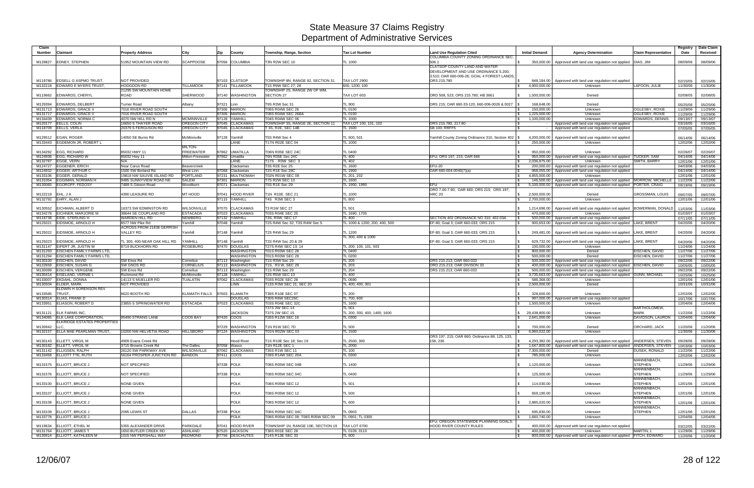# State Measure 37 Claims Registry
## Department of Administrative Services

| Claim Number | Claimant | Property Address | City | Zip | County | Township, Range, Section | Tax Lot Number | Land Use Regulation Cited | Initial Demand | Agency Determination | Claim Representative | Registry Date | Date Claim Received |
|---|---|---|---|---|---|---|---|---|---|---|---|---|---|
| M129827 | EDNEY, STEPHEN | 51952 MOUNTAIN VIEW RD | SCAPPOOSE | 97056 | COLUMBIA | T3N R2W SEC 10 | TL 1000 | COLUMBIA COUNTY ZONING ORDINANCE SEC. 506.1 | $ 350,000.00 | Approved with land use regulation not applied | DIAS, JIM | 08/09/06 | 08/09/06 |
| M119786 | EDSELL G ASPMO TRUST, | NOT PROVIDED | | 97103 | CLATSOP | TOWNSHIP 8N, RANGE 92, SECTION 31 | TAX LOT 2900 | CLATSOP COUNTY LAND AND WATER DEVELOPMENT AND USE ORDINANCE 5.200, 3.510; OAR 660-006-26; GOAL 4 FOREST LANDS; ORS 215.780 | $ 848,184.00 | Approved with land use regulation not applied | | 02/15/05 | 02/15/05 |
| M132218 | EDWARD E MYERS TRUST, | HODGDON RD | TILLAMOOK | 97141 | TILLAMOOK | T1S R9W SEC 27; 28 | 600, 1200; 100 | | $ 4,900,000.00 | Unknown | LAFOON, JULIE | 11/30/06 | 11/30/06 |
| M119662 | EDWARDS, CHERYL | 21295 SW MOUNTAIN HOME ROAD | SHERWOOD | 97140 | WASHINGTON | TOWNSHIP 2S, RANGE 2W OF WM, SECTION 27 | TAX LOT 603 | ORD 508, 523; ORS 215.780; HB 3661 | $ 1,500,000.00 | Denied | | 02/08/05 | 02/08/05 |
| M129394 | EDWARDS, DELBERT | Turner Road | Albany | 97321 | Linn | T9S R3W Sec 31 | TL 900 | ORS 215; OAR 660-33-120, 660-006-0026 & 0027 | $ 168,648.00 | Denied | | 05/25/06 | 05/25/06 |
| M131713 | EDWARDS, GRACE V | 7016 RIVER ROAD SOUTH | | 97306 | MARION | T08S R04W SEC 26 | TL 0100 | | $ 150,000.00 | Unknown | OGLESBY, ROXIE | 11/29/06 | 11/29/06 |
| M131717 | EDWARDS, GRACE V | 7016 RIVER ROAD SOUTH | | 97306 | MARION | T08S R04W SEC 26BA | TL 0100 | | $ 1,225,000.00 | Unknown | OGLESBY, ROXIE | 11/29/06 | 11/29/06 |
| M134439 | EDWARDS, NORMA C | 4070 NW HILL RD N | MCMINNVILLE | 97128 | YAMHILL | T04S R04W SEC 06 | TL 1000 | | $ 1,100,000.00 | Unknown | EDWARDS, DENNIS | 09/13/07 | 09/13/07 |
| M120177 | EELLS, COLIN | 16650 S THAYER ROAD | OREGON CITY | 97045 | CLACKAMAS | TOWNSHIP 3S, RANGE 2E, SECTION 11 | TAX LOT 100, 101, 102 | ORS 215.780, 217.80 | $ - | Approved with land use regulation not applied | | 03/16/05 | 03/16/05 |
| M118709 | EELLS, VERLA | 20379 S FERGUSON RD | OREGON CITY | 97045 | CLACKAMAS | T 3S, R2E, SEC 14B | TL 1500 | SB 100; RRFF5 | $ - | Approved with land use regulation not applied | | 07/05/05 | 07/05/05 |
| M129512 | EGAN, ROGER | 14050 SE Burns Rd | McMinnville | 97128 | Yamhill | T5S R4W Sec 4 | TL 500, 501 | Yamhill County Zoning Ordinance 310, Section 402 | $ 4,200,000.00 | Approved with land use regulation not applied | | 06/14/06 | 06/14/06 |
| M133443 | EGDEMON JR, ROBERT L | | | | LANE | T17N R02E SEC 04 | TL 1000 | | $ 250,000.00 | Unknown | | 12/02/06 | 12/02/06 |
| M134292 | EGG, RICHARD | 85032 HWY 11 | MILTON-FREEWATER | 97862 | UMATILLA | T06N R35E SEC 24C | TL 0400 | | $ 950,000.00 | Unknown | | 02/26/07 | 02/26/07 |
| M124936 | EGG, RICHARD W | 85032 Hwy 11 | Milton-Freewater | 97862 | Umatilla | T6N R35E Sec 24C | TL 400 | EFU; ORS 197, 215; OAR 666 | $ 950,000.00 | Approved with land use regulation not applied | TUCKER, SAM | 04/14/06 | 04/14/06 |
| M132787 | EGGE, VERN | N/A | | | LANE | T17S R3W SEC 3 | TL 402 | | $ 2,036,875.00 | Unknown | SMITH, BARRY | 12/01/06 | 12/01/06 |
| M124727 | EGGENER, ERICH | Near Carus Road | Beavercreek | | Clackamas | T3S R2E Sec 25 | TL 1600 | EFU-20 | $ 200,000.00 | Approved with land use regulation not applied | | 04/03/06 | 04/03/06 |
| M124932 | EGGER, ARTHUR C | 1500 SW Borland Rd | West Linn | 97068 | Clackamas | T2S R1E Sec 28C | TL 1900 | OAR 660-004-0040(7)(a) | $ 968,055.00 | Approved with land use regulation not applied | | 04/14/06 | 04/14/06 |
| M133106 | EGGER, GERALD | 19818 NW SAUVIE ISLAND RD | PORTLAND | 97231 | MULTNOMAH | T02N R01W SEC 08 | TL 201, 202 | | $ 4,855,000.00 | Unknown | | 12/01/06 | 12/01/06 |
| M131054 | EGGIMAN, NORMAN H | 9485 SUNNYVIEW ROAD NE | SALEM | 97301 | MARION | T7S R2W SEC 13 | TL 1600 | | $ 146,500.00 | Approved with land use regulation not applied | MORROW, MICHELLE | 11/22/06 | 11/22/06 |
| M130065 | EGOROFF, FEDOSY | 7488 S Gibson Road | Woodburn | 97071 | Clackamas | T5S R1E Sec 29 | TL 1900, 1990 | EFU | $ 5,100,000.00 | Approved with land use regulation not applied | PORTER, CRAIG | 09/19/06 | 09/19/06 |
| M122219 | EHL, J A | 4390 LEASURE RD | MT HOOD | 97041 | HOOD RIVER | T1N R10E SEC 21 | TL 1000 | ORD 7.0-7.60; OAR 660; ORS 215; ORS 197; HRC 20 | $ 2,500,000.00 | Denied | GROSSMAN, LOUIS | 09/07/05 | 09/07/05 |
| M132792 | EHRY, ALAN J | | | 97115 | YAMHILL | T4S R3W SEC 3 | TL 800 | | $ 2,700,000.00 | Unknown | | 12/01/06 | 12/01/06 |
| M130552 | EICHMAN, ALBERT D | 16373 SW EDMINSTON RD | WILSONVILLE | 97070 | CLACKAMAS | T3 R1W SEC 27 | TL 501 | | $ 1,214,696.00 | Approved with land use regulation not applied | BOWERMAN, DONALD | 11/03/06 | 11/03/06 |
| M134278 | EICHNER, MARJORIE M | 38644 SE COUPLAND RD | ESTACADA | 97023 | CLACKAMAS | T03S R04E SEC 25 | TL 1690, 1705 | | $ 470,000.00 | Unknown | | 01/03/07 | 01/03/07 |
| M118738 | EIDE, STERLING H | WARDEN HILL RD | NEWBERG | 97132 | YAMHILL | T3S, R3W, SEC 17 | TL 400 | SECTION 402 ORDINANCE NO 310; 402.03A | $ 500,000.00 | Approved with land use regulation not applied | | 07/11/05 | 07/11/05 |
| M125021 | EIDSMOE, ARNOLD H | 8577 NW Pike Rd | Yamhill | 97048 | Yamhill | T2S R4W Sec 32; T3S R4W Sec 5 | TL 1000 & 1200; 200, 400, 500 | EF-80; Goal 3; OAR 660-033; ORS 215 | $ 900,653.00 | Approved with land use regulation not applied | LAKE, BRENT | 04/20/06 | 04/20/06 |
| M125022 | EIDSMOE, ARNOLD H | ACROSS FROM 21838 GERRISH VALLEY RD | Yamhill | 97148 | Yamhill | T2S R4W Sec 29 | TL 1200 | EF-80; Goal 3; OAR 660-033; ORS 215 | $ 249,481.00 | Approved with land use regulation not applied | LAKE, BRENT | 04/20/06 | 04/20/06 |
| M125023 | EIDSMOE, ARNOLD H | TL 300, 400-NEAR OAK HILL RD | YAMHILL | 97148 | Yamhill | T2S R4W Sec 20 & 29 | TL 300, 400 & 1000 | EF-80; Goal 3; OAR 660-033; ORS 215 | $ 629,732.00 | Approved with land use regulation not applied | LAKE, BRENT | 04/20/06 | 04/20/06 |
| M131147 | EIFERT JR, JUSTIN W | 8719 BUCKHORN RD | ROSEBURG | 97470 | DOUGLAS | T27S R4W SEC 13; 14 | TL 200; 100, 101, 503 | | $ 100,000.00 | Unknown | | 11/24/06 | 11/24/06 |
| M131293 | EISCHEN FAMILY FARMS LTD, | | | | WASHINGTON | T01S R03W SEC 28 | TL 0400 | | $ 800,000.00 | Denied | EISCHEN, DAVID | 11/27/06 | 11/27/06 |
| M131294 | EISCHEN FAMILY FARMS LTD, | | | | WASHINGTON | T01S R03W SEC 29 | TL 0200 | | $ 500,000.00 | Denied | EISCHEN, DAVID | 11/27/06 | 11/27/06 |
| M130100 | EISCHEN, DAVID | SW Enos Rd | Cornelius | 97113 | Washington | T1S R3W Sec 29 | TL 205 | ORS 215.213; OAR 660-033 | $ 500,000.00 | Approved with land use regulation not applied | | 09/22/06 | 09/22/06 |
| M122659 | EISCHEN, SUSAN G | SW GNOS RD | CORNELIUS | 97113 | WASHINGTON | T1S, R3 W, SEC 29 | TL 203 | ORD 215.213; OAR DIVISON 33 | $ 400,000.00 | Approved with land use regulation not applied | EISCHEN, DAVID | 10/05/05 | 10/05/05 |
| M130099 | EISCHEN, VERGENE | SW Enos Rd | Cornelius | 97113 | Washington | T1S R3W Sec 29 | TL 204 | ORS 215.213; OAR 660-033 | $ 500,000.00 | Approved with land use regulation not applied | | 09/22/06 | 09/22/06 |
| M130414 | EISELAND, VERNIE L | Richmond Rd | McMinnville | 97128 | YAMHILL | T2S R5W SEC 13 | TL 400 | | $ 3,735,663.00 | Approved with land use regulation not applied | GUNN, MICHAEL | 10/25/06 | 10/25/06 |
| M133007 | EKDAHL, DONNA | 14113 S MUELLER RD | TUALATIN | 97062 | CLACKAMAS | T03S R02E SEC 28 | TL 0690 | | $ 586,368.00 | Unknown | | 12/01/06 | 12/01/06 |
| M130504 | ELDER, MARK | NOT PROVIDED | | | LINN | T13S R3W SEC 21; SEC 20 | TL 400; 400, 301 | | $ 2,500,000.00 | Denied | | 10/31/06 | 10/31/06 |
| M133585 | ELDWIN H SORENSON REV TRUST, | 8620 BOOTH RD | KLAMATH FALLS | 97603 | KLAMATH | T39S R10E SEC 07 | TL 200 | | $ 328,600.00 | Unknown | | 12/02/06 | 12/02/06 |
| M130314 | ELIAS, FRANK D | | | | DOUGLAS | T30S R6W SEC26C | TL 700, 600 | | $ 997,000.00 | Approved with land use regulation not applied | | 10/17/06 | 10/17/06 |
| M133951 | ELIASON, ROBERT D | 23855 S SPRINGWATER RD | ESTACADA | 97023 | CLACKAMAS | T03S R04E SEC 32C | TL 1600 | | $ 1,500,000.00 | Unknown | | 12/04/06 | 12/04/06 |
| M131121 | ELK FARMS INC, | | | | JACKSON | T37S SW SEC 14 T37S 2W SEC 15 | TL 501 TL 200, 300, 400, 1400, 1600 | | $ 28,438,800.00 | Unknown | BARTHOLOMEW, MARK | 11/22/06 | 11/22/06 |
| M134085 | ELK LAKE CORPORATION, | 95490 STRANG LANE | COOS BAY | 97420 | COOS | T26S R12W SEC 16 | TL 0300 | | $ 2,641,000.00 | Unknown | DAVIDSON, LAURON | 12/04/06 | 12/04/06 |
| M130942 | ELKRIDGE ESTATES PROPERTIES LLC, | | | 97229 | WASHINGTON | T1N R1W SEC 7D | TL 500 | | $ 700,000.00 | Denied | ORCHARD, JACK | 11/20/06 | 11/20/06 |
| M132157 | ELLA MAE PEARLMAN TRUST, | 10200 NW HELVETIA ROAD | HILLSBORO | 97124 | WASHINGTON | T01N R02W SEC 03 | TL 1500 | | $ 6,960,022.00 | Unknown | | 11/30/06 | 11/30/06 |
| M130143 | ELLETT, VIRGIL M | 4909 Evans Creek Rd | | | Hood River | T1S R10E Sec 18; Sec 19 | TL 2500; 300 | ORS 197, 215; OAR 660; Ordinance 88, 125, 133, 158, 236 | $ 4,293,382.00 | Approved with land use regulation not applied | ANDERSEN, STEVEN | 09/28/06 | 09/28/06 |
| M130182 | ELLETT, VIRGIL M | 3715 Browns Creek Rd | The Dalles | 97058 | Wasco | T1N R12E SEC 1 | TL 2000 | | $ 1,647,800.00 | Approved with land use regulation not applied | ANDERSEN, STEVEN | 10/03/06 | 10/03/06 |
| M131142 | ELLIGSEN, RALPH | 26120 SW PARKWAY AVE | WILSONVILLE | 97062 | CLACKAMAS | T3S R1W SEC 11 | TL 100 | | $ 7,300,000.00 | Denied | DUSEK, RONALD | 11/22/06 | 11/22/06 |
| M133458 | ELLIOTT TTE, RUTH | 56164 PROSPER JUNCTION RD | BANDON | 97411 | COOS | T28S R14W SEC 20A | TL 0300 | | $ 785,000.00 | Unknown | | 12/02/06 | 12/02/06 |
| M131575 | ELLIOTT, BRUCE J | NOT SPECIFIED | | 97338 | POLK | T08S R05W SEC 04B | TL 1400 | | $ 1,120,000.00 | Unknown | MANNENBACH, STEPHEN | 11/29/06 | 11/29/06 |
| M131576 | ELLIOTT, BRUCE J | NOT SPECIFIED | | 97338 | POLK | T08S R05W SEC 04C | TL 0400 | | $ 125,000.00 | Unknown | MANNENBACH, STEPHEN | 11/29/06 | 11/29/06 |
| M133100 | ELLIOTT, BRUCE J | NONE GIVEN | | | POLK | T08S R05W SEC 12 | TL 501 | | $ 114,030.00 | Unknown | MANNENBACH, STEPHEN | 12/01/06 | 12/01/06 |
| M133107 | ELLIOTT, BRUCE J | NONE GIVEN | | | POLK | T08S R05W SEC 12 | TL 500 | | $ 659,190.00 | Unknown | MANNENBACH, STEPHEN | 12/01/06 | 12/01/06 |
| M133108 | ELLIOTT, BRUCE J | NONE GIVEN | | | POLK | T08S R05W SEC 12 | TL 600 | | $ 2,885,020.00 | Unknown | MANNENBACH, STEPHEN | 12/01/06 | 12/01/06 |
| M133109 | ELLIOTT, BRUCE J | 2095 LEWIS ST | DALLAS | 97338 | POLK | T08S R05W SEC 04C | TL 0903 | | $ 695,830.00 | Unknown | MANNENBACH, STEPHEN | 12/01/06 | 12/01/06 |
| M133778 | ELLIOTT, BRUCE J | | | | POLK | T08S R05W SEC 09; T08S R05W SEC 09 | TL 0901; TL 0300 | | $ 1,660,740.00 | Unknown | | 12/04/06 | 12/04/06 |
| M119634 | ELLIOTT, ETHEL M | 5355 ALEXANDER DRIVE | PARKDALE | 97041 | HOOD RIVER | TOWNSHIP 1N, RANGE 10E, SECTION 19 | TAX LOT 6700 | EFU; OREGON STATEWIDE PLANNING GOALS; HOOD RIVER COUNTY RULES | $ 400,000.00 | Approved with land use regulation not applied | | 03/22/05 | 03/22/05 |
| M131764 | ELLIOTT, JAMES T | 1650 BUTLER CREEK RD | ASHLAND | 97520 | JACKSON | T38S R01E SEC 28 | TL 0109, 0110 | | $ 400,000.00 | Unknown | MARTIN, L | 11/29/06 | 11/29/06 |
| M130914 | ELLIOTT, KATHLEEN M | 1015 NW PERSHALL WAY | REDMOND | 97756 | DESCHUTES | T14S R13E SEC 33 | TL 600 | | $ 800,000.00 | Approved with land use regulation not applied | FITCH, EDWARD | 11/20/06 | 11/20/06 |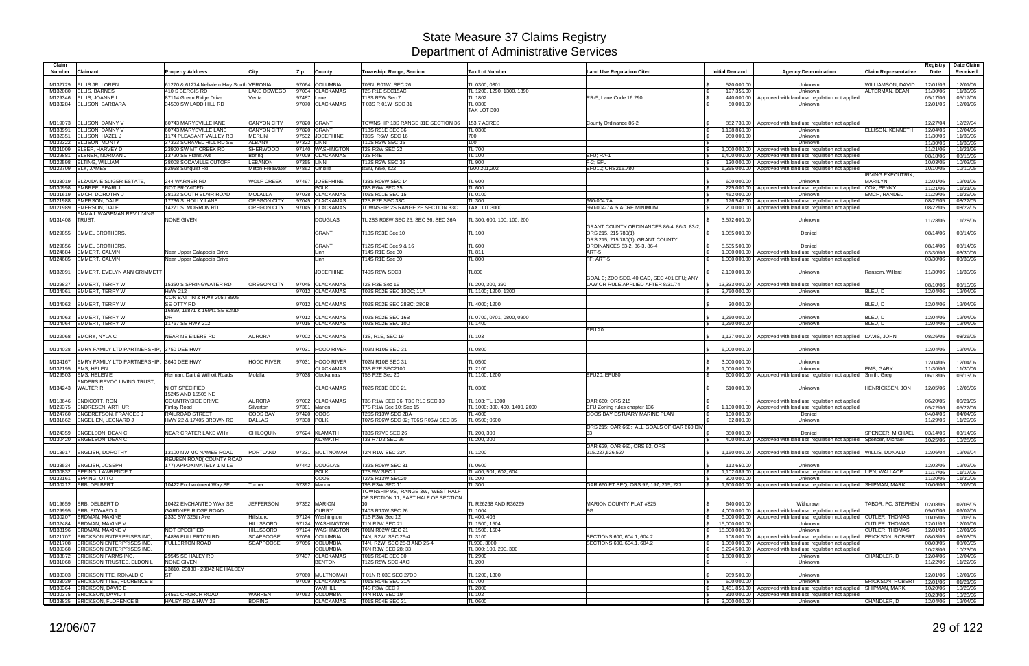# State Measure 37 Claims Registry
## Department of Administrative Services

| Claim Number | Claimant | Property Address | City | Zip | County | Township, Range, Section | Tax Lot Number | Land Use Regulation Cited | Initial Demand | Agency Determination | Claim Representative | Registry Date | Date Claim Received |
|---|---|---|---|---|---|---|---|---|---|---|---|---|---|
| M132729 | ELLIS JR, LOREN | 61270 & 61274 Nehalem Hwy South | VERONIA | 97064 | COLUMBIA | T05N R01W SEC 26 | TL 0300, 0301 | | $ 520,000.00 | Unknown | WILLIAMSON, DAVID | 12/01/06 | 12/01/06 |
| M132080 | ELLIS, BARNES | 410 S BERGIS RD | LAKE OSWEGO | 97034 | CLACKAMAS | T2S R1E SEC15AC | TL 1200, 1290, 1300, 1390 | | $ 197,355.00 | Unknown | ALTERMAN, DEAN | 11/30/06 | 11/30/06 |
| M129346 | ELLIS, JOANNE L | 87114 Green Ridge Drive | Veneta | 97487 | Lane | T18S R5W Sec 7 | TL 1802 | RR-5; Lane Code 16.290 | $ 440,000.00 | Approved with land use regulation not applied | | 05/17/06 | 05/17/06 |
| M133284 | ELLISON, BARBARA | 34530 SW LADD HILL RD | | 97070 | CLACKAMAS | T 03S R 01W SEC 31 | TL 0300<br>TAX LOT 300 | | $ 50,000.00 | Unknown | | 12/01/06 | 12/01/06 |
| M119073 | ELLISON, DANNY V | 60743 MARYSVILLE lANE | CANYON CITY | 97820 | GRANT | TOWNSHIP 13S RANGE 31E SECTION 36 | 153.7 ACRES | County Ordinance 86-2 | $ 852,730.00 | Approved with land use regulation not applied | | 12/27/04 | 12/27/04 |
| M133991 | ELLISON, DANNY V | 60743 MARYSVILLE LANE | CANYON CITY | 97820 | GRANT | T13S R31E SEC 36 | TL 0300 | | $ 1,198,860.00 | Unknown | ELLISON, KENNETH | 12/04/06 | 12/04/06 |
| M132351 | ELLISON, HAZEL J | 1174 PLEASANT VALLEY RD | MERLIN | 97532 | JOSEPHINE | T35S R6W SEC 16 | 700 | | $ 950,000.00 | Unknown | | 11/30/06 | 11/30/06 |
| M132322 | ELLISON, MONTY | 37323 SCRAVEL HILL RD SE | ALBANY | 97322 | LINN | T10S R3W SEC 35 | 100 | | $ - | Unknown | | 11/30/06 | 11/30/06 |
| M131009 | ELSER, HARVEY D | 23900 SW MT CREEK RD | SHERWOOD | 97140 | WASHINGTON | T2S R2W SEC 22 | TL 700 | | $ 1,000,000.00 | Approved with land use regulation not applied | | 11/21/06 | 11/21/06 |
| M129881 | ELSNER, NORMAN J | 13720 SE Frank Ave | Boring | 97009 | CLACKAMAS | T2S R4E | TL 100 | EFU; RA-1 | $ 1,400,000.00 | Approved with land use regulation not applied | | 08/18/06 | 08/18/06 |
| M122598 | ELTING, WILLIAM | 38008 SODAVILLE CUTOFF | LEBANON | 97355 | LINN | T12S R2W SEC 36 | TL 900 | F-2; EFU | $ 130,000.00 | Approved with land use regulation not applied | | 10/03/05 | 10/03/05 |
| M122709 | ELY, JAMES | 52958 Sunquist Rd | Milton-Freewater | 97862 | Umitilla | ts6N, r35e, s22 | tl200,201,202 | EFU10; ORS215.780 | $ 1,355,000.00 | Approved with land use regulation not applied | | 10/10/05 | 10/10/05 |
| M133019 | ELZAIDA E SLIGER ESTATE, | 244 WARNER RD | WOLF CREEK | 97497 | JOSEPHINE | T33S R06W SEC 14 | TL 600 | | $ 600,000.00 | Unknown | IRVING EXECUTRIX, MARILYN | 12/01/06 | 12/01/06 |
| M130998 | EMBREE, PEARL L | NOT PROVIDED | | | POLK | T8S R6W SEC 35 | TL 600 | | $ 225,000.00 | Approved with land use regulation not applied | COX, PENNY | 11/21/06 | 11/21/06 |
| M131619 | EMCH, DOROTHY J | 38123 SOUTH BLAIR ROAD | MOLALLA | 97038 | CLACKAMAS | T06S R01E SEC 15 | TL 0100 | | $ 452,000.00 | Unknown | EMCH, RANDEL | 11/29/06 | 11/29/06 |
| M121988 | EMERSON, DALE | 17736 S. HOLLY LANE | OREGON CITY | 97045 | CLACKAMAS | T2S R2E SEC 33C | TL 300 | 660-004 7A | $ 176,542.00 | Approved with land use regulation not applied | | 08/22/05 | 08/22/05 |
| M121989 | EMERSON, DALE | 14271 S. MORRON RD | OREGON CITY | 97045 | CLACKAMAS | TOWNSHIP 2S RANGE 2E SECTION 33C | TAX LOT 3000 | 660-004-7A 5 ACRE MINIMUM | $ 200,000.00 | Approved with land use regulation not applied | | 08/22/05 | 08/22/05 |
| M131408 | EMMA L WAGEMAN REV LIVING TRUST, | NONE GIVEN | | | DOUGLAS | TL 28S R08W SEC 25; SEC 36; SEC 36A | TL 300, 600; 100; 100, 200 | | $ 3,572,600.00 | Unknown | | 11/28/06 | 11/28/06 |
| M129855 | EMMEL BROTHERS, | | | | GRANT | T13S R33E Sec 10 | TL 100 | GRANT COUNTY ORDINANCES 86-4, 86-3, 83-2; ORS 215, 215.780(1) | $ 1,085,000.00 | Denied | | 08/14/06 | 08/14/06 |
| M129856 | EMMEL BROTHERS, | | | | GRANT | T12S R34E Sec 9 & 16 | TL 600 | ORS 215, 215.780(1); GRANT COUNTY ORDINANCES 83-2, 86-3, 86-4 | $ 5,505,500.00 | Denied | | 08/14/06 | 08/14/06 |
| M124684 | EMMERT, CALVIN | Near Upper Calapooia Drive | | | Linn | T14S R1E Sec 30 | TL 811 | ART-5 | $ 1,000,000.00 | Approved with land use regulation not applied | | 03/30/06 | 03/30/06 |
| M124685 | EMMERT, CALVIN | Near Upper Calapooia Drive | | | Linn | T14S R1E Sec 30 | TL 800 | FF; ART-5 | $ 1,000,000.00 | Approved with land use regulation not applied | | 03/30/06 | 03/30/06 |
| M132091 | EMMERT, EVELYN ANN GRIMMETT | | | | JOSEPHINE | T40S R8W SEC3 | TL800 | | $ 2,100,000.00 | Unknown | Ransom, Willard | 11/30/06 | 11/30/06 |
| M129837 | EMMERT, TERRY W | 15350 S SPRINGWATER RD | OREGON CITY | 97045 | CLACKAMAS | T2S R3E Sec 19 | TL 200, 300, 390 | GOAL 3; ZDO SEC. 40 GAD, SEC 401 EFU; ANY LAW OR RULE APPLIED AFTER 8/31/74 | $ 13,333,000.00 | Approved with land use regulation not applied | | 08/10/06 | 08/10/06 |
| M134061 | EMMERT, TERRY W | HWY 212 | | 97012 | CLACKAMAS | T02S R02E SEC 10DC; 11A | TL 1100; 1200, 1300 | | $ 3,750,000.00 | Unknown | BLEU, D | 12/04/06 | 12/04/06 |
| M134062 | EMMERT, TERRY W | CON BATTIN & HWY 205 / 8505 SE OTTY RD | | 97012 | CLACKAMAS | T02S R02E SEC 28BC; 28CB | TL 4000; 1200 | | $ 30,000.00 | Unknown | BLEU, D | 12/04/06 | 12/04/06 |
| M134063 | EMMERT, TERRY W | 16869, 16871 & 16941 SE 82ND DR | | 97012 | CLACKAMAS | T02S R02E SEC 16B | TL 0700, 0701, 0800, 0900 | | $ 1,250,000.00 | Unknown | BLEU, D | 12/04/06 | 12/04/06 |
| M134064 | EMMERT, TERRY W | 11767 SE HWY 212 | | 97015 | CLACKAMAS | T02S R02E SEC 10D | TL 1400 | | $ 1,250,000.00 | Unknown | BLEU, D | 12/04/06 | 12/04/06 |
| M122068 | EMORY, NYLA C | NEAR NE EILERS RD | AURORA | 97002 | CLACKAMAS | T3S, R1E, SEC 19 | TL 103 | EFU 20 | $ 1,127,000.00 | Approved with land use regulation not applied | DAVIS, JOHN | 08/26/05 | 08/26/05 |
| M134038 | EMRY FAMILY LTD PARTNERSHIP, | 3750 DEE HWY | | 97031 | HOOD RIVER | T02N R10E SEC 31 | TL 0800 | | $ 5,000,000.00 | Unknown | | 12/04/06 | 12/04/06 |
| M134167 | EMRY FAMILY LTD PARTNERSHIP, | 3640 DEE HWY | HOOD RIVER | 97031 | HOOD RIVER | T02N R10E SEC 31 | TL 0500 | | $ 3,000,000.00 | Unknown | | 12/04/06 | 12/04/06 |
| M132195 | EMS, HELEN | | | | CLACKAMAS | T3S R2E SEC2100 | TL 2100 | | $ 1,000,000.00 | Unknown | EMS, GARY | 11/30/06 | 11/30/06 |
| M129503 | EMS, HELEN E | Herman, Dart & Wilhoit Roads | Molalla | 97038 | Clackamas | T5S R2E Sec 20 | TL 1100, 1200 | EFU20; EFU80 | $ 600,000.00 | Approved with land use regulation not applied | Smith, Greg | 06/13/06 | 06/13/06 |
| M134243 | ENDERS REVOC LIVING TRUST, WALTER R | N OT SPECIFIED | | | CLACKAMAS | T02S R03E SEC 21 | TL 0300 | | $ 610,000.00 | Unknown | HENRICKSEN, JON | 12/05/06 | 12/05/06 |
| M118646 | ENDICOTT, RON | 15245 AND 15505 NE COUNTRYSIDE DRIVE | AURORA | 97002 | CLACKAMAS | T3S R1W SEC 36; T3S R1E SEC 30 | TL 103; TL 1300 | OAR 660; ORS 215 | $ - | Approved with land use regulation not applied | | 06/20/05 | 06/21/05 |
| M129375 | ENDRESEN, ARTHUR | Finlay Road | Silverton | 97381 | Marion | T7S R1W Sec 10; Sec 15 | TL 1000; 300, 400, 1400, 2000 | EFU Zoning rules chapter 136 | $ 1,100,000.00 | Approved with land use regulation not applied | | 05/22/06 | 05/22/06 |
| M124760 | ENGBRETSON, FRANCES J | RAILROAD STREET | COOS BAY | 97420 | COOS | T26S R13W SEC 2BA | TL 4000 | COOS BAY ESTUARY MARINE PLAN | $ 100,000.00 | Denied | | 04/04/06 | 04/04/06 |
| M131662 | ENGELIEN, LEONARD J | HWY 22 & 17405 BROWN RD | DALLAS | 97338 | POLK | T07S R06W SEC 02; T06S R06W SEC 35 | TL 0500; 0600 | | $ 62,800.00 | Unknown | | 11/29/06 | 11/29/06 |
| M124359 | ENGELSON, DEAN C | NEAR CRATER LAKE WHY | CHILOQUIN | 97624 | KLAMATH | T33S R7VE SEC 26 | TL 200, 300 | ORS 215; OAR 660; ALL GOALS OF OAR 660 DIV 33 | $ 350,000.00 | Denied | SPENCER, MICHAEL | 03/14/06 | 03/14/06 |
| M130420 | ENGELSON, DEAN C | | | | KLAMATH | T33 R71/2 SEC 26 | TL 200, 300 | | $ 400,000.00 | Approved with land use regulation not applied | Spencer, Michael | 10/25/06 | 10/25/06 |
| M118917 | ENGLISH, DOROTHY | 13100 NW MC NAMEE ROAD | PORTLAND | 97231 | MULTNOMAH | T2N R1W SEC 32A | TL 1200 | OAR 629, OAR 660, ORS 92, ORS 215.227,526,527 | $ 1,150,000.00 | Approved with land use regulation not applied | WILLIS, DONALD | 12/06/04 | 12/06/04 |
| M133534 | ENGLISH, JOSEPH | REUBEN ROAD( COUNTY ROAD 177) APPOXIMATELY 1 MILE | | 97442 | DOUGLAS | T32S R06W SEC 31 | TL 0600 | | $ 113,650.00 | Unknown | | 12/02/06 | 12/02/06 |
| M130832 | EPPING, LAWRENCE T | | | | POLK | T7S 5W SEC 1 | TL 400, 501, 602, 604 | | $ 1,102,089.00 | Approved with land use regulation not applied | LIEN, WALLACE | 11/17/06 | 11/17/06 |
| M132161 | EPPING, OTTO | | | | COOS | T27S R13W SEC20 | TL 200 | | $ 300,000.00 | Unknown | | 11/30/06 | 11/30/06 |
| M130212 | ERB, DELBERT | 10422 Enchantment Way SE | Turner | 97392 | Marion | T9S R3W SEC 11 | TL 300 | OAR 660 ET SEQ; ORS 92, 197, 215, 227 | $ 1,900,000.00 | Approved with land use regulation not applied | SHIPMAN, MARK | 10/06/06 | 10/06/06 |
| M119659 | ERB, DELBERT D | 10422 ENCHANTED WAY SE | JEFFERSON | 97352 | MARION | TOWNSHIP 9S, RANGE 3W, WEST HALF OF SECTION 11, EAST HALF OF SECTION 10 | TL R26268 AND R36269 | MARION COUNTY PLAT #825 | $ 640,000.00 | Withdrawn | TABOR, PC, STEPHEN | 02/08/05 | 02/08/05 |
| M129995 | ERB, EDWARD A | GARDNER RIDGE ROAD | | | CURRY | T40S R13W SEC 26 | TL 1004 | FG | $ 4,000,000.00 | Approved with land use regulation not applied | | 09/07/06 | 09/07/06 |
| M130207 | ERDMAN, MAXINE | 2330 SW 325th Ave | Hillsboro | 97124 | Washington | T1S R3W Sec 12 | TL 400, 405 | | $ 5,000,000.00 | Approved with land use regulation not applied | CUTLER, THOMAS | 10/05/06 | 10/05/06 |
| M132484 | ERDMAN, MAXINE V | | HILLSBORO | 97124 | WASHINGTON | T1N R2W SEC 21 | TL 1500, 1504 | | $ 15,000,000.00 | Unknown | CUTLER, THOMAS | 12/01/06 | 12/01/06 |
| M133196 | ERDMAN, MAXINE V | NOT SPECIFIED | HILLSBORO | 97124 | WASHINGTON | T01N R02W SEC 21 | TL 1500, 1504 | | $ 15,000,000.00 | Unknown | CUTLER, THOMAS | 12/01/06 | 12/01/06 |
| M121707 | ERICKSON ENTERPRISES INC, | 54886 FULLERTON RD | SCAPPOOSE | 97056 | COLUMBIA | T4N, R2W, SEC 25-4 | TL 3100 | SECTIONS 600, 604.1, 604.2 | $ 108,000.00 | Approved with land use regulation not applied | ERICKSON, ROBERT | 08/03/05 | 08/03/05 |
| M121708 | ERICKSON ENTERPRISES INC, | FULLERTON ROAD | SCAPPOOSE | 97056 | COLUMBIA | T4N, R2W, SEC 25-3 AND 25-4 | TL900, 3000 | SECTIONS 600, 604.1, 604.2 | $ 1,050,000.00 | Approved with land use regulation not applied | | 08/03/05 | 08/03/05 |
| M130368 | ERICKSON ENTERPRISES INC, | | | | COLUMBIA | T6N R3W SEC 28; 33 | TL 300; 100, 200, 300 | | $ 5,294,500.00 | Approved with land use regulation not applied | | 10/23/06 | 10/23/06 |
| M133872 | ERICKSON FARMS INC, | 29545 SE HALEY RD | | 97437 | CLACKAMAS | T01S R04E SEC 30 | TL 2900 | | $ 1,800,000.00 | Unknown | CHANDLER, D | 12/04/06 | 12/04/06 |
| M131068 | ERICKSON TRUSTEE, ELDON L | NONE GIVEN | | | BENTON | T12S R5W SEC 4AC | TL 200 | | $ - | Unknown | | 11/22/06 | 11/22/06 |
| M133303 | ERICKSON TTE, RONALD G | 23810, 23830 - 23842 NE HALSEY ST | | 97060 | MULTNOMAH | T 01N R 03E SEC 27DD | TL 1200, 1300 | | $ 989,500.00 | Unknown | | 12/01/06 | 12/01/06 |
| M133039 | ERICKSON TTEE, FLORENCE B | | | 97009 | CLACKAMAS | T01S R04E SEC 31A | TL 700 | | $ 500,000.00 | Unknown | ERICKSON, ROBERT | 12/01/06 | 01/21/06 |
| M130364 | ERICKSON, DAVID E | | | | YAMHILL | T4S R3W SEC 7 | TL 2800 | | $ 1,451,850.00 | Approved with land use regulation not applied | SHIPMAN, MARK | 10/20/06 | 10/20/06 |
| M130375 | ERICKSON, DAVID T | 34591 CHURCH ROAD | WARREN | 97053 | COLUMBIA | T4N R1W SEC 19 | TL 102 | | $ 310,000.00 | Approved with land use regulation not applied | | 10/23/06 | 10/23/06 |
| M133835 | ERICKSON, FLORENCE B | HALEY RD & HWY 26 | BORING | | CLACKAMAS | T01S R04E SEC 31 | TL 0600 | | $ 3,000,000.00 | Unknown | CHANDLER, D | 12/04/06 | 12/04/06 |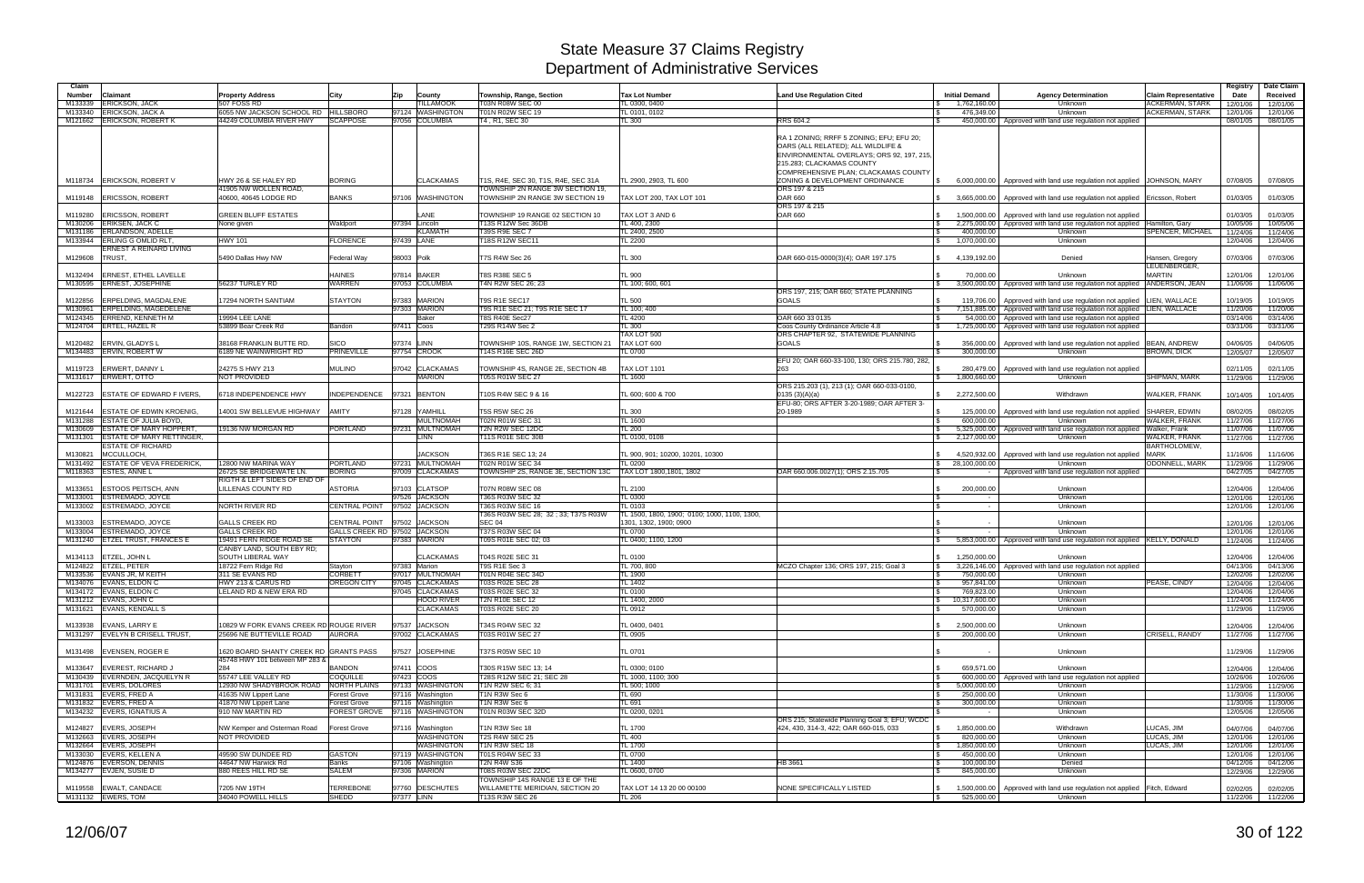# State Measure 37 Claims Registry
## Department of Administrative Services

| Claim Number | Claimant | Property Address | City | Zip | County | Township, Range, Section | Tax Lot Number | Land Use Regulation Cited | Initial Demand | Agency Determination | Claim Representative | Registry Date | Date Claim Received |
|---|---|---|---|---|---|---|---|---|---|---|---|---|---|
| M133339 | ERICKSON, JACK | 507 FOSS RD | | | TILLAMOOK | T03N R08W SEC 00 | TL 0300, 0400 | | $ 1,762,160.00 | Unknown | ACKERMAN, STARK | 12/01/06 | 12/01/06 |
| M133340 | ERICKSON, JACK A | 6055 NW JACKSON SCHOOL RD | HILLSBORO | 97124 | WASHINGTON | T01N R02W SEC 19 | TL 0101, 0102 | | $ 476,349.00 | Unknown | ACKERMAN, STARK | 12/01/06 | 12/01/06 |
| M121662 | ERICKSON, ROBERT K | 44249 COLUMBIA RIVER HWY | SCAPPOSE | 97056 | COLUMBIA | T4 , R1, SEC 30 | TL 300 | RRS 604.2 | $ 450,000.00 | Approved with land use regulation not applied | | 08/01/05 | 08/01/05 |
| M118734 | ERICKSON, ROBERT V | HWY 26 & SE HALEY RD | BORING | | CLACKAMAS | T1S, R4E, SEC 30, T1S, R4E, SEC 31A | TL 2900, 2903, TL 600 | RA 1 ZONING; RRFF 5 ZONING; EFU; EFU 20; OARS (ALL RELATED); ALL WILDLIFE & ENVIRONMENTAL OVERLAYS; ORS 92, 197, 215, 215.283; CLACKAMAS COUNTY COMPREHENSIVE PLAN; CLACKAMAS COUNTY ZONING & DEVELOPMENT ORDINANCE | $ 6,000,000.00 | Approved with land use regulation not applied | JOHNSON, MARY | 07/08/05 | 07/08/05 |
| M119148 | ERICSSON, ROBERT | 41905 NW WOLLEN ROAD, 40600, 40645 LODGE RD | BANKS | 97106 | WASHINGTON | TOWNSHIP 2N RANGE 3W SECTION 19, TOWNSHIP 2N RANGE 3W SECTION 19 | TAX LOT 200, TAX LOT 101 | ORS 197 & 215 OAR 660 | $ 3,665,000.00 | Approved with land use regulation not applied | Ericsson, Robert | 01/03/05 | 01/03/05 |
| M119280 | ERICSSON, ROBERT | GREEN BLUFF ESTATES | | | LANE | TOWNSHIP 19 RANGE 02 SECTION 10 | TAX LOT 3 AND 6 | ORS 197 & 215 OAR 660 | $ 1,500,000.00 | Approved with land use regulation not applied | | 01/03/05 | 01/03/05 |
| M130206 | ERIKSEN, JACK C | None given | Waldport | 97394 | Lincoln | T13S R12W Sec 36DB | TL 400, 2300 | | $ 2,275,000.00 | Approved with land use regulation not applied | Hamilton, Gary | 10/05/06 | 10/05/06 |
| M131186 | ERLANDSON, ADELLE | | | | KLAMATH | T39S R9E SEC 7 | TL 2400, 2500 | | $ 400,000.00 | Unknown | SPENCER, MICHAEL | 11/24/06 | 11/24/06 |
| M133944 | ERLING G OMLID RLT, | HWY 101 | FLORENCE | 97439 | LANE | T18S R12W SEC11 | TL 2200 | | $ 1,070,000.00 | Unknown | | 12/04/06 | 12/04/06 |
| M129608 | ERNEST A REINARD LIVING TRUST, | 5490 Dallas Hwy NW | Federal Way | 98003 | Polk | T7S R4W Sec 26 | TL 300 | OAR 660-015-0000(3)(4); OAR 197.175 | $ 4,139,192.00 | Denied | Hansen, Gregory | 07/03/06 | 07/03/06 |
| M132494 | ERNEST, ETHEL LAVELLE | | HAINES | 97814 | BAKER | T8S R38E SEC 5 | TL 900 | | $ 70,000.00 | Unknown | LEUENBERGER, MARTIN | 12/01/06 | 12/01/06 |
| M130595 | ERNEST, JOSEPHINE | 56237 TURLEY RD | WARREN | 97053 | COLUMBIA | T4N R2W SEC 26; 23 | TL 100; 600, 601 | | $ 3,500,000.00 | Approved with land use regulation not applied | ANDERSON, JEAN | 11/06/06 | 11/06/06 |
| M122856 | ERPELDING, MAGDALENE | 17294 NORTH SANTIAM | STAYTON | 97383 | MARION | T9S R1E SEC17 | TL 500 | ORS 197, 215; OAR 660; STATE PLANNING GOALS | $ 119,706.00 | Approved with land use regulation not applied | LIEN, WALLACE | 10/19/05 | 10/19/05 |
| M130961 | ERPELDING, MAGEDELENE | | | 97303 | MARION | T9S R1E SEC 21; T9S R1E SEC 17 | TL 100; 400 | | $ 7,151,885.00 | Approved with land use regulation not applied | LIEN, WALLACE | 11/20/06 | 11/20/06 |
| M124345 | ERREND, KENNETH M | 19994 LEE LANE | | | Baker | T8S R40E Sec27 | TL 4200 | OAR 660 33 0135 | $ 54,000.00 | Approved with land use regulation not applied | | 03/14/06 | 03/14/06 |
| M124704 | ERTEL, HAZEL R | 53899 Bear Creek Rd | Bandon | 97411 | Coos | T29S R14W Sec 2 | TL 300 | Coos County Ordinance Article 4.8 | $ 1,725,000.00 | Approved with land use regulation not applied | | 03/31/06 | 03/31/06 |
| M120482 | ERVIN, GLADYS L | 38168 FRANKLIN BUTTE RD. | SICO | 97374 | LINN | TOWNSHIP 10S, RANGE 1W, SECTION 21 | TAX LOT 500 TAX LOT 600 | ORS CHAPTER 92, STATEWIDE PLANNING GOALS | $ 356,000.00 | Approved with land use regulation not applied | BEAN, ANDREW | 04/06/05 | 04/06/05 |
| M134483 | ERVIN, ROBERT W | 6189 NE WAINWRIGHT RD | PRINEVILLE | 97754 | CROOK | T14S R16E SEC 26D | TL 0700 | | $ 300,000.00 | Unknown | BROWN, DICK | 12/05/07 | 12/05/07 |
| M119723 | ERWERT, DANNY L | 24275 S HWY 213 | MULINO | 97042 | CLACKAMAS | TOWNSHIP 4S, RANGE 2E, SECTION 4B | TAX LOT 1101 | EFU 20; OAR 660-33-100, 130; ORS 215.780, 282, 263 | $ 280,479.00 | Approved with land use regulation not applied | | 02/11/05 | 02/11/05 |
| M131617 | ERWERT, OTTO | NOT PROVIDED | | | MARION | T05S R01W SEC 27 | TL 1600 | | $ 1,800,660.00 | Unknown | SHIPMAN, MARK | 11/29/06 | 11/29/06 |
| M122723 | ESTATE OF EDWARD F IVERS, | 6718 INDEPENDENCE HWY | INDEPENDENCE | 97321 | BENTON | T10S R4W SEC 9 & 16 | TL 600; 600 & 700 | ORS 215.203 (1), 213 (1); OAR 660-033-0100, 0135 (3)(A)(a) | $ 2,272,500.00 | Withdrawn | WALKER, FRANK | 10/14/05 | 10/14/05 |
| M121644 | ESTATE OF EDWIN KROENIG, | 14001 SW BELLEVUE HIGHWAY | AMITY | 97128 | YAMHILL | T5S R5W SEC 26 | TL 300 | EFU-80; ORS AFTER 3-20-1989; OAR AFTER 3-20-1989 | $ 125,000.00 | Approved with land use regulation not applied | SHARER, EDWIN | 08/02/05 | 08/02/05 |
| M131288 | ESTATE OF JULIA BOYD, | | | | MULTNOMAH | T02N R01W SEC 31 | TL 1600 | | $ 600,000.00 | Unknown | WALKER, FRANK | 11/27/06 | 11/27/06 |
| M130609 | ESTATE OF MARY HOPPERT, | 19136 NW MORGAN RD | PORTLAND | 97231 | MULTNOMAH | T2N R2W SEC 12DC | TL 200 | | $ 5,325,000.00 | Approved with land use regulation not applied | Walker, Frank | 11/07/06 | 11/07/06 |
| M131301 | ESTATE OF MARY RETTINGER, | | | | LINN | T11S R01E SEC 30B | TL 0100, 0108 | | $ 2,127,000.00 | Unknown | WALKER, FRANK | 11/27/06 | 11/27/06 |
| M130821 | ESTATE OF RICHARD MCCULLOCH, | | | | JACKSON | T36S R1E SEC 13; 24 | TL 900, 901; 10200, 10201, 10300 | | $ 4,520,932.00 | Approved with land use regulation not applied | BARTHOLOMEW, MARK | 11/16/06 | 11/16/06 |
| M131492 | ESTATE OF VEVA FREDERICK, | 12800 NW MARINA WAY | PORTLAND | 97231 | MULTNOMAH | T02N R01W SEC 34 | TL 0200 | | $ 28,100,000.00 | Unknown | ODONNELL, MARK | 11/29/06 | 11/29/06 |
| M118363 | ESTES, ANNE L | 26725 SE BRIDGEWATE LN. | BORING | 97009 | CLACKAMAS | TOWNSHIP 2S, RANGE 3E, SECTION 13C | TAX LOT 1800,1801, 1802 | OAR 660.006.0027(1); ORS 2.15.705 | $ - | Approved with land use regulation not applied | | 04/27/05 | 04/27/05 |
| M133651 | ESTOOS PEITSCH, ANN | RIGTH & LEFT SIDES OF END OF LILLENAS COUNTY RD | ASTORIA | 97103 | CLATSOP | T07N R08W SEC 08 | TL 2100 | | $ 200,000.00 | Unknown | | 12/04/06 | 12/04/06 |
| M133001 | ESTREMADO, JOYCE | | | 97526 | JACKSON | T36S R03W SEC 32 | TL 0300 | | $ - | Unknown | | 12/01/06 | 12/01/06 |
| M133002 | ESTREMADO, JOYCE | NORTH RIVER RD | CENTRAL POINT | 97502 | JACKSON | T36S R03W SEC 16 | TL 0103 | | $ - | Unknown | | 12/01/06 | 12/01/06 |
| M133003 | ESTREMADO, JOYCE | GALLS CREEK RD | CENTRAL POINT | 97502 | JACKSON | T36S R03W SEC 28; 32 ; 33; T37S R03W SEC 04 | TL 1500, 1800, 1900; 0100; 1000, 1100, 1300, 1301, 1302, 1900; 0900 | | $ - | Unknown | | 12/01/06 | 12/01/06 |
| M133004 | ESTREMADO, JOYCE | GALLS CREEK RD | GALLS CREEK RD | 97502 | JACKSON | T37S R03W SEC 04 | TL 0700 | | $ - | Unknown | | 12/01/06 | 12/01/06 |
| M131240 | ETZEL TRUST, FRANCES E | 19491 FERN RIDGE ROAD SE | STAYTON | 97383 | MARION | T09S R01E SEC 02; 03 | TL 0400; 1100, 1200 | | $ 5,853,000.00 | Approved with land use regulation not applied | KELLY, DONALD | 11/24/06 | 11/24/06 |
| M134113 | ETZEL, JOHN L | CANBY LAND, SOUTH EBY RD; SOUTH LIBERAL WAY | | | CLACKAMAS | T04S R02E SEC 31 | TL 0100 | | $ 1,250,000.00 | Unknown | | 12/04/06 | 12/04/06 |
| M124822 | ETZEL, PETER | 18722 Fern Ridge Rd | Stayton | 97383 | Marion | T9S R1E Sec 3 | TL 700, 800 | MCZO Chapter 136; ORS 197, 215; Goal 3 | $ 3,226,146.00 | Approved with land use regulation not applied | | 04/13/06 | 04/13/06 |
| M133536 | EVANS JR, M KEITH | 311 SE EVANS RD | CORBETT | 97017 | MULTNOMAH | T01N R04E SEC 34D | TL 1900 | | $ 750,000.00 | Unknown | | 12/02/06 | 12/02/06 |
| M134076 | EVANS, ELDON C | HWY 213 & CARUS RD | OREGON CITY | 97045 | CLACKAMAS | T03S R02E SEC 28 | TL 1402 | | $ 957,841.00 | Unknown | PEASE, CINDY | 12/04/06 | 12/04/06 |
| M134172 | EVANS, ELDON C | LELAND RD & NEW ERA RD | | 97045 | CLACKAMAS | T03S R02E SEC 32 | TL 0100 | | $ 769,823.00 | Unknown | | 12/04/06 | 12/04/06 |
| M131212 | EVANS, JOHN C | | | | HOOD RIVER | T2N R10E SEC 12 | TL 1400, 2000 | | $ 10,317,600.00 | Unknown | | 11/24/06 | 11/24/06 |
| M131621 | EVANS, KENDALL S | | | | CLACKAMAS | T03S R02E SEC 20 | TL 0912 | | $ 570,000.00 | Unknown | | 11/29/06 | 11/29/06 |
| M133938 | EVANS, LARRY E | 10829 W FORK EVANS CREEK RD | ROUGE RIVER | 97537 | JACKSON | T34S R04W SEC 32 | TL 0400, 0401 | | $ 2,500,000.00 | Unknown | | 12/04/06 | 12/04/06 |
| M131297 | EVELYN B CRISELL TRUST, | 25696 NE BUTTEVILLE ROAD | AURORA | 97002 | CLACKAMAS | T03S R01W SEC 27 | TL 0905 | | $ 200,000.00 | Unknown | CRISELL, RANDY | 11/27/06 | 11/27/06 |
| M131498 | EVENSEN, ROGER E | 1620 BOARD SHANTY CREEK RD | GRANTS PASS | 97527 | JOSEPHINE | T37S R05W SEC 10 | TL 0701 | | $ - | Unknown | | 11/29/06 | 11/29/06 |
| M133647 | EVEREST, RICHARD J | 45748 HWY 101 between MP 283 & 284 | BANDON | 97411 | COOS | T30S R15W SEC 13; 14 | TL 0300; 0100 | | $ 659,571.00 | Unknown | | 12/04/06 | 12/04/06 |
| M130439 | EVERNDEN, JACQUELYN R | 55747 LEE VALLEY RD | COQUILLE | 97423 | COOS | T28S R12W SEC 21; SEC 28 | TL 1000, 1100; 300 | | $ 600,000.00 | Approved with land use regulation not applied | | 10/26/06 | 10/26/06 |
| M131701 | EVERS, DOLORES | 12930 NW SHADYBROOK ROAD | NORTH PLAINS | 97133 | WASHINGTON | T1N R2W SEC 6; 31 | TL 500; 1000 | | $ 5,000,000.00 | Unknown | | 11/29/06 | 11/29/06 |
| M131831 | EVERS, FRED A | 41635 NW Lippert Lane | Forest Grove | 97116 | Washington | T1N R3W Sec 6 | TL 690 | | $ 250,000.00 | Unknown | | 11/30/06 | 11/30/06 |
| M131832 | EVERS, FRED A | 41870 NW Lippert Lane | Forest Grove | 97116 | Washington | T1N R3W Sec 6 | TL 691 | | $ 300,000.00 | Unknown | | 11/30/06 | 11/30/06 |
| M134232 | EVERS, IGNATIUS A | 910 NW MARTIN RD | FOREST GROVE | 97116 | WASHINGTON | T01N R03W SEC 32D | TL 0200, 0201 | | $ - | Unknown | | 12/05/06 | 12/05/06 |
| M124827 | EVERS, JOSEPH | NW Kemper and Osterman Road | Forest Grove | 97116 | Washington | T1N R3W Sec 18 | TL 1700 | ORS 215; Statewide Planning Goal 3; EFU; WCDC 424, 430, 314-3, 422; OAR 660-015, 033 | $ 1,850,000.00 | Withdrawn | LUCAS, JIM | 04/07/06 | 04/07/06 |
| M132663 | EVERS, JOSEPH | NOT PROVIDED | | | WASHINGTON | T2S R4W SEC 25 | TL 400 | | $ 820,000.00 | Unknown | LUCAS, JIM | 12/01/06 | 12/01/06 |
| M132664 | EVERS, JOSEPH | | | | WASHINGTON | T1N R3W SEC 18 | TL 1700 | | $ 1,850,000.00 | Unknown | LUCAS, JIM | 12/01/06 | 12/01/06 |
| M133030 | EVERS, KELLEN A | 49590 SW DUNDEE RD | GASTON | 97119 | WASHINGTON | T01S R04W SEC 33 | TL 0700 | | $ 450,000.00 | Unknown | | 12/01/06 | 12/01/06 |
| M124876 | EVERSON, DENNIS | 44647 NW Harwick Rd | Banks | 97106 | Washington | T2N R4W S36 | TL 1400 | HB 3661 | $ 100,000.00 | Denied | | 04/12/06 | 04/12/06 |
| M134277 | EVJEN, SUSIE D | 880 REES HILL RD SE | SALEM | 97306 | MARION | T08S R03W SEC 22DC | TL 0600, 0700 | | $ 845,000.00 | Unknown | | 12/29/06 | 12/29/06 |
| M119558 | EWALT, CANDACE | 7205 NW 19TH | TERREBONE | 97760 | DESCHUTES | TOWNSHIP 14S RANGE 13 E OF THE WILLAMETTE MERIDIAN, SECTION 20 | TAX LOT 14 13 20 00 00100 | NONE SPECIFICALLY LISTED | $ 1,500,000.00 | Approved with land use regulation not applied | Fitch, Edward | 02/02/05 | 02/02/05 |
| M131132 | EWERS, TOM | 34040 POWELL HILLS | SHEDD | 97377 | LINN | T13S R3W SEC 26 | TL 206 | | $ 525,000.00 | Unknown | | 11/22/06 | 11/22/06 |

12/06/07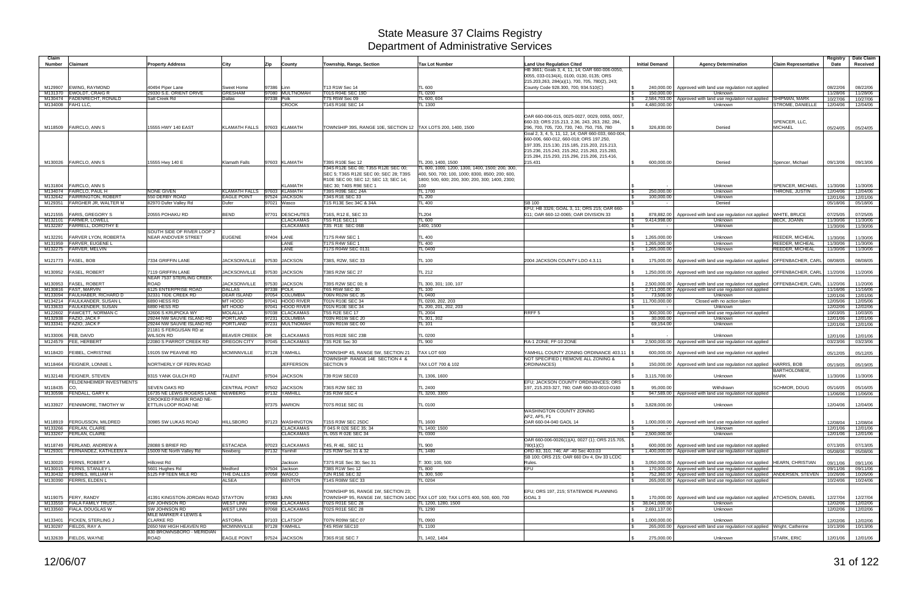# State Measure 37 Claims Registry
## Department of Administrative Services

| Claim Number | Claimant | Property Address | City | Zip | County | Township, Range, Section | Tax Lot Number | Land Use Regulation Cited | Initial Demand | Agency Determination | Claim Representative | Registry Date | Date Claim Received |
|---|---|---|---|---|---|---|---|---|---|---|---|---|---|
| M129907 | EWING, RAYMOND | 40494 Piper Lane | Sweet Home | 97386 | Linn | T13 R1W Sec 14 | TL 600 | HB 3661; Goals 3, 4, 11, 14; OAR 660-006-0050, 0055, 033-0134(4), 0100, 0130, 0135; ORS 215.203,263, 284(a)(1), 700, 705, 780(2), 243; County Code 928.300, 700, 934.510(C) | $ 240,000.00 | Approved with land use regulation not applied | | 08/22/06 | 08/22/06 |
| M131370 | EWOLDT, CRAIG R | 29330 S.E. ORIENT DRIVE | GRESHAM | 97080 | MULTNOMAH | T01S R04E SEC 19D | TL 0200 | | $ 150,000.00 | Unknown | | 11/28/06 | 11/28/06 |
| M130474 | FADENRECHT, RONALD | Salt Creek Rd | Dallas | 97338 | Polk | T7S R5W Sec 09 | TL 600, 604 | | $ 2,584,703.00 | Approved with land use regulation not applied | SHIPMAN, MARK | 10/27/06 | 10/27/06 |
| M134008 | FAH1 LLC, | | | | CROOK | T14S R16E SEC 14 | TL 1300 | | $ 4,480,000.00 | Unknown | STROME, DANIELLE | 12/04/06 | 12/04/06 |
| M118509 | FAIRCLO, ANN S | 15555 HWY 140 EAST | KLAMATH FALLS | 97603 | KLAMATH | TOWNSHIP 39S, RANGE 10E, SECTION 12 | TAX LOTS 200, 1400, 1500 | OAR 660-006-015, 0025-0027, 0029, 0055, 0057, 660-33; ORS 215.213, 2.36, 243, 263, 282, 284, 296, 700, 705, 720, 730, 740, 750, 755, 780 | $ 326,830.00 | Denied | SPENCER, LLC, MICHAEL | 05/24/05 | 05/24/05 |
| M130026 | FAIRCLO, ANN S | 15555 Hwy 140 E | Klamath Falls | 97603 | KLAMATH | T39S R10E Sec 12 | TL 200, 1400, 1500 | Goal 2, 3, 4, 5, 11, 12, 14; OAR 660-033, 660-004, 660-006, 660-012, 660-018; ORS 197.250, 197.335, 215.130, 215.185, 215.203, 215.213, 215.236, 215.243, 215.262, 215.263, 215.283, 215.284, 215.293, 215.296, 215.206, 215.416, 215.431 | $ 600,000.00 | Denied | Spencer, Michael | 09/13/06 | 09/13/06 |
| M131804 | FAIRCLO, ANN S | | | | KLAMATH | T34S R12E SEC 00; T35S R12E SEC 00; SEC 5; T36S R12E SEC 00; SEC 28; T39S R10E SEC 00; SEC 12; SEC 13; SEC 14; SEC 30; T40S R9E SEC 1 | TL 800, 1000, 1200, 1300, 1400, 1500; 200, 300, 400, 500, 700; 100, 1000; 8300, 8500; 200; 600, 1800; 500, 600; 200, 300; 200, 300; 1400, 2300; 100 | | $ - | Unknown | SPENCER, MICHAEL | 11/30/06 | 11/30/06 |
| M134074 | FAIRCLO, PAUL H | NONE GIVEN | KLAMATH FALLS | 97603 | KLAMATH | T39S R09E SEC 24A | TL 1700 | | $ 250,000.00 | Unknown | THRONE, JUSTIN | 12/04/06 | 12/04/06 |
| M132642 | FAIRRINGTON, ROBERT | 550 DERBY ROAD | EAGLE POINT | 97524 | JACKSON | T34S R1E SEC 33 | TL 200 | | $ 100,000.00 | Unknown | | 12/01/06 | 12/01/06 |
| M129351 | FARGHER JR, WALTER M | 82970 Dufer Valley Rd | Dufer | 97021 | Wasco | T1S R13E Sec 34C & 34A | TL 400 | SB 100 | $ - | Denied | | 05/18/06 | 05/18/06 |
| M121555 | FARIS, GREGORY S | 20555 POHAKU RD | BEND | 97701 | DESCHUTES | T16S, R12 E, SEC 33 | TL204 | EFU; HB 3326; GOAL 3, 11; ORS 215; OAR 660-011; OAR 660-12-0065; OAR DIVISION 33 | $ 878,882.00 | Approved with land use regulation not applied | WHITE, BRUCE | 07/25/05 | 07/25/05 |
| M132101 | FARMER, LOWELL | | | | CLACKAMAS | T5S R1E SEC11 | TL 600 | | $ 9,414,998.00 | Unknown | BECK, JOANN | 11/30/06 | 11/30/06 |
| M132287 | FARRELL, DOROTHY E | | | | CLACKAMAS | T3S R1E SEC 06B | 1400, 1500 | | $ - | Unknown | | 11/30/06 | 11/30/06 |
| M132291 | FARVER LYON, ROBERTA | SOUTH SIDE OF RIVER LOOP 2 NEAR ANDOVER STREET | EUGENE | 97404 | LANE | T17S R4W SEC 1 | TL 400 | | $ 1,265,000.00 | Unknown | REEDER, MICHEAL | 11/30/06 | 11/30/06 |
| M131959 | FARVER, EUGENE L | | | | LANE | T17S R4W SEC 1 | TL 400 | | $ 1,265,000.00 | Unknown | REEDER, MICHEAL | 11/30/06 | 11/30/06 |
| M132275 | FARVER, MELVIN | | | | LANE | T17S R04W SEC 0131 | TL 0400 | | $ 1,265,000.00 | Unknown | REEDER, MICHEAL | 11/30/06 | 11/30/06 |
| M121773 | FASEL, BOB | 7334 GRIFFIN LANE | JACKSONVILLE | 97530 | JACKSON | T38S, R2W, SEC 33 | TL 100 | 2004 JACKSON COUNTY LDO 4.3.11 | $ 175,000.00 | Approved with land use regulation not applied | OFFENBACHER, CARL | 08/08/05 | 08/08/05 |
| M130952 | FASEL, ROBERT | 7119 GRIFFIN LANE | JACKSONVILLE | 97530 | JACKSON | T38S R2W SEC 27 | TL 212 | | $ 1,250,000.00 | Approved with land use regulation not applied | OFFENBACHER, CARL | 11/20/06 | 11/20/06 |
| M130953 | FASEL, ROBERT | NEAR 7537 STERLING CREEK ROAD | JACKSONVILLE | 97530 | JACKSON | T39S R2W SEC 00; 8 | TL 300, 301; 100, 107 | | $ 2,500,000.00 | Approved with land use regulation not applied | OFFENBACHER, CARL | 11/20/06 | 11/20/06 |
| M130816 | FAST, MARVIN | 6125 ENTERPRISE ROAD | DALLAS | 97338 | POLK | T6S R5W SEC 30 | TL 100 | | $ 2,711,000.00 | Approved with land use regulation not applied | | 11/16/06 | 11/16/06 |
| M133094 | FAULHABER, RICHARD D | 32331 TIDE CREEK RD | DEAR ISLAND | 97054 | COLUMBIA | T06N R02W SEC 35 | TL 0400 | | $ 73,500.00 | Unknown | | 12/01/06 | 12/01/06 |
| M134214 | FAULKANDER, SUSAN L | 6890 HESS RD | MT HOOD | 97041 | HOOD RIVER | T01N R10E SEC 34 | TL 0200, 202, 203 | | $ 11,700,000.00 | Closed with no action taken | | 12/05/06 | 12/05/06 |
| M133633 | FAULKENDER, SUSAN | 6890 HESS RD | MT HOOD | 97041 | HOOD RIVER | T01N R10E SEC 34 | TL 200, 201, 202, 203 | | $ - | Unknown | | 12/02/06 | 12/02/06 |
| M122602 | FAWCETT, NORMAN C | 32606 S KRUPICKA WY | MOLALLA | 97038 | CLACKAMAS | T5S R2E SEC 17 | TL 2004 | RRFF 5 | $ 300,000.00 | Approved with land use regulation not applied | | 10/03/05 | 10/03/05 |
| M132938 | FAZIO, JACK F | 29244 NW SAUVIE ISLAND RD | PORTLAND | 97231 | COLUMBIA | T03N R01W SEC 20 | TL 301, 302 | | $ 30,000.00 | Unknown | | 12/01/06 | 12/01/06 |
| M133341 | FAZIO, JACK F | 29244 NW SAUVIE ISLAND RD | PORTLAND | 97231 | MULTNOMAH | T03N R01W SEC 00 | TL 101 | | $ 69,154.00 | Unknown | | 12/01/06 | 12/01/06 |
| M133006 | FEB, DAIVD | 21181 S FERGUSAN RD at WILSON RD | BEAVER CREEK | OR | CLACKAMAS | T03S R02E SEC 23B | TL 0200 | | $ - | Unknown | | 12/01/06 | 12/01/06 |
| M124579 | FEE, HERBERT | 22080 S PARROT CREEK RD | OREGON CITY | 97045 | CLACKAMAS | T3S R2E Sec 30 | TL 900 | RA-1 ZONE; FF-10 ZONE | $ 2,500,000.00 | Approved with land use regulation not applied | | 03/23/06 | 03/23/06 |
| M118420 | FEIBEL, CHRISTINE | 19105 SW PEAVINE RD | MCMINNVILLE | 97128 | YAMHILL | TOWNSHIP 4S, RANGE 5W, SECTION 21 | TAX LOT 600 | YAMHILL COUNTY ZONING ORDINANCE 403.11 | $ 600,000.00 | Approved with land use regulation not applied | | 05/12/05 | 05/12/05 |
| M118464 | FEIGNER, LONNIE L | NORTHERLY OF FERN ROAD | | | JEFFERSON | TOWNSHIP RANGE 14E SECTION 4 & SECTION 9 | TAX LOT 700 & 102 | NOT SPECIFIED ( REMOVE ALL ZONING & ORDINANCES) | $ 150,000.00 | Approved with land use regulation not applied | HARRIS, BOB | 05/19/05 | 05/19/05 |
| M132148 | FEIGNER, STEVEN | 9315 YANK GULCH RD | TALENT | 97504 | JACKSON | T39 R1W SEC03 | TL 1306, 1600 | | $ 3,115,700.00 | Unknown | BARTHOLOMEW, MARK | 11/30/06 | 11/30/06 |
| M118435 | FELDENHEIMER INVESTMENTS CO, | SEVEN OAKS RD | CENTRAL POINT | 97502 | JACKSON | T36S R2W SEC 33 | TL 2400 | EFU; JACKSON COUNTY ORDINANCES; ORS 197, 215.203-327, 780; OAR 660-33-0010-0160 | $ 95,000.00 | Withdrawn | SCHMOR, DOUG | 05/16/05 | 05/16/05 |
| M130598 | FENDALL, GARY K | 16735 NE LEWIS ROGERS LANE | NEWBERG | 97132 | YAMHILL | T3S R3W SEC 4 | TL 3200, 3300 | | $ 947,589.00 | Approved with land use regulation not applied | | 11/06/06 | 11/06/06 |
| M133927 | FENNIMORE, TIMOTHY W | CROOKED FINGER ROAD NE-ETTLIN LOOP ROAD NE | | 97375 | MARION | T07S R01E SEC 01 | TL 0100 | | $ 3,828,000.00 | Unknown | | 12/04/06 | 12/04/06 |
| M118919 | FERGUSSON, MILDRED | 30985 SW LUKAS ROAD | HILLSBORO | 97123 | WASHINGTON | T1SS R3W SEC 25DC | TL 1600 | WASHINGTON COUNTY ZONING AF2, AF5, F1 OAR 660-04-040 GAOL 14 | $ 1,000,000.00 | Approved with land use regulation not applied | | 12/08/04 | 12/08/04 |
| M133266 | FERLAN, CLAIRE | | | | CLACKAMAS | T 04S R 02E SEC 35; 34 | TL 1400; 1500 | | $ - | Unknown | | 12/01/06 | 12/01/06 |
| M133267 | FERLAN, CLAIRE | | | | CLACKAMAS | TL 05S R 02E SEC 34 | TL 0300 | | $ 2,500,000.00 | Unknown | | 12/01/06 | 12/01/06 |
| M118749 | FERLAND, ANDREW A | 28088 S BRIEF RD | ESTACADA | 97023 | CLACKAMAS | T4S, R 4E, SEC 11 | TL 900 | OAR 660-006-0026(1)(A), 0027 (1); ORS 215.705, 780(1)(C) | $ 600,000.00 | Approved with land use regulation not applied | | 07/13/05 | 07/13/05 |
| M129301 | FERNANDEZ, KATHLEEN A | 15009 NE North Valley Rd | Newberg | 97132 | Yamhill | T2S R3W Sec 31 & 32 | TL 1480 | ORD 83, 310, 746; AF -40 Sec 403.03 | $ 1,400,000.00 | Approved with land use regulation not applied | | 05/08/06 | 05/08/06 |
| M130020 | FERNS, ROBERT A | Hillcrest Rd | | | Jackson | T37S R1E Sec 30; Sec 31 | T: 300; 100, 500 | SB 100; ORS 215; OAR 660 Div 4, Div 33 LCDC Rules. | $ 3,050,000.00 | Approved with land use regulation not applied | HEARN, CHRISTIAN | 09/11/06 | 09/11/06 |
| M130015 | FERNS, STANLEY L | 5601 Hughes Rd | Medford | 97504 | Jackson | T38S R1W Sec 12 | TL 800 | EFU | $ 170,000.00 | Approved with land use regulation not applied | | 09/11/06 | 09/11/06 |
| M130432 | FERRES, WILLIAM H | 5125 FIFTEEN MILE RD | THE DALLES | 97058 | WASCO | T2N R15E SEC 32 | TL 300, 500 | | $ 752,360.00 | Approved with land use regulation not applied | ANDERSEN, STEVEN | 10/26/06 | 10/26/06 |
| M130390 | FERRIS, ELDEN L | | ALSEA | | BENTON | T14S R08W SEC 33 | TL 0204 | | $ 265,000.00 | Approved with land use regulation not applied | | 10/24/06 | 10/24/06 |
| M119075 | FERY, RANDY | 41391 KINGSTON-JORDAN ROAD | STAYTON | 97383 | LINN | TOWNSHIP 9S, RANGE 1W, SECTION 23; TOWNSHIP 9S, RANGE 1W, SECTION 14DC | TAX LOT 100; TAX LOTS 400, 500, 600, 700 | EFU; ORS 197, 215; STATEWIDE PLANNING GOAL 3 | $ 170,000.00 | Approved with land use regulation not applied | ATCHISON, DANIEL | 12/27/04 | 12/27/04 |
| M133559 | FIALA FAMILY TRUST, | SW JOHNSON RD | WEST LINN | 97068 | CLACKAMAS | T02S R01E SEC 28 | TL 1200, 1280, 1500 | | $ 38,041,000.00 | Unknown | | 12/02/06 | 12/02/06 |
| M133560 | FIALA, DOUGLAS W | SW JOHNSON RD | WEST LINN | 97068 | CLACKAMAS | T02S R01E SEC 28 | TL 1290 | | $ 2,691,137.00 | Unknown | | 12/02/06 | 12/02/06 |
| M133401 | FICKEN, STERLING J | MILE MARKER 4 LEWIS & CLARKE RD | ASTORIA | 97103 | CLATSOP | T07N R09W SEC 07 | TL 0900 | | $ 1,000,000.00 | Unknown | | 12/02/06 | 12/02/06 |
| M130287 | FIELDS, RAY A | 2650 NW HIGH HEAVEN RD | MCMINNVILLE | 97128 | YAMHILL | T4S R5W SEC10 | TL 1100 | | $ 265,000.00 | Approved with land use regulation not applied | Wright, Catherine | 10/13/06 | 10/13/06 |
| M132639 | FIELDS, WAYNE | 830 BROWNSBORO - MERIDIAN ROAD | EAGLE POINT | 97524 | JACKSON | T36S R1E SEC 7 | TL 1402, 1404 | | $ 275,000.00 | Unknown | STARK, ERIC | 12/01/06 | 12/01/06 |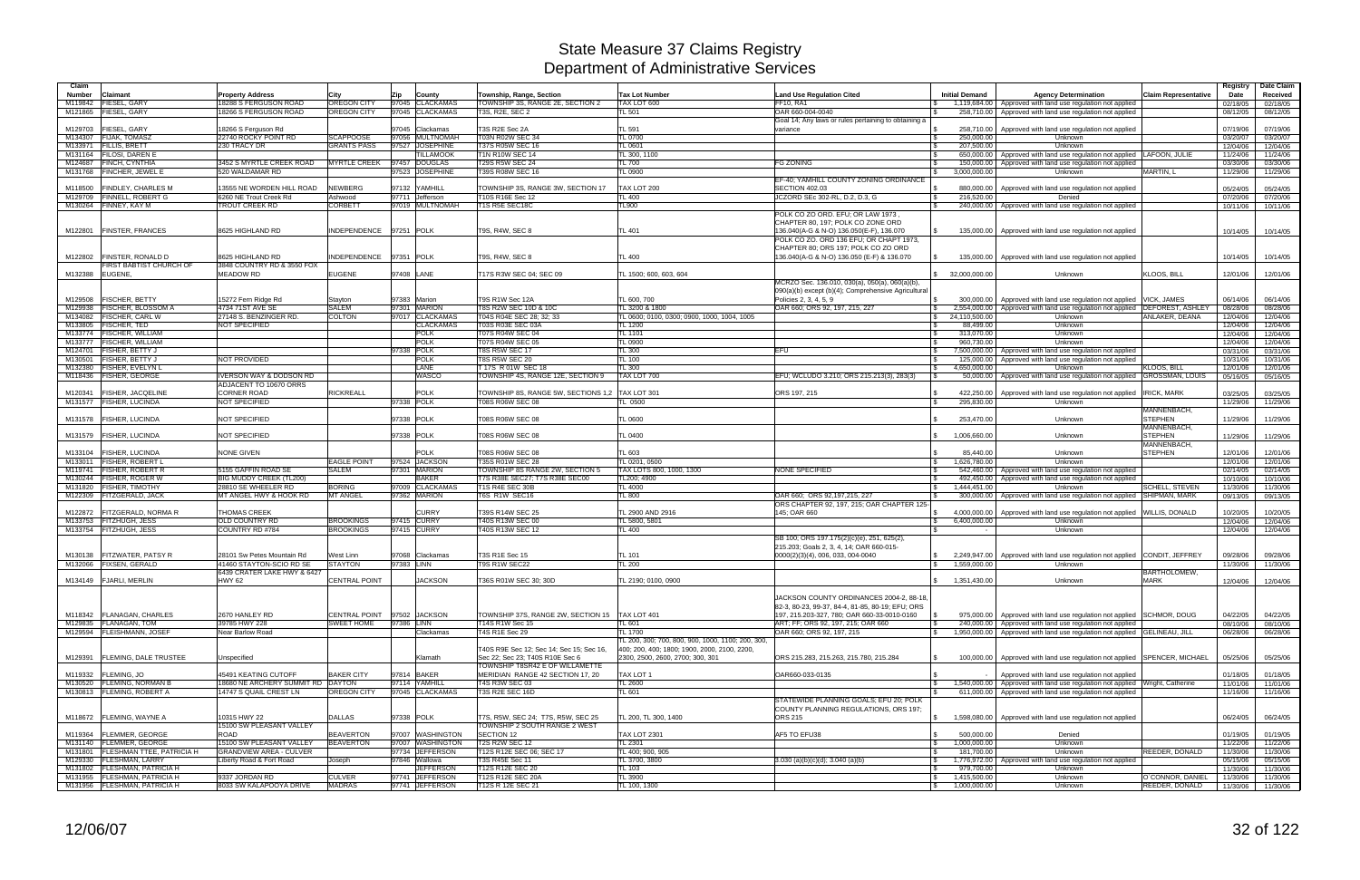# State Measure 37 Claims Registry
## Department of Administrative Services

| Claim Number | Claimant | Property Address | City | Zip | County | Township, Range, Section | Tax Lot Number | Land Use Regulation Cited | Initial Demand | Agency Determination | Claim Representative | Registry Date | Date Claim Received |
|---|---|---|---|---|---|---|---|---|---|---|---|---|---|
| M119842 | FIESEL, GARY | 18288 S FERGUSON ROAD | OREGON CITY | 97045 | CLACKAMAS | TOWNSHIP 3S, RANGE 2E, SECTION 2 | TAX LOT 600 | FF10, RA1 | $ 1,119,684.00 | Approved with land use regulation not applied | | 02/18/05 | 02/18/05 |
| M121865 | FIESEL, GARY | 18266 S FERGUSON ROAD | OREGON CITY | 97045 | CLACKAMAS | T3S, R2E, SEC 2 | TL 501 | OAR 660-004-0040 | $ 258,710.00 | Approved with land use regulation not applied | | 08/12/05 | 08/12/05 |
| M129703 | FIESEL, GARY | 18266 S Ferguson Rd | | 97045 | Clackamas | T3S R2E Sec 2A | TL 591 | Goal 14; Any laws or rules pertaining to obtaining a variance | $ 258,710.00 | Approved with land use regulation not applied | | 07/19/06 | 07/19/06 |
| M134307 | FIJAK, TOMASZ | 22740 ROCKY POINT RD | SCAPPOOSE | 97056 | MULTNOMAH | T03N R02W SEC 34 | TL 0700 | | $ 250,000.00 | Unknown | | 03/20/07 | 03/20/07 |
| M133971 | FILLIS, BRETT | 230 TRACY DR | GRANTS PASS | 97527 | JOSEPHINE | T37S R05W SEC 16 | TL 0601 | | $ 207,500.00 | Unknown | | 12/04/06 | 12/04/06 |
| M131164 | FILOSI, DAREN E | | | | TILLAMOOK | T1N R10W SEC 14 | TL 300, 1100 | | $ 650,000.00 | Approved with land use regulation not applied | LAFOON, JULIE | 11/24/06 | 11/24/06 |
| M124687 | FINCH, CYNTHIA | 3452 S MYRTLE CREEK ROAD | MYRTLE CREEK | 97457 | DOUGLAS | T29S R5W SEC 24 | TL 700 | FG ZONING | $ 150,000.00 | Approved with land use regulation not applied | | 03/30/06 | 03/30/06 |
| M131768 | FINCHER, JEWEL E | 520 WALDAMAR RD | | 97523 | JOSEPHINE | T39S R08W SEC 16 | TL 0900 | | $ 3,000,000.00 | Unknown | MARTIN, L | 11/29/06 | 11/29/06 |
| M118500 | FINDLEY, CHARLES M | 13555 NE WORDEN HILL ROAD | NEWBERG | 97132 | YAMHILL | TOWNSHIP 3S, RANGE 3W, SECTION 17 | TAX LOT 200 | EF-40; YAMHILL COUNTY ZONING ORDINANCE SECTION 402.03 | $ 880,000.00 | Approved with land use regulation not applied | | 05/24/05 | 05/24/05 |
| M129709 | FINNELL, ROBERT G | 6260 NE Trout Creek Rd | Ashwood | 97711 | Jefferson | T10S R16E Sec 12 | TL 400 | JCZORD Sec 302-RL, D.2, D.3, G | $ 216,520.00 | Denied | | 07/20/06 | 07/20/06 |
| M130264 | FINNEY, KAY M | TROUT CREEK RD | CORBETT | 97019 | MULTNOMAH | T1S R5E SEC18C | TL900 | | $ 240,000.00 | Approved with land use regulation not applied | | 10/11/06 | 10/11/06 |
| M122801 | FINSTER, FRANCES | 8625 HIGHLAND RD | INDEPENDENCE | 97251 | POLK | T9S, R4W, SEC 8 | TL 401 | POLK CO ZO ORD. EFU; OR LAW 1973 , CHAPTER 80, 197; POLK CO ZONE ORD 136.040(A-G & N-O) 136.050(E-F), 136.070 | $ 135,000.00 | Approved with land use regulation not applied | | 10/14/05 | 10/14/05 |
| M122802 | FINSTER, RONALD D | 8625 HIGHLAND RD | INDEPENDENCE | 97351 | POLK | T9S, R4W, SEC 8 | TL 400 | POLK CO ZO. ORD 136 EFU; OR CHAPT 1973, CHAPTER 80; ORS 197; POLK CO ZO ORD 136.040(A-G & N-O) 136.050 (E-F) & 136.070 | $ 135,000.00 | Approved with land use regulation not applied | | 10/14/05 | 10/14/05 |
| M132388 | FIRST BAPTIST CHURCH OF EUGENE, | 3848 COUNTRY RD & 3550 FOX MEADOW RD | EUGENE | 97408 | LANE | T17S R3W SEC 04; SEC 09 | TL 1500; 600, 603, 604 | | $ 32,000,000.00 | Unknown | KLOOS, BILL | 12/01/06 | 12/01/06 |
| M129508 | FISCHER, BETTY | 15272 Fern Ridge Rd | Stayton | 97383 | Marion | T9S R1W Sec 12A | TL 600, 700 | MCRZO Sec. 136.010, 030(a), 050(a), 060(a)(b), 090(a)(b) except (b)(4); Comprehensive Agricultural Policies 2, 3, 4, 5, 9 | $ 300,000.00 | Approved with land use regulation not applied | VICK, JAMES | 06/14/06 | 06/14/06 |
| M129938 | FISCHER, BLOSSOM A | 4734 71ST AVE SE | SALEM | 97301 | MARION | T8S R2W SEC 10D & 10C | TL 3200 & 1800 | OAR 660; ORS 92, 197, 215, 227 | $ 2,554,000.00 | Approved with land use regulation not applied | DEFOREST, ASHLEY | 08/28/06 | 08/28/06 |
| M134082 | FISCHER, CARL W | 27148 S. BENZINGER RD. | COLTON | 97017 | CLACKAMAS | T04S R04E SEC 28; 32; 33 | TL 0600; 0100; 0300; 0900, 1000, 1004, 1005 | | $ 24,110,500.00 | Unknown | ANLAKER, DEANA | 12/04/06 | 12/04/06 |
| M133805 | FISCHER, TED | NOT SPECIFIED | | | CLACKAMAS | T03S R03E SEC 03A | TL 1200 | | $ 88,499.00 | Unknown | | 12/04/06 | 12/04/06 |
| M133774 | FISCHER, WILLIAM | | | | POLK | T07S R04W SEC 04 | TL 1101 | | $ 313,070.00 | Unknown | | 12/04/06 | 12/04/06 |
| M133777 | FISCHER, WILLIAM | | | | POLK | T07S R04W SEC 05 | TL 0900 | | $ 960,730.00 | Unknown | | 12/04/06 | 12/04/06 |
| M124701 | FISHER, BETTY J | | | 97338 | POLK | T8S R5W SEC 17 | TL 300 | EFU | $ 7,500,000.00 | Approved with land use regulation not applied | | 03/31/06 | 03/31/06 |
| M130501 | FISHER, BETTY J | NOT PROVIDED | | | POLK | T8S R5W SEC 20 | TL 100 | | $ 125,000.00 | Approved with land use regulation not applied | | 10/31/06 | 10/31/06 |
| M132380 | FISHER, EVELYN L | | | | LANE | T 17S R 01W SEC 18 | TL 300 | | $ 4,650,000.00 | Unknown | KLOOS, BILL | 12/01/06 | 12/01/06 |
| M118436 | FISHER, GEORGE | IVERSON WAY & DODSON RD | | | WASCO | TOWNSHIP 4S, RANGE 12E, SECTION 9 | TAX LOT 700 | EFU; WCLUDO 3.210; ORS 215.213(3), 283(3) | $ 50,000.00 | Approved with land use regulation not applied | GROSSMAN, LOUIS | 05/16/05 | 05/16/05 |
| M120341 | FISHER, JACQELINE | ADJACENT TO 10670 ORRS CORNER ROAD | RICKREALL | | POLK | TOWNSHIP 8S, RANGE 5W, SECTIONS 1,2 | TAX LOT 301 | ORS 197, 215 | $ 422,250.00 | Approved with land use regulation not applied | IRICK, MARK | 03/25/05 | 03/25/05 |
| M131577 | FISHER, LUCINDA | NOT SPECIFIED | | 97338 | POLK | T08S R06W SEC 08 | TL 0500 | | $ 295,830.00 | Unknown | | 11/29/06 | 11/29/06 |
| M131578 | FISHER, LUCINDA | NOT SPECIFIED | | 97338 | POLK | T08S R06W SEC 08 | TL 0600 | | $ 253,470.00 | Unknown | MANNENBACH, STEPHEN | 11/29/06 | 11/29/06 |
| M131579 | FISHER, LUCINDA | NOT SPECIFIED | | 97338 | POLK | T08S R06W SEC 08 | TL 0400 | | $ 1,006,660.00 | Unknown | MANNENBACH, STEPHEN | 11/29/06 | 11/29/06 |
| M133104 | FISHER, LUCINDA | NONE GIVEN | | | POLK | T08S R06W SEC 08 | TL 603 | | $ 85,440.00 | Unknown | MANNENBACH, STEPHEN | 12/01/06 | 12/01/06 |
| M133011 | FISHER, ROBERT L | | EAGLE POINT | 97524 | JACKSON | T35S R01W SEC 28 | TL 0201, 0500 | | $ 1,626,780.00 | Unknown | | 12/01/06 | 12/01/06 |
| M119741 | FISHER, ROBERT R | 5155 GAFFIN ROAD SE | SALEM | 97301 | MARION | TOWNSHIP 8S RANGE 2W, SECTION 5 | TAX LOTS 800, 1000, 1300 | NONE SPECIFIED | $ 542,460.00 | Approved with land use regulation not applied | | 02/14/05 | 02/14/05 |
| M130244 | FISHER, ROGER W | BIG MUDDY CREEK (TL200) | | | BAKER | T7S R38E SEC27; T7S R38E SEC00 | TL200; 4900 | | $ 492,450.00 | Approved with land use regulation not applied | | 10/10/06 | 10/10/06 |
| M131820 | FISHER, TIMOTHY | 28810 SE WHEELER RD | BORING | 97009 | CLACKAMAS | T1S R4E SEC 30B | TL 4000 | | $ 1,444,451.00 | Unknown | SCHELL, STEVEN | 11/30/06 | 11/30/06 |
| M122309 | FITZGERALD, JACK | MT ANGEL HWY & HOOK RD | MT ANGEL | 97362 | MARION | T6S R1W SEC16 | TL 800 | OAR 660; ORS 92,197,215, 227 | $ 300,000.00 | Approved with land use regulation not applied | SHIPMAN, MARK | 09/13/05 | 09/13/05 |
| M122872 | FITZGERALD, NORMA R | THOMAS CREEK | | | CURRY | T39S R14W SEC 25 | TL 2900 AND 2916 | ORS CHAPTER 92, 197, 215; OAR CHAPTER 125-145; OAR 660 | $ 4,000,000.00 | Approved with land use regulation not applied | WILLIS, DONALD | 10/20/05 | 10/20/05 |
| M133753 | FITZHUGH, JESS | OLD COUNTRY RD | BROOKINGS | 97415 | CURRY | T40S R13W SEC 00 | TL 5800, 5801 | | $ 6,400,000.00 | Unknown | | 12/04/06 | 12/04/06 |
| M133754 | FITZHUGH, JESS | COUNTRY RD #784 | BROOKINGS | 97415 | CURRY | T40S R13W SEC 12 | TL 400 | | $ - | Unknown | | 12/04/06 | 12/04/06 |
| M130138 | FITZWATER, PATSY R | 28101 Sw Petes Mountain Rd | West Linn | 97068 | Clackamas | T3S R1E Sec 15 | TL 101 | SB 100; ORS 197.175(2)(c)(e), 251, 625(2), 215.203; Goals 2, 3, 4, 14; OAR 660-015-0000(2)(3)(4), 006, 033, 004-0040 | $ 2,249,947.00 | Approved with land use regulation not applied | CONDIT, JEFFREY | 09/28/06 | 09/28/06 |
| M132066 | FIXSEN, GERALD | 41460 STAYTON-SCIO RD SE | STAYTON | 97383 | LINN | T9S R1W SEC22 | TL 200 | | $ 1,559,000.00 | Unknown | | 11/30/06 | 11/30/06 |
| M134149 | FJARLI, MERLIN | 6439 CRATER LAKE HWY & 6427 HWY 62 | CENTRAL POINT | | JACKSON | T36S R01W SEC 30; 30D | TL 2190; 0100, 0900 | | $ 1,351,430.00 | Unknown | BARTHOLOMEW, MARK | 12/04/06 | 12/04/06 |
| M118342 | FLANAGAN, CHARLES | 2670 HANLEY RD | CENTRAL POINT | 97502 | JACKSON | TOWNSHIP 37S, RANGE 2W, SECTION 15 | TAX LOT 401 | JACKSON COUNTY ORDINANCES 2004-2, 88-18, 82-3, 80-23, 99-37, 84-4, 81-85, 80-19; EFU; ORS 197, 215.203-327, 780; OAR 660-33-0010-0160 | $ 975,000.00 | Approved with land use regulation not applied | SCHMOR, DOUG | 04/22/05 | 04/22/05 |
| M129835 | FLANAGAN, TOM | 39785 HWY 228 | SWEET HOME | 97386 | LINN | T14S R1W Sec 15 | TL 601 | ART; FF; ORS 92, 197, 215; OAR 660 | $ 240,000.00 | Approved with land use regulation not applied | | 08/10/06 | 08/10/06 |
| M129594 | FLEISHMANN, JOSEF | Near Barlow Road | | | Clackamas | T4S R1E Sec 29 | TL 1700 | OAR 660; ORS 92, 197, 215 | $ 1,950,000.00 | Approved with land use regulation not applied | GELINEAU, JILL | 06/28/06 | 06/28/06 |
| M129391 | FLEMING, DALE TRUSTEE | Unspecified | | | Klamath | T40S R9E Sec 12; Sec 14; Sec 15; Sec 16, Sec 22; Sec 23; T40S R10E Sec 6 | TL 200, 300; 700, 800, 900, 1000, 1100, 200, 300, 400; 200, 400; 1800; 1900, 2000, 2100, 2200, 2300, 2500, 2600, 2700; 300, 301 | ORS 215.283, 215.263, 215.780, 215.284 | $ 100,000.00 | Approved with land use regulation not applied | SPENCER, MICHAEL | 05/25/06 | 05/25/06 |
| M119332 | FLEMING, JO | 45491 KEATING CUTOFF | BAKER CITY | 97814 | BAKER | TOWNSHIP T8SR42 E OF WILLAMETTE MERIDIAN RANGE 42 SECTION 17, 20 | TAX LOT 1 | OAR660-033-0135 | $ - | Approved with land use regulation not applied | | 01/18/05 | 01/18/05 |
| M130520 | FLEMING, NORMAN B | 18680 NE ARCHERY SUMMIT RD | DAYTON | 97114 | YAMHILL | T4S R3W SEC 03 | TL 2600 | | $ 1,540,000.00 | Approved with land use regulation not applied | Wright, Catherine | 11/01/06 | 11/01/06 |
| M130813 | FLEMING, ROBERT A | 14747 S QUAIL CREST LN | OREGON CITY | 97045 | CLACKAMAS | T3S R2E SEC 16D | TL 601 | | $ 611,000.00 | Approved with land use regulation not applied | | 11/16/06 | 11/16/06 |
| M118672 | FLEMING, WAYNE A | 10315 HWY 22 | DALLAS | 97338 | POLK | T7S, R5W, SEC 24; T7S, R5W, SEC 25 | TL 200, TL 300, 1400 | STATEWIDE PLANNING GOALS; EFU 20; POLK COUNTY PLANNING REGULATIONS, ORS 197; ORS 215 | $ 1,598,080.00 | Approved with land use regulation not applied | | 06/24/05 | 06/24/05 |
| M119364 | FLEMMER, GEORGE | 15100 SW PLEASANT VALLEY ROAD | BEAVERTON | 97007 | WASHINGTON | TOWNSHIP 2 SOUTH RANGE 2 WEST SECTION 12 | TAX LOT 2301 | AF5 TO EFU38 | $ 500,000.00 | Denied | | 01/19/05 | 01/19/05 |
| M131140 | FLEMMER, GEORGE | 15100 SW PLEASANT VALLEY | BEAVERTON | 97007 | WASHINGTON | T2S R2W SEC 12 | TL 2301 | | $ 1,000,000.00 | Unknown | | 11/22/06 | 11/22/06 |
| M131801 | FLESHMAN TTEE, PATRICIA H | GRANDVIEW AREA - CULVER | | 97734 | JEFFERSON | T12S R12E SEC 06; SEC 17 | TL 400; 900, 905 | | $ 181,700.00 | Unknown | REEDER, DONALD | 11/30/06 | 11/30/06 |
| M129330 | FLESHMAN, LARRY | Liberty Road & Fort Road | Joseph | 97846 | Wallowa | T3S R45E Sec 11 | TL 3700, 3800 | 3.030 (a)(b)(c)(d); 3.040 (a)(b) | $ 1,776,972.00 | Approved with land use regulation not applied | | 05/15/06 | 05/15/06 |
| M131802 | FLESHMAN, PATRICIA H | | | | JEFFERSON | T12S R12E SEC 20 | TL 103 | | $ 979,700.00 | Unknown | | 11/30/06 | 11/30/06 |
| M131955 | FLESHMAN, PATRICIA H | 9337 JORDAN RD | CULVER | 97741 | JEFFERSON | T12S R12E SEC 20A | TL 3900 | | $ 1,415,500.00 | Unknown | O CONNOR, DANIEL | 11/30/06 | 11/30/06 |
| M131956 | FLESHMAN, PATRICIA H | 8033 SW KALAPOOYA DRIVE | MADRAS | 97741 | JEFFERSON | T12S R 12E SEC 21 | TL 100, 1300 | | $ 1,000,000.00 | Unknown | REEDER, DONALD | 11/30/06 | 11/30/06 |

12/06/07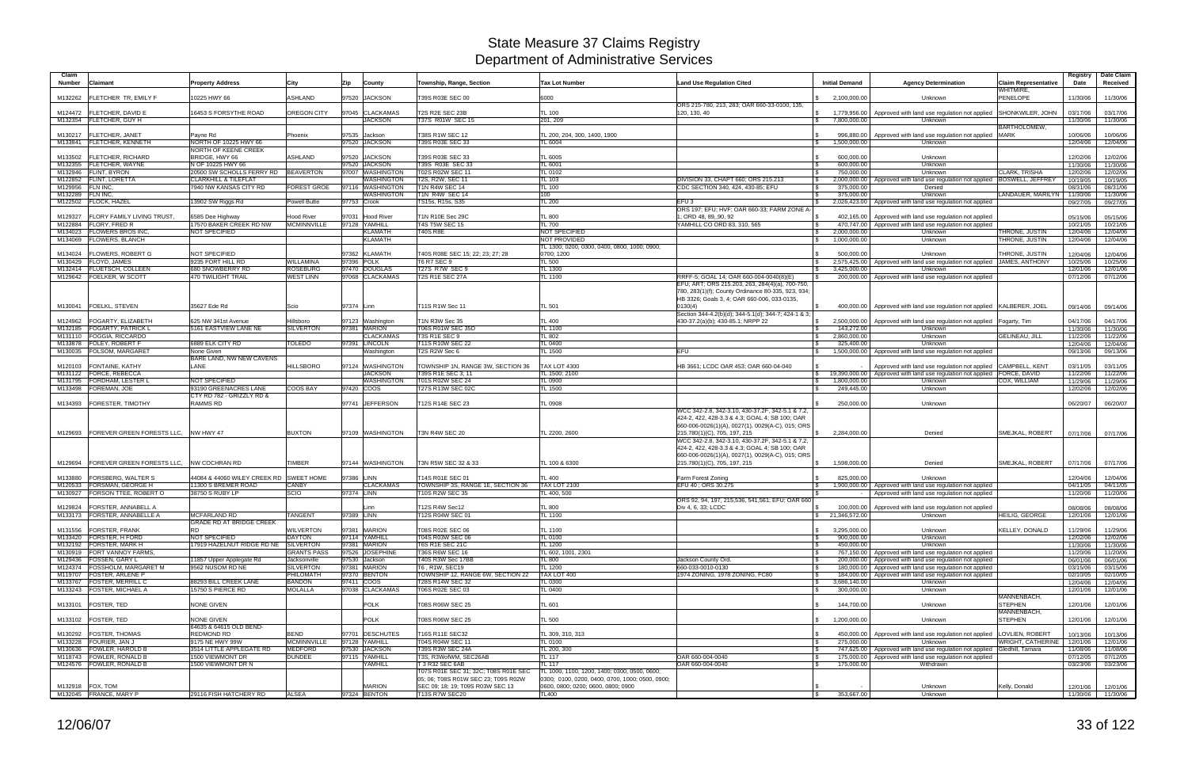# State Measure 37 Claims Registry
## Department of Administrative Services

| Claim Number | Claimant | Property Address | City | Zip | County | Township, Range, Section | Tax Lot Number | Land Use Regulation Cited | Initial Demand | Agency Determination | Claim Representative | Registry Date | Date Claim Received |
|---|---|---|---|---|---|---|---|---|---|---|---|---|---|
| M132262 | FLETCHER TR, EMILY F | 10225 HWY 66 | ASHLAND | 97520 | JACKSON | T39S R03E SEC 00 | 6000 | | $ 2,100,000.00 | Unknown | WHITMIRE, PENELOPE | 11/30/06 | 11/30/06 |
| M124472 | FLETCHER, DAVID E | 16453 S FORSYTHE ROAD | OREGON CITY | 97045 | CLACKAMAS | T2S R2E SEC 23B | TL 100 | ORS 215-780, 213, 283; OAR 660-33-0100, 135, 120, 130, 40 | $ 1,779,956.00 | Approved with land use regulation not applied | SHONKWILER, JOHN | 03/17/06 | 03/17/06 |
| M132354 | FLETCHER, GUY H | | | | JACKSON | T37S R01W SEC 15 | 201, 209 | | $ 7,800,000.00 | Unknown | | 11/30/06 | 11/30/06 |
| M130217 | FLETCHER, JANET | Payne Rd | Phoenix | 97535 | Jackson | T38S R1W SEC 12 | TL 200, 204, 300, 1400, 1900 | | $ 996,880.00 | Approved with land use regulation not applied | BARTHOLOMEW, MARK | 10/06/06 | 10/06/06 |
| M133841 | FLETCHER, KENNETH | NORTH OF 10225 HWY 66 | | 97520 | JACKSON | T39S R03E SEC 33 | TL 6004 | | $ 1,500,000.00 | Unknown | | 12/04/06 | 12/04/06 |
| M133502 | FLETCHER, RICHARD | NORTH OF KEENE CREEK BRIDGE, HWY 66 | ASHLAND | 97520 | JACKSON | T39S R03E SEC 33 | TL 6005 | | $ 600,000.00 | Unknown | | 12/02/06 | 12/02/06 |
| M132355 | FLETCHER, WAYNE | N OF 10225 HWY 66 | | 97520 | JACKSON | T39S R03E SEC 33 | TL 6001 | | $ 600,000.00 | Unknown | | 11/30/06 | 11/30/06 |
| M132946 | FLINT, BYRON | 20500 SW SCHOLLS FERRY RD | BEAVERTON | 97007 | WASHINGTON | T02S R02W SEC 11 | TL 0102 | | $ 750,000.00 | Unknown | CLARK, TRISHA | 12/02/06 | 12/02/06 |
| M122852 | FLINT, LORETTA | CLARKHILL & TILEFLAT | | | WASHINGTON | T2S, R2W, SEC 11 | TL 103 | DIVISION 33, CHAPT 660; ORS 215.213 | $ 2,000,000.00 | Approved with land use regulation not applied | BOSWELL, JEFFREY | 10/19/05 | 10/19/05 |
| M129956 | FLN INC, | 7940 NW KANSAS CITY RD | FOREST GROE | 97116 | WASHINGTON | T1N R4W SEC 14 | TL 100 | CDC SECTION 340, 424, 430-85; EFU | $ 375,000.00 | Denied | | 08/31/06 | 08/31/06 |
| M132289 | FLN INC, | | | | WASHINGTON | T1N R4W SEC 14 | 100 | | $ 375,000.00 | Unknown | LANDAUER, MARILYN | 11/30/06 | 11/30/06 |
| M122502 | FLOCK, HAZEL | 13902 SW Riggs Rd | Powell Butte | 97753 | Crook | TS15s, R15s, S35 | TL 200 | EFU 3 | $ 2,026,423.00 | Approved with land use regulation not applied | | 09/27/05 | 09/27/05 |
| M129327 | FLORY FAMILY LIVING TRUST, | 6585 Dee Highway | Hood River | 97031 | Hood River | T1N R10E Sec 29C | TL 800 | ORS 197; EFU; HVF; OAR 660-33; FARM ZONE A-1; ORD 48, 89, 90, 92 | $ 402,165.00 | Approved with land use regulation not applied | | 05/15/06 | 05/15/06 |
| M122884 | FLORY, FRED R | 17570 BAKER CREEK RD NW | MCMINNVILLE | 97128 | YAMHILL | T4S T5W SEC 15 | TL 700 | YAMHILL CO ORD 83, 310, 565 | $ 470,747.00 | Approved with land use regulation not applied | | 10/21/05 | 10/21/05 |
| M134023 | FLOWERS BROS INC, | NOT SPECIFIED | | | KLAMATH | T40S R8E | NOT SPECIFIED | | $ 2,000,000.00 | Unknown | THRONE, JUSTIN | 12/04/06 | 12/04/06 |
| M134069 | FLOWERS, BLANCH | | | | KLAMATH | | NOT PROVIDED | | $ 1,000,000.00 | Unknown | THRONE, JUSTIN | 12/04/06 | 12/04/06 |
| M134024 | FLOWERS, ROBERT G | NOT SPECIFIED | | 97362 | KLAMATH | T40S R08E SEC 15; 22; 23; 27; 28 | TL 1300; 0200, 0300, 0400, 0800, 1000; 0900; 0700; 1200 | | $ 500,000.00 | Unknown | THRONE, JUSTIN | 12/04/06 | 12/04/06 |
| M130429 | FLOYD, JAMES | 9235 FORT HILL RD | WILLAMINA | 97396 | POLK | T6 R7 SEC 9 | TL 500 | | $ 2,575,425.00 | Approved with land use regulation not applied | JAMES, ANTHONY | 10/25/06 | 10/25/06 |
| M132414 | FLUETSCH, COLLEEN | 680 SNOWBERRY RD | ROSEBURG | 97470 | DOUGLAS | T27S R7W SEC 9 | TL 1300 | | $ 3,425,000.00 | Unknown | | 12/01/06 | 12/01/06 |
| M129642 | FOELKER, W SCOTT | 470 TWILIGHT TRAIL | WEST LINN | 97068 | CLACKAMAS | T2S R1E SEC 27A | TL 1100 | RRFF-5; GOAL 14; OAR 660-004-0040(8)(E) | $ 200,000.00 | Approved with land use regulation not applied | | 07/12/06 | 07/12/06 |
| M130041 | FOELKL, STEVEN | 35627 Ede Rd | Scio | 97374 | Linn | T11S R1W Sec 11 | TL 501 | EFU; ART; ORS 215.203, 263, 284(4)(a), 700-750, 780, 283(1)(f); County Ordinance 80-335, 923, 934; HB 3326; Goals 3, 4; OAR 660-006, 033-0135, 0130(4) | $ 400,000.00 | Approved with land use regulation not applied | KALBERER, JOEL | 09/14/06 | 09/14/06 |
| M124962 | FOGARTY, ELIZABETH | 625 NW 341st Avenue | Hillsboro | 97123 | Washington | T1N R3W Sec 35 | TL 400 | Section 344-4.2(b)(d); 344-5.1(d); 344-7; 424-1 & 3; 430-37.2(a)(b); 430-85.1; NRPP 22 | $ 2,500,000.00 | Approved with land use regulation not applied | Fogarty, Tim | 04/17/06 | 04/17/06 |
| M132185 | FOGARTY, PATRICK L | 5161 EASTVIEW LANE NE | SILVERTON | 97381 | MARION | T06S R01W SEC 35D | TL 1100 | | $ 143,272.00 | Unknown | | 11/30/06 | 11/30/06 |
| M131110 | FOGGIA, RICCARDO | | | | CLACKAMAS | T3S R1E SEC 9 | TL 802 | | $ 2,860,000.00 | Unknown | GELINEAU, JILL | 11/22/06 | 11/22/06 |
| M133878 | FOLEY, ROBERT F | 6889 ELK CITY RD | TOLEDO | 97391 | LINCOLN | T11S R10W SEC 22 | TL 0400 | | $ 325,400.00 | Unknown | | 12/04/06 | 12/04/06 |
| M130035 | FOLSOM, MARGARET | None Given | | | Washington | T2S R2W Sec 6 | TL 1500 | EFU | $ 1,500,000.00 | Approved with land use regulation not applied | | 09/13/06 | 09/13/06 |
| M120103 | FONTAINE, KATHY | BARE LAND, NW NEW CAVENS LANE | HILLSBORO | 97124 | WASHINGTON | TOWNSHIP 1N, RANGE 3W, SECTION 36 | TAX LOT 4300 | HB 3661; LCDC OAR 453; OAR 660-04-040 | $ - | Approved with land use regulation not applied | CAMPBELL, KENT | 03/11/05 | 03/11/05 |
| M131122 | FORCE, REBECCA | | | | JACKSON | T39S R1E SEC 3; 11 | TL 1500; 2100 | | $ 19,390,000.00 | Approved with land use regulation not applied | FORCE, DAVID | 11/22/06 | 11/22/06 |
| M131795 | FORDHAM, LESTER L | NOT SPECIFIED | | | WASHINGTON | T01S R02W SEC 24 | TL 0900 | | $ 1,800,000.00 | Unknown | COX, WILLIAM | 11/29/06 | 11/29/06 |
| M133498 | FOREMAN, JOE | 93190 GREENACRES LANE | COOS BAY | 97420 | COOS | T27S R13W SEC 02C | TL 1500 | | $ 249,445.00 | Unknown | | 12/02/06 | 12/02/06 |
| M134393 | FORESTER, TIMOTHY | CTY RD 782 - GRIZZLY RD & RAMMS RD | | 97741 | JEFFERSON | T12S R14E SEC 23 | TL 0908 | | $ 250,000.00 | Unknown | | 06/20/07 | 06/20/07 |
| M129693 | FOREVER GREEN FORESTS LLC, | NW HWY 47 | BUXTON | 97109 | WASHINGTON | T3N R4W SEC 20 | TL 2200, 2600 | WCC 342-2.8, 342-3.10, 430-37.2F, 342-5.1 & 7.2, 424-2, 422, 428-3.3 & 4.3; GOAL 4; SB 100; OAR 660-006-0026(1)(A), 0027(1), 0029(A-C), 015; ORS 215.780(1)(C), 705, 197, 215 | $ 2,284,000.00 | Denied | SMEJKAL, ROBERT | 07/17/06 | 07/17/06 |
| M129694 | FOREVER GREEN FORESTS LLC, | NW COCHRAN RD | TIMBER | 97144 | WASHINGTON | T3N R5W SEC 32 & 33 | TL 100 & 6300 | WCC 342-2.8, 342-3.10, 430-37.2F, 342-5.1 & 7.2, 424-2, 422, 428-3.3 & 4.3; GOAL 4; SB 100; OAR 660-006-0026(1)(A), 0027(1), 0029(A-C), 015; ORS 215.780(1)(C), 705, 197, 215 | $ 1,598,000.00 | Denied | SMEJKAL, ROBERT | 07/17/06 | 07/17/06 |
| M133880 | FORSBERG, WALTER S | 44084 & 44060 WILEY CREEK RD | SWEET HOME | 97386 | LINN | T14S R01E SEC 01 | TL 400 | Farm Forest Zoning | $ 825,000.00 | Unknown | | 12/04/06 | 12/04/06 |
| M120533 | FORSMAN, GEORGE H | 11300 S BREMER ROAD | CANBY | | CLACKAMAS | TOWNSHIP 3S, RANGE 1E, SECTION 36 | TAX LOT 2100 | EFU 40 ; ORS 30.275 | $ 1,900,000.00 | Approved with land use regulation not applied | | 04/11/05 | 04/11/05 |
| M130927 | FORSON TTEE, ROBERT O | 38750 S RUBY LP | SCIO | 97374 | LINN | T10S R2W SEC 35 | TL 400, 500 | | $ - | Approved with land use regulation not applied | | 11/20/06 | 11/20/06 |
| M129824 | FORSTER, ANNABELL A | | | | Linn | T12S R4W Sec12 | TL 800 | ORS 92, 94, 197, 215,536, 541,561; EFU; OAR 660 Div 4, 6, 33; LCDC | $ 100,000.00 | Approved with land use regulation not applied | | 08/08/06 | 08/08/06 |
| M133173 | FORSTER, ANNABELLE A | MCFARLAND RD | TANGENT | 97389 | LINN | T12S R04W SEC 01 | TL 1100 | | $ 21,346,572.00 | Unknown | HEILIG, GEORGE | 12/01/06 | 12/01/06 |
| M131556 | FORSTER, FRANK | GRADE RD AT BRIDGE CREEK RD | WILVERTON | 97381 | MARION | T08S R02E SEC 06 | TL 1100 | | $ 3,295,000.00 | Unknown | KELLEY, DONALD | 11/29/06 | 11/29/06 |
| M133420 | FORSTER, H FORD | NOT SPECIFIED | DAYTON | 97114 | YAMHILL | T04S R03W SEC 06 | TL 0100 | | $ 900,000.00 | Unknown | | 12/02/06 | 12/02/06 |
| M132192 | FORSTER, MARK H | 17919 HAZELNUT RIDGE RD NE | SILVERTON | 97381 | MARION | T6S R1E SEC 21C | TL 1200 | | $ 450,000.00 | Unknown | | 11/30/06 | 11/30/06 |
| M130919 | FORT VANNOY FARMS, | | GRANTS PASS | 97526 | JOSEPHINE | T36S R6W SEC 16 | TL 602, 1001, 2301 | | $ 767,150.00 | Approved with land use regulation not applied | | 11/20/06 | 11/20/06 |
| M129436 | FOSSEN, GARY L | 11857 Upper Applegate Rd | Jacksonville | 97530 | Jackson | T40S R3W Sec 17BB | TL 800 | Jackson County Ord. | $ 200,000.00 | Approved with land use regulation not applied | | 06/01/06 | 06/01/06 |
| M124374 | FOSSHOLM, MARGARET M | 9562 NUSOM RD NE | SILVERTON | 97381 | MARION | T6 , R1W, SEC19 | TL 1200 | 660-033-0010-0130 | $ 180,000.00 | Approved with land use regulation not applied | | 03/15/06 | 03/15/06 |
| M119707 | FOSTER, ARLENE P | | PHILOMATH | 97370 | BENTON | TOWNSHIP 12, RANGE 6W, SECTION 22 | TAX LOT 400 | 1974 ZONING, 1978 ZONING, FC80 | $ 184,000.00 | Approved with land use regulation not applied | | 02/10/05 | 02/10/05 |
| M133767 | FOSTER, MERRILL C | 88293 BILL CREEK LANE | BANDON | 97411 | COOS | T28S R14W SEC 32 | TL 0300 | | $ 3,686,140.00 | Unknown | | 12/04/06 | 12/04/06 |
| M133243 | FOSTER, MICHAEL A | 15750 S PIERCE RD | MOLALLA | 97038 | CLACKAMAS | T06S R02E SEC 03 | TL 0400 | | $ 300,000.00 | Unknown | | 12/01/06 | 12/01/06 |
| M133101 | FOSTER, TED | NONE GIVEN | | | POLK | T08S R06W SEC 25 | TL 601 | | $ 144,700.00 | Unknown | MANNENBACH, STEPHEN | 12/01/06 | 12/01/06 |
| M133102 | FOSTER, TED | NONE GIVEN | | | POLK | T08S R06W SEC 25 | TL 500 | | $ 1,200,000.00 | Unknown | MANNENBACH, STEPHEN | 12/01/06 | 12/01/06 |
| M130292 | FOSTER, THOMAS | 64635 & 64615 OLD BEND-REDMOND RD | BEND | 97701 | DESCHUTES | T16S R11E SEC32 | TL 309, 310, 313 | | $ 450,000.00 | Approved with land use regulation not applied | LOVLIEN, ROBERT | 10/13/06 | 10/13/06 |
| M133228 | FOURIER, JAN J | 9175 NE HWY 99W | MCMINNVILLE | 97128 | YAMHILL | T04S R04W SEC 11 | TL 0100 | | $ 275,000.00 | Unknown | WRIGHT, CATHERINE | 12/01/06 | 12/01/06 |
| M130636 | FOWLER, HAROLD B | 3514 LITTLE APPLEGATE RD | MEDFORD | 97530 | JACKSON | T39S R3W SEC 24A | TL 200, 300 | | $ 747,625.00 | Approved with land use regulation not applied | Gledhill, Tamara | 11/08/06 | 11/08/06 |
| M118743 | FOWLER, RONALD B | 1500 VIEWMONT DR | DUNDEE | 97115 | YAMHILL | T3S, R3WofWM, SEC26AB | TL 117 | OAR 660-004-0040 | $ 175,000.00 | Approved with land use regulation not applied | | 07/12/05 | 07/12/05 |
| M124576 | FOWLER, RONALD B | 1500 VIEWMONT DR N | | | YAMHILL | T 3 R32 SEC 6AB | TL 117 | OAR 660-004-0040 | $ 175,000.00 | Withdrawn | | 03/23/06 | 03/23/06 |
| M132918 | FOX, TOM | | | | MARION | T07S R01E SEC 31; 32C; T08S R01E SEC 05; 06; T08S R01W SEC 23; T09S R02W SEC 09; 18; 19; T09S R03W SEC 13 | TL 1000, 1100, 1200, 1400; 0300, 0500, 0600; 0300; 0100, 0200, 0400, 0700, 1000; 0500, 0900; 0600, 0800; 0200; 0600, 0800; 0900 | | $ - | Unknown | Kelly, Donald | 12/01/06 | 12/01/06 |
| M132045 | FRANCE, MARY P | 29116 FISH HATCHERY RD | ALSEA | 97324 | BENTON | T13S R7W SEC20 | TL400 | | $ 353,667.00 | Unknown | | 11/30/06 | 11/30/06 |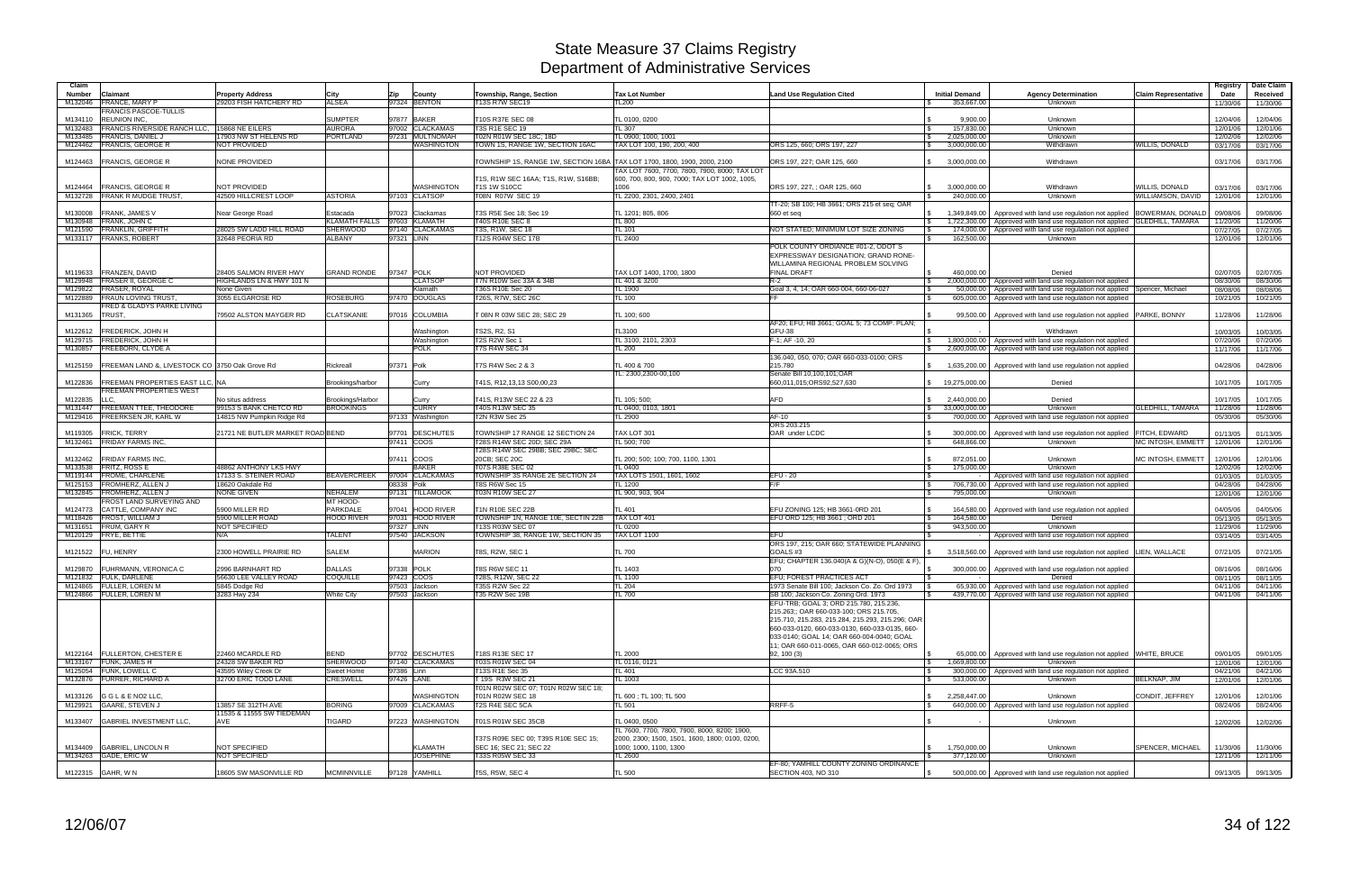# State Measure 37 Claims Registry
## Department of Administrative Services

| Claim Number | Claimant | Property Address | City | Zip | County | Township, Range, Section | Tax Lot Number | Land Use Regulation Cited | Initial Demand | Agency Determination | Claim Representative | Registry Date | Date Claim Received |
|---|---|---|---|---|---|---|---|---|---|---|---|---|---|
| M132046 | FRANCE, MARY P | 29203 FISH HATCHERY RD | ALSEA | 97324 | BENTON | T13S R7W SEC19 | TL200 | | $ 353,667.00 | Unknown | | 11/30/06 | 11/30/06 |
| M134110 | FRANCIS PASCOE-TULLIS REUNION INC, | | SUMPTER | 97877 | BAKER | T10S R37E SEC 08 | TL 0100, 0200 | | $ 9,900.00 | Unknown | | 12/04/06 | 12/04/06 |
| M132483 | FRANCIS RIVERSIDE RANCH LLC, | 15868 NE EILERS | AURORA | 97002 | CLACKAMAS | T3S R1E SEC 19 | TL 307 | | $ 157,830.00 | Unknown | | 12/01/06 | 12/01/06 |
| M133485 | FRANCIS, DANIEL J | 17903 NW ST HELENS RD | PORTLAND | 97231 | MULTNOMAH | T02N R01W SEC 18C, 18D | TL 0900, 1000, 1001 | | $ 2,025,000.00 | Unknown | | 12/02/06 | 12/02/06 |
| M124462 | FRANCIS, GEORGE R | NOT PROVIDED | | | WASHINGTON | TOWN 1S, RANGE 1W, SECTION 16AC | TAX LOT 100, 180, 200, 400 | ORS 125, 660; ORS 197, 227 | $ 3,000,000.00 | Withdrawn | WILLIS, DONALD | 03/17/06 | 03/17/06 |
| M124463 | FRANCIS, GEORGE R | NONE PROVIDED | | | | TOWNSHIP 1S, RANGE 1W, SECTION 16BA | TAX LOT 1700, 1800, 1900, 2000, 2100 | ORS 197, 227; OAR 125, 660 | $ 3,000,000.00 | Withdrawn | | 03/17/06 | 03/17/06 |
| M124464 | FRANCIS, GEORGE R | NOT PROVIDED | | | WASHINGTON | T1S, R1W SEC 16AA; T1S, R1W, S16BB; T1S 1W S10CC | TAX LOT 7600, 7700, 7800, 7900, 8000; TAX LOT 600, 700, 800, 900, 7000; TAX LOT 1002, 1005, 1006 | ORS 197, 227, ; OAR 125, 660 | $ 3,000,000.00 | Withdrawn | WILLIS, DONALD | 03/17/06 | 03/17/06 |
| M132728 | FRANK R MUDGE TRUST, | 42509 HILLCREST LOOP | ASTORIA | 97103 | CLATSOP | T08N R07W SEC 19 | TL 2200, 2301, 2400, 2401 | | $ 240,000.00 | Unknown | WILLIAMSON, DAVID | 12/01/06 | 12/01/06 |
| M130008 | FRANK, JAMES V | Near George Road | Estacada | 97023 | Clackamas | T3S R5E Sec 18; Sec 19 | TL 1201; 805, 806 | TT-20; SB 100; HB 3661; ORS 215 et seq; OAR 660 et seq | $ 1,349,849.00 | Approved with land use regulation not applied | BOWERMAN, DONALD | 09/08/06 | 09/08/06 |
| M130948 | FRANK, JOHN C | | KLAMATH FALLS | 97603 | KLAMATH | T40S R10E SEC 8 | TL 800 | | $ 1,722,300.00 | Approved with land use regulation not applied | GLEDHILL, TAMARA | 11/20/06 | 11/20/06 |
| M121590 | FRANKLIN, GRIFFITH | 28025 SW LADD HILL ROAD | SHERWOOD | 97140 | CLACKAMAS | T3S, R1W, SEC 18 | TL 101 | NOT STATED; MINIMUM LOT SIZE ZONING | $ 174,000.00 | Approved with land use regulation not applied | | 07/27/05 | 07/27/05 |
| M133117 | FRANKS, ROBERT | 32648 PEORIA RD | ALBANY | 97321 | LINN | T12S R04W SEC 17B | TL 2400 | | $ 162,500.00 | Unknown | | 12/01/06 | 12/01/06 |
| M119633 | FRANZEN, DAVID | 28405 SALMON RIVER HWY | GRAND RONDE | 97347 | POLK | NOT PROVIDED | TAX LOT 1400, 1700, 1800 | POLK COUNTY ORDIANCE #01-2, ODOT'S EXPRESSWAY DESIGNATION; GRAND RONE-WILLAMINA REGIONAL PROBLEM SOLVING FINAL DRAFT | $ 460,000.00 | Denied | | 02/07/05 | 02/07/05 |
| M129948 | FRASER II, GEORGE C | HIGHLANDS LN & HWY 101 N | | | CLATSOP | T7N R10W Sec 33A & 34B | TL 401 & 3200 | R-2 | $ 2,000,000.00 | Approved with land use regulation not applied | | 08/30/06 | 08/30/06 |
| M129822 | FRASER, ROYAL | None Given | | | Klamath | T36S R10E Sec 20 | TL 1900 | Goal 3, 4, 14; OAR 660-004, 660-06-027 | $ 50,000.00 | Approved with land use regulation not applied | Spencer, Michael | 08/08/06 | 08/08/06 |
| M122889 | FRAUN LOVING TRUST, | 3055 ELGAROSE RD | ROSEBURG | 97470 | DOUGLAS | T26S, R7W, SEC 26C | TL 100 | FF | $ 605,000.00 | Approved with land use regulation not applied | | 10/21/05 | 10/21/05 |
| M131365 | FRED & GLADYS PARKE LIVING TRUST, | 79502 ALSTON MAYGER RD | CLATSKANIE | 97016 | COLUMBIA | T 08N R 03W SEC 28; SEC 29 | TL 100; 600 | | $ 99,500.00 | Approved with land use regulation not applied | PARKE, BONNY | 11/28/06 | 11/28/06 |
| M122612 | FREDERICK, JOHN H | | | | Washington | TS2S, R2, S1 | TL3100 | AF20; EFU; HB 3661; GOAL 5; 73 COMP. PLAN; GFU-38 | $ - | Withdrawn | | 10/03/05 | 10/03/05 |
| M129715 | FREDERICK, JOHN H | | | | Washington | T2S R2W Sec 1 | TL 3100, 2101, 2303 | F-1; AF -10, 20 | $ 1,800,000.00 | Approved with land use regulation not applied | | 07/20/06 | 07/20/06 |
| M130857 | FREEBORN, CLYDE A | | | | POLK | T7S R4W SEC 34 | TL 200 | | $ 2,600,000.00 | Approved with land use regulation not applied | | 11/17/06 | 11/17/06 |
| M125159 | FREEMAN LAND &, LIVESTOCK CO | 3750 Oak Grove Rd | Rickreall | 97371 | Polk | T7S R4W Sec 2 & 3 | TL 400 & 700 | 136.040, 050, 070; OAR 660-033-0100; ORS 215.780 | $ 1,635,200.00 | Approved with land use regulation not applied | | 04/28/06 | 04/28/06 |
| M122836 | FREEMAN PROPERTIES EAST LLC, | NA | Brookings/harbor | | Curry | T41S, R12,13,13 S00,00,23 | TL: 2300,2300-00,100 | Senate Bill 10,100,101;OAR 660,011,015;ORS92,527,630 | $ 19,275,000.00 | Denied | | 10/17/05 | 10/17/05 |
| M122835 | FREEMAN PROPERTIES WEST LLC, | No situs address | Brookings/Harbor | | Curry | T41S, R13W SEC 22 & 23 | TL 105; 500; | AFD | $ 2,440,000.00 | Denied | | 10/17/05 | 10/17/05 |
| M131447 | FREEMAN TTEE, THEODORE | 99153 S BANK CHETCO RD | BROOKINGS | | CURRY | T40S R13W SEC 35 | TL 0400, 0103, 1801 | | $ 33,000,000.00 | Unknown | GLEDHILL, TAMARA | 11/28/06 | 11/28/06 |
| M129416 | FREERKSEN JR, KARL W | 14815 NW Pumpkin Ridge Rd | | 97133 | Washington | T2N R3W Sec 25 | TL 2900 | AF-10 | $ 700,000.00 | Approved with land use regulation not applied | | 05/30/06 | 05/30/06 |
| M119305 | FRICK, TERRY | 21721 NE BUTLER MARKET ROAD | BEND | 97701 | DESCHUTES | TOWNSHIP 17 RANGE 12 SECTION 24 | TAX LOT 301 | ORS 203.215 OAR under LCDC | $ 300,000.00 | Approved with land use regulation not applied | FITCH, EDWARD | 01/13/05 | 01/13/05 |
| M132461 | FRIDAY FARMS INC, | | | 97411 | COOS | T28S R14W SEC 20D; SEC 29A | TL 500; 700 | | $ 648,866.00 | Unknown | MC INTOSH, EMMETT | 12/01/06 | 12/01/06 |
| M132462 | FRIDAY FARMS INC, | | | 97411 | COOS | T28S R14W SEC 29BB; SEC 29BC; SEC 20CB; SEC 20C | TL 200; 500; 100; 700, 1100, 1301 | | $ 872,051.00 | Unknown | MC INTOSH, EMMETT | 12/01/06 | 12/01/06 |
| M133538 | FRITZ, ROSS E | 48862 ANTHONY LKS HWY | | | BAKER | T07S R38E SEC 02 | TL 0400 | | $ 175,000.00 | Unknown | | 12/02/06 | 12/02/06 |
| M119144 | FROME, CHARLENE | 17133 S. STEINER ROAD | BEAVERCREEK | 97004 | CLACKAMAS | TOWNSHIP 3S RANGE 2E SECTION 24 | TAX LOTS 1501, 1601, 1602 | EFU - 20 | $ - | Approved with land use regulation not applied | | 01/03/05 | 01/03/05 |
| M125153 | FROMHERZ, ALLEN J | 18620 Oakdale Rd | | 08338 | Polk | T8S R6W Sec 15 | TL 1200 | F/F | $ 706,730.00 | Approved with land use regulation not applied | | 04/28/06 | 04/28/06 |
| M132845 | FROMHERZ, ALLEN J | NONE GIVEN | NEHALEM | 97131 | TILLAMOOK | T03N R10W SEC 27 | TL 900, 903, 904 | | $ 795,000.00 | Unknown | | 12/01/06 | 12/01/06 |
| M124773 | FROST LAND SURVEYING AND CATTLE, COMPANY INC | 5900 MILLER RD | MT HOOD-PARKDALE | 97041 | HOOD RIVER | T1N R10E SEC 22B | TL 401 | EFU ZONING 125; HB 3661-0RD 201 | $ 164,580.00 | Approved with land use regulation not applied | | 04/05/06 | 04/05/06 |
| M118426 | FROST, WILLIAM J | 5900 MILLER ROAD | HOOD RIVER | 97031 | HOOD RIVER | TOWNSHIP 1N, RANGE 10E, SECTIN 22B | TAX LOT 401 | EFU ORD 125; HB 3661 ; ORD 201 | $ 164,580.00 | Denied | | 05/13/05 | 05/13/05 |
| M131651 | FRUM, GARY R | NOT SPECIFIED | | 97327 | LINN | T13S R03W SEC 07 | TL 0200 | | $ 943,500.00 | Unknown | | 11/29/06 | 11/29/06 |
| M120129 | FRYE, BETTIE | N/A | TALENT | 97540 | JACKSON | TOWNSHIP 38, RANGE 1W, SECTION 35 | TAX LOT 1100 | EFU | $ - | Approved with land use regulation not applied | | 03/14/05 | 03/14/05 |
| M121522 | FU, HENRY | 2300 HOWELL PRAIRIE RD | SALEM | | MARION | T8S, R2W, SEC 1 | TL 700 | ORS 197, 215; OAR 660; STATEWIDE PLANNING GOALS #3 | $ 3,518,560.00 | Approved with land use regulation not applied | LIEN, WALLACE | 07/21/05 | 07/21/05 |
| M129870 | FUHRMANN, VERONICA C | 2996 BARNHART RD | DALLAS | 97338 | POLK | T8S R6W SEC 11 | TL 1403 | EFU; CHAPTER 136.040(A & G)(N-O), 050(E & F), 070 | $ 300,000.00 | Approved with land use regulation not applied | | 08/16/06 | 08/16/06 |
| M121832 | FULK, DARLENE | 56630 LEE VALLEY ROAD | COQUILLE | 97423 | COOS | T28S, R12W, SEC 22 | TL 1100 | EFU; FOREST PRACTICES ACT | $ - | Denied | | 08/11/05 | 08/11/05 |
| M124865 | FULLER, LOREN M | 5845 Dodge Rd | | 97503 | Jackson | T35S R2W Sec 22 | TL 204 | 1973 Senate Bill 100; Jackson Co. Zo. Ord 1973 | $ 65,930.00 | Approved with land use regulation not applied | | 04/11/06 | 04/11/06 |
| M124866 | FULLER, LOREN M | 3283 Hwy 234 | White City | 97503 | Jackson | T35 R2W Sec 19B | TL 700 | SB 100; Jackson Co. Zoning Ord. 1973 | $ 439,770.00 | Approved with land use regulation not applied | | 04/11/06 | 04/11/06 |
| M122164 | FULLERTON, CHESTER E | 22460 MCARDLE RD | BEND | 97702 | DESCHUTES | T18S R13E SEC 17 | TL 2000 | EFU-TRB; GOAL 3; ORD 215.780, 215.236, 215.263;; OAR 660-033-100; ORS 215.705, 215.710, 215.283, 215.284, 215.293, 215.296; OAR 660-033-0120, 660-033-0130, 660-033-0135, 660-033-0140; GOAL 14; OAR 660-004-0040; GOAL 11; OAR 660-011-0065, OAR 660-012-0065; ORS 92, 100 (3) | $ 65,000.00 | Approved with land use regulation not applied | WHITE, BRUCE | 09/01/05 | 09/01/05 |
| M133167 | FUNK, JAMES H | 24328 SW BAKER RD | SHERWOOD | 97140 | CLACKAMAS | T03S R01W SEC 04 | TL 0116, 0121 | | $ 1,669,800.00 | Unknown | | 12/01/06 | 12/01/06 |
| M125054 | FUNK, LOWELL C | 43595 Wiley Creek Dr | Sweet Home | 97386 | Linn | T13S R1E Sec 35 | TL 401 | LCC 93A.510 | $ 300,000.00 | Approved with land use regulation not applied | | 04/21/06 | 04/21/06 |
| M132876 | FURRER, RICHARD A | 32700 ERIC TODD LANE | CRESWELL | 97426 | LANE | T 19S R3W SEC 21 | TL 1003 | | $ 533,000.00 | Unknown | BELKNAP, JIM | 12/01/06 | 12/01/06 |
| M133126 | G G L & E NO2 LLC, | | | | WASHINGTON | T01N R02W SEC 07; T01N R02W SEC 18; T01N R02W SEC 18 | TL 600 ; TL 100; TL 500 | | $ 2,258,447.00 | Unknown | CONDIT, JEFFREY | 12/01/06 | 12/01/06 |
| M129921 | GAARE, STEVEN J | 13857 SE 312TH AVE | BORING | 97009 | CLACKAMAS | T2S R4E SEC 5CA | TL 501 | RRFF-5 | $ 640,000.00 | Approved with land use regulation not applied | | 08/24/06 | 08/24/06 |
| M133407 | GABRIEL INVESTMENT LLC, | 11535 & 11555 SW TIEDEMAN AVE | TIGARD | 97223 | WASHINGTON | T01S R01W SEC 35CB | TL 0400, 0500 | | $ - | Unknown | | 12/02/06 | 12/02/06 |
| M134409 | GABRIEL, LINCOLN R | NOT SPECIFIED | | | KLAMATH | T37S R09E SEC 00; T39S R10E SEC 15; SEC 16; SEC 21; SEC 22 | TL 7600, 7700, 7800, 7900, 8000, 8200; 1900, 2000, 2300; 1500, 1501, 1600, 1800; 0100, 0200, 1000; 1000, 1100, 1300 | | $ 1,750,000.00 | Unknown | SPENCER, MICHAEL | 11/30/06 | 11/30/06 |
| M134263 | GADE, ERIC W | NOT SPECIFIED | | | JOSEPHINE | T33S R05W SEC 33 | TL 2600 | | $ 377,120.00 | Unknown | | 12/11/06 | 12/11/06 |
| M122315 | GAHR, W N | 18605 SW MASONVILLE RD | MCMINNVILLE | 97128 | YAMHILL | T5S, R5W, SEC 4 | TL 500 | EF-80; YAMHILL COUNTY ZONING ORDINANCE SECTION 403, NO 310 | $ 500,000.00 | Approved with land use regulation not applied | | 09/13/05 | 09/13/05 |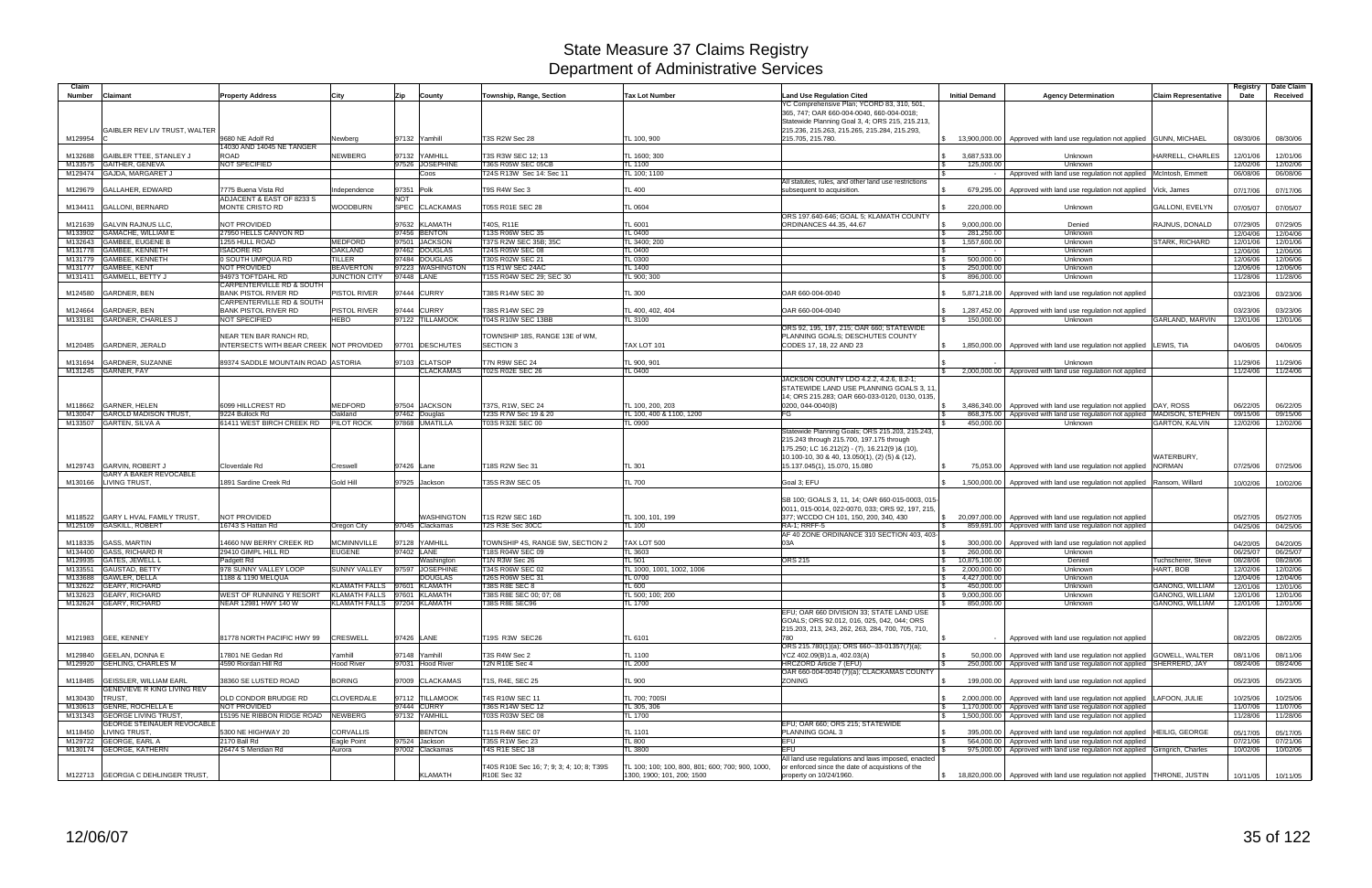# State Measure 37 Claims Registry
## Department of Administrative Services

| Claim Number | Claimant | Property Address | City | Zip | County | Township, Range, Section | Tax Lot Number | Land Use Regulation Cited | Initial Demand | Agency Determination | Claim Representative | Registry Date | Date Claim Received |
|---|---|---|---|---|---|---|---|---|---|---|---|---|---|
| M129954 | GAIBLER REV LIV TRUST, WALTER C | 9680 NE Adolf Rd | Newberg | 97132 | Yamhill | T3S R2W Sec 28 | TL 100, 900 | YC Comprehensive Plan; YCORD 83, 310, 501, 365, 747; OAR 660-004-0040, 660-004-0018; Statewide Planning Goal 3, 4; ORS 215, 215.213, 215.236, 215.263, 215.265, 215.284, 215.293, 215.705, 215.780. | $ 13,900,000.00 | Approved with land use regulation not applied | GUNN, MICHAEL | 08/30/06 | 08/30/06 |
| M132688 | GAIBLER TTEE, STANLEY J | 14030 AND 14045 NE TANGER ROAD | NEWBERG | 97132 | YAMHILL | T3S R3W SEC 12; 13 | TL 1600; 300 | | $ 3,687,533.00 | Unknown | HARRELL, CHARLES | 12/01/06 | 12/01/06 |
| M133575 | GAITHER, GENEVA | NOT SPECIFIED | | 97526 | JOSEPHINE | T36S R05W SEC 05CB | TL 1100 | | $ 125,000.00 | Unknown | | 12/02/06 | 12/02/06 |
| M129474 | GAJDA, MARGARET J | | | | Coos | T24S R13W Sec 14; Sec 11 | TL 100; 1100 | | $ - | Approved with land use regulation not applied | McIntosh, Emmett | 06/08/06 | 06/08/06 |
| M129679 | GALLAHER, EDWARD | 7775 Buena Vista Rd | Independence | 97351 | Polk | T9S R4W Sec 3 | TL 400 | All statutes, rules, and other land use restrictions subsequent to acquisition. | $ 679,295.00 | Approved with land use regulation not applied | Vick, James | 07/17/06 | 07/17/06 |
| M134411 | GALLONI, BERNARD | ADJACENT & EAST OF 8233 S MONTE CRISTO RD | WOODBURN | NOT SPEC | CLACKAMAS | T05S R01E SEC 28 | TL 0604 | | $ 220,000.00 | Unknown | GALLONI, EVELYN | 07/05/07 | 07/05/07 |
| M121639 | GALVIN RAJNUS LLC, | NOT PROVIDED | | 97632 | KLAMATH | T40S, R11E | TL 6001 | ORS 197.640-646; GOAL 5; KLAMATH COUNTY ORDINANCES 44.35, 44.67 | $ 9,000,000.00 | Denied | RAJNUS, DONALD | 07/29/05 | 07/29/05 |
| M133902 | GAMACHE, WILLIAM E | 27950 HELLS CANYON RD | | 97456 | BENTON | T13S R06W SEC 35 | TL 0400 | | $ 281,250.00 | Unknown | | 12/04/06 | 12/04/06 |
| M132643 | GAMBEE, EUGENE B | 1255 HULL ROAD | MEDFORD | 97501 | JACKSON | T37S R2W SEC 35B; 35C | TL 3400; 200 | | $ 1,557,600.00 | Unknown | STARK, RICHARD | 12/01/06 | 12/01/06 |
| M131778 | GAMBEE, KENNETH | ISADORE RD | OAKLAND | 97462 | DOUGLAS | T24S R05W SEC 08 | TL 0400 | | $ - | Unknown | | 12/06/06 | 12/06/06 |
| M131779 | GAMBEE, KENNETH | 0 SOUTH UMPQUA RD | TILLER | 97484 | DOUGLAS | T30S R02W SEC 21 | TL 0300 | | $ 500,000.00 | Unknown | | 12/06/06 | 12/06/06 |
| M131777 | GAMBEE, KENT | NOT PROVIDED | BEAVERTON | 97223 | WASHINGTON | T1S R1W SEC 24AC | TL 1400 | | $ 250,000.00 | Unknown | | 12/06/06 | 12/06/06 |
| M131411 | GAMMELL, BETTY J | 94973 TOFTDAHL RD | JUNCTION CITY | 97448 | LANE | T15S R04W SEC 29; SEC 30 | TL 900; 300 | | $ 896,000.00 | Unknown | | 11/28/06 | 11/28/06 |
| M124580 | GARDNER, BEN | CARPENTERVILLE RD & SOUTH BANK PISTOL RIVER RD | PISTOL RIVER | 97444 | CURRY | T38S R14W SEC 30 | TL 300 | OAR 660-004-0040 | $ 5,871,218.00 | Approved with land use regulation not applied | | 03/23/06 | 03/23/06 |
| M124664 | GARDNER, BEN | CARPENTERVILLE RD & SOUTH BANK PISTOL RIVER RD | PISTOL RIVER | 97444 | CURRY | T38S R14W SEC 29 | TL 400, 402, 404 | OAR 660-004-0040 | $ 1,287,452.00 | Approved with land use regulation not applied | | 03/23/06 | 03/23/06 |
| M133181 | GARDNER, CHARLES J | NOT SPECIFIED | HEBO | 97122 | TILLAMOOK | T04S R10W SEC 13BB | TL 3100 | | $ 150,000.00 | Unknown | GARLAND, MARVIN | 12/01/06 | 12/01/06 |
| M120485 | GARDNER, JERALD | NEAR TEN BAR RANCH RD, INTERSECTS WITH BEAR CREEK | NOT PROVIDED | 97701 | DESCHUTES | TOWNSHIP 18S, RANGE 13E of WM, SECTION 3 | TAX LOT 101 | ORS 92, 195, 197, 215; OAR 660; STATEWIDE PLANNING GOALS; DESCHUTES COUNTY CODES 17, 18, 22 AND 23 | $ 1,850,000.00 | Approved with land use regulation not applied | LEWIS, TIA | 04/06/05 | 04/06/05 |
| M131694 | GARDNER, SUZANNE | 89374 SADDLE MOUNTAIN ROAD | ASTORIA | 97103 | CLATSOP | T7N R9W SEC 24 | TL 900, 901 | | $ - | Unknown | | 11/29/06 | 11/29/06 |
| M131245 | GARNER, FAY | | | | CLACKAMAS | T02S R02E SEC 26 | TL 0400 | | $ 2,000,000.00 | Approved with land use regulation not applied | | 11/24/06 | 11/24/06 |
| M118662 | GARNER, HELEN | 6099 HILLCREST RD | MEDFORD | 97504 | JACKSON | T37S, R1W, SEC 24 | TL 100, 200, 203 | JACKSON COUNTY LDO 4.2.2, 4.2.6, 8.2-1; STATEWIDE LAND USE PLANNING GOALS 3, 11, 14; ORS 215.283; OAR 660-033-0120, 0130, 0135, 0200, 044-0040(8) | $ 3,486,340.00 | Approved with land use regulation not applied | DAY, ROSS | 06/22/05 | 06/22/05 |
| M130047 | GAROLD MADISON TRUST, | 9224 Bullock Rd | Oakland | 97462 | Douglas | T23S R7W Sec 19 & 20 | TL 100, 400 & 1100, 1200 | FG | $ 868,375.00 | Approved with land use regulation not applied | MADISON, STEPHEN | 09/15/06 | 09/15/06 |
| M133507 | GARTEN, SILVA A | 61411 WEST BIRCH CREEK RD | PILOT ROCK | 97868 | UMATILLA | T03S R32E SEC 00 | TL 0900 | | $ 450,000.00 | Unknown | GARTON, KALVIN | 12/02/06 | 12/02/06 |
| M129743 | GARVIN, ROBERT J | Cloverdale Rd | Creswell | 97426 | Lane | T18S R2W Sec 31 | TL 301 | Statewide Planning Goals; ORS 215.203, 215.243, 215.243 through 215.700, 197.175 through 175.250; LC 16.212(2) - (7), 16.212(9 )& (10), 10.100-10, 30 & 40, 13.050(1), (2) (5) & (12), 15.137.045(1), 15.070, 15.080 | $ 75,053.00 | Approved with land use regulation not applied | WATERBURY, NORMAN | 07/25/06 | 07/25/06 |
| M130166 | GARY A BAKER REVOCABLE LIVING TRUST, | 1891 Sardine Creek Rd | Gold Hill | 97925 | Jackson | T35S R3W SEC 05 | TL 700 | Goal 3; EFU | $ 1,500,000.00 | Approved with land use regulation not applied | Ransom, Willard | 10/02/06 | 10/02/06 |
| M118522 | GARY L HVAL FAMILY TRUST, | NOT PROVIDED | | | WASHINGTON | T1S R2W SEC 16D | TL 100, 101, 199 | SB 100; GOALS 3, 11, 14; OAR 660-015-0003, 015-0011, 015-0014, 022-0070, 033; ORS 92, 197, 215, 377; WCCDO CH 101, 150, 200, 340, 430 | $ 20,097,000.00 | Approved with land use regulation not applied | | 05/27/05 | 05/27/05 |
| M125109 | GASKILL, ROBERT | 16743 S Hattan Rd | Oregon City | 97045 | Clackamas | T2S R3E Sec 30CC | TL 100 | RA-1; RRFF-5 | $ 859,691.00 | Approved with land use regulation not applied | | 04/25/06 | 04/25/06 |
| M118335 | GASS, MARTIN | 14660 NW BERRY CREEK RD | MCMINNVILLE | 97128 | YAMHILL | TOWNSHIP 4S, RANGE 5W, SECTION 2 | TAX LOT 500 | AF 40 ZONE ORDINANCE 310 SECTION 403, 403-03A | $ 300,000.00 | Approved with land use regulation not applied | | 04/20/05 | 04/20/05 |
| M134400 | GASS, RICHARD R | 29410 GIMPL HILL RD | EUGENE | 97402 | LANE | T18S R04W SEC 09 | TL 3603 | | $ 260,000.00 | Unknown | | 06/25/07 | 06/25/07 |
| M129935 | GATES, JEWELL L | Padgett Rd | | | Washington | T1N R3W Sec 26 | TL 501 | ORS 215 | $ 10,875,100.00 | Denied | Tuchscherer, Steve | 08/28/06 | 08/28/06 |
| M133551 | GAUSTAD, BETTY | 978 SUNNY VALLEY LOOP | SUNNY VALLEY | 97597 | JOSEPHINE | T34S R06W SEC 02 | TL 1000, 1001, 1002, 1006 | | $ 2,000,000.00 | Unknown | HART, BOB | 12/02/06 | 12/02/06 |
| M133688 | GAWLER, DELLA | 1188 & 1190 MELQUA | | | DOUGLAS | T26S R06W SEC 31 | TL 0700 | | $ 4,427,000.00 | Unknown | | 12/04/06 | 12/04/06 |
| M132622 | GEARY, RICHARD | | KLAMATH FALLS | 97601 | KLAMATH | T38S R8E SEC 8 | TL 600 | | $ 450,000.00 | Unknown | GANONG, WILLIAM | 12/01/06 | 12/01/06 |
| M132623 | GEARY, RICHARD | WEST OF RUNNING Y RESORT | KLAMATH FALLS | 97601 | KLAMATH | T38S R8E SEC 00; 07; 08 | TL 500; 100; 200 | | $ 9,000,000.00 | Unknown | GANONG, WILLIAM | 12/01/06 | 12/01/06 |
| M132624 | GEARY, RICHARD | NEAR 12981 HWY 140 W | KLAMATH FALLS | 97204 | KLAMATH | T38S R8E SEC96 | TL 1700 | | $ 850,000.00 | Unknown | GANONG, WILLIAM | 12/01/06 | 12/01/06 |
| M121983 | GEE, KENNEY | 81778 NORTH PACIFIC HWY 99 | CRESWELL | 97426 | LANE | T19S R3W SEC26 | TL 6101 | EFU; OAR 660 DIVISION 33; STATE LAND USE GOALS; ORS 92.012, 016, 025, 042, 044; ORS 215.203, 213, 243, 262, 263, 284, 700, 705, 710, 780 | $ - | Approved with land use regulation not applied | | 08/22/05 | 08/22/05 |
| M129840 | GEELAN, DONNA E | 17801 NE Gedan Rd | Yamhill | 97148 | Yamhill | T3S R4W Sec 2 | TL 1100 | ORS 215.780(1)(a); ORS 660--33-01357(7)(a); YCZ 402.09(B)1.a, 402.03(A) | $ 50,000.00 | Approved with land use regulation not applied | GOWELL, WALTER | 08/11/06 | 08/11/06 |
| M129920 | GEHLING, CHARLES M | 4590 Riordan Hill Rd | Hood River | 97031 | Hood River | T2N R10E Sec 4 | TL 2000 | HRCZORD Article 7 (EFU) | $ 250,000.00 | Approved with land use regulation not applied | SHERRERD, JAY | 08/24/06 | 08/24/06 |
| M118485 | GEISSLER, WILLIAM EARL | 38360 SE LUSTED ROAD | BORING | 97009 | CLACKAMAS | T1S, R4E, SEC 25 | TL 900 | OAR 660-004-0040 (7)(a); CLACKAMAS COUNTY ZONING | $ 199,000.00 | Approved with land use regulation not applied | | 05/23/05 | 05/23/05 |
| M130430 | GENEVIEVE R KING LIVING REV TRUST, | OLD CONDOR BRUDGE RD | CLOVERDALE | 97112 | TILLAMOOK | T4S R10W SEC 11 | TL 700; 700SI | | $ 2,000,000.00 | Approved with land use regulation not applied | LAFOON, JULIE | 10/25/06 | 10/25/06 |
| M130613 | GENRE, ROCHELLA E | NOT PROVIDED | | 97444 | CURRY | T36S R14W SEC 12 | TL 305, 306 | | $ 1,170,000.00 | Approved with land use regulation not applied | | 11/07/06 | 11/07/06 |
| M131343 | GEORGE LIVING TRUST, | 15195 NE RIBBON RIDGE ROAD | NEWBERG | 97132 | YAMHILL | T03S R03W SEC 08 | TL 1700 | | $ 1,500,000.00 | Approved with land use regulation not applied | | 11/28/06 | 11/28/06 |
| M118450 | GEORGE STEINAUER REVOCABLE LIVING TRUST, | 5300 NE HIGHWAY 20 | CORVALLIS | | BENTON | T11S R4W SEC 07 | TL 1101 | EFU; OAR 660; ORS 215; STATEWIDE PLANNING GOAL 3 | $ 395,000.00 | Approved with land use regulation not applied | HEILIG, GEORGE | 05/17/05 | 05/17/05 |
| M129722 | GEORGE, EARL A | 2170 Ball Rd | Eagle Point | 97524 | Jackson | T35S R1W Sec 23 | TL 800 | EFU | $ 564,000.00 | Approved with land use regulation not applied | | 07/21/06 | 07/21/06 |
| M130174 | GEORGE, KATHERN | 26474 S Meridian Rd | Aurora | 97002 | Clackamas | T4S R1E SEC 18 | TL 3800 | EFU | $ 975,000.00 | Approved with land use regulation not applied | Gringrich, Charles | 10/02/06 | 10/02/06 |
| M122713 | GEORGIA C DEHLINGER TRUST, | | | | KLAMATH | T40S R10E Sec 16; 7; 9; 3; 4; 10; 8; T39S R10E Sec 32 | TL 100; 100; 100, 800, 801; 600; 700; 900, 1000, 1300, 1900; 101, 200; 1500 | All land use regulations and laws imposed, enacted or enforced since the date of acquistions of the property on 10/24/1960. | $ 18,820,000.00 | Approved with land use regulation not applied | THRONE, JUSTIN | 10/11/05 | 10/11/05 |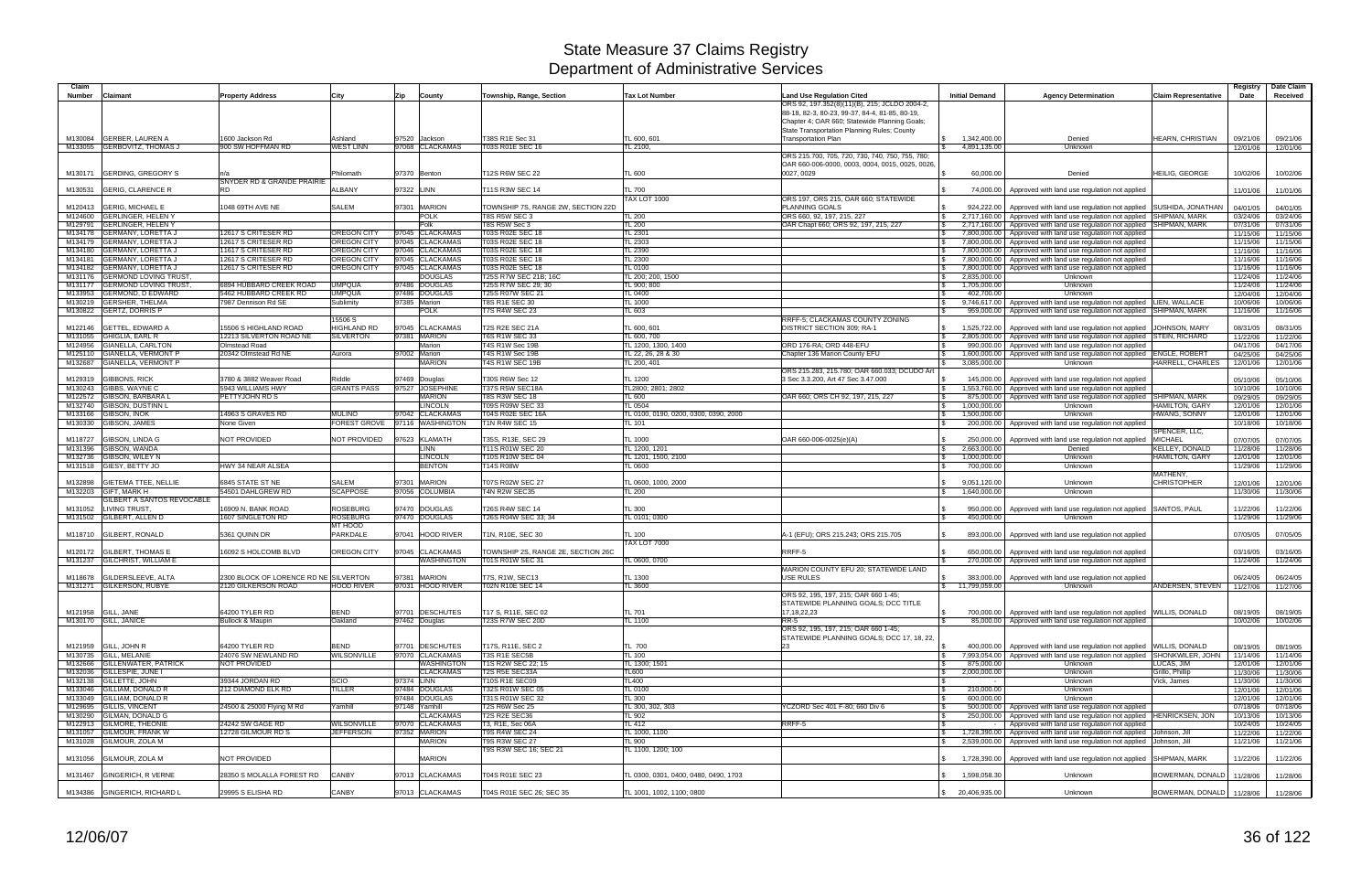# State Measure 37 Claims Registry
## Department of Administrative Services

| Claim Number | Claimant | Property Address | City | Zip | County | Township, Range, Section | Tax Lot Number | Land Use Regulation Cited | Initial Demand | Agency Determination | Claim Representative | Registry Date | Date Claim Received |
|---|---|---|---|---|---|---|---|---|---|---|---|---|---|
| M130084 | GERBER, LAUREN A | 1600 Jackson Rd | Ashland | 97520 | Jackson | T38S R1E Sec 31 | TL 600, 601 | ORS 92, 197.352(8)(11)(B), 215; JCLDO 2004-2, 88-18, 82-3, 80-23, 99-37, 84-4, 81-85, 80-19, Chapter 4; OAR 660; Statewide Planning Goals; State Transportation Planning Rules; County Transportation Plan | $ 1,342,400.00 | Denied | HEARN, CHRISTIAN | 09/21/06 | 09/21/06 |
| M133055 | GERBOVITZ, THOMAS J | 900 SW HOFFMAN RD | WEST LINN | 97068 | CLACKAMAS | T03S R01E SEC 16 | TL 2100, | | $ 4,891,135.00 | Unknown | | 12/01/06 | 12/01/06 |
| M130171 | GERDING, GREGORY S | n/a | Philomath | 97370 | Benton | T12S R6W SEC 22 | TL 600 | ORS 215.700, 705, 720, 730, 740, 750, 755, 780; OAR 660-006-0000, 0003, 0004, 0015, 0025, 0026, 0027, 0029 | $ 60,000.00 | Denied | HEILIG, GEORGE | 10/02/06 | 10/02/06 |
| M130531 | GERIG, CLARENCE R | SNYDER RD & GRANDE PRAIRIE RD | ALBANY | 97322 | LINN | T11S R3W SEC 14 | TL 700 | | $ 74,000.00 | Approved with land use regulation not applied | | 11/01/06 | 11/01/06 |
| M120413 | GERIG, MICHAEL E | 1048 69TH AVE NE | SALEM | 97301 | MARION | TOWNSHIP 7S, RANGE 2W, SECTION 22D | TAX LOT 1000 | ORS 197, ORS 215, OAR 660; STATEWIDE PLANNING GOALS | $ 924,222.00 | Approved with land use regulation not applied | SUSHIDA, JONATHAN | 04/01/05 | 04/01/05 |
| M124600 | GERLINGER, HELEN Y | | | | POLK | T8S R5W SEC 3 | TL 200 | ORS 660, 92, 197, 215, 227 | $ 2,717,160.00 | Approved with land use regulation not applied | SHIPMAN, MARK | 03/24/06 | 03/24/06 |
| M129791 | GERLINGER, HELEN Y | | | | Polk | T8S R5W Sec 3 | TL 200 | OAR Chapt 660; ORS 92, 197, 215, 227 | $ 2,717,160.00 | Approved with land use regulation not applied | SHIPMAN, MARK | 07/31/06 | 07/31/06 |
| M134178 | GERMANY, LORETTA J | 12617 S CRITESER RD | OREGON CITY | 97045 | CLACKAMAS | T03S R02E SEC 18 | TL 2301 | | $ 7,800,000.00 | Approved with land use regulation not applied | | 11/15/06 | 11/15/06 |
| M134179 | GERMANY, LORETTA J | 12617 S CRITESER RD | OREGON CITY | 97045 | CLACKAMAS | T03S R02E SEC 18 | TL 2303 | | $ 7,800,000.00 | Approved with land use regulation not applied | | 11/15/06 | 11/15/06 |
| M134180 | GERMANY, LORETTA J | 11617 S CRITESER RD | OREGON CITY | 97045 | CLACKAMAS | T03S R02E SEC 18 | TL 2390 | | $ 7,800,000.00 | Approved with land use regulation not applied | | 11/16/06 | 11/16/06 |
| M134181 | GERMANY, LORETTA J | 12617 S CRITESER RD | OREGON CITY | 97045 | CLACKAMAS | T03S R02E SEC 18 | TL 2300 | | $ 7,800,000.00 | Approved with land use regulation not applied | | 11/16/06 | 11/16/06 |
| M134182 | GERMANY, LORETTA J | 12617 S CRITESER RD | OREGON CITY | 97045 | CLACKAMAS | T03S R02E SEC 18 | TL 0100 | | $ 7,800,000.00 | Approved with land use regulation not applied | | 11/16/06 | 11/16/06 |
| M131176 | GERMOND LOVING TRUST, | | | | DOUGLAS | T25S R7W SEC 21B; 16C | TL 200; 200, 1500 | | $ 2,835,000.00 | Unknown | | 11/24/06 | 11/24/06 |
| M131177 | GERMOND LOVING TRUST, | 6894 HUBBARD CREEK ROAD | UMPQUA | 97486 | DOUGLAS | T25S R7W SEC 29; 30 | TL 900; 800 | | $ 1,705,000.00 | Unknown | | 11/24/06 | 11/24/06 |
| M133953 | GERMOND, D EDWARD | 6462 HUBBARD CREEK RD | UMPQUA | 97486 | DOUGLAS | T25S R07W SEC 21 | TL 0400 | | $ 402,700.00 | Unknown | | 12/04/06 | 12/04/06 |
| M130219 | GERSHER, THELMA | 7987 Dennison Rd SE | Sublimity | 97385 | Marion | T8S R1E SEC 30 | TL 1000 | | $ 9,746,617.00 | Approved with land use regulation not applied | LIEN, WALLACE | 10/06/06 | 10/06/06 |
| M130822 | GERTZ, DORRIS P | | | | POLK | T7S R4W SEC 23 | TL 603 | | $ 959,000.00 | Approved with land use regulation not applied | SHIPMAN, MARK | 11/16/06 | 11/16/06 |
| M122146 | GETTEL, EDWARD A | 15506 S HIGHLAND ROAD | 15506 S HIGHLAND RD | 97045 | CLACKAMAS | T2S R2E SEC 21A | TL 600, 601 | RRFF-5; CLACKAMAS COUNTY ZONING DISTRICT SECTION 309; RA-1 | $ 1,525,722.00 | Approved with land use regulation not applied | JOHNSON, MARY | 08/31/05 | 08/31/05 |
| M131055 | GHIGLIA, EARL R | 12213 SILVERTON ROAD NE | SILVERTON | 97381 | MARION | T6S R1W SEC 33 | TL 600, 700 | | $ 2,805,000.00 | Approved with land use regulation not applied | STEIN, RICHARD | 11/22/06 | 11/22/06 |
| M124956 | GIANELLA, CARLTON | Olmstead Road | | | Marion | T4S R1W Sec 19B | TL 1200, 1300, 1400 | ORD 176-RA; ORD 448-EFU | $ 990,000.00 | Approved with land use regulation not applied | | 04/17/06 | 04/17/06 |
| M125110 | GIANELLA, VERMONT P | 20342 Olmstead Rd NE | Aurora | 97002 | Marion | T4S R1W Sec 19B | TL 22, 26, 28 & 30 | Chapter 136 Marion County EFU | $ 1,600,000.00 | Approved with land use regulation not applied | ENGLE, ROBERT | 04/25/06 | 04/25/06 |
| M132687 | GIANELLA, VERMONT P | | | | MARION | T4S R1W SEC 19B | TL 200, 401 | | $ 3,085,000.00 | Unknown | HARRELL, CHARLES | 12/01/06 | 12/01/06 |
| M129319 | GIBBONS, RICK | 3780 & 3882 Weaver Road | Riddle | 97469 | Douglas | T30S R6W Sec 12 | TL 1200 | ORS 215.283, 215.780; OAR 660.033; DCUDO Art 3 Sec 3.3.200, Art 47 Sec 3.47.000 | $ 145,000.00 | Approved with land use regulation not applied | | 05/10/06 | 05/10/06 |
| M130243 | GIBBS, WAYNE C | 5943 WILLIAMS HWY | GRANTS PASS | 97527 | JOSEPHINE | T37S R5W SEC18A | TL2800; 2801; 2802 | | $ 1,553,760.00 | Approved with land use regulation not applied | | 10/10/06 | 10/10/06 |
| M122572 | GIBSON, BARBARA L | PETTYJOHN RD S | | | MARION | T8S R3W SEC 18 | TL 600 | OAR 660; ORS CH 92, 197, 215, 227 | $ 875,000.00 | Approved with land use regulation not applied | SHIPMAN, MARK | 09/29/05 | 09/29/05 |
| M132740 | GIBSON, DUSTINN L | | | | LINCOLN | T09S R09W SEC 33 | TL 0504 | | $ 1,000,000.00 | Unknown | HAMILTON, GARY | 12/01/06 | 12/01/06 |
| M133166 | GIBSON, INOK | 14963 S GRAVES RD | MULINO | 97042 | CLACKAMAS | T04S R02E SEC 16A | TL 0100, 0190, 0200, 0300, 0390, 2000 | | $ 1,500,000.00 | Unknown | HWANG, SONNY | 12/01/06 | 12/01/06 |
| M130330 | GIBSON, JAMES | None Given | FOREST GROVE | 97116 | WASHINGTON | T1N R4W SEC 15 | TL 101 | | $ 200,000.00 | Approved with land use regulation not applied | | 10/18/06 | 10/18/06 |
| M118727 | GIBSON, LINDA G | NOT PROVIDED | NOT PROVIDED | 97623 | KLAMATH | T35S, R13E, SEC 29 | TL 1000 | OAR 660-006-0025(e)(A) | $ 250,000.00 | Approved with land use regulation not applied | SPENCER, LLC, MICHAEL | 07/07/05 | 07/07/05 |
| M131396 | GIBSON, WANDA | | | | LINN | T11S R01W SEC 20 | TL 1200, 1201 | | $ 2,663,000.00 | Denied | KELLEY, DONALD | 11/28/06 | 11/28/06 |
| M132736 | GIBSON, WILEY N | | | | LINCOLN | T10S R10W SEC 04 | TL 1201, 1500, 2100 | | $ 1,000,000.00 | Unknown | HAMILTON, GARY | 12/01/06 | 12/01/06 |
| M131518 | GIESY, BETTY JO | HWY 34 NEAR ALSEA | | | BENTON | T14S R08W | TL 0600 | | $ 700,000.00 | Unknown | | 11/29/06 | 11/29/06 |
| M132898 | GIETEMA TTEE, NELLIE | 6845 STATE ST NE | SALEM | 97301 | MARION | T07S R02W SEC 27 | TL 0600, 1000, 2000 | | $ 9,051,120.00 | Unknown | MATHENY, CHRISTOPHER | 12/01/06 | 12/01/06 |
| M132203 | GIFT, MARK H | 54501 DAHLGREW RD | SCAPPOSE | 97056 | COLUMBIA | T4N R2W SEC35 | TL 200 | | $ 1,640,000.00 | Unknown | | 11/30/06 | 11/30/06 |
| M131052 | GILBERT A SANTOS REVOCABLE LIVING TRUST, | 16909 N. BANK ROAD | ROSEBURG | 97470 | DOUGLAS | T26S R4W SEC 14 | TL 300 | | $ 950,000.00 | Approved with land use regulation not applied | SANTOS, PAUL | 11/22/06 | 11/22/06 |
| M131502 | GILBERT, ALLEN D | 1607 SINGLETON RD | ROSEBURG | 97470 | DOUGLAS | T26S R04W SEC 33; 34 | TL 0101; 0300 | | $ 450,000.00 | Unknown | | 11/29/06 | 11/29/06 |
| M118710 | GILBERT, RONALD | 5361 QUINN DR | MT HOOD PARKDALE | 97041 | HOOD RIVER | T1N, R10E, SEC 30 | TL 100 | A-1 (EFU); ORS 215.243; ORS 215.705 | $ 893,000.00 | Approved with land use regulation not applied | | 07/05/05 | 07/05/05 |
| M120172 | GILBERT, THOMAS E | 16092 S HOLCOMB BLVD | OREGON CITY | 97045 | CLACKAMAS | TOWNSHIP 2S, RANGE 2E, SECTION 26C | TAX LOT 7000 | RRFF-5 | $ 650,000.00 | Approved with land use regulation not applied | | 03/16/05 | 03/16/05 |
| M131237 | GILCHRIST, WILLIAM E | | | | WASHINGTON | T01S R01W SEC 31 | TL 0600, 0700 | | $ 270,000.00 | Approved with land use regulation not applied | | 11/24/06 | 11/24/06 |
| M118678 | GILDERSLEEVE, ALTA | 2300 BLOCK OF LORENCE RD NE | SILVERTON | 97381 | MARION | T7S, R1W, SEC13 | TL 1300 | MARION COUNTY EFU 20; STATEWIDE LAND USE RULES | $ 383,000.00 | Approved with land use regulation not applied | | 06/24/05 | 06/24/05 |
| M131271 | GILKERSON, RUBYE | 2120 GILKERSON ROAD | HOOD RIVER | 97031 | HOOD RIVER | T02N R10E SEC 14 | TL 3600 | | $ 11,799,059.00 | Unknown | ANDERSEN, STEVEN | 11/27/06 | 11/27/06 |
| M121958 | GILL, JANE | 64200 TYLER RD | BEND | 97701 | DESCHUTES | T17 S, R11E, SEC 02 | TL 701 | ORS 92, 195, 197, 215; OAR 660 1-45; STATEWIDE PLANNING GOALS; DCC TITLE 17,18,22,23 | $ 700,000.00 | Approved with land use regulation not applied | WILLIS, DONALD | 08/19/05 | 08/19/05 |
| M130170 | GILL, JANICE | Bullock & Maupin | Oakland | 97462 | Douglas | T23S R7W SEC 20D | TL 1100 | RR-5 | $ 85,000.00 | Approved with land use regulation not applied | | 10/02/06 | 10/02/06 |
| M121959 | GILL, JOHN R | 64200 TYLER RD | BEND | 97701 | DESCHUTES | T17S, R11E, SEC 2 | TL 700 | ORS 92, 195, 197, 215; OAR 660 1-45; STATEWIDE PLANNING GOALS; DCC 17, 18, 22, 23 | $ 400,000.00 | Approved with land use regulation not applied | WILLIS, DONALD | 08/19/05 | 08/19/05 |
| M130735 | GILL, MELANIE | 24076 SW NEWLAND RD | WILSONVILLE | 97070 | CLACKAMAS | T3S R1E SEC5B | TL 100 | | $ 7,993,054.00 | Approved with land use regulation not applied | SHONKWILER, JOHN | 11/14/06 | 11/14/06 |
| M132666 | GILLENWATER, PATRICK | NOT PROVIDED | | | WASHINGTON | T1S R2W SEC 22; 15 | TL 1300; 1501 | | $ 875,000.00 | Unknown | LUCAS, JIM | 12/01/06 | 12/01/06 |
| M132036 | GILLESPIE, JUNE I | | | | CLACKAMAS | T2S R5E SEC33A | TL600 | | $ 2,000,000.00 | Unknown | Grillo, Phillip | 11/30/06 | 11/30/06 |
| M132138 | GILLETTE, JOHN | 39344 JORDAN RD | SCIO | 97374 | LINN | T10S R1E SEC09 | TL400 | | $ - | Unknown | Vick, James | 11/30/06 | 11/30/06 |
| M133046 | GILLIAM, DONALD R | 212 DIAMOND ELK RD | TILLER | 97484 | DOUGLAS | T32S R01W SEC 05 | TL 0100 | | $ 210,000.00 | Unknown | | 12/01/06 | 12/01/06 |
| M133049 | GILLIAM, DONALD R | | | 97484 | DOUGLAS | T31S R01W SEC 32 | TL 300 | | $ 600,000.00 | Unknown | | 12/01/06 | 12/01/06 |
| M129695 | GILLIS, VINCENT | 24500 & 25000 Flying M Rd | Yamhill | 97148 | Yamhill | T2S R6W Sec 25 | TL 300, 302, 303 | YCZORD Sec 401 F-80; 660 Div 6 | $ 500,000.00 | Approved with land use regulation not applied | | 07/18/06 | 07/18/06 |
| M130290 | GILMAN, DONALD G | | | | CLACKAMAS | T2S R2E SEC36 | TL 902 | | $ 250,000.00 | Approved with land use regulation not applied | HENRICKSEN, JON | 10/13/06 | 10/13/06 |
| M122913 | GILMORE, THEONIE | 24242 SW GAGE RD | WILSONVILLE | 97070 | CLACKAMAS | T3, R1E, Sec 06A | TL 412 | RRFF-5 | $ - | Approved with land use regulation not applied | | 10/24/05 | 10/24/05 |
| M131057 | GILMOUR, FRANK W | 12728 GILMOUR RD S | JEFFERSON | 97352 | MARION | T9S R4W SEC 24 | TL 1000, 1100 | | $ 1,728,390.00 | Approved with land use regulation not applied | Johnson, Jill | 11/22/06 | 11/22/06 |
| M131028 | GILMOUR, ZOLA M | | | | MARION | T9S R3W SEC 27 | TL 900 | | $ 2,539,000.00 | Approved with land use regulation not applied | Johnson, Jill | 11/21/06 | 11/21/06 |
| M131056 | GILMOUR, ZOLA M | NOT PROVIDED | | | MARION | T9S R3W SEC 16; SEC 21 | TL 1100, 1200; 100 | | $ 1,728,390.00 | Approved with land use regulation not applied | SHIPMAN, MARK | 11/22/06 | 11/22/06 |
| M131467 | GINGERICH, R VERNE | 28350 S MOLALLA FOREST RD | CANBY | 97013 | CLACKAMAS | T04S R01E SEC 23 | TL 0300, 0301, 0400, 0480, 0490, 1703 | | $ 1,598,058.30 | Unknown | BOWERMAN, DONALD | 11/28/06 | 11/28/06 |
| M134386 | GINGERICH, RICHARD L | 29995 S ELISHA RD | CANBY | 97013 | CLACKAMAS | T04S R01E SEC 26; SEC 35 | TL 1001, 1002, 1100; 0800 | | $ 20,406,935.00 | Unknown | BOWERMAN, DONALD | 11/28/06 | 11/28/06 |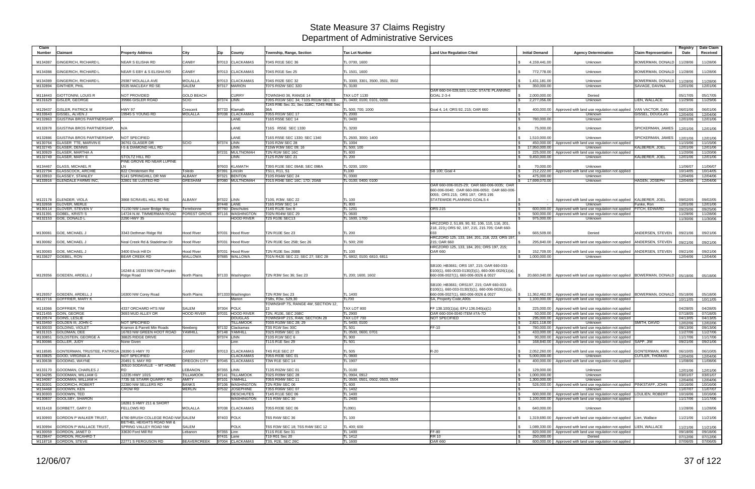# State Measure 37 Claims Registry
## Department of Administrative Services

| Claim Number | Claimant | Property Address | City | Zip | County | Township, Range, Section | Tax Lot Number | Land Use Regulation Cited | Initial Demand | Agency Determination | Claim Representative | Registry Date | Date Claim Received |
|---|---|---|---|---|---|---|---|---|---|---|---|---|---|
| M134387 | GINGERICH, RICHARD L | NEAR S ELISHA RD | CANBY | 97013 | CLACKAMAS | T04S R01E SEC 36 | TL 0700, 1600 | | $ 4,159,441.00 | Unknown | BOWERMAN, DONALD | 11/28/06 | 11/28/06 |
| M134388 | GINGERICH, RICHARD L | NEAR S EBY & S ELISHA RD | CANBY | 97013 | CLACKAMAS | T04S R01E Sec 25 | TL 1501, 1600 | | $ 772,778.00 | Unknown | BOWERMAN, DONALD | 11/28/06 | 11/28/06 |
| M134389 | GINGERICH, RICHARD L | 29387 MOLALLA AVE | MOLALLA | 97013 | CLACKAMAS | T04S R02E SEC 32 | TL 3300, 3301, 3500, 3501, 3502 | | $ 1,431,181.00 | Unknown | BOWERMAN, DONALD | 11/28/06 | 11/28/06 |
| M132894 | GINTHER, PHIL | 5535 MACLEAY RD SE | SALEM | 97317 | MARION | T07S R02W SEC 32D | TL 3100 | | $ 350,000.00 | Unknown | SAVAGE, DAVINA | 12/01/06 | 12/01/06 |
| M118443 | GIOTTONINI, LOUIS R | NOT PROVIDED | GOLD BEACH | | CURRY | TOWNSHI0 36, RANGE 14 | TAX LOT 1130 | OAR 660-04-028,025; LCDC STATE PLANNING GOAL 2-3-4 | $ 2,000,000.00 | Denied | | 05/17/05 | 05/17/05 |
| M131629 | GISLER, GEORGE | 39986 GISLER ROAD | SCIO | 97374 | LINN | T09S R01W SEC 34; T10S R01W SEC 03 | TL 0400; 0100, 0101, 0200 | | $ 2,277,056.00 | Unknown | LIEN, WALLACE | 11/29/06 | 11/29/06 |
| M129437 | GISLER, PATRICK M | HWY 97 | Crescent | 97733 | Klamath | T24S R9E Sec 31; Sec 31BC; T24S R8E Sec 36A | TL 500; 700; 1000 | Goal 4, 14; ORS 92, 215; OAR 660 | $ 400,000.00 | Approved with land use regulation not applied | VAN VACTOR, DAN | 06/01/06 | 06/01/06 |
| M133643 | GISSEL, ALVEN J | 19945 S YOUNG RD | MOLALLA | 97038 | CLACKAMAS | T05S R01W SEC 17 | TL 2000 | | $ - | Unknown | GISSEL, DOUGLAS | 12/04/06 | 12/04/06 |
| M132863 | GIUSTINA BROS PARTNERSHIP, | | | | LANE | T16S R55E SEC 14 | TL 0400 | | $ 780,000.00 | Unknown | | 12/01/06 | 12/01/06 |
| M132878 | GIUSTINA BROS PARTNERSHIP, | N/A | | | LANE | T16S R55E SEC 1330 | TL 3200 | | $ 75,000.00 | Unknown | SPICKERMAN, JAMES | 12/01/06 | 12/01/06 |
| M132886 | GIUSTINA BROS PARTNERSHIP, | NOT SPECIFIED | | | LANE | T16S R55E SEC 1330; SEC 1340 | TL 2600, 3000; 1400 | | $ 1,510,000.00 | Unknown | SPICKERMAN, JAMES | 12/01/06 | 12/01/06 |
| M130764 | GLASER TTE, MARVIN E | 36761 GLASER DR | SCIO | 97374 | LINN | T10S R2W SEC 28 | TL 1004 | | $ 450,000.00 | Approved with land use regulation not applied | | 11/15/06 | 11/15/06 |
| M132745 | GLASER, DENNIS | I-5 & DIAMOND HILL RD | | | LINN | T15W R3W SEC 09; 16 | TL 500; 100 | | $ 17,950,000.00 | Unknown | KALBERER, JOEL | 12/01/06 | 12/01/06 |
| M130929 | GLASER, MARTHA A | | | 97231 | MULTNOMAH | T2N R1W SEC 16C | TL 600 | | $ 225,000.00 | Approved with land use regulation not applied | | 11/20/06 | 11/20/06 |
| M132749 | GLASER, MARY E | STOLTZ HILL RD | | | LINN | T12S R2W SEC 21 | TL 200 | | $ 9,450,000.00 | Unknown | KALBERER, JOEL | 12/01/06 | 12/01/06 |
| M134467 | GLASS, MICHAEL R | PINE GROVE RD NEAR LUPINE LN | | 97603 | KLAMATH | T39S R10E SEC 09AB; SEC 09BA | TL 0200, 1000 | | $ 70,000.00 | Unknown | | 11/06/07 | 11/06/07 |
| M122794 | GLASSCOCK, ARCHIE | 822 Christensen Rd | Toledo | 97391 | Lincoln | TS11, R11, S1 | TL100 | SB 100; Goal 4 | $ 212,222.00 | Approved with land use regulation not applied | | 10/14/05 | 10/14/05 |
| M133910 | GLASSEY, STANLEY | 6141 SPRINGHILL DR NW | ALBANY | 97321 | BENTON | T10S R04W SEC 24 | TL 0300 | | $ 475,000.00 | Unknown | | 12/04/06 | 12/04/06 |
| M133916 | GLENDALE FARMS INC, | 32801 SE LUSTED RD | GRESHAM | 97080 | MULTNOMAH | T01S R04E SEC 16C; 17D; 20AB | TL 0100; 0400; 0100 | | $ 17,699,070.00 | Unknown | HAGEN, JOSEPH | 12/04/06 | 12/04/06 |
| M122178 | GLENDER, VIOLA | 3868 SCRAVEL HILL RD NE | ALBANY | 97322 | LINN | T10S, R3W, SEC 22 | TL 100 | OAR 660-006-0025-29; OAR 660-006-0035; OAR 660-006-0040; OAR 660-006-0050; OAR 660-006-0055; ORS 215; ORS 197; ORS 195 STATEWIDE PLANNING GOALS 4 | $ - | Approved with land use regulation not applied | KALBERER, JOEL | 09/02/05 | 09/02/05 |
| M132658 | GLOVER, MERLE | | | 97448 | LANE | T16S R5W SEC 14 | TL 800 | | $ - | Unknown | Funke, Ron | 12/01/06 | 12/01/06 |
| M130114 | GLOVER, STEVEN V | 71150 NW Lower Bridge Way | Terrebonne | 97760 | Deschutes | T14S R12E Sec 8 | TL 1201 | ORS 215 | $ 600,000.00 | Approved with land use regulation not applied | FITCH, EDWARD | 09/25/06 | 09/25/06 |
| M131391 | GOBEL, KRISTI S | 14724 N.W. TIMMERMAN ROAD | FOREST GROVE | 97116 | WASHINGTON | T02N R04W SEC 29 | TL 0600 | | $ 500,000.00 | Approved with land use regulation not applied | | 11/28/06 | 11/28/06 |
| M132153 | GOE, DONALD L | 2290 HWY 35 | | | HOOD RIVER | T2S R10E SEC13 | TL 1600, 1700 | | $ 975,000.00 | Unknown | | 11/30/06 | 11/30/06 |
| M130081 | GOE, MICHAEL J | 3343 Dethman Ridge Rd | Hood River | 97031 | Hood River | T2N R10E Sec 23 | TL 200 | HRCZORD 2, 51,89, 90, 92, 106, 110, 116, 201, 218, 223;j ORS 92, 197, 215, 215.705; OAR 660-033 | $ 665,509.00 | Denied | ANDERSEN, STEVEN | 09/21/06 | 09/21/06 |
| M130082 | GOE, MICHAEL J | Neal Creek Rd & Stadelman Dr | Hood River | 97031 | Hood River | T2N R10E Sec 25B; Sec 26 | TL 500; 200 | HRCZORD 125, 133, 184, 201, 218, 223; ORS 197, 215; OAR 660 | $ 295,840.00 | Approved with land use regulation not applied | ANDERSEN, STEVEN | 09/21/06 | 09/21/06 |
| M130083 | GOE, MICHAEL J | 3400 Ehrck Hill Dr | Hood River | 97031 | Hood River | T2N R10E Sec 26BB | TL 100 | HRCZORD 125, 133, 184, 201; ORS 197, 215; OAR 660 | $ 152,709.00 | Approved with land use regulation not applied | ANDERSEN, STEVEN | 09/21/06 | 09/21/06 |
| M133627 | GOEBEL, RON | BEAR CREEK RD | WALLOWA | 97885 | WALLOWA | T01N R42E SEC 22; SEC 27; SEC 28 | TL 6802; 0100; 6810, 6811 | | $ 1,000,000.00 | Unknown | | 12/04/06 | 12/04/06 |
| M129356 | GOEDEN, ARDELL J | 16248 & 16333 NW Old Pumpkin Ridge Road | North Plains | 97133 | Washington | T2N R3W Sec 36; Sec 23 | TL 200; 1600, 1602 | SB100; HB3661; ORS 197, 215; OAR 660-033-0100(1), 660-0033-0130(3)(1), 660-006-0026(1)(a), 660-006-0027(1), 660-006-0026 & 0027 | $ 20,660,040.00 | Approved with land use regulation not applied | BOWERMAN, DONALD | 05/18/06 | 05/18/06 |
| M129357 | GOEDEN, ARDELL J | 16300 NW Corey Road | North Plains | 971333 | Washington | T2N R3W Sec 23 | TL 1400 | SB100; HB3661; ORS197, 215; OAR 660-033-0100(1), 660-033-0130(3)(1), 660-006-0026(1)(a), 660-006-0027(1), 660-006-0026 & 0027 | $ 11,362,462.00 | Approved with land use regulation not applied | BOWERMAN, DONALD | 05/18/06 | 05/18/06 |
| M122716 | GOFFRIER, MARY K | | | | Marion | TS8s, R3w, S29,30 | TL700 | SA, Property Code,A90s | $ 1,100,000.00 | Approved with land use regulation not applied | | 10/11/05 | 10/11/05 |
| M118366 | GOFFRIER, TIM | 4337 ORCHARD HTS NW | SALEM | 97304 | POLK | TOWNSHIP 7S, RANGE 4W, SECTION 12, 13 | TAX LOT 800 | FF 138.100(1)(a); EFU 136.040(a)(1) | $ 225,000.00 | Approved with land use regulation not applied | | 04/28/05 | 04/28/05 |
| M121455 | GOIN, GEORGE | 3693 MUD ALLEY DR | HOOD RIVER | 97031 | HOOD RIVER | T2N, R10E, SEC 26BC | TL 2900 | OAR 660-004-0040 ITEM #7A-7D | $ 50,000.00 | Approved with land use regulation not applied | | 07/18/05 | 07/18/05 |
| M120574 | GOINS, LESLIE | | | | DOUGLAS | TOWNSHIP 21S, R4W, SECTION 28 | TAX LOT 700 | NOT SPECIFIED | $ 295,000.00 | Approved with land use regulation not applied | | 04/13/05 | 04/13/05 |
| M133450 | GOLDEN III, JOHN C | NOT SPECIFIED | | | TILLAMOOK | T03S R10W SEC 28; 29 | TL 5400; 0100 | | $ 2,821,118.00 | Unknown | SMITH, DAVID | 12/02/06 | 12/02/06 |
| M130033 | GOLDING, VIOLET | Kramon & Parrett Mtn Roads | Newberg | 97132 | Clackamas | T3S R1W Sec 30C | TL 501 | FF-10 | $ 780,000.00 | Approved with land use regulation not applied | | 09/13/06 | 09/13/06 |
| M131315 | GOLDMAN, DEE | 16783 NW GREEN HOOT ROAD | YAMHILL | 97148 | YAMHILL | T02S R05W SEC 15 | TL 0500, 0600, 0701 | | $ 433,000.00 | Approved with land use regulation not applied | | 11/27/06 | 11/27/06 |
| M130851 | GOLDSTEIN, GEORGE A | 38825 RIDGE DRIVE | | 97374 | LINN | T10S R1W SEC 6 | TL 900 | | $ 90,000.00 | Approved with land use regulation not applied | | 11/17/06 | 11/17/06 |
| M130086 | GOLLER, JUDY | None Given | | | Linn | T11S R1E Sec 29 | TL 501 | | $ 168,840.00 | Approved with land use regulation not applied | SAPP, JIM | 09/21/06 | 09/21/06 |
| M118585 | GONTERMAN, TRUSTEE, PATRICIA | 28390 S HWY 70 | CANBY | 97013 | CLACKAMAS | T4S R1E SEC 27 | TL 505 | R-20 | $ 2,052,260.00 | Approved with land use regulation not applied | GONTERMAN, KIRK | 06/10/05 | 06/10/05 |
| M133825 | GOOD, VIRGINIA A | NOT SPECIFIED | | | CLACKAMAS | T05S R03E SEC 01 | TL 0800 | | $ 5,000,000.00 | Unknown | CUTLER, THOMAS | 12/04/06 | 12/04/06 |
| M130638 | GOODING, WAYNE | 20491 S. MAY RD | OREGON CITY | 97045 | CLACKAMAS | T3W R1E SEC 14 | TL 1907 | | $ 400,000.00 | Approved with land use regulation not applied | | 11/08/06 | 11/08/06 |
| M133170 | GOODMAN, CHARLES J | 30510 SODAVILLE - MT HOME RD | LEBANON | 97355 | LINN | T13S R02W SEC 01 | TL 0100 | | $ 129,000.00 | Unknown | | 12/01/06 | 12/01/06 |
| M134295 | GOODMAN, WILLIAM G | 12235 HWY 101S | TILLAMOOK | 97141 | TILLAMOOK | T02S R09W SEC 28 | TL 0904, 0912 | | $ 1,000,000.00 | Unknown | | 03/01/07 | 03/01/07 |
| M134087 | GOODMAN, WILLIAM H | 7735 SE STARR QUARRY RD | AMITY | 97101 | YAMHILL | T05S R04W SEC 11 | TL 0500, 0501, 0502, 0503, 0504 | | $ 1,300,000.00 | Unknown | | 12/04/06 | 12/04/06 |
| M130301 | GOODRICH, ROBERT | 22380 NW SELLERS RD | BANKS | 97106 | WASHINGTON | T2N R3W SEC 06 | TL 600 | | $ 526,000.00 | Approved with land use regulation not applied | PINKSTAFF, JOHN | 10/16/06 | 10/16/06 |
| M134468 | GOODWIN, KEN | CROW RD | MERLIN | 97532 | JOSEPHINE | T35S R06W SEC 07 | TL 1402 | | $ - | Unknown | | 11/07/07 | 11/07/07 |
| M130303 | GOODWIN, TED | | | | DESCHUTES | T14S R11E SEC 06 | TL 1400 | | $ 600,000.00 | Approved with land use regulation not applied | LOULIEN, ROBERT | 10/16/06 | 10/16/06 |
| M130837 | GOOLSBY, SHARON | | | | WASHINGTON | T1S R3W SEC 30 | TL 2400 | | $ 1,100,000.00 | Approved with land use regulation not applied | | 11/17/06 | 11/17/06 |
| M131418 | GORBETT, GARY D | 18281 S HWY 211 & SHORT FELLOWS RD | MOLALLA | 97038 | CLACKAMAS | T05S R03E SEC 06 | TL0901 | | $ 640,000.00 | Unknown | | 11/28/06 | 11/28/06 |
| M130993 | GORDON P WALKER TRUST, | 4780 BRUSH COLLEGE ROAD NW | SALEM | 97403 | POLK | T6S R4W SEC 36 | TL 100 | | $ 1,319,690.00 | Approved with land use regulation not applied | Lien, Wallace | 11/21/06 | 11/21/06 |
| M130994 | GORDON P WALLACE TRUST, | BETHEL HEIGHTS ROAD NW & SPRING VALLEY ROAD NW | SALEM | | POLK | T6S R3W SEC 18; T6S R4W SEC 12 | TL 400; 600 | | $ 1,089,330.00 | Approved with land use regulation not applied | LIEN, WALLACE | 11/21/06 | 11/21/06 |
| M130059 | GORDON, JANET D | 33630 Ford Mill Rd | Lebanon | 97355 | Linn | T11S R1E Sec 31 | TL 1400 | FF-80 | $ 820,000.00 | Approved with land use regulation not applied | | 09/18/06 | 09/18/06 |
| M129647 | GORDON, RICAHRD T | | | 97431 | Lane | T19 R01 Sec 20 | TL 1412 | RR 10 | $ 250,000.00 | Denied | | 07/12/06 | 07/12/06 |
| M118718 | GORDON, STEVE | 22771 S FERGUSON RD | BEAVERCREEK | 97004 | CLACKAMAS | T3S, R2E, SEC 26C | TL 1600 | OAR 660 | $ 600,000.00 | Approved with land use regulation not applied | | 07/06/05 | 07/06/05 |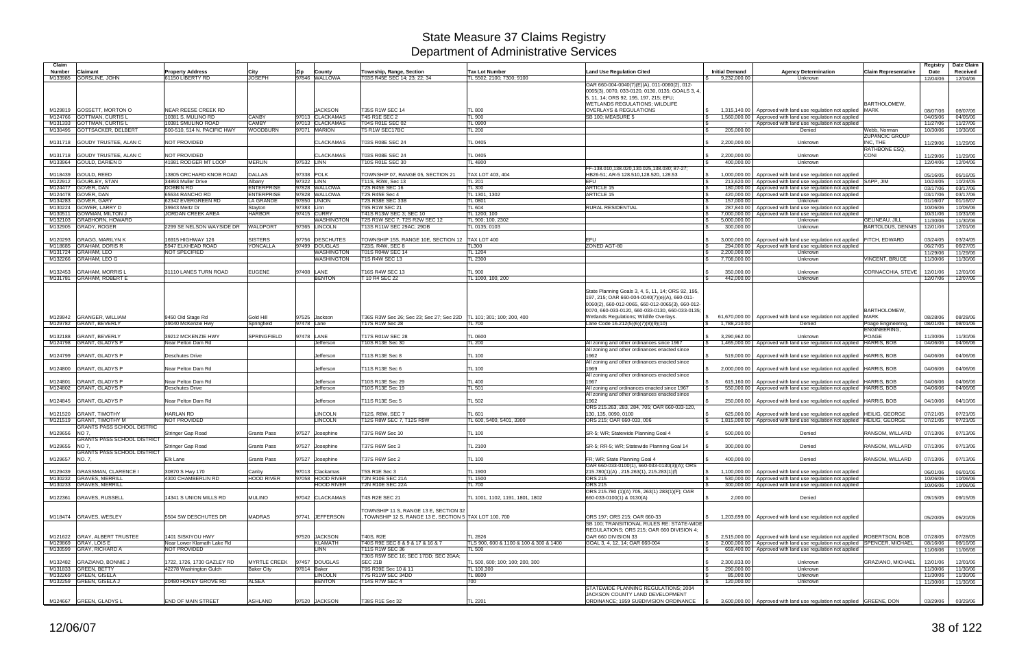# State Measure 37 Claims Registry
## Department of Administrative Services

| Claim Number | Claimant | Property Address | City | Zip | County | Township, Range, Section | Tax Lot Number | Land Use Regulation Cited | Initial Demand | Agency Determination | Claim Representative | Registry Date | Date Claim Received |
|---|---|---|---|---|---|---|---|---|---|---|---|---|---|
| M133985 | GORSLINE, JOHN | 61150 LIBERTY RD | JOSEPH | 97846 | WALLOWA | T03S R45E SEC 14; 23; 22; 34 | TL 5502; 2100; 7300; 9100 | | $ 9,232,000.00 | Unknown | | 12/04/06 | 12/04/06 |
| M129819 | GOSSETT, MORTON O | NEAR REESE CREEK RD | | | JACKSON | T35S R1W SEC 14 | TL 800 | OAR 660-004-0040(7)(E)(A), 011-0060(2), 012-0065(3), 0070, 033-0120, 0130, 0135; GOALS 3, 4, 5, 11, 14; ORS 92, 195, 197, 215; EFU; WETLANDS REGULATIONS; WILDLIFE OVERLAYS & REGULATIONS | $ 1,315,140.00 | Approved with land use regulation not applied | BARTHOLOMEW, MARK | 08/07/06 | 08/07/06 |
| M124766 | GOTTMAN, CURTIS L | 10381 S. MULINO RD | CANBY | 97013 | CLACKAMAS | T4S R1E SEC 2 | TL 900 | SB 100; MEASURE 5 | $ 1,560,000.00 | Approved with land use regulation not applied | | 04/05/06 | 04/05/06 |
| M131338 | GOTTMAN, CURTIS L | 10381 SMULINO ROAD | CAMBY | 97013 | CLACKAMAS | T04S R01E SEC 02 | TL 0900 | | $ - | Approved with land use regulation not applied | | 11/27/06 | 11/27/06 |
| M130495 | GOTTSACKER, DELBERT | 500-510, 514 N. PACIFIC HWY | WOODBURN | 97071 | MARION | T5 R1W SEC17BC | TL 200 | | $ 205,000.00 | Denied | Webb, Norman | 10/30/06 | 10/30/06 |
| M131718 | GOUDY TRUSTEE, ALAN C | NOT PROVIDED | | | CLACKAMAS | T03S R08E SEC 24 | TL 0405 | | $ 2,200,000.00 | Unknown | ZUPANCIC GROUP INC, THE | 11/29/06 | 11/29/06 |
| M131718 | GOUDY TRUSTEE, ALAN C | NOT PROVIDED | | | CLACKAMAS | T03S R08E SEC 24 | TL 0405 | | $ 2,200,000.00 | Unknown | RATHBONE ESQ, CONI | 11/29/06 | 11/29/06 |
| M133964 | GOULD, DARIEN D | 41981 RODGER MT LOOP | MERLIN | 97532 | LINN | T10S R01E SEC 30 | TL 4800 | | $ 400,000.00 | Unknown | | 12/04/06 | 12/04/06 |
| M118439 | GOULD, REED | 13805 ORCHARD KNOB ROAD | DALLAS | 97338 | POLK | TOWNSHIP 07, RANGE 05, SECTION 21 | TAX LOT 403, 404 | FF-138.010,138.020,130.025,138.030; 87-27; HB26-51; AR-5 128.510,128.520, 128.53 | $ 1,000,000.00 | Approved with land use regulation not applied | | 05/16/05 | 05/16/05 |
| M122912 | GOURLEY, STAN | 34893 Muller Drive | Albany | 97322 | LINN | T11S, R3W, Sec 13 | TL 201 | EFU | $ 213,620.00 | Approved with land use regulation not applied | SAPP, JIM | 10/24/05 | 10/24/05 |
| M124477 | GOVER, DAN | DOBBIN RD | ENTERPRISE | 97828 | WALLOWA | T2S R45E SEC 16 | TL 300 | ARTICLE 15 | $ 180,000.00 | Approved with land use regulation not applied | | 03/17/06 | 03/17/06 |
| M124478 | GOVER, DAN | 65534 RANCHO RD | ENTERPRISE | 97828 | WALLOWA | T2S R45E Sec 4 | TL 1301, 1302 | ARTICLE 15 | $ 420,000.00 | Approved with land use regulation not applied | | 03/17/06 | 03/17/06 |
| M134283 | GOVER, GARY | 62342 EVERGREEN RD | LA GRANDE | 97850 | UNION | T2S R38E SEC 33B | TL 0801 | | $ 157,000.00 | Unknown | | 01/16/07 | 01/16/07 |
| M130224 | GOWER, LARRY D | 39943 Mertz Dr | Stayton | 97383 | Linn | T9S R1W SEC 21 | TL 604 | RURAL RESIDENTIAL | $ 287,840.00 | Approved with land use regulation not applied | | 10/06/06 | 10/06/06 |
| M130511 | GOWMAN, MILTON J | JORDAN CREEK AREA | HARBOR | 97415 | CURRY | T41S R13W SEC 3; SEC 10 | TL 1200; 100 | | $ 7,000,000.00 | Approved with land use regulation not applied | | 10/31/06 | 10/31/06 |
| M132103 | GRABHORN, HOWARD | | | | WASHINGTON | T2S R1W SEC 7; T2S R2W SEC 12 | TL 900; 100, 2302 | | $ 5,000,000.00 | Unknown | GELINEAU, JILL | 11/30/06 | 11/30/06 |
| M132905 | GRADY, ROGER | 2299 SE NELSON WAYSIDE DR | WALDPORT | 97365 | LINCOLN | T13S R11W SEC 29AC; 29DB | TL 0135; 0103 | | $ 300,000.00 | Unknown | BARTOLDUS, DENNIS | 12/01/06 | 12/01/06 |
| M120293 | GRAGG, MARILYN K | 16915 HIGHWAY 126 | SISTERS | 97756 | DESCHUTES | TOWNSHIP 15S, RANGE 10E, SECTION 12 | TAX LOT 400 | EFU | $ 3,000,000.00 | Approved with land use regulation not applied | FITCH, EDWARD | 03/24/05 | 03/24/05 |
| M118685 | GRAHAM, DORIS R | 5947 ELKHEAD ROAD | YONCALLA | 97499 | DOUGLAS | T23S, R4W, SEC 8 | TL300 | ZONED AGT-80 | $ 294,000.00 | Approved with land use regulation not applied | | 06/27/05 | 06/27/05 |
| M131724 | GRAHAM, LEO | NOT SPECIFIED | | | WASHINGTON | T01S R04W SEC 14 | TL 1204 | | $ 2,200,000.00 | Unknown | | 11/29/06 | 11/29/06 |
| M132266 | GRAHAM, LEO G | | | | WASHINGTON | T1S R4W SEC 13 | TL 2300 | | $ 7,708,000.00 | Unknown | VINCENT, BRUCE | 11/30/06 | 11/30/06 |
| M132453 | GRAHAM, MORRIS L | 31110 LANES TURN ROAD | EUGENE | 97408 | LANE | T16S R4W SEC 13 | TL 900 | | $ 350,000.00 | Unknown | CORNACCHIA, STEVE | 12/01/06 | 12/01/06 |
| M131781 | GRAHAM, ROBERT E | | | | BENTON | T 10 R4 SEC 22 | TL 1000, 100, 200 | | $ 442,000.00 | Unknown | | 12/07/06 | 12/07/06 |
| M129942 | GRANGER, WILLIAM | 9450 Old Stage Rd | Gold Hill | 97525 | Jackson | T36S R3W Sec 26; Sec 23; Sec 27; Sec 22D | TL 101; 301; 100; 200, 400 | State Planning Goals 3, 4, 5, 11, 14; ORS 92, 195, 197, 215; OAR 660-004-0040(7)(e)(A), 660-011-0060(2), 660-012-0065, 660-012-0065(3), 660-012-0070, 660-033-0120, 660-033-0130, 660-033-0135; Wetlands Regulations; Wildlife Overlays. | $ 61,670,000.00 | Approved with land use regulation not applied | BARTHOLOMEW, MARK | 08/28/06 | 08/28/06 |
| M129782 | GRANT, BEVERLY | 39040 McKenzie Hwy | Springfield | 97478 | Lane | T17S R1W Sec 28 | TL 700 | Lane Code 16.212(5)(6)(7)(8)(9)(10) | $ 1,788,210.00 | Denied | Poage Engineering, | 08/01/06 | 08/01/06 |
| M132188 | GRANT, BEVERLY | 39212 MCKENZIE HWY | SPRINGFIELD | 97478 | LANE | T17S R01W SEC 28 | TL 0600 | | $ 3,290,962.00 | Unknown | ENGINEERING, POAGE | 11/30/06 | 11/30/06 |
| M124798 | GRANT, GLADYS P | Near Pelton Dam Rd | | | Jefferson | T10S R13E Sec 30 | TL 200 | All zoning and other ordinances since 1967 | $ 1,465,000.00 | Approved with land use regulation not applied | HARRIS, BOB | 04/06/06 | 04/06/06 |
| M124799 | GRANT, GLADYS P | Deschutes Drive | | | Jefferson | T11S R13E Sec 8 | TL 100 | All zoning and other ordinances enacted since 1962 | $ 519,000.00 | Approved with land use regulation not applied | HARRIS, BOB | 04/06/06 | 04/06/06 |
| M124800 | GRANT, GLADYS P | Near Pelton Dam Rd | | | Jefferson | T11S R13E Sec 6 | TL 100 | All zoning and other ordinances enacted since 1969 | $ 2,000,000.00 | Approved with land use regulation not applied | HARRIS, BOB | 04/06/06 | 04/06/06 |
| M124801 | GRANT, GLADYS P | Near Pelton Dam Rd | | | Jefferson | T10S R13E Sec 29 | TL 400 | All zoning and other ordinances enacted since 1967 | $ 615,160.00 | Approved with land use regulation not applied | HARRIS, BOB | 04/06/06 | 04/06/06 |
| M124802 | GRANT, GLADYS P | Deschutes Drive | | | Jefferson | T10S R13E Sec 19 | TL 501 | All zoning and ordinances enacted since 1967 | $ 550,000.00 | Approved with land use regulation not applied | HARRIS, BOB | 04/06/06 | 04/06/06 |
| M124845 | GRANT, GLADYS P | Near Pelton Dam Rd | | | Jefferson | T11S R13E Sec 5 | TL 502 | All zoning and other ordinances enacted since 1962 | $ 250,000.00 | Approved with land use regulation not applied | HARRIS, BOB | 04/10/06 | 04/10/06 |
| M121520 | GRANT, TIMOTHY | HARLAN RD | | | LINCOLN | T12S, R8W, SEC 7 | TL 601 | ORS 215.263, 283, 284, 705; OAR 660-033-120, 130, 135, 0090, 0100 | $ 625,000.00 | Approved with land use regulation not applied | HEILIG, GEORGE | 07/21/05 | 07/21/05 |
| M121519 | GRANT, TIMOTHY M | NOT PROVIDED | | | LINCOLN | T12S R8W SEC 7, T12S R9W | TL 600, 5400, 5401, 3300 | ORS 215; OAR 660-033, 006 | $ 1,815,000.00 | Approved with land use regulation not applied | HEILIG, GEORGE | 07/21/05 | 07/21/05 |
| M129656 | GRANTS PASS SCHOOL DISTRIC NO 7, | Stringer Gap Road | Grants Pass | 97527 | Josephine | T37S R6W Sec 10 | TL 100 | SR-5; WR; Statewide Planning Goal 4 | $ 500,000.00 | Denied | RANSOM, WILLARD | 07/13/06 | 07/13/06 |
| M129655 | GRANTS PASS SCHOOL DISTRICT NO 7, | Stringer Gap Road | Grants Pass | 97527 | Josephine | T37S R6W Sec 3 | TL 2100 | SR-5; RR-5; WR; Statewide Planning Goal 14 | $ 300,000.00 | Denied | RANSOM, WILLARD | 07/13/06 | 07/13/06 |
| M129657 | GRANTS PASS SCHOOL DISTRICT NO. 7, | Elk Lane | Grants Pass | 97527 | Josephine | T37S R6W Sec 2 | TL 100 | FR; WR; State Planning Goal 4 | $ 400,000.00 | Denied | RANSOM, WILLARD | 07/13/06 | 07/13/06 |
| M129439 | GRASSMAN, CLARENCE I | 30870 S Hwy 170 | Canby | 97013 | Clackamas | T5S R1E Sec 3 | TL 1900 | OAR 660-033-0100(1), 660-033-0130(3)(A); ORS 215.780(1)(A) , 215.263(1), 215.283(1)(f) | $ 1,100,000.00 | Approved with land use regulation not applied | | 06/01/06 | 06/01/06 |
| M130232 | GRAVES, MERRILL | 4300 CHAMBERLIN RD | HOOD RIVER | 97058 | HOOD RIVER | T2N R10E SEC 21A | TL 1500 | ORS 215 | $ 530,000.00 | Approved with land use regulation not applied | | 10/06/06 | 10/06/06 |
| M130233 | GRAVES, MERRILL | | | | HOOD RIVER | T2N R10E SEC 22A | TL 700 | ORS 215 | $ 300,000.00 | Approved with land use regulation not applied | | 10/06/06 | 10/06/06 |
| M122361 | GRAVES, RUSSELL | 14341 S UNION MILLS RD | MULINO | 97042 | CLACKAMAS | T4S R2E SEC 21 | TL 1001, 1102, 1191, 1801, 1802 | ORS 215.780 (1)(A) 705, 263(1) 283(1)(F); OAR 660-033-0100(1) & 0130(A) | $ 2,000.00 | Denied | | 09/15/05 | 09/15/05 |
| M118474 | GRAVES, WESLEY | 5504 SW DESCHUTES DR | MADRAS | 97741 | JEFFERSON | TOWNSHIP 11 S, RANGE 13 E, SECTION 32 ; TOWNSHIP 12 S, RANGE 13 E, SECTION 5 | TAX LOT 100, 700 | ORS 197; ORS 215; OAR 660-33 | $ 1,203,699.00 | Approved with land use regulation not applied | | 05/20/05 | 05/20/05 |
| M121622 | GRAY, ALBERT TRUSTEE | 1401 SISKIYOU HWY | | 97520 | JACKSON | T40S, R2E | TL 2826 | SB 100; TRANSITIONAL RULES RE: STATE-WIDE REGULATIONS; ORS 215; OAR 660 DIVISION 4; OAR 660 DIVISION 33 | $ 2,515,000.00 | Approved with land use regulation not applied | ROBERTSON, BOB | 07/28/05 | 07/28/05 |
| M129869 | GRAY, LOIS E | Near Lower Klamath Lake Rd | | | KLAMATH | T40S R9E SEC 8 & 9 & 17 & 16 & 7 | TLS 900, 600 & 1100 & 100 & 300 & 1400 | GOAL 3, 4, 12, 14; OAR 660-004 | $ 2,000,000.00 | Approved with land use regulation not applied | SPENCER, MICHAEL | 08/16/06 | 08/16/06 |
| M130599 | GRAY, RICHARD A | NOT PROVIDED | | | LINN | T11S R1W SEC 36 | TL 500 | | $ 659,400.00 | Approved with land use regulation not applied | | 11/06/06 | 11/06/06 |
| M132482 | GRAZIANO, BONNIE J | 1722, 1726, 1730 GAZLEY RD | MYRTLE CREEK | 97457 | DOUGLAS | T30S R5W SEC 16; SEC 17DD; SEC 20AA; SEC 21B | TL 500, 600; 100; 200, 300 | | $ 2,300,833.00 | Unknown | GRAZIANO, MICHAEL | 12/01/06 | 12/01/06 |
| M131833 | GREEN, BETTY | 42278 Washington Gulch | Baker City | 97814 | Baker | T9S R39E Sec 10 & 11 | TL 100,300 | | $ 290,000.00 | Unknown | | 11/30/06 | 11/30/06 |
| M132269 | GREEN, GISELA | | | | LINCOLN | T7S R11W SEC 34DD | TL 8600 | | $ 85,000.00 | Unknown | | 11/30/06 | 11/30/06 |
| M132259 | GREEN, GISELA J | 20480 HONEY GROVE RD | ALSEA | | BENTON | T14S R7W SEC 4 | 700 | | $ 120,000.00 | Unknown | | 11/30/06 | 11/30/06 |
| M124667 | GREEN, GLADYS L | END OF MAIN STREET | ASHLAND | 97520 | JACKSON | T38S R1E Sec 32 | TL 2201 | STATEWIDE PLANNING REGULATIONS; 2004 JACKSON COUNTY LAND DEVELOPMENT ORDINANCE; 1959 SUBDIVISION ORDINANCE | $ 3,600,000.00 | Approved with land use regulation not applied | GREENE, DON | 03/29/06 | 03/29/06 |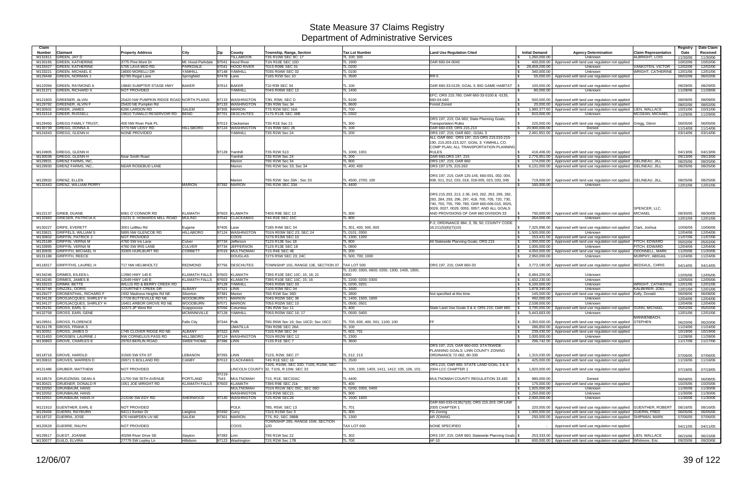# State Measure 37 Claims Registry
## Department of Administrative Services

| Claim Number | Claimant | Property Address | City | Zip | County | Township, Range, Section | Tax Lot Number | Land Use Regulation Cited | Initial Demand | Agency Determination | Claim Representative | Registry Date | Date Claim Received |
|---|---|---|---|---|---|---|---|---|---|---|---|---|---|
| M131811 | GREEN, JAY D | | | | TILLAMOOK | T3S R10W SEC 9C; 17 | TL 100; 300 | | $ 1,260,000.00 | Unknown | ALBRIGHT, LOIS | 11/30/06 | 11/30/06 |
| M130165 | GREEN, KATHERINE | 3775 Pine Mont Dr | Mt. Hood-Parkdale | 97041 | Hood River | T1N R10E SEC 10D | TL 1900 | OAR 660-04-0040 | $ 400,000.00 | Approved with land use regulation not applied | | 10/02/06 | 10/02/06 |
| M133427 | GREEN, KATHERINE | 5705 LAVA BED RD. | PARKDALE | 97041 | HOOD RIVER | T01S R09E SEC 01 | TL 0200 | | $ 28,459,200.00 | Unknown | VANKOTEN, VICTOR | 12/02/06 | 12/02/06 |
| M133221 | GREEN, MICHAEL E | 18000 MORELLI DR | YAMHILL | 97148 | YAMHILL | T03S R04W SEC 02 | TL 0100 | | $ 340,000.00 | Unknown | WRIGHT, CATHERINE | 12/01/06 | 12/01/06 |
| M129448 | GREEN, NORMAN J | 82785 Regal Lane | Springfield | 97478 | Lane | T16S R2W Sec 10 | TL 3500 | RR-5 | $ 55,000.00 | Approved with land use regulation not applied | | 06/02/06 | 06/02/06 |
| M122094 | GREEN, RAYMOND A | 19840 SUMPTER STAGE HWY | BAKER | 97814 | BAKER | T10 R39 SEC 34 | TL 100 | OAR 660-33-0135; GOAL 3; BIG GAME HABITAT | $ 100,000.00 | Approved with land use regulation not applied | | 08/29/05 | 08/29/05 |
| M131371 | GREEN, RICHARD S | NOT PROVIDED | | | YAMHILL | T04S R06W SEC 12 | TL 1400 | | $ 80,000.00 | Unknown | | 11/28/06 | 11/28/06 |
| M121803 | GREENER, ALVIN | 25420 NW PUMPKIN RIDGE ROAD | NORTH PLAINS | 97133 | WASHINGTON | T3N, R3W, SEC D | TL 9100 | EFC; ORS 215.780; OAR 660-33-0100 & -0135, 660-04-040 | $ 500,000.00 | Approved with land use regulation not applied | | 08/09/05 | 08/09/05 |
| M129792 | GREENER, ALVIN F | 25420 NE Pumpkin Rd | | 97133 | WASHINGTON | T3N R3W Sec 34 | TL 8500 | Forest Zoned | $ 20,000.00 | Approved with land use regulation not applied | | 08/02/06 | 08/02/06 |
| M130502 | GREER, JAMES | 6290 LARDON RD | SALEM | 97305 | MARION | T7S R2W SEC 16A | TL 700 | | $ 1,980,377.60 | Approved with land use regulation not applied | LIEN, WALLACE | 10/31/06 | 10/31/06 |
| M131514 | GREER, RUSSELL | 19610 TUMALO RESERVOIR RD | BEND | 97701 | DESCHUTES | T17S R12E SEC 06B | TL 0302 | | $ 810,000.00 | Unknown | MCGEAN, MICHAEL | 11/29/06 | 11/29/06 |
| M129450 | GREGG FAMILY TRUST, | 400 NW River Park PL | | 97013 | Clackamas | T3S R1E Sec 21 | TL 300 | ORS 197, 215; OAR 660; State Planning Goals; Transportation Rules | $ 225,000.00 | Approved with land use regulation not applied | Gregg, Glenn | 06/05/06 | 06/05/06 |
| M130739 | GREGG, DONNA A | 3770 NW LEISY RD. | HILLSBORO | 97124 | WASHINGTON | T1N R3W SEC 26 | TL 100 | OAR 660-033; ORS 215.213 | $ 20,900,000.00 | Denied | | 11/14/06 | 11/14/06 |
| M124343 | GREGG, GLENN H | NONE PROVIDED | | | YAMHILL | T3S R2W Sec 24 | TL 200 | ORS 197, 215; OAR 660 ; GOAL 3 | $ 2,491,951.00 | Approved with land use regulation not applied | | 03/14/06 | 03/14/06 |
| M124905 | GREGG, GLENN H | | | 97128 | Yamhill | T3S R2W S13 | TL 1000, 1001 | ALL OAR 660; ORS 197, 215 ORS 215.010-215-190, 215.203-215.327; GOAL 3; YAMHILL CO. COMP PLAN; ALL TRANSPORTATION PLANNING RULES | $ 416,406.00 | Approved with land use regulation not applied | | 04/13/06 | 04/13/06 |
| M130038 | GREGG, GLENN H | Near Smith Road | | | Yamhill | T3S R2W Sec 24 | TL 200 | OAR 660;ORS 197, 215 | $ 2,776,951.00 | Approved with land use regulation not applied | | 09/13/06 | 09/13/06 |
| M129931 | GRENZ FARMS, INC, | | | | Marion | T9S R2W Sec 34 | TL 800 | ORS 197, 215; OAR 660 | $ 174,000.00 | Approved with land use regulation not applied | GELINEAU, JILL | 08/25/06 | 08/25/06 |
| M129930 | GRENZ FARMS, INC., | NEAR ROSEBUD LANE | | | Marion | T9S R2W Sec 33; Sec 34 | TL 400; 400 | ORS 197.175, 215.263 | $ 6,131,000.00 | Approved with land use regulation not applied | GELINEAU, JILL | 08/25/06 | 08/25/06 |
| M129932 | GRENZ, ELLEN | | | | Marion | T9S R2W Sec 33A ; Sec 33 | TL 4500, 2700; 100 | ORS 197, 215; OAR 125-145, 660-001, 002, 004, 008, 011, 012, 015, 016, 018-005, 023, 033, 045 | $ 719,000.00 | Approved with land use regulation not applied | GELINEAU, JILL | 08/25/06 | 08/25/06 |
| M132443 | GRENZ, WILLIAM PERRY | | MARION | 97392 | MARION | T9S R2W SEC 33A | TL 4400 | | $ 160,000.00 | Unknown | | 12/01/06 | 12/01/06 |
| M122137 | GRIEB, DUANE | 6061 O`CONNOR RD | KLAMATH | 97603 | KLAMATH | T40S R9E SEC 13 | TL 300 | ORS 215.203, 213, 2.36, 243, 262, 263, 265, 282, 283, 284, 293, 296, 297, 418, 700, 705, 720, 730, 740, 750, 755, 799, 780; OAR 660-006-015, 0025, 0026, 0027, 0029, 0055, 0057; AND ALL GOALS AND PROVISIONS OF OAR 660 DIVISION 33 | $ 750,000.00 | Approved with land use regulation not applied | SPENCER, LLC, MICHAEL | 08/30/05 | 08/30/05 |
| M132683 | GRIESER, PATRICIA K | 15231 S. HOWARDS MILL ROAD | MULINO | 97042 | CLACKAMAS | T4S R2E SEC 15C | TL 800 | | $ 264,000.00 | Unknown | | 12/01/06 | 12/01/06 |
| M130227 | GRIFE, EVERETT | 3001 LeBleu Rd | Eugene | 97405 | Lane | T18S R4W SEC 34 | TL 301, 400, 500, 600 | F-2; ORDINANCE 884, 3, 39, 50; COUNTY CODE 16.211(5)(6)(7)(10) | $ 7,325,996.00 | Approved with land use regulation not applied | Clark, Joshua | 10/06/06 | 10/06/06 |
| M133621 | GRIFFELS, WILLIAM S | 5895 NW GLENCOE RD | HILLABORO | 97124 | WASHINGTON | T01N R03W SEC 23; SEC 24 | TL 0101; 0300 | | $ 1,500,000.00 | Unknown | | 12/04/06 | 12/04/06 |
| M130602 | GRIFFIN, PATRICK J | NOT PROVIDED | | | COOS | T27S R13W SEC 10 | TL 1300, 1200 | | $ 153,431.00 | Approved with land use regulation not applied | | 11/07/06 | 11/07/06 |
| M125189 | GRIFFIN, VERNA M | 4760 SW Iris Lane | Culver | 97734 | Jefferson | T12S R13E Sec 18 | TL 800 | All Statewide Planning Goals; ORS 215 | $ 1,000,000.00 | Approved with land use regulation not applied | FITCH, EDWARD | 05/02/06 | 05/02/06 |
| M133995 | GRIFFIN, VERNA M | 4760 SW IRIS LANE | CULVER | 97734 | JEFFERSON | T12S R13E SEC 18 | TL 0800 | | $ 1,000,000.00 | Unknown | FITCH, EDWARD | 12/04/06 | 12/04/06 |
| M130935 | GRIFFITH, MICHAEL H | 33305 HURLBURT RD | CORBETT | 97019 | MULTNOMAH | T1S R4E SEC 4E | TL 200 | | $ 4,050,000.00 | Approved with land use regulation not applied | ODONNELL, MARK | 11/20/06 | 11/20/06 |
| M131188 | GRIFFITH, REECE | | | | DOUGLAS | T27S R5W SEC 23; 24C | TL 500, 700; 1000 | | $ 2,950,000.00 | Unknown | MURPHY, ABIGAIL | 11/24/06 | 11/24/06 |
| M118317 | GRIFFITHS, LAUREL H | 717 NW HELMHOLTZ | REDMOND | 97756 | DESCHUTES | TOWNSHIP 15S, RANGE 13E, SECTION 07 | TAX LOT 500 | ORS 197, 215; OAR 660-33 | $ 3,772,190.00 | Approved with land use regulation not applied | BEDSAUL, CHRIS | 04/14/05 | 04/14/05 |
| M134246 | GRIMES, EILEEN L | 11990 HWY 140 E | KLAMATH FALLS | 97603 | KLAMATH | T39S R10E SEC 10C; 15; 16; 21 | TL 2100; 0300, 0600; 0200, 1300, 1400, 1900; 0300 | | $ 6,484,200.00 | Unknown | | 12/05/06 | 12/05/06 |
| M134245 | GRIMES, JAMES B | 12049 HWY 140 E | KLAMATH FALLS | 97603 | KLAMATH | T39S R10E SEC 10C; 15; 16 | TL 2200; 0200; 0300 | | $ 1,602,230.00 | Unknown | | 12/05/06 | 12/05/06 |
| M133223 | GRIMM, BETTE | WILLIS RD & BERRY CREEK RD | | 97128 | YAMHILL | T04S R05W SEC 03 | TL 0200, 0201 | | $ 6,100,000.00 | Unknown | WRIGHT, CATHERINE | 12/01/06 | 12/01/06 |
| M132746 | GRIZZEL, DORIS | COURTNEY CREEK DR | ALBANY | 97321 | LINN | T10S R3W SEC 04 | TL 1600 | | $ 1,878,340.00 | Unknown | KALBERER, JOEL | 12/01/06 | 12/01/06 |
| M129477 | GRONENTHAL, RICHARD F | 1932 Madrona Heights Rd NE | Silverton | 97381 | Marion | T6S R1W Sec 36D | TL 2800 | Not specified at this time. | $ 145,000.00 | Approved with land use regulation not applied | Kelly, Donald | 06/08/06 | 06/08/06 |
| M134126 | GROSJACQUES, SHIRLEY H | 17728 BUTTEVILLE RD NE | WOODBURN | 97071 | MARION | T04S R02W SEC 36 | TL 1400, 1500, 1600 | | $ 492,000.00 | Unknown | | 12/04/06 | 12/04/06 |
| M134127 | GROSJACQUES, SHIRLEY H | 16401 ARBOR GROVE RD NE | WOODBURN | 97071 | MARION | T05S R02W SEC 10 | TL 0500, 0501 | | $ 2,538,000.00 | Unknown | | 12/04/06 | 12/04/06 |
| M125191 | GROSS, EARL G | 32373 JP West Rd | Scappoose | 97056 | Columbia | T3N R2W Sec 11 | TL 400 | State Land Use Goals 3 & 4; ORS 215; OAR 660 | $ 3,795,000.00 | Approved with land use regulation not applied | GUNN, MICHAEL | 05/02/06 | 05/02/06 |
| M132758 | GROSS, EARL GENE | | MCMINNVILLE | 97128 | YAMHILL | T05S R03W SEC 16; 17 | TL 0500; 0400 | | $ 5,443,663.00 | Unknown | | 12/01/06 | 12/01/06 |
| M129551 | GROSS, FLORENCE | | Falls City | 97344 | Polk | T8S R6W Sec 16; Sec 16CD; Sec 16CC | TL 700, 600, 400, 501; 1100; 100 | FF | $ 1,350,000.00 | Approved with land use regulation not applied | MANNENBACH, STEPHEN | 06/20/06 | 06/20/06 |
| M131178 | GROSS, FRANK S | | | | UMATILLA | T5N R29E SEC 28A | TL 100 | | $ 286,850.00 | Approved with land use regulation not applied | | 11/24/06 | 11/24/06 |
| M130351 | GROSS, JAMES D | 1745 CLOVER RIDGE RD NE | ALBANY | 97322 | LINN | T10S R3W SEC 34 | TL 602, 701 | | $ 239,430.00 | Approved with land use regulation not applied | | 10/19/06 | 10/19/06 |
| M131453 | GROSSEN, LAURINE J | NW CORNELIUS PASS RD | HILLSBORO | 97124 | WASHINGTON | T01N R02W SEC 12 | TL 2300 | | $ 1,000,000.00 | Unknown | | 11/28/06 | 11/28/06 |
| M130863 | GROVE, CHARLES E | 29763 BERLIN ROAD | SWEETHOME | 97386 | LINN | T13S R1E SEC 7 | TL 3600 | | $ 296,742.00 | Approved with land use regulation not applied | | 11/17/06 | 11/17/06 |
| M118716 | GROVE, HAROLD | 31500 SW 5TH ST | LEBANON | 97355 | LINN | T12S, R2W, SEC 27 | TL 212, 213 | ORS 197, 215; OAR 660-033; STATEWIDE PLANNING GOALS; LINN COUNTY ZONING ORDINANCE 72-062, 80-335 | $ 1,315,030.00 | Approved with land use regulation not applied | | 07/06/05 | 07/06/05 |
| M130810 | GROVES, WARREN D | 26971 S BOLLAND RD | CANBY | 97013 | CLACKAMAS | T4S R1E SEC 16 | TL 2500 | | $ 425,000.00 | Approved with land use regulation not applied | | 11/16/06 | 11/16/06 |
| M121486 | GRUBER, MATTHEW | NOT PROVIDED | | | LINCOLN COUNTY | T10S, R10W, SEC 32D; T10S, R10W, SEC 32, T10S, R10W, SEC 33 | TL 100, 1300; 1403, 1411, 1412; 105, 106, 101; | ORS 215; OAR 660; STATE LAND GOAL 3 & 4; 2004 LCC CHAPTER 1 | $ 1,820,000.00 | Approved with land use regulation not applied | | 07/19/05 | 07/19/05 |
| M118574 | GRUDZINSKI, DEAN A | 11700 SW 35TH AVENUE | PORTLAND | 97219-7543 | MULTNOMAH | T1S, R1E, SEC32AC | TL 4400 | MULTNOMAH COUNTY REGULATION 33.430 | $ 980,000.00 | Denied | | 06/08/05 | 06/08/05 |
| M130421 | GRUENER, DONALD R | 1051 JOE WRIGHT RD | KLAMATH FALLS | 97603 | KLAMATH | T39S R9E SEC 21b | TL 400 | | $ 175,000.00 | Approved with land use regulation not applied | | 10/25/06 | 10/25/06 |
| M132050 | GRUNBAUM, HANS | | | | MULTNOMAH | T01N R01W SEC 05C; SEC 06D | TL 0200; 0300, 0400 | | $ 1,925,000.00 | Unknown | | 11/30/06 | 11/30/06 |
| M132052 | GRUNBAUM, HANS | | | | WASHINGTON | T1S R2W SEC21 | TL 900 | | $ 1,250,000.00 | Unknown | | 11/30/06 | 11/30/06 |
| M132051 | GRUNBAUM, HANS H | 213190 SW EDY RD | SHERWOOD | 97140 | WASHINGTON | T2S R2W SEC26 | TL 1500; 1600 | | $ 2,000,000.00 | Unknown | | 11/30/06 | 11/30/06 |
| M121910 | GUENTHER, EARL E | NOT PROVIDED | | | POLK | T8S, R5W, SEC 13 | TL 701 | OAR 660-033-0135(7)(9); ORS 215.203; OR LAW 2005 CHAPTER 1 | $ 220,000.00 | Approved with land use regulation not applied | GUENTHER, ROBERT | 08/16/05 | 08/16/05 |
| M129456 | GUERIN, RAYBURN | 94111 Kerber Dr | Langlois | 97450 | Curry | T31S R15W Sec 3 | TL 300 | FG Zoning | $ 1,000,000.00 | Approved with land use regulation not applied | GUERIN, FRED | 06/05/06 | 06/05/06 |
| M118722 | GUERRA, JOSE | 670 HAMPDEN LN NE | SALEM | 97301 | MARION | T7S, R2, SEC 28BB | TL 1300 | AR ZONING | $ 250,000.00 | Approved with land use regulation not applied | SHIPMAN, MARK | 07/06/05 | 07/06/05 |
| M120529 | GUERRE, RALPH | NOT PROVIDED | | | COOS | TOWNSHIP 29S, RANGE 15W, SECTION 12D | TAX LOT 600 | NONE SPECIFIED | $ - | Approved with land use regulation not applied | | 04/11/05 | 04/11/05 |
| M129517 | GUEST, JOANNE | 40298 River Drive SE | Stayton | 97383 | Linn | T9S R1W Sec 22 | TL 302 | ORS 197, 215; OAR 660; Statewide Planning Goals | $ 253,333.00 | Approved with land use regulation not applied | LIEN, WALLACE | 06/15/06 | 06/15/06 |
| M130077 | GUILD, ELVIRA | 27779 SW Lepley Ln | Hillsboro | 97123 | Washington | T2S R2W Sec 17B | TL 700 | AF-10 | $ 600,000.00 | Approved with land use regulation not applied | Whitmore, Eric | 09/20/06 | 09/20/06 |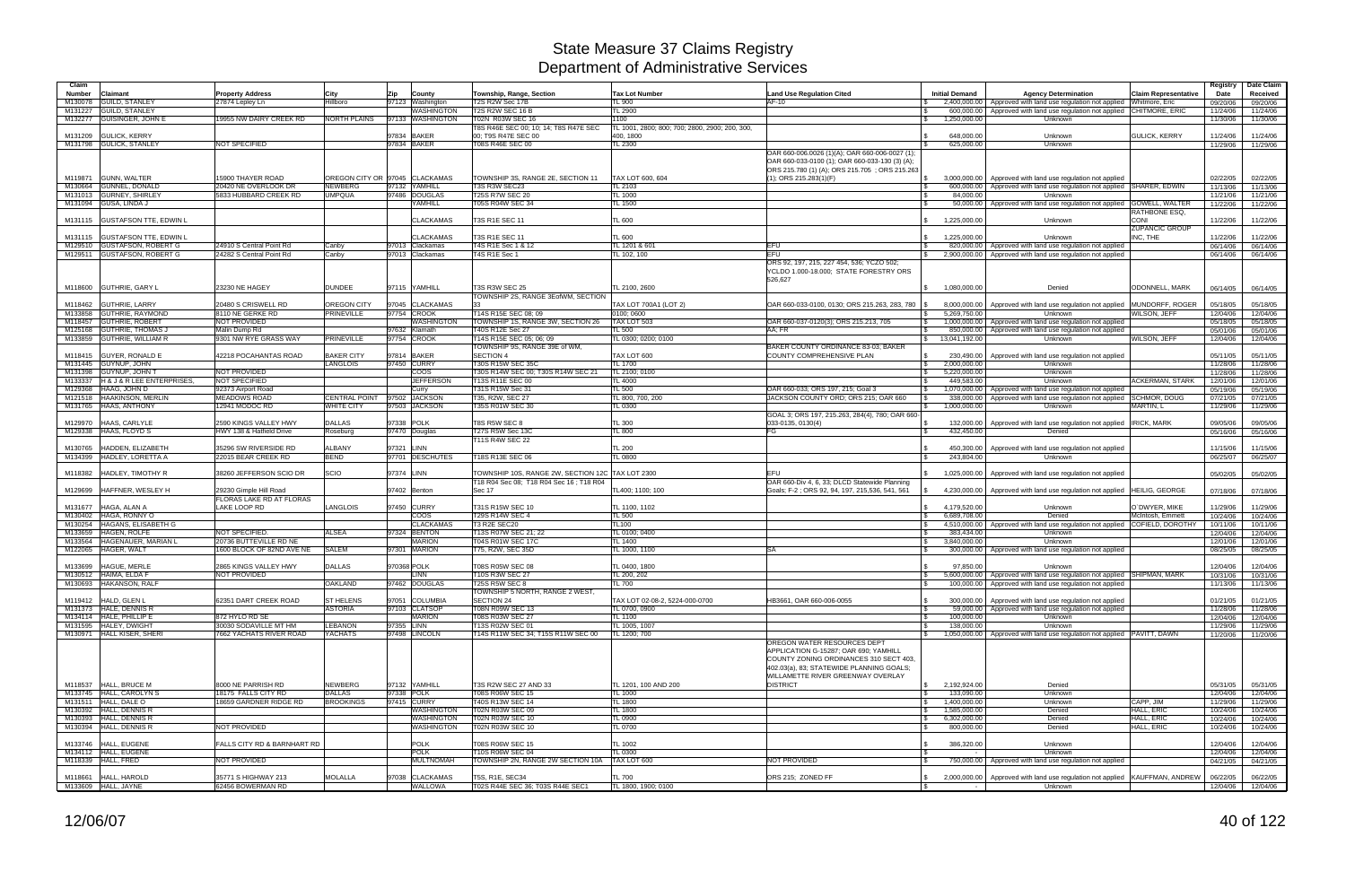# State Measure 37 Claims Registry
## Department of Administrative Services

| Claim Number | Claimant | Property Address | City | Zip | County | Township, Range, Section | Tax Lot Number | Land Use Regulation Cited | Initial Demand | Agency Determination | Claim Representative | Registry Date | Date Claim Received |
|---|---|---|---|---|---|---|---|---|---|---|---|---|---|
| M130078 | GUILD, STANLEY | 27874 Lepley Ln | Hillsboro | 97123 | Washington | T2S R2W Sec 17B | TL 900 | AF-10 | $ 2,400,000.00 | Approved with land use regulation not applied | Whitmore, Eric | 09/20/06 | 09/20/06 |
| M131227 | GUILD, STANLEY | | | | WASHINGTON | T2S R2W SEC 16 B | TL 2900 | | $ 600,000.00 | Approved with land use regulation not applied | CHITMORE, ERIC | 11/24/06 | 11/24/06 |
| M132277 | GUISINGER, JOHN E | 19955 NW DAIRY CREEK RD | NORTH PLAINS | 97133 | WASHINGTON | T02N R03W SEC 16 | 1100 | | $ 1,250,000.00 | Unknown | | 11/30/06 | 11/30/06 |
| M131209 | GULICK, KERRY | | | 97834 | BAKER | T8S R46E SEC 00; 10; 14; T8S R47E SEC 00; T9S R47E SEC 00 | TL 1001, 2800; 800; 700; 2800, 2900; 200, 300, 400, 1800 | | $ 648,000.00 | Unknown | GULICK, KERRY | 11/24/06 | 11/24/06 |
| M131798 | GULICK, STANLEY | NOT SPECIFIED | | 97834 | BAKER | T08S R46E SEC 00 | TL 2300 | | $ 625,000.00 | Unknown | | 11/29/06 | 11/29/06 |
| M119871 | GUNN, WALTER | 15900 THAYER ROAD | OREGON CITY OR | 97045 | CLACKAMAS | TOWNSHIP 3S, RANGE 2E, SECTION 11 | TAX LOT 600, 604 | OAR 660-006.0026 (1)(A); OAR 660-006-0027 (1); OAR 660-033-0100 (1); OAR 660-033-130 (3) (A); ORS 215.780 (1) (A); ORS 215.705 ; ORS 215.263 (1); ORS 215.283(1)(F) | $ 3,000,000.00 | Approved with land use regulation not applied | | 02/22/05 | 02/22/05 |
| M130664 | GUNNEL, DONALD | 20420 NE OVERLOOK DR | NEWBERG | 97132 | YAMHILL | T3S R3W SEC23 | TL 2103 | | $ 600,000.00 | Approved with land use regulation not applied | SHARER, EDWIN | 11/13/06 | 11/13/06 |
| M131013 | GURNEY, SHIRLEY | 5833 HUBBARD CREEK RD | UMPQUA | 97486 | DOUGLAS | T25S R7W SEC 20 | TL 1000 | | $ 84,000.00 | Unknown | | 11/21/06 | 11/21/06 |
| M131094 | GUSA, LINDA J | | | | YAMHILL | T05S R04W SEC 34 | TL 1500 | | $ 50,000.00 | Approved with land use regulation not applied | GOWELL, WALTER | 11/22/06 | 11/22/06 |
| M131115 | GUSTAFSON TTE, EDWIN L | | | | CLACKAMAS | T3S R1E SEC 11 | TL 600 | | $ 1,225,000.00 | Unknown | RATHBONE ESQ, CONI | 11/22/06 | 11/22/06 |
| M131115 | GUSTAFSON TTE, EDWIN L | | | | CLACKAMAS | T3S R1E SEC 11 | TL 600 | | $ 1,225,000.00 | Unknown | ZUPANCIC GROUP INC, THE | 11/22/06 | 11/22/06 |
| M129510 | GUSTAFSON, ROBERT G | 24910 S Central Point Rd | Canby | 97013 | Clackamas | T4S R1E Sec 1 & 12 | TL 1201 & 601 | EFU | $ 820,000.00 | Approved with land use regulation not applied | | 06/14/06 | 06/14/06 |
| M129511 | GUSTAFSON, ROBERT G | 24282 S Central Point Rd | Canby | 97013 | Clackamas | T4S R1E Sec 1 | TL 102, 100 | EFU | $ 2,900,000.00 | Approved with land use regulation not applied | | 06/14/06 | 06/14/06 |
| M118600 | GUTHRIE, GARY L | 23230 NE HAGEY | DUNDEE | 97115 | YAMHILL | T3S R3W SEC 25 | TL 2100, 2600 | ORS 92, 197, 215, 227 454, 536; YCZO 502; YCLDO 1.000-18.000; STATE FORESTRY ORS 526,627 | $ 1,080,000.00 | Denied | ODONNELL, MARK | 06/14/05 | 06/14/05 |
| M118462 | GUTHRIE, LARRY | 20480 S CRISWELL RD | OREGON CITY | 97045 | CLACKAMAS | TOWNSHIP 2S, RANGE 3EofWM, SECTION 33 | TAX LOT 700A1 (LOT 2) | OAR 660-033-0100, 0130; ORS 215.263, 283, 780 | $ 8,000,000.00 | Approved with land use regulation not applied | MUNDORFF, ROGER | 05/18/05 | 05/18/05 |
| M133858 | GUTHRIE, RAYMOND | 8110 NE GERKE RD | PRINEVILLE | 97754 | CROOK | T14S R15E SEC 08; 09 | 0100; 0600 | | $ 5,269,750.00 | Unknown | WILSON, JEFF | 12/04/06 | 12/04/06 |
| M118457 | GUTHRIE, ROBERT | NOT PROVIDED | | | WASHINGTON | TOWNSHIP 1S, RANGE 3W, SECTION 26 | TAX LOT 503 | OAR 660-037-0120(3); ORS 215.213, 705 | $ 1,000,000.00 | Approved with land use regulation not applied | | 05/18/05 | 05/18/05 |
| M125168 | GUTHRIE, THOMAS J | Malin Dump Rd | | 97632 | Klamath | T40S R12E Sec 27 | TL 500 | AA; FR | $ 850,000.00 | Approved with land use regulation not applied | | 05/01/06 | 05/01/06 |
| M133859 | GUTHRIE, WILLIAM R | 9301 NW RYE GRASS WAY | PRINEVILLE | 97754 | CROOK | T14S R15E SEC 05; 06; 09 | TL 0300; 0200; 0100 | | $ 13,041,192.00 | Unknown | WILSON, JEFF | 12/04/06 | 12/04/06 |
| M118415 | GUYER, RONALD E | 42218 POCAHANTAS ROAD | BAKER CITY | 97814 | BAKER | TOWNSHIP 9S, RANGE 39E of WM, SECTION 4 | TAX LOT 600 | BAKER COUNTY ORDINANCE 83-03; BAKER COUNTY COMPREHENSIVE PLAN | $ 230,490.00 | Approved with land use regulation not applied | | 05/11/05 | 05/11/05 |
| M131446 | GUYNUP, JOHN | | LANGLOIS | 97450 | CURRY | T30S R15W SEC 35C | TL 1700 | | $ 2,000,000.00 | Unknown | | 11/28/06 | 11/28/06 |
| M131398 | GUYNUP, JOHN T | NOT PROVIDED | | | COOS | T30S R14W SEC 00; T30S R14W SEC 21 | TL 2100; 0100 | | $ 5,220,000.00 | Unknown | | 11/28/06 | 11/28/06 |
| M133337 | H & J & R LEE ENTERPRISES, | NOT SPECIFIED | | | JEFFERSON | T13S R11E SEC 00 | TL 4000 | | $ 449,583.00 | Unknown | ACKERMAN, STARK | 12/01/06 | 12/01/06 |
| M129368 | HAAG, JOHN D | 92373 Airport Road | | | Curry | T31S R15W Sec 31 | TL 500 | OAR 660-033; ORS 197, 215; Goal 3 | $ 1,070,000.00 | Approved with land use regulation not applied | | 05/19/06 | 05/19/06 |
| M121518 | HAAKINSON, MERLIN | MEADOWS ROAD | CENTRAL POINT | 97502 | JACKSON | T35, R2W, SEC 27 | TL 800, 700, 200 | JACKSON COUNTY ORD; ORS 215; OAR 660 | $ 338,000.00 | Approved with land use regulation not applied | SCHMOR, DOUG | 07/21/05 | 07/21/05 |
| M131765 | HAAS, ANTHONY | 12941 MODOC RD | WHITE CITY | 97503 | JACKSON | T35S R01W SEC 30 | TL 0300 | | $ 1,000,000.00 | Unknown | MARTIN, L | 11/29/06 | 11/29/06 |
| M129970 | HAAS, CARLYLE | 2590 KINGS VALLEY HWY | DALLAS | 97338 | POLK | T8S R5W SEC 8 | TL 300 | GOAL 3; ORS 197, 215.263, 284(4), 780; OAR 660-033-0135, 0130(4) | $ 132,000.00 | Approved with land use regulation not applied | IRICK, MARK | 09/05/06 | 09/05/06 |
| M129338 | HAAS, FLOYD S | HWY 138 & Hatfield Drive | Roseburg | 97470 | Douglas | T27S R5W Sec 13C | TL 800 | FG | $ 432,450.00 | Denied | | 05/16/06 | 05/16/06 |
| M130765 | HADDEN, ELIZABETH | 35296 SW RIVERSIDE RD | ALBANY | 97321 | LINN | T11S R4W SEC 22 | TL 200 | | $ 450,300.00 | Approved with land use regulation not applied | | 11/15/06 | 11/15/06 |
| M134399 | HADLEY, LORETTA A | 22015 BEAR CREEK RD | BEND | 97701 | DESCHUTES | T18S R13E SEC 06 | TL 0800 | | $ 243,804.00 | Unknown | | 06/25/07 | 06/25/07 |
| M118382 | HADLEY, TIMOTHY R | 38260 JEFFERSON SCIO DR | SCIO | 97374 | LINN | TOWNSHIP 10S, RANGE 2W, SECTION 12C | TAX LOT 2300 | EFU | $ 1,025,000.00 | Approved with land use regulation not applied | | 05/02/05 | 05/02/05 |
| M129699 | HAFFNER, WESLEY H | 29230 Gimple Hill Road | | 97402 | Benton | T18 R04 Sec 08; T18 R04 Sec 16 ; T18 R04 Sec 17 | TL400; 1100; 100 | OAR 660-Div 4, 6, 33; DLCD Statewide Planning Goals; F-2 ; ORS 92, 94, 197, 215,536, 541, 561 | $ 4,230,000.00 | Approved with land use regulation not applied | HEILIG, GEORGE | 07/18/06 | 07/18/06 |
| M131677 | HAGA, ALAN A | FLORAS LAKE RD AT FLORAS LAKE LOOP RD | LANGLOIS | 97450 | CURRY | T31S R15W SEC 10 | TL 1100, 1102 | | $ 4,179,520.00 | Unknown | O`DWYER, MIKE | 11/29/06 | 11/29/06 |
| M130402 | HAGA, RONNY O | | | | COOS | T29S R14W SEC 4 | TL 500 | | $ 6,689,708.00 | Denied | McIntosh, Emmett | 10/24/06 | 10/24/06 |
| M130254 | HAGANS, ELISABETH G | | | | CLACKAMAS | T3 R2E SEC20 | TL100 | | $ 4,510,000.00 | Approved with land use regulation not applied | COFIELD, DOROTHY | 10/11/06 | 10/11/06 |
| M133659 | HAGEN, ROLFE | NOT SPECIFIED. | ALSEA | 97324 | BENTON | T13S R07W SEC 21; 22 | TL 0100; 0400 | | $ 383,434.00 | Unknown | | 12/04/06 | 12/04/06 |
| M133564 | HAGENAUER, MARIAN L | 20736 BUTTEVILLE RD NE | | | MARION | T04S R01W SEC 17C | TL 1400 | | $ 3,840,000.00 | Unknown | | 12/01/06 | 12/01/06 |
| M122065 | HAGER, WALT | 1600 BLOCK OF 82ND AVE NE | SALEM | 97301 | MARION | T7S, R2W, SEC 35D | TL 1000, 1100 | SA | $ 300,000.00 | Approved with land use regulation not applied | | 08/25/05 | 08/25/05 |
| M133699 | HAGUE, MERLE | 2865 KINGS VALLEY HWY | DALLAS | 970368 | POLK | T08S R05W SEC 08 | TL 0400, 1800 | | $ 97,850.00 | Unknown | | 12/04/06 | 12/04/06 |
| M130512 | HAIMA, ELDA F | NOT PROVIDED | | | LINN | T10S R3W SEC 27 | TL 200, 202 | | $ 5,600,000.00 | Approved with land use regulation not applied | SHIPMAN, MARK | 10/31/06 | 10/31/06 |
| M130693 | HAKANSON, RALF | | OAKLAND | 97462 | DOUGLAS | T25S R5W SEC 8 | TL 700 | | $ 100,000.00 | Approved with land use regulation not applied | | 11/13/06 | 11/13/06 |
| M119412 | HALD, GLEN L | 62351 DART CREEK ROAD | ST HELENS | 97051 | COLUMBIA | TOWNSHIP 5 NORTH, RANGE 2 WEST, SECTION 24 | TAX LOT 02-08-2, 5224-000-0700 | HB3661, OAR 660-006-0055 | $ 300,000.00 | Approved with land use regulation not applied | | 01/21/05 | 01/21/05 |
| M131373 | HALE, DENNIS R | | ASTORIA | 97103 | CLATSOP | T08N R09W SEC 13 | TL 0700, 0900 | | $ 59,000.00 | Approved with land use regulation not applied | | 11/28/06 | 11/28/06 |
| M134114 | HALE, PHILLIP E | 872 HYLO RD SE | | | MARION | T08S R03W SEC 27 | TL 1100 | | $ 100,000.00 | Unknown | | 12/04/06 | 12/04/06 |
| M131595 | HALEY, DWIGHT | 30030 SODAVILLE MT HM | LEBANON | 97355 | LINN | T13S R02W SEC 01 | TL 1005, 1007 | | $ 138,000.00 | Unknown | | 11/29/06 | 11/29/06 |
| M130971 | HALL KISER, SHERI | 7662 YACHATS RIVER ROAD | YACHATS | 97498 | LINCOLN | T14S R11W SEC 34; T15S R11W SEC 00 | TL 1200; 700 | | $ 1,050,000.00 | Approved with land use regulation not applied | PAVITT, DAWN | 11/20/06 | 11/20/06 |
| M118537 | HALL, BRUCE M | 8000 NE PARRISH RD | NEWBERG | 97132 | YAMHILL | T3S R2W SEC 27 AND 33 | TL 1201, 100 AND 200 | OREGON WATER RESOURCES DEPT APPLICATION G-15287; OAR 690; YAMHILL COUNTY ZONING ORDINANCES 310 SECT 403, 402.03(a), 83; STATEWIDE PLANNING GOALS; WILLAMETTE RIVER GREENWAY OVERLAY DISTRICT | $ 2,192,924.00 | Denied | | 05/31/05 | 05/31/05 |
| M133745 | HALL, CAROLYN S | 18175 FALLS CITY RD | DALLAS | 97338 | POLK | T08S R06W SEC 15 | TL 1000 | | $ 133,090.00 | Unknown | | 12/04/06 | 12/04/06 |
| M131511 | HALL, DALE O | 18659 GARDNER RIDGE RD | BROOKINGS | 97415 | CURRY | T40S R13W SEC 14 | TL 1800 | | $ 1,400,000.00 | Unknown | CAPP, JIM | 11/29/06 | 11/29/06 |
| M130392 | HALL, DENNIS R | | | | WASHINGTON | T02N R03W SEC 09 | TL 1800 | | $ 1,585,000.00 | Denied | HALL, ERIC | 10/24/06 | 10/24/06 |
| M130393 | HALL, DENNIS R | | | | WASHINGTON | T02N R03W SEC 10 | TL 0900 | | $ 6,302,000.00 | Denied | HALL, ERIC | 10/24/06 | 10/24/06 |
| M130394 | HALL, DENNIS R | NOT PROVIDED | | | WASHINGTON | T02N R03W SEC 10 | TL 0700 | | $ 800,000.00 | Denied | HALL, ERIC | 10/24/06 | 10/24/06 |
| M133746 | HALL, EUGENE | FALLS CITY RD & BARNHART RD | | | POLK | T08S R06W SEC 15 | TL 1002 | | $ 386,320.00 | Unknown | | 12/04/06 | 12/04/06 |
| M134112 | HALL, EUGENE | | | | POLK | T10S R06W SEC 04 | TL 0300 | | $ - | Unknown | | 12/04/06 | 12/04/06 |
| M118339 | HALL, FRED | NOT PROVIDED | | | MULTNOMAH | TOWNSHIP 2N, RANGE 2W SECTION 10A | TAX LOT 600 | NOT PROVIDED | $ 750,000.00 | Approved with land use regulation not applied | | 04/21/05 | 04/21/05 |
| M118661 | HALL, HAROLD | 35771 S HIGHWAY 213 | MOLALLA | 97038 | CLACKAMAS | T5S, R1E, SEC34 | TL 700 | ORS 215; ZONED FF | $ 2,000,000.00 | Approved with land use regulation not applied | KAUFFMAN, ANDREW | 06/22/05 | 06/22/05 |
| M133609 | HALL, JAYNE | 62456 BOWERMAN RD | | | WALLOWA | T02S R44E SEC 36; T03S R44E SEC1 | TL 1800, 1900; 0100 | | $ - | Unknown | | 12/04/06 | 12/04/06 |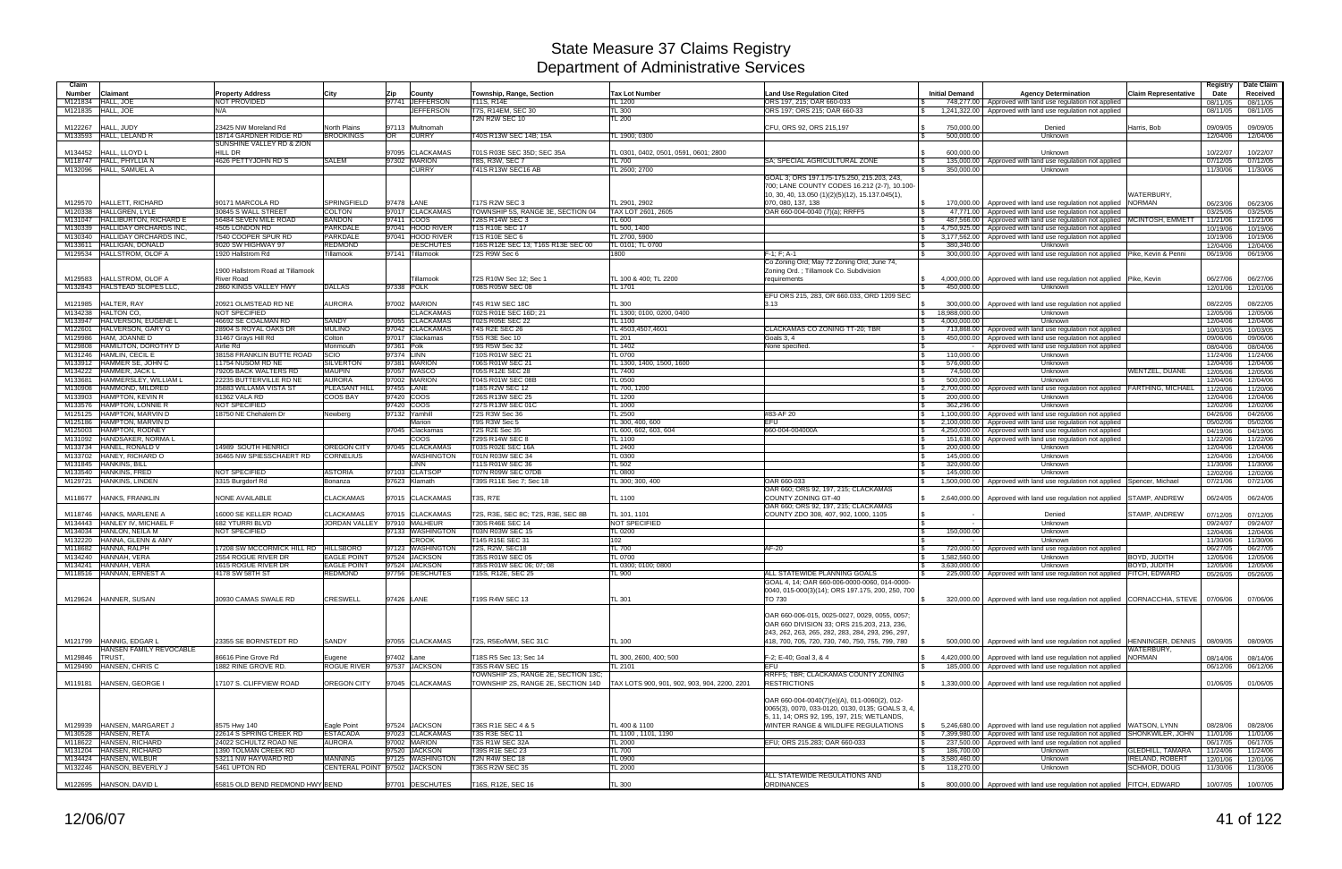# State Measure 37 Claims Registry
## Department of Administrative Services

| Claim Number | Claimant | Property Address | City | Zip | County | Township, Range, Section | Tax Lot Number | Land Use Regulation Cited | Initial Demand | Agency Determination | Claim Representative | Registry Date | Date Claim Received |
|---|---|---|---|---|---|---|---|---|---|---|---|---|---|
| M121834 | HALL, JOE | NOT PROVIDED | | 97741 | JEFFERSON | T11S, R14E | TL 1200 | ORS 197, 215; OAR 660-033 | $ 748,277.00 | Approved with land use regulation not applied | | 08/11/05 | 08/11/05 |
| M121835 | HALL, JOE | N/A | | | JEFFERSON | T7S, R14EM, SEC 30 | TL 300 | ORS 197; ORS 215; OAR 660-33 | $ 1,241,322.00 | Approved with land use regulation not applied | | 08/11/05 | 08/11/05 |
| M122267 | HALL, JUDY | 23425 NW Moreland Rd | North Plains | 97113 | Multnomah | T2N R2W SEC 10 | TL 200 | CFU, ORS 92, ORS 215,197 | $ 750,000.00 | Denied | Harris, Bob | 09/09/05 | 09/09/05 |
| M133593 | HALL, LELAND R | 18714 GARDNER RIDGE RD | BROOKINGS | OR | CURRY | T40S R13W SEC 14B; 15A | TL 1900; 0300 | | $ 500,000.00 | Unknown | | 12/04/06 | 12/04/06 |
| M134452 | HALL, LLOYD L | SUNSHINE VALLEY RD & ZION HILL DR | | 97095 | CLACKAMAS | T01S R03E SEC 35D; SEC 35A | TL 0301, 0402, 0501, 0591, 0601; 2800 | | $ 600,000.00 | Unknown | | 10/22/07 | 10/22/07 |
| M118747 | HALL, PHYLLIA N | 4626 PETTYJOHN RD S | SALEM | 97302 | MARION | T8S, R3W, SEC 7 | TL 700 | SA; SPECIAL AGRICULTURAL ZONE | $ 135,000.00 | Approved with land use regulation not applied | | 07/12/05 | 07/12/05 |
| M132096 | HALL, SAMUEL A | | | | CURRY | T41S R13W SEC16 AB | TL 2600; 2700 | | $ 350,000.00 | Unknown | | 11/30/06 | 11/30/06 |
| M129570 | HALLETT, RICHARD | 90171 MARCOLA RD | SPRINGFIELD | 97478 | LANE | T17S R2W SEC 3 | TL 2901, 2902 | GOAL 3; ORS 197.175-175.250, 215.203, 243, 700; LANE COUNTY CODES 16.212 (2-7), 10.100-10, 30, 40, 13.050 (1)(2)(5)(12), 15.137.045(1), 070, 080, 137, 138 | $ 170,000.00 | Approved with land use regulation not applied | WATERBURY, NORMAN | 06/23/06 | 06/23/06 |
| M120338 | HALLGREN, LYLE | 30845 S WALL STREET | COLTON | 97017 | CLACKAMAS | TOWNSHIP 5S, RANGE 3E, SECTION 04 | TAX LOT 2601, 2605 | OAR 660-604-0040 (7)(a); RRFF5 | $ 47,771.00 | Approved with land use regulation not applied | | 03/25/05 | 03/25/05 |
| M131047 | HALLIBURTON, RICHARD E | 56484 SEVEN MILE ROAD | BANDON | 97411 | COOS | T28S R14W SEC 3 | TL 600 | | $ 487,566.00 | Approved with land use regulation not applied | MCINTOSH, EMMETT | 11/21/06 | 11/21/06 |
| M130339 | HALLIDAY ORCHARDS INC, | 4505 LONDON RD | PARKDALE | 97041 | HOOD RIVER | T1S R10E SEC 17 | TL 500, 1400 | | $ 4,750,925.00 | Approved with land use regulation not applied | | 10/19/06 | 10/19/06 |
| M130340 | HALLIDAY ORCHARDS INC, | 7540 COOPER SPUR RD | PARKDALE | 97041 | HOOD RIVER | T1S R10E SEC 6 | TL 2700, 5900 | | $ 3,177,562.00 | Approved with land use regulation not applied | | 10/19/06 | 10/19/06 |
| M133611 | HALLIGAN, DONALD | 9020 SW HIGHWAY 97 | REDMOND | | DESCHUTES | T16S R12E SEC 13; T16S R13E SEC 00 | TL 0101; TL 0700 | | $ 380,340.00 | Unknown | | 12/04/06 | 12/04/06 |
| M129534 | HALLSTROM, OLOF A | 1920 Hallstrom Rd | Tillamook | 97141 | Tillamook | T2S R9W Sec 6 | 1800 | F-1; F; A-1 | $ 300,000.00 | Approved with land use regulation not applied | Pike, Kevin & Penni | 06/19/06 | 06/19/06 |
| M129583 | HALLSTROM, OLOF A | 1900 Hallstrom Road at Tillamook River Road | | | Tillamook | T2S R10W Sec 12; Sec 1 | TL 100 & 400; TL 2200 | Co Zoning Ord; May 72 Zoning Ord, June 74, Zoning Ord. ; Tillamook Co. Subdivision requirements | $ 4,000,000.00 | Approved with land use regulation not applied | Pike, Kevin | 06/27/06 | 06/27/06 |
| M132843 | HALSTEAD SLOPES LLC, | 2860 KINGS VALLEY HWY | DALLAS | 97338 | POLK | T08S R05W SEC 08 | TL 1701 | | $ 450,000.00 | Unknown | | 12/01/06 | 12/01/06 |
| M121985 | HALTER, RAY | 20921 OLMSTEAD RD NE | AURORA | 97002 | MARION | T4S R1W SEC 18C | TL 300 | EFU ORS 215, 283, OR 660.033, ORD 1209 SEC 3.13 | $ 300,000.00 | Approved with land use regulation not applied | | 08/22/05 | 08/22/05 |
| M134238 | HALTON CO, | NOT SPECIFIED | | | CLACKAMAS | T02S R01E SEC 16D; 21 | TL 1300; 0100, 0200, 0400 | | $ 18,988,000.00 | Unknown | | 12/05/06 | 12/05/06 |
| M133947 | HALVERSON, EUGENE L | 46692 SE COALMAN RD | SANDY | 97055 | CLACKAMAS | T02S R05E SEC 22 | TL 1100 | | $ 4,000,000.00 | Unknown | | 12/04/06 | 12/04/06 |
| M122601 | HALVERSON, GARY G | 28904 S ROYAL OAKS DR | MULINO | 97042 | CLACKAMAS | T4S R2E SEC 26 | TL 4503,4507,4601 | CLACKAMAS CO ZONING TT-20; TBR | $ 713,868.00 | Approved with land use regulation not applied | | 10/03/05 | 10/03/05 |
| M129986 | HAM, JOANNE D | 31467 Grays Hill Rd | Colton | 97017 | Clackamas | T5S R3E Sec 10 | TL 201 | Goals 3, 4 | $ 450,000.00 | Approved with land use regulation not applied | | 09/06/06 | 09/06/06 |
| M129808 | HAMILTON, DOROTHY D | Airlie Rd | Monmouth | 97361 | Polk | T9S R5W Sec 32 | TL 1402 | None specified. | $ - | Approved with land use regulation not applied | | 08/04/06 | 08/04/06 |
| M131246 | HAMLIN, CECIL E | 38158 FRANKLIN BUTTE ROAD | SCIO | 97374 | LINN | T10S R01W SEC 21 | TL 0700 | | $ 110,000.00 | Unknown | | 11/24/06 | 11/24/06 |
| M133912 | HAMMER SE, JOHN C | 11754 NUSOM RD NE | SILVERTON | 97381 | MARION | T06S R01W SEC 21 | TL 1300, 1400, 1500, 1600 | | $ 576,000.00 | Unknown | | 12/04/06 | 12/04/06 |
| M134222 | HAMMER, JACK L | 79205 BACK WALTERS RD | MAUPIN | 97057 | WASCO | T05S R12E SEC 28 | TL 7400 | | $ 74,500.00 | Unknown | WENTZEL, DUANE | 12/05/06 | 12/05/06 |
| M133681 | HAMMERSLEY, WILLIAM L | 22235 BUTTERVILLE RD NE | AURORA | 97002 | MARION | T04S R01W SEC 08B | TL 0500 | | $ 500,000.00 | Unknown | | 12/04/06 | 12/04/06 |
| M130936 | HAMMOND, MILDRED | 35883 WILLAMA VISTA ST | PLEASANT HILL | 97455 | LANE | T18S R2W SEC 12 | TL 700, 1200 | | $ 2,700,000.00 | Approved with land use regulation not applied | FARTHING, MICHAEL | 11/20/06 | 11/20/06 |
| M133903 | HAMPTON, KEVIN R | 61362 VALA RD | COOS BAY | 97420 | COOS | T26S R13W SEC 25 | TL 1200 | | $ 200,000.00 | Unknown | | 12/04/06 | 12/04/06 |
| M133576 | HAMPTON, LONNIE R | NOT SPECIFIED | | 97420 | COOS | T27S R13W SEC 01C | TL 1000 | | $ 362,296.00 | Unknown | | 12/02/06 | 12/02/06 |
| M125125 | HAMPTON, MARVIN D | 18750 NE Chehalem Dr | Newberg | 97132 | Yamhill | T2S R3W Sec 36 | TL 2500 | #83-AF 20 | $ 1,100,000.00 | Approved with land use regulation not applied | | 04/26/06 | 04/26/06 |
| M125186 | HAMPTON, MARVIN D | | | | Marion | T9S R3W Sec 5 | TL 300, 400, 600 | EFU | $ 2,100,000.00 | Approved with land use regulation not applied | | 05/02/06 | 05/02/06 |
| M125003 | HAMPTON, RODNEY | | | 97045 | Clackamas | T2S R2E Sec 35 | TL 600, 602, 603, 604 | 660-004-004000A | $ 4,250,000.00 | Approved with land use regulation not applied | | 04/19/06 | 04/19/06 |
| M131092 | HANDSAKER, NORMA L | | | | COOS | T29S R14W SEC 8 | TL 1100 | | $ 151,638.00 | Approved with land use regulation not applied | | 11/22/06 | 11/22/06 |
| M133734 | HANEL, RONALD V | 14989 SOUTH HENRICI | OREGON CITY | 97045 | CLACKAMAS | T03S R02E SEC 16A | TL 2400 | | $ 200,000.00 | Unknown | | 12/04/06 | 12/04/06 |
| M133702 | HANEY, RICHARD O | 36465 NW SPIESSCHAERT RD | CORNELIUS | | WASHINGTON | T01N R03W SEC 34 | TL 0300 | | $ 145,000.00 | Unknown | | 12/04/06 | 12/04/06 |
| M131845 | HANKINS, BILL | | | | LINN | T11S R01W SEC 36 | TL 502 | | $ 320,000.00 | Unknown | | 11/30/06 | 11/30/06 |
| M133540 | HANKINS, FRED | NOT SPECIFIED | ASTORIA | 97103 | CLATSOP | T07N R09W SEC 07DB | TL 0800 | | $ 145,000.00 | Unknown | | 12/02/06 | 12/02/06 |
| M129721 | HANKINS, LINDEN | 3315 Burgdorf Rd | Bonanza | 97623 | Klamath | T39S R11E Sec 7; Sec 18 | TL 300; 300, 400 | OAR 660-033 | $ 1,500,000.00 | Approved with land use regulation not applied | Spencer, Michael | 07/21/06 | 07/21/06 |
| M118677 | HANKS, FRANKLIN | NONE AVAILABLE | CLACKAMAS | 97015 | CLACKAMAS | T3S, R7E | TL 1100 | OAR 660; ORS 92, 197, 215; CLACKAMAS COUNTY ZONING GT-40 | $ 2,640,000.00 | Approved with land use regulation not applied | STAMP, ANDREW | 06/24/05 | 06/24/05 |
| M118746 | HANKS, MARLENE A | 16000 SE KELLER ROAD | CLACKAMAS | 97015 | CLACKAMAS | T2S, R3E, SEC 8C; T2S, R3E, SEC 8B | TL 101, 1101 | OAR 660; ORS 92, 197, 215; CLACKAMAS COUNTY ZDO 308, 407, 902, 1000, 1105 | $ - | Denied | STAMP, ANDREW | 07/12/05 | 07/12/05 |
| M134443 | HANLEY IV, MICHAEL F | 682 YTURRI BLVD | JORDAN VALLEY | 97910 | MALHEUR | T30S R46E SEC 14 | NOT SPECIFIED | | $ - | Unknown | | 09/24/07 | 09/24/07 |
| M134034 | HANLON, NEILA M | NOT SPECIFIED | | 97133 | WASHINGTON | T03N R03W SEC 15 | TL 0200 | | $ 150,000.00 | Unknown | | 12/04/06 | 12/04/06 |
| M132220 | HANNA, GLENN & AMY | | | | CROOK | T14S R15E SEC 31 | 102 | | $ - | Unknown | | 11/30/06 | 11/30/06 |
| M118682 | HANNA, RALPH | 17208 SW MCCORMICK HILL RD | HILLSBORO | 97123 | WASHINGTON | T2S, R2W, SEC18 | TL 700 | AF-20 | $ 720,000.00 | Approved with land use regulation not applied | | 06/27/05 | 06/27/05 |
| M134240 | HANNAH, VERA | 2554 ROGUE RIVER DR | EAGLE POINT | 97524 | JACKSON | T35S R01W SEC 05 | TL 0700 | | $ 1,582,560.00 | Unknown | BOYD, JUDITH | 12/05/06 | 12/05/06 |
| M134241 | HANNAH, VERA | 1615 ROGUE RIVER DR | EAGLE POINT | 97524 | JACKSON | T35S R01W SEC 06; 07; 08 | TL 0300; 0100; 0800 | | $ 3,630,000.00 | Unknown | BOYD, JUDITH | 12/05/06 | 12/05/06 |
| M118516 | HANNER, ERNEST A | 4178 SW 58TH ST | REDMOND | 97756 | DESCHUTES | T15S, R12E, SEC 25 | TL 900 | ALL STATEWIDE PLANNING GOALS | $ 225,000.00 | Approved with land use regulation not applied | FITCH, EDWARD | 05/26/05 | 05/26/05 |
| M129624 | HANNER, SUSAN | 30930 CAMAS SWALE RD | CRESWELL | 97426 | LANE | T19S R4W SEC 13 | TL 301 | GOAL 4, 14; OAR 660-006-0000-0060, 014-0000-0040, 015-000(3)(14); ORS 197.175, 200, 250, 700 TO 730 | $ 320,000.00 | Approved with land use regulation not applied | CORNACCHIA, STEVE | 07/06/06 | 07/06/06 |
| M121799 | HANNIG, EDGAR L | 23355 SE BORNSTEDT RD | SANDY | 97055 | CLACKAMAS | T2S, R5EofWM, SEC 31C | TL 100 | OAR 660-006-015, 0025-0027, 0029, 0055, 0057; OAR 660 DIVISION 33; ORS 215.203, 213, 236, 243, 262, 263, 265, 282, 283, 284, 293, 296, 297, 418, 700, 705, 720, 730, 740, 750, 755, 799, 780 | $ 500,000.00 | Approved with land use regulation not applied | HENNINGER, DENNIS | 08/09/05 | 08/09/05 |
| M129846 | HANSEN FAMILY REVOCABLE TRUST, | 86616 Pine Grove Rd | Eugene | 97402 | Lane | T18S R5 Sec 13; Sec 14 | TL 300, 2600, 400; 500 | F-2; E-40; Goal 3, & 4 | $ 4,420,000.00 | Approved with land use regulation not applied | WATERBURY, NORMAN | 08/14/06 | 08/14/06 |
| M129490 | HANSEN, CHRIS C | 1882 RINE GROVE RD. | ROGUE RIVER | 97537 | JACKSON | T35S R4W SEC 15 | TL 2101 | EFU | $ 185,000.00 | Approved with land use regulation not applied | | 06/12/06 | 06/12/06 |
| M119181 | HANSEN, GEORGE I | 17107 S. CLIFFVIEW ROAD | OREGON CITY | 97045 | CLACKAMAS | TOWNSHIP 2S, RANGE 2E, SECTION 13C; TOWNSHIP 2S, RANGE 2E, SECTION 14D | TAX LOTS 900, 901, 902, 903, 904, 2200, 2201 | RRFF5; TBR; CLACKAMAS COUNTY ZONING RESTRICTIONS | $ 1,330,000.00 | Approved with land use regulation not applied | | 01/06/05 | 01/06/05 |
| M129939 | HANSEN, MARGARET J | 8575 Hwy 140 | Eagle Point | 97524 | JACKSON | T36S R1E SEC 4 & 5 | TL 400 & 1100 | OAR 660-004-0040(7)(e)(A), 011-0060(2), 012-0065(3), 0070, 033-0120, 0130, 0135; GOALS 3, 4, 5, 11, 14; ORS 92, 195, 197, 215; WETLANDS, WINTER RANGE & WILDLIFE REGULATIONS | $ 5,246,680.00 | Approved with land use regulation not applied | WATSON, LYNN | 08/28/06 | 08/28/06 |
| M130528 | HANSEN, RETA | 22614 S SPRING CREEK RD | ESTACADA | 97023 | CLACKAMAS | T3S R3E SEC 11 | TL 1100 , 1101, 1190 | | $ 7,399,980.00 | Approved with land use regulation not applied | SHONKWILER, JOHN | 11/01/06 | 11/01/06 |
| M118622 | HANSEN, RICHARD | 24022 SCHULTZ ROAD NE | AURORA | 97002 | MARION | T3S R1W SEC 32A | TL 2000 | EFU; ORS 215.283; OAR 660-033 | $ 237,500.00 | Approved with land use regulation not applied | | 06/17/05 | 06/17/05 |
| M131204 | HANSEN, RICHARD | 1390 TOLMAN CREEK RD | | 97520 | JACKSON | T39S R1E SEC 23 | TL 700 | | $ 186,700.00 | Unknown | GLEDHILL, TAMARA | 11/24/06 | 11/24/06 |
| M134424 | HANSEN, WILBUR | 53211 NW HAYWARD RD | MANNING | 97125 | WASHINGTON | T2N R4W SEC 18 | TL 0900 | | $ 3,580,460.00 | Unknown | IRELAND, ROBERT | 12/01/06 | 12/01/06 |
| M132246 | HANSON, BEVERLY J | 5461 UPTON RD | CENTERAL POINT | 97502 | JACKSON | T36S R2W SEC 35 | TL 2000 | | $ 118,270.00 | Unknown | SCHMOR, DOUG | 11/30/06 | 11/30/06 |
| M122695 | HANSON, DAVID L | 65815 OLD BEND REDMOND HWY | BEND | 97701 | DESCHUTES | T16S, R12E, SEC 16 | TL 300 | ALL STATEWIDE REGULATIONS AND ORDINANCES | $ 800,000.00 | Approved with land use regulation not applied | FITCH, EDWARD | 10/07/05 | 10/07/05 |

12/06/07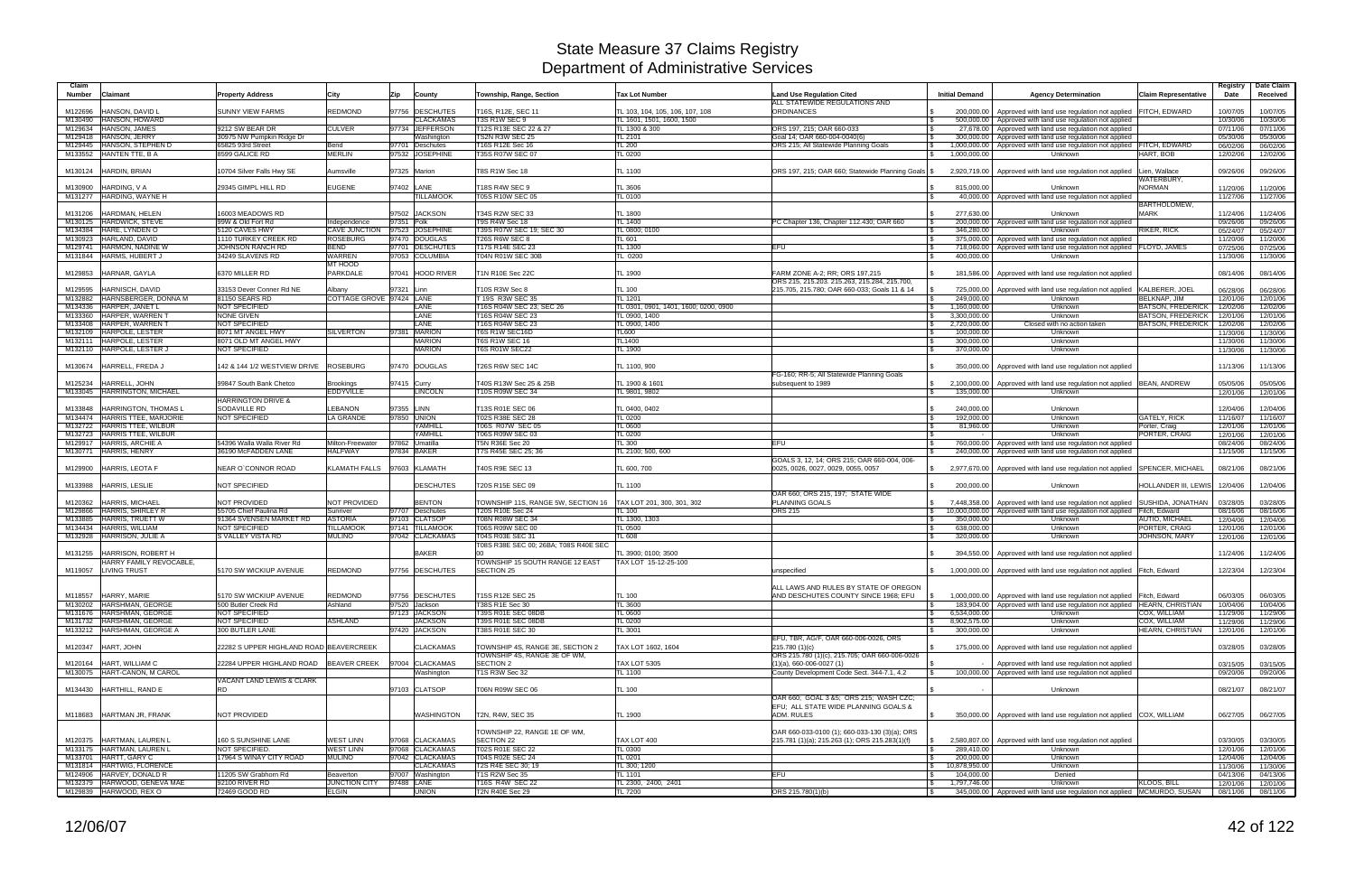# State Measure 37 Claims Registry
## Department of Administrative Services

| Claim Number | Claimant | Property Address | City | Zip | County | Township, Range, Section | Tax Lot Number | Land Use Regulation Cited | Initial Demand | Agency Determination | Claim Representative | Registry Date | Date Claim Received |
|---|---|---|---|---|---|---|---|---|---|---|---|---|---|
| M122696 | HANSON, DAVID L | SUNNY VIEW FARMS | REDMOND | 97756 | DESCHUTES | T16S, R12E, SEC 11 | TL 103, 104, 105, 106, 107, 108 | ALL STATEWIDE REGULATIONS AND ORDINANCES | $ 200,000.00 | Approved with land use regulation not applied | FITCH, EDWARD | 10/07/05 | 10/07/05 |
| M130490 | HANSON, HOWARD | | | | CLACKAMAS | T3S R1W SEC 9 | TL 1601, 1501, 1600, 1500 | | $ 500,000.00 | Approved with land use regulation not applied | | 10/30/06 | 10/30/06 |
| M129634 | HANSON, JAMES | 9212 SW BEAR DR | CULVER | 97734 | JEFFERSON | T12S R13E SEC 22 & 27 | TL 1300 & 300 | ORS 197, 215; OAR 660-033 | $ 27,678.00 | Approved with land use regulation not applied | | 07/11/06 | 07/11/06 |
| M129418 | HANSON, JERRY | 30975 NW Pumpkin Ridge Dr | | | Washington | T2N R3W SEC 25 | TL 2101 | Goal 14; OAR 660-004-0040(6) | $ 300,000.00 | Approved with land use regulation not applied | | 05/30/06 | 05/30/06 |
| M129445 | HANSON, STEPHEN D | 65825 93rd Street | Bend | 97701 | Deschutes | T16S R12E Sec 16 | TL 200 | ORS 215; All Statewide Planning Goals | $ 1,000,000.00 | Approved with land use regulation not applied | FITCH, EDWARD | 06/02/06 | 06/02/06 |
| M133552 | HANTEN TTE, B A | 8599 GALICE RD | MERLIN | 97532 | JOSEPHINE | T35S R07W SEC 07 | TL 0200 | | $ 1,000,000.00 | Unknown | HART, BOB | 12/02/06 | 12/02/06 |
| M130124 | HARDIN, BRIAN | 10704 Silver Falls Hwy SE | Aumsville | 97325 | Marion | T8S R1W Sec 18 | TL 1100 | ORS 197, 215; OAR 660; Statewide Planning Goals | $ 2,920,719.00 | Approved with land use regulation not applied | Lien, Wallace | 09/26/06 | 09/26/06 |
| M130900 | HARDING, V A | 29345 GIMPL HILL RD | EUGENE | 97402 | LANE | T18S R4W SEC 9 | TL 3606 | | $ 815,000.00 | Unknown | WATERBURY, NORMAN | 11/20/06 | 11/20/06 |
| M131277 | HARDING, WAYNE H | | | | TILLAMOOK | T05S R10W SEC 05 | TL 0100 | | $ 40,000.00 | Approved with land use regulation not applied | | 11/27/06 | 11/27/06 |
| M131206 | HARDMAN, HELEN | 16003 MEADOWS RD | | 97502 | JACKSON | T34S R2W SEC 33 | TL 1800 | | $ 277,630.00 | Unknown | BARTHOLOMEW, MARK | 11/24/06 | 11/24/06 |
| M130125 | HARDWICK, STEVE | 99W & Old Fort Rd | Independence | 97351 | Polk | T9S R4W Sec 18 | TL 1400 | PC Chapter 136, Chapter 112.430; OAR 660 | $ 200,000.00 | Approved with land use regulation not applied | | 09/26/06 | 09/26/06 |
| M134384 | HARE, LYNDEN O | 5120 CAVES HWY | CAVE JUNCTION | 97523 | JOSEPHINE | T39S R07W SEC 19; SEC 30 | TL 0800; 0100 | | $ 346,280.00 | Unknown | RIKER, RICK | 05/24/07 | 05/24/07 |
| M130923 | HARLAND, DAVID | 1110 TURKEY CREEK RD | ROSEBURG | 97470 | DOUGLAS | T26S R6W SEC 8 | TL 601 | | $ 375,000.00 | Approved with land use regulation not applied | | 11/20/06 | 11/20/06 |
| M129741 | HARMON, NADINE W | JOHNSON RANCH RD | BEND | 97701 | DESCHUTES | T17S R14E SEC 23 | TL 1300 | EFU | $ 718,060.00 | Approved with land use regulation not applied | FLOYD, JAMES | 07/25/06 | 07/25/06 |
| M131844 | HARMS, HUBERT J | 34249 SLAVENS RD | WARREN | 97053 | COLUMBIA | T04N R01W SEC 30B | TL 0200 | | $ 400,000.00 | Unknown | | 11/30/06 | 11/30/06 |
| M129853 | HARNAR, GAYLA | 6370 MILLER RD | MT HOOD PARKDALE | 97041 | HOOD RIVER | T1N R10E Sec 22C | TL 1900 | FARM ZONE A-2; RR; ORS 197,215 | $ 181,586.00 | Approved with land use regulation not applied | | 08/14/06 | 08/14/06 |
| M129595 | HARNISCH, DAVID | 33153 Dever Conner Rd NE | Albany | 97321 | Linn | T10S R3W Sec 8 | TL 100 | ORS 215, 215.203, 215.263, 215.284, 215.700, 215.705, 215.780; OAR 660-033; Goals 11 & 14 | $ 725,000.00 | Approved with land use regulation not applied | KALBERER, JOEL | 06/28/06 | 06/28/06 |
| M132882 | HARNSBERGER, DONNA M | 81150 SEARS RD | COTTAGE GROVE | 97424 | LANE | T 19S R3W SEC 35 | TL 1201 | | $ 249,000.00 | Unknown | BELKNAP, JIM | 12/01/06 | 12/01/06 |
| M134336 | HARPER, JANET L | NOT SPECIFIED | | | LANE | T16S R04W SEC 23; SEC 26 | TL 0301, 0901, 1401, 1600, 0200, 0900 | | $ 1,160,000.00 | Unknown | BATSON, FREDERICK | 12/02/06 | 12/02/06 |
| M133360 | HARPER, WARREN T | NONE GIVEN | | | LANE | T16S R04W SEC 23 | TL 0900, 1400 | | $ 3,300,000.00 | Unknown | BATSON, FREDERICK | 12/01/06 | 12/01/06 |
| M133408 | HARPER, WARREN T | NOT SPECIFIED | | | LANE | T16S R04W SEC 23 | TL 0900, 1400 | | $ 2,720,000.00 | Closed with no action taken | BATSON, FREDERICK | 12/02/06 | 12/02/06 |
| M132109 | HARPOLE, LESTER | 8071 MT ANGEL HWY | SILVERTON | 97381 | MARION | T6S R1W SEC16D | TL600 | | $ 100,000.00 | Unknown | | 11/30/06 | 11/30/06 |
| M132111 | HARPOLE, LESTER | 8071 OLD MT ANGEL HWY | | | MARION | T6S R1W SEC 16 | TL1400 | | $ 300,000.00 | Unknown | | 11/30/06 | 11/30/06 |
| M132110 | HARPOLE, LESTER J | NOT SPECIFIED | | | MARION | T6S R01W SEC22 | TL 1900 | | $ 370,000.00 | Unknown | | 11/30/06 | 11/30/06 |
| M130674 | HARRELL, FREDA J | 142 & 144 1/2 WESTVIEW DRIVE | ROSEBURG | 97470 | DOUGLAS | T26S R6W SEC 14C | TL 1100, 900 | | $ 350,000.00 | Approved with land use regulation not applied | | 11/13/06 | 11/13/06 |
| M125234 | HARRELL, JOHN | 99847 South Bank Chetco | Brookings | 97415 | Curry | T40S R13W Sec 25 & 25B | TL 1900 & 1601 | FG-160; RR-5; All Statewide Planning Goals subsequent to 1989 | $ 2,100,000.00 | Approved with land use regulation not applied | BEAN, ANDREW | 05/05/06 | 05/05/06 |
| M133045 | HARRINGTON, MICHAEL | | EDDYVILLE | | LINCOLN | T10S R09W SEC 34 | TL 9801, 9802 | | $ 135,000.00 | Unknown | | 12/01/06 | 12/01/06 |
| M133848 | HARRINGTON, THOMAS L | HARRINGTON DRIVE & SODAVILLE RD | LEBANON | 97355 | LINN | T13S R01E SEC 06 | TL 0400, 0402 | | $ 240,000.00 | Unknown | | 12/04/06 | 12/04/06 |
| M134474 | HARRIS TTEE, MARJORIE | NOT SPECIFIED | LA GRANDE | 97850 | UNION | T02S R38E SEC 28 | TL 0200 | | $ 192,000.00 | Unknown | GATELY, RICK | 11/16/07 | 11/16/07 |
| M132722 | HARRIS TTEE, WILBUR | | | | YAMHILL | T06S R07W SEC 05 | TL 0600 | | $ 81,960.00 | Unknown | Porter, Craig | 12/01/06 | 12/01/06 |
| M132723 | HARRIS TTEE, WILBUR | | | | YAMHILL | T06S R09W SEC 03 | TL 0200 | | $ - | Unknown | PORTER, CRAIG | 12/01/06 | 12/01/06 |
| M129917 | HARRIS, ARCHIE A | 54396 Walla Walla River Rd | Milton-Freewater | 97862 | Umatilla | T5N R36E Sec 20 | TL 300 | EFU | $ 760,000.00 | Approved with land use regulation not applied | | 08/24/06 | 08/24/06 |
| M130771 | HARRIS, HENRY | 36190 McFADDEN LANE | HALFWAY | 97834 | BAKER | T7S R45E SEC 25; 36 | TL 2100; 500, 600 | | $ 240,000.00 | Approved with land use regulation not applied | | 11/15/06 | 11/15/06 |
| M129900 | HARRIS, LEOTA F | NEAR O`CONNOR ROAD | KLAMATH FALLS | 97603 | KLAMATH | T40S R9E SEC 13 | TL 600, 700 | GOALS 3, 12, 14; ORS 215; OAR 660-004, 006-0025, 0026, 0027, 0029, 0055, 0057 | $ 2,977,670.00 | Approved with land use regulation not applied | SPENCER, MICHAEL | 08/21/06 | 08/21/06 |
| M133988 | HARRIS, LESLIE | NOT SPECIFIED | | | DESCHUTES | T20S R15E SEC 09 | TL 1100 | | $ 200,000.00 | Unknown | HOLLANDER III, LEWIS | 12/04/06 | 12/04/06 |
| M120362 | HARRIS, MICHAEL | NOT PROVIDED | NOT PROVIDED | | BENTON | TOWNSHIP 11S, RANGE 5W, SECTION 16 | TAX LOT 201, 300, 301, 302 | OAR 660; ORS 215, 197; STATE WIDE PLANNING GOALS | $ 7,448,358.00 | Approved with land use regulation not applied | SUSHIDA, JONATHAN | 03/28/05 | 03/28/05 |
| M129866 | HARRIS, SHIRLEY R | 55705 Chief Paulina Rd | Sunriver | 97707 | Deschutes | T20S R10E Sec 24 | TL 100 | ORS 215 | $ 10,000,000.00 | Approved with land use regulation not applied | Fitch, Edward | 08/16/06 | 08/16/06 |
| M133885 | HARRIS, TRUETT W | 91364 SVENSEN MARKET RD | ASTORIA | 97103 | CLATSOP | T08N R08W SEC 34 | TL 1300, 1303 | | $ 350,000.00 | Unknown | AUTIO, MICHAEL | 12/04/06 | 12/04/06 |
| M134434 | HARRIS, WILLIAM | NOT SPECIFIED | TILLAMOOK | 97141 | TILLAMOOK | T06S R09W SEC 00 | TL 0500 | | $ 638,000.00 | Unknown | PORTER, CRAIG | 12/01/06 | 12/01/06 |
| M132928 | HARRISON, JULIE A | S VALLEY VISTA RD | MULINO | 97042 | CLACKAMAS | T04S R03E SEC 31 | TL 608 | | $ 320,000.00 | Unknown | JOHNSON, MARY | 12/01/06 | 12/01/06 |
| M131255 | HARRISON, ROBERT H | | | | BAKER | T08S R38E SEC 00; 26BA; T08S R40E SEC 00 | TL 3900; 0100; 3500 | | $ 394,550.00 | Approved with land use regulation not applied | | 11/24/06 | 11/24/06 |
| M119057 | HARRY FAMILY REVOCABLE, LIVING TRUST | 5170 SW WICKIUP AVENUE | REDMOND | 97756 | DESCHUTES | TOWNSHIP 15 SOUTH RANGE 12 EAST SECTION 25 | TAX LOT 15-12-25-100 | unspecified | $ 1,000,000.00 | Approved with land use regulation not applied | Fitch, Edward | 12/23/04 | 12/23/04 |
| M118557 | HARRY, MARIE | 5170 SW WICKIUP AVENUE | REDMOND | 97756 | DESCHUTES | T15S R12E SEC 25 | TL 100 | ALL LAWS AND RULES BY STATE OF OREGON AND DESCHUTES COUNTY SINCE 1968; EFU | $ 1,000,000.00 | Approved with land use regulation not applied | Fitch, Edward | 06/03/05 | 06/03/05 |
| M130202 | HARSHMAN, GEORGE | 500 Butler Creek Rd | Ashland | 97520 | Jackson | T38S R1E Sec 30 | TL 3600 | | $ 183,904.00 | Approved with land use regulation not applied | HEARN, CHRISTIAN | 10/04/06 | 10/04/06 |
| M131676 | HARSHMAN, GEORGE | NOT SPECIFIED | | 97123 | JACKSON | T39S R01E SEC 08DB | TL 0600 | | $ 6,534,000.00 | Unknown | COX, WILLIAM | 11/29/06 | 11/29/06 |
| M131732 | HARSHMAN, GEORGE | NOT SPECIFIED | ASHLAND | | JACKSON | T39S R01E SEC 08DB | TL 0200 | | $ 8,902,575.00 | Unknown | COX, WILLIAM | 11/29/06 | 11/29/06 |
| M133212 | HARSHMAN, GEORGE A | 300 BUTLER LANE | | 97420 | JACKSON | T38S R01E SEC 30 | TL 3001 | | $ 300,000.00 | Unknown | HEARN, CHRISTIAN | 12/01/06 | 12/01/06 |
| M120347 | HART, JOHN | 22282 S UPPER HIGHLAND ROAD | BEAVERCREEK | | CLACKAMAS | TOWNSHIP 4S, RANGE 3E, SECTION 2 | TAX LOT 1602, 1604 | EFU, TBR, AG/F, OAR 660-006-0026, ORS 215.780 (1)(c) | $ 175,000.00 | Approved with land use regulation not applied | | 03/28/05 | 03/28/05 |
| M120164 | HART, WILLIAM C | 22284 UPPER HIGHLAND ROAD | BEAVER CREEK | 97004 | CLACKAMAS | TOWNSHIP 4S, RANGE 3E OF WM, SECTION 2 | TAX LOT 5305 | ORS 215.780 (1)(c), 215.705; OAR 660-006-0026 (1)(a), 660-006-0027 (1) | $ - | Approved with land use regulation not applied | | 03/15/05 | 03/15/05 |
| M130075 | HART-CANON, M CAROL | | | | Washington | T1S R3W Sec 32 | TL 1100 | County Development Code Sect. 344-7.1, 4.2 | $ 100,000.00 | Approved with land use regulation not applied | | 09/20/06 | 09/20/06 |
| M134430 | HARTHILL, RAND E | VACANT LAND LEWIS & CLARK RD | | 97103 | CLATSOP | T06N R09W SEC 06 | TL 100 | | $ - | Unknown | | 08/21/07 | 08/21/07 |
| M118683 | HARTMAN JR, FRANK | NOT PROVIDED | | | WASHINGTON | T2N, R4W, SEC 35 | TL 1900 | OAR 660; GOAL 3 &5; ORS 215; WASH CZC; EFU; ALL STATE WIDE PLANNING GOALS & ADM. RULES | $ 350,000.00 | Approved with land use regulation not applied | COX, WILLIAM | 06/27/05 | 06/27/05 |
| M120375 | HARTMAN, LAUREN L | 160 S SUNSHINE LANE | WEST LINN | 97068 | CLACKAMAS | TOWNSHIP 2Z, RANGE 1E OF WM, SECTION 22 | TAX LOT 400 | OAR 660-033-0100 (1); 660-033-130 (3)(a); ORS 215.781 (1)(a); 215.263 (1); ORS 215.283(1)(f) | $ 2,580,807.00 | Approved with land use regulation not applied | | 03/30/05 | 03/30/05 |
| M133175 | HARTMAN, LAUREN L | NOT SPECIFIED. | WEST LINN | 97068 | CLACKAMAS | T02S R01E SEC 22 | TL 0300 | | $ 289,410.00 | Unknown | | 12/01/06 | 12/01/06 |
| M133701 | HARTT, GARY C | 17964 S WINAY CITY ROAD | MULINO | 97042 | CLACKAMAS | T04S R02E SEC 24 | TL 0201 | | $ 200,000.00 | Unknown | | 12/04/06 | 12/04/06 |
| M131814 | HARTWIG, FLORENCE | | | | CLACKAMAS | T2S R4E SEC 30; 19 | TL 300; 1200 | | $ 10,878,950.00 | Unknown | | 11/30/06 | 11/30/06 |
| M124906 | HARVEY, DONALD R | 11205 SW Grabhorn Rd | Beaverton | 97007 | Washington | T1S R2W Sec 35 | TL 1101 | EFU | $ 104,000.00 | Denied | | 04/13/06 | 04/13/06 |
| M132379 | HARWOOD, GENEVA MAE | 92100 RIVER RD | JUNCTION CITY | 97488 | LANE | T16S R4W SEC 22 | TL 2300, 2400, 2401 | | $ 1,797,746.00 | Unknown | KLOOS, BILL | 12/01/06 | 12/01/06 |
| M129839 | HARWOOD, REX O | 72469 GOOD RD | ELGIN | | UNION | T2N R40E Sec 29 | TL 7200 | ORS 215.780(1)(b) | $ 345,000.00 | Approved with land use regulation not applied | MCMURDO, SUSAN | 08/11/06 | 08/11/06 |

12/06/07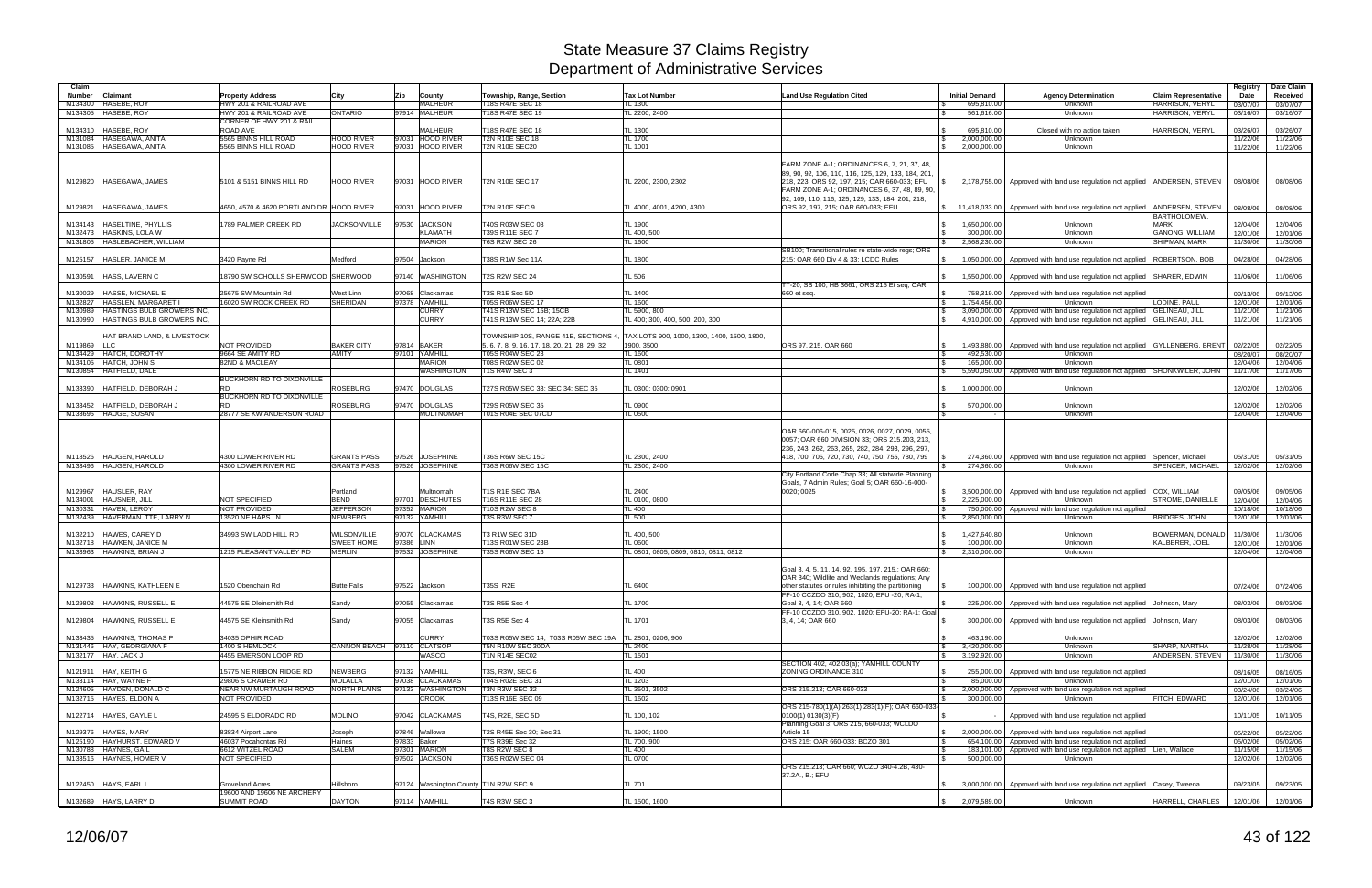# State Measure 37 Claims Registry
## Department of Administrative Services

| Claim Number | Claimant | Property Address | City | Zip | County | Township, Range, Section | Tax Lot Number | Land Use Regulation Cited | Initial Demand | Agency Determination | Claim Representative | Registry Date | Date Claim Received |
|---|---|---|---|---|---|---|---|---|---|---|---|---|---|
| M134300 | HASEBE, ROY | HWY 201 & RAILROAD AVE | | | MALHEUR | T18S R47E SEC 18 | TL 1300 | | $ 695,810.00 | Unknown | HARRISON, VERYL | 03/07/07 | 03/07/07 |
| M134305 | HASEBE, ROY | HWY 201 & RAILROAD AVE | ONTARIO | 97914 | MALHEUR | T18S R47E SEC 19 | TL 2200, 2400 | | $ 561,616.00 | Unknown | HARRISON, VERYL | 03/16/07 | 03/16/07 |
| M134310 | HASEBE, ROY | CORNER OF HWY 201 & RAIL ROAD AVE | | | MALHEUR | T18S R47E SEC 18 | TL 1300 | | $ 695,810.00 | Closed with no action taken | HARRISON, VERYL | 03/26/07 | 03/26/07 |
| M131084 | HASEGAWA, ANITA | 5565 BINNS HILL ROAD | HOOD RIVER | 97031 | HOOD RIVER | T2N R10E SEC 18 | TL 1700 | | $ 2,000,000.00 | Unknown | | 11/22/06 | 11/22/06 |
| M131085 | HASEGAWA, ANITA | 5565 BINNS HILL ROAD | HOOD RIVER | 97031 | HOOD RIVER | T2N R10E SEC20 | TL 1001 | | $ 2,000,000.00 | Unknown | | 11/22/06 | 11/22/06 |
| M129820 | HASEGAWA, JAMES | 5101 & 5151 BINNS HILL RD | HOOD RIVER | 97031 | HOOD RIVER | T2N R10E SEC 17 | TL 2200, 2300, 2302 | FARM ZONE A-1; ORDINANCES 6, 7, 21, 37, 48, 89, 90, 92, 106, 110, 116, 125, 129, 133, 184, 201, 218, 223; ORS 92, 197, 215; OAR 660-033; EFU | $ 2,178,755.00 | Approved with land use regulation not applied | ANDERSEN, STEVEN | 08/08/06 | 08/08/06 |
| M129821 | HASEGAWA, JAMES | 4650, 4570 & 4620 PORTLAND DR | HOOD RIVER | 97031 | HOOD RIVER | T2N R10E SEC 9 | TL 4000, 4001, 4200, 4300 | FARM ZONE A-1; ORDINANCES 6, 37, 48, 89, 90, 92, 109, 110, 116, 125, 129, 133, 184, 201, 218; ORS 92, 197, 215; OAR 660-033; EFU | $ 11,418,033.00 | Approved with land use regulation not applied | ANDERSEN, STEVEN | 08/08/06 | 08/08/06 |
| M134143 | HASELTINE, PHYLLIS | 1789 PALMER CREEK RD | JACKSONVILLE | 97530 | JACKSON | T40S R03W SEC 08 | TL 1900 | | $ 1,650,000.00 | Unknown | BARTHOLOMEW, MARK | 12/04/06 | 12/04/06 |
| M132473 | HASKINS, LOLA W | | | | KLAMATH | T39S R11E SEC 7 | TL 400, 500 | | $ 300,000.00 | Unknown | GANONG, WILLIAM | 12/01/06 | 12/01/06 |
| M131805 | HASLEBACHER, WILLIAM | | | | MARION | T6S R2W SEC 26 | TL 1600 | | $ 2,568,230.00 | Unknown | SHIPMAN, MARK | 11/30/06 | 11/30/06 |
| M125157 | HASLER, JANICE M | 3420 Payne Rd | Medford | 97504 | Jackson | T38S R1W Sec 11A | TL 1800 | SB100; Transitional rules re state-wide regs; ORS 215; OAR 660 Div 4 & 33; LCDC Rules | $ 1,050,000.00 | Approved with land use regulation not applied | ROBERTSON, BOB | 04/28/06 | 04/28/06 |
| M130591 | HASS, LAVERN C | 18790 SW SCHOLLS SHERWOOD | SHERWOOD | 97140 | WASHINGTON | T2S R2W SEC 24 | TL 506 | | $ 1,550,000.00 | Approved with land use regulation not applied | SHARER, EDWIN | 11/06/06 | 11/06/06 |
| M130029 | HASSE, MICHAEL E | 25675 SW Mountain Rd | West Linn | 97068 | Clackamas | T3S R1E Sec 5D | TL 1400 | TT-20; SB 100; HB 3661; ORS 215 Et seq; OAR 660 et seq. | $ 758,319.00 | Approved with land use regulation not applied | | 09/13/06 | 09/13/06 |
| M132827 | HASSLEN, MARGARET I | 16020 SW ROCK CREEK RD | SHERIDAN | 97378 | YAMHILL | T05S R06W SEC 17 | TL 1600 | | $ 1,754,456.00 | Unknown | LODINE, PAUL | 12/01/06 | 12/01/06 |
| M130989 | HASTINGS BULB GROWERS INC, | | | | CURRY | T41S R13W SEC 15B; 15CB | TL 5900, 800 | | $ 3,090,000.00 | Approved with land use regulation not applied | GELINEAU, JILL | 11/21/06 | 11/21/06 |
| M130990 | HASTINGS BULB GROWERS INC, | | | | CURRY | T41S R13W SEC 14; 22A; 22B | TL 400; 300, 400, 500; 200, 300 | | $ 4,910,000.00 | Approved with land use regulation not applied | GELINEAU, JILL | 11/21/06 | 11/21/06 |
| M119869 | HAT BRAND LAND, & LIVESTOCK LLC | NOT PROVIDED | BAKER CITY | 97814 | BAKER | TOWNSHIP 10S, RANGE 41E, SECTIONS 4, 5, 6, 7, 8, 9, 16, 17, 18, 20, 21, 28, 29, 32 | TAX LOTS 900, 1000, 1300, 1400, 1500, 1800, 1900, 3500 | ORS 97, 215, OAR 660 | $ 1,493,880.00 | Approved with land use regulation not applied | GYLLENBERG, BRENT | 02/22/05 | 02/22/05 |
| M134429 | HATCH, DOROTHY | 9664 SE AMITY RD | AMITY | 97101 | YAMHILL | T05S R04W SEC 23 | TL 1600 | | $ 492,530.00 | Unknown | | 08/20/07 | 08/20/07 |
| M134105 | HATCH, JOHN S | 82ND & MACLEAY | | | MARION | T08S R02W SEC 02 | TL 0801 | | $ 165,000.00 | Unknown | | 12/04/06 | 12/04/06 |
| M130854 | HATFIELD, DALE | | | | WASHINGTON | T1S R4W SEC 3 | TL 1401 | | $ 5,590,050.00 | Approved with land use regulation not applied | SHONKWILER, JOHN | 11/17/06 | 11/17/06 |
| M133390 | HATFIELD, DEBORAH J | BUCKHORN RD TO DIXONVILLE RD | ROSEBURG | 97470 | DOUGLAS | T27S R05W SEC 33; SEC 34; SEC 35 | TL 0300; 0300; 0901 | | $ 1,000,000.00 | Unknown | | 12/02/06 | 12/02/06 |
| M133452 | HATFIELD, DEBORAH J | BUCKHORN RD TO DIXONVILLE RD | ROSEBURG | 97470 | DOUGLAS | T29S R05W SEC 35 | TL 0900 | | $ 570,000.00 | Unknown | | 12/02/06 | 12/02/06 |
| M133695 | HAUGE, SUSAN | 28777 SE KW ANDERSON ROAD | | | MULTNOMAH | T01S R04E SEC 07CD | TL 0500 | | $ - | Unknown | | 12/04/06 | 12/04/06 |
| M118526 | HAUGEN, HAROLD | 4300 LOWER RIVER RD | GRANTS PASS | 97526 | JOSEPHINE | T36S R6W SEC 15C | TL 2300, 2400 | OAR 660-006-015, 0025, 0026, 0027, 0029, 0055, 0057; OAR 660 DIVISION 33; ORS 215.203, 213, 236, 243, 262, 263, 265, 282, 284, 293, 296, 297, 418, 700, 705, 720, 730, 740, 750, 755, 780, 799 | $ 274,360.00 | Approved with land use regulation not applied | Spencer, Michael | 05/31/05 | 05/31/05 |
| M133496 | HAUGEN, HAROLD | 4300 LOWER RIVER RD | GRANTS PASS | 97526 | JOSEPHINE | T36S R06W SEC 15C | TL 2300, 2400 | | $ 274,360.00 | Unknown | SPENCER, MICHAEL | 12/02/06 | 12/02/06 |
| M129967 | HAUSLER, RAY | | Portland | | Multnomah | T1S R1E SEC 7BA | TL 2400 | City Portland Code Chap 33; All statwide Planning Goals, 7 Admin Rules; Goal 5; OAR 660-16-000-0020; 0025 | $ 3,500,000.00 | Approved with land use regulation not applied | COX, WILLIAM | 09/05/06 | 09/05/06 |
| M134001 | HAUSNER, JILL | NOT SPECIFIED | BEND | 97701 | DESCHUTES | T16S R11E SEC 28 | TL 0100, 0800 | | $ 2,225,000.00 | Unknown | STROME, DANIELLE | 12/04/06 | 12/04/06 |
| M130331 | HAVEN, LEROY | NOT PROVIDED | JEFFERSON | 97352 | MARION | T10S R2W SEC 8 | TL 400 | | $ 750,000.00 | Approved with land use regulation not applied | | 10/18/06 | 10/18/06 |
| M132439 | HAVERMAN TTE, LARRY N | 13520 NE HAPS LN | NEWBERG | 97132 | YAMHILL | T3S R3W SEC 7 | TL 500 | | $ 2,850,000.00 | Unknown | BRIDGES, JOHN | 12/01/06 | 12/01/06 |
| M132210 | HAWES, CAREY D | 34993 SW LADD HILL RD | WILSONVILLE | 97070 | CLACKAMAS | T3 R1W SEC 31D | TL 400, 500 | | $ 1,427,640.80 | Unknown | BOWERMAN, DONALD | 11/30/06 | 11/30/06 |
| M132718 | HAWKEN, JANICE M | | SWEET HOME | 97386 | LINN | T13S R01W SEC 23B | TL 0600 | | $ 100,000.00 | Unknown | KALBERER, JOEL | 12/01/06 | 12/01/06 |
| M133963 | HAWKINS, BRIAN J | 1215 PLEASANT VALLEY RD | MERLIN | 97532 | JOSEPHINE | T35S R06W SEC 16 | TL 0801, 0805, 0809, 0810, 0811, 0812 | | $ 2,310,000.00 | Unknown | | 12/04/06 | 12/04/06 |
| M129733 | HAWKINS, KATHLEEN E | 1520 Obenchain Rd | Butte Falls | 97522 | Jackson | T35S R2E | TL 6400 | Goal 3, 4, 5, 11, 14, 92, 195, 197, 215,; OAR 660; OAR 340; Wildlife and Wetlands regulations; Any other statutes or rules inhibiting the partitioning | $ 100,000.00 | Approved with land use regulation not applied | | 07/24/06 | 07/24/06 |
| M129803 | HAWKINS, RUSSELL E | 44575 SE Dleinsmith Rd | Sandy | 97055 | Clackamas | T3S R5E Sec 4 | TL 1700 | FF-10 CCZDO 310, 902, 1020; EFU -20; RA-1, Goal 3, 4, 14; OAR 660 | $ 225,000.00 | Approved with land use regulation not applied | Johnson, Mary | 08/03/06 | 08/03/06 |
| M129804 | HAWKINS, RUSSELL E | 44575 SE Kleinsmith Rd | Sandy | 97055 | Clackamas | T3S R5E Sec 4 | TL 1701 | FF-10 CCZDO 310, 902, 1020; EFU-20; RA-1; Goal 3, 4, 14; OAR 660 | $ 300,000.00 | Approved with land use regulation not applied | Johnson, Mary | 08/03/06 | 08/03/06 |
| M133435 | HAWKINS, THOMAS P | 34035 OPHIR ROAD | | | CURRY | T03S R05W SEC 14; T03S R05W SEC 19A | TL 2801, 0206; 900 | | $ 463,190.00 | Unknown | | 12/02/06 | 12/02/06 |
| M131446 | HAY, GEORGIANA F | 1400 S HEMLOCK | CANNON BEACH | 97110 | CLATSOP | T5N R10W SEC 30DA | TL 2400 | | $ 3,420,000.00 | Unknown | SHARP, MARTHA | 11/28/06 | 11/28/06 |
| M132177 | HAY, JACK J | 4455 EMERSON LOOP RD | | | WASCO | T1N R14E SEC02 | TL 1501 | | $ 3,192,920.00 | Unknown | ANDERSEN, STEVEN | 11/30/06 | 11/30/06 |
| M121911 | HAY, KEITH G | 15775 NE RIBBON RIDGE RD | NEWBERG | 97132 | YAMHILL | T3S, R3W, SEC 6 | TL 400 | SECTION 402, 402.03(a); YAMHILL COUNTY ZONING ORDINANCE 310 | $ 255,000.00 | Approved with land use regulation not applied | | 08/16/05 | 08/16/05 |
| M133114 | HAY, WAYNE F | 29806 S CRAMER RD | MOLALLA | 97038 | CLACKAMAS | T04S R02E SEC 31 | TL 1203 | | $ 85,000.00 | Unknown | | 12/01/06 | 12/01/06 |
| M124605 | HAYDEN, DONALD C | NEAR NW MURTAUGH ROAD | NORTH PLAINS | 97133 | WASHINGTON | T3N R3W SEC 32 | TL 3501, 3502 | ORS 215.213; OAR 660-033 | $ 2,000,000.00 | Approved with land use regulation not applied | | 03/24/06 | 03/24/06 |
| M132715 | HAYES, ELDON A | NOT PROVIDED | | | CROOK | T13S R16E SEC 09 | TL 1602 | | $ 300,000.00 | Unknown | FITCH, EDWARD | 12/01/06 | 12/01/06 |
| M122714 | HAYES, GAYLE L | 24595 S ELDORADO RD | MOLINO | 97042 | CLACKAMAS | T4S, R2E, SEC 5D | TL 100, 102 | ORS 215-780(1)(A) 263(1) 283(1)(F); OAR 660-033-0100(1) 0130(3)(F) | $ - | Approved with land use regulation not applied | | 10/11/05 | 10/11/05 |
| M129376 | HAYES, MARY | 83834 Airport Lane | Joseph | 97846 | Wallowa | T2S R45E Sec 30; Sec 31 | TL 1900; 1500 | Planning Goal 3; ORS 215, 660-033; WCLDO Article 15 | $ 2,000,000.00 | Approved with land use regulation not applied | | 05/22/06 | 05/22/06 |
| M125190 | HAYHURST, EDWARD V | 46037 Pocahontas Rd | Haines | 97833 | Baker | T7S R39E Sec 32 | TL 700, 900 | ORS 215; OAR 660-033; BCZO 301 | $ 654,100.00 | Approved with land use regulation not applied | | 05/02/06 | 05/02/06 |
| M130788 | HAYNES, GAIL | 6612 WITZEL ROAD | SALEM | 97301 | MARION | T8S R2W SEC 8 | TL 400 | | $ 183,101.00 | Approved with land use regulation not applied | Lien, Wallace | 11/15/06 | 11/15/06 |
| M133516 | HAYNES, HOMER V | NOT SPECIFIED | | 97502 | JACKSON | T36S R02W SEC 04 | TL 0700 | | $ 500,000.00 | Unknown | | 12/02/06 | 12/02/06 |
| M122450 | HAYS, EARL L | Groveland Acres | Hillsboro | 97124 | Washington County | T1N R2W SEC 9 | TL 701 | ORS 215.213; OAR 660; WCZO 340-4.2B, 430-37.2A., B.; EFU | $ 3,000,000.00 | Approved with land use regulation not applied | Casey, Tweena | 09/23/05 | 09/23/05 |
| M132689 | HAYS, LARRY D | 19600 AND 19606 NE ARCHERY SUMMIT ROAD | DAYTON | 97114 | YAMHILL | T4S R3W SEC 3 | TL 1500, 1600 | | $ 2,079,589.00 | Unknown | HARRELL, CHARLES | 12/01/06 | 12/01/06 |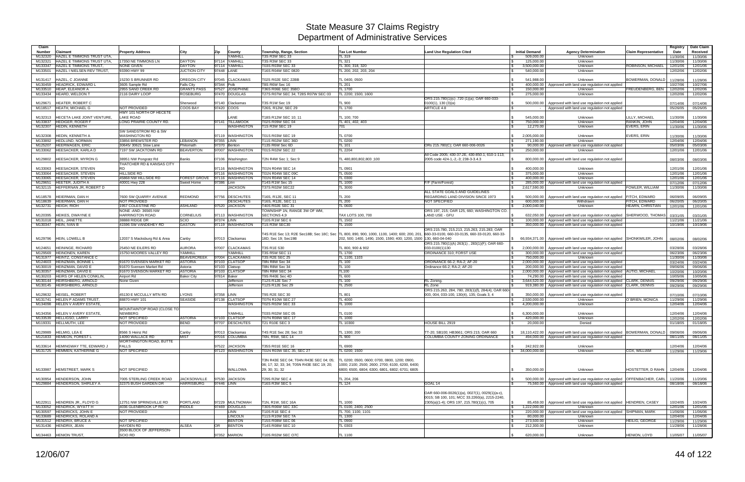# State Measure 37 Claims Registry
## Department of Administrative Services

| Claim Number | Claimant | Property Address | City | Zip | County | Township, Range, Section | Tax Lot Number | Land Use Regulation Cited | Initial Demand | Agency Determination | Claim Representative | Registry Date | Date Claim Received |
|---|---|---|---|---|---|---|---|---|---|---|---|---|---|
| M132320 | HAZEL E TIMMONS TRUST UTA, | | | | YAMHILL | T3S R3W SEC 33 | TL 319 | | $ 509,000.00 | Unknown | | 11/30/06 | 11/30/06 |
| M132321 | HAZEL E TIMMONS TRUST UTA, | 17350 NE TIMMONS LN | DAYTON | 97114 | YAMHILL | T3S R3W SEC 33 | TL 321 | | $ 125,000.00 | Unknown | | 11/30/06 | 11/30/06 |
| M133347 | HAZEL E TIMMONS TRUST, | NONE GIVEN | DAYTON | 97114 | YAMHILL | T03S R03W SEC 33 | TL 300, 318, 320 | | $ 3,500,000.00 | Unknown | ROBINSON, MICHAEL | 12/01/06 | 12/01/06 |
| M133501 | HAZEL I NIELSEN REV TRUST, | 93390 HWY 99 | JUCTION CITY | 97448 | LANE | T16S R04W SEC 0820 | TL 200, 202, 203, 204 | | $ 540,000.00 | Unknown | | 12/02/06 | 12/02/06 |
| M131417 | HAZEL, C JOANNE | 15230 S BRUNNER RD | OREGON CITY | 97045 | CLACKAMAS | T02S R02E SEC 22BB | TL 0400, 0500 | | $ 541,988.00 | Unknown | BOWERMAN, DONALD | 11/28/06 | 11/28/06 |
| M130459 | HEADRICK, EDWARD L | 3605 Sample Rd | Falls City | 97344 | Polk | T8S R6W Sec 16 | TL 201 | | $ 400,000.00 | Approved with land use regulation not applied | | 10/27/06 | 10/27/06 |
| M133510 | HEAP, ELEANOR A | 2955 SAND CREEK RD | GRANTS PASS | 97527 | JOSEPHINE | T36S R06E SEC 35BO | TL 1700 | | $ 150,000.00 | Unknown | FREUDENBERG, BEN | 12/02/06 | 12/02/06 |
| M133434 | HEARD, WELDON T | 2116 DAIRY LOOP | ROSEBURG | 97470 | DOUGLAS | T27S R07W SEC 34; T28S R07W SEC 03 | TL 2200; 1500, 1600 | | $ 275,000.00 | Unknown | | 12/02/06 | 12/02/06 |
| M129671 | HEATER, ROBERT C | | Sherwood | 97140 | Clackamas | T3S R1W Sec 19 | TL 900 | ORS 215.780(1)(c) .720 (1)(a); OAR 660-033-0100(1), 130 (3)(a) | $ 500,000.00 | Approved with land use regulation not applied | | 07/14/06 | 07/14/06 |
| M118517 | HEATH, MICHAEL G | NOT PROVIDED | COOS BAY | 97420 | COOS | T26S, R12W, SEC 29 | TL 1700 | ARTICLE 4.8 | $ - | Approved with land use regulation not applied | | 05/26/05 | 05/26/05 |
| M132313 | HECETA LAKE JOINT VENTURE, | HWY 101 NORTH OF HECETE LAKE ROAD | | | LANE | T18S R12W SEC 10; 11 | TL 100; 700 | | $ 545,000.00 | Unknown | LILLY, MICHAEL | 11/30/06 | 11/30/06 |
| M133837 | HEDIGER, ROGER F | LONG PRAIRIE COUNTY RD. | | 97141 | TILLAMOOK | T02S R09W SEC 04 | TL 401, 402, 403 | | $ 750,000.00 | Unknown | RANKIN, JOHN | 12/04/06 | 12/04/06 |
| M132307 | HEDIN, KENNETH | | | | WASHINGTON | T1S R3W SEC 19 | 701 | | $ 12,270.00 | Unknown | EVERS, ERIN | 11/30/06 | 11/30/06 |
| M132308 | HEDIN, KENNETH A | SW SANDSTROM RD & SW WASHINGTON RD | | 97119 | WASHINGTON | T01S R03W SEC 19 | TL 0700 | | $ 2,005,000.00 | Unknown | EVERS, ERIN | 11/30/06 | 11/30/06 |
| M133892 | HEDLUND, NORMAN | 33856 BREWSTER RD | LEBANON | 97355 | LINN | T11S R02W SEC 36D | TL 0200 | | $ 271,190.00 | Unknown | | 12/04/06 | 12/04/06 |
| M125207 | HEERWAGEN, ERIC | 30645/ 30621 Slow Lane | Philomath | 97370 | Benton | T13S R6W Sec 6D | TL 101 | ORs 215.780(C); OAR 660-006-0026 | $ 90,000.00 | Approved with land use regulation not applied | | 05/03/06 | 05/03/06 |
| M133062 | HEESACKER, KARLA D | 7197 SW JACKTOWN RD | BEAVERTON | 97007 | WASHINGTON | T01S R02W SEC 22 | TL 2204 | | $ 250,000.00 | Unknown | | 12/01/06 | 12/01/06 |
| M129802 | HEESACKER, MYRON G | 38951 NW Pongratz Rd | Banks | 97106 | Washington | T2N R4W Sec 1; Sec 9 | TL 480,800,802,803 ;100 | All Code 2006; 430-37.2E, 430-850.1, 610-1-113; 2005 code 424-1,-2,-3; 238-3-3.4.3 | $ 800,000.00 | Approved with land use regulation not applied | | 08/03/06 | 08/03/06 |
| M133063 | HEESACKER, STEVEN | THATCHER RD & KANSAS CITY RD | | 97116 | WASHINGTON | T01N R04W SEC 14 | TL 0901 | | $ 400,000.00 | Unknown | | 12/01/06 | 12/01/06 |
| M133064 | HEESACKER, STEVEN | HILLSIDE RD | | 97116 | WASHINGTON | T01N R04W SEC 09C | TL 0500 | | $ 375,000.00 | Unknown | | 12/01/06 | 12/01/06 |
| M133065 | HEESACKER, STEVEN | 45868 NW HILLSIDE RD | FOREST GROVE | 97116 | WASHINGTON | T01N R04W SEC 14 | TL 0300 | | $ 400,000.00 | Unknown | | 12/01/06 | 12/01/06 |
| M129651 | HEETER, JUDITH A | 40001 Hwy 228 | Sweet Home | 97386 | Linn | T14S R1W Sec 15 | TL 1000 | F/F (Farm/Forest) | $ 285,000.00 | Approved with land use regulation not applied | | 07/12/06 | 07/12/06 |
| M132115 | HEFFERNAN JR, ROBERT D | | | | JACKSON | T37S R02W SEC22 | TL 3000 | | $ 2,617,590.00 | Unknown | FOWLER, WILLIAM | 11/30/06 | 11/30/06 |
| M118578 | HEIERMAN, DAN H | 7600 SW QUARRY AVENUE | REDMOND | 97756 | DESCHUTES | T16S, R12E, SEC 11 | TL 200 | ALL STATE GOALS AND GUIDELINES REGARDING LAND DIVISION SINCE 1973 | $ 500,000.00 | Approved with land use regulation not applied | FITCH, EDWARD | 06/09/05 | 06/09/05 |
| M118639 | HEIERMAN, DAN H | NOT PROVIDED | | | DESCHUTES | T16S, R12E, SEC 11 | TL 200 | NOT SPECIFIED | $ 600,000.00 | Withdrawn | FITCH, EDWARD | 06/20/05 | 06/20/05 |
| M132731 | HEIGH, RICH | 1957 COLESTINE RD | ASHLAND | 97520 | JACKSON | T40S R02E SEC 31 | TL 0600 | | $ 2,000,040.00 | Unknown | HEARN, CHRISTIAN | 12/01/06 | 12/01/06 |
| M120395 | HEIKES, DWAYNE E | NONE -AND- 36565 NW HARRINGTON ROAD | CORNELIUS | 97113 | WASHINGTON | TOWNSHIP 1N, RANGE 3W OF WM, SECTIONS 4,9 | TAX LOTS 100, 700 | ORS 197, 215; OAR 125, 660; WASHINGTON CO. LAND USE - GFU | $ 632,050.00 | Approved with land use regulation not applied | SHERWOOD, THOMAS | 03/31/05 | 03/31/05 |
| M131018 | HEIL, JANETTE | 38888 RIDGE DR | SCIO | 97374 | LINN | T10S R1W SEC 6 | TL 1502 | | $ 100,000.00 | Approved with land use regulation not applied | | 11/21/06 | 11/21/06 |
| M130347 | HEIN, IVAN B | 41596 SW VANDEHEY RD | GASTON | 97119 | WASHINGTON | T1S R3W SEC30 | TL 1500 | | $ 350,000.00 | Approved with land use regulation not applied | | 10/19/06 | 10/19/06 |
| M129796 | HEIN, LOWELL B | 12037 S Macksburg Rd & Area | Canby | 97013 | Clackamas | T4S R1E Sec 13; R2E Sec18B; Sec 18C; Sec 18D; Sec 19; Sec19B | TL 800, 890, 900, 1000, 1100, 1400; 600; 200, 201, 202, 500; 1400, 1490, 1500, 1590; 400; 1200, 1500 | ORS 215.780, 215.213, 215.263, 215.283; OAR 660-33-0100, 660-33-0135, 660-33-0120, 660-33-130, 660-04-040 | $ 66,934,371.00 | Approved with land use regulation not applied | SHONKWILER, JOHN | 08/02/06 | 08/02/06 |
| M124651 | HEININGE, RICHARD | 25450 NE EILERS RD | AURORA | 97007 | CLACKAMAS | T3S R1E S30 | TL 800, 900 & 902 | ORS 215.780(1)(A) 263(1) , 283(1)(F); OAR 660-033-0100(1)130 | $ 2,000,000.00 | Approved with land use regulation not applied | | 03/28/06 | 03/28/06 |
| M129569 | HEINONEN, KAREN | 15750 MOORES VALLEY RD | YAMHILL | | YAMHILL | T3S R5W SEC 11 | TL 1700 | ORDINANCE 310; FORST USE | $ 300,000.00 | Approved with land use regulation not applied | | 06/23/06 | 06/23/06 |
| M131977 | HEINTZ, CONSTANCE C | | BEAVERCREEK | 97004 | CLACKAMAS | T3S R2E SEC 25 | TL 1100, 1103 | | $ 750,000.00 | Unknown | | 11/30/06 | 11/30/06 |
| M124603 | HEINZMAN, BONNIE L | 91670 SVENSEN MARKET RD | ASTORIA | 97103 | CLATSOP | T8N R8W Sec 34 | TL 100 | ORDINANCE 66-2; RA-2; AF-20 | $ 2,000,000.00 | Approved with land use regulation not applied | | 03/24/06 | 03/24/06 |
| M130019 | HEINZMAN, DAVID E | 91670 Svensen Market Rd | Astoria | 97103 | Clatsop | T8N R8W Sec 34 | TL 100 | Ordinance 66-2; RA-2; AF-20 | $ 200,000.00 | Approved with land use regulation not applied | | 09/06/06 | 09/06/06 |
| M130357 | HEINZMAN, DAVID E | 91670 SVENSON MARKET RD | ASTORIA | 97103 | CLATSOP | T8N R8W SEC 34 | TL100 | | $ 2,000,000.00 | Approved with land use regulation not applied | AUTIO, MICHAEL | 10/20/06 | 10/20/06 |
| M130203 | HEIRS OF HELEN CONKLIN, | Airport Rd | Baker City | 97814 | Baker | T9S R40E Sec 4D | TL 600 | | $ 74,290.00 | Approved with land use regulation not applied | | 10/05/06 | 10/05/06 |
| M130144 | HEIRSHBERG, ARNOLD | None Given | | | Jefferson | T12S R12E Sec 7 | TL 100 | RL Zoning. | $ 3,644,520.00 | Approved with land use regulation not applied | CLARK, DENNIS | 09/29/06 | 09/29/06 |
| M130145 | HEIRSHBERG, ARNOLD | | | | Jefferson | T12S R12E Sec 29 | TL 2500 | RL Zone | $ 919,380.00 | Approved with land use regulation not applied | CLARK, DENNIS | 09/29/06 | 09/29/06 |
| M129632 | HEISEL, ROBERT | 45130 E MCCULLY MTN RD | LYONS | 97358 | LINN | T9S R2E SEC 30 | TL 801 | ORS 215.263, 284, 780, 283(1)(f), 284(4); OAR 660 003, 004, 033-100, 130(4), 135; Goals 3, 4 | $ 350,000.00 | Approved with land use regulation not applied | | 07/10/06 | 07/10/06 |
| M131741 | HELEN P ADAMS TRUST, | 88870 HWY 101 | SEASIDE | 97138 | CLATSOP | T07N R10W SEC 27 | TL 4000 | | $ 2,530,000.00 | Unknown | O'BRIEN, MONICA | 11/29/06 | 11/29/06 |
| M134098 | HELEN V AVERY ESTATE, | | | | WASHINGTON | T02S R02W SEC 33 | TL 1000 | | $ 4,200,000.00 | Unknown | | 12/04/06 | 12/04/06 |
| M134356 | HELEN V AVERY ESTATE, | MOUNTAINTOP ROAD (CLOSE TO NEWBERG | | | YAMHILL | T03S R02W SEC 05 | TL 0100 | | $ 6,300,000.00 | Unknown | | 12/04/06 | 12/04/06 |
| M133539 | HELLIGSO, LARRY | NOT SPECIFIED | ASTORIA | 97103 | CLATSOP | T07N R08W SEC 17 | TL 1000 | | $ 420,000.00 | Unknown | | 12/02/06 | 12/02/06 |
| M119331 | HELLMUTH, LEE | NOT PROVIDED | BEND | 97707 | DESCHUTES | T21 R10E SEC 3 | TL 10300 | HOUSE BILL 2919 | $ 20,000.00 | Denied | | 01/18/05 | 01/18/05 |
| M129989 | HELMIG, LEA E | 8566 S Heinz Rd | Canby | 97013 | Clackamas | T4S R1E Sec 28; Sec 33 | TL 1300; 200 | TT-20; SB100; HB3661; ORS 215; OAR 660 | $ 18,110,422.00 | Approved with land use regulation not applied | BOWERMAN, DONALD | 09/06/06 | 09/06/06 |
| M121833 | HEMEON, FOREST L | 14090 WALLACE RD | MIST | 97016 | COLUMBIA | T6N, R5W, SEC 14 | TL 900 | COLUMBIA COUNTY ZONING ORDINANCE | $ 494,000.00 | Approved with land use regulation not applied | | 08/11/05 | 08/11/05 |
| M133614 | HEMINGWAY TTE, EDWARD J | WORTHINGTON ROAD, BUTTE FALLS | | 97522 | JACKSON | T35S R01E SEC 16 | TL 6900 | | $ 242,922.00 | Unknown | | 12/04/06 | 12/04/06 |
| M131725 | HEMMEN, KATHERINE G | NOT SPECIFIED | | 97123 | WASHINGTON | T01N R03W SEC 35; SEC 27 | TL 0200; 1500 | | $ 34,000,000.00 | Unknown | COX, WILLIAM | 11/29/06 | 11/29/06 |
| M133987 | HEMSTREET, MARK S | NOT SPECIFIED | | | WALLOWA | T3N R43E SEC 04; T04N R43E SEC 05; 06; 17; 32; 33; 34; T05N R43E SEC 19; 20; 29; 30; 31; 32 | TL 0200; 0500, 0600; 0700, 0800, 1200; 0900, 1000; 2100; 2500; 2600; 2700; 6100, 6200, 6400; 6800; 6500, 6804; 6300, 6801, 6802; 6701; 6805 | | $ 350,000.00 | Unknown | HOSTETTER, D RAHN | 12/04/06 | 12/04/06 |
| M130954 | HENDERSON, JOHN | 7005 STERLING CREEK ROAD | JACKSONVILLE | 97530 | JACKSON | T29S R2W SEC 4 | TL 204, 206 | | $ 500,000.00 | Approved with land use regulation not applied | OFFENBACHER, CARL | 11/20/06 | 11/20/06 |
| M129884 | HENDERSON, SHIRLEY A | 32375 BUSH GARDEN DR | HARRISBURG | 97446 | LINN | T16S R3W SEC 5 | TL 124 | GOAL 14 | $ 75,560.00 | Approved with land use regulation not applied | | 08/18/06 | 08/18/06 |
| M122911 | HENDREN JR., FLOYD G | 12751 NW SPRINGVILLE RD | PORTLAND | 97229 | MULTNOMAH | T1N, R1W, SEC 16A | TL 1000 | OAR 660-006-0026(1)(a), 0027(1), 0029(1)(a-c), 0015; SB 100, 101; MCC 33.2260(a), 2215-2240, 2305(a)(1-4); ORS 197, 215.780(1)(c), 705 | $ 85,459.00 | Approved with land use regulation not applied | HENDREN, CASEY | 10/24/05 | 10/24/05 |
| M133052 | HENDRICK, WYATT H | 4036 GLENBROOK LP RD | RIDDLE | 97469 | DOUGLAS | T30S R06W SEC 33C | TL 0100, 2400, 2500 | | $ 1,222,000.00 | Unknown | | 12/01/06 | 12/01/06 |
| M130597 | HENDRICKS, JOHN E | NOT PROVIDED | | | LINN | T10S R1E SEC 4 | TL 700, 1100, 1101 | | $ 220,000.00 | Approved with land use regulation not applied | SHIPMAN, MARK | 11/06/06 | 11/06/06 |
| M133689 | HENDRICKS, ROLAND A | | | | LINCOLN | T11S R10W SEC 7A | TL 1300 | | $ 80,000.00 | Unknown | | 12/04/06 | 12/04/06 |
| M131512 | HENDRIX, BRUCE A | NOT SPECIFIED | | | BENTON | T15S R08W SEC 06 | TL 0900 | | $ 273,500.00 | Unknown | HEILIG, GEORGE | 11/29/06 | 11/29/06 |
| M131436 | HENDRIX, JEAN | HAYDEN RD | ALSEA | OR | BENTON | T14S R08W SEC 10 | TL 0303 | | $ 212,300.00 | Unknown | | 11/28/06 | 11/28/06 |
| M134463 | HENION TRUST, | 3500 BLOCK OF JEFFERSON-SCIO RD | | 97352 | MARION | T10S R02W SEC O7C | TL 1100 | | $ 620,000.00 | Unknown | HENION, LOYD | 11/05/07 | 11/05/07 |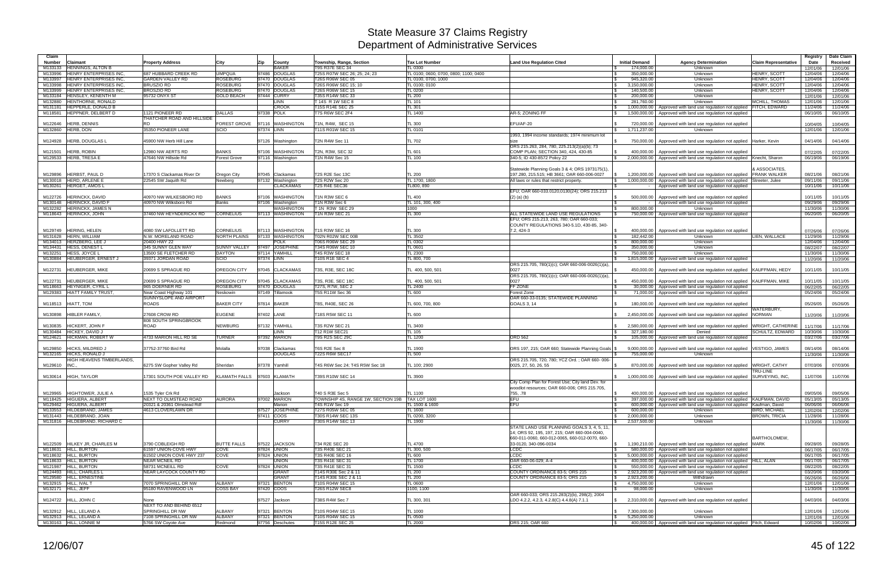# State Measure 37 Claims Registry
## Department of Administrative Services

| Claim Number | Claimant | Property Address | City | Zip | County | Township, Range, Section | Tax Lot Number | Land Use Regulation Cited | Initial Demand | Agency Determination | Claim Representative | Registry Date | Date Claim Received |
|---|---|---|---|---|---|---|---|---|---|---|---|---|---|
| M133133 | HENNINGS, ALTON B | | | | BAKER | T9S R37E SEC 34 | TL 0300 | | $ 174,000.00 | Unknown | | 12/01/06 | 12/01/06 |
| M133996 | HENRY ENTERPRISES INC, | 687 HUBBARD CREEK RD | UMPQUA | 97486 | DOUGLAS | T25S R07W SEC 26; 25; 24; 23 | TL 0100; 0600, 0700, 0800; 1100; 0400 | | $ 350,000.00 | Unknown | HENRY, SCOTT | 12/04/06 | 12/04/06 |
| M133997 | HENRY ENTERPRISES INC, | GARDEN VALLEY RD | ROSEBURG | 97470 | DOUGLAS | T26S R06W SEC 05 | TL 0100, 0700, 1000 | | $ 945,320.00 | Unknown | HENRY, SCOTT | 12/04/06 | 12/04/06 |
| M133998 | HENRY ENTERPRISES INC, | BRUSZIO RD | ROSEBURG | 97470 | DOUGLAS | T26S R06W SEC 15; 10 | TL 0100; 0100 | | $ 3,150,000.00 | Unknown | HENRY, SCOTT | 12/04/06 | 12/04/06 |
| M133999 | HENRY ENTERPRISES INC, | BROSZIO RD | ROSEBURG | 97470 | DOUGLAS | T26S R06W SEC 15 | TL 0200 | | $ 140,500.00 | Unknown | HENRY, SCOTT | 12/04/06 | 12/04/06 |
| M133184 | HENSLEY, KENENTH M | 95732 ONYX ST | GOLD BEACH | 97444 | CURRY | T35S R14W SEC 33 | TL 200 | | $ 200,000.00 | Unknown | | 12/01/06 | 12/01/06 |
| M132880 | HENTHORNE, RONALD | | | | LINN | T 14S R 1W SEC 8 | TL 101 | | $ 281,760.00 | Unknown | MCHILL, THOMAS | 12/01/06 | 12/01/06 |
| M131181 | HEPPERLE, DONALD B | | | | CROOK | T15S R14E SEC 25 | TL 301 | | $ 1,000,000.00 | Approved with land use regulation not applied | FITCH, EDWARD | 11/24/06 | 11/24/06 |
| M118581 | HEPPNER, DELBERT D | 1121 PIONEER RD | DALLAS | 97338 | POLK | T7S R6W SEC 2F4 | TL 1400 | AR-5; ZONING FF | $ 1,500,000.00 | Approved with land use regulation not applied | | 06/10/05 | 06/10/05 |
| M122646 | HERB, DENNIS | THATCHER ROAD AND HILLSIDE RD | FOREST GROVE | 97116 | WASHINGTON | T1N, R4W, SEC 15 | TL 300 | EFU/AF-20 | $ 720,000.00 | Approved with land use regulation not applied | | 10/04/05 | 10/04/05 |
| M132860 | HERB, DON | 35350 PIONEER LANE | SCIO | 97374 | LINN | T11S R01W SEC 15 | TL 0101 | | $ 1,711,237.00 | Unknown | | 12/01/06 | 12/01/06 |
| M124928 | HERB, DOUGLAS L | 45900 NW Herb Hill Lane | | 97126 | Washington | T2N R4W Sec 11 | TL 702 | 1993, 1994 income standards; 1974 minimum lot size | $ 750,000.00 | Approved with land use regulation not applied | Harker, Kevin | 04/14/06 | 04/14/06 |
| M121501 | HERB, ROBIN | 12980 NW AERTS RD | BANKS | 97106 | WASHINGTON | T2N, R3W, SEC 32 | TL 601 | ORS 215.263, 284, 780, 225.213(2)(a)(b); 73 COMP PLAN; SECTION 340, 424, 430-85 | $ 400,000.00 | Approved with land use regulation not applied | | 07/22/05 | 07/22/05 |
| M129533 | HERB, TRESA E | 47646 NW Hillside Rd | Forest Grove | 97116 | Washington | T1N R4W Sec 15 | TL 100 | 340-5; ID 430-85?2 Policy 22 | $ 2,000,000.00 | Approved with land use regulation not applied | Knecht, Sharon | 06/19/06 | 06/19/06 |
| M129896 | HERBST, PAUL D | 17370 S Clackamas River Dr | Oregon City | 97045 | Clackamas | T2S R2E Sec 13C | TL 200 | Statewide Planning Goals 3 & 4; ORS 1973175(1), 197.280, 215.515; HB 3661; OAR 660-006-0027 | $ 1,200,000.00 | Approved with land use regulation not applied | & ASSOCIATES, FRANK WALKER | 08/21/06 | 08/21/06 |
| M130018 | HERD, ARLENE E | 22545 SW Jaquith Rd | Newberg | 97132 | Washington | T2S R2W Sec 20 | TL 1700, 1800 | All laws or rules that restrict property. | $ 1,000,000.00 | Approved with land use regulation not applied | Streeter, Julee | 09/11/06 | 09/11/06 |
| M130261 | HERGET, AMOS L | | | | CLACKAMAS | T2S R4E SEC36 | TL800, 890 | | $ - | Approved with land use regulation not applied | | 10/11/06 | 10/11/06 |
| M122726 | HERINCKX, DAVID | 40970 NW WILKESBORO RD | BANKS | 97106 | WASHINGTON | T1N R3W SEC 6 | TL 400 | EFU; OAR 660-033.0120,0130(24); ORS 215.213 (2) (a) (b) | $ 500,000.00 | Approved with land use regulation not applied | | 10/11/05 | 10/11/05 |
| M130148 | HERINCKX, DAVID F | 40970 NW Wilksboro Rd | Banks | 97106 | Washington | T1N R3W Sec 6 | TL 101, 300, 400 | | $ - | Approved with land use regulation not applied | | 09/29/06 | 09/29/06 |
| M132282 | HERINCKX, JAMES N | | | | WASHINGTON | T 1N R3W SEC 29 | 1000 | | $ 800,000.00 | Unknown | | 11/30/06 | 11/30/06 |
| M118643 | HERINCKX, JOHN | 37460 NW HEYNDERICKX RD | CORNELIUS | 97113 | WASHINGTON | T1N R3W SEC 21 | TL 300 | ALL STATEWIDE LAND USE REGULATIONS | $ 750,000.00 | Approved with land use regulation not applied | | 06/20/05 | 06/20/05 |
| M129749 | HERING, HELEN | 4080 SW LAFOLLETT RD | CORNELIUS | 97113 | WASHINGTON | T1S R3W SEC 16 | TL 300 | EFU; ORS 215.213, 263, 780; OAR 660-033; COUNTY REGULATIONS 340-5.1D, 430-85, 340-7.2, 424-3 | $ 400,000.00 | Approved with land use regulation not applied | | 07/26/06 | 07/26/06 |
| M131628 | HERN, WILLIAM | N.W. MORELAND ROAD | NORTH PLAINS | 97133 | WASHINGTON | T02N R02W SEC 00B | TL 3502 | | $ 182,442.00 | Unknown | LIEN, WALLACE | 11/29/06 | 11/29/06 |
| M134013 | HERZBERG, LEE J | 20400 HWY 22 | | | POLK | T06S R06W SEC 29 | TL 0302 | | $ 800,000.00 | Unknown | | 12/04/06 | 12/04/06 |
| M134431 | HESS, DENEST L | 345 SUNNY GLEN WAY | SUNNY VALLEY | 97497 | JOSEPHINE | T34S R06W SEC 10 | TL 0601 | | $ 350,000.00 | Unknown | | 08/22/07 | 08/22/07 |
| M132251 | HESS, JOYCE L | 13500 SE FLETCHER RD | DAYTON | 97114 | YAMHILL | T4S R3W SEC 18 | TL 2300 | | $ 750,000.00 | Unknown | | 11/30/06 | 11/30/06 |
| M130884 | HEUBERGER, ERNEST J | 39371 JORDAN ROAD | SCIO | 97374 | LINN | T10S R1E SEC 4 | TL 800, 700 | | $ 1,815,000.00 | Approved with land use regulation not applied | | 11/20/06 | 11/20/06 |
| M122731 | HEUBERGER, MIKE | 20699 S SPRAGUE RD | OREGON CITY | 97045 | CLACKAMAS | T3S, R3E, SEC 18C | TL 400, 500, 501 | ORS 215.705, 780(1)(c); OAR 660-006-0026(1)(a), 0027 | $ 450,000.00 | Approved with land use regulation not applied | KAUFFMAN, HEDY | 10/11/05 | 10/11/05 |
| M122731 | HEUBERGER, MIKE | 20699 S SPRAGUE RD | OREGON CITY | 97045 | CLACKAMAS | T3S, R3E, SEC 18C | TL 400, 500, 501 | ORS 215.705, 780(1)(c); OAR 660-006-0026(1)(a), 0027 | $ 450,000.00 | Approved with land use regulation not applied | KAUFFMAN, MIKE | 10/11/05 | 10/11/05 |
| M118663 | HEYNIGER, CYRIL L | 965 DOERNER RD | ROSEBURG | 97470 | DOUGLAS | T27S, R7W, SEC 2 | TL 2400 | FF ZONE | $ 30,000.00 | Approved with land use regulation not applied | | 06/22/05 | 06/22/05 |
| M129383 | HIATT FAMILY TRUST, | Near Coast Highway 101 | Neskowin | 97149 | Tillamook | T5S R11W Sec 36 | TL 600 | Forest Zone | $ 71,000.00 | Approved with land use regulation not applied | | 05/24/06 | 05/24/06 |
| M118513 | HIATT, TOM | SUNNYSLOPE AND AIRPORT ROADS | BAKER CITY | 97814 | BAKER | T8S, R40E, SEC 26 | TL 600, 700, 800 | OAR 660-33-0135; STATEWIDE PLANNING GOALS 3, 14 | $ 180,000.00 | Approved with land use regulation not applied | | 05/26/05 | 05/26/05 |
| M130898 | HIBLER FAMILY, | 27608 CROW RD | EUGENE | 97402 | LANE | T18S R5W SEC 11 | TL 600 | | $ 2,450,000.00 | Approved with land use regulation not applied | WATERBURY, NORMAN | 11/20/06 | 11/20/06 |
| M130835 | HICKERT, JOHN F | 808 SOUTH SPRINGBROOK ROAD | NEWBURG | 97132 | YAMHILL | T3S R2W SEC 21 | TL 3400 | | $ 2,580,000.00 | Approved with land use regulation not applied | WRIGHT, CATHERINE | 11/17/06 | 11/17/06 |
| M130484 | HICKEY, DAVID J | | | | LINN | T12 R1W SEC21 | TL 105 | | $ 327,180.00 | Denied | SCHULTZ, EDWARD | 10/30/06 | 10/30/06 |
| M124621 | HICKMAN, ROBERT W | 4733 MARION HILL RD SE | TURNER | 97392 | MARION | T9S R2S SEC 29C | TL 1200 | ORD 562 | $ 105,000.00 | Approved with land use regulation not applied | | 03/27/06 | 03/27/06 |
| M129850 | HICKS, MILDRED J | 37752-37760 Bird Rd | Molalla | 97038 | Clackamas | T6S R2E Sec 8 | TL 1900 | ORS 197, 215; OAR 660; Statewide Planning Goals | $ 9,000,000.00 | Approved with land use regulation not applied | VESTIGO, JAMES | 08/14/06 | 08/14/06 |
| M132165 | HICKS, RONALD J | | | | DOUGLAS | T22S R6W SEC17 | TL 500 | | $ 755,000.00 | Unknown | | 11/30/06 | 11/30/06 |
| M129610 | HIGH HEAVENS TIMBERLANDS, INC., | 6275 SW Gopher Valley Rd | Sheridan | 97378 | Yamhill | T4S R6W Sec 24; T4S R5W Sec 18 | TL 100; 2900 | ORS 215.705, 720, 780; YCZ Ord. ; OAR 660- 006-0025, 27, 50, 26, 55 | $ 870,000.00 | Approved with land use regulation not applied | WRIGHT, CATHY | 07/03/06 | 07/03/06 |
| M130614 | HIGH, TAYLOR | 17301 SOUTH POE VALLEY RD | KLAMATH FALLS | 97603 | KLAMATH | T39S R10W SEC 14 | TL 3900 | | $ 1,000,000.00 | Approved with land use regulation not applied | TRU-LINE SURVEYING, INC, | 11/07/06 | 11/07/06 |
| M129965 | HIGHTOWER, JULIE A | 1535 Tyler Crk Rd | | | Jackson | T40 S R3E Sec 5 | TL 1100 | City Comp Plan for Forest Use; City land Dev. for woodlot resources; OAR 660-006; ORS 215.705, 755, .78 | $ 400,000.00 | Approved with land use regulation not applied | | 09/05/06 | 09/05/06 |
| M118425 | HIGUERA, ALBERT | NEXT TO OLMSTEAD ROAD | AURORA | 97002 | MARION | TOWNSHIP 4S, RANGE 1W, SECTION 19B | TAX LOT 1600 | EFU | $ 397,000.00 | Approved with land use regulation not applied | KAUFMAN, DAVID | 05/13/05 | 05/13/05 |
| M129462 | HIGUERA, ALBERT | 20321 & 20361 Olmstead Rdf | | | Marion | T4S R1W Sec 19 | TL 1500 & 1600 | EFU | $ 600,000.00 | Approved with land use regulation not applied | Kaufman, David | 06/06/06 | 06/06/06 |
| M133553 | HILDEBRAND, JAMES | 4613 CLOVERLAWN DR | | 97527 | JOSEPHINE | T27S R05W SEC 05 | TL 1600 | | $ 600,000.00 | Unknown | BIRD, MICHAEL | 12/02/06 | 12/02/06 |
| M131443 | HILDEBRAND, JOAN | | | 97411 | COOS | T30S R14W SEC 13S | TL 0200, 3200 | | $ 2,000,000.00 | Unknown | BROWN, TRICIA | 11/28/06 | 11/28/06 |
| M131816 | HILDEBRAND, RICHARD C | | | | CURRY | T30S R14W SEC 13 | TL 1900 | | $ 2,537,500.00 | Unknown | | 11/30/06 | 11/30/06 |
| M122509 | HILKEY JR, CHARLES M | 3790 COBLEIGH RD | BUTTE FALLS | 97522 | JACKSON | T34 R2E SEC 20 | TL 4700 | STATE LAND USE PLANNING GOALS 3, 4, 5, 11, 14; ORS 92, 195, 197, 215; OAR 660-004-0040, 660-011-0060, 660-012-0065, 660-012-0070, 660-33-0120, 340-096-0034 | $ 1,190,210.00 | Approved with land use regulation not applied | BARTHOLOMEW, MARK | 09/28/05 | 09/28/05 |
| M118631 | HILL, BURTON | 61597 UNION-COVE HWY | COVE | 97824 | UNION | T3S R40E SEC 21 | TL 300, 500 | LCDC | $ 580,000.00 | Approved with land use regulation not applied | | 06/17/05 | 06/17/05 |
| M118632 | HILL, BURTON | 61502 UNION COVE HWY 237 | COVE | 97824 | UNION | T3S R40E SEC 16 | TL 600 | LCDC | $ 5,000,000.00 | Approved with land use regulation not applied | | 06/17/05 | 06/17/05 |
| M118633 | HILL, BURTON | NEAR MCNEIL RD | | | UNION | T3S R41E SEC 31 | TL 1700 | OAR 660-06-029; A-4 | $ 400,000.00 | Approved with land use regulation not applied | HILL, ALAN | 06/17/05 | 06/17/05 |
| M121987 | HILL, BURTON | 58731 MCNEILL RD | COVE | 97824 | UNION | T3S R41E SEC 31 | TL 1500 | LCDC | $ 550,000.00 | Approved with land use regulation not applied | | 08/22/05 | 08/22/05 |
| M124493 | HILL, CHARLES L | NEAR LAYCOCK COUNTY RD | | | GRANT | T14S R30E Sec 2 & 11 | TL 200 | COUNTY ORDINANCE 83-5; ORS 215 | $ 2,923,200.00 | Approved with land use regulation not applied | | 03/20/06 | 03/20/06 |
| M129580 | HILL, ERNESTINE | | | | GRANT | T14S R30E SEC 2 & 11 | TL 200 | COUNTY ORDINANCE 83-5; ORS 215 | $ 2,923,200.00 | Withdrawn | | 06/26/06 | 06/26/06 |
| M132915 | HILL, IVAL T | 7070 SPRINGHILL DR NW | ALBANY | 97321 | BENTON | T10S R04W SEC 15 | TL 0600 | | $ 4,750,000.00 | Unknown | | 12/01/06 | 12/01/06 |
| M132171 | HILL, JEFF | 95180 RAVENWOOD LN | COSS BAY | 97420 | COOS | T26S R12W SEC8 | 1100, 1100 | | $ 98,000.00 | Unknown | | 11/30/06 | 11/30/06 |
| M124722 | HILL, JOHN C | None | | 97527 | Jackson | T38S R4W Sec 7 | TL 300, 301 | OAR 660-033; ORS 215.283(2)(b), 298(2); 2004 LDO 4.2.2, 4.2.3, 4.2.8(C) 4.4.8(A) 7.1.1 | $ 2,310,000.00 | Approved with land use regulation not applied | | 04/03/06 | 04/03/06 |
| M132912 | HILL, LELAND A | NEXT TO AND BEHIND 6512 SPRINGHILL DR NW | ALBANY | 97321 | BENTON | T10S R04W SEC 15 | TL 1000 | | $ 7,300,000.00 | Unknown | | 12/01/06 | 12/01/06 |
| M132913 | HILL, LELAND A | 7108 SPRINGHILL DR NW | ALBANY | 97321 | BENTON | T10S R04W SEC 15 | TL 0500 | | $ 5,250,000.00 | Unknown | | 12/01/06 | 12/01/06 |
| M130163 | HILL, LONNIE M | 5766 SW Coyote Ave | Redmond | 97756 | Deschutes | T15S R12E SEC 25 | TL 2000 | ORS 215; OAR 660 | $ 400,000.00 | Approved with land use regulation not applied | Fitch, Edward | 10/02/06 | 10/02/06 |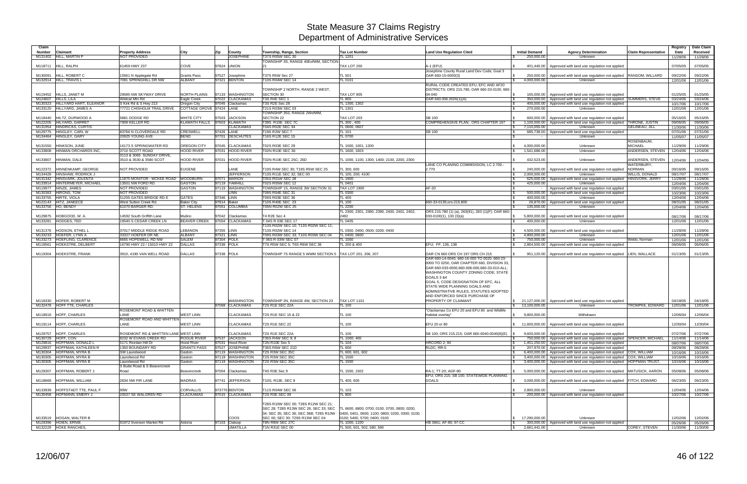# State Measure 37 Claims Registry
## Department of Administrative Services

| Claim Number | Claimant | Property Address | City | Zip | County | Township, Range, Section | Tax Lot Number | Land Use Regulation Cited | Initial Demand | Agency Determination | Claim Representative | Registry Date | Date Claim Received |
|---|---|---|---|---|---|---|---|---|---|---|---|---|---|
| M131402 | HILL, MARTIN P | NOT PROVIDED | | | JOSEPHINE | T37S R05W SEC 30 | TL 1201 | | $ 250,000.00 | Unknown | | 11/28/06 | 11/28/06 |
| M118711 | HILL, RALPH | 61459 HWY 237 | COVE | 97824 | UNION | TOWNSHIP 3S, RANGE 40EofWM, SECTION 21 | TAX LOT 200 | A-1 (EFU) | $ 401,440.00 | Approved with land use regulation not applied | | 07/05/05 | 07/05/05 |
| M130091 | HILL, ROBERT C | 10561 N Applegate Rd | Grants Pass | 97527 | Josephine | T37S R5W Sec 27 | TL 501 | Josephine County Rural Land Dev Code; Goal 3 OAR 660-15-0000(3) | $ 250,000.00 | Approved with land use regulation not applied | RANSOM, WILLARD | 09/22/06 | 09/22/06 |
| M132914 | HILL, TRAVIS L | 7091 SPRINGHILL DR NW | ALBANY | 97321 | BENTON | T10S R04W SEC 14 | TL 0101 | | $ 4,000,000.00 | Unknown | | 12/01/06 | 12/01/06 |
| M119452 | HILLS, JANET M | 29595 NW SKYWAY DRIVE | NORTH PLAINS | 97133 | WASHINGTON | TOWNSHIP 2 NORTH, RANGE 2 WEST, SECTION 30 | TAX LOT 805 | RURAL CODE CREATED EFU, EFC AND AF20 DISTRICTS; ORS 215.780, OAR 660-33-0100, 660-04-040 | $ 165,000.00 | Approved with land use regulation not applied | | 01/25/05 | 01/25/05 |
| M124607 | HILLS, LILA | Wildcat Mtn Rd | Eagle Creek | 97022 | CLACKAMAS | T3S R4E SEC 1 | TL 800 | OAR 660.006.0026(1)(A) | $ 350,000.00 | Approved with land use regulation not applied | SUMMERS, STEVE | 03/24/06 | 03/24/06 |
| M130323 | HILLYARD HART, ELEANOR | S Kirk Rd & S Hwy 213 | Oregon City | 97045 | Clackamas | T3S R2E Sec 28 | TL 1300, 1302 | | $ 400,000.00 | Approved with land use regulation not applied | | 10/17/06 | 10/17/06 |
| M133120 | HILLYARD, JAMES A | 77721 CHISHOLM TRAIL DRIVE | COTTAGE GROVE | 97424 | LANE | T21S R03W SEC 03 | TL 1301 | | $ 270,000.00 | Unknown | | 12/01/06 | 12/01/06 |
| M118440 | HILTZ, DURWOOD A | 5881 DODGE RD | WHITE CITY | 97503 | JACKSON | TOWNSHIP 35S, RANGE 2WofWM, SECTION 22 | TAX LOT 203 | SB 100 | $ 600,000.00 | Approved with land use regulation not applied | | 05/16/05 | 05/16/05 |
| M122205 | HILYARD, GARRET | 7909 KELLER RD | KLAMATH FALLS | 97603 | KLAMATH | T39S R10E SEC 7C | TL 300 , 400 | COMPREHENSIVE PLAN; ORS CHAPTER 197 | $ 1,100,000.00 | Approved with land use regulation not applied | THRONE, JUSTIN | 09/06/05 | 09/06/05 |
| M131954 | HINDRICKS, CURTIS | | | | CLACKAMAS | T04S R02E SEC 34 | TL 0600, 0607 | | $ 7,110,055.00 | Unknown | GELINEAU, JILL | 11/30/06 | 11/30/06 |
| M129775 | HINGLEY, CARL W | 83766 N CLOVERDALE RD | CRESWELL | 97426 | LANE | T19S R2W SEC 7 | TL 101 | SB 100 | $ 685,738.00 | Approved with land use regulation not applied | | 07/31/06 | 07/31/06 |
| M134464 | HINGLEY, GARY | 20925 YOUNG AVE | BEND | 97701 | DESCHUTES | T16S R12E SEC 15 | TL 0700 | | $ - | Unknown | | 11/05/07 | 11/05/07 |
| M131550 | HINKSON, JUNE | 16173 S SPRINGWATER RD | OREGON CITY | 97045 | CLACKAMAS | T02S R03E SEC 29 | TL 1000, 1001, 1200 | | $ 4,000,000.00 | Unknown | ROSENBAUM, MICHAEL | 11/29/06 | 11/29/06 |
| M133808 | HINMAN ORCHARDS INC, | 3710 SCOTT ROAD | HOOD RIVER | 97031 | HOOD RIVER | T02N R10E SEC 36 | TL 1600, 1603 | | $ 1,541,686.00 | Unknown | ANDERSEN, STEVEN | 12/04/06 | 12/04/06 |
| M133807 | HINMAN, DALE | 3113 & 3065 SUNDAY DRIVE, 3510 & 3530 & 3580 SCOT | HOOD RIVER | 97031 | HOOD RIVER | T02N R10E SEC 25C; 26D | TL 1000, 1100, 1300, 1400; 2100, 2200, 2300 | | $ 432,523.00 | Unknown | ANDERSEN, STEVEN | 12/04/06 | 12/04/06 |
| M122372 | HINNENKAMP, GEORGE | NOT PROVIDED | EUGENE | | LANE | T19S R4W SEC 30; T19S R5W SEC 25 | TL 300, 600 | LANE CO PLANING COMMISISION, LC 2.700.-2.770 | $ 240,000.00 | Approved with land use regulation not applied | WATERBURY, NORMAN | 09/16/05 | 09/16/05 |
| M134428 | HINSHAW, RODRICK J | | | | JEFFERSON | T13S R11E SEC 32; SEC 00 | TL 100, 200; 4100 | | $ 2,000,000.00 | Unknown | WILLIS, DONALD | 08/17/07 | 08/17/07 |
| M131342 | HINSVARK, JOLENTA | 11875 MONITOR - MCKEE ROAD | WOODBURN | 97071 | MARION | T05S R01W SEC 28 | TL 1900 | | $ 625,000.00 | Approved with land use regulation not applied | HINSVORK, JERRY | 11/28/06 | 11/28/06 |
| M133914 | HINTERMEYER, MICHAEL | 13501 NW FORD RD | GASTON | 97119 | YAMHILL | T02S R05W SEC 12 | TL 0401 | | $ 425,000.00 | Unknown | | 12/04/06 | 12/04/06 |
| M119977 | HINZE, JAMES | NOT PROVIDED | GASTON | 97119 | WASHINGTON | TOWNSHIP 1S, RANGE 3W SECTION 31 | TAX LOT 1900 | AF-20 | $ - | Approved with land use regulation not applied | | 03/01/05 | 03/01/05 |
| M130383 | HIRONS, TOM | NOT PROVIDED | | | LINN | T09S R04E SEC 31 | TL 0300 | | $ 500,000.00 | Approved with land use regulation not applied | | 10/23/06 | 10/23/06 |
| M133755 | HIRTE, VIOLA | 51255 GATES BRIDGE RD E | GATES | 97346 | LINN | T09S R03E SEC 36 | TL 400 | | $ 400,000.00 | Unknown | | 12/04/06 | 12/04/06 |
| M122143 | HITZ, JANEECE | West Sutton Creek Rd | Baker City | 97814 | Baker | T10S R40E SEC 23 | TL 100 | 660-33-0135;ors-215.800 | $ 26,870.00 | Approved with land use regulation not applied | | 08/31/05 | 08/31/05 |
| M133756 | HO, BENDY | 61070 BARGER RD. | ST. HELENS | 97051 | COLUMBIA | T05N R02W SEC 25 | TL 2200 | | $ 135,000.00 | Unknown | | 12/04/06 | 12/04/06 |
| M129875 | HOBGOOD, W. A. | 14592 South Griffith Lane | Mulino | 97042 | Clackamas | T4 R2E Sec 4 | TL 2300, 2301, 2380, 2390, 2400, 2401, 2402, 2492 | ORS 215.780 (1) (a), 263(91), 283 (1)(F); OAR 660-033-0100(1), 130 (3)(a) | $ 5,800,000.00 | Approved with land use regulation not applied | | 08/17/06 | 08/17/06 |
| M133281 | HODGES, TED | 19540 S CEDAR CREEK LN | BEAVER CREEK | 97004 | CLACKAMAS | T 04S R 03E SEC 17 | TL 0405 | | $ 400,000.00 | Unknown | | 12/01/06 | 12/01/06 |
| M131376 | HODSON, ETHEL L | 37017 MIDDLE RIDGE ROAD | LEBANON | 97355 | LINN | T13S R02W SEC 10; T13S R02W SEC 11; T13S R02W SEC 14 | TL 0300, 0400, 0500; 0200; 0400 | | $ 4,500,000.00 | Approved with land use regulation not applied | | 11/28/06 | 11/28/06 |
| M133233 | HOEFER, LYNN A | 33327 HOEFER DR NE | ALBANY | 97321 | LINN | T09S R03W SEC 33; T10S R03W SEC 04 | TL 0400; 0600 | | $ 4,800,000.00 | Unknown | | 12/01/06 | 12/01/06 |
| M133273 | HOEFLING, CLARENCE | 8665 HOPEWELL RD NW | SALEM | 97304 | POLK | T 06S R 03W SEC 07 | TL 1000 | | $ 750,000.00 | Unknown | Webb, Norman | 12/01/06 | 12/01/06 |
| M118561 | HOEKSTRE, DELBERT | 16790 HWY 22 / 15010 HWY 22 | DALLAS | 97338 | POLK | T7S R5W SEC 5; T6S R6W SEC 36 | TL 200 & 400 | EFU; FF; 136, 138 | $ 2,864,500.00 | Approved with land use regulation not applied | | 06/06/05 | 06/06/05 |
| M119304 | HOEKSTRE, FRANK | 3910, 4190 VAN WELL ROAD | DALLAS | 97338 | POLK | TOWNSHIP 7S RANGE 5 WWM SECTION 5 | TAX LOT 201, 206, 207 | OAR CN 660 ORS CH 197 ORS CH 215 | $ 951,120.00 | Approved with land use regulation not applied | LIEN, WALLACE | 01/13/05 | 01/13/05 |
| M118330 | HOFER, ROBERT M | | | | WASHINGTON | TOWNSHIP 2N, RANGE 4W, SECTION 23 | TAX LOT 1101 | OAR 660-14-0040, 660-16-000 TO 0020, 660-23-0000 TO 0250, OAR CHAPTER 660, DIVISION 33, OAR 660-033-0000,660-006-000,660-33-010-ALL; WASHINGTON COUNTY ZONING CODE; STATE GOALS 3 &4 GOAL 5, CODE DESIGNATION OF EFC, ALL STATE WIDE PLANNING GOALS AND ADMINSTRATIVE RULES, STATUTES ADOPTED AND ENFORCED SINCE PURCHASE OF PROPERTY OF CLAIMANT | $ 21,127,000.00 | Approved with land use regulation not applied | | 04/18/05 | 04/18/05 |
| M132478 | HOFF TTE, CHARLES | | | 97068 | CLACKAMAS | T2S R1E SEC 22A | TL 100 | | $ 13,100,000.00 | Unknown | TROMPKE, EDWARD | 12/01/06 | 12/01/06 |
| M118916 | HOFF, CHARLES | ROSEMONT ROAD & WHITTEN LANE | WEST LINN | | CLACKAMAS | T2S R1E SEC 15 & 22 | TL 100 | "Clackamas Co EFU 20 and EFU 80 and Wildlife Habitat overlay" | $ 9,800,000.00 | Withdrawn | | 12/06/04 | 12/06/04 |
| M119114 | HOFF, CHARLES | ROSEMONT ROAD AND WHITTEN LANE | WEST LINN | | CLACKAMAS | T2S R1E SEC 22 | TL 100 | EFU 20 or 80 | $ 11,600,000.00 | Approved with land use regulation not applied | | 12/30/04 | 12/30/04 |
| M129757 | HOFF, CHARLES | ROSEMONT RD & WHITTEN LANE | WEST LINN | | CLACKAMAS | T2S R1E SEC 22A | TL 100 | SB 100; ORS 215.215; OAR 660-0040-0040(8)(E) | $ 9,600,000.00 | Approved with land use regulation not applied | | 07/27/06 | 07/27/06 |
| M130729 | HOFF, CON | 8232 W EVANS CREEK RD | ROGUE RIVER | 97537 | JACKSON | T35S R4W SEC 9, 8 | TL 1000; 400 | | $ 750,000.00 | Approved with land use regulation not applied | SPENCER, MICHAEL | 11/14/06 | 11/14/06 |
| M129816 | HOFFMAN, DONALD L | 5171 Riordan Hill Dr | Hood River | 97031 | Hood River | T2N R10E Sec 5 | TL 104 | HRCORD 2, 90 | $ 1,451,250.00 | Approved with land use regulation not applied | | 08/07/06 | 08/07/06 |
| M129937 | HOFFMAN, KATHLEEN R | 1350 BOUNDARY RD | GRANTS PASS | 97527 | JOSEPHINE | T36S R6W SEC 21D | TL 600 | RLDC; RR-5 | $ 207,970.00 | Approved with land use regulation not applied | | 08/28/06 | 08/28/06 |
| M130304 | HOFFMAN, MYRA B | SW Laurelwood | Gaston | 97119 | WASHINGTON | T2S R3W SEC 35C | TL 600, 601, 602 | | $ 6,400,000.00 | Approved with land use regulation not applied | COX, WILLIAM | 10/16/06 | 10/16/06 |
| M130305 | HOFFMAN, MYRA B | Laurelwood Rd | Gaston | 97119 | WASHINGTON | T2S R3W SEC 35C | TL 1500 | | $ 3,400,000.00 | Approved with land use regulation not applied | COX, WILLIAM | 10/16/06 | 10/16/06 |
| M130305 | HOFFMAN, MYRA B | Laurelwood Rd | Gaston | 97119 | WASHINGTON | T2S R3W SEC 35C | TL 1500 | | $ 3,400,000.00 | Approved with land use regulation not applied | HOFFMAN TRUST, | 10/16/06 | 10/16/06 |
| M129307 | HOFFMAN, ROBERT J | S Butte Road & S Beavercreek Road | Beavercreek | 97004 | Clackamas | T4S R3E Sec 9 | TL 1500, 1502 | RA-1; TT-20; AGF-80 | $ 5,000,000.00 | Approved with land use regulation not applied | MATUSICK, AARON | 05/08/06 | 05/08/06 |
| M118669 | HOFFMAN, WILLIAM | 2834 NW FIR LANE | MADRAS | 97741 | JEFFERSON | T10S, R13E, SEC 9 | TL 400, 600 | EFU; ORS 215; SB 100; STATEWIDE PLANNING GOALS | $ 3,000,000.00 | Approved with land use regulation not applied | FITCH, EDWARD | 06/23/05 | 06/23/05 |
| M133939 | HOFFSTADT TTE, PAUL F | 99W | CORVALLIS | 973770 | BENTON | T11S R04W SEC 06 | TL 103 | | $ 2,800,000.00 | Unknown | | 12/04/06 | 12/04/06 |
| M130458 | HOFMANN, EMERY J | 20537 SE WALGREN RD | CLACKAMAS | 97015 | CLACKAMAS | T2S R3E SEC 09 | TL 800 | | $ 200,000.00 | Approved with land use regulation not applied | | 10/27/06 | 10/27/06 |
| M133519 | HOGAN, WALTER B | | | | COOS | T28S R10W SEC 00; T28S R12W SEC 21; SEC 28; T28S R13W SEC 26; SEC 33; SEC 34; SEC 35; SEC 36; SEC 36B; T29S R10W SEC 00; SEC 30; T29S R13W SEC 04 | TL 6600, 6800; 0700; 0100, 0700, 0800; 0200, 0400, 0401, 0600; 1100; 0800; 0200, 0300; 0100; 0100; 5400, 5700; 0400; 0100 | | $ 17,290,000.00 | Unknown | | 12/02/06 | 12/02/06 |
| M129396 | HOIEN, ERNIE | 91972 Svensen Market Rd | Astoria | 97103 | Clatsop | T8N R8W SEC 27C | TL 1000, 1100 | HB 3661; AF-80; 97-CC | $ 300,000.00 | Approved with land use regulation not applied | | 05/26/06 | 05/26/06 |
| M132229 | HOKE RANCHES, | | | | UMATILLA | T1N R31E SEC 00 | TL 500, 501, 502, 580, 590 | | $ 2,681,441.00 | Unknown | COREY, STEVEN | 11/30/06 | 11/30/06 |

12/06/07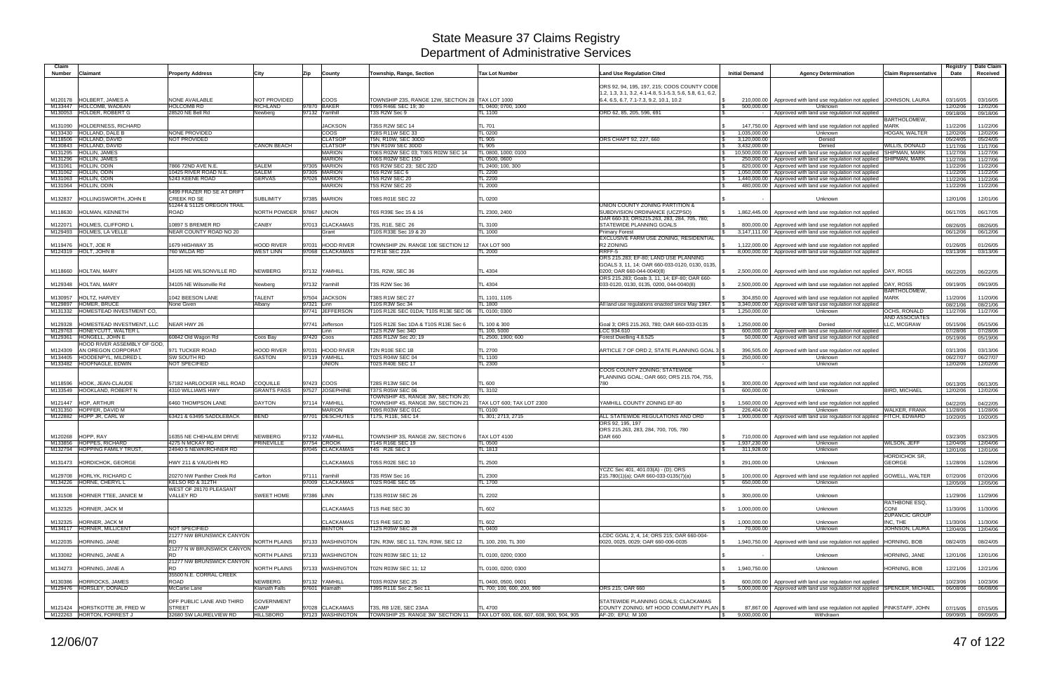# State Measure 37 Claims Registry
## Department of Administrative Services

| Claim Number | Claimant | Property Address | City | Zip | County | Township, Range, Section | Tax Lot Number | Land Use Regulation Cited | Initial Demand | Agency Determination | Claim Representative | Registry Date | Date Claim Received |
|---|---|---|---|---|---|---|---|---|---|---|---|---|---|
| M120178 | HOLBERT, JAMES A | NONE AVAILABLE | NOT PROVIDED | | COOS | TOWNSHIP 23S, RANGE 12W, SECTION 28 | TAX LOT 1000 | ORS 92, 94, 195, 197, 215; COOS COUNTY CODE 1.2, 1.3, 3.1, 3.2, 4.1-4.8, 5.1-5.3, 5.6, 5.8, 6.1, 6.2, 6.4, 6.5, 6.7, 7.1-7.3, 9.2, 10.1, 10.2 | $ 210,000.00 | Approved with land use regulation not applied | JOHNSON, LAURA | 03/16/05 | 03/16/05 |
| M133447 | HOLCOMB, WADEAN | HOLCOMB RD | RICHLAND | 97870 | BAKER | T09S R46E SEC 19; 30 | TL 0400; 0700; 1000 | | $ 500,000.00 | Unknown | | 12/02/06 | 12/02/06 |
| M130053 | HOLDER, ROBERT G | 28520 NE Bell Rd | Newberg | 97132 | Yamhill | T3S R2W Sec 9 | TL 1100 | ORD 62, 85, 205, 596, 691 | $ - | Approved with land use regulation not applied | | 09/18/06 | 09/18/06 |
| M131090 | HOLDERNESS, RICHARD | | | | JACKSON | T35S R2W SEC 14 | TL 701 | | $ 147,750.00 | Approved with land use regulation not applied | BARTHOLOMEW, MARK | 11/22/06 | 11/22/06 |
| M133430 | HOLLAND, DALE B | NONE PROVIDED | | | COOS | T28S R11W SEC 33 | TL 0200 | | $ 1,035,000.00 | Unknown | HOGAN, WALTER | 12/02/06 | 12/02/06 |
| M118506 | HOLLAND, DAVID | NOT PROVIDED | | | CLATSOP | T5N, R10W, SEC 30DD | TL 905 | ORS CHAPT 92, 227, 660 | $ 3,120,000.00 | Denied | | 05/24/05 | 05/24/05 |
| M130843 | HOLLAND, DAVID | | CANON BEACH | | CLATSOP | T5N R10W SEC 30DD | TL 905 | | $ 3,432,000.00 | Denied | WILLIS, DONALD | 11/17/06 | 11/17/06 |
| M131295 | HOLLIN, JAMES | | | | MARION | T06S R02W SEC 03; T06S R02W SEC 14 | TL 0800, 1000; 0100 | | $ 10,500,000.00 | Approved with land use regulation not applied | SHIPMAN, MARK | 11/27/06 | 11/27/06 |
| M131296 | HOLLIN, JAMES | | | | MARION | T06S R02W SEC 15D | TL 0500, 0600 | | $ 250,000.00 | Approved with land use regulation not applied | SHIPMAN, MARK | 11/27/06 | 11/27/06 |
| M131061 | HOLLIN, ODIN | 7866 72ND AVE N.E. | SALEM | 97305 | MARION | T6S R2W SEC 23; SEC 22D | TL 2400; 100, 300 | | $ 820,000.00 | Approved with land use regulation not applied | | 11/22/06 | 11/22/06 |
| M131062 | HOLLIN, ODIN | 10425 RIVER ROAD N.E. | SALEM | 97305 | MARION | T6S R2W SEC 6 | TL 2200 | | $ 1,050,000.00 | Approved with land use regulation not applied | | 11/22/06 | 11/22/06 |
| M131063 | HOLLIN, ODIN | 5243 KEENE ROAD | GERVAS | 97026 | MARION | T5S R2W SEC 20 | TL 2200 | | $ 1,440,000.00 | Approved with land use regulation not applied | | 11/22/06 | 11/22/06 |
| M131064 | HOLLIN, ODIN | | | | MARION | T5S R2W SEC 20 | TL 2000 | | $ 480,000.00 | Approved with land use regulation not applied | | 11/22/06 | 11/22/06 |
| M132837 | HOLLINGSWORTH, JOHN E | 5499 FRAZER RD SE AT DRIFT CREEK RD SE | SUBLIMITY | 97385 | MARION | T08S R01E SEC 22 | TL 0200 | | $ - | Unknown | | 12/01/06 | 12/01/06 |
| M118630 | HOLMAN, KENNETH | 51244 & 51125 OREGON TRAIL ROAD | NORTH POWDER | 97867 | UNION | T6S R39E Sec 15 & 16 | TL 2300, 2400 | UNION COUNTY ZONING PARTITION & SUBDIVISION ORDINANCE (UCZPSO) | $ 1,862,445.00 | Approved with land use regulation not applied | | 06/17/05 | 06/17/05 |
| M122071 | HOLMES, CLIFFORD L | 10897 S BREMER RD | CANBY | 97013 | CLACKAMAS | T3S, R1E, SEC 26 | TL 3100 | OAR 660-33; ORS215.263, 283, 284, 705, 780; STATEWIDE PLANNING GOALS | $ 800,000.00 | Approved with land use regulation not applied | | 08/26/05 | 08/26/05 |
| M129493 | HOLMES, LA VELLE | NEAR COUNTY ROAD NO 20 | | | Grant | T10S R33E Sec 19 & 20 | TL 1000 | Primary Forest | $ 3,147,111.00 | Approved with land use regulation not applied | | 06/12/06 | 06/12/06 |
| M119476 | HOLT, JOE R | 1679 HIGHWAY 35 | HOOD RIVER | 97031 | HOOD RIVER | TOWNSHIP 2N. RANGE 10E SECTION 12 | TAX LOT 900 | EXCLUSIVE FARM USE ZONING, RESIDENTIAL R2 ZONING | $ 1,122,000.00 | Approved with land use regulation not applied | | 01/26/05 | 01/26/05 |
| M124319 | HOLT, JOHN B | 760 WILDA RD | WEST LINN | 97068 | CLACKAMAS | T2 R1E SEC 22A | TL 2000 | RRFF-5 | $ 8,000,000.00 | Approved with land use regulation not applied | | 03/13/06 | 03/13/06 |
| M118660 | HOLTAN, MARY | 34105 NE WILSONVILLE RD | NEWBERG | 97132 | YAMHILL | T3S, R2W, SEC 36 | TL 4304 | ORS 215.283; EF-80; LAND USE PLANNING GOALS 3, 11, 14; OAR 660-033-0120, 0130, 0135, 0200; OAR 660-044-0040(8) | $ 2,500,000.00 | Approved with land use regulation not applied | DAY, ROSS | 06/22/05 | 06/22/05 |
| M129348 | HOLTAN, MARY | 34105 NE Wilsonville Rd | Newberg | 97132 | Yamhill | T3S R2W Sec 36 | TL 4304 | ORS 215.283; Goals 3, 11, 14; EF-80; OAR 660-033-0120, 0130, 0135, 0200, 044-0040(8) | $ 2,500,000.00 | Approved with land use regulation not applied | DAY, ROSS | 09/19/05 | 09/19/05 |
| M130957 | HOLTZ, HARVEY | 1042 BEESON LANE | TALENT | 97504 | JACKSON | T38S R1W SEC 27 | TL 1101, 1105 | | $ 304,850.00 | Approved with land use regulation not applied | BARTHOLOMEW, MARK | 11/20/06 | 11/20/06 |
| M129892 | HOMER, BRUCE | None Given | Albany | 97321 | Linn | T10S R3W Sec 34 | TL 1800 | All land use regulations enacted since May 1967. | $ 3,340,000.00 | Approved with land use regulation not applied | | 08/21/06 | 08/21/06 |
| M131332 | HOMESTEAD INVESTMENT CO, | | | 97741 | JEFFERSON | T10S R12E SEC 01DA; T10S R13E SEC 06 | TL 0100; 0300 | | $ 1,250,000.00 | Unknown | OCHS, RONALD | 11/27/06 | 11/27/06 |
| M129328 | HOMESTEAD INVESTMENT, LLC | NEAR HWY 26 | | 97741 | Jefferson | T10S R12E Sec 1DA & T10S R13E Sec 6 | TL 100 & 300 | Goal 3; ORS 215.263, 780; OAR 660-033-0135 | $ 1,250,000.00 | Denied | AND ASSOCIATES LLC, MCGRAW | 05/15/06 | 05/15/06 |
| M129763 | HONEYCUTT, WALTER L | | | | Linn | T12S R2W Sec 34D | TL 100, 5000 | LCC 934.610 | $ 600,000.00 | Approved with land use regulation not applied | | 07/28/06 | 07/28/06 |
| M129361 | HONGELL, JOHN E | 60842 Old Wagon Rd | Coos Bay | 97420 | Coos | T26S R12W Sec 20; 19 | TL 2500, 1900; 600 | Forest Dwelling 4.8.525 | $ 50,000.00 | Approved with land use regulation not applied | | 05/19/06 | 05/19/06 |
| M124309 | HOOD RIVER ASSEMBLY OF GOD, AN OREGON CORPORAT | 971 TUCKER ROAD | HOOD RIVER | 97031 | HOOD RIVER | T2N R10E SEC 1B | TL 2700 | ARTICLE 7 OF ORD 2, STATE PLANNING GOAL 3 | $ 396,505.00 | Approved with land use regulation not applied | | 03/13/06 | 03/13/06 |
| M134405 | HOODENPYL, MILDRED L | SW SOUTH RD | GASTON | 97119 | YAMHILL | T02S R04W SEC 04 | TL 1100 | | $ 250,000.00 | Unknown | | 06/27/07 | 06/27/07 |
| M133482 | HOOFNAGLE, EDWIN | NOT SPECIFIED | | | UNION | T02S R40E SEC 17 | TL 2300 | | $ - | Unknown | | 12/02/06 | 12/02/06 |
| M118596 | HOOK, JEAN-CLAUDE | 57182 HARLOCKER HILL ROAD | COQUILLE | 97423 | COOS | T28S R13W SEC 04 | TL 600 | COOS COUNTY ZONING; STATEWIDE PLANNING GOAL; OAR 660; ORS 215.704, 755, 780 | $ 300,000.00 | Approved with land use regulation not applied | | 06/13/05 | 06/13/05 |
| M133549 | HOOKLAND, ROBERT N | 4310 WILLIAMS HWY | GRANTS PASS | 97527 | JOSEPHINE | T37S R05W SEC 06 | TL 3102 | | $ 600,000.00 | Unknown | BIRD, MICHAEL | 12/02/06 | 12/02/06 |
| M121447 | HOP, ARTHUR | 6460 THOMPSON LANE | DAYTON | 97114 | YAMHILL | TOWNSHIP 4S, RANGE 3W, SECTION 20; TOWNSHIP 4S, RANGE 3W, SECTION 21 | TAX LOT 600; TAX LOT 2300 | YAMHILL COUNTY ZONING EF-80 | $ 1,560,000.00 | Approved with land use regulation not applied | | 04/22/05 | 04/22/05 |
| M131350 | HOPFER, DAVID M | | | | MARION | T09S R03W SEC 01C | TL 0100 | | $ 226,404.00 | Unknown | WALKER, FRANK | 11/28/06 | 11/28/06 |
| M122882 | HOPP JR, CARL W | 63421 & 63495 SADDLEBACK | BEND | 97701 | DESCHUTES | T17S, R11E, SEC 14 | TL 301; 2713, 2715 | ALL STATEWIDE REGULATIONS AND ORD | $ 1,900,000.00 | Approved with land use regulation not applied | FITCH, EDWARD | 10/20/05 | 10/20/05 |
| M120268 | HOPP, RAY | 16355 NE CHEHALEM DRIVE | NEWBERG | 97132 | YAMHILL | TOWNSHIP 3S, RANGE 2W, SECTION 6 | TAX LOT 4100 | ORS 92, 195, 197 ORS 215.263, 283, 284, 700, 705, 780 OAR 660 | $ 710,000.00 | Approved with land use regulation not applied | | 03/23/05 | 03/23/05 |
| M133856 | HOPPES, RICHARD | 4275 N MCKAY RD | PRINEVILLE | 97754 | CROOK | T14S R16E SEC 19 | TL 0500 | | $ 1,937,230.00 | Unknown | WILSON, JEFF | 12/04/06 | 12/04/06 |
| M132754 | HOPPING FAMILY TRUST, | 24940 S NEWKIRCHNER RD | | 97045 | CLACKAMAS | T4S R2E SEC 3 | TL 1813 | | $ 311,928.00 | Unknown | | 12/01/06 | 12/01/06 |
| M131473 | HORDICHOK, GEORGE | HWY 211 & VAUGHN RD | | | CLACKAMAS | T05S R02E SEC 10 | TL 2500 | | $ 291,000.00 | Unknown | HORDICHOK SR, GEORGE | 11/28/06 | 11/28/06 |
| M129708 | HORLYK, RICHARD C | 20270 NW Panther Creek Rd | Carlton | 97111 | Yamhill | T3S R5W Sec 16 | TL 2300 | YCZC Sec 401, 401.03(A) - (D); ORS 215.780(1)(a); OAR 660-033-0135(7)(a) | $ 100,000.00 | Approved with land use regulation not applied | GOWELL, WALTER | 07/20/06 | 07/20/06 |
| M134226 | HORNE, CHERYL L | KELSO RD & 312TH | | 97009 | CLACKAMAS | T02S R04E SEC 05 | TL 1700 | | $ 650,000.00 | Unknown | | 12/05/06 | 12/05/06 |
| M131508 | HORNER TTEE, JANICE M | WEST OF 28170 PLEASANT VALLEY RD | SWEET HOME | 97386 | LINN | T13S R01W SEC 26 | TL 2202 | | $ 300,000.00 | Unknown | | 11/29/06 | 11/29/06 |
| M132325 | HORNER, JACK M | | | | CLACKAMAS | T1S R4E SEC 30 | TL 602 | | $ 1,000,000.00 | Unknown | RATHBONE ESQ, CONI | 11/30/06 | 11/30/06 |
| M132325 | HORNER, JACK M | | | | CLACKAMAS | T1S R4E SEC 30 | TL 602 | | $ 1,000,000.00 | Unknown | ZUPANCIC GROUP INC, THE | 11/30/06 | 11/30/06 |
| M134117 | HORNER, MILLICENT | NOT SPECIFIED | | | BENTON | T12S R05W SEC 28 | TL 0400 | | $ 70,000.00 | Unknown | JOHNSON, LAURA | 12/04/06 | 12/04/06 |
| M122035 | HORNING, JANE | 21277 NW BRUNSWICK CANYON RD | NORTH PLAINS | 97133 | WASHINGTON | T2N, R3W, SEC 11, T2N, R3W, SEC 12 | TL 100, 200, TL 300 | LCDC GOAL 2, 4, 14; ORS 215; OAR 660-004-0020, 0025, 0029; OAR 660-006-0035 | $ 1,940,750.00 | Approved with land use regulation not applied | HORNING, BOB | 08/24/05 | 08/24/05 |
| M133082 | HORNING, JANE A | 21277 N W BRUNSWICK CANYON RD | NORTH PLAINS | 97133 | WASHINGTON | T02N R03W SEC 11; 12 | TL 0100, 0200; 0300 | | $ - | Unknown | HORNING, JANE | 12/01/06 | 12/01/06 |
| M134273 | HORNING, JANE A | 21277 NW BRUNSWICK CANYON RD | NORTH PLAINS | 97133 | WASHINGTON | T02N R03W SEC 11; 12 | TL 0100, 0200; 0300 | | $ 1,940,750.00 | Unknown | HORNING, BOB | 12/21/06 | 12/21/06 |
| M130386 | HORROCKS, JAMES | 35500 N.E. CORRAL CREEK ROAD | NEWBERG | 97132 | YAMHILL | T03S R02W SEC 25 | TL 0400, 0500, 0601 | | $ 600,000.00 | Approved with land use regulation not applied | | 10/23/06 | 10/23/06 |
| M129476 | HORSLEY, DONALD | McCartie Lane | Klamath Falls | 97601 | Klamath | T39S R11E Sec 2; Sec 11 | TL 700, 100, 600, 200, 900 | ORS 215; OAR 660 | $ 5,000,000.00 | Approved with land use regulation not applied | SPENCER, MICHAEL | 06/08/06 | 06/08/06 |
| M121424 | HORSTKOTTE JR, FRED W | OFF PUBLIC LANE AND THIRD STREET | GOVERNMENT CAMP | 97028 | CLACKAMAS | T3S, R8 1/2E, SEC 23AA | TL 4700 | STATEWIDE PLANNING GOALS; CLACKAMAS COUNTY ZONING; MT HOOD COMMUNITY PLAN | $ 87,867.00 | Approved with land use regulation not applied | PINKSTAFF, JOHN | 07/15/05 | 07/15/05 |
| M122263 | HORTON, FORREST J | 32680 SW LAURELVIEW RD | HILLSBORO | 97123 | WASHINGTON | TOWNSHIP 2S RANGE 3W SECTION 11 | TAX LOT 600, 606, 607, 608, 900, 904, 905 | AF-20; EFU; M 100 | $ 9,000,000.00 | Withdrawn | | 09/09/05 | 09/09/05 |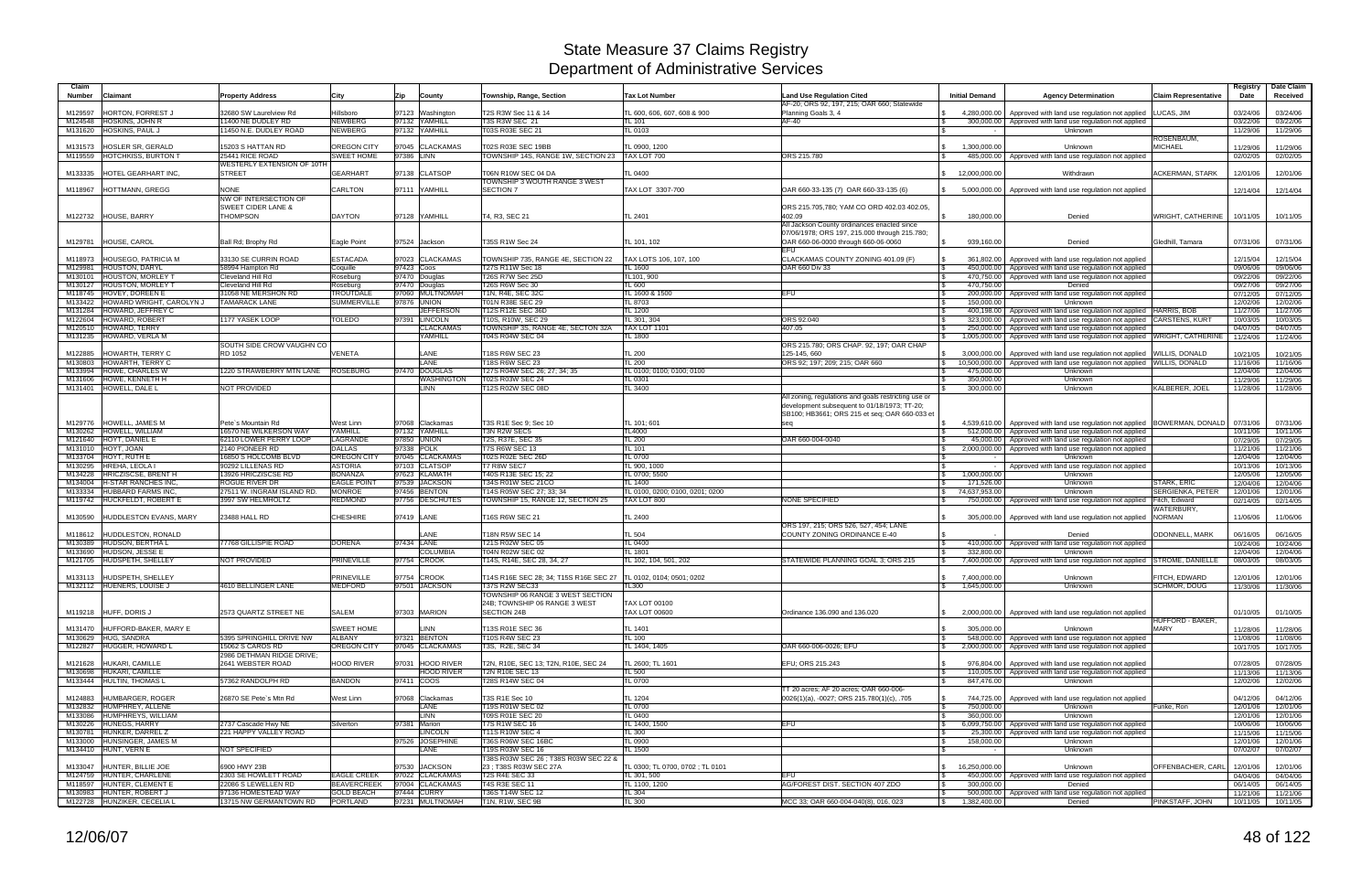# State Measure 37 Claims Registry
## Department of Administrative Services

| Claim Number | Claimant | Property Address | City | Zip | County | Township, Range, Section | Tax Lot Number | Land Use Regulation Cited | Initial Demand | Agency Determination | Claim Representative | Registry Date | Date Claim Received |
|---|---|---|---|---|---|---|---|---|---|---|---|---|---|
| M129597 | HORTON, FORREST J | 32680 SW Laurelview Rd | Hillsboro | 97123 | Washington | T2S R3W Sec 11 & 14 | TL 600, 606, 607, 608 & 900 | AF-20; ORS 92, 197, 215; OAR 660; Statewide Planning Goals 3, 4 | $ 4,280,000.00 | Approved with land use regulation not applied | LUCAS, JIM | 03/24/06 | 03/24/06 |
| M124548 | HOSKINS, JOHN R | 11400 NE DUDLEY RD | NEWBERG | 97132 | YAMHILL | T3S R3W SEC 21 | TL 101 | AF-40 | $ 300,000.00 | Approved with land use regulation not applied | | 03/22/06 | 03/22/06 |
| M131620 | HOSKINS, PAUL J | 11450 N.E. DUDLEY ROAD | NEWBERG | 97132 | YAMHILL | T03S R03E SEC 21 | TL 0103 | | $ - | Unknown | | 11/29/06 | 11/29/06 |
| M131573 | HOSLER SR, GERALD | 15203 S HATTAN RD | OREGON CITY | 97045 | CLACKAMAS | T02S R03E SEC 19BB | TL 0900, 1200 | | $ 1,300,000.00 | Unknown | ROSENBAUM, MICHAEL | 11/29/06 | 11/29/06 |
| M119559 | HOTCHKISS, BURTON T | 25441 RICE ROAD | SWEET HOME | 97386 | LINN | TOWNSHIP 14S, RANGE 1W, SECTION 23 | TAX LOT 700 | ORS 215.780 | $ 485,000.00 | Approved with land use regulation not applied | | 02/02/05 | 02/02/05 |
| M133335 | HOTEL GEARHART INC, | WESTERLY EXTENSION OF 10TH STREET | GEARHART | 97138 | CLATSOP | T06N R10W SEC 04 DA | TL 0400 | | $ 12,000,000.00 | Withdrawn | ACKERMAN, STARK | 12/01/06 | 12/01/06 |
| M118967 | HOTTMANN, GREGG | NONE | CARLTON | 97111 | YAMHILL | TOWNSHIP 3 WOUTH RANGE 3 WEST SECTION 7 | TAX LOT 3307-700 | OAR 660-33-135 (7) OAR 660-33-135 (6) | $ 5,000,000.00 | Approved with land use regulation not applied | | 12/14/04 | 12/14/04 |
| M122732 | HOUSE, BARRY | NW OF INTERSECTION OF SWEET CIDER LANE & THOMPSON | DAYTON | 97128 | YAMHILL | T4, R3, SEC 21 | TL 2401 | ORS 215.705,780; YAM CO ORD 402.03 402.05, 402.09 | $ 180,000.00 | Denied | WRIGHT, CATHERINE | 10/11/05 | 10/11/05 |
| M129781 | HOUSE, CAROL | Ball Rd; Brophy Rd | Eagle Point | 97524 | Jackson | T35S R1W Sec 24 | TL 101, 102 | All Jackson County ordinances enacted since 07/06/1978; ORS 197, 215.000 through 215.780; OAR 660-06-0000 through 660-06-0060 | $ 939,160.00 | Denied | Gledhill, Tamara | 07/31/06 | 07/31/06 |
| M118973 | HOUSEGO, PATRICIA M | 33130 SE CURRIN ROAD | ESTACADA | 97023 | CLACKAMAS | TOWNSHIP 73S, RANGE 4E, SECTION 22 | TAX LOTS 106, 107, 100 | EFU CLACKAMAS COUNTY ZONING 401.09 (F) | $ 361,802.00 | Approved with land use regulation not applied | | 12/15/04 | 12/15/04 |
| M129981 | HOUSTON, DARYL | 58994 Hampton Rd | Coquille | 97423 | Coos | T27S R11W Sec 18 | TL 1500 | OAR 660 Div 33 | $ 450,000.00 | Approved with land use regulation not applied | | 09/06/06 | 09/06/06 |
| M130101 | HOUSTON, MORLEY T | Cleveland Hill Rd | Roseburg | 97470 | Douglas | T26S R7W Sec 25D | TL101, 900 | | $ 470,750.00 | Approved with land use regulation not applied | | 09/22/06 | 09/22/06 |
| M130127 | HOUSTON, MORLEY T | Cleveland Hill Rd | Roseburg | 97470 | Douglas | T26S R6W Sec 30 | TL 600 | | $ 470,750.00 | Denied | | 09/27/06 | 09/27/06 |
| M118745 | HOVEY, DOREEN E | 31058 NE MERSHON RD | TROUTDALE | 97060 | MULTNOMAH | T1N, R4E, SEC 32C | TL 1600 & 1500 | EFU | $ 200,000.00 | Approved with land use regulation not applied | | 07/12/05 | 07/12/05 |
| M133422 | HOWARD WRIGHT, CAROLYN J | TAMARACK LANE | SUMMERVILLE | 97876 | UNION | T01N R38E SEC 29 | TL 8703 | | $ 150,000.00 | Unknown | | 12/02/06 | 12/02/06 |
| M131284 | HOWARD, JEFFREY C | | | | JEFFERSON | T12S R12E SEC 36D | TL 1200 | | $ 400,198.00 | Approved with land use regulation not applied | HARRIS, BOB | 11/27/06 | 11/27/06 |
| M122604 | HOWARD, ROBERT | 1177 YASEK LOOP | TOLEDO | 97391 | LINCOLN | T10S, R10W, SEC 29 | TL 301, 304 | ORS 92.040 | $ 323,000.00 | Approved with land use regulation not applied | CARSTENS, KURT | 10/03/05 | 10/03/05 |
| M120510 | HOWARD, TERRY | | | | CLACKAMAS | TOWNSHIP 3S, RANGE 4E, SECTON 32A | TAX LOT 1101 | 407.05 | $ 250,000.00 | Approved with land use regulation not applied | | 04/07/05 | 04/07/05 |
| M131235 | HOWARD, VERLA M | | | | YAMHILL | T04S R04W SEC 04 | TL 1800 | | $ 1,005,000.00 | Approved with land use regulation not applied | WRIGHT, CATHERINE | 11/24/06 | 11/24/06 |
| M122885 | HOWARTH, TERRY C | SOUTH SIDE CROW VAUGHN CO RD 1052 | VENETA | | LANE | T18S R6W SEC 23 | TL 200 | ORS 215.780; ORS CHAP. 92, 197; OAR CHAP 125-145, 660 | $ 3,000,000.00 | Approved with land use regulation not applied | WILLIS, DONALD | 10/21/05 | 10/21/05 |
| M130803 | HOWARTH, TERRY C | | | | LANE | T18S R6W SEC 23 | TL 200 | ORS 92; 197; 209; 215; OAR 660 | $ 10,500,000.00 | Approved with land use regulation not applied | WILLIS, DONALD | 11/16/06 | 11/16/06 |
| M133994 | HOWE, CHARLES W | 1220 STRAWBERRY MTN LANE | ROSEBURG | 97470 | DOUGLAS | T27S R04W SEC 26; 27; 34; 35 | TL 0100; 0100; 0100; 0100 | | $ 475,000.00 | Unknown | | 12/04/06 | 12/04/06 |
| M131606 | HOWE, KENNETH H | | | | WASHINGTON | T02S R03W SEC 24 | TL 0301 | | $ 350,000.00 | Unknown | | 11/29/06 | 11/29/06 |
| M131401 | HOWELL, DALE L | NOT PROVIDED | | | LINN | T12S R02W SEC 08D | TL 3400 | | $ 300,000.00 | Unknown | KALBERER, JOEL | 11/28/06 | 11/28/06 |
| M129776 | HOWELL, JAMES M | Pete`s Mountain Rd | West Linn | 97068 | Clackamas | T3S R1E Sec 9; Sec 10 | TL 101; 601 | All zoning, regulations and goals restricting use or development subsequent to 01/18/1973; TT-20; SB100; HB3661; ORS 215 et seq; OAR 660-033 et seq | $ 4,539,610.00 | Approved with land use regulation not applied | BOWERMAN, DONALD | 07/31/06 | 07/31/06 |
| M130262 | HOWELL, WILLIAM | 16570 NE WILKERSON WAY | YAMHILL | 97132 | YAMHILL | T3N R2W SEC5 | TL4000 | | $ 512,000.00 | Approved with land use regulation not applied | | 10/11/06 | 10/11/06 |
| M121640 | HOYT, DANIEL E | 62110 LOWER PERRY LOOP | LAGRANDE | 97850 | UNION | T2S, R37E, SEC 35 | TL 200 | OAR 660-004-0040 | $ 45,000.00 | Approved with land use regulation not applied | | 07/29/05 | 07/29/05 |
| M131010 | HOYT, JOAN | 2140 PIONEER RD | DALLAS | 97338 | POLK | T7S R6W SEC 13 | TL 101 | | $ 2,000,000.00 | Approved with land use regulation not applied | | 11/21/06 | 11/21/06 |
| M133704 | HOYT, RUTH E | 16850 S HOLCOMB BLVD | OREGON CITY | 97045 | CLACKAMAS | T02S R02E SEC 26D | TL 0700 | | $ - | Unknown | | 12/04/06 | 12/04/06 |
| M130295 | HREHA, LEOLA I | 90292 LILLENAS RD | ASTORIA | 97103 | CLATSOP | T7 R8W SEC7 | TL 900, 1000 | | $ - | Approved with land use regulation not applied | | 10/13/06 | 10/13/06 |
| M134228 | HRICZISCSE, BRENT H | 13926 HRICZISCSE RD | BONANZA | 97623 | KLAMATH | T40S R13E SEC 15; 22 | TL 0700; 5500 | | $ 1,000,000.00 | Unknown | | 12/05/06 | 12/05/06 |
| M134004 | H-STAR RANCHES INC, | ROGUE RIVER DR | EAGLE POINT | 97539 | JACKSON | T34S R01W SEC 21CO | TL 1400 | | $ 171,526.00 | Unknown | STARK, ERIC | 12/04/06 | 12/04/06 |
| M133334 | HUBBARD FARMS INC, | 27511 W. INGRAM ISLAND RD. | MONROE | 97456 | BENTON | T14S R05W SEC 27; 33; 34 | TL 0100, 0200; 0100, 0201; 0200 | | $ 74,637,953.00 | Unknown | SERGIENKA, PETER | 12/01/06 | 12/01/06 |
| M119742 | HUCKFELDT, ROBERT E | 3997 SW HELMHOLTZ | REDMOND | 97756 | DESCHUTES | TOWNSHIP 15, RANGE 12, SECTION 25 | TAX LOT 800 | NONE SPECIFIED | $ 750,000.00 | Approved with land use regulation not applied | Fitch, Edward | 02/14/05 | 02/14/05 |
| M130590 | HUDDLESTON EVANS, MARY | 23488 HALL RD | CHESHIRE | 97419 | LANE | T16S R6W SEC 21 | TL 2400 | | $ 305,000.00 | Approved with land use regulation not applied | WATERBURY, NORMAN | 11/06/06 | 11/06/06 |
| M118612 | HUDDLESTON, RONALD | | | | LANE | T18N R5W SEC 14 | TL 504 | ORS 197, 215; ORS 526, 527, 454; LANE COUNTY ZONING ORDINANCE E-40 | $ - | Denied | ODONNELL, MARK | 06/16/05 | 06/16/05 |
| M130389 | HUDSON, BERTHA L | 77768 GILLISPIE ROAD | DORENA | 97434 | LANE | T21S R02W SEC 05 | TL 0400 | | $ 410,000.00 | Approved with land use regulation not applied | | 10/24/06 | 10/24/06 |
| M133690 | HUDSON, JESSE E | | | | COLUMBIA | T04N R02W SEC 02 | TL 1801 | | $ 332,800.00 | Unknown | | 12/04/06 | 12/04/06 |
| M121705 | HUDSPETH, SHELLEY | NOT PROVIDED | PRINEVILLE | 97754 | CROOK | T14S, R14E, SEC 28, 34, 27 | TL 102, 104, 501, 202 | STATEWIDE PLANNING GOAL 3; ORS 215 | $ 7,400,000.00 | Approved with land use regulation not applied | STROME, DANIELLE | 08/03/05 | 08/03/05 |
| M133113 | HUDSPETH, SHELLEY | | PRINEVILLE | 97754 | CROOK | T14S R16E SEC 28; 34; T15S R16E SEC 27 | TL 0102, 0104; 0501; 0202 | | $ 7,400,000.00 | Unknown | FITCH, EDWARD | 12/01/06 | 12/01/06 |
| M132112 | HUENERS, LOUISE J | 4610 BELLINGER LANE | MEDFORD | 97501 | JACKSON | T37S R2W SEC33 | TL300 | | $ 1,645,000.00 | Unknown | SCHMOR, DOUG | 11/30/06 | 11/30/06 |
| M119218 | HUFF, DORIS J | 2573 QUARTZ STREET NE | SALEM | 97303 | MARION | TOWNSHIP 06 RANGE 3 WEST SECTION 24B; TOWNSHIP 06 RANGE 3 WEST SECTION 24B | TAX LOT 00100 TAX LOT 00600 | Ordinance 136.090 and 136.020 | $ 2,000,000.00 | Approved with land use regulation not applied | | 01/10/05 | 01/10/05 |
| M131470 | HUFFORD-BAKER, MARY E | | SWEET HOME | | LINN | T13S R01E SEC 36 | TL 1401 | | $ 305,000.00 | Unknown | HUFFORD - BAKER, MARY | 11/28/06 | 11/28/06 |
| M130629 | HUG, SANDRA | 5395 SPRINGHILL DRIVE NW | ALBANY | 97321 | BENTON | T10S R4W SEC 23 | TL 100 | | $ 548,000.00 | Approved with land use regulation not applied | | 11/08/06 | 11/08/06 |
| M122827 | HUGGER, HOWARD L | 15062 S CAROS RD | OREGON CITY | 97045 | CLACKAMAS | T3S, R2E, SEC 34 | TL 1404, 1405 | OAR 660-006-0026; EFU | $ 2,000,000.00 | Approved with land use regulation not applied | | 10/17/05 | 10/17/05 |
| M121628 | HUKARI, CAMILLE | 2986 DETHMAN RIDGE DRIVE; 2641 WEBSTER ROAD | HOOD RIVER | 97031 | HOOD RIVER | T2N, R10E, SEC 13; T2N, R10E, SEC 24 | TL 2600; TL 1601 | EFU; ORS 215.243 | $ 976,804.00 | Approved with land use regulation not applied | | 07/28/05 | 07/28/05 |
| M130698 | HUKARI, CAMILLE | | | | HOOD RIVER | T2N R10E SEC 13 | TL 500 | | $ 110,005.00 | Approved with land use regulation not applied | | 11/13/06 | 11/13/06 |
| M133444 | HULTIN, THOMAS L | 57362 RANDOLPH RD | BANDON | 97411 | COOS | T28S R14W SEC 04 | TL 0700 | | $ 847,476.00 | Unknown | | 12/02/06 | 12/02/06 |
| M124883 | HUMBARGER, ROGER | 26870 SE Pete`s Mtn Rd | West Linn | 97068 | Clackamas | T3S R1E Sec 10 | TL 1204 | TT 20 acres; AF 20 acres; OAR 660-006-0026(1)(a), -0027; ORS 215.780(1)(c), .705 | $ 744,725.00 | Approved with land use regulation not applied | | 04/12/06 | 04/12/06 |
| M132832 | HUMPHREY, ALLENE | | | | LANE | T19S R01W SEC 02 | TL 0700 | | $ 750,000.00 | Unknown | Funke, Ron | 12/01/06 | 12/01/06 |
| M133086 | HUMPHREYS, WILLIAM | | | | LINN | T09S R01E SEC 20 | TL 0400 | | $ 360,000.00 | Unknown | | 12/01/06 | 12/01/06 |
| M130226 | HUNEGS, HARRY | 2737 Cascade Hwy NE | Silverton | 97381 | Marion | T7S R1W SEC 16 | TL 1400, 1500 | EFU | $ 6,099,750.00 | Approved with land use regulation not applied | | 10/06/06 | 10/06/06 |
| M130781 | HUNKER, DARREL Z | 221 HAPPY VALLEY ROAD | | | LINCOLN | T11S R10W SEC 4 | TL 300 | | $ 25,300.00 | Approved with land use regulation not applied | | 11/15/06 | 11/15/06 |
| M133000 | HUNSINGER, JAMES M | | | 97526 | JOSEPHINE | T36S R06W SEC 16BC | TL 0900 | | $ 158,000.00 | Unknown | | 12/01/06 | 12/01/06 |
| M134410 | HUNT, VERN E | NOT SPECIFIED | | | LANE | T19S R03W SEC 16 | TL 1500 | | $ - | Unknown | | 07/02/07 | 07/02/07 |
| M133047 | HUNTER, BILLIE JOE | 6900 HWY 23B | | 97530 | JACKSON | T38S R03W SEC 26 ; T38S R03W SEC 22 & 23 ; T38S R03W SEC 27A | TL 0300; TL 0700, 0702 ; TL 0101 | | $ 16,250,000.00 | Unknown | OFFENBACHER, CARL | 12/01/06 | 12/01/06 |
| M124759 | HUNTER, CHARLENE | 2303 SE HOWLETT ROAD | EAGLE CREEK | 97022 | CLACKAMAS | T2S R4E SEC 33 | TL 301, 500 | EFU | $ 450,000.00 | Approved with land use regulation not applied | | 04/04/06 | 04/04/06 |
| M118597 | HUNTER, CLEMENT E | 22066 S LEWELLEN RD | BEAVERCREEK | 97004 | CLACKAMAS | T4S R3E SEC 11 | TL 1100, 1200 | AG/FOREST DIST. SECTION 407 ZDO | $ 300,000.00 | Denied | | 06/14/05 | 06/14/05 |
| M130983 | HUNTER, ROBERT J | 97136 HOMESTEAD WAY | GOLD BEACH | 97444 | CURRY | T36S T14W SEC 12 | TL 304 | | $ 500,000.00 | Approved with land use regulation not applied | | 11/21/06 | 11/21/06 |
| M122728 | HUNZIKER, CECELIA L | 13715 NW GERMANTOWN RD | PORTLAND | 97231 | MULTNOMAH | T1N, R1W, SEC 9B | TL 300 | MCC 33; OAR 660-004-040(8), 016, 023 | $ 1,382,400.00 | Denied | PINKSTAFF, JOHN | 10/11/05 | 10/11/05 |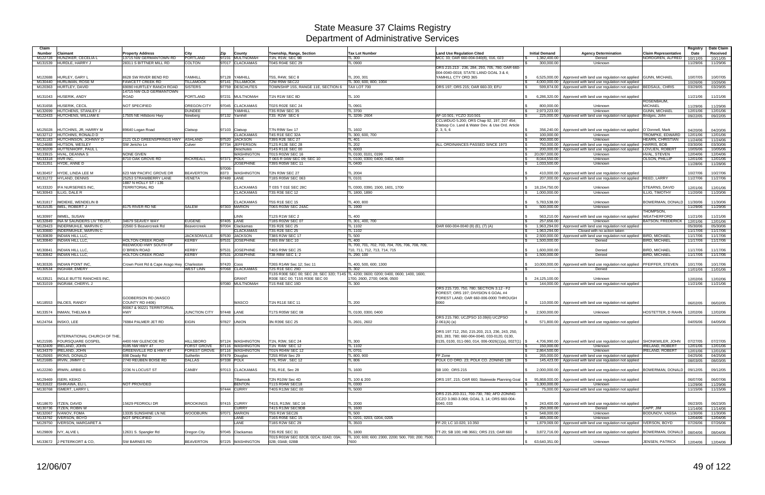# State Measure 37 Claims Registry
## Department of Administrative Services

| Claim Number | Claimant | Property Address | City | Zip | County | Township, Range, Section | Tax Lot Number | Land Use Regulation Cited | Initial Demand | Agency Determination | Claim Representative | Registry Date | Date Claim Received |
|---|---|---|---|---|---|---|---|---|---|---|---|---|---|
| M122728 | HUNZIKER, CECELIA L | 13715 NW GERMANTOWN RD | PORTLAND | 97231 | MULTNOMAH | T1N, R1W, SEC 9B | TL 300 | MCC 33; OAR 660-004-040(8), 016, 023 | $ 1,382,400.00 | Denied | NORDGREN, ALFRED | 10/11/05 | 10/11/05 |
| M131539 | HURDLE, HARRY J | 28311 S BITTNER MILL RD | COLTON | 97017 | CLACKAMAS | T04S R04E SEC 29 | TL 0900 | | $ 300,000.00 | Unknown | | 11/29/06 | 11/29/06 |
| M122688 | HURLEY, GARY L | 8628 SW RIVER BEND RD | YAMHILL | 97128 | YAMHILL | T5S, R4W, SEC 8 | TL 200, 301 | ORS 215.213 . 236, 284, 293, 705, 780; OAR 660-004-0040-0018; STATE LAND GOAL 3 & 4; YAMHILL CTY ORD 365 | $ 6,525,000.00 | Approved with land use regulation not applied | GUNN, MICHAEL | 10/07/05 | 10/07/05 |
| M130440 | HURLIMAN, ROSE M | FAWCETT CREEK RD | TILLAMOOK | 97141 | TILLAMOOK | T2W R9W SEC22 | TL 300, 600, 800, 1004 | | $ 4,000,000.00 | Approved with land use regulation not applied | | 10/26/06 | 10/26/06 |
| M120363 | HURTLEY, DAVID | 69090 HURTLEY RANCH ROAD | SISTERS | 97759 | DESCHUTES | TOWNSHIP 15S, RANGE 11E, SECTION 6 | TAX LOT 700 | ORS 197; ORS 215; OAR 660-33; EFU | $ 599,874.00 | Approved with land use regulation not applied | BEDSAUL, CHRIS | 03/29/05 | 03/29/05 |
| M131043 | HUSERIK, ANDY | 14715 NW OLD GERMANTOWN ROAD | PORTLAND | 97231 | MULTNOMAH | T1N R1W SEC 8D | TL 100 | | $ 6,286,320.00 | Approved with land use regulation not applied | | 11/21/06 | 11/21/06 |
| M131658 | HUSERIK, CECIL | NOT SPECIFIED | OREGON CITY | 97045 | CLACKAMAS | T02S R02E SEC 24 | TL 0901 | | $ 800,000.00 | Unknown | ROSENBAUM, MICHAEL | 11/29/06 | 11/29/06 |
| M132699 | HUTCHENS, STANLEY J | | DUNDEE | | YAMHILL | T3S R3W SEC 35 | TL 3700 | | $ 2,973,223.00 | Unknown | GUNN, MICHAEL | 12/01/06 | 12/01/06 |
| M122433 | HUTCHENS, WILLIAM E | 17505 NE Hillsboro Hwy | Newberg | 97132 | Yamhill | T3S R2W SEC 6 | TL 3206- 2604 | AF-10.501; YCZO 310.501 | $ 225,000.00 | Approved with land use regulation not applied | Bridges, John | 09/22/05 | 09/22/05 |
| M125028 | HUTCHINS, JR, HARRY M | 89640 Logan Road | Clatsop | 97103 | Clatsop | T7N R9W Sec 17 | TL 1602 | CCLWDUO 5.200; ORS Chap 92, 197, 227 454; Clatsop Co. Land & Water Dev. & Use Ord. Article 2, 3, 5, 6 | $ 356,240.00 | Approved with land use regulation not applied | O`Donnell, Mark | 04/20/06 | 04/20/06 |
| M132712 | HUTCHINS, RONALD D | | | | CLACKAMAS | T4S R1E SEC 32A | TL 300, 600, 700 | | $ 100,000.00 | Unknown | TROMPKE, EDWARD | 12/01/06 | 12/01/06 |
| M131183 | HUTCHINSON, JOHNNY D | 2121 OLD GREENSPRINGS HWY | ASHLAND | 97520 | JACKSON | T39S R2E SEC 27 | TL 401 | | $ 900,000.00 | Unknown | HEARN, CHRISTIAN | 11/24/06 | 11/24/06 |
| M124688 | HUTSON, WESLEY | SW Jericho Ln | Culver | 97734 | JEFFERSON | T12S R13E SEC 28 | TL 202 | ALL ORDINANCES PASSED SINCE 1973 | $ 750,000.00 | Approved with land use regulation not applied | HARRIS, BOB | 03/30/06 | 03/30/06 |
| M130209 | HUTTENHOFF, PAUL L | | | | Deschutes | T14S R11E SEC 00 | TL 6003 | | $ 200,000.00 | Approved with land use regulation not applied | LOVLIEN, ROBERT | 10/05/06 | 10/05/06 |
| M133915 | HVAL, DEANNA S | NONE GIVEN | | | WASHINGTON | T01S R02W SEC 16 | TL 0100, 0101, 0199 | | $ 20,097,000.00 | Unknown | HVAL, STEVEN | 12/04/06 | 12/04/06 |
| M133318 | HVR INC, | 8710 OAK GROVE RD | RICKREALL | 97371 | POLK | T 06S R 04W SEC 09; SEC 10 | TL 0100, 0300; 0400, 0402, 0403 | | $ 8,044,550.00 | Unknown | OLSON, PHILLIP | 12/01/06 | 12/01/06 |
| M131351 | HYDE, ANNE D | | | | JOSEPHINE | T39S R05W SEC 11 | TL 0400 | | $ 1,033,500.00 | Unknown | | 11/28/06 | 11/28/06 |
| M130457 | HYDE, LINDA LEE M | 623 NW PACIFIC GROVE DR | BEAVERTON | 97006-8373 | WASHINGTON | T2N R3W SEC 27 | TL 2004 | | $ 410,000.00 | Approved with land use regulation not applied | | 10/27/06 | 10/27/06 |
| M131272 | HYLAND, DENNIS | 25253 STRAWBERRY LANE | VENETA | 97489 | LANE | T18S R05W SEC 063 | TL 0101 | | $ 207,000.00 | Approved with land use regulation not applied | REED, LARRY | 11/27/06 | 11/27/06 |
| M133320 | IFA NURSERIES INC, | 1887 N HOLLY ST / 136 TERRITORIAL RD | | | CLACKAMAS | T 03S T 01E SEC 28C | TL 0300, 0390, 1500, 1601, 1700 | | $ 18,154,750.00 | Unknown | STEARNS, DAVID | 12/01/06 | 12/01/06 |
| M130943 | ILLIG, DALE R | | | | CLACKAMAS | T3S R3E SEC 12 | TL 1800, 1890 | | $ 1,000,000.00 | Unknown | ILLIG, TIMOTHY | 11/20/06 | 11/20/06 |
| M131817 | IMDIEKE, WENDELIN B | | | | CLACKAMAS | T5S R1E SEC 15 | TL 400, 800 | | $ 5,783,538.00 | Unknown | BOWERMAN, DONALD | 11/30/06 | 11/30/06 |
| M131535 | IMEL, ROBERT J | 8175 RIVER RD NE | SALEM | 97303 | MARION | T06S R03W SEC 24AC | TL 1900 | | $ 500,000.00 | Unknown | | 11/29/06 | 11/29/06 |
| M130997 | IMMEL, SUSAN | | | | LINN | T12S R1W SEC 2 | TL 400 | | $ 563,210.00 | Approved with land use regulation not applied | THOMPSON, WEATHERFORD | 11/21/06 | 11/21/06 |
| M132849 | INA M SAUNDERS LIV TRUST, | 34679 SEAVEY WAY | EUGENE | 97405 | LANE | T18S R02W SEC 07 | TL 301, 400, 700 | | $ 257,656.00 | Unknown | BATSON, FREDERICK | 12/01/06 | 12/01/06 |
| M129423 | INDERMUHLE, MARVIN C | 22560 S Beavercreek Rd | Beavercreek | 97004 | Clackamas | T3S R2E SEC 25 | TL 1102 | OAR 660-004-0040 (8) (E), (7) (A) | $ 1,963,294.00 | Approved with land use regulation not applied | | 05/30/06 | 05/30/06 |
| M130880 | INDERMUHLE, MARVIN C | | | | CLACKAMAS | T3S R2E SEC 25 | TL 1102 | | $ 1,963,294.00 | Closed with no action taken | | 11/17/06 | 11/17/06 |
| M130839 | INDIAN HILL LLC, | | JACKSONVILLE | 97530 | JACKSON | T38S R2W SEC 17 | TL 500 | | $ 2,500,000.00 | Approved with land use regulation not applied | BIRD, MICHAEL | 11/17/06 | 11/17/06 |
| M130840 | INDIAN HILL LLC, | HOLTON CREEK ROAD | KERBY | 97531 | JOSEPHINE | T39S R8W SEC 10 | TL 400 | | $ 1,500,000.00 | Denied | BIRD, MICHAEL | 11/17/06 | 11/17/06 |
| M130841 | INDIAN HILL LLC, | REDWOOD HWY SOUTH OF O BRIEN ROAD | KERBY | 97531 | JOSEPHINE | T40S R9W SEC 25 | TL 700, 701, 702, 703, 704, 705, 706, 708, 709, 710, 711, 712, 713, 714, 715 | | $ 1,600,000.00 | Denied | BIRD, MICHAEL | 11/17/06 | 11/17/06 |
| M130842 | INDIAN HILL LLC, | HOLTON CREEK ROAD | KERBY | 97531 | JOSEPHINE | T38 R8W SEC 1; 2 | TL 290; 100 | | $ 1,500,000.00 | Denied | BIRD, MICHAEL | 11/17/06 | 11/17/06 |
| M130326 | INDIAN POINT INC, | Crown Point Rd & Cape Arago Hwy | Charleston | 97420 | Coos | T26S R14W Sec 12; Sec 11 | TL 400, 500, 600; 1300 | | $ 10,000,000.00 | Approved with land use regulation not applied | PFEIFFER, STEVEN | 10/17/06 | 10/17/06 |
| M130534 | INGHAM, EMERY | | WEST LINN | 97068 | CLACKAMAS | T2S R1E SEC 29D | TL 302 | | $ - | Denied | | 11/01/06 | 11/01/06 |
| M133521 | INGLE BUTTE RANCHES INC, | | | | GRANT | T13S R30E SEC 00; SEC 28; SEC 32D; T14S R30E SEC 00; T15S R30E SEC 00 | TL 4200; 0600; 0200; 0400, 0600, 1400, 1600, 1700, 2600, 2700; 0408, 0500 | | $ 24,125,100.00 | Unknown | | 12/02/06 | 12/02/06 |
| M131019 | INGRAM, CHERYL J | | | 97080 | MULTNOMAH | T1S R4E SEC 19D | TL 300 | | $ 144,000.00 | Approved with land use regulation not applied | | 11/21/06 | 11/21/06 |
| M118553 | INLOES, RANDY | GODBERSON RD (WASCO COUNTY RD #406) | | | WASCO | T1N R11E SEC 11 | TL 200 | ORS 215.720, 750, 780; SECTION 3.12 - F2 FOREST; ORS 197; DIVISION 6 GOAL #4 FOREST LAND; OAR 660-006-0000 THROUGH 0060 | $ 110,000.00 | Approved with land use regulation not applied | | 06/02/05 | 06/02/05 |
| M133574 | INMAN, THELMA B | 90067 & 90221 TERRITORIAL HWY | JUNCTION CITY | 97448 | LANE | T17S R05W SEC 08 | TL 0100, 0300, 0400 | | $ 2,500,000.00 | Unknown | HOSTETTER, D RAHN | 12/02/06 | 12/02/06 |
| M124764 | INSKO, LEE | 76984 PALMER JET RD | EIGIN | 97827 | UNION | 3N R39E SEC 25 | TL 2601, 2602 | ORS 215.780; UCZPSO 10.09(6) UCZPSO 2.061(A) (a) | $ 571,800.00 | Approved with land use regulation not applied | | 04/05/06 | 04/05/06 |
| M121595 | INTERNATIONAL CHURCH OF THE, FOURSQUARE GOSPEL | 4400 NW GLENCOE RD | HILLSBORO | 97124 | WASHINGTON | T1N, R3W, SEC 24 | TL 300 | ORS 197.712, 250, 215.203, 213, 236, 243, 250, 263, 283, 780; 660-004-0040, 033-0120, 0130, 0135, 0100, 011-060, 014, 006-0026(1)(a), 0027(1) | $ 4,706,990.00 | Approved with land use regulation not applied | SHONKWILER, JOHN | 07/27/05 | 07/27/05 |
| M132409 | IRELAND, JOHN | 9195 NW HWY 47 | FOREST GROVE | 97116 | WASHINGTON | T1N R4W SEC 12 | TL 1102 | | $ 150,000.00 | Unknown | IRELAND, ROBERT | 12/01/06 | 12/01/06 |
| M134379 | IRELAND, JOHN | GREENVILLE RD & HWY 47 | FOREST GROVE | 97116 | WASHINGTON | T01N R04W SEC 12 | TL 0701 | | $ 2,864,500.00 | Unknown | IRELAND, ROBERT | 12/01/06 | 12/01/06 |
| M125093 | IRONS, DONALD | 698 Deady Rd | Sutherlin | 97479 | Douglas | T25S R5W Sec 29 | TL 800, 900 | FF Zone | $ 265,000.00 | Approved with land use regulation not applied | | 04/25/06 | 04/25/06 |
| M121685 | IRVIN, JIMMY C | 2740 REUBEN BOISE RD | DALLAS | 97338 | POLK | T7S, R5W , SEC 12 | TL 806 | POLK CO ORD. 23; POLK CO. ZONING 138 | $ 145,423.00 | Approved with land use regulation not applied | | 08/03/05 | 08/03/05 |
| M122280 | IRWIN, ARBIE G | 2236 N LOCUST ST | CANBY | 97013 | CLACKAMAS | T3S, R1E, Sec 28 | TL 1600 | SB 100; ORS 215 | $ 2,000,000.00 | Approved with land use regulation not applied | BOWERMAN, DONALD | 09/12/05 | 09/12/05 |
| M129469 | ISERI, KEIKO | | | | Tillamook | T2N R10W Sec 4D | TL 100 & 200 | ORS 197, 215; OAR 660; Statewide Planning Goal | $ 95,868,000.00 | Approved with land use regulation not applied | | 06/07/06 | 06/07/06 |
| M131622 | ISHIKAWA, ELI L | NOT PROVIDED | | | BENTON | T11S R04W SEC18 | TL 0300 | | $ 3,300,000.00 | Unknown | | 11/29/06 | 11/29/06 |
| M130768 | ISMERT, LARRY L | | | 97444 | CURRY | T40S R13W SEC 00 | TL 5000 | | $ 75,000.00 | Approved with land use regulation not applied | | 11/15/06 | 11/15/06 |
| M118670 | ITZEN, DAVID | 15629 PEDRIOLI DR | BROOKINGS | 97415 | CURRY | T41S, R13W, SEC 16 | TL 2000 | ORS 215.203-311, 700-730, 780; AFD ZONING CCZO 3.060-3.068; GOAL 3, 14; ORS 660-004-0040, 033 | $ 243,400.00 | Approved with land use regulation not applied | | 06/23/05 | 06/23/05 |
| M130736 | ITZEN, ROBIN W | | | | CURRY | T41S R13W SEC9DB | TL 1600 | | $ 250,000.00 | Denied | CAPP, JIM | 11/14/06 | 11/14/06 |
| M132067 | IVANOV, FOMA | 13335 SUNSHINE LN NE | WOODBURN | 97071 | MARION | T5S R1W SEC26 | TL 500 | | $ 548,000.00 | Unknown | BODUNOV, VASSA | 11/30/06 | 11/30/06 |
| M133792 | IVERSON, BOYD | NOT SPECIFIED | | | LANE | T16S R05E SEC 15 | TL 0201, 0203, 0204, 0205 | | $ 465,000.00 | Unknown | | 12/04/06 | 12/04/06 |
| M129750 | IVERSON, MARGARET A | | | | LANE | T18S R2W SEC 29 | TL 3503 | FF-20; LC 10.020, 10.350 | $ 1,879,069.00 | Approved with land use regulation not applied | IVERSON, BOYD | 07/26/06 | 07/26/06 |
| M129809 | IVY, ALVIE L | 12631 S. Spangler Rd | Oregon City | 97045 | Clackamas | T3S R2E SEC 31 | TL 1800 | TT-20; SB 100; HB 3661; ORS 215; OAR 660 | $ 3,872,716.00 | Approved with land use regulation not applied | BOWERMAN, DONALD | 08/04/06 | 08/04/06 |
| M133672 | J PETERKORT & CO, | SW BARNES RD | BEAVERTON | 97225 | WASHINGTON | T01S R01W SEC 02CB; 02CA; 02AD; 03A; 02B; 03AB; 02BB | TL 100; 600; 600; 2300, 2200; 500, 700; 200; 7500, 7600 | | $ 63,640,351.00 | Unknown | JENSEN, PATRICK | 12/04/06 | 12/04/06 |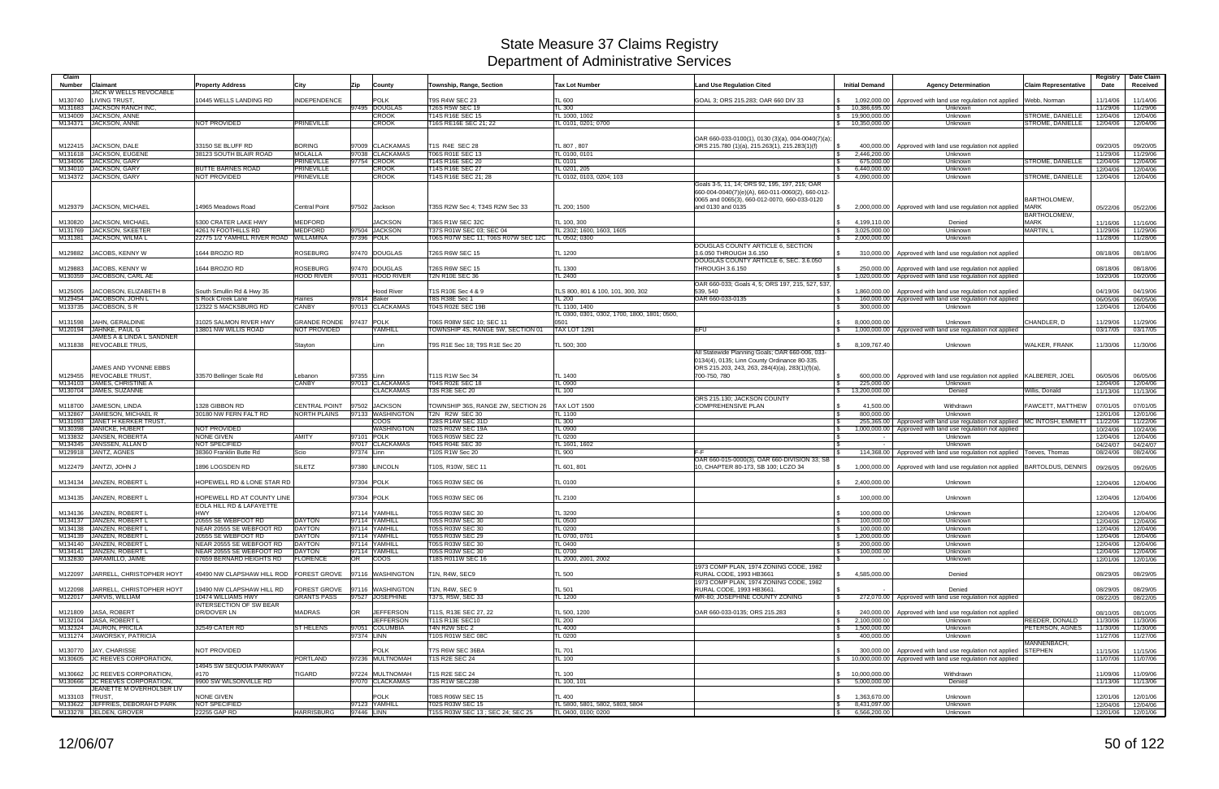# State Measure 37 Claims Registry
## Department of Administrative Services

| Claim Number | Claimant | Property Address | City | Zip | County | Township, Range, Section | Tax Lot Number | Land Use Regulation Cited | Initial Demand | Agency Determination | Claim Representative | Registry Date | Date Claim Received |
|---|---|---|---|---|---|---|---|---|---|---|---|---|---|
| M130740 | JACK W WELLS REVOCABLE LIVING TRUST, | 10445 WELLS LANDING RD | INDEPENDENCE | | POLK | T9S R4W SEC 23 | TL 600 | GOAL 3; ORS 215.283; OAR 660 DIV 33 | $ 1,092,000.00 | Approved with land use regulation not applied | Webb, Norman | 11/14/06 | 11/14/06 |
| M131683 | JACKSON RANCH INC, | | | 97495 | DOUGLAS | T26S R5W SEC 19 | TL 300 | | $ 10,386,695.00 | Unknown | | 11/29/06 | 11/29/06 |
| M134009 | JACKSON, ANNE | | | | CROOK | T14S R16E SEC 15 | TL 1000, 1002 | | $ 19,900,000.00 | Unknown | STROME, DANIELLE | 12/04/06 | 12/04/06 |
| M134371 | JACKSON, ANNE | NOT PROVIDED | PRINEVILLE | | CROOK | T16S RE16E SEC 21; 22 | TL 0101, 0201, 0700 | | $ 10,350,000.00 | Unknown | STROME, DANIELLE | 12/04/06 | 12/04/06 |
| M122415 | JACKSON, DALE | 33150 SE BLUFF RD | BORING | 97009 | CLACKAMAS | T1S R4E SEC 28 | TL 807 , 807 | OAR 660-033-0100(1), 0130 (3)(a), 004-0040(7)(a); ORS 215.780 (1)(a), 215.263(1), 215.283(1)(f) | $ 400,000.00 | Approved with land use regulation not applied | | 09/20/05 | 09/20/05 |
| M131618 | JACKSON, EUGENE | 38123 SOUTH BLAIR ROAD | MOLALLA | 97038 | CLACKAMAS | T06S R01E SEC 13 | TL 0100, 0101 | | $ 2,446,200.00 | Unknown | | 11/29/06 | 11/29/06 |
| M134006 | JACKSON, GARY | | PRINEVILLE | 97754 | CROOK | T14S R16E SEC 20 | TL 0101 | | $ 675,000.00 | Unknown | STROME, DANIELLE | 12/04/06 | 12/04/06 |
| M134010 | JACKSON, GARY | BUTTE BARNES ROAD | PRINEVILLE | | CROOK | T14S R16E SEC 27 | TL 0201, 205 | | $ 6,440,000.00 | Unknown | | 12/04/06 | 12/04/06 |
| M134372 | JACKSON, GARY | NOT PROVIDED | PRINEVILLE | | CROOK | T14S R16E SEC 21; 28 | TL 0102, 0103, 0204; 103 | | $ 4,090,000.00 | Unknown | STROME, DANIELLE | 12/04/06 | 12/04/06 |
| M129379 | JACKSON, MICHAEL | 14965 Meadows Road | Central Point | 97502 | Jackson | T35S R2W Sec 4; T34S R2W Sec 33 | TL 200; 1500 | Goals 3-5, 11, 14; ORS 92, 195, 197, 215; OAR 660-004-0040(7)(e)(A), 660-011-0060(2), 660-012-0065 and 0065(3), 660-012-0070, 660-033-0120 and 0130 and 0135 | $ 2,000,000.00 | Approved with land use regulation not applied | BARTHOLOMEW, MARK | 05/22/06 | 05/22/06 |
| M130820 | JACKSON, MICHAEL | 5300 CRATER LAKE HWY | MEDFORD | | JACKSON | T36S R1W SEC 32C | TL 100, 300 | | $ 4,199,110.00 | Denied | BARTHOLOMEW, MARK | 11/16/06 | 11/16/06 |
| M131769 | JACKSON, SKEETER | 4261 N FOOTHILLS RD | MEDFORD | 97504 | JACKSON | T37S R01W SEC 03; SEC 04 | TL 2302; 1600, 1603, 1605 | | $ 3,025,000.00 | Unknown | MARTIN, L | 11/29/06 | 11/29/06 |
| M131381 | JACKSON, WILMA L | 22775 1/2 YAMHILL RIVER ROAD | WILLAMINA | 97396 | POLK | T06S R07W SEC 11; T06S R07W SEC 12C | TL 0502; 0300 | | $ 2,000,000.00 | Unknown | | 11/28/06 | 11/28/06 |
| M129882 | JACOBS, KENNY W | 1644 BROZIO RD | ROSEBURG | 97470 | DOUGLAS | T26S R6W SEC 15 | TL 1200 | DOUGLAS COUNTY ARTICLE 6, SECTION 3.6.050 THROUGH 3.6.150 | $ 310,000.00 | Approved with land use regulation not applied | | 08/18/06 | 08/18/06 |
| M129883 | JACOBS, KENNY W | 1644 BROZIO RD | ROSEBURG | 97470 | DOUGLAS | T26S R6W SEC 15 | TL 1300 | DOUGLAS COUNTY ARTICLE 6, SEC. 3.6.050 THROUGH 3.6.150 | $ 250,000.00 | Approved with land use regulation not applied | | 08/18/06 | 08/18/06 |
| M130359 | JACOBSON, CARL AE | | HOOD RIVER | 97031 | HOOD RIVER | T2N R10E SEC 36 | TL 2400 | | $ 1,020,000.00 | Approved with land use regulation not applied | | 10/20/06 | 10/20/06 |
| M125005 | JACOBSON, ELIZABETH B | South Smullin Rd & Hwy 35 | | | Hood River | T1S R10E Sec 4 & 9 | TLS 800, 801 & 100, 101, 300, 302 | OAR 660-033; Goals 4, 5; ORS 197, 215, 527, 539, 540 | $ 1,860,000.00 | Approved with land use regulation not applied | | 04/19/06 | 04/19/06 |
| M129454 | JACOBSON, JOHN L | S Rock Creek Lane | Haines | 97814 | Baker | T8S R38E Sec 1 | TL 200 | OAR 660-033-0135 | $ 160,000.00 | Approved with land use regulation not applied | | 06/05/06 | 06/05/06 |
| M133735 | JACOBSON, S R | 12322 S MACKSBURG RD | CANBY | 97013 | CLACKAMAS | T04S R02E SEC 19B | TL 1100, 1400 | | $ 300,000.00 | Unknown | | 12/04/06 | 12/04/06 |
| M131598 | JAHN, GERALDINE | 31025 SALMON RIVER HWY | GRANDE RONDE | 97347 | POLK | T06S R08W SEC 10; SEC 11 | TL 0300, 0301, 0302, 1700, 1800, 1801; 0500, 0501 | | $ 8,000,000.00 | Unknown | CHANDLER, D | 11/29/06 | 11/29/06 |
| M120194 | JAHNKE, PAUL G | 13801 NW WILLIS ROAD | NOT PROVIDED | | YAMHILL | TOWNSHIP 4S, RANGE 5W, SECTION 01 | TAX LOT 1291 | EFU | $ 1,000,000.00 | Approved with land use regulation not applied | | 03/17/05 | 03/17/05 |
| M131838 | JAMES A & LINDA L SANDNER REVOCABLE TRUS, | | Stayton | | Linn | T9S R1E Sec 18; T9S R1E Sec 20 | TL 500; 300 | | $ 8,109,767.40 | Unknown | WALKER, FRANK | 11/30/06 | 11/30/06 |
| M129455 | JAMES AND YVONNE EBBS REVOCABLE TRUST, | 33570 Bellinger Scale Rd | Lebanon | 97355 | Linn | T11S R1W Sec 34 | TL 1400 | All Statewide Planning Goals; OAR 660-006, 033-0134(4), 0135; Linn County Ordinance 80-335. ORS 215.203, 243, 263, 284(4)(a), 283(1)(f)(a), 700-750, 780 | $ 600,000.00 | Approved with land use regulation not applied | KALBERER, JOEL | 06/05/06 | 06/05/06 |
| M134103 | JAMES, CHRISTINE A | | CANBY | 97013 | CLACKAMAS | T04S R02E SEC 18 | TL 0900 | | $ 225,000.00 | Unknown | | 12/04/06 | 12/04/06 |
| M130704 | JAMES, SUZANNE | | | | CLACKAMAS | T3S R3E SEC 20 | TL 100 | | $ 13,200,000.00 | Denied | Willis, Donald | 11/13/06 | 11/13/06 |
| M118700 | JAMESON, LINDA | 1328 GIBBON RD | CENTRAL POINT | 97502 | JACKSON | TOWNSHIP 36S, RANGE 2W, SECTION 26 | TAX LOT 1500 | ORS 215.130; JACKSON COUNTY COMPREHENSIVE PLAN | $ 41,500.00 | Withdrawn | FAWCETT, MATTHEW | 07/01/05 | 07/01/05 |
| M132867 | JAMIESON, MICHAEL R | 30180 NW FERN FALT RD | NORTH PLAINS | 97133 | WASHINGTON | T2N R2W SEC 30 | TL 1100 | | $ 800,000.00 | Unknown | | 12/01/06 | 12/01/06 |
| M131093 | JANET H KERKER TRUST, | | | | COOS | T28S R14W SEC 31D | TL 300 | | $ 255,365.00 | Approved with land use regulation not applied | MC INTOSH, EMMETT | 11/22/06 | 11/22/06 |
| M130396 | JANICKE, HUBERT | NOT PROVIDED | | | WASHINGTON | T02S R02W SEC 19A | TL 0900 | | $ 1,000,000.00 | Approved with land use regulation not applied | | 10/24/06 | 10/24/06 |
| M133832 | JANSEN, ROBERTA | NONE GIVEN | AMITY | 97101 | POLK | T06S R05W SEC 22 | TL 0200 | | $ - | Unknown | | 12/04/06 | 12/04/06 |
| M134345 | JANSSEN, ALLAN D | NOT SPECIFIED | | 97017 | CLACKAMAS | T04S R04E SEC 30 | TL 1601, 1602 | | $ - | Unknown | | 04/24/07 | 04/24/07 |
| M129918 | JANTZ, AGNES | 38360 Franklin Butte Rd | Scio | 97374 | Linn | T10S R1W Sec 20 | TL 900 | F-F | $ 114,368.00 | Approved with land use regulation not applied | Toeves, Thomas | 08/24/06 | 08/24/06 |
| M122479 | JANTZI, JOHN J | 1896 LOGSDEN RD | SILETZ | 97380 | LINCOLN | T10S, R10W, SEC 11 | TL 601, 801 | OAR 660-015-0000(3), OAR 660-DIVISION 33; SB 10, CHAPTER 80-173, SB 100; LCZO 34 | $ 1,000,000.00 | Approved with land use regulation not applied | BARTOLDUS, DENNIS | 09/26/05 | 09/26/05 |
| M134134 | JANZEN, ROBERT L | HOPEWELL RD & LONE STAR RD | | 97304 | POLK | T06S R03W SEC 06 | TL 0100 | | $ 2,400,000.00 | Unknown | | 12/04/06 | 12/04/06 |
| M134135 | JANZEN, ROBERT L | HOPEWELL RD AT COUNTY LINE | | 97304 | POLK | T06S R03W SEC 06 | TL 2100 | | $ 100,000.00 | Unknown | | 12/04/06 | 12/04/06 |
| M134136 | JANZEN, ROBERT L | EOLA HILL RD & LAFAYETTE HWY | | 97114 | YAMHILL | T05S R03W SEC 30 | TL 3200 | | $ 100,000.00 | Unknown | | 12/04/06 | 12/04/06 |
| M134137 | JANZEN, ROBERT L | 20555 SE WEBFOOT RD | DAYTON | 97114 | YAMHILL | T05S R03W SEC 30 | TL 0500 | | $ 100,000.00 | Unknown | | 12/04/06 | 12/04/06 |
| M134138 | JANZEN, ROBERT L | NEAR 20555 SE WEBFOOT RD | DAYTON | 97114 | YAMHILL | T05S R03W SEC 30 | TL 0200 | | $ 100,000.00 | Unknown | | 12/04/06 | 12/04/06 |
| M134139 | JANZEN, ROBERT L | 20555 SE WEBFOOT RD | DAYTON | 97114 | YAMHILL | T05S R03W SEC 29 | TL 0700, 0701 | | $ 1,200,000.00 | Unknown | | 12/04/06 | 12/04/06 |
| M134140 | JANZEN, ROBERT L | NEAR 20555 SE WEBFOOT RD | DAYTON | 97114 | YAMHILL | T05S R03W SEC 30 | TL 0400 | | $ 200,000.00 | Unknown | | 12/04/06 | 12/04/06 |
| M134141 | JANZEN, ROBERT L | NEAR 20555 SE WEBFOOT RD | DAYTON | 97114 | YAMHILL | T05S R03W SEC 30 | TL 0700 | | $ 100,000.00 | Unknown | | 12/04/06 | 12/04/06 |
| M132830 | JARAMILLO, JAIME | 07659 BERNARD HEIGHTS RD | FLORENCE | OR | COOS | T18S R011W SEC 16 | TL 2000, 2001, 2002 | | $ - | Unknown | | 12/01/06 | 12/01/06 |
| M122097 | JARRELL, CHRISTOPHER HOYT | 49490 NW CLAPSHAW HILL ROD | FOREST GROVE | 97116 | WASHINGTON | T1N, R4W, SEC9 | TL 500 | 1973 COMP PLAN, 1974 ZONING CODE, 1982 RURAL CODE, 1993 HB3661 | $ 4,585,000.00 | Denied | | 08/29/05 | 08/29/05 |
| M122098 | JARRELL, CHRISTOPHER HOYT | 19490 NW CLAPSHAW HILL RD | FOREST GROVE | 97116 | WASHINGTON | T1N, R4W, SEC 9 | TL 501 | 1973 COMP PLAN, 1974 ZONING CODE, 1982 RURAL CODE, 1993 HB3661. | $ - | Denied | | 08/29/05 | 08/29/05 |
| M122017 | JARVIS, WILLIAM | 10474 WILLIAMS HWY | GRANTS PASS | 97527 | JOSEPHINE | T37S, R5W, SEC 33 | TL 1200 | WR-80; JOSEPHINE COUNTY ZONING | $ 272,070.00 | Approved with land use regulation not applied | | 08/22/05 | 08/22/05 |
| M121809 | JASA, ROBERT | INTERSECTION OF SW BEAR DR/DOVER LN | MADRAS | OR | JEFFERSON | T11S, R13E SEC 27, 22 | TL 500, 1200 | OAR 660-033-0135; ORS 215.283 | $ 240,000.00 | Approved with land use regulation not applied | | 08/10/05 | 08/10/05 |
| M132104 | JASA, ROBERT L | | | | JEFFERSON | T11S R13E SEC10 | TL 200 | | $ 2,100,000.00 | Unknown | REEDER, DONALD | 11/30/06 | 11/30/06 |
| M132324 | JAURON, PRICILA | 32549 CATER RD | ST HELENS | 97051 | COLUMBIA | T4N R2W SEC 2 | TL 4000 | | $ 1,500,000.00 | Unknown | PETERSON, AGNES | 11/30/06 | 11/30/06 |
| M131274 | JAWORSKY, PATRICIA | | | 97374 | LINN | T10S R01W SEC 08C | TL 0200 | | $ 400,000.00 | Unknown | | 11/27/06 | 11/27/06 |
| M130770 | JAY, CHARISSE | NOT PROVIDED | | | POLK | T7S R6W SEC 36BA | TL 701 | | $ 300,000.00 | Approved with land use regulation not applied | MANNENBACH, STEPHEN | 11/15/06 | 11/15/06 |
| M130605 | JC REEVES CORPORATION, | | PORTLAND | 97236 | MULTNOMAH | T1S R2E SEC 24 | TL 100 | | $ 10,000,000.00 | Approved with land use regulation not applied | | 11/07/06 | 11/07/06 |
| M130662 | JC REEVES CORPORATION, | 14945 SW SEQUOIA PARKWAY #170 | TIGARD | 97224 | MULTNOMAH | T1S R2E SEC 24 | TL 100 | | $ 10,000,000.00 | Withdrawn | | 11/09/06 | 11/09/06 |
| M130666 | JC REEVES CORPORATION, | 9900 SW WILSONVILLE RD | | 97070 | CLACKAMAS | T3S R1W SEC23B | TL 100, 101 | | $ 5,000,000.00 | Denied | | 11/13/06 | 11/13/06 |
| M133103 | JEANETTE M OVERHOLSER LIV TRUST, | NONE GIVEN | | | POLK | T08S R06W SEC 15 | TL 400 | | $ 1,363,670.00 | Unknown | | 12/01/06 | 12/01/06 |
| M133622 | JEFFRIES, DEBORAH D PARK | NOT SPECIFIED | | 97123 | YAMHILL | T02S R03W SEC 15 | TL 5800, 5801, 5802, 5803, 5804 | | $ 8,431,097.00 | Unknown | | 12/04/06 | 12/04/06 |
| M133278 | JELDEN, GROVER | 22255 GAP RD | HARRISBURG | 97446 | LINN | T15S R03W SEC 13 ; SEC 24; SEC 25 | TL 0400, 0100; 0200 | | $ 6,566,200.00 | Unknown | | 12/01/06 | 12/01/06 |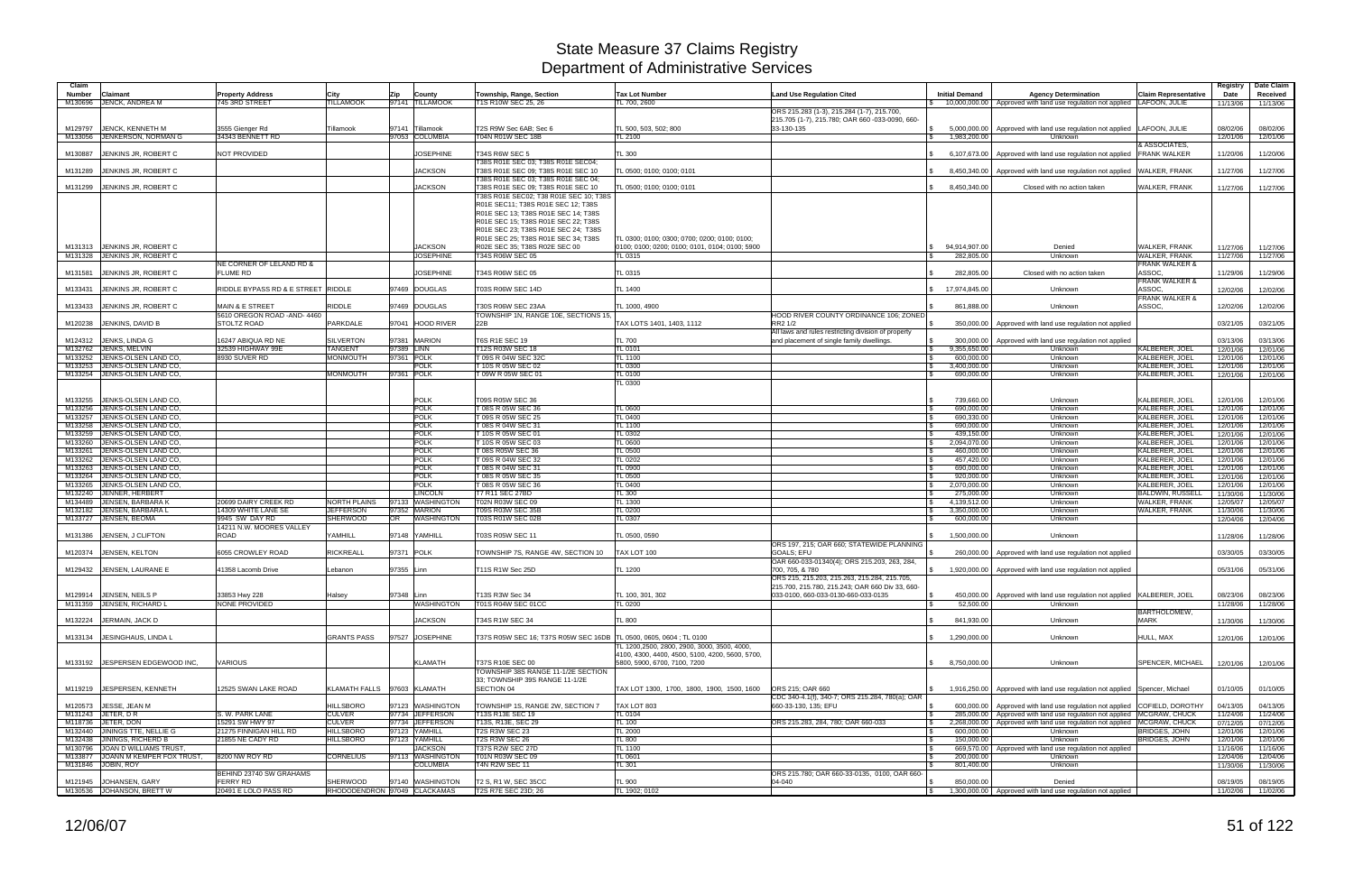# State Measure 37 Claims Registry
## Department of Administrative Services

| Claim Number | Claimant | Property Address | City | Zip | County | Township, Range, Section | Tax Lot Number | Land Use Regulation Cited | Initial Demand | Agency Determination | Claim Representative | Registry Date | Date Claim Received |
|---|---|---|---|---|---|---|---|---|---|---|---|---|---|
| M130696 | JENCK, ANDREA M | 745 3RD STREET | TILLAMOOK | 97141 | TILLAMOOK | T1S R10W SEC 25, 26 | TL 700, 2600 | | $ 10,000,000.00 | Approved with land use regulation not applied | LAFOON, JULIE | 11/13/06 | 11/13/06 |
| M129797 | JENCK, KENNETH M | 3555 Gienger Rd | Tillamook | 97141 | Tillamook | T2S R9W Sec 6AB; Sec 6 | TL 500, 503, 502; 800 | ORS 215.283 (1-3), 215.284 (1-7), 215.700, 215.705 (1-7), 215.780; OAR 660 -033-0090, 660-33-130-135 | $ 5,000,000.00 | Approved with land use regulation not applied | LAFOON, JULIE | 08/02/06 | 08/02/06 |
| M133056 | JENKERSON, NORMAN G | 34343 BENNETT RD | | 97053 | COLUMBIA | T04N R01W SEC 18B | TL 2100 | | $ 1,983,200.00 | Unknown | | 12/01/06 | 12/01/06 |
| M130887 | JENKINS JR, ROBERT C | NOT PROVIDED | | | JOSEPHINE | T34S R6W SEC 5 | TL 300 | | $ 6,107,673.00 | Approved with land use regulation not applied | & ASSOCIATES, FRANK WALKER | 11/20/06 | 11/20/06 |
| M131289 | JENKINS JR, ROBERT C | | | | JACKSON | T38S R01E SEC 03; T38S R01E SEC04; T38S R01E SEC 09; T38S R01E SEC 10 | TL 0500; 0100; 0100; 0101 | | $ 8,450,340.00 | Approved with land use regulation not applied | WALKER, FRANK | 11/27/06 | 11/27/06 |
| M131299 | JENKINS JR, ROBERT C | | | | JACKSON | T38S R01E SEC 03; T38S R01E SEC 04; T38S R01E SEC 09; T38S R01E SEC 10 | TL 0500; 0100; 0100; 0101 | | $ 8,450,340.00 | Closed with no action taken | WALKER, FRANK | 11/27/06 | 11/27/06 |
| M131313 | JENKINS JR, ROBERT C | | | | JACKSON | T38S R01E SEC02; T38 R01E SEC 10; T38S R01E SEC11; T38S R01E SEC 12; T38S R01E SEC 13; T38S R01E SEC 14; T38S R01E SEC 15; T38S R01E SEC 22; T38S R01E SEC 23; T38S R01E SEC 24; T38S R01E SEC 25; T38S R01E SEC 34; T38S R02E SEC 35; T38S R02E SEC 00 | TL 0300; 0100; 0300; 0700; 0200; 0100; 0100; 0100; 0100; 0200; 0100; 0101, 0104; 0100; 5900 | | $ 94,914,907.00 | Denied | WALKER, FRANK | 11/27/06 | 11/27/06 |
| M131328 | JENKINS JR, ROBERT C | | | | JOSEPHINE | T34S R06W SEC 05 | TL 0315 | | $ 282,805.00 | Unknown | WALKER, FRANK | 11/27/06 | 11/27/06 |
| M131581 | JENKINS JR, ROBERT C | NE CORNER OF LELAND RD & FLUME RD | | | JOSEPHINE | T34S R06W SEC 05 | TL 0315 | | $ 282,805.00 | Closed with no action taken | FRANK WALKER & ASSOC, | 11/29/06 | 11/29/06 |
| M133431 | JENKINS JR, ROBERT C | RIDDLE BYPASS RD & E STREET | RIDDLE | 97469 | DOUGLAS | T03S R06W SEC 14D | TL 1400 | | $ 17,974,845.00 | Unknown | FRANK WALKER & ASSOC, | 12/02/06 | 12/02/06 |
| M133433 | JENKINS JR, ROBERT C | MAIN & E STREET | RIDDLE | 97469 | DOUGLAS | T30S R06W SEC 23AA | TL 1000, 4900 | | $ 861,888.00 | Unknown | FRANK WALKER & ASSOC, | 12/02/06 | 12/02/06 |
| M120238 | JENKINS, DAVID B | 5610 OREGON ROAD -AND- 4460 STOLTZ ROAD | PARKDALE | 97041 | HOOD RIVER | TOWNSHIP 1N, RANGE 10E, SECTIONS 15, 22B | TAX LOTS 1401, 1403, 1112 | HOOD RIVER COUNTY ORDINANCE 106; ZONED RR2 1/2 | $ 350,000.00 | Approved with land use regulation not applied | | 03/21/05 | 03/21/05 |
| M124312 | JENKS, LINDA G | 16247 ABIQUA RD NE | SILVERTON | 97381 | MARION | T6S R1E SEC 19 | TL 700 | All laws and rules restricting division of property and placement of single family dwellings. | $ 300,000.00 | Approved with land use regulation not applied | | 03/13/06 | 03/13/06 |
| M132762 | JENKS, MELVIN | 32539 HIGHWAY 99E | TANGENT | 97389 | LINN | T12S R03W SEC 18 | TL 0101 | | $ 9,355,650.00 | Unknown | KALBERER, JOEL | 12/01/06 | 12/01/06 |
| M133252 | JENKS-OLSEN LAND CO, | 8930 SUVER RD | MONMOUTH | 97361 | POLK | T 09S R 04W SEC 32C | TL 1100 | | $ 600,000.00 | Unknown | KALBERER, JOEL | 12/01/06 | 12/01/06 |
| M133253 | JENKS-OLSEN LAND CO, | | | | POLK | T 10S R 05W SEC 02 | TL 0300 | | $ 3,400,000.00 | Unknown | KALBERER, JOEL | 12/01/06 | 12/01/06 |
| M133254 | JENKS-OLSEN LAND CO, | | MONMOUTH | 97361 | POLK | T 09W R 05W SEC 01 | TL 0100 | | $ 690,000.00 | Unknown | KALBERER, JOEL | 12/01/06 | 12/01/06 |
| M133255 | JENKS-OLSEN LAND CO, | | | | POLK | T09S R05W SEC 36 | TL 0300 | | $ 739,660.00 | Unknown | KALBERER, JOEL | 12/01/06 | 12/01/06 |
| M133256 | JENKS-OLSEN LAND CO, | | | | POLK | T 08S R 05W SEC 36 | TL 0600 | | $ 690,000.00 | Unknown | KALBERER, JOEL | 12/01/06 | 12/01/06 |
| M133257 | JENKS-OLSEN LAND CO, | | | | POLK | T 09S R 05W SEC 25 | TL 0400 | | $ 690,330.00 | Unknown | KALBERER, JOEL | 12/01/06 | 12/01/06 |
| M133258 | JENKS-OLSEN LAND CO, | | | | POLK | T 08S R 04W SEC 31 | TL 1100 | | $ 690,000.00 | Unknown | KALBERER, JOEL | 12/01/06 | 12/01/06 |
| M133259 | JENKS-OLSEN LAND CO, | | | | POLK | T 10S R 05W SEC 01 | TL 0302 | | $ 439,150.00 | Unknown | KALBERER, JOEL | 12/01/06 | 12/01/06 |
| M133260 | JENKS-OLSEN LAND CO, | | | | POLK | T 10S R 05W SEC 03 | TL 0600 | | $ 2,094,070.00 | Unknown | KALBERER, JOEL | 12/01/06 | 12/01/06 |
| M133261 | JENKS-OLSEN LAND CO, | | | | POLK | T 08S R05W SEC 36 | TL 0500 | | $ 460,000.00 | Unknown | KALBERER, JOEL | 12/01/06 | 12/01/06 |
| M133262 | JENKS-OLSEN LAND CO, | | | | POLK | T 09S R 04W SEC 32 | TL 0202 | | $ 457,420.00 | Unknown | KALBERER, JOEL | 12/01/06 | 12/01/06 |
| M133263 | JENKS-OLSEN LAND CO, | | | | POLK | T 08S R 04W SEC 31 | TL 0900 | | $ 690,000.00 | Unknown | KALBERER, JOEL | 12/01/06 | 12/01/06 |
| M133264 | JENKS-OLSEN LAND CO, | | | | POLK | T 08S R 05W SEC 35 | TL 0500 | | $ 920,000.00 | Unknown | KALBERER, JOEL | 12/01/06 | 12/01/06 |
| M133265 | JENKS-OLSEN LAND CO, | | | | POLK | T 08S R 05W SEC 36 | TL 0400 | | $ 2,070,000.00 | Unknown | KALBERER, JOEL | 12/01/06 | 12/01/06 |
| M132240 | JENNER, HERBERT | | | | LINCOLN | T7 R11 SEC 27BD | TL 300 | | $ 275,000.00 | Unknown | BALDWIN, RUSSELL | 11/30/06 | 11/30/06 |
| M134489 | JENSEN, BARBARA K | 20699 DAIRY CREEK RD | NORTH PLAINS | 97133 | WASHINGTON | T02N R03W SEC 09 | TL 1300 | | $ 4,139,512.00 | Unknown | WALKER, FRANK | 12/05/07 | 12/05/07 |
| M132182 | JENSEN, BARBARA L | 14309 WHITE LANE SE | JEFFERSON | 97352 | MARION | T09S R03W SEC 35B | TL 0200 | | $ 3,350,000.00 | Unknown | WALKER, FRANK | 11/30/06 | 11/30/06 |
| M133727 | JENSEN, BEOMA | 9945 SW DAY RD | SHERWOOD | OR | WASHINGTON | T03S R01W SEC 02B | TL 0307 | | $ 600,000.00 | Unknown | | 12/04/06 | 12/04/06 |
| M131386 | JENSEN, J CLIFTON | 14211 N.W. MOORES VALLEY ROAD | YAMHILL | 97148 | YAMHILL | T03S R05W SEC 11 | TL 0500, 0590 | | $ 1,500,000.00 | Unknown | | 11/28/06 | 11/28/06 |
| M120374 | JENSEN, KELTON | 6055 CROWLEY ROAD | RICKREALL | 97371 | POLK | TOWNSHIP 7S, RANGE 4W, SECTION 10 | TAX LOT 100 | ORS 197, 215; OAR 660; STATEWIDE PLANNING GOALS; EFU | $ 260,000.00 | Approved with land use regulation not applied | | 03/30/05 | 03/30/05 |
| M129432 | JENSEN, LAURANE E | 41358 Lacomb Drive | Lebanon | 97355 | Linn | T11S R1W Sec 25D | TL 1200 | OAR 660-033-01340(4); ORS 215.203, 263, 284, 700, 705, & 780 | $ 1,920,000.00 | Approved with land use regulation not applied | | 05/31/06 | 05/31/06 |
| M129914 | JENSEN, NEILS P | 33853 Hwy 228 | Halsey | 97348 | Linn | T13S R3W Sec 34 | TL 100, 301, 302 | ORS 215, 215.203, 215.263, 215.284, 215.705, 215.700, 215.780, 215.243; OAR 660 Div 33, 660-033-0100, 660-033-0130-660-033-0135 | $ 450,000.00 | Approved with land use regulation not applied | KALBERER, JOEL | 08/23/06 | 08/23/06 |
| M131359 | JENSEN, RICHARD L | NONE PROVIDED | | | WASHINGTON | T01S R04W SEC 01CC | TL 0200 | | $ 52,500.00 | Unknown | | 11/28/06 | 11/28/06 |
| M132224 | JERMAIN, JACK D | | | | JACKSON | T34S R1W SEC 34 | TL 800 | | $ 841,930.00 | Unknown | BARTHOLOMEW, MARK | 11/30/06 | 11/30/06 |
| M133134 | JESINGHAUS, LINDA L | | GRANTS PASS | 97527 | JOSEPHINE | T37S R05W SEC 16; T37S R05W SEC 16DB | TL 0500, 0605, 0604 ; TL 0100 | | $ 1,290,000.00 | Unknown | HULL, MAX | 12/01/06 | 12/01/06 |
| M133192 | JESPERSEN EDGEWOOD INC, | VARIOUS | | | KLAMATH | T37S R10E SEC 00 | TL 1200,2500, 2800, 2900, 3000, 3500, 4000, 4100, 4300, 4400, 4500, 5100, 4200, 5600, 5700, 5800, 5900, 6700, 7100, 7200 | | $ 8,750,000.00 | Unknown | SPENCER, MICHAEL | 12/01/06 | 12/01/06 |
| M119219 | JESPERSEN, KENNETH | 12525 SWAN LAKE ROAD | KLAMATH FALLS | 97603 | KLAMATH | TOWNSHIP 38S RANGE 11-1/2E SECTION 33; TOWNSHIP 39S RANGE 11-1/2E SECTION 04 | TAX LOT 1300, 1700, 1800, 1900, 1500, 1600 | ORS 215; OAR 660 | $ 1,916,250.00 | Approved with land use regulation not applied | Spencer, Michael | 01/10/05 | 01/10/05 |
| M120573 | JESSE, JEAN M | | HILLSBORO | 97123 | WASHINGTON | TOWNSHIP 1S, RANGE 2W, SECTION 7 | TAX LOT 803 | CDC 340-4.1(f), 340-7; ORS 215.284, 780(a); OAR 660-33-130, 135; EFU | $ 600,000.00 | Approved with land use regulation not applied | COFIELD, DOROTHY | 04/13/05 | 04/13/05 |
| M131243 | JETER, D R | S. W. PARK LANE | CULVER | 97734 | JEFFERSON | T13S R13E SEC 19 | TL 0104 | | $ 285,000.00 | Approved with land use regulation not applied | MCGRAW, CHUCK | 11/24/06 | 11/24/06 |
| M118736 | JETER, DON | 15291 SW HWY 97 | CULVER | 97734 | JEFFERSON | T13S, R13E, SEC 29 | TL 100 | ORS 215.283, 284, 780; OAR 660-033 | $ 2,268,000.00 | Approved with land use regulation not applied | MCGRAW, CHUCK | 07/12/05 | 07/12/05 |
| M132440 | JINNINGS TTE, NELLIE G | 21275 FINNIGAN HILL RD | HILLSBORO | 97123 | YAMHILL | T2S R3W SEC 23 | TL 2000 | | $ 600,000.00 | Unknown | BRIDGES, JOHN | 12/01/06 | 12/01/06 |
| M132438 | JINNINGS, RICHERD B | 21855 NE CADY RD | HILLSBORO | 97123 | YAMHILL | T2S R3W SEC 26 | TL 800 | | $ 150,000.00 | Unknown | BRIDGES, JOHN | 12/01/06 | 12/01/06 |
| M130796 | JOAN D WILLIAMS TRUST, | | | | JACKSON | T37S R2W SEC 27D | TL 1100 | | $ 669,570.00 | Approved with land use regulation not applied | | 11/16/06 | 11/16/06 |
| M133877 | JOANN M KEMPER FOX TRUST, | 8200 NW ROY RD | CORNELIUS | 97113 | WASHINGTON | T01N R03W SEC 09 | TL 0601 | | $ 200,000.00 | Unknown | | 12/04/06 | 12/04/06 |
| M131846 | JOBIN, ROY | | | | COLUMBIA | T4N R2W SEC 11 | TL 301 | | $ 801,400.00 | Unknown | | 11/30/06 | 11/30/06 |
| M121945 | JOHANSEN, GARY | BEHIND 23740 SW GRAHAMS FERRY RD | SHERWOOD | 97140 | WASHINGTON | T2 S, R1 W, SEC 35CC | TL 900 | ORS 215.780; OAR 660-33-0135, 0100, OAR 660-04-040 | $ 850,000.00 | Denied | | 08/19/05 | 08/19/05 |
| M130536 | JOHANSEN, BRETT W | 20491 E LOLO PASS RD | RHODODENDRON | 97049 | CLACKAMAS | T2S R7E SEC 23D; 26 | TL 1902; 0102 | | $ 1,300,000.00 | Approved with land use regulation not applied | | 11/02/06 | 11/02/06 |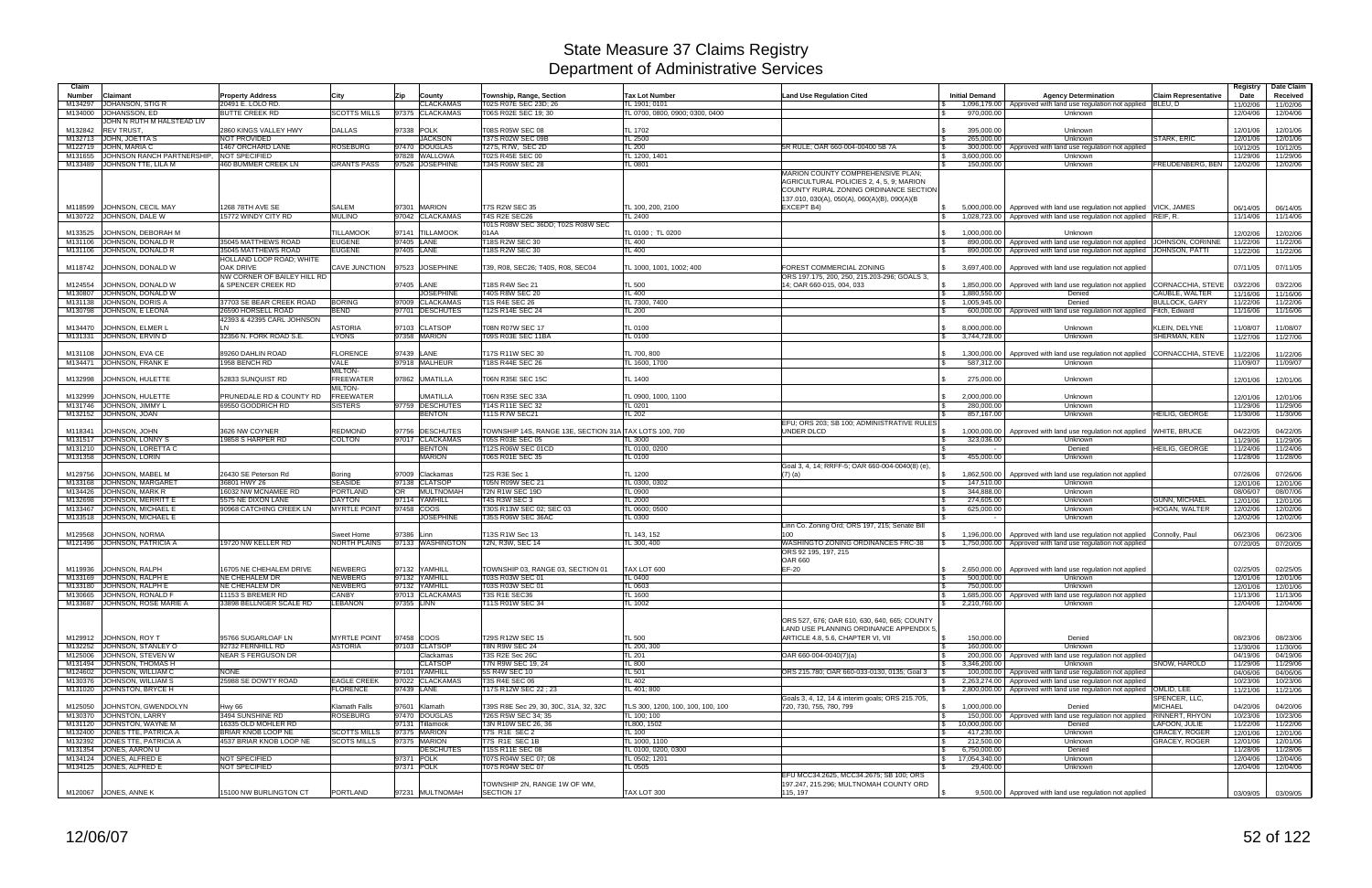# State Measure 37 Claims Registry
## Department of Administrative Services

| Claim Number | Claimant | Property Address | City | Zip | County | Township, Range, Section | Tax Lot Number | Land Use Regulation Cited | Initial Demand | Agency Determination | Claim Representative | Registry Date | Date Claim Received |
|---|---|---|---|---|---|---|---|---|---|---|---|---|---|
| M134297 | JOHANSON, STIG R | 20491 E. LOLO RD. | | | CLACKAMAS | T02S R07E SEC 23D; 26 | TL 1901; 0101 | | $ 1,096,179.00 | Approved with land use regulation not applied | BLEU, D | 11/02/06 | 11/02/06 |
| M134000 | JOHANSSON, ED | BUTTE CREEK RD | SCOTTS MILLS | 97375 | CLACKAMAS | T06S R02E SEC 19; 30 | TL 0700, 0800, 0900, 0300, 0400 | | $ 970,000.00 | Unknown | | 12/04/06 | 12/04/06 |
| M132842 | JOHN N RUTH M HALSTEAD LIV REV TRUST, | 2860 KINGS VALLEY HWY | DALLAS | 97338 | POLK | T08S R05W SEC 08 | TL 1702 | | $ 395,000.00 | Unknown | | 12/01/06 | 12/01/06 |
| M132713 | JOHN, JOETTA S | NOT PROVIDED | | | JACKSON | T37S R02W SEC 09B | TL 2500 | | $ 265,000.00 | Unknown | STARK, ERIC | 12/01/06 | 12/01/06 |
| M122719 | JOHN, MARIA C | 1467 ORCHARD LANE | ROSEBURG | 97470 | DOUGLAS | T27S, R7W, SEC 2D | TL 200 | SR RULE; OAR 660-004-00400 58 7A | $ 300,000.00 | Approved with land use regulation not applied | | 10/12/05 | 10/12/05 |
| M131655 | JOHNSON RANCH PARTNERSHIP, | NOT SPECIFIED | | 97828 | WALLOWA | T02S R45E SEC 00 | TL 1200, 1401 | | $ 3,600,000.00 | Unknown | | 11/29/06 | 11/29/06 |
| M133489 | JOHNSON TTE, LILA M | 460 BUMMER CREEK LN | GRANTS PASS | 97526 | JOSEPHINE | T34S R06W SEC 28 | TL 0801 | | $ 150,000.00 | Unknown | FREUDENBERG, BEN | 12/02/06 | 12/02/06 |
| M118599 | JOHNSON, CECIL MAY | 1268 78TH AVE SE | SALEM | 97301 | MARION | T7S R2W SEC 35 | TL 100, 200, 2100 | MARION COUNTY COMPREHENSIVE PLAN; AGRICULTURAL POLICIES 2, 4, 5, 9; MARION COUNTY RURAL ZONING ORDINANCE SECTION 137.010, 030(A), 050(A), 060(A)(B), 090(A)(B EXCEPT B4) | $ 5,000,000.00 | Approved with land use regulation not applied | VICK, JAMES | 06/14/05 | 06/14/05 |
| M130722 | JOHNSON, DALE W | 15772 WINDY CITY RD | MULINO | 97042 | CLACKAMAS | T4S R2E SEC26 | TL 2400 | | $ 1,028,723.00 | Approved with land use regulation not applied | REIF, R. | 11/14/06 | 11/14/06 |
| M133525 | JOHNSON, DEBORAH M | | TILLAMOOK | 97141 | TILLAMOOK | T01S R08W SEC 36DD; T02S R08W SEC 01AA | TL 0100 ; TL 0200 | | $ 1,000,000.00 | Unknown | | 12/02/06 | 12/02/06 |
| M131106 | JOHNSON, DONALD R | 35045 MATTHEWS ROAD | EUGENE | 97405 | LANE | T18S R2W SEC 30 | TL 400 | | $ 890,000.00 | Approved with land use regulation not applied | JOHNSON, CORINNE | 11/22/06 | 11/22/06 |
| M131106 | JOHNSON, DONALD R | 35045 MATTHEWS ROAD | EUGENE | 97405 | LANE | T18S R2W SEC 30 | TL 400 | | $ 890,000.00 | Approved with land use regulation not applied | JOHNSON, PATTI | 11/22/06 | 11/22/06 |
| M118742 | JOHNSON, DONALD W | HOLLAND LOOP ROAD; WHITE OAK DRIVE | CAVE JUNCTION | 97523 | JOSEPHINE | T39, R08, SEC26; T40S, R08, SEC04 | TL 1000, 1001, 1002; 400 | FOREST COMMERCIAL ZONING | $ 3,697,400.00 | Approved with land use regulation not applied | | 07/11/05 | 07/11/05 |
| M124554 | JOHNSON, DONALD W | NW CORNER OF BAILEY HILL RD & SPENCER CREEK RD | | 97405 | LANE | T18S R4W Sec 21 | TL 500 | ORS 197.175, 200, 250, 215.203-296; GOALS 3, 14; OAR 660-015, 004, 033 | $ 1,850,000.00 | Approved with land use regulation not applied | CORNACCHIA, STEVE | 03/22/06 | 03/22/06 |
| M130807 | JOHNSON, DONALD W | | | | JOSEPHINE | T40S R8W SEC 20 | TL 400 | | $ 1,880,550.00 | Denied | CAUBLE, WALTER | 11/16/06 | 11/16/06 |
| M131138 | JOHNSON, DORIS A | 37703 SE BEAR CREEK ROAD | BORING | 97009 | CLACKAMAS | T1S R4E SEC 26 | TL 7300, 7400 | | $ 1,005,945.00 | Denied | BULLOCK, GARY | 11/22/06 | 11/22/06 |
| M130798 | JOHNSON, E LEONA | 26590 HORSELL ROAD | BEND | 97701 | DESCHUTES | T12S R14E SEC 24 | TL 200 | | $ 600,000.00 | Approved with land use regulation not applied | Fitch, Edward | 11/16/06 | 11/16/06 |
| M134470 | JOHNSON, ELMER L | 42393 & 42395 CARL JOHNSON LN | ASTORIA | 97103 | CLATSOP | T08N R07W SEC 17 | TL 0100 | | $ 8,000,000.00 | Unknown | KLEIN, DELYNE | 11/08/07 | 11/08/07 |
| M131331 | JOHNSON, ERVIN D | 32356 N. FORK ROAD S.E. | LYONS | 97358 | MARION | T09S R03E SEC 11BA | TL 0100 | | $ 3,744,728.00 | Unknown | SHERMAN, KEN | 11/27/06 | 11/27/06 |
| M131108 | JOHNSON, EVA CE | 89260 DAHLIN ROAD | FLORENCE | 97439 | LANE | T17S R11W SEC 30 | TL 700, 800 | | $ 1,300,000.00 | Approved with land use regulation not applied | CORNACCHIA, STEVE | 11/22/06 | 11/22/06 |
| M134471 | JOHNSON, FRANK E | 1958 BENCH RD | VALE | 97918 | MALHEUR | T18S R44E SEC 26 | TL 1600, 1700 | | $ 587,312.00 | Unknown | | 11/09/07 | 11/09/07 |
| M132998 | JOHNSON, HULETTE | 52833 SUNQUIST RD | MILTON-FREEWATER | 97862 | UMATILLA | T06N R35E SEC 15C | TL 1400 | | $ 275,000.00 | Unknown | | 12/01/06 | 12/01/06 |
| M132999 | JOHNSON, HULETTE | PRUNEDALE RD & COUNTY RD | MILTON-FREEWATER | | UMATILLA | T06N R35E SEC 33A | TL 0900, 1000, 1100 | | $ 2,000,000.00 | Unknown | | 12/01/06 | 12/01/06 |
| M131746 | JOHNSON, JIMMY L | 69550 GOODRICH RD | SISTERS | 97759 | DESCHUTES | T14S R11E SEC 32 | TL 0201 | | $ 280,000.00 | Unknown | | 11/29/06 | 11/29/06 |
| M132152 | JOHNSON, JOAN | | | | BENTON | T11S R7W SEC21 | TL 202 | | $ 857,167.00 | Unknown | HEILIG, GEORGE | 11/30/06 | 11/30/06 |
| M118341 | JOHNSON, JOHN | 3626 NW COYNER | REDMOND | 97756 | DESCHUTES | TOWNSHIP 14S, RANGE 13E, SECTION 31A | TAX LOTS 100, 700 | EFU; ORS 203; SB 100; ADMINISTRATIVE RULES UNDER DLCD | $ 1,000,000.00 | Approved with land use regulation not applied | WHITE, BRUCE | 04/22/05 | 04/22/05 |
| M131517 | JOHNSON, LONNY S | 19858 S HARPER RD | COLTON | 97017 | CLACKAMAS | T05S R03E SEC 05 | TL 3000 | | $ 323,036.00 | Unknown | | 11/29/06 | 11/29/06 |
| M131210 | JOHNSON, LORETTA C | | | | BENTON | T12S R06W SEC 01CD | TL 0100, 0200 | | $ - | Denied | HEILIG, GEORGE | 11/24/06 | 11/24/06 |
| M131358 | JOHNSON, LORIN | | | | MARION | T06S R01E SEC 35 | TL 0100 | | $ 455,000.00 | Unknown | | 11/28/06 | 11/28/06 |
| M129756 | JOHNSON, MABEL M | 26430 SE Peterson Rd | Boring | 97009 | Clackamas | T2S R3E Sec 1 | TL 1200 | Goal 3, 4, 14; RRFF-5; OAR 660-004-0040(8) (e), (7) (a) | $ 1,862,500.00 | Approved with land use regulation not applied | | 07/26/06 | 07/26/06 |
| M133168 | JOHNSON, MARGARET | 36801 HWY 26 | SEASIDE | 97138 | CLATSOP | T05N R09W SEC 21 | TL 0300, 0302 | | $ 147,510.00 | Unknown | | 12/01/06 | 12/01/06 |
| M134426 | JOHNSON, MARK R | 16032 NW MCNAMEE RD | PORTLAND | OR | MULTNOMAH | T2N R1W SEC 19D | TL 0900 | | $ 344,888.00 | Unknown | | 08/06/07 | 08/07/06 |
| M132698 | JOHNSON, MERRITT E | 5575 NE DIXON LANE | DAYTON | 97114 | YAMHILL | T4S R3W SEC 3 | TL 2000 | | $ 274,605.00 | Unknown | GUNN, MICHAEL | 12/01/06 | 12/01/06 |
| M133467 | JOHNSON, MICHAEL E | 90968 CATCHING CREEK LN | MYRTLE POINT | 97458 | COOS | T30S R13W SEC 02; SEC 03 | TL 0600; 0500 | | $ 625,000.00 | Unknown | HOGAN, WALTER | 12/02/06 | 12/02/06 |
| M133518 | JOHNSON, MICHAEL E | | | | JOSEPHINE | T35S R06W SEC 36AC | TL 0300 | | $ - | Unknown | | 12/02/06 | 12/02/06 |
| M129568 | JOHNSON, NORMA | | Sweet Home | 97386 | Linn | T13S R1W Sec 13 | TL 143, 152 | Linn Co. Zoning Ord; ORS 197, 215; Senate Bill 100 | $ 1,196,000.00 | Approved with land use regulation not applied | Connolly, Paul | 06/23/06 | 06/23/06 |
| M121496 | JOHNSON, PATRICIA A | 19720 NW KELLER RD | NORTH PLAINS | 97133 | WASHINGTON | T2N, R3W, SEC 14 | TL 300, 400 | WASHINGTO ZONING ORDINANCES FRC-38 | $ 1,750,000.00 | Approved with land use regulation not applied | | 07/20/05 | 07/20/05 |
| M119936 | JOHNSON, RALPH | 16705 NE CHEHALEM DRIVE | NEWBERG | 97132 | YAMHILL | TOWNSHIP 03, RANGE 03, SECTION 01 | TAX LOT 600 | ORS 92 195, 197, 215 OAR 660 EF-20 | $ 2,650,000.00 | Approved with land use regulation not applied | | 02/25/05 | 02/25/05 |
| M133169 | JOHNSON, RALPH E | NE CHEHALEM DR | NEWBERG | 97132 | YAMHILL | T03S R03W SEC 01 | TL 0400 | | $ 500,000.00 | Unknown | | 12/01/06 | 12/01/06 |
| M133180 | JOHNSON, RALPH E | NE CHEHALEM DR | NEWBERG | 97132 | YAMHILL | T03S R03W SEC 01 | TL 0603 | | $ 750,000.00 | Unknown | | 12/01/06 | 12/01/06 |
| M130665 | JOHNSON, RONALD F | 11153 S BREMER RD | CANBY | 97013 | CLACKAMAS | T3S R1E SEC36 | TL 1600 | | $ 1,685,000.00 | Approved with land use regulation not applied | | 11/13/06 | 11/13/06 |
| M133687 | JOHNSON, ROSE MARIE A | 33898 BELLNGER SCALE RD | LEBANON | 97355 | LINN | T11S R01W SEC 34 | TL 1002 | | $ 2,210,760.00 | Unknown | | 12/04/06 | 12/04/06 |
| M129912 | JOHNSON, ROY T | 95766 SUGARLOAF LN | MYRTLE POINT | 97458 | COOS | T29S R12W SEC 15 | TL 500 | ORS 527, 676; OAR 610, 630, 640, 665; COUNTY LAND USE PLANNING ORDINANCE APPENDIX 5, ARTICLE 4.8, 5.6, CHAPTER VI, VII | $ 150,000.00 | Denied | | 08/23/06 | 08/23/06 |
| M132252 | JOHNSON, STANLEY O | 92732 FERNHILL RD | ASTORIA | 97103 | CLATSOP | T8N R9W SEC 24 | TL 200, 300 | | $ 160,000.00 | Unknown | | 11/30/06 | 11/30/06 |
| M125006 | JOHNSON, STEVEN W | NEAR S FERGUSON DR | | | Clackamas | T3S R2E Sec 26C | TL 201 | OAR 660-004-0040(7)(a) | $ 200,000.00 | Approved with land use regulation not applied | | 04/19/06 | 04/19/06 |
| M131494 | JOHNSON, THOMAS H | | | | CLATSOP | T7N R9W SEC 19, 24 | TL 800 | | $ 3,346,200.00 | Unknown | SNOW, HAROLD | 11/29/06 | 11/29/06 |
| M124602 | JOHNSON, WILLIAM C | NONE | | 97101 | YAMHILL | 5S R4W SEC 10 | TL 501 | ORS 215.780; OAR 660-033-0130, 0135; Goal 3 | $ 100,000.00 | Approved with land use regulation not applied | | 04/06/06 | 04/06/06 |
| M130376 | JOHNSON, WILLIAM S | 25988 SE DOWTY ROAD | EAGLE CREEK | 97022 | CLACKAMAS | T3S R4E SEC 06 | TL 402 | | $ 2,263,274.00 | Approved with land use regulation not applied | | 10/23/06 | 10/23/06 |
| M131020 | JOHNSTON, BRYCE H | | FLORENCE | 97439 | LANE | T17S R12W SEC 22 ; 23 | TL 401; 800 | | $ 2,800,000.00 | Approved with land use regulation not applied | OMLID, LEE | 11/21/06 | 11/21/06 |
| M125050 | JOHNSTON, GWENDOLYN | Hwy 66 | Klamath Falls | 97601 | Klamath | T39S R8E Sec 29, 30, 30C, 31A, 32, 32C | TLS 300, 1200, 100, 100, 100, 100 | Goals 3, 4, 12, 14 & interim goals; ORS 215.705, 720, 730, 755, 780, 799 | $ 1,000,000.00 | Denied | SPENCER, LLC, MICHAEL | 04/20/06 | 04/20/06 |
| M130370 | JOHNSTON, LARRY | 3494 SUNSHINE RD | ROSEBURG | 97470 | DOUGLAS | T26S R5W SEC 34; 35 | TL 100; 100 | | $ 150,000.00 | Approved with land use regulation not applied | RINNERT, RHYON | 10/23/06 | 10/23/06 |
| M131120 | JOHNSTON, WAYNE M | 16335 OLD MOHLER RD | | 97131 | Tillamook | T3N R10W SEC 26, 36 | TL800, 1502 | | $ 10,000,000.00 | Denied | LAFOON, JULIE | 11/22/06 | 11/22/06 |
| M132400 | JONES TTE, PATRICA A | BRIAR KNOB LOOP NE | SCOTTS MILLS | 97375 | MARION | T7S R1E SEC 2 | TL 100 | | $ 417,230.00 | Unknown | GRACEY, ROGER | 12/01/06 | 12/01/06 |
| M132392 | JONES TTE, PATRICIA A | 4537 BRIAR KNOB LOOP NE | SCOTS MILLS | 97375 | MARION | T7S R1E SEC 1B | TL 1000, 1100 | | $ 212,500.00 | Unknown | GRACEY, ROGER | 12/01/06 | 12/01/06 |
| M131354 | JONES, AARON U | | | | DESCHUTES | T15S R11E SEC 08 | TL 0100, 0200, 0300 | | $ 6,750,000.00 | Denied | | 11/28/06 | 11/28/06 |
| M134124 | JONES, ALFRED E | NOT SPECIFIED | | 97371 | POLK | T07S R04W SEC 07; 08 | TL 0502; 1201 | | $ 17,054,340.00 | Unknown | | 12/04/06 | 12/04/06 |
| M134125 | JONES, ALFRED E | NOT SPECIFIED | | 97371 | POLK | T07S R04W SEC 07 | TL 0505 | | $ 29,400.00 | Unknown | | 12/04/06 | 12/04/06 |
| M120067 | JONES, ANNE K | 15100 NW BURLINGTON CT | PORTLAND | 97231 | MULTNOMAH | TOWNSHIP 2N, RANGE 1W OF WM, SECTION 17 | TAX LOT 300 | EFU MCC34.2625, MCC34.2675; SB 100; ORS 197.247, 215.296; MULTNOMAH COUNTY ORD 115, 197 | $ 9,500.00 | Approved with land use regulation not applied | | 03/09/05 | 03/09/05 |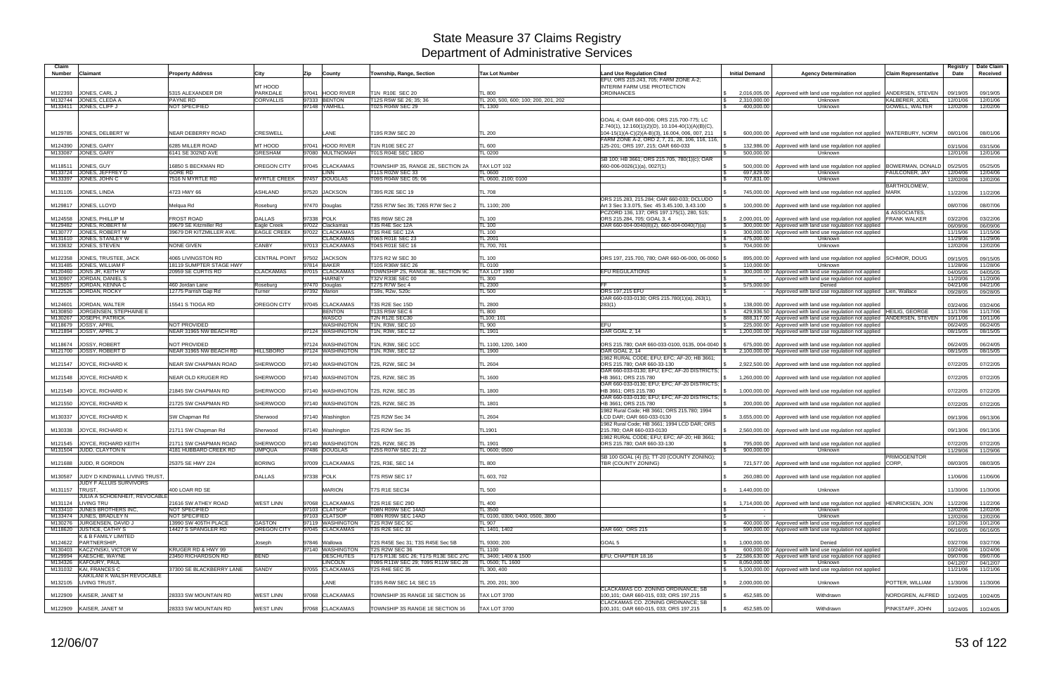# State Measure 37 Claims Registry
## Department of Administrative Services

| Claim Number | Claimant | Property Address | City | Zip | County | Township, Range, Section | Tax Lot Number | Land Use Regulation Cited | Initial Demand | Agency Determination | Claim Representative | Registry Date | Date Claim Received |
|---|---|---|---|---|---|---|---|---|---|---|---|---|---|
| M122393 | JONES, CARL J | 5315 ALEXANDER DR | MT HOOD PARKDALE | 97041 | HOOD RIVER | T1N R10E SEC 20 | TL 800 | EFU; ORS 215.243, 705; FARM ZONE A-2; INTERIM FARM USE PROTECTION ORDINANCES | $ 2,016,005.00 | Approved with land use regulation not applied | ANDERSEN, STEVEN | 09/19/05 | 09/19/05 |
| M132744 | JONES, CLEDA A | PAYNE RD | CORVALLIS | 97333 | BENTON | T12S R5W SE 26; 35; 36 | TL 200, 500, 600; 100; 200, 201, 202 | | $ 2,310,000.00 | Unknown | KALBERER, JOEL | 12/01/06 | 12/01/06 |
| M133411 | JONES, CLIFF J | NOT SPECIFIED | | 97148 | YAMHILL | T02S R04W SEC 29 | TL 1300 | | $ 400,000.00 | Unknown | GOWELL, WALTER | 12/02/06 | 12/02/06 |
| M129785 | JONES, DELBERT W | NEAR DEBERRY ROAD | CRESWELL | | LANE | T19S R3W SEC 20 | TL 200 | GOAL 4; OAR 660-006; ORS 215.700-775; LC 2.740(1), 12.160(1)(2)(D), 10.104-40(1)(A)(B)(C), 104-15(1)(A-C)(2)(A-B)(3), 16.004, 006, 007, 211 | $ 600,000.00 | Approved with land use regulation not applied | WATERBURY, NORM | 08/01/06 | 08/01/06 |
| M124390 | JONES, GARY | 6285 MILLER ROAD | MT HOOD | 97041 | HOOD RIVER | T1N R10E SEC 27 | TL 600 | FARM ZONE A-2, ORD 2, 7, 21, 28, 106, 116, 125-201; ORS 197, 215; OAR 660-033 | $ 132,986.00 | Approved with land use regulation not applied | | 03/15/06 | 03/15/06 |
| M133087 | JONES, GARY | 6141 SE 302ND AVE | GRESHAM | 97080 | MULTNOMAH | T01S R04E SEC 18DD | TL 0200 | | $ 500,000.00 | Unknown | | 12/01/06 | 12/01/06 |
| M118511 | JONES, GUY | 16850 S BECKMAN RD | OREGON CITY | 97045 | CLACKAMAS | TOWNSHIP 3S, RANGE 2E, SECTION 2A | TAX LOT 102 | SB 100; HB 3661; ORS 215.705, 780(1)(c); OAR 660-006-0026(1)(a), 0027(1) | $ 500,000.00 | Approved with land use regulation not applied | BOWERMAN, DONALD | 05/25/05 | 05/25/05 |
| M133724 | JONES, JEFFREY D | GORE RD | | | LINN | T11S R02W SEC 33 | TL 0600 | | $ 697,829.00 | Unknown | FAULCONER, JAY | 12/04/06 | 12/04/06 |
| M133397 | JONES, JOHN C | 7516 N MYRTLE RD | MYRTLE CREEK | 97457 | DOUGLAS | T09S R04W SEC 05; 06 | TL 0600, 2100; 0100 | | $ 707,831.00 | Unknown | | 12/02/06 | 12/02/06 |
| M131105 | JONES, LINDA | 4723 HWY 66 | ASHLAND | 97520 | JACKSON | T39S R2E SEC 19 | TL 708 | | $ 745,000.00 | Approved with land use regulation not applied | BARTHOLOMEW, MARK | 11/22/06 | 11/22/06 |
| M129817 | JONES, LLOYD | Melqua Rd | Roseburg | 97470 | Douglas | T25S R7W Sec 35; T26S R7W Sec 2 | TL 1100; 200 | ORS 215.283, 215.284; OAR 660-033; DCLUDO Art 3 Sec 3.3.075, Sec 45 3.45.100, 3.43.100 | $ 100,000.00 | Approved with land use regulation not applied | | 08/07/06 | 08/07/06 |
| M124558 | JONES, PHILLIP M | FROST ROAD | DALLAS | 97338 | POLK | T8S R6W SEC 28 | TL 100 | PCZORD 136, 137; ORS 197.175(1), 280, 515; ORS 215.284, 705; GOAL 3, 4 | $ 2,000,001.00 | Approved with land use regulation not applied | & ASSOCIATES, FRANK WALKER | 03/22/06 | 03/22/06 |
| M129482 | JONES, ROBERT M | 39679 SE Kitzmiller Rd | Eagle Creek | 97022 | Clackamas | T3S R4E Sec 12A | TL 100 | OAR 660-004-0040(8)(2), 660-004-0040(7)(a) | $ 300,000.00 | Approved with land use regulation not applied | | 06/09/06 | 06/09/06 |
| M130777 | JONES, ROBERT M | 39679 DR KITZMILLER AVE. | EAGLE CREEK | 97022 | CLACKAMAS | T3S R4E SEC 12A | TL 100 | | $ 300,000.00 | Approved with land use regulation not applied | | 11/15/06 | 11/15/06 |
| M131610 | JONES, STANLEY W | | | | CLACKAMAS | T06S R01E SEC 23 | TL 2001 | | $ 475,000.00 | Unknown | | 11/29/06 | 11/29/06 |
| M133632 | JONES, STEVEN | NONE GIVEN | CANBY | 97013 | CLACKAMAS | T04S R01E SEC 16 | TL 700, 701 | | $ 704,000.00 | Unknown | | 12/02/06 | 12/02/06 |
| M122358 | JONES, TRUSTEE, JACK | 4065 LIVINGSTON RD | CENTRAL POINT | 97502 | JACKSON | T37S R2 W SEC 30 | TL 100 | ORS 197, 215.700, 780; OAR 660-06-000, 06-0060 | $ 895,000.00 | Approved with land use regulation not applied | SCHMOR, DOUG | 09/15/05 | 09/15/05 |
| M131485 | JONES, WILLIAM F | 18119 SUMPTER STAGE HWY | | 97814 | BAKER | T10S R36W SEC 26 | TL 0100 | | $ 110,000.00 | Unknown | | 11/28/06 | 11/28/06 |
| M120460 | JONS JR, KEITH W | 20959 SE CURTIS RD | CLACKAMAS | 97015 | CLACKAMAS | TOWNSHIP 2S, RANGE 3E, SECTION 9C | TAX LOT 1900 | EFU REGULATIONS | $ 300,000.00 | Approved with land use regulation not applied | | 04/05/05 | 04/05/05 |
| M130907 | JORDAN, DANIEL S | | | | HARNEY | T32V R33E SEC 00 | TL 300 | | $ - | Approved with land use regulation not applied | | 11/20/06 | 11/20/06 |
| M125057 | JORDAN, KENNA C | 460 Jordan Lane | Roseburg | 97470 | Douglas | T27S R7W Sec 4 | TL 2300 | FF | $ 575,000.00 | Denied | | 04/21/06 | 04/21/06 |
| M122526 | JORDAN, ROCKY | 12775 Parrish Gap Rd | Turner | 97392 | Marion | TS9s, R3w, S20c | TL 500 | ORS 197,215 EFU | $ - | Approved with land use regulation not applied | Lien, Wallace | 09/28/05 | 09/28/05 |
| M124601 | JORDAN, WALTER | 15541 S TIOGA RD | OREGON CITY | 97045 | CLACKAMAS | T3S R2E Sec 15D | TL 2800 | OAR 660-033-0130; ORS 215.780(1)(a), 263(1), 283(1) | $ 138,000.00 | Approved with land use regulation not applied | | 03/24/06 | 03/24/06 |
| M130850 | JORGENSEN, STEPHAINE E | | | | BENTON | T13S R5W SEC 6 | TL 800 | | $ 429,936.50 | Approved with land use regulation not applied | HEILIG, GEORGE | 11/17/06 | 11/17/06 |
| M130267 | JOSEPH, PATRICK | | | | WASCO | T2N R12E SEC30 | TL100; 101 | | $ 888,317.00 | Approved with land use regulation not applied | ANDERSEN, STEVEN | 10/11/06 | 10/11/06 |
| M118679 | JOSSY, APRIL | NOT PROVIDED | | | WASHINGTON | T1N, R3W, SEC 10 | TL 900 | EFU | $ 225,000.00 | Approved with land use regulation not applied | | 06/24/05 | 06/24/05 |
| M121894 | JOSSY, APRIL J | NEAR 31965 NW BEACH RD | | 97124 | WASHINGTON | T1N, R3W, SEC 12 | TL 1901 | OAR GOAL 2, 14 | $ 1,200,000.00 | Approved with land use regulation not applied | | 08/15/05 | 08/15/05 |
| M118674 | JOSSY, ROBERT | NOT PROVIDED | | 97124 | WASHINGTON | T1N, R3W, SEC 1CC | TL 1100, 1200, 1400 | ORS 215.780; OAR 660-033-0100, 0135, 004-0040 | $ 675,000.00 | Approved with land use regulation not applied | | 06/24/05 | 06/24/05 |
| M121700 | JOSSY, ROBERT D | NEAR 31965 NW BEACH RD | HILLSBORO | 97124 | WASHINGTON | T1N, R3W, SEC 12 | TL 1900 | OAR GOAL 2, 14 | $ 2,100,000.00 | Approved with land use regulation not applied | | 08/15/05 | 08/15/05 |
| M121547 | JOYCE, RICHARD K | NEAR SW CHAPMAN ROAD | SHERWOOD | 97140 | WASHINGTON | T2S, R2W, SEC 34 | TL 2604 | 1982 RURAL CODE; EFU; EFC; AF-20; HB 3661; ORS 215.780; OAR 660-33-130 | $ 2,922,500.00 | Approved with land use regulation not applied | | 07/22/05 | 07/22/05 |
| M121548 | JOYCE, RICHARD K | NEAR OLD KRUGER RD | SHERWOOD | 97140 | WASHINGTON | T2S, R2W, SEC 35 | TL 1600 | OAR 660-033-0130; EFU; EFC; AF-20 DISTRICTS; HB 3661; ORS 215.780 | $ 1,260,000.00 | Approved with land use regulation not applied | | 07/22/05 | 07/22/05 |
| M121549 | JOYCE, RICHARD K | 21845 SW CHAPMAN RD | SHERWOOD | 97140 | WASHINGTON | T2S, R2W, SEC 35 | TL 1800 | OAR 660-033-0130; EFU; EFC; AF-20 DISTRICTS; HB 3661; ORS 215.780 | $ 1,000,000.00 | Approved with land use regulation not applied | | 07/22/05 | 07/22/05 |
| M121550 | JOYCE, RICHARD K | 21725 SW CHAPMAN RD | SHERWOOD | 97140 | WASHINGTON | T2S, R2W, SEC 35 | TL 1801 | OAR 660-033-0130; EFU; EFC; AF-20 DISTRICTS; HB 3661; ORS 215.780 | $ 200,000.00 | Approved with land use regulation not applied | | 07/22/05 | 07/22/05 |
| M130337 | JOYCE, RICHARD K | SW Chapman Rd | Sherwood | 97140 | Washington | T2S R2W Sec 34 | TL 2604 | 1982 Rural Code; HB 3661; ORS 215.780; 1994 LCD DAR; OAR 660-033-0130 | $ 3,655,000.00 | Approved with land use regulation not applied | | 09/13/06 | 09/13/06 |
| M130338 | JOYCE, RICHARD K | 21711 SW Chapman Rd | Sherwood | 97140 | Washington | T2S R2W Sec 35 | TL1901 | 1982 Rural Code; HB 3661; 1994 LCD DAR; ORS 215.780; OAR 660-033-0130 | $ 2,560,000.00 | Approved with land use regulation not applied | | 09/13/06 | 09/13/06 |
| M121545 | JOYCE, RICHARD KEITH | 21711 SW CHAPMAN ROAD | SHERWOOD | 97140 | WASHINGTON | T2S, R2W, SEC 35 | TL 1901 | 1982 RURAL CODE; EFU; EFC; AF-20; HB 3661; ORS 215.780; OAR 660-33-130 | $ 795,000.00 | Approved with land use regulation not applied | | 07/22/05 | 07/22/05 |
| M131504 | JUDD, CLAYTON N | 4181 HUBBARD CREEK RD | UMPQUA | 97486 | DOUGLAS | T25S R07W SEC 21; 22 | TL 0600; 0500 | | $ 900,000.00 | Unknown | | 11/29/06 | 11/29/06 |
| M121688 | JUDD, R GORDON | 25375 SE HWY 224 | BORING | 97009 | CLACKAMAS | T2S, R3E, SEC 14 | TL 800 | SB 100 GOAL (4) (5); TT-20 (COUNTY ZONING); TBR (COUNTY ZONING) | $ 721,577.00 | Approved with land use regulation not applied | PRIMOGENITOR CORP. | 08/03/05 | 08/03/05 |
| M130587 | JUDY D KINDWALL LIVING TRUST, | | DALLAS | 97338 | POLK | T7S R5W SEC 17 | TL 603, 702 | | $ 260,080.00 | Approved with land use regulation not applied | | 11/06/06 | 11/06/06 |
| M131157 | JUDY F ALLUIS SURVIVORS TRUST, | 400 LOAR RD SE | | | MARION | T7S R1E SEC34 | TL 500 | | $ 1,440,000.00 | Unknown | | 11/30/06 | 11/30/06 |
| M131124 | JULIA A SCHOENHEIT, REVOCABLE LIVING TRU | 21616 SW ATHEY ROAD | WEST LINN | 97068 | CLACKAMAS | T2S R1E SEC 29D | TL 400 | | $ 1,714,000.00 | Approved with land use regulation not applied | HENRICKSEN, JON | 11/22/06 | 11/22/06 |
| M133410 | JUNES BROTHERS INC, | NOT SPECIFIED | | 97103 | CLATSOP | T08N R09W SEC 14AD | TL 3500 | | $ - | Unknown | | 12/02/06 | 12/02/06 |
| M133474 | JUNES, BRADLEY N | NOT SPECIFIED | | 97103 | CLATSOP | T08N R09W SEC 14AD | TL 0100, 0300, 0400, 0500, 3800 | | $ - | Unknown | | 12/02/06 | 12/02/06 |
| M130276 | JURGENSEN, DAVID J | 13990 SW 405TH PLACE | GASTON | 97119 | WASHINGTON | T2S R3W SEC 5C | TL 907 | | $ 400,000.00 | Approved with land use regulation not applied | | 10/12/06 | 10/12/06 |
| M118620 | JUSTICE, CATHY S | 14427 S SPANGLER RD | OREGON CITY | 97045 | CLACKAMAS | T3S R2E SEC 33 | TL 1401, 1402 | OAR 660; ORS 215 | $ 590,000.00 | Approved with land use regulation not applied | | 06/16/05 | 06/16/05 |
| M124622 | K & B FAMILY LIMITED PARTNERSHIP, | | Joseph | 97846 | Wallowa | T2S R45E Sec 31; T3S R45E Sec 5B | TL 9300; 200 | GOAL 5 | $ 1,000,000.00 | Denied | | 03/27/06 | 03/27/06 |
| M130403 | KACZYNSKI, VICTOR W | KRUGER RD & HWY 99 | | 97140 | WASHINGTON | T2S R2W SEC 36 | TL 1100 | | $ 600,000.00 | Approved with land use regulation not applied | | 10/24/06 | 10/24/06 |
| M129994 | KAESCHE, WAYNE | 23450 RICHARDSON RD | BEND | | DESCHUTES | T17S R13E SEC 26; T17S R13E SEC 27C | TL 3400; 1400 & 1500 | EFU; CHAPTER 18.16 | $ 22,586,630.00 | Approved with land use regulation not applied | | 09/07/06 | 09/07/06 |
| M134326 | KAFOURY, PAUL | | | | LINCOLN | T09S R11W SEC 29; T09S R11W SEC 28 | TL 0500; TL 1600 | | $ 8,050,000.00 | Unknown | | 04/12/07 | 04/12/07 |
| M131032 | KAI, FRANCES C | 37300 SE BLACKBERRY LANE | SANDY | 97055 | CLACKAMAS | T2S R4E SEC 35 | TL 300, 400 | | $ 5,100,000.00 | Approved with land use regulation not applied | | 11/21/06 | 11/21/06 |
| M132105 | KAIKILANI K WALSH REVOCABLE LIVING TRUST, | | | | LANE | T19S R4W SEC 14; SEC 15 | TL 200, 201; 300 | | $ 2,000,000.00 | Unknown | POTTER, WILLIAM | 11/30/06 | 11/30/06 |
| M122909 | KAISER, JANET M | 28333 SW MOUNTAIN RD | WEST LINN | 97068 | CLACKAMAS | TOWNSHIP 3S RANGE 1E SECTION 16 | TAX LOT 3700 | CLACKAMAS CO. ZONING ORDINANCE; SB 100,101; OAR 660-015, 033; ORS 197,215 | $ 452,585.00 | Withdrawn | NORDGREN, ALFRED | 10/24/05 | 10/24/05 |
| M122909 | KAISER, JANET M | 28333 SW MOUNTAIN RD | WEST LINN | 97068 | CLACKAMAS | TOWNSHIP 3S RANGE 1E SECTION 16 | TAX LOT 3700 | CLACKAMAS CO. ZONING ORDINANCE; SB 100,101; OAR 660-015, 033; ORS 197,215 | $ 452,585.00 | Withdrawn | PINKSTAFF, JOHN | 10/24/05 | 10/24/05 |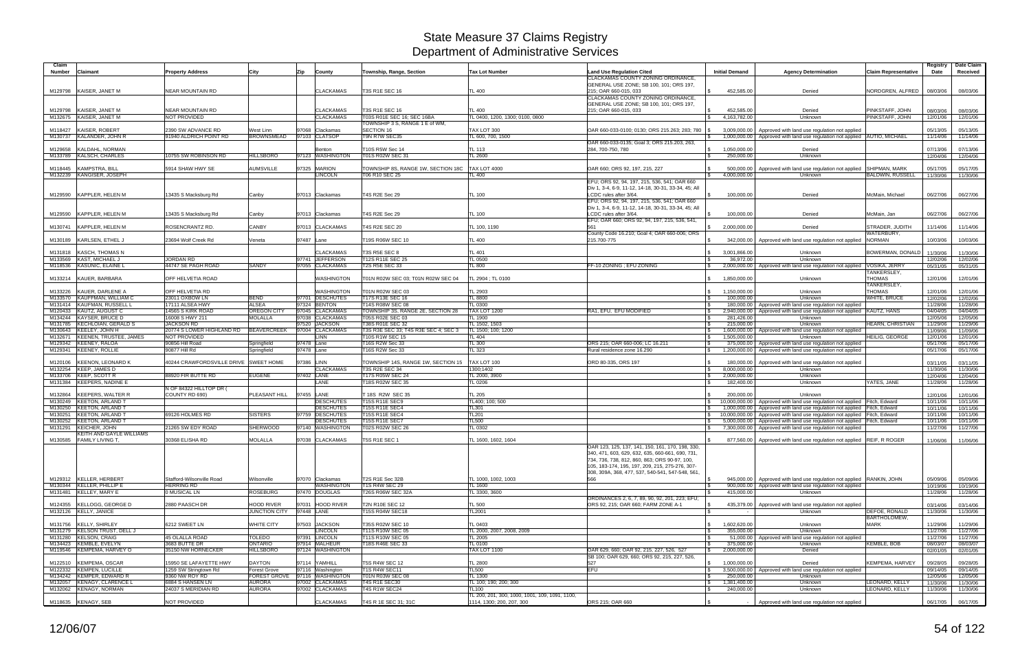# State Measure 37 Claims Registry
## Department of Administrative Services

| Claim Number | Claimant | Property Address | City | Zip | County | Township, Range, Section | Tax Lot Number | Land Use Regulation Cited | Initial Demand | Agency Determination | Claim Representative | Registry Date | Date Claim Received |
|---|---|---|---|---|---|---|---|---|---|---|---|---|---|
| M129798 | KAISER, JANET M | NEAR MOUNTAIN RD | | | CLACKAMAS | T3S R1E SEC 16 | TL 400 | CLACKAMAS COUNTY ZONING ORDINANCE, GENERAL USE ZONE; SB 100, 101; ORS 197, 215; OAR 660-015, 033 | $ 452,585.00 | Denied | NORDGREN, ALFRED | 08/03/06 | 08/03/06 |
| M129798 | KAISER, JANET M | NEAR MOUNTAIN RD | | | CLACKAMAS | T3S R1E SEC 16 | TL 400 | CLACKAMAS COUNTY ZONING ORDINANCE, GENERAL USE ZONE; SB 100, 101; ORS 197, 215; OAR 660-015, 033 | $ 452,585.00 | Denied | PINKSTAFF, JOHN | 08/03/06 | 08/03/06 |
| M132675 | KAISER, JANET M | NOT PROVIDED | | | CLACKAMAS | T03S R01E SEC 16; SEC 16BA | TL 0400, 1200, 1300; 0100, 0800 | | $ 4,163,782.00 | Unknown | PINKSTAFF, JOHN | 12/01/06 | 12/01/06 |
| M118427 | KAISER, ROBERT | 2390 SW ADVANCE RD | West Linn | 97068 | Clackamas | TOWNSHIP 3 S, RANGE 1 E of WM, SECTION 16 | TAX LOT 300 | OAR 660-033-0100; 0130; ORS 215.263; 283; 780 | $ 3,009,000.00 | Approved with land use regulation not applied | | 05/13/05 | 05/13/05 |
| M130737 | KALANDER, JOHN R | 91940 ALDRICH POINT RD | BROWNSMEAD | 97103 | CLATSOP | T9N R7W SEC35 | TL 600, 700, 1500 | | $ 1,000,000.00 | Approved with land use regulation not applied | AUTIO, MICHAEL | 11/14/06 | 11/14/06 |
| M129658 | KALDAHL, NORMAN | | | | Benton | T10S R5W Sec 14 | TL 113 | OAR 660-033-0135; Goal 3; ORS 215.203, 263, 284, 700-750, 780 | $ 1,050,000.00 | Denied | | 07/13/06 | 07/13/06 |
| M133789 | KALSCH, CHARLES | 10755 SW ROBINSON RD | HILLSBORO | 97123 | WASHINGTON | T01S R02W SEC 31 | TL 2600 | | $ 250,000.00 | Unknown | | 12/04/06 | 12/04/06 |
| M118445 | KAMPSTRA, BILL | 5914 SHAW HWY SE | AUMSVILLE | 97325 | MARION | TOWNSHIP 8S, RANGE 1W, SECTION 18C | TAX LOT 4000 | OAR 660; ORS 92, 197, 215, 227 | $ 500,000.00 | Approved with land use regulation not applied | SHIPMAN, MARK | 05/17/05 | 05/17/05 |
| M132239 | KANGISER, JOSEPH | | | | LINCOLN | T06 R10 SEC 25 | TL 400 | | $ 4,000,000.00 | Unknown | BALDWIN, RUSSELL | 11/30/06 | 11/30/06 |
| M129590 | KAPPLER, HELEN M | 13435 S Macksburg Rd | Canby | 97013 | Clackamas | T4S R2E Sec 29 | TL 100 | EFU; ORS 92, 94, 197, 215, 536, 541; OAR 660 Div 1, 3-4, 6-9, 11-12, 14-18, 30-31, 33-34, 45; All LCDC rules after 3/64. | $ 100,000.00 | Denied | McMain, Michael | 06/27/06 | 06/27/06 |
| M129590 | KAPPLER, HELEN M | 13435 S Macksburg Rd | Canby | 97013 | Clackamas | T4S R2E Sec 29 | TL 100 | EFU; ORS 92, 94, 197, 215, 536, 541; OAR 660 Div 1, 3-4, 6-9, 11-12, 14-18, 30-31, 33-34, 45; All LCDC rules after 3/64. | $ 100,000.00 | Denied | McMain, Jan | 06/27/06 | 06/27/06 |
| M130741 | KAPPLER, HELEN M | ROSENCRANTZ RD. | CANBY | 97013 | CLACKAMAS | T4S R2E SEC 20 | TL 100, 1190 | EFU; OAR 660; ORS 92, 94, 197, 215, 536, 541, 561 | $ 2,000,000.00 | Denied | STRADER, JUDITH | 11/14/06 | 11/14/06 |
| M130189 | KARLSEN, ETHEL J | 23694 Wolf Creek Rd | Veneta | 97487 | Lane | T19S R06W SEC 10 | TL 400 | County Code 16.210; Goal 4; OAR 660-006; ORS 215.700-775 | $ 342,000.00 | Approved with land use regulation not applied | WATERBURY, NORMAN | 10/03/06 | 10/03/06 |
| M131818 | KASCH, THOMAS N | | | | CLACKAMAS | T3S R5E SEC 8 | TL 401 | | $ 3,001,866.00 | Unknown | BOWERMAN, DONALD | 11/30/06 | 11/30/06 |
| M133569 | KAST, MICHAEL J | JORDAN RD | | 97741 | JEFFERSON | T12S R11E SEC 25 | TL 0500 | | $ 36,972.00 | Unknown | | 12/02/06 | 12/02/06 |
| M118536 | KASUNIC, ELAINE L | 44747 SE PAGH ROAD | SANDY | 97055 | CLACKAMAS | T2S R5E SEC 33 | TL 800 | FF-10 ZONING ; EFU ZONING | $ 2,000,000.00 | Approved with land use regulation not applied | VOSIKA, JERRY | 05/31/05 | 05/31/05 |
| M133214 | KAUER, BARBARA | OFF HELVETIA ROAD | | | WASHINGTON | T01N R02W SEC 03; T01N R02W SEC 04 | TL 2904 ; TL 0100 | | $ 1,850,000.00 | Unknown | TANKERSLEY, THOMAS | 12/01/06 | 12/01/06 |
| M133226 | KAUER, DARLENE A | OFF HELVETIA RD | | | WASHINGTON | T01N R02W SEC 03 | TL 2903 | | $ 1,150,000.00 | Unknown | TANKERSLEY, THOMAS | 12/01/06 | 12/01/06 |
| M133570 | KAUFFMAN, WILLIAM C | 23011 OXBOW LN | BEND | 97701 | DESCHUTES | T17S R13E SEC 16 | TL 8800 | | $ 100,000.00 | Unknown | WHITE, BRUCE | 12/02/06 | 12/02/06 |
| M131414 | KAUFMAN, RUSSELL L | 17111 ALSEA HWY | ALSEA | 97324 | BENTON | T14S R08W SEC 08 | TL 0300 | | $ 180,000.00 | Approved with land use regulation not applied | | 11/28/06 | 11/28/06 |
| M120433 | KAUTZ, AUGUST C | 14565 S KIRK ROAD | OREGON CITY | 97045 | CLACKAMAS | TOWNSHIP 3S, RANGE 2E, SECTION 28 | TAX LOT 1200 | RA1, EFU, EFU MODIFIED | $ 2,940,000.00 | Approved with land use regulation not applied | KAUTZ, HANS | 04/04/05 | 04/04/05 |
| M134244 | KAYSER, BRUCE D | 16008 S HWY 211 | MOLALLA | 97038 | CLACKAMAS | T05S R02E SEC 03 | TL 1900 | | $ 281,426.00 | Unknown | | 12/05/06 | 12/05/06 |
| M131785 | KECHLOIAN, GERALD S | JACKSON RD | | 97520 | JACKSON | T38S R01E SEC 32 | TL 1502, 1503 | | $ 215,000.00 | Unknown | HEARN, CHRISTIAN | 11/29/06 | 11/29/06 |
| M130643 | KEELEY, JOHN H | 20774 S LOWER HIGHLAND RD | BEAVERCREEK | 97004 | CLACKAMAS | T3S R3E SEC 33; T4S R3E SEC 4; SEC 3 | TL 1500; 100; 1200 | | $ 1,600,000.00 | Approved with land use regulation not applied | | 11/09/06 | 11/09/06 |
| M132671 | KEENEN, TRUSTEE, JAMES | NOT PROVIDED | | | LINN | T10S R1W SEC 15 | TL 404 | | $ 1,505,000.00 | Unknown | HEILIG, GEORGE | 12/01/06 | 12/01/06 |
| M129342 | KEENEY, RALOA | 90856 Hill Road | Springfield | 97478 | Lane | T16S R2W Sec 33 | TL 300 | ORS 215; OAR 660-006; LC 16.211 | $ 375,000.00 | Approved with land use regulation not applied | | 05/17/06 | 05/17/06 |
| M129341 | KEENEY, ROLLIE | 90877 Hill Rd | Springfield | 97478 | Lane | T16S R2W Sec 33 | TL 323 | Rural residence zone 16.290 | $ 1,200,000.00 | Approved with land use regulation not applied | | 05/17/06 | 05/17/06 |
| M120106 | KEENON, LEONARD K | 40244 CRAWFORDSVILLE DRIVE | SWEET HOME | 97386 | LINN | TOWNSHIP 14S, RANGE 1W, SECTION 15 | TAX LOT 100 | ORD 80-335, ORS 197 | $ 180,000.00 | Approved with land use regulation not applied | | 03/11/05 | 03/11/05 |
| M132254 | KEEP, JAMES D | | | | CLACKAMAS | T3S R2E SEC 34 | 1300;1402 | | $ 8,000,000.00 | Unknown | | 11/30/06 | 11/30/06 |
| M133706 | KEEP, SCOTT R | 88920 FIR BUTTE RD | EUGENE | 97402 | LANE | T17S R05W SEC 24 | TL 2000, 3900 | | $ 2,000,000.00 | Unknown | | 12/04/06 | 12/04/06 |
| M131384 | KEEPERS, NADINE E | | | | LANE | T18S R02W SEC 35 | TL 0206 | | $ 182,400.00 | Unknown | YATES, JANE | 11/28/06 | 11/28/06 |
| M132864 | KEEPERS, WALTER R | N OF 84322 HILLTOP DR ( COUNTY RD 690) | PLEASANT HILL | 97455 | LANE | T 18S R2W SEC 35 | TL 205 | | $ 200,000.00 | Unknown | | 12/01/06 | 12/01/06 |
| M130249 | KEETON, ARLAND T | | | | DESCHUTES | T15S R11E SEC9 | TL400; 100; 500 | | $ 10,000,000.00 | Approved with land use regulation not applied | Fitch, Edward | 10/11/06 | 10/11/06 |
| M130250 | KEETON, ARLAND T | | | | DESCHUTES | T15S R11E SEC4 | TL301 | | $ 1,000,000.00 | Approved with land use regulation not applied | Fitch, Edward | 10/11/06 | 10/11/06 |
| M130251 | KEETON, ARLAND T | 69126 HOLMES RD | SISTERS | 97759 | DESCHUTES | T15S R11E SEC4 | TL201 | | $ 10,000,000.00 | Approved with land use regulation not applied | Fitch, Edward | 10/11/06 | 10/11/06 |
| M130252 | KEETON, ARLAND T | | | | DESCHUTES | T15S R11E SEC7 | TL500 | | $ 5,000,000.00 | Approved with land use regulation not applied | Fitch, Edward | 10/11/06 | 10/11/06 |
| M131291 | KEICHER, JOHN | 21265 SW EDY ROAD | SHERWOOD | 97140 | WASHINGTON | T02S R02W SEC 26 | TL 0302 | | $ 7,300,000.00 | Approved with land use regulation not applied | | 11/27/06 | 11/27/06 |
| M130585 | KEITH AND GAYLE WILLIAMS FAMILY LIVING T, | 30368 ELISHA RD | MOLALLA | 97038 | CLACKAMAS | T5S R1E SEC 1 | TL 1600, 1602, 1604 | | $ 877,560.00 | Approved with land use regulation not applied | REIF, R ROGER | 11/06/06 | 11/06/06 |
| M129312 | KELLER, HERBERT | Stafford-Wilsonville Road | Wilsonville | 97070 | Clackamas | T2S R1E Sec 32B | TL 1000, 1002, 1003 | OAR 123, 125, 137, 141, 150, 161, 170, 198, 330, 340, 471, 603, 629, 632, 635, 660-661, 690, 731, 734, 736, 738, 812, 860, 863; ORS 90-97, 100, 105, 183-174, 195, 197, 209, 215, 275-276, 307-308, 309A, 368, 477, 537, 540-541, 547-548, 561, 566 | $ 945,000.00 | Approved with land use regulation not applied | RANKIN, JOHN | 05/09/06 | 05/09/06 |
| M130344 | KELLER, PHILLIP E | HERRING RD | | | WASHINGTON | T1S R4W SEC 29 | TL 1600 | | $ 900,000.00 | Approved with land use regulation not applied | | 10/19/06 | 10/19/06 |
| M131481 | KELLEY, MARY E | 0 MUSICAL LN | ROSEBURG | 97470 | DOUGLAS | T26S R06W SEC 32A | TL 3300, 3600 | | $ 415,000.00 | Unknown | | 11/28/06 | 11/28/06 |
| M124355 | KELLOGG, GEORGE D | 2880 PAASCH DR | HOOD RIVER | 97031 | HOOD RIVER | T2N R10E SEC 12 | TL 500 | ORDINANCES 2, 6, 7, 89, 90, 92, 201, 223; EFU; ORS 92, 215; OAR 660; FARM ZONE A-1 | $ 435,379.00 | Approved with land use regulation not applied | | 03/14/06 | 03/14/06 |
| M132126 | KELLY, JANICE | | JUNCTION CITY | 97448 | LANE | T15S R04W SEC18 | TL2001 | | $ - | Unknown | DEFOE, RONALD | 11/30/06 | 11/30/06 |
| M131756 | KELLY, SHIRLEY | 6212 SWEET LN | WHITE CITY | 97503 | JACKSON | T35S R02W SEC 10 | TL 0403 | | $ 1,602,620.00 | Unknown | BARTHOLOMEW, MARK | 11/29/06 | 11/29/06 |
| M131279 | KELSON TRUST, DELL J | | | | LINCOLN | T11S R10W SEC 05 | TL 2000, 2007, 2008, 2009 | | $ 355,000.00 | Unknown | | 11/27/06 | 11/27/06 |
| M131280 | KELSON, CRAIG | 45 OLALLA ROAD | TOLEDO | 97391 | LINCOLN | T11S R10W SEC 05 | TL 2005 | | $ 51,000.00 | Approved with land use regulation not applied | | 11/27/06 | 11/27/06 |
| M134423 | KEMBLE, EVELYN | 3683 BUTTE DR | ONTARIO | 97914 | MALHEUR | T18S R46E SEC 33 | TL 0100 | | $ 375,000.00 | Unknown | KEMBLE, BOB | 08/03/07 | 08/03/07 |
| M119546 | KEMPEMA, HARVEY O | 35150 NW HORNECKER | HILLSBORO | 97124 | WASHINGTON | | TAX LOT 1100 | OAR 629, 660; OAR 92, 215, 227, 526, 527 | $ 2,000,000.00 | Denied | | 02/01/05 | 02/01/05 |
| M122510 | KEMPEMA, OSCAR | 15950 SE LAFAYETTE HWY | DAYTON | 97114 | YAMHILL | T5S R4W SEC 12 | TL 2800 | SB 100; OAR 629, 660; ORS 92, 215, 227, 526, 527 | $ 1,000,000.00 | Denied | KEMPEMA, HARVEY | 09/28/05 | 09/28/05 |
| M122332 | KEMPEN, LUCILLE | 1259 SW Stringtown Rd | Forest Grove | 97116 | Washington | T1S R4W SEC11 | TL500 | EFU | $ 3,500,000.00 | Approved with land use regulation not applied | | 09/14/05 | 09/14/05 |
| M134242 | KEMPER, EDWARD R | 9360 NW ROY RD | FOREST GROVE | 97116 | WASHINGTON | T01N R03W SEC 08 | TL 1300 | | $ 250,000.00 | Unknown | | 12/05/06 | 12/05/06 |
| M132057 | KENAGY, CLARENCE L | 6884 S HANSEN LN | AURORA | 97002 | CLACKAMAS | T4S R1E SEC30 | TL 100; 190; 200; 300 | | $ 1,381,400.00 | Unknown | LEONARD, KELLY | 11/30/06 | 11/30/06 |
| M132062 | KENAGY, NORMAN | 24037 S MERIDIAN RD | AURORA | 97002 | CLACKAMAS | T4S R1W SEC24 | TL100 | | $ 240,000.00 | Unknown | LEONARD, KELLY | 11/30/06 | 11/30/06 |
| M118635 | KENAGY, SEB | NOT PROVIDED | | | CLACKAMAS | T4S R 1E SEC 31; 31C | TL 200, 201, 300, 1000, 1001, 109, 1091, 1100, 1114, 1300; 200, 207, 300 | ORS 215; OAR 660 | $ - | Approved with land use regulation not applied | | 06/17/05 | 06/17/05 |

12/06/07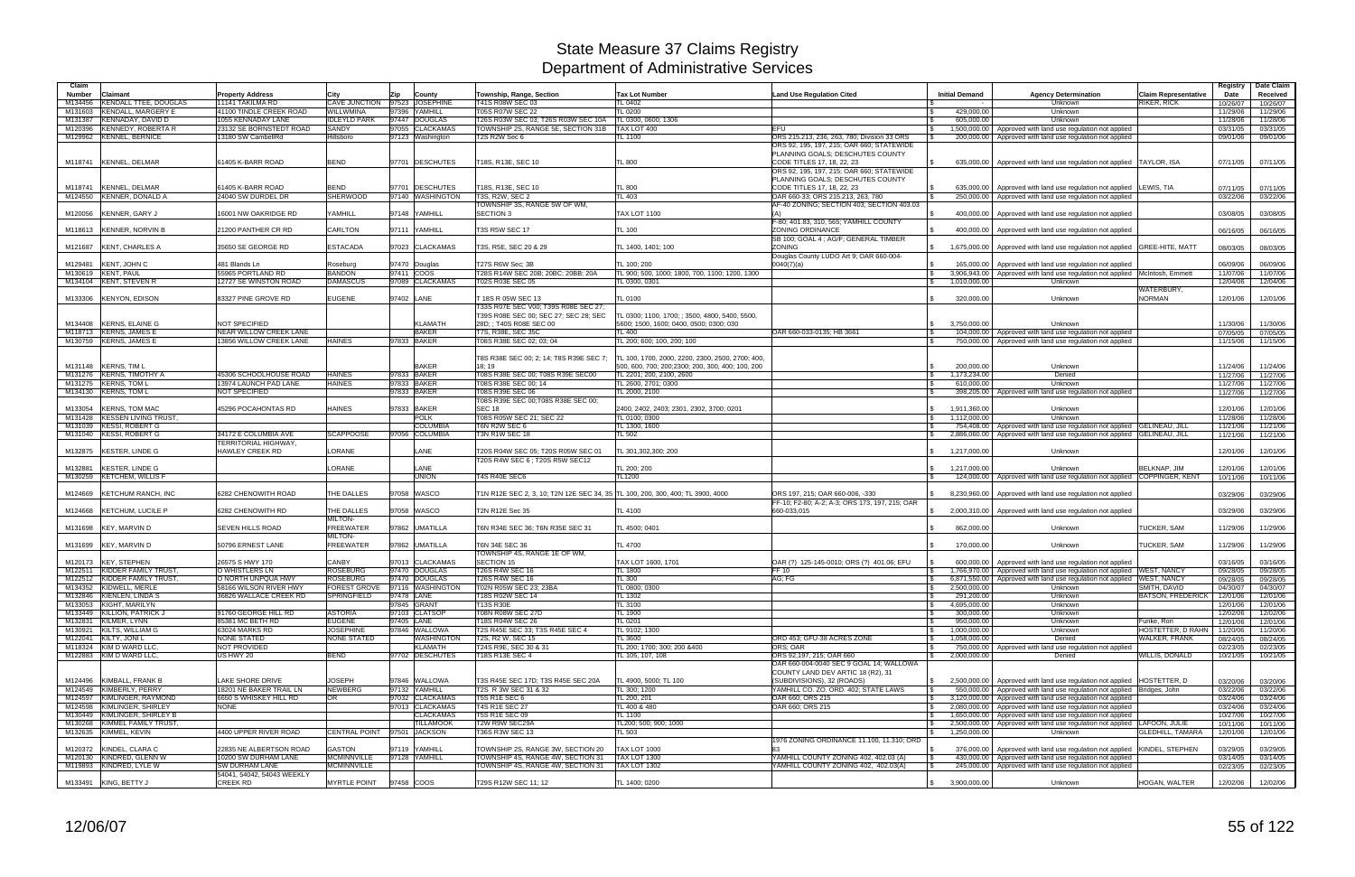# State Measure 37 Claims Registry
## Department of Administrative Services

| Claim Number | Claimant | Property Address | City | Zip | County | Township, Range, Section | Tax Lot Number | Land Use Regulation Cited | Initial Demand | Agency Determination | Claim Representative | Registry Date | Date Claim Received |
|---|---|---|---|---|---|---|---|---|---|---|---|---|---|
| M134456 | KENDALL TTEE, DOUGLAS | 11141 TAKILMA RD | CAVE JUNCTION | 97523 | JOSEPHINE | T41S R08W SEC 03 | TL 0402 | | $ - | Unknown | RIKER, RICK | 10/26/07 | 10/26/07 |
| M131603 | KENDALL, MARGERY E | 41100 TINDLE CREEK ROAD | WILLWMINA | 97396 | YAMHILL | T05S R07W SEC 22 | TL 0200 | | $ 429,000.00 | Unknown | | 11/29/06 | 11/29/06 |
| M131387 | KENNADAY, DAVID D | 1055 KENNADAY LANE | IDLEYLD PARK | 97447 | DOUGLAS | T26S R03W SEC 03; T26S R03W SEC 10A | TL 0300, 0600; 1306 | | $ 605,000.00 | Unknown | | 11/28/06 | 11/28/06 |
| M120396 | KENNEDY, ROBERTA R | 23132 SE BORNSTEDT ROAD | SANDY | 97055 | CLACKAMAS | TOWNSHIP 2S, RANGE 5E, SECTION 31B | TAX LOT 400 | EFU | $ 1,500,000.00 | Approved with land use regulation not applied | | 03/31/05 | 03/31/05 |
| M129962 | KENNEL, BERNICE | 13180 SW CambellRd | Hillsboro | 97123 | Washington | T2S R2W Sec 6 | TL 1100 | ORS 215.213, 236, 263, 780; Division 33 ORS | $ 200,000.00 | Approved with land use regulation not applied | | 09/01/06 | 09/01/06 |
| M118741 | KENNEL, DELMAR | 61405 K-BARR ROAD | BEND | 97701 | DESCHUTES | T18S, R13E, SEC 10 | TL 800 | ORS 92, 195, 197, 215; OAR 660; STATEWIDE PLANNING GOALS; DESCHUTES COUNTY CODE TITLES 17, 18, 22, 23 | $ 635,000.00 | Approved with land use regulation not applied | TAYLOR, ISA | 07/11/05 | 07/11/05 |
| M118741 | KENNEL, DELMAR | 61405 K-BARR ROAD | BEND | 97701 | DESCHUTES | T18S, R13E, SEC 10 | TL 800 | ORS 92, 195, 197, 215; OAR 660; STATEWIDE PLANNING GOALS; DESCHUTES COUNTY CODE TITLES 17, 18, 22, 23 | $ 635,000.00 | Approved with land use regulation not applied | LEWIS, TIA | 07/11/05 | 07/11/05 |
| M124550 | KENNER, DONALD A | 24040 SW DURDEL DR | SHERWOOD | 97140 | WASHINGTON | T3S, R2W, SEC 2 | TL 403 | OAR 660-33; ORS 215.213, 263, 780 | $ 250,000.00 | Approved with land use regulation not applied | | 03/22/06 | 03/22/06 |
| M120056 | KENNER, GARY J | 16001 NW OAKRIDGE RD | YAMHILL | 97148 | YAMHILL | TOWNSHIP 3S, RANGE 5W OF WM, SECTION 3 | TAX LOT 1100 | AF-40 ZONING; SECTION 403; SECTION 403.03 (A) | $ 400,000.00 | Approved with land use regulation not applied | | 03/08/05 | 03/08/05 |
| M118613 | KENNER, NORVIN B | 21200 PANTHER CR RD | CARLTON | 97111 | YAMHILL | T3S R5W SEC 17 | TL 100 | F-80; 401.83, 310, 565; YAMHILL COUNTY ZONING ORDINANCE | $ 400,000.00 | Approved with land use regulation not applied | | 06/16/05 | 06/16/05 |
| M121687 | KENT, CHARLES A | 35650 SE GEORGE RD | ESTACADA | 97023 | CLACKAMAS | T3S, R5E, SEC 20 & 29 | TL 1400, 1401; 100 | SB 100; GOAL 4 ; AG/F; GENERAL TIMBER ZONING | $ 1,675,000.00 | Approved with land use regulation not applied | GREE-HITE, MATT | 08/03/05 | 08/03/05 |
| M129481 | KENT, JOHN C | 481 Blands Ln | Roseburg | 97470 | Douglas | T27S R6W Sec; 3B | TL 100; 200 | Douglas County LUDO Art 9; OAR 660-004-0040(7)(a) | $ 165,000.00 | Approved with land use regulation not applied | | 06/09/06 | 06/09/06 |
| M130619 | KENT, PAUL | 55965 PORTLAND RD | BANDON | 97411 | COOS | T28S R14W SEC 20B; 20BC; 20BB; 20A | TL 900; 500, 1000; 1800, 700, 1100; 1200, 1300 | | $ 3,906,943.00 | Approved with land use regulation not applied | McIntosh, Emmett | 11/07/06 | 11/07/06 |
| M134104 | KENT, STEVEN R | 12727 SE WINSTON ROAD | DAMASCUS | 97089 | CLACKAMAS | T02S R03E SEC 05 | TL 0300, 0301 | | $ 1,010,000.00 | Unknown | | 12/04/06 | 12/04/06 |
| M133306 | KENYON, EDISON | 83327 PINE GROVE RD | EUGENE | 97402 | LANE | T 18S R 05W SEC 13 | TL 0100 | | $ 320,000.00 | Unknown | WATERBURY, NORMAN | 12/01/06 | 12/01/06 |
| M134408 | KERNS, ELAINE G | NOT SPECIFIED | | | KLAMATH | T33S R07E SEC V00; T39S R08E SEC 27; T39S R08E SEC 00; SEC 27; SEC 28; SEC 28D; ; T40S R08E SEC 00 | TL 0300; 1100; 1700; ; 3500, 4800, 5400, 5500, 5600; 1500, 1600; 0400, 0500; 0300; 030 | | $ 3,750,000.00 | Unknown | | 11/30/06 | 11/30/06 |
| M118713 | KERNS, JAMES E | NEAR WILLOW CREEK LANE | | | BAKER | T7S, R38E, SEC 35C | TL 400 | OAR 660-033-0135; HB 3661 | $ 104,000.00 | Approved with land use regulation not applied | | 07/05/05 | 07/05/05 |
| M130759 | KERNS, JAMES E | 13856 WILLOW CREEK LANE | HAINES | 97833 | BAKER | T08S R38E SEC 02; 03; 04 | TL 200; 600; 100, 200; 100 | | $ 750,000.00 | Approved with land use regulation not applied | | 11/15/06 | 11/15/06 |
| M131148 | KERNS, TIM L | | | | BAKER | T8S R38E SEC 00; 2; 14; T8S R39E SEC 7; 18; 19 | TL 100, 1700, 2000, 2200, 2300, 2500, 2700; 400, 500, 600, 700; 200;2300; 200, 300, 400; 100, 200 | | $ 200,000.00 | Unknown | | 11/24/06 | 11/24/06 |
| M131276 | KERNS, TIMOTHY A | 45306 SCHOOLHOUSE ROAD | HAINES | 97833 | BAKER | T08S R38E SEC 00; T08S R39E SEC00 | TL 2201; 200, 2100, 2600 | | $ 1,173,234.00 | Denied | | 11/27/06 | 11/27/06 |
| M131275 | KERNS, TOM L | 13974 LAUNCH PAD LANE | HAINES | 97833 | BAKER | T08S R38E SEC 00; 14 | TL 2600, 2701; 0300 | | $ 610,000.00 | Unknown | | 11/27/06 | 11/27/06 |
| M134130 | KERNS, TOM L | NOT SPECIFIED | | 97833 | BAKER | T08S R39E SEC 06 | TL 2000, 2100 | | $ 398,205.00 | Approved with land use regulation not applied | | 11/27/06 | 11/27/06 |
| M133054 | KERNS, TOM MAC | 45296 POCAHONTAS RD | HAINES | 97833 | BAKER | T08S R39E SEC 00;T08S R38E SEC 00; SEC 18 | 2400, 2402, 2403; 2301, 2302, 3700; 0201 | | $ 1,911,360.00 | Unknown | | 12/01/06 | 12/01/06 |
| M131428 | KESSEN LIVING TRUST, | | | | POLK | T08S R05W SEC 21; SEC 22 | TL 0100; 0300 | | $ 1,112,000.00 | Unknown | | 11/28/06 | 11/28/06 |
| M131039 | KESSI, ROBERT G | | | | COLUMBIA | T6N R2W SEC 6 | TL 1300, 1600 | | $ 754,408.00 | Approved with land use regulation not applied | GELINEAU, JILL | 11/21/06 | 11/21/06 |
| M131040 | KESSI, ROBERT G | 34172 E COLUMBIA AVE | SCAPPOOSE | 97056 | COLUMBIA | T3N R1W SEC 18 | TL 502 | | $ 2,886,060.00 | Approved with land use regulation not applied | GELINEAU, JILL | 11/21/06 | 11/21/06 |
| M132875 | KESTER, LINDE G | TERRITORIAL HIGHWAY, HAWLEY CREEK RD | LORANE | | LANE | T20S R04W SEC 05; T20S R05W SEC 01 | TL 301,302,300; 200 | | $ 1,217,000.00 | Unknown | | 12/01/06 | 12/01/06 |
| M132881 | KESTER, LINDE G | | LORANE | | LANE | T20S R4W SEC 6 ; T20S R5W SEC12 | TL 200; 200 | | $ 1,217,000.00 | Unknown | BELKNAP, JIM | 12/01/06 | 12/01/06 |
| M130259 | KETCHEM, WILLIS F | | | | UNION | T4S R40E SEC6 | TL1200 | | $ 124,000.00 | Approved with land use regulation not applied | COPPINGER, KENT | 10/11/06 | 10/11/06 |
| M124669 | KETCHUM RANCH, INC | 6282 CHENOWITH ROAD | THE DALLES | 97058 | WASCO | T1N R12E SEC 2, 3, 10; T2N 12E SEC 34, 35 | TL 100, 200, 300, 400; TL 3900, 4000 | ORS 197, 215; OAR 660-006, -330 | $ 8,230,960.00 | Approved with land use regulation not applied | | 03/29/06 | 03/29/06 |
| M124668 | KETCHUM, LUCILE P | 6282 CHENOWITH RD | THE DALLES | 97058 | WASCO | T2N R12E Sec 35 | TL 4100 | FF-10; F2-80; A-2; A-3; ORS 173, 197, 215; OAR 660-033,015 | $ 2,000,310.00 | Approved with land use regulation not applied | | 03/29/06 | 03/29/06 |
| M131698 | KEY, MARVIN D | SEVEN HILLS ROAD | MILTON-FREEWATER | 97862 | UMATILLA | T6N R34E SEC 36; T6N R35E SEC 31 | TL 4500; 0401 | | $ 862,000.00 | Unknown | TUCKER, SAM | 11/29/06 | 11/29/06 |
| M131699 | KEY, MARVIN D | 50796 ERNEST LANE | MILTON-FREEWATER | 97862 | UMATILLA | T6N 34E SEC 36 | TL 4700 | | $ 170,000.00 | Unknown | TUCKER, SAM | 11/29/06 | 11/29/06 |
| M120173 | KEY, STEPHEN | 26575 S HWY 170 | CANBY | 97013 | CLACKAMAS | TOWNSHIP 4S, RANGE 1E OF WM, SECTION 15 | TAX LOT 1600, 1701 | OAR (?) 125-145-0010; ORS (?) 401.06; EFU | $ 600,000.00 | Approved with land use regulation not applied | | 03/16/05 | 03/16/05 |
| M122511 | KIDDER FAMILY TRUST, | O WHISTLERS LN | ROSEBURG | 97470 | DOUGLAS | T26S R4W SEC 16 | TL 1800 | FF 10 | $ 1,766,970.00 | Approved with land use regulation not applied | WEST, NANCY | 09/28/05 | 09/28/05 |
| M122512 | KIDDER FAMILY TRUST, | O NORTH UNPQUA HWY | ROSEBURG | 97470 | DOUGLAS | T26S R4W SEC 16 | TL 300 | AG; FG | $ 6,871,550.00 | Approved with land use regulation not applied | WEST, NANCY | 09/28/05 | 09/28/05 |
| M134352 | KIDWELL, MERLE | 58166 WILSON RIVER HWY | FOREST GROVE | 97116 | WASHINGTON | T02N R05W SEC 23; 23BA | TL 0800; 0300 | | $ 2,500,000.00 | Unknown | SMITH, DAVID | 04/30/07 | 04/30/07 |
| M132846 | KIENLEN, LINDA S | 36826 WALLACE CREEK RD | SPRINGFIELD | 97478 | LANE | T18S R02W SEC 14 | TL 1302 | | $ 291,200.00 | Unknown | BATSON, FREDERICK | 12/01/06 | 12/01/06 |
| M133053 | KIGHT, MARILYN | | | 97845 | GRANT | T13S R30E | TL 3100 | | $ 4,695,000.00 | Unknown | | 12/01/06 | 12/01/06 |
| M133449 | KILLION, PATRICK J | 91760 GEORGE HILL RD | ASTORIA | 97103 | CLATSOP | T08N R08W SEC 27D | TL 1900 | | $ 300,000.00 | Unknown | | 12/02/06 | 12/02/06 |
| M132831 | KILMER, LYNN | 85381 MC BETH RD | EUGENE | 97405 | LANE | T18S R04W SEC 26 | TL 0201 | | $ 950,000.00 | Unknown | Funke, Ron | 12/01/06 | 12/01/06 |
| M130921 | KILTS, WILLIAM G | 63024 MARKS RD | JOSEPHINE | 97846 | WALLOWA | T2S R45E SEC 33; T3S R45E SEC 4 | TL 9102; 1300 | | $ 1,000,000.00 | Unknown | HOSTETTER, D RAHN | 11/20/06 | 11/20/06 |
| M122041 | KILTY, JONI L | NONE STATED | NONE STATED | | WASHINGTON | T2S, R2 W, SEC 15 | TL 3600 | ORD 453; GFU-38 ACRES ZONE | $ 1,058,000.00 | Denied | WALKER, FRANK | 08/24/05 | 08/24/05 |
| M118324 | KIM D WARD LLC, | NOT PROVIDED | | | KLAMATH | T24S R9E, SEC 30 & 31 | TL 200; 1700; 300; 200 &400 | ORS; OAR | $ 750,000.00 | Approved with land use regulation not applied | | 02/23/05 | 02/23/05 |
| M122883 | KIM D WARD LLC, | US HWY 20 | BEND | 97702 | DESCHUTES | T18S R13E SEC 4 | TL 105, 107, 108 | ORS 92,197, 215; OAR 660 | $ 2,000,000.00 | Denied | WILLIS, DONALD | 10/21/05 | 10/21/05 |
| M124496 | KIMBALL, FRANK B | LAKE SHORE DRIVE | JOSEPH | 97846 | WALLOWA | T3S R45E SEC 17D; T3S R45E SEC 20A | TL 4900, 5000; TL 100 | OAR 660-004-0040 SEC 9 GOAL 14; WALLOWA COUNTY LAND DEV ARTIC 18 (R2), 31 (SUBDIVISIONS), 32 (ROADS) | $ 2,500,000.00 | Approved with land use regulation not applied | HOSTETTER, D | 03/20/06 | 03/20/06 |
| M124549 | KIMBERLY, PERRY | 18201 NE BAKER TRAIL LN | NEWBERG | 97132 | YAMHILL | T2S R 3W SEC 31 & 32 | TL 300; 1200 | YAMHILL CO. ZO. ORD. 402; STATE LAWS | $ 550,000.00 | Approved with land use regulation not applied | Bridges, John | 03/22/06 | 03/22/06 |
| M124597 | KIMLINGER, RAYMOND | 6650 S WHISKEY HILL RD | OR | 97032 | CLACKAMAS | T5S R1E SEC 6 | TL 200, 201 | OAR 660; ORS 215 | $ 3,120,000.00 | Approved with land use regulation not applied | | 03/24/06 | 03/24/06 |
| M124598 | KIMLINGER, SHIRLEY | NONE | | 97013 | CLACKAMAS | T4S R1E SEC 27 | TL 400 & 480 | OAR 660; ORS 215 | $ 2,080,000.00 | Approved with land use regulation not applied | | 03/24/06 | 03/24/06 |
| M130449 | KIMLINGER, SHIRLEY B | | | | CLACKAMAS | T5S R1E SEC 09 | TL 1100 | | $ 1,650,000.00 | Approved with land use regulation not applied | | 10/27/06 | 10/27/06 |
| M130268 | KIMMEL FAMILY TRUST, | | | | TILLAMOOK | T2W R9W SEC29A | TL200; 500; 900; 1000 | | $ 2,500,000.00 | Approved with land use regulation not applied | LAFOON, JULIE | 10/11/06 | 10/11/06 |
| M132635 | KIMMEL, KEVIN | 4400 UPPER RIVER ROAD | CENTRAL POINT | 97501 | JACKSON | T36S R3W SEC 13 | TL 503 | | $ 1,250,000.00 | Unknown | GLEDHILL, TAMARA | 12/01/06 | 12/01/06 |
| M120372 | KINDEL, CLARA C | 22835 NE ALBERTSON ROAD | GASTON | 97119 | YAMHILL | TOWNSHIP 2S, RANGE 3W, SECTION 20 | TAX LOT 1000 | 1976 ZONING ORDINANCE 11.100, 11.310; ORD 83 | $ 376,000.00 | Approved with land use regulation not applied | KINDEL, STEPHEN | 03/29/05 | 03/29/05 |
| M120130 | KINDRED, GLENN W | 10200 SW DURHAM LANE | MCMINNVILLE | 97128 | YAMHILL | TOWNSHIP 4S, RANGE 4W, SECTION 31 | TAX LOT 1300 | YAMHILL COUNTY ZONING 402, 402.03 (A) | $ 430,000.00 | Approved with land use regulation not applied | | 03/14/05 | 03/14/05 |
| M119893 | KINDRED, LYLE W | SW DURHAM LANE | MCMINNVILLE | | | TOWNSHIP 4S, RANGE 4W, SECTION 31 | TAX LOT 1302 | YAMHILL COUNTY ZONING 402, 402.03(A) | $ 245,000.00 | Approved with land use regulation not applied | | 02/23/05 | 02/23/05 |
| M133491 | KING, BETTY J | 54041, 54042, 54043 WEEKLY CREEK RD | MYRTLE POINT | 97458 | COOS | T29S R12W SEC 11; 12 | TL 1400; 0200 | | $ 3,900,000.00 | Unknown | HOGAN, WALTER | 12/02/06 | 12/02/06 |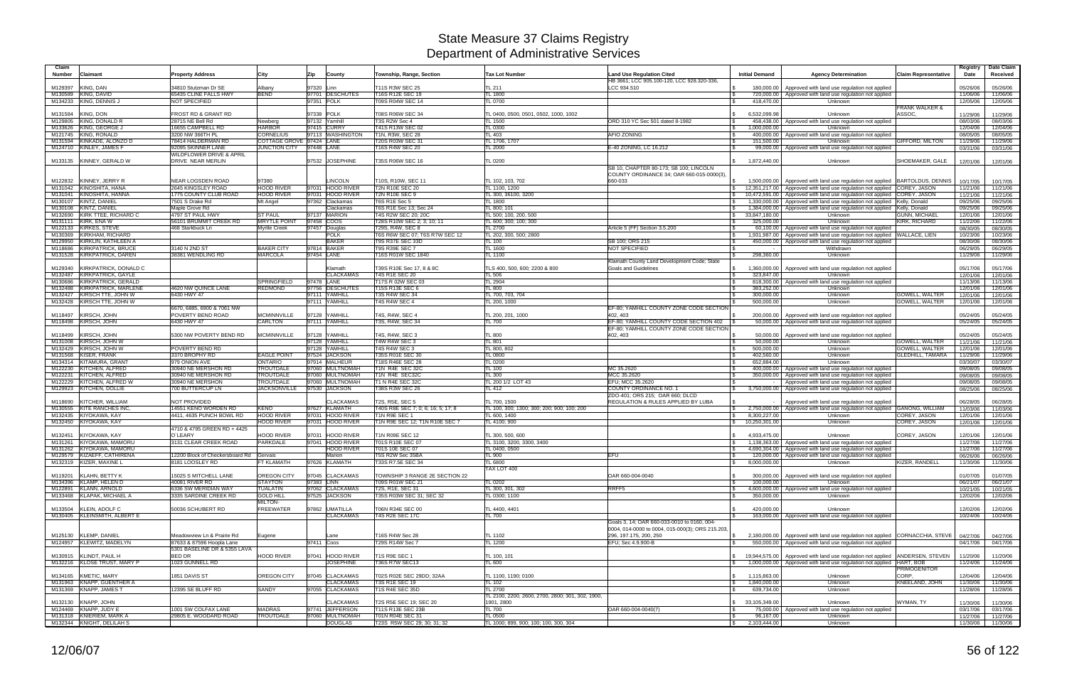# State Measure 37 Claims Registry
## Department of Administrative Services

| Claim Number | Claimant | Property Address | City | Zip | County | Township, Range, Section | Tax Lot Number | Land Use Regulation Cited | Initial Demand | Agency Determination | Claim Representative | Registry Date | Date Claim Received |
|---|---|---|---|---|---|---|---|---|---|---|---|---|---|
| M129397 | KING, DAN | 34810 Stutzman Dr SE | Albany | 97320 | Linn | T11S R3W SEC 25 | TL 211 | HB 3661; LCC 905.100-120, LCC 928.320-336, LCC 934.510 | $ 180,000.00 | Approved with land use regulation not applied | | 05/26/06 | 05/26/06 |
| M130589 | KING, DAVID | 65435 CLINE FALLS HWY | BEND | 97701 | DESCHUTES | T16S R12E SEC 19 | TL 1800 | | $ 720,000.00 | Approved with land use regulation not applied | | 11/06/06 | 11/06/06 |
| M134233 | KING, DENNIS J | NOT SPECIFIED | | 97351 | POLK | T09S R04W SEC 14 | TL 0700 | | $ 418,470.00 | Unknown | | 12/05/06 | 12/05/06 |
| M131584 | KING, DON | FROST RD & GRANT RD | | 97338 | POLK | T08S R06W SEC 34 | TL 0400, 0500, 0501, 0502, 1000, 1002 | | $ 6,532,099.98 | Unknown | FRANK WALKER & ASSOC, | 11/29/06 | 11/29/06 |
| M129805 | KING, DONALD R | 28715 NE Bell Rd | Newberg | 97132 | Yamhill | T3S R2W Sec 4 | TL 1500 | ORD 310 YC Sec 501 dated 8-1982 | $ 458,438.00 | Approved with land use regulation not applied | | 08/03/06 | 08/03/06 |
| M133626 | KING, GEORGE J | 16655 CAMPBELL RD | HARBOR | 97415 | CURRY | T41S R13W SEC 02 | TL 0300 | | $ 1,000,000.00 | Unknown | | 12/04/06 | 12/04/06 |
| M121745 | KING, RONALD | 3200 NW 366TH PL | CORNELIUS | 97113 | WASHINGTON | T1N, R3W, SEC 28 | TL 403 | AFIO ZONING | $ 400,000.00 | Approved with land use regulation not applied | | 08/05/05 | 08/05/05 |
| M131594 | KINKADE, ALONZO D | 78414 HALDERMAN RD | COTTAGE GROVE | 97424 | LANE | T20S R03W SEC 31 | TL 1706, 1707 | | $ 151,500.00 | Unknown | GIFFORD, MILTON | 11/29/06 | 11/29/06 |
| M124710 | KINLEY, JAMES F | 92095 SKINNER LANE | JUNCTION CITY | 97448 | LANE | T16S R4W SEC 20 | TL 2000 | E-40 ZONING, LC 16.212 | $ 99,000.00 | Approved with land use regulation not applied | | 03/31/06 | 03/31/06 |
| M133135 | KINNEY, GERALD W | WILDFLOWER DRIVE & APRIL DRIVE NEAR MERLIN | | 97532 | JOSEPHINE | T35S R06W SEC 16 | TL 0200 | | $ 1,872,440.00 | Unknown | SHOEMAKER, GALE | 12/01/06 | 12/01/06 |
| M122832 | KINNEY, JERRY R | NEAR LOGSDEN ROAD | 97380 | | LINCOLN | T10S, R10W, SEC 11 | TL 102, 103, 702 | SB 10, CHAPTER 80-173; SB 100; LINCOLN COUNTY ORDINANCE 34; OAR 660-015-0000(3), 660-033 | $ 1,500,000.00 | Approved with land use regulation not applied | BARTOLDUS, DENNIS | 10/17/05 | 10/17/05 |
| M131042 | KINOSHITA, HANA | 2645 KINGSLEY ROAD | HOOD RIVER | 97031 | HOOD RIVER | T2N R10E SEC 20 | TL 1100, 1200 | | $ 12,351,217.00 | Approved with land use regulation not applied | COREY, JASON | 11/21/06 | 11/21/06 |
| M131041 | KINOSHITA, HANNA | 1775 COUNTY CLUB ROAD | HOOD RIVER | 97031 | HOOD RIVER | T2N R10E SEC 9 | TL 300, 36100, 3200 | | $ 10,472,591.00 | Approved with land use regulation not applied | COREY, JASON | 11/21/06 | 11/21/06 |
| M130107 | KINTZ, DANIEL | 7501 S Drake Rd | Mt Angel | 97362 | Clackamas | T6S R1E Sec 5 | TL 1800 | | $ 1,330,000.00 | Approved with land use regulation not applied | Kelly, Donald | 09/25/06 | 09/25/06 |
| M130108 | KINTZ, DANIEL | Maple Grove Rd | | | Clackamas | T6S R1E Sec 13, Sec 24 | TL 800, 101 | | $ 1,384,000.00 | Approved with land use regulation not applied | Kelly, Donald | 09/25/06 | 09/25/06 |
| M132690 | KIRK TTEE, RICHARD C | 4797 ST PAUL HWY | ST PAUL | 97137 | MARION | T4S R2W SEC 20; 20C | TL 500; 100, 200, 500 | | $ 33,847,180.00 | Unknown | GUNN, MICHAEL | 12/01/06 | 12/01/06 |
| M131111 | KIRK, ENA W | 56101 BRUMMIT CREEK RD | MRYTLE POINT | 97458 | COOS | T28S R10W SEC 2; 3; 10; 11 | TL 600; 300; 100; 300 | | $ 325,000.00 | Unknown | KIRK, RICHARD | 11/22/06 | 11/22/06 |
| M122133 | KIRKES, STEVE | 468 Starkbuck Ln | Myrtle Creek | 97457 | Douglas | T29S, R4W, SEC 8 | TL 2700 | Article 5 (FF) Section 3.5.200 | $ 60,100.00 | Approved with land use regulation not applied | | 08/30/05 | 08/30/05 |
| M130369 | KIRKHAM, RICHARD | | | | POLK | T6S R6W SEC 07; T6S R7W SEC 12 | TL 202, 300, 500; 2800 | | $ 1,931,987.00 | Approved with land use regulation not applied | WALLACE, LIEN | 10/23/06 | 10/23/06 |
| M129950 | KIRKLIN, KATHLEEN A | | | | BAKER | T9S R37E SEC 33D | TL 100 | SB 100; ORS 215 | $ 450,000.00 | Approved with land use regulation not applied | | 08/30/06 | 08/30/06 |
| M118686 | KIRKPATRICK, BRUCE | 3140 N 2ND ST | BAKER CITY | 97814 | BAKER | T9S R39E SEC 7 | TL 1600 | NOT SPECIFIED | $ - | Withdrawn | | 06/29/05 | 06/29/05 |
| M131528 | KIRKPATRICK, DAREN | 38381 WENDLING RD | MARCOLA | 97454 | LANE | T16S R01W SEC 1840 | TL 1100 | | $ 298,360.00 | Unknown | | 11/29/06 | 11/29/06 |
| M129340 | KIRKPATRICK, DONALD C | | | | Klamath | T39S R10E Sec 17, 8 & 8C | TLS 400, 500, 600; 2200 & 800 | Klamath County Land Development Code; State Goals and Guidelines | $ 1,360,000.00 | Approved with land use regulation not applied | | 05/17/06 | 05/17/06 |
| M132487 | KIRKPATRICK, GAYLE | | | | CLACKAMAS | T4S R1E SEC 20 | TL 506 | | $ 323,847.00 | Unknown | | 12/01/06 | 12/01/06 |
| M130686 | KIRKPATRICK, GERALD | | SPRINGFIELD | 97478 | LANE | T17S R 02W SEC 03 | TL 2904 | | $ 818,300.00 | Approved with land use regulation not applied | | 11/13/06 | 11/13/06 |
| M132488 | KIRKPATRICK, MARLENE | 4620 NW QUINCE LANE | REDMOND | 97756 | DESCHUTES | T15S R13E SEC 6 | TL 800 | | $ 383,252.00 | Unknown | | 12/01/06 | 12/01/06 |
| M132427 | KIRSCH TTE, JOHN W | 6430 HWY 47 | | 97111 | YAMHILL | T3S R4W SEC 34 | TL 700, 703, 704 | | $ 300,000.00 | Unknown | GOWELL, WALTER | 12/01/06 | 12/01/06 |
| M132428 | KIRSCH TTE, JOHN W | | | 97111 | YAMHILL | T4S R4W SEC 4 | TL 200, 1000 | | $ 500,000.00 | Unknown | GOWELL, WALTER | 12/01/06 | 12/01/06 |
| M118497 | KIRSCH, JOHN | 6670, 6885, 6900 & 7061 NW POVERTY BEND ROAD | MCMINNVILLE | 97128 | YAMHILL | T4S, R4W, SEC 4 | TL 200, 201, 1000 | EF-80; YAMHILL COUNTY ZONE CODE SECTION 402, 403 | $ 200,000.00 | Approved with land use regulation not applied | | 05/24/05 | 05/24/05 |
| M118498 | KIRSCH, JOHN | 6430 HWY 47 | CARLTON | 97111 | YAMHILL | T3S, R4W, SEC 34 | TL 700 | EF-80; YAMHILL COUNTY ZONE CODE SECTION 402 | $ 50,000.00 | Approved with land use regulation not applied | | 05/24/05 | 05/24/05 |
| M118499 | KIRSCH, JOHN | 5300 NW POVERTY BEND RD | MCMINNVILLE | 97128 | YAMHILL | T4S, R4W, SEC 3 | TL 800 | EF-80; YAMHILL COUNTY ZONE CODE SECTION 402, 403 | $ 50,000.00 | Approved with land use regulation not applied | | 05/24/05 | 05/24/05 |
| M131008 | KIRSCH, JOHN W | | | 97128 | YAMHILL | T4W R4W SEC 3 | TL 801 | | $ 50,000.00 | Unknown | GOWELL, WALTER | 11/21/06 | 11/21/06 |
| M132429 | KIRSCH, JOHN W | POVERTY BEND RD | | 97128 | YAMHILL | T4S R4W SEC 3 | TL 800, 802 | | $ 500,000.00 | Unknown | GOWELL, WALTER | 12/01/06 | 12/01/06 |
| M131568 | KISER, FRANK | 3370 BROPHY RD | EAGLE POINT | 97524 | JACKSON | T35S R01E SEC 30 | TL 0800 | | $ 402,560.00 | Unknown | GLEDHILL, TAMARA | 11/29/06 | 11/29/06 |
| M134314 | KITAMURA, GRANT | 979 ONION AVE | ONTARIO | 97914 | MALHEUR | T18S R46E SEC 28 | TL 0200 | | $ 652,884.00 | Unknown | | 03/30/07 | 03/30/07 |
| M122230 | KITCHEN, ALFRED | 30940 NE MERSHON RD | TROUTDALE | 97060 | MULTNOMAH | T1N R4E SEC 32C | TL 100 | MC 35.2620 | $ 400,000.00 | Approved with land use regulation not applied | | 09/08/05 | 09/08/05 |
| M122231 | KITCHEN, ALFRED | 30940 NE MERSHON RD | TROUTDALE | 97060 | MULTNOMAH | T1N R4E SEC32C | TL 300 | MCC 35.2620 | $ 350,000.00 | Approved with land use regulation not applied | | 09/08/05 | 09/08/05 |
| M122229 | KITCHEN, ALFRED W | 30940 NE MERSHON | TROUTDALE | 97060 | MULTNOMAH | T1 N R4E SEC 32C | TL 200 1/2 LOT 43 | EFU; MCC 35.2620 | $ - | Approved with land use regulation not applied | | 09/08/05 | 09/08/05 |
| M129923 | KITCHEN, DOLLIE | 700 BUTTERCUP LN | JACKSONVILLE | 97530 | JACKSON | T38S R3W SEC 26 | TL 412 | COUNTY ORDINANCE NO. 1 | $ 3,750,000.00 | Approved with land use regulation not applied | | 08/25/06 | 08/25/06 |
| M118690 | KITCHER, WILLIAM | NOT PROVIDED | | | CLACKAMAS | T2S, R5E, SEC 5 | TL 700, 1500 | ZDO-401; ORS 215; OAR 660; DLCD REGULATION & RULES APPLIED BY LUBA | $ - | Approved with land use regulation not applied | | 06/28/05 | 06/28/05 |
| M130555 | KITE RANCHES INC, | 14651 KENO WORDEN RD | KENO | 97627 | KLAMATH | T40S R8E SEC 7; 0; 6; 16; 5; 17; 8 | TL 100, 300; 1300; 300; 200; 900; 100; 200 | | $ 2,750,000.00 | Approved with land use regulation not applied | GANONG, WILLIAM | 11/03/06 | 11/03/06 |
| M132435 | KIYOKAWA, KAY | 4411, 4635 PUNCH BOWL RD | HOOD RIVER | 97031 | HOOD RIVER | T1N R9E SEC 1 | TL 600, 1400 | | $ 8,300,227.00 | Unknown | COREY, JASON | 12/01/06 | 12/01/06 |
| M132450 | KIYOKAWA, KAY | | HOOD RIVER | 97031 | HOOD RIVER | T1N R9E SEC 12; T1N R10E SEC 7 | TL 4100; 900 | | $ 10,250,301.00 | Unknown | COREY, JASON | 12/01/06 | 12/01/06 |
| M132451 | KIYOKAWA, KAY | 4710 & 4795 GREEN RD + 4425 O'LEARY | HOOD RIVER | 97031 | HOOD RIVER | T1N R09E SEC 12 | TL 300, 500, 600 | | $ 4,933,475.00 | Unknown | COREY, JASON | 12/01/06 | 12/01/06 |
| M131261 | KIYOKAWA, MAMORU | 3131 CLEAR CREEK ROAD | PARKDALE | 97041 | HOOD RIVER | T01S R10E SEC 07 | TL 3100, 3200, 3300, 3400 | | $ 1,138,363.00 | Approved with land use regulation not applied | | 11/27/06 | 11/27/06 |
| M131262 | KIYOKAWA, MAMORU | | | | HOOD RIVER | T01S 10E SEC 07 | TL 0400, 0500 | | $ 4,690,304.00 | Approved with land use regulation not applied | | 11/27/06 | 11/27/06 |
| M129579 | KIZAEFF, CATHIRENA | 12200 Block of Checkersboard Rd | Gervais | | Marion | T5S R2W Sec 35BA | TL 900 | EFU | $ 120,000.00 | Approved with land use regulation not applied | | 06/26/06 | 06/26/06 |
| M132319 | KIZER, MAXINE L | 8181 LOOSLEY RD | FT KLAMATH | 97626 | KLAMATH | T33S R7.5E SEC 34 | TL 6800 | | $ 8,000,000.00 | Unknown | KIZER, RANDELL | 11/30/06 | 11/30/06 |
| M119201 | KLAHN, BETTY K | 15025 S MITCHELL LANE | OREGON CITY | 97045 | CLACKAMAS | TOWNSHIP 3 RANGE 2E SECTION 22 | TAX LOT 400 | OAR 660-004-0040 | $ 300,000.00 | Approved with land use regulation not applied | | 01/07/05 | 01/07/05 |
| M134396 | KLAMP, HELEN D | 40081 RIVER RD | STAYTON | 97383 | LINN | T09S R01W SEC 21 | TL 0202 | | $ 100,000.00 | Unknown | | 06/21/07 | 06/21/07 |
| M122891 | KLANN, ARNOLD | 6336 SW MERIDIAN WAY | TUALATIN | 97062 | CLACKAMAS | T2S, R1E, SEC 31 | TL 300, 301, 302 | RRFF5 | $ 4,500,000.00 | Approved with land use regulation not applied | | 10/21/05 | 10/21/05 |
| M133468 | KLAPAK, MICHAEL A | 3335 SARDINE CREEK RD | GOLD HILL | 97525 | JACKSON | T35S R03W SEC 31; SEC 32 | TL 0300; 1100 | | $ 350,000.00 | Unknown | | 12/02/06 | 12/02/06 |
| M133504 | KLEIN, ADOLF C | 50036 SCHUBERT RD | MILTON-FREEWATER | 97862 | UMATILLA | T06N R34E SEC 00 | TL 4400, 4401 | | $ 420,000.00 | Unknown | | 12/02/06 | 12/02/06 |
| M130405 | KLEINSMITH, ALBERT E | | | | CLACKAMAS | T4S R2E SEC 17C | TL 700 | | $ 163,000.00 | Approved with land use regulation not applied | | 10/24/06 | 10/24/06 |
| M125130 | KLEMP, DANIEL | Meadowview Ln & Prairie Rd | Eugene | | Lane | T16S R4W Sec 28 | TL 1102 | Goals 3, 14; OAR 660-033-0010 to 0160, 004-0004, 014-0000 to 0004, 015-000(3); ORS 215.203, 296, 197.175, 200, 250 | $ 2,180,000.00 | Approved with land use regulation not applied | CORNACCHIA, STEVE | 04/27/06 | 04/27/06 |
| M124957 | KLEWITZ, MADELYN | 87633 & 87596 Hoopla Lane | | 97411 | Coos | T29S R14W Sec 7 | TL 1200 | EFU; Sec 4.9.900-B | $ 550,000.00 | Approved with land use regulation not applied | | 04/17/06 | 04/17/06 |
| M130915 | KLINDT, PAUL H | 5301 BASELINE DR & 5355 LAVA BED DR | HOOD RIVER | 97041 | HOOD RIVER | T1S R9E SEC 1 | TL 100, 101 | | $ 19,944,575.00 | Approved with land use regulation not applied | ANDERSEN, STEVEN | 11/20/06 | 11/20/06 |
| M132216 | KLOSE TRUST, MARY P | 1023 GUNNELL RD | | | JOSEPHINE | T36S R7W SEC13 | TL 600 | | $ 1,000,000.00 | Approved with land use regulation not applied | HART, BOB | 11/24/06 | 11/24/06 |
| M134165 | KMETIC, MARY | 1851 DAVIS ST | OREGON CITY | 97045 | CLACKAMAS | T02S R02E SEC 29DD; 32AA | TL 1100, 1190; 0100 | | $ 1,115,863.00 | Unknown | PRIMOGENITOR CORP. | 12/04/06 | 12/04/06 |
| M131963 | KNAPP, GUENTHER A | | | | CLACKAMAS | T3S R1E SEC 19 | TL 102 | | $ 1,840,000.00 | Unknown | KNEELAND, JOHN | 11/30/06 | 11/30/06 |
| M131369 | KNAPP, JAMES T | 12395 SE BLUFF RD | SANDY | 97055 | CLACKAMAS | T1S R4E SEC 35D | TL 2700 | | $ 639,734.00 | Unknown | | 11/28/06 | 11/28/06 |
| M132130 | KNAPP, JOHN | | | | CLACKAMAS | T2S R5E SEC 19; SEC 20 | TL 2100, 2200, 2600, 2700, 2800, 301, 302, 1900, 1901, 2800 | | $ 33,105,349.00 | Unknown | WYMAN, TY | 11/30/06 | 11/30/06 |
| M124469 | KNAPP, JUDY E | 1001 SW COLFAX LANE | MADRAS | 97741 | JEFFERSON | T11S R13E SEC 23B | TL 700 | OAR 660-004-0040(7) | $ 75,000.00 | Approved with land use regulation not applied | | 03/17/06 | 03/17/06 |
| M131318 | KNIERIEM, MARK A | 29805 E. WOODARD ROAD | TROUTDALE | 97060 | MULTNOMAH | T01N R04E SEC 31 | TL 0500 | | $ 96,167.00 | Unknown | | 11/27/06 | 11/27/06 |
| M132344 | KNIGHT, DELILAH S | | | | DOUGLAS | T23S R5W SEC 29; 30; 31; 32 | TL 1000; 899, 900; 100; 100, 300, 304 | | $ 2,103,444.00 | Unknown | | 11/30/06 | 11/30/06 |

12/06/07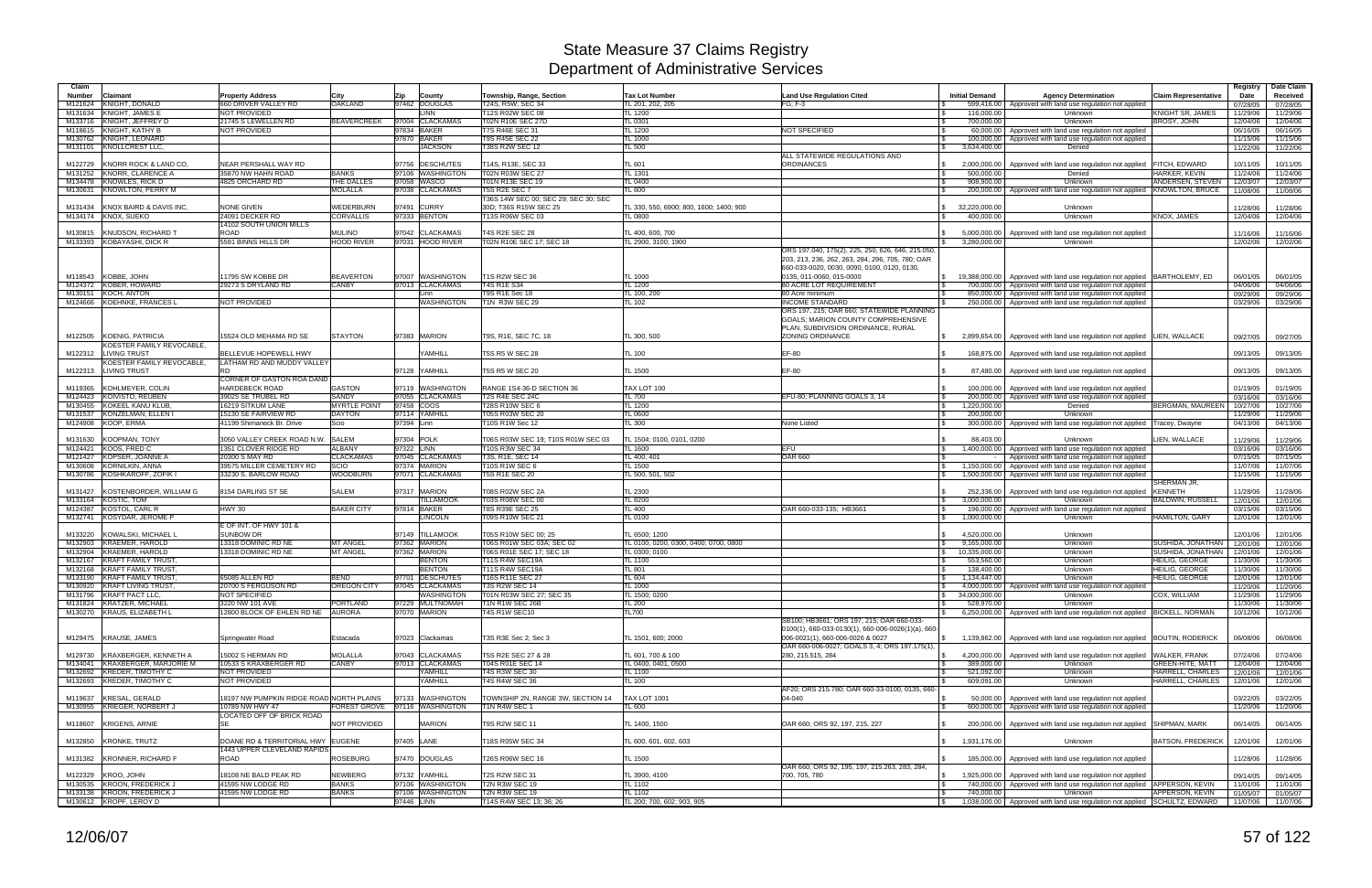# State Measure 37 Claims Registry
## Department of Administrative Services

| Claim Number | Claimant | Property Address | City | Zip | County | Township, Range, Section | Tax Lot Number | Land Use Regulation Cited | Initial Demand | Agency Determination | Claim Representative | Registry Date | Date Claim Received |
|---|---|---|---|---|---|---|---|---|---|---|---|---|---|
| M121624 | KNIGHT, DONALD | 660 DRIVER VALLEY RD | OAKLAND | 97462 | DOUGLAS | T24S, R5W, SEC 34 | TL 201, 202, 205 | FG; F-3 | $ 599,416.00 | Approved with land use regulation not applied | | 07/28/05 | 07/28/05 |
| M131634 | KNIGHT, JAMES E | NOT PROVIDED | | | LINN | T12S R02W SEC 08 | TL 1200 | | $ 116,000.00 | Unknown | KNIGHT SR, JAMES | 11/29/06 | 11/29/06 |
| M133716 | KNIGHT, JEFFREY D | 21745 S LEWELLEN RD | BEAVERCREEK | 97004 | CLACKAMAS | T02N R10E SEC 27D | TL 0301 | | $ 700,000.00 | Unknown | BROSY, JOHN | 12/04/06 | 12/04/06 |
| M118615 | KNIGHT, KATHY B | NOT PROVIDED | | 97834 | BAKER | T7S R46E SEC 31 | TL 1200 | NOT SPECIFIED | $ 60,000.00 | Approved with land use regulation not applied | | 06/16/05 | 06/16/05 |
| M130762 | KNIGHT, LEONARD | | | 97870 | BAKER | T9S R45E SEC 22 | TL 1000 | | $ 100,000.00 | Approved with land use regulation not applied | | 11/15/06 | 11/15/06 |
| M131101 | KNOLLCREST LLC, | | | | JACKSON | T38S R2W SEC 12 | TL 500 | | $ 3,634,400.00 | Denied | | 11/22/06 | 11/22/06 |
| M122729 | KNORR ROCK & LAND CO, | NEAR PERSHALL WAY RD | | 97756 | DESCHUTES | T14S, R13E, SEC 33 | TL 601 | ALL STATEWIDE REGULATIONS AND ORDINANCES | $ 2,000,000.00 | Approved with land use regulation not applied | FITCH, EDWARD | 10/11/05 | 10/11/05 |
| M131252 | KNORR, CLARENCE A | 35870 NW HAHN ROAD | BANKS | 97106 | WASHINGTON | T02N R03W SEC 27 | TL 1301 | | $ 500,000.00 | Denied | HARKER, KEVIN | 11/24/06 | 11/24/06 |
| M134478 | KNOWLES, RICK D | 4825 ORCHARD RD | THE DALLES | 97058 | WASCO | T01N R13E SEC 19 | TL 0400 | | $ 908,900.00 | Unknown | ANDERSEN, STEVEN | 12/03/07 | 12/03/07 |
| M130631 | KNOWLTON, PERRY M | | MOLALLA | 97038 | CLACKAMAS | T5S R2E SEC 7 | TL 600 | | $ 200,000.00 | Approved with land use regulation not applied | KNOWLTON, BRUCE | 11/08/06 | 11/08/06 |
| M131434 | KNOX BAIRD & DAVIS INC, | NONE GIVEN | WEDERBURN | 97491 | CURRY | T36S 14W SEC 00; SEC 29; SEC 30; SEC 30D; T36S R15W SEC 25 | TL 330, 550, 6900; 800, 1600; 1400; 900 | | $ 32,220,000.00 | Unknown | | 11/28/06 | 11/28/06 |
| M134174 | KNOX, SUEKO | 24091 DECKER RD | CORVALLIS | 97333 | BENTON | T13S R06W SEC 03 | TL 0800 | | $ 400,000.00 | Unknown | KNOX, JAMES | 12/04/06 | 12/04/06 |
| M130815 | KNUDSON, RICHARD T | 14102 SOUTH UNION MILLS ROAD | MULINO | 97042 | CLACKAMAS | T4S R2E SEC 28 | TL 400, 600, 700 | | $ 5,000,000.00 | Approved with land use regulation not applied | | 11/16/06 | 11/16/06 |
| M133393 | KOBAYASHI, DICK R | 5591 BINNS HILLS DR | HOOD RIVER | 97031 | HOOD RIVER | T02N R10E SEC 17; SEC 18 | TL 2900, 3100; 1900 | | $ 3,280,000.00 | Unknown | | 12/02/06 | 12/02/06 |
| M118543 | KOBBE, JOHN | 11795 SW KOBBE DR | BEAVERTON | 97007 | WASHINGTON | T1S R2W SEC 36 | TL 1000 | ORS 197.040, 175(2), 225, 250, 626, 646, 215.050, 203, 213, 236, 262, 263, 284, 296, 705, 780; OAR 660-033-0020, 0030, 0090, 0100, 0120, 0130, 0135, 011-0060, 015-0000 | $ 19,388,000.00 | Approved with land use regulation not applied | BARTHOLEMY, ED | 06/01/05 | 06/01/05 |
| M124372 | KOBER, HOWARD | 29273 S DRYLAND RD | CANBY | 97013 | CLACKAMAS | T4S R1E S34 | TL 1200 | 80 ACRE LOT REQUIREMENT | $ 700,000.00 | Approved with land use regulation not applied | | 04/06/06 | 04/06/06 |
| M130151 | KOCH, ANTON | | | | Linn | T9S R1E Sec 18 | TL 100, 200 | 80 Acre minimum | $ 850,000.00 | Approved with land use regulation not applied | | 09/29/06 | 09/29/06 |
| M124666 | KOEHNKE, FRANCES L | NOT PROVIDED | | | WASHINGTON | T1N R3W SEC 29 | TL 102 | INCOME STANDARD | $ 250,000.00 | Approved with land use regulation not applied | | 03/29/06 | 03/29/06 |
| M122505 | KOENIG, PATRICIA | 15524 OLD MEHAMA RD SE | STAYTON | 97383 | MARION | T9S, R1E, SEC 7C, 18 | TL 300, 500 | ORS 197, 215; OAR 660; STATEWIDE PLANNING GOALS; MARION COUNTY COMPREHENSIVE PLAN, SUBDIVISION ORDINANCE, RURAL ZONING ORDINANCE | $ 2,899,654.00 | Approved with land use regulation not applied | LIEN, WALLACE | 09/27/05 | 09/27/05 |
| M122312 | KOESTER FAMILY REVOCABLE, LIVING TRUST | BELLEVUE HOPEWELL HWY | | | YAMHILL | T5S R5 W SEC 28 | TL 100 | EF-80 | $ 168,875.00 | Approved with land use regulation not applied | | 09/13/05 | 09/13/05 |
| M122313 | KOESTER FAMILY REVOCABLE, LIVING TRUST | LATHAM RD AND MUDDY VALLEY RD | | 97128 | YAMHILL | T5S R5 W SEC 20 | TL 1500 | EF-80 | $ 87,480.00 | Approved with land use regulation not applied | | 09/13/05 | 09/13/05 |
| M119365 | KOHLMEYER, COLIN | CORNER OF GASTON ROA DAND HARDEBECK ROAD | GASTON | 97119 | WASHINGTON | RANGE 1S4-36-D SECTION 36 | TAX LOT 100 | | $ 100,000.00 | Approved with land use regulation not applied | | 01/19/05 | 01/19/05 |
| M124423 | KOIVISTO, REUBEN | 39025 SE TRUBEL RD | SANDY | 97055 | CLACKAMAS | T2S R4E SEC 24C | TL 700 | EFU-80; PLANNING GOALS 3, 14 | $ 200,000.00 | Approved with land use regulation not applied | | 03/16/06 | 03/16/06 |
| M130455 | KOKEEL KANU KLUB, | 16219 SITKUM LANE | MYRTLE POINT | 97458 | COOS | T28S R10W SEC 6 | TL 1200 | | $ 1,220,000.00 | Denied | BERGMAN, MAUREEN | 10/27/06 | 10/27/06 |
| M131537 | KONZELMAN, ELLEN I | 15130 SE FAIRVIEW RD | DAYTON | 97114 | YAMHILL | T05S R03W SEC 20 | TL 0600 | | $ 200,000.00 | Unknown | | 11/29/06 | 11/29/06 |
| M124908 | KOOP, ERMA | 41199 Shimaneck Br. Drive | Scio | 97394 | Linn | T10S R1W Sec 12 | TL 300 | None Listed | $ 300,000.00 | Approved with land use regulation not applied | Tracey, Dwayne | 04/13/06 | 04/13/06 |
| M131630 | KOOPMAN, TONY | 3050 VALLEY CREEK ROAD N.W. | SALEM | 97304 | POLK | T06S R03W SEC 19; T10S R01W SEC 03 | TL 1504; 0100, 0101, 0200 | | $ 88,403.00 | Unknown | LIEN, WALLACE | 11/29/06 | 11/29/06 |
| M124421 | KOOS, FRED C | 1351 CLOVER RIDGE RD | ALBANY | 97322 | LINN | T10S R3W SEC 34 | TL 1600 | EFU | $ 1,400,000.00 | Approved with land use regulation not applied | | 03/16/06 | 03/16/06 |
| M121427 | KOPSER, JOANNE A | 20300 S MAY RD | CLACKAMAS | 97045 | CLACKAMAS | T3S, R1E, SEC 14 | TL 400, 401 | OAR 660 | $ - | Approved with land use regulation not applied | | 07/15/05 | 07/15/05 |
| M130608 | KORNILKIN, ANNA | 39575 MILLER CEMETERY RD | SCIO | 97374 | MARION | T10S R1W SEC 6 | TL 1500 | | $ 1,150,000.00 | Approved with land use regulation not applied | | 11/07/06 | 11/07/06 |
| M130786 | KOSHKAROFF, ZOFIK I | 33230 S. BARLOW ROAD | WOODBURN | 97071 | CLACKAMAS | T5S R1E SEC 20 | TL 500, 501, 502 | | $ 1,500,000.00 | Approved with land use regulation not applied | | 11/15/06 | 11/15/06 |
| M131427 | KOSTENBORDER, WILLIAM G | 8154 DARLING ST SE | SALEM | 97317 | MARION | T08S R02W SEC 2A | TL 2300 | | $ 252,336.00 | Approved with land use regulation not applied | SHERMAN JR, KENNETH | 11/28/06 | 11/28/06 |
| M133164 | KOSTIC, TOM | | | | TILLAMOOK | T03S R08W SEC 00 | TL 8200 | | $ 3,000,000.00 | Unknown | BALDWIN, RUSSELL | 12/01/06 | 12/01/06 |
| M124387 | KOSTOL, CARL R | HWY 30 | BAKER CITY | 97814 | BAKER | T8S R39E SEC 25 | TL 400 | OAR 660-033-135; HB3661 | $ 196,000.00 | Approved with land use regulation not applied | | 03/15/06 | 03/15/06 |
| M132741 | KOSYDAR, JEROME P | | | | LINCOLN | T09S R10W SEC 21 | TL 0100 | | $ 1,000,000.00 | Unknown | HAMILTON, GARY | 12/01/06 | 12/01/06 |
| M133220 | KOWALSKI, MICHAEL L | E OF INT. OF HWY 101 & SUNBOW DR | | 97149 | TILLAMOOK | T05S R10W SEC 00; 25 | TL 6500; 1200 | | $ 4,520,000.00 | Unknown | | 12/01/06 | 12/01/06 |
| M132903 | KRAEMER, HAROLD | 13318 DOMINIC RD NE | MT ANGEL | 97362 | MARION | T06S R01W SEC 03A; SEC 02 | TL 0100, 0200, 0300, 0400; 0700, 0800 | | $ 9,165,000.00 | Unknown | SUSHIDA, JONATHAN | 12/01/06 | 12/01/06 |
| M132904 | KRAEMER, HAROLD | 13318 DOMINIC RD NE | MT ANGEL | 97362 | MARION | T06S R01E SEC 17; SEC 18 | TL 0300; 0100 | | $ 10,335,000.00 | Unknown | SUSHIDA, JONATHAN | 12/01/06 | 12/01/06 |
| M132167 | KRAFT FAMILY TRUST, | | | | BENTON | T11S R4W SEC19A | TL 1100 | | $ 553,560.00 | Unknown | HEILIG, GEORGE | 11/30/06 | 11/30/06 |
| M132168 | KRAFT FAMILY TRUST, | | | | BENTON | T11S R4W SEC19A | TL 801 | | $ 138,400.00 | Unknown | HEILIG, GEORGE | 11/30/06 | 11/30/06 |
| M133190 | KRAFT FAMILY TRUST, | 65085 ALLEN RD | BEND | 97701 | DESCHUTES | T16S R11E SEC 27 | TL 604 | | $ 1,134,447.00 | Unknown | HEILIG, GEORGE | 12/01/06 | 12/01/06 |
| M130920 | KRAFT LIVING TRUST, | 20700 S FERGUSON RD | OREGON CITY | 97045 | CLACKAMAS | T3S R2W SEC 14 | TL 1000 | | $ 4,000,000.00 | Approved with land use regulation not applied | | 11/20/06 | 11/20/06 |
| M131796 | KRAFT PACT LLC, | NOT SPECIFIED | | | WASHINGTON | T01N R03W SEC 27; SEC 35 | TL 1500; 0200 | | $ 34,000,000.00 | Unknown | COX, WILLIAM | 11/29/06 | 11/29/06 |
| M131824 | KRATZER, MICHAEL | 3220 NW 101 AVE | PORTLAND | 97229 | MULTNOMAH | T1N R1W SEC 26B | TL 200 | | $ 528,970.00 | Unknown | | 11/30/06 | 11/30/06 |
| M130270 | KRAUS, ELIZABETH L | 12800 BLOCK OF EHLEN RD NE | AURORA | 97070 | MARION | T4S R1W SEC10 | TL700 | | $ 6,250,000.00 | Approved with land use regulation not applied | BICKELL, NORMAN | 10/12/06 | 10/12/06 |
| M129475 | KRAUSE, JAMES | Springwater Road | Estacada | 97023 | Clackamas | T3S R3E Sec 2; Sec 3 | TL 1501, 600; 2000 | SB100; HB3661; ORS 197, 215; OAR 660-033-0100(1), 660-033-0130(1), 660-006-0026(1)(a), 660-006-0021(1), 660-006-0026 & 0027 | $ 1,139,862.00 | Approved with land use regulation not applied | BOUTIN, RODERICK | 06/08/06 | 06/08/06 |
| M129730 | KRAXBERGER, KENNETH A | 15002 S HERMAN RD | MOLALLA | 97043 | CLACKAMAS | T5S R2E SEC 27 & 28 | TL 601, 700 & 100 | OAR 660-006-0027; GOALS 3, 4; ORS 197.175(1), 280, 215.515, 284 | $ 4,200,000.00 | Approved with land use regulation not applied | WALKER, FRANK | 07/24/06 | 07/24/06 |
| M134041 | KRAXBERGER, MARJORIE M | 10533 S KRAXBERGER RD | CANBY | 97013 | CLACKAMAS | T04S R01E SEC 14 | TL 0400, 0401, 0500 | | $ 389,000.00 | Unknown | GREEN-HITE, MATT | 12/04/06 | 12/04/06 |
| M132692 | KREDER, TIMOTHY C | NOT PROVIDED | | | YAMHILL | T4S R3W SEC 30 | TL 1100 | | $ 521,092.00 | Unknown | HARRELL, CHARLES | 12/01/06 | 12/01/06 |
| M132693 | KREDER, TIMOTHY C | NOT PROVIDED | | | YAMHILL | T4S R4W SEC 36 | TL 100 | | $ 609,091.00 | Unknown | HARRELL, CHARLES | 12/01/06 | 12/01/06 |
| M119637 | KRESAL, GERALD | 18197 NW PUMPKIN RIDGE ROAD | NORTH PLAINS | 97133 | WASHINGTON | TOWNSHIP 2N, RANGE 3W, SECTION 14 | TAX LOT 1001 | AF20; ORS 215.780; OAR 660-33-0100, 0135, 660-04-040 | $ 50,000.00 | Approved with land use regulation not applied | | 03/22/05 | 03/22/05 |
| M130955 | KRIEGER, NORBERT J | 10789 NW HWY 47 | FOREST GROVE | 97116 | WASHINGTON | T1N R4W SEC 1 | TL 600 | | $ 600,000.00 | Approved with land use regulation not applied | | 11/20/06 | 11/20/06 |
| M118607 | KRIGENS, ARNIE | LOCATED OFF OF BRICK ROAD SE | NOT PROVIDED | | MARION | T9S R2W SEC 11 | TL 1400, 1500 | OAR 660; ORS 92, 197, 215, 227 | $ 200,000.00 | Approved with land use regulation not applied | SHIPMAN, MARK | 06/14/05 | 06/14/05 |
| M132850 | KRONKE, TRUTZ | DOANE RD & TERRITORIAL HWY | EUGENE | 97405 | LANE | T18S R05W SEC 34 | TL 600, 601, 602, 603 | | $ 1,931,176.00 | Unknown | BATSON, FREDERICK | 12/01/06 | 12/01/06 |
| M131382 | KRONNER, RICHARD F | 1443 UPPER CLEVELAND RAPIDS ROAD | ROSEBURG | 97470 | DOUGLAS | T26S R06W SEC 16 | TL 1500 | | $ 185,000.00 | Approved with land use regulation not applied | | 11/28/06 | 11/28/06 |
| M122329 | KROO, JOHN | 18108 NE BALD PEAK RD | NEWBERG | 97132 | YAMHILL | T2S R2W SEC 31 | TL 3900, 4100 | OAR 660; ORS 92, 195, 197, 215.263, 283, 284, 700, 705, 780 | $ 1,925,000.00 | Approved with land use regulation not applied | | 09/14/05 | 09/14/05 |
| M130535 | KROON, FREDERICK J | 41595 NW LODGE RD | BANKS | 97106 | WASHINGTON | T2N R3W SEC 19 | TL 1102 | | $ 740,000.00 | Approved with land use regulation not applied | APPERSON, KEVIN | 11/01/06 | 11/01/06 |
| M133138 | KROON, FREDERICK J | 41595 NW LODGE RD | BANKS | 97106 | WASHINGTON | T2N R3W SEC 19 | TL 1102 | | $ 740,000.00 | Unknown | APPERSON, KEVIN | 01/05/07 | 01/05/07 |
| M130612 | KROPF, LEROY D | | | 97446 | LINN | T14S R4W SEC 13; 36; 26 | TL 200; 700, 602; 903, 905 | | $ 1,038,000.00 | Approved with land use regulation not applied | SCHULTZ, EDWARD | 11/07/06 | 11/07/06 |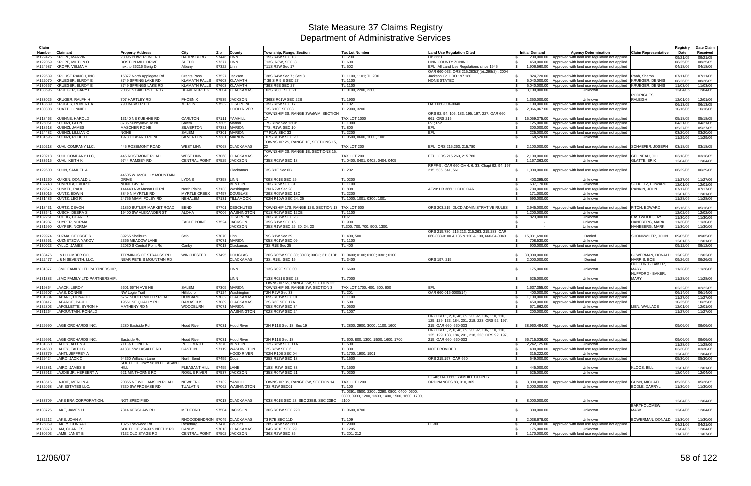# State Measure 37 Claims Registry
# Department of Administrative Services

| Claim Number | Claimant | Property Address | City | Zip | County | Township, Range, Section | Tax Lot Number | Land Use Regulation Cited | Initial Demand | Agency Determination | Claim Representative | Registry Date | Date Claim Received |
|---|---|---|---|---|---|---|---|---|---|---|---|---|---|
| M122425 | KROPF, MARVIN | 23095 POWERLINE RD | HARRISBURG | 97446 | LINN | T15S R4W SEC 13 | TL 200 | HB 3661 | $ 200,000.00 | Approved with land use regulation not applied | | 09/21/05 | 09/21/05 |
| M122059 | KROPF, MILTON O | BOSTON MILL DRIVE | SHEDD | 97377 | LINN | T13S, R3W, SEC. 8 | TL 600 | LINN COUNTY ZONING | $ 450,000.00 | Approved with land use regulation not applied | | 08/25/05 | 08/25/05 |
| M124987 | KROPF, VELMA A | next to 36216 Geng Dr | Albany | 97322 | Linn | T11S R2W Sec 17 | TL 502 | EFU; All Land Use Regulations since 1945 | $ 1,906,560.00 | Approved with land use regulation not applied | | 04/18/06 | 04/18/06 |
| M129639 | KROUSE RANCH, INC, | 15877 North Applegate Rd | Grants Pass | 97527 | Jackson | T38S R4W Sec 7 ; Sec 8 | TL 1100, 1101; TL 200 | OAR 660-033; ORS 215.283(2)(b),.298(2) ; 2004 Jackson Co. LDO 197.180 | $ 824,720.00 | Approved with land use regulation not applied | Raab, Sharon | 07/11/06 | 07/11/06 |
| M122070 | KRUEGER, ELROY E | 8749 SPRING LAKE RD | KLAMATH FALLS | 97603 | KLAMATH | T 39 S R 9 E SEC 27 | TL 1100 | NONE STATED | $ 5,040,000.00 | Approved with land use regulation not applied | KRUEGER, DENNIS | 08/26/05 | 08/26/05 |
| M130557 | KRUEGER, ELROY E | 8749 SPRINGS LAKE RD | KLAMATH FALLS | 97603 | KLAMATH | T39S R9E SEC 27 | TL 1100 | | $ 5,040,000.00 | Approved with land use regulation not applied | KRUEGER, DENNIS | 11/03/06 | 11/03/06 |
| M133696 | KRUEGER, GARY L | 20851 S BAKERS FERRY | BEAVERCREEK | 97004 | CLACKAMAS | T02S R03E SEC 21 | TL 0100, 2200, 2300 | | $ 3,100,000.00 | Unknown | | 12/04/06 | 12/04/06 |
| M133025 | KRUGER, RALPH H | 707 HARTLEY RD | PHOENIX | 97535 | JACKSON | T368S R01W SEC 22B | TL 1900 | | $ 1,350,000.00 | Unknown | RODRIGUES, RALEIGH | 12/01/06 | 12/01/06 |
| M118589 | KRUGER, ROBERT A | 790 BARKER DR | MERLIN | 97532 | JOSEPHINE | T35S R6W SEC 17 | TL 102 | OAR 660-004-0040 | $ 100,000.00 | Approved with land use regulation not applied | | 06/13/05 | 06/13/05 |
| M130308 | KUATT, LONNIE L | | | | HOOD RIVER | T1S R10E SEC08 | TL 2900, 3200 | | $ 2,066,067.00 | Approved with land use regulation not applied | | 10/16/06 | 10/16/06 |
| M118463 | KUEHNE, HAROLD | 13140 NE KUEHNE RD | CARLTON | 97111 | YAMHILL | TOWNSHIP 3S, RANGE 3WofWM, SECTION 17 | TAX LOT 1000 | ORS 92, 94, 105, 183, 195, 197, 227; OAR 660, 661; ORS 215 | $ 15,059,375.00 | Approved with land use regulation not applied | | 05/18/05 | 05/18/05 |
| M125051 | KUENZI, GLEN | 8735 Sunnyview Rd NE | Salem | 97305 | Marion | T7S R2W Sec 13CB | TL 1000 | R-1; R-2 | $ 125,000.00 | Approved with land use regulation not applied | | 04/21/06 | 04/21/06 |
| M118518 | KUENZI, JAMES | MASCHER RD NE | SILVERTON | 97381 | MARION | T7S, R1W, SEC 10 | TL 800 | EFU | $ 300,000.00 | Approved with land use regulation not applied | | 05/27/05 | 05/27/05 |
| M124482 | KUENZI, LILLIAN C | NONE | SALEM | 97301 | MARION | T7 R1W SEC 33 | TL 2200 | EFU | $ 225,000.00 | Approved with land use regulation not applied | | 03/20/06 | 03/20/06 |
| M131596 | KUENZI, ROBERT | 1973 HIBBARD RD NE | SILVERTON | 97381 | MARION | T07S R01W SEC 20 | TL 0500, 0600, 1000, 1001 | | $ 68,520.00 | Unknown | | 11/29/06 | 11/29/06 |
| M120218 | KUHL COMPANY LLC, | 445 ROSEMONT ROAD | WEST LINN | 97068 | CLACKAMAS | TOWNSHIP 2S, RANGE 1E, SECTIONS 15, 22 | TAX LOT 200 | EFU; ORS 215.263, 215.780 | $ 2,100,000.00 | Approved with land use regulation not applied | SCHAEFER, JOSEPH | 03/18/05 | 03/18/05 |
| M120218 | KUHL COMPANY LLC, | 445 ROSEMONT ROAD | WEST LINN | 97068 | CLACKAMAS | TOWNSHIP 2S, RANGE 1E, SECTIONS 15, 22 | TAX LOT 200 | EFU; ORS 215.263, 215.780 | $ 2,100,000.00 | Approved with land use regulation not applied | GELINEAU, JILL | 03/18/05 | 03/18/05 |
| M133615 | KUHL, KEITH K | 9744 RAMSEY RD | CENTRAL POINT | 97525 | JACKSON | T35S R02W SEC 18 | TL 0400, 0401, 0402, 0404, 0405 | | $ 1,167,363.00 | Unknown | GLATTE, ERIK | 12/04/06 | 12/04/06 |
| M129600 | KUHN, SAMUEL A | | | | Clackamas | T3S R1E Sec 6B | TL 202 | RRFF-5 ; OAR 660-Div 4, 6, 33; Chapt 92, 94, 197, 215, 536, 541, 561 | $ 1,000,000.00 | Approved with land use regulation not applied | | 06/29/06 | 06/29/06 |
| M131260 | KUIKEN, DONALD L | 44505 W. McCULLY MOUNTAIN DRIVE | LYONS | 97358 | LINN | T09S R01E SEC 25 | TL 0200 | | $ 403,395.00 | Unknown | | 11/27/06 | 11/27/06 |
| M132748 | KUMPULA, EVOR D | NONE GIVEN | | | BENTON | T10S R3W SEC 31 | TL 1100 | | $ 637,170.00 | Unknown | SCHULTZ, EDWARD | 12/01/06 | 12/01/06 |
| M129676 | KUNKEL, PAUL | 144440 NW Mason Hill Rd | North Plains | 97133 | Washington | T2N R2W Sec 28 | TL 808 | AF20: HB 366L; LCDC OAR | $ 700,000.00 | Approved with land use regulation not applied | RANKIN, JOHN | 07/17/06 | 07/17/06 |
| M133015 | KUNTZ, EDWIN | 3849 N MYRTLE RD | MYRTLE CREEK | 97457 | DOUGLAS | T29S R05W SEC 13C | TL 2200 | | $ 171,000.00 | Unknown | | 12/01/06 | 12/01/06 |
| M131486 | KUNTZ, LEO R | 24755 MIAMI FOLEY RD | NEHALEM | 97131 | TILLAMOOK | T02N R10W SEC 24; 25 | TL 1000, 1001; 0300, 1001 | | $ 590,000.00 | Unknown | | 11/28/06 | 11/28/06 |
| M118431 | KURTZ, DEVON | 21850 BUTLER MARKET ROAD | BEND | 97701 | DESCHUTES | TOWNSHIP 17S, RANGE 12E, SECTION 13 | TAX LOT 600 | ORS 203.215; DLCD ADMINISTRATIVE RULES | $ 2,945,000.00 | Approved with land use regulation not applied | FITCH, EDWARD | 05/16/05 | 05/16/05 |
| M133541 | KUSCH, DEBRA S | 19400 SW ALEXANDER ST | ALOHA | 97006 | WASHINGTON | T01S R02W SEC 12DB | TL 1100 | | $ 1,200,000.00 | Unknown | | 12/02/06 | 12/02/06 |
| M132261 | KUTTIG, CHARLES | | | | JOSEPHINE | T36S R07W SEC 23 | 1102 | | $ 823,000.00 | Unknown | EASTWOOD, JAY | 11/30/06 | 11/30/06 |
| M131987 | KUYPER, NORMA | | EAGLE POINT | 97524 | JACKSON | T35S R1W SEC 15 | TL 900 | | $ - | Unknown | HANEBERG, MARK | 11/30/06 | 11/30/06 |
| M131990 | KUYPER, NORMA | | | | JACKSON | T35S R1W SEC 25; 30; 24; 23 | TL300; 700; 700, 900; 1300; | | $ - | Unknown | HANEBERG, MARK | 11/30/06 | 11/30/06 |
| M129974 | KUZMA, GEORGE R | 39265 Shelburn | Scio | 97070 | Linn | T9S R1W Sec 29 | TL 400, 500 | ORS 215.780, 215.213, 215.263, 215.283; OAR 660-033-0100 & 135 & 120 & 130, 660-04-0040 | $ 15,031,690.00 | Denied | SHONKWILER, JOHN | 09/05/06 | 09/05/06 |
| M133561 | KUZNETSOV, YAKOV | 2365 MEADOW LANE | | 97071 | MARION | T05S R01W SEC 09 | TL 1100 | | $ 708,530.00 | Unknown | | 12/01/06 | 12/01/06 |
| M130023 | KYLLO, JAMES | 22030 S Central Point Rd | Canby | 97013 | Clackamas | T3S R1E Sec 25 | TL 400 | | $ 900,000.00 | Approved with land use regulation not applied | | 09/12/06 | 09/12/06 |
| M133476 | L & H LUMBER CO, | TERMINUS OF STRAUSS RD | WINCHESTER | 97495 | DOUGLAS | T26S R05W SEC 30; 30CB; 30CC; 31; 31BB | TL 0400; 0100; 0100; 0301; 0100 | | $ 30,000,000.00 | Unknown | BOWERMAN, DONALD | 12/02/06 | 12/02/06 |
| M122477 | L & N SEVENTH, LLC, | NEAR PETE S MOUNTAIN RD | | | CLACKAMAS | T3S, R1E, SEC 15 | TL 3400 | ORS 197, 215 | $ 2,000,000.00 | Denied | HARRIS, BOB | 09/26/05 | 09/26/05 |
| M131377 | L3MC FAMILY LTD PARTNERSHIP, | | | | LINN | T13S R02E SEC 00 | TL 6600 | | $ 175,000.00 | Unknown | HUFFORD - BAKER, MARY | 11/28/06 | 11/28/06 |
| M131383 | L3MC FAMILY LTD PARTNERSHIP, | | | | LINN | T13S R021E SEC 23 | TL 7000 | | $ 525,000.00 | Unknown | HUFFORD - BAKER, MARY | 11/28/06 | 11/28/06 |
| M119864 | LAACK, LEROY | 5601 66TH AVE NE | SALEM | 97305 | MARION | TOWNSHIP 6S, RANGE 2W, SECTION 22; TOWNSHIP 9S, RANGE 3W, SECTION 3 | TAX LOT 1700, 400, 500, 600 | EFU | $ 1,637,355.00 | Approved with land use regulation not applied | | 02/22/05 | 02/22/05 |
| M129507 | LAAS, DONNIE | NW Logie Trail | Hillsboro | 97124 | Washington | T2N R2W Sec 33 | TL 201 | OAR 660-015-0000(14) | $ 400,000.00 | Approved with land use regulation not applied | | 06/14/06 | 06/14/06 |
| M131334 | LABARE, DONALD L | 5757 SOUTH MILLER ROAD | HUBBARD | 97032 | CLACKAMAS | T05S R01W SEC 01 | TL 1100 | | $ 1,100,000.00 | Approved with land use regulation not applied | | 11/27/06 | 11/27/06 |
| M130417 | LAFARGE, PAUL L | 19561 SE QUALLY RD | DAMASCUS | 97089 | CLACKAMAS | T2S R3E SEC 17A | TL 500 | | $ 450,000.00 | Approved with land use regulation not applied | | 10/25/06 | 10/25/06 |
| M132808 | LAFOLLETTE, BYRON H | MATHENY RD N | WOODBURN | 97071 | MARION | T05S R03W SEC 34 | TL 0500 | | $ 671,662.00 | Unknown | LIEN, WALLACE | 12/01/06 | 12/01/06 |
| M131264 | LAFOUNTAIN, RONALD | | | | WASHINGTON | T02S R03W SEC 24 | TL 1007 | | $ 200,000.00 | Approved with land use regulation not applied | | 11/27/06 | 11/27/06 |
| M129990 | LAGE ORCHARDS INC, | 2280 Eastside Rd | Hood River | 97031 | Hood River | T2N R11E Sec 18; Sec 19 | TL 2800, 2900, 3000; 1100, 1600 | HRZORD 1, 2, 6, 48, 89, 90, 92, 106, 110, 116, 125, 129, 133, 184, 201, 218, 223; ORS 92, 197, 215; OAR 660, 660-033 | $ 38,960,484.00 | Approved with land use regulation not applied | | 09/06/06 | 09/06/06 |
| M129991 | LAGE ORCHARDS INC, | Eastside Rd | Hood River | 97031 | Hood River | T2N R11E Sec 18 | TL 600, 800, 1300, 1500, 1600, 1700 | HRZORD 1, 2, 6, 48, 89, 90, 92, 106, 110, 116, 125, 129, 133, 184, 201, 218, 223; ORS 92, 197, 215; OAR 660, 660-033 | $ 56,715,036.00 | Approved with land use regulation not applied | | 09/06/06 | 09/06/06 |
| M131360 | LAHEY, ALLEN J | 7TH & PIONEER | PHILOMATH | 97370 | BENTON | T12S R6W SEC 11A | TL 500 | | $ 2,242,125.00 | Unknown | | 11/28/06 | 11/28/06 |
| M124680 | LAHEY, FAITH G | 41831 SW LASALLE RD | GASTON | 97119 | WASHINGTON | T2S R3W SEC 6 | TL 300 | NOT PROVIDED | $ 400,000.00 | Approved with land use regulation not applied | | 03/30/06 | 03/30/06 |
| M133779 | LAHTI, JEFFREY A | | | | HOOD RIVER | T02N R10E SEC 04 | TL 1700, 1900, 1901 | | $ 315,222.00 | Unknown | | 12/04/06 | 12/04/06 |
| M129424 | LAIRD, JACK C | 94360 Willanch Lane | North Bend | 97459 | Coos | T25S R12W SEC 18 | TL 1500 | ORS 215,197; OAR 660 | $ 549,000.00 | Approved with land use regulation not applied | | 05/30/06 | 05/30/06 |
| M132381 | LAIRD, JAMES E | SOUTH OF HWY 58 IN PLEASANT HILL | PLEASANT HILL | 97455 | LANE | T18S R2W SEC 33 | TL 1500 | | $ 445,000.00 | Unknown | KLOOS, BILL | 12/01/06 | 12/01/06 |
| M133913 | LAJOIE JR, HERBERT A | 621 MINTHORNE RD | ROGUE RIVER | 97537 | JACKSON | T35S R04W SEC 21 | TL 0300 | | $ 525,000.00 | Unknown | | 12/04/06 | 12/04/06 |
| M118515 | LAJOIE, MERLIN A | 20855 NE WILLIAMSON ROAD | NEWBERG | 97132 | YAMHILL | TOWNSHIP 3S, RANGE 3W, SECTION 14 | TAX LOT 1200 | EF-40; OAR 660; YAMHILL COUNTY ORDINANCES 83, 310, 365 | $ 3,000,000.00 | Approved with land use regulation not applied | GUNN, MICHAEL | 05/26/05 | 05/26/05 |
| M132068 | LAK ESTATES LLC, | 7330 SW FROBASE RD | TUALATIN | 97062 | WASHINGTON | T3S R1W SEC01 | TL 100 | | $ 3,000,000.00 | Unknown | BODLE, DARRYL | 11/30/06 | 11/30/06 |
| M133709 | LAKE ERA CORPORATION, | NOT SPECIFIED | | 97013 | CLACKAMAS | T03S R01E SEC 23; SEC 23BB; SEC 23BC | TL 0391, 0500, 2200, 2290; 0800; 0400, 0600, 0800, 0900, 1200, 1300, 1400, 1500, 1600, 1700, 2100 | | $ 8,000,000.00 | Unknown | | 12/04/06 | 12/04/06 |
| M133725 | LAKE, JAMES H | 7314 KERSHAW RD | MEDFORD | 97504 | JACKSON | T36S R01W SEC 22D | TL 0600, 0700 | | $ 300,000.00 | Unknown | BARTHOLOMEW, MARK | 12/04/06 | 12/04/06 |
| M132212 | LAKE, JOHN A | | RHODODENDRON | 97049 | CLACKAMAS | T3 R7E SEC 11D | TL 109 | | $ 2,038,678.00 | Unknown | BOWERMAN, DONALD | 11/30/06 | 11/30/06 |
| M125059 | LAKEY, CONRAD | 1325 Lockwood Rd | Roseburg | 97470 | Douglas | T28S R8W Sec 36D | TL 2900 | FF-80 | $ 200,000.00 | Approved with land use regulation not applied | | 04/21/06 | 04/21/06 |
| M133973 | LAM, CHARLES | SOUTH OF 28499 S NEEDY RD | CANBY | 97013 | CLACKAMAS | T04S R01E SEC 29 | TL 1205 | | $ 175,000.00 | Unknown | | 12/04/06 | 12/04/06 |
| M130603 | LAMB, JANET B | 7132 OLD STAGE RD | CENTRAL POINT | 97502 | JACKSON | T36S R2W SEC 35 | TL 201, 212 | | $ 1,170,000.00 | Approved with land use regulation not applied | | 11/07/06 | 11/07/06 |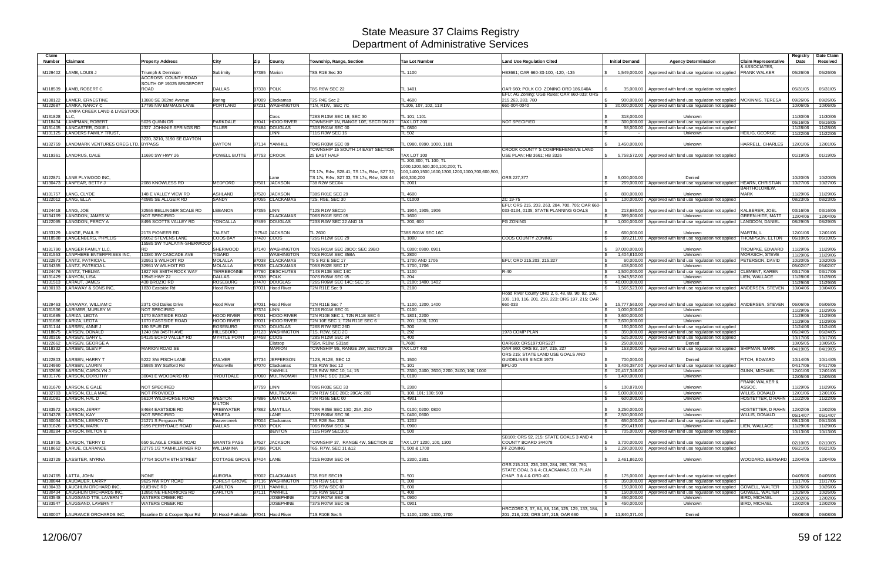# State Measure 37 Claims Registry
## Department of Administrative Services

| Claim Number | Claimant | Property Address | City | Zip | County | Township, Range, Section | Tax Lot Number | Land Use Regulation Cited | Initial Demand | Agency Determination | Claim Representative | Registry Date | Date Claim Received |
|---|---|---|---|---|---|---|---|---|---|---|---|---|---|
| M129402 | LAMB, LOUIS J | Triumph & Dennison | Sublimity | 97385 | Marion | T8S R1E Sec 30 | TL 1100 | HB3661; OAR 660-33-100, -120, -135 | $ 1,549,000.00 | Approved with land use regulation not applied | & ASSOCIATES, FRANK WALKER | 05/26/06 | 05/26/06 |
| M118539 | LAMB, ROBERT C | ACCROSS COUNTY ROAD SOUTH OF 19025 BRIGEPORT ROAD | DALLAS | 97338 | POLK | T8S R6W SEC 22 | TL 1401 | OAR 660; POLK CO ZONING ORD 186.040A | $ 35,000.00 | Approved with land use regulation not applied | | 05/31/05 | 05/31/05 |
| M130122 | LAMER, ERNESTINE | 13880 SE 362nd Avenue | Boring | 97009 | Clackamas | T2S R4E Sec 2 | TL 4600 | EFU; AG Zoning; UGB Rules; OAR 660-033; ORS 215.263, 283, 780 | $ 900,000.00 | Approved with land use regulation not applied | MCKINNIS, TERESA | 09/26/06 | 09/26/06 |
| M122687 | LAMKA, NANCY C | 17795 NW EMMAUS LANE | PORTLAND | 97231 | WASHINGTON | T1N, R1W, SEC 7C | TL106, 107, 102, 113 | 660-004-0040 | $ 30,000,000.00 | Approved with land use regulation not applied | | 10/06/05 | 10/06/05 |
| M131828 | LAMPA CREEK LAND & LIVESTOCK LLC, | | | | Coos | T28S R13W SEC 19; SEC 30 | TL 101; 1101 | | $ 318,000.00 | Unknown | | 11/30/06 | 11/30/06 |
| M118434 | LAMPMAN, ROBERT | 5025 QUINN DR | PARKDALE | 97041 | HOOD RIVER | TOWNSHIP 1N, RANGE 10E, SECTION 29 | TAX LOT 200 | NOT SPECIFIED | $ 300,000.00 | Approved with land use regulation not applied | | 05/16/05 | 05/16/05 |
| M131405 | LANCASTER, DIXIE L | 2327 JOHNNIE SPRINGS RD | TILLER | 97484 | DOUGLAS | T30S R01W SEC 00 | TL 0800 | | $ 98,000.00 | Approved with land use regulation not applied | | 11/28/06 | 11/28/06 |
| M131125 | LANDERS FAMILY TRUST, | | | | LINN | T11S R3W SEC 16 | TL 502 | | $ - | Unknown | HEILIG, GEORGE | 11/22/06 | 11/22/06 |
| M132759 | LANDMARK VENTURES OREG LTD, | 3220, 3210, 3190 SE DAYTON BYPASS | DAYTON | 97114 | YAMHILL | T04S R03W SEC 09 | TL 0980, 0990, 1000, 1101 | | $ 1,450,000.00 | Unknown | HARRELL, CHARLES | 12/01/06 | 12/01/06 |
| M119361 | LANDRUS, DALE | 11690 SW HWY 26 | POWELL BUTTE | 97753 | CROOK | TOWNSHIP 15 SOUTH 14 EAST SECTION 25 EAST HALF | TAX LOT 100 | CROOK COUNTY'S COMPREHENSIVE LAND USE PLAN; HB 3661; HB 3326 | $ 5,758,572.00 | Approved with land use regulation not applied | | 01/19/05 | 01/19/05 |
| M122871 | LANE PLYWOOD INC, | | | | Lane | TS 17s, R4w, S28 41; TS 17s, R4w, S27 32; TS 17s, R4w, S27 33; TS 17s, R4w, S28 44 | TL 200,300; TL 100; TL 1000,1200,500,300,100,200; TL 100,1400,1500,1600,1300,1200,1000,700,600,500, 400,300,200 | ORS 227,377 | $ 5,000,000.00 | Denied | | 10/20/05 | 10/20/05 |
| M130473 | LANFEAR, BETTY J | 2088 KNOWLESS RD | MEDFORD | 97501 | JACKSON | T38 R2W SEC04 | TL 2001 | | $ 269,000.00 | Approved with land use regulation not applied | HEARN, CHRISTIAN | 10/27/06 | 10/27/06 |
| M131757 | LANG, CLYDE | 148 E VALLEY VIEW RD | ASHLAND | 97520 | JACKSON | T38S R01E SEC 29 | TL 4600 | | $ 800,000.00 | Unknown | BARTHOLOMEW, MARK | 11/29/06 | 11/29/06 |
| M122012 | LANG, ELLA | 40985 SE ALLGEIR RD | SANDY | 97055 | CLACKAMAS | T2S, R5E, SEC 30 | TL 01000 | ZC 19-75 | $ 100,000.00 | Approved with land use regulation not applied | | 08/23/05 | 08/23/05 |
| M124418 | LANG, JOE | 32555 BELLINGER SCALE RD | LEBANON | 97355 | LINN | T12S R1W SEC10 | TL 1904, 1905, 1906 | EFU; ORS 215, 203, 263, 284, 700, 705; OAR 660-033-0134, 0135; STATE PLANNING GOALS | $ 213,680.00 | Approved with land use regulation not applied | KALBERER, JOEL | 03/16/06 | 03/16/06 |
| M134169 | LANGDON, JAMES W | NOT SPECIFIED | | | CLACKAMAS | T06S R01E SEC 05 | TL 1600 | | $ 389,000.00 | Unknown | GREEN-HITE, MATT | 12/04/06 | 12/04/06 |
| M122095 | LANGDON, PERCY A | 8495 SCOTTS VALLEY RD | YONCALLA | 97499 | DOUGLAS | T23S R4W SEC 22 AND 15 | TL 200, 600 | FG ZONING | $ 1,000,000.00 | Approved with land use regulation not applied | LANGDON, DANIEL | 08/29/05 | 08/29/05 |
| M133129 | LANGE, PAUL R | 2178 PIONEER RD | TALENT | 97540 | JACKSON | TL 2600 | T38S R01W SEC 16C | | $ 660,000.00 | Unknown | MARTIN, L | 12/01/06 | 12/01/06 |
| M118588 | LANGENBERG, PHYLLIS | 95062 STEVENS LANE | COOS BAY | 97420 | COOS | T26S R12W SEC 29 | TL 1800 | COOS COUNTY ZONING | $ 399,211.00 | Approved with land use regulation not applied | THOMPSON, ELTON | 06/10/05 | 06/10/05 |
| M131790 | LANGER FAMILY LLC, | 15585 SW TUALATIN-SHERWOOD RD | SHERWOOD | 97140 | WASHINGTON | T02S R01W SEC 29DO; SEC 29BO | TL 0300; 0900, 0901 | | $ 37,000,000.00 | Unknown | TROMPKE, EDWARD | 11/29/06 | 11/29/06 |
| M131553 | LANPHERE ENTERPRISES INC, | 10380 SW CASCADE AVE | TIGARD | | WASHINGTON | T01S R01W SEC 35BA | TL 2800 | | $ 1,404,810.00 | Unknown | MORASCH, STEVE | 11/29/06 | 11/29/06 |
| M122873 | LANTZ, PATRICIA L | 32951 S WILHOIT RD | MOLALLA | 97038 | CLACKAMAS | T5 S R2 E SEC 17 | TL 1700 AND 1706 | EFU; ORD 215.203, 215.327 | $ 60,000.00 | Approved with land use regulation not applied | PETERSON, DAVID | 10/20/05 | 10/20/05 |
| M134355 | LANTZ, PATRICIA L | 32951 W WILHOIT RD | MOLALLA | 97038 | CLACKAMAS | T05S R02E SEC 17 | TL 1700, 1706 | | $ 408,000.00 | Unknown | | 05/02/07 | 05/02/07 |
| M124476 | LANTZ, THELMA | 1827 NE SMITH ROCK WAY | TERREBONNE | 97760 | DESCHUTES | T14S R13E SEC 14C | TL 1100 | R-40 | $ 1,500,000.00 | Approved with land use regulation not applied | CLEMENT, KAREN | 03/17/06 | 03/17/06 |
| M131429 | LANYON, LISA | 13945 HWY 22 | DALLAS | 97338 | POLK | T07S R05W SEC 05 | TL 204 | | $ 1,943,552.00 | Unknown | LIEN, WALLACE | 11/28/06 | 11/28/06 |
| M131513 | LARAUT, JAMES | 438 BROZIO RD | ROSEBURG | 97470 | DOUGLAS | T26S R06W SEC 14C; SEC 15 | TL 2100; 1400; 1402 | | $ 40,000,000.00 | Unknown | | 11/29/06 | 11/29/06 |
| M130193 | LARAWAY & SONS INC, | 1830 Eastside Rd | Hood River | 97031 | Hood River | T2N R11E Sec 9 | TL 2100 | | $ 1,566,523.00 | Approved with land use regulation not applied | ANDERSEN, STEVEN | 10/04/06 | 10/04/06 |
| M129463 | LARAWAY, WILLIAM C | 2371 Old Dalles Drive | Hood River | 97031 | Hood River | T2N R11E Sec 7 | TL 1100, 1200, 1400 | Hood River County ORD 2, 6, 48, 89, 90, 92, 106, 109, 110, 116, 201, 218, 223; ORS 197, 215; OAR 660-033 | $ 15,777,563.00 | Approved with land use regulation not applied | ANDERSEN, STEVEN | 06/06/06 | 06/06/06 |
| M131536 | LARIMER, MURLEY M | NOT SPECIFIED | | 97374 | LINN | T10S R01W SEC 01 | TL 0100 | | $ 1,000,000.00 | Unknown | | 11/29/06 | 11/29/06 |
| M131685 | LARIZA, LEOTA | 1070 EASTSIDE ROAD | HOOD RIVER | 97031 | HOOD RIVER | T2N R10E SEC 1; T2N R11E SEC 6 | TL 1801; 2200 | | $ 3,600,000.00 | Unknown | | 11/29/06 | 11/29/06 |
| M131686 | LARIZA, LEOTA | 1070 EASTSIDE ROAD | HOOD RIVER | 97031 | HOOD RIVER | T2N 10E SEC 1; T2N R11E SEC 6 | TL 201; 1200, 1201 | | $ 3,600,000.00 | Unknown | | 11/29/06 | 11/29/06 |
| M131144 | LARSEN, ANNE J | 180 SPUR DR | ROSEBURG | 97470 | DOUGLAS | T26S R7W SEC 26D | TL 300 | | $ 160,000.00 | Approved with land use regulation not applied | | 11/24/06 | 11/24/06 |
| M118675 | LARSEN, DONALD | 1240 SW 345TH AVE | HILLSBORO | 97123 | WASHINGTON | T1S, R3W, SEC 2C | TL 292 | 1973 COMP PLAN | $ 350,000.00 | Approved with land use regulation not applied | | 06/24/05 | 06/24/05 |
| M130316 | LARSEN, GARY L | 54135 ECHO VALLEY RD | MYRTLE POINT | 97458 | COOS | T28S R12W SEC 34 | TL 400 | | $ 525,000.00 | Approved with land use regulation not applied | | 10/17/06 | 10/17/06 |
| M122662 | LARSEN, GEORGE A | | | | Clatsop | T5Sn, R10w, S31ad | TL7600 | OAR660; ORS197;ORS227 | $ 250,000.00 | Denied | | 10/05/05 | 10/05/05 |
| M118332 | LARSEN, GLEN P | MARION ROAD SE | | | MARION | TOWNSHIP 9S, RANGE 2W, SECTION 28 | TAX LOT 400 | OAR 660; ORS 92, 197, 215, 227 | $ 153,000.00 | Approved with land use regulation not applied | SHIPMAN, MARK | 04/19/05 | 04/19/05 |
| M122803 | LARSEN, HARRY T | 5222 SW FISCH LANE | CULVER | 97734 | JEFFERSON | T12S, R12E, SEC 12 | TL 1500 | ORS 215; STATE LAND USE GOALS AND GUIDELINES SINCE 1973 | $ 700,000.00 | Denied | FITCH, EDWARD | 10/14/05 | 10/14/05 |
| M124960 | LARSEN, LAURIN | 25935 SW Stafford Rd | Wilsonville | 97070 | Clackamas | T3S R1W Sec 12 | TL 101 | EFU-20 | $ 3,406,387.00 | Approved with land use regulation not applied | | 04/17/06 | 04/17/06 |
| M132696 | LARSON, CAROLYN J | | | | YAMHILL | T2S R4W SEC 10; 14; 15 | TL 2300, 2400, 2600; 2200, 2400; 100, 1000 | | $ 20,417,346.00 | Unknown | GUNN, MICHAEL | 12/01/06 | 12/01/06 |
| M131776 | LARSON, DOROTHY | 30041 E WOODARD RD | TROUTDALE | 97060 | MULTNOMAH | T1N R4E SEC 31DA | TL 0100 | | $ 1,400,000.00 | Unknown | | 12/05/06 | 12/05/06 |
| M131670 | LARSON, E GALE | NOT SPECIFIED | | 97759 | LINN | T09S R03E SEC 33 | TL 2300 | | $ 100,870.00 | Unknown | FRANK WALKER & ASSOC, | 11/29/06 | 11/29/06 |
| M132703 | LARSON, ELLA MAE | NOT PROVIDED | | | MULTNOMAH | T2N R1W SEC 28C; 28CA; 28D | TL 100, 101; 100; 500 | | $ 5,000,000.00 | Unknown | WILLIS, DONALD | 12/01/06 | 12/01/06 |
| M131081 | LARSON, HAL D | 56104 WILDHORSE ROAD | WESTON | 97886 | UMATILLA | T3N R36E SEC 00 | TL 4901 | | $ 600,000.00 | Unknown | HOSTETTER, D RAHN | 11/22/06 | 11/22/06 |
| M133572 | LARSON, JERRY | 84684 EASTSIDE RD | MILTON FREEWATER | 97862 | UMATILLA | T06N R35E SEC 13D; 25A; 25D | TL 0100; 0200; 0800 | | $ 3,250,000.00 | Unknown | HOSTETTER, D RAHN | 12/02/06 | 12/02/06 |
| M134378 | LARSON, KAY | NOT SPECIFIED | VENETA | | LANE | T17S R06W SEC 36 | TL 0400, 0600 | | $ 2,500,000.00 | Unknown | WILLIS, DONALD | 05/14/07 | 05/14/07 |
| M130034 | LARSON, LEEROY D | 21271 S Ferguson Rd | Beavercreek | 97004 | Clackamas | T3S R2E Sec 23B | TL 1202 | | $ 650,000.00 | Approved with land use regulation not applied | | 09/13/06 | 09/13/06 |
| M131626 | LARSON, MARK | 5195 PERRYDALE ROAD | DALLAS | 97338 | POLK | T06S R05W SEC 34 | TL 0900 | | $ 250,419.00 | Unknown | LIEN, WALLACE | 11/29/06 | 11/29/06 |
| M130284 | LARSON, MILTON B | | | | BENTON | T11S R5W SEC30C | TL 500 | | $ 705,000.00 | Approved with land use regulation not applied | | 10/13/06 | 10/13/06 |
| M119705 | LARSON, TERRY D | 650 SLAGLE CREEK ROAD | GRANTS PASS | 97527 | JACKSON | TOWNSHIP 37, RANGE 4W, SECTION 32 | TAX LOT 1200, 100, 1300 | SB100; ORS 92, 215; STATE GOALS 3 AND 4; COUNTY BOARD 344078 | $ 3,700,000.00 | Approved with land use regulation not applied | | 02/10/05 | 02/10/05 |
| M118652 | LARUE, CLARANCE | 22775 1/2 YAMHILLRIVER RD | WILLIAMINA | 97396 | POLK | T6S, R7W, SEC 11 &12 | TL 500 & 1700 | FF ZONING | $ 2,290,000.00 | Approved with land use regulation not applied | | 06/21/05 | 06/21/05 |
| M133729 | LASSITER, MYRNA | 77764 SOUTH 6TH STREET | COTTAGE GROVE | 97424 | LANE | T21S R03W SEC 04 | TL 2300, 2301 | | $ 2,461,862.00 | Unknown | WOODARD, BERNARD | 12/04/06 | 12/04/06 |
| M124765 | LATTA, JOHN | NONE | AURORA | 97002 | CLACKAMAS | T3S R1E SEC19 | TL 501 | ORS 215.213, 236, 263, 284, 293, 705, 780; STATE GOAL 3 & 4; CLACKAMAS CO. PLAN CHAP. 3 & 4 & ORD 401 | $ 175,000.00 | Approved with land use regulation not applied | | 04/05/06 | 04/05/06 |
| M130844 | LAUDAUER, LARRY | 9625 NW ROY ROAD | FOREST GROVE | 97116 | WASHINGTON | T1N R3W SEC 8 | TL 300 | | $ 350,000.00 | Approved with land use regulation not applied | | 11/17/06 | 11/17/06 |
| M130433 | LAUGHLIN ORCHARD INC, | KUEHNE RD | CARLTON | 97111 | YAMHILL | T3S R3W SEC 07 | TL 600 | | $ 150,000.00 | Approved with land use regulation not applied | GOWELL, WALTER | 10/26/06 | 10/26/06 |
| M130434 | LAUGHLIN ORCHARDS INC, | 12850 NE HENDRICKS RD | CARLTON | 97111 | YAMHILL | T3S R3W SEC19 | TL 400 | | $ 150,000.00 | Approved with land use regulation not applied | GOWELL, WALTER | 10/26/06 | 10/26/06 |
| M133548 | LAUGSAND TTE, LAVERN T | WATERS CREEK RD | | | JOSEPHINE | T37S R07W SEC 06 | TL 0900 | | $ 450,000.00 | Unknown | BIRD, MICHAEL | 12/02/06 | 12/02/06 |
| M133547 | LAUGSAND, LAVERN T | WATERS CREEK RD | | | JOSEPHINE | T37S R07W SEC 06 | TL 0901 | | $ 450,000.00 | Unknown | BIRD, MICHAEL | 12/02/06 | 12/02/06 |
| M130007 | LAURANCE ORCHARDS INC, | Baseline Dr & Cooper Spur Rd | Mt Hood-Parkdale | 97041 | Hood River | T1S R10E Sec 5 | TL 1100, 1200, 1300, 1700 | HRCZORD 2, 37, 84, 88, 116, 125, 129, 133, 184, 201, 218, 223; ORS 197, 215; OAR 660 | $ 11,840,371.00 | Denied | | 09/08/06 | 09/08/06 |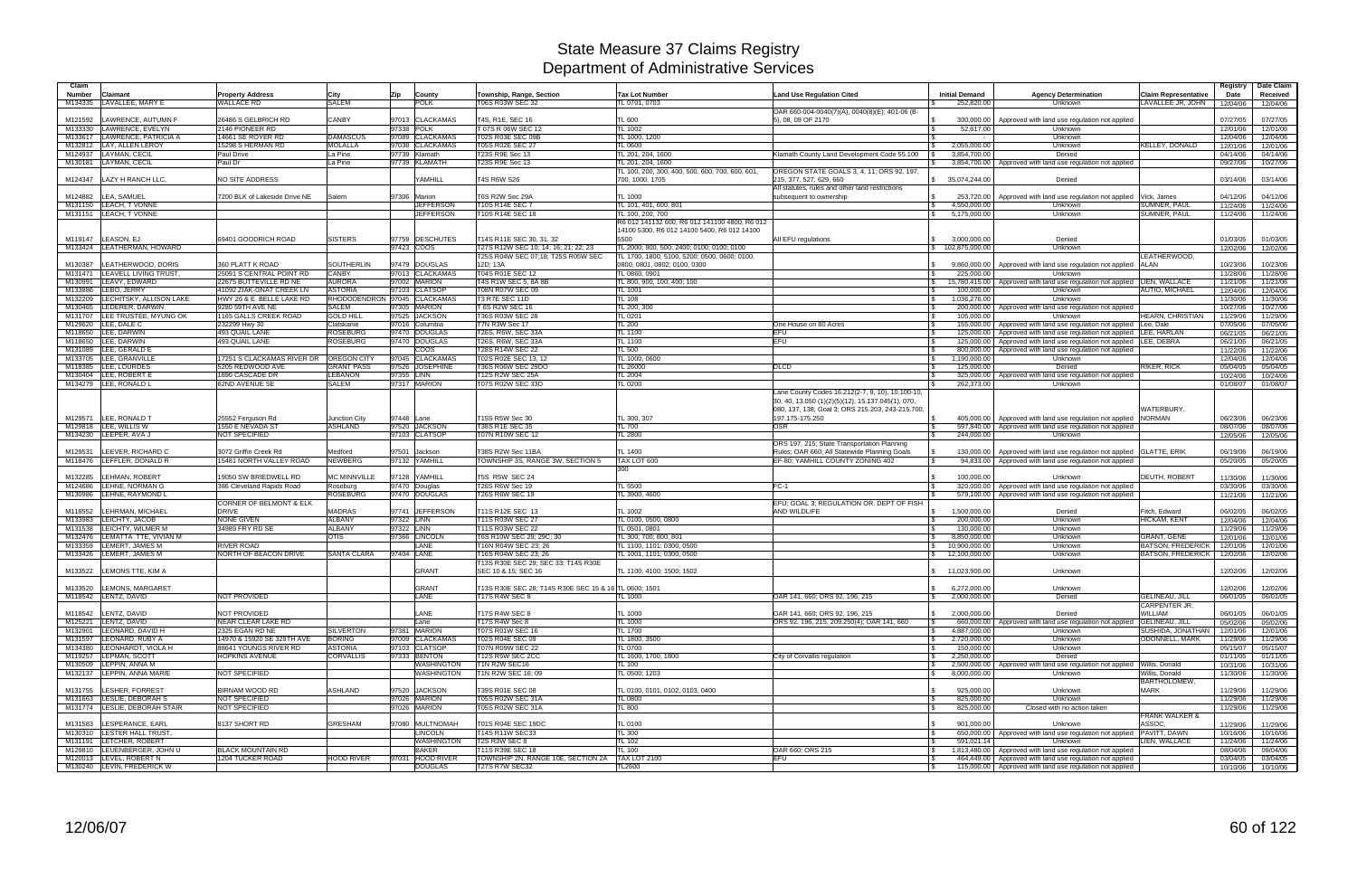# State Measure 37 Claims Registry
## Department of Administrative Services

| Claim Number | Claimant | Property Address | City | Zip | County | Township, Range, Section | Tax Lot Number | Land Use Regulation Cited | Initial Demand | Agency Determination | Claim Representative | Registry Date | Date Claim Received |
|---|---|---|---|---|---|---|---|---|---|---|---|---|---|
| M134335 | LAVALLEE, MARY E | WALLACE RD | SALEM | | POLK | T06S R03W SEC 32 | TL 0701, 0703 | | $ 252,820.00 | Unknown | LAVALLEE JR, JOHN | 12/04/06 | 12/04/06 |
| M121592 | LAWRENCE, AUTUMN F | 26486 S GELBRICH RD | CANBY | 97013 | CLACKAMAS | T4S, R1E, SEC 16 | TL 600 | OAR 660-004-0040(7)(A), 0040(8)(E); 401-06 (B-5), 08, 09 OF 2170 | $ 300,000.00 | Approved with land use regulation not applied | | 07/27/05 | 07/27/05 |
| M133330 | LAWRENCE, EVELYN | 2146 PIONEER RD | | 97338 | POLK | T 07S R 06W SEC 12 | TL 1002 | | $ 52,617.00 | Unknown | | 12/01/06 | 12/01/06 |
| M133617 | LAWRENCE, PATRICIA A | 14661 SE ROYER RD | DAMASCUS | 97089 | CLACKAMAS | T02S R03E SEC 09B | TL 1000, 1200 | | $ - | Unknown | | 12/04/06 | 12/04/06 |
| M132812 | LAY, ALLEN LEROY | 15298 S HERMAN RD | MOLALLA | 97038 | CLACKAMAS | T05S R02E SEC 27 | TL 0600 | | $ 2,055,000.00 | Unknown | KELLEY, DONALD | 12/01/06 | 12/01/06 |
| M124937 | LAYMAN, CECIL | Paul Drive | La Pine | 97739 | Klamath | T23S R9E Sec 13 | TL 201, 204, 1600 | Klamath County Land Development Code 55.100 | $ 3,854,700.00 | Denied | | 04/14/06 | 04/14/06 |
| M130181 | LAYMAN, CECIL | Paul Dr | La Pine | 97739 | KLAMATH | T23S R9E Sec 13 | TL 201, 204, 1600 | | $ 3,854,700.00 | Approved with land use regulation not applied | | 09/27/06 | 10/27/06 |
| M124347 | LAZY H RANCH LLC, | NO SITE ADDRESS | | | YAMHILL | T4S R6W S26 | TL 100, 200, 300, 400, 500, 600, 700, 600, 601, 700, 1000, 1705 | OREGON STATE GOALS 3, 4, 11; ORS 92, 197, 215, 377, 527, 629, 660 | $ 35,074,244.00 | Denied | | 03/14/06 | 03/14/06 |
| M124882 | LEA, SAMUEL | 7200 BLK of Lakeside Drive NE | Salem | 97306 | Marion | T6S R2W Sec 29A | TL 1000 | All statutes, rules and other land restrictions subsequent to ownership | $ 253,720.00 | Approved with land use regulation not applied | Vick, James | 04/12/06 | 04/12/06 |
| M131150 | LEACH, T VONNE | | | | JEFFERSON | T10S R14E SEC 7 | TL 401, 600, 801 | | $ 4,550,000.00 | Unknown | SUMNER, PAUL | 11/24/06 | 11/24/06 |
| M131151 | LEACH, T VONNE | | | | JEFFERSON | T10S R14E SEC 18 | TL 100, 200, 700 | | $ 5,175,000.00 | Unknown | SUMNER, PAUL | 11/24/06 | 11/24/06 |
| M119147 | LEASON, EJ | 69401 GOODRICH ROAD | SISTERS | 97759 | DESCHUTES | T14S R11E SEC 30, 31, 32 | R6 012 141132 600, R6 012 141100 4800, R6 012 14100 5300, R6 012 14100 5400, R6 012 14100 5500 | All EFU regulations | $ 3,000,000.00 | Denied | | 01/03/05 | 01/03/05 |
| M133424 | LEATHERMAN, HOWARD | | | 97423 | COOS | T27S R12W SEC 10; 14; 16; 21; 22; 23 | TL 2000; 900, 500; 2400; 0100; 0100; 0100 | | $ 102,875,000.00 | Unknown | | 12/02/06 | 12/02/06 |
| M130387 | LEATHERWOOD, DORIS | 360 PLATT K ROAD | SOUTHERLIN | 97479 | DOUGLAS | T25S R04W SEC 07;18; T25S R05W SEC 12D; 13A | TL 1700, 1800, 5100, 5200; 0500, 0600; 0100, 0800, 0801, 0802; 0100, 0300 | | $ 9,860,000.00 | Approved with land use regulation not applied | LEATHERWOOD, ALAN | 10/23/06 | 10/23/06 |
| M131471 | LEAVELL LIVING TRUST, | 25091 S CENTRAL POINT RD | CANBY | 97013 | CLACKAMAS | T04S R01E SEC 12 | TL 0860, 0901 | | $ 225,000.00 | Unknown | | 11/28/06 | 11/28/06 |
| M130991 | LEAVY, EDWARD | 22675 BUTTEVILLE RD NE | AURORA | 97002 | MARION | T4S R1W SEC 5, 8A 8B | TL 800, 900, 100; 400, 100 | | $ 15,780,415.00 | Approved with land use regulation not applied | LIEN, WALLACE | 11/21/06 | 11/21/06 |
| M133886 | LEBO, JERRY | 41092 ZIAK-GNAT CREEK LN | ASTORIA | 97103 | CLATSOP | T08N R07W SEC 09 | TL 1001 | | $ 100,000.00 | Unknown | AUTIO, MICHAEL | 12/04/06 | 12/04/06 |
| M132209 | LECHITSKY, ALLISON LAKE | HWY 26 & E. BELLE LAKE RD | RHODODENDRON | 97045 | CLACKAMAS | T3 R7E SEC 11D | TL 108 | | $ 1,036,276.00 | Unknown | | 11/30/06 | 11/30/06 |
| M130465 | LEDERER, DARWIN | 9280 59TH AVE NE | SALEM | 97305 | MARION | T 6S R2W SEC 16 | TL 200, 300 | | $ 200,000.00 | Approved with land use regulation not applied | | 10/27/06 | 10/27/06 |
| M131707 | LEE TRUSTEE, MYUNG OK | 1165 GALLS CREEK ROAD | GOLD HILL | 97525 | JACKSON | T36S R03W SEC 28 | TL 0201 | | $ 105,000.00 | Unknown | HEARN, CHRISTIAN | 11/29/06 | 11/29/06 |
| M129620 | LEE, DALE C | 232299 Hwy 30 | Clatskanie | 97016 | Columbia | T7N R3W Sec 17 | TL 200 | One House on 80 Acres | $ 155,000.00 | Approved with land use regulation not applied | Lee, Dale | 07/05/06 | 07/05/06 |
| M118650 | LEE, DARWIN | 493 QUAIL LANE | ROSEBURG | 97470 | DOUGLAS | T26S, R6W, SEC 33A | TL 1100 | EFU | $ 125,000.00 | Approved with land use regulation not applied | LEE, HARLAN | 06/21/05 | 06/21/05 |
| M118650 | LEE, DARWIN | 493 QUAIL LANE | ROSEBURG | 97470 | DOUGLAS | T26S, R6W, SEC 33A | TL 1100 | EFU | $ 125,000.00 | Approved with land use regulation not applied | LEE, DEBRA | 06/21/05 | 06/21/05 |
| M131089 | LEE, GERALD E | | | | COOS | T28S R14W SEC 22 | TL 500 | | $ 800,000.00 | Approved with land use regulation not applied | | 11/22/06 | 11/22/06 |
| M133705 | LEE, GRANVILLE | 17251 S CLACKAMAS RIVER DR | OREGON CITY | 97045 | CLACKAMAS | T02S R02E SEC 13, 12 | TL 1000, 0600 | | $ 1,190,000.00 | Unknown | | 12/04/06 | 12/04/06 |
| M118385 | LEE, LOURDES | 6205 REDWOOD AVE | GRANT PASS | 97526 | JOSEPHINE | T36S R06W SEC 28CO | TL 25000 | OLCD | $ 125,000.00 | Denied | RIKER, RICK | 05/04/05 | 05/04/05 |
| M130404 | LEE, ROBERT E | 1890 CASCADE DR | LEBANON | 97355 | LINN | T12S R2W SEC 25A | TL 2004 | | $ 325,000.00 | Approved with land use regulation not applied | | 10/24/06 | 10/24/06 |
| M134279 | LEE, RONALD L | 62ND AVENUE SE | SALEM | 97317 | MARION | T07S R02W SEC 33D | TL 0200 | | $ 262,373.00 | Unknown | | 01/08/07 | 01/08/07 |
| M129571 | LEE, RONALD T | 25552 Ferguson Rd | Junction City | 97448 | Lane | T15S R5W Sec 30 | TL 300, 307 | Lane County Codes 16.212(2-7, 9, 10); 10.100-10, 30, 40, 13.050 (1)(2)(5)(12), 15.137.045(1), 070, 080, 137, 138; Goal 3; ORS 215.203, 243-215.700, 197.175-175.250 | $ 405,000.00 | Approved with land use regulation not applied | WATERBURY, NORMAN | 06/23/06 | 06/23/06 |
| M129818 | LEE, WILLIS W | 1550 E NEVADA ST | ASHLAND | 97520 | JACKSON | T38S R1E SEC 35 | TL 700 | OSR | $ 597,840.00 | Approved with land use regulation not applied | | 08/07/06 | 08/07/06 |
| M134230 | LEEPER, AVA J | NOT SPECIFIED | | 97103 | CLATSOP | T07N R10W SEC 12 | TL 2800 | | $ 244,000.00 | Unknown | | 12/05/06 | 12/05/06 |
| M129531 | LEEVER, RICHARD C | 3072 Griffin Creek Rd | Medford | 97501 | Jackson | T38S R2W Sec 11BA | TL 1400 | ORS 197, 215; State Transportation Planning Rules; OAR 660; All Statewide Planning Goals | $ 130,000.00 | Approved with land use regulation not applied | GLATTE, ERIK | 06/19/06 | 06/19/06 |
| M118476 | LEFFLER, DONALD R | 15481 NORTH VALLEY ROAD | NEWBERG | 97132 | YAMHILL | TOWNSHIP 3S, RANGE 3W, SECTION 5 | TAX LOT 600 | EF-80; YAMHILL COUNTY ZONING 402 | $ 94,833.00 | Approved with land use regulation not applied | | 05/20/05 | 05/20/05 |
| M132285 | LEHMAN, ROBERT | 19050 SW BRIEDWELL RD | MC MINNVILLE | 97128 | YAMHILL | T5S R5W SEC 24 | 300 | | $ 100,000.00 | Unknown | DEUTH, ROBERT | 11/30/06 | 11/30/06 |
| M124686 | LEHNE, NORMAN G | 386 Cleveland Rapids Road | Roseburg | 97470 | Douglas | T26S R6W Sec 19 | TL 5500 | FC-1 | $ 320,000.00 | Approved with land use regulation not applied | | 03/30/06 | 03/30/06 |
| M130986 | LEHNE, RAYMOND L | | ROSEBURG | 97470 | DOUGLAS | T26S R6W SEC 19 | TL 3900, 4600 | | $ 579,100.00 | Approved with land use regulation not applied | | 11/21/06 | 11/21/06 |
| M118552 | LEHRMAN, MICHAEL | CORNER OF BELMONT & ELK DRIVE | MADRAS | 97741 | JEFFERSON | T11S R12E SEC 13 | TL 1002 | EFU; GOAL 3; REGULATION OR. DEPT OF FISH AND WILDLIFE | $ 1,500,000.00 | Denied | Fitch, Edward | 06/02/05 | 06/02/05 |
| M133983 | LEICHTY, JACOB | NONE GIVEN | ALBANY | 97322 | LINN | T11S R03W SEC 27 | TL 0100, 0500, 0800 | | $ 200,000.00 | Unknown | HICKAM, KENT | 12/04/06 | 12/04/06 |
| M131538 | LEICHTY, WILMER M | 34989 FRY RD SE | ALBANY | 97322 | LINN | T11S R03W SEC 22 | TL 0501, 0801 | | $ 130,000.00 | Unknown | | 11/29/06 | 11/29/06 |
| M132476 | LEMATTA TTE, VIVIAN M | | OTIS | 97368 | LINCOLN | T6S R10W SEC 29; 29C; 30 | TL 300; 700; 800, 801 | | $ 8,850,000.00 | Unknown | GRANT, GENE | 12/01/06 | 12/01/06 |
| M133359 | LEMERT, JAMES M | RIVER ROAD | | | LANE | T16N R04W SEC 23; 26 | TL 1100, 1101; 0300, 0500 | | $ 10,900,000.00 | Unknown | BATSON, FREDERICK | 12/01/06 | 12/01/06 |
| M133426 | LEMERT, JAMES M | NORTH OF BEACON DRIVE | SANTA CLARA | 97404 | LANE | T16S R04W SEC 23; 26 | TL 1001, 1101; 0300, 0500 | | $ 12,100,000.00 | Unknown | BATSON, FREDERICK | 12/02/06 | 12/02/06 |
| M133522 | LEMONS TTE, KIM A | | | | GRANT | T13S R30E SEC 29; SEC 33; T14S R30E SEC 10 & 15; SEC 16 | TL 1100; 4100; 1500; 1502 | | $ 11,023,900.00 | Unknown | | 12/02/06 | 12/02/06 |
| M133520 | LEMONS, MARGARET | | | | GRANT | T13S R30E SEC 28; T14S R30E SEC 15 & 16 | TL 0600; 1501 | | $ 6,272,000.00 | Unknown | | 12/02/06 | 12/02/06 |
| M118542 | LENTZ, DAVID | NOT PROVIDED | | | LANE | T17S R4W SEC 8 | TL 1000 | OAR 141, 660; ORS 92, 196, 215 | $ 2,000,000.00 | Denied | GELINEAU, JILL | 06/01/05 | 06/01/05 |
| M118542 | LENTZ, DAVID | NOT PROVIDED | | | LANE | T17S R4W SEC 8 | TL 1000 | OAR 141, 660; ORS 92, 196, 215 | $ 2,000,000.00 | Denied | CARPENTER JR, WILLIAM | 06/01/05 | 06/01/05 |
| M125221 | LENTZ, DAVID | NEAR CLEAR LAKE RD | | | Lane | T17S R4W Sec 8 | TL 1000 | ORS 92, 196, 215, 209.250(4); OAR 141, 660 | $ 660,000.00 | Approved with land use regulation not applied | GELINEAU, JILL | 05/02/06 | 05/02/06 |
| M132901 | LEONARD, DAVID H | 2325 EGAN RD NE | SILVERTON | 97381 | MARION | T07S R01W SEC 16 | TL 1700 | | $ 4,887,000.00 | Unknown | SUSHIDA, JONATHAN | 12/01/06 | 12/01/06 |
| M131597 | LEONARD, RUBY A | 14970 & 15920 SE 329TH AVE | BORING | 97009 | CLACKAMAS | T02S R04E SEC 09 | TL 1800, 3500 | | $ 2,720,000.00 | Unknown | ODONNELL, MARK | 11/29/06 | 11/29/06 |
| M134380 | LEONHARDT, VIOLA H | 88641 YOUNGS RIVER RD | ASTORIA | 97103 | CLATSOP | T07N R09W SEC 22 | TL 0700 | | $ 150,000.00 | Unknown | | 05/15/07 | 05/15/07 |
| M119257 | LEPMAN, SCOTT | HOPKINS AVENUE | CORVALLIS | 97333 | BENTON | T12S R5W SEC 2CC | TL 1600, 1700, 1800 | City of Corvallis regulation | $ 2,250,000.00 | Denied | | 01/11/05 | 01/11/05 |
| M130509 | LEPPIN, ANNA M | | | | WASHINGTON | T1N R2W SEC16 | TL 100 | | $ 2,500,000.00 | Approved with land use regulation not applied | Willis, Donald | 10/31/06 | 10/31/06 |
| M132137 | LEPPIN, ANNA MARIE | NOT SPECIFIED | | | WASHINGTON | T1N R2W SEC 16; 09 | TL 0500; 1203 | | $ 8,000,000.00 | Unknown | Willis, Donald | 11/30/06 | 11/30/06 |
| M131755 | LESHER, FORREST | BIRNAM WOOD RD | ASHLAND | 97520 | JACKSON | T39S R01E SEC 08 | TL 0100, 0101, 0102, 0103, 0400 | | $ 925,000.00 | Unknown | BARTHOLOMEW, MARK | 11/29/06 | 11/29/06 |
| M131663 | LESLIE, DEBORAH S | NOT SPECIFIED | | 97026 | MARION | T05S R02W SEC 31A | TL 0800 | | $ 825,000.00 | Unknown | | 11/29/06 | 11/29/06 |
| M131774 | LESLIE, DEBORAH STAIR | NOT SPECIFIED | | 97026 | MARION | T05S R02W SEC 31A | TL 800 | | $ 825,000.00 | Closed with no action taken | | 11/29/06 | 11/29/06 |
| M131583 | LESPERANCE, EARL | 8137 SHORT RD | GRESHAM | 97080 | MULTNOMAH | T01S R04E SEC 19DC | TL 0100 | | $ 901,000.00 | Unknown | FRANK WALKER & ASSOC, | 11/29/06 | 11/29/06 |
| M130310 | LESTER HALL TRUST, | | | | LINCOLN | T14S R11W SEC33 | TL 300 | | $ 650,000.00 | Approved with land use regulation not applied | PAVITT, DAWN | 10/16/06 | 10/16/06 |
| M131191 | LETCHER, ROBERT | | | | WASHINGTON | T2S R3W SEC 8 | TL 102 | | $ 591,021.14 | Unknown | LIEN, WALLACE | 11/24/06 | 11/24/06 |
| M129810 | LEUENBERGER, JOHN U | BLACK MOUNTAIN RD | | | BAKER | T11S R39E SEC 18 | TL 100 | OAR 660; ORS 215 | $ 1,813,480.00 | Approved with land use regulation not applied | | 08/04/06 | 08/04/06 |
| M120013 | LEVEL, ROBERT N | 1204 TUCKER ROAD | HOOD RIVER | 97031 | HOOD RIVER | TOWNSHIP 2N, RANGE 10E, SECTION 2A | TAX LOT 2100 | EFU | $ 464,449.00 | Approved with land use regulation not applied | | 03/04/05 | 03/04/05 |
| M130240 | LEVIN, FREDERICK W | | | | DOUGLAS | T27S R7W SEC32 | TL2600 | | $ 115,000.00 | Approved with land use regulation not applied | | 10/10/06 | 10/10/06 |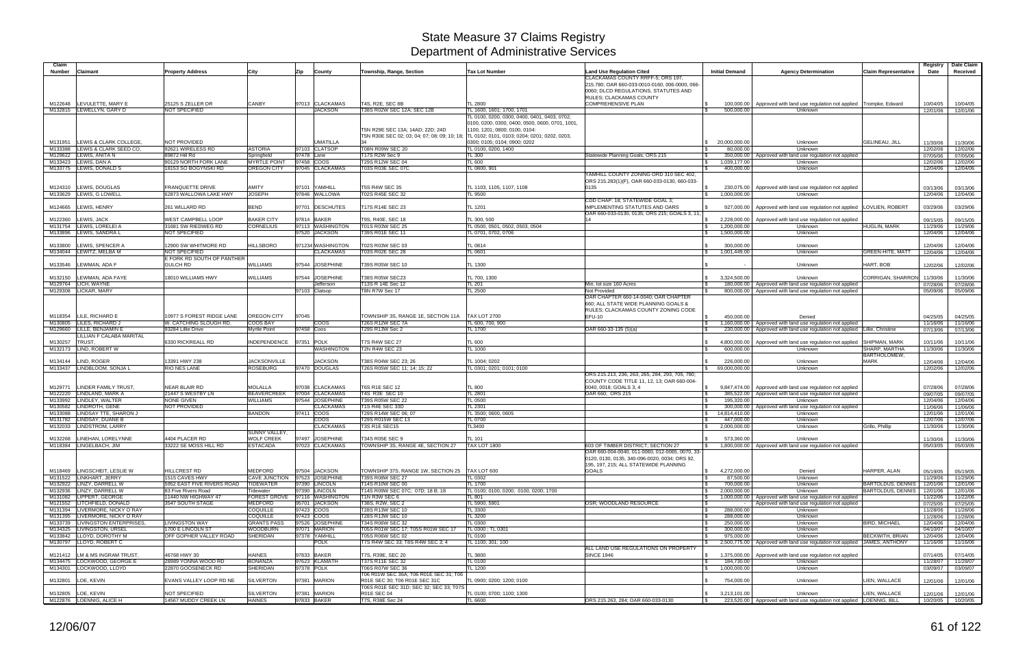# State Measure 37 Claims Registry
## Department of Administrative Services

| Claim Number | Claimant | Property Address | City | Zip | County | Township, Range, Section | Tax Lot Number | Land Use Regulation Cited | Initial Demand | Agency Determination | Claim Representative | Registry Date | Date Claim Received |
|---|---|---|---|---|---|---|---|---|---|---|---|---|---|
| M122648 | LEVULETTE, MARY E | 25125 S ZELLER DR | CANBY | 97013 | CLACKAMAS | T4S, R2E, SEC 8B | TL 2800 | CLACKAMAS COUNTY RRFF-5; ORS 197, 215.780; OAR 660-033-0010-0160, 006-0000, 066-0060; DLCD REGULATIONS, STATUTES AND RULES; CLACKAMAS COUNTY COMPREHENSIVE PLAN | $ 100,000.00 | Approved with land use regulation not applied | Trompke, Edward | 10/04/05 | 10/04/05 |
| M132815 | LEWELLYN, GARY D | NOT SPECIFIED | | | JACKSON | T38S R02W SEC 12A; SEC 12B | TL 1600, 1601; 1700, 1701 | | $ 500,000.00 | Unknown | | 12/01/06 | 12/01/06 |
| M131951 | LEWIS & CLARK COLLEGE, | NOT PROVIDED | | | UMATILLA | T5N R29E SEC 13A; 14AD; 22D; 24D T5N R30E SEC 02; 03; 04; 07; 08; 09; 10; 18; 34 | TL 0100, 0200, 0300, 0400, 0401, 0403, 0702; 0100, 0200, 0300, 0400, 0500, 0600, 0701, 1001, 1100, 1201; 0800; 0100, 0104; TL 0102; 0101, 0103; 0204; 0201; 0202, 0203, 0300; 0105; 0104; 0900; 0202 | | $ 20,000,000.00 | Unknown | GELINEAU, JILL | 11/30/06 | 11/30/06 |
| M133388 | LEWIS & CLARK SEED CO, | 92621 WIRELESS RD | ASTORIA | 97103 | CLATSOP | T08N R09W SEC 20 | TL 0100, 0200, 1400 | | $ 80,000.00 | Unknown | | 12/02/06 | 12/02/06 |
| M129622 | LEWIS, ANITA N | 89872 Hill Rd | Springfield | 97478 | Lane | T17S R2W Sec 9 | TL 300 | Statewide Planning Goals; ORS 215 | $ 350,000.00 | Approved with land use regulation not applied | | 07/05/06 | 07/05/06 |
| M133423 | LEWIS, DAN A | 90129 NORTH FORK LANE | MYRTLE POINT | 97458 | COOS | T29S R12W SEC 04 | TL 600 | | $ 1,039,177.00 | Unknown | | 12/02/06 | 12/02/06 |
| M133775 | LEWIS, DONALD S | 18153 SO BOGYNSKI RD | OREGON CITY | 97045 | CLACKAMAS | T03S R03E SEC 07C | TL 0800, 901 | | $ 400,000.00 | Unknown | | 12/04/06 | 12/04/06 |
| M124310 | LEWIS, DOUGLAS | FRANQUETTE DRIVE | AMITY | 97101 | YAMHILL | T5S R4W SEC 35 | TL 1103, 1105, 1107, 1108 | YAMHILL COUNTY ZONING ORD 310 SEC 402, ORS 215.283(1)(F), OAR 660-033-0130, 660-033-0135 | $ 230,075.00 | Approved with land use regulation not applied | | 03/13/06 | 03/13/06 |
| M133629 | LEWIS, G LOWELL | 62873 WALLOWA LAKE HWY | JOSEPH | 97846 | WALLOWA | T02S R45E SEC 32 | TL 9500 | | $ 1,000,000.00 | Unknown | | 12/04/06 | 12/04/06 |
| M124665 | LEWIS, HENRY | 261 WILLARD RD | BEND | 97701 | DESCHUTES | T17S R14E SEC 23 | TL 1201 | CDD CHAP. 18; STATEWIDE GOAL 3; IMPLEMENTING STATUTES AND OARS | $ 927,000.00 | Approved with land use regulation not applied | LOVLIEN, ROBERT | 03/29/06 | 03/29/06 |
| M122360 | LEWIS, JACK | WEST CAMPBELL LOOP | BAKER CITY | 97814 | BAKER | T9S, R40E, SEC 18 | TL 300, 500 | OAR 660-033-0130, 0135; ORS 215; GOALS 3, 11, 14 | $ 2,228,000.00 | Approved with land use regulation not applied | | 09/15/05 | 09/15/05 |
| M131754 | LEWIS, LORELEI A | 31681 SW RIEDWEG RD | CORNELIUS | 97113 | WASHINGTON | T01S R03W SEC 25 | TL 0500, 0501, 0502, 0503, 0504 | | $ 1,200,000.00 | Unknown | HUGLIN, MARK | 11/29/06 | 11/29/06 |
| M133896 | LEWIS, SANDRA L | NOT SPECIFIED | | 97520 | JACKSON | T39S R01E SEC 11 | TL 0701, 0702, 0706 | | $ 1,500,000.00 | Unknown | | 12/04/06 | 12/04/06 |
| M133800 | LEWIS, SPENCER A | 12900 SW WHITMORE RD | HILLSBORO | 971234 | WASHINGTON | T02S R03W SEC 03 | TL 0814 | | $ 300,000.00 | Unknown | | 12/04/06 | 12/04/06 |
| M134044 | LEWITZ, MELBA M | NOT SPECIFIED | | | CLACKAMAS | T03S R02E SEC 28 | TL 0601 | | $ 1,001,449.00 | Unknown | GREEN-HITE, MATT | 12/04/06 | 12/04/06 |
| M133546 | LEWMAN, ADA F | E FORK RD SOUTH OF PANTHER GULCH RD | WILLIAMS | 97544 | JOSEPHINE | T39S R05W SEC 10 | TL 1300 | | $ - | Unknown | HART, BOB | 12/02/06 | 12/02/06 |
| M132150 | LEWMAN, ADA FAYE | 18010 WILLIAMS HWY | WILLIAMS | 97544 | JOSEPHINE | T38S R05W SEC23 | TL 700, 1300 | | $ 3,324,500.00 | Unknown | CORRIGAN, SHARRON | 11/30/06 | 11/30/06 |
| M129764 | LICH, WAYNE | | | | Jefferson | T13S R 14E Sec 12 | TL 201 | Min. lot size 160 Acres | $ 180,000.00 | Approved with land use regulation not applied | | 07/28/06 | 07/28/06 |
| M129308 | LICKAR, MARY | | | 97103 | Clatsop | T8N R7W Sec 17 | TL 2500 | Not Provided | $ 800,000.00 | Approved with land use regulation not applied | | 05/09/06 | 05/09/06 |
| M118354 | LILE, RICHARD E | 10977 S FOREST RIDGE LANE | OREGON CITY | 97045 | | TOWNSHIP 3S, RANGE 1E, SECTION 11A | TAX LOT 2700 | OAR CHAPTER 660-14-0040; OAR CHAPTER 660; ALL STATE WIDE PLANNING GOALS & RULES; CLACKAMAS COUNTY ZONING CODE EFU-10 | $ 450,000.00 | Denied | | 04/25/05 | 04/25/05 |
| M130805 | LILES, RICHARD J | W. CATCHING SLOUGH RD. | COOS BAY | | COOS | T26S R12W SEC 7A | TL 600, 700, 900 | | $ 1,160,000.00 | Approved with land use regulation not applied | | 11/16/06 | 11/16/06 |
| M129660 | LILLE, BENJAMIN E | 93284 Lillie Drive | Myrtle Point | 97458 | Coos | T29S R13W Sec 2 | TL 1700 | OAR 660-33-135 (5)(a) | $ 230,000.00 | Approved with land use regulation not applied | Lillie, Christine | 07/13/06 | 07/13/06 |
| M130257 | LILLIAN F CALABA MARITAL TRUST, | 6330 RICKREALL RD | INDEPENDENCE | 97351 | POLK | T7S R4W SEC 27 | TL 600 | | $ 4,800,000.00 | Approved with land use regulation not applied | SHIPMAN, MARK | 10/11/06 | 10/11/06 |
| M132173 | LIND, ROBERT W | | | | WASHINGTON | T2N R4W SEC 23 | TL 1000 | | $ 600,000.00 | Unknown | SHARP, MARTHA | 11/30/06 | 11/30/06 |
| M134144 | LIND, ROGER | 13391 HWY 238 | JACKSONVILLE | | JACKSON | T38S R04W SEC 23; 26 | TL 1004; 0202 | | $ 226,000.00 | Unknown | BARTHOLOMEW, MARK | 12/04/06 | 12/04/06 |
| M133437 | LINDBLOOM, SONJA L | RIO NES LANE | ROSEBURG | 97470 | DOUGLAS | T26S R05W SEC 11; 14; 15; 22 | TL 0301; 0201; 0101; 0100 | | $ 69,000,000.00 | Unknown | | 12/02/06 | 12/02/06 |
| M129771 | LINDER FAMILY TRUST, | NEAR BLAIR RD | MOLALLA | 97038 | CLACKAMAS | T6S R1E SEC 12 | TL 800 | ORS 215.213, 236, 263, 265, 284, 293, 705, 780; COUNTY CODE TITLE 11, 12, 13; OAR 660-004-0040, 0018; GOALS 3, 4 | $ 9,847,474.00 | Approved with land use regulation not applied | | 07/28/06 | 07/28/06 |
| M122220 | LINDLAND, MARK A | 21447 S WESTBY LN | BEAVERCREEK | 97004 | CLACKAMAS | T4S R3E SEC 10 | TL 2801 | OAR 660; ORS 215 | $ 385,522.00 | Approved with land use regulation not applied | | 09/07/05 | 09/07/05 |
| M133992 | LINDLEY, WALTER | NONE GIVEN | WILLIAMS | 97544 | JOSEPHINE | T39S R05W SEC 22 | TL 0500 | | $ 195,320.00 | Unknown | | 12/04/06 | 12/04/06 |
| M130582 | LINDROTH, GENE | NOT PROVIDED | | | CLACKAMAS | T1S R4E SEC 33D | TL 2301 | | $ 300,000.00 | Approved with land use regulation not applied | | 11/06/06 | 11/06/06 |
| M133088 | LINDSAY TTE, SHARON J | | BANDON | 97411 | COOS | T29S R14W SEC 06; 07 | TL 3500; 0600, 0605 | | $ 14,814,410.00 | Unknown | | 12/01/06 | 12/01/06 |
| M131762 | LINDSAY, DUANE B | | | | COOS | T29S R015W SEC 13 | TL 0700 | | $ 447,000.00 | Unknown | | 12/07/06 | 12/07/06 |
| M132033 | LINDSTROM, LARRY | | | | CLACKAMAS | T3S R1E SEC15 | TL3400 | | $ 2,000,000.00 | Unknown | Grillo, Phillip | 11/30/06 | 11/30/06 |
| M132268 | LINEHAN, LORELYNNE | 4404 PLACER RD | SUNNY VALLEY, WOLF CREEK | 97497 | JOSEPHINE | T34S R05E SEC 9 | TL 101 | | $ 573,360.00 | Unknown | | 11/30/06 | 11/30/06 |
| M118384 | LINGELBACH, JIM | 33222 SE MOSS HILL RD | ESTACADA | 97023 | CLACKAMAS | TOWNSHIP 3S, RANGE 4E, SECTION 27 | TAX LOT 1800 | 603 OF TIMBER DISTRICT; SECTION 27 | $ 1,800,000.00 | Approved with land use regulation not applied | | 05/03/05 | 05/03/05 |
| M118469 | LINGSCHEIT, LESLIE W | HILLCREST RD | MEDFORD | 97504 | JACKSON | TOWNSHIP 37S, RANGE 1W, SECTION 25 | TAX LOT 600 | OAR 660-004-0040, 011-0060, 012-0065, 0070, 33-0120, 0130, 0135, 340-096-0020, 0034; ORS 92, 195, 197, 215; ALL STATEWIDE PLANNING GOALS | $ 4,272,000.00 | Denied | HARPER, ALAN | 05/19/05 | 05/19/05 |
| M131522 | LINKHART, JERRY | 1515 CAVES HWY | CAVE JUNCTION | 97523 | JOSEPHINE | T39S R08W SEC 27 | TL 0302 | | $ 87,500.00 | Unknown | | 11/29/06 | 11/29/06 |
| M132922 | LINZY, DARRELL W | 5952 EAST FIVE RIVERS ROAD | TIDEWATER | 97390 | LINCOLN | T14S R10W SEC 00 | TL 1700 | | $ 700,000.00 | Unknown | BARTOLDUS, DENNIS | 12/01/06 | 12/01/06 |
| M132936 | LINZY, DARRELL W | 83 Five Rivers Road | Tidewater | 97390 | LINCOLN | T14S R09W SEC 07C; 07D; 18 B; 18 | TL 0100; 0100, 0200; 0100, 0200; 1700 | | $ 2,000,000.00 | Unknown | BARTOLDUS, DENNIS | 12/01/06 | 12/01/06 |
| M131082 | LIPPERT, GEORGE | 11440 NW HIGHWAY 47 | FOREST GROVE | 97116 | WASHINGTON | T1N R3W SEC 6 | TL 801 | | $ 1,000,000.00 | Approved with land use regulation not applied | | 11/22/06 | 11/22/06 |
| M121552 | LITCHFIELD, DONALD | 3547 SOUTH STAGE | MEDFORD | 95701 | JACKSON | T38S, R2W, SEC 2 | TL 5900, 5901 | OSR; WOODLAND RESOURCE | $ - | Approved with land use regulation not applied | | 07/25/05 | 07/25/05 |
| M131394 | LIVERMORE, NICKY O'RAY | | COQUILLE | 97423 | COOS | T28S R13W SEC 10 | TL 3300 | | $ 288,000.00 | Unknown | | 11/28/06 | 11/28/06 |
| M131395 | LIVERMORE, NICKY O'RAY | | COQUILLE | 97423 | COOS | T28S R13W SEC 10 | TL 3200 | | $ 288,000.00 | Unknown | | 11/28/06 | 11/28/06 |
| M133739 | LIVINGSTON ENTERPRISES, | LIVINGSTON WAY | GRANTS PASS | 97526 | JOSEPHINE | T34S R06W SEC 32 | TL 0300 | | $ 250,000.00 | Unknown | BIRD, MICHAEL | 12/04/06 | 12/04/06 |
| M134325 | LIVINGSTON, URSEL | 1700 E LINCOLN ST | WOODBURN | 97071 | MARION | T05S R01W SEC 17; T05S R01W SEC 17 | TL 0300 ; TL 0301 | | $ 300,000.00 | Unknown | | 04/10/07 | 04/10/07 |
| M133842 | LLOYD, DOROTHY M | OFF GOPHER VALLEY ROAD | SHERIDAN | 97378 | YAMHILL | T05S R06W SEC 02 | TL 0100 | | $ 975,000.00 | Unknown | BECKWITH, BRIAN | 12/04/06 | 12/04/06 |
| M130797 | LLOYD, ROBERT C | | | | POLK | T7S R4W SEC 33; T8S R4W SEC 3; 4 | TL 1100; 301; 100 | | $ 2,500,775.00 | Approved with land use regulation not applied | JAMES, ANTHONY | 11/16/06 | 11/16/06 |
| M121412 | LM & MS INGRAM TRUST, | 46768 HWY 30 | HAINES | 97833 | BAKER | T7S, R39E, SEC 20 | TL 3800 | ALL LAND USE REGULATIONS ON PROPERTY SINCE 1946 | $ 1,375,000.00 | Approved with land use regulation not applied | | 07/14/05 | 07/14/05 |
| M134475 | LOCKWOOD, GEORGE E | 28989 YONNA WOOD RD | BONANZA | 97623 | KLAMATH | T37S R11E SEC 32 | TL 0100 | | $ 184,730.00 | Unknown | | 11/28/07 | 11/28/07 |
| M134301 | LOCKWOOD, LLOYD | 22870 GOOSENECK RD | SHERIDAN | 97378 | POLK | T06S R07W SEC 36 | TL 1200 | | $ 1,000,000.00 | Unknown | | 03/09/07 | 03/09/07 |
| M132801 | LOE, KEVIN | EVANS VALLEY LOOP RD NE | SILVERTON | 97381 | MARION | T06 R01W SEC 36A; T06 R01E SEC 31; T06 R01E SEC 30; T06 R01E SEC 31C | TL 0900; 0200; 1200; 0100 | | $ 754,000.00 | Unknown | LIEN, WALLACE | 12/01/06 | 12/01/06 |
| M132805 | LOE, KEVIN | NOT SPECIFIED | SILVERTON | 97381 | MARION | T06S R01E SEC 31D; SEC 32; SEC 33; T07S R01E SEC 04 | TL 0100; 0700; 1100; 1300 | | $ 3,213,101.00 | Unknown | LIEN, WALLACE | 12/01/06 | 12/01/06 |
| M122876 | LOENNIG, ALICE H | 14567 MUDDY CREEK LN | HAINES | 97833 | BAKER | T7S, R38E Sec 24 | TL 6600 | ORS 215.263, 284; OAR 660-033-0130 | $ 223,520.00 | Approved with land use regulation not applied | LOENNIG, BILL | 10/20/05 | 10/20/05 |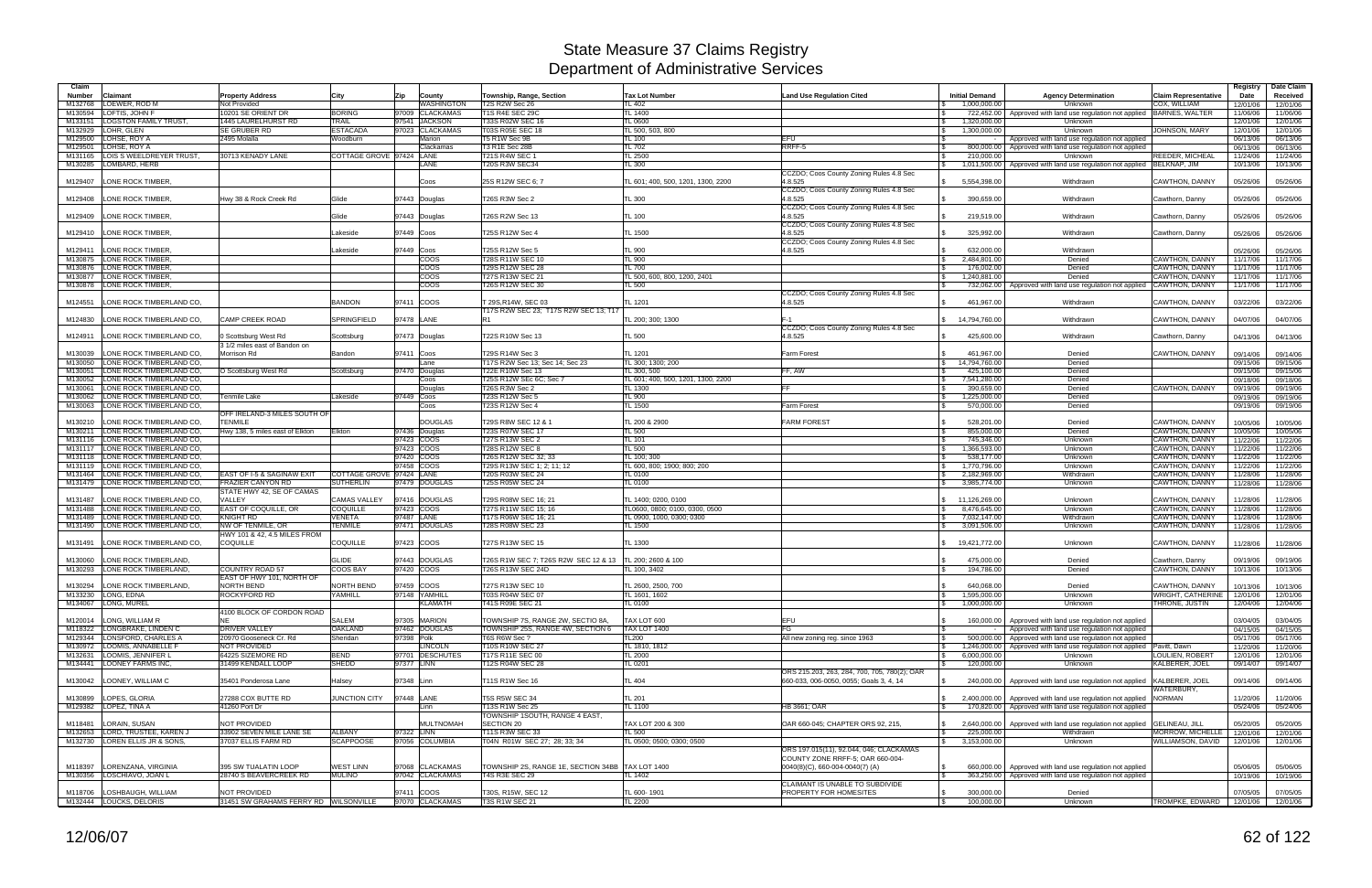# State Measure 37 Claims Registry
## Department of Administrative Services

| Claim Number | Claimant | Property Address | City | Zip | County | Township, Range, Section | Tax Lot Number | Land Use Regulation Cited | Initial Demand | Agency Determination | Claim Representative | Registry Date | Date Claim Received |
|---|---|---|---|---|---|---|---|---|---|---|---|---|---|
| M132768 | LOEWER, ROD M | Not Provided | | | WASHINGTON | T2S R2W Sec 26 | TL 402 | | $ 1,000,000.00 | Unknown | COX, WILLIAM | 12/01/06 | 12/01/06 |
| M130594 | LOFTIS, JOHN F | 10201 SE ORIENT DR | BORING | 97009 | CLACKAMAS | T1S R4E SEC 29C | TL 1400 | | $ 722,452.00 | Approved with land use regulation not applied | BARNES, WALTER | 11/06/06 | 11/06/06 |
| M133151 | LOGSTON FAMILY TRUST, | 1445 LAURELHURST RD | TRAIL | 97541 | JACKSON | T33S R02W SEC 16 | TL 0600 | | $ 1,320,000.00 | Unknown | | 12/01/06 | 12/01/06 |
| M132929 | LOHR, GLEN | SE GRUBER RD | ESTACADA | 97023 | CLACKAMAS | T03S R05E SEC 18 | TL 500, 503, 800 | | $ 1,300,000.00 | Unknown | JOHNSON, MARY | 12/01/06 | 12/01/06 |
| M129500 | LOHSE, ROY A | 2495 Molalla | Woodburn | | Marion | T5 R1W Sec 9B | TL 100 | EFU | $ - | Approved with land use regulation not applied | | 06/13/06 | 06/13/06 |
| M129501 | LOHSE, ROY A | | | | Clackamas | T3 R1E Sec 28B | TL 702 | RRFF-5 | $ 800,000.00 | Approved with land use regulation not applied | | 06/13/06 | 06/13/06 |
| M131165 | LOIS S WEELDREYER TRUST, | 30713 KENADY LANE | COTTAGE GROVE | 97424 | LANE | T21S R4W SEC 1 | TL 2500 | | $ 210,000.00 | Unknown | REEDER, MICHEAL | 11/24/06 | 11/24/06 |
| M130285 | LOMBARD, HERB | | | | LANE | T20S R3W SEC34 | TL 300 | | $ 1,011,500.00 | Approved with land use regulation not applied | BELKNAP, JIM | 10/13/06 | 10/13/06 |
| M129407 | LONE ROCK TIMBER, | | | | Coos | 25S R12W SEC 6; 7 | TL 601; 400, 500, 1201, 1300, 2200 | CCZDO; Coos County Zoning Rules 4.8 Sec 4.8.525 | $ 5,554,398.00 | Withdrawn | CAWTHON, DANNY | 05/26/06 | 05/26/06 |
| M129408 | LONE ROCK TIMBER, | Hwy 38 & Rock Creek Rd | Glide | 97443 | Douglas | T26S R3W Sec 2 | TL 300 | CCZDO; Coos County Zoning Rules 4.8 Sec 4.8.525 | $ 390,659.00 | Withdrawn | Cawthorn, Danny | 05/26/06 | 05/26/06 |
| M129409 | LONE ROCK TIMBER, | | Glide | 97443 | Douglas | T26S R2W Sec 13 | TL 100 | CCZDO; Coos County Zoning Rules 4.8 Sec 4.8.525 | $ 219,519.00 | Withdrawn | Cawthorn, Danny | 05/26/06 | 05/26/06 |
| M129410 | LONE ROCK TIMBER, | | Lakeside | 97449 | Coos | T25S R12W Sec 4 | TL 1500 | CCZDO; Coos County Zoning Rules 4.8 Sec 4.8.525 | $ 325,992.00 | Withdrawn | Cawthorn, Danny | 05/26/06 | 05/26/06 |
| M129411 | LONE ROCK TIMBER, | | Lakeside | 97449 | Coos | T25S R12W Sec 5 | TL 900 | CCZDO; Coos County Zoning Rules 4.8 Sec 4.8.525 | $ 632,000.00 | Withdrawn | | 05/26/06 | 05/26/06 |
| M130875 | LONE ROCK TIMBER, | | | | COOS | T28S R11W SEC 10 | TL 900 | | $ 2,484,801.00 | Denied | CAWTHON, DANNY | 11/17/06 | 11/17/06 |
| M130876 | LONE ROCK TIMBER, | | | | COOS | T29S R12W SEC 28 | TL 700 | | $ 176,002.00 | Denied | CAWTHON, DANNY | 11/17/06 | 11/17/06 |
| M130877 | LONE ROCK TIMBER, | | | | COOS | T27S R13W SEC 21 | TL 500, 600, 800, 1200, 2401 | | $ 1,240,881.00 | Denied | CAWTHON, DANNY | 11/17/06 | 11/17/06 |
| M130878 | LONE ROCK TIMBER, | | | | COOS | T26S R12W SEC 30 | TL 500 | | $ 732,062.00 | Approved with land use regulation not applied | CAWTHON, DANNY | 11/17/06 | 11/17/06 |
| M124551 | LONE ROCK TIMBERLAND CO, | | BANDON | 97411 | COOS | T 29S,R14W, SEC 03 | TL 1201 | CCZDO; Coos County Zoning Rules 4.8 Sec 4.8.525 | $ 461,967.00 | Withdrawn | CAWTHON, DANNY | 03/22/06 | 03/22/06 |
| M124830 | LONE ROCK TIMBERLAND CO, | CAMP CREEK ROAD | SPRINGFIELD | 97478 | LANE | T17S R2W SEC 23; T17S R2W SEC 13; T17 R1 | TL 200; 300; 1300 | F-1 | $ 14,794,760.00 | Withdrawn | CAWTHON, DANNY | 04/07/06 | 04/07/06 |
| M124911 | LONE ROCK TIMBERLAND CO, | 0 Scottsburg West Rd | Scottsburg | 97473 | Douglas | T22S R10W Sec 13 | TL 500 | CCZDO; Coos County Zoning Rules 4.8 Sec 4.8.525 | $ 425,600.00 | Withdrawn | Cawthorn, Danny | 04/13/06 | 04/13/06 |
| M130039 | LONE ROCK TIMBERLAND CO, | 3 1/2 miles east of Bandon on Morrison Rd | Bandon | 97411 | Coos | T29S R14W Sec 3 | TL 1201 | Farm Forest | $ 461,967.00 | Denied | CAWTHON, DANNY | 09/14/06 | 09/14/06 |
| M130050 | LONE ROCK TIMBERLAND CO, | | | | Lane | T17S R2W Sec 13; Sec 14; Sec 23 | TL 300; 1300; 200 | | $ 14,794,760.00 | Denied | | 09/15/06 | 09/15/06 |
| M130051 | LONE ROCK TIMBERLAND CO, | O Scottsburg West Rd | Scottsburg | 97470 | Douglas | T22E R10W Sec 13 | TL 300, 500 | FF, AW | $ 425,100.00 | Denied | | 09/15/06 | 09/15/06 |
| M130052 | LONE ROCK TIMBERLAND CO, | | | | Coos | T25S R12W Sec 6C; Sec 7 | TL 601; 400, 500, 1201, 1300, 2200 | | $ 7,541,280.00 | Denied | | 09/18/06 | 09/18/06 |
| M130061 | LONE ROCK TIMBERLAND CO, | | | | Douglas | T26S R3W Sec 2 | TL 1300 | FF | $ 390,659.00 | Denied | CAWTHON, DANNY | 09/19/06 | 09/19/06 |
| M130062 | LONE ROCK TIMBERLAND CO, | Tenmile Lake | Lakeside | 97449 | Coos | T23S R12W Sec 5 | TL 900 | | $ 1,225,000.00 | Denied | | 09/19/06 | 09/19/06 |
| M130063 | LONE ROCK TIMBERLAND CO, | | | | Coos | T23S R12W Sec 4 | TL 1500 | Farm Forest | $ 570,000.00 | Denied | | 09/19/06 | 09/19/06 |
| M130210 | LONE ROCK TIMBERLAND CO, | OFF IRELAND-3 MILES SOUTH OF TENMILE | | | DOUGLAS | T29S R8W SEC 12 & 1 | TL 200 & 2900 | FARM FOREST | $ 528,201.00 | Denied | CAWTHON, DANNY | 10/05/06 | 10/05/06 |
| M130211 | LONE ROCK TIMBERLAND CO, | Hwy 138, 5 miles east of Elkton | Elkton | 97436 | Douglas | T23S R07W SEC 17 | TL 500 | | $ 855,000.00 | Denied | CAWTHON, DANNY | 10/05/06 | 10/05/06 |
| M131116 | LONE ROCK TIMBERLAND CO, | | | 97423 | COOS | T27S R13W SEC 2 | TL 101 | | $ 745,346.00 | Unknown | CAWTHON, DANNY | 11/22/06 | 11/22/06 |
| M131117 | LONE ROCK TIMBERLAND CO, | | | 97423 | COOS | T28S R12W SEC 8 | TL 500 | | $ 1,366,593.00 | Unknown | CAWTHON, DANNY | 11/22/06 | 11/22/06 |
| M131118 | LONE ROCK TIMBERLAND CO, | | | 97420 | COOS | T26S R12W SEC 32; 33 | TL 100; 300 | | $ 538,177.00 | Unknown | CAWTHON, DANNY | 11/22/06 | 11/22/06 |
| M131119 | LONE ROCK TIMBERLAND CO, | | | 97458 | COOS | T29S R13W SEC 1; 2; 11; 12 | TL 600, 800; 1900; 800; 200 | | $ 1,770,796.00 | Unknown | CAWTHON, DANNY | 11/22/06 | 11/22/06 |
| M131464 | LONE ROCK TIMBERLAND CO, | EAST OF I-5 & SAGINAW EXIT | COTTAGE GROVE | 97424 | LANE | T20S R03W SEC 24 | TL 0100 | | $ 2,182,969.00 | Withdrawn | CAWTHON, DANNY | 11/28/06 | 11/28/06 |
| M131479 | LONE ROCK TIMBERLAND CO, | FRAZIER CANYON RD | SUTHERLIN | 97479 | DOUGLAS | T25S R05W SEC 24 | TL 0100 | | $ 3,985,774.00 | Unknown | CAWTHON, DANNY | 11/28/06 | 11/28/06 |
| M131487 | LONE ROCK TIMBERLAND CO, | STATE HWY 42, SE OF CAMAS VALLEY | CAMAS VALLEY | 97416 | DOUGLAS | T29S R08W SEC 16; 21 | TL 1400; 0200, 0100 | | $ 11,126,269.00 | Unknown | CAWTHON, DANNY | 11/28/06 | 11/28/06 |
| M131488 | LONE ROCK TIMBERLAND CO, | EAST OF COQUILLE, OR | COQUILLE | 97423 | COOS | T27S R11W SEC 15; 16 | TL0600, 0800; 0100, 0300, 0500 | | $ 8,476,645.00 | Unknown | CAWTHON, DANNY | 11/28/06 | 11/28/06 |
| M131489 | LONE ROCK TIMBERLAND CO, | KNIGHT RD | VENETA | 97487 | LANE | T17S R06W SEC 16; 21 | TL 0900, 1000, 0300; 0300 | | $ 7,032,147.00 | Withdrawn | CAWTHON, DANNY | 11/28/06 | 11/28/06 |
| M131490 | LONE ROCK TIMBERLAND CO, | NW OF TENMILE, OR | TENMILE | 97471 | DOUGLAS | T28S R08W SEC 23 | TL 1500 | | $ 3,091,506.00 | Unknown | CAWTHON, DANNY | 11/28/06 | 11/28/06 |
| M131491 | LONE ROCK TIMBERLAND CO, | HWY 101 & 42, 4.5 MILES FROM COQUILLE | COQUILLE | 97423 | COOS | T27S R13W SEC 15 | TL 1300 | | $ 19,421,772.00 | Unknown | CAWTHON, DANNY | 11/28/06 | 11/28/06 |
| M130060 | LONE ROCK TIMBERLAND, | | GLIDE | 97443 | DOUGLAS | T26S R1W SEC 7; T26S R2W SEC 12 & 13 | TL 200; 2600 & 100 | | $ 475,000.00 | Denied | Cawthorn, Danny | 09/19/06 | 09/19/06 |
| M130293 | LONE ROCK TIMBERLAND, | COUNTRY ROAD 57 | COOS BAY | 97420 | COOS | T26S R13W SEC 24D | TL 100, 3402 | | $ 194,786.00 | Denied | CAWTHON, DANNY | 10/13/06 | 10/13/06 |
| M130294 | LONE ROCK TIMBERLAND, | EAST OF HWY 101, NORTH OF NORTH BEND | NORTH BEND | 97459 | COOS | T27S R13W SEC 10 | TL 2600, 2500, 700 | | $ 640,068.00 | Denied | CAWTHON, DANNY | 10/13/06 | 10/13/06 |
| M133230 | LONG, EDNA | ROCKYFORD RD | YAMHILL | 97148 | YAMHILL | T03S R04W SEC 07 | TL 1601, 1602 | | $ 1,595,000.00 | Unknown | WRIGHT, CATHERINE | 12/01/06 | 12/01/06 |
| M134067 | LONG, MUREL | | | | KLAMATH | T41S R09E SEC 21 | TL 0100 | | $ 1,000,000.00 | Unknown | THRONE, JUSTIN | 12/04/06 | 12/04/06 |
| M120014 | LONG, WILLIAM R | 4100 BLOCK OF CORDON ROAD NE | SALEM | 97305 | MARION | TOWNSHIP 7S, RANGE 2W, SECTIO 8A, | TAX LOT 600 | EFU | $ 160,000.00 | Approved with land use regulation not applied | | 03/04/05 | 03/04/05 |
| M118322 | LONGBRAKE, LINDEN C | DRIVER VALLEY | OAKLAND | 97462 | DOUGLAS | TOWNSHIP 25S, RANGE 4W, SECTION 6 | TAX LOT 1400 | FG | $ - | Approved with land use regulation not applied | | 04/15/05 | 04/15/05 |
| M129344 | LONSFORD, CHARLES A | 20970 Gooseneck Cr. Rd | Sheridan | 97398 | Polk | T6S R6W Sec ? | TL200 | All new zoning reg. since 1963 | $ 500,000.00 | Approved with land use regulation not applied | | 05/17/06 | 05/17/06 |
| M130972 | LOOMIS, ANNABELLE F | NOT PROVIDED | | | LINCOLN | T10S R10W SEC 27 | TL 1810, 1812 | | $ 1,246,000.00 | Approved with land use regulation not applied | Pavitt, Dawn | 11/20/06 | 11/20/06 |
| M132631 | LOOMIS, JENNIFER L | 64225 SIZEMORE RD | BEND | 97701 | DESCHUTES | T17S R11E SEC 00 | TL 2000 | | $ 6,000,000.00 | Unknown | LOULIEN, ROBERT | 12/01/06 | 12/01/06 |
| M134441 | LOONEY FARMS INC, | 31499 KENDALL LOOP | SHEDD | 97377 | LINN | T12S R04W SEC 28 | TL 0201 | | $ 120,000.00 | Unknown | KALBERER, JOEL | 09/14/07 | 09/14/07 |
| M130042 | LOONEY, WILLIAM C | 35401 Ponderosa Lane | Halsey | 97348 | Linn | T11S R1W Sec 16 | TL 404 | ORS 215.203, 263, 284, 700, 705, 780(2); OAR 660-033, 006-0050, 0055; Goals 3, 4, 14 | $ 240,000.00 | Approved with land use regulation not applied | KALBERER, JOEL | 09/14/06 | 09/14/06 |
| M130899 | LOPES, GLORIA | 27288 COX BUTTE RD | JUNCTION CITY | 97448 | LANE | T5S R5W SEC 34 | TL 201 | | $ 2,400,000.00 | Approved with land use regulation not applied | WATERBURY, NORMAN | 11/20/06 | 11/20/06 |
| M129382 | LOPEZ, TINA A | 41260 Port Dr | | | Linn | T13S R1W Sec 25 | TL 1100 | HB 3661; OAR | $ 170,820.00 | Approved with land use regulation not applied | | 05/24/06 | 05/24/06 |
| M118481 | LORAIN, SUSAN | NOT PROVIDED | | | MULTNOMAH | TOWNSHIP 1SOUTH, RANGE 4 EAST, SECTION 20 | TAX LOT 200 & 300 | OAR 660-045; CHAPTER ORS 215, | $ 2,640,000.00 | Approved with land use regulation not applied | GELINEAU, JILL | 05/20/05 | 05/20/05 |
| M132653 | LORD, TRUSTEE, KAREN J | 33902 SEVEN MILE LANE SE | ALBANY | 97322 | LINN | T11S R3W SEC 33 | TL 500 | | $ 225,000.00 | Withdrawn | MORROW, MICHELLE | 12/01/06 | 12/01/06 |
| M132730 | LOREN ELLIS JR & SONS, | 37037 ELLIS FARM RD | SCAPPOOSE | 97056 | COLUMBIA | T04N R01W SEC 27; 28; 33; 34 | TL 0500; 0500; 0300; 0500 | | $ 3,153,000.00 | Unknown | WILLIAMSON, DAVID | 12/01/06 | 12/01/06 |
| M118397 | LORENZANA, VIRGINIA | 395 SW TUALATIN LOOP | WEST LINN | 97068 | CLACKAMAS | TOWNSHIP 2S, RANGE 1E, SECTION 34BB | TAX LOT 1400 | ORS 197.015(11), 92.044, 046; CLACKAMAS COUNTY ZONE RRFF-5; OAR 660-004-0040(8)(C), 660-004-0040(7) (A) | $ 660,000.00 | Approved with land use regulation not applied | | 05/06/05 | 05/06/05 |
| M130356 | LOSCHIAVO, JOAN L | 28740 S BEAVERCREEK RD | MULINO | 97042 | CLACKAMAS | T4S R3E SEC 29 | TL 1402 | | $ 363,250.00 | Approved with land use regulation not applied | | 10/19/06 | 10/19/06 |
| M118706 | LOSHBAUGH, WILLIAM | NOT PROVIDED | | 97411 | COOS | T30S, R15W, SEC 12 | TL 600- 1901 | CLAIMANT IS UNABLE TO SUBDIVIDE PROPERTY FOR HOMESITES | $ 300,000.00 | Denied | | 07/05/05 | 07/05/05 |
| M132444 | LOUCKS, DELORIS | 31451 SW GRAHAMS FERRY RD | WILSONVILLE | 97070 | CLACKAMAS | T3S R1W SEC 21 | TL 2200 | | $ 100,000.00 | Unknown | TROMPKE, EDWARD | 12/01/06 | 12/01/06 |

12/06/07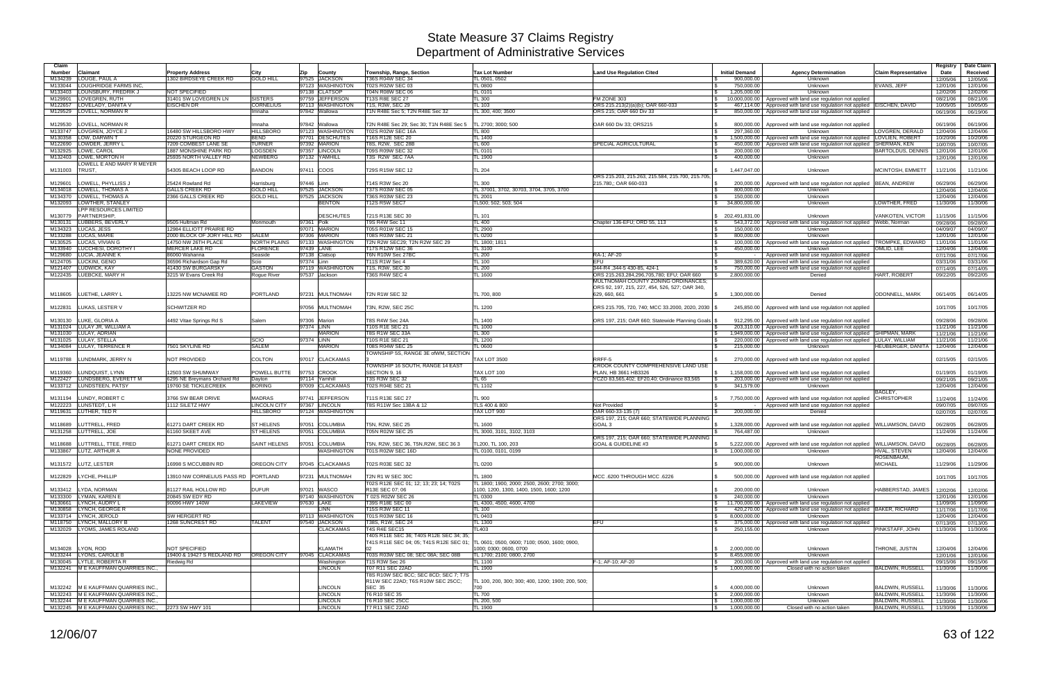# State Measure 37 Claims Registry
## Department of Administrative Services

| Claim Number | Claimant | Property Address | City | Zip | County | Township, Range, Section | Tax Lot Number | Land Use Regulation Cited | Initial Demand | Agency Determination | Claim Representative | Registry Date | Date Claim Received |
|---|---|---|---|---|---|---|---|---|---|---|---|---|---|
| M134239 | LOUGE, PAUL A | 1302 BIRDSEYE CREEK RD | GOLD HILL | 97525 | JACKSON | T36S R04W SEC 34 | TL 0501, 0502 | | $ 900,000.00 | Unknown | | 12/05/06 | 12/05/06 |
| M133044 | LOUGHRIDGE FARMS INC, | | | 97123 | WASHINGTON | T02S R02W SEC 03 | TL 0800 | | $ 750,000.00 | Unknown | EVANS, JEFF | 12/01/06 | 12/01/06 |
| M133403 | LOUNSBURY, FREDRIK J | NOT SPECIFIED | | 97138 | CLATSOP | T04N R08W SEC 06 | TL 0101 | | $ 1,205,000.00 | Unknown | | 12/02/06 | 12/02/06 |
| M129901 | LOVEGREN, RUTH | 31401 SW LOVEGREN LN | SISTERS | 97759 | JEFFERSON | T13S R8E SEC 27 | TL 300 | FM ZONE 303 | $ 10,000,000.00 | Approved with land use regulation not applied | | 08/21/06 | 08/21/06 |
| M122657 | LOVELADY, DANITA V | EISCHEN DR | CORNELIUS | 97113 | WASHINGTON | T1S, R3W, SEC 29 | TL 103 | ORS 215.213(2)(a)(b); OAR 660-033 | $ 467,114.00 | Approved with land use regulation not applied | EISCHEN, DAVID | 10/05/05 | 10/05/05 |
| M129529 | LOVELL, NORMAN R | | Imnaha | 97842 | Wallowa | T1N R48E Sec 5; T2N R48E Sec 32 | TL 300, 400; 3500 | ORS 215; OAR 660 Div 33 | $ 850,000.00 | Approved with land use regulation not applied | | 06/19/06 | 06/19/06 |
| M129530 | LOVELL, NORMAN R | | Imnaha | 97842 | Wallowa | T2N R48E Sec 29; Sec 30; T1N R48E Sec 5 | TL 2700; 3000; 500 | OAR 660 Div 33; ORS215 | $ 800,000.00 | Approved with land use regulation not applied | | 06/19/06 | 06/19/06 |
| M133747 | LOVGREN, JOYCE J | 16480 SW HILLSBORO HWY | HILLSBORO | 97123 | WASHINGTON | T02S R02W SEC 16A | TL 800 | | $ 297,360.00 | Unknown | LOVGREN, DERALD | 12/04/06 | 12/04/06 |
| M130358 | LOW, DARWIN T | 20220 STURGEON RD | BEND | 97701 | DESCHUTES | T16S R12E SEC 20 | TL 1400 | | $ 1,500,000.00 | Approved with land use regulation not applied | LOVLIEN, ROBERT | 10/20/06 | 10/20/06 |
| M122690 | LOWDER, JERRY L | 7209 COMBEST LANE SE | TURNER | 97392 | MARION | T8S, R2W., SEC 28B | TL 600 | SPECIAL AGRICULTURAL | $ 450,000.00 | Approved with land use regulation not applied | SHERMAN, KEN | 10/07/05 | 10/07/05 |
| M132925 | LOWE, CAROL | 1887 MONSHINE PARK RD | LOGSDEN | 97357 | LINCOLN | T09S R09W SEC 32 | TL 0101 | | $ 200,000.00 | Unknown | BARTOLDUS, DENNIS | 12/01/06 | 12/01/06 |
| M132403 | LOWE, MORTON H | 25935 NORTH VALLEY RD | NEWBERG | 97132 | YAMHILL | T3S R2W SEC 7AA | TL 1900 | | $ 400,000.00 | Unknown | | 12/01/06 | 12/01/06 |
| M131003 | LOWELL E AND MARY R MEYER TRUST, | 54305 BEACH LOOP RD | BANDON | 97411 | COOS | T29S R15W SEC 12 | TL 204 | | $ 1,447,047.00 | Unknown | MCINTOSH, EMMETT | 11/21/06 | 11/21/06 |
| M129601 | LOWELL, PHYLLISS J | 25424 Rowland Rd | Harrisburg | 97446 | Linn | T14S R3W Sec 20 | TL 300 | ORS 215.203, 215.263, 215.584, 215.700, 215.705, 215.780,; OAR 660-033 | $ 200,000.00 | Approved with land use regulation not applied | BEAN, ANDREW | 06/29/06 | 06/29/06 |
| M134018 | LOWELL, THOMAS A | GALLS CREEK RD | GOLD HILL | 97525 | JACKSON | T37S R03W SEC 05 | TL 37001, 3702, 30703, 3704, 3705, 3700 | | $ 800,000.00 | Unknown | | 12/04/06 | 12/04/06 |
| M134370 | LOWELL, THOMAS A | 2366 GALLS CREEK RD | GOLD HILL | 97525 | JACKSON | T36S R03W SEC 23 | TL 2001 | | $ 150,000.00 | Unknown | | 12/04/06 | 12/04/06 |
| M132093 | LOWTHER, STANLEY | | | | BENTON | T12S R5W SEC7 | TL500; 502; 503; 504 | | $ 34,800,000.00 | Unknown | LOWTHER, FRED | 11/30/06 | 11/30/06 |
| M130779 | LPP RESOURCES LIMITED PARTNERSHIP, | | | | DESCHUTES | T21S R13E SEC 30 | TL 101 | | $ 202,491,831.00 | Unknown | VANKOTEN, VICTOR | 11/15/06 | 11/15/06 |
| M130131 | LUBBERS, BEVERLY | 9505 Hultman Rd | Monmouth | 97361 | Polk | T9S R4W Sec 11 | TL 400 | Chapter 136-EFU; ORD 55, 113 | $ 543,372.00 | Approved with land use regulation not applied | Webb, Norman | 09/28/06 | 09/28/06 |
| M134323 | LUCAS, JESS | 12984 ELLIOTT PRAIRIE RD | | 97071 | MARION | T05S R01W SEC 15 | TL 2900 | | $ 150,000.00 | Unknown | | 04/09/07 | 04/09/07 |
| M133288 | LUCAS, MARIE | 2000 BLOCK OF JORY HILL RD | SALEM | 97306 | MARION | T08S R03W SEC 21 | TL 0200 | | $ 800,000.00 | Unknown | | 12/01/06 | 12/01/06 |
| M130525 | LUCAS, VIVIAN G | 14750 NW 26TH PLACE | NORTH PLAINS | 97133 | WASHINGTON | T2N R2W SEC29; T2N R2W SEC 29 | TL 1800; 1811 | | $ 100,000.00 | Approved with land use regulation not applied | TROMPKE, EDWARD | 11/01/06 | 11/01/06 |
| M133940 | LUCCHESI, DOROTHY I | MERCER LAKE RD | FLORENCE | 97439 | LANE | T17S R12W SEC 36 | TL 3100 | | $ 450,000.00 | Unknown | OMLID, LEE | 12/04/06 | 12/04/06 |
| M129680 | LUCIA, JEANNE K | 86060 Wahanna | Seaside | 97138 | Clatsop | T6N R10W Sec 27BC | TL 200 | RA-1; AF-20 | $ - | Approved with land use regulation not applied | | 07/17/06 | 07/17/06 |
| M124706 | LUCKINI, GENO | 36596 Richardson Gap Rd | Scio | 97374 | Linn | T11S R1W Sec 4 | TL 100 | EFU | $ 389,620.00 | Approved with land use regulation not applied | | 03/31/06 | 03/31/06 |
| M121407 | LUDWICK, KAY | 41430 SW BURGARSKY | GASTON | 97119 | WASHINGTON | T1S, R3W, SEC 30 | TL 200 | 344-R4 ,344-5 430-85, 424-1 | $ 750,000.00 | Approved with land use regulation not applied | | 07/14/05 | 07/14/05 |
| M122435 | LUEBCKE, MARY H | 3215 W Evans Creek Rd | Rogue River | 97537 | Jackson | T36S R4W SEC 4 | TL 1600 | ORS 215.263,284,296,705,780; EFU; OAR 660 | $ 2,800,000.00 | Denied | HART, ROBERT | 09/22/05 | 09/22/05 |
| M118605 | LUETHE, LARRY L | 13225 NW MCNAMEE RD | PORTLAND | 97231 | MULTNOMAH | T2N R1W SEC 32 | TL 700, 800 | MULTNOMAH COUNTY ZONING ORDINANCES; ORS 92, 197, 215, 227, 454, 526, 527; OAR 340, 629, 660, 661 | $ 1,300,000.00 | Denied | ODONNELL, MARK | 06/14/05 | 06/14/05 |
| M122831 | LUKAS, LESTER V | SCHWITZER RD | | 97056 | MULTNOMAH | T3N, R2W, SEC 25C | TL 1200 | ORS 215.705, 720, 740; MCC 33.2000, 2020, 2030 | $ 245,850.00 | Approved with land use regulation not applied | | 10/17/05 | 10/17/05 |
| M130130 | LUKE, GLORIA A | 4492 Vitae Springs Rd S | Salem | 97306 | Marion | T8S R4W Sec 24A | TL 1400 | ORS 197, 215; OAR 660; Statewide Planning Goals | $ 912,295.00 | Approved with land use regulation not applied | | 09/28/06 | 09/28/06 |
| M131024 | LULAY JR, WILLIAM A | | | 97374 | LINN | T10S R1E SEC 21 | TL 1000 | | $ 203,310.00 | Approved with land use regulation not applied | | 11/21/06 | 11/21/06 |
| M131030 | LULAY, ADRIAN | | | | MARION | T8S R1W SEC 33A | TL 300 | | $ 1,949,000.00 | Approved with land use regulation not applied | SHIPMAN, MARK | 11/21/06 | 11/21/06 |
| M131025 | LULAY, STELLA | | SCIO | 97374 | LINN | T10S R1E SEC 21 | TL 1200 | | $ 220,000.00 | Approved with land use regulation not applied | LULAY, WILLIAM | 11/21/06 | 11/21/06 |
| M134084 | LULAY, TERRENCE R | 7501 SKYLINE RD | SALEM | | MARION | T08S R04W SEC 25 | TL 0600 | | $ 215,000.00 | Unknown | HEUBERGER, DANITA | 12/04/06 | 12/04/06 |
| M119788 | LUNDMARK, JERRY N | NOT PROVIDED | COLTON | 97017 | CLACKAMAS | TOWNSHIP 5S, RANGE 3E ofWM, SECTION 3 | TAX LOT 3500 | RRFF-5 | $ 270,000.00 | Approved with land use regulation not applied | | 02/15/05 | 02/15/05 |
| M119360 | LUNDQUIST, LYNN | 12503 SW SHUMWAY | POWELL BUTTE | 97753 | CROOK | TOWNSHIP 16 SOUTH, RANGE 14 EAST SECTION 9, 16 | TAX LOT 100 | CROOK COUNTY COMPREHENSIVE LAND USE PLAN, HB 3661 HB3326 | $ 1,158,000.00 | Approved with land use regulation not applied | | 01/19/05 | 01/19/05 |
| M122427 | LUNDSBERG, EVERETT M | 6295 NE Breymans Orchard Rd | Dayton | 97114 | Yamhill | T3S R3W SEC 32 | TL 65 | YCZO 83,565,402; EF20,40; Ordinance 83,565 | $ 203,006.00 | Approved with land use regulation not applied | | 09/21/05 | 09/21/05 |
| M133712 | LUNDSTEEN, PATSY | 19760 SE TICKLECREEK | BORING | 97009 | CLACKAMAS | T02S R04E SEC 21 | TL 1102 | | $ 341,579.00 | Unknown | | 12/04/06 | 12/04/06 |
| M131194 | LUNDY, ROBERT C | 3766 SW BEAR DRIVE | MADRAS | 97741 | JEFFERSON | T11S R13E SEC 27 | TL 900 | | $ 7,750,000.00 | Approved with land use regulation not applied | BAGLEY, CHRISTOPHER | 11/24/06 | 11/24/06 |
| M122223 | LUNSTEDT, L H | 1112 SILETZ HWY | LINCOLN CITY | 97367 | LINCOLN | T8S R11W Sec 13BA & 12 | TLS 400 & 800 | Not Provided | $ - | Approved with land use regulation not applied | | 09/07/05 | 09/07/05 |
| M119631 | LUTHER, TED R | | HILLSBORO | 97124 | WASHINGTON | | TAX LOT 900 | OAR 660-33-135 (7) | $ 200,000.00 | Denied | | 02/07/05 | 02/07/05 |
| M118689 | LUTTRELL, FRED | 61271 DART CREEK RD | ST HELENS | 97051 | COLUMBIA | T5N, R2W, SEC 25 | TL 1600 | ORS 197, 215; OAR 660; STATEWIDE PLANNING GOAL 3 | $ 1,328,000.00 | Approved with land use regulation not applied | WILLIAMSON, DAVID | 06/28/05 | 06/28/05 |
| M131258 | LUTTRELL, JOE | 61160 SKEET AVE | ST HELENS | 97051 | COLUMBIA | T05N R02W SEC 25 | TL 3000, 3101, 3102, 3103 | | $ 764,487.00 | Unknown | | 11/24/06 | 11/24/06 |
| M118688 | LUTTRELL, TTEE, FRED | 61271 DART CREEK RD | SAINT HELENS | 97051 | COLUMBIA | T5N, R2W, SEC 36, T5N,R2W, SEC 36 3 | TL200, TL 100, 203 | ORS 197, 215; OAR 660; STATEWIDE PLANNING GOAL & GUIDELINE #3 | $ 5,222,000.00 | Approved with land use regulation not applied | WILLIAMSON, DAVID | 06/28/05 | 06/28/05 |
| M133867 | LUTZ, ARTHUR A | NONE PROVIDED | | | WASHINGTON | T01S R02W SEC 16D | TL 0100, 0101, 0199 | | $ 1,000,000.00 | Unknown | HVAL, STEVEN | 12/04/06 | 12/04/06 |
| M131572 | LUTZ, LESTER | 16998 S MCCUBBIN RD | OREGON CITY | 97045 | CLACKAMAS | T02S R03E SEC 32 | TL 0200 | | $ 900,000.00 | Unknown | ROSENBAUM, MICHAEL | 11/29/06 | 11/29/06 |
| M122829 | LYCHE, PHILLIP | 13910 NW CORNELIUS PASS RD | PORTLAND | 97231 | MULTNOMAH | T2N R1 W SEC 30C | TL 1800 | MCC .6200 THROUGH MCC .6226 | $ 500,000.00 | Approved with land use regulation not applied | | 10/17/05 | 10/17/05 |
| M133412 | LYDA, NORMAN | 81127 RAIL HOLLOW RD | DUFUR | 97021 | WASCO | T02S R12E SEC 01; 12; 13; 23; 14; T02S R13E SEC 07; 06 | TL 1800; 1900; 2000; 2500; 2600; 2700; 3000; 1100, 1200, 1300, 1400, 1500, 1600; 1200 | | $ 200,000.00 | Unknown | HABBERSTAD, JAMES | 12/02/06 | 12/02/06 |
| M133300 | LYMAN, KAREN E | 20845 SW EDY RD | | 97140 | WASHINGTON | T 02S R02W SEC 26 | TL 0300 | | $ 240,000.00 | Unknown | | 12/01/06 | 12/01/06 |
| M130661 | LYNCH, AUDRY L | 90096 HWY 140W | LAKEVIEW | 97630 | LAKE | T39S R18E SEC 00 | TL 4300, 4500, 4600, 4700 | | $ 11,700,000.00 | Approved with land use regulation not applied | | 11/09/06 | 11/09/06 |
| M130858 | LYNCH, GEORGE R | | | | LINN | T15S R3W SEC 11 | TL 100 | | $ 420,270.00 | Approved with land use regulation not applied | BAKER, RICHARD | 11/17/06 | 11/17/06 |
| M133714 | LYNCH, JEROLD | SW HERGERT RD | | 97113 | WASHINGTON | T01S R03W SEC 16 | TL 0403 | | $ 8,000,000.00 | Unknown | | 12/04/06 | 12/04/06 |
| M118750 | LYNCH, MALLORY B | 1268 SUNCREST RD | TALENT | 97540 | JACKSON | T38S, R1W, SEC 24 | TL 1300 | EFU | $ 375,000.00 | Approved with land use regulation not applied | | 07/13/05 | 07/13/05 |
| M132029 | LYOMS, JAMES ROLAND | | | | CLACKAMAS | T4S R4E SEC15 | TL403 | | $ 250,155.00 | Unknown | PINKSTAFF, JOHN | 11/30/06 | 11/30/06 |
| M134028 | LYON, ROD | NOT SPECIFIED | | | KLAMATH | T40S R11E SEC 36; T40S R12E SEC 34; 35; T41S R11E SEC 04; 05; T41S R12E SEC 01; 02 | TL 0601; 0500, 0600; 7100; 0500, 1600; 0900, 1000; 0300; 0600, 0700 | | $ 2,000,000.00 | Unknown | THRONE, JUSTIN | 12/04/06 | 12/04/06 |
| M133244 | LYONS, CAROLE B | 19400 & 19427 S REDLAND RD | OREGON CITY | 97045 | CLACKAMAS | T03S R03W SEC 08; SEC 08A; SEC 08B | TL 1700; 2100; 0800, 2700 | | $ 8,455,000.00 | Unknown | | 12/01/06 | 12/01/06 |
| M130045 | LYTLE, ROBERTA R | Riedwig Rd | | | Washington | T1S R3W Sec 26 | TL 1100 | F-1; AF-10; AF-20 | $ 200,000.00 | Approved with land use regulation not applied | | 09/15/06 | 09/15/06 |
| M132241 | M E KAUFFMAN QUARRIES INC., | | | | LINCOLN | T07 R11 SEC 22AD | TL 1900 | | $ 1,000,000.00 | Closed with no action taken | BALDWIN, RUSSELL | 11/30/06 | 11/30/06 |
| M132242 | M E KAUFFMAN QUARRIES INC., | | | | LINCOLN | T8S R10W SEC 8CC; SEC 8CD; SEC 7; T7S R11W SEC 22AD; T6S R10W SEC 25CC; SEC 35 | TL 100, 200, 300; 300; 400, 1200; 1900; 200, 500; 700 | | $ 4,000,000.00 | Unknown | BALDWIN, RUSSELL | 11/30/06 | 11/30/06 |
| M132243 | M E KAUFFMAN QUARRIES INC., | | | | LINCOLN | T6 R10 SEC 35 | TL 700 | | $ 2,000,000.00 | Unknown | BALDWIN, RUSSELL | 11/30/06 | 11/30/06 |
| M132244 | M E KAUFFMAN QUARRIES INC., | | | | LINCOLN | T6 R10 SEC 25CC | TL 200, 500 | | $ 1,000,000.00 | Unknown | BALDWIN, RUSSELL | 11/30/06 | 11/30/06 |
| M132245 | M E KAUFFMAN QUARRIES INC., | 2273 SW HWY 101 | | | LINCOLN | T7 R11 SEC 22AD | TL 1900 | | $ 1,000,000.00 | Closed with no action taken | BALDWIN, RUSSELL | 11/30/06 | 11/30/06 |

12/06/07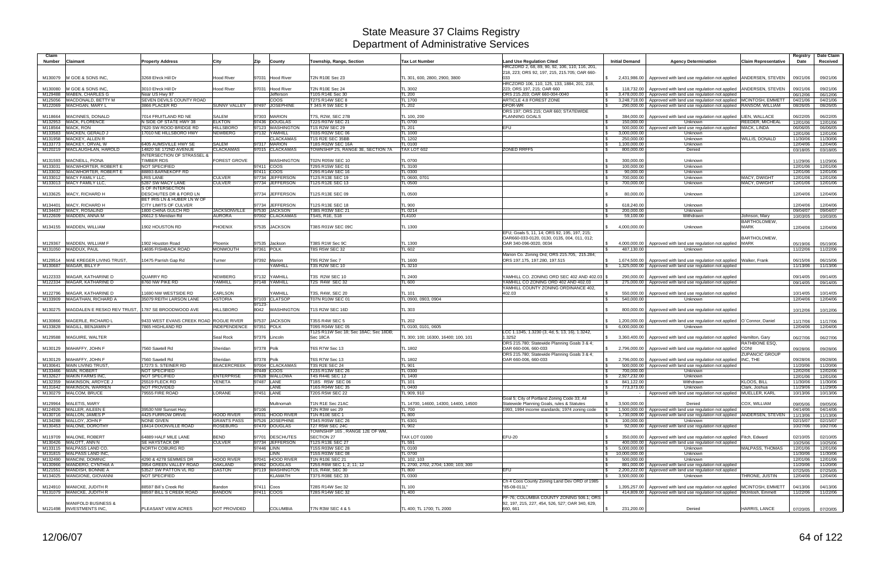# State Measure 37 Claims Registry
## Department of Administrative Services

| Claim Number | Claimant | Property Address | City | Zip | County | Township, Range, Section | Tax Lot Number | Land Use Regulation Cited | Initial Demand | Agency Determination | Claim Representative | Registry Date | Date Claim Received |
|---|---|---|---|---|---|---|---|---|---|---|---|---|---|
| M130079 | M GOE & SONS INC, | 3268 Ehrck Hill Dr | Hood River | 97031 | Hood River | T2N R10E Sec 23 | TL 301, 600, 2800, 2900, 3800 | HRCZORD 2, 68, 89, 90, 92, 106, 110, 116, 201, 218, 223; ORS 92, 197, 215, 215.705; OAR 660-033 | $ 2,431,986.00 | Approved with land use regulation not applied | ANDERSEN, STEVEN | 09/21/06 | 09/21/06 |
| M130080 | M GOE & SONS INC, | 3010 Ehrck Hill Dr | Hood River | 97031 | Hood River | T2N R10E Sec 24 | TL 3002 | HRCZORD 106, 110, 125, 133, 1884, 201, 218, 223; ORS 197, 215; OAR 660 | $ 118,732.00 | Approved with land use regulation not applied | ANDERSEN, STEVEN | 09/21/06 | 09/21/06 |
| M129488 | MABEN, CHARLES G | Near US Hwy 97 | | | Jefferson | T10S R14E Sec 30 | TL 200 | ORS 215.203; OAR 660-004-0040 | $ 3,478,000.00 | Approved with land use regulation not applied | | 06/12/06 | 06/12/06 |
| M125056 | MACDONALD, BETTY M | SEVEN DEVILS COUNTY ROAD | | | COOS | T27S R14W SEC 8 | TL 1700 | ARTICLE 4.8 FOREST ZONE | $ 3,248,718.00 | Approved with land use regulation not applied | MCINTOSH, EMMETT | 04/21/06 | 04/21/06 |
| M122069 | MACHGAN, MARY L | 3866 PLACER RD | SUNNY VALLEY | 97497 | JOSEPHINE | T 34S R 5W SEC 9 | TL 202 | DFOR-WR | $ 290,000.00 | Approved with land use regulation not applied | RANSOM, WILLIAM | 08/26/05 | 08/26/05 |
| M118664 | MACINNES, DONALD | 7014 FRUITLAND RD NE | SALEM | 97303 | MARION | T7S, R2W, SEC 27B | TL 100, 200 | ORS 197; ORS 215; OAR 660; STATEWIDE PLANNING GOALS | $ 384,000.00 | Approved with land use regulation not applied | LIEN, WALLACE | 06/22/05 | 06/22/05 |
| M132953 | MACK, FLORENCE | N SIDE OF STATE HWY 38 | ELKTON | 97436 | DOUGLAS | T22S R07W SEC 21 | TL 0700 | | $ 150,000.00 | Unknown | REEDER, MICHEAL | 12/01/06 | 12/01/06 |
| M118564 | MACK, RON | 7620 SW ROOD BRIDGE RD | HILLSBORO | 97123 | WASHINGTON | T1S R2W SEC 29 | TL 201 | EFU | $ 500,000.00 | Approved with land use regulation not applied | MACK, LINDA | 06/06/05 | 06/06/05 |
| M133583 | MACKEN, GERALD J | 17010 NE HILLSBORO HWY | NEWBERG | 97132 | YAMHILL | T03S R02W SEC 06 | TL 1000 | | $ 3,000,000.00 | Unknown | | 12/01/06 | 12/01/06 |
| M131958 | MACKEY, ALLEN R | | | | CLACKAMAS | T1S R2E SEC 35BB | TL 1202 | | $ 250,000.00 | Unknown | WILLIS, DONALD | 11/30/06 | 11/30/06 |
| M133773 | MACKEY, ORVAL W | 6406 AUMSVILLE HWY SE | SALEM | 97317 | MARION | T18S R02W SEC 16A | TL 0100 | | $ 1,100,000.00 | Unknown | | 12/04/06 | 12/04/06 |
| M120219 | MACLAUGHLAN, HAROLD | 14820 SE 172ND AVENUE | CLACKAMAS | 97015 | CLACKAMAS | TOWNSHIP 2S, RANGE 3E, SECTION 7A | TAX LOT 602 | ZONED RRFF5 | $ 800,000.00 | Denied | | 03/18/05 | 03/18/05 |
| M131593 | MACNEILL, FIONA | INTERSECTION OF STRASSEL & TIMBER RDS | FOREST GROVE | | WASHINGTON | T02N R05W SEC 10 | TL 0700 | | $ 300,000.00 | Unknown | | 11/29/06 | 11/29/06 |
| M133031 | MACWHORTER, ROBERT E | NOT SPECIFIED | | 97411 | COOS | T29S R15W SEC 01 | TL 3100 | | $ 100,000.00 | Unknown | | 12/01/06 | 12/01/06 |
| M133032 | MACWHORTER, ROBERT E | 88893 BARNEKOFF RD | | 97411 | COOS | T29S R14W SEC 16 | TL 0300 | | $ 90,000.00 | Unknown | | 12/01/06 | 12/01/06 |
| M133012 | MACY FAMILY LLC, | LRIS LANE | CULVER | 97734 | JEFFERSON | T12S R13E SEC 19 | TL 0600, 0701 | | $ 700,000.00 | Unknown | MACY, DWIGHT | 12/01/06 | 12/01/06 |
| M133013 | MACY FAMILY LLC, | 5287 SW MACY LANE | CULVER | 97734 | JEFFERSON | T12S R12E SEC 13 | TL 0500 | | $ 700,000.00 | Unknown | MACY, DWIGHT | 12/01/06 | 12/01/06 |
| M133625 | MACY, RICHARD H | S OF INTERSECTION DESCHUTES DR & FORD LN | | 97734 | JEFFERSON | T12S R13E SEC 09 | TL 0500 | | $ 80,000.00 | Unknown | | 12/04/06 | 12/04/06 |
| M134401 | MACY, RICHARD H | BET IRIS LN & HUBER LN W OF CITY LIMITS OF CULVER | | 97734 | JEFFERSON | T12S R13E SEC 18 | TL 900 | | $ 618,240.00 | Unknown | | 12/04/06 | 12/04/06 |
| M134437 | MACY, ROSALIND | 1800 CHINA GULCH RD | JACKSONVILLE | 97530 | JACKSON | T38S R03W SEC 21 | TL 0214 | | $ 200,000.00 | Unknown | | 09/04/07 | 09/04/07 |
| M122609 | MADDEN, ANNA M | 26612 S Meridian Rd | AURORA | 97002 | CLACKAMAS | TS4S, R1E, S18 | TL4100 | | $ 59,100.00 | Withdrawn | Johnson, Mary | 10/03/05 | 10/03/05 |
| M134155 | MADDEN, WILLIAM | 1902 HOUSTON RD | PHOENIX | 97535 | JACKSON | T38S R01W SEC 09C | TL 1300 | | $ 4,000,000.00 | Unknown | BARTHOLOMEW, MARK | 12/04/06 | 12/04/06 |
| M129367 | MADDEN, WILLIAM F | 1902 Houston Road | Phoenix | 97535 | Jackson | T38S R1W Sec 9C | TL 1300 | EFU; Goals 5, 11, 14; ORS 92, 195, 197, 215; OAR660-033-0120, 0130, 0135, 004, 011, 012; OAR 340-096-0020, 0034 | $ 4,000,000.00 | Approved with land use regulation not applied | BARTHOLOMEW, MARK | 05/19/06 | 05/19/06 |
| M131050 | MADDUX, PAUL | 14695 FISHBACK ROAD | MONMOUTH | 97361 | POLK | T8S R5W SEC 32 | TL 602 | | $ 487,130.00 | Unknown | | 11/22/06 | 11/22/06 |
| M129514 | MAE KREGER LIVING TRUST, | 10475 Parrish Gap Rd | Turner | 97392 | Marion | T9S R2W Sec 7 | TL 1600 | Marion Co. Zoning Ord; ORS 215.705, 215.284; ORS 197.175, 197.280, 197.515 | $ 1,674,500.00 | Approved with land use regulation not applied | Walker, Frank | 06/15/06 | 06/15/06 |
| M130687 | MAGAR, BILLY F | | | | YAMHILL | T3S R2W SEC 10 | TL 3210 | | $ 1,325,000.00 | Approved with land use regulation not applied | | 11/13/06 | 11/13/06 |
| M122333 | MAGAR, KATHARINE D | QUARRY RD | NEWBERG | 97132 | YAMHILL | T3S R2W SEC 10 | TL 2400 | YAMHILL CO. ZONING ORD SEC 402 AND 402.03 | $ 290,000.00 | Approved with land use regulation not applied | | 09/14/05 | 09/14/05 |
| M122334 | MAGAR, KATHARINE D | 8760 NW PIKE RD | YAMHILL | 97148 | YAMHILL | T2S R4W SEC 32 | TL 600 | YAMHILL CO ZONING ORD 402 AND 402.03 | $ 275,000.00 | Approved with land use regulation not applied | | 09/14/05 | 09/14/05 |
| M122796 | MAGAR, KATHARINE D | 11690 NW WESTSIDE RD | CARLSON | | YAMHILL | T3S, R4W, SEC 20 | TL 101 | YAMHILL COUNTY ZONING ORDINANCE 402, 402.03 | $ 550,000.00 | Approved with land use regulation not applied | | 10/14/05 | 10/14/05 |
| M133909 | MAGATHAN, RICHARD A | 35079 REITH LARSON LANE | ASTORIA | 97103 | CLATSOP | T07N R10W SEC 01 | TL 0900, 0903, 0904 | | $ 540,000.00 | Unknown | | 12/04/06 | 12/04/06 |
| M130275 | MAGDALEN E RESKO REV TRUST, | 1787 SE BROODWOOD AVE | HILLSBORO | 97123-8042 | WASHINGTON | T1S R2W SEC 16D | TL 303 | | $ 800,000.00 | Approved with land use regulation not applied | | 10/12/06 | 10/12/06 |
| M130866 | MAGERLE, RICHARD L | 9433 WEST EVANS CREEK ROAD | ROGUE RIVER | 97537 | JACKSON | T35S R4W SEC 5 | TL 202 | | $ 1,200,000.00 | Approved with land use regulation not applied | O'Connor, Daniel | 11/17/06 | 11/17/06 |
| M133828 | MAGILL, BENJAMIN F | 7865 HIGHLAND RD | INDEPENDENCE | 97351 | POLK | T09S R04W SEC 05 | TL 0100, 0101, 0605 | | $ 6,000,000.00 | Unknown | | 12/04/06 | 12/04/06 |
| M129588 | MAGUIRE, WALTER | | Seal Rock | 97376 | Lincoln | T12S R11W Sec 18; Sec 18AC; Sec 18DB; Sec 18CA | TL 300; 100; 16300, 16400; 100, 101 | LCC 1.1345, 1.3230 (3, 4d, 5, 13, 16), 1.3242, 1.3252 | $ 3,360,400.00 | Approved with land use regulation not applied | Hamilton, Gary | 06/27/06 | 06/27/06 |
| M130129 | MAHAFFY, JOHN F | 7560 Sawtell Rd | Sheridan | 97378 | Polk | T6S R7W Sec 13 | TL 1802 | ORS 215.780; Statewide Planning Goals 3 & 4; OAR 660-006, 660-033 | $ 2,796,000.00 | Approved with land use regulation not applied | RATHBONE ESQ, CONI | 09/28/06 | 09/28/06 |
| M130129 | MAHAFFY, JOHN F | 7560 Sawtell Rd | Sheridan | 97378 | Polk | T6S R7W Sec 13 | TL 1802 | ORS 215.780; Statewide Planning Goals 3 & 4; OAR 660-006, 660-033 | $ 2,796,000.00 | Approved with land use regulation not applied | ZUPANCIC GROUP INC, THE | 09/28/06 | 09/28/06 |
| M130641 | MAIN LIVING TRUST, | 17273 S. STEINER RD | BEAVERCREEK | 97004 | CLACKAMAS | T3S R2E SEC 24 | TL 901 | | $ 500,000.00 | Approved with land use regulation not applied | | 11/20/06 | 11/20/06 |
| M133466 | MAIN, ROBERT | NOT SPECIFIED | | 97449 | COOS | T23S R13W SEC 26 | TL 0300 | | $ 700,000.00 | Unknown | | 12/02/06 | 12/02/06 |
| M132627 | MAKIN FARMS INC, | NOT SPECIFIED | ENTERPRISE | 97828 | WALLOWA | T4S R44E SEC 12 | TL 1400 | | $ 2,927,232.00 | Unknown | | 12/01/06 | 12/01/06 |
| M132359 | MAKINSON, ARDYCE J | 25519 FLECK RD | VENETA | 97487 | LANE | T18S R5W SEC 06 | TL 101 | | $ 841,122.00 | Withdrawn | KLOOS, BILL | 11/30/06 | 11/30/06 |
| M131642 | MAKINSON, WARREN | NOT PROVIDED | | | LANE | T16S R04W SEC 35 | TL 0400 | | $ 773,373.00 | Unknown | Clark, Joshua | 11/29/06 | 11/29/06 |
| M130279 | MALCOM, BRUCE | 79555 FIRE ROAD | LORANE | 97451 | LANE | T20S R5W SEC 22 | TL 909, 910 | | $ - | Approved with land use regulation not applied | MUELLER, KARL | 10/13/06 | 10/13/06 |
| M129964 | MALETIS, MARY | | | | Multnomah | T1N R1E Sec 21AC | TL 14700, 14600, 14300, 14400, 14500 | Goal 5; City of Portland Zoning Code 33; All Statewide Planning Goals, rules & Statutes | $ 3,500,000.00 | Denied | COX, WILLIAM | 09/05/06 | 09/05/06 |
| M124926 | MALLER, AILEEN E | 39530 NW Sunset Hwy | | 97106 | | T2N R3W sec 29 | TL 700 | 1993, 1994 income standards; 1974 zoning code | $ 1,500,000.00 | Approved with land use regulation not applied | | 04/14/06 | 04/14/06 |
| M130716 | MALLON, JAMES P | 4425 FURROW DRIVE | HOOD RIVER | 97031 | HOOD RIVER | T1N R10E SEC 1 | TL 800 | | $ 1,730,009.00 | Approved with land use regulation not applied | ANDERSEN, STEVEN | 11/13/06 | 11/13/06 |
| M134288 | MALLOY, JOHN F | NONE GIVEN | GRANTS PASS | 97526 | JOSEPHINE | T34S R05W SEC 26 | TL 6301 | | $ 100,000.00 | Unknown | | 02/15/07 | 02/15/07 |
| M130453 | MALONE, DOROTHY | 18414 DIXONVILLE ROAD | ROSEBURG | 97470 | DOUGLAS | T27 R5W SEC 24C | TL 902 | | $ 92,000.00 | Approved with land use regulation not applied | | 10/27/06 | 10/27/06 |
| M119709 | MALONE, ROBERT | 64889 HALF MILE LANE | BEND | 97701 | DESCHUTES | TOWNSHIP 16S , RANGE 12E OF WM, SECTION 27 | TAX LOT 01000 | EFU-20 | $ 350,000.00 | Approved with land use regulation not applied | Fitch, Edward | 02/10/05 | 02/10/05 |
| M130426 | MALOTT, ANN N | SE HAYSTACK DR | CULVER | 97734 | JEFFERSON | T12S R13E SEC 27 | TL 591 | | $ 400,000.00 | Approved with land use regulation not applied | | 10/25/06 | 10/25/06 |
| M133115 | MALPASS LAND CO, | NORTH COBURG RD | | 97446 | LINN | T15S R03W SEC 28 | TL 0100 | | $ 5,000,000.00 | Unknown | MALPASS, THOMAS | 12/01/06 | 12/01/06 |
| M131815 | MALPASS LAND INC, | | | | LINN | T15S R03W SEC 08 | TL 0700 | | $ 10,000,000.00 | Unknown | | 11/30/06 | 11/30/06 |
| M132490 | MANCINI, DOMINIC | 4290 & 4278 SEMMES DR | HOOD RIVER | 97041 | HOOD RIVER | T1N R10E SEC 21 | TL 102, 103 | | $ 500,000.00 | Unknown | | 12/01/06 | 12/01/06 |
| M130966 | MANDERO, CYNTHIA A | 3954 GREEN VALLEY ROAD | OAKLAND | 97462 | DOUGLAS | T25S R6W SEC 1; 2; 11; 12 | TL 2700, 2702, 2704; 1300; 103; 300 | | $ 881,000.00 | Approved with land use regulation not applied | | 11/20/06 | 11/20/06 |
| M121551 | MANDISH, BONNIE A | 53527 SW PATTON VL RD | GASTON | 97119 | WASHINGTON | T1S, R4W, SEC 30 | TL 800 | EFU | $ 2,200,222.00 | Approved with land use regulation not applied | | 07/25/05 | 07/25/05 |
| M134025 | MANGIONE, GIOVANNI | NOT SPECIFIED | | | KLAMATH | T37S R08E SEC 33 | TL 0300 | | $ 3,500,000.00 | Unknown | THRONE, JUSTIN | 12/04/06 | 12/04/06 |
| M124910 | MANICKE, JUDITH R | 88597 Bill's Creek Rd | Bandon | 97411 | Coos | T28S R14W Sec 32 | TL 100 | Ch 4 Coos County Zoning Land Dev ORD of 1985 "85-08-011L" | $ 1,395,257.00 | Approved with land use regulation not applied | MCINTOSH, EMMETT | 04/13/06 | 04/13/06 |
| M131079 | MANICKE, JUDITH R | 88597 BILL'S CREEK ROAD | BANDON | 97411 | COOS | T28S R14W SEC 32 | TL 400 | | $ 414,809.00 | Approved with land use regulation not applied | McIntosh, Emmett | 11/22/06 | 11/22/06 |
| M121498 | MANIFOLD BUSINESS & INVESTMENTS INC, | PLEASANT VIEW ACRES | NOT PROVIDED | | COLUMBIA | T7N R3W SEC 4 & 5 | TL 400; TL 1700; TL 2000 | PF-76; COLUMBIA COUNTY ZONING 506.1; ORS 92, 197, 215, 227, 454, 526, 527; OAR 340, 629, 660, 661 | $ 231,200.00 | Denied | HARRIS, LANCE | 07/20/05 | 07/20/05 |

12/06/07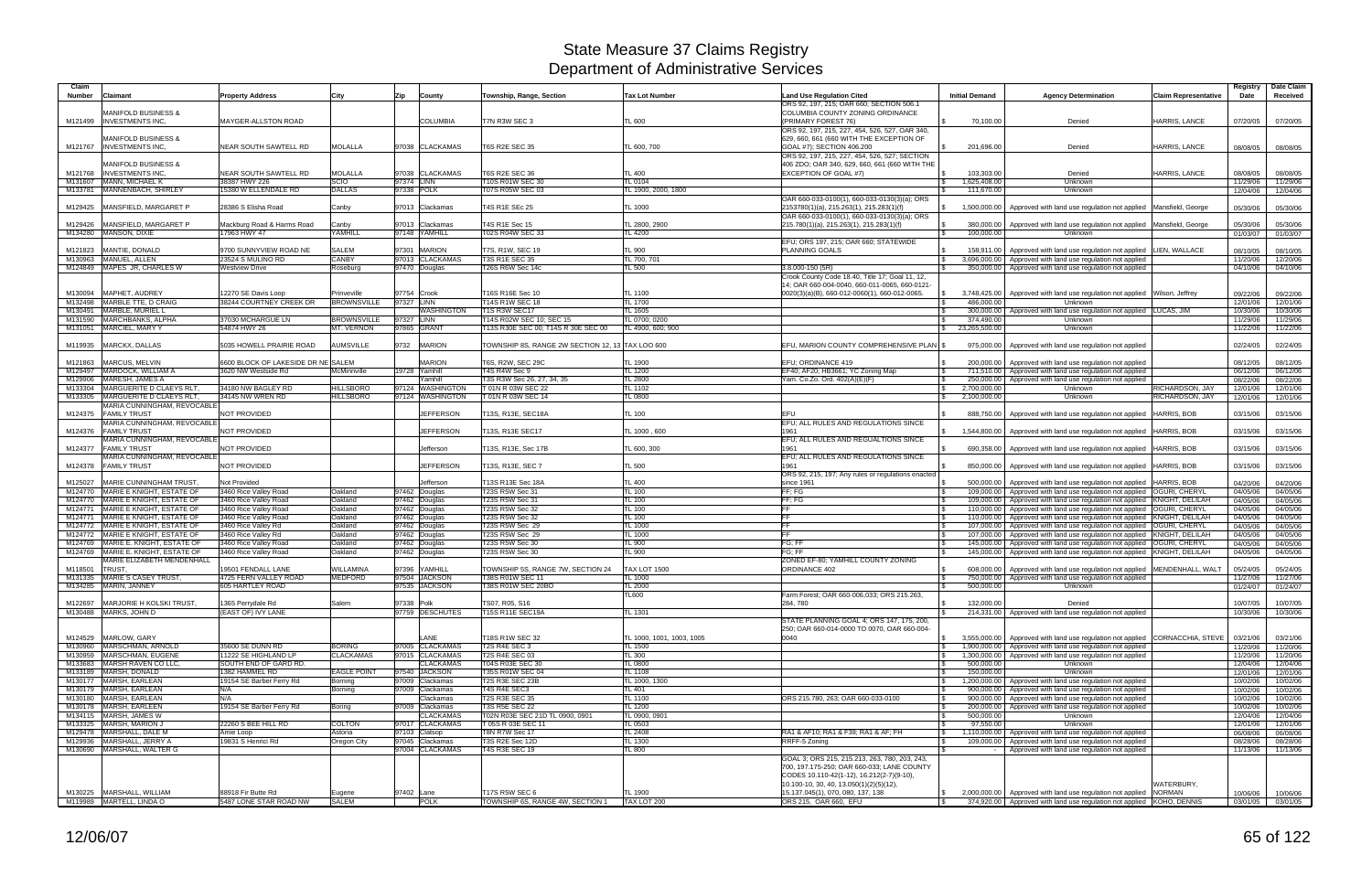# State Measure 37 Claims Registry
# Department of Administrative Services

| Claim Number | Claimant | Property Address | City | Zip | County | Township, Range, Section | Tax Lot Number | Land Use Regulation Cited | Initial Demand | Agency Determination | Claim Representative | Registry Date | Date Claim Received |
|---|---|---|---|---|---|---|---|---|---|---|---|---|---|
| M121499 | MANIFOLD BUSINESS & INVESTMENTS INC, | MAYGER-ALLSTON ROAD | | | COLUMBIA | T7N R3W SEC 3 | TL 600 | ORS 92, 197, 215; OAR 660; SECTION 506.1 COLUMBIA COUNTY ZONING ORDINANCE (PRIMARY FOREST 76) | $ 70,100.00 | Denied | HARRIS, LANCE | 07/20/05 | 07/20/05 |
| M121767 | MANIFOLD BUSINESS & INVESTMENTS INC, | NEAR SOUTH SAWTELL RD | MOLALLA | 97038 | CLACKAMAS | T6S R2E SEC 35 | TL 600, 700 | ORS 92, 197, 215, 227, 454, 526, 527; OAR 340, 629, 660, 661 (660 WITH THE EXCEPTION OF GOAL #7); SECTION 406.200 | $ 201,696.00 | Denied | HARRIS, LANCE | 08/08/05 | 08/08/05 |
| M121768 | MANIFOLD BUSINESS & INVESTMENTS INC, | NEAR SOUTH SAWTELL RD | MOLALLA | 97038 | CLACKAMAS | T6S R2E SEC 36 | TL 400 | ORS 92, 197, 215, 227, 454, 526, 527; SECTION 406 ZDO; OAR 340, 629, 660, 661 (660 WITH THE EXCEPTION OF GOAL #7) | $ 103,303.00 | Denied | HARRIS, LANCE | 08/08/05 | 08/08/05 |
| M131607 | MANN, MICHAEL K | 38387 HWY 226 | SCIO | 97374 | LINN | T10S R01W SEC 30 | TL 0104 | | $ 1,625,408.00 | Unknown | | 11/29/06 | 11/29/06 |
| M133781 | MANNENBACH, SHIRLEY | 15380 W ELLENDALE RD | DALLAS | 97338 | POLK | T07S R05W SEC 03 | TL 1900, 2000, 1800 | | $ 111,670.00 | Unknown | | 12/04/06 | 12/04/06 |
| M129425 | MANSFIELD, MARGARET P | 28386 S Elisha Road | Canby | 97013 | Clackamas | T4S R1E SEc 25 | TL 1000 | OAR 660-033-0100(1), 660-033-0130(3)(a); ORS 2153780(1)(a), 215.263(1), 215.283(1)(f) | $ 1,500,000.00 | Approved with land use regulation not applied | Mansfield, George | 05/30/06 | 05/30/06 |
| M129426 | MANSFIELD, MARGARET P | Mackburg Road & Harms Road | Canby | 97013 | Clackamas | T4S R1E Sec 15 | TL 2800, 2900 | OAR 660-033-0100(1), 660-033-0130(3)(a); ORS 215.780(1)(a), 215.263(1), 215.283(1)(f) | $ 380,000.00 | Approved with land use regulation not applied | Mansfield, George | 05/30/06 | 05/30/06 |
| M134280 | MANSON, DIXIE | 17963 HWY 47 | YAMHILL | 97148 | YAMHILL | T02S R04W SEC 33 | TL 4200 | | $ 100,000.00 | Unknown | | 01/03/07 | 01/03/07 |
| M121823 | MANTIE, DONALD | 9700 SUNNYVIEW ROAD NE | SALEM | 97301 | MARION | T7S, R1W, SEC 19 | TL 900 | EFU; ORS 197, 215; OAR 660; STATEWIDE PLANNING GOALS | $ 158,911.00 | Approved with land use regulation not applied | LIEN, WALLACE | 08/10/05 | 08/10/05 |
| M130963 | MANUEL, ALLEN | 23524 S MULINO RD | CANBY | 97013 | CLACKAMAS | T3S R1E SEC 35 | TL 700, 701 | | $ 3,696,000.00 | Approved with land use regulation not applied | | 11/20/06 | 12/20/06 |
| M124849 | MAPES JR, CHARLES W | Westview Drive | Roseburg | 97470 | Douglas | T26S R6W Sec 14c | TL 500 | 3.8.000-150 (5R) | $ 350,000.00 | Approved with land use regulation not applied | | 04/10/06 | 04/10/06 |
| M130094 | MAPHET, AUDREY | 12270 SE Davis Loop | Prineville | 97754 | Crook | T16S R16E Sec 10 | TL 1100 | Crook County Code 18.40, Title 17; Goal 11, 12, 14; OAR 660-004-0040, 660-011-0065, 660-0121-0020(3)(a)(B), 660-012-0060(1), 660-012-0065. | $ 3,748,425.00 | Approved with land use regulation not applied | Wilson, Jeffrey | 09/22/06 | 09/22/06 |
| M132498 | MARBLE TTE, D CRAIG | 38244 COURTNEY CREEK DR | BROWNSVILLE | 97327 | LINN | T14S R1W SEC 18 | TL 1700 | | $ 486,000.00 | Unknown | | 12/01/06 | 12/01/06 |
| M130491 | MARBLE, MURIEL L | | | | WASHINGTON | T1S R3W SEC17 | TL 1605 | | $ 300,000.00 | Approved with land use regulation not applied | LUCAS, JIM | 10/30/06 | 10/30/06 |
| M131590 | MARCHBANKS, ALPHA | 37030 MCHARGUE LN | BROWNSVILLE | 97327 | LINN | T14S R02W SEC 10; SEC 15 | TL 0700; 0200 | | $ 374,490.00 | Unknown | | 11/29/06 | 11/29/06 |
| M131051 | MARCIEL, MARY Y | 54874 HWY 26 | MT. VERNON | 97865 | GRANT | T13S R30E SEC 00; T14S R 30E SEC 00 | TL 4900, 600; 900 | | $ 23,265,500.00 | Unknown | | 11/22/06 | 11/22/06 |
| M119935 | MARCKX, DALLAS | 5035 HOWELL PRAIRIE ROAD | AUMSVILLE | 9732 | MARION | TOWNSHIP 8S, RANGE 2W SECTION 12, 13 | TAX LOO 600 | EFU, MARION COUNTY COMPREHENSIVE PLAN | $ 975,000.00 | Approved with land use regulation not applied | | 02/24/05 | 02/24/05 |
| M121863 | MARCUS, MELVIN | 6600 BLOCK OF LAKESIDE DR NE | SALEM | | MARION | T6S, R2W, SEC 29C | TL 1900 | EFU; ORDINANCE 419 | $ 200,000.00 | Approved with land use regulation not applied | | 08/12/05 | 08/12/05 |
| M129497 | MARDOCK, WILLIAM A | 3620 NW Westside Rd | McMinnville | 19728 | Yamhill | T4S R4W Sec 9 | TL 1200 | EF40; AF20; HB3661; YC Zoning Map | $ 711,510.00 | Approved with land use regulation not applied | | 06/12/06 | 06/12/06 |
| M129906 | MARESH, JAMES A | | | | Yamhill | T3S R3W Sec 26, 27, 34, 35 | TL 2800 | Yam. Co.Zo. Ord. 402(A)(E)(F) | $ 250,000.00 | Approved with land use regulation not applied | | 08/22/06 | 08/22/06 |
| M133304 | MARGUERITE D CLAEYS RLT, | 34180 NW BAGLEY RD | HILLSBORO | 97124 | WASHINGTON | T 01N R 03W SEC 22 | TL 1102 | | $ 2,700,000.00 | Unknown | RICHARDSON, JAY | 12/01/06 | 12/01/06 |
| M133305 | MARGUERITE D CLAEYS RLT, | 34145 NW WREN RD | HILLSBORO | 97124 | WASHINGTON | T 01N R 03W SEC 14 | TL 0800 | | $ 2,100,000.00 | Unknown | RICHARDSON, JAY | 12/01/06 | 12/01/06 |
| M124375 | MARIA CUNNINGHAM, REVOCABLE FAMILY TRUST | NOT PROVIDED | | | JEFFERSON | T13S, R13E, SEC18A | TL 100 | EFU | $ 888,750.00 | Approved with land use regulation not applied | HARRIS, BOB | 03/15/06 | 03/15/06 |
| M124376 | MARIA CUNNINGHAM, REVOCABLE FAMILY TRUST | NOT PROVIDED | | | JEFFERSON | T13S, R13E SEC17 | TL 1000 , 600 | EFU; ALL RULES AND REGULATIONS SINCE 1961 | $ 1,544,800.00 | Approved with land use regulation not applied | HARRIS, BOB | 03/15/06 | 03/15/06 |
| M124377 | MARIA CUNNINGHAM, REVOCABLE FAMILY TRUST | NOT PROVIDED | | | Jefferson | T13S, R13E, Sec 17B | TL 600, 300 | EFU; ALL RULES AND REGUALTIONS SINCE 1961 | $ 690,358.00 | Approved with land use regulation not applied | HARRIS, BOB | 03/15/06 | 03/15/06 |
| M124378 | MARIA CUNNINGHAM, REVOCABLE FAMILY TRUST | NOT PROVIDED | | | JEFFERSON | T13S, R13E, SEC 7 | TL 500 | EFU; ALL RULES AND REGULATIONS SINCE 1961 | $ 850,000.00 | Approved with land use regulation not applied | HARRIS, BOB | 03/15/06 | 03/15/06 |
| M125027 | MARIE CUNNINGHAM TRUST, | Not Provided | | | Jefferson | T13S R13E Sec 18A | TL 400 | ORS 92, 215, 197; Any rules or regulations enacted since 1961 | $ 500,000.00 | Approved with land use regulation not applied | HARRIS, BOB | 04/20/06 | 04/20/06 |
| M124770 | MARIE E KNIGHT, ESTATE OF | 3460 Rice Valley Road | Oakland | 97462 | Douglas | T23S R5W Sec 31 | TL 100 | FF; FG | $ 109,000.00 | Approved with land use regulation not applied | OGURI, CHERYL | 04/05/06 | 04/05/06 |
| M124770 | MARIE E KNIGHT, ESTATE OF | 3460 Rice Valley Road | Oakland | 97462 | Douglas | T23S R5W Sec 31 | TL 100 | FF; FG | $ 109,000.00 | Approved with land use regulation not applied | KNIGHT, DELILAH | 04/05/06 | 04/05/06 |
| M124771 | MARIE E KNIGHT, ESTATE OF | 3460 Rice Valley Road | Oakland | 97462 | Douglas | T23S R5W Sec 32 | TL 100 | FF | $ 110,000.00 | Approved with land use regulation not applied | OGURI, CHERYL | 04/05/06 | 04/05/06 |
| M124771 | MARIE E KNIGHT, ESTATE OF | 3460 Rice Valley Road | Oakland | 97462 | Douglas | T23S R5W Sec 32 | TL 100 | FF | $ 110,000.00 | Approved with land use regulation not applied | KNIGHT, DELILAH | 04/05/06 | 04/05/06 |
| M124772 | MARIE E KNIGHT, ESTATE OF | 3460 Rice Valley Rd | Oakland | 97462 | Douglas | T23S R5W Sec 29 | TL 1000 | FF | $ 107,000.00 | Approved with land use regulation not applied | OGURI, CHERYL | 04/05/06 | 04/05/06 |
| M124772 | MARIE E KNIGHT, ESTATE OF | 3460 Rice Valley Rd | Oakland | 97462 | Douglas | T23S R5W Sec 29 | TL 1000 | FF | $ 107,000.00 | Approved with land use regulation not applied | KNIGHT, DELILAH | 04/05/06 | 04/05/06 |
| M124769 | MARIE E. KNIGHT, ESTATE OF | 3460 Rice Valley Road | Oakland | 97462 | Douglas | T23S R5W Sec 30 | TL 900 | FG; FF | $ 145,000.00 | Approved with land use regulation not applied | OGURI, CHERYL | 04/05/06 | 04/05/06 |
| M124769 | MARIE E. KNIGHT, ESTATE OF | 3460 Rice Valley Road | Oakland | 97462 | Douglas | T23S R5W Sec 30 | TL 900 | FG; FF | $ 145,000.00 | Approved with land use regulation not applied | KNIGHT, DELILAH | 04/05/06 | 04/05/06 |
| M118501 | MARIE ELIZABETH MENDENHALL TRUST, | 19501 FENDALL LANE | WILLAMINA | 97396 | YAMHILL | TOWNSHIP 5S, RANGE 7W, SECTION 24 | TAX LOT 1500 | ZONED EF-80; YAMHILL COUNTY ZONING ORDINANCE 402 | $ 608,000.00 | Approved with land use regulation not applied | MENDENHALL, WALT | 05/24/05 | 05/24/05 |
| M131335 | MARIE S CASEY TRUST, | 4725 FERN VALLEY ROAD | MEDFORD | 97504 | JACKSON | T38S R01W SEC 11 | TL 1000 | | $ 750,000.00 | Approved with land use regulation not applied | | 11/27/06 | 11/27/06 |
| M134285 | MARIN, JANNEY | 605 HARTLEY ROAD | | 97535 | JACKSON | T38S R01W SEC 20BO | TL 2000 | | $ 500,000.00 | Unknown | | 01/24/07 | 01/24/07 |
| M122697 | MARJORIE H KOLSKI TRUST, | 1365 Perrydale Rd | Salem | 97338 | Polk | TS07, R05, S16 | TL600 | Farm Forest; OAR 660-006.033; ORS 215.263, 284, 780 | $ 132,000.00 | Denied | | 10/07/05 | 10/07/05 |
| M130488 | MARKS, JOHN D | (EAST OF) IVY LANE | | 97759 | DESCHUTES | T15S R11E SEC19A | TL 1301 | | $ 214,331.00 | Approved with land use regulation not applied | | 10/30/06 | 10/30/06 |
| M124529 | MARLOW, GARY | | | | LANE | T18S R1W SEC 32 | TL 1000, 1001, 1003, 1005 | STATE PLANNING GOAL 4; ORS 147, 175, 200, 250; OAR 660-014-0000 TO 0070, OAR 660-004-0040 | $ 3,555,000.00 | Approved with land use regulation not applied | CORNACCHIA, STEVE | 03/21/06 | 03/21/06 |
| M130960 | MARSCHMAN, ARNOLD | 35600 SE DUNN RD | BORING | 97005 | CLACKAMAS | T2S R4E SEC 3 | TL 1500 | | $ 1,900,000.00 | Approved with land use regulation not applied | | 11/20/06 | 11/20/06 |
| M130959 | MARSCHMAN, EUGENE | 11222 SE HIGHLAND LP | CLACKAMAS | 97015 | CLACKAMAS | T2S R4E SEC 03 | TL 300 | | $ 1,300,000.00 | Approved with land use regulation not applied | | 11/20/06 | 11/20/06 |
| M133683 | MARSH RAVEN CO LLC, | SOUTH END OF GARD RD. | | 97045 | CLACKAMAS | T04S R03E SEC 30 | TL 0800 | | $ 500,000.00 | Unknown | | 12/04/06 | 12/04/06 |
| M133189 | MARSH, DONALD | 1382 HAMMEL RD | EAGLE POINT | 97540 | JACKSON | T35S R01W SEC 04 | TL 1108 | | $ 150,000.00 | Unknown | | 12/01/06 | 12/01/06 |
| M130177 | MARSH, EARLEAN | 19154 SE Barber Ferry Rd | Borning | 97009 | Clackamas | T2S R3E SEC 23B | TL 1000, 1300 | | $ 1,200,000.00 | Approved with land use regulation not applied | | 10/02/06 | 10/02/06 |
| M130179 | MARSH, EARLEAN | N/A | Borning | 97009 | Clackamas | T4S R4E SEC3 | TL 401 | | $ 900,000.00 | Approved with land use regulation not applied | | 10/02/06 | 10/02/06 |
| M130180 | MARSH, EARLEAN | N/A | | | Clackamas | T2S R3E SEC 35 | TL 1100 | ORS 215.780, 263; OAR 660-033-0100 | $ 900,000.00 | Approved with land use regulation not applied | | 10/02/06 | 10/02/06 |
| M130178 | MARSH, EARLEEN | 19154 SE Barber Ferry Rd | Boring | 97009 | Clackamas | T3S R5E SEC 22 | TL 1200 | | $ 200,000.00 | Approved with land use regulation not applied | | 10/02/06 | 10/02/06 |
| M134115 | MARSH, JAMES W | | | | CLACKAMAS | T02N R03E SEC 21D TL 0900, 0901 | TL 0900, 0901 | | $ 500,000.00 | Unknown | | 12/04/06 | 12/04/06 |
| M133325 | MARSH, MARION J | 22260 S BEE HILL RD | COLTON | 97017 | CLACKAMAS | T 05S R 03E SEC 11 | TL 0503 | | $ 97,550.00 | Unknown | | 12/01/06 | 12/01/06 |
| M129478 | MARSHALL, DALE M | Arnie Loop | Astoria | 97103 | Clatsop | T8N R7W Sec 17 | TL 2408 | RA1 & AF10; RA1 & F38; RA1 & AF; FH | $ 1,110,000.00 | Approved with land use regulation not applied | | 06/08/06 | 06/08/06 |
| M129936 | MARSHALL, JERRY A | 19831 S Henrici Rd | Oregon City | 97045 | Clackamas | T3S R2E Sec 12D | TL 1300 | RRFF-5 Zoning | $ 109,000.00 | Approved with land use regulation not applied | | 08/28/06 | 08/28/06 |
| M130690 | MARSHALL, WALTER G | | | 97004 | CLACKAMAS | T4S R3E SEC 19 | TL 800 | | $ - | Approved with land use regulation not applied | | 11/13/06 | 11/13/06 |
| M130225 | MARSHALL, WILLIAM | 88918 Fir Butte Rd | Eugene | 97402 | Lane | T17S R5W SEC 6 | TL 1900 | GOAL 3; ORS 215, 215.213, 263, 780, 203, 243, 700, 197.175-250; OAR 660-033; LANE COUNTY CODES 10.110-42(1-12), 16.212(2-7)(9-10), 10.100-10, 30, 40, 13.050(1)(2)(5)(12), 15.137.045(1), 070, 080, 137, 138 | $ 2,000,000.00 | Approved with land use regulation not applied | WATERBURY, NORMAN | 10/06/06 | 10/06/06 |
| M119989 | MARTELL, LINDA O | 5487 LONE STAR ROAD NW | SALEM | | POLK | TOWNSHIP 6S, RANGE 4W, SECTION 1 | TAX LOT 200 | ORS 215, OAR 660, EFU | $ 374,920.00 | Approved with land use regulation not applied | KOHO, DENNIS | 03/01/05 | 03/01/05 |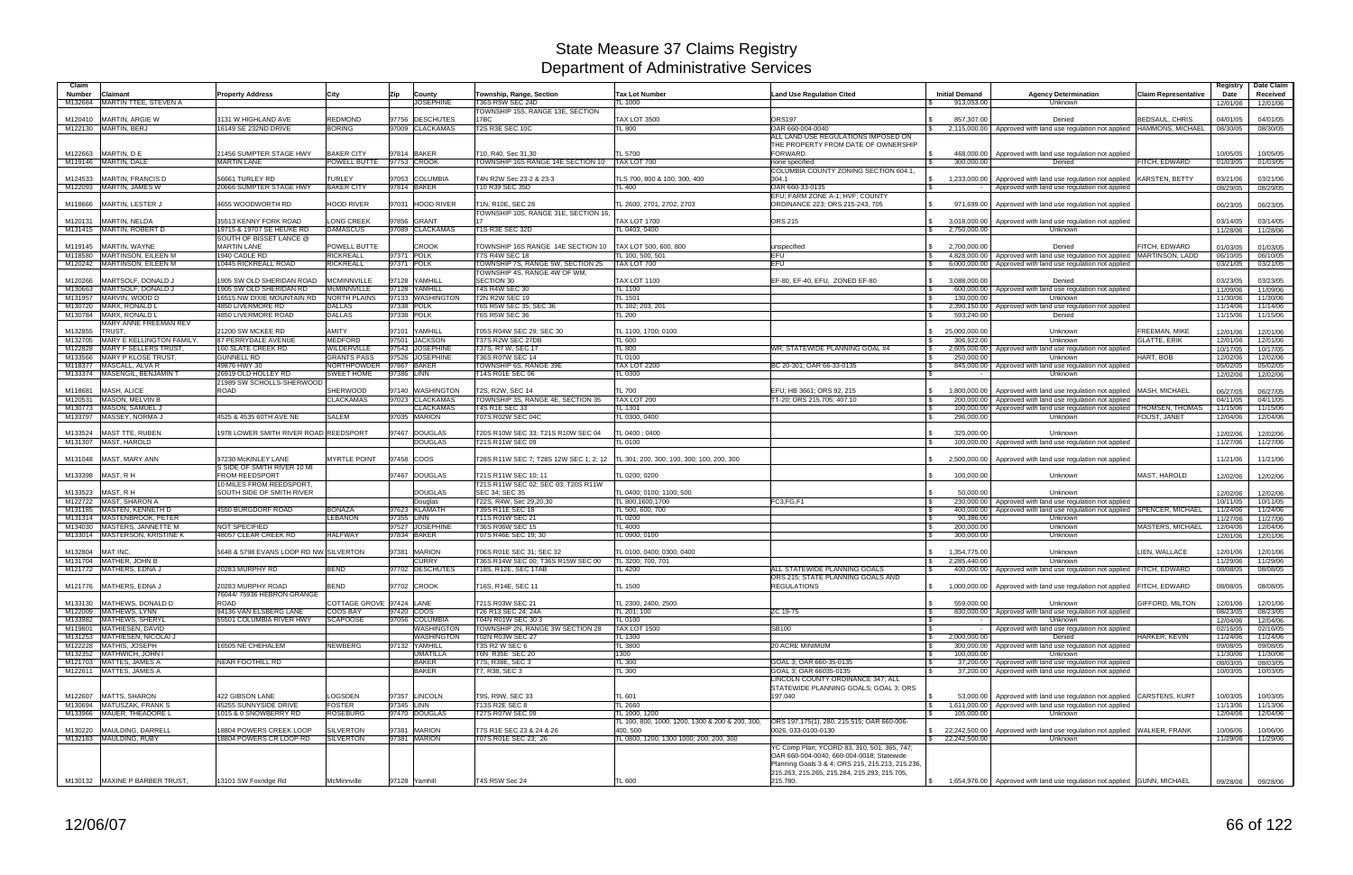# State Measure 37 Claims Registry
# Department of Administrative Services

| Claim Number | Claimant | Property Address | City | Zip | County | Township, Range, Section | Tax Lot Number | Land Use Regulation Cited | Initial Demand | Agency Determination | Claim Representative | Registry Date | Date Claim Received |
|---|---|---|---|---|---|---|---|---|---|---|---|---|---|
| M132684 | MARTIN TTEE, STEVEN A | | | | JOSEPHINE | T36S R5W SEC 24D | TL 1000 | | $ 913,053.00 | Unknown | | 12/01/06 | 12/01/06 |
| M120410 | MARTIN, ARGIE W | 3131 W HIGHLAND AVE | REDMOND | 97756 | DESCHUTES | TOWNSHIP 15S, RANGE 13E, SECTION 17BC | TAX LOT 3500 | ORS197 | $ 857,307.00 | Denied | BEDSAUL, CHRIS | 04/01/05 | 04/01/05 |
| M122130 | MARTIN, BERJ | 16149 SE 232ND DRIVE | BORING | 97009 | CLACKAMAS | T2S R3E SEC 10C | TL 800 | OAR 660-004-0040 | $ 2,115,000.00 | Approved with land use regulation not applied | HAMMONS, MICHAEL | 08/30/05 | 08/30/05 |
| M122663 | MARTIN, D E | 21456 SUMPTER STAGE HWY | BAKER CITY | 97814 | BAKER | T10, R40, Sec 31,30 | TL 5700 | ALL LAND USE REGULATIONS IMPOSED ON THE PROPERTY FROM DATE OF OWNERSHIP FORWARD. | $ 468,000.00 | Approved with land use regulation not applied | | 10/05/05 | 10/05/05 |
| M119146 | MARTIN, DALE | MARTIN LANE | POWELL BUTTE | 97753 | CROOK | TOWNSHIP 16S RANGE 14E SECTION 10 | TAX LOT 700 | none specified | $ 300,000.00 | Denied | FITCH, EDWARD | 01/03/05 | 01/03/05 |
| M124533 | MARTIN, FRANCIS D | 56661 TURLEY RD | TURLEY | 97053 | COLUMBIA | T4N R2W Sec 23-2 & 23-3 | TLS 700, 800 & 100, 300, 400 | COLUMBIA COUNTY ZONING SECTION 604.1, 304.1 | $ 1,233,000.00 | Approved with land use regulation not applied | KARSTEN, BETTY | 03/21/06 | 03/21/06 |
| M122093 | MARTIN, JAMES W | 20666 SUMPTER STAGE HWY | BAKER CITY | 97814 | BAKER | T10 R39 SEC 35D | TL 400 | OAR 660-33-0135 | $ - | Approved with land use regulation not applied | | 08/29/05 | 08/29/05 |
| M118666 | MARTIN, LESTER J | 4655 WOODWORTH RD | HOOD RIVER | 97031 | HOOD RIVER | T1N, R10E, SEC 28 | TL 2600, 2701, 2702, 2703 | EFU; FARM ZONE A-1; HVF; COUNTY ORDINANCE 223; ORS 215-243, 705 | $ 971,699.00 | Approved with land use regulation not applied | | 06/23/05 | 06/23/05 |
| M120131 | MARTIN, NELDA | 35513 KENNY FORK ROAD | LONG CREEK | 97856 | GRANT | TOWNSHIP 10S, RANGE 31E, SECTION 16, 17 | TAX LOT 1700 | ORS 215 | $ 3,018,000.00 | Approved with land use regulation not applied | | 03/14/05 | 03/14/05 |
| M131415 | MARTIN, ROBERT D | 19715 & 19707 SE HEUKE RD | DAMASCUS | 97089 | CLACKAMAS | T1S R3E SEC 32D | TL 0403, 0400 | | $ 2,750,000.00 | Unknown | | 11/28/06 | 11/28/06 |
| M119145 | MARTIN, WAYNE | SOUTH OF BISSET LANCE @ MARTIN LANE | POWELL BUTTE | | CROOK | TOWNSHIP 16S RANGE 14E SECTION 10 | TAX LOT 500, 600, 800 | unspecified | $ 2,700,000.00 | Denied | FITCH, EDWARD | 01/03/05 | 01/03/05 |
| M118580 | MARTINSON, EILEEN M | 1940 CADLE RD | RICKREALL | 97371 | POLK | T7S R4W SEC 18 | TL 100, 500, 501 | EFU | $ 4,828,000.00 | Approved with land use regulation not applied | MARTINSON, LADD | 06/10/05 | 06/10/05 |
| M120242 | MARTINSON, EILEEN M | 10445 RICKREALL ROAD | RICKREALL | 97371 | POLK | TOWNSHIP 7S, RANGE 5W, SECTION 25 | TAX LOT 700 | EFU | $ 6,000,000.00 | Approved with land use regulation not applied | | 03/21/05 | 03/21/05 |
| M120266 | MARTSOLF, DONALD J | 1905 SW OLD SHERIDAN ROAD | MCMINNVILLE | 97128 | YAMHILL | TOWNSHIP 4S, RANGE 4W OF WM, SECTION 30 | TAX LOT 1100 | EF-80, EF-40, EFU, ZONED EF-80 | $ 3,088,000.00 | Denied | | 03/23/05 | 03/23/05 |
| M130663 | MARTSOLF, DONALD J | 1905 SW OLD SHERIDAN RD | MCMINNVILLE | 97128 | YAMHILL | T4S R4W SEC 30 | TL 1100 | | $ 600,000.00 | Approved with land use regulation not applied | | 11/09/06 | 11/09/06 |
| M131957 | MARVIN, WOOD D | 16515 NW DIXIE MOUNTAIN RD | NORTH PLAINS | 97133 | WASHINGTON | T2N R2W SEC 19 | TL 1501 | | $ 130,000.00 | Unknown | | 11/30/06 | 11/30/06 |
| M130720 | MARX, RONALD L | 4850 LIVERMORE RD | DALLAS | 97338 | POLK | T6S R5W SEC 35; SEC 36 | TL 102; 203; 201 | | $ 2,390,150.00 | Approved with land use regulation not applied | | 11/14/06 | 11/14/06 |
| M130784 | MARX, RONALD L | 4850 LIVERMORE ROAD | DALLAS | 97338 | POLK | T6S R5W SEC 36 | TL 200 | | $ 593,240.00 | Denied | | 11/15/06 | 11/15/06 |
| M132855 | MARY ANNE FREEMAN REV TRUST, | 21200 SW MCKEE RD | AMITY | 97101 | YAMHILL | T05S R04W SEC 29; SEC 30 | TL 1100, 1700; 0100 | | $ 25,000,000.00 | Unknown | FREEMAN, MIKE | 12/01/06 | 12/01/06 |
| M132706 | MARY E KELLINGTON FAMILY, | 87 PERRYDALE AVENUE | MEDFORD | 97501 | JACKSON | T37S R2W SEC 27DB | TL 600 | | $ 306,922.00 | Unknown | GLATTE, ERIK | 12/01/06 | 12/01/06 |
| M122828 | MARY F SELLERS TRUST, | 160 SLATE CREEK RD | WILDERVILLE | 97543 | JOSEPHINE | T37S, R7 W, SEC 17 | TL 800 | WR; STATEWIDE PLANNING GOAL #4 | $ 2,605,000.00 | Approved with land use regulation not applied | | 10/17/05 | 10/17/05 |
| M133566 | MARY P KLOSE TRUST, | GUNNELL RD | GRANTS PASS | 97526 | JOSEPHINE | T36S R07W SEC 14 | TL 0100 | | $ 250,000.00 | Unknown | HART, BOB | 12/02/06 | 12/02/06 |
| M118377 | MASCALL, ALVA R | 49876 HWY 30 | NORTHPOWDER | 97867 | BAKER | TOWNSHIP 6S, RANGE 39E | TAX LOT 2200 | BC 20-301; OAR 66-33-0135 | $ 845,000.00 | Approved with land use regulation not applied | | 05/02/05 | 05/02/05 |
| M133374 | MASENGIL, BENJAMIN T | 26919 OLD HOLLEY RD | SWEET HOME | 97386 | LINN | T14S R01E SEC 06 | TL 0300 | | $ - | Unknown | | 12/02/06 | 12/02/06 |
| M118681 | MASH, ALICE | 21989 SW SCHOLLS-SHERWOOD ROAD | SHERWOOD | 97140 | WASHINGTON | T2S, R2W, SEC 14 | TL 700 | EFU; HB 3661; ORS 92, 215 | $ 1,800,000.00 | Approved with land use regulation not applied | MASH, MICHAEL | 06/27/05 | 06/27/05 |
| M120531 | MASON, MELVIN B | | CLACKAMAS | 97023 | CLACKAMAS | TOWNSHIP 3S, RANGE 4E, SECTION 35 | TAX LOT 200 | TT-20; ORS 215.705; 407.10 | $ 200,000.00 | Approved with land use regulation not applied | | 04/11/05 | 04/11/05 |
| M130773 | MASON, SAMUEL J | | | | CLACKAMAS | T4S R1E SEC 33 | TL 1301 | | $ 100,000.00 | Approved with land use regulation not applied | THOMSEN, THOMAS | 11/15/06 | 11/15/06 |
| M133797 | MASSEY, NORMA J | 4525 & 4535 60TH AVE NE | SALEM | 97035 | MARION | T07S R02W SEC 04C | TL 0300, 0400 | | $ 296,000.00 | Unknown | FOUST, JANET | 12/04/06 | 12/04/06 |
| M133524 | MAST TTE, RUBEN | 1978 LOWER SMITH RIVER ROAD | REEDSPORT | 97467 | DOUGLAS | T20S R10W SEC 33; T21S R10W SEC 04 | TL 0400 ; 0400 | | $ 325,000.00 | Unknown | | 12/02/06 | 12/02/06 |
| M131307 | MAST, HAROLD | | | | DOUGLAS | T21S R11W SEC 09 | TL 0100 | | $ 100,000.00 | Approved with land use regulation not applied | | 11/27/06 | 11/27/06 |
| M131048 | MAST, MARY ANN | 97230 McKINLEY LANE | MYRTLE POINT | 97458 | COOS | T28S R11W SEC 7; T28S 12W SEC 1; 2; 12 | TL 301; 200; 300; 100, 300; 100, 200, 300 | | $ 2,500,000.00 | Approved with land use regulation not applied | | 11/21/06 | 11/21/06 |
| M133398 | MAST, R H | S SIDE OF SMITH RIVER 10 MI FROM REEDSPORT | | 97467 | DOUGLAS | T21S R11W SEC 10; 11 | TL 0200; 0200 | | $ 100,000.00 | Unknown | MAST, HAROLD | 12/02/06 | 12/02/06 |
| M133523 | MAST, R H | 10 MILES FROM REEDSPORT, SOUTH SIDE OF SMITH RIVER | | | DOUGLAS | T21S R11W SEC 02; SEC 03; T20S R11W SEC 34; SEC 35 | TL 0400; 0100; 1100; 500 | | $ 50,000.00 | Unknown | | 12/02/06 | 12/02/06 |
| M122722 | MAST, SHARON A | | | | Douglas | T22S, R4W, Sec 29,20,30 | TL 800,1600,1700 | FC3,FG,F1 | $ 230,000.00 | Approved with land use regulation not applied | | 10/11/05 | 10/11/05 |
| M131185 | MASTEN, KENNETH D | 4550 BURGDORF ROAD | BONAZA | 97623 | KLAMATH | T39S R11E SEC 18 | TL 500, 600, 700 | | $ 400,000.00 | Approved with land use regulation not applied | SPENCER, MICHAEL | 11/24/06 | 11/24/06 |
| M131314 | MASTENBROOK, PETER | | LEBANON | 97355 | LINN | T11S R01W SEC 21 | TL 0200 | | $ 90,386.00 | Unknown | | 11/27/06 | 11/27/06 |
| M134030 | MASTERS, JANNETTE M | NOT SPECIFIED | | 97527 | JOSEPHINE | T36S R06W SEC 15 | TL 4000 | | $ 200,000.00 | Unknown | MASTERS, MICHAEL | 12/04/06 | 12/04/06 |
| M133014 | MASTERSON, KRISTINE K | 48057 CLEAR CREEK RD | HALFWAY | 97834 | BAKER | T07S R46E SEC 19; 30 | TL 0900; 0100 | | $ 300,000.00 | Unknown | | 12/01/06 | 12/01/06 |
| M132804 | MAT INC, | 5648 & 5798 EVANS LOOP RD NW | SILVERTON | 97381 | MARION | T06S R01E SEC 31; SEC 32 | TL 0100, 0400; 0300, 0400 | | $ 1,354,775.00 | Unknown | LIEN, WALLACE | 12/01/06 | 12/01/06 |
| M131704 | MATHER, JOHN B | | | | CURRY | T36S R14W SEC 00; T36S R15W SEC 00 | TL 3200; 700, 701 | | $ 2,285,440.00 | Unknown | | 11/29/06 | 11/29/06 |
| M121772 | MATHERS, EDNA J | 20283 MURPHY RD | BEND | 97702 | DESCHUTES | T18S, R12E, SEC 17AB | TL 4200 | ALL STATEWIDE PLANNING GOALS | $ 400,000.00 | Approved with land use regulation not applied | FITCH, EDWARD | 08/08/05 | 08/08/05 |
| M121776 | MATHERS, EDNA J | 20283 MURPHY ROAD | BEND | 97702 | CROOK | T16S, R14E, SEC 11 | TL 1500 | ORS 215; STATE PLANNING GOALS AND REGULATIONS | $ 1,000,000.00 | Approved with land use regulation not applied | FITCH, EDWARD | 08/08/05 | 08/08/05 |
| M133130 | MATHEWS, DONALD D | 76044/ 75936 HEBRON GRANGE ROAD | COTTAGE GROVE | 97424 | LANE | T21S R03W SEC 21 | TL 2300, 2400, 2500 | | $ 559,000.00 | Unknown | GIFFORD, MILTON | 12/01/06 | 12/01/06 |
| M122009 | MATHEWS, LYNN | 94136 VAN ELSBERG LANE | COOS BAY | 97420 | COOS | T26 R13 SEC 24; 24A | TL 201; 100 | ZC 19-75 | $ 830,000.00 | Approved with land use regulation not applied | | 08/23/05 | 08/23/05 |
| M133982 | MATHEWS, SHERYL | 55501 COLUMBIA RIVER HWY | SCAPOOSE | 97056 | COLUMBIA | T04N R01W SEC 30 3 | TL 0100 | | $ - | Unknown | | 12/04/06 | 12/04/06 |
| M119801 | MATHIESEN, DAVID | | | | WASHINGTON | TOWNSHIP 2N, RANGE 3W SECTION 28 | TAX LOT 1500 | SB100 | $ - | Approved with land use regulation not applied | | 02/16/05 | 02/16/05 |
| M131253 | MATHIESEN, NICOLAI J | | | | WASHINGTON | T02N R03W SEC 27 | TL 1300 | | $ 2,000,000.00 | Denied | HARKER, KEVIN | 11/24/06 | 11/24/06 |
| M122228 | MATHIS, JOSEPH | 16505 NE CHEHALEM | NEWBERG | 97132 | YAMHILL | T3S R2 W SEC 6 | TL 3800 | 20 ACRE MINIMUM | $ 300,000.00 | Approved with land use regulation not applied | | 09/08/05 | 09/08/05 |
| M132352 | MATHWICH, JOHN I | | | | UMATILLA | T6N R35E SEC 20 | 1300 | | $ 100,000.00 | Unknown | | 11/30/06 | 11/30/06 |
| M121703 | MATTES, JAMES A | NEAR FOOTHILL RD | | | BAKER | T7S, R38E, SEC 3 | TL 300 | GOAL 3; OAR 660-35-0135 | $ 37,200.00 | Approved with land use regulation not applied | | 08/03/05 | 08/03/05 |
| M122611 | MATTES, JAMES A | | | | BAKER | T7, R38, SEC 3 | TL 300 | GOAL 3; OAR 66035-0135 | $ 37,200.00 | Approved with land use regulation not applied | | 10/03/05 | 10/03/05 |
| M122607 | MATTS, SHARON | 422 GIBSON LANE | LOGSDEN | 97357 | LINCOLN | T9S, R9W, SEC 33 | TL 601 | LINCOLN COUNTY ORDINANCE 347; ALL STATEWIDE PLANNING GOALS; GOAL 3; ORS 197.040 | $ 53,000.00 | Approved with land use regulation not applied | CARSTENS, KURT | 10/03/05 | 10/03/05 |
| M130694 | MATUSZAK, FRANK S | 45255 SUNNYSIDE DRIVE | FOSTER | 97345 | LINN | T13S R2E SEC 8 | TL 2660 | | $ 1,611,000.00 | Approved with land use regulation not applied | | 11/13/06 | 11/13/06 |
| M133966 | MAUER, THEADORE L | 1015 & 0 SNOWBERRY RD | ROSEBURG | 97470 | DOUGLAS | T27S R07W SEC 09 | TL 1000, 1200 | | $ 105,000.00 | Unknown | | 12/04/06 | 12/04/06 |
| M130220 | MAULDING, DARRELL | 18804 POWERS CREEK LOOP | SILVERTON | 97381 | MARION | T7S R1E SEC 23 & 24 & 26 | TL 100, 800, 1000, 1200, 1300 & 200 & 200, 300, 400, 500 | ORS 197.175(1), 280, 215.515; OAR 660-006-0026, 033-0100-0130 | $ 22,242,500.00 | Approved with land use regulation not applied | WALKER, FRANK | 10/06/06 | 10/06/06 |
| M132183 | MAULDING, RUBY | 18804 POWERS CR LOOP RD | SILVERTON | 97381 | MARION | T07S R01E SEC 23; 26 | TL 0800, 1200, 1300 1000; 200; 200, 300 | | $ 22,242,500.00 | Unknown | | 11/29/06 | 11/29/06 |
| M130132 | MAXINE P BARBER TRUST, | 13101 SW Foxridge Rd | McMinnville | 97128 | Yamhill | T4S R5W Sec 24 | TL 600 | YC Comp Plan; YCORD 83, 310, 501, 365, 747; OAR 660-004-0040, 660-004-0018; Statewide Planning Goals 3 & 4; ORS 215, 215.213, 215.236, 215.263, 215.265, 215.284, 215.293, 215.705, 215.780. | $ 1,654,976.00 | Approved with land use regulation not applied | GUNN, MICHAEL | 09/28/06 | 09/28/06 |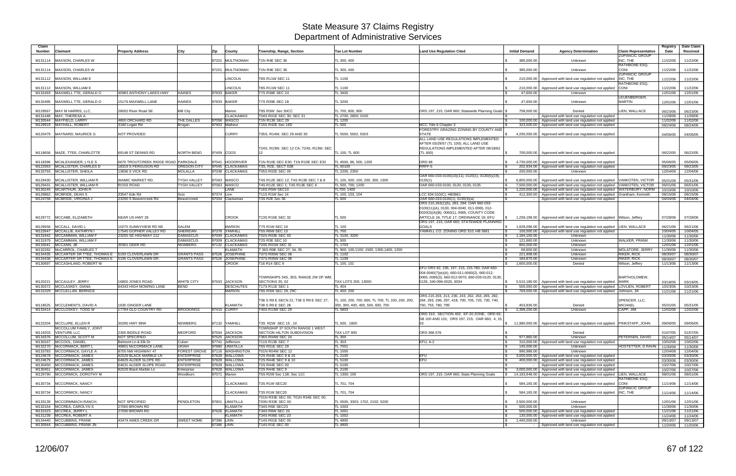# State Measure 37 Claims Registry
## Department of Administrative Services

| Claim Number | Claimant | Property Address | City | Zip | County | Township, Range, Section | Tax Lot Number | Land Use Regulation Cited | Initial Demand | Agency Determination | Claim Representative | Registry Date | Date Claim Received |
|---|---|---|---|---|---|---|---|---|---|---|---|---|---|
| M131114 | MAXSON, CHARLES W | | | 97201 | MULTNOMAH | T1N R4E SEC 36 | TL 300, 400 | | $ 385,000.00 | Unknown | ZUPANCIC GROUP INC, THE | 11/22/06 | 11/22/06 |
| M131114 | MAXSON, CHARLES W | | | 97201 | MULTNOMAH | T1N R4E SEC 36 | TL 300, 400 | | $ 385,000.00 | Unknown | RATHBONE ESQ, CONI | 11/22/06 | 11/22/06 |
| M131112 | MAXSON, WILLIAM E | | | | LINCOLN | T8S R11W SEC 11 | TL 1100 | | $ 210,000.00 | Approved with land use regulation not applied | ZUPANCIC GROUP INC, THE | 11/22/06 | 11/22/06 |
| M131112 | MAXSON, WILLIAM E | | | | LINCOLN | T8S R11W SEC 11 | TL 1100 | | $ 210,000.00 | Approved with land use regulation not applied | RATHBONE ESQ, CONI | 11/22/06 | 11/22/06 |
| M132493 | MAXWELL TTE, GERALD O | 45983 ANTHONY LAKES HWY | HAINES | 97833 | BAKER | T7S R38E SEC 24 | TL 3400 | | $ 47,600.00 | Unknown | | 12/01/06 | 12/01/06 |
| M132495 | MAXWELL TTE, GERALD O | 15176 MAXWELL LANE | HAINES | 97833 | BAKER | T7S R39E SEC 18 | TL 3200 | | $ 47,600.00 | Unknown | LEUENBERGER, MARTIN | 12/01/06 | 12/01/06 |
| M129567 | MAY M HARRIS, LLC | 28002 River Road SE | Mill City | | Marion | T9S R3W Sec 30CC | TL 700, 800, 900 | ORS 197, 215; OAR 660; Statewide Planning Goals | $ 758,000.00 | Denied | LIEN, WALLACE | 06/23/06 | 06/23/06 |
| M131448 | MAY, THERESA A | | | | CLACKAMAS | T04S R01E SEC 30; SEC 31 | TL 2700, 2800; 0100 | | $ - | Approved with land use regulation not applied | | 11/28/06 | 11/28/06 |
| M130544 | MAYFIELD, LARRY | 4800 ORCHARD RD | THE DALLES | 97058 | WASCO | T1N R13E SEC 29 | TL 1200 | | $ 100,000.00 | Approved with land use regulation not applied | | 11/02/06 | 11/02/06 |
| M129919 | MAYHALL, ROBERT | 3180 Logan Rd | Brogan | 97903 | Malheur | T15S R42E Sec 14D | TL 500 | MCC Title 6 Chapter 3 | $ 323,500.00 | Approved with land use regulation not applied | | 08/24/06 | 08/24/06 |
| M120479 | MAYNARD, MAURICE G | NOT PROVIDED | | | CURRY | T35S, R14W, SEC 29 AND 30 | TL 5500, 5502, 5503 | FORESTRY GRAZING ZONING BY COUNTY AND STATE | $ 4,200,000.00 | Approved with land use regulation not applied | | 04/06/05 | 04/06/05 |
| M118656 | MAZE, TTEE, CHARLOTTE | 69148 ST DENNIS RD | NORTH BEND | 97459 | COOS | T24S, R13W, SEC 12 CA; T24S, R13W, SEC 12 | TL 100, TL 600 | ALL LAND USE REGULATIONS IMPLEMENTED AFTER 03/29/57 (TL 100); ALL LAND USE REGULATIONS IMPLEMENTED AFTER 09/18/62 (TL 600) | $ 700,000.00 | Approved with land use regulation not applied | | 06/22/05 | 06/22/05 |
| M118396 | MCALEXANDER, LYLE S | 6670 TROUTCREEK RIDGE ROAD | PARKDALE | 97041 | HOODRIVER | T1N R10E SEC E30; T1N R10E SEC E32 | TL 4500, 86, 500, 1200 | ORD 68 | $ 4,730,000.00 | Approved with land use regulation not applied | | 05/06/05 | 05/06/05 |
| M122563 | MCALLISTER, CHARLES D | 18319 S FERGUSON RD | OREGON CITY | 97045 | CLACKAMAS | T3S, R2E, SECT 02B | TL 00100 | RRFF-5 | $ 202,934.00 | Approved with land use regulation not applied | | 09/23/05 | 09/23/05 |
| M133793 | MCALLISTER, SHEILA | 13656 S VICK RD | MOLALLA | 97038 | CLACKAMAS | T05S R02E SEC 05 | TL 2205, 2300 | | $ 200,000.00 | Unknown | | 12/04/06 | 12/04/06 |
| M129430 | MCALLISTER, WILLIAM R | WAMIC MARKET RD. | TYGH VALLEY | 97063 | WASCO | T4S R12E SEC 12; T4S R13E SEC 7 & 8 | TL 100, 500; 100, 200, 300, 1300 | OAR 660-033-0100(10)(11), 0120(1), 0130(5)(19), 0135(1) | $ 6,800,000.00 | Approved with land use regulation not applied | VANKOTEN, VICTOR | 05/31/06 | 05/31/06 |
| M129431 | MCALLISTER, WILLIAM R | ROSS ROAD | TYGH VALLEY | 97063 | WASCO | T4S R12E SEC 1; T4S R13E SEC 6 | TL 500, 700; 1200 | OAR 660-033-0100, 0120, 0130, 0135 | $ 7,500,000.00 | Approved with land use regulation not applied | VANKOTEN, VICTOR | 06/01/06 | 06/01/06 |
| M130245 | MCARTHUR, JOHN R | | | | LANE | T16S R5W SEC10 | TL700; 1400 | | $ 1,220,000.00 | Approved with land use regulation not applied | WATERBURY, NORM | 10/10/06 | 10/10/06 |
| M129862 | MCBRIDE, DEAN S | 33547 Ede Rd | Scio | 97374 | Linn | T11S R1W Sec 14 | TL 100, 103, 104 | LCC 934.510(C); HB3661 | $ 412,300.00 | Approved with land use regulation not applied | Grantham, Kenneth | 08/15/06 | 08/15/06 |
| M124758 | MCBRIDE, VIRGINIA J | 23290 S Beavercreek Rd | Beavercreek | 97004 | Clackamas | T3S R2E Sec 36 | TL 600 | OAR 660-033-0100(1), 0130(3)(a) | $ - | Approved with land use regulation not applied | | 04/04/06 | 04/04/06 |
| M129772 | MCCABE, ELIZABETH | NEAR US HWY 26 | | | CROOK | T13S R15E SEC 32 | TL 500 | ORS 215.263(1)(5), 283, 284; OAR 660-033-0100(11)(A), 0130, 004-0040, 011-0065, 012-0020(3)(A)(B), 0060(1), 0065; COUNTY CODE ARTICLE 18, TITLE 17, ORDINANCE 19; EFU | $ 1,259,199.00 | Approved with land use regulation not applied | Wilson, Jeffery | 07/28/06 | 07/28/06 |
| M129556 | MCCALL, DAVID L | 10275 SUNNYVIEW RD NE | SALEM | | MARION | T7S R1W SEC 19 | TL 100 | ORS 197, 215; OAR 660; STATEWIDE PLANNING GOALS | $ 1,829,096.00 | Approved with land use regulation not applied | LIEN, WALLACE | 06/21/06 | 06/21/06 |
| M122647 | MCCALLIE, KATHRYN I | 17545 GOPHER VALLEY RD | SHERIDAN | 97378 | YAMHILL | T5S R6W SEC 13 | TL 700 | YAMHILL CO. ZONING ORD 310; HB 3661 | $ 100,000.00 | Approved with land use regulation not applied | | 10/04/05 | 10/04/05 |
| M131842 | MCCAMMAN, WILLIAM F | 23255 SE HIGHWAY 212 | DAMASCUS | 97009 | CLACKAMAS | T02S R03E SEC 03 | TL 3100, 3200 | | $ 1,184,150.00 | Unknown | | 11/30/06 | 11/30/06 |
| M131979 | MCCAMMAN, WILLIAM F | | DAMASCUS | 97009 | CLACKAMAS | T2S R3E SEC 10 | TL 500 | | $ 121,660.00 | Unknown | WALKER, FRANK | 11/30/06 | 11/30/06 |
| M133041 | MCCANN, JB | 35301 GEER RD | NEWBERG | 97132 | CLACKAMAS | T03S R01W SEC 31 | TL 1703 | | $ 850,000.00 | Unknown | | 12/01/06 | 12/01/06 |
| M132292 | McCARROL, CHARLES T | | | | KLAMATH | T 36S R9E SEC 27; 34; 35 | TL 900; 100,1100; 1500, 1300,1400, 1200 | | $ 69,600.00 | Unknown | MOLATORE, JERRY | 11/30/06 | 11/30/06 |
| M134435 | MCCARTER SR TTEE, THOMAS E | 5193 CLOVERLAWN DR | GRANTS PASS | 97526 | JOSEPHINE | T37S R05W SEC 08 | TL 1102 | | $ 221,908.00 | Unknown | RIKER, RICK | 08/30/07 | 08/30/07 |
| M134436 | MCCARTER SR TTEE, THOMAS E | 5195 CLOVERLAWN DR | GRANTS PASS | 97526 | JOSEPHINE | T37S R05W SEC 08 | TL 1109 | | $ 184,870.00 | Unknown | RIKER, RICK | 08/30/07 | 08/30/07 |
| M130697 | MCCASHLAND, ROBERT W | | | | CROOK | T16 R14 SEC 9 | TL 100, 101 | | $ 1,600,000.00 | Denied | Wilson, Jeffery | 11/13/06 | 11/13/06 |
| M120221 | MCCAULEY, JERRY | 16800 JONES ROAD | WHITE CITY | 97503 | JACKSON | TOWNSHIPS 34S, 35S; RANGE 2W OF WM; SECTIONS 35, 02 | TAX LOTS 200, 13000 | EFU ORS 92, 195, 197, 215, 215.780; OAR 660-004-0040(7)(e)(A), 660-011-0060(2), 660-012-0065, 0065(3), 660-012-0070, 660-033-0120, 0130, 0135, 340-096-0020, 0034 | $ 5,510,180.00 | Approved with land use regulation not applied | BARTHOLOMEW, MARK | 03/18/05 | 03/18/05 |
| M130372 | MCCLASKEY, DIANA | 64343 HIGH MOWING LANE | BEND | | DESCHUTES | T17S R11E SEC 1 | TL 404 | | $ 500,000.00 | Approved with land use regulation not applied | LOVLIEN, ROBERT | 10/23/06 | 10/23/06 |
| M131029 | MCCLELLAN, BERNICE | | | | MARION | T9S R3W SEC 29; 29C | TL 400; 200 | | $ 769,000.00 | Approved with land use regulation not applied | Johnson, Jill | 11/21/06 | 11/21/06 |
| M118525 | MCCLEMENTS, DAVID A | 1630 GINGER LANE | | | KLAMATH | T38 S R9 E SECN 21; T38 S R9 E SEC 27; T38 S R9 E SEC 28 | TL 100, 200, 700, 800, TL 700, TL 100, 200, 200, 300, 300, 400, 400, 500, 600, 700 | ORS 215.203, 213, 236, 243, 262, 263, 265, 282, 284, 293, 296, 297, 418, 700, 705, 720, 730, 740, 750, 755, 780, 799 | $ 453,830.00 | Denied | SPENCER, LLC, MICHAEL | 05/31/05 | 05/31/05 |
| M133414 | MCCLOSKEY, TODD W | 17784 OLD COUNTRY RD | BROOKINGS | 97415 | CURRY | T40S R13W SEC 29 | TL 5803 | | $ 2,398,200.00 | Unknown | CAPP, JIM | 12/02/06 | 12/02/06 |
| M122204 | MCCLURE, ELLEN R | 30295 HWY 99W | NEWBERG | 97132 | YAMHILL | T3S R2W SEC 15 , 10 | TL 500, 1800 | ORD 310; SECTION 402; EF-20 ZONE; ORD 83; SB 100 AND 101; ORS 197, 215; OAR 660; 4, 15, 33 | $ 11,980,000.00 | Approved with land use regulation not applied | PINKSTAFF, JOHN | 09/06/05 | 09/06/05 |
| M119203 | MCCOLLUM FAMILY, JOINT VENTURE LLC | 2300 BIDDLE ROAD | MEDFORD | 97504 | JACKSON | TOWNSHIP 37 SOUTH RANGE 1 WEST SECTION HILTON SUBDIVISION | TAX LOT 800 | ORS 366.576 | $ - | Denied | | 01/07/05 | 01/07/05 |
| M134376 | MCCOLLUM, SCOTT M | NOT SPECIFIED | | 97525 | JACKSON | T36S R04W SEC 24 | TL 300 | | $ 977,860.00 | Unknown | PETERSEN, DAVID | 05/14/07 | 05/14/07 |
| M130167 | MCCOOL, DANIEL | Belmont Ln & Elk Dr | Culver | 97741 | Jefferson | T11S R13E SEC 7 | TL 303 | EFU; A-2 | $ 310,000.00 | Approved with land use regulation not applied | | 10/02/06 | 10/02/06 |
| M132270 | MCCORMACK, BERT L | 49801 McCORMACK LANE | UKIAH | 97880 | UMATILLA | T6S R31E SEC 29 | TL 7001 | | $ 145,000.00 | Unknown | HOSTETTER, D RAHN | 11/30/06 | 11/30/06 |
| M133783 | MCCORMACK, GAYLE A | 8705 NW HIGHWAY 47 | FOREST GROVE | 97116 | WASHINGTON | T01N R04W SEC 12 | TL 1000 | | $ 990,986.00 | Unknown | | 12/04/06 | 12/04/06 |
| M124678 | MCCORMACK, JAMES | 82029 BLACK MARBLE LN | ENTERPRISE | 97828 | WALLOWA | T2S R44E SEC 9 & 15 | TL 2100 | EFU | $ 3,000,000.00 | Approved with land use regulation not applied | | 03/30/06 | 03/30/06 |
| M124679 | MCCORMACK, JAMES | 64829 ALDER SLOPE RD | ENTERPRISE | 97828 | WALLOWA | T2S R44E SEC 9 & 10 | TL 5100 | EFU | $ 400,000.00 | Approved with land use regulation not applied | | 03/30/06 | 03/30/06 |
| M130450 | MCCORMACK, JAMES | 64631 ALDER SLOPE ROAD | ENTERPRISE | 97828 | WALLOWA | T2S R44E SEC 00 | TL 5100 | | $ - | Approved with land use regulation not applied | | 10/27/06 | 10/27/06 |
| M130451 | MCCORMACK, JAMES | 82029 Black Marble Ln | Enterprise | 97828 | WALLOWA | T2S R44E SEC 9 | TL 2100 | | $ 3,000,000.00 | Approved with land use regulation not applied | | 10/27/06 | 10/27/06 |
| M129790 | MCCORMICK, DOROTHY M | | Woodburn | 97071 | Marion | T5S R2W Sec 11B; Sec 11C | TL 1300; 100 | ORS 197, 215; OAR 660; State Planning Goals | $ 14,183,948.00 | Approved with land use regulation not applied | LIEN, WALLACE | 08/01/06 | 08/01/06 |
| M130734 | MCCORMICK, NANCY | | | | CLACKAMAS | T3S R1W SEC20 | TL 701, 704 | | $ 584,165.00 | Approved with land use regulation not applied | RATHBONE ESQ, CONI | 11/14/06 | 11/14/06 |
| M130734 | MCCORMICK, NANCY | | | | CLACKAMAS | T3S R1W SEC20 | TL 701, 704 | | $ 584,165.00 | Approved with land use regulation not applied | ZUPANCIC GROUP INC, THE | 11/14/06 | 11/14/06 |
| M133139 | MCCORMMACH RANCH, | NOT SPECIFIED | PENDLETON | 97801 | UMATILLA | T01N R33E SEC 00; T01N R34E SEC 00; T03N R33E SEC 00 | TL 0500, 3303; 1702, 2102; 5200 | | $ 2,500,000.00 | Unknown | | 12/01/06 | 12/01/06 |
| M132164 | MCCREA, CAROLYN S | 27050 BROWN RD | | | KLAMATH | T34S R6E SEC23 | TL 1003 | | $ 500,000.00 | Unknown | | 11/30/06 | 11/30/06 |
| M131023 | MCCREA, JERRY L | 27050 BROWN RD | | 97626 | KLAMATH | T34S R6W SEC 23 | TL 1001 | | $ 500,000.00 | Approved with land use regulation not applied | | 11/21/06 | 11/21/06 |
| M131239 | MCCREA, ROBERT A | | | | KLAMATH | T34S R06E SEC 23 | TL 1002 | | $ 130,000.00 | Approved with land use regulation not applied | | 11/24/06 | 11/24/06 |
| M134440 | MCCUBBINS, FRANK | 43474 AMES CREEK DR | SWEET HOME | 97386 | LINN | T14S R01E SEC 00 | TL 4800 | | $ 1,440,000.00 | Unknown | | 09/13/07 | 09/13/07 |
| M130944 | MCCUBBINS, FRANK JN | | | 97386 | LINN | T14S R1E SEC 00 | TL 4800 | | $ - | Approved with land use regulation not applied | | 11/20/06 | 11/20/06 |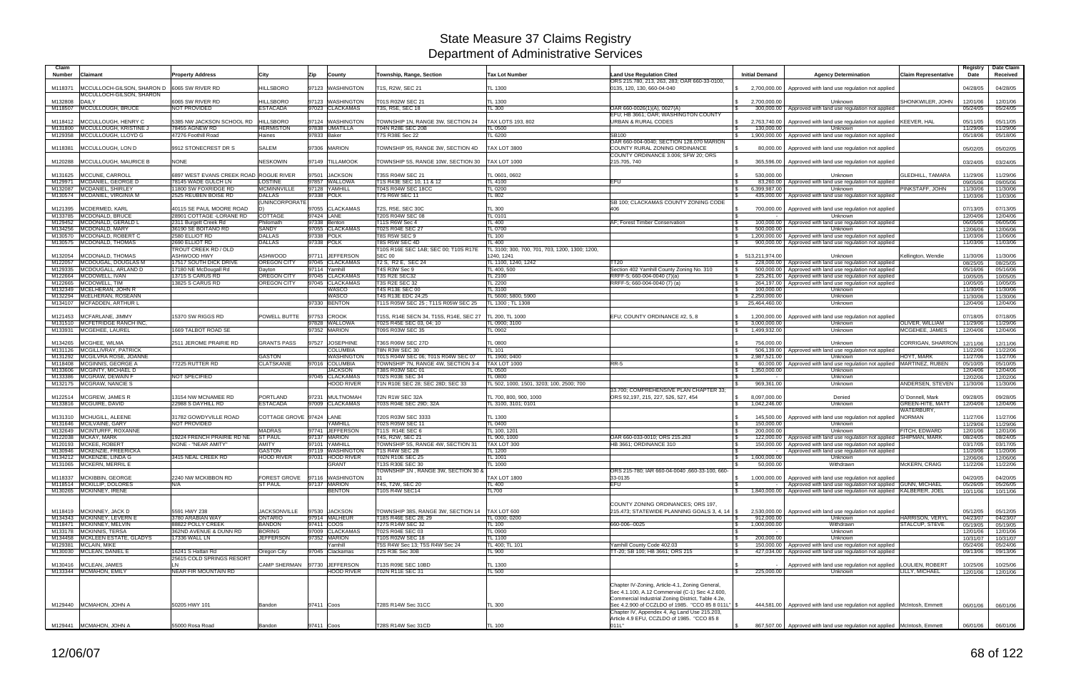# State Measure 37 Claims Registry
# Department of Administrative Services

| Claim Number | Claimant | Property Address | City | Zip | County | Township, Range, Section | Tax Lot Number | Land Use Regulation Cited | Initial Demand | Agency Determination | Claim Representative | Registry Date | Date Claim Received |
|---|---|---|---|---|---|---|---|---|---|---|---|---|---|
| M118371 | MCCULLOCH-GILSON, SHARON D | 6065 SW RIVER RD | HILLSBORO | 97123 | WASHINGTON | T1S, R2W, SEC 21 | TL 1300 | ORS 215.780, 213, 263, 283; OAR 660-33-0100, 0135, 120, 130, 660-04-040 | $ 2,700,000.00 | Approved with land use regulation not applied | | 04/28/05 | 04/28/05 |
| M132808 | MCCULLOCH-GILSON, SHARON DAILY | 6065 SW RIVER RD | HILLSBORO | 97123 | WASHINGTON | T01S R02W SEC 21 | TL 1300 | | $ 2,700,000.00 | Unknown | SHONKWILER, JOHN | 12/01/06 | 12/01/06 |
| M118507 | MCCULLOUGH, BRUCE | NOT PROVIDED | ESTACADA | 97023 | CLACKAMAS | T3S, R5E, SEC 18 | TL 300 | OAR 660-0026(1)(A), 0027(A) | $ 300,000.00 | Approved with land use regulation not applied | | 05/24/05 | 05/24/05 |
| M118412 | MCCULLOUGH, HENRY C | 5385 NW JACKSON SCHOOL RD | HILLSBORO | 97124 | WASHINGTON | TOWNSHIP 1N, RANGE 3W, SECTION 24 | TAX LOTS 193, 802 | EFU; HB 3661; OAR; WASHINGTON COUNTY URBAN & RURAL CODES | $ 2,763,740.00 | Approved with land use regulation not applied | KEEVER, HAL | 05/11/05 | 05/11/05 |
| M131800 | MCCULLOUGH, KRISTINE J | 78455 AGNEW RD | HERMISTON | 97838 | UMATILLA | T04N R28E SEC 20B | TL 0500 | | $ 130,000.00 | Unknown | | 11/29/06 | 11/29/06 |
| M129358 | MCCULLOUGH, LLOYD G | 47276 Foothill Road | Haines | 97833 | Baker | T7S R38E Sec 22 | TL 6200 | SB100 | $ 1,900,000.00 | Approved with land use regulation not applied | | 05/18/06 | 05/18/06 |
| M118381 | MCCULLOUGH, LON D | 9912 STONECREST DR S | SALEM | 97306 | MARION | TOWNSHIP 9S, RANGE 3W, SECTION 4D | TAX LOT 3800 | OAR 660-004-0040; SECTION 128.070 MARION COUNTY RURAL ZONING ORDINANCE | $ 80,000.00 | Approved with land use regulation not applied | | 05/02/05 | 05/02/05 |
| M120288 | MCCULLOUGH, MAURICE B | NONE | NESKOWIN | 97149 | TILLAMOOK | TOWNSHIP 5S, RANGE 10W, SECTION 30 | TAX LOT 1000 | COUNTY ORDINANCE 3.006; SFW 20; ORS 215.705, 740 | $ 365,596.00 | Approved with land use regulation not applied | | 03/24/05 | 03/24/05 |
| M131625 | MCCUNE, CARROLL | 6897 WEST EVANS CREEK ROAD | ROGUE RIVER | 97501 | JACKSON | T35S R04W SEC 21 | TL 0601, 0602 | | $ 530,000.00 | Unknown | GLEDHILL, TAMARA | 11/29/06 | 11/29/06 |
| M129971 | MCDANIEL, GEORGE D | 78145 WADE GULCH LN | LOSTINE | 97857 | WALLOWA | T1S R43E SEC 10, 11 & 12 | TL 4100 | EFU | $ 83,260.00 | Approved with land use regulation not applied | | 09/05/06 | 09/05/06 |
| M132087 | MCDANIEL, SHIRLEY | 11800 SW FOXRIDGE RD | MCMINNVILLE | 97128 | YAMHILL | T04S R04W SEC 18CC | TL 0200 | | $ 6,399,987.00 | Unknown | PINKSTAFF, JOHN | 11/30/06 | 11/30/06 |
| M130574 | MCDANIEL, VIRGINIA M | 2525 REUBEN BOISE RD | DALLAS | 97338 | POLK | T7S R6W SEC 11 | TL 802 | | $ 435,000.00 | Approved with land use regulation not applied | | 11/03/06 | 11/03/06 |
| M121395 | MCDERMED, KARL | 40115 SE PAUL MOORE ROAD | (UNINCORPORATED) | 97055 | CLACKAMAS | T2S, R5E, SEC 30C | TL 300 | SB 100; CLACKAMAS COUNTY ZONING CODE 406 | $ 700,000.00 | Approved with land use regulation not applied | | 07/13/05 | 07/13/05 |
| M133785 | MCDONALD, BRUCE | 28901 COTTAGE -LORANE RD | COTTAGE | 97424 | LANE | T20S R04W SEC 08 | TL 0101 | | $ - | Unknown | | 12/04/06 | 12/04/06 |
| M129452 | MCDONALD, GERALD L | 2311 Burgett Creek Rd | Philomath | 97338 | Benton | T11S R6W Sec 4 | TL 400 | AF; Forest Timber Conservation | $ 100,000.00 | Approved with land use regulation not applied | | 06/05/06 | 06/05/06 |
| M134256 | MCDONALD, MARY | 36190 SE BOITANO RD | SANDY | 97055 | CLACKAMAS | T02S R04E SEC 27 | TL 0700 | | $ 500,000.00 | Unknown | | 12/06/06 | 12/06/06 |
| M130570 | MCDONALD, ROBERT C | 2580 ELLIOT RD | DALLAS | 97338 | POLK | T8S R5W SEC 9 | TL 100 | | $ 1,200,000.00 | Approved with land use regulation not applied | | 11/03/06 | 11/06/06 |
| M130575 | MCDONALD, THOMAS | 2690 ELLIOT RD | DALLAS | 97338 | POLK | T8S R5W SEC 4D | TL 400 | | $ 900,000.00 | Approved with land use regulation not applied | | 11/03/06 | 11/03/06 |
| M132054 | MCDONALD, THOMAS | TROUT CREEK RD / OLD ASHWOOD HWY | ASHWOOD | 97711 | JEFFERSON | T10S R16E SEC 1AB; SEC 00; T10S R17E SEC 00 | TL 3100; 300, 700, 701, 703, 1200, 1300; 1200, 1240, 1241 | | $ 513,211,974.00 | Unknown | Kellington, Wendie | 11/30/06 | 11/30/06 |
| M122057 | MCDOUGAL, DOUGLAS M | 17517 SOUTH DICK DRIVE | OREGON CITY | 97045 | CLACKAMAS | T2 S, R2 E, SEC 24 | TL 1100, 1240, 1242 | TT20 | $ 228,000.00 | Approved with land use regulation not applied | | 08/25/05 | 08/25/05 |
| M129235 | MCDOUGALL, ARLAND D | 17180 NE McDougall Rd | Dayton | 97114 | Yamhill | T4S R3W Sec 9 | TL 400, 500 | Section 402 Yamhill County Zoning No. 310 | $ 500,000.00 | Approved with land use regulation not applied | | 05/16/06 | 05/16/06 |
| M122664 | MCDOWELL, IVAN | 13715 S CARUS RD | OREGON CITY | 97045 | CLACKAMAS | T3S R2E SEC32 | TL 2100 | RRFF-5; 660-004-0040 (7)(a) | $ 225,261.00 | Approved with land use regulation not applied | | 10/05/05 | 10/05/05 |
| M122665 | MCDOWELL, TIM | 13825 S CARUS RD | OREGON CITY | 97045 | CLACKAMAS | T3S R2E SEC 32 | TL 2200 | RRFF-5; 660-004-0040 (7) (a) | $ 264,197.00 | Approved with land use regulation not applied | | 10/05/05 | 10/05/05 |
| M132349 | MCELHERAN, JOHN R | | | | WASCO | T4S R13E SEC 00 | TL 3100 | | $ 100,000.00 | Unknown | | 11/30/06 | 11/30/06 |
| M132294 | MCELHERAN, ROSEANN | | | | WASCO | T4S R13E EDC 24,25 | TL 5600; 5800, 5900 | | $ 2,250,000.00 | Unknown | | 11/30/06 | 11/30/06 |
| M134107 | MCFADDEN, ARTHUR L | | | 97330 | BENTON | T11S R05W SEC 25 ; T11S R05W SEC 25 | TL 1300 ; TL 1308 | | $ 25,464,460.00 | Unknown | | 12/04/06 | 12/04/06 |
| M121453 | MCFARLANE, JIMMY | 15370 SW RIGGS RD | POWELL BUTTE | 97753 | CROOK | T15S, R14E SECN 34, T15S, R14E, SEC 27 | TL 200, TL 1000 | EFU; COUNTY ORDINANCE #2, 5, 8 | $ 1,200,000.00 | Approved with land use regulation not applied | | 07/18/05 | 07/18/05 |
| M131510 | MCFETRIDGE RANCH INC, | | | 97828 | WALLOWA | T02S R45E SEC 03, 04; 10 | TL 0900; 3100 | | $ 3,000,000.00 | Unknown | OLIVER, WILLIAM | 11/29/06 | 11/29/06 |
| M133931 | MCGEHEE, LAUREL | 1669 TALBOT ROAD SE | | 97352 | MARION | T09S R03W SEC 35 | TL 0902 | | $ 1,499,932.00 | Unknown | MCGEHEE, JAMES | 12/04/06 | 12/04/06 |
| M134265 | MCGHEE, WILMA | 2511 JEROME PRAIRIE RD | GRANTS PASS | 97527 | JOSEPHINE | T36S R06W SEC 27D | TL 0800 | | $ 756,000.00 | Unknown | CORRIGAN, SHARRON | 12/11/06 | 12/11/06 |
| M131126 | MCGILLIVRAY, PATRICK | | | | COLUMBIA | T8N R3W SEC 30 | TL 101 | | $ 506,139.00 | Approved with land use regulation not applied | | 11/22/06 | 11/22/06 |
| M131292 | MCGILVRA ROSE, JOANNE | | GASTON | | WASHINGTON | T01S R04W SEC 06; T01S R04W SEC 07 | TL 1900; 0400 | | $ 2,987,521.00 | Unknown | HOYT, MARK | 11/27/06 | 11/27/06 |
| M118408 | MCGINNIS, GEORGE A | 77225 RUTTER RD | CLATSKANIE | 97016 | COLUMBIA | TOWNSHIP 7N, RANGE 4W, SECTION 3-4 | TAX LOT 1000 | RR-5 | $ 60,000.00 | Approved with land use regulation not applied | MARTINEZ, RUBEN | 05/10/05 | 05/10/05 |
| M133606 | MCGINTY, MICHAEL D | | | | JACKSON | T38S R03W SEC 01 | TL 0500 | | $ 1,350,000.00 | Unknown | | 12/04/06 | 12/04/06 |
| M133386 | MCGRAW, DEWAIN F | NOT SPECIFIED | | 97045 | CLACKAMAS | T02S R03E SEC 34 | TL 0800 | | $ - | Unknown | | 12/02/06 | 12/02/06 |
| M132175 | MCGRAW, NANCIE S | | | | HOOD RIVER | T1N R10E SEC 28; SEC 28D; SEC 33 | TL 502, 1000, 1501, 3203; 100, 2500; 700 | | $ 969,361.00 | Unknown | ANDERSEN, STEVEN | 11/30/06 | 11/30/06 |
| M122514 | MCGREW, JAMES R | 13154 NW MCNAMEE RD | PORTLAND | 97231 | MULTNOMAH | T2N R1W SEC 32A | TL 700, 800, 900, 1000 | 33.700; COMPREHENSIVE PLAN CHAPTER 33; ORS 92.197, 215, 227, 526, 527, 454 | $ 8,097,000.00 | Denied | O`Donnell, Mark | 09/28/05 | 09/28/05 |
| M133816 | MCGUIRE, DAVID | 22988 S DAYHILL RD | ESTACADA | 97009 | CLACKAMAS | T03S R04E SEC 29D; 32A | TL 3100, 3101; 0101 | | $ 1,042,246.00 | Unknown | GREEN-HITE, MATT | 12/04/06 | 12/04/06 |
| M131310 | MCHUGILL, ALEENE | 31782 GOWDYVILLE ROAD | COTTAGE GROVE | 97424 | LANE | T20S R03W SEC 3333 | TL 1300 | | $ 145,500.00 | Approved with land use regulation not applied | WATERBURY, NORMAN | 11/27/06 | 11/27/06 |
| M131646 | MCILVAINE, GARY | NOT PROVIDED | | | YAMHILL | T02S R05W SEC 11 | TL 0400 | | $ 150,000.00 | Unknown | | 11/29/06 | 11/29/06 |
| M132649 | MCINTURFF, ROXANNE | | MADRAS | 97741 | JEFFERSON | T11S R14E SEC 6 | TL 100, 1201 | | $ 200,000.00 | Unknown | FITCH, EDWARD | 12/01/06 | 12/01/06 |
| M122038 | MCKAY, MARK | 19224 FRENCH PRAIRIE RD NE | ST PAUL | 97137 | MARION | T4S, R2W, SEC 21 | TL 900, 1000 | OAR 660-033-0010; ORS 215.283 | $ 122,000.00 | Approved with land use regulation not applied | SHIPMAN, MARK | 08/24/05 | 08/24/05 |
| M120193 | MCKEE, ROBERT | NONE - "NEAR AMITY" | AMITY | 97101 | YAMHILL | TOWNSHIP 5S, RANGE 4W, SECTION 31 | TAX LOT 300 | HB 3661; ORDINANCE 310 | $ 150,000.00 | Approved with land use regulation not applied | | 03/17/05 | 03/17/05 |
| M130946 | MCKENZIE, FREERICKA | | GASTON | 97119 | WASHINGTON | T1S R4W SEC 28 | TL 1200 | | $ - | Approved with land use regulation not applied | | 11/20/06 | 11/20/06 |
| M134212 | MCKENZIE, LINDA G | 3415 NEAL CREEK RD | HOOD RIVER | 97031 | HOOD RIVER | T02N R10E SEC 25 | TL 1001 | | $ 1,600,000.00 | Unknown | | 12/06/06 | 12/06/06 |
| M131065 | MCKERN, MERRIL E | | | | GRANT | T13S R30E SEC 30 | TL 1000 | | $ 50,000.00 | Withdrawn | McKERN, CRAIG | 11/22/06 | 11/22/06 |
| M118337 | MCKIBBIN, GEORGE | 2240 NW MCKIBBON RD | FOREST GROVE | 97116 | WASHINGTON | TOWNSHIP 1N , RANGE 3W, SECTION 30 & 31 | TAX LOT 1800 | ORS 215-780; IAR 660-04-0040 ,660-33-100, 660-33-0135 | $ 1,000,000.00 | Approved with land use regulation not applied | | 04/20/05 | 04/20/05 |
| M118514 | MCKILLIP, DOLORES | N/A | ST PAUL | 97137 | MARION | T4S, T2W, SEC 20 | TL 400 | EFU | $ - | Approved with land use regulation not applied | GUNN, MICHAEL | 05/26/05 | 05/26/05 |
| M130265 | MCKINNEY, IRENE | | | | BENTON | T10S R4W SEC14 | TL700 | | $ 1,840,000.00 | Approved with land use regulation not applied | KALBERER, JOEL | 10/11/06 | 10/11/06 |
| M118419 | MCKINNEY, JACK D | 5591 HWY 238 | JACKSONVILLE | 97530 | JACKSON | TOWNSHIP 38S, RANGE 3W, SECTION 14 | TAX LOT 600 | COUNTY ZONING ORDINANCES; ORS 197, 215.473; STATEWIDE PLANNING GOALS 3, 4, 14 | $ 2,530,000.00 | Approved with land use regulation not applied | | 05/12/05 | 05/12/05 |
| M134343 | MCKINNEY, LEVERN E | 3780 ARABIAN WAY | ONTARIO | 97914 | MALHEUR | T18S R46E SEC 28, 29 | TL 0300; 0200 | | $ 912,000.00 | Unknown | HARRISON, VERYL | 04/23/07 | 04/23/07 |
| M118471 | MCKINNEY, MELVIN | 88822 POLLY CREEK | BANDON | 97411 | COOS | T27S R14W SEC 32 | TL 100 | 660-006--0025 | $ 1,000,000.00 | Withdrawn | STALCUP, STEVE | 05/19/05 | 05/19/05 |
| M133178 | MCKINNIS, TERSA | 362ND AVENUE & DUNN RD | BORING | 97009 | CLACKAMAS | T02S R04E SEC 03 | TL 0900 | | $ - | Unknown | | 12/01/06 | 12/01/06 |
| M134458 | MCKLEEN ESTATE, GLADYS | 17336 WALL LN | JEFFERSON | 97352 | MARION | T10S R02W SEC 18 | TL 1100 | | $ 200,000.00 | Unknown | | 10/31/07 | 10/31/07 |
| M129381 | MCLAIN, MIKE | | | | Yamhill | T5S R4W Sec 13; T5S R4W Sec 24 | TL 400; TL 101 | Yamhill County Code 402.03 | $ 150,000.00 | Approved with land use regulation not applied | | 05/24/06 | 05/24/06 |
| M130030 | MCLEAN, DANIEL E | 16241 S Hattan Rd | Oregon City | 97045 | Clackamas | T2S R3E Sec 30B | TL 900 | TT-20; SB 100; HB 3661; ORS 215 | $ 427,034.00 | Approved with land use regulation not applied | | 09/13/06 | 09/13/06 |
| M130416 | MCLEAN, JAMES | 25615 COLD SPRINGS RESORT LN | CAMP SHERMAN | 97730 | JEFFERSON | T13S R09E SEC 10BD | TL 1300 | | $ - | Approved with land use regulation not applied | LOULIEN, ROBERT | 10/25/06 | 10/25/06 |
| M133344 | MCMAHON, EMILY | NEAR FIR MOUNTAIN RD | | | HOOD RIVER | T02N R11E SEC 31 | TL 500 | | $ 225,000.00 | Unknown | LILLY, MICHAEL | 12/01/06 | 12/01/06 |
| M129440 | MCMAHON, JOHN A | 50205 HWY 101 | Bandon | 97411 | Coos | T28S R14W Sec 31CC | TL 300 | Chapter IV-Zoning, Article-4.1, Zoning General, Sec 4.1.100, A.12 Commercial (C-1) Sec 4.2.600, Commercial Industrial Zoning District, Table 4.2e, Sec 4.2.900 of CCZLDO of 1985. "CCO 85 8 011L" | $ 444,581.00 | Approved with land use regulation not applied | McIntosh, Emmett | 06/01/06 | 06/01/06 |
| M129441 | MCMAHON, JOHN A | 55000 Rosa Road | Bandon | 97411 | Coos | T28S R14W Sec 31CD | TL 100 | Chapter IV, Appendex 4, Ag Land Use 215.203, Article 4.9 EFU, CCZLDO of 1985. "CCO 85 8 011L" | $ 867,507.00 | Approved with land use regulation not applied | McIntosh, Emmett | 06/01/06 | 06/01/06 |

12/06/07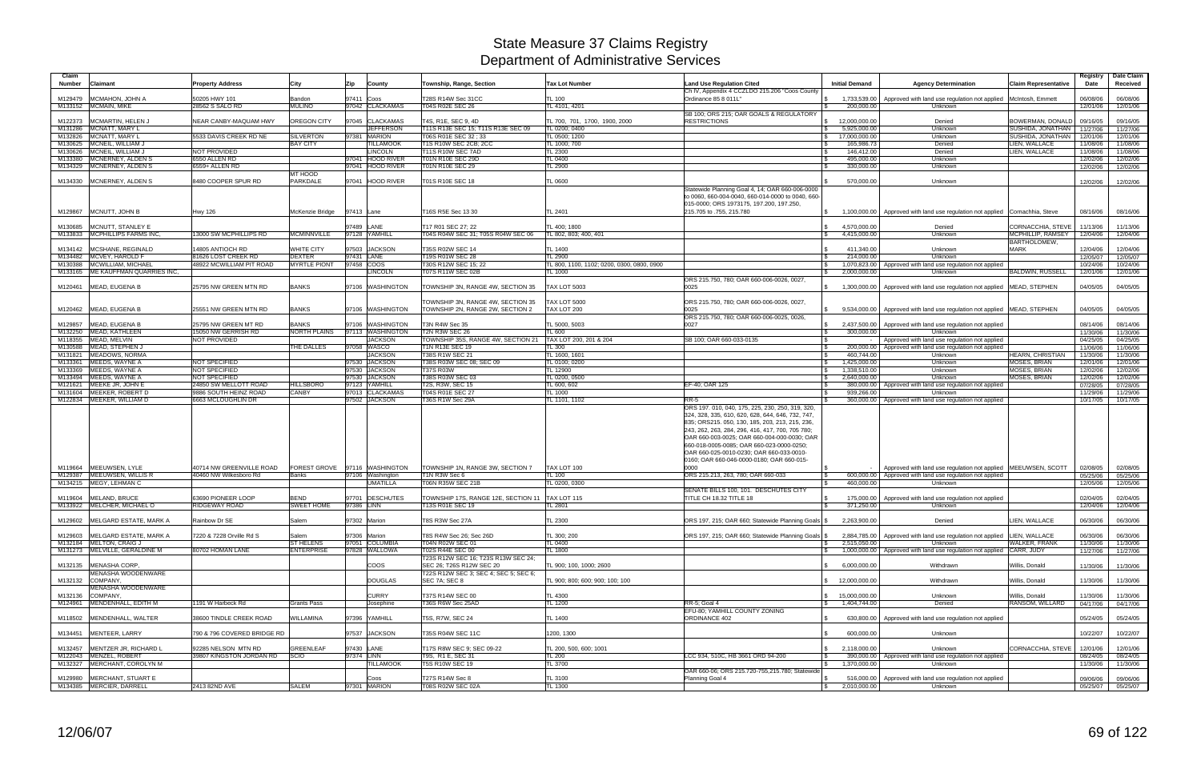# State Measure 37 Claims Registry
## Department of Administrative Services

| Claim Number | Claimant | Property Address | City | Zip | County | Township, Range, Section | Tax Lot Number | Land Use Regulation Cited | Initial Demand | Agency Determination | Claim Representative | Registry Date | Date Claim Received |
|---|---|---|---|---|---|---|---|---|---|---|---|---|---|
| M129479 | MCMAHON, JOHN A | 50205 HWY 101 | Bandon | 97411 | Coos | T28S R14W Sec 31CC | TL 100 | Ch IV, Appendix 4 CCZLDO 215.206 "Coos County Ordinance 85 8 011L" | $ 1,733,539.00 | Approved with land use regulation not applied | McIntosh, Emmett | 06/08/06 | 06/08/06 |
| M133152 | MCMAIN, MIKE | 28562 S SALO RD | MULINO | 97042 | CLACKAMAS | T04S R02E SEC 26 | TL 4101, 4201 | | $ 200,000.00 | Unknown | | 12/01/06 | 12/01/06 |
| M122373 | MCMARTIN, HELEN J | NEAR CANBY-MAQUAM HWY | OREGON CITY | 97045 | CLACKAMAS | T4S, R1E, SEC 9, 4D | TL 700, 701, 1700, 1900, 2000 | SB 100; ORS 215; OAR GOALS & REGULATORY RESTRICTIONS | $ 12,000,000.00 | Denied | BOWERMAN, DONALD | 09/16/05 | 09/16/05 |
| M131286 | MCNATT, MARY L | | | | JEFFERSON | T11S R13E SEC 15; T11S R13E SEC 09 | TL 0200; 0400 | | $ 5,925,000.00 | Unknown | SUSHIDA, JONATHAN | 11/27/06 | 11/27/06 |
| M132826 | MCNATT, MARY L | 5533 DAVIS CREEK RD NE | SILVERTON | 97381 | MARION | T06S R01E SEC 32 ; 33 | TL 0500; 1200 | | $ 17,000,000.00 | Unknown | SUSHIDA, JONATHAN | 12/01/06 | 12/01/06 |
| M130625 | MCNEIL, WILLIAM J | | BAY CITY | | TILLAMOOK | T1S R10W SEC 2CB; 2CC | TL 1000; 700 | | $ 165,986.73 | Denied | LIEN, WALLACE | 11/08/06 | 11/08/06 |
| M130626 | MCNEIL, WILLIAM J | NOT PROVIDED | | | LINCOLN | T11S R10W SEC 7AD | TL 2300 | | $ 146,412.00 | Denied | LIEN, WALLACE | 11/08/06 | 11/08/06 |
| M133380 | MCNERNEY, ALDEN S | 6550 ALLEN RD | | 97041 | HOOD RIVER | T01N R10E SEC 29D | TL 0400 | | $ 495,000.00 | Unknown | | 12/02/06 | 12/02/06 |
| M134329 | MCNERNEY, ALDEN S | 6559+ ALLEN RD | | 97041 | HOOD RIVER | T01N R10E SEC 29 | TL 2900 | | $ 330,000.00 | Unknown | | 12/02/06 | 12/02/06 |
| M134330 | MCNERNEY, ALDEN S | 8480 COOPER SPUR RD | MT HOOD PARKDALE | 97041 | HOOD RIVER | T01S R10E SEC 18 | TL 0600 | | $ 570,000.00 | Unknown | | 12/02/06 | 12/02/06 |
| M129867 | MCNUTT, JOHN B | Hwy 126 | McKenzie Bridge | 97413 | Lane | T16S R5E Sec 13 30 | TL 2401 | Statewide Planning Goal 4, 14; OAR 660-006-0000 to 0060, 660-004-0040, 660-014-0000 to 0040, 660-015-0000; ORS 1973175, 197.200, 197.250, 215.705 to .755, 215.780 | $ 1,100,000.00 | Approved with land use regulation not applied | Cornachhia, Steve | 08/16/06 | 08/16/06 |
| M130685 | MCNUTT, STANLEY E | | | 97489 | LANE | T17 R01 SEC 27; 22 | TL 400; 1800 | | $ 4,570,000.00 | Denied | CORNACCHIA, STEVE | 11/13/06 | 11/13/06 |
| M133833 | MCPHILLIPS FARMS INC, | 13000 SW MCPHILLIPS RD | MCMINNVILLE | 97128 | YAMHILL | T04S R04W SEC 31; T05S R04W SEC 06 | TL 802, 803; 400, 401 | | $ 4,415,000.00 | Unknown | MCPHILLIP, RAMSEY | 12/04/06 | 12/04/06 |
| M134142 | MCSHANE, REGINALD | 14805 ANTIOCH RD | WHITE CITY | 97503 | JACKSON | T35S R02W SEC 14 | TL 1400 | | $ 411,340.00 | Unknown | BARTHOLOMEW, MARK | 12/04/06 | 12/04/06 |
| M134482 | MCVEY, HAROLD F | 81626 LOST CREEK RD | DEXTER | 97431 | LANE | T19S R01W SEC 28 | TL 2900 | | $ 214,000.00 | Unknown | | 12/05/07 | 12/05/07 |
| M130388 | MCWILLIAM, MICHAEL | 48922 MCWILLIAM PIT ROAD | MYRTLE PIONT | 97458 | COOS | T30S R12W SEC 15; 22 | TL 800, 1100, 1102; 0200, 0300, 0800, 0900 | | $ 1,070,823.00 | Approved with land use regulation not applied | | 10/24/06 | 10/24/06 |
| M133165 | ME KAUFFMAN QUARRIES INC, | | | | LINCOLN | T07S R11W SEC 02B | TL 1000 | | $ 2,000,000.00 | Unknown | BALDWIN, RUSSELL | 12/01/06 | 12/01/06 |
| M120461 | MEAD, EUGENA B | 25795 NW GREEN MTN RD | BANKS | 97106 | WASHINGTON | TOWNSHIP 3N, RANGE 4W, SECTION 35 | TAX LOT 5003 | ORS 215.750, 780; OAR 660-006-0026, 0027, 0025 | $ 1,300,000.00 | Approved with land use regulation not applied | MEAD, STEPHEN | 04/05/05 | 04/05/05 |
| M120462 | MEAD, EUGENA B | 25551 NW GREEN MTN RD | BANKS | 97106 | WASHINGTON | TOWNSHIP 3N, RANGE 4W, SECTION 35 TOWNSHIP 2N, RANGE 2W, SECTION 2 | TAX LOT 5000 TAX LOT 200 | ORS 215.750, 780; OAR 660-006-0026, 0027, 0025 | $ 9,534,000.00 | Approved with land use regulation not applied | MEAD, STEPHEN | 04/05/05 | 04/05/05 |
| M129857 | MEAD, EUGENA B | 25795 NW GREEN MT RD | BANKS | 97106 | WASHINGTON | T3N R4W Sec 35 | TL 5000, 5003 | ORS 215.750, 780; OAR 660-006-0025, 0026, 0027 | $ 2,437,500.00 | Approved with land use regulation not applied | | 08/14/06 | 08/14/06 |
| M132250 | MEAD, KATHLEEN | 15050 NW GERRISH RD | NORTH PLAINS | 97113 | WASHINGTON | T2N R3W SEC 26 | TL 600 | | $ 300,000.00 | Unknown | | 11/30/06 | 11/30/06 |
| M118355 | MEAD, MELVIN | NOT PROVIDED | | | JACKSON | TOWNSHIP 35S, RANGE 4W, SECTION 21 | TAX LOT 200, 201 & 204 | SB 100; OAR 660-033-0135 | $ - | Approved with land use regulation not applied | | 04/25/05 | 04/25/05 |
| M130588 | MEAD, STEPHEN J | | THE DALLES | 97058 | WASCO | T1N R13E SEC 19 | TL 300 | | $ 200,000.00 | Approved with land use regulation not applied | | 11/06/06 | 11/06/06 |
| M131821 | MEADOWS, NORMA | | | | JACKSON | T38S R1W SEC 21 | TL 1600, 1601 | | $ 460,744.00 | Unknown | HEARN, CHRISTIAN | 11/30/06 | 11/30/06 |
| M133361 | MEEDS, WAYNE A | NOT SPECIFIED | | 97530 | JACKSON | T38S R03W SEC 08; SEC 09 | TL 0100; 0200 | | $ 1,425,000.00 | Unknown | MOSES, BRIAN | 12/01/06 | 12/01/06 |
| M133369 | MEEDS, WAYNE A | NOT SPECIFIED | | 97530 | JACKSON | T37S R03W | TL 12900 | | $ 1,338,510.00 | Unknown | MOSES, BRIAN | 12/02/06 | 12/02/06 |
| M133494 | MEEDS, WAYNE A | NOT SPECIFIED | | 97530 | JACKSON | T38S R03W SEC 03 | TL 0200, 0500 | | $ 2,640,000.00 | Unknown | MOSES, BRIAN | 12/02/06 | 12/02/06 |
| M121621 | MEEKE JR, JOHN E | 24850 SW MELLOTT ROAD | HILLSBORO | 97123 | YAMHILL | T2S, R3W, SEC 15 | TL 600, 602 | EF-40; OAR 125 | $ 380,000.00 | Approved with land use regulation not applied | | 07/28/05 | 07/28/05 |
| M131604 | MEEKER, ROBERT D | 9886 SOUTH HEINZ ROAD | CANBY | 97013 | CLACKAMAS | T04S R01E SEC 27 | TL 1000 | | $ 939,266.00 | Unknown | | 11/29/06 | 11/29/06 |
| M122834 | MEEKER, WILLIAM D | 6663 MCLOUGHLIN DR | | 97502 | JACKSON | T36S R1W Sec 29A | TL 1101, 1102 | RR-5 | $ 360,000.00 | Approved with land use regulation not applied | | 10/17/05 | 10/17/05 |
| M119664 | MEEUWSEN, LYLE | 40714 NW GREENVILLE ROAD | FOREST GROVE | 97116 | WASHINGTON | TOWNSHIP 1N, RANGE 3W, SECTION 7 | TAX LOT 100 | ORS 197. 010, 040, 175, 225, 230, 250, 319, 320, 324, 328, 335, 610, 620, 628, 644, 646, 732, 747, 835; ORS215. 050, 130, 185, 203, 213, 215, 236, 243, 262, 263, 284, 296, 416, 417, 700, 705 780; OAR 660-003-0025; OAR 660-004-000-0030; OAR 660-018-0005-0085; OAR 660-023-0000-0250; OAR 660-025-0010-0230; OAR 660-033-0010-0160; OAR 660-046-0000-0180; OAR 660-015-0000 | $ - | Approved with land use regulation not applied | MEEUWSEN, SCOTT | 02/08/05 | 02/08/05 |
| M129387 | MEEUWSEN, WILLIS R | 40460 NW Wilkesboro Rd | Banks | 97106 | Washington | T1N R3W Sec 6 | TL 100 | ORS 215.213, 263, 780; OAR 660-033 | $ 600,000.00 | Approved with land use regulation not applied | | 05/25/06 | 05/25/06 |
| M134215 | MEGY, LEHMAN C | | | | UMATILLA | T06N R35W SEC 21B | TL 0200, 0300 | | $ 460,000.00 | Unknown | | 12/05/06 | 12/05/06 |
| M119604 | MELAND, BRUCE | 63690 PIONEER LOOP | BEND | 97701 | DESCHUTES | TOWNSHIP 17S, RANGE 12E, SECTION 11 | TAX LOT 115 | SENATE BILLS 100, 101. DESCHUTES CITY TITLE CH 18.32 TITLE 18 | $ 175,000.00 | Approved with land use regulation not applied | | 02/04/05 | 02/04/05 |
| M133922 | MELCHER, MICHAEL O | RIDGEWAY ROAD | SWEET HOME | 97386 | LINN | T13S R01E SEC 19 | TL 2801 | | $ 371,250.00 | Unknown | | 12/04/06 | 12/04/06 |
| M129602 | MELGARD ESTATE, MARK A | Rainbow Dr SE | Salem | 97302 | Marion | T8S R3W Sec 27A | TL 2300 | ORS 197, 215; OAR 660; Statewide Planning Goals | $ 2,263,900.00 | Denied | LIEN, WALLACE | 06/30/06 | 06/30/06 |
| M129603 | MELGARD ESTATE, MARK A | 7220 & 7228 Orville Rd S | Salem | 97306 | Marion | T8S R4W Sec 26; Sec 26D | TL 300; 200 | ORS 197, 215; OAR 660; Statewide Planning Goals | $ 2,884,785.00 | Approved with land use regulation not applied | LIEN, WALLACE | 06/30/06 | 06/30/06 |
| M132184 | MELTON, CRAIG J | | ST HELENS | 97051 | COLUMBIA | T04N R02W SEC 01 | TL 0400 | | $ 2,515,050.00 | Unknown | WALKER, FRANK | 11/30/06 | 11/30/06 |
| M131273 | MELVILLE, GERALDINE M | 80702 HOMAN LANE | ENTERPRISE | 97828 | WALLOWA | T02S R44E SEC 00 | TL 1800 | | $ 1,000,000.00 | Approved with land use regulation not applied | CARR, JUDY | 11/27/06 | 11/27/06 |
| M132135 | MENASHA CORP, | | | | COOS | T23S R12W SEC 16; T23S R13W SEC 24; SEC 26; T26S R12W SEC 20 | TL 900; 100; 1000; 2600 | | $ 6,000,000.00 | Withdrawn | Willis, Donald | 11/30/06 | 11/30/06 |
| M132132 | MENASHA WOODENWARE COMPANY, | | | | DOUGLAS | T22S R12W SEC 3; SEC 4; SEC 5; SEC 6; SEC 7A; SEC 8 | TL 900; 800; 600; 900; 100; 100 | | $ 12,000,000.00 | Withdrawn | Willis, Donald | 11/30/06 | 11/30/06 |
| M132136 | MENASHA WOODENWARE COMPANY, | | | | CURRY | T37S R14W SEC 00 | TL 4300 | | $ 15,000,000.00 | Unknown | Willis, Donald | 11/30/06 | 11/30/06 |
| M124961 | MENDENHALL, EDITH M | 1191 W Harbeck Rd | Grants Pass | | Josephine | T36S R6W Sec 25AD | TL 1200 | RR-5; Goal 4 | $ 1,404,744.00 | Denied | RANSOM, WILLARD | 04/17/06 | 04/17/06 |
| M118502 | MENDENHALL, WALTER | 38600 TINDLE CREEK ROAD | WILLAMINA | 97396 | YAMHILL | T5S, R7W, SEC 24 | TL 1400 | EFU-80; YAMHILL COUNTY ZONING ORDINANCE 402 | $ 630,800.00 | Approved with land use regulation not applied | | 05/24/05 | 05/24/05 |
| M134451 | MENTEER, LARRY | 790 & 796 COVERED BRIDGE RD | | 97537 | JACKSON | T35S R04W SEC 11C | 1200, 1300 | | $ 600,000.00 | Unknown | | 10/22/07 | 10/22/07 |
| M132457 | MENTZER JR, RICHARD L | 92285 NELSON MTN RD | GREENLEAF | 97430 | LANE | T17S R8W SEC 9; SEC 09-22 | TL 200, 500, 600; 1001 | | $ 2,118,000.00 | Unknown | CORNACCHIA, STEVE | 12/01/06 | 12/01/06 |
| M122043 | MENZEL, ROBERT | 39807 KINGSTON JORDAN RD | SCIO | 97374 | LINN | T9S, R1 E, SEC 31 | TL 200 | LCC 934, 510C, HB 3661 ORD 94-200 | $ 390,000.00 | Approved with land use regulation not applied | | 08/24/05 | 08/24/05 |
| M132327 | MERCHANT, CAROLYN M | | | | TILLAMOOK | T5S R10W SEC 19 | TL 3700 | | $ 1,370,000.00 | Unknown | | 11/30/06 | 11/30/06 |
| M129980 | MERCHANT, STUART E | | | | Coos | T27S R14W Sec 8 | TL 3100 | OAR 660-06; ORS 215.720-755,215.780; Statewide Planning Goal 4 | $ 516,000.00 | Approved with land use regulation not applied | | 09/06/06 | 09/06/06 |
| M134385 | MERCIER, DARRELL | 2413 82ND AVE | SALEM | 97301 | MARION | T08S R02W SEC 02A | TL 1300 | | $ 2,010,000.00 | Unknown | | 05/25/07 | 05/25/07 |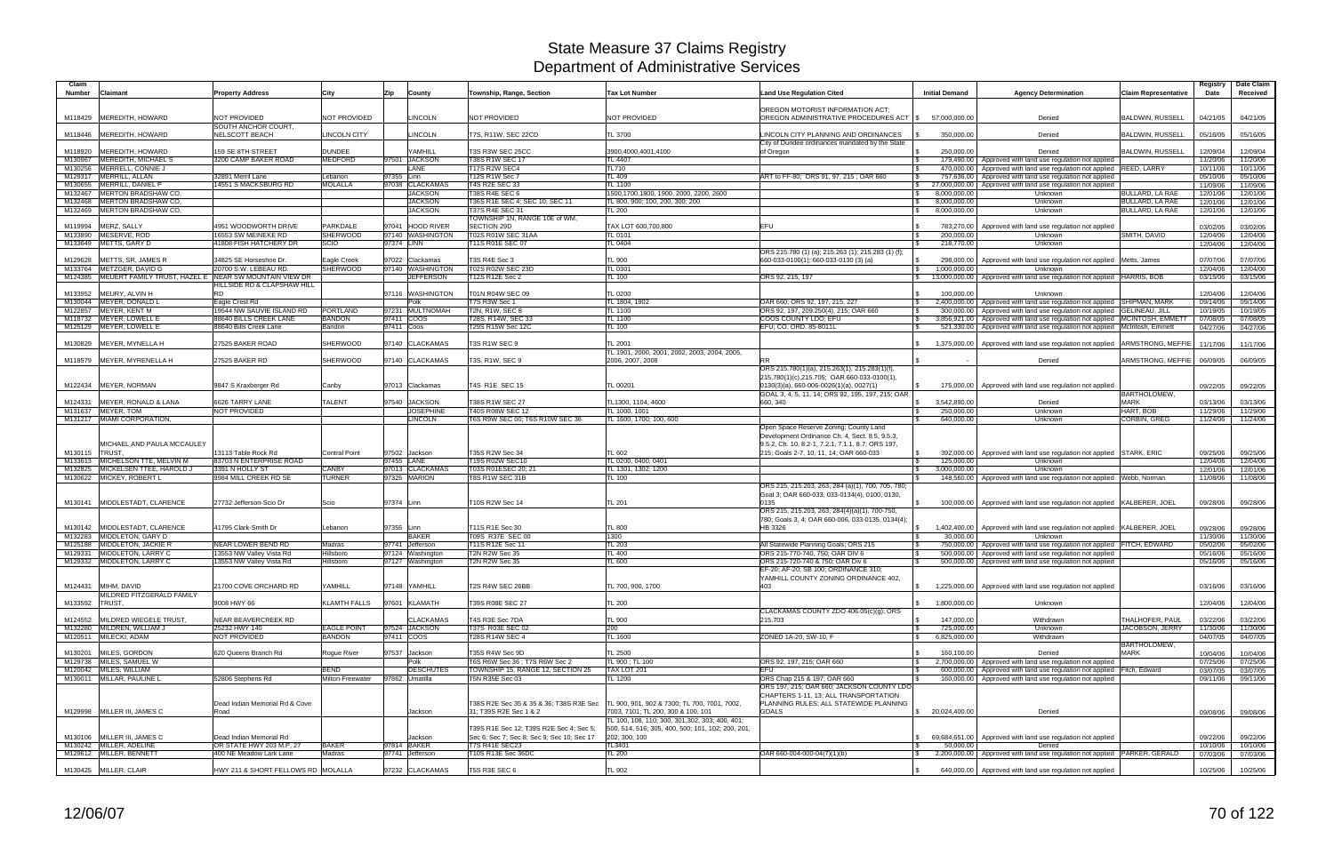# State Measure 37 Claims Registry
## Department of Administrative Services

| Claim Number | Claimant | Property Address | City | Zip | County | Township, Range, Section | Tax Lot Number | Land Use Regulation Cited | Initial Demand | Agency Determination | Claim Representative | Registry Date | Date Claim Received |
|---|---|---|---|---|---|---|---|---|---|---|---|---|---|
| M118429 | MEREDITH, HOWARD | NOT PROVIDED | NOT PROVIDED | | LINCOLN | NOT PROVIDED | NOT PROVIDED | OREGON MOTORIST INFORMATION ACT; OREGON ADMINISTRATIVE PROCEDURES ACT | $ 57,000,000.00 | Denied | BALDWIN, RUSSELL | 04/21/05 | 04/21/05 |
| M118446 | MEREDITH, HOWARD | SOUTH ANCHOR COURT, NELSCOTT BEACH | LINCOLN CITY | | LINCOLN | T7S, R11W, SEC 22CD | TL 3700 | LINCOLN CITY PLANNING AND ORDINANCES | $ 350,000.00 | Denied | BALDWIN, RUSSELL | 05/16/05 | 05/16/05 |
| M118920 | MEREDITH, HOWARD | 159 SE 8TH STREET | DUNDEE | | YAMHILL | T3S R3W SEC 25CC | 3900,4000,4001,4100 | City of Dundee ordinances mandated by the State of Oregon | $ 250,000.00 | Denied | BALDWIN, RUSSELL | 12/09/04 | 12/09/04 |
| M130967 | MEREDITH, MICHAEL S | 3200 CAMP BAKER ROAD | MEDFORD | 97501 | JACKSON | T38S R1W SEC 17 | TL 4407 | | $ 179,490.00 | Approved with land use regulation not applied | | 11/20/06 | 11/20/06 |
| M130256 | MERRELL, CONNIE J | | | | LANE | T17S R2W SEC4 | TL710 | | $ 470,000.00 | Approved with land use regulation not applied | REED, LARRY | 10/11/06 | 10/11/06 |
| M129317 | MERRILL, ALLAN | 32891 Merril Lane | Lebanon | 97355 | Linn | T12S R1W Sec 7 | TL 409 | ART to FF-80; ORS 91, 97, 215 ; OAR 660 | $ 757,636.00 | Approved with land use regulation not applied | | 05/10/06 | 05/10/06 |
| M130655 | MERRILL, DANIEL P | 14551 S MACKSBURG RD | MOLALLA | 97038 | CLACKAMAS | T4S R2E SEC 33 | TL 1100 | | $ 27,000,000.00 | Approved with land use regulation not applied | | 11/09/06 | 11/09/06 |
| M132467 | MERTON BRADSHAW CO, | | | | JACKSON | T38S R4E SEC 6 | 1500,1700,1800, 1900, 2000, 2200, 2600 | | $ 8,000,000.00 | Unknown | BULLARD, LA RAE | 12/01/06 | 12/01/06 |
| M132468 | MERTON BRADSHAW CO, | | | | JACKSON | T36S R1E SEC 4; SEC 10; SEC 11 | TL 800, 900; 100, 200, 300; 200 | | $ 8,000,000.00 | Unknown | BULLARD, LA RAE | 12/01/06 | 12/01/06 |
| M132469 | MERTON BRADSHAW CO, | | | | JACKSON | T37S R4E SEC 31 | TL 200 | | $ 8,000,000.00 | Unknown | BULLARD, LA RAE | 12/01/06 | 12/01/06 |
| M119994 | MERZ, SALLY | 4951 WOODWORTH DRIVE | PARKDALE | 97041 | HOOD RIVER | TOWNSHIP 1N, RANGE 10E of WM, SECTION 29D | TAX LOT 600,700,800 | EFU | $ 783,270.00 | Approved with land use regulation not applied | | 03/02/05 | 03/02/05 |
| M133690 | MESERVE, ROD | 16553 SW MEINEKE RD | SHERWOOD | 97140 | WASHINGTON | T02S R01W SEC 31AA | TL 0101 | | $ 200,000.00 | Unknown | SMITH, DAVID | 12/04/06 | 12/04/06 |
| M133649 | METTS, GARY D | 41808 FISH HATCHERY DR | SCIO | 97374 | LINN | T11S R01E SEC 07 | TL 0404 | | $ 218,770.00 | Unknown | | 12/04/06 | 12/04/06 |
| M129628 | METTS, SR, JAMES R | 34825 SE Horseshoe Dr. | Eagle Creek | 97022 | Clackamas | T3S R4E Sec 3 | TL 900 | ORS 215.780 (1) (a); 215.263 (1); 215.283 (1) (f); 660-033-0100(1); 660-033-0130 (3) (a) | $ 298,000.00 | Approved with land use regulation not applied | Metts, James | 07/07/06 | 07/07/06 |
| M133764 | METZGER, DAVID G | 20700 S.W. LEBEAU RD. | SHERWOOD | 97140 | WASHINGTON | T02S R02W SEC 23D | TL 0301 | | $ 1,000,000.00 | Unknown | | 12/04/06 | 12/04/06 |
| M124385 | MEUERT FAMILY TRUST, HAZEL E | NEAR SW MOUNTAIN VIEW DR | | | JEFFERSON | T12S R12E Sec 2 | TL 100 | ORS 92, 215, 197 | $ 13,000,000.00 | Approved with land use regulation not applied | HARRIS, BOB | 03/15/06 | 03/15/06 |
| M133952 | MEURY, ALVIN H | HILLSIDE RD & CLAPSHAW HILL RD | | 97116 | WASHINGTON | T01N R04W SEC 09 | TL 0200 | | $ 100,000.00 | Unknown | | 12/04/06 | 12/04/06 |
| M130044 | MEYER, DONALD L | Eagle Crest Rd | | | Polk | T7S R3W Sec 1 | TL 1804, 1902 | OAR 660; ORS 92, 197, 215, 227 | $ 2,400,000.00 | Approved with land use regulation not applied | SHIPMAN, MARK | 09/14/06 | 09/14/06 |
| M122857 | MEYER, KENT M | 19544 NW SAUVIE ISLAND RD | PORTLAND | 97231 | MULTNOMAH | T2N, R1W, SEC 8 | TL 1100 | ORS 92, 197, 209,250(4), 215; OAR 660 | $ 300,000.00 | Approved with land use regulation not applied | GELINEAU, JILL | 10/19/05 | 10/19/05 |
| M118732 | MEYER, LOWELL E | 88640 BILLS CREEK LANE | BANDON | 97411 | COOS | T28S, R14W, SEC 33 | TL 1100 | COOS COUNTY LDO; EFU | $ 3,856,921.00 | Approved with land use regulation not applied | MCINTOSH, EMMETT | 07/08/05 | 07/08/05 |
| M125129 | MEYER, LOWELL E | 88640 Bills Creek Lane | Bandon | 97411 | Coos | T29S R15W Sec 12C | TL 100 | EFU; CO. ORD. 85-8011L | $ 521,330.00 | Approved with land use regulation not applied | McIntosh, Emmett | 04/27/06 | 04/27/06 |
| M130829 | MEYER, MYNELLA H | 27525 BAKER ROAD | SHERWOOD | 97140 | CLACKAMAS | T3S R1W SEC 9 | TL 2001 | | $ 1,375,000.00 | Approved with land use regulation not applied | ARMSTRONG, MEFFIE | 11/17/06 | 11/17/06 |
| M118579 | MEYER, MYRENELLA H | 27525 BAKER RD | SHERWOOD | 97140 | CLACKAMAS | T3S, R1W, SEC 9 | TL 1901, 2000, 2001, 2002, 2003, 2004, 2005, 2006, 2007, 2008 | RR | $ - | Denied | ARMSTRONG, MEFFIE | 06/09/05 | 06/09/05 |
| M122434 | MEYER, NORMAN | 9847 S Kraxberger Rd | Canby | 97013 | Clackamas | T4S R1E SEC 15 | TL 00201 | ORS 215.780(1)(a), 215.263(1), 215.283(1)(f), 215.780(1)(c),215.705; OAR 660-033-0100(1), 0130(3)(a), 660-006-0026(1)(a); 0027(1) | $ 175,000.00 | Approved with land use regulation not applied | | 09/22/05 | 09/22/05 |
| M124331 | MEYER, RONALD & LANA | 6626 TARRY LANE | TALENT | 97540 | JACKSON | T38S R1W SEC 27 | TL1300, 1104, 4600 | GOAL 3, 4, 5, 11, 14; ORS 92, 195, 197, 215; OAR 660, 340 | $ 3,542,890.00 | Denied | BARTHOLOMEW, MARK | 03/13/06 | 03/13/06 |
| M131637 | MEYER, TOM | NOT PROVIDED | | | JOSEPHINE | T40S R08W SEC 12 | TL 1000, 1001 | | $ 250,000.00 | Unknown | HART, BOB | 11/29/06 | 11/29/06 |
| M131217 | MIAMI CORPORATION, | | | | LINCOLN | T6S R9W SEC 00; T6S R10W SEC 36 | TL 1600, 1700; 100, 600 | | $ 640,000.00 | Unknown | CORBIN, GREG | 11/24/06 | 11/24/06 |
| M130115 | MICHAEL AND PAULA MCCAULEY TRUST, | 13113 Table Rock Rd | Central Point | 97502 | Jackson | T35S R2W Sec 34 | TL 602 | Open Space Reserve Zoning; County Land Development Ordinance Ch. 4, Sect. 8.5, 9.5.3, 9.5.2, Ch. 10, 8.2-1, 7.2.1, 7.1.1, 8.7; ORS 197, 215; Goals 2-7, 10, 11, 14; OAR 660-033 | $ 392,000.00 | Approved with land use regulation not applied | STARK, ERIC | 09/25/06 | 09/25/06 |
| M133613 | MICHELSON TTE, MELVIN M | 83703 N ENTERPRISE ROAD | | 97455 | LANE | T19S R02W SEC10 | TL 0200, 0400, 0401 | | $ 125,000.00 | Unknown | | 12/04/06 | 12/04/06 |
| M132825 | MICKELSEN TTEE, HAROLD J | 3391 N HOLLY ST | CANBY | 97013 | CLACKAMAS | T03S R01ESEC 20; 21 | TL 1301, 1302; 1200 | | $ 3,000,000.00 | Unknown | | 12/01/06 | 12/01/06 |
| M130622 | MICKEY, ROBERT L | 9984 MILL CREEK RD SE | TURNER | 97325 | MARION | T8S R1W SEC 31B | TL 100 | | $ 148,560.00 | Approved with land use regulation not applied | Webb, Norman | 11/08/06 | 11/08/06 |
| M130141 | MIDDLESTADT, CLARENCE | 27732 Jefferson-Scio Dr | Scio | 97374 | Linn | T10S R2W Sec 14 | TL 201 | ORS 215, 215.203, 263, 284 (a)(1), 700, 705, 780; Goal 3; OAR 660-033, 033-0134(4), 0100, 0130, 0135 | $ 100,000.00 | Approved with land use regulation not applied | KALBERER, JOEL | 09/28/06 | 09/28/06 |
| M130142 | MIDDLESTADT, CLARENCE | 41795 Clark-Smith Dr | Lebanon | 97355 | Linn | T11S R1E Sec 30 | TL 800 | ORS 215, 215.203, 263, 284(4)(a)(1), 700-750, 780; Goals 3, 4; OAR 660-006, 033-0135, 0134(4); HB 3326 | $ 1,402,400.00 | Approved with land use regulation not applied | KALBERER, JOEL | 09/28/06 | 09/28/06 |
| M132283 | MIDDLETON, GARY D | | | | BAKER | T09S R37E SEC 00 | 1300 | | $ 30,000.00 | Unknown | | 11/30/06 | 11/30/06 |
| M125188 | MIDDLETON, JACKIE R | NEAR LOWER BEND RD | Madras | 97741 | Jefferson | T11S R12E Sec 11 | TL 203 | All Statewide Planning Goals; ORS 215 | $ 750,000.00 | Approved with land use regulation not applied | FITCH, EDWARD | 05/02/06 | 05/02/06 |
| M129331 | MIDDLETON, LARRY C | 13553 NW Valley Vista Rd | Hillsboro | 97124 | Washington | T2N R2W Sec 35 | TL 400 | ORS 215-770-740, 750; OAR DIV 6 | $ 500,000.00 | Approved with land use regulation not applied | | 05/16/06 | 05/16/06 |
| M129332 | MIDDLETON, LARRY C | 13553 NW Valley Vista Rd | Hillsboro | 97127 | Washington | T2N R2W Sec 35 | TL 600 | ORS 215-720-740 & 750; OAR Div 6 | $ 500,000.00 | Approved with land use regulation not applied | | 05/16/06 | 05/16/06 |
| M124431 | MIHM, DAVID | 21700 COVE ORCHARD RD | YAMHILL | 97148 | YAMHILL | T2S R4W SEC 26BB | TL 700, 900, 1700 | EF-20; AF-20; SB 100; ORDINANCE 310; YAMHILL COUNTY ZONING ORDINANCE 402, 403 | $ 1,225,000.00 | Approved with land use regulation not applied | | 03/16/06 | 03/16/06 |
| M133592 | MILDRED FITZGERALD FAMILY TRUST, | 9008 HWY 66 | KLAMTH FALLS | 97601 | KLAMATH | T39S R08E SEC 27 | TL 200 | | $ 1,800,000.00 | Unknown | | 12/04/06 | 12/04/06 |
| M124552 | MILDRED WIEGELE TRUST, | NEAR BEAVERCREEK RD | | | CLACKAMAS | T4S R3E Sec 7DA | TL 900 | CLACKAMAS COUNTY ZDO 406.05(c)(g); ORS 215.703 | $ 147,000.00 | Withdrawn | THALHOFER, PAUL | 03/22/06 | 03/22/06 |
| M132280 | MILDREN, WILLIAM J | 25232 HWY 140 | EAGLE POINT | 97524 | JACKSON | T37S R03E SEC 02 | 200 | | $ 725,000.00 | Unknown | JACOBSON, JERRY | 11/30/06 | 11/30/06 |
| M120511 | MILECKI, ADAM | NOT PROVIDED | BANDON | 97411 | COOS | T28S R14W SEC 4 | TL 1600 | ZONED 1A-20, SW-10, F | $ 6,825,000.00 | Withdrawn | | 04/07/05 | 04/07/05 |
| M130201 | MILES, GORDON | 620 Queens Branch Rd | Rogue River | 97537 | Jackson | T35S R4W Sec 9D | TL 2500 | | $ 160,100.00 | Denied | BARTHOLOMEW, MARK | 10/04/06 | 10/04/06 |
| M129738 | MILES, SAMUEL W | | | | Polk | T6S R6W Sec 36 ; T7S R6W Sec 2 | TL 900 ; TL 100 | ORS 92, 197, 215; OAR 660 | $ 2,700,000.00 | Approved with land use regulation not applied | | 07/25/06 | 07/25/06 |
| M120042 | MILES, WILLIAM | OR STATE HWY 203 M.P. 27 | BEND | | DESCHUTES | TOWNSHIP 15, RANGE 12, SECTION 25 | TAX LOT 201 | EFU | $ 600,000.00 | Approved with land use regulation not applied | Fitch, Edward | 03/07/05 | 03/07/05 |
| M130011 | MILLAR, PAULINE L | 52806 Stephens Rd | Milton-Freewater | 97862 | Umatilla | T5N R35E Sec 03 | TL 1200 | ORS Chap 215 & 197; OAR 660 | $ 160,000.00 | Approved with land use regulation not applied | | 09/11/06 | 09/11/06 |
| M129998 | MILLER III, JAMES C | Dead Indian Memorial Rd & Cove Road | | | Jackson | T38S R2E Sec 35 & 35 & 36; T38S R3E Sec 31; T39S R2E Sec 1 & 2 | TL 900, 901, 902 & 7300; TL 700, 7001, 7002, 7003, 7101; TL 200, 300 & 100, 101 | ORS 197, 215; OAR 660; JACKSON COUNTY LDO CHAPTERS 1-11, 13; ALL TRANSPORTATION PLANNING RULES; ALL STATEWIDE PLANNING GOALS | $ 20,024,400.00 | Denied | | 09/08/06 | 09/08/06 |
| M130106 | MILLER III, JAMES C | Dead Indian Memorial Rd | | | Jackson | T39S R1E Sec 12; T39S R2E Sec 4; Sec 5; Sec 6; Sec 7; Sec 8; Sec 9; Sec 10; Sec 17 | TL 100, 108, 110; 300, 301,302, 303; 400, 401; 500, 514, 516; 305, 400, 500; 101, 102; 200, 201, 202; 300; 100 | | $ 69,684,651.00 | Approved with land use regulation not applied | | 09/22/06 | 09/22/06 |
| M130242 | MILLER, ADELINE | | BAKER | 97814 | BAKER | T7S R41E SEC23 | TL3401 | | $ 50,000.00 | Denied | | 10/10/06 | 10/10/06 |
| M129612 | MILLER, BENNETT | 400 NE Meadow Lark Lane | Madras | 97741 | Jefferson | T10S R13E Sec 36DC | TL 200 | OAR 660-004-000-04(7)(1)(b) | $ 2,200,000.00 | Approved with land use regulation not applied | PARKER, GERALD | 07/03/06 | 07/03/06 |
| M130425 | MILLER, CLAIR | HWY 211 & SHORT FELLOWS RD | MOLALLA | 97232 | CLACKAMAS | T5S R3E SEC 6 | TL 902 | | $ 640,000.00 | Approved with land use regulation not applied | | 10/25/06 | 10/25/06 |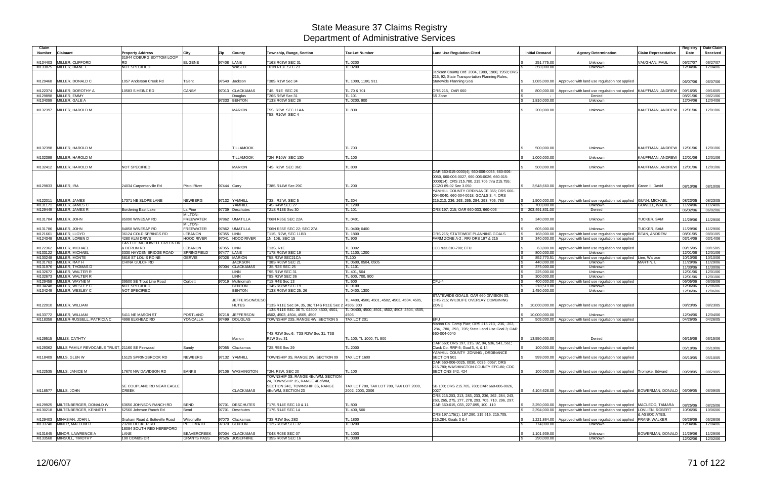# State Measure 37 Claims Registry
## Department of Administrative Services

| Claim Number | Claimant | Property Address | City | Zip | County | Township, Range, Section | Tax Lot Number | Land Use Regulation Cited | Initial Demand | Agency Determination | Claim Representative | Registry Date | Date Claim Received |
|---|---|---|---|---|---|---|---|---|---|---|---|---|---|
| M134403 | MILLER, CLIFFORD | 31944 COBURG BOTTOM LOOP RD | EUGENE | 97408 | LANE | T16S R03W SEC 31 | TL 0200 | | $ 251,775.00 | Unknown | VAUGHAN, PAUL | 06/27/07 | 06/27/07 |
| M133875 | MILLER, DIANE L | NOT SPECIFIED | | | WASCO | T01N R13E SEC 23 | TL 0200 | | $ 350,000.00 | Unknown | | 12/04/06 | 12/04/06 |
| M129468 | MILLER, DONALD C | 1057 Anderson Creek Rd | Talent | 97540 | Jackson | T38S R1W Sec 34 | TL 1000, 1100, 911 | Jackson County Ord. 2004, 1989, 1980, 1950; ORS 215, 92; State Transportation Planning Rules, Statewide Planning Goal | $ 1,085,000.00 | Approved with land use regulation not applied | | 06/07/06 | 06/07/06 |
| M122374 | MILLER, DOROTHY A | 10583 S HEINZ RD | CANBY | 97013 | CLACKAMAS | T4S R1E SEC 26 | TL 70 & 701 | ORS 215, OAR 660 | $ 800,000.00 | Approved with land use regulation not applied | KAUFFMAN, ANDREW | 09/16/05 | 09/16/05 |
| M129898 | MILLER, EMMY | | | | Douglas | T26S R6W Sec 31 | TL 101 | 5R Zone | $ - | Denied | | 08/21/06 | 08/21/06 |
| M134099 | MILLER, GALE A | | | 97333 | BENTON | T13S R05W SEC 26 | TL 0200, 900 | | $ 1,810,000.00 | Unknown | | 12/04/06 | 12/04/06 |
| M132397 | MILLER, HAROLD M | | | | MARION | T5S R2W SEC 11AA | TL 800 | | $ 200,000.00 | Unknown | KAUFFMAN, ANDREW | 12/01/06 | 12/01/06 |
| M132398 | MILLER, HAROLD M | | | | TILLAMOOK | T5S R10W SEC 4 | TL 703 | | $ 500,000.00 | Unknown | KAUFFMAN, ANDREW | 12/01/06 | 12/01/06 |
| M132399 | MILLER, HAROLD M | | | | TILLAMOOK | T2N R10W SEC 13D | TL 100 | | $ 1,000,000.00 | Unknown | KAUFFMAN, ANDREW | 12/01/06 | 12/01/06 |
| M132412 | MILLER, HAROLD M | NOT SPECIFIED | | | MARION | T4S R2W SEC 36C | TL 800 | | $ 500,000.00 | Unknown | KAUFFMAN, ANDREW | 12/01/06 | 12/01/06 |
| M129833 | MILLER, IRA | 24034 Carpenterville Rd | Pistol River | 97444 | Curry | T38S R14W Sec 29C | TL 200 | OAR 660-015-0000(4), 660-006-0055, 660-006-0050, 660-006-0027, 660-006-0026, 660-015-0000(14); ORS 215.780, 215.705 thru 215.755; CCZO 89-02 Sec 3.050 | $ 3,548,660.00 | Approved with land use regulation not applied | Green II, David | 08/10/06 | 08/10/06 |
| M122011 | MILLER, JAMES | 17371 NE SLOPE LANE | NEWBERG | 97132 | YAMHILL | T3S, R2 W, SEC 5 | TL 304 | YAMHILL COUNTY ORDINANCE 365; ORS 660-004-0040, 660-004-0018; GOALS 3, 4; ORS 215.213, 236, 263, 265, 284, 293, 705, 780 | $ 1,500,000.00 | Approved with land use regulation not applied | GUNN, MICHAEL | 08/23/05 | 08/23/05 |
| M131171 | MILLER, JAMES C | | | | YAMHILL | T4S R4W SEC 27 | TL 1200 | | $ 700,000.00 | Unknown | GOWELL, WALTER | 11/24/06 | 11/24/06 |
| M129449 | MILLER, JAMES R | Bordering East Lake | La Pine | 97739 | Deschutes | T21S R13E Sec 30 | TL 101 | ORS 197, 215; OAR 660-033, 660-006 | $ 203,491,831.00 | Denied | | 06/02/06 | 06/02/06 |
| M131784 | MILLER, JOHN | 85090 WINESAP RD | MILTON-FREEWATER | 97862 | UMATILLA | T06N R35E SEC 22A | TL 0401 | | $ 340,000.00 | Unknown | TUCKER, SAM | 11/29/06 | 11/29/06 |
| M131786 | MILLER, JOHN | 84858 WINESAP RD | MILTON-FREEWATER | 97862 | UMATILLA | T06N R35E SEC 22; SEC 27A | TL 0400; 0400 | | $ 605,000.00 | Unknown | TUCKER, SAM | 11/29/06 | 11/29/06 |
| M121661 | MILLER, LLOYD | 36124 COLD SPRINGS RD | LEBANON | 97355 | LINN | T11S, R2W, SEC 11BB | TL 1800 | ORS 215; STATEWIDE PLANNING GOALS | $ 168,000.00 | Approved with land use regulation not applied | BEAN, ANDREW | 08/01/05 | 08/01/05 |
| M124348 | MILLER, LOREN D | 4280 KLM DRIVE | HOOD RIVER | 97041 | HOOD RIVER | 1N, 10E, SEC 15 | TL 900 | FARM ZONE A-2 ; RR/ ORS 197 & 215 | $ 340,000.00 | Approved with land use regulation not applied | | 03/14/06 | 03/14/06 |
| M122362 | MILLER, MICHAEL | EAST OF MCDOWELL CREEK DR & BERLIN RD | LEBANON | 97355 | LINN | T13S, R1E | TL 3002 | LCC 933.310-708; EFU | $ 63,800.00 | Approved with land use regulation not applied | | 09/15/05 | 09/15/05 |
| M133122 | MILLER, MICHAEL | 3330 HAYDEN BRIDGE ROAD | SPRINGFIELD | 97477 | LANE | T17S R02W SEC 19 | TL 1100, 1200 | | $ 800,000.00 | Unknown | | 12/01/06 | 12/01/06 |
| M130248 | MILLER, MONTE | 5816 ST LOUIS RD NE | GERVIS | 97026 | MARION | T5S R2W SEC21CA | TL100 | | $ 852,770.51 | Approved with land use regulation not applied | Lien, Wallace | 10/10/06 | 10/10/06 |
| M131763 | MILLER, RAY H | CHINA GULCH RD | | | JACKSON | T38S R03W SEC 21 | TL 0500, 0504, 0505 | | $ 440,000.00 | Unknown | MARTIN, L | 11/29/06 | 11/29/06 |
| M131976 | MILLER, THOMAS D | | | 97004 | CLACKAMAS | T3S R2E SEC 25 | TL 1101 | | $ 375,000.00 | Unknown | | 11/30/06 | 11/30/06 |
| M132672 | MILLER, WALTER R | | | | LINN | T9S R1W SEC 31 | TL 401, 504 | | $ 225,000.00 | Unknown | | 12/01/06 | 12/01/06 |
| M132673 | MILLER, WALTER R | | | | LINN | T9S R2W SEC 36 | TL 600, 700, 800 | | $ 300,000.00 | Unknown | | 12/01/06 | 12/01/06 |
| M129458 | MILLER, WAYNE M | 39500 SE Trout Line Road | Corbett | 97019 | Multnomah | T1S R4E Sec 13 | TL 500 | CFU-4 | $ 400,000.00 | Approved with land use regulation not applied | | 06/05/06 | 06/05/06 |
| M134248 | MILLER, WESLEY C | NOT SPECIFIED | | | BENTON | T14S R08W SEC 19 | TL 0100 | | $ 218,519.00 | Unknown | | 12/06/06 | 12/06/06 |
| M134249 | MILLER, WESLEY C | NOT SPECIFIED | | | BENTON | T13S R05W SEC 25; 26 | TL 0400; 1300 | | $ 1,450,000.00 | Unknown | | 12/06/06 | 12/06/06 |
| M122010 | MILLER, WILLIAM | | | | JEFFERSON/DESCHUTES | T13S R11E Sec 34, 35, 36; T14S R11E Sec 2 | TL 4400, 4500, 4501, 4502, 4503, 4504, 4505, 4506; 300 | STATEWIDE GOALS; OAR 660 DIVISION 33; ORS 215; WILDLIFE OVERLAY COMBINING ZONE | $ 10,000,000.00 | Approved with land use regulation not applied | | 08/23/05 | 08/23/05 |
| M133772 | MILLER, WILLIAM | 5411 NE MASON ST | PORTLAND | 97218 | JEFFERSON | T13S R11E SEC 36 TL 04400, 4500, 4501, 4502, 4503, 4504, 4505, 4506 | TL 04400, 4500, 4501, 4502, 4503, 4504, 4505, 4506 | | $ 10,000,000.00 | Unknown | | 12/04/06 | 12/04/06 |
| M118358 | MILLER-RUSSELL, PATRICIA C | 4998 ELKHEAD RD | YONCALLA | 97499 | DOUGLAS | TOWNSHIP 23S, RANGE 4W, SECTION 5 | TAX LOT 201 | EFU | $ 505,000.00 | Approved with land use regulation not applied | | 04/26/05 | 04/26/05 |
| M129515 | MILLS, CATHTY | | | | Marion | T4S R2W Sec 6; T3S R2W Sec 31; T3S R2W Sec 31 | TL 100; TL 1000; TL 800 | Marion Co. Comp Plan; ORS 215.213, .236, .263, .284, .780, .293, .705; State Land Use Goal 3; OAR 660-004-0040 | $ 13,550,000.00 | Denied | | 06/15/06 | 06/15/06 |
| M129362 | MILLS FAMILY REVOCABLE TRUST, | 21160 SE Firewood | Sandy | 97055 | Clackamas | T2S R5E Sec 29 | TL 2000 | OAR 660; ORS 197, 215, 92, 94, 536, 541, 561; Clack Co. RRF-5; Goal 3, 4, & 14 | $ 100,000.00 | Approved with land use regulation not applied | | 05/19/06 | 05/19/06 |
| M118409 | MILLS, GLEN W | 15125 SPRINGBROOK RD | NEWBERG | 97132 | YAMHILL | TOWNSHIP 3S, RANGE 2W, SECTION 09 | TAX LOT 1600 | YAMHILL COUNTY ZONING , ORDINANCE SECTION 501 | $ 999,000.00 | Approved with land use regulation not applied | | 05/10/05 | 05/10/05 |
| M122535 | MILLS, JANICE M | 17670 NW DAVIDSON RD | BANKS | 97106 | WASHINGTON | T2N, R3W, SEC 20 | TL 100 | OAR 660-006-0025, 0030, 0035, 0057; ORS 215.780; WASHINGTON COUNTY EFC-80; CDC SECTIONS 342, 424 | $ 100,000.00 | Approved with land use regulation not applied | Trompke, Edward | 09/29/05 | 09/29/05 |
| M118577 | MILLS, JOHN | SE COUPLAND RD NEAR EAGLE CREEK | | | CLACKAMAS | TOWNSHIP 3S, RANGE 4EofWM, SECTION 24, TOWNSHIP 3S, RANGE 4EofWM, SECTION 24C, TOWNSHIP 3S, RANGE 4EofWM, SECTION 23 | TAX LOT 700, TAX LOT 700, TAX LOT 2000, 2002, 2003, 2006 | SB 100; ORS 215.705, 780; OAR 660-006-0026, 0027 | $ 4,104,626.00 | Approved with land use regulation not applied | BOWERMAN, DONALD | 06/09/05 | 06/09/05 |
| M129925 | MILTENBERGER, DONALD W | 63650 JOHNSON RANCH RD | BEND | 97701 | DESCHUTES | T17S R14E SEC 10 & 11 | TL 800 | ORS 215.203, 213, 283, 233, 236, 262, 284, 243, 263, 265, 275, 277, 278, 293, 705, 710, 296, 297; OAR 660-015, 033, 227.095, 100, 110 | $ 3,250,000.00 | Approved with land use regulation not applied | MACLEOD, TAMARA | 08/25/06 | 08/25/06 |
| M130218 | MILTENBERGER, KENNETH | 62560 Johnson Ranch Rd | Bend | 97701 | Deschutes | T17S R14E Sec 14 | TL 400, 500 | | $ 2,394,000.00 | Approved with land use regulation not applied | LOVLIEN, ROBERT & ASSOCIATES, | 10/06/06 | 10/06/06 |
| M129403 | MINASIAN, JOHN L | Graham Road & Butteville Road | Wilsonville | 97070 | Clackamas | T3S R1W Sec 28D | TL 1800 | ORS 197.175(1), 197.280, 215.515, 215.705, 215.284; Goals 3 & 4 | $ 1,221,864.00 | Approved with land use regulation not applied | FRANK WALKER | 05/26/06 | 05/26/06 |
| M133740 | MINER, MALCOM R | 23200 DECKER RD | PHILOMATH | 97370 | BENTON | T12S R06W SEC 32 | TL 0200 | | $ 774,000.00 | Unknown | | 12/04/06 | 12/04/06 |
| M131645 | MINOR, LAWRENCE A | 18084 SOUTH RED HEREFORD LANE | BEAVERCREEK | 97004 | CLACKAMAS | T04S R03E SEC 07 | TL 1003 | | $ 1,101,939.00 | Unknown | BOWERMAN, DONALD | 11/29/06 | 11/29/06 |
| M133568 | MINSULL, TIMOTHY | 190 COMBS DR | GRANTS PASS | 97526 | JOSEPHINE | T35S R06W SEC 16 | TL 0300 | | $ 290,000.00 | Unknown | | 12/02/06 | 12/02/06 |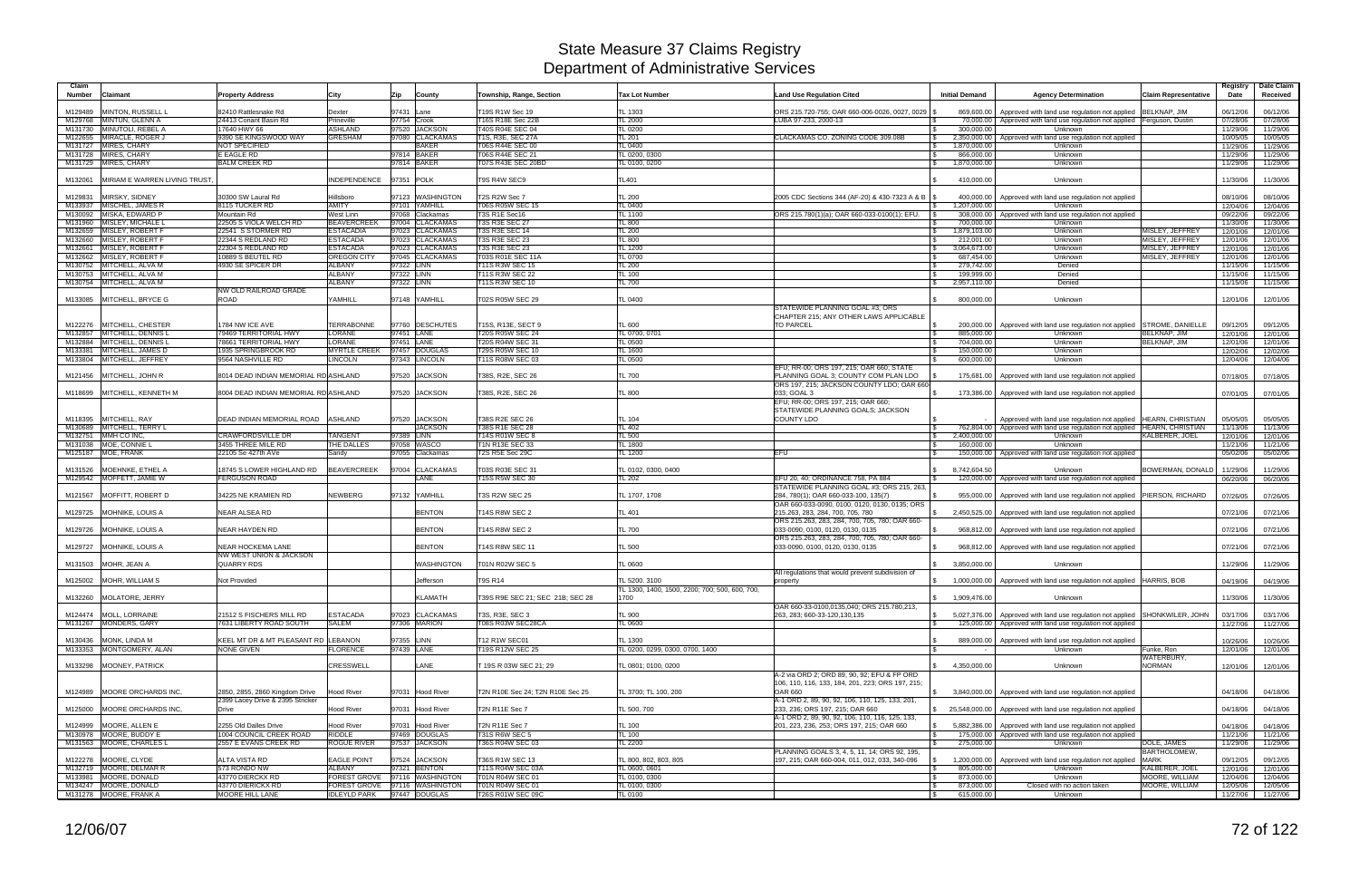# State Measure 37 Claims Registry
## Department of Administrative Services

| Claim Number | Claimant | Property Address | City | Zip | County | Township, Range, Section | Tax Lot Number | Land Use Regulation Cited | Initial Demand | Agency Determination | Claim Representative | Registry Date | Date Claim Received |
|---|---|---|---|---|---|---|---|---|---|---|---|---|---|
| M129489 | MINTON, RUSSELL L | 82410 Rattlesnake Rd | Dexter | 97431 | Lane | T19S R1W Sec 19 | TL 1303 | ORS 215.720-755; OAR 660-006-0026, 0027, 0029 | $ 869,600.00 | Approved with land use regulation not applied | BELKNAP, JIM | 06/12/06 | 06/12/06 |
| M129768 | MINTUN, GLENN A | 24413 Conant Basin Rd | Prineville | 97754 | Crook | T16S R18E Sec 22B | TL 2000 | LUBA 97-233, 2000-13 | $ 70,000.00 | Approved with land use regulation not applied | Ferguson, Dustin | 07/28/06 | 07/28/06 |
| M131730 | MINUTOLI, REBEL A | 17640 HWY 66 | ASHLAND | 97520 | JACKSON | T40S R04E SEC 04 | TL 0200 | | $ 300,000.00 | Unknown | | 11/29/06 | 11/29/06 |
| M122655 | MIRACLE, ROGER J | 9390 SE KINGSWOOD WAY | GRESHAM | 97080 | CLACKAMAS | T1S, R3E, SEC 27A | TL 201 | CLACKAMAS CO. ZONING CODE 309.08B | $ 2,350,000.00 | Approved with land use regulation not applied | | 10/05/05 | 10/05/05 |
| M131727 | MIRES, CHARY | NOT SPECIFIED | | | BAKER | T06S R44E SEC 00 | TL 0400 | | $ 1,870,000.00 | Unknown | | 11/29/06 | 11/29/06 |
| M131728 | MIRES, CHARY | E EAGLE RD | | 97814 | BAKER | T06S R44E SEC 21 | TL 0200, 0300 | | $ 866,000.00 | Unknown | | 11/29/06 | 11/29/06 |
| M131729 | MIRES, CHARY | BALM CREEK RD | | 97814 | BAKER | T07S R43E SEC 20BD | TL 0100, 0200 | | $ 1,870,000.00 | Unknown | | 11/29/06 | 11/29/06 |
| M132061 | MIRIAM E WARREN LIVING TRUST, | | INDEPENDENCE | 97351 | POLK | T9S R4W SEC9 | TL401 | | $ 410,000.00 | Unknown | | 11/30/06 | 11/30/06 |
| M129831 | MIRSKY, SIDNEY | 30300 SW Laural Rd | Hillsboro | 97123 | WASHINGTON | T2S R2W Sec 7 | TL 200 | 2005 CDC Sections 344 (AF-20) & 430-7323 A & B | $ 400,000.00 | Approved with land use regulation not applied | | 08/10/06 | 08/10/06 |
| M133937 | MISCHEL, JAMES R | 8115 TUCKER RD | AMITY | 97101 | YAMHILL | T06S R05W SEC 15 | TL 0400 | | $ 1,207,000.00 | Unknown | | 12/04/06 | 12/04/06 |
| M130092 | MISKA, EDWARD P | Mountain Rd | West Linn | 97068 | Clackamas | T3S R1E Sec16 | TL 1100 | ORS 215.780(1)(a); OAR 660-033-0100(1); EFU. | $ 308,000.00 | Approved with land use regulation not applied | | 09/22/06 | 09/22/06 |
| M131960 | MISLEY, MICHALE L | 22505 S VIOLA WELCH RD | BEAVERCREEK | 97004 | CLACKAMAS | T3S R3E SEC 27 | TL 800 | | $ 700,000.00 | Unknown | | 11/30/06 | 11/30/06 |
| M132659 | MISLEY, ROBERT F | 22541 S STORMER RD | ESTACADA | 97023 | CLACKAMAS | T3S R3E SEC 14 | TL 200 | | $ 1,879,103.00 | Unknown | MISLEY, JEFFREY | 12/01/06 | 12/01/06 |
| M132660 | MISLEY, ROBERT F | 22344 S REDLAND RD | ESTACADA | 97023 | CLACKAMAS | T3S R3E SEC 23 | TL 800 | | $ 212,001.00 | Unknown | MISLEY, JEFFREY | 12/01/06 | 12/01/06 |
| M132661 | MISLEY, ROBERT F | 22304 S REDLAND RD | ESTACADA | 97023 | CLACKAMAS | T3S R3E SEC 23 | TL 1200 | | $ 3,064,673.00 | Unknown | MISLEY, JEFFREY | 12/01/06 | 12/01/06 |
| M132662 | MISLEY, ROBERT F | 10889 S BEUTEL RD | OREGON CITY | 97045 | CLACKAMAS | T03S R01E SEC 11A | TL 0700 | | $ 687,454.00 | Unknown | MISLEY, JEFFREY | 12/01/06 | 12/01/06 |
| M130752 | MITCHELL, ALVA M | 4930 SE SPICER DR | ALBANY | 97322 | LINN | T11S R3W SEC 15 | TL 200 | | $ 279,742.00 | Denied | | 11/15/06 | 11/15/06 |
| M130753 | MITCHELL, ALVA M | | ALBANY | 97322 | LINN | T11S R3W SEC 22 | TL 100 | | $ 199,999.00 | Denied | | 11/15/06 | 11/15/06 |
| M130754 | MITCHELL, ALVA M | | ALBANY | 97322 | LINN | T11S R3W SEC 10 | TL 700 | | $ 2,957,110.00 | Denied | | 11/15/06 | 11/15/06 |
| M133085 | MITCHELL, BRYCE G | NW OLD RAILROAD GRADE ROAD | YAMHILL | 97148 | YAMHILL | T02S R05W SEC 29 | TL 0400 | | $ 800,000.00 | Unknown | | 12/01/06 | 12/01/06 |
| M122276 | MITCHELL, CHESTER | 1784 NW ICE AVE | TERRABONNE | 97760 | DESCHUTES | T15S, R13E, SECT 9 | TL 600 | STATEWIDE PLANNING GOAL #3; ORS CHAPTER 215; ANY OTHER LAWS APPLICABLE TO PARCEL | $ 200,000.00 | Approved with land use regulation not applied | STROME, DANIELLE | 09/12/05 | 09/12/05 |
| M132857 | MITCHELL, DENNIS L | 79469 TERRITORIAL HWY | LORANE | 97451 | LANE | T20S R05W SEC 24 | TL 0700, 0701 | | $ 889,000.00 | Unknown | BELKNAP, JIM | 12/01/06 | 12/01/06 |
| M132884 | MITCHELL, DENNIS L | 78661 TERRITORIAL HWY | LORANE | 97451 | LANE | T20S R04W SEC 31 | TL 0500 | | $ 704,000.00 | Unknown | BELKNAP, JIM | 12/01/06 | 12/01/06 |
| M133381 | MITCHELL, JAMES D | 1935 SPRINGBROOK RD | MYRTLE CREEK | 97457 | DOUGLAS | T29S R05W SEC 10 | TL 1600 | | $ 150,000.00 | Unknown | | 12/02/06 | 12/02/06 |
| M133804 | MITCHELL, JEFFREY | 9564 NASHVILLE RD | LINCOLN | 97343 | LINCOLN | T11S R08W SEC 03 | TL 0500 | | $ 600,000.00 | Unknown | | 12/04/06 | 12/04/06 |
| M121456 | MITCHELL, JOHN R | 8014 DEAD INDIAN MEMORIAL RD | ASHLAND | 97520 | JACKSON | T38S, R2E, SEC 26 | TL 700 | EFU; RR-00; ORS 197, 215; OAR 660; STATE PLANNING GOAL 3; COUNTY COM PLAN LDO | $ 175,681.00 | Approved with land use regulation not applied | | 07/18/05 | 07/18/05 |
| M118699 | MITCHELL, KENNETH M | 8004 DEAD INDIAN MEMORIAL RD | ASHLAND | 97520 | JACKSON | T38S, R2E, SEC 26 | TL 800 | ORS 197, 215; JACKSON COUNTY LDO; OAR 660 033; GOAL 3 | $ 173,386.00 | Approved with land use regulation not applied | | 07/01/05 | 07/01/05 |
| M118395 | MITCHELL, RAY | DEAD INDIAN MEMORIAL ROAD | ASHLAND | 97520 | JACKSON | T38S R2E SEC 26 | TL 104 | EFU; RR-00; ORS 197, 215; OAR 660; STATEWIDE PLANNING GOALS; JACKSON COUNTY LDO | $ - | Approved with land use regulation not applied | HEARN, CHRISTIAN | 05/05/05 | 05/05/05 |
| M130689 | MITCHELL, TERRY L | | | | JACKSON | T38S R1E SEC 28 | TL 402 | | $ 762,804.00 | Approved with land use regulation not applied | HEARN, CHRISTIAN | 11/13/06 | 11/13/06 |
| M132751 | MMH CO INC, | CRAWFORDSVILLE DR | TANGENT | 97389 | LINN | T14S R01W SEC 8 | TL 500 | | $ 2,400,000.00 | Unknown | KALBERER, JOEL | 12/01/06 | 12/01/06 |
| M131038 | MOE, CONNIE L | 3455 THREE MILE RD | THE DALLES | 97058 | WASCO | T1N R13E SEC 33 | TL 1800 | | $ 160,000.00 | Unknown | | 11/21/06 | 11/21/06 |
| M125187 | MOE, FRANK | 22105 Se 427th AVe | Sandy | 97055 | Clackamas | T2S R5E Sec 29C | TL 1200 | EFU | $ 150,000.00 | Approved with land use regulation not applied | | 05/02/06 | 05/02/06 |
| M131526 | MOEHNKE, ETHEL A | 18745 S LOWER HIGHLAND RD | BEAVERCREEK | 97004 | CLACKAMAS | T03S R03E SEC 31 | TL 0102, 0300, 0400 | | $ 8,742,604.50 | Unknown | BOWERMAN, DONALD | 11/29/06 | 11/29/06 |
| M129542 | MOFFETT, JAMIE W | FERGUSON ROAD | | | LANE | T15S R5W SEC 30 | TL 202 | EFU 20, 40; ORDINANCE 758, PA 884 | $ 120,000.00 | Approved with land use regulation not applied | | 06/20/06 | 06/20/06 |
| M121567 | MOFFITT, ROBERT D | 34225 NE KRAMIEN RD | NEWBERG | 97132 | YAMHILL | T3S R2W SEC 25 | TL 1707, 1708 | STATEWIDE PLANNING GOAL #3; ORS 215, 263, 284, 780(1); OAR 660-033-100, 135(7) | $ 955,000.00 | Approved with land use regulation not applied | PIERSON, RICHARD | 07/26/05 | 07/26/05 |
| M129725 | MOHNIKE, LOUIS A | NEAR ALSEA RD | | | BENTON | T14S R8W SEC 2 | TL 401 | OAR 660-033-0090, 0100, 0120, 0130, 0135; ORS 215.263, 283, 284, 700, 705, 780 | $ 2,450,525.00 | Approved with land use regulation not applied | | 07/21/06 | 07/21/06 |
| M129726 | MOHNIKE, LOUIS A | NEAR HAYDEN RD | | | BENTON | T14S R8W SEC 2 | TL 700 | ORS 215.263, 283, 284, 700, 705, 780; OAR 660-033-0090, 0100, 0120, 0130, 0135 | $ 968,812.00 | Approved with land use regulation not applied | | 07/21/06 | 07/21/06 |
| M129727 | MOHNIKE, LOUIS A | NEAR HOCKEMA LANE | | | BENTON | T14S R8W SEC 11 | TL 500 | ORS 215.263, 283, 284, 700, 705, 780; OAR 660-033-0090, 0100, 0120, 0130, 0135 | $ 968,812.00 | Approved with land use regulation not applied | | 07/21/06 | 07/21/06 |
| M131503 | MOHR, JEAN A | NW WEST UNION & JACKSON QUARRY RDS | | | WASHINGTON | T01N R02W SEC 5 | TL 0600 | | $ 3,850,000.00 | Unknown | | 11/29/06 | 11/29/06 |
| M125002 | MOHR, WILLIAM S | Not Provided | | | Jefferson | T9S R14 | TL 5200, 3100 | All regulations that would prevent subdivision of property | $ 1,000,000.00 | Approved with land use regulation not applied | HARRIS, BOB | 04/19/06 | 04/19/06 |
| M132260 | MOLATORE, JERRY | | | | KLAMATH | T39S R9E SEC 21; SEC 21B; SEC 28 | TL 1300, 1400, 1500, 2200; 700; 500, 600, 700, 1700 | | $ 1,909,476.00 | Unknown | | 11/30/06 | 11/30/06 |
| M124474 | MOLL, LORRAINE | 21512 S FISCHERS MILL RD | ESTACADA | 97023 | CLACKAMAS | T3S, R3E, SEC 3 | TL 900 | OAR 660-33-0100,0135,040; ORS 215.780,213, 263, 283; 660-33-120,130,135 | $ 5,027,376.00 | Approved with land use regulation not applied | SHONKWILER, JOHN | 03/17/06 | 03/17/06 |
| M131267 | MONDERS, GARY | 7631 LIBERTY ROAD SOUTH | SALEM | 97306 | MARION | T08S R03W SEC28CA | TL 0600 | | $ 125,000.00 | Approved with land use regulation not applied | | 11/27/06 | 11/27/06 |
| M130436 | MONK, LINDA M | KEEL MT DR & MT PLEASANT RD | LEBANON | 97355 | LINN | T12 R1W SEC01 | TL 1300 | | $ 889,000.00 | Approved with land use regulation not applied | | 10/26/06 | 10/26/06 |
| M133353 | MONTGOMERY, ALAN | NONE GIVEN | FLORENCE | 97439 | LANE | T19S R12W SEC 25 | TL 0200, 0299, 0300, 0700, 1400 | | $ - | Unknown | Funke, Ron | 12/01/06 | 12/01/06 |
| M133298 | MOONEY, PATRICK | | CRESSWELL | | LANE | T 19S R 03W SEC 21; 29 | TL 0801; 0100, 0200 | | $ 4,350,000.00 | Unknown | WATERBURY, NORMAN | 12/01/06 | 12/01/06 |
| M124989 | MOORE ORCHARDS INC, | 2850, 2855, 2860 Kingdom Drive | Hood River | 97031 | Hood River | T2N R10E Sec 24; T2N R10E Sec 25 | TL 3700; TL 100, 200 | A-2 via ORD 2; ORD 89, 90, 92; EFU & FP ORD 106, 110, 116, 133, 184, 201, 223; ORS 197, 215; OAR 660 | $ 3,840,000.00 | Approved with land use regulation not applied | | 04/18/06 | 04/18/06 |
| M125000 | MOORE ORCHARDS INC, | 2399 Lacey Drive & 2395 Stricker Drive | Hood River | 97031 | Hood River | T2N R11E Sec 7 | TL 500, 700 | A-1 ORD 2, 89, 90, 92, 106, 110, 125, 133, 201, 233, 236; ORS 197, 215; OAR 660 | $ 25,548,000.00 | Approved with land use regulation not applied | | 04/18/06 | 04/18/06 |
| M124999 | MOORE, ALLEN E | 2255 Old Dalles Drive | Hood River | 97031 | Hood River | T2N R11E Sec 7 | TL 100 | A-1 ORD 2, 89, 90, 92, 106, 110, 116, 125, 133, 201, 223, 236, 253; ORS 197, 215; OAR 660 | $ 5,882,386.00 | Approved with land use regulation not applied | | 04/18/06 | 04/18/06 |
| M130978 | MOORE, BUDDY E | 1004 COUNCIL CREEK ROAD | RIDDLE | 97469 | DOUGLAS | T31S R6W SEC 5 | TL 100 | | $ 175,000.00 | Approved with land use regulation not applied | | 11/21/06 | 11/21/06 |
| M131563 | MOORE, CHARLES L | 2557 E EVANS CREEK RD | ROGUE RIVER | 97537 | JACKSON | T36S R04W SEC 03 | TL 2200 | | $ 275,000.00 | Unknown | DOLE, JAMES | 11/29/06 | 11/29/06 |
| M122278 | MOORE, CLYDE | ALTA VISTA RD | EAGLE POINT | 97524 | JACKSON | T36S R1W SEC 13 | TL 800, 802, 803, 805 | PLANNING GOALS 3, 4, 5, 11, 14; ORS 92, 195, 197, 215; OAR 660-004, 011, 012, 033, 340-096 | $ 1,200,000.00 | Approved with land use regulation not applied | BARTHOLOMEW, MARK | 09/12/05 | 09/12/05 |
| M132719 | MOORE, DELMAR R | 573 RONDO NW | ALBANY | 97321 | BENTON | T11S R04W SEC 03A | TL 0600, 0601 | | $ 805,000.00 | Unknown | KALBERER, JOEL | 12/01/06 | 12/01/06 |
| M133981 | MOORE, DONALD | 43770 DIERCKX RD | FOREST GROVE | 97116 | WASHINGTON | T01N R04W SEC 01 | TL 0100, 0300 | | $ 873,000.00 | Unknown | MOORE, WILLIAM | 12/04/06 | 12/04/06 |
| M134247 | MOORE, DONALD | 43770 DIERICKX RD | FOREST GROVE | 97116 | WASHINGTON | T01N R04W SEC 01 | TL 0100, 0300 | | $ 873,000.00 | Closed with no action taken | MOORE, WILLIAM | 12/05/06 | 12/05/06 |
| M131278 | MOORE, FRANK A | MOORE HILL LANE | IDLEYLD PARK | 97447 | DOUGLAS | T26S R01W SEC 09C | TL 0100 | | $ 615,000.00 | Unknown | | 11/27/06 | 11/27/06 |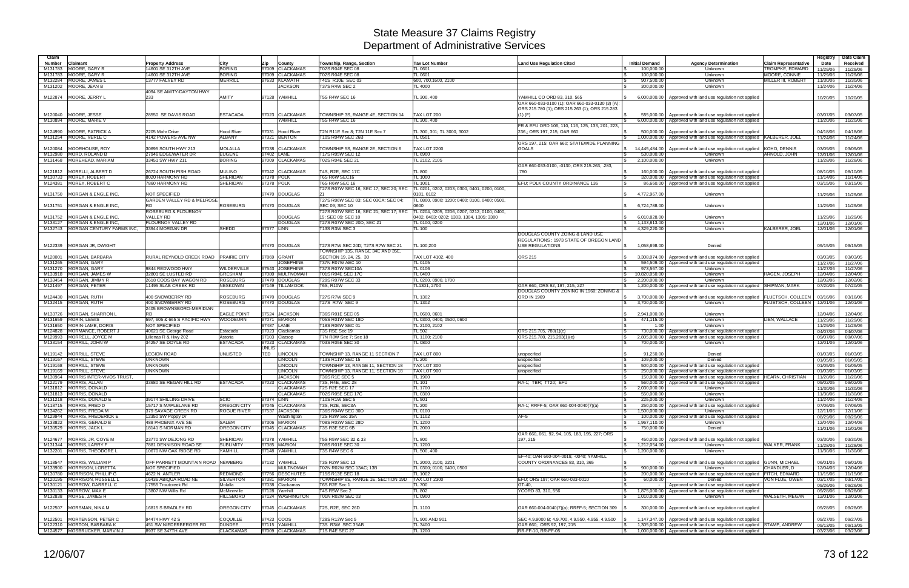# State Measure 37 Claims Registry
## Department of Administrative Services

| Claim Number | Claimant | Property Address | City | Zip | County | Township, Range, Section | Tax Lot Number | Land Use Regulation Cited | Initial Demand | Agency Determination | Claim Representative | Registry Date | Date Claim Received |
|---|---|---|---|---|---|---|---|---|---|---|---|---|---|
| M131783 | MOORE, GARY R | 14601 SE 312TH AVE | BORING | 97009 | CLACKAMAS | T02S R04E SEC 08 | TL 0601 | | $ 100,000.00 | Unknown | TROMPKE, EDWARD | 11/29/06 | 11/29/06 |
| M131783 | MOORE, GARY R | 14601 SE 312TH AVE | BORING | 97009 | CLACKAMAS | T02S R04E SEC 08 | TL 0601 | | $ 100,000.00 | Unknown | MOORE, CONNIE | 11/29/06 | 11/29/06 |
| M132284 | MOORE, JAMES L | 13777 FALVEY RD | MERRILL | 97633 | KLAMATH | T41S R10E SEC 03 | 600, 700,1600, 2100 | | $ 907,500.00 | Unknown | MILLER III, ROBERT | 11/30/06 | 11/30/06 |
| M131202 | MOORE, JEAN B | | | | JACKSON | T37S R4W SEC 2 | TL 4000 | | $ 300,000.00 | Unknown | | 11/24/06 | 11/24/06 |
| M122874 | MOORE, JERRY L | 4094 SE AMITY-DAYTON HWY 233 | AMITY | 97128 | YAMHILL | T5S R4W SEC 16 | TL 300, 400 | YAMHILL CO ORD 83, 310, 565 | $ 6,000,000.00 | Approved with land use regulation not applied | | 10/20/05 | 10/20/05 |
| M120040 | MOORE, JESSE | 28550 SE DAVIS ROAD | ESTACADA | 97023 | CLACKAMAS | TOWNSHIP 3S, RANGE 4E, SECTION 14 | TAX LOT 200 | OAR 660-033-0100 (1); OAR 660-033-0130 (3) (A); ORS 215.780 (1); ORS 215.263 (1); ORS 215.283 (1) (F) | $ 555,000.00 | Approved with land use regulation not applied | | 03/07/05 | 03/07/05 |
| M130894 | MOORE, MARIE V | | | | YAMHILL | T5S R4W SEC 16 | TL 300, 400 | | $ 6,000,000.00 | Approved with land use regulation not applied | | 11/20/06 | 11/20/06 |
| M124990 | MOORE, PATRICK A | 2205 Mohr Drive | Hood River | 97031 | Hood River | T2N R11E Sec 8; T2N 11E Sec 7 | TL 300, 301; TL 3000, 3002 | FR & EFU ORD 106, 110, 116, 125, 133, 201, 223, 236,; ORS 197, 215; OAR 660 | $ 500,000.00 | Approved with land use regulation not applied | | 04/18/06 | 04/18/06 |
| M131254 | MOORE, VERLE C | 4142 POWERS AVE NW | ALBANY | 97321 | BENTON | T10S R04W SEC 26B | TL 0501 | | $ 1,000,000.00 | Approved with land use regulation not applied | KALBERER, JOEL | 11/24/06 | 11/24/06 |
| M120084 | MOORHOUSE, ROY | 30695 SOUTH HWY 213 | MOLALLA | 97038 | CLACKAMAS | TOWNSHIP 5S, RANGE 2E, SECTION 6 | TAX LOT 2200 | ORS 197, 215; OAR 660; STATEWIDE PLANNING GOALS | $ 14,445,484.00 | Approved with land use regulation not applied | KOHO, DENNIS | 03/09/05 | 03/09/05 |
| M132980 | MORD, ROLAND B | 27946 EDGEWATER DR | EUGENE | 97402 | LANE | T17S R05W SEC 12 | TL 6900 | | $ 530,000.00 | Unknown | ARNOLD, JOHN | 12/01/06 | 12/01/06 |
| M131468 | MOREHEAD, MARIAM | 33451 SW HWY 211 | BORING | 97009 | CLACKAMAS | T02S R04E SEC 21 | TL 2102, 2105 | | $ 2,100,000.00 | Unknown | | 11/28/06 | 11/28/06 |
| M121812 | MORELLI, ALBERT D | 26724 SOUTH FISH ROAD | MULINO | 97042 | CLACKAMAS | T4S, R2E, SEC 17C | TL 800 | OAR 660-033-0100, -0130; ORS 215.263, .283, .780 | $ 160,000.00 | Approved with land use regulation not applied | | 08/10/05 | 08/10/05 |
| M130733 | MOREY, ROBERT | 8020 HARMONY RD | SHERIDAN | 97378 | POLK | T6S R6W SEC16 | TL 1000 | | $ 320,000.00 | Approved with land use regulation not applied | | 11/14/06 | 11/14/06 |
| M124381 | MOREY, ROBERT C | 7860 HARMONY RD | SHERIDAN | 97378 | POLK | T6S R6W SEC 16 | TL 1001 | EFU; POLK COUNTY ORDINANCE 136 | $ 86,660.00 | Approved with land use regulation not applied | | 03/15/06 | 03/15/06 |
| M131750 | MORGAN & ENGLE INC, | NOT SPECIFIED | | 97470 | DOUGLAS | T27S R07W SEC 16; SEC 17; SEC 20; SEC 21 | TL 0201, 0202, 0203; 0300; 0401; 0200; 0100, 0101, 0102 | | $ 4,772,967.00 | Unknown | | 11/29/06 | 11/29/06 |
| M131751 | MORGAN & ENGLE INC, | GARDEN VALLEY RD & MELROSE RD | ROSEBURG | 97470 | DOUGLAS | T27S R06W SEC 03; SEC 03CA; SEC 04; SEC 09; SEC 10 | TL 0800, 0900; 1200; 0400; 0100, 0400; 0500, 0600 | | $ 6,724,788.00 | Unknown | | 11/29/06 | 11/29/06 |
| M131752 | MORGAN & ENGLE INC, | ROSEBURG & FLOURNOY VALLEY RD | | | DOUGLAS | T27S R07W SEC 16; SEC 21; SEC 17; SEC 15; SEC 09; SEC 10 | TL 0204, 0205, 0206, 0207, 0212; 0100, 0400, 0402, 0403; 0202; 1303, 1304, 1305; 3300 | | $ 6,010,828.00 | Unknown | | 11/29/06 | 11/29/06 |
| M133127 | MORGAN & ENGLE INC, | FLOURNOY VALLEY RD | | | DOUGLAS | T27S R07W SEC 20D; SEC 21 | TL 0100; 0200 | | $ 1,133,813.00 | Unknown | | 12/01/06 | 12/01/06 |
| M132743 | MORGAN CENTURY FARMS INC, | 33944 MORGAN DR | SHEDD | 97377 | LINN | T13S R3W SEC 3 | TL 100 | | $ 4,329,220.00 | Unknown | KALBERER, JOEL | 12/01/06 | 12/01/06 |
| M122339 | MORGAN JR, DWIGHT | | | 97470 | DOUGLAS | T27S R7W SEC 20D; T27S R7W SEC 21 | TL 100;200 | DOUGLAS COUNTY ZOING & LAND USE REGULATIONS ; 1973 STATE OF OREGON LAND USE REGULATIONS | $ 1,058,698.00 | Denied | | 09/15/05 | 09/15/05 |
| M120001 | MORGAN, BARBARA | RURAL REYNOLD CREEK ROAD | PRAIRIE CITY | 97869 | GRANT | TOWNSHIP 13S, RANGE 34E AND 35E, SECTION 19, 24, 25, 30 | TAX LOT 4102, 400 | ORS 215 | $ 3,308,074.00 | Approved with land use regulation not applied | | 03/03/05 | 03/03/05 |
| M131265 | MORGAN, GARY | | | | JOSEPHINE | T37N R07W AEC 10 | TL 0105 | | $ 594,509.00 | Approved with land use regulation not applied | | 11/27/06 | 11/27/06 |
| M131270 | MORGAN, GARY | 9844 REDWOOD HWY | WILDERVILLE | 97543 | JOSEPHINE | T37S R07W SEC10A | TL 0106 | | $ 973,567.00 | Unknown | | 11/27/06 | 11/27/06 |
| M133918 | MORGAN, JAMES W | 32801 SE LUSTED RD | GRESHAM | 97080 | MULTNOMAH | T01S R04E SEC 17C | TL 0400 | | $ 10,820,050.00 | Unknown | HAGEN, JOSEPH | 12/04/06 | 12/04/06 |
| M133454 | MORGAN, JIMMY R | 2618 COOS BAY WAGON RD | ROSEBURG | 97470 | DOUGLAS | T29S R07W SEC 33 | TL 0200, 0900, 1700 | | $ 2,200,000.00 | Unknown | | 12/02/06 | 12/02/06 |
| M121497 | MORGAN, PETER | 11495 SLAB CREEK RD | NESKOWIN | 97149 | TILLAMOOK | T6S, R10W | TL1301, 2700 | OAR 660; ORS 92, 197, 215, 227 | $ 1,200,000.00 | Approved with land use regulation not applied | SHIPMAN, MARK | 07/20/05 | 07/20/05 |
| M124430 | MORGAN, RUTH | 400 SNOWBERRY RD | ROSEBURG | 97470 | DOUGLAS | T27S R7W SEC 9 | TL 1302 | DOUGLAS COUNTY ZONING IN 1960; ZONING & ORD IN 1969 | $ 3,700,000.00 | Approved with land use regulation not applied | FLUETSCH, COLLEEN | 03/16/06 | 03/16/06 |
| M132415 | MORGAN, RUTH | 400 SNOWBERRY RD | ROSEBURG | 97470 | DOUGLAS | T27S R7W SEC 9 | TL 1302 | | $ 3,700,000.00 | Unknown | FLUETSCH, COLLEEN | 12/01/06 | 12/01/06 |
| M133726 | MORGAN, SHARRON L | 2405 BROWNSBORO-MERIDIAN RD | EAGLE POINT | 97524 | JACKSON | T36S R01E SEC 05 | TL 0600, 0601 | | $ 2,941,000.00 | Unknown | | 12/04/06 | 12/04/06 |
| M131659 | MORIN, LEWIS | 597, 605 & 665 S PACIFIC HWY | WOODBURN | 97071 | MARION | T05S R01W SEC 18D | TL 0300, 0400, 0500, 0600 | | $ 471,115.00 | Unknown | LIEN, WALLACE | 11/29/06 | 11/29/06 |
| M131650 | MORIN-LAMB, DORIS | NOT SPECIFIED | | 97487 | LANE | T18S R06W SEC 01 | TL 2100, 2102 | | $ 1.00 | Unknown | | 11/29/06 | 11/29/06 |
| M124828 | MORMANCE, ROBERT J | 40621 SE George Road | Estacada | 97023 | Clackamas | T3S R5E Sec 19 | TL 502 | ORS 215.705, 780(1)(c) | $ 730,000.00 | Approved with land use regulation not applied | | 04/07/06 | 04/07/06 |
| M129993 | MORRELL, JOYCE M | Lillenas R & Hwy 202 | Astoria | 97103 | Clatsop | T7N R8W Sec 7; Sec 18 | TL 1100; 2100 | ORS 215.780; 215.283(1)(e) | $ 2,805,000.00 | Approved with land use regulation not applied | | 09/07/06 | 09/07/06 |
| M133154 | MORRILL, JOHN W | 34257 SE DOYLE RD | ESTACADA | 97023 | CLACKAMAS | T03S R05E SEC 30 | TL 0800 | | $ 700,000.00 | Unknown | | 12/01/06 | 12/01/06 |
| M119142 | MORRILL, STEVE | LEGION ROAD | UNLISTED | UNLISTED | LINCOLN | TOWNSHIP 13, RANGE 11 SECTION 7 | TAX LOT 800 | unspecified | $ 91,250.00 | Denied | | 01/03/05 | 01/03/05 |
| M119167 | MORRILL, STEVE | UNKNOWN | | | LINCOLN | T13S R11W SEC 15 | TL 200 | unspecified | $ 109,000.00 | Denied | | 01/05/05 | 01/05/05 |
| M119168 | MORRILL, STEVE | UNKNOWN | | | LINCOLN | TOWNSHIP 13, RANGE 11, SECTION 18 | TAX LOT 300 | unspecified | $ 500,000.00 | Approved with land use regulation not applied | | 01/05/05 | 01/05/05 |
| M119169 | MORRILL, STEVE | UNKNOWN | | | LINCOLN | TOWNSHIP 13, RANGE 11, SECTION 18 | TAX LOT 900 | unspecified | $ 250,000.00 | Approved with land use regulation not applied | | 01/03/05 | 01/03/05 |
| M130964 | MORRIS INTER-VIVOS TRUST, | | | | JACKSON | T36S R1E SEC 5 | TL 1900 | | $ 150,000.00 | Approved with land use regulation not applied | HEARN, CHRISTIAN | 11/20/06 | 11/20/06 |
| M122179 | MORRIS, ALLAN | 33680 SE REGAN HILL RD | ESTACADA | 97023 | CLACKAMAS | T3S, R4E, SEC 28 | TL 101 | RA-1; TBR; TT20; EFU | $ 560,000.00 | Approved with land use regulation not applied | | 09/02/05 | 09/02/05 |
| M131812 | MORRIS, DONALD | | | | CLACKAMAS | T2S R2E SEC 17 | TL 1700 | | $ 2,030,000.00 | Unknown | | 11/30/06 | 11/30/06 |
| M131813 | MORRIS, DONALD | | | | CLACKAMAS | T02S R05E SEC 17C | TL 0300 | | $ 550,000.00 | Unknown | | 11/30/06 | 11/30/06 |
| M131218 | MORRIS, DONALD E | 39174 SHILLING DRIVE | SCIO | 97374 | LINN | T10S R1W SEC 5 | TL 501 | | $ 225,000.00 | Unknown | | 11/24/06 | 11/24/06 |
| M118715 | MORRIS, FRED D | 15717 S MAPLELANE RD | OREGON CITY | 97045 | CLACKAMAS | T3S, R2E, SEC3A | TL 200 | RA-1; RRFF-5; OAR 660-004-0040(7)(a) | $ 250,000.00 | Approved with land use regulation not applied | | 07/06/05 | 07/06/05 |
| M134262 | MORRIS, FREDA M | 379 SAVAGE CREEK RD | ROGUE RIVER | 97537 | JACKSON | T36S R04W SEC 30D | TL 0100 | | $ 1,500,000.00 | Unknown | | 12/11/06 | 12/11/06 |
| M129944 | MORRIS, FREDERICK E | 12350 SW Poppy Dr | | | Washington | T2S R3W Sec 35A | TL 1102 | AF-5 | $ 100,000.00 | Approved with land use regulation not applied | | 08/29/06 | 08/29/06 |
| M133822 | MORRIS, GERALD B | 488 PHOENIX AVE SE | SALEM | 97306 | MARION | T08S R03W SEC 28D | TL 1200 | | $ 1,967,110.00 | Unknown | | 12/04/06 | 12/04/06 |
| M130529 | MORRIS, JACK L | 18141 S NORMAN RD | OREGON CITY | 97045 | CLACKAMAS | T3S R3E SEC 6B | TL 2000 | | $ 750,000.00 | Denied | | 11/01/06 | 11/01/06 |
| M124677 | MORRIS, JR, COYE M | 23770 SW DEJONG RD | SHERIDAN | 97378 | YAMHILL | T5S R5W SEC 32 & 33 | TL 800 | OAR 660, 661, 92, 94, 105, 183, 195, 227; ORS 197, 215 | $ 450,000.00 | Approved with land use regulation not applied | | 03/30/06 | 03/30/06 |
| M131344 | MORRIS, LARRY F | 7881 DENNISON ROAD SE | SUBLIMITY | 97385 | MARION | T08S R01E SEC 30 | TL 1200 | | $ 1,212,054.00 | Unknown | WALKER, FRANK | 11/28/06 | 11/28/06 |
| M132201 | MORRIS, THEODORE L | 10670 NW OAK RIDGE RD | YAMHILL | 97148 | YAMHILL | T3S R4W SEC 6 | TL 500, 400 | | $ 1,200,000.00 | Unknown | | 11/30/06 | 11/30/06 |
| M118547 | MORRIS, WILLIAM P | OFF PARRETT MOUNTAIN ROAD | NEWBERG | 97132 | YAMHILL | T3S R2W SEC 13 | TL 2000, 2100, 2201 | EF-40; OAR 660-004-0018, -0040; YAMHILL COUNTY ORDINANCES 83, 310, 365 | $ - | Approved with land use regulation not applied | GUNN, MICHAEL | 06/01/05 | 06/01/05 |
| M133900 | MORRISON, LORETTA | NOT SPECIFIED | | | MULTNOMAH | T02N R02W SEC 13AC; 13B | TL 0300; 0100, 0400, 0500 | | $ 900,000.00 | Unknown | CHANDLER, D | 12/04/06 | 12/04/06 |
| M130780 | MORRISON, PHILLIP G | 4622 N. ANTLER | REDMOND | 97756 | DESCHUTES | T15S R13E SEC 18 | TL 1002 | | $ 200,000.00 | Approved with land use regulation not applied | FITCH, EDWARD | 11/15/06 | 11/15/06 |
| M120195 | MORRISON, RUSSELL L | 16436 ABIQUA ROAD NE | SILVERTON | 97381 | MARION | TOWNSHIP 6S, RANGE 1E, SECTION 19D | TAX LOT 2300 | EFU; ORS 197; OAR 660-033-0010 | $ 60,000.00 | Denied | VON FLUE, OWEN | 03/17/05 | 03/17/05 |
| M130121 | MORROW, DARRELL C | 17555 Troutcreek Rd | Molalla | 97038 | Clackamas | T6S R2E Sec 1 | TL 700 | GT-40, | $ - | Approved with land use regulation not applied | | 09/26/06 | 09/26/06 |
| M130133 | MORROW, MAX E | 13807 NW Willis Rd | McMinnville | 97128 | Yamhill | T4S R5W Sec 2 | TL 802 | YCORD 83, 310, 556 | $ 1,875,000.00 | Approved with land use regulation not applied | | 09/28/06 | 09/28/06 |
| M132838 | MORSE, JAMES H | | HILLSBORO | 97124 | WASHINGTON | T01N R02W SEC 03 | TL 0900 | | $ 1,010,000.00 | Unknown | WALSETH, MEGAN | 12/01/06 | 12/01/06 |
| M122507 | MORSMAN, NINA M | 16815 S BRADLEY RD | OREGON CITY | 97045 | CLACKAMAS | T2S, R2E, SEC 26D | TL 1100 | OAR 660-004-0040(7)(a); RRFF-5; SECTION 309 | $ 300,000.00 | Approved with land use regulation not applied | | 09/28/05 | 09/28/05 |
| M122501 | MORTENSON, PETER C | 94474 HWY 42 S | COQUILLE | 97423 | COOS | T28S R13W Sec 5 | TL 900 AND 901 | SEC 4.9.9000 B; 4.9.700, 4.9.550, 4.955, 4.9.500 | $ 1,147,347.00 | Approved with land use regulation not applied | | 09/27/05 | 09/27/05 |
| M122310 | MORTON, BARBARA K | 451 SW NIEDERBERGER RD | DUNDEE | 97115 | YAMHILL | T3S R3W SEC 35AB | TL 3400 | OAR 660; ORS 92, 197, 215 | $ 1,305,000.00 | Approved with land use regulation not applied | STAMP, ANDREW | 09/13/05 | 09/13/05 |
| M124577 | MOSBRUCKER, MARVIN J | 8937 SE 347TH AVE | CLACKAMAS | 97009 | CLACKAMAS | T1S R4E SEC 27 | TL 1200 | RR-FF-10, RR-FF-05 | $ 1,000,000.00 | Approved with land use regulation not applied | | 03/23/06 | 03/23/06 |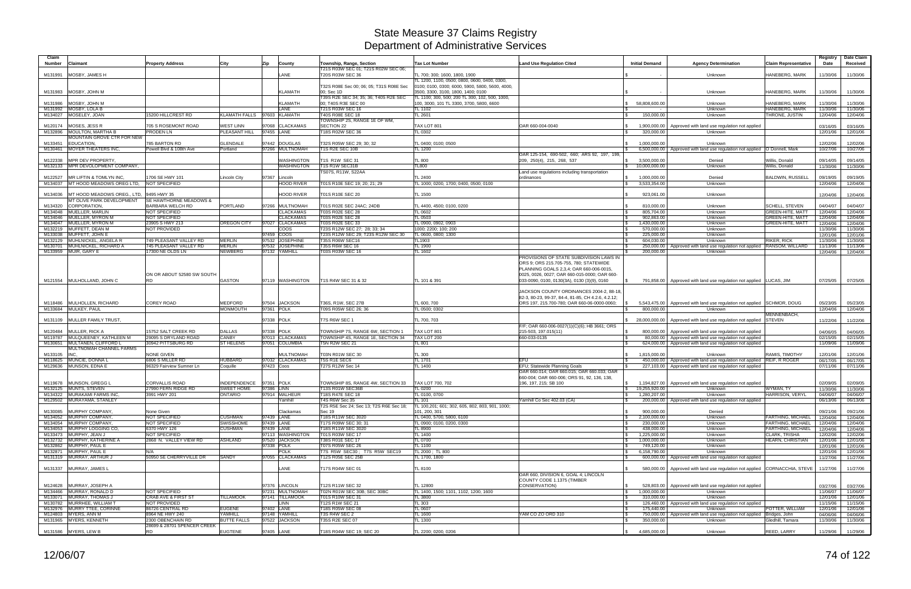# State Measure 37 Claims Registry
## Department of Administrative Services

| Claim Number | Claimant | Property Address | City | Zip | County | Township, Range, Section | Tax Lot Number | Land Use Regulation Cited | Initial Demand | Agency Determination | Claim Representative | Registry Date | Date Claim Received |
|---|---|---|---|---|---|---|---|---|---|---|---|---|---|
| M131991 | MOSBY, JAMES H | | | | LANE | T21S R03W SEC 01; T21S R02W SEC 06; T20S R03W SEC 36 | TL 700; 300; 1600, 1800, 1900 | | $ - | Unknown | HANEBERG, MARK | 11/30/06 | 11/30/06 |
| M131983 | MOSBY, JOHN M | | | | KLAMATH | T32S R08E Sec 00; 06; 05; T31S R08E Sec 00; Sec 1D | TL 1200, 1100, 0500, 0800, 0600, 0400, 0300, 0100; 0100, 0300; 6000, 5900, 5800, 5600, 4000, 3500, 3300, 3100, 1800, 1400; 0100 | | $ - | Unknown | HANEBERG, MARK | 11/30/06 | 11/30/06 |
| M131986 | MOSBY, JOHN M | | | | KLAMATH | T39S R2E SEC 34; 35; 36; T40S R2E SEC 00; T40S R3E SEC 00 | TL 1100; 300, 500; 200 TL 300, 102, 500, 1000, 100, 3000, 101 TL 3300, 3700, 5800, 6600 | | $ 58,808,600.00 | Unknown | HANEBERG, MARK | 11/30/06 | 11/30/06 |
| M131992 | MOSBY, LOLA B | | | | LANE | T21S R03W SEC 16 | TL 1102 | | $ - | Unknown | HANEBERG, MARK | 11/30/06 | 11/30/06 |
| M134027 | MOSELEY, JOAN | 15200 HILLCREST RD | KLAMATH FALLS | 97603 | KLAMATH | T40S R08E SEC 18 | TL 2601 | | $ 150,000.00 | Unknown | THRONE, JUSTIN | 12/04/06 | 12/04/06 |
| M120174 | MOSES, JESS R | 705 S ROSEMONT ROAD | WEST LINN | 97068 | CLACKAMAS | TOWNSHIP 2S, RANGE 1E OF WM, SECTION 22 | TAX LOT 801 | OAR 660-004-0040 | $ 1,900,000.00 | Approved with land use regulation not applied | | 03/16/05 | 03/16/05 |
| M132896 | MOULTON, MARTHA B | PRODEN LN | PLEASANT HILL | 97455 | LANE | T18S R02W SEC 36 | TL 0302 | | $ 320,000.00 | Unknown | | 12/01/06 | 12/01/06 |
| M133451 | MOUNTAIN GROVE CTR FOR NEW EDUCATION, | 785 BARTON RD | GLENDALE | 97442 | DOUGLAS | T32S R05W SEC 29; 30; 32 | TL 0400; 0100; 0500 | | $ 1,000,000.00 | Unknown | | 12/02/06 | 12/02/06 |
| M130461 | MOYER THEATERS INC, | Powell Blvd & 108th Ave | Portland | 97266 | MULTNOMAH | T1S R2E SEC 10B | TL 1200 | | $ 6,500,000.00 | Approved with land use regulation not applied | O Donnell, Mark | 10/27/06 | 10/27/06 |
| M122338 | MPR DEV PROPERTY, | | | | WASHINGTON | T1S R1W SEC 31 | TL 800 | OAR 125-154, 690-502, 660; ARS 92, 197, 199, 209, 250(4), 215, 268, 537 | $ 3,500,000.00 | Denied | Willis, Donald | 09/14/05 | 09/14/05 |
| M132133 | MPR DEVOLOPMENT COMPANY, | | | | WASHINGTON | T1S R1W SEC31B | TL800 | | $ 10,000,000.00 | Unknown | Willis, Donald | 11/30/06 | 11/30/06 |
| M122527 | MR LIFTIN & TOMLYN INC, | 1706 SE HWY 101 | Lincoln City | 97367 | Lincoln | TS07S, R11W, S22AA | TL 2400 | Land use regulations including transportation ordinances | $ 1,000,000.00 | Denied | BALDWIN, RUSSELL | 09/19/05 | 09/19/05 |
| M134037 | MT HOOD MEADOWS OREG LTD, | NOT SPECIFIED | | | HOOD RIVER | T01S R10E SEC 19; 20; 21; 29 | TL 1000; 0200, 1700; 0400, 0500; 0100 | | $ 3,533,354.00 | Unknown | | 12/04/06 | 12/04/06 |
| M134036 | MT HOOD MEADOWS OREG., LTD, | 9495 HWY 35 | | | HOOD RIVER | T01S R10E SEC 20 | TL 1500 | | $ 923,061.00 | Unknown | | 12/04/06 | 12/04/06 |
| M134320 | MT OLIVE PARK DEVELOPMENT CORPORATION, | SE HAWTHORNE MEADOWS & BARBARA WELCH RD | PORTLAND | 97266 | MULTNOMAH | T01S R02E SEC 24AC; 24DB | TL 4400, 4500; 0100, 0200 | | $ 810,000.00 | Unknown | SCHELL, STEVEN | 04/04/07 | 04/04/07 |
| M134048 | MUELLER, MARLIN | NOT SPECIFIED | | | CLACKAMAS | T03S R02E SEC 28 | TL 0602 | | $ 805,704.00 | Unknown | GREEN-HITE, MATT | 12/04/06 | 12/04/06 |
| M134046 | MUELLER, MYRON M | NOT SPECIFIED | | | CLACKAMAS | T03S R02E SEC 28 | TL 0503 | | $ 902,863.00 | Unknown | GREEN-HITE, MATT | 12/04/06 | 12/04/06 |
| M134047 | MUELLER, MYRON M | 23905 S HWY 213 | OREGON CITY | 97027 | CLACKAMAS | T03S R02E SEC 33 | TL 0900, 0902, 0903 | | $ 1,430,000.00 | Unknown | GREEN-HITE, MATT | 12/04/06 | 12/04/06 |
| M132219 | MUFFETT, DEAN M | NOT PROVIDED | | | COOS | T23S R12W SEC 27; 28; 33; 34 | 1000; 2200; 100; 200 | | $ 570,000.00 | Unknown | | 11/30/06 | 11/30/06 |
| M133038 | MUFFETT, JOHN E | | | 97459 | COOS | T23S R12W SEC 29; T23S R12W SEC 30 | TL 0600, 0800; 1300 | | $ 225,000.00 | Unknown | | 12/01/06 | 12/01/06 |
| M132129 | MUHLNICKEL, ANGELA R | 749 PLEASANT VALLEY RD | MERLIN | 97532 | JOSEPHINE | T35S R06W SEC16 | TL1903 | | $ 604,030.00 | Unknown | RIKER, RICK | 11/30/06 | 11/30/06 |
| M130701 | MUHLNICKEL, RICHARD A | 745 PLEASANT VALLEY RD | MERLIN | 97532 | JOSEPHINE | T35S R6W SEC 16 | TL 1900 | | $ 250,000.00 | Approved with land use regulation not applied | RANSOM, WILLARD | 11/13/06 | 11/13/06 |
| M133959 | MUIR, GARY E | 17300 NE OLDS LN | NEWBERG | 97132 | YAMHILL | T03S R03W SEC 16 | TL 1602 | | $ 200,000.00 | Unknown | | 12/04/06 | 12/04/06 |
| M121554 | MULHOLLAND, JOHN C | ON OR ABOUT 52580 SW SOUTH RD | GASTON | 97119 | WASHINGTON | T1S R4W SEC 31 & 32 | TL 101 & 391 | PROVISIONS OF STATE SUBDIVISION LAWS IN ORS 9; ORS 215.705-755, 780; STATEWIDE PLANNING GOALS 2,3,4; OAR 660-006-0015, 0025, 0026, 0027; OAR 660-015-0000; OAR 660-033-0090, 0100, 0130(3A), 0130 (3)(9), 0160 | $ 791,858.00 | Approved with land use regulation not applied | LUCAS, JIM | 07/25/05 | 07/25/05 |
| M118486 | MULHOLLEN, RICHARD | COREY ROAD | MEDFORD | 97504 | JACKSON | T36S, R1W, SEC 27B | TL 600, 700 | JACKSON COUNTY ORDINANCES 2004-2, 88-18, 82-3, 80-23, 99-37, 84-4, 81-85, CH 4.2.6, 4.2.12; ORS 197, 215.700-780; OAR 660-06-0000-0060; | $ 5,543,475.00 | Approved with land use regulation not applied | SCHMOR, DOUG | 05/23/05 | 05/23/05 |
| M133684 | MULKEY, PAUL | | MONMOUTH | 97361 | POLK | T09S R05W SEC 26; 36 | TL 0500; 0302 | | $ 800,000.00 | Unknown | | 12/04/06 | 12/04/06 |
| M131109 | MULLER FAMILY TRUST, | | | 97338 | POLK | T7S R6W SEC 1 | TL 700, 703 | | $ 28,000,000.00 | Approved with land use regulation not applied | MENNENBACH, STEVEN | 11/22/06 | 11/22/06 |
| M120484 | MULLER, RICK A | 15752 SALT CREEK RD | DALLAS | 97338 | POLK | TOWNSHIP 7S, RANGE 6W, SECTION 1 | TAX LOT 801 | F/F; OAR 660-006-0027(1)(C)(6); HB 3661; ORS 215-503, 197.015(11) | $ 800,000.00 | Approved with land use regulation not applied | | 04/06/05 | 04/06/05 |
| M119787 | MULQUEENEY, KATHLEEN M | 29095 S DRYLAND ROAD | CANBY | 97013 | CLACKAMAS | TOWNSHIP 4S, RANGE 1E, SECTION 34 | TAX LOT 200 | 660-033-0135 | $ 80,000.00 | Approved with land use regulation not applied | | 02/15/05 | 02/15/05 |
| M130651 | MULTANEN, CLIFFORD L | 30942 PITTSBURG RD | ST HELENS | 97051 | COLUMBIA | T5N R2W SEC 21 | TL 801 | | $ 624,000.00 | Approved with land use regulation not applied | | 11/09/06 | 11/09/06 |
| M133105 | MULTNOMAH CHANNEL FARMS INC, | NONE GIVEN | | | MULTNOMAH | T03N R01W SEC 30 | TL 300 | | $ 1,815,000.00 | Unknown | RAMIS, TIMOTHY | 12/01/06 | 12/01/06 |
| M118625 | MUNCIE, DONNA L | 6806 S MILLER RD | HUBBARD | 97032 | CLACKAMAS | T5S R1E SEC6 | TL 1701 | EFU | $ 450,000.00 | Approved with land use regulation not applied | REIF, R ROGER | 06/17/05 | 06/17/05 |
| M129636 | MUNSON, EDNA E | 96329 Fairview Sumner Ln | Coquille | 97423 | Coos | T27S R12W Sec 14 | TL 1400 | EFU; Statewide Planning Goals | $ 227,103.00 | Approved with land use regulation not applied | | 07/11/06 | 07/11/06 |
| M119678 | MUNSON, GREGG L | CORVALLIS ROAD | INDEPENDENCE | 97351 | POLK | TOWNSHIP 8S, RANGE 4W, SECTION 33 | TAX LOT 700, 702 | OAR 660.014; OAR 660.015; OAR 660.033; OAR 660-004; OAR 660-006; ORS 91, 92, 136, 138, 196, 197, 215; SB 100 | $ 1,194,827.00 | Approved with land use regulation not applied | | 02/09/05 | 02/09/05 |
| M132125 | MUNTS, STEVEN | 27990 FERN RIDGE RD | SWEET HOME | 97386 | LINN | T13S R01W SEC36B | TL 0200 | | $ 19,255,920.00 | Unknown | WYMAN, TY | 11/30/06 | 11/30/06 |
| M134322 | MURAKAMI FARMS INC, | 3991 HWY 201 | ONTARIO | 97914 | MALHEUR | T18S R47E SEC 18 | TL 0100, 0700 | | $ 1,280,207.00 | Unknown | HARRISON, VERYL | 04/06/07 | 04/06/07 |
| M129502 | MURAYAMA, STANLEY | | | | Yamhill | T4S R6W Sec 35 | TL 101 | Yamhill Co Sec 402.03 (CA) | $ 200,000.00 | Approved with land use regulation not applied | | 06/13/06 | 06/13/06 |
| M130085 | MURPHY COMPANY, | None Given | | | Clackamas | T2S R5E Sec 24; Sec 13; T2S R6E Sec 18; Sec 19 | TL 100,201; 601; 302, 605, 802, 803, 901, 1000; 101, 200, 301 | | $ 900,000.00 | Denied | | 09/21/06 | 09/21/06 |
| M134052 | MURPHY COMPANY, | NOT SPECIFIED | CUSHMAN | 97439 | LANE | T18S R11W SEC 3020 | TL 0400, 5700, 5800, 6100 | | $ 2,100,000.00 | Unknown | FARTHING, MICHAEL | 12/04/06 | 12/04/06 |
| M134054 | MURPHY COMPANY, | NOT SPECIFIED | SWISSHOME | 97439 | LANE | T17S R09W SEC 30; 31 | TL 0900; 0100, 0200, 0300 | | $ 230,000.00 | Unknown | FARTHING, MICHAEL | 12/04/06 | 12/04/06 |
| M134053 | MURPHY LOGGING CO, | 6370 HWY 126 | CUSHMAN | 97439 | LANE | T18S R11W SEC 3020 | TL 8900 | | $ 438,000.00 | Unknown | FARTHING, MICHAEL | 12/04/06 | 12/04/06 |
| M133473 | MURPHY, JEAN J | NOT SPECIFIED | | 97113 | WASHINGTON | T01S R03W SEC 17 | TL 1400 | | $ 1,225,000.00 | Unknown | CLARK, TRISHA | 12/02/06 | 12/02/06 |
| M132732 | MURPHY, KATHERINE A | 2868 N. VALLEY VIEW RD | ASHLAND | 97520 | JACKSON | T38S R01E SEC 17 | TL 0700 | | $ 1,000,000.00 | Unknown | HEARN, CHRISTIAN | 12/01/06 | 12/01/06 |
| M132862 | MURPHY, PAUL E | | | 97338 | POLK | T07S R05W SEC 26 | TL 1100 | | $ 749,120.00 | Unknown | | 12/01/06 | 12/01/06 |
| M132871 | MURPHY, PAUL E | N/A | | | POLK | T7S R5W SEC30 ; T7S R5W SEC19 | TL 2000 ; TL 800 | | $ 6,158,790.00 | Unknown | | 12/01/06 | 12/01/06 |
| M131319 | MURRAY, ARTHUR J | 50950 SE CHERRYVILLE DR | SANDY | 97055 | CLACKAMAS | T12S R05E SEC 25B | TL 1700, 1800 | | $ 600,000.00 | Approved with land use regulation not applied | | 11/27/06 | 11/27/06 |
| M131337 | MURRAY, JAMES L | | | | LANE | T17S R04W SEC 01 | TL 8100 | | $ 580,000.00 | Approved with land use regulation not applied | CORNACCHIA, STEVE | 11/27/06 | 11/27/06 |
| M124628 | MURRAY, JOSEPH A | | | 97376 | LINCOLN | T12S R11W SEC 32 | TL 12800 | OAR 660, DIVISION 6, GOAL 4; LINCOLN COUNTY CODE 1.1375 (TIMBER CONSERVATION) | $ 528,803.00 | Approved with land use regulation not applied | | 03/27/06 | 03/27/06 |
| M134466 | MURRAY, RONALD D | NOT SPECIFIED | | 97231 | MULTNOMAH | T02N R01W SEC 30B; SEC 30BC | TL 1400, 1500; 1101, 1102, 1200, 1600 | | $ 1,000,000.00 | Unknown | | 11/06/07 | 11/06/07 |
| M133071 | MURRAY, THOMAS J | CRAB AVE & FIRST ST | TILLAMOOK | 97141 | TILLAMOOK | T01S R10W SEC 31 | TL 3800 | | $ 310,000.00 | Unknown | | 12/01/06 | 12/01/06 |
| M130782 | MURRHEE, WILLIAM T | NOT PROVIDED | | | LINN | T12S R1W SEC 21 | TL 303 | | $ 126,460.00 | Approved with land use regulation not applied | | 11/15/06 | 11/15/06 |
| M132976 | MURRY TTEE, CORINNE | 86726 CENTRAL RD | EUGENE | 97402 | LANE | T18S R05W SEC 08 | TL 0607 | | $ 175,440.00 | Unknown | POTTER, WILLIAM | 12/01/06 | 12/01/06 |
| M124803 | MYERS, ANN M | 8964 NE HWY 240 | YAMHILL | 97148 | YAMHILL | T3S R4W SEC 2 | TL 1600 | YAM CO ZO ORD 310 | $ 750,000.00 | Approved with land use regulation not applied | Bridges, John | 04/06/06 | 04/06/06 |
| M131965 | MYERS, KENNETH | 2300 OBENCHAIN RD | BUTTE FALLS | 97522 | JACKSON | T35S R2E SEC 07 | TL 1300 | | $ 350,000.00 | Unknown | Gledhill, Tamara | 11/30/06 | 11/30/06 |
| M131586 | MYERS, LEW B | 28699 & 28701 SPENCER CREEK RD | EUGTENE | 97405 | LANE | T18S R04W SEC 19; SEC 20 | TL 2200; 0200, 0206 | | $ 4,685,000.00 | Unknown | REED, LARRY | 11/29/06 | 11/29/06 |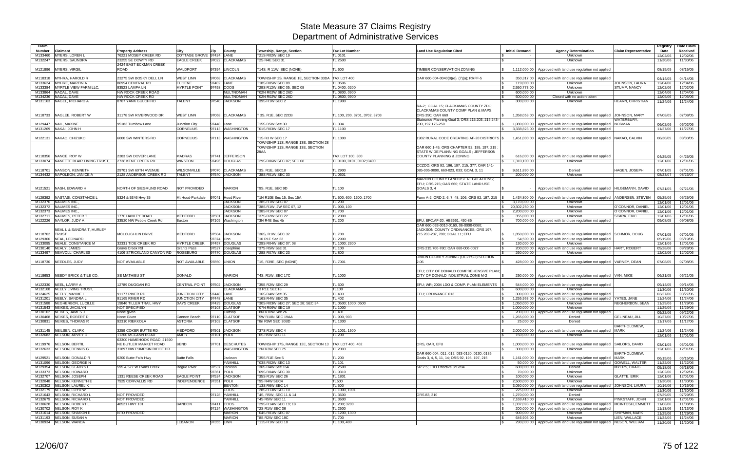# State Measure 37 Claims Registry
## Department of Administrative Services

| Claim Number | Claimant | Property Address | City | Zip | County | Township, Range, Section | Tax Lot Number | Land Use Regulation Cited | Initial Demand | Agency Determination | Claim Representative | Registry Date | Date Claim Received |
|---|---|---|---|---|---|---|---|---|---|---|---|---|---|
| M133460 | MYERS, LOREN L | 76221 MOSBY CREEK RD | COTTAGE GROVE | 97424 | LANE | T21S R02W SEC 19 | TL 0101 | | $ - | Unknown | | 12/02/06 | 12/02/06 |
| M132247 | MYERS, SAUNDRA | 23255 SE DOWTY RD | EAGLE CREEK | 97022 | CLACKAMAS | T2S R4E SEC 31 | TL 2500 | | $ - | Unknown | | 11/30/06 | 11/30/06 |
| M121896 | MYERS, VIRGIL | 2424 EAST ECKMAN CREEK ROAD | WALDPORT | 97394 | LINCOLN | T14S, R 11W, SEC (NONE) | TL 600 | TIMBER CONSERVATION ZONING | $ 1,112,000.00 | Approved with land use regulation not applied | | 08/15/05 | 08/15/05 |
| M118318 | MYHRA, HAROLD R | 23275 SW BOSKY DELL LN | WEST LINN | 97068 | CLACKAMAS | TOWNSHIP 2S, RANGE 1E, SECTION 33DA | TAX LOT 400 | OAR 660-004-0040(8)(e), (7)(a); RRFF-5 | $ 350,317.00 | Approved with land use regulation not applied | | 04/14/05 | 04/14/05 |
| M133624 | MYHRE, MARTIN A | 86994 CENTRAL RD | EUGENE | 97402 | LANE | T18S R05W SEC 09 | TL 0506 | | $ 119,000.00 | Unknown | JOHNSON, LAURA | 12/04/06 | 12/04/06 |
| M133384 | MYRTLE VIEW FARM LLC, | 93523 LAMPA LN | MYRTLE POINT | 97458 | COOS | T29S R12W SEC 05; SEC 08 | TL 0400; 0200 | | $ 2,550,773.00 | Unknown | STUMP, NANCY | 12/02/06 | 12/02/06 |
| M133864 | NADAL, DAVE | NW ROCK CREEK ROAD | | | MULTNOMAH | T02N R02W SEC 26D | TL 0800, 0900 | | $ 600,000.00 | Unknown | | 12/04/06 | 12/04/06 |
| M134236 | NADAL, DAVE | NW ROCK CREEK RD | | | MULTNOMAH | T02N R02W SEC 26D | TL 0800, 0900 | | $ 600,000.00 | Closed with no action taken | | 12/05/06 | 12/05/06 |
| M131163 | NAGEL, RICHARD A | 8707 YANK GULCH RD | TALENT | 97540 | JACKSON | T39S R1W SEC 2 | TL 1900 | | $ 300,000.00 | Unknown | HEARN, CHRISTIAN | 11/24/06 | 11/24/06 |
| M118733 | NAGLEE, ROBERT W | 31178 SW RIVERWOOD DR | WEST LINN | 97068 | CLACKAMAS | T 3S, R1E, SEC 22CB | TL 100, 200, 3701, 3702, 3703 | RA-2; GOAL 15; CLACKAMAS COUNTY ZDO; CLACKAMAS COUNTY COMP PLAN & MAPS, ORS 390; OAR 660 | $ 1,358,053.00 | Approved with land use regulation not applied | JOHNSON, MARY | 07/08/05 | 07/08/05 |
| M129447 | NAIL, MAXINE | 95183 Turnbow Lane | Junction City | 97448 | Lane | T15S R5W Sec 30 | TL 304 | Statewide Planning Goal 3; ORS 215.203, 215.243-700, 197.175-250 | $ 1,080,000.00 | Approved with land use regulation not applied | WATERBURY, NORMAN | 06/02/06 | 06/02/06 |
| M131269 | NAKAI, JOHN H | | CORNELIUS | 97113 | WASHINGTON | T01S R03W SEC 17 | TL 1100 | | $ 3,338,823.00 | Approved with land use regulation not applied | | 11/27/06 | 11/27/06 |
| M122131 | NAKAO, CHIZUKO | 6000 SW WINTERS RD | CORNELIUS | 97113 | WASHINGTON | T1S R3 W SEC 17 | TL 1300 | 1982 RURAL CODE CREATING AF-20 DISTRICTS | $ 1,451,000.00 | Approved with land use regulation not applied | NAKAO, CALVIN | 08/30/05 | 08/30/05 |
| M118356 | NANCE, ROY W | 2383 SW DOVER LANE | MADRAS | 97741 | JEFFERSON | TOWNSHIP 11S, RANGE 13E, SECTION 28 TOWNSHIP 11S, RANGE 13E, SECTION 28AA | TAX LOT 100, 300 | OAR 660 1-45; ORS CHAPTER 92, 195, 197, 215 ; STATE WIDE PLANNING GOALS ; JEFFERSON COUNTY PLANNING & ZONING | $ 616,000.00 | Approved with land use regulation not applied | | 04/25/05 | 04/25/05 |
| M133074 | NANETTE BLAIR LIVING TRUST, | 2738 KENT CREEK RD | WINSTON | 97496 | DOUGLAS | T29S R06W SEC 07; SEC 08 | TL 0100, 0101, 0102; 0400 | | $ 1,310,100.00 | Unknown | | 12/01/06 | 12/01/06 |
| M118701 | NANSON, KENNETH | 29701 SW 60TH AVENUE | WILSONVILLE | 97070 | CLACKAMAS | T3S, R1E, SEC18 | TL 2900 | CCZDO; ORS 92, 196, 197, 215, 377; OAR 141-085-005-0090, 660-023, 033; GOAL 3, 11 | $ 9,611,890.00 | Denied | HAGEN, JOSEPH | 07/01/05 | 07/01/05 |
| M134432 | NAPOLEON, JANICE A | 2128 ANDERSON CREEK RD | TALENT | 97540 | JACKSON | T38S R01W SEC 33 | TL 0601 | | $ 200,000.00 | Unknown | | 08/23/07 | 08/23/07 |
| M121521 | NASH, EDWARD H | NORTH OF SIEGMUND ROAD | NOT PROVIDED | | MARION | T9S, R1E, SEC 9D | TL 100 | MARION COUNTY LAND USE REGULATIONS; EFU; ORS 215; OAR 660; STATE LAND USE GOALS 3, 4 | $ - | Approved with land use regulation not applied | HILGEMANN, DAVID | 07/21/05 | 07/21/05 |
| M129392 | NASTASI, CONSTANCE L | 5324 & 5346 Hwy 35 | Mt Hood-Parkdale | 97041 | Hood River | T1N R10E Sec 15; Sec 15A | TL 500, 600; 1600; 1700 | Farm A-2; ORD 2, 6, 7, 48, 106; ORS 92, 197, 215 | $ 1,434,800.00 | Approved with land use regulation not applied | ANDERSEN, STEVEN | 05/25/06 | 05/25/06 |
| M132370 | NAUMES INC., | | | | JACKSON | T38S R1W SEC 07 | TL 200 | | $ 3,170,000.00 | Unknown | | 12/01/06 | 12/01/06 |
| M132372 | NAUMES INC., | | | | JACKSON | T38S R1W, 2W SEC 07, 12 | TL 900, 100 | | $ 20,302,250.00 | Unknown | O'CONNOR, DANIEL | 12/01/06 | 12/01/06 |
| M132373 | NAUMES INC., | | | | JACKSON | T38S R1W SEC 07 | TL 700 | | $ 2,200,000.00 | Unknown | O'CONNOR, DANIEL | 12/01/06 | 12/01/06 |
| M132711 | NAUMES, PETER T | 1770 HANLEY ROAD | MEDFORD | 97501 | JACKSON | T37S R2W SEC 22 | TL 2000 | | $ 355,000.00 | Unknown | STARK, ERIC | 12/01/06 | 12/01/06 |
| M122226 | NAYLOR, JUDY A | 33520 NW Pebble Creek Rd | Buxton | 97109 | Washington | T3N R4E Sec 4b | TL 200 | EFU, EFC,AF-20, HB3661, 430-85 | $ 700,000.00 | Approved with land use regulation not applied | | 09/08/05 | 09/08/05 |
| M118702 | NEAL L & SANDRA T, HURLEY TRUST | MCLOUGHLIN DRIVE | MEDFORD | 97504 | JACKSON | T36S, R1W, SEC 32 | TL 700 | OAR 660-033-0010-0160, 06-0000-0060; JACKSON COUNTY ORDINANCES; ORS 197, 215.203-237, 780; GOAL 11; EFU | $ 1,850,000.00 | Approved with land use regulation not applied | SCHMOR, DOUG | 07/01/05 | 07/01/05 |
| M129360 | NEAL, LEONARD | | | 97374 | Linn | T10 R1E Sec 23 | TL 2900 | | $ 54,500.00 | Approved with land use regulation not applied | | 05/19/06 | 05/19/06 |
| M133095 | NEALE, CONSTANCE M | 32331 TIDE CREEK RD | MYRTLE CREEK | 97457 | DOUGLAS | T29S R04W SEC 07; 08 | TL 1000; 2300 | | $ 130,000.00 | Unknown | | 12/01/06 | 12/01/06 |
| M130140 | NEALY, JAMES | Grays Creek Rd | Grants Pass | 97527 | Josephine | T37S R5W Sec 31 | TL 100 | ORS 215.700-780; OAR 660-006-0027 | $ 200,000.00 | Approved with land use regulation not applied | HART, ROBERT | 09/28/06 | 09/28/06 |
| M133497 | NEAVOLL, CHARLES | 4106 STRICKLAND CANYON RD | ROSEBURG | 97470 | DOUGLAS | T28S R07W SEC 23 | TL 800 | | $ 260,000.00 | Unknown | | 12/02/06 | 12/02/06 |
| M118730 | NEEDLES, JUDY | NOT AVAILABLE | NOT AVAILABLE | 97850 | UNION | T1S, R39E, SEC (NONE) | TL 7001 | UNION COUNTY ZONING (UCZPSO) SECTION 2.06 | $ 428,000.00 | Approved with land use regulation not applied | VARNEY, DEAN | 07/08/05 | 07/08/05 |
| M118653 | NEEDY BRICK & TILE CO, | SE MATHIEU ST | DONALD | | MARION | T4S, R1W, SEC 17C | TL 1000 | EFU; CITY OF DONALD COMPREHENSIVE PLAN; CITY OF DONALD INDUSTRIAL ZONE M-2 | $ 250,000.00 | Approved with land use regulation not applied | VAN, MIKE | 06/21/05 | 06/21/05 |
| M122330 | NEEL, LARRY A | 12789 DUGGAN RD | CENTRAL POINT | 97502 | JACKSON | T35S R2W SEC 29 | TL 600 | EFU; WR; 2004 LDO & COMP. PLAN ELEMENTS | $ 544,000.00 | Approved with land use regulation not applied | | 09/14/05 | 09/14/05 |
| M132108 | NEELY LIVING TRUST, | | | | CLACKAMAS | T3 R1E SEC18 | TL100 | | $ 600,000.00 | Unknown | | 11/30/06 | 11/30/06 |
| M124625 | NEELY, MAYME I | 91177 RIVER RD | JUNCTION CITY | 97448 | LANE | T16S R4W Sec 35 | TL 403 | EFU; ORDINANCE 613 | $ 300,000.00 | Approved with land use regulation not applied | | 03/27/06 | 03/27/06 |
| M131201 | NEELY, SANDRA L | 91165 RIVER RD | JUNCTION CITY | 97448 | LANE | T16S R4W SEC 35 | TL 402 | | $ 1,255,963.00 | Approved with land use regulation not applied | YATES, JANE | 11/24/06 | 11/24/06 |
| M131588 | NEGHERBON, LUCILLE | 19846 TILLER TRAIL HWY | DAYS CREEK | 97429 | DOUGLAS | T30S R03W SEC 27; SEC 28; SEC 34 | TL 0500; 1000; 0500 | | $ 1,050,000.00 | Unknown | NEGHERBON, SEAN | 11/29/06 | 11/29/06 |
| M131543 | NEIKES, JACALYN | NOT SPECIFIED | | 97103 | CLATSOP | T07N R09W SEC 19 | TL 1000 | | $ 1,000,000.00 | Unknown | | 11/29/06 | 11/29/06 |
| M130102 | NEIKES, JAMES J | None given | | | Clatsop | T8N R10W Sec 26 | TL 401 | | $ 200,000.00 | Approved with land use regulation not applied | | 09/22/06 | 09/22/06 |
| M130468 | NEIKES, ROBERT D | None Given | Cannon Beach | 97110 | CLATSOP | T5W R10N SEC 19AA | TL 900, 903 | | $ 1,265,000.00 | Denied | GELINEAU, JILL | 10/27/06 | 10/27/06 |
| M130831 | NEIKES, THOMAS R | 92310 RIEKKOLA | ASTORIA | 97103 | CLATSOP | T8n R9W SEC 30BD | TL 1300 | | $ 25,000.00 | Denied | | 11/17/06 | 11/17/06 |
| M131145 | NEILSEN, CLARK | 3259 COKER BUTTE RD | MEDFORD | 97501 | JACKSON | T37S R1W SEC 4 | TL 1001, 1500 | | $ 2,000,000.00 | Approved with land use regulation not applied | BARTHOLOMEW, MARK | 11/24/06 | 11/24/06 |
| M132682 | NELSON, ARVEY D | 11200 MCCANN ROAD | AMITY | 97101 | POLK | T6S R5W SEC 11 | TL 200 | | $ 150,000.00 | Unknown | | 12/01/06 | 12/01/06 |
| M119976 | NELSON, BERTIL | 63300 HAMEHOOK ROAD, 21690 NE BUTLER MARKET ROAD | BEND | 97701 | DESCHUTES | TOWNSHIP 17S, RANGE 12E, SECTION 13 | TAX LOT 400, 402 | ORS, OAR, EFU | $ 1,000,000.00 | Approved with land use regulation not applied | SAILORS, DAVID | 03/01/05 | 03/01/05 |
| M132633 | NELSON, DENNIS G | 31897 NW PUMPKIN RIDGE DR | | | WASHINGTON | T2N R3W SEC 25 | TL 2003 | | $ 300,000.00 | Unknown | | 12/01/06 | 12/01/06 |
| M129521 | NELSON, DONALD R | 6200 Butte Falls Hwy | Butte Falls | | Jackson | T35S R1E Sec 5 | TL 200 | OAR 660-004, 011, 012, 033-0120, 0130, 0135; Goals 3, 4, 5, 11, 14; ORS 92, 195, 197, 215 | $ 1,161,000.00 | Approved with land use regulation not applied | BARTHOLOMEW, MARK | 06/15/06 | 06/15/06 |
| M131096 | NELSON, GEORGE N | | | | YAMHILL | T03S R02W SEC 13 | TL 101 | | $ 50,000.00 | Approved with land use regulation not applied | GOWELL, WALTER | 11/22/06 | 11/22/06 |
| M129354 | NELSON, GLADYS L | 595 & 577 W Evans Creek | Rogue River | 97537 | Jackson | T36S R4W Sec 16A | TL 2500 | SR 2.5; LDO Effective 3/12/04 | $ 600,000.00 | Denied | MYERS, CRAIG | 05/18/06 | 05/18/06 |
| M133373 | NELSON, HOWARD | | | 97361 | POLK | T09S R04W SEC 30 | TL 0310 | | $ 70,000.00 | Unknown | | 12/02/06 | 12/02/06 |
| M132707 | NELSON, JOSEPH | 1331 REESE CREEK ROAD | EAGLE POINT | 97524 | JACKSON | T35S R1W SEC 26 | TL 1801 | | $ 100,000.00 | Unknown | GLATTE, ERIK | 12/01/06 | 12/01/06 |
| M132048 | NELSON, KENNETH E | 7925 CORVALLIS RD | INDEPENDENCE | 97351 | POLK | T9S R4W SEC4 | TL500 | | $ 2,500,000.00 | Unknown | | 11/30/06 | 11/30/06 |
| M130302 | NELSON, LAUREL K | | | | BENTON | T13S R6W SEC 14 | TL 500 | | $ 3,050,000.00 | Approved with land use regulation not applied | JOHNSON, LAURA | 10/16/06 | 10/16/06 |
| M132179 | NELSON, LOYD W | | | | COOS | T28S R13W SEC 10 | TL 1000, 1001 | | $ 225,000.00 | Unknown | | 11/30/06 | 11/30/06 |
| M121643 | NELSON, RICHARD L | NOT PROVIDED | | 97128 | YAMHILL | T4S, R5W, SEC 11 & 14 | TL 3600 | ORS 83, 310 | $ 1,270,000.00 | Denied | | 07/29/05 | 07/29/05 |
| M132679 | NELSON, RICHARD L | NOT PROVIDED | | | YAMHILL | T4S R5W SEC 11 | TL 3600 | | $ 7,169,410.00 | Unknown | PINKSTAFF, JOHN | 12/01/06 | 12/01/06 |
| M130628 | NELSON, ROBERT L | 48521 HWY 101 | BANDON | 97411 | COOS | T29S R14W SEC 19; 18 | TL 200; 3200 | | $ 1,037,093.00 | Approved with land use regulation not applied | MCINTOSH, EMMETT | 11/08/06 | 11/08/06 |
| M130702 | NELSON, ROY K | | | 97124 | WASHINGTON | T2S R1W SEC 36 | TL 2500 | | $ 200,000.00 | Approved with land use regulation not applied | | 11/13/06 | 11/13/06 |
| M131614 | NELSON, SHARON E | NTO PROVIDED | | | MARION | T04S R01W SEC 07 | TL 1200, 1300 | | $ 900,000.00 | Unknown | SHIPMAN, MARK | 11/29/06 | 11/29/06 |
| M131193 | NELSON, SUSAN V | | | | MARION | T8S R2W SEC 19C | TL 700 | | $ 646,905.00 | Unknown | LIEN, WALLACE | 11/24/06 | 11/24/06 |
| M130934 | NELSON, WANDA | | LEBANON | 97355 | LINN | T11S R1W SEC 18 | TL 100, 400 | | $ 290,000.00 | Approved with land use regulation not applied | NELSON, WILLIAM | 11/20/06 | 11/20/06 |

12/06/07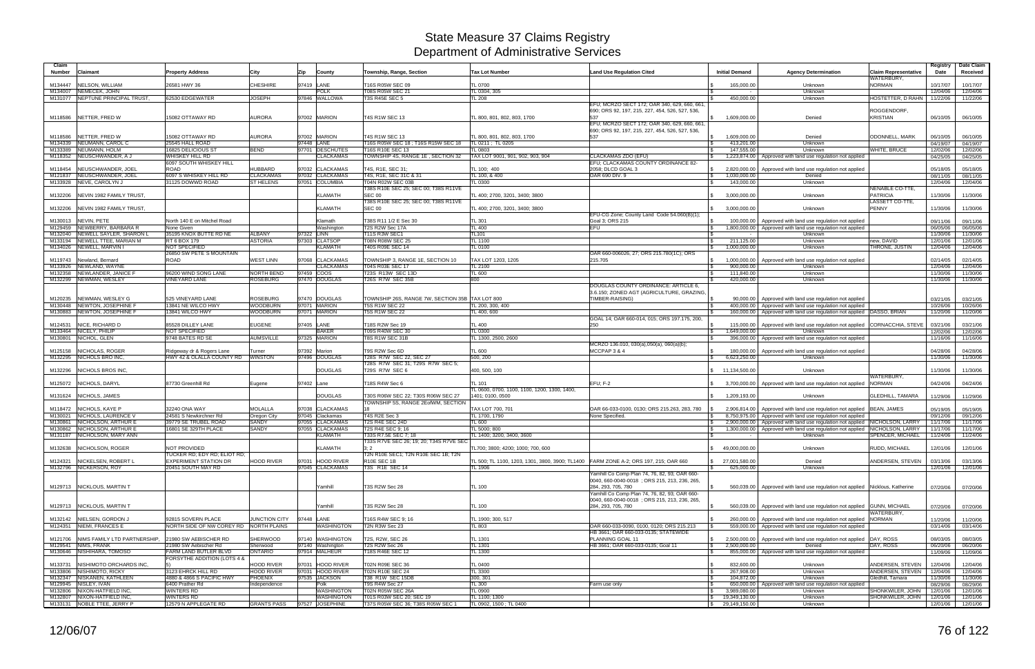# State Measure 37 Claims Registry
## Department of Administrative Services

| Claim Number | Claimant | Property Address | City | Zip | County | Township, Range, Section | Tax Lot Number | Land Use Regulation Cited | Initial Demand | Agency Determination | Claim Representative | Registry Date | Date Claim Received |
|---|---|---|---|---|---|---|---|---|---|---|---|---|---|
| M134447 | NELSON, WILLIAM | 26581 HWY 36 | CHESHIRE | 97419 | LANE | T16S R05W SEC 09 | TL 0700 | | $ 165,000.00 | Unknown | WATERBURY, NORMAN | 10/17/07 | 10/17/07 |
| M134007 | NEMECEK, JOHN | | | | POLK | T08S R05W SEC 21 | TL 0304, 305 | | $ - | Unknown | | 12/04/06 | 12/04/06 |
| M131077 | NEPTUNE PRINCIPAL TRUST, | 62530 EDGEWATER | JOSEPH | 97846 | WALLOWA | T3S R45E SEC 5 | TL 208 | | $ 450,000.00 | Unknown | HOSTETTER, D RAHN | 11/22/06 | 11/22/06 |
| M118586 | NETTER, FRED W | 15082 OTTAWAY RD | AURORA | 97002 | MARION | T4S R1W SEC 13 | TL 800, 801, 802, 803, 1700 | EFU; MCRZO SECT 172; OAR 340, 629, 660, 661, 690; ORS 92, 197, 215, 227, 454, 526, 527, 536, 537 | $ 1,609,000.00 | Denied | ROGGENDORF, KRISTIAN | 06/10/05 | 06/10/05 |
| M118586 | NETTER, FRED W | 15082 OTTAWAY RD | AURORA | 97002 | MARION | T4S R1W SEC 13 | TL 800, 801, 802, 803, 1700 | EFU; MCRZO SECT 172; OAR 340, 629, 660, 661, 690; ORS 92, 197, 215, 227, 454, 526, 527, 536, 537 | $ 1,609,000.00 | Denied | ODONNELL, MARK | 06/10/05 | 06/10/05 |
| M134339 | NEUMANN, CAROL C | 25545 HALL ROAD | | 97448 | LANE | T16S R05W SEC 18 ; T16S R15W SEC 18 | TL 0211 ; TL 0205 | | $ 413,201.00 | Unknown | | 04/19/07 | 04/19/07 |
| M133389 | NEUMANN, HOLM | 16825 DELICIOUS ST | BEND | 97701 | DESCHUTES | T16S R10E SEC 13 | TL 0803 | | $ 147,555.00 | Unknown | WHITE, BRUCE | 12/02/06 | 12/02/06 |
| M118352 | NEUSCHWANDER, A J | WHISKEY HILL RD | | | CLACKAMAS | TOWNSHIP 4S, RANGE 1E , SECTION 32 | TAX LOT 9001, 901, 902, 903, 904 | CLACKAMAS ZDO (EFU) | $ 1,223,874.00 | Approved with land use regulation not applied | | 04/25/05 | 04/25/05 |
| M118454 | NEUSCHWANDER, JOEL | 6097 SOUTH WHISKEY HILL ROAD | HUBBARD | 97032 | CLACKAMAS | T4S, R1E, SEC 31; | TL 100; 400 | EFU; CLACKAMAS COUNTY ORDINANCE 82-2058; DLCD GOAL 3 | $ 2,820,000.00 | Approved with land use regulation not applied | | 05/18/05 | 05/18/05 |
| M121837 | NEUSCHWANDER, JOEL | 6097 S WHISKEY HILL RD | CLACKAMAS | 97032 | CLACKAMAS | T4S, R1E, SEC 31C & 31 | TL 100, & 400 | OAR 690 DIV. 9 | $ 1,030,000.00 | Denied | | 08/11/05 | 08/11/05 |
| M133928 | NEVE, CAROLYN J | 31125 DOWWD ROAD | ST HELENS | 97051 | COLUMBIA | T04N R02W SEC 03B | TL 0300 | | $ 143,000.00 | Unknown | | 12/04/06 | 12/04/06 |
| M132206 | NEVIN 1982 FAMILY TRUST, | | | | KLAMATH | T38S R10E SEC 25; SEC 00; T38S R11VE SEC 00 | TL 400; 2700, 3201, 3400; 3800 | | $ 3,000,000.00 | Unknown | NENABLE CO-TTE, PATRICIA | 11/30/06 | 11/30/06 |
| M132206 | NEVIN 1982 FAMILY TRUST, | | | | KLAMATH | T38S R10E SEC 25; SEC 00; T38S R11VE SEC 00 | TL 400; 2700, 3201, 3400; 3800 | | $ 3,000,000.00 | Unknown | LASSETT CO-TTE, PENNY | 11/30/06 | 11/30/06 |
| M130013 | NEVIN, PETE | North 140 E on Mitchel Road | | | Klamath | T38S R11 1/2 E Sec 30 | TL 301 | EFU-CG Zone; County Land Code 54.060(B)(1); Goal 3; ORS 215 | $ 100,000.00 | Approved with land use regulation not applied | | 09/11/06 | 09/11/06 |
| M129459 | NEWBERRY, BARBARA R | None Given | | | Washington | T2S R2W Sec 17A | TL 400 | EFU | $ 1,800,000.00 | Approved with land use regulation not applied | | 06/05/06 | 06/05/06 |
| M132040 | NEWELL SAYLER, SHARON L | 35195 KNOX BUTTE RD NE | ALBANY | 97322 | LINN | T11S R3W SEC1 | TL101 | | $ - | Unknown | | 11/30/06 | 11/30/06 |
| M133194 | NEWELL TTEE, MARIAN M | RT 6 BOX 179 | ASTORIA | 97303 | CLATSOP | T08N R08W SEC 25 | TL 1100 | | $ 211,125.00 | Unknown | new, DAVID | 12/01/06 | 12/01/06 |
| M134026 | NEWELL, MARVIN I | NOT SPECIFIED | | | KLAMATH | T40S R09E SEC 14 | TL 0100 | | $ 1,000,000.00 | Unknown | THRONE, JUSTIN | 12/04/06 | 12/04/06 |
| M119743 | Newland, Bernard | 26850 SW PETE`S MOUNTAIN ROAD | WEST LINN | 97068 | CLACKAMAS | TOWNSHIP 3, RANGE 1E, SECTION 10 | TAX LOT 1203, 1205 | OAR 660-006026, 27; ORS 215.780(1C); ORS 215.705 | $ 1,000,000.00 | Approved with land use regulation not applied | | 02/14/05 | 02/14/05 |
| M133926 | NEWLAND, WAYNE | | | | CLACKAMAS | T04S R03E SEC 17 | TL 2100 | | $ 900,000.00 | Unknown | | 12/04/06 | 12/04/06 |
| M132358 | NEWLANDER, JANICE F | 96200 WIND SONG LANE | NORTH BEND | 97459 | COOS | T23S R13W SEC 13D | TL 600 | | $ 111,840.00 | Unknown | | 11/30/06 | 11/30/06 |
| M132299 | NEWMAN, WESLEY | VINEYARD LANE | ROSEBURG | 97470 | DOUGLAS | T26S R7W SEC 35B | 800 | | $ 420,000.00 | Unknown | | 11/30/06 | 11/30/06 |
| M120235 | NEWMAN, WESLEY G | 525 VINEYARD LANE | ROSEBURG | 97470 | DOUGLAS | TOWNSHIP 26S, RANGE 7W, SECTION 35B | TAX LOT 800 | DOUGLAS COUNTY ORDINANCE: ARTICLE 6, 3.6.150; ZONED AGT (AGRICULTURE, GRAZING, TIMBER-RAISING) | $ 90,000.00 | Approved with land use regulation not applied | | 03/21/05 | 03/21/05 |
| M130448 | NEWTON, JOSEPHINE F | 13841 NE WILCO HWY | WOODBURN | 97071 | MARION | T5S R1W SEC 22 | TL 200, 300, 400 | | $ 400,000.00 | Approved with land use regulation not applied | | 10/26/06 | 10/26/06 |
| M130883 | NEWTON, JOSEPHINE F | 13841 WILCO HWY | WOODBURN | 97071 | MARION | T5S R1W SEC 22 | TL 400, 600 | | $ 160,000.00 | Approved with land use regulation not applied | DASSO, BRIAN | 11/20/06 | 11/20/06 |
| M124531 | NICE, RICHARD D | 85528 DILLEY LANE | EUGENE | 97405 | LANE | T18S R2W Sec 19 | TL 400 | GOAL 14; OAR 660-014, 015; ORS 197.175, 200, 250 | $ 115,000.00 | Approved with land use regulation not applied | CORNACCHIA, STEVE | 03/21/06 | 03/21/06 |
| M133464 | NICELY, PHILIP | NOT SPECIFIED | | | BAKER | T09S R40W SEC 30 | TL 0300 | | $ 1,649,000.00 | Unknown | | 12/02/06 | 12/02/06 |
| M130801 | NICHOL, GLEN | 9748 BATES RD SE | AUMSVILLE | 97325 | MARION | T8S R1W SEC 31B | TL 1300, 2500, 2600 | | $ 396,000.00 | Approved with land use regulation not applied | | 11/16/06 | 11/16/06 |
| M125158 | NICHOLAS, ROGER | Ridgeway dr & Rogers Lane | Turner | 97392 | Marion | T9S R2W Sec 6D | TL 600 | MCRZO 136.010, 030(a),050(a), 060(a)(b); MCCPAP 3 & 4 | $ 180,000.00 | Approved with land use regulation not applied | | 04/28/06 | 04/28/06 |
| M132295 | NICHOLS BRO INC, | HWY 42 & OLALLA COUNTY RD | WINSTON | 97496 | DOUGLAS | T28S R7W SEC 22, SEC 27 | 500, 200 | | $ 6,623,250.00 | Unknown | | 11/30/06 | 11/30/06 |
| M132296 | NICHOLS BROS INC, | | | | DOUGLAS | T28S R7W SEC 31; T29S R7W SEC 5; T29S R7W SEC 6 | 400, 500, 100 | | $ 11,134,500.00 | Unknown | | 11/30/06 | 11/30/06 |
| M125072 | NICHOLS, DARYL | 87730 Greenhill Rd | Eugene | 97402 | Lane | T18S R4W Sec 6 | TL 101 | EFU; F-2 | $ 3,700,000.00 | Approved with land use regulation not applied | WATERBURY, NORMAN | 04/24/06 | 04/24/06 |
| M131624 | NICHOLS, JAMES | | | | DOUGLAS | T30S R06W SEC 22; T30S R06W SEC 27 | TL 0600, 0700, 1100, 1200, 1300, 1400, 1401; 0100, 0500 | | $ 1,209,193.00 | Unknown | GLEDHILL, TAMARA | 11/29/06 | 11/29/06 |
| M118472 | NICHOLS, KAYE P | 32240 ONA WAY | MOLALLA | 97038 | CLACKAMAS | TOWNSHIP 5S, RANGE 2EofWM, SECTION 18 | TAX LOT 700, 701 | OAR 66-033-0100, 0130; ORS 215.263, 283, 780 | $ 2,906,814.00 | Approved with land use regulation not applied | BEAN, JAMES | 05/19/05 | 05/19/05 |
| M130021 | NICHOLS, LAURENCE V | 24581 S Newkirchner Rd | Oregon City | 97045 | Clackamas | T4S R2E Sec 3 | TL 1700, 1790 | None Specified. | $ 8,750,975.00 | Approved with land use regulation not applied | | 09/12/06 | 09/12/06 |
| M130861 | NICHOLSON, ARTHUR E | 39779 SE TRUBEL ROAD | SANDY | 97055 | CLACKAMAS | T2S R4E SEC 24D | TL 600 | | $ 2,900,000.00 | Approved with land use regulation not applied | NICHOLSON, LARRY | 11/17/06 | 11/17/06 |
| M130862 | NICHOLSON, ARTHUR E | 16801 SE 329TH PLACE | SANDY | 97055 | CLACKAMAS | T2S R4E SEC 9; 16 | TL 5000; 800 | | $ 1,300,000.00 | Approved with land use regulation not applied | NICHOLSON, LARRY | 11/17/06 | 11/17/06 |
| M131187 | NICHOLSON, MARY ANN | | | | KLAMATH | T33S R7.5E SEC 7; 18 | TL 1400; 3200, 3400, 3600 | | $ - | Unknown | SPENCER, MICHAEL | 11/24/06 | 11/24/06 |
| M132638 | NICHOLSON, ROGER | NOT PROVIDED | | | KLAMATH | T33S R7VE SEC 26; 19; 20; T34S R7VE SEC 3; 2 | TL700; 3800; 4200; 1000; 700, 600 | | $ 49,000,000.00 | Unknown | RUDD, MICHAEL | 12/01/06 | 12/01/06 |
| M124321 | NICKELSEN, ROBERT L | TUCKER RD; EDY RD; ELIOT RD; EXPERIMENT STATION DR | HOOD RIVER | 97031 | HOOD RIVER | T2N R10E SEC1; T2N R10E SEC 1B; T2N R10E SEC 1B | TL 500; TL 1100, 1203, 1301, 3800, 3900; TL1400 | FARM ZONE A-2; ORS 197, 215; OAR 660 | $ 27,001,580.00 | Denied | ANDERSEN, STEVEN | 03/13/06 | 03/13/06 |
| M132796 | NICKERSON, ROY | 20451 SOUTH MAY RD | | 97045 | CLACKAMAS | T3S R1E SEC 14 | TL 1906 | | $ 625,000.00 | Unknown | | 12/01/06 | 12/01/06 |
| M129713 | NICKLOUS, MARTIN T | | | | Yamhill | T3S R2W Sec 28 | TL 100 | Yamhill Co Comp Plan 74, 76, 82, 93; OAR 660-0040, 660-0040-0018 ; ORS 215, 213, 236, 265, 284, 293, 705, 780 | $ 560,039.00 | Approved with land use regulation not applied | Nicklous, Katherine | 07/20/06 | 07/20/06 |
| M129713 | NICKLOUS, MARTIN T | | | | Yamhill | T3S R2W Sec 28 | TL 100 | Yamhill Co Comp Plan 74, 76, 82, 93; OAR 660-0040, 660-0040-0018 ; ORS 215, 213, 236, 265, 284, 293, 705, 780 | $ 560,039.00 | Approved with land use regulation not applied | GUNN, MICHAEL | 07/20/06 | 07/20/06 |
| M132142 | NIELSEN, GORDON J | 92815 SOVERN PLACE | JUNCTION CITY | 97448 | LANE | T16S R4W SEC 9; 16 | TL 1900; 300, 517 | | $ 260,000.00 | Approved with land use regulation not applied | WATERBURY, NORMAN | 11/20/06 | 11/20/06 |
| M124351 | NIEMI, FRANCES E | NORTH SIDE OF NW COREY RD | NORTH PLAINS | | WASHINGTON | T2N R3W Sec 23 | TL 803 | OAR 660-033-0090, 0100, 0120; ORS 215.213 | $ 559,000.00 | Approved with land use regulation not applied | | 03/14/06 | 03/14/06 |
| M121706 | NIMS FAMILY LTD PARTNERSHIP, | 21980 SW AEBISCHER RD | SHERWOOD | 97140 | WASHINGTON | T2S, R2W, SEC 26 | TL 1301 | HB 3661; OAR 660-033-0135; STATEWIDE PLANNING GOAL 11 | $ 2,500,000.00 | Approved with land use regulation not applied | DAY, ROSS | 08/03/05 | 08/03/05 |
| M129541 | NIMS, FRANK | 21980 SW Aebischer Rd | Sherwood | 97140 | Washington | T2S R2W Sec 26 | TL 1301 | HB 3661; OAR 660-033-0135; Goal 11 | $ 2,500,000.00 | Denied | DAY, ROSS | 06/20/06 | 06/20/06 |
| M130646 | NISHIHARA, TOMOSO | FARM LAND BUTLER BLVD | ONTARIO | 97914 | MALHEUR | T18S R46E SEC 12 | TL 1300 | | $ 855,000.00 | Approved with land use regulation not applied | | 11/09/06 | 11/09/06 |
| M133731 | NISHIMOTO ORCHARDS INC, | FORSYTHE ADDITION (LOTS 4 & 5) | HOOD RIVER | 97031 | HOOD RIVER | T02N R09E SEC 36 | TL 0400 | | $ 832,600.00 | Unknown | ANDERSEN, STEVEN | 12/04/06 | 12/04/06 |
| M133806 | NISHIMOTO, RICKY | 3123 EHRCK HILL RD | HOOD RIVER | 97031 | HOOD RIVER | T02N R10E SEC 24 | TL 3300 | | $ 267,908.00 | Unknown | ANDERSEN, STEVEN | 12/04/06 | 12/04/06 |
| M132347 | NISKANEN, KATHLEEN | 4880 & 4866 S PACIFIC HWY | PHOENIX | 97535 | JACKSON | T38 R1W SEC 15DB | 300, 301 | | $ 104,872.00 | Unknown | Gledhill, Tamara | 11/30/06 | 11/30/06 |
| M129945 | NISLEY, IVAN | 6400 Prather Rd | Independence | | Polk | T9S R4W Sec 27 | TL 300 | Farm use only | $ 650,000.00 | Approved with land use regulation not applied | | 08/29/06 | 08/29/06 |
| M132806 | NIXON-HATFIELD INC, | WINTERS RD | | | WASHINGTON | T02N R05W SEC 26A | TL 0900 | | $ 3,989,080.00 | Unknown | SHONKWILER, JOHN | 12/01/06 | 12/01/06 |
| M132807 | NIXON-HATFIELD INC, | WINTERS RD | | | WASHINGTON | T01S R03W SEC 20; SEC 19 | TL 1100; 1300 | | $ 19,349,130.00 | Unknown | SHONKWILER, JOHN | 12/01/06 | 12/01/06 |
| M133131 | NOBLE TTEE, JERRY P | 12579 N APPLEGATE RD | GRANTS PASS | 97527 | JOSEPHINE | T37S R05W SEC 36; T38S R05W SEC 1 | TL 0902, 1500 ; TL 0400 | | $ 29,149,150.00 | Unknown | | 12/01/06 | 12/01/06 |

12/06/07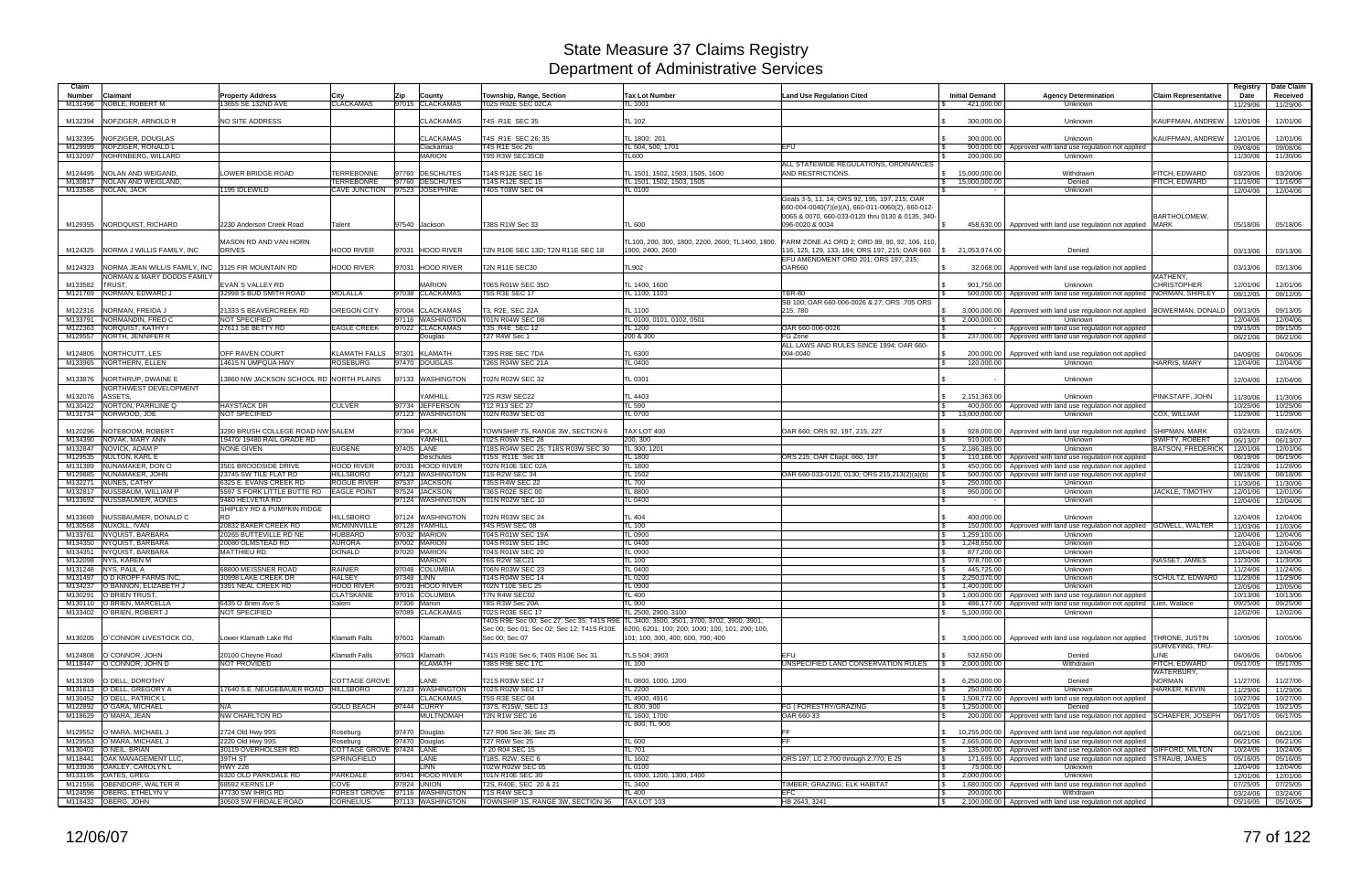# State Measure 37 Claims Registry
# Department of Administrative Services

| Claim Number | Claimant | Property Address | City | Zip | County | Township, Range, Section | Tax Lot Number | Land Use Regulation Cited | Initial Demand | Agency Determination | Claim Representative | Registry Date | Date Claim Received |
|---|---|---|---|---|---|---|---|---|---|---|---|---|---|
| M131496 | NOBLE, ROBERT M | 13655 SE 132ND AVE | CLACKAMAS | 97015 | CLACKAMAS | T02S R02E SEC 02CA | TL 1001 | | $ 421,000.00 | Unknown | | 11/29/06 | 11/29/06 |
| M132394 | NOFZIGER, ARNOLD R | NO SITE ADDRESS | | | CLACKAMAS | T4S R1E SEC 35 | TL 102 | | $ 300,000.00 | Unknown | KAUFFMAN, ANDREW | 12/01/06 | 12/01/06 |
| M132395 | NOFZIGER, DOUGLAS | | | | CLACKAMAS | T4S R1E SEC 26; 35 | TL 1800; 201 | | $ 300,000.00 | Unknown | KAUFFMAN, ANDREW | 12/01/06 | 12/01/06 |
| M129999 | NOFZIGER, RONALD L | | | | Clackamas | T4S R1E Sec 26 | TL 504, 500, 1701 | EFU | $ 900,000.00 | Approved with land use regulation not applied | | 09/08/06 | 09/08/06 |
| M132097 | NOHRNBERG, WILLARD | | | | MARION | T9S R3W SEC35CB | TL600 | | $ 200,000.00 | Unknown | | 11/30/06 | 11/30/06 |
| M124495 | NOLAN AND WEIGAND, | LOWER BRIDGE ROAD | TERREBONNE | 97760 | DESCHUTES | T14S R12E SEC 16 | TL 1501, 1502, 1503, 1505, 1600 | ALL STATEWIDE REGULATIONS, ORDINANCES AND RESTRICTIONS. | $ 15,000,000.00 | Withdrawn | FITCH, EDWARD | 03/20/06 | 03/20/06 |
| M130817 | NOLAN AND WEIGAND, | | TERREBONNE | 97760 | DESCHUTES | T14S R12E SEC 15 | TL 1501, 1502, 1503, 1505 | | $ 15,000,000.00 | Denied | FITCH, EDWARD | 11/16/06 | 11/16/06 |
| M133586 | NOLAN, JACK | 1195 IDLEWILD | CAVE JUNCTION | 97523 | JOSEPHINE | T40S T08W SEC 04 | TL 0100 | | $ - | Unknown | | 12/04/06 | 12/04/06 |
| M129355 | NORDQUIST, RICHARD | 2230 Anderson Creek Road | Talent | 97540 | Jackson | T38S R1W Sec 33 | TL 600 | Goals 3-5, 11, 14; ORS 92, 195, 197, 215; OAR 660-004-0040(7)(e)(A), 660-011-0060(2), 660-012-0065 & 0070, 660-033-0120 thru 0130 & 0135, 340-096-0020 & 0034 | $ 458,630.00 | Approved with land use regulation not applied | BARTHOLOMEW, MARK | 05/18/06 | 05/18/06 |
| M124325 | NORMA J WILLIS FAMILY, INC | MASON RD AND VAN HORN DRIVES | HOOD RIVER | 97031 | HOOD RIVER | T2N R10E SEC 13D; T2N R11E SEC 18 | TL100, 200, 300, 1800, 2200, 2600; TL1400, 1800, 1900, 2400, 2600 | FARM ZONE A1 ORD 2; ORD 89, 90, 92, 106, 110, 116, 125, 129, 133, 184; ORS 197, 215; OAR 660 | $ 21,053,974.00 | Denied | | 03/13/06 | 03/13/06 |
| M124323 | NORMA JEAN WILLIS FAMILY, INC | 3125 FIR MOUNTAIN RD | HOOD RIVER | 97031 | HOOD RIVER | T2N R11E SEC30 | TL902 | EFU AMENDMENT ORD 201; ORS 197, 215; OAR660 | $ 32,068.00 | Approved with land use regulation not applied | | 03/13/06 | 03/13/06 |
| M133582 | NORMAN & MARY DODDS FAMILY TRUST, | EVAN`S VALLEY RD | | | MARION | T06S R01W SEC 35D | TL 1400, 1600 | | $ 901,750.00 | Unknown | MATHENY, CHRISTOPHER | 12/01/06 | 12/01/06 |
| M121769 | NORMAN, EDWARD J | 32998 S BUD SMITH ROAD | MOLALLA | 97038 | CLACKAMAS | T5S R3E SEC 17 | TL 1100, 1103 | TBR-80 | $ 500,000.00 | Approved with land use regulation not applied | NORMAN, SHIRLEY | 08/12/05 | 08/12/05 |
| M122316 | NORMAN, FREIDA J | 21333 S BEAVERCREEK RD | OREGON CITY | 97004 | CLACKAMAS | T3, R2E, SEC 22A | TL 1100 | SB 100; OAR 660-006-0026 & 27; ORS .705 ORS 215, 780 | $ 3,000,000.00 | Approved with land use regulation not applied | BOWERMAN, DONALD | 09/13/05 | 09/13/05 |
| M133791 | NORMANDIN, FRED C | NOT SPECIFIED | | 97116 | WASHINGTON | T01N R04W SEC 08 | TL 0100, 0101, 0102, 0501 | | $ 2,000,000.00 | Unknown | | 12/04/06 | 12/04/06 |
| M122363 | NORQUIST, KATHY I | 27611 SE BETTY RD | EAGLE CREEK | 97022 | CLACKAMAS | T3S R4E SEC 12 | TL 1200 | OAR 660-006-0026 | $ - | Approved with land use regulation not applied | | 09/15/05 | 09/15/05 |
| M129557 | NORTH, JENNIFER R | | | | Douglas | T27 R4W Sec 1 | 200 & 300 | FG Zone | $ 237,000.00 | Approved with land use regulation not applied | | 06/21/06 | 06/21/06 |
| M124805 | NORTHCUTT, LES | OFF RAVEN COURT | KLAMATH FALLS | 97301 | KLAMATH | T39S R8E SEC 7DA | TL 6300 | ALL LAWS AND RULES SINCE 1994; OAR 660-004-0040 | $ 200,000.00 | Approved with land use regulation not applied | | 04/06/06 | 04/06/06 |
| M133965 | NORTHERN, ELLEN | 14615 N UMPQUA HWY | ROSEBURG | 97470 | DOUGLAS | T26S R04W SEC 21A | TL 0400 | | $ 120,000.00 | Unknown | HARRIS, MARY | 12/04/06 | 12/04/06 |
| M133876 | NORTHRUP, DWAINE E | 13860 NW JACKSON SCHOOL RD | NORTH PLAINS | 97133 | WASHINGTON | T02N R02W SEC 32 | TL 0301 | | $ - | Unknown | | 12/04/06 | 12/04/06 |
| M132076 | NORTHWEST DEVELOPMENT ASSETS, | | | | YAMHILL | T2S R3W SEC22 | TL 4403 | | $ 2,151,363.00 | Unknown | PINKSTAFF, JOHN | 11/30/06 | 11/30/06 |
| M130422 | NORTON, PARRLINE Q | HAYSTACK DR | CULVER | 97734 | JEFFERSON | T12 R13 SEC 27 | TL 590 | | $ 400,000.00 | Approved with land use regulation not applied | | 10/25/06 | 10/25/06 |
| M131734 | NORWOOD, JOE | NOT SPECIFIED | | 97123 | WASHINGTON | T02N R03W SEC 03 | TL 0700 | | $ 13,000,000.00 | Unknown | COX, WILLIAM | 11/29/06 | 11/29/06 |
| M120296 | NOTEBOOM, ROBERT | 3290 BRUSH COLLEGE ROAD NW | SALEM | 97304 | POLK | TOWNSHIP 7S, RANGE 3W, SECTION 6 | TAX LOT 400 | OAR 660; ORS 92, 197, 215, 227 | $ 928,000.00 | Approved with land use regulation not applied | SHIPMAN, MARK | 03/24/05 | 03/24/05 |
| M134390 | NOVAK, MARY ANN | 19470/ 19480 RAIL GRADE RD | | | YAMHILL | T02S R05W SEC 28 | 200, 300 | | $ 910,000.00 | Unknown | SWIFTY, ROBERT | 06/13/07 | 06/13/07 |
| M132847 | NOVICK, ADAM P | NONE GIVEN | EUGENE | 97405 | LANE | T18S R04W SEC 25; T18S R03W SEC 30 | TL 300; 1201 | | $ 2,186,389.00 | Unknown | BATSON, FREDERICK | 12/01/06 | 12/01/06 |
| M129535 | NULTON, KARL E | | | | Deschutes | T15S R11E Sec 18 | TL 1800 | ORS 215; OAR Chapt. 660, 197 | $ 110,166.00 | Approved with land use regulation not applied | | 06/19/06 | 06/19/06 |
| M131389 | NUNAMAKER, DON O | 3501 BROODSIDE DRIVE | HOOD RIVER | 97031 | HOOD RIVER | T02N R10E SEC 02A | TL 1800 | | $ 450,000.00 | Approved with land use regulation not applied | | 11/28/06 | 11/28/06 |
| M129885 | NUNAMAKER, JOHN | 23745 SW TILE FLAT RD | HILLSBORO | 97123 | WASHINGTON | T1S R2W SEC 34 | TL 1502 | OAR 660-033-0120, 0130; ORS 215.213(2)(a)(b) | $ 500,000.00 | Approved with land use regulation not applied | | 08/18/06 | 08/18/06 |
| M132271 | NUNES, CATHY | 6325 E. EVANS CREEK RD | ROGUE RIVER | 97537 | JACKSON | T35S R4W SEC 22 | TL 700 | | $ 250,000.00 | Unknown | | 11/30/06 | 11/30/06 |
| M132817 | NUSSBAUM, WILLIAM P | 5597 S FORK LITTLE BUTTE RD | EAGLE POINT | 97524 | JACKSON | T36S R02E SEC 00 | TL 8800 | | $ 950,000.00 | Unknown | JACKLE, TIMOTHY | 12/01/06 | 12/01/06 |
| M133692 | NUSSBAUMER, AGNES | 9480 HELVETIA RD | | 97124 | WASHINGTON | T01N R02W SEC 10 | TL 0400 | | $ - | Unknown | | 12/04/06 | 12/04/06 |
| M133669 | NUSSBAUMER, DONALD C | SHIPLEY RD & PUMPKIN RIDGE RD | HILLSBORO | 97124 | WASHINGTON | T02N R03W SEC 24 | TL 404 | | $ 400,000.00 | Unknown | | 12/04/06 | 12/04/06 |
| M130568 | NUXOLL, IVAN | 20832 BAKER CREEK RD | MCMINNVILLE | 97128 | YAMHILL | T4S R5W SEC 08 | TL 100 | | $ 150,000.00 | Approved with land use regulation not applied | GOWELL, WALTER | 11/03/06 | 11/03/06 |
| M133761 | NYQUIST, BARBARA | 20265 BUTTEVILLE RD NE | HUBBARD | 97032 | MARION | T04S R01W SEC 19A | TL 0900 | | $ 1,259,100.00 | Unknown | | 12/04/06 | 12/04/06 |
| M134350 | NYQUIST, BARBARA | 20080 OLMSTEAD RD | AURORA | 97002 | MARION | T04S R01W SEC 19C | TL 0400 | | $ 1,248,650.00 | Unknown | | 12/04/06 | 12/04/06 |
| M134351 | NYQUIST, BARBARA | MATTHIEU RD. | DONALD | 97020 | MARION | T04S R01W SEC 20 | TL 0900 | | $ 877,200.00 | Unknown | | 12/04/06 | 12/04/06 |
| M132098 | NYS, KAREN M | | | | MARION | T6S R2W SEC21 | TL 100 | | $ 978,700.00 | Unknown | NASSET, JAMES | 11/30/06 | 11/30/06 |
| M131248 | NYS, PAUL A | 68800 MEISSNER ROAD | RAINIER | 97048 | COLUMBIA | T06N R03W SEC 23 | TL 0400 | | $ 445,725.00 | Unknown | | 11/24/06 | 11/24/06 |
| M131497 | O`D KROPF FARMS INC, | 30998 LAKE CREEK DR | HALSEY | 97348 | LINN | T14S R04W SEC 14 | TL 0200 | | $ 2,250,070.00 | Unknown | SCHULTZ, EDWARD | 11/29/06 | 11/29/06 |
| M134237 | O`BANNON, ELIZABETH J | 3391 NEAL CREEK RD | HOOD RIVER | 97031 | HOOD RIVER | T02N T10E SEC 25 | TL 0900 | | $ 1,400,000.00 | Unknown | | 12/05/06 | 12/05/06 |
| M130291 | O`BRIEN TRUST, | | CLATSKANIE | 97016 | COLUMBIA | T7N R4W SEC02 | TL 400 | | $ 1,000,000.00 | Approved with land use regulation not applied | | 10/13/06 | 10/13/06 |
| M130110 | O`BRIEN, MARCELLA | 6435 O`Brien Ave S | Salem | 97306 | Marion | T8S R3W Sec 20A | TL 900 | | $ 486,177.00 | Approved with land use regulation not applied | Lien, Wallace | 09/25/06 | 09/25/06 |
| M133402 | O`BRIEN, ROBERT J | NOT SPECIFIED | | 97089 | CLACKAMAS | T02S R03E SEC 17 | TL 2500, 2900, 3100 | | $ 5,100,000.00 | Unknown | | 12/02/06 | 12/02/06 |
| M130205 | O`CONNOR LIVESTOCK CO, | Lower Klamath Lake Rd | Klamath Falls | 97601 | Klamath | T40S R9E Sec 00; Sec 27; Sec 35; T41S R9E Sec 00; Sec 01; Sec 02; Sec 12; T41S R10E Sec 00; Sec 07 | TL 3400, 3500, 3501, 3700, 3702, 3900, 3901, 6200, 6201; 100; 200; 1000; 100, 101, 200; 100, 101; 100, 300, 400; 600, 700; 400 | | $ 3,000,000.00 | Approved with land use regulation not applied | THRONE, JUSTIN | 10/05/06 | 10/05/06 |
| M124808 | O`CONNOR, JOHN | 20100 Cheyne Road | Klamath Falls | 97603 | Klamath | T41S R10E Sec 6; T40S R10E Sec 31 | TL5 504; 3903 | EFU | $ 532,650.00 | Denied | SURVEYING, TRU-LINE | 04/06/06 | 04/06/06 |
| M118447 | O`CONNOR, JOHN D | NOT PROVIDED | | | KLAMATH | T38S R9E SEC 17C | TL 100 | UNSPECIFIED LAND CONSERVATION RULES | $ 2,000,000.00 | Withdrawn | FITCH, EDWARD | 05/17/05 | 05/17/05 |
| M131309 | O`DELL, DOROTHY | | COTTAGE GROVE | | LANE | T21S R03W SEC 17 | TL 0800, 1000, 1200 | | $ 6,250,000.00 | Denied | WATERBURY, NORMAN | 11/27/06 | 11/27/06 |
| M131613 | O`DELL, GREGORY A | 17640 S.E. NEUGEBAUER ROAD | HILLSBORO | 97123 | WASHINGTON | T02S R02W SEC 17 | TL 2200 | | $ 250,000.00 | Unknown | HARKER, KEVIN | 11/29/06 | 11/29/06 |
| M130452 | O`DELL, PATRICK L | | | | CLACKAMAS | T5S R3E SEC 04 | TL 4900, 4916 | | $ 1,508,772.00 | Approved with land use regulation not applied | | 10/27/06 | 10/27/06 |
| M122892 | O`GARA, MICHAEL | N/A | GOLD BEACH | 97444 | CURRY | T37S, R15W, SEC 13 | TL 800, 900 | FG ( FORESTRY/GRAZING | $ 1,250,000.00 | Denied | | 10/21/05 | 10/21/05 |
| M118629 | O`MARA, JEAN | NW CHARLTON RD | | | MULTNOMAH | T2N R1W SEC 16 | TL 1600, 1700 | OAR 660-33 | $ 200,000.00 | Approved with land use regulation not applied | SCHAEFER, JOSEPH | 06/17/05 | 06/17/05 |
| M129552 | O`MARA, MICHAEL J | 2724 Old Hwy 99S | Roseburg | 97470 | Douglas | T27 R06 Sec 36; Sec 25 | TL 800; TL 900 | FF | $ 10,255,000.00 | Approved with land use regulation not applied | | 06/21/06 | 06/21/06 |
| M129553 | O`MARA, MICHAEL J | 2220 Old Hwy 99S | Roseburg | 97470 | Douglas | T27 R6W Sec 25 | TL 600 | FF | $ 2,665,000.00 | Approved with land use regulation not applied | | 06/21/06 | 06/21/06 |
| M130401 | O`NEIL, BRIAN | 30119 OVERHOLSER RD | COTTAGE GROVE | 97424 | LANE | T 20 R04 SEC 15 | TL 701 | | $ 135,000.00 | Approved with land use regulation not applied | GIFFORD, MILTON | 10/24/06 | 10/24/06 |
| M118441 | OAK MANAGEMENT LLC, | 39TH ST | SPRINGFIELD | | LANE | T18S, R2W, SEC 6 | TL 1602 | ORS 197; LC 2.700 through 2.770; E 25 | $ 171,699.00 | Approved with land use regulation not applied | STRAUB, JAMES | 05/16/05 | 05/16/05 |
| M133936 | OAKLEY, CAROLYN L | HWY 228 | | | LINN | T02W R02W SEC 05 | TL 0100 | | $ 75,000.00 | Unknown | | 12/04/06 | 12/04/06 |
| M133195 | OATES, GREG | 6320 OLD PARKDALE RD | PARKDALE | 97041 | HOOD RIVER | T01N R10E SEC 30 | TL 0300, 1200, 1300, 1400 | | $ 2,000,000.00 | Unknown | | 12/01/06 | 12/01/06 |
| M121556 | OBENDORF, WALTER R | 68592 KERNS LP | COVE | 97824 | UNION | T2S, R40E, SEC 20 & 21 | TL 3400 | TIMBER; GRAZING; ELK HABITAT | $ 1,680,000.00 | Approved with land use regulation not applied | | 07/25/05 | 07/25/05 |
| M124596 | OBERG, ETHELYN V | 47730 SW IHRIG RD | FOREST GROVE | 97116 | WASHINGTON | T1S R4W SEC 3 | TL 400 | EFC | $ 200,000.00 | Withdrawn | | 03/24/06 | 03/24/06 |
| M118432 | OBERG, JOHN | 30503 SW FIRDALE ROAD | CORNELIUS | 97113 | WASHINGTON | TOWNSHIP 1S, RANGE 3W, SECTION 36 | TAX LOT 103 | HB 2643, 3241 | $ 2,100,000.00 | Approved with land use regulation not applied | | 05/16/05 | 05/16/05 |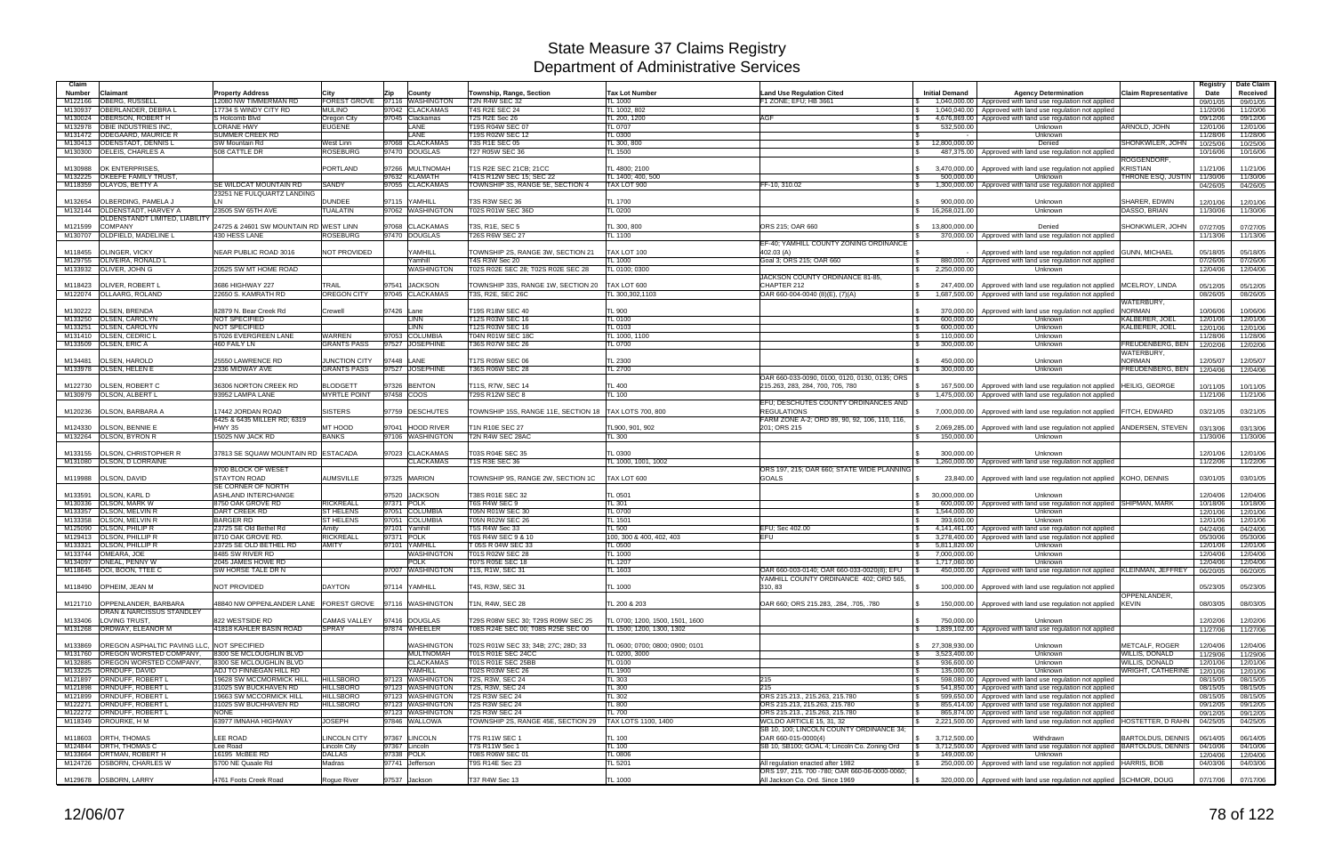# State Measure 37 Claims Registry
## Department of Administrative Services

| Claim Number | Claimant | Property Address | City | Zip | County | Township, Range, Section | Tax Lot Number | Land Use Regulation Cited | Initial Demand | Agency Determination | Claim Representative | Registry Date | Date Claim Received |
|---|---|---|---|---|---|---|---|---|---|---|---|---|---|
| M122166 | OBERG, RUSSELL | 12080 NW TIMMERMAN RD | FOREST GROVE | 97116 | WASHINGTON | T2N R4W SEC 32 | TL 1000 | F1 ZONE; EFU; HB 3661 | $ 1,040,000.00 | Approved with land use regulation not applied | | 09/01/05 | 09/01/05 |
| M130937 | OBERLANDER, DEBRA L | 17734 S WINDY CITY RD | MULINO | 97042 | CLACKAMAS | T4S R2E SEC 24 | TL 1002, 802 | | $ 1,040,000.00 | Approved with land use regulation not applied | | 11/20/06 | 11/20/06 |
| M130024 | OBERSON, ROBERT H | S Holcomb Blvd | Oregon City | 97045 | Clackamas | T2S R2E Sec 26 | TL 200, 1200 | AGF | $ 4,676,869.00 | Approved with land use regulation not applied | | 09/12/06 | 09/12/06 |
| M132978 | OBIE INDUSTRIES INC, | LORANE HWY | EUGENE | | LANE | T19S R04W SEC 07 | TL 0707 | | $ 532,500.00 | Unknown | ARNOLD, JOHN | 12/01/06 | 12/01/06 |
| M131472 | ODEGAARD, MAURICE R | SUMMER CREEK RD | | | LANE | T19S R02W SEC 12 | TL 0300 | | $ - | Unknown | | 11/28/06 | 11/28/06 |
| M130413 | ODENSTADT, DENNIS L | SW Mountain Rd | West Linn | 97068 | CLACKAMAS | T3S R1E SEC 05 | TL 300, 800 | | $ 12,800,000.00 | Denied | SHONKWILER, JOHN | 10/25/06 | 10/25/06 |
| M130300 | OELEIS, CHARLES A | 508 CATTLE DR | ROSEBURG | 97470 | DOUGLAS | T27 R05W SEC 36 | TL 1500 | | $ 487,375.00 | Approved with land use regulation not applied | | 10/16/06 | 10/16/06 |
| M130988 | OK ENTERPRISES, | | PORTLAND | 97266 | MULTNOMAH | T1S R2E SEC 21CB; 21CC | TL 4800; 2100 | | $ 3,470,000.00 | Approved with land use regulation not applied | ROGGENDORF, KRISTIAN | 11/21/06 | 11/21/06 |
| M132225 | OKEEFE FAMILY TRUST, | | | 97632 | KLAMATH | T41S R12W SEC 15; SEC 22 | TL 1400; 400, 500 | | $ 500,000.00 | Unknown | THRONE ESQ, JUSTIN | 11/30/06 | 11/30/06 |
| M118359 | OLAYOS, BETTY A | SE WILDCAT MOUNTAIN RD | SANDY | 97055 | CLACKAMAS | TOWNSHIP 3S, RANGE 5E, SECTION 4 | TAX LOT 900 | FF-10, 310.02 | $ 1,300,000.00 | Approved with land use regulation not applied | | 04/26/05 | 04/26/05 |
| M132654 | OLBERDING, PAMELA J | 23251 NE FULQUARTZ LANDING LN | DUNDEE | 97115 | YAMHILL | T3S R3W SEC 36 | TL 1700 | | $ 900,000.00 | Unknown | SHARER, EDWIN | 12/01/06 | 12/01/06 |
| M132144 | OLDENSTADT, HARVEY A | 23505 SW 65TH AVE | TUALATIN | 97062 | WASHINGTON | T02S R01W SEC 36D | TL 0200 | | $ 16,268,021.00 | Unknown | DASSO, BRIAN | 11/30/06 | 11/30/06 |
| M121599 | OLDENSTANDT LIMITED, LIABILITY COMPANY | 24725 & 24601 SW MOUNTAIN RD | WEST LINN | 97068 | CLACKAMAS | T3S, R1E, SEC 5 | TL 300, 800 | ORS 215; OAR 660 | $ 13,800,000.00 | Denied | SHONKWILER, JOHN | 07/27/05 | 07/27/05 |
| M130707 | OLDFIELD, MADELINE L | 430 HESS LANE | ROSEBURG | 97470 | DOUGLAS | T26S R6W SEC 27 | TL 1100 | | $ 370,000.00 | Approved with land use regulation not applied | | 11/13/06 | 11/13/06 |
| M118455 | OLINGER, VICKY | NEAR PUBLIC ROAD 3016 | NOT PROVIDED | | YAMHILL | TOWNSHIP 2S, RANGE 3W, SECTION 21 | TAX LOT 100 | EF-40; YAMHILL COUNTY ZONING ORDINANCE 402.03 (A) | $ - | Approved with land use regulation not applied | GUNN, MICHAEL | 05/18/05 | 05/18/05 |
| M129755 | OLIVEIRA, RONALD L | | | | Yamhill | T4S R3W Sec 20 | TL 1000 | Goal 3; ORS 215; OAR 660 | $ 880,000.00 | Approved with land use regulation not applied | | 07/26/06 | 07/26/06 |
| M133932 | OLIVER, JOHN G | 20525 SW MT HOME ROAD | | | WASHINGTON | T02S R02E SEC 28; T02S R02E SEC 28 | TL 0100; 0300 | | $ 2,250,000.00 | Unknown | | 12/04/06 | 12/04/06 |
| M118423 | OLIVER, ROBERT L | 3686 HIGHWAY 227 | TRAIL | 97541 | JACKSON | TOWNSHIP 33S, RANGE 1W, SECTION 20 | TAX LOT 600 | JACKSON COUNTY ORDINANCE 81-85, CHAPTER 212 | $ 247,400.00 | Approved with land use regulation not applied | MCELROY, LINDA | 05/12/05 | 05/12/05 |
| M122074 | OLLAARG, ROLAND | 22650 S. KAMRATH RD | OREGON CITY | 97045 | CLACKAMAS | T3S, R2E, SEC 26C | TL 300,302,1103 | OAR 660-004-0040 (8)(E), (7)(A) | $ 1,687,500.00 | Approved with land use regulation not applied | | 08/26/05 | 08/26/05 |
| M130222 | OLSEN, BRENDA | 82879 N. Bear Creek Rd | Crewell | 97426 | Lane | T19S R18W SEC 40 | TL 900 | | $ 370,000.00 | Approved with land use regulation not applied | WATERBURY, NORMAN | 10/06/06 | 10/06/06 |
| M133250 | OLSEN, CAROLYN | NOT SPECIFIED | | | LINN | T12S R03W SEC 16 | TL 0100 | | $ 600,000.00 | Unknown | KALBERER, JOEL | 12/01/06 | 12/01/06 |
| M133251 | OLSEN, CAROLYN | NOT SPECIFIED | | | LINN | T12S R03W SEC 16 | TL 0103 | | $ 600,000.00 | Unknown | KALBERER, JOEL | 12/01/06 | 12/01/06 |
| M131410 | OLSEN, CEDRIC L | 57026 EVERGREEN LANE | WARREN | 97053 | COLUMBIA | T04N R01W SEC 18C | TL 1000, 1100 | | $ 110,000.00 | Unknown | | 11/28/06 | 11/28/06 |
| M133509 | OLSEN, ERIC A | 460 FAILY LN | GRANTS PASS | 97527 | JOSEPHINE | T36S R07W SEC 26 | TL 0700 | | $ 300,000.00 | Unknown | FREUDENBERG, BEN | 12/02/06 | 12/02/06 |
| M134481 | OLSEN, HAROLD | 25550 LAWRENCE RD | JUNCTION CITY | 97448 | LANE | T17S R05W SEC 06 | TL 2300 | | $ 450,000.00 | Unknown | WATERBURY, NORMAN | 12/05/07 | 12/05/07 |
| M133978 | OLSEN, HELEN E | 2336 MIDWAY AVE | GRANTS PASS | 97527 | JOSEPHINE | T36S R06W SEC 28 | TL 2700 | | $ 300,000.00 | Unknown | FREUDENBERG, BEN | 12/04/06 | 12/04/06 |
| M122730 | OLSON, ROBERT C | 36306 NORTON CREEK RD | BLODGETT | 97326 | BENTON | T11S, R7W, SEC 14 | TL 400 | OAR 660-033-0090, 0100, 0120, 0130, 0135; ORS 215.263, 283, 284, 700, 705, 780 | $ 167,500.00 | Approved with land use regulation not applied | HEILIG, GEORGE | 10/11/05 | 10/11/05 |
| M130979 | OLSON, ALBERT L | 93952 LAMPA LANE | MYRTLE POINT | 97458 | COOS | T29S R12W SEC 8 | TL 100 | | $ 1,475,000.00 | Approved with land use regulation not applied | | 11/21/06 | 11/21/06 |
| M120236 | OLSON, BARBARA A | 17442 JORDAN ROAD | SISTERS | 97759 | DESCHUTES | TOWNSHIP 15S, RANGE 11E, SECTION 18 | TAX LOTS 700, 800 | EFU; DESCHUTES COUNTY ORDINANCES AND REGULATIONS | $ 7,000,000.00 | Approved with land use regulation not applied | FITCH, EDWARD | 03/21/05 | 03/21/05 |
| M124330 | OLSON, BENNIE E | 6425 & 6435 MILLER RD; 6319 HWY 35 | MT HOOD | 97041 | HOOD RIVER | T1N R10E SEC 27 | TL900, 901, 902 | FARM ZONE A-2; ORD 89, 90, 92, 106, 110, 116, 201; ORS 215 | $ 2,069,285.00 | Approved with land use regulation not applied | ANDERSEN, STEVEN | 03/13/06 | 03/13/06 |
| M132264 | OLSON, BYRON R | 15025 NW JACK RD | BANKS | 97106 | WASHINGTON | T2N R4W SEC 28AC | TL 300 | | $ 150,000.00 | Unknown | | 11/30/06 | 11/30/06 |
| M133155 | OLSON, CHRISTOPHER R | 37813 SE SQUAW MOUNTAIN RD | ESTACADA | 97023 | CLACKAMAS | T03S R04E SEC 35 | TL 0300 | | $ 300,000.00 | Unknown | | 12/01/06 | 12/01/06 |
| M131080 | OLSON, D LORRAINE | | | | CLACKAMAS | T1S R3E SEC 36 | TL 1000, 1001, 1002 | | $ 1,260,000.00 | Approved with land use regulation not applied | | 11/22/06 | 11/22/06 |
| M119988 | OLSON, DAVID | 9700 BLOCK OF WESET STAYTON ROAD | AUMSVILLE | 97325 | MARION | TOWNSHIP 9S, RANGE 2W, SECTION 1C | TAX LOT 600 | ORS 197, 215; OAR 660; STATE WIDE PLANNING GOALS | $ 23,840.00 | Approved with land use regulation not applied | KOHO, DENNIS | 03/01/05 | 03/01/05 |
| M133591 | OLSON, KARL D | SE CORNER OF NORTH ASHLAND INTERCHANGE | | 97520 | JACKSON | T38S R01E SEC 32 | TL 0501 | | $ 30,000,000.00 | Unknown | | 12/04/06 | 12/04/06 |
| M130336 | OLSON, MARK W | 8750 OAK GROVE RD | RICKREALL | 97371 | POLK | T6S R4W SEC 9 | TL 301 | | $ 600,000.00 | Approved with land use regulation not applied | SHIPMAN, MARK | 10/18/06 | 10/18/06 |
| M133357 | OLSON, MELVIN R | DART CREEK RD | ST HELENS | 97051 | COLUMBIA | T05N R01W SEC 30 | TL 0700 | | $ 1,544,000.00 | Unknown | | 12/01/06 | 12/01/06 |
| M133358 | OLSON, MELVIN R | BARGER RD | ST HELENS | 97051 | COLUMBIA | T05N R02W SEC 26 | TL 1501 | | $ 393,600.00 | Unknown | | 12/01/06 | 12/01/06 |
| M125090 | OLSON, PHILIP R | 23725 SE Old Bethel Rd | Amity | 97101 | Yamhill | T5S R4W Sec 33 | TL 500 | EFU; Sec 402.00 | $ 4,141,461.00 | Approved with land use regulation not applied | | 04/24/06 | 04/24/06 |
| M129413 | OLSON, PHILLIP R | 8710 OAK GROVE RD. | RICKREALL | 97371 | POLK | T6S R4W SEC 9 & 10 | 100, 300 & 400, 402, 403 | EFU | $ 3,278,400.00 | Approved with land use regulation not applied | | 05/30/06 | 05/30/06 |
| M133321 | OLSON, PHILLIP R | 23725 SE OLD BETHEL RD | AMITY | 97101 | YAMHILL | T 05S R 04W SEC 33 | TL 0500 | | $ 5,811,820.00 | Unknown | | 12/01/06 | 12/01/06 |
| M133744 | OMEARA, JOE | 8485 SW RIVER RD | | | WASHINGTON | T01S R02W SEC 28 | TL 1000 | | $ 7,000,000.00 | Unknown | | 12/04/06 | 12/04/06 |
| M134097 | ONEAL, PENNY W | 2045 JAMES HOWE RD | | | POLK | T07S R05E SEC 18 | TL 1207 | | $ 1,717,060.00 | Unknown | | 12/04/06 | 12/04/06 |
| M118645 | OOI, BOON, TTEE C | SW HORSE TALE DR N | | 97007 | WASHINGTON | T1S, R1W, SEC 31 | TL 1603 | OAR 660-003-0140; OAR 660-033-0020(8); EFU | $ 450,000.00 | Approved with land use regulation not applied | KLEINMAN, JEFFREY | 06/20/05 | 06/20/05 |
| M118490 | OPHEIM, JEAN M | NOT PROVIDED | DAYTON | 97114 | YAMHILL | T4S, R3W, SEC 31 | TL 1000 | YAMHILL COUNTY ORDINANCE 402; ORD 565, 310, 83 | $ 100,000.00 | Approved with land use regulation not applied | | 05/23/05 | 05/23/05 |
| M121710 | OPPENLANDER, BARBARA | 48840 NW OPPENLANDER LANE | FOREST GROVE | 97116 | WASHINGTON | T1N, R4W, SEC 28 | TL 200 & 203 | OAR 660; ORS 215.283, .284, .705, .780 | $ 150,000.00 | Approved with land use regulation not applied | OPPENLANDER, KEVIN | 08/03/05 | 08/03/05 |
| M133406 | ORAN & NARCISSUS STANDLEY LOVING TRUST, | 822 WESTSIDE RD | CAMAS VALLEY | 97416 | DOUGLAS | T29S R08W SEC 30; T29S R09W SEC 25 | TL 0700; 1200, 1500, 1501, 1600 | | $ 750,000.00 | Unknown | | 12/02/06 | 12/02/06 |
| M131268 | ORDWAY, ELEANOR M | 41818 KAHLER BASIN ROAD | SPRAY | 97874 | WHEELER | T08S R24E SEC 00; T08S R25E SEC 00 | TL 1500; 1200, 1300, 1302 | | $ 1,839,102.00 | Approved with land use regulation not applied | | 11/27/06 | 11/27/06 |
| M133869 | OREGON ASPHALTIC PAVING LLC, | NOT SPECIFIED | | | WASHINGTON | T02S R01W SEC 33; 34B; 27C; 28D; 33 | TL 0600; 0700; 0800; 0900; 0101 | | $ 27,308,930.00 | Unknown | METCALF, ROGER | 12/04/06 | 12/04/06 |
| M131760 | OREGON WORSTED COMPANY, | 8300 SE MCLOUGHLIN BLVD | | | MULTNOMAH | T01S R01E SEC 24CC | TL 0200, 3000 | | $ 3,523,400.00 | Unknown | WILLIS, DONALD | 11/29/06 | 11/29/06 |
| M132885 | OREGON WORSTED COMPANY, | 8300 SE MCLOUGHLIN BLVD | | | CLACKAMAS | T01S R01E SEC 25BB | TL 0100 | | $ 936,600.00 | Unknown | WILLIS, DONALD | 12/01/06 | 12/01/06 |
| M133225 | ORNDUFF, DAVID | ADJ TO FINNEGAN HILL RD | | | YAMHILL | T02S R03W SEC 26 | TL 1900 | | $ 135,000.00 | Unknown | WRIGHT, CATHERINE | 12/01/06 | 12/01/06 |
| M121897 | ORNDUFF, ROBERT L | 19628 SW MCCMORMICK HILL | HILLSBORO | 97123 | WASHINGTON | T2S, R3W, SEC 24 | TL 303 | 215 | $ 598,080.00 | Approved with land use regulation not applied | | 08/15/05 | 08/15/05 |
| M121898 | ORNDUFF, ROBERT L | 31025 SW BUCKHAVEN RD | HILLSBORO | 97123 | WASHINGTON | T2S, R3W, SEC 24 | TL 300 | 215 | $ 541,850.00 | Approved with land use regulation not applied | | 08/15/05 | 08/15/05 |
| M121899 | ORNDUFF, ROBERT L | 19663 SW MCCORMICK HILL | HILLSBORO | 97123 | WASHINGTON | T2S R3W SEC 24 | TL 302 | ORS 215.213., 215.263, 215.780 | $ 599,650.00 | Approved with land use regulation not applied | | 08/15/05 | 08/15/05 |
| M122271 | ORNDUFF, ROBERT L | 31025 SW BUCHHAVEN RD | HILLSBORO | 97123 | WASHINGTON | T2S R3W SEC 24 | TL 800 | ORS 215.213., 215.263, 215.780 | $ 855,414.00 | Approved with land use regulation not applied | | 09/12/05 | 09/12/05 |
| M122272 | ORNDUFF, ROBERT L | NONE | | 97123 | WASHINGTON | T2S R3W SEC 24 | TL 700 | ORS 215.213., 215.263, 215.780 | $ 865,874.00 | Approved with land use regulation not applied | | 09/12/05 | 09/12/05 |
| M118349 | OROURKE, H M | 63977 IMNAHA HIGHWAY | JOSEPH | 97846 | WALLOWA | TOWNSHIP 2S, RANGE 45E, SECTION 29 | TAX LOTS 1100, 1400 | WCLDO ARTICLE 15, 31, 32 | $ 2,221,500.00 | Approved with land use regulation not applied | HOSTETTER, D RAHN | 04/25/05 | 04/25/05 |
| M118603 | ORTH, THOMAS | LEE ROAD | LINCOLN CITY | 97367 | LINCOLN | T7S R11W SEC 1 | TL 100 | SB 10, 100; LINCOLN COUNTY ORDINANCE 34; OAR 660-015-0000(4) | $ 3,712,500.00 | Withdrawn | BARTOLDUS, DENNIS | 06/14/05 | 06/14/05 |
| M124844 | ORTH, THOMAS C | Lee Road | Lincoln City | 97367 | Lincoln | T7S R11W Sec 1 | TL 100 | SB 10, SB100; GOAL 4; Lincoln Co. Zoning Ord | $ 3,712,500.00 | Approved with land use regulation not applied | BARTOLDUS, DENNIS | 04/10/06 | 04/10/06 |
| M133664 | ORTMAN, ROBERT H | 16195 McBEE RD | DALLAS | 97338 | POLK | T08S R06W SEC 01 | TL 0806 | | $ 149,000.00 | Unknown | | 12/04/06 | 12/04/06 |
| M124726 | OSBORN, CHARLES W | 5700 NE Quaale Rd | Madras | 97741 | Jefferson | T9S R14E Sec 23 | TL 5201 | All regulation enacted after 1982 | $ 250,000.00 | Approved with land use regulation not applied | HARRIS, BOB | 04/03/06 | 04/03/06 |
| M129678 | OSBORN, LARRY | 4761 Foots Creek Road | Rogue River | 97537 | Jackson | T37 R4W Sec 13 | TL 1000 | ORS 197, 215. 700 -780; OAR 660-06-0000-0060; All Jackson Co. Ord. Since 1969 | $ 320,000.00 | Approved with land use regulation not applied | SCHMOR, DOUG | 07/17/06 | 07/17/06 |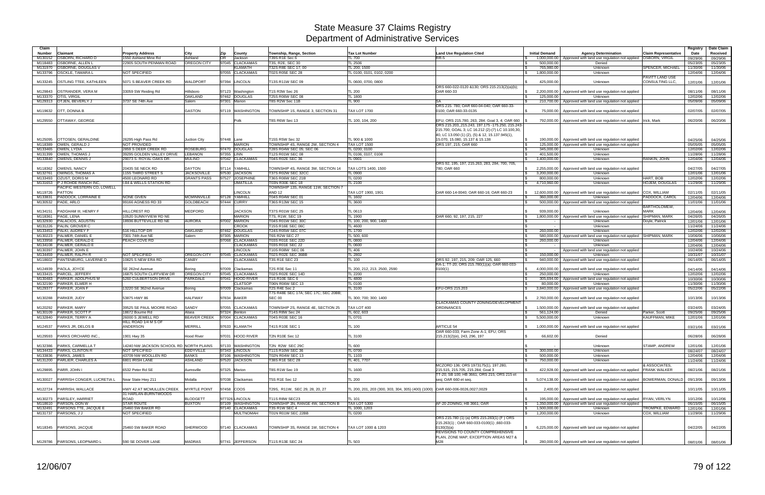# State Measure 37 Claims Registry
## Department of Administrative Services

| Claim Number | Claimant | Property Address | City | Zip | County | Township, Range, Section | Tax Lot Number | Land Use Regulation Cited | Initial Demand | Agency Determination | Claim Representative | Registry Date | Date Claim Received |
|---|---|---|---|---|---|---|---|---|---|---|---|---|---|
| M130152 | OSBORN, RICHARD D | 1550 Ashland Mine Rd | Ashland | OR | Jackson | T39S R1E Sec 6 | TL 700 | RR-5 | $ 1,000,000.00 | Approved with land use regulation not applied | OSBORN, VIRGIL | 09/29/06 | 09/29/06 |
| M118483 | OSBORNE, ALLEN L | 22905 SOUTH PENMAN ROAD | OREGON CITY | 97045 | CLACKAMAS | T3S, R2E, SEC 30 | TL 2506 | | $ 500,000.00 | Denied | | 05/23/05 | 05/23/05 |
| M131970 | OSBORNE, DOUGLAS V | | | | KLAMATH | T32S R8E SEC 17; 00 | TL 200; 1500 | | $ 765,980.00 | Unknown | SPENCER, MICHAEL | 11/30/06 | 11/30/06 |
| M133796 | OSCKLE, TAMARA L | NOT SPECIFIED | | 97055 | CLACKAMAS | T02S R05E SEC 28 | TL 0100, 0101, 0102, 0200 | | $ 1,800,000.00 | Unknown | | 12/04/06 | 12/04/06 |
| M133245 | OSTLING TTEE, KATHLEEN | 5071 S BEAVER CREEK RD | WALDPORT | 97394 | LINCOLN | T13S R11W SEC 09 | TL 0600, 0700, 0800 | | $ 425,000.00 | Unknown | PAVITT LAND USE CONSULTING LLC, | 12/01/06 | 12/01/06 |
| M129843 | OSTRANDER, VERA M | 33059 SW Reiding Rd | Hillsboro | 97123 | Washington | T1S R3W Sec 26 | TL 200 | ORS 660-022-0120 &130; ORS 215.213(2)(a)(b); OAR 660-33 | $ 2,200,000.00 | Approved with land use regulation not applied | | 08/11/06 | 08/11/06 |
| M133370 | OTIS, VIRGIL | | OAKLAND | 97462 | DOUGLAS | T25S R06W SEC 08 | TL 1800 | | $ 125,000.00 | Unknown | | 12/02/06 | 12/02/06 |
| M129313 | OTJEN, BEVERLY J | 3737 SE 74th Ave | Salem | 97301 | Marion | T8S R2W Sec 11B | TL 900 | SA | $ 210,700.00 | Approved with land use regulation not applied | | 05/09/06 | 05/09/06 |
| M119632 | OTT, DONNA B | | GASTON | 97119 | WASHINGTON | TOWNSHIP 1S, RANGE 3, SECTION 31 | TAX LOT 1700 | ORS 215. 780; OAR 660-04-040; OAR 660-33-0100; OAR 660-33-0135 | $ 75,000.00 | Approved with land use regulation not applied | | 02/07/05 | 02/07/05 |
| M129550 | OTTAWAY, GEORGE | | | | Polk | T8S R6W Sec 13 | TL 100, 104, 200 | EFU; ORS 215.780, 263, 284; Goal 3, 4; OAR 660 | $ 792,000.00 | Approved with land use regulation not applied | Irick, Mark | 06/20/06 | 06/20/06 |
| M125095 | OTTOSEN, GERALDINE | 26295 High Pass Rd | Juction City | 97448 | Lane | T15S R5W Sec 32 | TL 900 & 1000 | ORS 215.203,.215.243, 197.175 -175.250, 215.243-215.700; GOAL 3; LC 16.212 (2)-(7) LC 10.100,30, 40, LC 13.050 (1) (2), (5) & 12, 15.137.945(1), 15.070, 15.080, 15.137 & 15.138 | $ 190,000.00 | Approved with land use regulation not applied | | 04/25/06 | 04/25/06 |
| M118389 | OWEN, GERALD J | NOT PROVIDED | | | MARION | TOWNSHIP 4S, RANGE 2W, SECTION 4 | TAX LOT 1500 | ORS 197, 215; OAR 660 | $ 125,000.00 | Approved with land use regulation not applied | | 05/05/05 | 05/05/05 |
| M133465 | OWEN, LYDIA | 2859 S DEER CREEK RD | ROSEBURG | 97470 | DOUGLAS | T28S R04W SEC 05; SEC 06 | TL 0200; 0100 | | $ 345,000.00 | Unknown | | 12/02/06 | 12/02/06 |
| M131399 | OWEN, THOMAS J | 39295 GOLDEN VALLEY DRIVE | LEBANON | 97355 | LINN | T12S R01W SEC 08 | TL 0106, 0107, 0108 | | $ 401,500.00 | Unknown | | 11/28/06 | 11/28/06 |
| M133840 | OWENS, DENNIS J | 29073 S. ROYAL OAKS DR. | MULINO | 97042 | CLACKAMAS | T04S R02E SEC 36 | TL 0901 | | $ 1,400,000.00 | Unknown | RANKIN, JOHN | 12/04/06 | 12/04/06 |
| M118362 | OWENS, NANCY | 20435 SE NECK RD | DAYTON | 97114 | YAMHILL | TOWNSHIP 4S, RANGE 3W, SECTION 14 | TAX LOTS 1400, 1500 | ORS 92, 195, 197, 215.263, 283, 284, 700, 705, 780; OAR 660 | $ 2,255,000.00 | Approved with land use regulation not applied | | 04/27/05 | 04/27/05 |
| M132761 | OWINGS, THOMAS A | 1155 THIRD STREET S | JACKSONVILLE | 97530 | JACKSON | T37S R02W SEC 32CC | TL 0900 | | $ 3,200,000.00 | Unknown | | 12/01/06 | 12/01/06 |
| M133493 | OZUST, DORIS M | 4500 LEONARD RD | GRANTS PASS | 97527 | JOSEPHINE | T36S R06W SEC 21B | TL 0200 | | $ 800,000.00 | Unknown | HART, BOB | 12/02/06 | 12/02/06 |
| M131653 | P J ROHDE RANCH INC, | I-84 & WELLS STATION RD | | | UMATILLA | T03N R30E SEC 18 | TL 2100 | | $ 4,710,960.00 | Unknown | HOJEM, DOUGLAS | 11/29/06 | 11/29/06 |
| M119726 | PACIFIC WESTERN CO, LOWELL PATTON | | | | LINCOLN | TOWNSHIP 13S, RANGE 11W, SECTION 7 AND 12 | TAX LOT 1900, 1901 | OAR 660-14-0040; OAR 660-16; OAR 660-23 | $ 12,600,000.00 | Approved with land use regulation not applied | COX, WILLIAM | 02/11/05 | 02/11/05 |
| M133831 | PADDOCK, LORRAINE E | NONE GIVEN | MCMINNVILLE | 97128 | YAMHILL | T04S R04W SEC 01 | TL 1602 | | $ 360,000.00 | Unknown | PADDOCK, CAROL | 12/04/06 | 12/04/06 |
| M130532 | PADE, ARLO | 99166 AGNESS RD 33 | GOLDBEACH | 97444 | CURRY | T36S R13W SEC 15 | TL 3600 | | $ 500,000.00 | Approved with land use regulation not applied | | 11/01/06 | 11/01/06 |
| M134151 | PADGHAM III, HENRY F | HILLCREST RD | MEDFORD | | JACKSON | T37S R01W SEC 25 | TL 0613 | | $ 939,000.00 | Unknown | BARTHOLOMEW, MARK | 12/04/06 | 12/04/06 |
| M118361 | PAGE, LENA | 10520 SUNNYVIEW RD NE | | | MARION | T7S, R1W, SEC 19 | TL 1900 | OAR 660, 92, 197, 215, 227 | $ 1,800,000.00 | Approved with land use regulation not applied | SHIPMAN, MARK | 04/26/05 | 04/26/05 |
| M132930 | PALACIOS, AGUSTIN | 18936 BUTTEVILLE RD NE | AURORA | 97002 | MARION | T04S R01W SEC 30C | TL 100, 200, 900, 1400 | | $ - | Unknown | Doyle, Patrick | 12/01/06 | 12/01/06 |
| M131226 | PALIN, GROVER C | | | | CROOK | T15S R16E SEC 06C | TL 4600 | | $ - | Unknown | | 11/24/06 | 11/24/06 |
| M133453 | PALKI, AUDREY F | 516 HILLTOP DR | OAKLAND | 97462 | DOUGLAS | T24S R05W SEC 07C | TL 1700 | | $ 260,000.00 | Unknown | | 12/02/06 | 12/02/06 |
| M130223 | PALMER, DANIEL E | 7301 74th Ave NE | Salem | 97305 | MARION | T6S R2W SEC 27 | TL 500, 600 | | $ 580,000.00 | Approved with land use regulation not applied | SHIPMAN, MARK | 10/06/06 | 10/06/06 |
| M133958 | PALMER, GERALD E | PEACH COVE RD | | 97068 | CLACKAMAS | T03S R01E SEC 22D | TL 0800 | | $ 260,000.00 | Unknown | | 12/04/06 | 12/04/06 |
| M134108 | PALMER, GERALD E | | | | CLACKAMAS | T03S R01E SEC 22 | TL 0600 | | $ - | Unknown | | 12/04/06 | 12/04/06 |
| M130397 | PALMER, JOHN E | | | | LINCOLN | T10S R08W SEC 06 | TL 406 | | $ - | Approved with land use regulation not applied | | 10/24/06 | 10/24/06 |
| M134459 | PALMER, RALPH R | NOT SPECIFIED | OREGON CITY | 97045 | CLACKAMAS | T02S R02E SEC 36BB | TL 2802 | | $ 150,000.00 | Unknown | | 10/31/07 | 10/31/07 |
| M118602 | PANTENBURG, LAVERNE D | 10625 S NEW ERA RD | CANBY | | CLACKAMAS | T3S R1E SEC 23 | TL 100 | ORS 92, 197, 215, 209; OAR 125, 660 | $ 940,000.00 | Approved with land use regulation not applied | | 06/14/05 | 06/14/05 |
| M124939 | PAOLA, JOYCE | SE 262nd Avenue | Boring | 97009 | Clackamas | T2S R3E Sec 11 | TL 200, 212, 213, 2500, 2590 | RA-1; TT-20; ORS 215.780(1)(a); OAR 660-033-0100(1) | $ 4,000,000.00 | Approved with land use regulation not applied | | 04/14/06 | 04/14/06 |
| M133415 | PARCEL, JEFFERY | 16875 SOUTH CLIFFVIEW DR | OREGON CITY | 97045 | CLACKAMAS | T02S R02E SEC 14D | TL 2200 | | $ 250,000.00 | Unknown | | 12/02/06 | 12/02/06 |
| M130483 | PARKER, ADOLPHUS M | 5260 CULBERTSON DRIVE | PARKDALE | 97041 | HOOD RIVER | T1S R10E SEC 6 | TL 4800 | | $ 305,694.00 | Approved with land use regulation not applied | | 10/30/06 | 10/30/06 |
| M132190 | PARKER, ELMER H | | | | CLATSOP | T06N R06W SEC 13 | TL 0100 | | $ 80,000.00 | Unknown | | 11/30/06 | 11/30/06 |
| M129377 | PARKER, JOAN F | 13220 SE 362nd Avenue | Boring | 97009 | Clackamas | T2S R4E Sec 2 | TL 3100 | EFU-ORS 215.203 | $ 3,840,000.00 | Approved with land use regulation not applied | | 05/22/06 | 05/22/06 |
| M130288 | PARKER, JUDY | 53875 HWY 86 | HALFWAY | 97834 | BAKER | T7S R48E SEC 17A; SEC 17C; SEC 20BB; SEC 00 | TL 300; 700; 300; 1400 | | $ 2,760,000.00 | Approved with land use regulation not applied | | 10/13/06 | 10/13/06 |
| M120292 | PARKER, MARY | 39525 SE PAUL MOORE ROAD | SANDY | 97055 | CLACKAMAS | TOWNSHIP 2S, RANGE 4E, SECTION 25 | TAX LOT 400 | CLACKAMAS COUNTY ZONING/DEVELOPMENT ORDINANCES | $ 1,500,000.00 | Approved with land use regulation not applied | | 03/24/05 | 03/24/05 |
| M130109 | PARKER, SCOTT P | 18672 Bourne Rd | Alsea | 97324 | Benton | T14S R8W Sec 24 | TL 602, 603 | | $ 561,124.00 | Denied | Parker, Scott | 09/25/06 | 09/25/06 |
| M132840 | PARKER, TERRY A | 26000 S JEWELL RD | BEAVER CREEK | 97004 | CLACKAMAS | T04S R03E SEC 16 | TL 0701 | | $ 5,500,000.00 | Unknown | KAUFFMAN, MIKE | 12/01/06 | 12/01/06 |
| M124537 | PARKS JR, DELOS B | HILL ROAD 1/4 M S OF ANDERSON | MERRILL | 97633 | KLAMATH | T41S R10E SEC 1 | TL 100 | ARTICLE 54 | $ 1,000,000.00 | Approved with land use regulation not applied | | 03/21/06 | 03/21/06 |
| M129593 | PARKS ORCHARD INC., | 1901 Hwy 35 | Hood River | 97031 | HOOD RIVER | T2N R10E Sec 12 | TL 3100 | OAR 660-033; Farm Zone A-1; EFU; ORS 215.213(2)(e), 243, 296, 197 | $ 66,602.00 | Denied | | 06/28/06 | 06/28/06 |
| M132386 | PARKS, CARMELLA T | 14240 NW JACKSON SCHOOL RD | NORTH PLAINS | 97133 | WASHINGTON | T2N R2W SEC 29C | TL 600 | | $ - | Unknown | STAMP, ANDREW | 12/01/06 | 12/01/06 |
| M134433 | PARKS, CLINTON R | NOT SPECIFIED | EDDYVILLE | 97343 | LINCOLN | T11S R10W SEC 36 | TL 0700 | | $ 300,000.00 | Unknown | | 08/24/07 | 08/24/07 |
| M133836 | PARKS, JAMES | 43709 NW WOOLLEN RD | BANKS | 97106 | WASHINGTON | T02N R04W SEC 13 | TL 1103 | | $ 500,000.00 | Unknown | | 12/04/06 | 12/04/06 |
| M131200 | PARLIER, CHARLES A | 6801 IRISH LANE | ASHLAND | 97520 | JACKSON | T38S R1E SEC 28 | TL 401, 7707 | | $ 750,000.00 | Unknown | | 11/24/06 | 11/24/06 |
| M129895 | PARR, JOHN I | 6532 Peter Rd SE | Aumsville | 97325 | Marion | T8S R1W Sec 19 | TL 1600 | MCZORD 136; ORS 1973175(1), 197.280, 215.515, 215.705, 215.284; Goal 3 | $ 422,928.00 | Approved with land use regulation not applied | & ASSOCIATES, FRANK WALKER | 08/21/06 | 08/21/06 |
| M130027 | PARRISH CONGER, LUCRETIA L | Near State Hwy 211 | Molalla | 97038 | Clackamas | T5S R1E Sec 12 | TL 200 | TT-20; SB 100; HB 3661; ORS 215; ORS 215 et seq; OAR 660 et seq. | $ 5,074,138.00 | Approved with land use regulation not applied | BOWERMAN, DONALD | 09/13/06 | 09/13/06 |
| M122724 | PARRISH, WALLACE | HWY 42 AT MCMULLEN CREEK | MYRTLE POINT | 97458 | COOS | T29S, R11W, SEC 29, 28, 20, 27 | TL 200, 201, 203 (300, 303, 304, 305) (400) (1000) | OAR 660-006-0026,0027,0029 | $ 2,400.00 | Approved with land use regulation not applied | | 10/11/05 | 10/11/05 |
| M130273 | PARSLEY, HARRIET | 31 HARLAN-BURNTWOODS ROAD | BLODGETT | 97732 | LINCOLN | T11S R8W SEC23 | TL 101 | | $ 195,000.00 | Approved with land use regulation not applied | RYAN, VERLYN | 10/12/06 | 10/12/06 |
| M118610 | PARSON, DON W | STAR ROUTE | BUXTON | 97109 | WASHINGTON | TOWNSHIP 3N, RANGE 4W, SECTION 8 | TAX LOT 5300 | AF-20 ZONING; HB 3661; OAR | $ 1,350,000.00 | Approved with land use regulation not applied | | 06/15/05 | 06/15/05 |
| M132491 | PARSONS TTE, JACQUE E | 25460 SW BAKER RD | | 97140 | CLACKAMAS | T3S R1W SEC 4 | TL 1000, 1203 | | $ 1,500,000.00 | Unknown | TROMPKE, EDWARD | 12/01/06 | 12/01/06 |
| M131737 | PARSONS, J J | NOT SPECIFIED | | | MULTNOMAH | T01N R01W SEC 22BB | TL 0200 | | $ 1,200,000.00 | Unknown | COX, WILLIAM | 11/29/06 | 11/29/06 |
| M118345 | PARSONS, JACQUE | 25460 SW BAKER ROAD | SHERWOOD | 97140 | CLACKAMAS | TOWNSHIP 3S, RANGE 1W, SECTION 4 | TAX LOT 1000 & 1203 | ORS 215.780 (1) (a) ORS 215.283(1) (F ) ORS 215.263(1) ; OAR 660-033-0100(1) ,660-033-0130(3)(a) | $ 6,225,000.00 | Approved with land use regulation not applied | | 04/22/05 | 04/22/05 |
| M129786 | PARSONS, LEOPNARD L | 590 SE DOVER LANE | MADRAS | 97741 | JEFFERSON | T11S R13E SEC 24 | TL 503 | REVISIONS TO COUNTY COMPREHENSIVE PLAN, ZONE MAP, EXCEPTION AREAS M27 & M28 | $ 280,000.00 | Approved with land use regulation not applied | | 08/01/06 | 08/01/06 |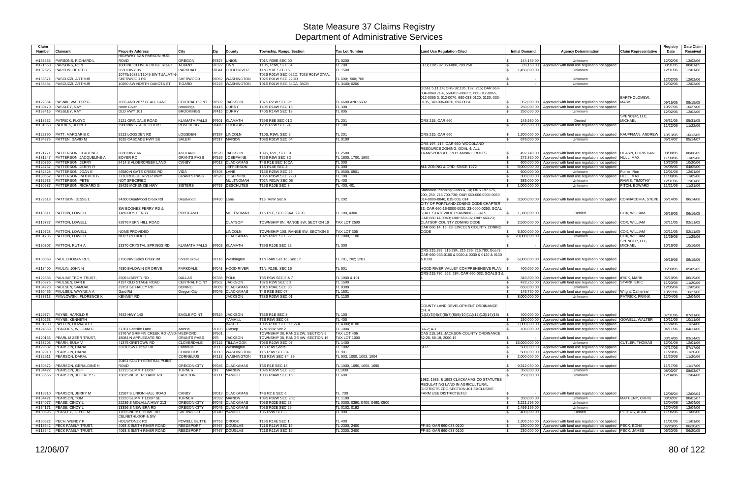# State Measure 37 Claims Registry
## Department of Administrative Services

| Claim Number | Claimant | Property Address | City | Zip | County | Township, Range, Section | Tax Lot Number | Land Use Regulation Cited | Initial Demand | Agency Determination | Claim Representative | Registry Date | Date Claim Received |
|---|---|---|---|---|---|---|---|---|---|---|---|---|---|
| M133535 | PARSONS, RICHARD L | HIGHWAY 82 & PARSON-HUG ROAD | OREGON | 97827 | UNION | T01N R39E SEC 00 | TL 0200 | | $ 144,159.00 | Unknown | | 12/02/06 | 12/02/06 |
| M121660 | PARSONS, RON | 1600 NE CLOVER RIDGE ROAD | ALBANY | 97322 | LINN | T10S, R3W, SEC 34 | TL 700 | EFU; ORS 92.050-080, 209.250 | $ 89,150.00 | Approved with land use regulation not applied | | 08/01/05 | 08/01/05 |
| M132625 | PARTON, DEXTER | 5630 HWY 35 | PARKDALE | 97041 | HOOD RIVER | T1N R10E SEC 15 | TL 1500 | | $ 1,450,000.00 | Unknown | | 12/01/06 | 12/01/06 |
| M133371 | PASCUZZI, ARTHUR | 10775/10835/11045 SW TUALATIN-SHERWOOD RD | SHERWOOD | 97062 | WASHINGTON | T02S R01W SEC 022D; T02S R01W 27AA; T02S R01W SEC 22DD | TL 600; 500; 700 | | $ - | Unknown | | 12/02/06 | 12/02/06 |
| M133484 | PASCUZZI, ARTHUR | 10250 SW NORTH DAKOTA ST | TIGARD | 97223 | WASHINGTON | T01S R01W SEC 34DA; 35CB | TL 3400; 0200 | | $ - | Unknown | | 12/02/06 | 12/02/06 |
| M122364 | PASNIK, WALTER G | 2655 AND 2677 BEALL LANE | CENTRAL POINT | 97502 | JACKSON | T37S R2 W SEC 9d | TL 6600 AND 6602 | GOAL 5,11,14; ORS 92,195, 197, 215; OAR 660-004-0040 7EA, 660-011-0062 2, 660-012-0065, 012-0065 3, 012-0070, 660-033-0120, 0130, 033-0135, 340-096-0020, 096-0034 | $ 352,000.00 | Approved with land use regulation not applied | BARTHOLOMEW, MARK | 09/15/05 | 09/15/05 |
| M130470 | PASSLEY, RAY | None Given | Brookings | 97415 | CURRY | T40S R14W SEC 13 | TL 308 | | $ 250,000.00 | Approved with land use regulation not applied | | 10/27/06 | 10/27/06 |
| M133416 | PASSLEY, RAY | OLD HWY 101 | BROOKINGS | 97415 | CURRY | T40S R14W SEC 13 | TL 805 | | $ 250,000.00 | Unknown | | 12/02/06 | 12/02/06 |
| M118532 | PATRICK, FLOYD | 2121 ORINDALE ROAD | KLAMATH FALLS | 97601 | KLAMATH | T39S R8E SEC 01D | TL 201 | ORS 215; OAR 660 | $ 145,930.00 | Denied | SPENCER, LLC, MICHAEL | 05/31/05 | 05/31/05 |
| M131058 | PATRICK, JOHN J | 2980 NW STACIE COURT | ROSEBURG | 97470 | DOUGLAS | T28S R7W SEC 24 | TL 100 | | $ 265,500.00 | Approved with land use regulation not applied | | 11/22/06 | 11/22/06 |
| M122790 | PATT, MARGARIE C | 5213 LOGSDEN RD | LOGSDEN | 97357 | LINCOLN | T10S, R9W, SEC 6 | TL 201 | ORS 215; OAR 660 | $ 1,200,000.00 | Approved with land use regulation not applied | KAUFFMAN, ANDREW | 10/13/05 | 10/13/05 |
| M134375 | PATTEN, DAVID M | 1615 CASCADE HWY SE | SALEM | 97317 | MARION | T08S R01W SEC 04 | TL 0100 | | $ 676,000.00 | Unknown | | 05/14/07 | 05/14/07 |
| M121771 | PATTERSON, CLARENCE | 6830 HWY 66 | ASHLAND | 97520 | JACKSON | T39S, R2E, SEC 31 | TL 2500 | ORS 197, 215; OAR 660; WOODLAND RESOURCE ZONING; GOAL 4; ALL TRANSPORTATION PLANNING RULES | $ 492,740.00 | Approved with land use regulation not applied | HEARN, CHRISTIAN | 08/08/05 | 08/08/05 |
| M131247 | PATTERSON, JACQUELINE A | BOYER RD | GRANTS PASS | 97526 | JOSEPHINE | T35S R6W SEC 3D | TL 1600, 1700, 1800 | | $ 272,820.00 | Approved with land use regulation not applied | HULL, MAX | 11/09/06 | 11/09/06 |
| M130360 | PATTERSON, JERRY | 9414 S ALDERCREEK LAND | CANBY | 97013 | CLACKAMAS | T4S R1E SEC 10CA | TL 300 | | $ 600,000.00 | Approved with land use regulation not applied | | 10/20/06 | 10/20/06 |
| M124767 | PATTERSON, JERRY R | | | | JEFFERSON | T1S R14E SEC 4 | TL 300 | ALL ZONING & ORD. SINCE 1972 | $ 8,000,000.00 | Approved with land use regulation not applied | | 04/05/06 | 04/05/06 |
| M132828 | PATTERSON, JOAN E | 46580 N GATE CREEK RD | VIDA | 97405 | LANE | T16S R25W SEC 26 | TL 0500, 0501 | | $ 600,000.00 | Unknown | Funke, Ron | 12/01/06 | 12/01/06 |
| M130652 | PATTERSON, PATRICK G | 3110 ROGUE RIVER HWY | GRANTS PASS | 97528 | JOSEPHINE | T36S R05W SEC 22-3 | TL 100 | | $ 300,000.00 | Approved with land use regulation not applied | HULL, MAX | 11/09/06 | 11/09/06 |
| M132935 | PATTERSON, PETE | NOT SPECIFIED | | | MULTNOMAH | T02N R01W SEC 05 | TL 400 | | $ 385,000.00 | Unknown | RAMIS, TIMOTHY | 12/01/06 | 12/01/06 |
| M130987 | PATTERSON, RICHARD G | 15425 MCKENZIE HWY | SISTERS | 97759 | DESCHUTES | T15S R10E SEC 8 | TL 400, 401 | | $ 1,000,000.00 | Unknown | FITCH, EDWARD | 11/21/06 | 11/21/06 |
| M129513 | PATTISON, JESSE L | 94300 Deadwood Creek Rd | Deadwood | 97430 | Lane | T16 R8W Sec 6 | TL 202 | Statewide Planning Goals 4, 14; ORS 197.175, 200, 250, 215.700-730; OAR 660-006-0000-0060, 014-0000-0040, 015-003, 014 | $ 3,500,000.00 | Approved with land use regulation not applied | CORNACCHIA, STEVE | 06/14/06 | 06/14/06 |
| M118611 | PATTON, LOWELL | SW BOONES FERRY RD & TAYLORS FERRY | PORTLAND | | MULTNOMAH | T1S R1E, SEC 28AA, 22CC | TL 100, 4300 | CITY OF PORTLAND ZONING CODE CHAPTER 33; OAR 660-16-0000-0020, 23-0000-0250; GOAL 5; ALL STATEWIDE PLANNING GOALS | $ 1,380,000.00 | Denied | COX, WILLIAM | 06/16/05 | 06/16/05 |
| M119727 | PATTON, LOWELL | 92876 FERN HILL ROAD | | | CLATSOP | TOWNSHIP 8N, RANGE 8W, SECTION 19 | TAX LOT 2500 | OAR 660 14-0040; OAR 660-16; OAR 660-23; CLATSOP COUNTY ZONING CODE | $ 2,500,000.00 | Approved with land use regulation not applied | COX, WILLIAM | 02/11/05 | 02/11/05 |
| M119728 | PATTON, LOWELL | NONE PROVIDED | | | LINCOLN | TOWNSHIP 10S, RANGE 9W, SECTION 6 | TAX LOT 305 | OAR 660.14, 16, 23; LINCOLN COUNTY ZONING CODE | $ 6,300,000.00 | Approved with land use regulation not applied | COX, WILLIAM | 02/11/05 | 02/11/05 |
| M131735 | PATTON, LOWELL | NOT SPECIFIED | | | CLACKAMAS | T02S R07E SEC 22 | TL 1000, 1100 | | $ 20,000,000.00 | Unknown | COX, WILLIAM | 11/29/06 | 11/29/06 |
| M130307 | PATTON, RUTH A | 13370 CRYSTAL SPRINGS RD | KLAMATH FALLS | 97603 | KLAMATH | T39S R10E SEC 22 | TL 300 | | $ - | Approved with land use regulation not applied | SPENCER, LLC, MICHAEL | 10/16/06 | 10/16/06 |
| M130068 | PAUL CHOBAN RLT, | 6750 NW Gales Creek Rd | Forest Grove | 97116 | Washington | T1N R4W Sec 16; Sec 17 | TL 701, 702; 1201 | ORS 215.283, 215.284, 215.296, 215.780; Goal 3; OAR 660-033-0100 & 0020 & 0030 & 0120 & 0130 & 0130 | $ 6,000,000.00 | Approved with land use regulation not applied | | 09/19/06 | 09/19/06 |
| M118400 | PAULIN, JOHN N | 4530 BALDWIN CR DRIVE | PARKDALE | 97041 | HOOD RIVER | T1N, R10E, SEC 16 | TL 501 | HOOD RIVER VALLEY COMPREHENSIVE PLAN | $ 400,000.00 | Approved with land use regulation not applied | | 05/09/05 | 05/09/05 |
| M129538 | PAULINE TROM TRUST, | 2509 LIBERTY RD | DALLAS | 97338 | POLK | T8S R5W SEC 6 & 7 | TL 1900 & 101 | ORS 215.780, 263, 284; OAR 660-033; GOALS 3 & 4 | $ 349,800.00 | Approved with land use regulation not applied | IRICK, MARK | 06/19/06 | 06/19/06 |
| M130976 | PAULSEN, DAN B | 4197 OLD STAGE ROAD | CENTRAL POINT | 97502 | JACKSON | T37S R2W SEC 5D | TL 1500 | | $ 428,250.00 | Approved with land use regulation not applied | STARK, ERIC | 11/20/06 | 11/20/06 |
| M134223 | PAULSEN, SAMUAL | 29751 SE HALEY RD | BORING | 97009 | CLACKAMAS | T01S R04E SEC 30 | TL 0300 | | $ 650,000.00 | Unknown | | 12/05/06 | 12/05/06 |
| M130456 | PAULSEN, WAYNE A A | Gard Rd | Oregon City | 97045 | CLACKAMAS | T4S R3E SEC 07 | TL 1501 | | $ 145,760.00 | Approved with land use regulation not applied | Wright, Catherine | 10/27/06 | 10/27/06 |
| M133713 | PAWLOWSKI, FLORENCE K | KENNEY RD | | | JACKSON | T38S R03W SEC 01 | TL 1100 | | $ 8,000,000.00 | Unknown | PATRICK, FRANK | 12/04/06 | 12/04/06 |
| M129774 | PAYNE, HAROLD R | 7642 HWY 140 | EAGLE POINT | 97524 | JACKSON | T36S R1E SEC 8 | TL 100 | COUNTY LAND DEVELOPMENT ORDINANCE CH. 4 (1)(2)(3)(4)(5)(6)(7)(8)(9)(10)(11)(12)(13)(14)(15) | $ 400,000.00 | Approved with land use regulation not applied | | 07/31/06 | 07/31/06 |
| M130263 | PAYNE, KENNETH | | | | YAMHILL | T3S R5W SEC 08 | TL 400 | | $ 150,000.00 | Approved with land use regulation not applied | GOWELL, WALTER | 10/11/06 | 10/11/06 |
| M131238 | PAYTON, HOWARD J | | | | BAKER | T08S R39E SEC 00, 27A | TL 4300; 0100 | | $ 1,000,000.00 | Approved with land use regulation not applied | | 11/24/06 | 11/24/06 |
| M124868 | PEACOCK, WILLIAM C | 37361 Labiske Lane | Astoria | 97103 | Clatsop | T7M R9W Sec 2 | TL 1004 | RA-2; A-1 | $ 106,000.00 | Approved with land use regulation not applied | | 04/11/06 | 04/11/06 |
| M120133 | PEARL M ZERR TRUST, | 5376 W GRIFFIN CREEK RD -AND- 18084 N APPLEGATE RD | MEDFORD, GRANTS PASS | 97501, 975 | JACKSON | TOWNSHIP 38, RANGE 2W, SECTION 9 TOWNSHIP 38, RANGE 4W, SECTION 16 | TAX LOT 406 TAX LOT 1000 | OAS 215.143; JACKSON COUNTY ORDINANCE 82-28, 88-19, 2000-15 | $ - | Approved with land use regulation not applied | | 03/14/05 | 03/14/05 |
| M133203 | PEARN, EULA V | 41375 ORETOWN RD | CLOVERDALE | 97122 | TILLAMOOK | T05S R10W SEC 07 | TL 1400 | | $ 15,000,000.00 | Unknown | CUTLER, THOMAS | 12/01/06 | 12/01/06 |
| M129682 | PEARSON, DARAL | 33270 SW Firdale Rd | Cornelius | 97113 | Washington | T1S R3W Sec35 | TL 1002 | SFR | $ 500,000.00 | Approved with land use regulation not applied | | 07/17/06 | 07/17/06 |
| M132910 | PEARSON, DARAL | | CORNELIUS | 97113 | WASHINGTON | T1S R3W SEC 34 | TL 901 | | $ 500,000.00 | Approved with land use regulation not applied | | 11/20/06 | 11/20/06 |
| M132911 | PEARSON, DARAL | | CORNELIUS | 97113 | WASHINGTON | T1S R3W SEC 34; 35 | TL 903; 1000, 1003, 1004 | | $ 2,000,000.00 | Approved with land use regulation not applied | | 11/20/06 | 11/20/06 |
| M130872 | PEARSON, GERALDINE H | 20451 SOUTH SENTRAL POINT ROAD | OREGON CITY | 97045 | CLACKAMAS | T3S R1E SEC 13 | TL 1000, 1090, 1600, 1690 | | $ 9,312,030.00 | Approved with land use regulation not applied | | 11/17/06 | 11/17/06 |
| M134422 | PEARSON, JEFF | 12223 SUMMIT LOOP | TURNER | OR | MARION | T09S R02W SEC 20C | TL1000 | | $ 350,000.00 | Unknown | | 08/03/07 | 08/03/07 |
| M133665 | PEARSON, JEFFREY S | 13815 NE MERCHANT RD | CARLTON | 97111 | YAMHILL | T03S R04W SEC 15 | TL 600 | | $ 250,000.00 | Unknown | | 12/04/06 | 12/04/06 |
| M118910 | PEARSON, JERRY M | 12587 S UNION HALL ROAD | CANBY | 97013 | CLACKAMAS | T4S R2 E SEC 6 | TL 700 | 1982, 1983, & 1993 CLACKAMAS CO STATUTES REGULATING LAND IN AGRICULTURAL DISTRICTS ZDO SECTION 401 EXCLUSIVE FARM USE DISTRICT(EFU) | $ - | Approved with land use regulation not applied | | 12/06/04 | 12/06/04 |
| M134421 | PEARSON, TOM | 12233 SUMMIT LOOP SE | TURNER | 97392 | MARION | T09S R02W SEC 20C | TL 1100 | | $ 350,000.00 | Unknown | MATHENY, CHRIS | 08/02/07 | 08/02/07 |
| M134077 | PEASE, CINDY L | 22289 S MOLALLA HWY 213 | OREGON CITY | 97045 | CLACKAMAS | T03S R02E SEC 28 | TL 0300, 0390, 0400, 0490, 0500 | | $ 3,221,295.00 | Unknown | | 12/04/06 | 12/04/06 |
| M134171 | PEASE, CINDY L | 13356 S NEW ERA RD | OREGON CITY | 97045 | CLACKAMAS | T03S R02E SEC 29 | TL 0102, 0192 | | $ 1,499,199.00 | Unknown | | 12/04/06 | 12/04/06 |
| M130596 | PEASLEY, JOYCE M | 17655 NE MT. HOME RD | SHERWOOD | 97140 | YAMHILL | T3S R2W SEC 3 | TL 900 | | $ 400,000.00 | Denied | PETERS, ALAN | 11/06/06 | 11/06/06 |
| M130522 | PECH, WENDY K | CELNETHLOOP & SW HOUSTONZK RD | POWELL BUTTE | 97753 | CROOK | T15S R14E SEC 1 | TL 400 | | $ 1,305,550.00 | Approved with land use regulation not applied | | 11/01/06 | 11/01/06 |
| M118642 | PECK FAMILY TRUST, | 4093 S SMITH RIVER ROAD | REEDSPORT | 97467 | DOUGLAS | T21S R11W SEC 16 | TL 2300, 2400 | FF-80; OAR 660-033-0100 | $ 230,000.00 | Approved with land use regulation not applied | PECK, EDNA | 06/20/05 | 06/20/05 |
| M118642 | PECK FAMILY TRUST, | 4093 S SMITH RIVER ROAD | REEDSPORT | 97467 | DOUGLAS | T21S R11W SEC 16 | TL 2300, 2400 | FF-80; OAR 660-033-0100 | $ 230,000.00 | Approved with land use regulation not applied | PECK, JAMES | 06/20/05 | 06/20/05 |

12/06/07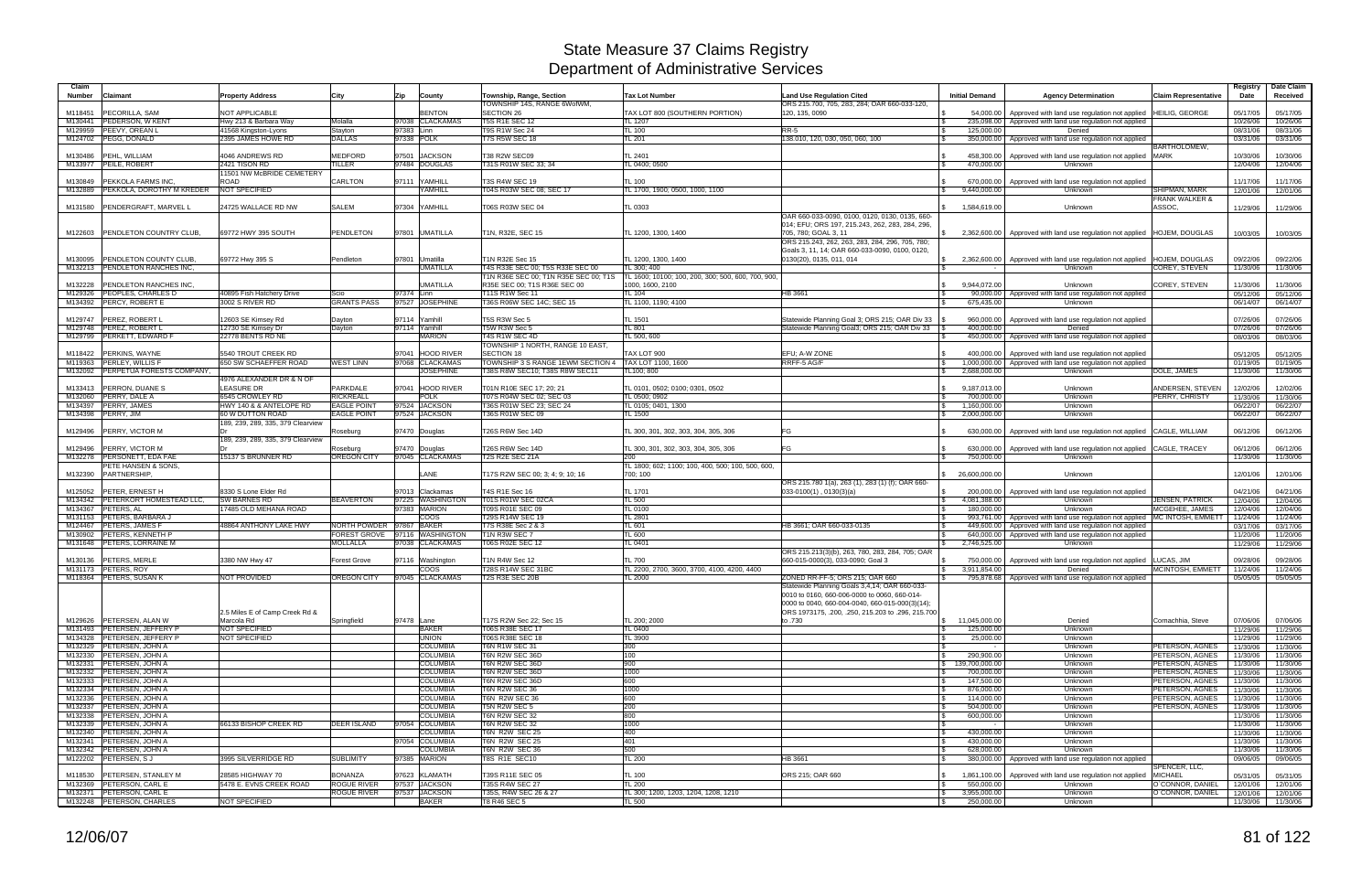# State Measure 37 Claims Registry
## Department of Administrative Services

| Claim Number | Claimant | Property Address | City | Zip | County | Township, Range, Section | Tax Lot Number | Land Use Regulation Cited | Initial Demand | Agency Determination | Claim Representative | Registry Date | Date Claim Received |
|---|---|---|---|---|---|---|---|---|---|---|---|---|---|
| M118451 | PECORILLA, SAM | NOT APPLICABLE | | | BENTON | TOWNSHIP 14S, RANGE 6WofWM, SECTION 26 | TAX LOT 800 (SOUTHERN PORTION) | ORS 215.700, 705, 283, 284; OAR 660-033-120, 120, 135, 0090 | $ 54,000.00 | Approved with land use regulation not applied | HEILIG, GEORGE | 05/17/05 | 05/17/05 |
| M130441 | PEDERSON, W KENT | Hwy 213 & Barbara Way | Molalla | 97038 | CLACKAMAS | T5S R1E SEC 12 | TL 1207 | | $ 235,098.00 | Approved with land use regulation not applied | | 10/26/06 | 10/26/06 |
| M129959 | PEEVY, OREAN L | 41568 Kingston-Lyons | Stayton | 97383 | Linn | T9S R1W Sec 24 | TL 100 | RR-5 | $ 125,000.00 | Denied | | 08/31/06 | 08/31/06 |
| M124702 | PEGG, DONALD | 2395 JAMES HOWE RD | DALLAS | 97338 | POLK | T7S R5W SEC 18 | TL 201 | 138.010, 120, 030, 050, 060, 100 | $ 350,000.00 | Approved with land use regulation not applied | | 03/31/06 | 03/31/06 |
| M130486 | PEHL, WILLIAM | 4046 ANDREWS RD | MEDFORD | 97501 | JACKSON | T38 R2W SEC09 | TL 2401 | | $ 458,300.00 | Approved with land use regulation not applied | BARTHOLOMEW, MARK | 10/30/06 | 10/30/06 |
| M133977 | PEILE, ROBERT | 2421 TISON RD | TILLER | 97484 | DOUGLAS | T31S R01W SEC 33; 34 | TL 0400; 0500 | | $ 470,000.00 | Unknown | | 12/04/06 | 12/04/06 |
| M130849 | PEKKOLA FARMS INC, | 11501 NW McBRIDE CEMETERY ROAD | CARLTON | 97111 | YAMHILL | T3S R4W SEC 19 | TL 100 | | $ 670,000.00 | Approved with land use regulation not applied | | 11/17/06 | 11/17/06 |
| M132889 | PEKKOLA, DOROTHY M KREDER | NOT SPECIFIED | | | YAMHILL | T04S R03W SEC 08; SEC 17 | TL 1700, 1900; 0500, 1000, 1100 | | $ 9,440,000.00 | Unknown | SHIPMAN, MARK | 12/01/06 | 12/01/06 |
| M131580 | PENDERGRAFT, MARVEL L | 24725 WALLACE RD NW | SALEM | 97304 | YAMHILL | T06S R03W SEC 04 | TL 0303 | | $ 1,584,619.00 | Unknown | FRANK WALKER & ASSOC, | 11/29/06 | 11/29/06 |
| M122603 | PENDLETON COUNTRY CLUB, | 69772 HWY 395 SOUTH | PENDLETON | 97801 | UMATILLA | T1N, R32E, SEC 15 | TL 1200, 1300, 1400 | OAR 660-033-0090, 0100, 0120, 0130, 0135, 660-014; EFU; ORS 197, 215.243, 262, 283, 284, 296, 705, 780; GOAL 3, 11 | $ 2,362,600.00 | Approved with land use regulation not applied | HOJEM, DOUGLAS | 10/03/05 | 10/03/05 |
| M130095 | PENDLETON COUNTY CLUB, | 69772 Hwy 395 S | Pendleton | 97801 | Umatilla | T1N R32E Sec 15 | TL 1200, 1300, 1400 | ORS 215.243, 262, 263, 283, 284, 296, 705, 780; Goals 3, 11, 14; OAR 660-033-0090, 0100, 0120, 0130(20), 0135, 011, 014 | $ 2,362,600.00 | Approved with land use regulation not applied | HOJEM, DOUGLAS | 09/22/06 | 09/22/06 |
| M132213 | PENDLETON RANCHES INC, | | | | UMATILLA | T4S R33E SEC 00; T5S R33E SEC 00 | TL 300; 400 | | $ - | Unknown | COREY, STEVEN | 11/30/06 | 11/30/06 |
| M132228 | PENDLETON RANCHES INC, | | | | UMATILLA | T1N R36E SEC 00; T1N R35E SEC 00; T1S R35E SEC 00; T1S R36E SEC 00 | TL 1600; 10100; 100, 200, 300; 500, 600, 700, 900, 1000, 1600, 2100 | | $ 9,944,072.00 | Unknown | COREY, STEVEN | 11/30/06 | 11/30/06 |
| M129326 | PEOPLES, CHARLES D | 40895 Fish Hatchery Drive | Scio | 97374 | Linn | T11S R1W Sec 11 | TL 104 | HB 3661 | $ 90,000.00 | Approved with land use regulation not applied | | 05/12/06 | 05/12/06 |
| M134392 | PERCY, ROBERT E | 3002 S RIVER RD | GRANTS PASS | 97527 | JOSEPHINE | T36S R06W SEC 14C; SEC 15 | TL 1100, 1190; 4100 | | $ 675,435.00 | Unknown | | 06/14/07 | 06/14/07 |
| M129747 | PEREZ, ROBERT L | 12603 SE Kimsey Rd | Dayton | 97114 | Yamhill | T5S R3W Sec 5 | TL 1501 | Statewide Planning Goal 3; ORS 215; OAR Dv 33 | $ 960,000.00 | Approved with land use regulation not applied | | 07/26/06 | 07/26/06 |
| M129748 | PEREZ, ROBERT L | 12730 SE Kimsey Dr | Dayton | 97114 | Yamhill | T5W R3W Sec 5 | TL 801 | Statewide Planning Goal3; ORS 215; OAR Dv 33 | $ 400,000.00 | Denied | | 07/26/06 | 07/26/06 |
| M129799 | PERKETT, EDWARD F | 22778 BENTS RD NE | | | MARION | T4S R1W SEC 4D | TL 500, 600 | | $ 450,000.00 | Approved with land use regulation not applied | | 08/03/06 | 08/03/06 |
| M118422 | PERKINS, WAYNE | 5540 TROUT CREEK RD | | 97041 | HOOD RIVER | TOWNSHIP 1 NORTH, RANGE 10 EAST, SECTION 18 | TAX LOT 900 | EFU; A-W ZONE | $ 400,000.00 | Approved with land use regulation not applied | | 05/12/05 | 05/12/05 |
| M119363 | PERLEY, WILLIS F | 650 SW SCHAEFFER ROAD | WEST LINN | 97068 | CLACKAMAS | TOWNSHIP 3 S RANGE 1EWM SECTION 4 | TAX LOT 1100, 1600 | RRFF-5 AG/F | $ 1,000,000.00 | Approved with land use regulation not applied | | 01/19/05 | 01/19/05 |
| M132092 | PERPETUA FORESTS COMPANY, | | | | JOSEPHINE | T38S R8W SEC10; T38S R8W SEC11 | TL100; 800 | | $ 2,688,000.00 | Unknown | DOLE, JAMES | 11/30/06 | 11/30/06 |
| M133413 | PERRON, DUANE S | 4976 ALEXANDER DR & N OF LEASURE DR | PARKDALE | 97041 | HOOD RIVER | T01N R10E SEC 17; 20; 21 | TL 0101, 0502; 0100; 0301, 0502 | | $ 9,187,013.00 | Unknown | ANDERSEN, STEVEN | 12/02/06 | 12/02/06 |
| M132060 | PERRY, DALE A | 6545 CROWLEY RD | RICKREALL | | POLK | T07S R04W SEC 02; SEC 03 | TL 0500; 0902 | | $ 700,000.00 | Unknown | PERRY, CHRISTY | 11/30/06 | 11/30/06 |
| M134397 | PERRY, JAMES | HWY 140 & & ANTELOPE RD | EAGLE POINT | 97524 | JACKSON | T36S R01W SEC 23; SEC 24 | TL 0105; 0401, 1300 | | $ 1,160,000.00 | Unknown | | 06/22/07 | 06/22/07 |
| M134398 | PERRY, JIM | 60 W DUTTON ROAD | EAGLE POINT | 97524 | JACKSON | T36S R01W SEC 09 | TL 1500 | | $ 2,000,000.00 | Unknown | | 06/22/07 | 06/22/07 |
| M129496 | PERRY, VICTOR M | 189, 239, 289, 335, 379 Clearview Dr | Roseburg | 97470 | Douglas | T26S R6W Sec 14D | TL 300, 301, 302, 303, 304, 305, 306 | FG | $ 630,000.00 | Approved with land use regulation not applied | CAGLE, WILLIAM | 06/12/06 | 06/12/06 |
| M129496 | PERRY, VICTOR M | 189, 239, 289, 335, 379 Clearview Dr | Roseburg | 97470 | Douglas | T26S R6W Sec 14D | TL 300, 301, 302, 303, 304, 305, 306 | FG | $ 630,000.00 | Approved with land use regulation not applied | CAGLE, TRACEY | 06/12/06 | 06/12/06 |
| M132276 | PERSONETT, EDA FAE | 15137 S BRUNNER RD | OREGON CITY | 97045 | CLACKAMAS | T2S R2E SEC 21A | 200 | | $ 750,000.00 | Unknown | | 11/30/06 | 11/30/06 |
| M132390 | PETE HANSEN & SONS, PARTNERSHIP, | | | | LANE | T17S R2W SEC 00; 3; 4; 9; 10; 16 | TL 1800; 602; 1100; 100, 400, 500; 100, 500, 600, 700; 100 | | $ 26,600,000.00 | Unknown | | 12/01/06 | 12/01/06 |
| M125052 | PETER, ERNEST H | 8330 S Lone Elder Rd | | 97013 | Clackamas | T4S R1E Sec 16 | TL 1701 | ORS 215.780 1(a), 263 (1), 283 (1) (f); OAR 660-033-0100(1) , 0130(3)(a) | $ 200,000.00 | Approved with land use regulation not applied | | 04/21/06 | 04/21/06 |
| M134342 | PETERKORT HOMESTEAD LLC, | SW BARNES RD | BEAVERTON | 97225 | WASHINGTON | T01S R01W SEC 02CA | TL 500 | | $ 4,081,388.00 | Unknown | JENSEN, PATRICK | 12/04/06 | 12/04/06 |
| M134367 | PETERS, AL | 17485 OLD MEHANA ROAD | | 97383 | MARION | T09S R01E SEC 09 | TL 0100 | | $ 180,000.00 | Unknown | MCGEHEE, JAMES | 12/04/06 | 12/04/06 |
| M131153 | PETERS, BARBARA J | | | | COOS | T29S R14W SEC 19 | TL 2801 | | $ 993,761.00 | Approved with land use regulation not applied | MC INTOSH, EMMETT | 11/24/06 | 11/24/06 |
| M124467 | PETERS, JAMES F | 48864 ANTHONY LAKE HWY | NORTH POWDER | 97867 | BAKER | T7S R38E Sec 2 & 3 | TL 601 | HB 3661; OAR 660-033-0135 | $ 449,600.00 | Approved with land use regulation not applied | | 03/17/06 | 03/17/06 |
| M130902 | PETERS, KENNETH P | | FOREST GROVE | 97116 | WASHINGTON | T1N R3W SEC 7 | TL 600 | | $ 640,000.00 | Approved with land use regulation not applied | | 11/20/06 | 11/20/06 |
| M131648 | PETERS, LORRAINE M | | MOLLALLA | 97038 | CLACKAMAS | T06S R02E SEC 12 | TL 0401 | | $ 2,746,525.00 | Unknown | | 11/29/06 | 11/29/06 |
| M130136 | PETERS, MERLE | 3380 NW Hwy 47 | Forest Grove | 97116 | Washington | T1N R4W Sec 12 | TL 700 | ORS 215.213(3)(b), 263, 780, 283, 284, 705; OAR 660-015-0000(3), 033-0090; Goal 3 | $ 750,000.00 | Approved with land use regulation not applied | LUCAS, JIM | 09/28/06 | 09/28/06 |
| M131173 | PETERS, ROY | | | | COOS | T28S R14W SEC 31BC | TL 2200, 2700, 3600, 3700, 4100, 4200, 4400 | | $ 3,911,854.00 | Denied | MCINTOSH, EMMETT | 11/24/06 | 11/24/06 |
| M118364 | PETERS, SUSAN K | NOT PROVIDED | OREGON CITY | 97045 | CLACKAMAS | T2S R3E SEC 20B | TL 2000 | ZONED RR-FF-5; ORS 215; OAR 660 | $ 795,878.68 | Approved with land use regulation not applied | | 05/05/05 | 05/05/05 |
| M129626 | PETERSEN, ALAN W | 2.5 Miles E of Camp Creek Rd & Marcola Rd | Springfield | 97478 | Lane | T17S R2W Sec 22; Sec 15 | TL 200; 2000 | Statewide Planning Goals 3,4,14; OAR 660-033-0010 to 0160, 660-006-0000 to 0060, 660-014-0000 to 0040, 660-004-0040, 660-015-000(3)(14); ORS 197375, .200, .250, 215.203 to .296, 215.700 to .730 | $ 11,045,000.00 | Denied | Cornachhia, Steve | 07/06/06 | 07/06/06 |
| M131493 | PETERSEN, JEFFERY P | NOT SPECIFIED | | | BAKER | T06S R38E SEC 17 | TL 0400 | | $ 125,000.00 | Unknown | | 11/29/06 | 11/29/06 |
| M134328 | PETERSEN, JEFFERY P | NOT SPECIFIED | | | UNION | T06S R38E SEC 18 | TL 3900 | | $ 25,000.00 | Unknown | | 11/29/06 | 11/29/06 |
| M132329 | PETERSEN, JOHN A | | | | COLUMBIA | T6N R1W SEC 31 | 300 | | $ - | Unknown | PETERSON, AGNES | 11/30/06 | 11/30/06 |
| M132330 | PETERSEN, JOHN A | | | | COLUMBIA | T6N R2W SEC 36D | 100 | | $ 290,900.00 | Unknown | PETERSON, AGNES | 11/30/06 | 11/30/06 |
| M132331 | PETERSEN, JOHN A | | | | COLUMBIA | T6N R2W SEC 36D | 900 | | $ 139,700,000.00 | Unknown | PETERSON, AGNES | 11/30/06 | 11/30/06 |
| M132332 | PETERSEN, JOHN A | | | | COLUMBIA | T6N R2W SEC 36D | 1000 | | $ 700,000.00 | Unknown | PETERSON, AGNES | 11/30/06 | 11/30/06 |
| M132333 | PETERSEN, JOHN A | | | | COLUMBIA | T6N R2W SEC 36D | 600 | | $ 147,500.00 | Unknown | PETERSON, AGNES | 11/30/06 | 11/30/06 |
| M132334 | PETERSEN, JOHN A | | | | COLUMBIA | T6N R2W SEC 36 | 1000 | | $ 876,000.00 | Unknown | PETERSON, AGNES | 11/30/06 | 11/30/06 |
| M132336 | PETERSEN, JOHN A | | | | COLUMBIA | T6N R2W SEC 36 | 600 | | $ 114,000.00 | Unknown | PETERSON, AGNES | 11/30/06 | 11/30/06 |
| M132337 | PETERSEN, JOHN A | | | | COLUMBIA | T5N R2W SEC 5 | 200 | | $ 504,000.00 | Unknown | PETERSON, AGNES | 11/30/06 | 11/30/06 |
| M132338 | PETERSEN, JOHN A | | | | COLUMBIA | T6N R2W SEC 32 | 800 | | $ 600,000.00 | Unknown | | 11/30/06 | 11/30/06 |
| M132339 | PETERSEN, JOHN A | 66133 BISHOP CREEK RD | DEER ISLAND | 97054 | COLUMBIA | T6N R2W SEC 32 | 1000 | | $ - | Unknown | | 11/30/06 | 11/30/06 |
| M132340 | PETERSEN, JOHN A | | | | COLUMBIA | T6N R2W SEC 25 | 400 | | $ 430,000.00 | Unknown | | 11/30/06 | 11/30/06 |
| M132341 | PETERSEN, JOHN A | | | 97054 | COLUMBIA | T6N R2W SEC 25 | 401 | | $ 430,000.00 | Unknown | | 11/30/06 | 11/30/06 |
| M132342 | PETERSEN, JOHN A | | | | COLUMBIA | T6N R2W SEC 36 | 500 | | $ 628,000.00 | Unknown | | 11/30/06 | 11/30/06 |
| M122202 | PETERSEN, S J | 3995 SILVERRIDGE RD | SUBLIMITY | 97385 | MARION | T8S R1E SEC10 | TL 200 | HB 3661 | $ 380,000.00 | Approved with land use regulation not applied | | 09/06/05 | 09/06/05 |
| M118530 | PETERSEN, STANLEY M | 28585 HIGHWAY 70 | BONANZA | 97623 | KLAMATH | T39S R11E SEC 05 | TL 100 | ORS 215; OAR 660 | $ 1,861,100.00 | Approved with land use regulation not applied | SPENCER, LLC, MICHAEL | 05/31/05 | 05/31/05 |
| M132369 | PETERSON, CARL E | 5478 E. EVNS CREEK ROAD | ROGUE RIVER | 97537 | JACKSON | T35S R4W SEC 27 | TL 200 | | $ 550,000.00 | Unknown | O CONNOR, DANIEL | 12/01/06 | 12/01/06 |
| M132371 | PETERSON, CARL E | | ROGUE RIVER | 97537 | JACKSON | T35S, R4W SEC 26 & 27 | TL 300, 1200, 1203, 1204, 1208, 1210 | | $ 3,955,000.00 | Unknown | O CONNOR, DANIEL | 12/01/06 | 12/01/06 |
| M132248 | PETERSON, CHARLES | NOT SPECIFIED | | | BAKER | T8 R46 SEC 5 | TL 500 | | $ 250,000.00 | Unknown | | 11/30/06 | 11/30/06 |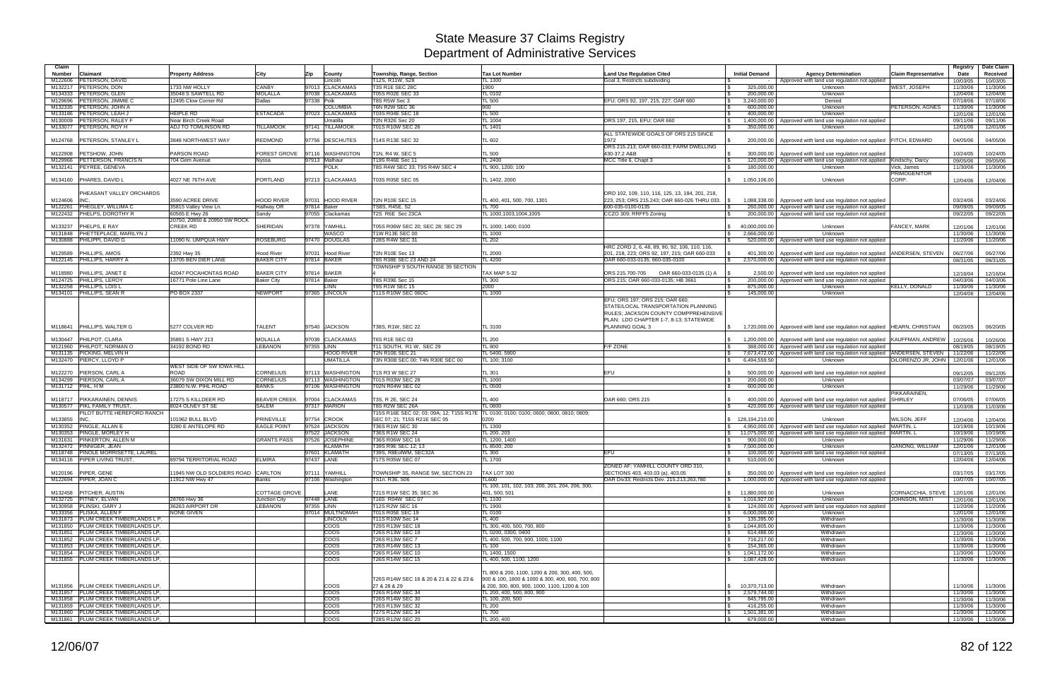# State Measure 37 Claims Registry
## Department of Administrative Services

| Claim Number | Claimant | Property Address | City | Zip | County | Township, Range, Section | Tax Lot Number | Land Use Regulation Cited | Initial Demand | Agency Determination | Claim Representative | Registry Date | Date Claim Received |
|---|---|---|---|---|---|---|---|---|---|---|---|---|---|
| M122606 | PETERSON, DAVID | | | | Lincoln | T12S, R11W, S28 | TL 1300 | Goal 3, Restricts subdividing | $ - | Approved with land use regulation not applied | | 10/03/05 | 10/03/05 |
| M132217 | PETERSON, DON | 1733 NW HOLLY | CANBY | 97013 | CLACKAMAS | T3S R1E SEC 28C | 1900 | | $ 325,000.00 | Unknown | WEST, JOSEPH | 11/30/06 | 11/30/06 |
| M134333 | PETERSON, GLEN | 35048 S SAWTELL RD | MOLALLA | 97038 | CLACKAMAS | T05S R02E SEC 33 | TL 0102 | | $ 200,000.00 | Unknown | | 12/04/06 | 12/04/06 |
| M129696 | PETERSON, JIMMIE C | 12495 Clow Corner Rd | Dallas | 97338 | Polk | T8S R5W Sec 3 | TL 500 | EFU; ORS 92, 197, 215, 227; OAR 660 | $ 3,240,000.00 | Denied | | 07/18/06 | 07/18/06 |
| M132335 | PETERSON, JOHN A | | | | COLUMBIA | T6N R2W SEC 36 | 900 | | $ 600,000.00 | Unknown | PETERSON, AGNES | 11/30/06 | 11/30/06 |
| M133186 | PETERSON, LEAH J | HEIPLE RD | ESTACADA | 97023 | CLACKAMAS | T03S R04E SEC 18 | TL 500 | | $ 400,000.00 | Unknown | | 12/01/06 | 12/01/06 |
| M130009 | PETERSON, RALEY F | Near Birch Creek Road | | | Umatilla | T2N R32E Sec 20 | TL 1004 | ORS 197, 215, EFU; OAR 660 | $ 1,400,000.00 | Approved with land use regulation not applied | | 09/11/06 | 09/11/06 |
| M133077 | PETERSON, ROY H | ADJ TO TOMLINSON RD | TILLAMOOK | 97141 | TILLAMOOK | T01S R10W SEC 26 | TL 1401 | | $ 350,000.00 | Unknown | | 12/01/06 | 12/01/06 |
| M124768 | PETERSON, STANLEY L | 3848 NORTHWEST WAY | REDMOND | 97756 | DESCHUTES | T14S R13E SEC 32 | TL 602 | ALL STATEWIDE GOALS OF ORS 215 SINCE 1972 | $ 200,000.00 | Approved with land use regulation not applied | FITCH, EDWARD | 04/05/06 | 04/05/06 |
| M122908 | PETSHOW, JOHN | PARSON ROAD | FOREST GROVE | 97116 | WASHINGTON | T1N, R4 W, SEC 5 | TL 500 | ORS 215.213; OAR 660-033; FARM DWELLING 430-37.2 A&B | $ 300,000.00 | Approved with land use regulation not applied | | 10/24/05 | 10/24/05 |
| M129966 | PETTERSON, FRANCIS N | 704 Gem Avenue | Nyssa | 97913 | Malhaur | T19S R46E Sec 11 | TL 2400 | MCC Title 6, Chapt 3 | $ 120,000.00 | Approved with land use regulation not applied | Kindschy, Darcy | 09/05/06 | 09/05/06 |
| M132141 | PEYREE, GENEVA | | | | POLK | T8S R4W SEC 33; T9S R4W SEC 4 | TL 900, 1200; 100 | | $ 180,000.00 | Unknown | Vick, James | 11/30/06 | 11/30/06 |
| M134160 | PHARES, DAVID L | 4027 NE 76TH AVE | PORTLAND | 97213 | CLACKAMAS | T03S R05E SEC 05 | TL 1402, 2000 | | $ 1,050,106.00 | Unknown | PRIMOGENITOR CORP. | 12/04/06 | 12/04/06 |
| M124606 | PHEASANT VALLEY ORCHARDS INC. | 3590 ACREE DRIVE | HOOD RIVER | 97031 | HOOD RIVER | T2N R10E SEC 15 | TL 400, 401, 500, 700, 1301 | ORD 102, 109, 110, 116, 125, 13, 184, 201, 218, 223, 253; ORS 215.243; OAR 660-026 THRU 033. | $ 1,088,338.00 | Approved with land use regulation not applied | | 03/24/06 | 03/24/06 |
| M122261 | PHEGLEY, WILLIMA C | 35815 Valley View Ln. | Halfway OR | 97814 | Baker | T58S, R45E, S2 | TL 700 | 600-035-0100-0135 | $ 260,000.00 | Approved with land use regulation not applied | | 09/09/05 | 09/09/05 |
| M122432 | PHELPS, DOROTHY R | 60565 E Hwy 26 | Sandy | 97055 | Clackamas | T2S R6E Sec 23CA | TL 1000,1003,1004,1005 | CCZO 309; RRFF5 Zoning | $ 200,000.00 | Approved with land use regulation not applied | | 09/22/05 | 09/22/05 |
| M133237 | PHELPS, E RAY | 20750, 20850 & 20950 SW ROCK CREEK RD | SHERIDAN | 97378 | YAMHILL | T05S R06W SEC 20; SEC 28; SEC 29 | TL 1000; 1400; 0100 | | $ 40,000,000.00 | Unknown | FANCEY, MARK | 12/01/06 | 12/01/06 |
| M131848 | PHETTEPLACE, MARILYN J | | | | WASCO | T1W R13E SEC 00 | TL 1000 | | $ 2,666,000.00 | Unknown | | 11/30/06 | 11/30/06 |
| M130888 | PHILIPPI, DAVID G | 11090 N. UMPQUA HWY | ROSEBURG | 97470 | DOUGLAS | T28S R4W SEC 31 | TL 202 | | $ 520,000.00 | Approved with land use regulation not applied | | 11/20/06 | 11/20/06 |
| M129589 | PHILLIPS, AMOS | 2392 Hwy 35 | Hood River | 97031 | Hood River | T2N R10E Sec 13 | TL 2000 | HRC ZORD 2, 6, 48, 89, 90, 92, 106, 110, 116, 201, 218, 223; ORS 92, 197, 215; OAR 660-033 | $ 401,300.00 | Approved with land use regulation not applied | ANDERSEN, STEVEN | 06/27/06 | 06/27/06 |
| M122145 | PHILLIPS, HARRY A | 13705 BEN DIER LANE | BAKER CITY | 97814 | BAKER | T8S R38E SEC 23 AND 24 | TL 4200 | OAR 660-033-0135; 660-035-0100 | $ 2,570,000.00 | Approved with land use regulation not applied | | 08/31/05 | 08/31/05 |
| M118980 | PHILLIPS, JANET E | 42047 POCAHONTAS ROAD | BAKER CITY | 97814 | BAKER | TOWNSHIP 9 SOUTH RANGE 39 SECTION 4 | TAX MAP 5-32 | ORS 215.700-705 OAR 660-033-0135 (1) A | $ 2,500.00 | Approved with land use regulation not applied | | 12/16/04 | 12/16/04 |
| M124725 | PHILLIPS, LEROY | 16771 Pole Line Lane | Baker City | 97814 | Baker | T8S R39E Sec 15 | TL 300 | ORS 215; OAR 660-033-0135; HB 3661 | $ 200,000.00 | Approved with land use regulation not applied | | 04/03/06 | 04/03/06 |
| M132758 | PHILLIPS, LOIS L | | | | LINN | T9S R1W SEC 15 | 2000 | | $ 875,000.00 | Unknown | KELLY, DONALD | 11/30/06 | 11/30/06 |
| M134101 | PHILLIPS, SEAN R | PO BOX 2337 | NEWPORT | 97365 | LINCOLN | T11S R10W SEC 06DC | TL 1000 | | $ 145,000.00 | Unknown | | 12/04/06 | 12/04/06 |
| M118641 | PHILLIPS, WALTER G | 5277 COLVER RD | TALENT | 97540 | JACKSON | T38S, R1W, SEC 22 | TL 3100 | EFU; ORS 197; ORS 215; OAR 660; STATE/LOCAL TRANSPORTATION PLANNING RULES; JACKSON COUNTY COMPPREHENSIVE PLAN; LDO CHAPTER 1-7, 8-13; STATEWIDE PLANNING GOAL 3 | $ 1,720,000.00 | Approved with land use regulation not applied | HEARN, CHRISTIAN | 06/20/05 | 06/20/05 |
| M130447 | PHILPOT, CLARA | 35891 S HWY 213 | MOLALLA | 97038 | CLACKAMAS | T6S R1E SEC 03 | TL 200 | | $ 1,200,000.00 | Approved with land use regulation not applied | KAUFFMAN, ANDREW | 10/26/06 | 10/26/06 |
| M121960 | PHILPOT, NORMAN O | 34192 BOND RD | LEBANON | 97355 | LINN | T11 SOUTH, R1 W, SEC 29 | TL 800 | F/F ZONE | $ 388,000.00 | Approved with land use regulation not applied | | 08/19/05 | 08/19/05 |
| M131135 | PICKING, MELVIN H | | | | HOOD RIVER | T2N R10E SEC 21 | TL 5400, 5900 | | $ 7,673,472.00 | Approved with land use regulation not applied | ANDERSEN, STEVEN | 11/22/06 | 11/22/06 |
| M132470 | PIERCY, LLOYD P | | | | UMATILLA | T3N R30B SEC 00; T4N R30E SEC 00 | TL 100; 3100 | | $ 6,494,559.50 | Unknown | DILORENZO JR, JOHN | 12/01/06 | 12/01/06 |
| M122270 | PIERSON, CARL A | WEST SIDE OF SW IOWA HILL ROAD | CORNELIUS | 97113 | WASHINGTON | T1S R3 W SEC 27 | TL 301 | EFU | $ 500,000.00 | Approved with land use regulation not applied | | 09/12/05 | 09/12/05 |
| M134299 | PIERSON, CARL A | 36079 SW DIXON MILL RD | CORNELIUS | 97113 | WASHINGTON | T01S R03W SEC 28 | TL 1000 | | $ 200,000.00 | Unknown | | 03/07/07 | 03/07/07 |
| M131712 | PIHL, H M | 23800 N.W. PIHL ROAD | BANKS | 97106 | WASHINGTON | T02N R04W SEC 02 | TL 0500 | | $ 600,000.00 | Unknown | | 11/29/06 | 11/29/06 |
| M118717 | PIKKARAINEN, DENNIS | 17275 S KILLDEER RD | BEAVER CREEK | 97004 | CLACKAMAS | T3S, R 2E, SEC 24 | TL 400 | OAR 660; ORS 215 | $ 400,000.00 | Approved with land use regulation not applied | PIKKARAINEN, SHIRLEY | 07/06/05 | 07/06/05 |
| M130577 | PIKL FAMILY TRUST, | 8024 OLNEY ST SE | SALEM | 97317 | MARION | T8S R2W SEC 26A | TL 0800 | | $ 420,000.00 | Approved with land use regulation not applied | | 11/03/06 | 11/03/06 |
| M133855 | PILOT BUTTE HEREFORD RANCH INC, | 101962 BULL BLVD | PRINEVILLE | 97754 | CROOK | T15S R16E SEC 02; 03; 09A; 12; T15S R17E SEC 07; 21; T15S R21E SEC 05 | TL 0100; 0100; 0100; 0600; 0800, 0810; 0809; 0200 | | $ 128,194,210.00 | Unknown | WILSON, JEFF | 12/04/06 | 12/04/06 |
| M130352 | PINGLE, ALLAN E | 3280 E ANTELOPE RD | EAGLE POINT | 97524 | JACKSON | T36S R1W SEC 30 | TL 1300 | | $ 4,950,000.00 | Approved with land use regulation not applied | MARTIN, L | 10/19/06 | 10/19/06 |
| M130353 | PINGLE, MORLEY H | | | 97522 | JACKSON | T36S R1W SEC 24 | TL 200, 203 | | $ 11,075,000.00 | Approved with land use regulation not applied | MARTIN, L | 10/19/06 | 10/19/06 |
| M131631 | PINKERTON, ALLEN M | | GRANTS PASS | 97526 | JOSEPHINE | T36S R06W SEC 16 | TL 1200, 1400 | | $ 900,000.00 | Unknown | | 11/29/06 | 11/29/06 |
| M132472 | PINNIGER, JEAN | | | | KLAMATH | T39S R9E SEC 12; 13 | TL 8500; 200 | | $ 7,500,000.00 | Unknown | GANONG, WILLIAM | 12/01/06 | 12/01/06 |
| M118748 | PINOLE MORRISETTE, LAUREL | | | 97601 | KLAMATH | T39S, R8EofWM, SEC32A | TL 300 | EFU | $ 100,000.00 | Approved with land use regulation not applied | | 07/13/05 | 07/13/05 |
| M134116 | PIPER LIVING TRUST, | 89794 TERRITORIAL ROAD | ELMIRA | 97437 | LANE | T17S R05W SEC 07 | TL 1700 | | $ 510,000.00 | Unknown | | 12/04/06 | 12/04/06 |
| M120196 | PIPER, GENE | 11945 NW OLD SOLDIERS ROAD | CARLTON | 97111 | YAMHILL | TOWNSHIP 3S, RANGE 5W, SECTION 23 | TAX LOT 300 | ZONED AF; YAMHILL COUNTY ORD 310, SECTIONS 403, 403.03 (a), 403.05 | $ 350,000.00 | Approved with land use regulation not applied | | 03/17/05 | 03/17/05 |
| M122694 | PIPER, JOAN C | 11912 NW Hwy 47 | Banks | 97106 | Washington | TS1n, R36, S06 | TL600 | OAR Div33; Restricts Dev. 215.213,263,780 | $ 1,000,000.00 | Approved with land use regulation not applied | | 10/07/05 | 10/07/05 |
| M132458 | PITCHER, AUSTIN | | COTTAGE GROVE | | LANE | T21S R1W SEC 35; SEC 36 | TL 100, 101, 102, 103; 200, 201, 204, 206, 300, 401, 500, 501 | | $ 11,880,000.00 | Unknown | CORNACCHIA, STEVE | 12/01/06 | 12/01/06 |
| M132725 | PITNEY, ELVAN | 28766 Hwy 36 | Junction City | 97448 | LANE | T16S R04W SEC 07 | TL 1100 | | $ 1,016,927.00 | Unknown | JOHNSON, MISTI | 12/01/06 | 12/01/06 |
| M130958 | PLINSKI, GARY J | 36263 AIRPORT DR | LEBANON | 97355 | LINN | T12S R2W SEC 16 | TL 1900 | | $ 124,000.00 | Approved with land use regulation not applied | | 11/20/06 | 11/20/06 |
| M133356 | PLISKA, ALLEN F | NONE GIVEN | | 97014 | MULTNOMAH | T01S R05E SEC 19 | TL 0100 | | $ 6,000,000.00 | Unknown | | 12/01/06 | 12/01/06 |
| M131873 | PLUM CREEK TIMBERLANDS L P, | | | | LINCOLN | T11S R10W Sec 14 | TL 400 | | $ 135,395.00 | Withdrawn | | 11/30/06 | 11/30/06 |
| M131850 | PLUM CREEK TIMBERLANDS LP, | | | | COOS | T29S R13W SEC 18 | TL 300, 400, 500, 700, 800 | | $ 1,044,805.00 | Withdrawn | | 11/30/06 | 11/30/06 |
| M131851 | PLUM CREEK TIMBERLANDS LP, | | | | COOS | T26S R13W SEC 19 | TL 0200, 0300, 0400 | | $ 614,486.00 | Withdrawn | | 11/30/06 | 11/30/06 |
| M131852 | PLUM CREEK TIMBERLANDS LP, | | | | COOS | T26S R13W SEC 7 | TL 400, 500, 700, 900, 1000, 1100 | | $ 716,217.00 | Withdrawn | | 11/30/06 | 11/30/06 |
| M131853 | PLUM CREEK TIMBERLANDS LP, | | | | COOS | T26S R14W SEC 13 | TL 100 | | $ 154,365.00 | Withdrawn | | 11/30/06 | 11/30/06 |
| M131854 | PLUM CREEK TIMBERLANDS LP, | | | | COOS | T26S R14W SEC 10 | TL 1400, 1500 | | $ 1,041,172.00 | Withdrawn | | 11/30/06 | 11/30/06 |
| M131855 | PLUM CREEK TIMBERLANDS LP, | | | | COOS | T26S R14W SEC 15 | TL 400, 500, 1100, 1200 | | $ 1,087,428.00 | Withdrawn | | 11/30/06 | 11/30/06 |
| M131856 | PLUM CREEK TIMBERLANDS LP, | | | | COOS | T26S R14W SEC 16 & 20 & 21 & 22 & 23 & 27 & 28 & 29 | TL 800 & 200, 1100, 1200 & 200, 300, 400, 500, 900 & 100, 1800 & 1000 & 300, 400, 600, 700, 800 & 200, 300, 800, 900, 1000, 1100, 1200 & 100 | | $ 10,370,713.00 | Withdrawn | | 11/30/06 | 11/30/06 |
| M131857 | PLUM CREEK TIMBERLANDS LP, | | | | COOS | T26S R14W SEC 34 | TL 200, 400, 500, 800, 900 | | $ 2,579,744.00 | Withdrawn | | 11/30/06 | 11/30/06 |
| M131858 | PLUM CREEK TIMBERLANDS LP, | | | | COOS | T26S R14W SEC 30 | TL 100, 200, 500 | | $ 845,795.00 | Withdrawn | | 11/30/06 | 11/30/06 |
| M131859 | PLUM CREEK TIMBERLANDS LP, | | | | COOS | T26S R13W SEC 32 | TL 200 | | $ 416,255.00 | Withdrawn | | 11/30/06 | 11/30/06 |
| M131860 | PLUM CREEK TIMBERLANDS LP, | | | | COOS | T27S R12W SEC 34 | TL 700 | | $ 1,501,381.00 | Withdrawn | | 11/30/06 | 11/30/06 |
| M131861 | PLUM CREEK TIMBERLANDS LP, | | | | COOS | T28S R12W SEC 20 | TL 200, 400 | | $ 679,000.00 | Withdrawn | | 11/30/06 | 11/30/06 |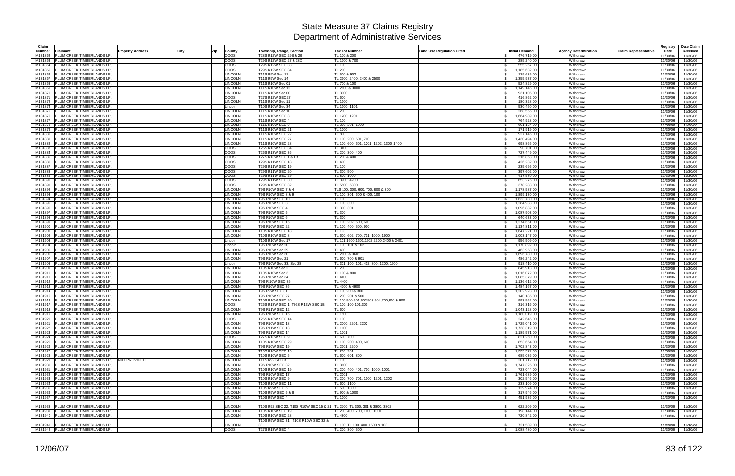# State Measure 37 Claims Registry
## Department of Administrative Services

| Claim Number | Claimant | Property Address | City | Zip | County | Township, Range, Section | Tax Lot Number | Land Use Regulation Cited | Initial Demand | Agency Determination | Claim Representative | Registry Date | Date Claim Received |
|---|---|---|---|---|---|---|---|---|---|---|---|---|---|
| M131862 | PLUM CREEK TIMBERLANDS LP, | | | | COOS | T28S R12W SEC 29B & 29 | TL 100 & 200 | | $ 476,719.00 | Withdrawn | | 11/30/06 | 11/30/06 |
| M131863 | PLUM CREEK TIMBERLANDS LP, | | | | COOS | T29S R12W SEC 27 & 28D | TL 1100 & 700 | | $ 285,240.00 | Withdrawn | | 11/30/06 | 11/30/06 |
| M131864 | PLUM CREEK TIMBERLANDS LP, | | | | COOS | T29S R12W SEC 33 | TL 100 | | $ 555,267.00 | Withdrawn | | 11/30/06 | 11/30/06 |
| M131865 | PLUM CREEK TIMBERLANDS LP, | | | | COOS | T29S R12W SEC 34 | TL 200 | | $ 1,185,632.00 | Withdrawn | | 11/30/06 | 11/30/06 |
| M131866 | PLUM CREEK TIMBERLANDS LP, | | | | LINCOLN | T11S R9W Sec 11 | TL 500 & 902 | | $ 129,635.00 | Withdrawn | | 11/30/06 | 11/30/06 |
| M131867 | PLUM CREEK TIMBERLANDS LP, | | | | LINCOLN | T11S R9W Sec 14 | TL 2300, 2400, 2401 & 2500 | | $ 1,355,937.00 | Withdrawn | | 11/30/06 | 11/30/06 |
| M131868 | PLUM CREEK TIMBERLANDS LP, | | | | LINCOLN | T11S R10W Sec 01 | TL 700 & 100 | | $ 524,829.00 | Withdrawn | | 11/30/06 | 11/30/06 |
| M131869 | PLUM CREEK TIMBERLANDS LP, | | | | LINCOLN | T11S R10W Sec 12 | TL 2600 & 3000 | | $ 1,149,146.00 | Withdrawn | | 11/30/06 | 11/30/06 |
| M131870 | PLUM CREEK TIMBERLANDS LP, | | | | LINCOLN | T11S R10W Sec 00 | TL 3000 | | $ 931,105.00 | Withdrawn | | 11/30/06 | 11/30/06 |
| M131871 | PLUM CREEK TIMBERLANDS LP, | | | | COOS | T27S R12W SEC27 | TL 600 | | $ 416,862.00 | Withdrawn | | 11/30/06 | 11/30/06 |
| M131872 | PLUM CREEK TIMBERLANDS LP, | | | | LINCOLN | T11S R10W Sec 11 | TL 1100 | | $ 180,328.00 | Withdrawn | | 11/30/06 | 11/30/06 |
| M131874 | PLUM CREEK TIMBERLANDS LP, | | | | Lincoln | T10S R10W Sec 34 | TL 1100, 1101 | | $ 530,450.00 | Withdrawn | | 11/30/06 | 11/30/06 |
| M131875 | PLUM CREEK TIMBERLANDS LP, | | | | LINCOLN | T11S R10W Sec 10 | TL 200 | | $ 268,555.00 | Withdrawn | | 11/30/06 | 11/30/06 |
| M131876 | PLUM CREEK TIMBERLANDS LP, | | | | LINCOLN | T11S R10W SEC 3 | TL 1200, 1201 | | $ 1,664,989.00 | Withdrawn | | 11/30/06 | 11/30/06 |
| M131877 | PLUM CREEK TIMBERLANDS LP, | | | | LINCOLN | T11S R10W SEC 4 | TL 100 | | $ 764,928.00 | Withdrawn | | 11/30/06 | 11/30/06 |
| M131878 | PLUM CREEK TIMBERLANDS LP, | | | | LINCOLN | T11S R10W SEC 9 | TL 200, 201, 1000 | | $ 601,124.00 | Withdrawn | | 11/30/06 | 11/30/06 |
| M131879 | PLUM CREEK TIMBERLANDS LP, | | | | LINCOLN | T11S R10W SEC 21 | TL 1200 | | $ 171,919.00 | Withdrawn | | 11/30/06 | 11/30/06 |
| M131880 | PLUM CREEK TIMBERLANDS LP, | | | | LINCOLN | T11S R10W SEC 22 | TL 800 | | $ 927,146.00 | Withdrawn | | 11/30/06 | 11/30/06 |
| M131881 | PLUM CREEK TIMBERLANDS LP, | | | | LINCOLN | T11S R10W SEC 27 | TL 100, 200, 601, 700 | | $ 1,430,494.00 | Withdrawn | | 11/30/06 | 11/30/06 |
| M131882 | PLUM CREEK TIMBERLANDS LP, | | | | LINCOLN | T11S R10W SEC 28 | TL 100, 600, 601, 1201, 1202, 1300, 1400 | | $ 698,865.00 | Withdrawn | | 11/30/06 | 11/30/06 |
| M131883 | PLUM CREEK TIMBERLANDS LP, | | | | COOS | T26S R13W SEC 34 | TL 3400 | | $ 90,701.00 | Withdrawn | | 11/30/06 | 11/30/06 |
| M131884 | PLUM CREEK TIMBERLANDS LP, | | | | COOS | T26S R13W SEC 36 | TL 200, 300, 400 | | $ 727,449.00 | Withdrawn | | 11/30/06 | 11/30/06 |
| M131885 | PLUM CREEK TIMBERLANDS LP, | | | | COOS | T27S R13W SEC 1 & 1B | TL 200 & 400 | | $ 216,868.00 | Withdrawn | | 11/30/06 | 11/30/06 |
| M131886 | PLUM CREEK TIMBERLANDS LP, | | | | COOS | T29S R11W SEC 18 | TL 400 | | $ 426,232.00 | Withdrawn | | 11/30/06 | 11/30/06 |
| M131887 | PLUM CREEK TIMBERLANDS LP, | | | | COOS | T29S R11W SEC 19 | TL 100 | | $ 235,695.00 | Withdrawn | | 11/30/06 | 11/30/06 |
| M131888 | PLUM CREEK TIMBERLANDS LP, | | | | COOS | T29S R11W SEC 20 | TL 300, 500 | | $ 397,602.00 | Withdrawn | | 11/30/06 | 11/30/06 |
| M131889 | PLUM CREEK TIMBERLANDS LP, | | | | COOS | T29S R11W SEC 29 | TL 800, 1000 | | $ 417,580.00 | Withdrawn | | 11/30/06 | 11/30/06 |
| M131890 | PLUM CREEK TIMBERLANDS LP, | | | | COOS | T29S R11W SEC 30 | TL 3900, 4200 | | $ 653,276.00 | Withdrawn | | 11/30/06 | 11/30/06 |
| M131891 | PLUM CREEK TIMBERLANDS LP, | | | | COOS | T29S R10W SEC 32 | TL 5500, 5800 | | $ 378,283.00 | Withdrawn | | 11/30/06 | 11/30/06 |
| M131892 | PLUM CREEK TIMBERLANDS LP, | | | | LINCOLN | T9S R10W SEC 7 & 4 | TLS 100, 300, 600, 700, 800 & 300 | | $ 1,178,587.00 | Withdrawn | | 11/30/06 | 11/30/06 |
| M131893 | PLUM CREEK TIMBERLANDS LP, | | | | LINCOLN | T9S R10W SEC 8 & 9 | TL 100, 301, 600 & 400, 100 | | $ 1,899,130.00 | Withdrawn | | 11/30/06 | 11/30/06 |
| M131894 | PLUM CREEK TIMBERLANDS LP, | | | | LINCOLN | T9S R10W SEC 10 | TL 100 | | $ 1,633,730.00 | Withdrawn | | 11/30/06 | 11/30/06 |
| M131895 | PLUM CREEK TIMBERLANDS LP, | | | | LINCOLN | T9S R10W SEC 3 | TL 100, 300 | | $ 1,284,938.00 | Withdrawn | | 11/30/06 | 11/30/06 |
| M131896 | PLUM CREEK TIMBERLANDS LP, | | | | LINCOLN | T9S R10W SEC 4 | TL 300, 301 | | $ 1,096,882.00 | Withdrawn | | 11/30/06 | 11/30/06 |
| M131897 | PLUM CREEK TIMBERLANDS LP, | | | | LINCOLN | T9S R10W SEC 5 | TL 300 | | $ 1,087,903.00 | Withdrawn | | 11/30/06 | 11/30/06 |
| M131898 | PLUM CREEK TIMBERLANDS LP, | | | | LINCOLN | T9S R10W SEC 6 | TL 300 | | $ 640,633.00 | Withdrawn | | 11/30/06 | 11/30/06 |
| M131899 | PLUM CREEK TIMBERLANDS LP, | | | | LINCOLN | T9S R10W SEC 15 | TL 100, 202, 500, 600 | | $ 1,274,651.00 | Withdrawn | | 11/30/06 | 11/30/06 |
| M131900 | PLUM CREEK TIMBERLANDS LP, | | | | LINCOLN | T9S R10W SEC 22 | TL 100, 400, 500, 900 | | $ 1,134,811.00 | Withdrawn | | 11/30/06 | 11/30/06 |
| M131901 | PLUM CREEK TIMBERLANDS LP, | | | | LINCOLN | T10S R10W SEC 18 | TL 103 | | $ 1,647,221.00 | Withdrawn | | 11/30/06 | 11/30/06 |
| M131902 | PLUM CREEK TIMBERLANDS LP, | | | | LINCOLN | T10S R10W SEC 8 | TL 600, 602, 700, 701, 1000, 1900 | | $ 1,003,147.00 | Withdrawn | | 11/30/06 | 11/30/06 |
| M131903 | PLUM CREEK TIMBERLANDS LP, | | | | Lincoln | T10S R10W Sec 17 | TL 101,1600,1601,1602,2200,2400 & 2401 | | $ 956,509.00 | Withdrawn | | 11/30/06 | 11/30/06 |
| M131904 | PLUM CREEK TIMBERLANDS LP, | | | | Lincoln | T9S R10W Sec 20 | TL 100, 101 & 102 | | $ 1,170,892.00 | Withdrawn | | 11/30/06 | 11/30/06 |
| M131905 | PLUM CREEK TIMBERLANDS LP, | | | | LINCOLN | T9S R10W Sec 29 | TL 400 | | $ 463,958.00 | Withdrawn | | 11/30/06 | 11/30/06 |
| M131906 | PLUM CREEK TIMBERLANDS LP, | | | | LINCOLN | T9S R10W Sec 30 | TL 2100 & 3601 | | $ 1,696,780.00 | Withdrawn | | 11/30/06 | 11/30/06 |
| M131907 | PLUM CREEK TIMBERLANDS LP, | | | | LINCOLN | T9S R10W Sec 21 | TL 600, 700 & 901 | | $ 486,242.00 | Withdrawn | | 11/30/06 | 11/30/06 |
| M131908 | PLUM CREEK TIMBERLANDS LP, | | | | Lincoln | T9S R10W Sec 33; Sec 28 | TL 301; 100, 101, 402, 800, 1200, 1600 | | $ 918,410.00 | Withdrawn | | 11/30/06 | 11/30/06 |
| M131909 | PLUM CREEK TIMBERLANDS LP, | | | | LINCOLN | T10S R10W Sec 2 | TL 200 | | $ 845,913.00 | Withdrawn | | 11/30/06 | 11/30/06 |
| M131910 | PLUM CREEK TIMBERLANDS LP, | | | | LINCOLN | T10S R10W Sec 3 | TL 100 & 800 | | $ 1,016,072.00 | Withdrawn | | 11/30/06 | 11/30/06 |
| M131911 | PLUM CREEK TIMBERLANDS LP, | | | | LINCOLN | T9S R10W Sec 34 | TL 4400 | | $ 1,085,379.00 | Withdrawn | | 11/30/06 | 11/30/06 |
| M131912 | PLUM CREEK TIMBERLANDS LP, | | | | LINCOLN | T9S R 10W SEC 35 | TL 4400 | | $ 1,136,612.00 | Withdrawn | | 11/30/06 | 11/30/06 |
| M131913 | PLUM CREEK TIMBERLANDS LP, | | | | LINCOLN | T9S R10W SEC 36 | TL 4700 & 4900 | | $ 1,484,167.00 | Withdrawn | | 11/30/06 | 11/30/06 |
| M131914 | PLUM CREEK TIMBERLANDS LP, | | | | LINCOLN | T9S R9W SEC 31 | TL 100,200 & 300 | | $ 1,202,923.00 | Withdrawn | | 11/30/06 | 11/30/06 |
| M131915 | PLUM CREEK TIMBERLANDS LP, | | | | LINCOLN | T9S R10W SEC 27 | TL 200, 201 & 500 | | $ 140,185.00 | Withdrawn | | 11/30/06 | 11/30/06 |
| M131916 | PLUM CREEK TIMBERLANDS LP, | | | | LINCOLN | T10S R10W SEC 20 | TL 100,500,501,502,503,504,700,800 & 900 | | $ 993,562.00 | Withdrawn | | 11/30/06 | 11/30/06 |
| M131917 | PLUM CREEK TIMBERLANDS LP, | | | | COOS | T26S R13W SEC 1; T26S R13W SEC 1B | TL 100; 100,101,300 | | $ 316,316.00 | Withdrawn | | 11/30/06 | 11/30/06 |
| M131918 | PLUM CREEK TIMBERLANDS LP, | | | | LINCOLN | T9S R11W SEC 12 | TL 600 | | $ 1,043,128.00 | Withdrawn | | 11/30/06 | 11/30/06 |
| M131919 | PLUM CREEK TIMBERLANDS LP, | | | | LINCOLN | T9S R10W SEC 16 | TL 1800 | | $ 1,180,019.00 | Withdrawn | | 11/30/06 | 11/30/06 |
| M131920 | PLUM CREEK TIMBERLANDS LP, | | | | COOS | T26S R13W SEC 14 | TL 100 | | $ 242,646.00 | Withdrawn | | 11/30/06 | 11/30/06 |
| M131921 | PLUM CREEK TIMBERLANDS LP, | | | | LINCOLN | T9S R10W SEC 18 | TL 2000, 2201, 2202 | | $ 1,725,041.00 | Withdrawn | | 11/30/06 | 11/30/06 |
| M131922 | PLUM CREEK TIMBERLANDS LP, | | | | LINCOLN | T9S R11W SEC 13 | TL 1100 | | $ 1,738,319.00 | Withdrawn | | 11/30/06 | 11/30/06 |
| M131923 | PLUM CREEK TIMBERLANDS LP, | | | | LINCOLN | T9S R11W SEC 14 | TL 1201 | | $ 1,189,571.00 | Withdrawn | | 11/30/06 | 11/30/06 |
| M131924 | PLUM CREEK TIMBERLANDS LP, | | | | COOS | T27S R13W SEC 9 | TL 600, 700 | | $ 821,260.00 | Withdrawn | | 11/30/06 | 11/30/06 |
| M131925 | PLUM CREEK TIMBERLANDS LP, | | | | LINCOLN | T10S R10W SEC 29 | TL 100, 200, 400, 600 | | $ 853,664.00 | Withdrawn | | 11/30/06 | 11/30/06 |
| M131926 | PLUM CREEK TIMBERLANDS LP, | | | | LINCOLN | T9S R10W SEC 19 | TL 2101, 2200 | | $ 1,702,843.00 | Withdrawn | | 11/30/06 | 11/30/06 |
| M131927 | PLUM CREEK TIMBERLANDS LP, | | | | LINCOLN | T10S R10W SEC 16 | TL 200, 201 | | $ 1,335,572.00 | Withdrawn | | 11/30/06 | 11/30/06 |
| M131928 | PLUM CREEK TIMBERLANDS LP, | | | | LINCOLN | T10S R10W SEC 5 | TL 600, 601, 800 | | $ 685,036.00 | Withdrawn | | 11/30/06 | 11/30/06 |
| M131929 | PLUM CREEK TIMBERLANDS LP, | NOT PROVIDED | | | LINCOLN | T11S R92 SEC 3 | TL 100 | | $ 201,712.00 | Withdrawn | | 11/30/06 | 11/30/06 |
| M131930 | PLUM CREEK TIMBERLANDS LP, | | | | LINCOLN | T9S R10W SEC 32 | TL 3600 | | $ 1,747,325.00 | Withdrawn | | 11/30/06 | 11/30/06 |
| M131931 | PLUM CREEK TIMBERLANDS LP, | | | | LINCOLN | T10S R10W SEC 19 | TL 200, 400, 401, 700, 1000, 1001 | | $ 723,044.00 | Withdrawn | | 11/30/06 | 11/30/06 |
| M131932 | PLUM CREEK TIMBERLANDS LP, | | | | LINCOLN | T9S R10W SEC 17 | TL 2201 | | $ 1,761,689.00 | Withdrawn | | 11/30/06 | 11/30/06 |
| M131933 | PLUM CREEK TIMBERLANDS LP, | | | | LINCOLN | T10S R10W SEC 9 | TL 200, 700, 701, 1000, 1201, 1202 | | $ 302,546.00 | Withdrawn | | 11/30/06 | 11/30/06 |
| M131934 | PLUM CREEK TIMBERLANDS LP, | | | | LINCOLN | T10S R10W SEC 11 | TL 600, 1100 | | $ 233,109.00 | Withdrawn | | 11/30/06 | 11/30/06 |
| M131935 | PLUM CREEK TIMBERLANDS LP, | | | | LINCOLN | T10S R9W SEC 6 | TL 500, 1300 | | $ 129,974.00 | Withdrawn | | 11/30/06 | 11/30/06 |
| M131936 | PLUM CREEK TIMBERLANDS LP, | | | | LINCOLN | T10S R9W SEC 5 & 8 | TL 900 & 1000 | | $ 317,946.00 | Withdrawn | | 11/30/06 | 11/30/06 |
| M131937 | PLUM CREEK TIMBERLANDS LP, | | | | LINCOLN | T10S R9W SEC 4 | TL 1200 | | $ 451,986.00 | Withdrawn | | 11/30/06 | 11/30/06 |
| M131938 | PLUM CREEK TIMBERLANDS LP, | | | | LINCOLN | T10S R92 SEC 22; T10S R10W SEC 15 & 21 | TL 2700; TL 300, 301 & 3800, 3802 | | $ 622,209.00 | Withdrawn | | 11/30/06 | 11/30/06 |
| M131939 | PLUM CREEK TIMBERLANDS LP, | | | | LINCOLN | T10S R10W SEC 19 | TL 200, 400, 700, 1000, 1001 | | $ 198,144.00 | Withdrawn | | 11/30/06 | 11/30/06 |
| M131940 | PLUM CREEK TIMBERLANDS LP, | | | | LINCOLN | T10S R10W SEC 28 | TL 4800 | | $ 720,842.00 | Withdrawn | | 11/30/06 | 11/30/06 |
| M131941 | PLUM CREEK TIMBERLANDS LP, | | | | LINCOLN | T10S R9W SEC 31; T10S R10W SEC 32 & 33 | TL 100; TL 100, 400, 1600 & 103 | | $ 721,589.00 | Withdrawn | | 11/30/06 | 11/30/06 |
| M131942 | PLUM CREEK TIMBERLANDS LP, | | | | COOS | T27S R13W SEC 4 | TL 200, 300, 500 | | $ 1,088,480.00 | Withdrawn | | 11/30/06 | 11/30/06 |

12/06/07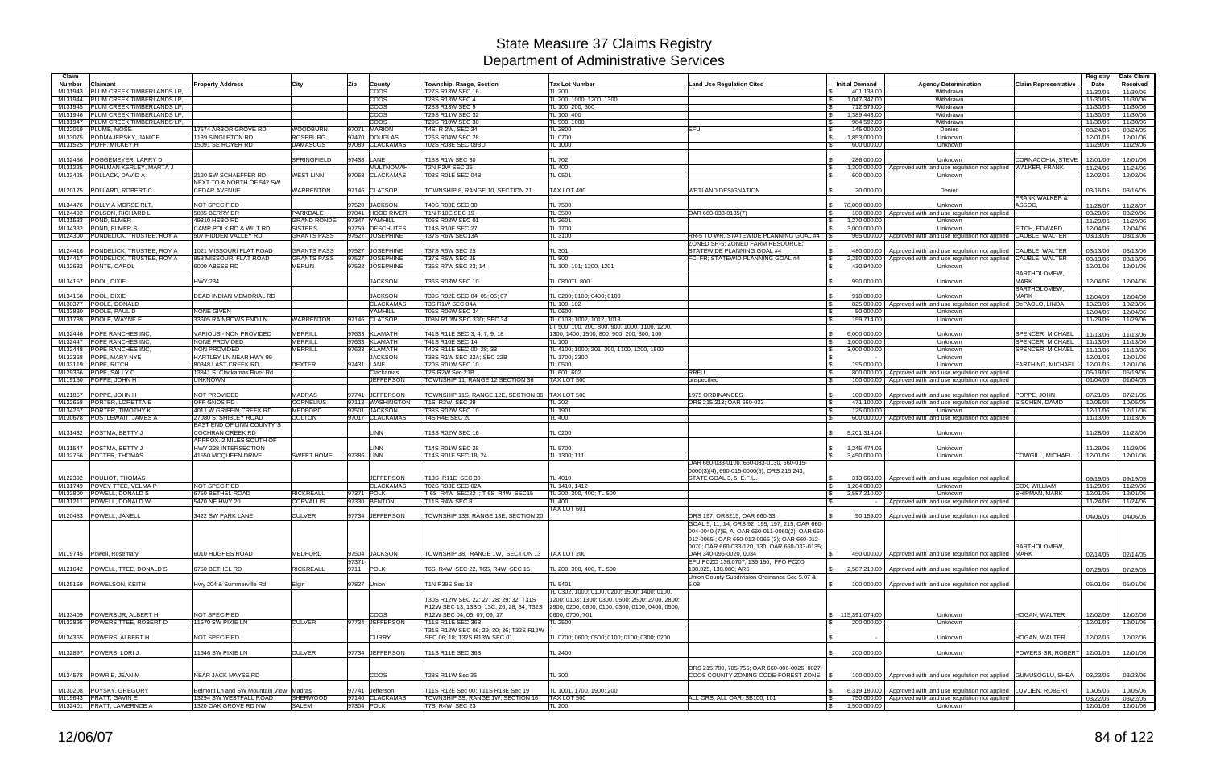# State Measure 37 Claims Registry
## Department of Administrative Services

| Claim Number | Claimant | Property Address | City | Zip | County | Township, Range, Section | Tax Lot Number | Land Use Regulation Cited | Initial Demand | Agency Determination | Claim Representative | Registry Date | Date Claim Received |
|---|---|---|---|---|---|---|---|---|---|---|---|---|---|
| M131943 | PLUM CREEK TIMBERLANDS LP, | | | | COOS | T27S R13W SEC 16 | TL 200 | | $ 401,138.00 | Withdrawn | | 11/30/06 | 11/30/06 |
| M131944 | PLUM CREEK TIMBERLANDS LP, | | | | COOS | T28S R13W SEC 4 | TL 200, 1000, 1200, 1300 | | $ 1,047,347.00 | Withdrawn | | 11/30/06 | 11/30/06 |
| M131945 | PLUM CREEK TIMBERLANDS LP, | | | | COOS | T28S R13W SEC 9 | TL 100, 200, 500 | | $ 712,579.00 | Withdrawn | | 11/30/06 | 11/30/06 |
| M131946 | PLUM CREEK TIMBERLANDS LP, | | | | COOS | T29S R11W SEC 32 | TL 100, 400 | | $ 1,389,443.00 | Withdrawn | | 11/30/06 | 11/30/06 |
| M131947 | PLUM CREEK TIMBERLANDS LP, | | | | COOS | T29S R10W SEC 30 | TL 900, 1000 | | $ 984,592.00 | Withdrawn | | 11/30/06 | 11/30/06 |
| M122019 | PLUMB, MOSE | 17574 ARBOR GROVE RD | WOODBURN | 97071 | MARION | T4S, R 2W, SEC 34 | TL 2800 | EFU | $ 145,000.00 | Denied | | 08/24/05 | 08/24/05 |
| M133075 | PODMAJERSKY, JANICE | 1139 SINGLETON RD | ROSEBURG | 97470 | DOUGLAS | T26S R04W SEC 28 | TL 0700 | | $ 1,853,000.00 | Unknown | | 12/01/06 | 12/01/06 |
| M131525 | POFF, MICKEY H | 15091 SE ROYER RD | DAMASCUS | 97089 | CLACKAMAS | T02S R03E SEC 09BD | TL 1000 | | $ 600,000.00 | Unknown | | 11/29/06 | 11/29/06 |
| M132456 | POGGEMEYER, LARRY D | | SPRINGFIELD | 97438 | LANE | T18S R1W SEC 30 | TL 702 | | $ 286,000.00 | Unknown | CORNACCHIA, STEVE | 12/01/06 | 12/01/06 |
| M131225 | POHLMAN KERLEY, MARTA J | | | | MULTNOMAH | T2N R2W SEC 25 | TL 400 | | $ 1,300,000.00 | Approved with land use regulation not applied | WALKER, FRANK | 11/24/06 | 11/24/06 |
| M133425 | POLLACK, DAVID A | 2120 SW SCHAEFFER RD | WEST LINN | 97068 | CLACKAMAS | T03S R01E SEC 04B | TL 0501 | | $ 600,000.00 | Unknown | | 12/02/06 | 12/02/06 |
| M120175 | POLLARD, ROBERT C | NEXT TO & NORTH OF 542 SW CEDAR AVENUE | WARRENTON | 97146 | CLATSOP | TOWNSHIP 8, RANGE 10, SECTION 21 | TAX LOT 400 | WETLAND DESIGNATION | $ 20,000.00 | Denied | | 03/16/05 | 03/16/05 |
| M134476 | POLLY A MORSE RLT, | NOT SPECIFIED | | 97520 | JACKSON | T40S R03E SEC 30 | TL 7500 | | $ 78,000,000.00 | Unknown | FRANK WALKER & ASSOC, | 11/28/07 | 11/28/07 |
| M124492 | POLSON, RICHARD L | 5885 BERRY DR | PARKDALE | 97041 | HOOD RIVER | T1N R10E SEC 19 | TL 3500 | OAR 660-033-0135(7) | $ 100,000.00 | Approved with land use regulation not applied | | 03/20/06 | 03/20/06 |
| M131533 | POND, ELMER | 49310 HEBO RD | GRAND RONDE | 97347 | YAMHILL | T06S R08W SEC 01 | TL 2601 | | $ 1,270,000.00 | Unknown | | 11/29/06 | 11/29/06 |
| M134332 | POND, ELMER S | CAMP POLK RD & WILT RD | SISTERS | 97759 | DESCHUTES | T14S R10E SEC 27 | TL 1700 | | $ 3,000,000.00 | Unknown | FITCH, EDWARD | 12/04/06 | 12/04/06 |
| M124300 | PONDELICK, TRUSTEE, ROY A | 507 HIDDEN VALLEY RD | GRANTS PASS | 97527 | JOSEPHINE | T37S R6W SEC13A | TL 3100 | RR-5 TO WR, STATEWIDE PLANNING GOAL #4 | $ 965,000.00 | Approved with land use regulation not applied | CAUBLE, WALTER | 03/13/06 | 03/13/06 |
| M124416 | PONDELICK, TRUSTEE, ROY A | 1021 MISSOURI FLAT ROAD | GRANTS PASS | 97527 | JOSEPHINE | T37S R5W SEC 25 | TL 301 | ZONED SR-5; ZONED FARM RESOURCE; STATEWIDE PLANNING GOAL #4 | $ 480,000.00 | Approved with land use regulation not applied | CAUBLE, WALTER | 03/13/06 | 03/13/06 |
| M124417 | PONDELICK, TRUSTEE, ROY A | 858 MISSOURI FLAT ROAD | GRANTS PASS | 97527 | JOSEPHINE | T37S R5W SEC 25 | TL 800 | FC, FR, STATEWID PLANNING GOAL #4 | $ 2,250,000.00 | Approved with land use regulation not applied | CAUBLE, WALTER | 03/13/06 | 03/13/06 |
| M132632 | PONTE, CAROL | 6000 ABESS RD | MERLIN | 97532 | JOSEPHINE | T35S R7W SEC 23; 14 | TL 100, 101; 1200, 1201 | | $ 430,940.00 | Unknown | | 12/01/06 | 12/01/06 |
| M134157 | POOL, DIXIE | HWY 234 | | | JACKSON | T36S R03W SEC 10 | TL 0800TL 800 | | $ 990,000.00 | Unknown | BARTHOLOMEW, MARK | 12/04/06 | 12/04/06 |
| M134158 | POOL, DIXIE | DEAD INDIAN MEMORIAL RD | | | JACKSON | T39S R02E SEC 04; 05; 06; 07 | TL 0200; 0100; 0400; 0100 | | $ 918,000.00 | Unknown | BARTHOLOMEW, MARK | 12/04/06 | 12/04/06 |
| M130377 | POOLE, DONALD | | | | CLACKAMAS | T3S R1W SEC 04A | TL 100, 102 | | $ 825,000.00 | Approved with land use regulation not applied | DePAOLO, LINDA | 10/23/06 | 10/23/06 |
| M133830 | POOLE, PAUL D | NONE GIVEN | | | YAMHILL | T05S R06W SEC 34 | TL 0600 | | $ 50,000.00 | Unknown | | 12/04/06 | 12/04/06 |
| M131789 | POOLE, WAYNE E | 33605 RAINBOWS END LN | WARRENTON | 97146 | CLATSOP | T08N R10W SEC 33D; SEC 34 | TL 0103; 1002, 1012, 1013 | | $ 159,714.00 | Unknown | | 11/29/06 | 11/29/06 |
| M132446 | POPE RANCHES INC, | VARIOUS - NON PROVIDED | MERRILL | 97633 | KLAMATH | T41S R11E SEC 3; 4; 7; 9; 18 | LT 500, 100, 200, 800, 900, 1000, 1100, 1200, 1300, 1400, 1500; 800, 900; 200, 300; 100 | | $ 6,000,000.00 | Unknown | SPENCER, MICHAEL | 11/13/06 | 11/13/06 |
| M132447 | POPE RANCHES INC, | NONE PROVIDED | MERRILL | 97633 | KLAMATH | T41S R10E SEC 14 | TL 100 | | $ 1,000,000.00 | Unknown | SPENCER, MICHAEL | 11/13/06 | 11/13/06 |
| M132448 | POPE RANCHES INC, | NON PROVIDED | MERRILL | 97633 | KLAMATH | T40S R11E SEC 00; 28; 33 | TL 4100; 1000; 201, 300, 1100, 1200, 1500 | | $ 3,000,000.00 | Unknown | SPENCER, MICHAEL | 11/13/06 | 11/13/06 |
| M132368 | POPE, MARY NYE | HARTLEY LN NEAR HWY 99 | | | JACKSON | T38S R1W SEC 22A; SEC 22B | TL 1700; 2300 | | $ - | Unknown | | 12/01/06 | 12/01/06 |
| M133119 | POPE, RITCH | 80348 LAST CREEK RD. | DEXTER | 97431 | LANE | T20S R01W SEC 10 | TL 0500 | | $ 195,000.00 | Unknown | FARTHING, MICHAEL | 12/01/06 | 12/01/06 |
| M129366 | POPE, SALLY C | 13841 S. Clackamas River Rd | | | Clackamas | T2S R2W Sec 21B | TL 601, 602 | RRFU | $ 800,000.00 | Approved with land use regulation not applied | | 05/19/06 | 05/19/06 |
| M119150 | POPPE, JOHN H | UNKNOWN | | | JEFFERSON | TOWNSHIP 11, RANGE 12 SECTION 36 | TAX LOT 500 | unspecified | $ 100,000.00 | Approved with land use regulation not applied | | 01/04/05 | 01/04/05 |
| M121857 | POPPE, JOHN H | NOT PROVIDED | MADRAS | 97741 | JEFFERSON | TOWNSHIP 11S, RANGE 12E, SECTION 36 | TAX LOT 500 | 1975 ORDINANCES | $ 100,000.00 | Approved with land use regulation not applied | POPPE, JOHN | 07/21/05 | 07/21/05 |
| M122658 | PORTER, LORETTA E | OFF GNOS RD | CORNELIUS | 97113 | WASHINGTON | T1S, R3W, SEC 29 | TL 202 | ORS 215.213; OAR 660-033 | $ 471,100.00 | Approved with land use regulation not applied | EISCHEN, DAVID | 10/05/05 | 10/05/05 |
| M134267 | PORTER, TIMOTHY K | 4011 W GRIFFIN CREEK RD | MEDFORD | 97501 | JACKSON | T38S R02W SEC 10 | TL 1901 | | $ 125,000.00 | Unknown | | 12/11/06 | 12/11/06 |
| M130678 | POSTLEWAIT, JAMES A | 27080 S. SHIBLEY ROAD | COLTON | 97017 | CLACKAMAS | T4S R4E SEC 20 | TL 400 | | $ 600,000.00 | Approved with land use regulation not applied | | 11/13/06 | 11/13/06 |
| M131432 | POSTMA, BETTY J | EAST END OF LINN COUNTY'S COCHRAN CREEK RD | | | LINN | T13S R02W SEC 16 | TL 0200 | | $ 5,201,314.04 | Unknown | | 11/28/06 | 11/28/06 |
| M131547 | POSTMA, BETTY J | APPROX. 2 MILES SOUTH OF HWY 228 INTERSECTION | | | LINN | T14S R01W SEC 28 | TL 5700 | | $ 1,245,474.06 | Unknown | | 11/29/06 | 11/29/06 |
| M132756 | POTTER, THOMAS | 41550 MCQUEEN DRIVE | SWEET HOME | 97386 | LINN | T14S R01E SEC 18; 24 | TL 1300; 111 | | $ 3,450,000.00 | Unknown | COWGILL, MICHAEL | 12/01/06 | 12/01/06 |
| M122392 | POULIOT, THOMAS | | | | JEFFERSON | T13S R11E SEC 30 | TL 4010 | OAR 660-033-0100, 660-033-0130, 660-015-0000(3)(4), 660-015-0000(5); ORS 215.243; STATE GOAL 3, 5; E.F.U. | $ 313,663.00 | Approved with land use regulation not applied | | 09/19/05 | 09/19/05 |
| M131749 | POVEY TTEE, VELMA P | NOT SPECIFIED | | | CLACKAMAS | T02S R03E SEC 02A | TL 1410, 1412 | | $ 1,204,000.00 | Unknown | COX, WILLIAM | 11/29/06 | 11/29/06 |
| M132800 | POWELL, DONALD S | 6750 BETHEL ROAD | RICKREALL | 97371 | POLK | T 6S R4W SEC22 ; T 6S R4W SEC15 | TL 200, 300, 400; TL 500 | | $ 2,587,210.00 | Unknown | SHIPMAN, MARK | 12/01/06 | 12/01/06 |
| M131211 | POWELL, DONALD W | 5470 NE HWY 20 | CORVALLIS | 97330 | BENTON | T11S R4W SEC 8 | TL 400 | | $ - | Approved with land use regulation not applied | | 11/24/06 | 11/24/06 |
| M120483 | POWELL, JANELL | 3422 SW PARK LANE | CULVER | 97734 | JEFFERSON | TOWNSHIP 13S, RANGE 13E, SECTION 20 | TAX LOT 601 | ORS 197, ORS215, OAR 660-33 | $ 90,159.00 | Approved with land use regulation not applied | | 04/06/05 | 04/06/05 |
| M119745 | Powell, Rosemary | 6010 HUGHES ROAD | MEDFORD | 97504 | JACKSON | TOWNSHIP 38, RANGE 1W, SECTION 13 | TAX LOT 200 | GOAL 5, 11, 14; ORS 92, 195, 197, 215; OAR 660-004-0040 (7)E, A; OAR 660-011-0060(2); OAR 660-012-0065 ; OAR 660-012-0065 (3); OAR 660-12-0070; OAR 660-033-120, 130; OAR 660-033-0135; OAR 340-096-0020, 0034 | $ 450,000.00 | Approved with land use regulation not applied | BARTHOLOMEW, MARK | 02/14/05 | 02/14/05 |
| M121642 | POWELL, TTEE, DONALD S | 6750 BETHEL RD | RICKREALL | 97371-9711 | POLK | T6S, R4W, SEC 22, T6S, R4W, SEC 15 | TL 200, 300, 400, TL 500 | EFU PCZO 136.0707, 136.150; FFO PCZO 138.025, 138.080; AR5 | $ 2,587,210.00 | Approved with land use regulation not applied | | 07/29/05 | 07/29/05 |
| M125169 | POWELSON, KEITH | Hwy 204 & Summerville Rd | Elgin | 97827 | Union | T1N R39E Sec 18 | TL 5401 | Union County Subdivision Ordinance Sec 5.07 & 5.08 | $ 100,000.00 | Approved with land use regulation not applied | | 05/01/06 | 05/01/06 |
| M133409 | POWERS JR, ALBERT H | NOT SPECIFIED | | | COOS | T30S R12W SEC 22; 27; 28; 29; 32; T31S R12W SEC 13; 13BD; 13C; 26; 28; 34; T32S R12W SEC 04; 05; 07; 09; 17 | TL 0302, 1000, 0100, 0200; 1500; 1400; 0100, 1200; 0103; 1300; 0300, 0500; 2500; 2700, 2800; 2900; 0200; 0600; 0100, 0300; 0100, 0400, 0500, 0600, 0700; 701 | | $ 115,391,074.00 | Unknown | HOGAN, WALTER | 12/02/06 | 12/02/06 |
| M132895 | POWERS TTEE, ROBERT D | 11570 SW PIXIE LN | CULVER | 97734 | JEFFERSON | T11S R11E SEC 36B | TL 2500 | | $ 200,000.00 | Unknown | | 12/01/06 | 12/01/06 |
| M134365 | POWERS, ALBERT H | NOT SPECIFIED | | | CURRY | T31S R12W SEC 06; 29; 30; 36; T32S R12W SEC 06; 18; T32S R13W SEC 01 | TL 0700; 0600; 0500; 0100; 0100; 0300; 0200 | | $ - | Unknown | HOGAN, WALTER | 12/02/06 | 12/02/06 |
| M132897 | POWERS, LORI J | 11646 SW PIXIE LN | CULVER | 97734 | JEFFERSON | T11S R11E SEC 36B | TL 2400 | | $ 200,000.00 | Unknown | POWERS SR, ROBERT | 12/01/06 | 12/01/06 |
| M124578 | POWRIE, JEAN M | NEAR JACK MAYSE RD | | | COOS | T28S R11W Sec 36 | TL 300 | ORS 215.780, 705-755; OAR 660-006-0026, 0027; COOS COUNTY ZONING CODE-FOREST ZONE | $ 100,000.00 | Approved with land use regulation not applied | GUMUSOGLU, SHEA | 03/23/06 | 03/23/06 |
| M130208 | POYSKY, GREGORY | Belmont Ln and SW Mountain View | Madras | 97741 | Jefferson | T11S R12E Sec 00; T11S R13E Sec 19 | TL 1001, 1700, 1900; 200 | | $ 6,319,180.00 | Approved with land use regulation not applied | LOVLIEN, ROBERT | 10/05/06 | 10/05/06 |
| M119643 | PRATT, GAVIN E | 13294 SW WESTFALL ROAD | SHERWOOD | 97140 | CLACKAMAS | TOWNSHIP 3S, RANGE 1W, SECTION 16 | TAX LOT 500 | ALL ORS; ALL OAR; SB100, 101 | $ 750,000.00 | Approved with land use regulation not applied | | 03/22/05 | 03/22/05 |
| M132401 | PRATT, LAWERNCE A | 1320 OAK GROVE RD NW | SALEM | 97304 | POLK | T7S R4W SEC 23 | TL 200 | | $ 1,500,000.00 | Unknown | | 12/01/06 | 12/01/06 |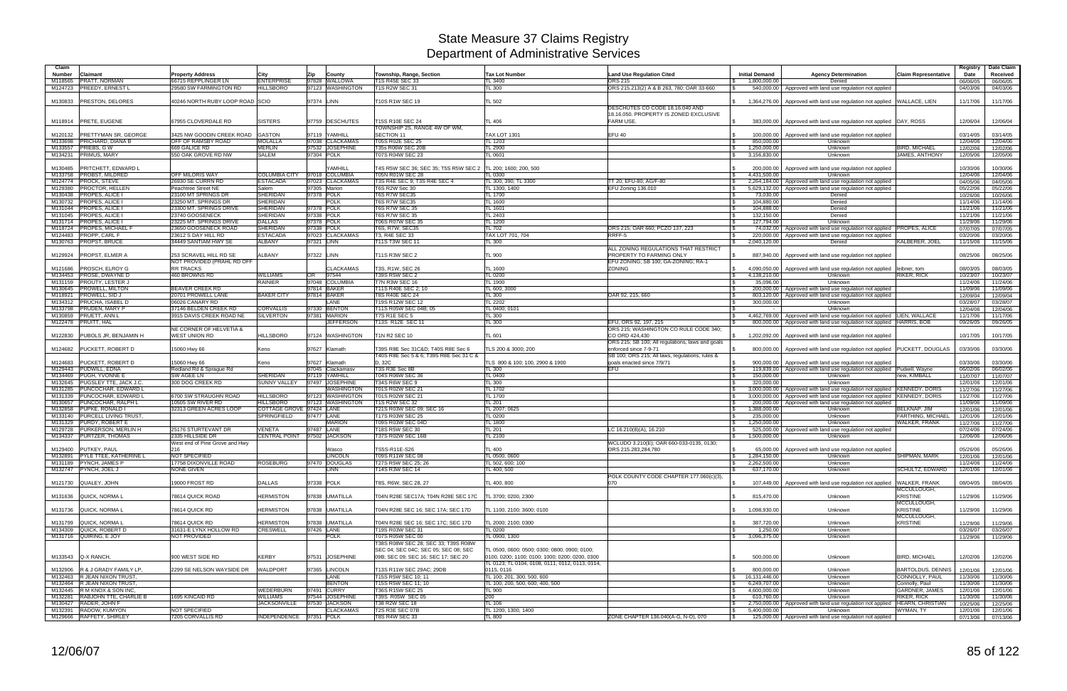# State Measure 37 Claims Registry
## Department of Administrative Services

| Claim Number | Claimant | Property Address | City | Zip | County | Township, Range, Section | Tax Lot Number | Land Use Regulation Cited | Initial Demand | Agency Determination | Claim Representative | Registry Date | Date Claim Received |
|---|---|---|---|---|---|---|---|---|---|---|---|---|---|
| M118565 | PRATT, NORMAN | 66715 REPPLINGER LN | ENTERPRISE | 97828 | WALLOWA | T1S R45E SEC 33 | TL 3400 | ORS 215 | $ 1,800,000.00 | Denied | | 06/06/05 | 06/06/05 |
| M124723 | PREEDY, ERNEST L | 29580 SW FARMINGTON RD | HILLSBORO | 97123 | WASHINGTON | T1S R2W SEC 31 | TL 300 | ORS 215.213(2) A & B 263, 780; OAR 33-660 | $ 540,000.00 | Approved with land use regulation not applied | | 04/03/06 | 04/03/06 |
| M130833 | PRESTON, DELORES | 40246 NORTH RUBY LOOP ROAD | SCIO | 97374 | LINN | T10S R1W SEC 19 | TL 502 | | $ 1,364,276.00 | Approved with land use regulation not applied | WALLACE, LIEN | 11/17/06 | 11/17/06 |
| M118914 | PRETE, EUGENE | 67955 CLOVERDALE RD | SISTERS | 97759 | DESCHUTES | T15S R10E SEC 24 | TL 406 | DESCHUTES CO CODE 18.16.040 AND 18.16.050. PROPERTY IS ZONED EXCLUSIVE FARM USE. | $ 383,000.00 | Approved with land use regulation not applied | DAY, ROSS | 12/06/04 | 12/06/04 |
| M120132 | PRETTYMAN SR, GEORGE | 3425 NW GOODIN CREEK ROAD | GASTON | 97119 | YAMHILL | TOWNSHIP 2S, RANGE 4W OF WM, SECTION 11 | TAX LOT 1301 | EFU 40 | $ 100,000.00 | Approved with land use regulation not applied | | 03/14/05 | 03/14/05 |
| M133698 | PRICHARD, DIANA B | OFF OF RAMSBY ROAD | MOLALLA | 97038 | CLACKAMAS | T05S R02E SEC 25 | TL 1203 | | $ 850,000.00 | Unknown | | 12/04/06 | 12/04/06 |
| M133557 | PRIEBS, G W | 669 GALICE RD | MERLIN | 97532 | JOSEPHINE | T35s R06W SEC 20B | TL 2900 | | $ 1,250,000.00 | Unknown | BIRD, MICHAEL | 12/02/06 | 12/02/06 |
| M134231 | PRIMUS, MARY | 550 OAK GROVE RD NW | SALEM | 97304 | POLK | T07S R04W SEC 23 | TL 0601 | | $ 3,156,830.00 | Unknown | JAMES, ANTHONY | 12/05/06 | 12/05/06 |
| M130485 | PRITCHETT, EDWARD L | | | | YAMHILL | T4S R5W SEC 36; SEC 35; T5S R5W SEC 2 | TL 200; 1600; 200, 500 | | $ 200,000.00 | Approved with land use regulation not applied | | 10/30/06 | 10/30/06 |
| M133758 | PROBST, MILDRED | OFF MILORIS WAY | COLUMBIA CITY | 97018 | COLUMBIA | T05N R01W SEC 28 | TL 0300 | | $ 4,431,500.00 | Unknown | | 12/04/06 | 12/04/06 |
| M124774 | PROCK, STEVE | 26930 SE CURRIN RD | ESTACADA | 97023 | CLACKAMAS | T3S R4E SEC 9; T3S R4E SEC 4 | TL 300, 390; TL 3300 | TT 20; EFU-80; AG/F-80 | $ 2,264,184.00 | Approved with land use regulation not applied | | 04/05/06 | 04/05/06 |
| M129380 | PROCTOR, HELLEN | Peachtree Street NE | Salem | 97305 | Marion | T6S R2W Sec 30 | TL 1300, 1400 | EFU Zoning 136.010 | $ 5,629,132.00 | Approved with land use regulation not applied | | 05/22/06 | 05/22/06 |
| M130438 | PROPES, ALICE I | 23100 MT SPRINGS DR | SHERIDAN | 97378 | POLK | T6S R7W SEC35 | TL 1700 | | $ 73,030.00 | Denied | | 10/26/06 | 10/26/06 |
| M130732 | PROPES, ALICE I | 23250 MT. SPRINGS DR | SHERIDAN | | POLK | T6S R7W SEC35 | TL 1600 | | $ 104,880.00 | Denied | | 11/14/06 | 11/14/06 |
| M131044 | PROPES, ALICE I | 23300 MT. SPRINGS DRIVE | SHERIDAN | 97378 | POLK | T6S R7W SEC 35 | TL 1501 | | $ 104,888.00 | Denied | | 11/21/06 | 11/21/06 |
| M131045 | PROPES, ALICE I | 23740 GOOSENECK | SHERIDAN | 97338 | POLK | T6S R7W SEC 35 | TL 2403 | | $ 132,150.00 | Denied | | 11/21/06 | 11/21/06 |
| M131714 | PROPES, ALICE I | 23225 MT. SPRINGS DRIVE | DALLAS | 97378 | POLK | T06S R07W SEC 35 | TL 1200 | | $ 127,794.00 | Unknown | | 11/29/06 | 11/29/06 |
| M118724 | PROPES, MICHAEL F | 23650 GOOSENECK ROAD | SHERIDAN | 97338 | POLK | T6S, R7W, SEC35 | TL 702 | ORS 215; OAR 660; PCZO 137, 223 | $ 74,032.00 | Approved with land use regulation not applied | PROPES, ALICE | 07/07/05 | 07/07/05 |
| M124483 | PROPP, CARL F | 23612 S DAY HILL RD | ESTACADA | 97023 | CLACKAMAS | T3, R4E SEC 33 | TAX LOT 701, 704 | RRFF-5 | $ 220,000.00 | Approved with land use regulation not applied | | 03/20/06 | 03/20/06 |
| M130763 | PROPST, BRUCE | 34449 SANTIAM HWY SE | ALBANY | 97321 | LINN | T11S T3W SEC 11 | TL 300 | | $ 2,040,120.00 | Denied | KALBERER, JOEL | 11/15/06 | 11/15/06 |
| M129924 | PROPST, ELMER A | 253 SCRAVEL HILL RD SE | ALBANY | 97322 | LINN | T11S R3W SEC 2 | TL 900 | ALL ZONING REGULATIONS THAT RESTRICT PROPERTY TO FARMING ONLY | $ 887,940.00 | Approved with land use regulation not applied | | 08/25/06 | 08/25/06 |
| M121686 | PROSCH, ELROY G | NOT PROVIDED (PRAHL RD OFF RR TRACKS | | | CLACKAMAS | T3S, R1W, SEC 26 | TL 1600 | EFU ZONING; SB 100; GA-ZONING; RA-1 ZONING | $ 4,090,050.00 | Approved with land use regulation not applied | leibner, tom | 08/03/05 | 08/03/05 |
| M134453 | PROSE, DWAYNE D | 460 BROWNS RD | WILLIAMS | OR | 97544 | T39S R5W SEC 2 | TL 0200 | | $ 4,138,210.00 | Unknown | RIKER, RICK | 10/23/07 | 10/23/07 |
| M131159 | PROUTY, LESTER J | | RAINIER | 97048 | COLUMBIA | T7N R3W SEC 16 | TL 1900 | | $ 35,096.00 | Unknown | | 11/24/06 | 11/24/06 |
| M130646 | PROWELL, MILTON | BEAVER CREEK RD | | 97814 | BAKER | T11S R40E SEC 2; 10 | TL 600; 3000 | | $ 200,000.00 | Approved with land use regulation not applied | | 11/09/06 | 11/09/06 |
| M118921 | PROWELL, SID J | 20701 PROWELL LANE | BAKER CITY | 97814 | BAKER | T8S R40E SEC 24 | TL 300 | OAR 92, 215, 660 | $ 803,120.00 | Approved with land use regulation not applied | | 12/09/04 | 12/09/04 |
| M134312 | PRUCHA, ISABEL D | 06026 CANARY RD | | | LANE | T19S R12W SEC 12 | TL 2202 | | $ 300,000.00 | Unknown | | 03/28/07 | 03/28/07 |
| M133798 | PRUDEN, MARY P | 37146 BELDEN CREEK RD | CORVALLIS | 97330 | BENTON | T11S R05W SEC 04B; 05 | TL 0400; 0101 | | $ - | Unknown | | 12/04/06 | 12/04/06 |
| M130859 | PRUETT, ANN L | 3915 DAVIS CREEK ROAD NE | SILVERTON | 97381 | MARION | T7S R1E SEC 5 | TL 300 | | $ 4,462,769.00 | Approved with land use regulation not applied | LIEN, WALLACE | 11/17/06 | 11/17/06 |
| M122478 | PRUITT, HAL | | | | JEFFERSON | T13S R12E SEC 11 | TL 300 | EFU, ORS 92, 197, 215 | $ 800,000.00 | Approved with land use regulation not applied | HARRIS, BOB | 09/26/05 | 09/26/05 |
| M122830 | PUBOLS JR, BENJAMIN H | NE CORNER OF HELVETIA & WEST UNION RD | HILLSBORO | 97124 | WASHINGTON | T1N R2 SEC 10 | TL 601 | ORS 215; WASHINGTON CO RULE CODE 340; CO ORD 424,430 | $ 1,202,092.00 | Approved with land use regulation not applied | | 10/17/05 | 10/17/05 |
| M124682 | PUCKETT, ROBERT D | 15060 Hwy 66 | Keno | 97627 | Klamath | T39S R8E Sec 31C&D; T40S R8E Sec 6 | TLS 200 & 3000; 200 | ORS 215; SB 100; All regulations, laws and goals enforced since 7-9-71 | $ 800,000.00 | Approved with land use regulation not applied | PUCKETT, DOUGLAS | 03/30/06 | 03/30/06 |
| M124683 | PUCKETT, ROBERT D | 15060 Hwy 66 | Keno | 97627 | Klamath | T40S R8E Sec 5 & 6; T39S R8E Sec 31 C & D, 32C | TLS 800 & 100; 100, 2900 & 1900 | SB 100; ORS 215; All laws, regulations, rules & goals enacted since 7/9/71 | $ 900,000.00 | Approved with land use regulation not applied | | 03/30/06 | 03/30/06 |
| M129443 | PUDWILL, EDNA | Redland Rd & Sprague Rd | | 97045 | Clackamasv | T3S R3E Sec 8B | TL 300 | EFU | $ 119,839.00 | Approved with land use regulation not applied | Pudwill, Wayne | 06/02/06 | 06/02/06 |
| M134469 | PUGH, YVONNE E | SW AGEE LN | SHERIDAN | 97119 | YAMHILL | T04S R06W SEC 36 | TL 0400 | | $ 150,000.00 | Unknown | new, KIMBALL | 11/07/07 | 11/07/07 |
| M132645 | PUGSLEY TTE, JACK J.C. | 300 DOG CREEK RD | SUNNY VALLEY | 97497 | JOSEPHINE | T34S R6W SEC 9 | TL 300 | | $ 320,000.00 | Unknown | | 12/01/06 | 12/01/06 |
| M131285 | PUNCOCHAR, EDWARD L | | | | WASHINGTON | T01S R02W SEC 21 | TL 1702 | | $ 3,000,000.00 | Approved with land use regulation not applied | KENNEDY, DORIS | 11/27/06 | 11/27/06 |
| M131339 | PUNCOCHAR, EDWARD L | 6700 SW STRAUGHN ROAD | HILLSBORO | 97123 | WASHINGTON | T01S R02W SEC 21 | TL 1700 | | $ 3,000,000.00 | Approved with land use regulation not applied | KENNEDY, DORIS | 11/27/06 | 11/27/06 |
| M130657 | PUNCOCHAR, RALPH L | 10505 SW RIVER RD | HILLSBORO | 97123 | WASHINGTON | T1S R2W SEC 32 | TL 201 | | $ 200,000.00 | Approved with land use regulation not applied | | 11/09/06 | 11/09/06 |
| M132858 | PUPKE, RONALD I | 32313 GREEN ACRES LOOP | COTTAGE GROVE | 97424 | LANE | T21S R03W SEC 09; SEC 16 | TL 2007; 0625 | | $ 1,388,000.00 | Unknown | BELKNAP, JIM | 12/01/06 | 12/01/06 |
| M133140 | PURCELL LIVING TRUST, | 2335 HILLSIDE DR | SPRINGFIELD | 97477 | LANE | T17S R03W SEC 25 | TL 0200 | | $ 235,000.00 | Unknown | FARTHING, MICHAEL | 12/01/06 | 12/01/06 |
| M131329 | PURDY, ROBERT E | | | | MARION | T09S R03W SEC 04D | TL 1800 | | $ 1,250,000.00 | Unknown | WALKER, FRANK | 11/27/06 | 11/27/06 |
| M129728 | PURKERSON, MERLIN H | 25176 STURTEVANT DR | VENETA | 97487 | LANE | T18S R5W SEC 30 | TL 201 | LC 16.210(8)(A), 16.210 | $ 525,000.00 | Approved with land use regulation not applied | | 07/24/06 | 07/24/06 |
| M134337 | PURTZER, THOMAS | 2335 HILLSIDE DR | CENTRAL POINT | 97502 | JACKSON | T37S R02W SEC 16B | TL 2100 | | $ 1,500,000.00 | Unknown | | 12/06/06 | 12/06/06 |
| M129400 | PUTKEY, PAUL | West end of Pine Grove and Hwy 216 | | | Wasco | T5SS-R11E-S26 | TL 400 | WCLUDO 3.210(E); OAR 660-033-0135, 0130; ORS 215.283,284,780 | $ 65,000.00 | Approved with land use regulation not applied | | 05/26/06 | 05/26/06 |
| M132891 | PYLE TTEE, KATHERINE L | NOT SPECIFIED | | | LINCOLN | T09S R11W SEC 08 | TL 0500, 0600 | | $ 1,284,150.00 | Unknown | SHIPMAN, MARK | 12/01/06 | 12/01/06 |
| M131189 | PYNCH, JAMES P | 17758 DIXONVILLE ROAD | ROSEBURG | 97470 | DOUGLAS | T27S R5W SEC 25; 26 | TL 502, 600; 100 | | $ 2,262,500.00 | Unknown | | 11/24/06 | 11/24/06 |
| M132747 | PYNCH, JOEL J | NONE GIVEN | | | LINN | T14S R3W SEC 14 | TL 400, 500 | | $ 637,170.00 | Unknown | SCHULTZ, EDWARD | 12/01/06 | 12/01/06 |
| M121730 | QUALEY, JOHN | 19000 FROST RD | DALLAS | 97338 | POLK | T8S, R6W, SEC 28, 27 | TL 400, 800 | POLK COUNTY CODE CHAPTER 177.060(c)(3), 070 | $ 107,449.00 | Approved with land use regulation not applied | WALKER, FRANK | 08/04/05 | 08/04/05 |
| M131636 | QUICK, NORMA L | 78614 QUICK ROAD | HERMISTON | 97838 | UMATILLA | T04N R28E SEC17A; T04N R28E SEC 17C | TL 3700; 0200, 2300 | | $ 815,470.00 | Unknown | MCCULLOUGH, KRISTINE | 11/29/06 | 11/29/06 |
| M131736 | QUICK, NORMA L | 78614 QUICK RD | HERMISTON | 97838 | UMATILLA | T04N R28E SEC 17A; SEC 17D | TL 1100, 2100; 3600; 0100 | | $ 1,098,930.00 | Unknown | MCCULLOUGH, KRISTINE | 11/29/06 | 11/29/06 |
| M131799 | QUICK, NORMA L | 78614 QUICK RD | HERMISTON | 97838 | UMATILLA | T04N R28E SEC 16; SEC 17C; SEC 17D | TL 2000; 2100; 0300 | | $ 387,720.00 | Unknown | MCCULLOUGH, KRISTINE | 11/29/06 | 11/29/06 |
| M134309 | QUICK, ROBERT D | 31631-E LYNX HOLLOW RD | CRESWELL | 97426 | LANE | T19S R03W SEC 31 | TL 0200 | | $ 1,250.00 | Unknown | | 03/26/07 | 03/26/07 |
| M131716 | QUIRING, E JOY | NOT PROVIDED | | | POLK | T07S R05W SEC 00 | TL 0900, 1300 | | $ 3,096,375.00 | Unknown | | 11/29/06 | 11/29/06 |
| M133543 | Q-X RANCH, | 900 WEST SIDE RD | KERBY | 97531 | JOSEPHINE | T38S R08W SEC 28; SEC 33; T39S R08W SEC 04; SEC 04C; SEC 05; SEC 08; SEC 09B; SEC 09; SEC 16; SEC 17; SEC 20 | TL 0500, 0600; 0500; 0300; 0800, 0900; 0100; 0100, 0200; 1100; 0100; 1000; 0200; 0200, 0300 | | $ 500,000.00 | Unknown | BIRD, MICHAEL | 12/02/06 | 12/02/06 |
| M132906 | R & J GRADY FAMILY LP, | 2299 SE NELSON WAYSIDE DR | WALDPORT | 97365 | LINCOLN | T13S R11W SEC 29AC; 29DB | TL 0123; TL 0104, 0108, 0111, 0112, 0113, 0114, 0115, 0116 | | $ 800,000.00 | Unknown | BARTOLDUS, DENNIS | 12/01/06 | 12/01/06 |
| M132463 | R JEAN NIXON TRUST, | | | | LANE | T15S R5W SEC 10; 11 | TL 100; 201, 300, 500, 600 | | $ 16,131,446.00 | Unknown | CONNOLLY, PAUL | 11/30/06 | 11/30/06 |
| M132464 | R JEAN NIXON TRUST, | | | | BENTON | T15S R5W SEC 11; 10 | TL 100, 200, 500, 600; 400, 500 | | $ 6,249,707.00 | Unknown | Connolly, Paul | 11/30/06 | 11/30/06 |
| M132445 | R M KNOX & SON INC, | | WEDERBURN | 97491 | CURRY | T36S R15W SEC 25 | TL 900 | | $ 4,600,000.00 | Unknown | GARDNER, JAMES | 12/01/06 | 12/01/06 |
| M132281 | RABJOHN TTE, CHARLIE B | 1695 KINCAID RD | WILLIAMS | 97544 | JOSEPHINE | T39S R05W SEC 05 | 200 | | $ 610,760.00 | Unknown | RIKER, RICK | 11/30/06 | 11/30/06 |
| M130427 | RADER, JOHN F | | JACKSONVILLE | 97530 | JACKSON | T38 R2W SEC 18 | TL 106 | | $ 2,750,000.00 | Approved with land use regulation not applied | HEARN, CHRISTIAN | 10/25/06 | 12/25/06 |
| M132391 | RADOW, KUMYON | NOT SPECIFIED | | | CLACKAMAS | T2S R3E SEC 07B | TL 1200, 1300, 1400 | | $ 5,400,000.00 | Unknown | WYMAN, TY | 12/01/06 | 12/01/06 |
| M129666 | RAFFETY, SHIRLEY | 7205 CORVALLIS RD | INDEPENDENCE | 97351 | POLK | T8S R4W SEC 33 | TL 800 | ZONE CHAPTER 136.040(A-G, N-O), 070 | $ 125,000.00 | Approved with land use regulation not applied | | 07/13/06 | 07/13/06 |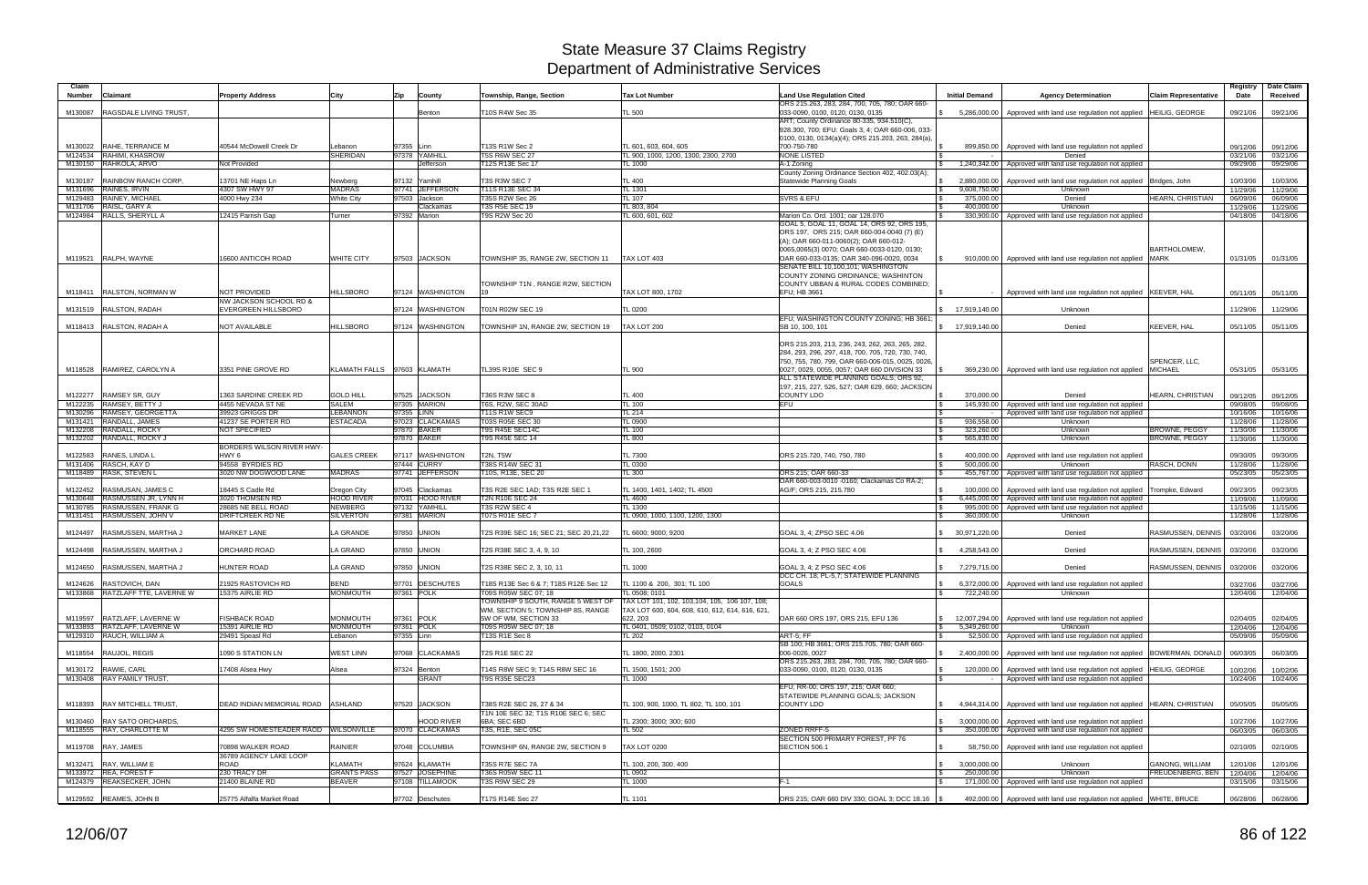# State Measure 37 Claims Registry
## Department of Administrative Services

| Claim Number | Claimant | Property Address | City | Zip | County | Township, Range, Section | Tax Lot Number | Land Use Regulation Cited | Initial Demand | Agency Determination | Claim Representative | Registry Date | Date Claim Received |
|---|---|---|---|---|---|---|---|---|---|---|---|---|---|
| M130087 | RAGSDALE LIVING TRUST, | | | | Benton | T10S R4W Sec 35 | TL 500 | ORS 215.263, 283, 284, 700, 705, 780; OAR 660-033-0090, 0100, 0120, 0130, 0135 | $ 5,286,000.00 | Approved with land use regulation not applied | HEILIG, GEORGE | 09/21/06 | 09/21/06 |
| M130022 | RAHE, TERRANCE M | 40544 McDowell Creek Dr | Lebanon | 97355 | Linn | T13S R1W Sec 2 | TL 601, 603, 604, 605 | ART; County Ordinance 80-335, 934.510(C), 928.300, 700; EFU: Goals 3, 4; OAR 660-006, 033-0100, 0130, 0134(a)(4); ORS 215.203, 263, 284(a), 700-750-780 | $ 899,850.00 | Approved with land use regulation not applied | | 09/12/06 | 09/12/06 |
| M124534 | RAHIMI, KHASROW | | SHERIDAN | 97378 | YAMHILL | T5S R6W SEC 27 | TL 900, 1000, 1200, 1300, 2300, 2700 | NONE LISTED | $ - | Denied | | 03/21/06 | 03/21/06 |
| M130150 | RAHKOLA, ARVO | Not Provided | | | Jefferson | T12S R13E Sec 17 | TL 1000 | A-1 Zoning | $ 1,240,342.00 | Approved with land use regulation not applied | | 09/29/06 | 09/29/06 |
| M130187 | RAINBOW RANCH CORP, | 13701 NE Haps Ln | Newberg | 97132 | Yamhill | T3S R3W SEC 7 | TL 400 | County Zoning Ordinance Section 402, 402.03(A); Statewide Planning Goals | $ 2,880,000.00 | Approved with land use regulation not applied | Bridges, John | 10/03/06 | 10/03/06 |
| M131696 | RAINES, IRVIN | 4307 SW HWY 97 | MADRAS | 97741 | JEFFERSON | T11S R13E SEC 34 | TL 1301 | | $ 9,608,750.00 | Unknown | | 11/29/06 | 11/29/06 |
| M129483 | RAINEY, MICHAEL | 4000 Hwy 234 | White City | 97503 | Jackson | T35S R2W Sec 26 | TL 107 | SVRS & EFU | $ 375,000.00 | Denied | HEARN, CHRISTIAN | 06/09/06 | 06/09/06 |
| M131706 | RAISL, GARY A | | | | Clackamas | T3S R5E SEC 19 | TL 803, 804 | | $ 400,000.00 | Unknown | | 11/29/06 | 11/29/06 |
| M124984 | RALLS, SHERYLL A | 12415 Parrish Gap | Turner | 97392 | Marion | T9S R2W Sec 20 | TL 600, 601, 602 | Marion Co. Ord. 1001; oar 128.070 | $ 330,900.00 | Approved with land use regulation not applied | | 04/18/06 | 04/18/06 |
| M119521 | RALPH, WAYNE | 16600 ANTICOH ROAD | WHITE CITY | 97503 | JACKSON | TOWNSHIP 35, RANGE 2W, SECTION 11 | TAX LOT 403 | GOAL 5, GOAL 11, GOAL 14, ORS 92, ORS 195, ORS 197, ORS 215; OAR 660-004-0040 (7) (E) (A); OAR 660-011-0060(2); OAR 660-012-0065,0065(3) 0070; OAR 660-0033-0120, 0130; OAR 660-033-0135; OAR 340-096-0020, 0034 | $ 910,000.00 | Approved with land use regulation not applied | BARTHOLOMEW, MARK | 01/31/05 | 01/31/05 |
| M118411 | RALSTON, NORMAN W | NOT PROVIDED | HILLSBORO | 97124 | WASHINGTON | TOWNSHIP T1N , RANGE R2W, SECTION 19 | TAX LOT 800, 1702 | SENATE BILL 10,100,101; WASHINGTON COUNTY ZONING ORDINANCE; WASHINTON COUNTY UBBAN & RURAL CODES COMBINED; EFU; HB 3661 | $ - | Approved with land use regulation not applied | KEEVER, HAL | 05/11/05 | 05/11/05 |
| M131519 | RALSTON, RADAH | NW JACKSON SCHOOL RD & EVERGREEN HILLSBORO | | 97124 | WASHINGTON | T01N R02W SEC 19 | TL 0200 | | $ 17,919,140.00 | Unknown | | 11/29/06 | 11/29/06 |
| M118413 | RALSTON, RADAH A | NOT AVAILABLE | HILLSBORO | 97124 | WASHINGTON | TOWNSHIP 1N, RANGE 2W, SECTION 19 | TAX LOT 200 | EFU; WASHINGTON COUNTY ZONING; HB 3661; SB 10, 100, 101 | $ 17,919,140.00 | Denied | KEEVER, HAL | 05/11/05 | 05/11/05 |
| M118528 | RAMIREZ, CAROLYN A | 3351 PINE GROVE RD | KLAMATH FALLS | 97603 | KLAMATH | TL39S R10E SEC 9 | TL 900 | ORS 215.203, 213, 236, 243, 262, 263, 265, 282, 284, 293, 296, 297, 418, 700, 705, 720, 730, 740, 750, 755, 780, 799, OAR 660-006-015, 0025, 0026, 0027, 0029, 0055, 0057; OAR 660 DIVISION 33 | $ 369,230.00 | Approved with land use regulation not applied | SPENCER, LLC, MICHAEL | 05/31/05 | 05/31/05 |
| M122277 | RAMSEY SR, GUY | 1363 SARDINE CREEK RD | GOLD HILL | 97525 | JACKSON | T36S R3W SEC 8 | TL 400 | ALL STATEWIDE PLANNING GOALS; ORS 92, 197, 215, 227, 526, 527; OAR 629, 660; JACKSON COUNTY LDO | $ 370,000.00 | Denied | HEARN, CHRISTIAN | 09/12/05 | 09/12/05 |
| M122235 | RAMSEY, BETTY J | 4455 NEVADA ST NE | SALEM | 97305 | MARION | T6S, R2W, SEC 30AD | TL 100 | EFU | $ 145,930.00 | Approved with land use regulation not applied | | 09/08/05 | 09/08/05 |
| M130296 | RAMSEY, GEORGETTA | 39923 GRIGGS DR | LEBANON | 97355 | LINN | T11S R1W SEC9 | TL 214 | | $ - | Approved with land use regulation not applied | | 10/16/06 | 10/16/06 |
| M131421 | RANDALL, JAMES | 41237 SE PORTER RD | ESTACADA | 97023 | CLACKAMAS | T03S R05E SEC 30 | TL 0900 | | $ 936,558.00 | Unknown | | 11/28/06 | 11/28/06 |
| M132208 | RANDALL, ROCKY | NOT SPECIFIED | | 97870 | BAKER | T9S R45E SEC14C | TL 100 | | $ 323,260.00 | Unknown | BROWNE, PEGGY | 11/30/06 | 11/30/06 |
| M132202 | RANDALL, ROCKY J | | | 97870 | BAKER | T9S R45E SEC 14 | TL 800 | | $ 565,830.00 | Unknown | BROWNE, PEGGY | 11/30/06 | 11/30/06 |
| M122583 | RANES, LINDA L | BORDERS WILSON RIVER HWY-HWY 6 | GALES CREEK | 97117 | WASHINGTON | T2N, T5W | TL 7300 | ORS 215.720, 740, 750, 780 | $ 400,000.00 | Approved with land use regulation not applied | | 09/30/05 | 09/30/05 |
| M131406 | RASCH, KAY D | 94558 BYRDIES RD | | 97444 | CURRY | T38S R14W SEC 31 | TL 0300 | | $ 500,000.00 | Unknown | RASCH, DONN | 11/28/06 | 11/28/06 |
| M118489 | RASK, STEVEN L | 3020 NW DOGWOOD LANE | MADRAS | 97741 | JEFFERSON | T10S, R13E, SEC 20 | TL 300 | ORS 215; OAR 660-33 | $ 455,767.00 | Approved with land use regulation not applied | | 05/23/05 | 05/23/05 |
| M122452 | RASMUSAN, JAMES C | 18445 S Cadle Rd | Oregon City | 97045 | Clackamas | T3S R2E SEC 1AD; T3S R2E SEC 1 | TL 1400, 1401, 1402; TL 4500 | OAR 660-003-0010 -0160; Clackamas Co RA-2; AG/F; ORS 215, 215.780 | $ 100,000.00 | Approved with land use regulation not applied | Trompke, Edward | 09/23/05 | 09/23/05 |
| M130648 | RASMUSSEN JR, LYNN H | 3020 THOMSEN RD | HOOD RIVER | 97031 | HOOD RIVER | T2N R10E SEC 24 | TL 4600 | | $ 6,445,000.00 | Approved with land use regulation not applied | | 11/09/06 | 11/09/06 |
| M130765 | RASMUSSEN, FRANK G | 28685 NE BELL ROAD | NEWBERG | 97132 | YAMHILL | T3S R2W SEC 4 | TL 1300 | | $ 995,000.00 | Approved with land use regulation not applied | | 11/15/06 | 11/15/06 |
| M131451 | RASMUSSEN, JOHN V | DRIFTCREEK RD NE | SILVERTON | 97381 | MARION | T07S R01E SEC 7 | TL 0900, 1000, 1100, 1200, 1300 | | $ 360,000.00 | Unknown | | 11/28/06 | 11/28/06 |
| M124497 | RASMUSSEN, MARTHA J | MARKET LANE | LA GRANDE | 97850 | UNION | T2S R39E SEC 16; SEC 21; SEC 20,21,22 | TL 6600; 9000; 9200 | GOAL 3, 4; ZPSO SEC 4.06 | $ 30,971,220.00 | Denied | RASMUSSEN, DENNIS | 03/20/06 | 03/20/06 |
| M124498 | RASMUSSEN, MARTHA J | ORCHARD ROAD | LA GRAND | 97850 | UNION | T2S R38E SEC 3, 4, 9, 10 | TL 100, 2600 | GOAL 3, 4; Z PSO SEC 4.06 | $ 4,258,543.00 | Denied | RASMUSSEN, DENNIS | 03/20/06 | 03/20/06 |
| M124650 | RASMUSSEN, MARTHA J | HUNTER ROAD | LA GRAND | 97850 | UNION | T2S R38E SEC 2, 3, 10, 11 | TL 1000 | GOAL 3, 4; Z PSO SEC 4.06 | $ 7,279,715.00 | Denied | RASMUSSEN, DENNIS | 03/20/06 | 03/20/06 |
| M124626 | RASTOVICH, DAN | 21925 RASTOVICH RD | BEND | 97701 | DESCHUTES | T18S R13E Sec 6 & 7; T18S R12E Sec 12 | TL 1100 & 200, 301; TL 100 | DCC CH. 18; PL-5,7; STATEWIDE PLANNING GOALS | $ 6,372,000.00 | Approved with land use regulation not applied | | 03/27/06 | 03/27/06 |
| M133868 | RATZLAFF TTE, LAVERNE W | 15375 AIRLIE RD | MONMOUTH | 97361 | POLK | T09S R05W SEC 07; 18 | TL 0508; 0101 | | $ 722,240.00 | Unknown | | 12/04/06 | 12/04/06 |
| M119597 | RATZLAFF, LAVERNE W | FISHBACK ROAD | MONMOUTH | 97361 | POLK | TOWNSHIP 9 SOUTH, RANGE 5 WEST OF WM, SECTION 5; TOWNSHIP 8S, RANGE 5W OF WM, SECTION 33 | TAX LOT 101, 102, 103,104, 105, 106 107, 108; TAX LOT 600, 604, 608, 610, 612, 614, 616, 621, 622, 203 | OAR 660 ORS 197, ORS 215, EFU 136 | $ 12,007,294.00 | Approved with land use regulation not applied | | 02/04/05 | 02/04/05 |
| M133893 | RATZLAFF, LAVERNE W | 15391 AIRLIE RD | MONMOUTH | 97361 | POLK | T09S R05W SEC 07; 18 | TL 0401, 0509; 0102, 0103, 0104 | | $ 5,349,260.00 | Unknown | | 12/04/06 | 12/04/06 |
| M129310 | RAUCH, WILLIAM A | 29491 Speasi Rd | Lebanon | 97355 | Linn | T13S R1E Sec 8 | TL 202 | ART-5; FF | $ 52,500.00 | Approved with land use regulation not applied | | 05/09/06 | 05/09/06 |
| M118554 | RAUJOL, REGIS | 1090 S STATION LN | WEST LINN | 97068 | CLACKAMAS | T2S R1E SEC 22 | TL 1800, 2000, 2301 | SB 100; HB 3661; ORS 215.705, 780; OAR 660-006-0026, 0027 | $ 2,400,000.00 | Approved with land use regulation not applied | BOWERMAN, DONALD | 06/03/05 | 06/03/05 |
| M130172 | RAWIE, CARL | 17408 Alsea Hwy | Alsea | 97324 | Benton | T14S R8W SEC 9; T14S R8W SEC 16 | TL 1500, 1501; 200 | ORS 215.263, 283, 284, 700, 705, 780; OAR 660-033-0090, 0100, 0120, 0130, 0135 | $ 120,000.00 | Approved with land use regulation not applied | HEILIG, GEORGE | 10/02/06 | 10/02/06 |
| M130408 | RAY FAMILY TRUST, | | | | GRANT | T9S R35E SEC23 | TL 1000 | | $ - | Approved with land use regulation not applied | | 10/24/06 | 10/24/06 |
| M118393 | RAY MITCHELL TRUST, | DEAD INDIAN MEMORIAL ROAD | ASHLAND | 97520 | JACKSON | T38S R2E SEC 26, 27 & 34 | TL 100, 900, 1000, TL 802, TL 100, 101 | EFU; RR-00; ORS 197, 215; OAR 660; STATEWIDE PLANNING GOALS; JACKSON COUNTY LDO | $ 4,944,314.00 | Approved with land use regulation not applied | HEARN, CHRISTIAN | 05/05/05 | 05/05/05 |
| M130460 | RAY SATO ORCHARDS, | | | | HOOD RIVER | T1N 10E SEC 32; T1S R10E SEC 6; SEC 6BA; SEC 6BD | TL 2300; 3000; 300; 600 | | $ 3,000,000.00 | Approved with land use regulation not applied | | 10/27/06 | 10/27/06 |
| M118555 | RAY, CHARLOTTE M | 4295 SW HOMESTEADER RAOD | WILSONVILLE | 97070 | CLACKAMAS | T3S, R1E, SEC 05C | TL 502 | ZONED RRFF-5 | $ 350,000.00 | Approved with land use regulation not applied | | 06/03/05 | 06/03/05 |
| M119708 | RAY, JAMES | 70898 WALKER ROAD | RAINIER | 97048 | COLUMBIA | TOWNSHIP 6N, RANGE 2W, SECTION 9 | TAX LOT 0200 | SECTION 500 PRIMARY FOREST, PF 76 SECTION 506.1 | $ 58,750.00 | Approved with land use regulation not applied | | 02/10/05 | 02/10/05 |
| M132471 | RAY, WILLIAM E | 36789 AGENCY LAKE LOOP ROAD | KLAMATH | 97624 | KLAMATH | T35S R7E SEC 7A | TL 100, 200, 300, 400 | | $ 3,000,000.00 | Unknown | GANONG, WILLIAM | 12/01/06 | 12/01/06 |
| M133972 | REA, FOREST F | 230 TRACY DR | GRANTS PASS | 97527 | JOSEPHINE | T36S R05W SEC 11 | TL 0902 | | $ 250,000.00 | Unknown | FREUDENBERG, BEN | 12/04/06 | 12/04/06 |
| M124379 | REAKSECKER, JOHN | 21400 BLAINE RD | BEAVER | 97108 | TILLAMOOK | T3S R9W SEC 29 | TL 1000 | F-1 | $ 171,000.00 | Approved with land use regulation not applied | | 03/15/06 | 03/15/06 |
| M129592 | REAMES, JOHN B | 25775 Alfalfa Market Road | | 97702 | Deschutes | T17S R14E Sec 27 | TL 1101 | ORS 215; OAR 660 DIV 330; GOAL 3; DCC 18.16 | $ 492,000.00 | Approved with land use regulation not applied | WHITE, BRUCE | 06/28/06 | 06/28/06 |

12/06/07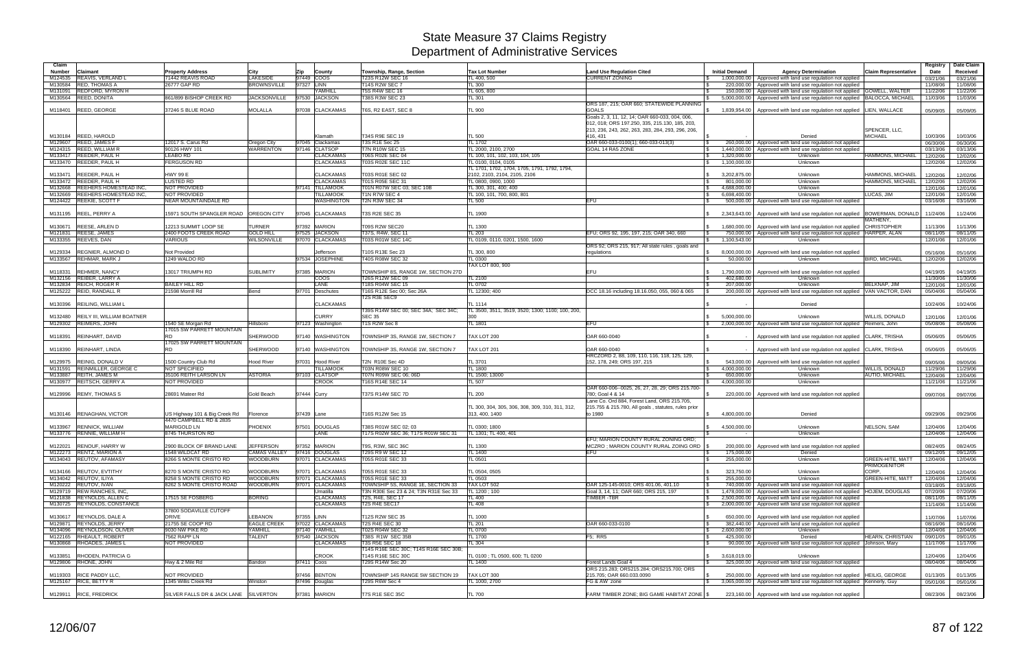# State Measure 37 Claims Registry
## Department of Administrative Services

| Claim Number | Claimant | Property Address | City | Zip | County | Township, Range, Section | Tax Lot Number | Land Use Regulation Cited | Initial Demand | Agency Determination | Claim Representative | Registry Date | Date Claim Received |
|---|---|---|---|---|---|---|---|---|---|---|---|---|---|
| M124535 | REAVIS, VERLAND L | 71442 REAVIS ROAD | LAKESIDE | 97449 | COOS | T23S R12W SEC 16 | TL 400, 500 | CURRENT ZONING | $ 1,000,000.00 | Approved with land use regulation not applied | | 03/21/06 | 03/21/06 |
| M130584 | RED, THOMAS A | 26777 GAP RD | BROWNSVILLE | 97327 | LINN | T14S R2W SEC 7 | TL 300 | | $ 220,000.00 | Approved with land use regulation not applied | | 11/08/06 | 11/08/06 |
| M131091 | REDFORD, MYRON H | | | | YAMHILL | T5S R4W SEC 16 | TL 605, 800 | | $ 150,000.00 | Approved with land use regulation not applied | GOWELL, WALTER | 11/22/06 | 11/22/06 |
| M130564 | REED, DONITA | 861/899 BISHOP CREEK RD | JACKSONVILLE | 97530 | JACKSON | T38S R3W SEC 23 | TL 301 | | $ 5,000,000.00 | Approved with land use regulation not applied | BALOCCA, MICHAEL | 11/03/06 | 11/03/06 |
| M118401 | REED, GEORGE | 37246 S BLUE ROAD | MOLALLA | 97038 | CLACKAMAS | T6S, R2 EAST, SEC 8 | TL 900 | ORS 187, 215; OAR 660; STATEWIDE PLANNING GOALS | $ 1,839,954.00 | Approved with land use regulation not applied | LIEN, WALLACE | 05/09/05 | 05/09/05 |
| M130184 | REED, HAROLD | | | | Klamath | T34S R9E SEC 19 | TL 500 | Goals 2, 3, 11, 12, 14; OAR 660-033, 004, 006, 012, 018; ORS 197.250, 335, 215.130, 185, 203, 213, 236, 243, 262, 263, 283, 284, 293, 296, 206, 416, 431 | $ - | Denied | SPENCER, LLC, MICHAEL | 10/03/06 | 10/03/06 |
| M129607 | REED, JAMES F | 12017 S. Carus Rd | Oregon City | 97045 | Clackamas | T3S R1E Sec 25 | TL 1702 | OAR 660-033-0100(1); 660-033-013(3) | $ 260,000.00 | Approved with land use regulation not applied | | 06/30/06 | 06/30/06 |
| M124315 | REED, WILLIAM R | 90126 HWY 101 | WARRENTON | 97146 | CLATSOP | T7N R10W SEC 15 | TL 2000, 2100, 2700 | GOAL 14 RA5 ZONE | $ 1,440,000.00 | Approved with land use regulation not applied | | 03/13/06 | 03/13/06 |
| M133417 | REEDER, PAUL H | LEABO RD | | | CLACKAMAS | T06S R02E SEC 04 | TL 100, 101, 102, 103, 104, 105 | | $ 1,320,000.00 | Unknown | HAMMONS, MICHAEL | 12/02/06 | 12/02/06 |
| M133470 | REEDER, PAUL H | FERGUSON RD | | | CLACKAMAS | T03S R02E SEC 11C | TL 0100, 0104, 0105 | | $ 1,100,000.00 | Unknown | | 12/02/06 | 12/02/06 |
| M133471 | REEDER, PAUL H | HWY 99 E | | | CLACKAMAS | T03S R01E SEC 02 | TL 1701, 1702, 1704, 1705, 1791, 1792, 1794, 2102, 2103, 2104, 2105, 2106 | | $ 3,202,875.00 | Unknown | HAMMONS, MICHAEL | 12/02/06 | 12/02/06 |
| M133472 | REEDER, PAUL H | LUSTED RD | | | CLACKAMAS | T01S R05E SEC 31 | TL 0800, 0900, 1000 | | $ 801,000.00 | Unknown | HAMMONS, MICHAEL | 12/02/06 | 12/02/06 |
| M132668 | REEHERS HOMESTEAD INC, | NOT PROVIDED | | 97141 | TILLAMOOK | T01N R07W SEC 03; SEC 10B | TL 300, 301, 400; 400 | | $ 4,688,000.00 | Unknown | | 12/01/06 | 12/01/06 |
| M132669 | REEHERS HOMESTEAD INC, | NOT PROVIDED | | | TILLAMOOK | T1N R7W SEC 4 | TL 100, 101, 700, 800, 801 | | $ 6,698,400.00 | Unknown | LUCAS, JIM | 12/01/06 | 12/01/06 |
| M124422 | REEKIE, SCOTT F | NEAR MOUNTAINDALE RD | | | WASHINGTON | T2N R3W SEC 34 | TL 500 | EFU | $ 500,000.00 | Approved with land use regulation not applied | | 03/16/06 | 03/16/06 |
| M131195 | REEL, PERRY A | 15971 SOUTH SPANGLER ROAD | OREGON CITY | 97045 | CLACKAMAS | T3S R2E SEC 35 | TL 1900 | | $ 2,343,643.00 | Approved with land use regulation not applied | BOWERMAN, DONALD | 11/24/06 | 11/24/06 |
| M130671 | REESE, ARLEN D | 12213 SUMMIT LOOP SE | TURNER | 97392 | MARION | T09S R2W SEC20 | TL 1300 | | $ 1,680,000.00 | Approved with land use regulation not applied | MATHENY, CHRISTOPHER | 11/13/06 | 11/13/06 |
| M121831 | REESE, JAMES | 2400 FOOTS CREEK ROAD | GOLD HILL | 97525 | JACKSON | T37S, R4W, SEC 11 | TL 203 | EFU; ORS 92, 195, 197, 215; OAR 340, 660 | $ 750,000.00 | Approved with land use regulation not applied | HARPER, ALAN | 08/11/05 | 08/11/05 |
| M133355 | REEVES, DAN | VARIOUS | WILSONVILLE | 97070 | CLACKAMAS | T03S R01W SEC 14C | TL 0109, 0110, 0201, 1500, 1600 | | $ 1,100,543.00 | Unknown | | 12/01/06 | 12/01/06 |
| M129334 | REGNIER, ALMOND D | Not Provided | | | Jefferson | T10S R13E Sec 23 | TL 300, 800 | ORS 92; ORS 215, 917; All state rules ; goals and regulations | $ 8,000,000.00 | Approved with land use regulation not applied | | 05/16/06 | 05/16/06 |
| M133567 | REHMAR, MARK J | 1249 WALDO RD | | 97534 | JOSEPHINE | T40S R08W SEC 32 | TL 0300 | | $ 50,000.00 | Unknown | BIRD, MICHAEL | 12/02/06 | 12/02/06 |
| M118331 | REHMER, NANCY | 13017 TRIUMPH RD | SUBLIMITY | 97385 | MARION | TOWNSHIP 8S, RANGE 1W, SECTION 27D | TAX LOT 800, 900 | EFU | $ 1,790,000.00 | Approved with land use regulation not applied | | 04/19/05 | 04/19/05 |
| M132156 | REIBER, LARRY A | | | | COOS | T26S R12W SEC 09 | TL 2100 | | $ 402,680.00 | Unknown | | 11/30/06 | 11/30/06 |
| M132834 | REICH, ROGER R | BAILEY HILL RD | | | LANE | T18S R04W SEC 15 | TL 0702 | | $ 207,000.00 | Unknown | BELKNAP, JIM | 12/01/06 | 12/01/06 |
| M125222 | REID, RANDALL R | 21598 Morrill Rd | Bend | 97701 | Deschutes | T16S R12E Sec 00; Sec 26A | TL 12300; 400 | DCC 18.16 including 18.16.050, 055, 060 & 065 | $ 200,000.00 | Approved with land use regulation not applied | VAN VACTOR, DAN | 05/04/06 | 05/04/06 |
| M130396 | REILING, WILLIAM L | | | | CLACKAMAS | T2S R3E SEC9 | TL 1114 | | $ - | Denied | | 10/24/06 | 10/24/06 |
| M132480 | REILY III, WILLIAM BOATNER | | | | CURRY | T39S R14W SEC 00; SEC 34A; SEC 34C; SEC 35 | TL 3500, 3511, 3519, 3520; 1300; 1100, 200, 300 | | $ 5,000,000.00 | Unknown | WILLIS, DONALD | 12/01/06 | 12/01/06 |
| M129302 | REIMERS, JOHN | 1540 SE Morgan Rd | Hillsboro | 97123 | Washington | T1S R2W Sec 8 | TL 1801 | EFU | $ 2,000,000.00 | Approved with land use regulation not applied | Reimers, John | 05/08/06 | 05/08/06 |
| M118391 | REINHART, DAVID | 17015 SW PARRETT MOUNTAIN RD | SHERWOOD | 97140 | WASHINGTON | TOWNSHIP 3S, RANGE 1W, SECTION 7 | TAX LOT 200 | OAR 660-0040 | $ - | Approved with land use regulation not applied | CLARK, TRISHA | 05/06/05 | 05/06/05 |
| M118390 | REINHART, LINDA | 17025 SW PARRETT MOUNTAIN RD | SHERWOOD | 97140 | WASHINGTON | TOWNSHIP 3S, RANGE 1W, SECTION 7 | TAX LOT 201 | OAR 660-0040 | $ - | Approved with land use regulation not applied | CLARK, TRISHA | 05/06/05 | 05/06/05 |
| M129975 | REINIG, DONALD V | 1500 Country Club Rd | Hood River | 97031 | Hood River | T2N R10E Sec 4D | TL 3701 | HRCZORD 2, 88, 109, 110, 116, 118, 125, 129, 152, 178, 249; ORS 197, 215 | $ 543,000.00 | Approved with land use regulation not applied | | 09/05/06 | 09/05/06 |
| M131591 | REINMILLER, GEORGE C | NOT SPECIFIED | | | TILLAMOOK | T03N R08W SEC 10 | TL 1800 | | $ 4,000,000.00 | Unknown | WILLIS, DONALD | 11/29/06 | 11/29/06 |
| M133887 | REITH, JAMES M | 35106 REITH LARSON LN | ASTORIA | 97103 | CLATSOP | T07N R09W SEC 06; 06D | TL 1500; 13000 | | $ 650,000.00 | Unknown | AUTIO, MICHAEL | 12/04/06 | 12/04/06 |
| M130977 | REITSCH, GERRY A | NOT PROVIDED | | | CROOK | T16S R14E SEC 14 | TL 507 | | $ 4,000,000.00 | Unknown | | 11/21/06 | 11/21/06 |
| M129996 | REMY, THOMAS S | 28691 Mateer Rd | Gold Beach | 97444 | Curry | T37S R14W SEC 7D | TL 200 | OAR 660-006--0025, 26, 27, 28, 29; ORS 215.700-780; Goal 4 & 14 | $ 220,000.00 | Approved with land use regulation not applied | | 09/07/06 | 09/07/06 |
| M130146 | RENAGHAN, VICTOR | US Highway 101 & Big Creek Rd | Florence | 97439 | Lane | T16S R12W Sec 15 | TL 300, 304, 305, 306, 308, 309, 310, 311, 312, 313, 400, 1400 | Lane Co. Ord 884, Forest Land, ORS 215.705, 215.755 & 215.780, All goals , statutes, rules prior to 1980 | $ 4,800,000.00 | Denied | | 09/29/06 | 09/29/06 |
| M133967 | RENNICK, WILLIAM | 4470 CAMPBELL RD & 2835 MARIGOLD LN | PHOENIX | 97501 | DOUGLAS | T38S R01W SEC 02; 03 | TL 0300; 1800 | | $ 4,500,000.00 | Unknown | NELSON, SAM | 12/04/06 | 12/04/06 |
| M133776 | RENNIE, WILLIAM H | 8745 THURSTON RD | | | LANE | T17S R02W SEC 36; T17S R01W SEC 31 | TL 1301; TL 400, 401 | | $ - | Unknown | | 12/04/06 | 12/04/06 |
| M122021 | RENOUF, HARRY W | 2900 BLOCK OF BRAND LANE | JEFFERSON | 97352 | MARION | T9S, R3W, SEC 36C | TL 1300 | EFU; MARION COUNTY RURAL ZONING ORD; MCZRO ; MARION COUNTY RURAL ZONING ORD | $ 200,000.00 | Approved with land use regulation not applied | | 08/24/05 | 08/24/05 |
| M122273 | RENTZ, MARION A | 1548 WILDCAT RD | CAMAS VALLEY | 97416 | DOUGLAS | T29S R9 W SEC 12 | TL 1400 | EFU | $ 175,000.00 | Denied | | 09/12/05 | 09/12/05 |
| M134043 | REUTOV, AFAMASY | 8266 S MONTE CRISTO RD | WOODBURN | 97071 | CLACKAMAS | T05S R01E SEC 33 | TL 0501 | | $ 255,000.00 | Unknown | GREEN-HITE, MATT | 12/04/06 | 12/04/06 |
| M134166 | REUTOV, EVTITHY | 8270 S MONTE CRISTO RD | WOODBURN | 97071 | CLACKAMAS | T05S R01E SEC 33 | TL 0504, 0505 | | $ 323,750.00 | Unknown | PRIMOGENITOR CORP, | 12/04/06 | 12/04/06 |
| M134042 | REUTOV, ILIYA | 8258 S MONTE CRISTO RD | WOODBURN | 97071 | CLACKAMAS | T05S R01E SEC 33 | TL 0503 | | $ 255,000.00 | Unknown | GREEN-HITE, MATT | 12/04/06 | 12/04/06 |
| M120222 | REUTOV, IVAN | 8262 S MONTE CRISTO ROAD | WOODBURN | 97071 | CLACKAMAS | TOWNSHIP 5S, RANGE 1E, SECTION 33 | TAX LOT 502 | OAR 125-145-0010; ORS 401.06, 401.10 | $ 740,000.00 | Approved with land use regulation not applied | | 03/18/05 | 03/18/05 |
| M129719 | REW RANCHES, INC, | | | | Umatilla | T3N R30E Sec 23 & 24; T3N R31E Sec 33 | TL 1200 ; 100 | Goal 3, 14, 11; OAR 660; ORS 215, 197 | $ 1,478,000.00 | Approved with land use regulation not applied | HOJEM, DOUGLAS | 07/20/06 | 07/20/06 |
| M121838 | REYNOLDS, ALLEN C | 17515 SE FOSBERG | BORING | | CLACKAMAS | T2S, R4E, SEC 17 | TL 400 | TIMBER -TBR | $ 2,500,000.00 | Approved with land use regulation not applied | | 08/11/05 | 08/11/05 |
| M130725 | REYNOLDS, CONSTANCE | | | | CLACKAMAS | T2S R4E SEC17 | TL 408 | | $ 2,000,000.00 | Approved with land use regulation not applied | | 11/14/06 | 11/14/06 |
| M130617 | REYNOLDS, DALE A | 37800 SODAVILLE CUTOFF DRIVE | LEBANON | 97355 | LINN | T12S R2W SEC 35 | TL 1000 | | $ 650,000.00 | Approved with land use regulation not applied | | 11/07/06 | 11/07/06 |
| M129871 | REYNOLDS, JERRY | 21755 SE COOP RD | EAGLE CREEK | 97022 | CLACKAMAS | T2S R4E SEC 30 | TL 201 | OAR 660-033-0100 | $ 382,440.00 | Approved with land use regulation not applied | | 08/16/06 | 08/16/06 |
| M134096 | REYNOLDSON, OLIVER | 9030 NW PIKE RD | YAMHILL | 97140 | YAMHILL | T02S R04W SEC 32 | TL 0700 | | $ 2,600,000.00 | Unknown | | 12/04/06 | 12/04/06 |
| M122165 | RHEAULT, ROBERT | 7562 RAPP LN | TALENT | 97540 | JACKSON | T38S R1W SEC 35B | TL 1700 | F5; RR5 | $ 425,000.00 | Denied | HEARN, CHRISTIAN | 09/01/05 | 09/01/05 |
| M130868 | RHOADES, JAMES L | NOT PROVIDED | | | CLACKAMAS | T3S R5E SEC 18 | TL 304 | | $ 90,000.00 | Approved with land use regulation not applied | Johnson, Mary | 11/17/06 | 11/17/06 |
| M133851 | RHODEN, PATRICIA G | | | | CROOK | T14S R16E SEC 30C; T14S R16E SEC 30B; T14S R16E SEC 30C | TL 0100 ; TL 0500, 600; TL 0200 | | $ 3,618,019.00 | Unknown | | 12/04/06 | 12/04/06 |
| M129806 | RHONE, JOHN | Hwy & 2 Mile Rd | Bandon | 97411 | Coos | T29S R14W Sec 20 | TL 1400 | Forest Lands Goal 4 | $ 325,000.00 | Approved with land use regulation not applied | | 08/04/06 | 08/04/06 |
| M119303 | RICE PADDY LLC, | NOT PROVIDED | | 97456 | BENTON | TOWNSHIP 14S RANGE 5W SECTION 19 | TAX LOT 300 | ORS 215.283; ORS215.284; ORS215.700; ORS 215.705; OAR 660.033.0090 | $ 250,000.00 | Approved with land use regulation not applied | HEILIG, GEORGE | 01/13/05 | 01/13/05 |
| M125167 | RICE, BETTY R | 1345 Willis Creek Rd | Winston | 97496 | Douglas | T29S R6W Sec 4 | TL 1000, 2700 | FG & AW zone | $ 3,065,000.00 | Approved with land use regulation not applied | Kennerly, Guy | 05/01/06 | 05/01/06 |
| M129911 | RICE, FREDRICK | SILVER FALLS DR & JACK LANE | SILVERTON | 97381 | MARION | T7S R1E SEC 35C | TL 700 | FARM TIMBER ZONE; BIG GAME HABITAT ZONE | $ 223,160.00 | Approved with land use regulation not applied | | 08/23/06 | 08/23/06 |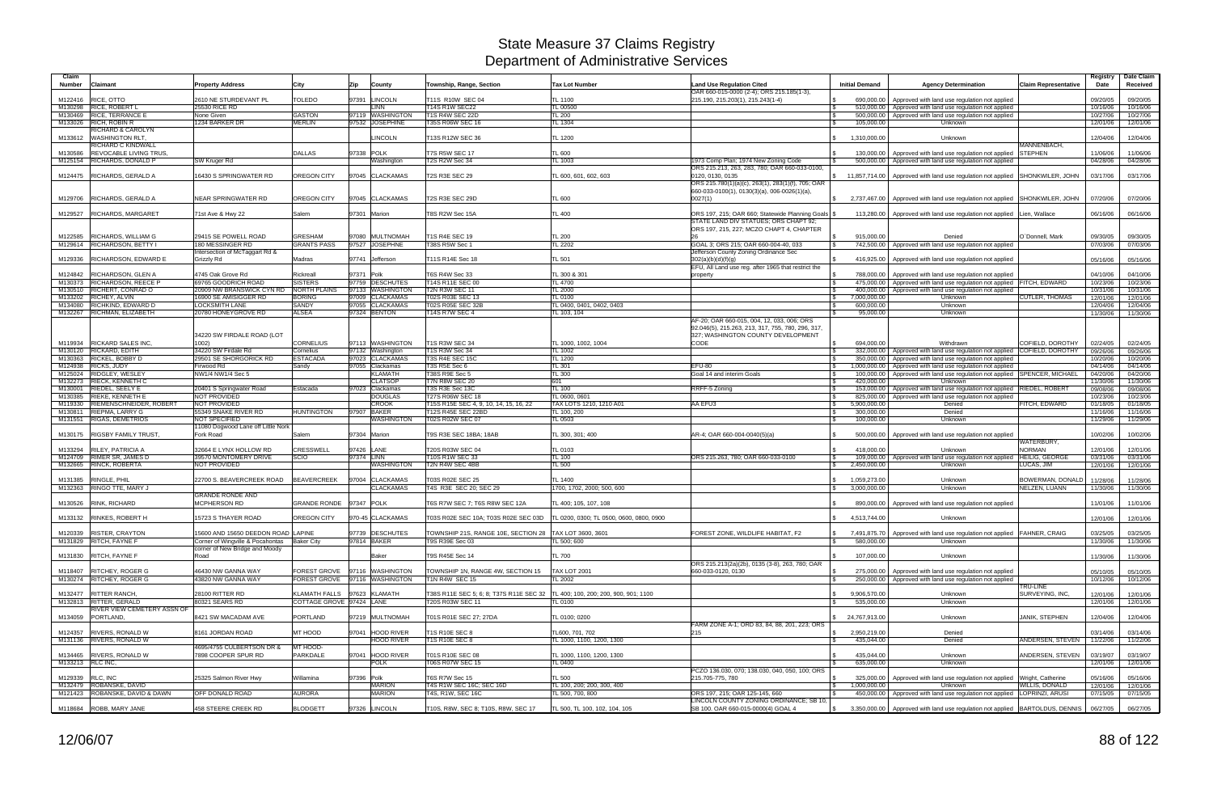# State Measure 37 Claims Registry
## Department of Administrative Services

| Claim Number | Claimant | Property Address | City | Zip | County | Township, Range, Section | Tax Lot Number | Land Use Regulation Cited | Initial Demand | Agency Determination | Claim Representative | Registry Date | Date Claim Received |
|---|---|---|---|---|---|---|---|---|---|---|---|---|---|
| M122416 | RICE, OTTO | 2610 NE STURDEVANT PL | TOLEDO | 97391 | LINCOLN | T11S R10W SEC 04 | TL 1100 | OAR 660-015-0000 (2-4); ORS 215.185(1-3), 215.190, 215.203(1), 215.243(1-4) | $ 690,000.00 | Approved with land use regulation not applied | | 09/20/05 | 09/20/05 |
| M130298 | RICE, ROBERT L | 25530 RICE RD | | | LINN | T14S R1W SEC22 | TL 00500 | | $ 510,000.00 | Approved with land use regulation not applied | | 10/16/06 | 10/16/06 |
| M130469 | RICE, TERRANCE E | None Given | GASTON | 97119 | WASHINGTON | T1S R4W SEC 22D | TL 200 | | $ 500,000.00 | Approved with land use regulation not applied | | 10/27/06 | 10/27/06 |
| M133026 | RICH, ROBIN R | 1234 BARKER DR | MERLIN | 97532 | JOSEPHINE | T35S R06W SEC 16 | TL 1304 | | $ 105,000.00 | Unknown | | 12/01/06 | 12/01/06 |
| M133612 | RICHARD & CAROLYN WASHINGTON RLT, | | | | LINCOLN | T13S R12W SEC 36 | TL 1200 | | $ 1,310,000.00 | Unknown | | 12/04/06 | 12/04/06 |
| M130586 | RICHARD C KINDWALL REVOCABLE LIVING TRUS, | | DALLAS | 97338 | POLK | T7S R5W SEC 17 | TL 600 | | $ 130,000.00 | Approved with land use regulation not applied | MANNENBACH, STEPHEN | 11/06/06 | 11/06/06 |
| M125154 | RICHARDS, DONALD P | SW Kruger Rd | | | Washington | T2S R2W Sec 34 | TL 1003 | 1973 Comp Plan; 1974 New Zoning Code | $ 500,000.00 | Approved with land use regulation not applied | | 04/28/06 | 04/28/06 |
| M124475 | RICHARDS, GERALD A | 16430 S SPRINGWATER RD | OREGON CITY | 97045 | CLACKAMAS | T2S R3E SEC 29 | TL 600, 601, 602, 603 | ORS 215.213, 263, 283, 780; OAR 660-033-0100, 0120, 0130, 0135 | $ 11,857,714.00 | Approved with land use regulation not applied | SHONKWILER, JOHN | 03/17/06 | 03/17/06 |
| M129706 | RICHARDS, GERALD A | NEAR SPRINGWATER RD | OREGON CITY | 97045 | CLACKAMAS | T2S R3E SEC 29D | TL 600 | ORS 215.780(1)(a)(c), 263(1), 283(1)(f), 705; OAR 660-033-0100(1), 0130(3)(a), 006-0026(1)(a), 0027(1) | $ 2,737,467.00 | Approved with land use regulation not applied | SHONKWILER, JOHN | 07/20/06 | 07/20/06 |
| M129527 | RICHARDS, MARGARET | 71st Ave & Hwy 22 | Salem | 97301 | Marion | T8S R2W Sec 15A | TL 400 | ORS 197, 215; OAR 660; Statewide Planning Goals | $ 113,280.00 | Approved with land use regulation not applied | Lien, Wallace | 06/16/06 | 06/16/06 |
| M122585 | RICHARDS, WILLIAM G | 29415 SE POWELL ROAD | GRESHAM | 97080 | MULTNOMAH | T1S R4E SEC 19 | TL 200 | STATE LAND DIV STATUES; ORS CHAPT 92; ORS 197, 215, 227; MCZO CHAPT 4, CHAPTER 26 | $ 915,000.00 | Denied | O`Donnell, Mark | 09/30/05 | 09/30/05 |
| M129614 | RICHARDSON, BETTY I | 180 MESSINGER RD | GRANTS PASS | 97527 | JOSEPHINE | T38S R5W Sec 1 | TL 2202 | GOAL 3; ORS 215; OAR 660-004-40, 033 | $ 742,500.00 | Approved with land use regulation not applied | | 07/03/06 | 07/03/06 |
| M129336 | RICHARDSON, EDWARD E | Intersection of McTaggart Rd & Grizzly Rd | Madras | 97741 | Jefferson | T11S R14E Sec 18 | TL 501 | Jefferson County Zoning Ordinance Sec 302(a)(b)(d)(f)(g) | $ 416,925.00 | Approved with land use regulation not applied | | 05/16/06 | 05/16/06 |
| M124842 | RICHARDSON, GLEN A | 4745 Oak Grove Rd | Rickreall | 97371 | Polk | T6S R4W Sec 33 | TL 300 & 301 | EFU, All Land use reg. after 1965 that restrict the property | $ 788,000.00 | Approved with land use regulation not applied | | 04/10/06 | 04/10/06 |
| M130373 | RICHARDSON, REECE P | 69765 GOODRICH ROAD | SISTERS | 97759 | DESCHUTES | T14S R11E SEC 00 | TL 4700 | | $ 475,000.00 | Approved with land use regulation not applied | FITCH, EDWARD | 10/23/06 | 10/23/06 |
| M130510 | RICHERT, CONRAD O | 20909 NW BRANSWICK CYN RD | NORTH PLAINS | 97133 | WASHINGTON | T2N R3W SEC 11 | TL 2000 | | $ 400,000.00 | Approved with land use regulation not applied | | 10/31/06 | 10/31/06 |
| M133202 | RICHEY, ALVIN | 16900 SE AMISIGGER RD | BORING | 97009 | CLACKAMAS | T02S R03E SEC 13 | TL 0100 | | $ 7,000,000.00 | Unknown | CUTLER, THOMAS | 12/01/06 | 12/01/06 |
| M134080 | RICHKIND, EDWARD D | LOCKSMITH LANE | SANDY | 97055 | CLACKAMAS | T02S R05E SEC 32B | TL 0400, 0401, 0402, 0403 | | $ 600,000.00 | Unknown | | 12/04/06 | 12/04/06 |
| M132267 | RICHMAN, ELIZABETH | 20780 HONEYGROVE RD | ALSEA | 97324 | BENTON | T14S R7W SEC 4 | TL 103, 104 | | $ 95,000.00 | Unknown | | 11/30/06 | 11/30/06 |
| M119934 | RICKARD SALES INC, | 34220 SW FIRDALE ROAD (LOT 1002) | CORNELIUS | 97113 | WASHINGTON | T1S R3W SEC 34 | TL 1000, 1002, 1004 | AF-20; OAR 660-015, 004, 12, 033, 006; ORS 92.046(5), 215.263, 213, 317, 755, 780, 296, 317, 327; WASHINGTON COUNTY DEVELOPMENT CODE | $ 694,000.00 | Withdrawn | COFIELD, DOROTHY | 02/24/05 | 02/24/05 |
| M130120 | RICKARD, EDITH | 34220 SW Firdale Rd | Cornelius | 97132 | Washington | T1S R3W Sec 34 | TL 1002 | | $ 332,000.00 | Approved with land use regulation not applied | COFIELD, DOROTHY | 09/26/06 | 09/26/06 |
| M130363 | RICKEL, BOBBY D | 29501 SE SHORGORICK RD | ESTACADA | 97023 | CLACKAMAS | T3S R4E SEC 15C | TL 1200 | | $ 350,000.00 | Approved with land use regulation not applied | | 10/20/06 | 10/20/06 |
| M124938 | RICKS, JUDY | Firwood Rd | Sandy | 97055 | Clackamas | T3S R5E Sec 6 | TL 301 | EFU-80 | $ 1,000,000.00 | Approved with land use regulation not applied | | 04/14/06 | 04/14/06 |
| M125024 | RIDGLEY, WESLEY | NW1/4 NW1/4 Sec 5 | | | KLAMATH | T38S R9E Sec 5 | TL 300 | Goal 14 and interim Goals | $ 100,000.00 | Approved with land use regulation not applied | SPENCER, MICHAEL | 04/20/06 | 04/20/06 |
| M132273 | RIECK, KENNETH C | | | | CLATSOP | T7N R8W SEC 20 | 601 | | $ 420,000.00 | Unknown | | 11/30/06 | 11/30/06 |
| M130001 | RIEDEL, SEELY E | 20401 S Springwater Road | Estacada | 97023 | Clackamas | T3S R3E Sec 13C | TL 100 | RRFF-5 Zoning | $ 153,000.00 | Approved with land use regulation not applied | RIEDEL, ROBERT | 09/08/06 | 09/08/06 |
| M130385 | RIEKE, KENNETH E | NOT PROVIDED | | | DOUGLAS | T27S R06W SEC 18 | TL 0600, 0601 | | $ 825,000.00 | Approved with land use regulation not applied | | 10/23/06 | 10/23/06 |
| M119330 | RIEMENSCHNEIDER, ROBERT | NOT PROVIDED | | | CROOK | T15S R15E SEC 4, 9, 10, 14, 15, 16, 22 | TAX LOTS 1210, 1210 A01 | AA EFU3 | $ 5,900,000.00 | Denied | FITCH, EDWARD | 01/18/05 | 01/18/05 |
| M130811 | RIEPMA, LARRY G | 55349 SNAKE RIVER RD | HUNTINGTON | 97907 | BAKER | T12S R45E SEC 22BD | TL 100, 200 | | $ 300,000.00 | Denied | | 11/16/06 | 11/16/06 |
| M131551 | RIGAS, DEMETRIOS | NOT SPECIFIED | | | WASHINGTON | T02S R02W SEC 07 | TL 0503 | | $ 100,000.00 | Unknown | | 11/29/06 | 11/29/06 |
| M130175 | RIGSBY FAMILY TRUST, | 11080 Dogwood Lane off Little Nork Fork Road | Salem | 97304 | Marion | T9S R3E SEC 18BA; 18AB | TL 300, 301; 400 | AR-4; OAR 660-004-0040(5)(a) | $ 500,000.00 | Approved with land use regulation not applied | | 10/02/06 | 10/02/06 |
| M133294 | RILEY, PATRICIA A | 32664 E LYNX HOLLOW RD | CRESSWELL | 97426 | LANE | T20S R03W SEC 04 | TL 0103 | | $ 418,000.00 | Unknown | WATERBURY, NORMAN | 12/01/06 | 12/01/06 |
| M124709 | RIMER SR, JAMES D | 39570 MONTOMERY DRIVE | SCIO | 97374 | LINN | T10S R1W SEC 33 | TL 100 | ORS 215.263, 780; OAR 660-033-0100 | $ 109,000.00 | Approved with land use regulation not applied | HEILIG, GEORGE | 03/31/06 | 03/31/06 |
| M132665 | RINCK, ROBERTA | NOT PROVIDED | | | WASHINGTON | T2N R4W SEC 4BB | TL 500 | | $ 2,450,000.00 | Unknown | LUCAS, JIM | 12/01/06 | 12/01/06 |
| M131385 | RINGLE, PHIL | 22700 S. BEAVERCREEK ROAD | BEAVERCREEK | 97004 | CLACKAMAS | T03S R02E SEC 25 | TL 1400 | | $ 1,059,273.00 | Unknown | BOWERMAN, DONALD | 11/28/06 | 11/28/06 |
| M132363 | RINGO TTE, MARY J | | | | CLACKAMAS | T4S R3E SEC 20; SEC 29 | 1700, 1702, 2000; 500, 600 | | $ 3,000,000.00 | Unknown | NELZEN, LUANN | 11/30/06 | 11/30/06 |
| M130526 | RINK, RICHARD | GRANDE RONDE AND MCPHERSON RD | GRANDE RONDE | 97347 | POLK | T6S R7W SEC 7; T6S R8W SEC 12A | TL 400; 105, 107, 108 | | $ 890,000.00 | Approved with land use regulation not applied | | 11/01/06 | 11/01/06 |
| M133132 | RINKES, ROBERT H | 15723 S THAYER ROAD | OREGON CITY | 970-45 | CLACKAMAS | T03S R02E SEC 10A; T03S R02E SEC 03D | TL 0200, 0300; TL 0500, 0600, 0800, 0900 | | $ 4,513,744.00 | Unknown | | 12/01/06 | 12/01/06 |
| M120339 | RISTER, CRAYTON | 15600 AND 15650 DEEDON ROAD | LAPINE | 97739 | DESCHUTES | TOWNSHIP 21S, RANGE 10E, SECTION 28 | TAX LOT 3600, 3601 | FOREST ZONE, WILDLIFE HABITAT, F2 | $ 7,491,875.70 | Approved with land use regulation not applied | FAHNER, CRAIG | 03/25/05 | 03/25/05 |
| M131829 | RITCH, FAYNE F | Corner of Wingville & Pocahontas | Baker City | 97814 | BAKER | T9S R39E Sec 03 | TL 500; 600 | | $ 580,000.00 | Unknown | | 11/30/06 | 11/30/06 |
| M131830 | RITCH, FAYNE F | corner of New Bridge and Moody Road | | | Baker | T9S R45E Sec 14 | TL 700 | | $ 107,000.00 | Unknown | | 11/30/06 | 11/30/06 |
| M118407 | RITCHEY, ROGER G | 46430 NW GANNA WAY | FOREST GROVE | 97116 | WASHINGTON | TOWNSHIP 1N, RANGE 4W, SECTION 15 | TAX LOT 2001 | ORS 215.213(2a)(2b), 0135 (3-8), 263, 780; OAR 660-033-0120, 0130 | $ 275,000.00 | Approved with land use regulation not applied | | 05/10/05 | 05/10/05 |
| M130274 | RITCHEY, ROGER G | 43820 NW GANNA WAY | FOREST GROVE | 97116 | WASHINGTON | T1N R4W SEC 15 | TL 2002 | | $ 250,000.00 | Approved with land use regulation not applied | | 10/12/06 | 10/12/06 |
| M132477 | RITTER RANCH, | 28100 RITTER RD | KLAMATH FALLS | 97623 | KLAMATH | T38S R11E SEC 5; 6; 8; T37S R11E SEC 32 | TL 400; 100, 200; 200, 900, 901; 1100 | | $ 9,906,570.00 | Unknown | TRU-LINE SURVEYING, INC, | 12/01/06 | 12/01/06 |
| M132813 | RITTER, GERALD | 80321 SEARS RD | COTTAGE GROVE | 97424 | LANE | T20S R03W SEC 11 | TL 0100 | | $ 535,000.00 | Unknown | | 12/01/06 | 12/01/06 |
| M134059 | RIVER VIEW CEMETERY ASSN OF PORTLAND, | 8421 SW MACADAM AVE | PORTLAND | 97219 | MULTNOMAH | T01S R01E SEC 27; 27DA | TL 0100; 0200 | | $ 24,767,913.00 | Unknown | JANIK, STEPHEN | 12/04/06 | 12/04/06 |
| M124357 | RIVERS, RONALD W | 8161 JORDAN ROAD | MT HOOD | 97041 | HOOD RIVER | T1S R10E SEC 8 | TL600, 701, 702 | FARM ZONE A-1; ORD 83, 84, 88, 201, 223; ORS 215 | $ 2,950,219.00 | Denied | | 03/14/06 | 03/14/06 |
| M131136 | RIVERS, RONALD W | | | | HOOD RIVER | T1S R10E SEC 8 | TL 1000, 1100, 1200, 1300 | | $ 435,044.00 | Denied | ANDERSEN, STEVEN | 11/22/06 | 11/22/06 |
| M134465 | RIVERS, RONALD W | 4695/4755 CULBERTSON DR & 7898 COOPER SPUR RD | MT HOOD-PARKDALE | 97041 | HOOD RIVER | T01S R10E SEC 08 | TL 1000, 1100, 1200, 1300 | | $ 435,044.00 | Unknown | ANDERSEN, STEVEN | 03/19/07 | 03/19/07 |
| M133213 | RLC INC, | | | | POLK | T06S R07W SEC 15 | TL 0400 | | $ 635,000.00 | Unknown | | 12/01/06 | 12/01/06 |
| M129339 | RLC, INC | 25325 Salmon River Hwy | Willamina | 97396 | Polk | T6S R7W Sec 15 | TL 500 | PCZO 136.030, 070; 138.030, 040, 050, 100; ORS 215.705-775, 780 | $ 325,000.00 | Approved with land use regulation not applied | Wright, Catherine | 05/16/06 | 05/16/06 |
| M132479 | ROBANSKE, DAVID | | | | MARION | T4S R1W SEC 16C; SEC 16D | TL 100, 200; 200, 300, 400 | | $ 1,000,000.00 | Unknown | WILLIS, DONALD | 12/01/06 | 12/01/06 |
| M121423 | ROBANSKE, DAVID & DAWN | OFF DONALD ROAD | AURORA | | MARION | T4S, R1W, SEC 16C | TL 500, 700, 800 | ORS 197, 215; OAR 125-145, 660 | $ 450,000.00 | Approved with land use regulation not applied | LOPRINZI, ARUSI | 07/15/05 | 07/15/05 |
| M118684 | ROBB, MARY JANE | 458 STEERE CREEK RD | BLODGETT | 97326 | LINCOLN | T10S, R8W, SEC 8; T10S, R8W, SEC 17 | TL 500, TL 100, 102, 104, 105 | LINCOLN COUNTY ZONING ORDINANCE; SB 10, SB 100. OAR 660-015-0000(4) GOAL 4 | $ 3,350,000.00 | Approved with land use regulation not applied | BARTOLDUS, DENNIS | 06/27/05 | 06/27/05 |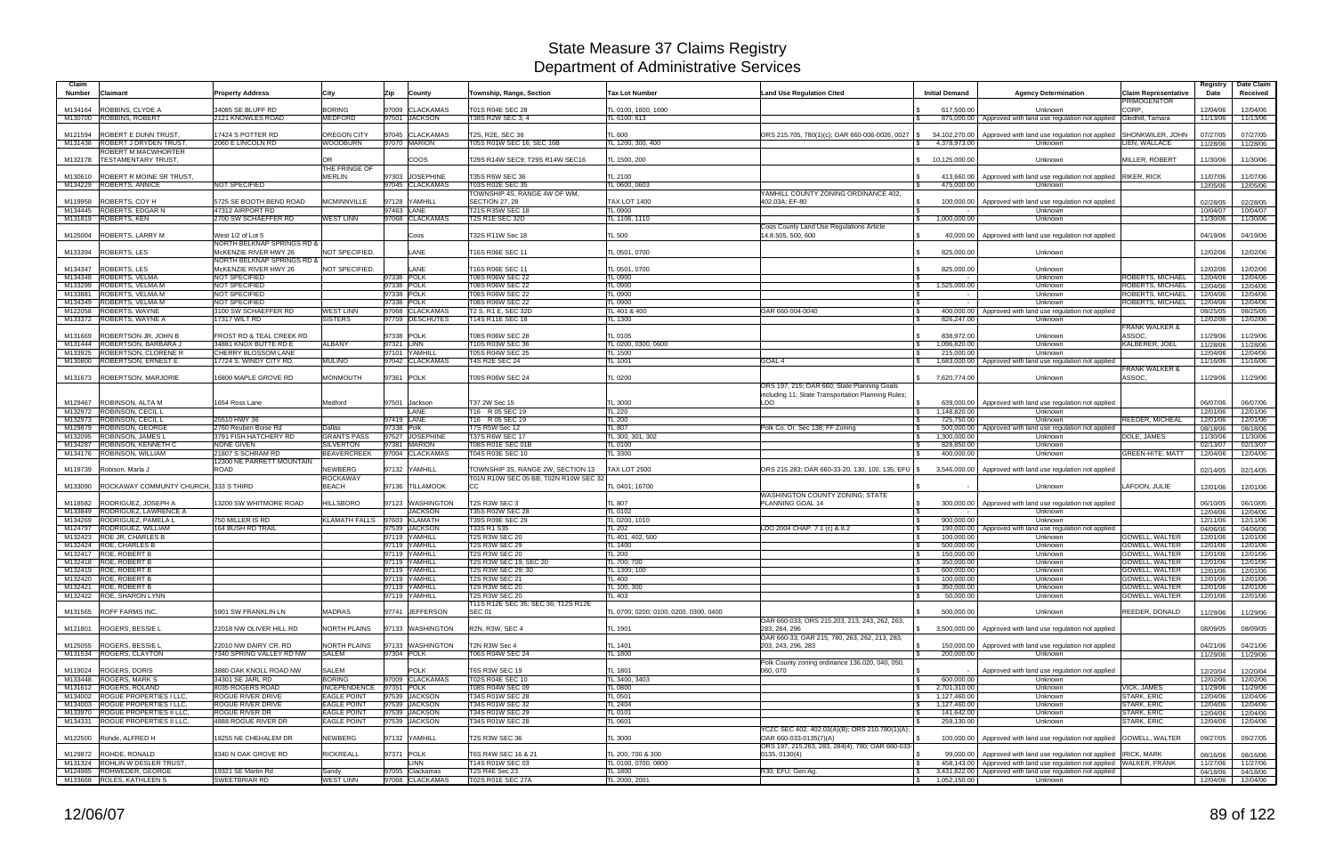# State Measure 37 Claims Registry
## Department of Administrative Services

| Claim Number | Claimant | Property Address | City | Zip | County | Township, Range, Section | Tax Lot Number | Land Use Regulation Cited | Initial Demand | Agency Determination | Claim Representative | Registry Date | Date Claim Received |
|---|---|---|---|---|---|---|---|---|---|---|---|---|---|
| M134164 | ROBBINS, CLYDE A | 34085 SE BLUFF RD | BORING | 97009 | CLACKAMAS | T01S R04E SEC 28 | TL 0100, 1600, 1690 | | $ 617,500.00 | Unknown | PRIMOGENITOR CORP, | 12/04/06 | 12/04/06 |
| M130700 | ROBBINS, ROBERT | 2121 KNOWLES ROAD | MEDFORD | 97501 | JACKSON | T38S R2W SEC 3, 4 | TL 6100; 613 | | $ 875,000.00 | Approved with land use regulation not applied | Gledhill, Tamara | 11/13/06 | 11/13/06 |
| M121594 | ROBERT E DUNN TRUST, | 17424 S POTTER RD | OREGON CITY | 97045 | CLACKAMAS | T2S, R2E, SEC 36 | TL 600 | ORS 215.705, 780(1)(c); OAR 660-006-0026, 0027 | $ 34,102,270.00 | Approved with land use regulation not applied | SHONKWILER, JOHN | 07/27/05 | 07/27/05 |
| M131438 | ROBERT J DRYDEN TRUST, | 2060 E LINCOLN RD | WOODBURN | 97070 | MARION | T05S R01W SEC 16; SEC 16B | TL 1200; 300, 400 | | $ 4,378,973.00 | Unknown | LIEN, WALLACE | 11/28/06 | 11/28/06 |
| M132178 | ROBERT M MACWHORTER TESTAMENTARY TRUST, | | OR | | COOS | T29S R14W SEC9; T29S R14W SEC16 | TL 1500, 200 | | $ 10,125,000.00 | Unknown | MILLER, ROBERT | 11/30/06 | 11/30/06 |
| M130610 | ROBERT R MOINE SR TRUST, | | THE FRINGE OF MERLIN | 97303 | JOSEPHINE | T35S R6W SEC 36 | TL 2100 | | $ 413,660.00 | Approved with land use regulation not applied | RIKER, RICK | 11/07/06 | 11/07/06 |
| M134229 | ROBERTS, ANNICE | NOT SPECIFIED | | 97045 | CLACKAMAS | T03S R02E SEC 35 | TL 0600, 0603 | | $ 475,000.00 | Unknown | | 12/05/06 | 12/05/06 |
| M119958 | ROBERTS, COY H | 5725 SE BOOTH BEND ROAD | MCMINNVILLE | 97128 | YAMHILL | TOWNSHIP 4S, RANGE 4W OF WM, SECTION 27, 28 | TAX LOT 1400 | YAMHILL COUNTY ZONING ORDINANCE 402, 402.03A; EF-80 | $ 100,000.00 | Approved with land use regulation not applied | | 02/28/05 | 02/28/05 |
| M134445 | ROBERTS, EDGAR N | 47312 AIRPORT RD | | 97463 | LANE | T21S R35W SEC 18 | TL 0900 | | $ - | Unknown | | 10/04/07 | 10/04/07 |
| M131819 | ROBERTS, KEN | 2700 SW SCHAEFFER RD | WEST LINN | 97068 | CLACKAMAS | T2S R1E SEC 32D | TL 1106, 1110 | | $ 1,000,000.00 | Unknown | | 11/30/06 | 11/30/06 |
| M125004 | ROBERTS, LARRY M | West 1/2 of Lot 5 | | | Coos | T32S R11W Sec 18 | TL 500 | Coos County Land Use Regulations Article 14.8.505, 500, 600 | $ 40,000.00 | Approved with land use regulation not applied | | 04/19/06 | 04/19/06 |
| M133394 | ROBERTS, LES | NORTH BELKNAP SPRINGS RD & McKENZIE RIVER HWY 26 | NOT SPECIFIED. | | LANE | T16S R06E SEC 11 | TL 0501, 0700 | | $ 825,000.00 | Unknown | | 12/02/06 | 12/02/06 |
| M134347 | ROBERTS, LES | NORTH BELKNAP SPRINGS RD & McKENZIE RIVER HWY 26 | NOT SPECIFIED. | | LANE | T16S R06E SEC 11 | TL 0501, 0700 | | $ 825,000.00 | Unknown | | 12/02/06 | 12/02/06 |
| M134348 | ROBERTS, VELMA | NOT SPECIFIED | | 97338 | POLK | T08S R06W SEC 22 | TL 0900 | | $ - | Unknown | ROBERTS, MICHAEL | 12/04/06 | 12/04/06 |
| M133299 | ROBERTS, VELMA M | NOT SPECIFIED | | 97338 | POLK | T08S R06W SEC 22 | TL 0900 | | $ 1,525,000.00 | Unknown | ROBERTS, MICHAEL | 12/04/06 | 12/04/06 |
| M133881 | ROBERTS, VELMA M | NOT SPECIFIED | | 97338 | POLK | T08S R06W SEC 22 | TL 0900 | | $ - | Unknown | ROBERTS, MICHAEL | 12/04/06 | 12/04/06 |
| M134349 | ROBERTS, VELMA M | NOT SPECIFIED | | 97338 | POLK | T08S R06W SEC 22 | TL 0900 | | $ - | Unknown | ROBERTS, MICHAEL | 12/04/06 | 12/04/06 |
| M122058 | ROBERTS, WAYNE | 3100 SW SCHAEFFER RD | WEST LINN | 97068 | CLACKAMAS | T2 S, R1 E, SEC 32D | TL 401 & 400 | OAR 660-004-0040 | $ 400,000.00 | Approved with land use regulation not applied | | 08/25/05 | 08/25/05 |
| M133372 | ROBERTS, WAYNE A | 17317 WILT RD | SISTERS | 97759 | DESCHUTES | T14S R11E SEC 18 | TL 1300 | | $ 826,247.00 | Unknown | | 12/02/06 | 12/02/06 |
| M131669 | ROBERTSON JR, JOHN B | FROST RD & TEAL CREEK RD | | 97338 | POLK | T08S R06W SEC 28 | TL 0105 | | $ 838,972.00 | Unknown | FRANK WALKER & ASSOC, | 11/29/06 | 11/29/06 |
| M131444 | ROBERTSON, BARBARA J | 34881 KNOX BUTTE RD E | ALBANY | 97321 | LINN | T10S R03W SEC 36 | TL 0200, 0300, 0600 | | $ 1,096,820.00 | Unknown | KALBERER, JOEL | 11/28/06 | 11/28/06 |
| M133925 | ROBERTSON, CLORENE R | CHERRY BLOSSOM LANE | | 97101 | YAMHILL | T05S R04W SEC 25 | TL 1500 | | $ 215,000.00 | Unknown | | 12/04/06 | 12/04/06 |
| M130800 | ROBERTSON, ERNEST E | 17724 S. WINDY CITY RD. | MULINO | 97042 | CLACKAMAS | T4S R2E SEC 24 | TL 1001 | GOAL 4 | $ 1,683,000.00 | Approved with land use regulation not applied | | 11/16/06 | 11/16/06 |
| M131673 | ROBERTSON, MARJORIE | 16800 MAPLE GROVE RD | MONMOUTH | 97361 | POLK | T09S R06W SEC 24 | TL 0200 | | $ 7,620,774.00 | Unknown | FRANK WALKER & ASSOC, | 11/29/06 | 11/29/06 |
| M129467 | ROBINSON, ALTA M | 1654 Ross Lane | Medford | 97501 | Jackson | T37 2W Sec 15 | TL 3000 | ORS 197, 215; OAR 660; State Planning Goals including 11; State Transportation Planning Rules; LDO | $ 639,000.00 | Approved with land use regulation not applied | | 06/07/06 | 06/07/06 |
| M132972 | ROBINSON, CECIL L | | | | LANE | T16 R 05 SEC 19 | TL 220 | | $ 1,148,820.00 | Unknown | | 12/01/06 | 12/01/06 |
| M132973 | ROBINSON, CECIL L | 25510 HWY 36 | | 97419 | LANE | T16 R 05 SEC 19 | TL 200 | | $ 725,750.00 | Unknown | REEDER, MICHEAL | 12/01/06 | 12/01/06 |
| M129879 | ROBINSON, GEORGE | 2760 Reuben Boise Rd | Dallas | 97338 | Polk | T7S R5W Sec 12 | TL 807 | Polk Co. Or. Sec 138; FF Zoning | $ 500,000.00 | Approved with land use regulation not applied | | 08/18/06 | 08/18/06 |
| M132095 | ROBINSON, JAMES L | 3791 FISH HATCHERY RD | GRANTS PASS | 97527 | JOSEPHINE | T37S R6W SEC 17 | TL 300, 301, 302 | | $ 1,300,000.00 | Unknown | DOLE, JAMES | 11/30/06 | 11/30/06 |
| M134287 | ROBINSON, KENNETH C | NONE GIVEN | SILVERTON | 97381 | MARION | T08S R01E SEC 01B | TL 0100 | | $ 828,850.00 | Unknown | | 02/13/07 | 02/13/07 |
| M134176 | ROBINSON, WILLIAM | 21807 S SCHRAM RD | BEAVERCREEK | 97004 | CLACKAMAS | T04S R03E SEC 10 | TL 3300 | | $ 400,000.00 | Unknown | GREEN-HITE, MATT | 12/04/06 | 12/04/06 |
| M119739 | Robison, Marla J | 12300 NE PARRETT MOUNTAIN ROAD | NEWBERG | 97132 | YAMHILL | TOWNSHIP 3S, RANGE 2W, SECTION 13 | TAX LOT 2500 | ORS 215.283; OAR 660-33-20, 130, 100, 135; EFU | $ 3,546,000.00 | Approved with land use regulation not applied | | 02/14/05 | 02/14/05 |
| M133090 | ROCKAWAY COMMUNTY CHURCH, | 333 S THIRD | ROCKAWAY BEACH | 97136 | TILLAMOOK | T01N R10W SEC 05 BB; T02N R10W SEC 32 CC | TL 0401; 16700 | | $ - | Unknown | LAFOON, JULIE | 12/01/06 | 12/01/06 |
| M118582 | RODRIGUEZ, JOSEPH A | 13200 SW WHITMORE ROAD | HILLSBORO | 97123 | WASHINGTON | T2S R3W SEC 3 | TL 807 | WASHINGTON COUNTY ZONING; STATE PLANNING GOAL 14 | $ 300,000.00 | Approved with land use regulation not applied | | 06/10/05 | 06/10/05 |
| M133849 | RODRIGUEZ, LAWRENCE A | | | | JACKSON | T35S R02W SEC 28 | TL 0102 | | $ - | Unknown | | 12/04/06 | 12/04/06 |
| M134269 | RODRIGUEZ, PAMELA L | 750 MILLER IS RD | KLAMATH FALLS | 97603 | KLAMATH | T39S R09E SEC 29 | TL 0200, 1010 | | $ 900,000.00 | Unknown | | 12/11/06 | 12/11/06 |
| M124797 | RODRIGUEZ, WILLIAM | 164 BUSH RD TRAIL | | 97539 | JACKSON | T33S R1 S35 | TL 202 | LDO 2004 CHAP. 7 1 (c) & 8.2 | $ 190,000.00 | Approved with land use regulation not applied | | 04/06/06 | 04/06/06 |
| M132423 | ROE JR, CHARLES B | | | 97119 | YAMHILL | T2S R3W SEC 20 | TL 401, 402, 500 | | $ 100,000.00 | Unknown | GOWELL, WALTER | 12/01/06 | 12/01/06 |
| M132424 | ROE, CHARLES B | | | 97119 | YAMHILL | T2S R3W SEC 29 | TL 1400 | | $ 500,000.00 | Unknown | GOWELL, WALTER | 12/01/06 | 12/01/06 |
| M132417 | ROE, ROBERT B | | | 97119 | YAMHILL | T2S R3W SEC 20 | TL 200 | | $ 150,000.00 | Unknown | GOWELL, WALTER | 12/01/06 | 12/01/06 |
| M132418 | ROE, ROBERT B | | | 97119 | YAMHILL | T2S R3W SEC 19; SEC 20 | TL 700; 700 | | $ 350,000.00 | Unknown | GOWELL, WALTER | 12/01/06 | 12/01/06 |
| M132419 | ROE, ROBERT B | | | 97119 | YAMHILL | T2S R3W SEC 29; 30 | TL 1300; 100 | | $ 600,000.00 | Unknown | GOWELL, WALTER | 12/01/06 | 12/01/06 |
| M132420 | ROE, ROBERT B | | | 97119 | YAMHILL | T2S R3W SEC 21 | TL 400 | | $ 100,000.00 | Unknown | GOWELL, WALTER | 12/01/06 | 12/01/06 |
| M132421 | ROE, ROBERT B | | | 97119 | YAMHILL | T2S R3W SEC 20 | TL 100, 300 | | $ 350,000.00 | Unknown | GOWELL, WALTER | 12/01/06 | 12/01/06 |
| M132422 | ROE, SHARON LYNN | | | 97119 | YAMHILL | T2S R3W SEC 20 | TL 403 | | $ 50,000.00 | Unknown | GOWELL, WALTER | 12/01/06 | 12/01/06 |
| M131565 | ROFF FARMS INC, | 5901 SW FRANKLIN LN | MADRAS | 97741 | JEFFERSON | T11S R12E SEC 35; SEC 36; T12S R12E SEC 01 | TL 0700; 0200; 0100, 0200, 0300, 0400 | | $ 500,000.00 | Unknown | REEDER, DONALD | 11/29/06 | 11/29/06 |
| M121801 | ROGERS, BESSIE L | 22018 NW OLIVER HILL RD | NORTH PLAINS | 97133 | WASHINGTON | R2N, R3W, SEC 4 | TL 1901 | OAR 660-033; ORS 215.203, 213, 243, 262, 263, 283, 284, 296 | $ 3,500,000.00 | Approved with land use regulation not applied | | 08/09/05 | 08/09/05 |
| M125055 | ROGERS, BESSIE L | 22010 NW DAIRY CR. RD | NORTH PLAINS | 97133 | WASHINGTON | T2N R3W Sec 4 | TL 1401 | OAR 660-33; OAR 215, 780, 263, 262, 213, 283, 203, 243, 296, 283 | $ 150,000.00 | Approved with land use regulation not applied | | 04/21/06 | 04/21/06 |
| M131534 | ROGERS, CLAYTON | 7340 SPRING VALLEY RD NW | SALEM | 97304 | POLK | T06S R04W SEC 24 | TL 1800 | | $ 200,000.00 | Unknown | | 11/29/06 | 11/29/06 |
| M119024 | ROGERS, DORIS | 3880 OAK KNOLL ROAD NW | SALEM | | POLK | T6S R3W SEC 19 | TL 1801 | Polk County zoning ordinance 136.020, 040, 050, 060, 070 | $ - | Approved with land use regulation not applied | | 12/20/04 | 12/20/04 |
| M133448 | ROGERS, MARK S | 34301 SE JARL RD | BORING | 97009 | CLACKAMAS | T02S R04E SEC 10 | TL 3400, 3403 | | $ 600,000.00 | Unknown | | 12/02/06 | 12/02/06 |
| M131612 | ROGERS, ROLAND | 8035 ROGERS ROAD | INCEPENDENCE | 97351 | POLK | T08S R04W SEC 09 | TL 0800 | | $ 2,701,310.00 | Unknown | VICK, JAMES | 11/29/06 | 11/29/06 |
| M134002 | ROGUE PROPERTIES I LLC, | ROGUE RIVER DRIVE | EAGLE POINT | 97539 | JACKSON | T34S R01W SEC 28 | TL 0501 | | $ 1,127,460.00 | Unknown | STARK, ERIC | 12/04/06 | 12/04/06 |
| M134003 | ROGUE PROPERTIES I LLC, | ROGUE RIVER DRIVE | EAGLE POINT | 97539 | JACKSON | T34S R01W SEC 32 | TL 2404 | | $ 1,127,460.00 | Unknown | STARK, ERIC | 12/04/06 | 12/04/06 |
| M133970 | ROGUE PROPERTIES II LLC, | ROGUE RIVER DR | EAGLE POINT | 97539 | JACKSON | T34S R01W SEC 29 | TL 0101 | | $ 141,642.00 | Unknown | STARK, ERIC | 12/04/06 | 12/04/06 |
| M134331 | ROGUE PROPERTIES II LLC, | 4888 ROGUE RIVER DR | EAGLE POINT | 97539 | JACKSON | T34S R01W SEC 28 | TL 0601 | | $ 259,130.00 | Unknown | STARK, ERIC | 12/04/06 | 12/04/06 |
| M122500 | Rohde, ALFRED H | 18255 NE CHEHALEM DR | NEWBERG | 97132 | YAMHILL | T2S R3W SEC 36 | TL 3000 | YCZC SEC 402. 402.03(A)(B); ORS 210.780(1)(A); OAR 660-033-0135(7)(A) | $ 100,000.00 | Approved with land use regulation not applied | GOWELL, WALTER | 09/27/05 | 09/27/05 |
| M129872 | ROHDE, RONALD | 8340 N OAK GROVE RD | RICKREALL | 97371 | POLK | T6S R4W SEC 16 & 21 | TL 200, 700 & 300 | ORS 197, 215.263, 283, 284(4), 780; OAR 660-033-0135, 0130(4) | $ 99,000.00 | Approved with land use regulation not applied | IRICK, MARK | 08/16/06 | 08/16/06 |
| M131324 | ROHLIN W DESLER TRUST, | | | | LINN | T14S R01W SEC 03 | TL 0100, 0700, 0800 | | $ 458,143.00 | Approved with land use regulation not applied | WALKER, FRANK | 11/27/06 | 11/27/06 |
| M124985 | ROHWEDER, GEORGE | 19321 SE Martin Rd | Sandy | 97055 | Clackamas | T2S R4E Sec 23 | TL 1800 | R30; EFU; Gen Ag. | $ 3,431,822.00 | Approved with land use regulation not applied | | 04/18/06 | 04/18/06 |
| M133668 | ROLES, KATHLEEN S | SWEETBRIAR RD | WEST LINN | 97068 | CLACKAMAS | T02S R01E SEC 27A | TL 2000, 2001 | | $ 1,052,150.00 | Unknown | | 12/04/06 | 12/04/06 |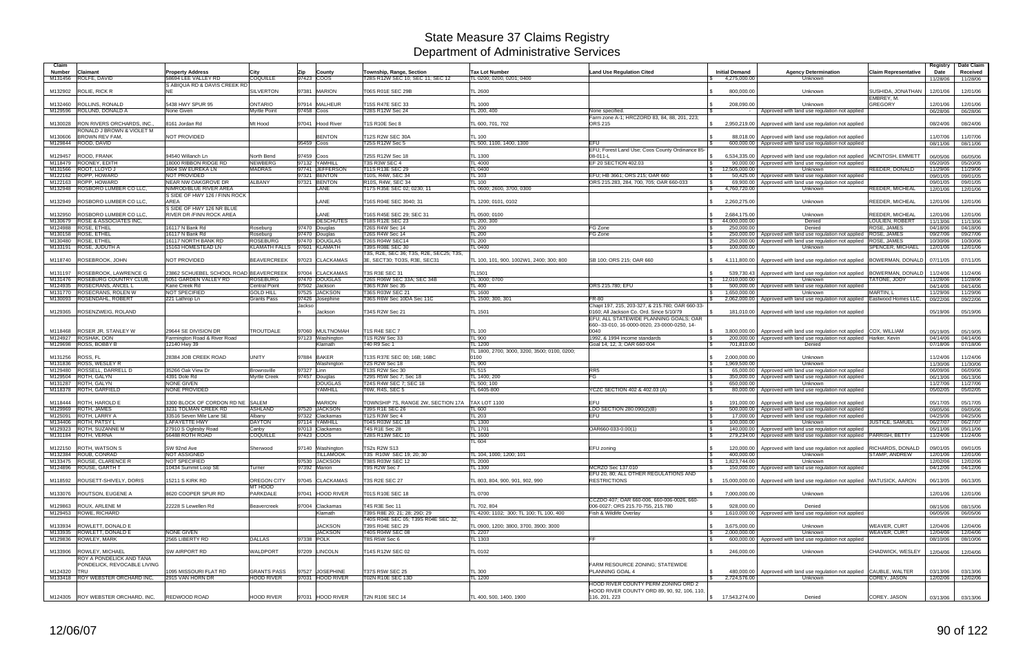# State Measure 37 Claims Registry
## Department of Administrative Services

| Claim Number | Claimant | Property Address | City | Zip | County | Township, Range, Section | Tax Lot Number | Land Use Regulation Cited | Initial Demand | Agency Determination | Claim Representative | Registry Date | Date Claim Received |
|---|---|---|---|---|---|---|---|---|---|---|---|---|---|
| M131456 | ROLFE, DAVID | 58694 LEE VALLEY RD | COQUILLE | 97423 | COOS | T28S R12W SEC 10; SEC 11; SEC 12 | TL 0200; 0200, 0201; 0400 | | $ 4,275,000.00 | Unknown | | 11/28/06 | 11/28/06 |
| M132902 | ROLIE, RICK R | S ABIQUA RD & DAVIS CREEK RD NE | SILVERTON | 97381 | MARION | T06S R01E SEC 29B | TL 2600 | | $ 800,000.00 | Unknown | SUSHIDA, JONATHAN | 12/01/06 | 12/01/06 |
| M132460 | ROLLINS, RONALD | 5438 HWY SPUR 95 | ONTARIO | 97914 | MALHEUR | T15S R47E SEC 33 | TL 1000 | | $ 208,090.00 | Unknown | EMBREY, M. GREGORY | 12/01/06 | 12/01/06 |
| M129596 | ROLUND, DONALD A | None Given | Myrtle Point | 97458 | Coos | T28S R12W Sec 24 | TL 200, 400 | None specified. | $ - | Approved with land use regulation not applied | | 06/28/06 | 06/28/06 |
| M130028 | RON RIVERS ORCHARDS, INC., | 8161 Jordan Rd | Mt Hood | 97041 | Hood River | T1S R10E Sec 8 | TL 600, 701, 702 | Farm zone A-1; HRCZORD 83, 84, 88, 201, 223; ORS 215 | $ 2,950,219.00 | Approved with land use regulation not applied | | 08/24/06 | 08/24/06 |
| M130606 | RONALD J BROWN & VIOLET M BROWN REV FAM, | NOT PROVIDED | | | BENTON | T12S R2W SEC 30A | TL 100 | | $ 88,018.00 | Approved with land use regulation not applied | | 11/07/06 | 11/07/06 |
| M129844 | ROOD, DAVID | | | 95459 | Coos | T25S R12W Sec 5 | TL 500, 1100, 1400, 1300 | EFU | $ 600,000.00 | Approved with land use regulation not applied | | 08/11/06 | 08/11/06 |
| M129457 | ROOD, FRANK | 94540 Willanch Ln | North Bend | 97459 | Coos | T25S R12W Sec 18 | TL 1300 | EFU; Forest Land Use; Coos County Ordinance 85-08-011-L | $ 6,534,335.00 | Approved with land use regulation not applied | MCINTOSH, EMMETT | 06/05/06 | 06/05/06 |
| M118479 | ROONEY, EDITH | 18000 RIBBON RIDGE RD | NEWBERG | 97132 | YAMHILL | T3S R3W SEC 4 | TL 4000 | EF 20 SECTION 402.03 | $ 90,000.00 | Approved with land use regulation not applied | | 05/20/05 | 05/20/05 |
| M131566 | ROOT, LLOYD J | 3604 SW EUREKA LN | MADRAS | 97741 | JEFFERSON | T11S R13E SEC 29 | TL 0400 | | $ 12,505,000.00 | Unknown | REEDER, DONALD | 11/29/06 | 11/29/06 |
| M122162 | ROPP, HOWARD | NOT PROVIDED | | 97321 | BENTON | T10S, R4W, SEC 34 | TL 103 | EFU; HB 3661; ORS 215; OAR 660 | $ 50,425.00 | Approved with land use regulation not applied | | 09/01/05 | 09/01/05 |
| M122163 | ROPP, HOWARD | NEAR NW OAKGROVE DR | ALBANY | 97321 | BENTON | R10S, R4W, SEC 34 | TL 100 | ORS 215.283, 284, 700, 705; OAR 660-033 | $ 69,900.00 | Approved with land use regulation not applied | | 09/01/05 | 09/01/05 |
| M132948 | ROSBORO LUMBER CO LLC, | NIMROD/BLUE RIVER AREA | | | LANE | T17S R35E SEC 02; 0230; 11 | TL 0600; 2600, 3700, 0300 | | $ 4,760,720.00 | Unknown | REEDER, MICHEAL | 12/01/06 | 12/01/06 |
| M132949 | ROSBORO LUMBER CO LLC, | S SIDE OF HWY 126 / FINN ROCK AREA | | | LANE | T16S R04E SEC 3040; 31 | TL 1200; 0101, 0102 | | $ 2,260,275.00 | Unknown | REEDER, MICHEAL | 12/01/06 | 12/01/06 |
| M132950 | ROSBORO LUMBER CO LLC, | S SIDE OF HWY 126 NR BLUE RIVER DR /FINN ROCK AREA | | | LANE | T16S R45E SEC 29; SEC 31 | TL 0500; 0100 | | $ 2,684,175.00 | Unknown | REEDER, MICHEAL | 12/01/06 | 12/01/06 |
| M130679 | ROSE & ASSOCIATES INC, | | | | DESCHUTES | T18S R12E SEC 23 | TL 200, 300 | | $ 44,000,000.00 | Denied | LOULIEN, ROBERT | 11/13/06 | 11/13/06 |
| M124988 | ROSE, ETHEL | 16117 N Bank Rd | Roseburg | 97470 | Douglas | T26S R4W Sec 14 | TL 200 | FG Zone | $ 250,000.00 | Denied | ROSE, JAMES | 04/18/06 | 04/18/06 |
| M130158 | ROSE, ETHEL | 16117 N Bank Rd | Roseburg | 97470 | Douglas | T26S R4W Sec 14 | TL 200 | FG Zone | $ 250,000.00 | Approved with land use regulation not applied | ROSE, JAMES | 09/27/06 | 09/27/06 |
| M130480 | ROSE, ETHEL | 16117 NORTH BANK RD | ROSEBURG | 97470 | DOUGLAS | T26S R04W SEC14 | TL 200 | | $ 250,000.00 | Approved with land use regulation not applied | ROSE, JAMES | 10/30/06 | 10/30/06 |
| M133191 | ROSE, JUDUTH A | 15163 HOMESTEAD LN | KLAMATH FALLS | 97601 | KLAMATH | T39S R08E SEC 30 | TL 0400 | | $ 100,000.00 | Unknown | SPENCER, MICHAEL | 12/01/06 | 12/01/06 |
| M118740 | ROSEBROOK, JOHN | NOT PROVIDED | BEAVERCREEK | 97023 | CLACKAMAS | T3S, R2E, SEC 36; T3S, R2E, SEC25; T3S, 3E, SECT30; TO3S, R3E, SEC31 | TL 100, 101, 900, 1002W1, 2400; 300; 800 | SB 100; ORS 215; OAR 660 | $ 4,111,800.00 | Approved with land use regulation not applied | BOWERMAN, DONALD | 07/11/05 | 07/11/05 |
| M131197 | ROSEBROOK, LAWRENCE G | 23862 SCHUEBEL SCHOOL ROAD | BEAVERCREEK | 97004 | CLACKAMAS | T3S R3E SEC 31 | TL1501 | | $ 539,730.43 | Approved with land use regulation not applied | BOWERMAN, DONALD | 11/24/06 | 11/24/06 |
| M131476 | ROSEBURG COUNTRY CLUB, | 5051 GARDEN VALLEY RD | ROSEBURG | 97470 | DOUGLAS | T26S R06W SEC 33A; SEC 34B | TL 3000; 0700 | | $ 12,010,000.00 | Unknown | TATONE, JODY | 11/28/06 | 11/28/06 |
| M124935 | ROSECRANS, ANCEL L | Kane Creek Rd | Central Point | 97502 | Jackson | T36S R3W Sec 35 | TL 400 | ORS 215.780; EFU | $ 500,000.00 | Approved with land use regulation not applied | | 04/14/06 | 04/14/06 |
| M131770 | ROSECRANS, ROLEN W | NOT SPECIFIED | GOLD HILL | 97525 | JACKSON | T36S R03W SEC 21 | TL 1600 | | $ 1,650,000.00 | Unknown | MARTIN, L | 11/29/06 | 11/29/06 |
| M130093 | ROSENDAHL, ROBERT | 221 Lathrop Ln | Grants Pass | 97426 | Josephine | T36S R6W Sec 10DA Sec 11C | TL 1500; 300, 301 | FR-80 | $ 2,062,000.00 | Approved with land use regulation not applied | Eastwood Homes LLC, | 09/22/06 | 09/22/06 |
| M129365 | ROSENZWEIG, ROLAND | | | Jackson | Jackson | T34S R2W Sec 21 | TL 1501 | Chapt 197, 215, 203-327, & 215.780; OAR 660-33-0160; All Jackson Co. Ord. Since 5/10/79 | $ 181,010.00 | Approved with land use regulation not applied | | 05/19/06 | 05/19/06 |
| M118468 | ROSER JR, STANLEY W | 29644 SE DIVISION DR | TROUTDALE | 97060 | MULTNOMAH | T1S R4E SEC 7 | TL 100 | EFU; ALL STATEWIDE PLANNING GOALS; OAR 660--33-010, 16-0000-0020, 23-0000-0250, 14-0040 | $ 3,800,000.00 | Approved with land use regulation not applied | COX, WILLIAM | 05/19/05 | 05/19/05 |
| M124927 | ROSHAK, DON | Farmington Road & River Road | | 97123 | Washington | T1S R2W Sec 33 | TL 900 | 1992, & 1994 income standards | $ 200,000.00 | Approved with land use regulation not applied | Harker, Kevin | 04/14/06 | 04/14/06 |
| M129698 | ROSS, BOBBY B | 12140 Hwy 39 | | | Klamath | T40 R9 Sec 1 | TL 1200 | Goal 14, 12, 3; OAR 660-004 | $ 701,810.00 | Denied | | 07/18/06 | 07/18/06 |
| M131256 | ROSS, FL | 28384 JOB CREEK ROAD | UNITY | 97884 | BAKER | T13S R37E SEC 00; 16B; 16BC | TL 1800, 2700, 3000, 3200, 3500; 0100, 0200; 0100 | | $ 2,000,000.00 | Unknown | | 11/24/06 | 11/24/06 |
| M131836 | ROSS, WESLEY R | | | | Washington | T2S R2W Sec 18 | TL 900 | | $ 1,969,500.00 | Unknown | | 11/30/06 | 11/30/06 |
| M129480 | ROSSELL, DARRELL D | 35266 Oak View Dr | Brownsville | 97327 | Linn | T13S R2W Sec 30 | TL 515 | RR5 | $ 65,000.00 | Approved with land use regulation not applied | | 06/09/06 | 06/09/06 |
| M129504 | ROTH, GALYN | 4391 Dole Rd | Myrtle Creek | 97457 | Douglas | T29S R5W Sec 7; Sec 18 | TL 1400; 200 | FG | $ 350,000.00 | Approved with land use regulation not applied | | 06/13/06 | 06/13/06 |
| M131287 | ROTH, GALYN | NONE GIVEN | | | DOUGLAS | T24S R4W SEC 7; SEC 18 | TL 500; 100 | | $ 650,000.00 | Unknown | | 11/27/06 | 11/27/06 |
| M118378 | ROTH, GARFIELD | NONE PROVIDED | | | YAMHILL | T6W, R4S, SEC 5 | TL 6405-800 | YCZC SECTION 402 & 402.03 (A) | $ 80,000.00 | Approved with land use regulation not applied | | 05/02/05 | 05/02/05 |
| M118444 | ROTH, HAROLD E | 3300 BLOCK OF CORDON RD NE | SALEM | | MARION | TOWNSHIP 7S, RANGE 2W, SECTION 17A | TAX LOT 1100 | EFU | $ 191,000.00 | Approved with land use regulation not applied | | 05/17/05 | 05/17/05 |
| M129969 | ROTH, JAMES | 3231 TOLMAN CREEK RD | ASHLAND | 97520 | JACKSON | T39S R1E SEC 26 | TL 600 | LDO SECTION 280.090(2)(B) | $ 500,000.00 | Approved with land use regulation not applied | | 09/05/06 | 09/05/06 |
| M125091 | ROTH, LARRY A | 33516 Seven Mile Lane SE | Albany | 97322 | Clackamas | T12S R3W Sec 4 | TL 203 | EFU | $ 17,000.00 | Approved with land use regulation not applied | | 04/25/06 | 04/25/06 |
| M134406 | ROTH, PATSY L | LAFAYETTE HWY | DAYTON | 97114 | YAMHILL | T04S R03W SEC 18 | TL 1300 | | $ 100,000.00 | Unknown | JUSTICE, SAMUEL | 06/27/07 | 06/27/07 |
| M129323 | ROTH, SUZANNE M | 27910 S Oglesby Road | Canby | 97013 | Clackamas | T4S R1E Sec 28 | TL 1701 | OAR660-033-0.00(1) | $ 140,000.00 | Approved with land use regulation not applied | | 05/11/06 | 05/11/06 |
| M131184 | ROTH, VERNA | 56488 ROTH ROAD | COQUILLE | 97423 | COOS | T28S R13W SEC 10 | TL 1600 | | $ 279,234.00 | Approved with land use regulation not applied | PARRISH, BETTY | 11/24/06 | 11/24/06 |
| M122150 | ROTH, WATSON S | SW 92nd Ave | Sherwood | 97140 | Washington | TS2s R2W S13 | TL 604 | EFU zoning | $ 120,000.00 | Approved with land use regulation not applied | RICHARDS, DONALD | 09/01/05 | 09/01/05 |
| M132384 | ROUB, CONRAD | NOT ASSIGNED | | | TILLAMOOK | T3S R10W SEC 19; 20; 30 | TL 104, 1000; 1200; 101 | | $ 400,000.00 | Unknown | STAMP, ANDREW | 12/01/06 | 12/01/06 |
| M133475 | ROUSE, CLARENCE R | NOT SPECIFIED | | 97530 | JACKSON | T38S R03W SEC 12 | TL 2000 | | $ 1,823,744.00 | Unknown | | 12/02/06 | 12/02/06 |
| M124896 | ROUSE, GARTH T | 10434 Summit Loop SE | Turner | 97392 | Marion | T9S R2W Sec 7 | TL 1300 | MCRZO Sec 137.010 | $ 150,000.00 | Approved with land use regulation not applied | | 04/12/06 | 04/12/06 |
| M118592 | ROUSETT-SHIVELY, DORIS | 15211 S KIRK RD | OREGON CITY | 97045 | CLACKAMAS | T3S R2E SEC 27 | TL 803, 804, 900, 901, 902, 990 | EFU 20, 80; ALL OTHER REGULATIONS AND RESTRICTIONS | $ 15,000,000.00 | Approved with land use regulation not applied | MATUSICK, AARON | 06/13/05 | 06/13/05 |
| M133076 | ROUTSON, EUGENE A | 8620 COOPER SPUR RD | MT HOOD PARKDALE | 97041 | HOOD RIVER | T01S R10E SEC 18 | TL 0700 | | $ 7,000,000.00 | Unknown | | 12/01/06 | 12/01/06 |
| M129863 | ROUX, ARLENE M | 22228 S Lewellen Rd | Beavercreek | 97004 | Clackamas | T4S R3E Sec 11 | TL 702, 804 | CCZDO 407; OAR 660-006, 660-006-0026, 660-006-0027; ORS 215.70-755, 215.780 | $ 928,000.00 | Denied | | 08/15/06 | 08/15/06 |
| M129453 | ROWE, RICHARD | | | | Klamath | T39S R8E 20; 21; 28; 29D; 29 | TL 4200; 1102; 300; TL 100; TL 100, 400 | Fish & Wildlife Overlay | $ 1,610,000.00 | Approved with land use regulation not applied | | 06/05/06 | 06/05/06 |
| M133934 | ROWLETT, DONALD E | | | | JACKSON | T40S R04E SEC 06; T39S R04E SEC 32; T39S R04E SEC 29 | TL 0900, 1200; 3800, 3700, 3900; 3000 | | $ 3,675,000.00 | Unknown | WEAVER, CURT | 12/04/06 | 12/04/06 |
| M133935 | ROWLETT, DONALD E | NONE GIVEN | | | JACKSON | T40S R04W SEC 08 | TL 2207 | | $ 2,000,000.00 | Unknown | WEAVER, CURT | 12/04/06 | 12/04/06 |
| M129836 | ROWLEY, MARK | 2565 LIBERTY RD | DALLAS | 97338 | POLK | T8S R5W Sec 6 | TL 1303 | FF | $ 600,000.00 | Approved with land use regulation not applied | | 08/10/06 | 08/10/06 |
| M133906 | ROWLEY, MICHAEL | SW AIRPORT RD | WALDPORT | 97209 | LINCOLN | T14S R12W SEC 02 | TL 0102 | | $ 246,000.00 | Unknown | CHADWICK, WESLEY | 12/04/06 | 12/04/06 |
| M124320 | ROY A PONDELICK AND TANA PONDELICK, REVOCABLE LIVING TRU | 1095 MISSOURI FLAT RD | GRANTS PASS | 97527 | JOSEPHINE | T37S R5W SEC 25 | TL 300 | FARM RESOURCE ZONING; STATEWIDE PLANNING GOAL 4 | $ 480,000.00 | Approved with land use regulation not applied | CAUBLE, WALTER | 03/13/06 | 03/13/06 |
| M133418 | ROY WEBSTER ORCHARD INC, | 2915 VAN HORN DR | HOOD RIVER | 97031 | HOOD RIVER | T02N R10E SEC 13D | TL 1200 | | $ 2,724,576.00 | Unknown | COREY, JASON | 12/02/06 | 12/02/06 |
| M124305 | ROY WEBSTER ORCHARD INC, | REDWOOD ROAD | HOOD RIVER | 97031 | HOOD RIVER | T2N R10E SEC 14 | TL 400, 500, 1400, 1900 | HOOD RIVER COUNTY PERM ZONING ORD 2 HOOD RIVER COUNTY ORD 89, 90, 92, 106, 110, 116, 201, 223 | $ 17,543,274.00 | Denied | COREY, JASON | 03/13/06 | 03/13/06 |

12/06/07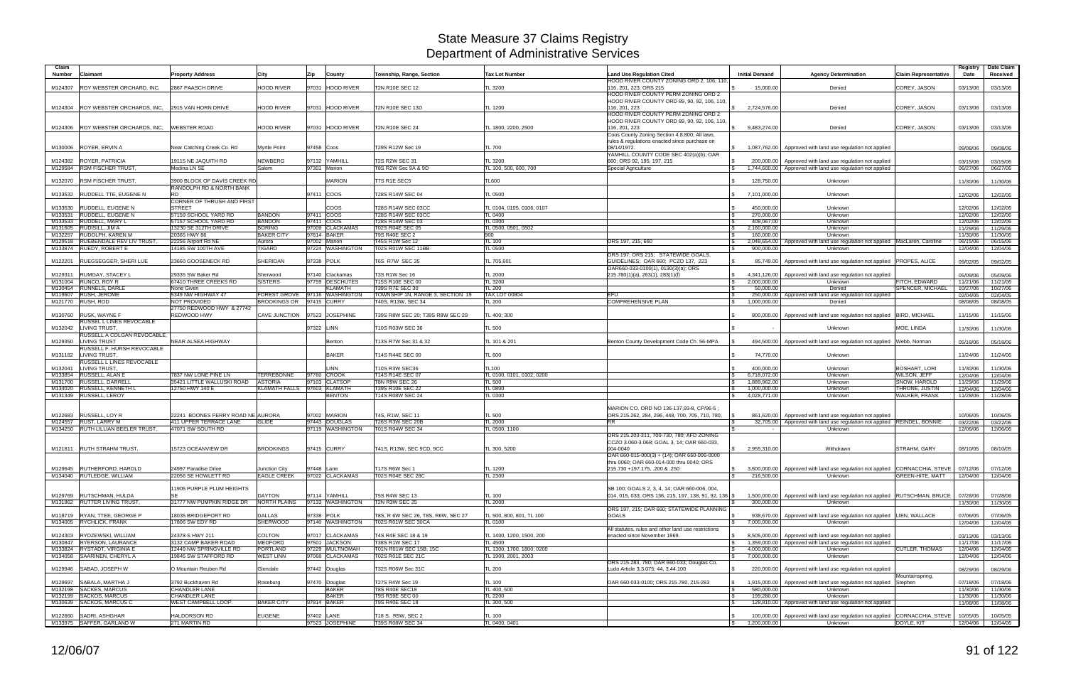# State Measure 37 Claims Registry
## Department of Administrative Services

| Claim Number | Claimant | Property Address | City | Zip | County | Township, Range, Section | Tax Lot Number | Land Use Regulation Cited | Initial Demand | Agency Determination | Claim Representative | Registry Date | Date Claim Received |
|---|---|---|---|---|---|---|---|---|---|---|---|---|---|
| M124307 | ROY WEBSTER ORCHARD, INC, | 2867 PAASCH DRIVE | HOOD RIVER | 97031 | HOOD RIVER | T2N R10E SEC 12 | TL 3200 | HOOD RIVER COUNTY ZONING ORD 2, 106, 110, 116, 201, 223; ORS 215 | $ 15,000.00 | Denied | COREY, JASON | 03/13/06 | 03/13/06 |
| M124304 | ROY WEBSTER ORCHARDS, INC, | 2915 VAN HORN DRIVE | HOOD RIVER | 97031 | HOOD RIVER | T2N R10E SEC 13D | TL 1200 | HOOD RIVER COUNTY PERM ZONING ORD 2 HOOD RIVER COUNTY ORD 89, 90, 92, 106, 110, 116, 201, 223 | $ 2,724,576.00 | Denied | COREY, JASON | 03/13/06 | 03/13/06 |
| M124306 | ROY WEBSTER ORCHARDS, INC, | WEBSTER ROAD | HOOD RIVER | 97031 | HOOD RIVER | T2N R10E SEC 24 | TL 1800, 2200, 2500 | HOOD RIVER COUNTY PERM ZONING ORD 2 HOOD RIVER COUNTY ORD 89, 90, 92, 106, 110, 116, 201, 223 | $ 9,483,274.00 | Denied | COREY, JASON | 03/13/06 | 03/13/06 |
| M130006 | ROYER, ERVIN A | Near Catching Creek Co. Rd | Myrtle Point | 97458 | Coos | T29S R12W Sec 19 | TL 700 | Coos County Zoning Section 4.8.800; All laws, rules & regulations enacted since purchase on 08/14/1972. | $ 1,087,762.00 | Approved with land use regulation not applied | | 09/08/06 | 09/08/06 |
| M124382 | ROYER, PATRICIA | 19115 NE JAQUITH RD | NEWBERG | 97132 | YAMHILL | T2S R2W SEC 31 | TL 3200 | YAMHILL COUNTY CODE SEC 402(a)(b); OAR 660; ORS 92, 195, 197, 215 | $ 200,000.00 | Approved with land use regulation not applied | | 03/15/06 | 03/15/06 |
| M129584 | RSM FISCHER TRUST, | Medina LN SE | Salem | 97301 | Marion | T8S R2W Sec 9A & 9D | TL 100, 500, 600, 700 | Special Agriculture | $ 1,744,600.00 | Approved with land use regulation not applied | | 06/27/06 | 06/27/06 |
| M132070 | RSM FISCHER TRUST, | 3900 BLOCK OF DAVIS CREEK RD | | | MARION | T7S R1E SEC5 | TL600 | | $ 128,750.00 | Unknown | | 11/30/06 | 11/30/06 |
| M133532 | RUDDELL TTE, EUGENE N | RANDOLPH RD & NORTH BANK RD | | 97411 | COOS | T28S R14W SEC 04 | TL 0500 | | $ 7,101,000.00 | Unknown | | 12/02/06 | 12/02/06 |
| M133530 | RUDDELL, EUGENE N | CORNER OF THRUSH AND FIRST STREET | | | COOS | T28S R14W SEC 03CC | TL 0104, 0105, 0106, 0107 | | $ 450,000.00 | Unknown | | 12/02/06 | 12/02/06 |
| M133531 | RUDDELL, EUGENE N | 57159 SCHOOL YARD RD | BANDON | 97411 | COOS | T28S R14W SEC 03CC | TL 0400 | | $ 270,000.00 | Unknown | | 12/02/06 | 12/02/06 |
| M133533 | RUDDELL, MARY L | 57157 SCHOOL YARD RD | BANDON | 97411 | COOS | T28S R14W SEC 03 | TL 0300 | | $ 408,067.00 | Unknown | | 12/02/06 | 12/02/06 |
| M131605 | RUDISILL, JIM A | 13230 SE 312TH DRIVE | BORING | 97009 | CLACKAMAS | T02S R04E SEC 05 | TL 0500, 0501, 0502 | | $ 2,160,000.00 | Unknown | | 11/29/06 | 11/29/06 |
| M132257 | RUDOLPH, KAREN M | 20365 HWY 86 | BAKER CITY | 97814 | BAKER | T9S R40E SEC 2 | 900 | | $ 160,000.00 | Unknown | | 11/30/06 | 11/30/06 |
| M129518 | RUEBENDALE REV LIV TRUST, | 22256 Airport Rd NE | Aurora | 97002 | Marion | T4S R1W Sec 12 | TL 100 | ORS 197, 215, 660 | $ 2,048,654.00 | Approved with land use regulation not applied | MacLaren, Caroline | 06/15/06 | 06/15/06 |
| M133874 | RUEDY, ROBERT E | 14185 SW 100TH AVE | TIGARD | 97224 | WASHINGTON | T02S R01W SEC 11BB | TL 0500 | | $ 900,000.00 | Unknown | | 12/04/06 | 12/04/06 |
| M122201 | RUEGSEGGER, SHERI LUE | 23660 GOOSENECK RD | SHERIDAN | 97338 | POLK | T6S R7W SEC 35 | TL 705,601 | ORS 197; ORS 215; STATEWIDE GOALS, GUIDELINES; OAR 660; PCZO 137, 223 | $ 85,749.00 | Approved with land use regulation not applied | PROPES, ALICE | 09/02/05 | 09/02/05 |
| M129311 | RUMGAY, STACEY L | 29335 SW Baker Rd | Sherwood | 97140 | Clackamas | T3S R1W Sec 16 | TL 2000 | OAR660-033-0100(1), 0130(3)(a); ORS 215.780(1)(a), 263(1), 283(1)(f) | $ 4,341,126.00 | Approved with land use regulation not applied | | 05/09/06 | 05/09/06 |
| M131004 | RUNCO, ROY R | 67410 THREE CREEKS RD | SISTERS | 97759 | DESCHUTES | T15S R10E SEC 00 | TL 3200 | | $ 2,000,000.00 | Unknown | FITCH, EDWARD | 11/21/06 | 11/21/06 |
| M130459 | RUNNELS, DARLE | None Given | | | KLAMATH | T39S R7E SEC 30 | TL 200 | | $ 50,000.00 | Denied | SPENCER, MICHAEL | 10/27/06 | 10/27/06 |
| M119607 | RUSH, JEROME | 5349 NW HIGHWAY 47 | FOREST GROVE | 97116 | WASHINGTON | TOWNSHIP 1N, RANGE 3, SECTION 19 | TAX LOT 00804 | EFU | $ 250,000.00 | Approved with land use regulation not applied | | 02/04/05 | 02/04/05 |
| M121770 | RUSH, ROD | NOT PROVIDED | BROOKINGS OR | 97415 | CURRY | T40S, R13W, SEC 34 | TL 200 | COMPREHENSIVE PLAN | $ 1,000,000.00 | Denied | | 08/08/05 | 08/08/05 |
| M130760 | RUSK, WAYNE F | 27750 REDWOOD HWY & 27742 REDWOOD HWY | CAVE JUNCTION | 97523 | JOSEPHINE | T39S R8W SEC 20; T39S R8W SEC 29 | TL 400; 300 | | $ 800,000.00 | Approved with land use regulation not applied | BIRD, MICHAEL | 11/15/06 | 11/15/06 |
| M132042 | RUSSEL L LINES REVOCABLE LIVING TRUST, | | | 97322 | LINN | T10S R03W SEC 36 | TL 500 | | $ - | Unknown | MOE, LINDA | 11/30/06 | 11/30/06 |
| M129350 | RUSSELL A COLGAN REVOCABLE LIVING TRUST | NEAR ALSEA HIGHWAY | | | Benton | T13S R7W Sec 31 & 32 | TL 101 & 201 | Benton County Development Code Ch. 56-MPA | $ 494,500.00 | Approved with land use regulation not applied | Webb, Norman | 05/18/06 | 05/18/06 |
| M131182 | RUSSELL F. HURSH REVOCABLE LIVING TRUST, | | | | BAKER | T14S R44E SEC 00 | TL 600 | | $ 74,770.00 | Unknown | | 11/24/06 | 11/24/06 |
| M132041 | RUSSELL L LINES REVOCABLE LIVING TRUST, | | | | LINN | T10S R3W SEC36 | TL100 | | $ 400,000.00 | Unknown | BOSHART, LORI | 11/30/06 | 11/30/06 |
| M133854 | RUSSELL, ALAN E | 7837 NW LONE PINE LN | TERREBONNE | 97760 | CROOK | T14S R14E SEC 07 | TL 0100, 0101, 0102, 0200 | | $ 6,718,072.00 | Unknown | WILSON, JEFF | 12/04/06 | 12/04/06 |
| M131700 | RUSSELL, DARRELL | 35421 LITTLE WALLUSKI ROAD | ASTORIA | 97103 | CLATSOP | T8N R9W SEC 26 | TL 500 | | $ 1,889,962.00 | Unknown | SNOW, HAROLD | 11/29/06 | 11/29/06 |
| M134020 | RUSSELL, KENNETH L | 12750 HWY 140 E | KLAMATH FALLS | 97603 | KLAMATH | T39S R10E SEC 22 | TL 0800 | | $ 1,000,000.00 | Unknown | THRONE, JUSTIN | 12/04/06 | 12/04/06 |
| M131349 | RUSSELL, LEROY | | | | BENTON | T14S R08W SEC 24 | TL 0300 | | $ 4,028,771.00 | Unknown | WALKER, FRANK | 11/28/06 | 11/28/06 |
| M122683 | RUSSELL, LOY R | 22241 BOONES FERRY ROAD NE | AURORA | 97002 | MARION | T4S, R1W, SEC 11 | TL 500 | MARION CO. ORD NO 136-137,93-8, CP/96-5 ; ORS 215.262, 284, 296, 448, 700, 705, 710, 780, | $ 861,620.00 | Approved with land use regulation not applied | | 10/06/05 | 10/06/05 |
| M124557 | RUST, LARRY M | 411 UPPER TERRACE LANE | GLIDE | 97443 | DOUGLAS | T26S R3W SEC 20B | TL 2000 | RR | $ 32,705.00 | Approved with land use regulation not applied | REINDEL, BONNIE | 03/22/06 | 03/22/06 |
| M134250 | RUTH LILLIAN BEELER TRUST, | 47071 SW SOUTH RD | | 97119 | WASHINGTON | T01S R04W SEC 34 | TL 0500, 1100 | | $ - | Unknown | | 12/06/06 | 12/06/06 |
| M121811 | RUTH STRAHM TRUST, | 15723 OCEANVIEW DR | BROOKINGS | 97415 | CURRY | T41S, R13W, SEC 9CD, 9CC | TL 300, 5200 | ORS 215.203-311, 700-730, 780; AFD ZONING CCZO 3.060-3.068; GOAL 3, 14; OAR 660-033, 004-0040 | $ 2,955,310.00 | Withdrawn | STRAHM, GARY | 08/10/05 | 08/10/05 |
| M129645 | RUTHERFORD, HAROLD | 24997 Paradise Drive | Junction City | 97448 | Lane | T17S R6W Sec 1 | TL 1200 | OAR 660-015-000(3) + (14); OAR 660-006-0000 thru 0060; OAR 660-014-000 thru 0040; ORS 215.730 +197.175, .200 & .250 | $ 3,600,000.00 | Approved with land use regulation not applied | CORNACCHIA, STEVE | 07/12/06 | 07/12/06 |
| M134040 | RUTLEDGE, WILLIAM | 22056 SE HOWLETT RD | EAGLE CREEK | 97022 | CLACKAMAS | T02S R04E SEC 28C | TL 2300 | | $ 216,500.00 | Unknown | GREEN-HITE, MATT | 12/04/06 | 12/04/06 |
| M129769 | RUTSCHMAN, HULDA | 11905 PURPLE PLUM HEIGHTS SE | DAYTON | 97114 | YAMHILL | T5S R4W SEC 13 | TL 100 | SB 100; GOALS 2, 3, 4, 14; OAR 660-006, 004, 014, 015, 033; ORS 136, 215, 197, 138, 91, 92, 136 | $ 1,500,000.00 | Approved with land use regulation not applied | RUTSCHMAN, BRUCE | 07/28/06 | 07/28/06 |
| M131962 | RUTTER LIVING TRUST, | 31777 NW PUMPKIN RIDGE DR | NORTH PLAINS | 97133 | WASHINGTON | T2N R3W SEC 25 | TL 2000 | | $ 300,000.00 | Unknown | | 11/30/06 | 11/30/06 |
| M118719 | RYAN, TTEE, GEORGE P | 18035 BRIDGEPORT RD | DALLAS | 97338 | POLK | T8S, R 6W SEC 26, T8S, R6W, SEC 27 | TL 500, 800, 801, TL 100 | ORS 197, 215; OAR 660; STATEWIDE PLANNING GOALS | $ 938,670.00 | Approved with land use regulation not applied | LIEN, WALLACE | 07/06/05 | 07/06/05 |
| M134005 | RYCHLICK, FRANK | 17806 SW EDY RD | SHERWOOD | 97140 | WASHINGTON | T02S R01W SEC 30CA | TL 0100 | | $ 7,000,000.00 | Unknown | | 12/04/06 | 12/04/06 |
| M124303 | RYDZEWSKI, WILLIAM | 24378 S HWY 211 | COLTON | 97017 | CLACKAMAS | T4S R4E SEC 18 & 19 | TL 1400, 1200, 1500, 200 | All statutes, rules and other land use restrictions enacted since November 1969. | $ 8,505,000.00 | Approved with land use regulation not applied | | 03/13/06 | 03/13/06 |
| M130847 | RYERSON, LAURANCE | 3132 CAMP BAKER ROAD | MEDFORD | 97501 | JACKSON | T38S R1W SEC 17 | TL 4500 | | $ 1,359,000.00 | Approved with land use regulation not applied | | 11/17/06 | 11/17/06 |
| M133824 | RYSTADT, VIRGINIA E | 12449 NW SPRINGVILLE RD | PORTLAND | 97229 | MULTNOMAH | T01N R01W SEC 15B; 15C | TL 1300, 1700, 1800, 0200 | | $ 4,000,000.00 | Unknown | CUTLER, THOMAS | 12/04/06 | 12/04/06 |
| M134058 | SAARINEN, CHERYL A | 19845 SW STAFFORD RD | WEST LINN | 97068 | CLACKAMAS | T02S R01E SEC 21C | TL 1900, 2001, 2003 | | $ 7,000,000.00 | Unknown | | 12/04/06 | 12/04/06 |
| M129946 | SABAD, JOSEPH W | O Mountain Reuben Rd | Glendale | 97442 | Douglas | T32S R06W Sec 31C | TL 200 | ORS 215.283, 780; OAR 660-033; Douglas Co. Ludo Article 3,3.075; 44, 3.44.100 | $ 220,000.00 | Approved with land use regulation not applied | | 08/29/06 | 08/29/06 |
| M129697 | SABALA, MARTHA J | 3792 Buckhaven Rd | Roseburg | 97470 | Douglas | T27S R4W Sec 19 | TL 100 | OAR 660-033-0100; ORS 215.780, 215-283 | $ 1,915,000.00 | Approved with land use regulation not applied | Mountainspring, Stephen | 07/18/06 | 07/18/06 |
| M132198 | SACKES, MARCUS | CHANDLER LANE | | | BAKER | T8S R40E SEC18 | TL 400, 500 | | $ 580,000.00 | Unknown | | 11/30/06 | 11/30/06 |
| M132199 | SACKOS, MARCUS | CHANDLER LANE | | | BAKER | T9S R39E SEC 00 | TL 2200 | | $ 199,280.00 | Unknown | | 11/30/06 | 11/30/06 |
| M130639 | SACKOS, MARCUS C | WEST CAMPBELL LOOP. | BAKER CITY | 97814 | BAKER | T9S R40E SEC 18 | TL 300, 500 | | $ 128,810.00 | Approved with land use regulation not applied | | 11/08/06 | 11/08/06 |
| M122660 | SADRI, ASHGHAR | HALDORSON RD | EUGENE | 97402 | LANE | T18 S, R5W, SEC 2 | TL 100 | | $ 100,000.00 | Approved with land use regulation not applied | CORNACCHIA, STEVE | 10/05/05 | 10/05/05 |
| M133975 | SAFFER, GARLAND W | 271 MARTIN RD | | 97523 | JOSEPHINE | T39S R08W SEC 34 | TL 0400, 0401 | | $ 1,200,000.00 | Unknown | DOYLE, KIT | 12/04/06 | 12/04/06 |

12/06/07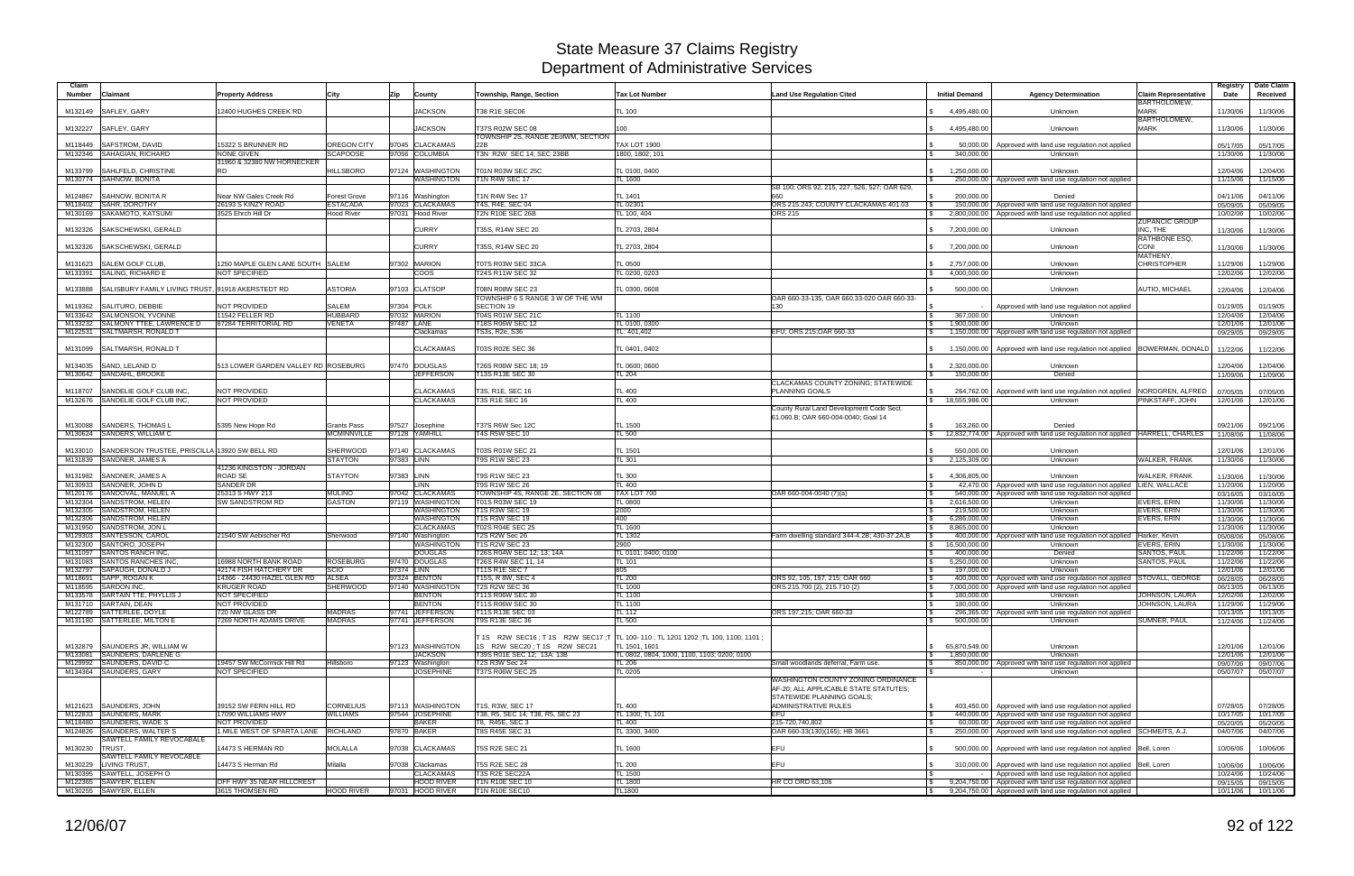# State Measure 37 Claims Registry
# Department of Administrative Services

| Claim Number | Claimant | Property Address | City | Zip | County | Township, Range, Section | Tax Lot Number | Land Use Regulation Cited | Initial Demand | Agency Determination | Claim Representative | Registry Date | Date Claim Received |
|---|---|---|---|---|---|---|---|---|---|---|---|---|---|
| M132149 | SAFLEY, GARY | 12400 HUGHES CREEK RD | | | JACKSON | T38 R1E SEC06 | TL 100 | | $ 4,495,480.00 | Unknown | BARTHOLOMEW, MARK | 11/30/06 | 11/30/06 |
| M132227 | SAFLEY, GARY | | | | JACKSON | T37S R02W SEC 08 | 100 | | $ 4,495,480.00 | Unknown | BARTHOLOMEW, MARK | 11/30/06 | 11/30/06 |
| M118449 | SAFSTROM, DAVID | 15322 S BRUNNER RD | OREGON CITY | 97045 | CLACKAMAS | TOWNSHIP 2S, RANGE 2EofWM, SECTION 22B | TAX LOT 1900 | | $ 50,000.00 | Approved with land use regulation not applied | | 05/17/05 | 05/17/05 |
| M132346 | SAHAGIAN, RICHARD | NONE GIVEN | SCAPOOSE | 97056 | COLUMBIA | T3N R2W SEC 14; SEC 23BB | 1800, 1802; 101 | | $ 340,000.00 | Unknown | | 11/30/06 | 11/30/06 |
| M133799 | SAHLFELD, CHRISTINE | 31960 & 32380 NW HORNECKER RD | HILLSBORO | 97124 | WASHINGTON | T01N R03W SEC 25C | TL 0100, 0400 | | $ 1,250,000.00 | Unknown | | 12/04/06 | 12/04/06 |
| M130774 | SAHNOW, BONITA | | | | WASHINGTON | T1N R4W SEC 17 | TL 1600 | | $ 250,000.00 | Approved with land use regulation not applied | | 11/15/06 | 11/15/06 |
| M124867 | SAHNOW, BONITA R | Near NW Gales Creek Rd | Forest Grove | 97116 | Washington | T1N R4W Sec 17 | TL 1401 | SB 100; ORS 92, 215, 227, 526, 527; OAR 629, 660 | $ 200,000.00 | Denied | | 04/11/06 | 04/11/06 |
| M118402 | SAHR, DOROTHY | 26193 S KINZY ROAD | ESTACADA | 97023 | CLACKAMAS | T4S, R4E, SEC 04 | TL 02301 | ORS 215.243; COUNTY CLACKAMAS 401.03 | $ 150,000.00 | Approved with land use regulation not applied | | 05/09/05 | 05/09/05 |
| M130169 | SAKAMOTO, KATSUMI | 3525 Ehrch Hil Dr | Hood River | 97031 | Hood River | T2N R10E SEC 26B | TL 100, 404 | ORS 215 | $ 2,800,000.00 | Approved with land use regulation not applied | | 10/02/06 | 10/02/06 |
| M132326 | SAKSCHEWSKI, GERALD | | | | CURRY | T35S, R14W SEC 20 | TL 2703, 2804 | | $ 7,200,000.00 | Unknown | ZUPANCIC GROUP INC, THE | 11/30/06 | 11/30/06 |
| M132326 | SAKSCHEWSKI, GERALD | | | | CURRY | T35S, R14W SEC 20 | TL 2703, 2804 | | $ 7,200,000.00 | Unknown | RATHBONE ESQ, CONI | 11/30/06 | 11/30/06 |
| M131623 | SALEM GOLF CLUB, | 1250 MAPLE GLEN LANE SOUTH | SALEM | 97302 | MARION | T07S R03W SEC 33CA | TL 0500 | | $ 2,757,000.00 | Unknown | MATHENY, CHRISTOPHER | 11/29/06 | 11/29/06 |
| M133391 | SALING, RICHARD E | NOT SPECIFIED | | | COOS | T24S R11W SEC 32 | TL 0200, 0203 | | $ 4,000,000.00 | Unknown | | 12/02/06 | 12/02/06 |
| M133888 | SALISBURY FAMILY LIVING TRUST, | 91918 AKERSTEDT RD | ASTORIA | 97103 | CLATSOP | T08N R08W SEC 23 | TL 0300, 0608 | | $ 500,000.00 | Unknown | AUTIO, MICHAEL | 12/04/06 | 12/04/06 |
| M119362 | SALITURO, DEBBIE | NOT PROVIDED | SALEM | 97304 | POLK | TOWNSHIP 6 S RANGE 3 W OF THE WM SECTION 19 | | OAR 660-33-135, OAR 660.33-020 OAR 660-33-130 | $ - | Approved with land use regulation not applied | | 01/19/05 | 01/19/05 |
| M133642 | SALMONSON, YVONNE | 11542 FELLER RD | HUBBARD | 97032 | MARION | T04S R01W SEC 21C | TL 1100 | | $ 367,000.00 | Unknown | | 12/04/06 | 12/04/06 |
| M133232 | SALMONY TTEE, LAWRENCE D | 87284 TERRITORIAL RD | VENETA | 97487 | LANE | T18S R06W SEC 12 | TL 0100, 0300 | | $ 1,900,000.00 | Unknown | | 12/01/06 | 12/01/06 |
| M122531 | SALTMARSH, RONALD T | | | | Clackamas | TS3s, R2e, S36 | TL: 401,402 | EFU; ORS 215;OAR 660-33 | $ 1,150,000.00 | Approved with land use regulation not applied | | 09/29/05 | 09/29/05 |
| M131099 | SALTMARSH, RONALD T | | | | CLACKAMAS | T03S R02E SEC 36 | TL 0401, 0402 | | $ 1,150,000.00 | Approved with land use regulation not applied | BOWERMAN, DONALD | 11/22/06 | 11/22/06 |
| M134035 | SAND, LELAND D | 513 LOWER GARDEN VALLEY RD | ROSEBURG | 97470 | DOUGLAS | T26S R06W SEC 18; 19 | TL 0600; 0600 | | $ 2,320,000.00 | Unknown | | 12/04/06 | 12/04/06 |
| M130642 | SANDAHL, BROOKE | | | | JEFFERSON | T13S R13E SEC 30 | TL 204 | | $ 150,000.00 | Denied | | 11/09/06 | 11/09/06 |
| M118707 | SANDELIE GOLF CLUB INC, | NOT PROVIDED | | | CLACKAMAS | T3S, R1E, SEC 16 | TL 400 | CLACKAMAS COUNTY ZONING; STATEWIDE PLANNING GOALS | $ 264,762.00 | Approved with land use regulation not applied | NORDGREN, ALFRED | 07/05/05 | 07/05/05 |
| M132676 | SANDELIE GOLF CLUB INC, | NOT PROVIDED | | | CLACKAMAS | T3S R1E SEC 16 | TL 400 | | $ 18,555,986.00 | Unknown | PINKSTAFF, JOHN | 12/01/06 | 12/01/06 |
| M130088 | SANDERS, THOMAS L | 5395 New Hope Rd | Grants Pass | 97527 | Josephine | T37S R6W Sec 12C | TL 1500 | County Rural Land Development Code Sect. 61.060.B; OAR 660-004-0040; Goal 14 | $ 163,260.00 | Denied | | 09/21/06 | 09/21/06 |
| M130624 | SANDERS, WILLIAM C | | MCMINNVILLE | 97128 | YAMHILL | T4S R5W SEC 10 | TL 500 | | $ 12,832,774.00 | Approved with land use regulation not applied | HARRELL, CHARLES | 11/08/06 | 11/08/06 |
| M133010 | SANDERSON TRUSTEE, PRISCILLA | 13920 SW BELL RD | SHERWOOD | 97140 | CLACKAMAS | T03S R01W SEC 21 | TL 1501 | | $ 550,000.00 | Unknown | | 12/01/06 | 12/01/06 |
| M131839 | SANDNER, JAMES A | | STAYTON | 97383 | LINN | T9S R1W SEC 23 | TL 301 | | $ 2,125,309.00 | Unknown | WALKER, FRANK | 11/30/06 | 11/30/06 |
| M131982 | SANDNER, JAMES A | 41236 KINGSTON - JORDAN ROAD SE | STAYTON | 97383 | LINN | T9S R1W SEC 23 | TL 300 | | $ 4,306,805.00 | Unknown | WALKER, FRANK | 11/30/06 | 11/30/06 |
| M130933 | SANDNER, JOHN D | SANDER DR | | | LINN | T9S R1W SEC 26 | TL 400 | | $ 42,470.00 | Approved with land use regulation not applied | LIEN, WALLACE | 11/20/06 | 11/20/06 |
| M120176 | SANDOVAL, MANUEL A | 25313 S HWY 213 | MULINO | 97042 | CLACKAMAS | TOWNSHIP 4S, RANGE 2E, SECTION 08 | TAX LOT 700 | OAR 660-004-0040 (7)(a) | $ 540,000.00 | Approved with land use regulation not applied | | 03/16/05 | 03/16/05 |
| M132304 | SANDSTROM, HELEN | SW SANDSTROM RD | GASTON | 97119 | WASHINGTON | T01S R03W SEC 19 | TL 0800 | | $ 2,616,500.00 | Unknown | EVERS, ERIN | 11/30/06 | 11/30/06 |
| M132305 | SANDSTROM, HELEN | | | | WASHINGTON | T1S R3W SEC 19 | 2000 | | $ 219,500.00 | Unknown | EVERS, ERIN | 11/30/06 | 11/30/06 |
| M132306 | SANDSTROM, HELEN | | | | WASHINGTON | T1S R3W SEC 19 | 400 | | $ 6,286,000.00 | Unknown | EVERS, ERIN | 11/30/06 | 11/30/06 |
| M131950 | SANDSTROM, JON L | | | | CLACKAMAS | T02S R04E SEC 25 | TL 1600 | | $ 8,865,000.00 | Unknown | | 11/30/06 | 11/30/06 |
| M129303 | SANTESSON, CAROL | 21540 SW Aebischer Rd | Sherwood | 97140 | Washington | T2S R2W Sec 26 | TL 1302 | Farm dwelling standard 344-4.2B; 430-37.2A,B | $ 400,000.00 | Approved with land use regulation not applied | Harker, Kevin | 05/08/06 | 05/08/06 |
| M132300 | SANTORO, JOSEPH | | | | WASHINGTON | T1S R2W SEC 23 | 2900 | | $ 16,500,000.00 | Unknown | EVERS, ERIN | 11/30/06 | 11/30/06 |
| M131097 | SANTOS RANCH INC, | | | | DOUGLAS | T26S R04W SEC 12; 13; 14A | TL 0101; 0400; 0100 | | $ 400,000.00 | Denied | SANTOS, PAUL | 11/22/06 | 11/22/06 |
| M131083 | SANTOS RANCHES INC, | 16988 NORTH BANK ROAD | ROSEBURG | 97470 | DOUGLAS | T26S R4W SEC 11, 14 | TL 101 | | $ 5,250,000.00 | Unknown | SANTOS, PAUL | 11/22/06 | 11/22/06 |
| M132797 | SAPAUGH, DONALD J | 42174 FISH HATCHERY DR | SCIO | 97374 | LINN | T11S R1E SEC 7 | 805 | | $ 197,000.00 | Unknown | | 12/01/06 | 12/01/06 |
| M118691 | SAPP, ROGAN K | 14366 - 24430 HAZEL GLEN RD | ALSEA | 97324 | BENTON | T15S, R 8W, SEC 4 | TL 200 | ORS 92, 105, 197, 215; OAR 660 | $ 400,000.00 | Approved with land use regulation not applied | STOVALL, GEORGE | 06/28/05 | 06/28/05 |
| M118595 | SARDON INC, | KRUGER ROAD | SHERWOOD | 97140 | WASHINGTON | T2S R2W SEC 36 | TL 1000 | ORS 215.700 (2), 215.710 (2) | $ 7,000,000.00 | Approved with land use regulation not applied | | 06/13/05 | 06/13/05 |
| M133578 | SARTAIN TTE, PHYLLIS J | NOT SPECIFIED | | | BENTON | T11S R06W SEC 30 | TL 1100 | | $ 180,000.00 | Unknown | JOHNSON, LAURA | 12/02/06 | 12/02/06 |
| M131710 | SARTAIN, DEAN | NOT PROVIDED | | | BENTON | T11S R06W SEC 30 | TL 1100 | | $ 180,000.00 | Unknown | JOHNSON, LAURA | 11/29/06 | 11/29/06 |
| M122789 | SATTERLEE, DOYLE | 720 NW GLASS DR | MADRAS | 97741 | JEFFERSON | T11S R13E SEC 03 | TL 112 | ORS 197,215; OAR 660-33 | $ 296,365.00 | Approved with land use regulation not applied | | 10/13/05 | 10/13/05 |
| M131180 | SATTERLEE, MILTON E | 7269 NORTH ADAMS DRIVE | MADRAS | 97741 | JEFFERSON | T9S R13E SEC 36 | TL 500 | | $ 500,000.00 | Unknown | SUMNER, PAUL | 11/24/06 | 11/24/06 |
| M132879 | SAUNDERS JR, WILLIAM W | | | 97123 | WASHINGTON | T 1S R2W SEC16 ; T 1S R2W SEC17 ;T 1S R2W SEC20 ; T 1S R2W SEC21 | TL 100- 110 ; TL 1201 1202 ;TL 100, 1100, 1101 ; TL 1501, 1601 | | $ 65,870,549.00 | Unknown | | 12/01/06 | 12/01/06 |
| M133081 | SAUNDERS, DARLENE G | | | | JACKSON | T39S R01E SEC 12; 13A; 13B | TL 0802, 0804, 1000, 1100, 1103, 0200, 0100 | | $ 1,850,000.00 | Unknown | | 12/01/06 | 12/01/06 |
| M129992 | SAUNDERS, DAVID C | 19457 SW McCormick Hill Rd | Hillsboro | 97123 | Washington | T2S R3W Sec 24 | TL 206 | Small woodlands deferral, Farm use. | $ 850,000.00 | Approved with land use regulation not applied | | 09/07/06 | 09/07/06 |
| M134364 | SAUNDERS, GARY | NOT SPECIFIED | | | JOSEPHINE | T37S R06W SEC 25 | TL 0205 | | $ - | Unknown | | 05/07/07 | 05/07/07 |
| M121623 | SAUNDERS, JOHN | 39152 SW FERN HILL RD | CORNELIUS | 97113 | WASHINGTON | T1S, R3W, SEC 17 | TL 400 | WASHINGTON COUNTY ZONING ORDINANCE AF-20; ALL APPLICABLE STATE STATUTES; STATEWIDE PLANNING GOALS; ADMINISTRATIVE RULES | $ 403,450.00 | Approved with land use regulation not applied | | 07/28/05 | 07/28/05 |
| M122833 | SAUNDERS, MARK | 17090 WILLIAMS HWY | WILLIAMS | 97544 | JOSEPHINE | T38, R5, SEC 14, T38, R5, SEC 23 | TL 1300; TL 101 | EFU | $ 440,000.00 | Approved with land use regulation not applied | | 10/17/05 | 10/17/05 |
| M118480 | SAUNDERS, WADE S | NOT PROVIDED | | | BAKER | T8, R45E, SEC 3 | TL 400 | 215-720,740,802 | $ 60,000.00 | Approved with land use regulation not applied | | 05/20/05 | 05/20/05 |
| M124826 | SAUNDERS, WALTER S | 1 MILE WEST OF SPARTA LANE | RICHLAND | 97870 | BAKER | T8S R45E SEC 31 | TL 3300, 3400 | OAR 660-33(130)(165); HB 3661 | $ 250,000.00 | Approved with land use regulation not applied | SCHMEITS, A.J. | 04/07/06 | 04/07/06 |
| M130230 | SAWTELL FAMILY REVOCABLE TRUST, | 14473 S HERMAN RD | MOLALLA | 97038 | CLACKAMAS | T5S R2E SEC 21 | TL 1600 | EFU | $ 500,000.00 | Approved with land use regulation not applied | Bell, Loren | 10/06/06 | 10/06/06 |
| M130229 | SAWTELL FAMILY REVOCABLE LIVING TRUST, | 14473 S Herman Rd | Milalla | 97038 | Clackamas | T5S R2E SEC 28 | TL 200 | EFU | $ 310,000.00 | Approved with land use regulation not applied | Bell, Loren | 10/06/06 | 10/06/06 |
| M130395 | SAWTELL, JOSEPH O | | | | CLACKAMAS | T3S R2E SEC22A | TL 1500 | | $ - | Approved with land use regulation not applied | | 10/24/06 | 10/24/06 |
| M122365 | SAWYER, ELLEN | OFF HWY 35 NEAR HILLCREST | | | HOOD RIVER | T1N R10E SEC 10 | TL 1800 | HR CO ORD 63,106 | $ 9,204,750.00 | Approved with land use regulation not applied | | 09/15/05 | 09/15/05 |
| M130255 | SAWYER, ELLEN | 3615 THOMSEN RD | HOOD RIVER | 97031 | HOOD RIVER | T1N R10E SEC10 | TL1800 | | $ 9,204,750.00 | Approved with land use regulation not applied | | 10/11/06 | 10/11/06 |

12/06/07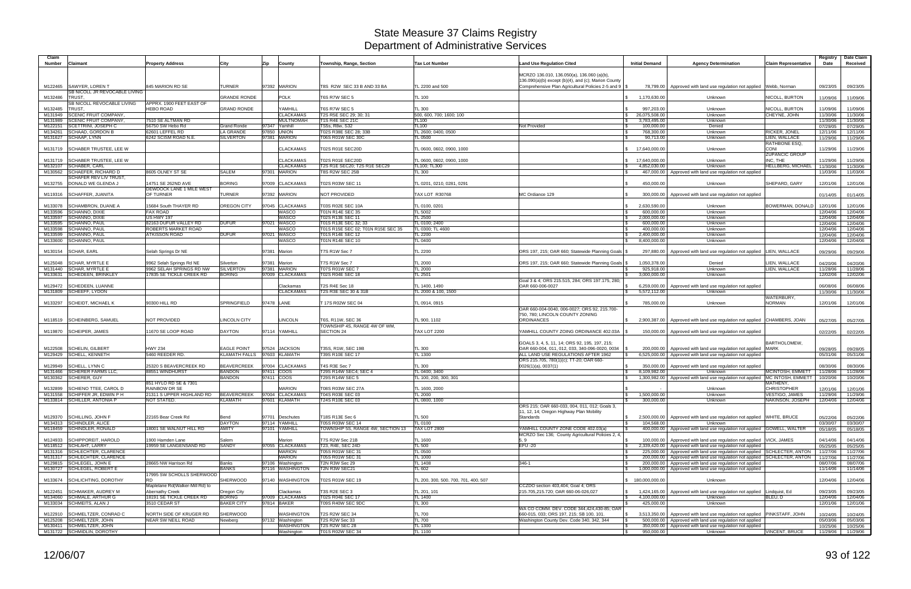# State Measure 37 Claims Registry
## Department of Administrative Services

| Claim Number | Claimant | Property Address | City | Zip | County | Township, Range, Section | Tax Lot Number | Land Use Regulation Cited | Initial Demand | Agency Determination | Claim Representative | Registry Date | Date Claim Received |
|---|---|---|---|---|---|---|---|---|---|---|---|---|---|
| M122465 | SAWYER, LOREN T | 845 MARION RD SE | TURNER | 97392 | MARION | T8S R2W SEC 33 B AND 33 BA | TL 2200 and 500 | MCRZO 136.010, 136.050(a), 136.060 (a)(b), 136.090(a)(b) except (b)(4), and (c); Marion County Comprehensive Plan Agricultural Policies 2-5 and 9 | $ 78,799.00 | Approved with land use regulation not applied | Webb, Norman | 09/23/05 | 09/23/05 |
| M132486 | SB NICOLL JR REVOCABLE LIVING TRUST, |  | GRANDE RONDE |  | POLK | T6S R7W SEC 5 | TL 100 |  | $ 1,170,630.00 | Unknown | NICOLL, BURTON | 11/09/06 | 11/09/06 |
| M132485 | SB NICOLL REVOCABLE LIVING TRUST, | APPRX. 1900 FEET EAST OF HEBO ROAD | GRAND RONDE |  | YAMHILL | T6S R7W SEC 5 | TL 300 |  | $ 997,203.00 | Unknown | NICOLL, BURTON | 11/09/06 | 11/09/06 |
| M131949 | SCENIC FRUIT COMPANY, |  |  |  | CLACKAMAS | T2S R5E SEC 29; 30; 31 | 500, 600, 700; 1600; 100 |  | $ 26,075,508.00 | Unknown | CHEYNE, JOHN | 11/30/06 | 11/30/06 |
| M131989 | SCENIC FRUIT COMPANY, | 7510 SE ALTMAN RD |  |  | MULTNOMAH | T1S R4E SEC 21C | TL100 |  | $ 3,783,495.00 | Unknown |  | 11/30/06 | 11/30/06 |
| M122151 | SCETTRINI, JOSEPH C | 56750 SW Hebo Rd | Grand Ronde | 97347 | Yamhill | T55s, R8w, S32 | TL100 | Not Provided | $ 100,000.00 | Denied |  | 07/29/05 | 07/29/05 |
| M134261 | SCHAAD, GORDON B | 62601 LEFFEL RD | LA GRANDE | 97850 | UNION | T02S R38E SEC 28; 33B | TL 2600; 0400, 0500 |  | $ 768,300.00 | Unknown | RICKER, JONEL | 12/11/06 | 12/11/06 |
| M131627 | SCHAAP, LYNN | 6242 SCISM ROAD N.E. | SILVERTON | 97381 | MARION | T06S R01W SEC 30C | TL 0500 |  | $ 90,713.00 | Unknown | LIEN, WALLACE | 11/29/06 | 11/29/06 |
| M131719 | SCHABER TRUSTEE, LEE W |  |  |  | CLACKAMAS | T02S R01E SEC20D | TL 0600, 0602, 0900, 1000 |  | $ 17,640,000.00 | Unknown | RATHBONE ESQ, CONI | 11/29/06 | 11/29/06 |
| M131719 | SCHABER TRUSTEE, LEE W |  |  |  | CLACKAMAS | T02S R01E SEC20D | TL 0600, 0602, 0900, 1000 |  | $ 17,640,000.00 | Unknown | ZUPANCIC GROUP INC, THE | 11/29/06 | 11/29/06 |
| M132107 | SCHABER, CARL |  |  |  | CLACKAMAS | T2S R1E SEC20; T2S R1E SEC29 | TL100; TL300 |  | $ 4,852,030.00 | Unknown | HELLBERG, MICHAEL | 11/30/06 | 11/30/06 |
| M130562 | SCHAEFER, RICHARD D | 8605 OLNEY ST SE | SALEM | 97301 | MARION | T8S R2W SEC 25B | TL 300 |  | $ 467,000.00 | Approved with land use regulation not applied |  | 11/03/06 | 11/03/06 |
| M132755 | SCHAFER REV LIV TRUST, DONALD WE GLENDA J | 14751 SE 262ND AVE | BORING | 97009 | CLACKAMAS | T02S R03W SEC 11 | TL 0201, 0210, 0281, 0291 |  | $ 450,000.00 | Unknown | SHEPARD, GARY | 12/01/06 | 12/01/06 |
| M119316 | SCHAFFER, JUANITA | DEWDOCK LANE 1 MILE WEST OF TURNER | TURNER | 97392 | MARION | NOT PROVIDED | TAX LOT R30768 | MC Ordiance 129 | $ 300,000.00 | Approved with land use regulation not applied |  | 01/14/05 | 01/14/05 |
| M133078 | SCHAMBRON, DUANE A | 15684 South THAYER RD | OREGON CITY | 97045 | CLACKAMAS | T03S R02E SEC 10A | TL 0100, 0201 |  | $ 2,630,590.00 | Unknown | BOWERMAN, DONALD | 12/01/06 | 12/01/06 |
| M133596 | SCHANNO, DIXIE | FAX ROAD |  |  | WASCO | T01N R14E SEC 35 | TL 5002 |  | $ 600,000.00 | Unknown |  | 12/04/06 | 12/04/06 |
| M133597 | SCHANNO, DIXIE | US HWY 197 |  |  | WASCO | T02S R13E SEC 11 | TL 2500 |  | $ 2,000,000.00 | Unknown |  | 12/04/06 | 12/04/06 |
| M133595 | SCHANNO, PAUL | 82163 DUFUR VALLEY RD | DUFUR | 97021 | WASCO | T01S R13E SEC 32; 33 | TL 0100; 2400 |  | $ 600,000.00 | Unknown |  | 12/04/06 | 12/04/06 |
| M133598 | SCHANNO, PAUL | ROBERTS MARKET ROAD |  |  | WASCO | T01S R15E SEC 02; T01N R15E SEC 35 | TL 0300; TL 4600 |  | $ 400,000.00 | Unknown |  | 12/04/06 | 12/04/06 |
| M133599 | SCHANNO, PAUL | ATKISSON ROAD | DUFUR | 97021 | WASCO | T01S R14E SEC 12 | TL 2200 |  | $ 2,400,000.00 | Unknown |  | 12/04/06 | 12/04/06 |
| M133600 | SCHANNO, PAUL |  |  |  | WASCO | T01N R14E SEC 10 | TL 0400 |  | $ 8,400,000.00 | Unknown |  | 12/04/06 | 12/04/06 |
| M130154 | SCHAR, EARL | Selah Springs Dr NE |  | 97381 | Marion | T7S R1W Sec 7 | TL 2200 | ORS 197, 215; OAR 660; Statewide Planning Goals | $ 297,880.00 | Approved with land use regulation not applied | LIEN, WALLACE | 09/29/06 | 09/29/06 |
| M125048 | SCHAR, MYRTLE E | 9962 Selah Springs Rd NE | Silverton | 97381 | Marion | T7S R1W Sec 7 | TL 2000 | ORS 197, 215; OAR 660; Statewide Planning Goals | $ 1,050,378.00 | Denied | LIEN, WALLACE | 04/20/06 | 04/20/06 |
| M131440 | SCHAR, MYRTLE E | 9962 SELAH SPRINGS RD NW | SILVERTON | 97381 | MARION | T07S R01W SEC 7 | TL 2000 |  | $ 925,918.00 | Unknown | LIEN, WALLACE | 11/28/06 | 11/28/06 |
| M133631 | SCHEDEEN, BRINKLEY | 17835 SE TICKLE CREEK RD | BORING | 97009 | CLACKAMAS | T02S R04E SEC 18 | TL 2501 |  | $ 3,000,000.00 | Unknown |  | 12/02/06 | 12/02/06 |
| M129472 | SCHEDEEN, LUANNE |  |  |  | Clackamas | T2S R4E Sec 18 | TL 1400, 1490 | Goal 3 & 4; ORS 215.515, 284; ORS 197.175, 280; OAR 660-006-0027 | $ 6,259,000.00 | Approved with land use regulation not applied |  | 06/08/06 | 06/08/06 |
| M131809 | SCHEEFF, LYDON |  |  |  | CLACKAMAS | T2S R3E SEC 30 & 31B | TL 2000 & 100, 1500 |  | $ 5,572,112.00 | Unknown |  | 11/30/06 | 11/30/06 |
| M133297 | SCHEIDT, MICHAEL K | 90300 HILL RD | SPRINGFIELD | 97478 | LANE | T 17S R02W SEC 04 | TL 0914, 0915 |  | $ 785,000.00 | Unknown | WATERBURY, NORMAN | 12/01/06 | 12/01/06 |
| M118519 | SCHEINBERG, SAMUEL | NOT PROVIDED | LINCOLN CITY |  | LINCOLN | T6S, R11W, SEC 36 | TL 900, 1102 | OAR 660-004-0040, 006-0027; ORS 92, 215.700-750, 780; LINCOLN COUNTY ZONING ORDINANCES | $ 2,900,387.00 | Approved with land use regulation not applied | CHAMBERS, JOAN | 05/27/05 | 05/27/05 |
| M119870 | SCHEIPER, JAMES | 11670 SE LOOP ROAD | DAYTON | 97114 | YAMHILL | TOWNSHIP 4S, RANGE 4W OF WM, SECTION 24 | TAX LOT 2200 | YAMHILL COUNTY ZOING ORDINANCE 402.03A | $ 150,000.00 | Approved with land use regulation not applied |  | 02/22/05 | 02/22/05 |
| M122508 | SCHELIN, GILBERT | HWY 234 | EAGLE POINT | 97524 | JACKSON | T35S, R1W, SEC 19B | TL 300 | GOALS 3, 4, 5, 11, 14; ORS 92, 195, 197, 215; OAR 660-004, 011, 012, 033, 340-096-0020, 0034 | $ 200,000.00 | Approved with land use regulation not applied | BARTHOLOMEW, MARK | 09/28/05 | 09/28/05 |
| M129429 | SCHELL, KENNETH | 5460 REEDER RD. | KLAMATH FALLS | 97603 | KLAMATH | T39S R10E SEC 17 | TL 1300 | ALL LAND USE REGULATIONS AFTER 1962 | $ 6,525,000.00 | Approved with land use regulation not applied |  | 05/31/06 | 05/31/06 |
| M129949 | SCHELL, LYNN C | 25320 S BEAVERCREEK RD | BEAVERCREEK | 97004 | CLACKAMAS | T4S R3E Sec 7 | TL 300 | ORS 215.705, 780(1)(c); TT-20; OAR 660-0026(1)(a), 0037(1) | $ 350,000.00 | Approved with land use regulation not applied |  | 08/30/06 | 08/30/06 |
| M131466 | SCHERER FARMS LLC, | 88551 WINDHURST | BANDON | 97411 | COOS | T29S R14W SEC4; SEC 4 | TL 0400; 3400 |  | $ 8,109,982.00 | Unknown | MCINTOSH, EMMETT | 11/28/06 | 11/28/06 |
| M130362 | SCHERER, GUY |  | BANDON | 97411 | COOS | T29S R14W SEC 5 | TL 100, 200, 300, 301 |  | $ 1,300,982.00 | Approved with land use regulation not applied | MC INTOSH, EMMETT | 10/20/06 | 10/20/06 |
| M132899 | SCHIENO TTEE, CAROL D | 851 HYLO RD SE & 7301 RAINBOW DR SE |  |  | MARION | T08S R03W SEC 27A | TL 1600, 2000 |  | $ - | Unknown | MATHENY, CHRISTOPHER | 12/01/06 | 12/01/06 |
| M131558 | SCHIFFER JR, EDWIN P H | 21311 S UPPER HIGHLAND RD | BEAVERCREEK | 97004 | CLACKAMAS | T04S R03E SEC 03 | TL 2000 |  | $ 1,500,000.00 | Unknown | VESTIGO, JAMES | 11/29/06 | 11/29/06 |
| M133814 | SCHILLER, ANTONIA P | NOT STATED. | KLAMATH | 97601 | KLAMATH | T24S R10E SEC 03 | TL 0800, 1000 |  | $ 300,000.00 | Unknown | NAKINSON, JOSEPH | 12/04/06 | 12/04/06 |
| M129370 | SCHILLING, JOHN F | 22165 Bear Creek Rd | Bend | 97701 | Deschutes | T18S R13E Sec 6 | TL 500 | ORS 215; OAR 660-033, 004, 011, 012; Goals 3, 11, 12, 14; Oregon Highway Plan Mobility Standards | $ 2,500,000.00 | Approved with land use regulation not applied | WHITE, BRUCE | 05/22/06 | 05/22/06 |
| M134313 | SCHINDLER, ALICE |  | DAYTON | 97114 | YAMHILL | T05S R03W SEC 14 | TL 0100 |  | $ 104,568.00 | Unknown |  | 03/30/07 | 03/30/07 |
| M118459 | SCHINDLER, RONALD | 18001 SE WALNUT HILL RD | AMITY | 97101 | YAMHILL | TOWNSHIP 5S, RANGE 4W, SECTION 13 | TAX LOT 2800 | YAMHILL COUNTY ZONE CODE 402.03(a) | $ 400,000.00 | Approved with land use regulation not applied | GOWELL, WALTER | 05/18/05 | 05/18/05 |
| M124933 | SCHIPPOREIT, HAROLD | 1900 Hamden Lane | Salem |  | Marion | T7S R2W Sec 21B | TL 1600 | MCRZO Sec 136; County Agricultural Policies 2, 4, 5, 9 | $ 100,000.00 | Approved with land use regulation not applied | VICK, JAMES | 04/14/06 | 04/14/06 |
| M118512 | SCHLAHT, LARRY | 19959 SE LANGENSAND RD | SANDY | 97055 | CLACKAMAS | T23, R4E, SEC 24D | TL 500 | EFU -20 | $ 2,339,420.00 | Approved with land use regulation not applied |  | 05/25/05 | 05/25/05 |
| M131316 | SCHLECHTER, CLARENCE |  |  |  | MARION | T05S R01W SEC 31 | TL 0500 |  | $ 225,000.00 | Approved with land use regulation not applied | SCHLECTER, ANTON | 11/27/06 | 11/27/06 |
| M131317 | SCHLECHTER, CLARENCE |  |  |  | MARION | T05S R01W SEC 31 | TL 1000 |  | $ 200,000.00 | Approved with land use regulation not applied | SCHLECTER, ANTON | 11/27/06 | 11/27/06 |
| M129815 | SCHLEGEL, JOHN E | 28665 NW Harrison Rd | Banks | 97106 | Washington | T2N R3W Sec 29 | TL 1408 | 346-1 | $ 200,000.00 | Approved with land use regulation not applied |  | 08/07/06 | 08/07/06 |
| M130727 | SCHLEGEL, ROBERT E |  | BANKS | 97116 | WASHINGTON | T2N R3W SEC21 | TL 602 |  | $ 1,000,000.00 | Approved with land use regulation not applied |  | 11/14/06 | 11/14/06 |
| M133674 | SCHLICHTING, DOROTHY | 17995 SW SCHOLLS SHERWOOD RD | SHERWOOD | 97140 | WASHINGTON | T02S R01W SEC 19 | TL 200, 300, 500, 700, 701, 400, 507 |  | $ 180,000,000.00 | Unknown |  | 12/04/06 | 12/04/06 |
| M122451 | SCHMAKER, AUDREY M | Maplelane Rd(Walker-Mill Rd) to Abernathy Creek | Oregon City |  | Clackamas | T3S R2E SEC 3 | TL 201, 101 | CCZDO section 403,404; Goal 4; ORS 215.705,215.720; OAR 660-06-026,027 | $ 1,424,165.00 | Approved with land use regulation not applied | Lindquist, Ed | 09/23/05 | 09/23/05 |
| M134060 | SCHMALE, ARTHUR G | 18191 SE TICKLE CREEK RD | BORING | 97009 | CLACKAMAS | T02S R04E SEC 17 | TL 1400 |  | $ 4,100,000.00 | Unknown | BLEU, D | 12/04/06 | 12/04/06 |
| M133034 | SCHMEITS, ALAN J | 3510 CEDAR ST | BAKER CITY | 97814 | BAKER | T09S R40W SEC 9DC | TL 300 |  | $ 425,000.00 | Unknown |  | 12/01/06 | 12/01/06 |
| M122910 | SCHMELTZER, CONRAD C | NORTH SIDE OF KRUGER RD | SHERWOOD |  | WASHINGTON | T2S R2W SEC 34 | TL 700 | WA CO COMM. DEV. CODE 344,424,430-85; OAR 660-015, 033; ORS 197, 215; SB 100, 101. | $ 3,513,350.00 | Approved with land use regulation not applied | PINKSTAFF, JOHN | 10/24/05 | 10/24/05 |
| M125208 | SCHMELTZER, JOHN | NEAR SW NEILL ROAD | Newberg | 97132 | Washington | T2S R2W Sec 33 | TL 700 | Washington County Dev. Code 340, 342, 344 | $ 500,000.00 | Approved with land use regulation not applied |  | 05/03/06 | 05/03/06 |
| M130411 | SCHMELTZER, JOHN |  |  |  | WASHINGTON | T2S R2W SEC 28 | TL 1300 |  | $ 350,000.00 | Approved with land use regulation not applied |  | 10/25/06 | 10/25/06 |
| M131722 | SCHMIDLIN, DOROTHY |  |  |  | Washington | T01S R02W SEC 34 | TL 1100 |  | $ 950,000.00 | Unknown | VINCENT, BRUCE | 11/29/06 | 11/29/06 |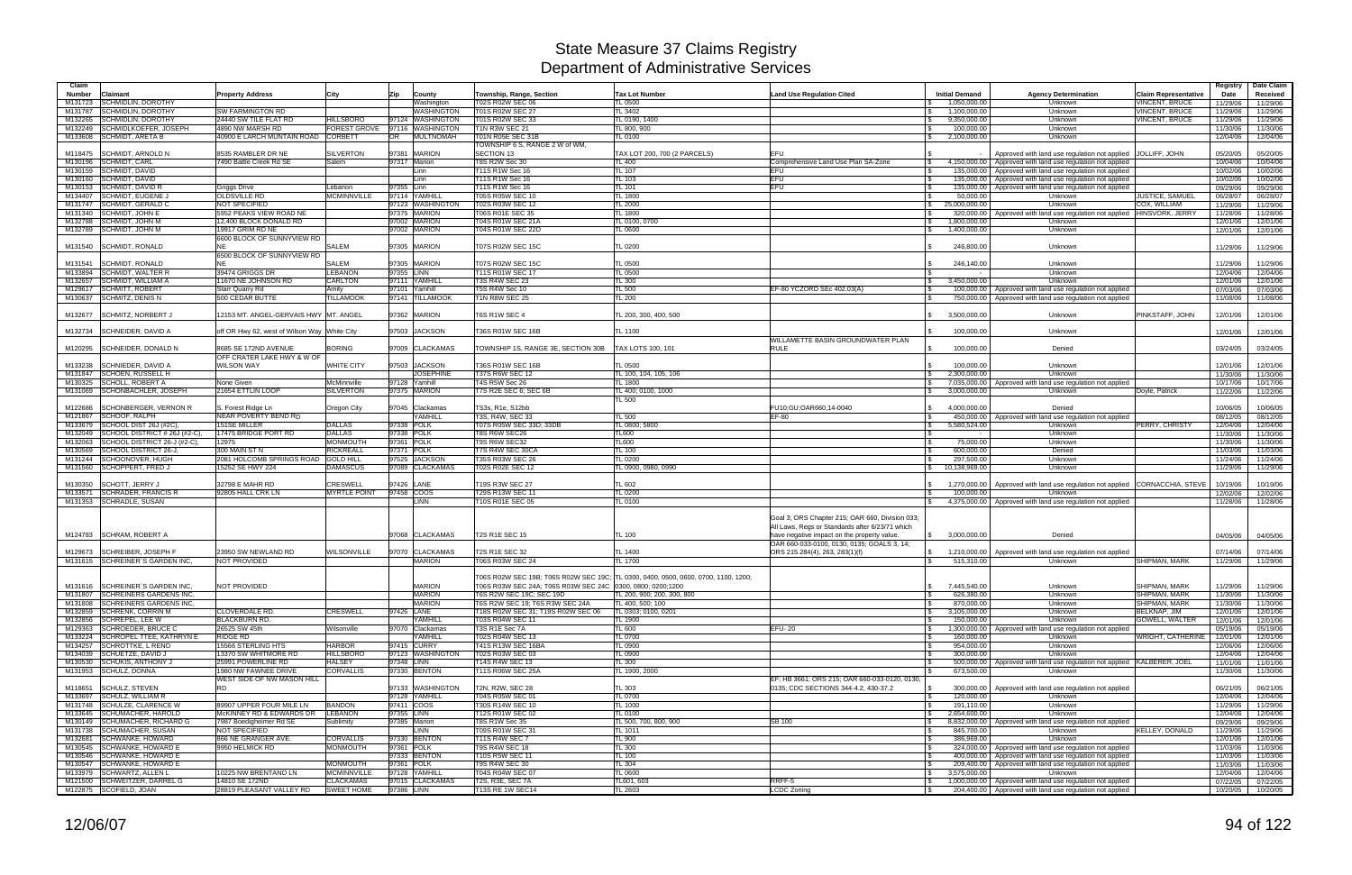# State Measure 37 Claims Registry
## Department of Administrative Services

| Claim Number | Claimant | Property Address | City | Zip | County | Township, Range, Section | Tax Lot Number | Land Use Regulation Cited | Initial Demand | Agency Determination | Claim Representative | Registry Date | Date Claim Received |
|---|---|---|---|---|---|---|---|---|---|---|---|---|---|
| M131723 | SCHMIDLIN, DOROTHY | | | | Washington | T02S R02W SEC 06 | TL 0500 | | $ 1,050,000.00 | Unknown | VINCENT, BRUCE | 11/29/06 | 11/29/06 |
| M131787 | SCHMIDLIN, DOROTHY | SW FARMINGTON RD | | | WASHINGTON | T01S R02W SEC 27 | TL 3402 | | $ 1,100,000.00 | Unknown | VINCENT, BRUCE | 11/29/06 | 11/29/06 |
| M132265 | SCHMIDLIN, DOROTHY | 24440 SW TILE FLAT RD | HILLSBORO | 97124 | WASHINGTON | T01S R02W SEC 33 | TL 0190, 1400 | | $ 9,350,000.00 | Unknown | VINCENT, BRUCE | 11/29/06 | 11/29/06 |
| M132249 | SCHMIDLKOEFER, JOSEPH | 4890 NW MARSH RD | FOREST GROVE | 97116 | WASHINGTON | T1N R3W SEC 21 | TL 800, 900 | | $ 100,000.00 | Unknown | | 11/30/06 | 11/30/06 |
| M133608 | SCHMIDT, ARETA B | 40900 E LARCH MOUNTAIN ROAD | CORBETT | OR | MULTNOMAH | T01N R05E SEC 31B | TL 0100 | | $ 2,100,000.00 | Unknown | | 12/04/06 | 12/04/06 |
| M118475 | SCHMIDT, ARNOLD N | 8535 RAMBLER DR NE | SILVERTON | 97381 | MARION | TOWNSHIP 6 S, RANGE 2 W of WM, SECTION 13 | TAX LOT 200, 700 (2 PARCELS) | EFU | $ - | Approved with land use regulation not applied | JOLLIFF, JOHN | 05/20/05 | 05/20/05 |
| M130196 | SCHMIDT, CARL | 7490 Battle Creek Rd SE | Salem | 97317 | Marion | T8S R2W Sec 30 | TL 400 | Comprehensive Land Use Plan SA-Zone | $ 4,150,000.00 | Approved with land use regulation not applied | | 10/04/06 | 10/04/06 |
| M130159 | SCHMIDT, DAVID | | | | Linn | T11S R1W Sec 16 | TL 107 | EFU | $ 135,000.00 | Approved with land use regulation not applied | | 10/02/06 | 10/02/06 |
| M130160 | SCHMIDT, DAVID | | | | Linn | T11S R1W Sec 16 | TL 103 | EFU | $ 135,000.00 | Approved with land use regulation not applied | | 10/02/06 | 10/02/06 |
| M130153 | SCHMIDT, DAVID R | Griggs Drive | Lebanon | 97355 | Linn | T11S R1W Sec 16 | TL 101 | EFU | $ 135,000.00 | Approved with land use regulation not applied | | 09/29/06 | 09/29/06 |
| M134407 | SCHMIDT, EUGENE J | OLDSVILLE RD | MCMINNVILLE | 97114 | YAMHILL | T05S R05W SEC 10 | TL 1800 | | $ 50,000.00 | Unknown | JUSTICE, SAMUEL | 06/28/07 | 06/28/07 |
| M131747 | SCHMIDT, GERALD C | NOT SPECIFIED | | 97123 | WASHINGTON | T02S R03W SEC 12 | TL 2000 | | $ 25,000,000.00 | Unknown | COX, WILLIAM | 11/29/06 | 11/29/06 |
| M131340 | SCHMIDT, JOHN E | 5952 PEAKS VIEW ROAD NE | | 97375 | MARION | T06S R01E SEC 35 | TL 1800 | | $ 320,000.00 | Approved with land use regulation not applied | HINSVORK, JERRY | 11/28/06 | 11/28/06 |
| M132788 | SCHMIDT, JOHN M | 12,400 BLOCK DONALD RD | | 97002 | MARION | T04S R01W SEC 21A | TL 0100, 0700 | | $ 1,800,000.00 | Unknown | | 12/01/06 | 12/01/06 |
| M132789 | SCHMIDT, JOHN M | 19917 GRIM RD NE | | 97002 | MARION | T04S R01W SEC 22D | TL 0600 | | $ 1,400,000.00 | Unknown | | 12/01/06 | 12/01/06 |
| M131540 | SCHMIDT, RONALD | 6600 BLOCK OF SUNNYVIEW RD NE | SALEM | 97305 | MARION | T07S R02W SEC 15C | TL 0200 | | $ 246,800.00 | Unknown | | 11/29/06 | 11/29/06 |
| M131541 | SCHMIDT, RONALD | 6500 BLOCK OF SUNNYVIEW RD NE | SALEM | 97305 | MARION | T07S R02W SEC 15C | TL 0500 | | $ 246,140.00 | Unknown | | 11/29/06 | 11/29/06 |
| M133894 | SCHMIDT, WALTER R | 39474 GRIGGS DR | LEBANON | 97355 | LINN | T11S R01W SEC 17 | TL 0500 | | $ - | Unknown | | 12/04/06 | 12/04/06 |
| M132657 | SCHMIDT, WILLIAM A | 11670 NE JOHNSON RD | CARLTON | 97111 | YAMHILL | T3S R4W SEC 23 | TL 300 | | $ 3,450,000.00 | Unknown | | 12/01/06 | 12/01/06 |
| M129617 | SCHMITT, ROBERT | Starr Quarry Rd | Amity | 97101 | Yamhill | T5S R4W Sec 10 | TL 500 | EF-80 YCZORD Sec 402.03(A) | $ 100,000.00 | Approved with land use regulation not applied | | 07/03/06 | 07/03/06 |
| M130637 | SCHMITZ, DENIS N | 500 CEDAR BUTTE | TILLAMOOK | 97141 | TILLAMOOK | T1N R8W SEC 25 | TL 200 | | $ 750,000.00 | Approved with land use regulation not applied | | 11/08/06 | 11/08/06 |
| M132677 | SCHMITZ, NORBERT J | 12153 MT. ANGEL-GERVAIS HWY | MT. ANGEL | 97362 | MARION | T6S R1W SEC 4 | TL 200, 300, 400, 500 | | $ 3,500,000.00 | Unknown | PINKSTAFF, JOHN | 12/01/06 | 12/01/06 |
| M132734 | SCHNEIDER, DAVID A | off OR Hwy 62, west of Wilson Way | White City | 97503 | JACKSON | T36S R01W SEC 16B | TL 1100 | | $ 100,000.00 | Unknown | | 12/01/06 | 12/01/06 |
| M120295 | SCHNEIDER, DONALD N | 8685 SE 172ND AVENUE | BORING | 97009 | CLACKAMAS | TOWNSHIP 1S, RANGE 3E, SECTION 30B | TAX LOTS 100, 101 | WILLAMETTE BASIN GROUNDWATER PLAN RULE | $ 100,000.00 | Denied | | 03/24/05 | 03/24/05 |
| M133238 | SCHNEIDER, DAVID A | OFF CRATER LAKE HWY & W OF WILSON WAY | WHITE CITY | 97503 | JACKSON | T36S R01W SEC 16B | TL 0500 | | $ 100,000.00 | Unknown | | 12/01/06 | 12/01/06 |
| M131847 | SCHOEN, RUSSELL H | | | | JOSEPHINE | T37S R6W SEC 12 | TL 100, 104, 105, 106 | | $ 2,300,000.00 | Unknown | | 11/30/06 | 11/30/06 |
| M130325 | SCHOLL, ROBERT A | None Given | McMinnville | 97128 | Yamhill | T4S R5W Sec 26 | TL 1800 | | $ 7,035,000.00 | Approved with land use regulation not applied | | 10/17/06 | 10/17/06 |
| M131069 | SCHONBACHLER, JOSEPH | 21654 ETTLIN LOOP | SILVERTON | 97375 | MARION | T7S R2E SEC 6; SEC 6B | TL 400, 0100, 1000 | | $ 3,000,000.00 | Unknown | Doyle, Patrick | 11/22/06 | 11/22/06 |
| M122686 | SCHONBERGER, VERNON R | S. Forest Ridge Ln | Oregon City | 97045 | Clackamas | TS3s, R1e, S12bb | TL 500 | FU10;GU;OAR660,14-0040 | $ 4,000,000.00 | Denied | | 10/06/05 | 10/06/05 |
| M121867 | SCHOOF, RALPH | NEAR POVERTY BEND RD | | | YAMHILL | T3S, R4W, SEC 33 | TL 500 | EF-80 | $ 450,000.00 | Approved with land use regulation not applied | | 08/12/05 | 08/12/05 |
| M133679 | SCHOOL DIST 26J (#2C), | 15158 MILLER | DALLAS | 97338 | POLK | T07S R05W SEC 33D; 33DB | TL 0800; 5800 | | $ 5,580,524.00 | Unknown | PERRY, CHRISTY | 12/04/06 | 12/04/06 |
| M132049 | SCHOOL DISTRICT # 26J (#2-C), | 17475 BRIDGE PORT RD | DALLAS | 97338 | POLK | T8S R6W SEC26 | TL600 | | $ - | Unknown | | 11/30/06 | 11/30/06 |
| M132063 | SCHOOL DISTRICT 26-J (#2-C), | 12975 | MONMOUTH | 97361 | POLK | T9S R6W SEC32 | TL600 | | $ 75,000.00 | Unknown | | 11/30/06 | 11/30/06 |
| M130569 | SCHOOL DISTRICT 26-J, | 300 MAIN ST N | RICKREALL | 97371 | POLK | T7S R4W SEC 30CA | TL 100 | | $ 600,000.00 | Denied | | 11/03/06 | 11/03/06 |
| M131244 | SCHOONOVER, HUGH | 2081 HOLCOMB SPRINGS ROAD | GOLD HILL | 97525 | JACKSON | T35S R03W SEC 26 | TL 0200 | | $ 297,500.00 | Unknown | | 11/24/06 | 11/24/06 |
| M131560 | SCHOPPERT, FRED J | 15252 SE HWY 224 | DAMASCUS | 97089 | CLACKAMAS | T02S R02E SEC 12 | TL 0900, 0980, 0990 | | $ 10,138,969.00 | Unknown | | 11/29/06 | 11/29/06 |
| M130350 | SCHOTT, JERRY J | 32798 E MAHR RD | CRESWELL | 97426 | LANE | T19S R3W SEC 27 | TL 602 | | $ 1,270,000.00 | Approved with land use regulation not applied | CORNACCHIA, STEVE | 10/19/06 | 10/19/06 |
| M133571 | SCHRADER, FRANCIS R | 92805 HALL CRK LN | MYRTLE POINT | 97458 | COOS | T29S R13W SEC 11 | TL 0200 | | $ 100,000.00 | Unknown | | 12/02/06 | 12/02/06 |
| M131353 | SCHRADLE, SUSAN | | | | LINN | T10S R01E SEC 05 | TL 0100 | | $ 4,375,000.00 | Approved with land use regulation not applied | | 11/28/06 | 11/28/06 |
| M124783 | SCHRAM, ROBERT A | | | 97068 | CLACKAMAS | T2S R1E SEC 15 | TL 100 | Goal 3; ORS Chapter 215; OAR 660, Division 033; All Laws, Regs or Standards after 6/23/71 which have negative impact on the property value. | $ 3,000,000.00 | Denied | | 04/05/06 | 04/05/06 |
| M129673 | SCHREIBER, JOSEPH F | 23950 SW NEWLAND RD | WILSONVILLE | 97070 | CLACKAMAS | T2S R1E SEC 32 | TL 1400 | OAR 660-033-0100, 0130, 0135; GOALS 3, 14; ORS 215.284(4), 263, 283(1)(f) | $ 1,210,000.00 | Approved with land use regulation not applied | | 07/14/06 | 07/14/06 |
| M131615 | SCHREINER`S GARDEN INC, | NOT PROVIDED | | | MARION | T06S R03W SEC 24 | TL 1700 | | $ 515,310.00 | Unknown | SHIPMAN, MARK | 11/29/06 | 11/29/06 |
| M131616 | SCHREINER`S GARDEN INC, | NOT PROVIDED | | | MARION | T06S R02W SEC 19B; T06S R02W SEC 19C; T06S R03W SEC 24A; T06S R03W SEC 24C | TL 0300, 0400, 0500, 0600, 0700, 1100, 1200; 0300, 0800; 0200;1200 | | $ 7,445,540.00 | Unknown | SHIPMAN, MARK | 11/29/06 | 11/29/06 |
| M131807 | SCHREINERS GARDENS INC, | | | | MARION | T6S R2W SEC 19C; SEC 19D | TL 200, 900; 200, 300, 800 | | $ 626,380.00 | Unknown | SHIPMAN, MARK | 11/30/06 | 11/30/06 |
| M131808 | SCHREINERS GARDENS INC, | | | | MARION | T6S R2W SEC 19; T6S R3W SEC 24A | TL 400, 500; 100 | | $ 870,000.00 | Unknown | SHIPMAN, MARK | 11/30/06 | 11/30/06 |
| M132859 | SCHRENK, CORRIN M | CLOVERDALE RD. | CRESWELL | 97426 | LANE | T18S R02W SEC 31; T19S R02W SEC 06 | TL 0303; 0100, 0201 | | $ 3,105,000.00 | Unknown | BELKNAP, JIM | 12/01/06 | 12/01/06 |
| M132856 | SCHREPEL, LEE W | BLACKBURN RD. | | | YAMHILL | T03S R04W SEC 11 | TL 1900 | | $ 150,000.00 | Unknown | GOWELL, WALTER | 12/01/06 | 12/01/06 |
| M129363 | SCHROEDER, BRUCE C | 26525 SW 45th | Wilsonville | 97070 | Clackamas | T3S R1E Sec 7A | TL 600 | EFU- 20 | $ 1,300,000.00 | Approved with land use regulation not applied | | 05/19/06 | 05/19/06 |
| M133224 | SCHROPEL TTEE, KATHRYN E | RIDGE RD | | | YAMHILL | T02S R04W SEC 13 | TL 0700 | | $ 160,000.00 | Unknown | WRIGHT, CATHERINE | 12/01/06 | 12/01/06 |
| M134257 | SCHROTTKE, L RENO | 15566 STERLING HTS | HARBOR | 97415 | CURRY | T41S R13W SEC 16BA | TL 0900 | | $ 954,000.00 | Unknown | | 12/06/06 | 12/06/06 |
| M134039 | SCHUETZE, DAVID J | 13370 SW WHITMORE RD | HILLSBORO | 97123 | WASHINGTON | T02S R03W SEC 03 | TL 0900 | | $ 300,000.00 | Unknown | | 12/04/06 | 12/04/06 |
| M130530 | SCHUKIS, ANTHONY J | 25991 POWERLINE RD | HALSEY | 97348 | LINN | T14S R4W SEC 13 | TL 300 | | $ 500,000.00 | Approved with land use regulation not applied | KALBERER, JOEL | 11/01/06 | 11/01/06 |
| M131953 | SCHULZ, DONNA | 1980 NW FAWNEE DRIVE | CORVALLIS | 97330 | BENTON | T11S R06W SEC 25A | TL 1900, 2000 | | $ 673,500.00 | Unknown | | 11/30/06 | 11/30/06 |
| M118651 | SCHULZ, STEVEN | WEST SIDE OF NW MASON HILL RD | | 97133 | WASHINGTON | T2N, R2W, SEC 28 | TL 303 | EF; HB 3661; ORS 215; OAR 660-033-0120, 0130, 0135; CDC SECTIONS 344-4.2, 430-37.2 | $ 300,000.00 | Approved with land use regulation not applied | | 06/21/05 | 06/21/05 |
| M133697 | SCHULZ, WILLIAM R | | | 97128 | YAMHILL | T04S R05W SEC 01 | TL 0700 | | $ 120,000.00 | Unknown | | 12/04/06 | 12/04/06 |
| M131748 | SCHULZE, CLARENCE W | 89907 UPPER FOUR MILE LN | BANDON | 97411 | COOS | T30S R14W SEC 10 | TL 1000 | | $ 191,110.00 | Unknown | | 11/29/06 | 11/29/06 |
| M133645 | SCHUMACHER, HAROLD | McKINNEY RD & EDWARDS DR | LEBANON | 97355 | LINN | T12S R01W SEC 02 | TL 0100 | | $ 2,654,600.00 | Unknown | | 12/04/06 | 12/04/06 |
| M130149 | SCHUMACHER, RICHARD G | 7987 Boedigheimer Rd SE | Sublimity | 97385 | Marion | T8S R1W Sec 35 | TL 500, 700, 800, 900 | SB 100 | $ 8,832,000.00 | Approved with land use regulation not applied | | 09/29/06 | 09/29/06 |
| M131738 | SCHUMACHER, SUSAN | NOT SPECIFIED | | | LINN | T09S R01W SEC 31 | TL 1011 | | $ 845,700.00 | Unknown | KELLEY, DONALD | 11/29/06 | 11/29/06 |
| M132681 | SCHWANKE, HOWARD | 866 NE GRANGER AVE. | CORVALLIS | 97330 | BENTON | T11S R4W SEC 7 | TL 900 | | $ 386,969.00 | Unknown | | 12/01/06 | 12/01/06 |
| M130545 | SCHWANKE, HOWARD E | 9950 HELMICK RD | MONMOUTH | 97361 | POLK | T9S R4W SEC 18 | TL 300 | | $ 324,000.00 | Approved with land use regulation not applied | | 11/03/06 | 11/03/06 |
| M130546 | SCHWANKE, HOWARD E | | | 97333 | BENTON | T10S R5W SEC 11 | TL 100 | | $ 400,000.00 | Approved with land use regulation not applied | | 11/03/06 | 11/03/06 |
| M130547 | SCHWANKE, HOWARD E | | MONMOUTH | 97361 | POLK | T9S R4W SEC 30 | TL 304 | | $ 209,400.00 | Approved with land use regulation not applied | | 11/03/06 | 11/03/06 |
| M133979 | SCHWARTZ, ALLEN L | 10225 NW BRENTANO LN | MCMINNVILLE | 97128 | YAMHILL | T04S R04W SEC 07 | TL 0600 | | $ 3,575,000.00 | Unknown | | 12/04/06 | 12/04/06 |
| M121500 | SCHWEITZER, DARREL G | 14810 SE 172ND | CLACKAMAS | 97015 | CLACKAMAS | T2S, R3E, SEC 7A | TL601, 603 | RRFF-5 | $ 1,000,000.00 | Approved with land use regulation not applied | | 07/22/05 | 07/22/05 |
| M122875 | SCOFIELD, JOAN | 28819 PLEASANT VALLEY RD | SWEET HOME | 97386 | LINN | T13S RE 1W SEC14 | TL 2603 | LCDC Zoning | $ 204,400.00 | Approved with land use regulation not applied | | 10/20/05 | 10/20/05 |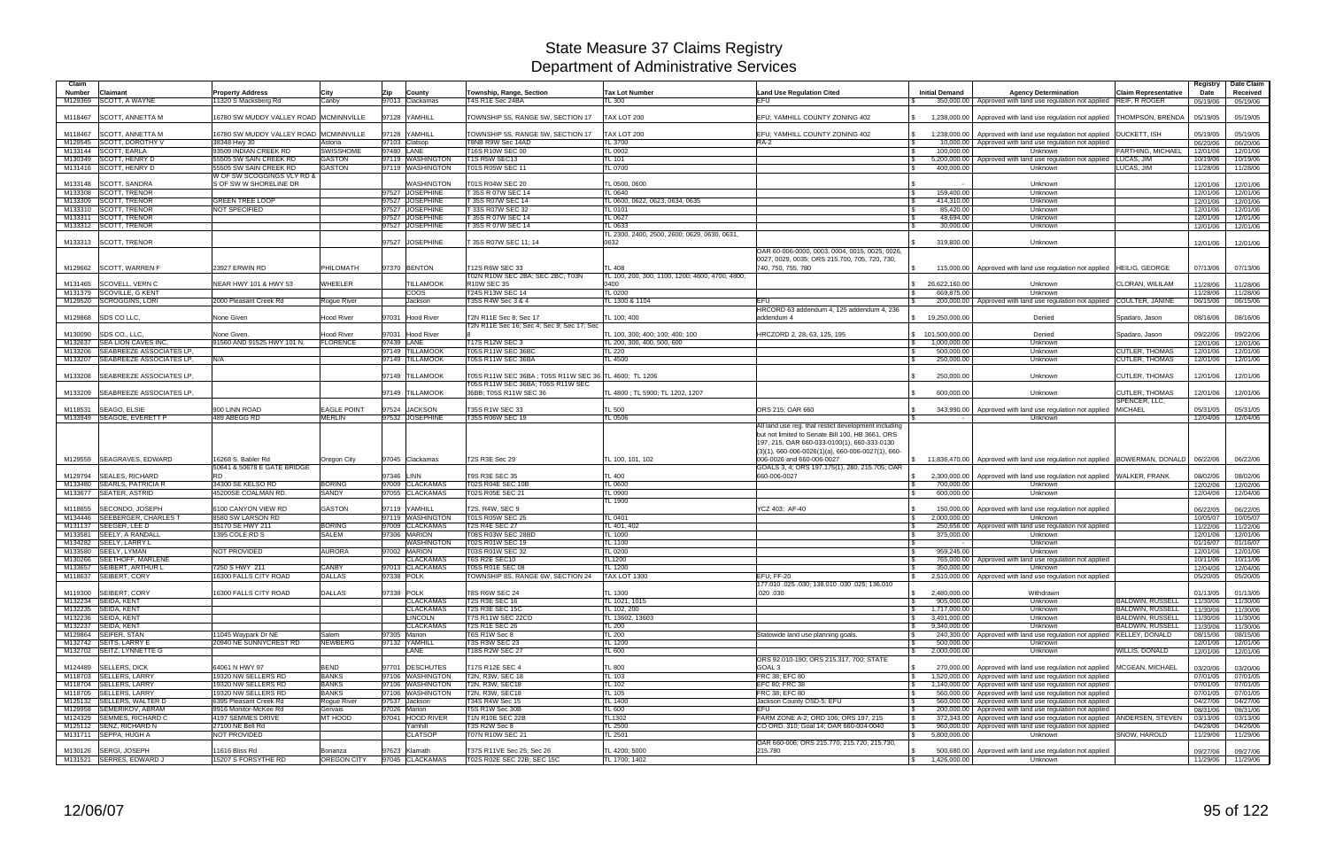# State Measure 37 Claims Registry
## Department of Administrative Services

| Claim Number | Claimant | Property Address | City | Zip | County | Township, Range, Section | Tax Lot Number | Land Use Regulation Cited | Initial Demand | Agency Determination | Claim Representative | Registry Date | Date Claim Received |
|---|---|---|---|---|---|---|---|---|---|---|---|---|---|
| M129369 | SCOTT, A WAYNE | 11320 S Macksberg Rd | Canby | 97013 | Clackamas | T4S R1E Sec 24BA | TL 300 | EFU | $ 350,000.00 | Approved with land use regulation not applied | REIF, R ROGER | 05/19/06 | 05/19/06 |
| M118467 | SCOTT, ANNETTA M | 16780 SW MUDDY VALLEY ROAD | MCMINNVILLE | 97128 | YAMHILL | TOWNSHIP 5S, RANGE 5W, SECTION 17 | TAX LOT 200 | EFU; YAMHILL COUNTY ZONING 402 | $ 1,238,000.00 | Approved with land use regulation not applied | THOMPSON, BRENDA | 05/19/05 | 05/19/05 |
| M118467 | SCOTT, ANNETTA M | 16780 SW MUDDY VALLEY ROAD | MCMINNVILLE | 97128 | YAMHILL | TOWNSHIP 5S, RANGE 5W, SECTION 17 | TAX LOT 200 | EFU; YAMHILL COUNTY ZONING 402 | $ 1,238,000.00 | Approved with land use regulation not applied | DUCKETT, ISH | 05/19/05 | 05/19/05 |
| M129545 | SCOTT, DOROTHY V | 38348 Hwy 30 | Astoria | 97103 | Clatsop | T8NB R9W Sec 14AD | TL 3700 | RA-2 | $ 10,000.00 | Approved with land use regulation not applied | | 06/20/06 | 06/20/06 |
| M133144 | SCOTT, EARLA | 93509 INDIAN CREEK RD | SWISSHOME | 97480 | LANE | T16S R10W SEC 00 | TL 0902 | | $ 100,000.00 | Unknown | FARTHING, MICHAEL | 12/01/06 | 12/01/06 |
| M130349 | SCOTT, HENRY D | 55505 SW SAIN CREEK RD | GASTON | 97119 | WASHINGTON | T1S R5W SEC13 | TL 101 | | $ 5,200,000.00 | Approved with land use regulation not applied | LUCAS, JIM | 10/19/06 | 10/19/06 |
| M131416 | SCOTT, HENRY D | 55505 SW SAIN CREEK RD | GASTON | 97119 | WASHINGTON | T01S R05W SEC 11 | TL 0700 | | $ 400,000.00 | Unknown | LUCAS, JIM | 11/28/06 | 11/28/06 |
| M133148 | SCOTT, SANDRA | W OF SW SCOGGINGS VLY RD & S OF SW W SHORELINE DR | | | WASHINGTON | T01S R04W SEC 20 | TL 0500, 0600 | | $ - | Unknown | | 12/01/06 | 12/01/06 |
| M133308 | SCOTT, TRENOR | | | 97527 | JOSEPHINE | T 35S R 07W SEC 14 | TL 0640 | | $ 159,400.00 | Unknown | | 12/01/06 | 12/01/06 |
| M133309 | SCOTT, TRENOR | GREEN TREE LOOP | | 97527 | JOSEPHINE | T 35S R07W SEC 14 | TL 0600, 0622, 0623, 0634, 0635 | | $ 414,310.00 | Unknown | | 12/01/06 | 12/01/06 |
| M133310 | SCOTT, TRENOR | NOT SPECIFIED | | 97527 | JOSEPHINE | T 33S R07W SEC 32 | TL 0101 | | $ 85,420.00 | Unknown | | 12/01/06 | 12/01/06 |
| M133311 | SCOTT, TRENOR | | | 97527 | JOSEPHINE | T 35S R 07W SEC 14 | TL 0627 | | $ 48,694.00 | Unknown | | 12/01/06 | 12/01/06 |
| M133312 | SCOTT, TRENOR | | | 97527 | JOSEPHINE | T 35S R 07W SEC 14 | TL 0633 | | $ 30,000.00 | Unknown | | 12/01/06 | 12/01/06 |
| M133313 | SCOTT, TRENOR | | | 97527 | JOSEPHINE | T 35S R07W SEC 11; 14 | TL 2300, 2400, 2500, 2600; 0629, 0630, 0631, 0632 | | $ 319,800.00 | Unknown | | 12/01/06 | 12/01/06 |
| M129662 | SCOTT, WARREN F | 23927 ERWIN RD | PHILOMATH | 97370 | BENTON | T12S R6W SEC 33 | TL 408 | OAR 60-006-0000, 0003, 0004, 0015, 0025, 0026, 0027, 0029, 0035; ORS 215.700, 705, 720, 730, 740, 750, 755, 780 | $ 115,000.00 | Approved with land use regulation not applied | HEILIG, GEORGE | 07/13/06 | 07/13/06 |
| M131465 | SCOVELL, VERN C | NEAR HWY 101 & HWY 53 | WHEELER | | TILLAMOOK | T02N R10W SEC 2BA; SEC 2BC; T03N R10W SEC 35 | TL 100, 200, 300, 1100, 1200, 4600, 4700, 4800; 0400 | | $ 26,622,160.00 | Unknown | CLORAN, WILILAM | 11/28/06 | 11/28/06 |
| M131379 | SCOVILLE, G KENT | | | | COOS | T24S R13W SEC 14 | TL 0200 | | $ 669,875.00 | Unknown | | 11/28/06 | 11/28/06 |
| M129520 | SCROGGINS, LORI | 2000 Pleasant Creek Rd | Rogue River | | Jackson | T35S R4W Sec 3 & 4 | TL 1300 & 1104 | EFU | $ 200,000.00 | Approved with land use regulation not applied | COULTER, JANINE | 06/15/06 | 06/15/06 |
| M129868 | SDS CO LLC, | None Given | Hood River | 97031 | Hood River | T2N R11E Sec 8; Sec 17 | TL 100; 400 | HRCORD 63 addendum 4, 125 addendum 4, 236 addendum 4 | $ 19,250,000.00 | Denied | Spadaro, Jason | 08/16/06 | 08/16/06 |
| M130090 | SDS CO., LLC, | None Given. | Hood River | 97031 | Hood River | T2N R11E Sec 16; Sec 4; Sec 9; Sec 17; Sec 8 | TL 100, 300; 400; 100; 400; 100 | HRCZORD 2, 28, 63, 125, 195 | $ 101,500,000.00 | Denied | Spadaro, Jason | 09/22/06 | 09/22/06 |
| M132637 | SEA LION CAVES INC, | 91560 AND 91525 HWY 101 N. | FLORENCE | 97439 | LANE | T17S R12W SEC 3 | TL 200, 300, 400, 500, 600 | | $ 1,000,000.00 | Unknown | | 12/01/06 | 12/01/06 |
| M133206 | SEABREEZE ASSOCIATES LP, | | | 97149 | TILLAMOOK | T05S R11W SEC 36BC | TL 220 | | $ 500,000.00 | Unknown | CUTLER, THOMAS | 12/01/06 | 12/01/06 |
| M133207 | SEABREEZE ASSOCIATES LP, | N/A | | 97149 | TILLAMOOK | T05S R11W SEC 36BA | TL 4500 | | $ 250,000.00 | Unknown | CUTLER, THOMAS | 12/01/06 | 12/01/06 |
| M133208 | SEABREEZE ASSOCIATES LP, | | | 97149 | TILLAMOOK | T05S R11W SEC 36BA ; T05S R11W SEC 36 | TL 4600; TL 1206 | | $ 250,000.00 | Unknown | CUTLER, THOMAS | 12/01/06 | 12/01/06 |
| M133209 | SEABREEZE ASSOCIATES LP, | | | 97149 | TILLAMOOK | T05S R11W SEC 36BA; T05S R11W SEC 36BB; T05S R11W SEC 36 | TL 4800 ; TL 5900; TL 1202, 1207 | | $ 600,000.00 | Unknown | CUTLER, THOMAS | 12/01/06 | 12/01/06 |
| M118531 | SEAGO, ELSIE | 900 LINN ROAD | EAGLE POINT | 97524 | JACKSON | T35S R1W SEC 33 | TL 500 | ORS 215; OAR 660 | $ 343,990.00 | Approved with land use regulation not applied | SPENCER, LLC, MICHAEL | 05/31/05 | 05/31/05 |
| M133949 | SEAGOE, EVERETT P | 489 ABEGG RD | MERLIN | 97532 | JOSEPHINE | T35S R06W SEC 19 | TL 0506 | | $ - | Unknown | | 12/04/06 | 12/04/06 |
| M129559 | SEAGRAVES, EDWARD | 16268 S. Babler Rd | Oregon City | 97045 | Clackamas | T2S R3E Sec 29 | TL 100, 101, 102 | All land use reg. that restict development including but not limited to Senate Bill 100, HB 3661, ORS 197, 215, OAR 660-033-0100(1), 660-333-0130 (3)(1), 660-006-0026(1)(a), 660-006-0027(1), 660-006-0026 and 660-006-0027 | $ 11,836,470.00 | Approved with land use regulation not applied | BOWERMAN, DONALD | 06/22/06 | 06/22/06 |
| M129794 | SEALES, RICHARD | 50641 & 50678 E GATE BRIDGE RD | | 97346 | LINN | T9S R3E SEC 35 | TL 400 | GOALS 3, 4; ORS 197.175(1), 280, 215.705; OAR 660-006-0027 | $ 2,300,000.00 | Approved with land use regulation not applied | WALKER, FRANK | 08/02/06 | 08/02/06 |
| M133480 | SEARLS, PATRICIA R | 34300 SE KELSO RD | BORING | 97009 | CLACKAMAS | T02S R04E SEC 10B | TL 0600 | | $ 700,000.00 | Unknown | | 12/02/06 | 12/02/06 |
| M133677 | SEATER, ASTRID | 45200SE COALMAN RD. | SANDY | 97055 | CLACKAMAS | T02S R05E SEC 21 | TL 0900 | | $ 600,000.00 | Unknown | | 12/04/06 | 12/04/06 |
| M118655 | SECONDO, JOSEPH | 6100 CANYON VIEW RD | GASTON | 97119 | YAMHILL | T2S, R4W, SEC 9 | TL 1900 | YCZ 403; AF-40 | $ 150,000.00 | Approved with land use regulation not applied | | 06/22/05 | 06/22/05 |
| M134446 | SEEBERGER, CHARLES T | 8580 SW LARSON RD | | 97119 | WASHINGTON | T01S R05W SEC 25 | TL 0401 | | $ 2,000,000.00 | Unknown | | 10/05/07 | 10/05/07 |
| M131137 | SEEGER, LEE D | 35170 SE HWY 211 | BORING | 97009 | CLACKAMAS | T2S R4E SEC 27 | TL 401, 402 | | $ 250,656.00 | Approved with land use regulation not applied | | 11/22/06 | 11/22/06 |
| M133581 | SEELY, A RANDALL | 1395 COLE RD S | SALEM | 97306 | MARION | T08S R03W SEC 28BD | TL 1000 | | $ 375,000.00 | Unknown | | 12/01/06 | 12/01/06 |
| M134282 | SEELY, LARRY L | | | | WASHINGTON | T02S R01W SEC 19 | TL 1100 | | $ - | Unknown | | 01/16/07 | 01/16/07 |
| M133580 | SEELY, LYMAN | NOT PROVIDED | AURORA | 97002 | MARION | T03S R01W SEC 32 | TL 0200 | | $ 959,245.00 | Unknown | | 12/01/06 | 12/01/06 |
| M130266 | SEETHOFF, MARLENE | | | | CLACKAMAS | T6S R2E SEC10 | TL1200 | | $ 765,000.00 | Approved with land use regulation not applied | | 10/11/06 | 10/11/06 |
| M133657 | SEIBERT, ARTHUR L | 7250 S HWY 211 | CANBY | 97013 | CLACKAMAS | T05S R01E SEC 08 | TL 1200 | | $ 350,000.00 | Unknown | | 12/04/06 | 12/04/06 |
| M118637 | SEIBERT, CORY | 16300 FALLS CITY ROAD | DALLAS | 97338 | POLK | TOWNSHIP 8S, RANGE 6W, SECTION 24 | TAX LOT 1300 | EFU; FF-20 | $ 2,510,000.00 | Approved with land use regulation not applied | | 05/20/05 | 05/20/05 |
| M119300 | SEIBERT, CORY | 16300 FALLS CITY ROAD | DALLAS | 97338 | POLK | T8S R6W SEC 24 | TL 1300 | 177.010 .025 .030; 138.010 .030 .025; 136.010 .020 .030 | $ 2,480,000.00 | Withdrawn | | 01/13/05 | 01/13/05 |
| M132234 | SEIDA, KENT | | | | CLACKAMAS | T2S R3E SEC 16 | TL 1021, 1015 | | $ 905,000.00 | Unknown | BALDWIN, RUSSELL | 11/30/06 | 11/30/06 |
| M132235 | SEIDA, KENT | | | | CLACKAMAS | T2S R3E SEC 15C | TL 102, 200 | | $ 1,717,000.00 | Unknown | BALDWIN, RUSSELL | 11/30/06 | 11/30/06 |
| M132236 | SEIDA, KENT | | | | LINCOLN | T7S R11W SEC 22CD | TL 13602, 13603 | | $ 3,491,000.00 | Unknown | BALDWIN, RUSSELL | 11/30/06 | 11/30/06 |
| M132237 | SEIDA, KENT | | | | CLACKAMAS | T2S R1E SEC 26 | TL 200 | | $ 9,340,000.00 | Unknown | BALDWIN, RUSSELL | 11/30/06 | 11/30/06 |
| M129864 | SEIFER, STAN | 11045 Waypark Dr NE | Salem | 97305 | Marion | T6S R1W Sec 8 | TL 200 | Statewide land use planning goals. | $ 240,300.00 | Approved with land use regulation not applied | KELLEY, DONALD | 08/15/06 | 08/15/06 |
| M132742 | SEITS, LARRY E | 20940 NE SUNNYCREST RD | NEWBERG | 97132 | YAMHILL | T3S R3W SEC 23 | TL 1200 | | $ 500,000.00 | Unknown | | 12/01/06 | 12/01/06 |
| M132702 | SEITZ, LYNNETTE G | | | | LANE | T18S R2W SEC 27 | TL 600 | | $ 2,000,000.00 | Unknown | WILLIS, DONALD | 12/01/06 | 12/01/06 |
| M124489 | SELLERS, DICK | 64061 N HWY 97 | BEND | 97701 | DESCHUTES | T17S R12E SEC 4 | TL 800 | ORS 92.010-190; ORS 215.317, 700; STATE GOAL 3 | $ 270,000.00 | Approved with land use regulation not applied | MCGEAN, MICHAEL | 03/20/06 | 03/20/06 |
| M118703 | SELLERS, LARRY | 19320 NW SELLERS RD | BANKS | 97106 | WASHINGTON | T2N, R3W, SEC 18 | TL 103 | FRC 38; EFC 80 | $ 1,520,000.00 | Approved with land use regulation not applied | | 07/01/05 | 07/01/05 |
| M118704 | SELLERS, LARRY | 19320 NW SELLERS RD | BANKS | 97106 | WASHINGTON | T2N, R3W, SEC18 | TL 102 | EFC 80; FRC 38 | $ 1,140,000.00 | Approved with land use regulation not applied | | 07/01/05 | 07/01/05 |
| M118705 | SELLERS, LARRY | 19320 NW SELLERS RD | BANKS | 97106 | WASHINGTON | T2N, R3W, SEC18 | TL 105 | FRC 38; EFC 80 | $ 560,000.00 | Approved with land use regulation not applied | | 07/01/05 | 07/01/05 |
| M125132 | SELLERS, WALTER D | 6395 Pleasant Creek Rd | Rogue River | 97537 | Jackson | T34S R4W Sec 15 | TL 1400 | Jackson County OSD-5; EFU | $ 560,000.00 | Approved with land use regulation not applied | | 04/27/06 | 04/27/06 |
| M129958 | SEMERIKOV, ABRAM | 9916 Monitor-McKee Rd | Gervais | 97026 | Marion | T5S R1W Sec 30B | TL 600 | EFU | $ 200,000.00 | Approved with land use regulation not applied | | 08/31/06 | 08/31/06 |
| M124329 | SEMMES, RICHARD C | 4197 SEMMES DRIVE | MT HOOD | 97041 | HOOD RIVER | T1N R10E SEC 22B | TL1302 | FARM ZONE A-2; ORD 106; ORS 197, 215 | $ 372,343.00 | Approved with land use regulation not applied | ANDERSEN, STEVEN | 03/13/06 | 03/13/06 |
| M125112 | SENZ, RICHARD N | 27100 NE Bell Rd | | | Yamhill | T3S R2W Sec 8 | TL 2500 | CO ORD. 310; Goal 14; OAR 660-004-0040 | $ 960,000.00 | Approved with land use regulation not applied | | 04/26/06 | 04/26/06 |
| M131711 | SEPPA, HUGH A | NOT PROVIDED | | | CLATSOP | T07N R10W SEC 21 | TL 2501 | | $ 5,800,000.00 | Unknown | SNOW, HAROLD | 11/29/06 | 11/29/06 |
| M130126 | SERGI, JOSEPH | 11616 Bliss Rd | Bonanza | 97623 | Klamath | T37S R11VE Sec 25; Sec 26 | TL 4200; 5000 | OAR 660-006; ORS 215.770, 215.720, 215.730, 215.780 | $ 500,680.00 | Approved with land use regulation not applied | | 09/27/06 | 09/27/06 |
| M131521 | SERRES, EDWARD J | 15207 S FORSYTHE RD | OREGON CITY | 97045 | CLACKAMAS | T02S R02E SEC 22B; SEC 15C | TL 1700; 1402 | | $ 1,426,000.00 | Unknown | | 11/29/06 | 11/29/06 |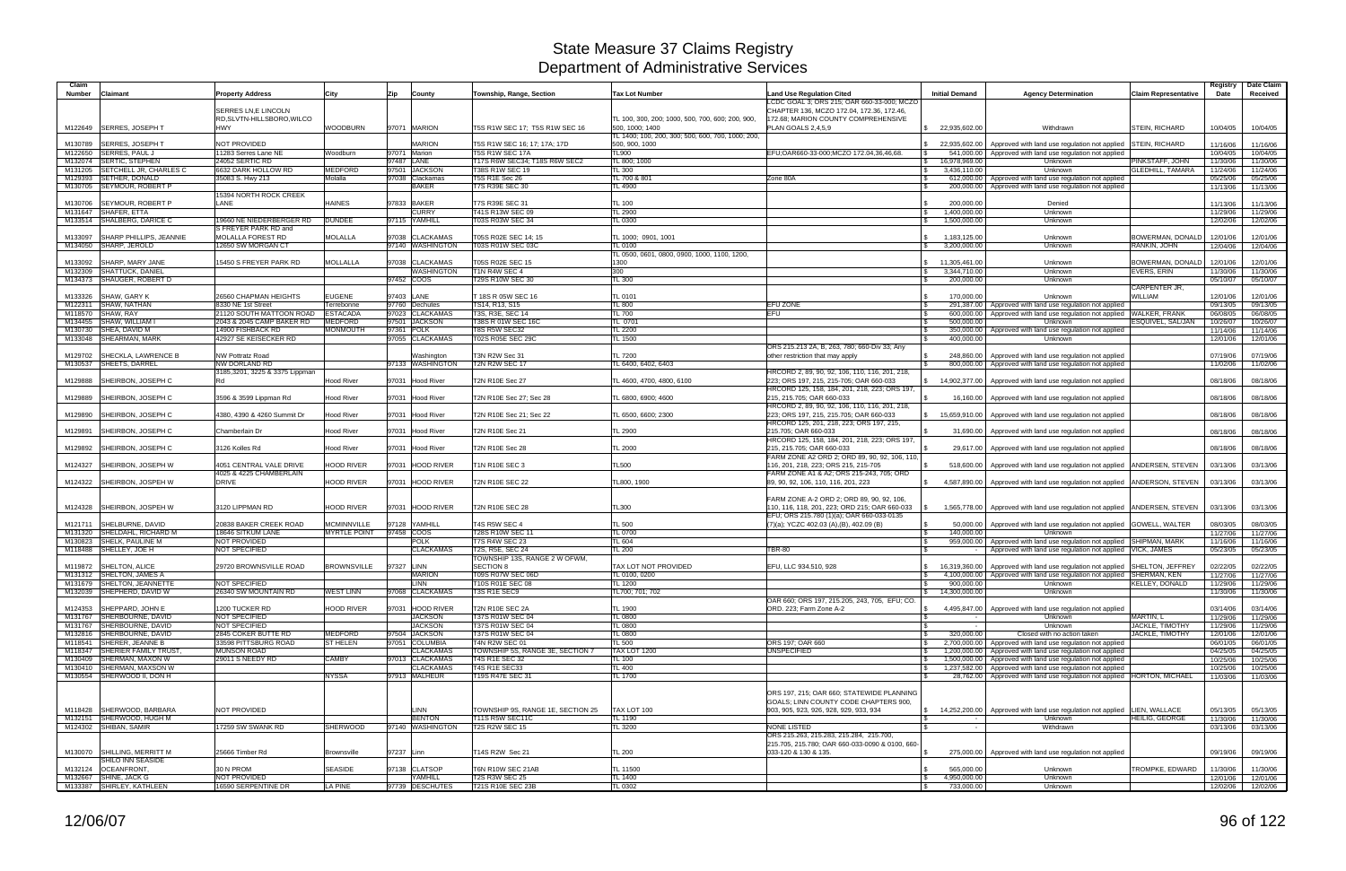# State Measure 37 Claims Registry
## Department of Administrative Services

| Claim Number | Claimant | Property Address | City | Zip | County | Township, Range, Section | Tax Lot Number | Land Use Regulation Cited | Initial Demand | Agency Determination | Claim Representative | Registry Date | Date Claim Received |
|---|---|---|---|---|---|---|---|---|---|---|---|---|---|
| M122649 | SERRES, JOSEPH T | SERRES LN,E LINCOLN RD,SLVTN-HILLSBORO,WILCO HWY | WOODBURN | 97071 | MARION | T5S R1W SEC 17; T5S R1W SEC 16 | TL 100, 300, 200; 1000, 500, 700, 600; 200, 900, 500, 1000; 1400 | LCDC GOAL 3; ORS 215; OAR 660-33-000; MCZO CHAPTER 136, MCZO 172.04, 172.36, 172.46, 172.68; MARION COUNTY COMPREHENSIVE PLAN GOALS 2,4,5,9 | $ 22,935,602.00 | Withdrawn | STEIN, RICHARD | 10/04/05 | 10/04/05 |
| M130789 | SERRES, JOSEPH T | NOT PROVIDED | | | MARION | T5S R1W SEC 16; 17; 17A; 17D | TL 1400; 100, 200, 300; 500, 600, 700, 1000; 200, 500, 900, 1000 | | $ 22,935,602.00 | Approved with land use regulation not applied | STEIN, RICHARD | 11/16/06 | 11/16/06 |
| M122650 | SERRES, PAUL J | 11283 Serres Lane NE | Woodburn | 97071 | Marion | T5S R1W SEC 17A | TL900 | EFU;OAR660-33-000;MCZO 172.04,36,46,68. | $ 541,000.00 | Approved with land use regulation not applied | | 10/04/05 | 10/04/05 |
| M132074 | SERTIC, STEPHEN | 24052 SERTIC RD | | 97487 | LANE | T17S R6W SEC34; T18S R6W SEC2 | TL 800; 1000 | | $ 16,978,969.00 | Unknown | PINKSTAFF, JOHN | 11/30/06 | 11/30/06 |
| M131205 | SETCHELL JR, CHARLES C | 6632 DARK HOLLOW RD | MEDFORD | 97501 | JACKSON | T38S R1W SEC 19 | TL 300 | | $ 3,436,110.00 | Unknown | GLEDHILL, TAMARA | 11/24/06 | 11/24/06 |
| M129393 | SETHER, DONALD | 35083 S. Hwy 213 | Molalla | 97038 | Clackamas | T5S R1E Sec 26 | TL 700 & 801 | Zone 80A | $ 612,000.00 | Approved with land use regulation not applied | | 05/25/06 | 05/25/06 |
| M130705 | SEYMOUR, ROBERT P | | | | BAKER | T7S R39E SEC 30 | TL 4900 | | $ 200,000.00 | Approved with land use regulation not applied | | 11/13/06 | 11/13/06 |
| M130706 | SEYMOUR, ROBERT P | 15394 NORTH ROCK CREEK LANE | HAINES | 97833 | BAKER | T7S R39E SEC 31 | TL 100 | | $ 200,000.00 | Denied | | 11/13/06 | 11/13/06 |
| M131647 | SHAFER, ETTA | | | | CURRY | T41S R13W SEC 09 | TL 2900 | | $ 1,400,000.00 | Unknown | | 11/29/06 | 11/29/06 |
| M133514 | SHALBERG, DARICE C | 19660 NE NIEDERBERGER RD | DUNDEE | 97115 | YAMHILL | T03S R03W SEC 34 | TL 0300 | | $ 1,500,000.00 | Unknown | | 12/02/06 | 12/02/06 |
| M133097 | SHARP PHILLIPS, JEANNIE | S FREYER PARK RD and MOLALLA FOREST RD | MOLALLA | 97038 | CLACKAMAS | T05S R02E SEC 14; 15 | TL 1000; 0901, 1001 | | $ 1,183,125.00 | Unknown | BOWERMAN, DONALD | 12/01/06 | 12/01/06 |
| M134050 | SHARP, JEROLD | 12650 SW MORGAN CT | | 97140 | WASHINGTON | T03S R01W SEC 03C | TL 0100 | | $ 3,200,000.00 | Unknown | RANKIN, JOHN | 12/04/06 | 12/04/06 |
| M133092 | SHARP, MARY JANE | 15450 S FREYER PARK RD | MOLLALLA | 97038 | CLACKAMAS | T05S R02E SEC 15 | TL 0500, 0601, 0800, 0900, 1000, 1100, 1200, 1300 | | $ 11,305,461.00 | Unknown | BOWERMAN, DONALD | 12/01/06 | 12/01/06 |
| M132309 | SHATTUCK, DANIEL | | | | WASHINGTON | T1N R4W SEC 4 | 300 | | $ 3,344,710.00 | Unknown | EVERS, ERIN | 11/30/06 | 11/30/06 |
| M134373 | SHAUGER, ROBERT D | | | 97452 | COOS | T29S R10W SEC 30 | TL 300 | | $ 200,000.00 | Unknown | | 05/10/07 | 05/10/07 |
| M133326 | SHAW, GARY K | 26560 CHAPMAN HEIGHTS | EUGENE | 97403 | LANE | T 18S R 05W SEC 16 | TL 0101 | | $ 170,000.00 | Unknown | CARPENTER JR, WILLIAM | 12/01/06 | 12/01/06 |
| M122311 | SHAW, NATHAN | 8330 NE 1st Street | Terrebonne | 97760 | Dechutes | TS14, R13, S15 | TL 800 | EFU ZONE | $ 291,387.00 | Approved with land use regulation not applied | | 09/13/05 | 09/13/05 |
| M118570 | SHAW, RAY | 21120 SOUTH MATTOON ROAD | ESTACADA | 97023 | CLACKAMAS | T3S, R3E, SEC 14 | TL 700 | EFU | $ 600,000.00 | Approved with land use regulation not applied | WALKER, FRANK | 06/08/05 | 06/08/05 |
| M134455 | SHAW, WILLIAM I | 2043 & 2045 CAMP BAKER RD | MEDFORD | 97501 | JACKSON | T38S R 01W SEC 16C | TL 0701 | | $ 500,000.00 | Unknown | ESQUIVEL, SAL/JAN | 10/26/07 | 10/26/07 |
| M130730 | SHEA, DAVID M | 14900 FISHBACK RD | MONMOUTH | 97361 | POLK | T8S R5W SEC32 | TL 2200 | | $ 350,000.00 | Approved with land use regulation not applied | | 11/14/06 | 11/14/06 |
| M133048 | SHEARMAN, MARK | 42927 SE KEISECKER RD | | 97055 | CLACKAMAS | T02S R05E SEC 29C | TL 1500 | | $ 400,000.00 | Unknown | | 12/01/06 | 12/01/06 |
| M129702 | SHECKLA, LAWRENCE B | NW Pottratz Road | | | Washington | T3N R2W Sec 31 | TL 7200 | ORS 215.213 2A, B, 263, 780; 660-Div 33; Any other restriction that may apply | $ 248,860.00 | Approved with land use regulation not applied | | 07/19/06 | 07/19/06 |
| M130537 | SHEETS, DARREL | NW DORLAND RD | | 97133 | WASHINGTON | T2N R2W SEC 17 | TL 6400, 6402, 6403 | | $ 800,000.00 | Approved with land use regulation not applied | | 11/02/06 | 11/02/06 |
| M129888 | SHEIRBON, JOSEPH C | 3185,3201, 3225 & 3375 Lippman Rd | Hood River | 97031 | Hood River | T2N R10E Sec 27 | TL 4600, 4700, 4800, 6100 | HRCORD 2, 89, 90, 92, 106, 110, 116, 201, 218, 223; ORS 197, 215, 215-705; OAR 660-033 | $ 14,902,377.00 | Approved with land use regulation not applied | | 08/18/06 | 08/18/06 |
| M129889 | SHEIRBON, JOSEPH C | 3596 & 3599 Lippman Rd | Hood River | 97031 | Hood River | T2N R10E Sec 27; Sec 28 | TL 6800, 6900; 4600 | HRCORD 125, 158, 184, 201, 218, 223; ORS 197, 215, 215.705; OAR 660-033 | $ 16,160.00 | Approved with land use regulation not applied | | 08/18/06 | 08/18/06 |
| M129890 | SHEIRBON, JOSEPH C | 4380, 4390 & 4260 Summit Dr | Hood River | 97031 | Hood River | T2N R10E Sec 21; Sec 22 | TL 6500, 6600; 2300 | HRCORD 2, 89, 90, 92, 106, 110, 116, 201, 218, 223; ORS 197, 215, 215.705; OAR 660-033 | $ 15,659,910.00 | Approved with land use regulation not applied | | 08/18/06 | 08/18/06 |
| M129891 | SHEIRBON, JOSEPH C | Chamberlain Dr | Hood River | 97031 | Hood River | T2N R10E Sec 21 | TL 2900 | HRCORD 125, 201, 218, 223; ORS 197, 215, 215.705; OAR 660-033 | $ 31,690.00 | Approved with land use regulation not applied | | 08/18/06 | 08/18/06 |
| M129892 | SHEIRBON, JOSEPH C | 3126 Kolles Rd | Hood River | 97031 | Hood River | T2N R10E Sec 28 | TL 2000 | HRCORD 125, 158, 184, 201, 218, 223; ORS 197, 215, 215.705; OAR 660-033 | $ 29,617.00 | Approved with land use regulation not applied | | 08/18/06 | 08/18/06 |
| M124327 | SHEIRBON, JOSEPH W | 4051 CENTRAL VALE DRIVE | HOOD RIVER | 97031 | HOOD RIVER | T1N R10E SEC 3 | TL500 | FARM ZONE A2 ORD 2; ORD 89, 90, 92, 106, 110, 116, 201, 218, 223; ORS 215, 215-705 | $ 518,600.00 | Approved with land use regulation not applied | ANDERSEN, STEVEN | 03/13/06 | 03/13/06 |
| M124322 | SHEIRBON, JOSEPH W | 4025 & 4225 CHAMBERLAIN DRIVE | HOOD RIVER | 97031 | HOOD RIVER | T2N R10E SEC 22 | TL800, 1900 | FARM ZONE A1 & A2; ORS 215-243, 705; ORD 89, 90, 92, 106, 110, 116, 201, 223 | $ 4,587,890.00 | Approved with land use regulation not applied | ANDERSEN, STEVEN | 03/13/06 | 03/13/06 |
| M124328 | SHEIRBON, JOSEPH W | 3120 LIPPMAN RD | HOOD RIVER | 97031 | HOOD RIVER | T2N R10E SEC 28 | TL300 | FARM ZONE A-2 ORD 2; ORD 89, 90, 92, 106, 110, 116, 118, 201, 223; ORD 215; OAR 660-033 | $ 1,565,778.00 | Approved with land use regulation not applied | ANDERSEN, STEVEN | 03/13/06 | 03/13/06 |
| M121711 | SHELBURNE, DAVID | 20838 BAKER CREEK ROAD | MCMINNVILLE | 97128 | YAMHILL | T4S R5W SEC 4 | TL 500 | EFU; ORS 215.780 (1)(a); OAR 660-033-0135 (7)(a); YCZC 402.03 (A),(B), 402.09 (B) | $ 50,000.00 | Approved with land use regulation not applied | GOWELL, WALTER | 08/03/05 | 08/03/05 |
| M131320 | SHELDAHL, RICHARD M | 18646 SITKUM LANE | MYRTLE POINT | 97458 | COOS | T28S R10W SEC 11 | TL 0700 | | $ 140,000.00 | Unknown | | 11/27/06 | 11/27/06 |
| M130823 | SHELK, PAULINE M | NOT PROVIDED | | | POLK | T7S R4W SEC 23 | TL 604 | | $ 959,000.00 | Approved with land use regulation not applied | SHIPMAN, MARK | 11/16/06 | 11/16/06 |
| M118488 | SHELLEY, JOE H | NOT SPECIFIED | | | CLACKAMAS | T2S, R5E, SEC 24 | TL 200 | TBR-80 | $ - | Approved with land use regulation not applied | VICK, JAMES | 05/23/05 | 05/23/05 |
| M119872 | SHELTON, ALICE | 29720 BROWNSVILLE ROAD | BROWNSVILLE | 97327 | LINN | TOWNSHIP 13S, RANGE 2 W OFWM, SECTION 8 | TAX LOT NOT PROVIDED | EFU, LLC 934.510, 928 | $ 16,319,360.00 | Approved with land use regulation not applied | SHELTON, JEFFREY | 02/22/05 | 02/22/05 |
| M131312 | SHELTON, JAMES A | | | | MARION | T09S R07W SEC 06D | TL 0100, 0200 | | $ 4,100,000.00 | Approved with land use regulation not applied | SHERMAN, KEN | 11/27/06 | 11/27/06 |
| M131679 | SHELTON, JEANNETTE | NOT SPECIFIED | | | LINN | T10S R01E SEC 08 | TL 1200 | | $ 900,000.00 | Unknown | KELLEY, DONALD | 11/29/06 | 11/29/06 |
| M132039 | SHEPHERD, DAVID W | 26340 SW MOUNTAIN RD | WEST LINN | 97068 | CLACKAMAS | T3S R1E SEC9 | TL700; 701; 702 | | $ 14,300,000.00 | Unknown | | 11/30/06 | 11/30/06 |
| M124353 | SHEPPARD, JOHN E | 1200 TUCKER RD | HOOD RIVER | 97031 | HOOD RIVER | T2N R10E SEC 2A | TL 1900 | OAR 660; ORS 197, 215.205, 243, 705, EFU; CO. ORD. 223; Farm Zone A-2 | $ 4,495,847.00 | Approved with land use regulation not applied | | 03/14/06 | 03/14/06 |
| M131767 | SHERBOURNE, DAVID | NOT SPECIFIED | | | JACKSON | T37S R01W SEC 04 | TL 0800 | | $ - | Unknown | MARTIN, L | 11/29/06 | 11/29/06 |
| M131767 | SHERBOURNE, DAVID | NOT SPECIFIED | | | JACKSON | T37S R01W SEC 04 | TL 0800 | | $ - | Unknown | JACKLE, TIMOTHY | 11/29/06 | 11/29/06 |
| M132816 | SHERBOURNE, DAVID | 2845 COKER BUTTE RD | MEDFORD | 97504 | JACKSON | T37S R01W SEC 04 | TL 0800 | | $ 320,000.00 | Closed with no action taken | JACKLE, TIMOTHY | 12/01/06 | 12/01/06 |
| M118541 | SHERER, JEANNE B | 33598 PITTSBURG ROAD | ST HELEN | 97051 | COLUMBIA | T4N R2W SEC 01 | TL 500 | ORS 197; OAR 660 | $ 2,700,000.00 | Approved with land use regulation not applied | | 06/01/05 | 06/01/05 |
| M118347 | SHERIER FAMILY TRUST, | MUNSON ROAD | | | CLACKAMAS | TOWNSHIP 5S, RANGE 3E, SECTION 7 | TAX LOT 1200 | UNSPECIFIED | $ 1,200,000.00 | Approved with land use regulation not applied | | 04/25/05 | 04/25/05 |
| M130409 | SHERMAN, MAXON W | 29011 S NEEDY RD | CAMBY | 97013 | CLACKAMAS | T4S R1E SEC 32 | TL 100 | | $ 1,500,000.00 | Approved with land use regulation not applied | | 10/25/06 | 10/25/06 |
| M130410 | SHERMAN, MAXSON W | | | | CLACKAMAS | T4S R1E SEC33 | TL 400 | | $ 1,237,582.00 | Approved with land use regulation not applied | | 10/25/06 | 10/25/06 |
| M130554 | SHERWOOD II, DON H | | NYSSA | 97913 | MALHEUR | T19S R47E SEC 31 | TL 1700 | | $ 28,762.00 | Approved with land use regulation not applied | HORTON, MICHAEL | 11/03/06 | 11/03/06 |
| M118428 | SHERWOOD, BARBARA | NOT PROVIDED | | | LINN | TOWNSHIP 9S, RANGE 1E, SECTION 25 | TAX LOT 100 | ORS 197, 215; OAR 660; STATEWIDE PLANNING GOALS; LINN COUNTY CODE CHAPTERS 900, 903, 905, 923, 926, 928, 929, 933, 934 | $ 14,252,200.00 | Approved with land use regulation not applied | LIEN, WALLACE | 05/13/05 | 05/13/05 |
| M132151 | SHERWOOD, HUGH M | | | | BENTON | T11S R5W SEC11C | TL 1190 | | $ - | Unknown | HEILIG, GEORGE | 11/30/06 | 11/30/06 |
| M124302 | SHIBAN, SAMIR | 17259 SW SWANK RD | SHERWOOD | 97140 | WASHINGTON | T2S R2W SEC 15 | TL 3200 | NONE LISTED | $ - | Withdrawn | | 03/13/06 | 03/13/06 |
| M130070 | SHILLING, MERRITT M | 25666 Timber Rd | Brownsville | 97237 | Linn | T14S R2W Sec 21 | TL 200 | ORS 215.263, 215.283, 215.284, 215.700, 215.705, 215.780; OAR 660-033-0090 & 0100, 660-033-120 & 130 & 135. | $ 275,000.00 | Approved with land use regulation not applied | | 09/19/06 | 09/19/06 |
| M132124 | SHILO INN SEASIDE OCEANFRONT, | 30 N PROM | SEASIDE | 97138 | CLATSOP | T6N R10W SEC 21AB | TL 11500 | | $ 565,000.00 | Unknown | TROMPKE, EDWARD | 11/30/06 | 11/30/06 |
| M132667 | SHINE, JACK G | NOT PROVIDED | | | YAMHILL | T2S R3W SEC 25 | TL 1400 | | $ 4,950,000.00 | Unknown | | 12/01/06 | 12/01/06 |
| M133387 | SHIRLEY, KATHLEEN | 16590 SERPENTINE DR | LA PINE | 97739 | DESCHUTES | T21S R10E SEC 23B | TL 0302 | | $ 733,000.00 | Unknown | | 12/02/06 | 12/02/06 |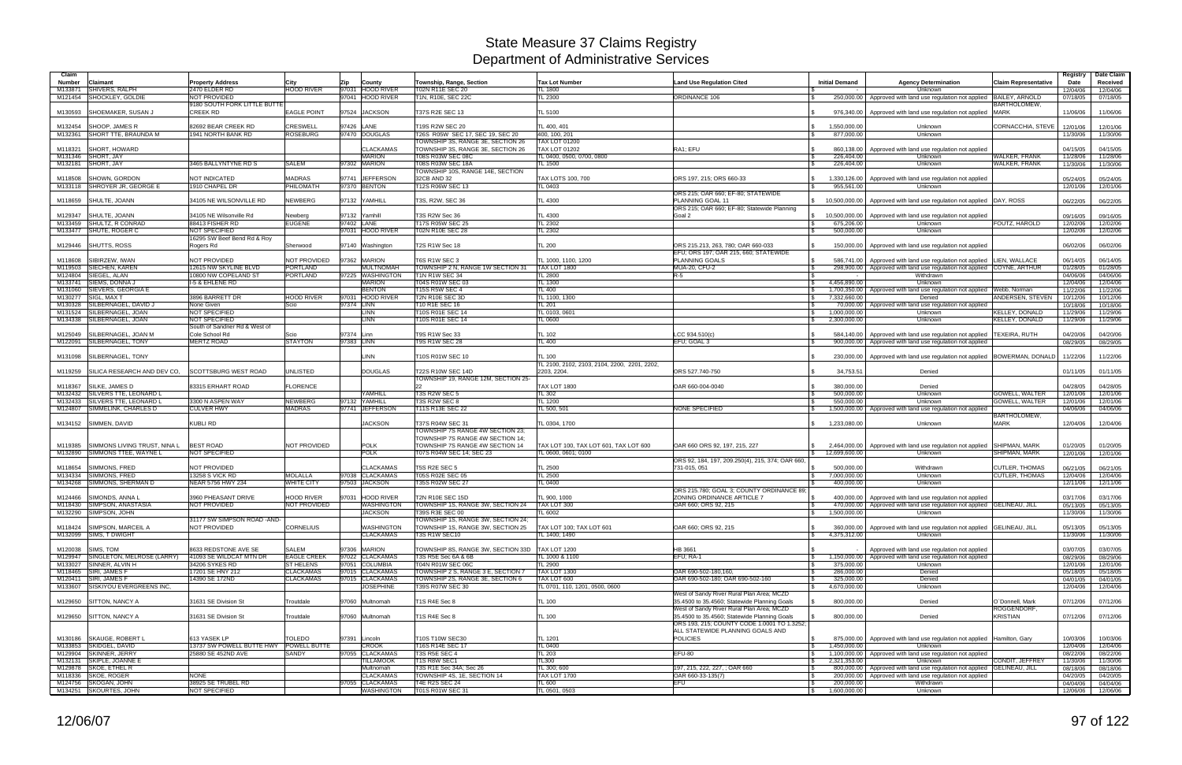# State Measure 37 Claims Registry
## Department of Administrative Services

| Claim Number | Claimant | Property Address | City | Zip | County | Township, Range, Section | Tax Lot Number | Land Use Regulation Cited | Initial Demand | Agency Determination | Claim Representative | Registry Date | Date Claim Received |
|---|---|---|---|---|---|---|---|---|---|---|---|---|---|
| M133871 | SHIVERS, RALPH | 2470 ELDER RD | HOOD RIVER | 97031 | HOOD RIVER | T02N R11E SEC 20 | TL 1800 | | $ - | Unknown | | 12/04/06 | 12/04/06 |
| M121454 | SHOCKLEY, GOLDIE | NOT PROVIDED | | 97041 | HOOD RIVER | T1N, R10E, SEC 22C | TL 2300 | ORDINANCE 106 | $ 250,000.00 | Approved with land use regulation not applied | BAILEY, ARNOLD | 07/18/05 | 07/18/05 |
| M130593 | SHOEMAKER, SUSAN J | 9180 SOUTH FORK LITTLE BUTTE CREEK RD | EAGLE POINT | 97524 | JACKSON | T37S R2E SEC 13 | TL 5100 | | $ 976,340.00 | Approved with land use regulation not applied | BARTHOLOMEW, MARK | 11/06/06 | 11/06/06 |
| M132454 | SHOOP, JAMES R | 82692 BEAR CREEK RD | CRESWELL | 97426 | LANE | T19S R2W SEC 20 | TL 400, 401 | | $ 1,550,000.00 | Unknown | CORNACCHIA, STEVE | 12/01/06 | 12/01/06 |
| M132361 | SHORT TTE, BRAUNDA M | 1941 NORTH BANK RD | ROSEBURG | 97470 | DOUGLAS | T26S R05W SEC 17, SEC 19, SEC 20 | 400, 100, 201 | | $ 877,000.00 | Unknown | | 11/30/06 | 11/30/06 |
| M118321 | SHORT, HOWARD | | | | CLACKAMAS | TOWNSHIP 3S, RANGE 3E, SECTION 26 TOWNSHIP 3S, RANGE 3E, SECTION 26 | TAX LOT 01200 TAX LOT 01202 | RA1; EFU | $ 860,138.00 | Approved with land use regulation not applied | | 04/15/05 | 04/15/05 |
| M131346 | SHORT, JAY | | | | MARION | T08S R03W SEC 08C | TL 0400, 0500, 0700, 0800 | | $ 226,404.00 | Unknown | WALKER, FRANK | 11/28/06 | 11/28/06 |
| M132181 | SHORT, JAY | 3465 BALLYNTYNE RD S | SALEM | 97302 | MARION | T08S R03W SEC 18A | TL 1500 | | $ 226,404.00 | Unknown | WALKER, FRANK | 11/30/06 | 11/30/06 |
| M118508 | SHOWN, GORDON | NOT INDICATED | MADRAS | 97741 | JEFFERSON | TOWNSHIP 10S, RANGE 14E, SECTION 32CB AND 32 | TAX LOTS 100, 700 | ORS 197, 215; ORS 660-33 | $ 1,330,126.00 | Approved with land use regulation not applied | | 05/24/05 | 05/24/05 |
| M133118 | SHROYER JR, GEORGE E | 1910 CHAPEL DR | PHILOMATH | 97370 | BENTON | T12S R06W SEC 13 | TL 0403 | | $ 955,561.00 | Unknown | | 12/01/06 | 12/01/06 |
| M118659 | SHULTE, JOANN | 34105 NE WILSONVILLE RD | NEWBERG | 97132 | YAMHILL | T3S, R2W, SEC 36 | TL 4300 | ORS 215; OAR 660; EF-80; STATEWIDE PLANNING GOAL 11 | $ 10,500,000.00 | Approved with land use regulation not applied | DAY, ROSS | 06/22/05 | 06/22/05 |
| M129347 | SHULTE, JOANN | 34105 NE Wilsonville Rd | Newberg | 97132 | Yamhill | T3S R2W Sec 36 | TL 4300 | ORS 215; OAR 660; EF-80; Statewide Planning Goal 2 | $ 10,500,000.00 | Approved with land use regulation not applied | | 09/16/05 | 09/16/05 |
| M133459 | SHULTZ, R CONRAD | 88413 FISHER RD | EUGENE | 97402 | LANE | T17S R05W SEC 25 | TL 2302 | | $ 675,206.00 | Unknown | FOUTZ, HAROLD | 12/02/06 | 12/02/06 |
| M133477 | SHUTE, ROGER C | NOT SPECIFIED | | 97031 | HOOD RIVER | T02N R10E SEC 28 | TL 2302 | | $ 500,000.00 | Unknown | | 12/02/06 | 12/02/06 |
| M129446 | SHUTTS, ROSS | 16295 SW Beef Bend Rd & Roy Rogers Rd | Sherwood | 97140 | Washington | T2S R1W Sec 18 | TL 200 | ORS 215.213, 263, 780; OAR 660-033 | $ 150,000.00 | Approved with land use regulation not applied | | 06/02/06 | 06/02/06 |
| M118608 | SIBIRZEW, IWAN | NOT PROVIDED | NOT PROVIDED | 97362 | MARION | T6S R1W SEC 3 | TL 1000, 1100, 1200 | EFU; ORS 197; OAR 215, 660; STATEWIDE PLANNING GOALS | $ 586,741.00 | Approved with land use regulation not applied | LIEN, WALLACE | 06/14/05 | 06/14/05 |
| M119503 | SIECHEN, KAREN | 12615 NW SKYLINE BLVD | PORTLAND | | MULTNOMAH | TOWNSHIP 2 N, RANGE 1W SECTION 31 | TAX LOT 1800 | MUA-20, CFU-2 | $ 298,900.00 | Approved with land use regulation not applied | COYNE, ARTHUR | 01/28/05 | 01/28/05 |
| M124804 | SIEGEL, ALAN | 10800 NW COPELAND ST | PORTLAND | 97225 | WASHINGTON | T1N R1W SEC 34 | TL 2800 | R-5 | $ - | Withdrawn | | 04/06/06 | 04/06/06 |
| M133741 | SIEMS, DONNA J | I-5 & EHLENE RD | | | MARION | T04S R01W SEC 03 | TL 1300 | | $ 4,456,890.00 | Unknown | | 12/04/06 | 12/04/06 |
| M131060 | SIEVERS, GEORGIA E | | | | BENTON | T15S R5W SEC 4 | TL 400 | | $ 1,700,350.00 | Approved with land use regulation not applied | Webb, Norman | 11/22/06 | 11/22/06 |
| M130277 | SIGL, MAX T | 3896 BARRETT DR | HOOD RIVER | 97031 | HOOD RIVER | T2N R10E SEC 3D | TL 1100, 1300 | | $ 7,332,660.00 | Denied | ANDERSEN, STEVEN | 10/12/06 | 10/12/06 |
| M130328 | SILBERNAGEL, DAVID J | None Given | Scio | 97374 | LINN | T10 R1E SEC 16 | TL 201 | | $ 70,000.00 | Approved with land use regulation not applied | | 10/18/06 | 10/18/06 |
| M131524 | SILBERNAGEL, JOAN | NOT SPECIFIED | | | LINN | T10S R01E SEC 14 | TL 0103, 0601 | | $ 1,000,000.00 | Unknown | KELLEY, DONALD | 11/29/06 | 11/29/06 |
| M134338 | SILBERNAGEL, JOAN | NOT SPECIFIED | | | LINN | T10S R01E SEC 14 | TL 0600 | | $ 2,300,000.00 | Unknown | KELLEY, DONALD | 11/29/06 | 11/29/06 |
| M125049 | SILBERNAGEL, JOAN M | South of Sandner Rd & West of Cole School Rd | Scio | 97374 | Linn | T9S R1W Sec 33 | TL 102 | LCC 934.510(c) | $ 584,140.00 | Approved with land use regulation not applied | TEXEIRA, RUTH | 04/20/06 | 04/20/06 |
| M122091 | SILBERNAGEL, TONY | MERTZ ROAD | STAYTON | 97383 | LINN | T9S R1W SEC 28 | TL 400 | EFU; GOAL 3 | $ 900,000.00 | Approved with land use regulation not applied | | 08/29/05 | 08/29/05 |
| M131098 | SILBERNAGEL, TONY | | | | LINN | T10S R01W SEC 10 | TL 100 | | $ 230,000.00 | Approved with land use regulation not applied | BOWERMAN, DONALD | 11/22/06 | 11/22/06 |
| M119259 | SILICA RESEARCH AND DEV CO, | SCOTTSBURG WEST ROAD | UNLISTED | | DOUGLAS | T22S R10W SEC 14D | TL 2100, 2102, 2103, 2104, 2200, 2201, 2202, 2203, 2204. | ORS 527.740-750 | $ 34,753.51 | Denied | | 01/11/05 | 01/11/05 |
| M118367 | SILKE, JAMES D | 83315 ERHART ROAD | FLORENCE | | | TOWNSHIP 19, RANGE 12M, SECTION 25-22 | TAX LOT 1800 | OAR 660-004-0040 | $ 380,000.00 | Denied | | 04/28/05 | 04/28/05 |
| M132432 | SILVERS TTE, LEONARD L | | | | YAMHILL | T3S R2W SEC 5 | TL 302 | | $ 500,000.00 | Unknown | GOWELL, WALTER | 12/01/06 | 12/01/06 |
| M132433 | SILVERS TTE, LEONARD L | 3300 N ASPEN WAY | NEWBERG | 97132 | YAMHILL | T3S R2W SEC 8 | TL 1200 | | $ 550,000.00 | Unknown | GOWELL, WALTER | 12/01/06 | 12/01/06 |
| M124807 | SIMMELINK, CHARLES D | CULVER HWY | MADRAS | 97741 | JEFFERSON | T11S R13E SEC 22 | TL 500, 501 | NONE SPECIFIED | $ 1,500,000.00 | Approved with land use regulation not applied | | 04/06/06 | 04/06/06 |
| M134152 | SIMMEN, DAVID | KUBLI RD | | | JACKSON | T37S R04W SEC 31 | TL 0304, 1700 | | $ 1,233,080.00 | Unknown | BARTHOLOMEW, MARK | 12/04/06 | 12/04/06 |
| M119385 | SIMMONS LIVING TRUST, NINA L | BEST ROAD | NOT PROVIDED | | POLK | TOWNSHIP 7S RANGE 4W SECTION 23; TOWNSHIP 7S RANGE 4W SECTION 14; TOWNSHIP 7S RANGE 4W SECTION 14 | TAX LOT 100, TAX LOT 601, TAX LOT 600 | OAR 660 ORS 92, 197, 215, 227 | $ 2,464,000.00 | Approved with land use regulation not applied | SHIPMAN, MARK | 01/20/05 | 01/20/05 |
| M132890 | SIMMONS TTEE, WAYNE L | NOT SPECIFIED | | | POLK | T07S R04W SEC 14; SEC 23 | TL 0600, 0601; 0100 | | $ 12,699,600.00 | Unknown | SHIPMAN, MARK | 12/01/06 | 12/01/06 |
| M118654 | SIMMONS, FRED | NOT PROVIDED | | | CLACKAMAS | T5S R2E SEC 5 | TL 2500 | ORS 92, 184, 197, 209.250(4), 215, 374; OAR 660, 731-015, 051 | $ 500,000.00 | Withdrawn | CUTLER, THOMAS | 06/21/05 | 06/21/05 |
| M134334 | SIMMONS, FRED | 13258 S VICK RD | MOLALLA | 97038 | CLACKAMAS | T05S R02E SEC 05 | TL 2500 | | $ 7,000,000.00 | Unknown | CUTLER, THOMAS | 12/04/06 | 12/04/06 |
| M134268 | SIMMONS, SHERMAN D | NEAR 5756 HWY 234 | WHITE CITY | 97503 | JACKSON | T35S R02W SEC 27 | TL 0400 | | $ 400,000.00 | Unknown | | 12/11/06 | 12/11/06 |
| M124466 | SIMONDS, ANNA L | 3960 PHEASANT DRIVE | HOOD RIVER | 97031 | HOOD RIVER | T2N R10E SEC 15D | TL 900, 1000 | ORS 215.780; GOAL 3; COUNTY ORDINANCE 89; ZONING ORDINANCE ARTICLE 7 | $ 400,000.00 | Approved with land use regulation not applied | | 03/17/06 | 03/17/06 |
| M118430 | SIMPSON, ANASTASIA | NOT PROVIDED | NOT PROVIDED | | WASHINGTON | TOWNSHIP 1S, RANGE 3W, SECTION 24 | TAX LOT 300 | OAR 660; ORS 92, 215 | $ 470,000.00 | Approved with land use regulation not applied | GELINEAU, JILL | 05/13/05 | 05/13/05 |
| M132290 | SIMPSON, JOHN | | | | JACKSON | T39S R3E SEC 00 | TL 6002 | | $ 1,500,000.00 | Unknown | | 11/30/06 | 11/30/06 |
| M118424 | SIMPSON, MARCEIL A | 31177 SW SIMPSON ROAD -AND- NOT PROVIDED | CORNELIUS | | WASHINGTON | TOWNSHIP 1S, RANGE 3W, SECTION 24; TOWNSHIP 1S, RANGE 3W, SECTION 25 | TAX LOT 100; TAX LOT 601 | OAR 660; ORS 92, 215 | $ 360,000.00 | Approved with land use regulation not applied | GELINEAU, JILL | 05/13/05 | 05/13/05 |
| M132099 | SIMS, T DWIGHT | | | | CLACKAMAS | T3S R1W SEC10 | TL 1400, 1490 | | $ 4,375,312.00 | Unknown | | 11/30/06 | 11/30/06 |
| M120038 | SIMS, TOM | 8633 REDSTONE AVE SE | SALEM | 97306 | MARION | TOWNSHIP 8S, RANGE 3W, SECTION 33D | TAX LOT 1200 | HB 3661 | $ - | Approved with land use regulation not applied | | 03/07/05 | 03/07/05 |
| M129947 | SINGLETON, MELROSE (LARRY) | 41093 SE WILDCAT MTN DR | EAGLE CREEK | 97022 | CLACKAMAS | T3S R5E Sec 6A & 6B | TL 1000 & 1100 | EFU; RA-1 | $ 1,150,000.00 | Approved with land use regulation not applied | | 08/29/06 | 08/29/06 |
| M133027 | SINNER, ALVIN H | 34206 SYKES RD | ST HELENS | 97051 | COLUMBIA | T04N R01W SEC 06C | TL 2900 | | $ 375,000.00 | Unknown | | 12/01/06 | 12/01/06 |
| M118465 | SIRI, JAMES F | 17201 SE HNY 212 | CLACKAMAS | 97015 | CLACKAMAS | TOWNSHIP 2 S, RANGE 3 E, SECTION 7 | TAX LOT 1300 | OAR 690-502-180,160, | $ 286,000.00 | Denied | | 05/18/05 | 05/18/05 |
| M120411 | SIRI, JAMES F | 14390 SE 172ND | CLACKAMAS | 97015 | CLACKAMAS | TOWNSHIP 2S, RANGE 3E, SECTION 6 | TAX LOT 600 | OAR 690-502-180; OAR 690-502-160 | $ 325,000.00 | Denied | | 04/01/05 | 04/01/05 |
| M133607 | SISKIYOU EVERGREENS INC, | | | | JOSEPHINE | T39S R07W SEC 30 | TL 0701, 110, 1201, 0500, 0600 | | $ 4,670,000.00 | Unknown | | 12/04/06 | 12/04/06 |
| M129650 | SITTON, NANCY A | 31631 SE Division St | Troutdale | 97060 | Multnomah | T1S R4E Sec 8 | TL 100 | West of Sandy River Rural Plan Area; MCZD 35.4500 to 35.4560; Statewide Planning Goals | $ 800,000.00 | Denied | O'Donnell, Mark | 07/12/06 | 07/12/06 |
| M129650 | SITTON, NANCY A | 31631 SE Division St | Troutdale | 97060 | Multnomah | T1S R4E Sec 8 | TL 100 | West of Sandy River Rural Plan Area; MCZD 35.4500 to 35.4560; Statewide Planning Goals | $ 800,000.00 | Denied | ROGGENDORF, KRISTIAN | 07/12/06 | 07/12/06 |
| M130186 | SKAUGE, ROBERT L | 613 YASEK LP | TOLEDO | 97391 | Lincoln | T10S T10W SEC30 | TL 1201 | ORS 193, 215; COUNTY CODE 1.0001 TO 1.3252; ALL STATEWIDE PLANNING GOALS AND POLICIES | $ 875,000.00 | Approved with land use regulation not applied | Hamilton, Gary | 10/03/06 | 10/03/06 |
| M133853 | SKIDGEL, DAVID | 13737 SW POWELL BUTTE HWY | POWELL BUTTE | | CROOK | T16S R14E SEC 17 | TL 0400 | | $ 1,450,000.00 | Unknown | | 12/04/06 | 12/04/06 |
| M129904 | SKINNER, JERRY | 25880 SE 452ND AVE | SANDY | 97055 | CLACKAMAS | T3S R5E SEC 4 | TL 203 | EFU-80 | $ 1,100,000.00 | Approved with land use regulation not applied | | 08/22/06 | 08/22/06 |
| M132131 | SKIPLE, JOANNE E | | | | TILLAMOOK | T1S R8W SEC1 | TL300 | | $ 2,321,353.00 | Unknown | CONDIT, JEFFREY | 11/30/06 | 11/30/06 |
| M129878 | SKOE, ETHEL R | | | | Multnomah | T3S R1E Sec 34A; Sec 26 | TL 300; 600 | 197, 215, 227, ; OAR 660 | $ 800,000.00 | Approved with land use regulation not applied | GELINEAU, JILL | 08/18/06 | 08/18/06 |
| M118336 | SKOE, ROGER | NONE | | | CLACKAMAS | TOWNSHIP 4S, 1E, SECTION 14 | TAX LOT 1700 | OAR 660-33-135(7) | $ 200,000.00 | Approved with land use regulation not applied | | 04/20/05 | 04/20/05 |
| M124756 | SKOGAN, JOHN | 38925 SE TRUBEL RD | | 97055 | CLACKAMAS | T4E R2S SEC 24 | TL 600 | EFU | $ 200,000.00 | Withdrawn | | 04/04/06 | 04/04/06 |
| M134251 | SKOURTES, JOHN | NOT SPECIFIED | | | WASHINGTON | T01S R01W SEC 31 | TL 0501, 0503 | | $ 1,600,000.00 | Unknown | | 12/06/06 | 12/06/06 |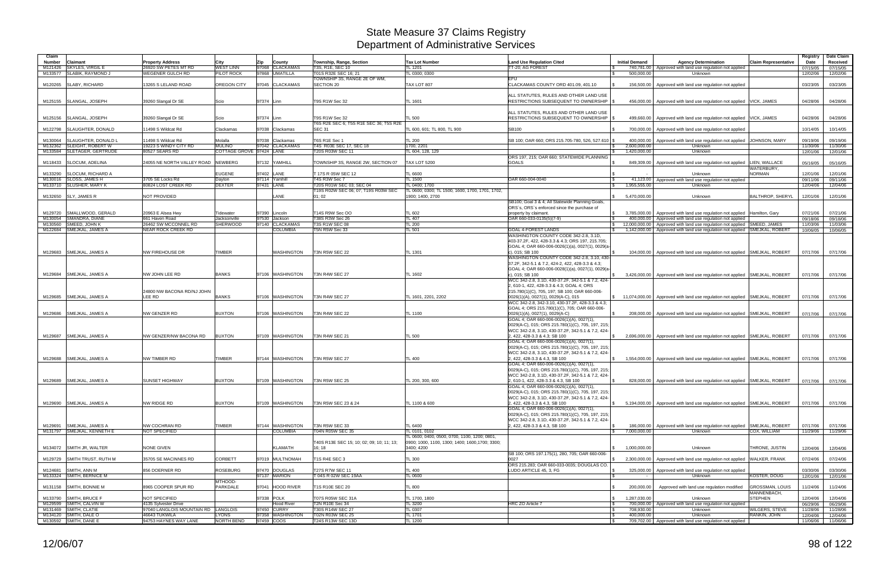# State Measure 37 Claims Registry
## Department of Administrative Services

| Claim Number | Claimant | Property Address | City | Zip | County | Township, Range, Section | Tax Lot Number | Land Use Regulation Cited | Initial Demand | Agency Determination | Claim Representative | Registry Date | Date Claim Received |
|---|---|---|---|---|---|---|---|---|---|---|---|---|---|
| M121426 | SKYLES, VIRGIL E | 26920 SW PETES MT RD | WEST LINN | 97068 | CLACKAMAS | T3S, R1E, SEC 10 | TL 1201 | TT-20; AG FOREST | $ 740,781.00 | Approved with land use regulation not applied | | 07/15/05 | 07/15/05 |
| M133577 | SLABIK, RAYMOND J | WEGENER GULCH RD | PILOT ROCK | 97868 | UMATILLA | T01S R32E SEC 16; 21 | TL 0300; 0300 | | $ 500,000.00 | Unknown | | 12/02/06 | 12/02/06 |
| M120265 | SLABY, RICHARD | 13265 S LELAND ROAD | OREGON CITY | 97045 | CLACKAMAS | TOWNSHIP 3S, RANGE 2E OF WM, SECTION 20 | TAX LOT 807 | EFU CLACKAMAS COUNTY ORD 401.09, 401.10 | $ 156,500.00 | Approved with land use regulation not applied | | 03/23/05 | 03/23/05 |
| M125155 | SLANGAL, JOSEPH | 39260 Slangal Dr SE | Scio | 97374 | Linn | T9S R1W Sec 32 | TL 1601 | ALL STATUTES, RULES AND OTHER LAND USE RESTRICTIONS SUBSEQUENT TO OWNERSHIP | $ 456,000.00 | Approved with land use regulation not applied | VICK, JAMES | 04/28/06 | 04/28/06 |
| M125156 | SLANGAL, JOSEPH | 39260 Slangal Dr SE | Scio | 97374 | Linn | T9S R1W Sec 32 | TL 500 | ALL STATUTES, RULES AND OTHER LAND USE RESTRICTIONS SUBSEQUENT TO OWNERSHIP | $ 499,660.00 | Approved with land use regulation not applied | VICK, JAMES | 04/28/06 | 04/28/06 |
| M122798 | SLAUGHTER, DONALD | 11498 S Wildcat Rd | Clackamas | 97038 | Clackamas | T6S R2E SEC 6; T5S R1E SEC 36; T5S R2E SEC 31 | TL 600, 601; TL 800, TL 900 | SB100 | $ 700,000.00 | Approved with land use regulation not applied | | 10/14/05 | 10/14/05 |
| M130064 | SLAUGHTER, DONALD L | 11498 S Wildcat Rd | Molalla | 97038 | Clackamas | T6S R1E Sec 1 | TL 200 | SB 100; OAR 660; ORS 215.705-780, 526, 527.610 | $ 400,000.00 | Approved with land use regulation not applied | JOHNSON, MARY | 09/19/06 | 09/19/06 |
| M132362 | SLEIGHT, ROBERT W | 19223 S WINDY CITY RD | MULINO | 97042 | CLACKAMAS | T4S R03E SEC 17, SEC 18 | 1700, 2201 | | $ 2,600,000.00 | Unknown | | 11/30/06 | 11/30/06 |
| M133584 | SLETAGER, GERTRUDE | 80527 SEARS RD | COTTAGE GROVE | 97424 | LANE | T20S R03W SEC 11 | TL 604, 128, 129 | | $ 1,420,000.00 | Unknown | | 12/01/06 | 12/01/06 |
| M118433 | SLOCUM, ADELINA | 24055 NE NORTH VALLEY ROAD | NEWBERG | 97132 | YAMHILL | TOWNSHIP 3S, RANGE 2W, SECTION 07 | TAX LOT 5200 | ORS 197, 215; OAR 660; STATEWIDE PLANNING GOALS | $ 849,309.00 | Approved with land use regulation not applied | LIEN, WALLACE | 05/16/05 | 05/16/05 |
| M133290 | SLOCUM, RICHARD A | | EUGENE | 97402 | LANE | T 17S R 05W SEC 12 | TL 6600 | | $ - | Unknown | WATERBURY, NORMAN | 12/01/06 | 12/01/06 |
| M130016 | SLOSS, JAMES H | 3705 SE Locks Rd | Dayton | 97114 | Yamhill | T4S R3W Sec 7 | TL 1500 | OAR 660-004-0040 | $ 41,123.00 | Approved with land use regulation not applied | | 09/11/06 | 09/11/06 |
| M133710 | SLUSHER, MARY K | 80824 LOST CREEK RD | DEXTER | 97431 | LANE | T20S R01W SEC 03; SEC 04 | TL 0400; 1700 | | $ 1,955,555.00 | Unknown | | 12/04/06 | 12/04/06 |
| M132650 | SLY, JAMES R | NOT PROVIDED | | | LANE | T19S R02W SEC 06; 07; T19S R03W SEC 01; 02 | TL 0600; 0300; TL 1500, 1600, 1700, 1701, 1702, 1900; 1400, 2700 | | $ 5,470,000.00 | Unknown | BALTHROP, SHERYL | 12/01/06 | 12/01/06 |
| M129720 | SMALLWOOD, GERALD | 20963 E Alsea Hwy | Tidewater | 97390 | Lincoln | T14S R9W Sec OO | TL 602 | SB100; Goal 3 & 4; All Statewide Planning Goals, ORS`s, ORS`s enforced since the purchase of property by claimant. | $ 3,785,000.00 | Approved with land use regulation not applied | Hamilton, Gary | 07/21/06 | 07/21/06 |
| M130054 | SMANDRA, DIANE | 661 Haven Road | Jacksonville | 97530 | Jackson | T38S R3W Sec 26 | TL 407 | OAR 660-033-0135(5)(7-9) | $ 400,000.00 | Approved with land use regulation not applied | | 09/18/06 | 09/18/06 |
| M130560 | SMEED, JOHN K | 26462 SW MCCONNEL RD | SHERWOOD | 97140 | CLACKAMAS | T3S R1W SEC 08 | TL 200 | | $ 12,000,000.00 | Approved with land use regulation not applied | SMEED, JAMES | 11/03/06 | 11/03/06 |
| M122684 | SMEJKAL, JAMES A | NEAR ROCK CREEK RD | | | COLUMBIA | T5N R5W Sec 33 | TL 501 | GOAL 4-FOREST LANDS | $ 1,142,000.00 | Approved with land use regulation not applied | SMEJKAL, ROBERT | 10/06/05 | 10/06/05 |
| M129683 | SMEJKAL, JAMES A | NW FIREHOUSE DR | TIMBER | | WASHINGTON | T3N R5W SEC 22 | TL 1301 | WASHINGTON COUNTY CODE 342-2.8, 3.1D, 403-37.2F, 422, 428-3.3 & 4.3; ORS 197, 215.705; GOAL 4; OAR 660-006-0026(1)(a), 0027(1), 0029(a-c), 015; SB 100 | $ 104,000.00 | Approved with land use regulation not applied | SMEJKAL, ROBERT | 07/17/06 | 07/17/06 |
| M129684 | SMEJKAL, JAMES A | NW JOHN LEE RD | BANKS | 97106 | WASHINGTON | T3N R4W SEC 27 | TL 1602 | WASHINGTON COUNTY CODE 342-2.8, 3.10, 430-37.2F, 342-5.1 & 7.2, 424-2, 422, 428-3.3 & 4.3; GOAL 4; OAR 660-006-0028(1)(a), 0027(1), 0029(a-c), 015; SB 100 | $ 3,426,000.00 | Approved with land use regulation not applied | SMEJKAL, ROBERT | 07/17/06 | 07/17/06 |
| M129685 | SMEJKAL, JAMES A | 24800 NW BACONA RD/NJ JOHN LEE RD | BANKS | 97106 | WASHINGTON | T3N R4W SEC 27 | TL 1601, 2201, 2202 | WCC 342-2.8, 3.1D, 430-37.2F, 342-5.1 & 7.2, 424-2, 610-1, 422, 428-3.3 & 4.3; GOAL 4; ORS 215.780(1)(C), 705, 197; SB 100; OAR 660-006-0026(1)(A), 0027(1), 0029(A-C), 015 | $ 11,074,000.00 | Approved with land use regulation not applied | SMEJKAL, ROBERT | 07/17/06 | 07/17/06 |
| M129686 | SMEJKAL, JAMES A | NW GENZER RD | BUXTON | 97106 | WASHINGTON | T3N R4W SEC 22 | TL 1100 | WCC 342-2.8, 342-3.10, 430-37.2F, 428-3.3 & 4.3; GOAL 4; ORS 215.780(1)(C), 705; OAR 660-006-0026(1)(A), 0027(1), 0029(A-C) | $ 208,000.00 | Approved with land use regulation not applied | SMEJKAL, ROBERT | 07/17/06 | 07/17/06 |
| M129687 | SMEJKAL, JAMES A | NW GENZER/NW BACONA RD | BUXTON | 97109 | WASHINGTON | T3N R4W SEC 21 | TL 500 | GOAL 4; OAR 660-006-0026(1)(A), 0027(1), 0029(A-C), 015; ORS 215.780(1)(C), 705, 197, 215; WCC 342-2.8, 3.1D, 430-37.2F, 342-5.1 & 7.2, 424-2, 422, 428-3.3 & 4.3; SB 100 | $ 2,696,000.00 | Approved with land use regulation not applied | SMEJKAL, ROBERT | 07/17/06 | 07/17/06 |
| M129688 | SMEJKAL, JAMES A | NW TIMBER RD | TIMBER | 97144 | WASHINGTON | T3N R5W SEC 27 | TL 400 | GOAL 4; OAR 660-006-0026(1)(A), 0027(1), 0029(A-C), 015; ORS 215.780(1)(C), 705, 197, 215; WCC 342-2.8, 3.1D, 430-37.2F, 342-5.1 & 7.2, 424-2, 422, 428-3.3 & 4.3; SB 100 | $ 1,554,000.00 | Approved with land use regulation not applied | SMEJKAL, ROBERT | 07/17/06 | 07/17/06 |
| M129689 | SMEJKAL, JAMES A | SUNSET HIGHWAY | BUXTON | 97109 | WASHINGTON | T3N R5W SEC 25 | TL 200, 300, 600 | GOAL 4; OAR 660-006-0026(1)(A), 0027(1), 0029(A-C), 015; ORS 215.780(1)(C), 705, 197, 215; WCC 342-2.8, 3.1D, 430-37.2F, 342-5.1 & 7.2, 424-2, 610-1, 422, 428-3.3 & 4.3, SB 100 | $ 828,000.00 | Approved with land use regulation not applied | SMEJKAL, ROBERT | 07/17/06 | 07/17/06 |
| M129690 | SMEJKAL, JAMES A | NW RIDGE RD | BUXTON | 97109 | WASHINGTON | T3N R5W SEC 23 & 24 | TL 1100 & 600 | GOAL 4; OAR 660-006-0026(1)(A), 0027(1), 0029(A-C), 015; ORS 215.780(1)(C), 705, 197, 215; WCC 342-2.8, 3.1D, 430-37.2F, 342-5.1 & 7.2, 424-2, 422, 428-3.3 & 4.3, SB 100 | $ 5,194,000.00 | Approved with land use regulation not applied | SMEJKAL, ROBERT | 07/17/06 | 07/17/06 |
| M129691 | SMEJKAL, JAMES A | NW COCHRAN RD | TIMBER | 97144 | WASHINGTON | T3N R5W SEC 33 | TL 6400 | GOAL 4; OAR 660-006-0026(1)(A), 0027(1), 0029(A-C), 015; ORS 215.780(1)(C), 705, 197, 215; WCC 342-2.8, 3.1D, 430-37.2F, 342-5.1 & 7.2, 424-2, 422, 428-3.3 & 4.3, SB 100 | $ 186,000.00 | Approved with land use regulation not applied | SMEJKAL, ROBERT | 07/17/06 | 07/17/06 |
| M131797 | SMEJKAL, KENNETH E | NOT SPECIFIED | | | COLUMBIA | T04N R05W SEC 35 | TL 0101, 0102 | | $ 7,000,000.00 | Unknown | COX, WILLIAM | 11/29/06 | 11/29/06 |
| M134072 | SMITH JR, WALTER | NONE GIVEN | | | KLAMATH | T40S R13E SEC 15; 10; 02; 09; 10; 11; 13; 16; 18 | TL 0600; 0400, 0500, 0700, 1100, 1200; 0801, 0900; 1000, 1100, 1300; 1400; 1600,1700; 3300; 3400; 4200 | | $ 1,000,000.00 | Unknown | THRONE, JUSTIN | 12/04/06 | 12/04/06 |
| M129729 | SMITH TRUST, RUTH M | 35705 SE MACINNES RD | CORBETT | 97019 | MULTNOMAH | T1S R4E SEC 3 | TL 300 | SB 100; ORS 197.175(1), 280, 705; OAR 660-006-0027 | $ 2,300,000.00 | Approved with land use regulation not applied | WALKER, FRANK | 07/24/06 | 07/24/06 |
| M124681 | SMITH, ANN M | 856 DOERNER RD | ROSEBURG | 97470 | DOUGLAS | T27S R7W SEC 11 | TL 400 | ORS 215.283; OAR 660-033-0035; DOUGLAS CO. LUDO ARTICLE 45, 3, FG | $ 325,000.00 | Approved with land use regulation not applied | | 03/30/06 | 03/30/06 |
| M133324 | SMITH, BERNICE M | | | 97137 | MARION | T 04S R 02W SEC 19AA | TL 0600 | | $ - | Unknown | KOSTER, DOUG | 12/01/06 | 12/01/06 |
| M131158 | SMITH, BONNIE M | 8965 COOPER SPUR RD | MTHOOD-PARKDALE | 97041 | HOOD RIVER | T1S R10E SEC 20 | TL 800 | | $ 200,000.00 | Approved with land use regulation modified | GROSSMAN, LOUIS | 11/24/06 | 11/24/06 |
| M133790 | SMITH, BRUCE F | NOT SPECIFIED | | 97338 | POLK | T07S R05W SEC 31A | TL 1700, 1800 | | $ 1,287,030.00 | Unknown | MANNENBACH, STEPHEN | 12/04/06 | 12/04/06 |
| M129599 | SMITH, CALVIN W | 4135 Sylvester Drive | | | Hood River | T2N R10E Sec 34 | TL 3200 | HRC ZO Article 7 | $ 700,000.00 | Approved with land use regulation not applied | | 06/29/06 | 06/29/06 |
| M131469 | SMITH, CLATIE | 97040 LANGLOIS MOUNTAIN RD | LANGLOIS | 97450 | CURRY | T30S R14W SEC 27 | TL 0307 | | $ 708,930.00 | Unknown | WILGERS, STEVE | 11/28/06 | 11/28/06 |
| M134120 | SMITH, DALE O | 46643 TUKWILA | LYONS | 97358 | WASHINGTON | T02N R03W SEC 25 | TL 1701 | | $ 400,000.00 | Unknown | RANKIN, JOHN | 12/04/06 | 12/04/06 |
| M130592 | SMITH, DANE E | 94753 HAYNES WAY LANE | NORTH BEND | 97459 | COOS | T24S R13W SEC 13D | TL 1200 | | $ 709,702.00 | Approved with land use regulation not applied | | 11/06/06 | 11/06/06 |

12/06/07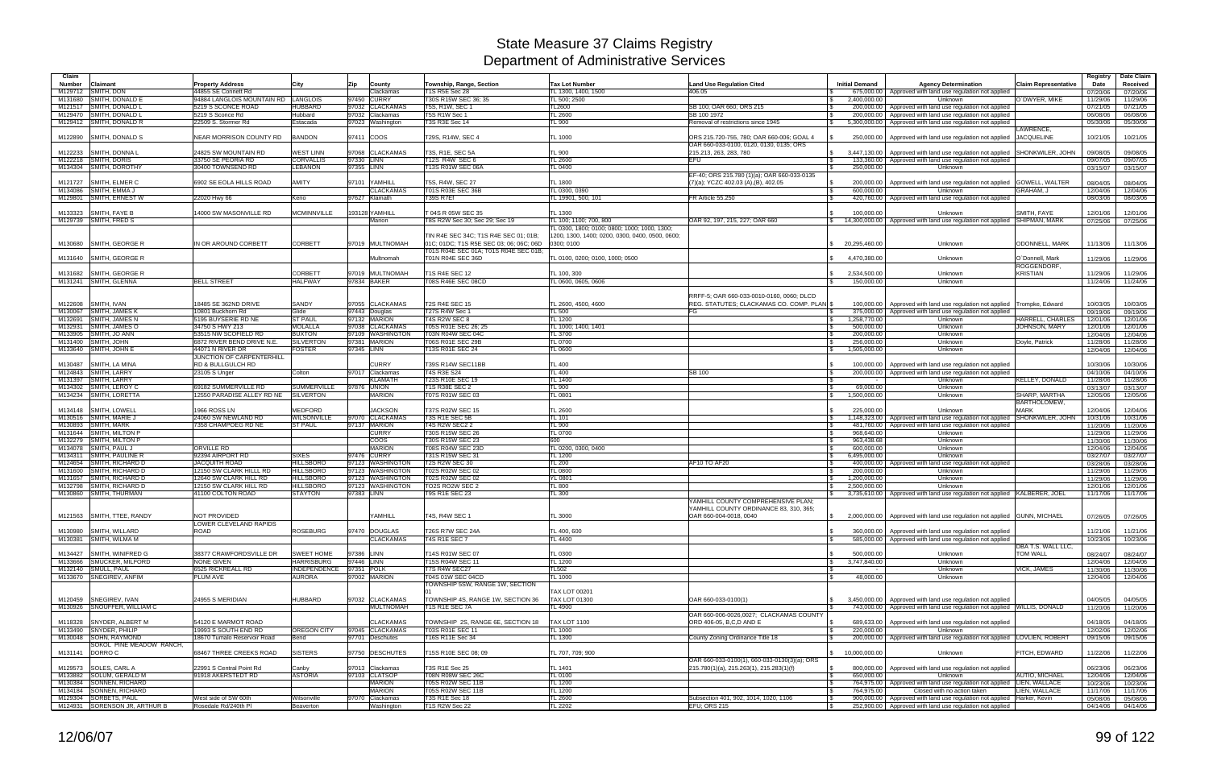# State Measure 37 Claims Registry
## Department of Administrative Services

| Claim Number | Claimant | Property Address | City | Zip | County | Township, Range, Section | Tax Lot Number | Land Use Regulation Cited | Initial Demand | Agency Determination | Claim Representative | Registry Date | Date Claim Received |
|---|---|---|---|---|---|---|---|---|---|---|---|---|---|
| M129712 | SMITH, DON | 44855 SE Connett Rd | | | Clackamas | T1S R5E Sec 28 | TL 1300, 1400, 1500 | 406.05 | $ 675,000.00 | Approved with land use regulation not applied | | 07/20/06 | 07/20/06 |
| M131680 | SMITH, DONALD E | 84884 LANGLOIS MOUNTAIN RD | LANGLOIS | 97450 | CURRY | T30S R15W SEC 36; 35 | TL 500; 2500 | | $ 2,400,000.00 | Unknown | O'DWYER, MIKE | 11/29/06 | 11/29/06 |
| M121517 | SMITH, DONALD L | 5219 S SCONCE ROAD | HUBBARD | 97032 | CLACKAMAS | T5S, R1W, SEC 1 | TL2600 | SB 100; OAR 660; ORS 215 | $ 200,000.00 | Approved with land use regulation not applied | | 07/21/05 | 07/21/05 |
| M129470 | SMITH, DONALD L | 5219 S Sconce Rd | Hubbard | 97032 | Clackamas | T5S R1W Sec 1 | TL 2600 | SB 100 1972 | $ 200,000.00 | Approved with land use regulation not applied | | 06/08/06 | 06/08/06 |
| M129412 | SMITH, DONALD R | 22509 S. Stormer Rd | Estacada | 97023 | Washington | T3S R3E Sec 14 | TL 900 | Removal of restrictions since 1945 | $ 5,300,000.00 | Approved with land use regulation not applied | | 05/30/06 | 05/30/06 |
| M122890 | SMITH, DONALD S | NEAR MORRISON COUNTY RD | BANDON | 97411 | COOS | T29S, R14W, SEC 4 | TL 1000 | ORS 215.720-755, 780; OAR 660-006; GOAL 4 | $ 250,000.00 | Approved with land use regulation not applied | LAWRENCE, JACQUELINE | 10/21/05 | 10/21/05 |
| M122233 | SMITH, DONNA L | 24825 SW MOUNTAIN RD | WEST LINN | 97068 | CLACKAMAS | T3S, R1E, SEC 5A | TL 900 | OAR 660-033-0100, 0120, 0130, 0135; ORS 215.213, 263, 283, 780 | $ 3,447,130.00 | Approved with land use regulation not applied | SHONKWILER, JOHN | 09/08/05 | 09/08/05 |
| M122218 | SMITH, DORIS | 33750 SE PEORIA RD | CORVALLIS | 97330 | LINN | T12S R4W SEC 6 | TL 2600 | EFU | $ 133,360.00 | Approved with land use regulation not applied | | 09/07/05 | 09/07/05 |
| M134304 | SMITH, DOROTHY | 30400 TOWNSEND RD | LEBANON | 97355 | LINN | T13S R01W SEC 06A | TL 0400 | | $ 250,000.00 | Unknown | | 03/15/07 | 03/15/07 |
| M121727 | SMITH, ELMER C | 6902 SE EOLA HILLS ROAD | AMITY | 97101 | YAMHILL | T5S, R4W, SEC 27 | TL 1800 | EF-40; ORS 215.780 (1)(a); OAR 660-033-0135 (7)(a); YCZC 402.03 (A),(B), 402.05 | $ 200,000.00 | Approved with land use regulation not applied | GOWELL, WALTER | 08/04/05 | 08/04/05 |
| M134086 | SMITH, EMMA J | | | | CLACKAMAS | T01S R03E SEC 36B | TL 0300, 0390 | | $ 600,000.00 | Unknown | GRAHAM, J | 12/04/06 | 12/04/06 |
| M129801 | SMITH, ERNEST W | 22020 Hwy 66 | Keno | 97627 | Klamath | T39S R7Ef | TL 19901, 500, 101 | FR Article 55.250 | $ 420,760.00 | Approved with land use regulation not applied | | 08/03/06 | 08/03/06 |
| M133323 | SMITH, FAYE B | 14000 SW MASONVILLE RD | MCMINNVILLE | 193128 | YAMHILL | T 04S R 05W SEC 35 | TL 1300 | | $ 100,000.00 | Unknown | SMITH, FAYE | 12/01/06 | 12/01/06 |
| M129739 | SMITH, FRED S | | | | Marion | T8S R2W Sec 30; Sec 29; Sec 19 | TL 100; 1100; 700, 800 | OAR 92, 197, 215, 227; OAR 660 | $ 14,300,000.00 | Approved with land use regulation not applied | SHIPMAN, MARK | 07/25/06 | 07/25/06 |
| M130680 | SMITH, GEORGE R | IN OR AROUND CORBETT | CORBETT | 97019 | MULTNOMAH | TIN R4E SEC 34C; T1S R4E SEC 01; 01B; 01C; 01DC; T1S R5E SEC 03; 06; 06C; 06D | TL 0300, 1800; 0100; 0800; 1000; 1000, 1300; 1200, 1300, 1400; 0200, 0300, 0400, 0500, 0600; 0300; 0100 | | $ 20,295,460.00 | Unknown | ODONNELL, MARK | 11/13/06 | 11/13/06 |
| M131640 | SMITH, GEORGE R | | | | Multnomah | T01S R04E SEC 01A; T01S R04E SEC 01B; T01N R04E SEC 36D | TL 0100, 0200; 0100, 1000; 0500 | | $ 4,470,380.00 | Unknown | O`Donnell, Mark | 11/29/06 | 11/29/06 |
| M131682 | SMITH, GEORGE R | | CORBETT | 97019 | MULTNOMAH | T1S R4E SEC 12 | TL 100, 300 | | $ 2,534,500.00 | Unknown | ROGGENDORF, KRISTIAN | 11/29/06 | 11/29/06 |
| M131241 | SMITH, GLENNA | BELL STREET | HALFWAY | 97834 | BAKER | T08S R46E SEC 08CD | TL 0600, 0605, 0606 | | $ 150,000.00 | Unknown | | 11/24/06 | 11/24/06 |
| M122608 | SMITH, IVAN | 18485 SE 362ND DRIVE | SANDY | 97055 | CLACKAMAS | T2S R4E SEC 15 | TL 2600, 4500, 4600 | RRFF-5; OAR 660-033-0010-0160, 0060; DLCD REG. STATUTES; CLACKAMAS CO. COMP. PLAN | $ 100,000.00 | Approved with land use regulation not applied | Trompke, Edward | 10/03/05 | 10/03/05 |
| M130067 | SMITH, JAMES K | 10801 Buckhorn Rd | Glide | 97443 | Douglas | T27S R4W Sec 1 | TL 500 | FG | $ 375,000.00 | Approved with land use regulation not applied | | 09/19/06 | 09/19/06 |
| M132691 | SMITH, JAMES N | 5195 BUYSERIE RD NE | ST PAUL | 97132 | MARION | T4S R2W SEC 8 | TL 1200 | | $ 1,258,770.00 | Unknown | HARRELL, CHARLES | 12/01/06 | 12/01/06 |
| M132931 | SMITH, JAMES O | 34750 S HWY 213 | MOLALLA | 97038 | CLACKAMAS | T05S R01E SEC 26; 25 | TL 1000; 1400, 1401 | | $ 500,000.00 | Unknown | JOHNSON, MARY | 12/01/06 | 12/01/06 |
| M133905 | SMITH, JO ANN | 53515 NW SCOFIELD RD | BUXTON | 97109 | WASHINGTON | T03N R04W SEC 04C | TL 3700 | | $ 200,000.00 | Unknown | | 12/04/06 | 12/04/06 |
| M131400 | SMITH, JOHN | 6872 RIVER BEND DRIVE N.E. | SILVERTON | 97381 | MARION | T06S R01E SEC 29B | TL 0700 | | $ 256,000.00 | Unknown | Doyle, Patrick | 11/28/06 | 11/28/06 |
| M133640 | SMITH, JOHN E | 44071 N RIVER DR | FOSTER | 97345 | LINN | T13S R01E SEC 24 | TL 0600 | | $ 1,505,000.00 | Unknown | | 12/04/06 | 12/04/06 |
| M130487 | SMITH, LA MINA | JUNCTION OF CARPENTERHILL RD & BULLGULCH RD | | | CURRY | T39S R14W SEC11BB | TL 400 | | $ 100,000.00 | Approved with land use regulation not applied | | 10/30/06 | 10/30/06 |
| M124843 | SMITH, LARRY | 23105 S Unger | Colton | 97017 | Clackamas | T4S R3E S24 | TL 400 | SB 100 | $ 200,000.00 | Approved with land use regulation not applied | | 04/10/06 | 04/10/06 |
| M131397 | SMITH, LARRY | | | | KLAMATH | T23S R10E SEC 19 | TL 1400 | | $ - | Unknown | KELLEY, DONALD | 11/28/06 | 11/28/06 |
| M134302 | SMITH, LEROY C | 69182 SUMMERVILLE RD | SUMMERVILLE | 97876 | UNION | T1S R38E SEC 2 | TL 900 | | $ 69,000.00 | Unknown | | 03/13/07 | 03/13/07 |
| M134234 | SMITH, LORETTA | 12550 PARADISE ALLEY RD NE | SILVERTON | | MARION | T07S R01W SEC 03 | TL 0801 | | $ 1,500,000.00 | Unknown | SHARP, MARTHA | 12/05/06 | 12/05/06 |
| M134148 | SMITH, LOWELL | 1966 ROSS LN | MEDFORD | | JACKSON | T37S R02W SEC 15 | TL 2600 | | $ 225,000.00 | Unknown | BARTHOLOMEW, MARK | 12/04/06 | 12/04/06 |
| M130516 | SMITH, MARIE J | 24060 SW NEWLAND RD | WILSONVILLE | 97070 | CLACKAMAS | T3S R1E SEC 5B | TL 101 | | $ 1,148,323.00 | Approved with land use regulation not applied | SHONKWILER, JOHN | 10/31/06 | 10/31/06 |
| M130893 | SMITH, MARK | 7358 CHAMPOEG RD NE | ST PAUL | 97137 | MARION | T4S R2W SEC2 2 | TL 900 | | $ 481,760.00 | Approved with land use regulation not applied | | 11/20/06 | 11/20/06 |
| M131644 | SMITH, MILTON P | | | | CURRY | T30S R15W SEC 26 | TL 0700 | | $ 968,640.00 | Unknown | | 11/29/06 | 11/29/06 |
| M132279 | SMITH, MILTON P | | | | COOS | T30S R15W SEC 23 | 600 | | $ 963,438.68 | Unknown | | 11/30/06 | 11/30/06 |
| M134078 | SMITH, PAUL J | ORVILLE RD | | | MARION | T08S R04W SEC 23D | TL 0200, 0300, 0400 | | $ 600,000.00 | Unknown | | 12/04/06 | 12/04/06 |
| M134311 | SMITH, PAULINE R | 92394 AIRPORT RD | SIXES | 97476 | CURRY | T31S R15W SEC 31 | TL 1200 | | $ 6,495,000.00 | Unknown | | 03/27/07 | 03/27/07 |
| M124654 | SMITH, RICHARD D | JACQUITH ROAD | HILLSBORO | 97123 | WASHINGTON | T2S R2W SEC 30 | TL 200 | AF10 TO AF20 | $ 400,000.00 | Approved with land use regulation not applied | | 03/28/06 | 03/28/06 |
| M131600 | SMITH, RICHARD D | 12150 SW CLARK HILLL RD | HILLSBORO | 97123 | WASHINGTON | T02S R02W SEC 02 | TL 0800 | | $ 200,000.00 | Unknown | | 11/29/06 | 11/29/06 |
| M131657 | SMITH, RICHARD D | 12640 SW CLARK HILL RD | HILLSBORO | 97123 | WASHINGTON | T02S R02W SEC 02 | YL 0801 | | $ 1,200,000.00 | Unknown | | 11/29/06 | 11/29/06 |
| M132798 | SMITH, RICHARD D | 12150 SW CLARK HILL RD | HILLSBORO | 97123 | WASHINGTON | TO2S RO2W SEC 2 | TL 800 | | $ 2,500,000.00 | Unknown | | 12/01/06 | 12/01/06 |
| M130860 | SMITH, THURMAN | 41100 COLTON ROAD | STAYTON | 97383 | LINN | T9S R1E SEC 23 | TL 300 | | $ 3,735,610.00 | Approved with land use regulation not applied | KALBERER, JOEL | 11/17/06 | 11/17/06 |
| M121563 | SMITH, TTEE, RANDY | NOT PROVIDED | | | YAMHILL | T4S, R4W SEC 1 | TL 3000 | YAMHILL COUNTY COMPREHENSIVE PLAN; YAMHILL COUNTY ORDINANCE 83, 310, 365; OAR 660-004-0018, 0040 | $ 2,000,000.00 | Approved with land use regulation not applied | GUNN, MICHAEL | 07/26/05 | 07/26/05 |
| M130980 | SMITH, WILLARD | LOWER CLEVELAND RAPIDS ROAD | ROSEBURG | 97470 | DOUGLAS | T26S R7W SEC 24A | TL 400, 600 | | $ 360,000.00 | Approved with land use regulation not applied | | 11/21/06 | 11/21/06 |
| M130381 | SMITH, WILMA M | | | | CLACKAMAS | T4S R1E SEC 7 | TL 4400 | | $ 585,000.00 | Approved with land use regulation not applied | | 10/23/06 | 10/23/06 |
| M134427 | SMITH, WINIFRED G | 38377 CRAWFORDSVILLE DR | SWEET HOME | 97386 | LINN | T14S R01W SEC 07 | TL 0300 | | $ 500,000.00 | Unknown | DBA T.S. WALL LLC, TOM WALL | 08/24/07 | 08/24/07 |
| M133666 | SMUCKER, MILFORD | NONE GIVEN | HARRISBURG | 97446 | LINN | T15S R04W SEC 11 | TL 1200 | | $ 3,747,840.00 | Unknown | | 12/04/06 | 12/04/06 |
| M132140 | SMULL, PAUL | 6525 RICKREALL RD | INDEPENDENCE | 97351 | POLK | T7S R4W SEC27 | TL502 | | $ - | Unknown | VICK, JAMES | 11/30/06 | 11/30/06 |
| M133670 | SNEGIREV, ANFIM | PLUM AVE | AURORA | 97002 | MARION | T04S 01W SEC 04CD | TL 1000 | | $ 48,000.00 | Unknown | | 12/04/06 | 12/04/06 |
| M120459 | SNEGIREV, IVAN | 24955 S MERIDIAN | HUBBARD | 97032 | CLACKAMAS | TOWNSHIP 5SW, RANGE 1W, SECTION 01 TOWNSHIP 4S, RANGE 1W, SECTION 36 | TAX LOT 00201 TAX LOT 01300 | OAR 660-033-0100(1) | $ 3,450,000.00 | Approved with land use regulation not applied | | 04/05/05 | 04/05/05 |
| M130926 | SNOUFFER, WILLIAM C | | | | MULTNOMAH | T1S R1E SEC 7A | TL 4900 | | $ 743,000.00 | Approved with land use regulation not applied | WILLIS, DONALD | 11/20/06 | 11/20/06 |
| M118328 | SNYDER, ALBERT M | 54120 E MARMOT ROAD | | | CLACKAMAS | TOWNSHIP 2S, RANGE 6E, SECTION 18 | TAX LOT 1100 | OAR 660-006-0026,0027; CLACKAMAS COUNTY ORD 406-05, B,C,D AND E | $ 689,633.00 | Approved with land use regulation not applied | | 04/18/05 | 04/18/05 |
| M133490 | SNYDER, PHILIP | 19993 S.SOUTH END RD | OREGON CITY | 97045 | CLACKAMAS | T03S R01E SEC 11 | TL 1000 | | $ 220,000.00 | Unknown | | 12/02/06 | 12/02/06 |
| M130048 | SOHN, RAYMOND | 18670 Tumalo Reservoir Road | Bend | 97701 | Deschutes | T16S R11E Sec 34 | TL 1300 | County Zoning Ordinance Title 18 | $ 200,000.00 | Approved with land use regulation not applied | LOVLIEN, ROBERT | 09/15/06 | 09/15/06 |
| M131141 | SOKOL PINE MEADOW RANCH, DORRO C | 68467 THREE CREEKS ROAD | SISTERS | 97750 | DESCHUTES | T15S R10E SEC 08; 09 | TL 707, 709; 900 | | $ 10,000,000.00 | Unknown | FITCH, EDWARD | 11/22/06 | 11/22/06 |
| M129573 | SOLES, CARL A | 22991 S Central Point Rd | Canby | 97013 | Clackamas | T3S R1E Sec 25 | TL 1401 | OAR 660-033-0100(1), 660-033-0130(3)(a); ORS 215.780(1)(a), 215.263(1), 215.283(1)(f) | $ 800,000.00 | Approved with land use regulation not applied | | 06/23/06 | 06/23/06 |
| M133882 | SOLUM, GERALD M | 91918 AKERSTEDT RD | ASTORIA | 97103 | CLATSOP | T08N R08W SEC 26C | TL 0100 | | $ 650,000.00 | Unknown | AUTIO, MICHAEL | 12/04/06 | 12/04/06 |
| M130384 | SONNEN, RICHARD | | | | MARION | T05S R02W SEC 11B | TL 1200 | | $ 764,975.00 | Approved with land use regulation not applied | LIEN, WALLACE | 10/23/06 | 10/23/06 |
| M134184 | SONNEN, RICHARD | | | | MARION | T05S R02W SEC 11B | TL 1200 | | $ 764,975.00 | Closed with no action taken | LIEN, WALLACE | 11/17/06 | 11/17/06 |
| M129304 | SORBETS, PAUL | West side of SW 60th | Wilsonville | 97070 | Clackamas | T3S R1E Sec 18 | TL 2600 | Subsection 401, 902, 1014, 1020, 1106 | $ 900,000.00 | Approved with land use regulation not applied | Harker, Kevin | 05/08/06 | 05/08/06 |
| M124931 | SORENSON JR, ARTHUR B | Rosedale Rd/240th Pl | Beaverton | | Washington | T1S R2W Sec 22 | TL 2202 | EFU; ORS 215 | $ 252,900.00 | Approved with land use regulation not applied | | 04/14/06 | 04/14/06 |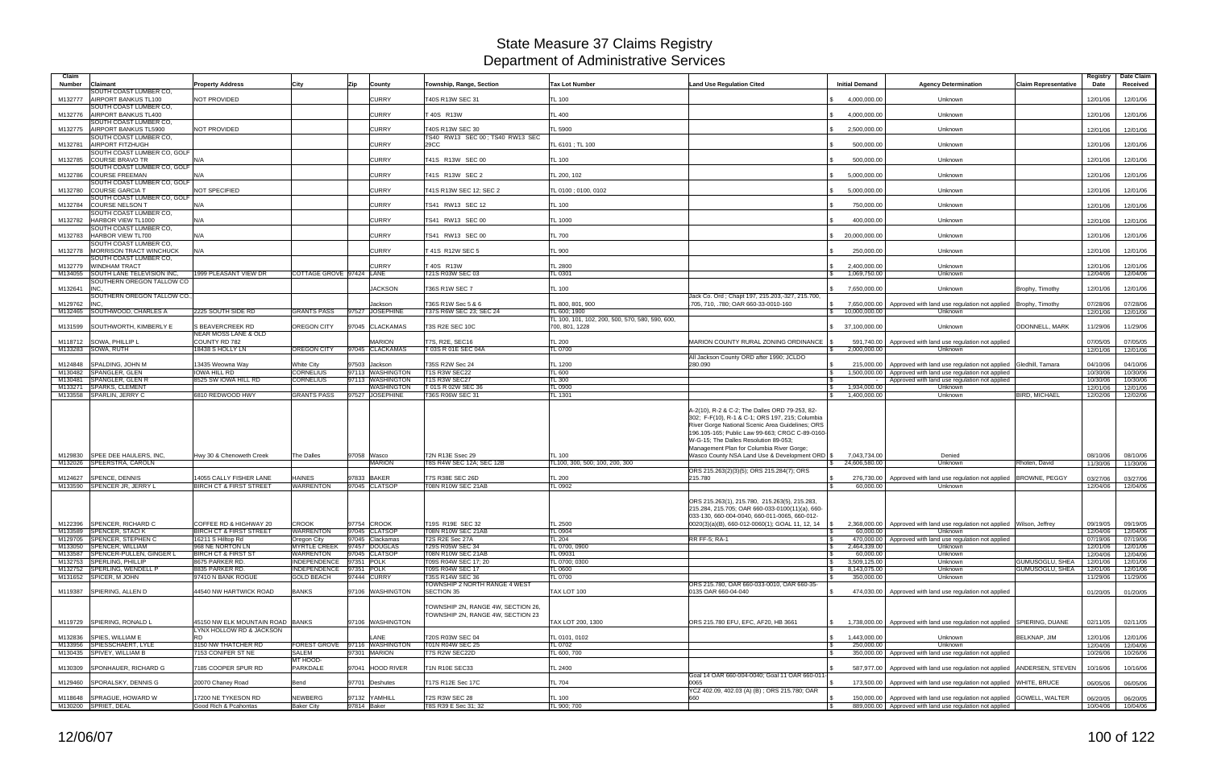# State Measure 37 Claims Registry
## Department of Administrative Services

| Claim Number | Claimant | Property Address | City | Zip | County | Township, Range, Section | Tax Lot Number | Land Use Regulation Cited | Initial Demand | Agency Determination | Claim Representative | Registry Date | Date Claim Received |
|---|---|---|---|---|---|---|---|---|---|---|---|---|---|
| M132777 | SOUTH COAST LUMBER CO, AIRPORT BANKUS TL100 | NOT PROVIDED | | | CURRY | T40S R13W SEC 31 | TL 100 | | $ 4,000,000.00 | Unknown | | 12/01/06 | 12/01/06 |
| M132776 | SOUTH COAST LUMBER CO, AIRPORT BANKUS TL400 | | | | CURRY | T 40S R13W | TL 400 | | $ 4,000,000.00 | Unknown | | 12/01/06 | 12/01/06 |
| M132775 | SOUTH COAST LUMBER CO, AIRPORT BANKUS TL5900 | NOT PROVIDED | | | CURRY | T40S R13W SEC 30 | TL 5900 | | $ 2,500,000.00 | Unknown | | 12/01/06 | 12/01/06 |
| M132781 | SOUTH COAST LUMBER CO, AIRPORT FITZHUGH | | | | CURRY | TS40 RW13 SEC 00 ; TS40 RW13 SEC 29CC | TL 6101 ; TL 100 | | $ 500,000.00 | Unknown | | 12/01/06 | 12/01/06 |
| M132785 | SOUTH COAST LUMBER CO, GOLF COURSE BRAVO TR | N/A | | | CURRY | T41S R13W SEC 00 | TL 100 | | $ 500,000.00 | Unknown | | 12/01/06 | 12/01/06 |
| M132786 | SOUTH COAST LUMBER CO, GOLF COURSE FREEMAN | N/A | | | CURRY | T41S R13W SEC 2 | TL 200, 102 | | $ 5,000,000.00 | Unknown | | 12/01/06 | 12/01/06 |
| M132780 | SOUTH COAST LUMBER CO, GOLF COURSE GARCIA T | NOT SPECIFIED | | | CURRY | T41S R13W SEC 12; SEC 2 | TL 0100 ; 0100, 0102 | | $ 5,000,000.00 | Unknown | | 12/01/06 | 12/01/06 |
| M132784 | SOUTH COAST LUMBER CO, GOLF COURSE NELSON T | N/A | | | CURRY | TS41 RW13 SEC 12 | TL 100 | | $ 750,000.00 | Unknown | | 12/01/06 | 12/01/06 |
| M132782 | SOUTH COAST LUMBER CO, HARBOR VIEW TL1000 | N/A | | | CURRY | TS41 RW13 SEC 00 | TL 1000 | | $ 400,000.00 | Unknown | | 12/01/06 | 12/01/06 |
| M132783 | SOUTH COAST LUMBER CO, HARBOR VIEW TL700 | N/A | | | CURRY | TS41 RW13 SEC 00 | TL 700 | | $ 20,000,000.00 | Unknown | | 12/01/06 | 12/01/06 |
| M132778 | SOUTH COAST LUMBER CO, MORRISON TRACT WINCHUCK | N/A | | | CURRY | T 41S R12W SEC 5 | TL 900 | | $ 250,000.00 | Unknown | | 12/01/06 | 12/01/06 |
| M132779 | SOUTH COAST LUMBER CO, WINDHAM TRACT | | | | CURRY | T 40S R13W | TL 2800 | | $ 2,400,000.00 | Unknown | | 12/01/06 | 12/01/06 |
| M134055 | SOUTH LANE TELEVISION INC, | 1999 PLEASANT VIEW DR | COTTAGE GROVE | 97424 | LANE | T21S R03W SEC 03 | TL 0301 | | $ 1,069,750.00 | Unknown | | 12/04/06 | 12/04/06 |
| M132641 | SOUTHERN OREGON TALLOW CO INC, | | | | JACKSON | T36S R1W SEC 7 | TL 100 | | $ 7,650,000.00 | Unknown | Brophy, Timothy | 12/01/06 | 12/01/06 |
| M129762 | SOUTHERN OREGON TALLOW CO., INC. | | | | Jackson | T36S R1W Sec 5 & 6 | TL 800, 801, 900 | Jack Co. Ord ; Chapt 197, 215.203,-327, 215.700, .705, 710, .780; OAR 660-33-0010-160 | $ 7,650,000.00 | Approved with land use regulation not applied | Brophy, Timothy | 07/28/06 | 07/28/06 |
| M132465 | SOUTHWOOD, CHARLES A | 2225 SOUTH SIDE RD | GRANTS PASS | 97527 | JOSEPHINE | T37S R6W SEC 23; SEC 24 | TL 600; 1900 | | $ 10,000,000.00 | Unknown | | 12/01/06 | 12/01/06 |
| M131599 | SOUTHWORTH, KIMBERLY E | S BEAVERCREEK RD | OREGON CITY | 97045 | CLACKAMAS | T3S R2E SEC 10C | TL 100, 101, 102, 200, 500, 570, 580, 590, 600, 700, 801, 1228 | | $ 37,100,000.00 | Unknown | ODONNELL, MARK | 11/29/06 | 11/29/06 |
| M118712 | SOWA, PHILLIP L | NEAR MOSS LANE & OLD COUNTY RD 782 | | | MARION | T7S, R2E, SEC16 | TL 200 | MARION COUNTY RURAL ZONING ORDINANCE | $ 591,740.00 | Approved with land use regulation not applied | | 07/05/05 | 07/05/05 |
| M133283 | SOWA, RUTH | 18438 S HOLLY LN | OREGON CITY | 97045 | CLACKAMAS | T 03S R 01E SEC 04A | TL 0700 | | $ 2,000,000.00 | Unknown | | 12/01/06 | 12/01/06 |
| M124848 | SPALDING, JOHN M | 13435 Weowna Way | White City | 97503 | Jackson | T35S R2W Sec 24 | TL 1200 | All Jackson County ORD after 1990; JCLDO 280.090 | $ 215,000.00 | Approved with land use regulation not applied | Gledhill, Tamara | 04/10/06 | 04/10/06 |
| M130482 | SPANGLER, GLEN | IOWA HILL RD | CORNELIUS | 97113 | WASHINGTON | T1S R3W SEC22 | TL 600 | | $ 1,500,000.00 | Approved with land use regulation not applied | | 10/30/06 | 10/30/06 |
| M130481 | SPANGLER, GLEN R | 8525 SW IOWA HILL RD | CORNELIUS | 97113 | WASHINGTON | T1S R3W SEC27 | TL 300 | | $ - | Approved with land use regulation not applied | | 10/30/06 | 10/30/06 |
| M133271 | SPARKS, CLEMENT | | | | WASHINGTON | T 01S R 02W SEC 36 | TL 0900 | | $ 1,934,000.00 | Unknown | | 12/01/06 | 12/01/06 |
| M133558 | SPARLIN, JERRY C | 6810 REDWOOD HWY | GRANTS PASS | 97527 | JOSEPHINE | T36S R06W SEC 31 | TL 1301 | | $ 1,400,000.00 | Unknown | BIRD, MICHAEL | 12/02/06 | 12/02/06 |
| M129830 | SPEE DEE HAULERS, INC, | Hwy 30 & Chenoweth Creek | The Dalles | 97058 | Wasco | T2N R13E Ssec 29 | TL 100 | A-2(10), R-2 & C-2; The Dalles ORD 79-253, 82-302; F-F(10), R-1 & C-1; ORS 197, 215; Columbia River Gorge National Scenic Area Guidelines; ORS 196.105-165; Public Law 99-663; CRGC C-89-0160-W-G-15; The Dalles Resolution 89-053; Management Plan for Columbia River Gorge; Wasco County NSA Land Use & Development ORD | $ 7,043,734.00 | Denied | | 08/10/06 | 08/10/06 |
| M132026 | SPEERSTRA, CAROLN | | | | MARION | T8S R4W SEC 12A; SEC 12B | TL100, 300, 500; 100, 200, 300 | | $ 24,606,580.00 | Unknown | Rhoten, David | 11/30/06 | 11/30/06 |
| M124627 | SPENCE, DENNIS | 14055 CALLY FISHER LANE | HAINES | 97833 | BAKER | T7S R38E SEC 26D | TL 200 | ORS 215.263(2)(3)(5); ORS 215.284(7); ORS 215.780 | $ 276,730.00 | Approved with land use regulation not applied | BROWNE, PEGGY | 03/27/06 | 03/27/06 |
| M133590 | SPENCER JR, JERRY L | BIRCH CT & FIRST STREET | WARRENTON | 97045 | CLATSOP | T08N R10W SEC 21AB | TL 0902 | | $ 60,000.00 | Unknown | | 12/04/06 | 12/04/06 |
| M122396 | SPENCER, RICHARD C | COFFEE RD & HIGHWAY 20 | CROOK | 97754 | CROOK | T19S R19E SEC 32 | TL 2500 | ORS 215.263(1), 215.780, 215.263(5), 215.283, 215.284, 215.705; OAR 660-033-0100(11)(a), 660-033-130, 660-004-0040, 660-011-0065, 660-012-0020(3)(a)(B), 660-012-0060(1); GOAL 11, 12, 14 | $ 2,368,000.00 | Approved with land use regulation not applied | Wilson, Jeffrey | 09/19/05 | 09/19/05 |
| M133589 | SPENCER, STACI K | BIRCH CT & FIRST STREET | WARRENTON | 97045 | CLATSOP | T08N R10W SEC 21AB | TL 0904 | | $ 60,000.00 | Unknown | | 12/04/06 | 12/04/06 |
| M129706 | SPENCER, STEPHEN C | 16211 S Hilltop Rd | Oregon City | 97045 | Clackamas | T2S R2E Sec 27A | TL 204 | RR FF-5; RA-1 | $ 470,000.00 | Approved with land use regulation not applied | | 07/19/06 | 07/19/06 |
| M133050 | SPENCER, WILLIAM | 968 NE NORTON LN | MYRTLE CREEK | 97457 | DOUGLAS | T29S R05W SEC 34 | TL 0700, 0900 | | $ 2,464,339.00 | Unknown | | 12/01/06 | 12/01/06 |
| M133587 | SPENCER-PULLEN, GINGER L | BIRCH CT & FIRST ST | WARRENTON | 97045 | CLATSOP | T08N R10W SEC 21AB | TL 09031 | | $ 60,000.00 | Unknown | | 12/04/06 | 12/04/06 |
| M132753 | SPERLING, PHILLIP | 8675 PARKER RD. | INDEPENDENCE | 97351 | POLK | T09S R04W SEC 17; 20 | TL 0700; 0300 | | $ 3,509,125.00 | Unknown | GUMUSOGLU, SHEA | 12/01/06 | 12/01/06 |
| M132752 | SPERLING, WENDELL P | 8835 PARKER RD. | INDEPENDENCE | 97351 | POLK | T09S R04W SEC 17 | TL 0600 | | $ 8,143,075.00 | Unknown | GUMUSOGLU, SHEA | 12/01/06 | 12/01/06 |
| M131652 | SPICER, M JOHN | 97410 N BANK ROGUE | GOLD BEACH | 97444 | CURRY | T35S R14W SEC 36 | TL 0700 | | $ 350,000.00 | Unknown | | 11/29/06 | 11/29/06 |
| M119387 | SPIERING, ALLEN D | 44540 NW HARTWICK ROAD | BANKS | 97106 | WASHINGTON | TOWNSHIP 2 NORTH RANGE 4 WEST SECTION 35 | TAX LOT 100 | ORS 215.780, OAR 660-033-0010, OAR 660-35-0135 OAR 660-04-040 | $ 474,030.00 | Approved with land use regulation not applied | | 01/20/05 | 01/20/05 |
| M119729 | SPIERING, RONALD L | 45150 NW ELK MOUNTAIN ROAD | BANKS | | 97106 WASHINGTON | TOWNSHIP 2N, RANGE 4W, SECTION 26, TOWNSHIP 2N, RANGE 4W, SECTION 23 | TAX LOT 200, 1300 | ORS 215.780 EFU, EFC, AF20, HB 3661 | $ 1,738,000.00 | Approved with land use regulation not applied | SPIERING, DUANE | 02/11/05 | 02/11/05 |
| M132836 | SPIES, WILLIAM E | LYNX HOLLOW RD & JACKSON RD | | | LANE | T20S R03W SEC 04 | TL 0101, 0102 | | $ 1,443,000.00 | Unknown | BELKNAP, JIM | 12/01/06 | 12/01/06 |
| M133956 | SPIESSCHAERT, LYLE | 3150 NW THATCHER RD | FOREST GROVE | 97116 | WASHINGTON | T01N R04W SEC 25 | TL 0702 | | $ 250,000.00 | Unknown | | 12/04/06 | 12/04/06 |
| M130435 | SPIVEY, WILLIAM B | 7153 CONIFER ST NE | SALEM | 97301 | MARION | T7S R2W SEC22D | TL 600, 700 | | $ 350,000.00 | Approved with land use regulation not applied | | 10/26/06 | 10/26/06 |
| M130309 | SPONHAUER, RICHARD G | 7185 COOPER SPUR RD | MT HOOD-PARKDALE | 97041 | HOOD RIVER | T1N R10E SEC33 | TL 2400 | | $ 587,977.00 | Approved with land use regulation not applied | ANDERSEN, STEVEN | 10/16/06 | 10/16/06 |
| M129460 | SPORALSKY, DENNIS G | 20070 Chaney Road | Bend | 97701 | Deshutes | T17S R12E Sec 17C | TL 704 | Goal 14 OAR 660-004-0040; Goal 11 OAR 660-011-0065 | $ 173,500.00 | Approved with land use regulation not applied | WHITE, BRUCE | 06/05/06 | 06/05/06 |
| M118648 | SPRAGUE, HOWARD W | 17200 NE TYKESON RD | NEWBERG | 97132 | YAMHILL | T2S R3W SEC 28 | TL 100 | YCZ 402.09, 402.03 (A) (B) ; ORS 215.780; OAR 660 | $ 150,000.00 | Approved with land use regulation not applied | GOWELL, WALTER | 06/20/05 | 06/20/05 |
| M130200 | SPRIET, DEAL | Good Rich & Pcahontas | Baker City | 97814 | Baker | T8S R39 E Sec 31; 32 | TL 900; 700 | | $ 889,000.00 | Approved with land use regulation not applied | | 10/04/06 | 10/04/06 |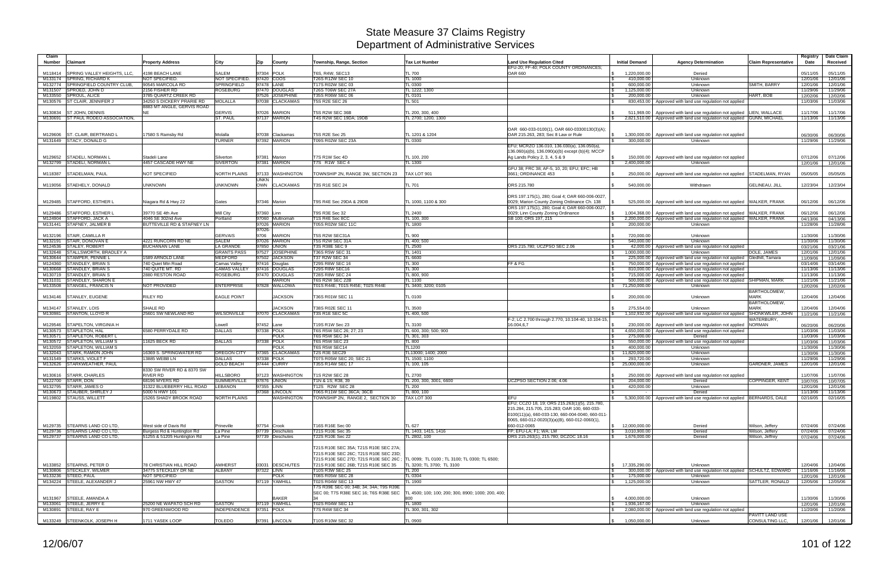# State Measure 37 Claims Registry
## Department of Administrative Services

| Claim Number | Claimant | Property Address | City | Zip | County | Township, Range, Section | Tax Lot Number | Land Use Regulation Cited | Initial Demand | Agency Determination | Claim Representative | Registry Date | Date Claim Received |
|---|---|---|---|---|---|---|---|---|---|---|---|---|---|
| M118414 | SPRING VALLEY HEIGHTS, LLC, | 4198 BEACH LANE | SALEM | 97304 | POLK | T6S, R4W, SEC13 | TL 700 | EFU-20; FF-40; POLK COUNTY ORDINANCES; OAR 660 | $ 1,220,000.00 | Denied | | 05/11/05 | 05/11/05 |
| M133174 | SPRING, RICHARD K | NOT SPECIFIED. | NOT SPECIFIED. | 97420 | COOS | T26S R12W SEC 10 | TL 1000 | | $ 410,000.00 | Unknown | | 12/01/06 | 12/01/06 |
| M132774 | SPRINGFIELD COUNTRY CLUB, | 90545 MARCOLA RD | SPRINGFIELD | 97478 | LANE | T17S R02W SEC 03 | TL 0300 | | $ 600,000.00 | Unknown | SMITH, BARRY | 12/01/06 | 12/01/06 |
| M131507 | SPROED, JOHN D | 2156 FISHER RD | ROSEBURG | 97470 | DOUGLAS | T26S T06W SEC 27A | TL 1222, 1300 | | $ 1,125,000.00 | Unknown | | 11/29/06 | 11/29/06 |
| M133550 | SPROUL, ALICE | 3785 QUARTZ CREEK RD | | 97526 | JOSEPHINE | T35S R06W SEC 06 | TL 0101 | | $ 200,000.00 | Unknown | HART, BOB | 12/02/06 | 12/02/06 |
| M130576 | ST CLAIR, JENNIFER J | 34250 S DICKERY PRARIE RD | MOLALLA | 97038 | CLACKAMAS | T5S R2E SEC 26 | TL 501 | | $ 830,453.00 | Approved with land use regulation not applied | | 11/03/06 | 11/03/06 |
| M130834 | ST JOHN, DENNIS | 8883 MT ANGLE, GERVIS ROAD NE | GERVIS | 97026 | MARION | T5S R2W SEC 36B | TL 200, 300, 400 | | $ 511,969.00 | Approved with land use regulation not applied | LIEN, WALLACE | 11/17/06 | 11/17/06 |
| M130691 | ST PAUL RODEO ASSOCIATION, | | ST. PAUL | 97137 | MARION | T4S R2W SEC 19DA; 19DB | TL 2700; 1200, 1300 | | $ 2,821,510.00 | Approved with land use regulation not applied | GUNN, MICHAEL | 11/13/06 | 11/13/06 |
| M129606 | ST. CLAIR, BERTRAND L | 17580 S Ramsby Rd | Molalla | 97038 | Clackamas | T5S R2E Sec 25 | TL 1201 & 1204 | OAR 660-033-0100(1), OAR 660-03300130(3)(A); OAR 215.263, 283; Sec 8 Law or Rule | $ 1,300,000.00 | Approved with land use regulation not applied | | 06/30/06 | 06/30/06 |
| M131649 | STACY, DONALD G | | TURNER | 97392 | MARION | T09S R02W SEC 23A | TL 0300 | | $ 300,000.00 | Unknown | | 11/29/06 | 11/29/06 |
| M129652 | STADELI, NORMAN L | Stadeli Lane | Silverton | 97381 | Marion | T7S R1W Sec 4D | TL 100, 200 | EFU; MCRZO 136.010, 136.030(a), 136.050(a), 136.060(a)(b), 136.090(a)(b) except (b)(4); MCCP Ag Lands Policy 2, 3, 4, 5 & 9 | $ 150,000.00 | Approved with land use regulation not applied | | 07/12/06 | 07/12/06 |
| M132799 | STADELI, NORMAN L | 4457 CASCADE HWY NE | SIVERTON | 97381 | MARION | T7S R1W SEC 4 | TL 1300 | | $ 2,400,000.00 | Unknown | | 12/01/06 | 12/01/06 |
| M118387 | STADELMAN, PAUL | NOT SPECIFIED | NORTH PLAINS | 97133 | WASHINGTON | TOWNSHIP 2N, RANGE 3W, SECTION 23 | TAX LOT 901 | GFU 38; FRC 38; AF-5, 10, 20; EFU; EFC; HB 3661; ORDINANCE 453 | $ 250,000.00 | Approved with land use regulation not applied | STADELMAN, RYAN | 05/05/05 | 05/05/05 |
| M119056 | STAEHELY, DONALD | UNKNOWN | UNKNOWN | UNKN OWN | CLACKAMAS | T3S R1E SEC 24 | TL 701 | ORS 215.780 | $ 540,000.00 | Withdrawn | GELINEAU, JILL | 12/23/04 | 12/23/04 |
| M129485 | STAFFORD, ESTHER L | Niagara Rd & Hwy 22 | Gates | 97346 | Marion | T9S R4E Sec 29DA & 29DB | TL 1000, 1100 & 300 | ORS 197.175(1), 280; Goal 4; OAR 660-006-0027, 0029; Marion County Zoning Ordinance Ch. 138 | $ 525,000.00 | Approved with land use regulation not applied | WALKER, FRANK | 06/12/06 | 06/12/06 |
| M129486 | STAFFORD, ESTHER L | 39770 SE 4th Ave | Mill City | 97360 | Linn | T9S R3E Sec 32 | TL 2400 | ORS 197.175(1), 280; Goal 4; OAR 660-006-0027, 0029; Linn County Zoning Ordinance | $ 1,004,368.00 | Approved with land use regulation not applied | WALKER, FRANK | 06/12/06 | 06/12/06 |
| M124904 | STAFFORD, JACK A | 4046 SE 302nd Ave | Portland | 97060 | Multnomah | T1S R4E Sec 8CC | TL 100, 300 | SB 100; ORS 197, 215 | $ 2,200,000.00 | Approved with land use regulation not applied | WALKER, FRANK | 04/13/06 | 04/13/06 |
| M131441 | STAFNEY, JALMER B | BUTTEVILLE RD & STAFNEY LN | | 97026 | MARION | T05S R02W SEC 11C | TL 1800 | | $ 200,000.00 | Unknown | | 11/28/06 | 11/28/06 |
| M132196 | STAIR, CAMILLA R | | GERVAIS | 97026-9706 | MARION | T5S R2W SEC31A | TL 900 | | $ 720,000.00 | Unknown | | 11/30/06 | 11/30/06 |
| M132191 | STAIR, DONOVAN E | 4221 RUNCORN RD NE | SALEM | 97026 | MARION | T5S R2W SEC 31A | TL 400, 500 | | $ 540,000.00 | Unknown | | 11/30/06 | 11/30/06 |
| M124536 | STALEY, ROBERT | BUCHANAN LANE | LA GRANDE | 97850 | UNION | T3S R38E SEC 9 | TL 2500 | ORS 215.780; UCZPSO SEC 2.06 | $ 42,000.00 | Approved with land use regulation not applied | | 03/21/06 | 03/21/06 |
| M132648 | STALLSWORTH, BRADLEY A | | GRANTS PASS | 97527 | JOSEPHINE | T36S R5W SEC 31 | TL 1401 | | $ 1,000,000.00 | Unknown | DOLE, JAMES | 12/01/06 | 12/01/06 |
| M130644 | STAMPER, PENNIE L | 1589 ARNOLD LANE | MEDFORD | 97502 | JACKSON | T37 R2W SEC 34 | TL 6600 | | $ 225,000.00 | Approved with land use regulation not applied | Gledhill, Tamara | 11/09/06 | 11/09/06 |
| M124360 | STANDLEY, BRIAN S | 740 Quiet Mtn Road | Camas Valley | 97416 | Douglas | T29S R8W SEC 16 | TL 300 | FF & FG | $ 750,000.00 | Approved with land use regulation not applied | | 03/14/06 | 03/14/06 |
| M130668 | STANDLEY, BRIAN S | 740 QUITE MT. RD | CAMAS VALLEY | 97416 | DOUGLAS | T29S R8W SEC16 | TL 300 | | $ 810,000.00 | Approved with land use regulation not applied | | 11/13/06 | 11/13/06 |
| M130719 | STANDLEY, BRIAN S | 2880 RESTON ROAD | ROSEBURG | 97470 | DOUGLAS | T28S R8W SEC 24 | TL 800, 900 | | $ 715,000.00 | Approved with land use regulation not applied | | 11/13/06 | 11/13/06 |
| M131031 | STANDLEY, SHARON E | | | | MARION | T6S R2W SEC 22B | TL 1100 | | $ 500,000.00 | Approved with land use regulation not applied | SHIPMAN, MARK | 11/21/06 | 11/21/06 |
| M133508 | STANGEL, FRANCIS N | NOT PROVIDED | ENTERPRISE | 97828 | WALLOWA | T01S R44E; T01S R45E; T02S R44E | TL 3400; 3200; 0105 | | $ 71,250,000.00 | Unknown | | 12/02/06 | 12/02/06 |
| M134146 | STANLEY, EUGENE | RILEY RD | EAGLE POINT | | JACKSON | T36S R01W SEC 11 | TL 0100 | | $ 200,000.00 | Unknown | BARTHOLOMEW, MARK | 12/04/06 | 12/04/06 |
| M134147 | STANLEY, LOIS | SHALE RD | | | JACKSON | T38S R02E SEC 11 | TL 3500 | | $ 275,554.00 | Unknown | BARTHOLOMEW, MARK | 12/04/06 | 12/04/06 |
| M130981 | STANTON, LLOYD R | 25601 SW NEWLAND RD | WILSONVILLE | 97070 | CLACKAMAS | T3S R1E SEC 5C | TL 400, 500 | | $ 1,102,932.00 | Approved with land use regulation not applied | SHONKWILER, JOHN | 11/21/06 | 11/21/06 |
| M129546 | STAPELTON, VIRGINIA H | | Lowell | 97452 | Lane | T19S R1W Sec 23 | TL 3100 | F-2; LC 2.700 through 2.770, 10.104-10, 10.104-15, 16.004,6,7 | $ 230,000.00 | Approved with land use regulation not applied | WATERBURY, NORMAN | 06/20/06 | 06/20/06 |
| M130573 | STAPLETON, HAL | 6580 PERRYDALE RD | DALLAS | 97338 | POLK | T6S R5W SEC 26; 27; 23 | TL 600, 300; 500; 900 | | $ 4,650,000.00 | Approved with land use regulation not applied | | 11/03/06 | 11/03/06 |
| M130571 | STAPLETON, ROBERT L | | | | POLK | T6S R5W SEC 34 | TL 301, 303 | | $ 275,000.00 | Denied | | 11/03/06 | 11/03/06 |
| M130572 | STAPLETON, WILLIAM S | 11625 BECK RD | DALLAS | 97338 | POLK | T6S R5W SEC 23 | TL 800 | | $ 550,000.00 | Approved with land use regulation not applied | | 11/03/06 | 11/03/06 |
| M132059 | STAPLETON, WILLIAM S | | | | POLK | T6S R5W SEC14 | TL1200 | | $ 400,000.00 | Unknown | | 11/30/06 | 11/30/06 |
| M132043 | STARK, RAMON JOHN | 16369 S. SPRINGWATER RD | OREGON CITY | 97365 | CLACKAMAS | T2S R3E SEC29 | TL13000; 1400; 2000 | | $ 11,820,000.00 | Unknown | | 11/30/06 | 11/30/06 |
| M131549 | STARKS, VIOLET F | 13885 WEBB LN | DALLAS | 97338 | POLK | T07S R05W SEC 20; SEC 21 | TL 1500; 1100 | | $ 293,720.00 | Unknown | | 11/29/06 | 11/29/06 |
| M132626 | STARKWEATHER, PAUL | | GOLD BEACH | 97444 | CURRY | T35S R14W SEC 17 | TL 100, 105 | | $ 25,000,000.00 | Unknown | GARDNER, JAMES | 12/01/06 | 12/01/06 |
| M130616 | STARR, CHARLES | 8330 SW RIVER RD & 8370 SW RIVER RD | HILLSBORO | 97123 | WASHINGTON | T1S R2W SEC 28 | TL 2700 | | $ 250,000.00 | Approved with land use regulation not applied | | 11/07/06 | 11/07/06 |
| M122700 | STARR, DON | 68196 MYERS RD | SUMMERVILLE | 97876 | UNION | T1N & 1S; R38; 39 | TL 200, 300, 3001, 6600 | UCZPSO SECTION 2.06; 4.06 | $ 204,000.00 | Denied | COPPINGER, KENT | 10/07/05 | 10/07/05 |
| M132795 | STARR, JAMES O | 31322 BLUEBERRY HILL ROAD | LEBANON | 97355 | LINN | T12S R2W SEC 28 | TL 200 | | $ 420,000.00 | Unknown | | 12/01/06 | 12/01/06 |
| M130673 | STAUBER, SHIRLEY J | 5000 N HWY 101 | | 97368 | LINCOLN | T06S R11W SEC 36CA; 36CB | TL 800, 100 | | $ - | Denied | | 11/13/06 | 11/13/06 |
| M119802 | STAUSS, WILLETT | 15265 SHADY BROOK ROAD | NORTH PLAINS | | WASHINGTON | TOWNSHIP 2N, RANGE 2, SECTION 30 | TAX LOT 300 | EFU | $ 5,300,000.00 | Approved with land use regulation not applied | BERNARDS, DALE | 02/16/05 | 02/16/05 |
| M129735 | STEARNS LAND CO LTD, | West side of Davis Rd | Prineville | 97754 | Crook | T16S R16E Sec 00 | TL 627 | EFU; CCZO 18, 19; ORS 215.263(1)(5), 215.780, 215.284, 215.705, 215.283; OAR 100, 660-033-0100(11)(a), 660-033-130, 660-004-0040, 660-011-0065, 660-012-0020(3)(a)(B), 660-012-0060(1), 660-012-0065 | $ 12,000,000.00 | Denied | Wilson, Jeffery | 07/24/06 | 07/24/06 |
| M129736 | STEARNS LAND CO LTD, | Burgess Rd & Huntington Rd | La Pine | 97739 | Deschutes | T21S R10E Sec 35 | TL 1403, 1415, 1416 | FP; EFU-LA; F1; WA; LM | $ 3,010,900.00 | Denied | Wilson, Jeffery | 07/24/06 | 07/24/06 |
| M129737 | STEARNS LAND CO LTD, | 51255 & 51205 Huntington Rd | La Pine | 97739 | Deschutes | T22S R10E Sec 22 | TL 2802, 100 | ORS 215.263(1), 215.780; DCZOC 18.16 | $ 1,676,000.00 | Denied | Wilson, Jeffrey | 07/24/06 | 07/24/06 |
| M133852 | STEARNS, PETER D | 78 CHRISTIAN HILL ROAD | AMHERST | 03031 | DESCHUTES | T21S R10E SEC 35A; T21S R10E SEC 27A; T21S R10E SEC 26C; T21S R10E SEC 23D; T21S R10E SEC 27D; T21S R10E SEC 26C ; T21S R10E SEC 26B; T21S R10E SEC 35 | TL 0099; TL 0100 ; TL 3100; TL 0300; TL 6500; TL 3200; TL 3700; TL 3100 | | $ 17,335,290.00 | Unknown | | 12/04/06 | 12/04/06 |
| M130806 | STECKLEY, WILMER | 34775 STECKLEY DR NE | ALBANY | 97322 | LINN | T10S R3W SEC 25 | TL 200 | | $ 300,000.00 | Approved with land use regulation not applied | SCHULTZ, EDWARD | 11/16/06 | 11/16/06 |
| M133236 | STEED, PAUL | NOT SPECIFIED | | | POLK | T08S R05W SEC 28 | TL 0304 | | $ 175,000.00 | Unknown | | 12/01/06 | 12/01/06 |
| M134224 | STEELE, ALEXANDER J | 25961 NW HWY 47 | GASTON | 97119 | YAMHILL | T02S R04W SEC 13 | TL 1900 | | $ 1,125,000.00 | Unknown | SATTLER, RONALD | 12/05/06 | 12/05/06 |
| M131967 | STEELE, AMANDA A | | | | BAKER | T7S R39E SEC 00; 34B; 34; 34A; T9S R39E SEC 00; T7S R38E SEC 16; T6S R38E SEC 34 | TL 4500; 100; 100; 200; 300, 8900; 1000; 200, 400; 800 | | $ 4,000,000.00 | Unknown | | 11/30/06 | 11/30/06 |
| M133061 | STEELE, JERRY E | 25200 NE WAPATO SCH RD | GASTON | 97119 | YAMHILL | T02S R04W SEC 13 | TL 1800 | | $ 1,938,167.00 | Unknown | | 12/01/06 | 12/01/06 |
| M130891 | STEELE, RAY E | 970 GREENWOOD RD | INDEPENDENCE | 97351 | POLK | T7S R4W SEC 34 | TL 300, 301, 302 | | $ 2,080,000.00 | Approved with land use regulation not applied | | 11/20/06 | 11/20/06 |
| M133249 | STEENKOLK, JOSEPH H | 1711 YASEK LOOP | TOLEDO | 97391 | LINCOLN | T10S R10W SEC 32 | TL 0900 | | $ 1,050,000.00 | Unknown | PAVITT LAND USE CONSULTING LLC, | 12/01/06 | 12/01/06 |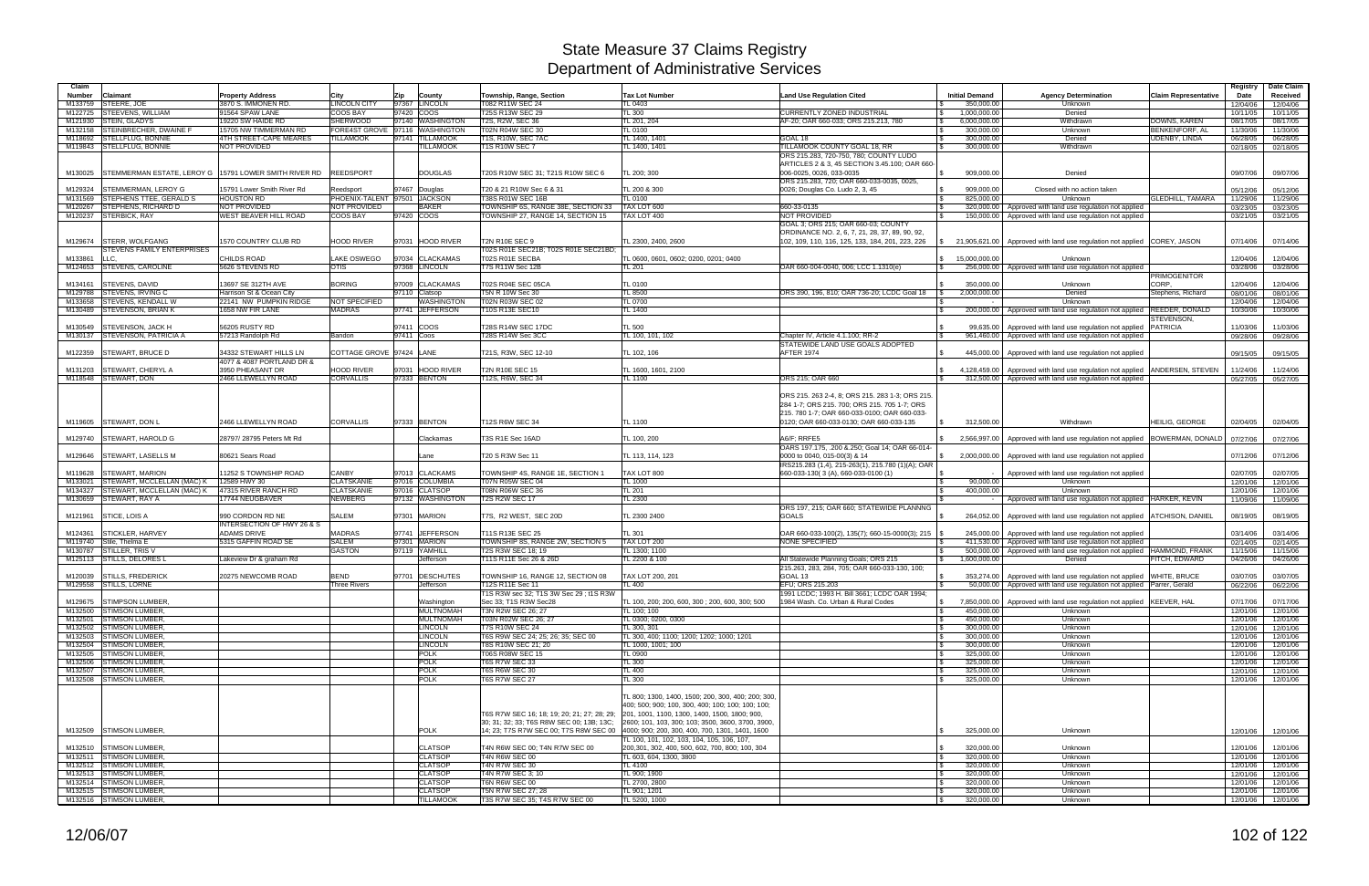# State Measure 37 Claims Registry
## Department of Administrative Services

| Claim Number | Claimant | Property Address | City | Zip | County | Township, Range, Section | Tax Lot Number | Land Use Regulation Cited | Initial Demand | Agency Determination | Claim Representative | Registry Date | Date Claim Received |
|---|---|---|---|---|---|---|---|---|---|---|---|---|---|
| M133759 | STEERE, JOE | 3870 S. IMMONEN RD. | LINCOLN CITY | 97367 | LINCOLN | T082 R11W SEC 24 | TL 0403 | | $ 350,000.00 | Unknown | | 12/04/06 | 12/04/06 |
| M122725 | STEEVENS, WILLIAM | 91564 SPAW LANE | COOS BAY | 97420 | COOS | T25S R13W SEC 29 | TL 300 | CURRENTLY ZONED INDUSTRIAL | $ 1,000,000.00 | Denied | | 10/11/05 | 10/11/05 |
| M121930 | STEIN, GLADYS | 19220 SW HAIDE RD | SHERWOOD | 97140 | WASHINGTON | T2S, R2W, SEC 36 | TL 201, 204 | AF-20; OAR 660-033; ORS 215.213, 780 | $ 6,000,000.00 | Withdrawn | DOWNS, KAREN | 08/17/05 | 08/17/05 |
| M132158 | STEINBRECHER, DWAINE F | 15705 NW TIMMERMAN RD | FOREAST GROVE | 97116 | WASHINGTON | T02N R04W SEC 30 | TL 0100 | | $ 300,000.00 | Unknown | BENKENFORF, AL | 11/30/06 | 11/30/06 |
| M118692 | STELLFLUG, BONNIE | 4TH STREET-CAPE MEARES | TILLAMOOK | 97141 | TILLAMOOK | T1S, R10W, SEC TAC | TL 1400, 1401 | GOAL 18 | $ 300,000.00 | Denied | UDENBY, LINDA | 06/28/05 | 06/28/05 |
| M119843 | STELLFLUG, BONNIE | NOT PROVIDED | | | TILLAMOOK | T1S R10W SEC 7 | TL 1400, 1401 | TILLAMOOK COUNTY GOAL 18, RR | $ 300,000.00 | Withdrawn | | 02/18/05 | 02/18/05 |
| M130025 | STEMMERMAN ESTATE, LEROY G | 15791 LOWER SMITH RIVER RD | REEDSPORT | | DOUGLAS | T20S R10W SEC 31; T21S R10W SEC 6 | TL 200; 300 | ORS 215.283, 720-750, 780; COUNTY LUDO ARTICLES 2 & 3, 45 SECTION 3.45.100; OAR 660-006-0025, 0026, 033-0035 | $ 909,000.00 | Denied | | 09/07/06 | 09/07/06 |
| M129324 | STEMMERMAN, LEROY G | 15791 Lower Smith River Rd | Reedsport | 97467 | Douglas | T20 & 21 R10W Sec 6 & 31 | TL 200 & 300 | ORS 215.283, 720; OAR 660-033-0035, 0025, 0026; Douglas Co. Ludo 2, 3, 45 | $ 909,000.00 | Closed with no action taken | | 05/12/06 | 05/12/06 |
| M131569 | STEPHENS TTEE, GERALD S | HOUSTON RD | PHOENIX-TALENT | 97501 | JACKSON | T38S R01W SEC 16B | TL 0100 | | $ 825,000.00 | Unknown | GLEDHILL, TAMARA | 11/29/06 | 11/29/06 |
| M120267 | STEPHENS, RICHARD D | NOT PROVIDED | NOT PROVIDED | | BAKER | TOWNSHIP 6S, RANGE 38E, SECTION 33 | TAX LOT 600 | 660-33-0135 | $ 320,000.00 | Approved with land use regulation not applied | | 03/23/05 | 03/23/05 |
| M120237 | STERBICK, RAY | WEST BEAVER HILL ROAD | COOS BAY | 97420 | COOS | TOWNSHIP 27, RANGE 14, SECTION 15 | TAX LOT 400 | NOT PROVIDED | $ 150,000.00 | Approved with land use regulation not applied | | 03/21/05 | 03/21/05 |
| M129674 | STERR, WOLFGANG | 1570 COUNTRY CLUB RD | HOOD RIVER | 97031 | HOOD RIVER | T2N R10E SEC 9 | TL 2300, 2400, 2600 | GOAL 3; ORS 215; OAR 660-03; COUNTY ORDINANCE NO. 2, 6, 7, 21, 28, 37, 89, 90, 92, 102, 109, 110, 116, 125, 133, 184, 201, 223, 226 | $ 21,905,621.00 | Approved with land use regulation not applied | COREY, JASON | 07/14/06 | 07/14/06 |
| M133861 | STEVENS FAMILY ENTERPRISES LLC, | CHILDS ROAD | LAKE OSWEGO | 97034 | CLACKAMAS | T02S R01E SEC21B; T02S R01E SEC21BD; T02S R01E SECBA | TL 0600, 0601, 0602; 0200, 0201; 0400 | | $ 15,000,000.00 | Unknown | | 12/04/06 | 12/04/06 |
| M124653 | STEVENS, CAROLINE | 5626 STEVENS RD | OTIS | 97368 | LINCOLN | T7S R11W Sec 12B | TL 201 | OAR 660-004-0040, 006; LCC 1.1310(e) | $ 256,000.00 | Approved with land use regulation not applied | | 03/28/06 | 03/28/06 |
| M134161 | STEVENS, DAVID | 13697 SE 312TH AVE | BORING | 97009 | CLACKAMAS | T02S R04E SEC 05CA | TL 0100 | | $ 350,000.00 | Unknown | PRIMOGENITOR CORP, | 12/04/06 | 12/04/06 |
| M129788 | STEVENS, IRVING C | Harrison St & Ocean City | | 97110 | Clatsop | T5N R 10W Sec 30 | TL 8500 | ORS 390, 196, 810; OAR 736-20; LCDC Goal 18 | $ 2,000,000.00 | Denied | Stephens, Richard | 08/01/06 | 08/01/06 |
| M133658 | STEVENS, KENDALL W | 22141 NW PUMPKIN RIDGE | NOT SPECIFIED | | WASHINGTON | T02N R03W SEC 02 | TL 0700 | | $ - | Unknown | | 12/04/06 | 12/04/06 |
| M130489 | STEVENSON, BRIAN K | 1658 NW FIR LANE | MADRAS | 97741 | JEFFERSON | T10S R13E SEC10 | TL 1400 | | $ 200,000.00 | Approved with land use regulation not applied | REEDER, DONALD | 10/30/06 | 10/30/06 |
| M130549 | STEVENSON, JACK H | 56205 RUSTY RD | | 97411 | COOS | T28S R14W SEC 17DC | TL 500 | | $ 99,635.00 | Approved with land use regulation not applied | STEVENSON, PATRICIA | 11/03/06 | 11/03/06 |
| M130137 | STEVENSON, PATRICIA A | 57213 Randolph Rd | Bandon | 97411 | Coos | T28S R14W Sec 3CC | TL 100, 101, 102 | Chapter IV, Article 4.1.100; RR-2 | $ 961,460.00 | Approved with land use regulation not applied | | 09/28/06 | 09/28/06 |
| M122359 | STEWART, BRUCE D | 34332 STEWART HILLS LN | COTTAGE GROVE | 97424 | LANE | T21S, R3W, SEC 12-10 | TL 102, 106 | STATEWIDE LAND USE GOALS ADOPTED AFTER 1974 | $ 445,000.00 | Approved with land use regulation not applied | | 09/15/05 | 09/15/05 |
| M131203 | STEWART, CHERYL A | 4077 & 4087 PORTLAND DR & 3950 PHEASANT DR | HOOD RIVER | 97031 | HOOD RIVER | T2N R10E SEC 15 | TL 1600, 1601, 2100 | | $ 4,128,459.00 | Approved with land use regulation not applied | ANDERSEN, STEVEN | 11/24/06 | 11/24/06 |
| M118548 | STEWART, DON | 2466 LLEWELLYN ROAD | CORVALLIS | 97333 | BENTON | T12S, R6W, SEC 34 | TL 1100 | ORS 215; OAR 660 | $ 312,500.00 | Approved with land use regulation not applied | | 05/27/05 | 05/27/05 |
| M119605 | STEWART, DON L | 2466 LLEWELLYN ROAD | CORVALLIS | 97333 | BENTON | T12S R6W SEC 34 | TL 1100 | ORS 215. 263 2-4, 8; ORS 215. 283 1-3; ORS 215. 284 1-7; ORS 215. 700; ORS 215. 705 1-7; ORS 215. 780 1-7; OAR 660-033-0100; OAR 660-033-0120; OAR 660-033-0130; OAR 660-033-135 | $ 312,500.00 | Withdrawn | HEILIG, GEORGE | 02/04/05 | 02/04/05 |
| M129740 | STEWART, HAROLD G | 28797/ 28795 Peters Mt Rd | | | Clackamas | T3S R1E Sec 16AD | TL 100, 200 | AG/F; RRFE5 | $ 2,566,997.00 | Approved with land use regulation not applied | BOWERMAN, DONALD | 07/27/06 | 07/27/06 |
| M129646 | STEWART, LASELLS M | 80621 Sears Road | | | Lane | T20 S R3W Sec 11 | TL 113, 114, 123 | OARS 197.175, .200 &.250; Goal 14; OAR 66-014-0000 to 0040, 015-00(3) & 14 | $ 2,000,000.00 | Approved with land use regulation not applied | | 07/12/06 | 07/12/06 |
| M119628 | STEWART, MARION | 11252 S TOWNSHIP ROAD | CANBY | 97013 | CLACKAMAS | TOWNSHIP 4S, RANGE 1E, SECTION 1 | TAX LOT 800 | IRS215.283 (1,4), 215-263(1), 215.780 (1)(A); OAR 660-033-130( 3 (A), 660-033-0100 (1) | $ - | Approved with land use regulation not applied | | 02/07/05 | 02/07/05 |
| M133021 | STEWART, MCCLELLAN (MAC) K | 12589 HWY 30 | CLATSKANIE | 97016 | COLUMBIA | T07N R05W SEC 04 | TL 1000 | | $ 90,000.00 | Unknown | | 12/01/06 | 12/01/06 |
| M134327 | STEWART, MCCLELLAN (MAC) K | 47315 RIVER RANCH RD | CLATSKANIE | 97016 | CLATSOP | T08N R06W SEC 36 | TL 201 | | $ 400,000.00 | Unknown | | 12/01/06 | 12/01/06 |
| M130659 | STEWART, RAY A | 17744 NEUGBAVER | NEWBERG | 97132 | WASHINGTON | T2S R2W SEC 17 | TL 2300 | | $ - | Approved with land use regulation not applied | HARKER, KEVIN | 11/09/06 | 11/09/06 |
| M121961 | STICE, LOIS A | 990 CORDON RD NE | SALEM | 97301 | MARION | T7S, R2 WEST, SEC 20D | TL 2300 2400 | ORS 197, 215; OAR 660; STATEWIDE PLANNNG GOALS | $ 264,052.00 | Approved with land use regulation not applied | ATCHISON, DANIEL | 08/19/05 | 08/19/05 |
| M124361 | STICKLER, HARVEY | INTERSECTION OF HWY 26 & S ADAMS DRIVE | MADRAS | 97741 | JEFFERSON | T11S R13E SEC 25 | TL 301 | OAR 660-033-100(2), 135(7); 660-15-0000(3); 215 | $ 245,000.00 | Approved with land use regulation not applied | | 03/14/06 | 03/14/06 |
| M119740 | Stile, Thelma E | 5315 GAFFIN ROAD SE | SALEM | 97301 | MARION | TOWNSHIP 8S, RANGE 2W, SECTION 5 | TAX LOT 200 | NONE SPECIFIED | $ 411,530.00 | Approved with land use regulation not applied | | 02/14/05 | 02/14/05 |
| M130787 | STILLER, TRIS V | | GASTON | 97119 | YAMHILL | T2S R3W SEC 18; 19 | TL 1300; 1100 | | $ 500,000.00 | Approved with land use regulation not applied | HAMMOND, FRANK | 11/15/06 | 11/15/06 |
| M125113 | STILLS, DELORES L | Lakeview Dr & graham Rd | | | Jefferson | T11S R11E Sec 26 & 26D | TL 2200 & 100 | All Statewide Planning Goals; ORS 215 | $ 1,600,000.00 | Denied | FITCH, EDWARD | 04/26/06 | 04/26/06 |
| M120039 | STILLS, FREDERICK | 20275 NEWCOMB ROAD | BEND | 97701 | DESCHUTES | TOWNSHIP 16, RANGE 12, SECTION 08 | TAX LOT 200, 201 | 215.263, 283, 284, 705; OAR 660-033-130, 100; GOAL 13 | $ 353,274.00 | Approved with land use regulation not applied | WHITE, BRUCE | 03/07/05 | 03/07/05 |
| M129558 | STILLS, LORNE | | Three Rivers | | Jefferson | T12S R11E Sec 11 | TL 400 | EFU; ORS 215.203 | $ 50,000.00 | Approved with land use regulation not applied | Parrer, Gerald | 06/22/06 | 06/22/06 |
| M129675 | STIMPSON LUMBER, | | | | Washington | T1S R3W sec 32; T1S 3W Sec 29 ; t1S R3W Sec 33; T1S R3W Sec28 | TL 100, 200; 200, 600, 300 ; 200, 600, 300; 500 | 1991 LCDC; 1993 H. Bill 3661; LCDC OAR 1994; 1984 Wash. Co. Urban & Rural Codes | $ 7,850,000.00 | Approved with land use regulation not applied | KEEVER, HAL | 07/17/06 | 07/17/06 |
| M132500 | STIMSON LUMBER, | | | | MULTNOMAH | T3N R2W SEC 26; 27 | TL 100; 100 | | $ 450,000.00 | Unknown | | 12/01/06 | 12/01/06 |
| M132501 | STIMSON LUMBER, | | | | MULTNOMAH | T03N R02W SEC 26; 27 | TL 0300; 0200, 0300 | | $ 450,000.00 | Unknown | | 12/01/06 | 12/01/06 |
| M132502 | STIMSON LUMBER, | | | | LINCOLN | T7S R10W SEC 24 | TL 300, 301 | | $ 300,000.00 | Unknown | | 12/01/06 | 12/01/06 |
| M132503 | STIMSON LUMBER, | | | | LINCOLN | T6S R9W SEC 24; 25; 26; 35; SEC 00 | TL 300, 400; 1100; 1200; 1202; 1000; 1201 | | $ 300,000.00 | Unknown | | 12/01/06 | 12/01/06 |
| M132504 | STIMSON LUMBER, | | | | LINCOLN | T8S R10W SEC 21; 20 | TL 1000, 1001; 100 | | $ 300,000.00 | Unknown | | 12/01/06 | 12/01/06 |
| M132505 | STIMSON LUMBER, | | | | POLK | T06S R08W SEC 15 | TL 0900 | | $ 325,000.00 | Unknown | | 12/01/06 | 12/01/06 |
| M132506 | STIMSON LUMBER, | | | | POLK | T6S R7W SEC 33 | TL 300 | | $ 325,000.00 | Unknown | | 12/01/06 | 12/01/06 |
| M132507 | STIMSON LUMBER, | | | | POLK | T6S R6W SEC 30 | TL 400 | | $ 325,000.00 | Unknown | | 12/01/06 | 12/01/06 |
| M132508 | STIMSON LUMBER, | | | | POLK | T6S R7W SEC 27 | TL 300 | | $ 325,000.00 | Unknown | | 12/01/06 | 12/01/06 |
| M132509 | STIMSON LUMBER, | | | | POLK | T6S R7W SEC 16; 18; 19; 20; 21; 27; 28; 29; 30; 31; 32; 33; T6S R8W SEC 00; 13B; 13C; 14; 23; T7S R7W SEC 00; T7S R8W SEC 00 | TL 800; 1300, 1400, 1500; 200, 300, 400; 200; 300, 400; 500; 900; 100, 300, 400; 100; 100; 100; 100; 201, 1001, 1100, 1300, 1400, 1500, 1800; 900, 2600; 101, 103, 300; 103; 3500, 3600, 3700, 3900, 4000; 900; 200, 300, 400, 700, 1301, 1401, 1600 | | $ 325,000.00 | Unknown | | 12/01/06 | 12/01/06 |
| M132510 | STIMSON LUMBER, | | | | CLATSOP | T4N R6W SEC 00; T4N R7W SEC 00 | TL 100, 101, 102, 103, 104, 105, 106, 107, 200,301, 302, 400, 500, 602, 700, 800; 100, 304 | | $ 320,000.00 | Unknown | | 12/01/06 | 12/01/06 |
| M132511 | STIMSON LUMBER, | | | | CLATSOP | T4N R6W SEC 00 | TL 603, 604, 1300, 3900 | | $ 320,000.00 | Unknown | | 12/01/06 | 12/01/06 |
| M132512 | STIMSON LUMBER, | | | | CLATSOP | T4N R7W SEC 30 | TL 4100 | | $ 320,000.00 | Unknown | | 12/01/06 | 12/01/06 |
| M132513 | STIMSON LUMBER, | | | | CLATSOP | T4N R7W SEC 3; 10 | TL 900; 1900 | | $ 320,000.00 | Unknown | | 12/01/06 | 12/01/06 |
| M132514 | STIMSON LUMBER, | | | | CLATSOP | T6N R6W SEC 00 | TL 2700, 2800 | | $ 320,000.00 | Unknown | | 12/01/06 | 12/01/06 |
| M132515 | STIMSON LUMBER, | | | | CLATSOP | T5N R7W SEC 27; 28 | TL 901; 1201 | | $ 320,000.00 | Unknown | | 12/01/06 | 12/01/06 |
| M132516 | STIMSON LUMBER, | | | | TILLAMOOK | T3S R7W SEC 35; T4S R7W SEC 00 | TL 5200, 1000 | | $ 320,000.00 | Unknown | | 12/01/06 | 12/01/06 |

12/06/07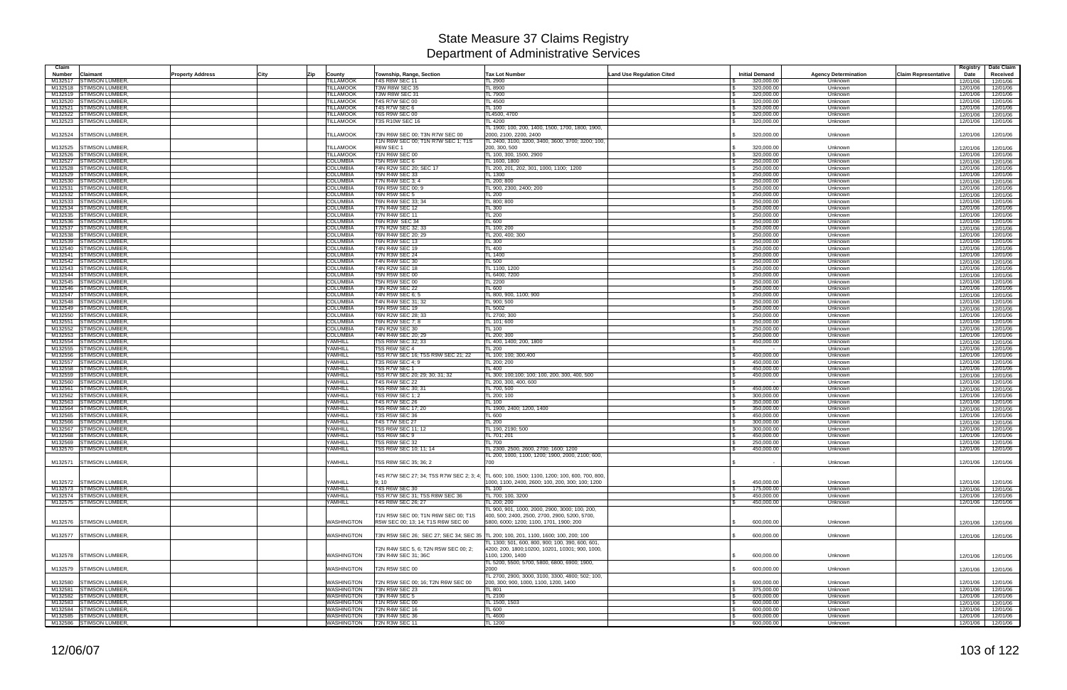# State Measure 37 Claims Registry
## Department of Administrative Services

| Claim Number | Claimant | Property Address | City | Zip | County | Township, Range, Section | Tax Lot Number | Land Use Regulation Cited | Initial Demand | Agency Determination | Claim Representative | Registry Date | Date Claim Received |
|---|---|---|---|---|---|---|---|---|---|---|---|---|---|
| M132517 | STIMSON LUMBER, | | | | TILLAMOOK | T4S R8W SEC 11 | TL 2900 | | $ 320,000.00 | Unknown | | 12/01/06 | 12/01/06 |
| M132518 | STIMSON LUMBER, | | | | TILLAMOOK | T3W R8W SEC 35 | TL 8900 | | $ 320,000.00 | Unknown | | 12/01/06 | 12/01/06 |
| M132519 | STIMSON LUMBER, | | | | TILLAMOOK | T3W R8W SEC 31 | TL 7900 | | $ 320,000.00 | Unknown | | 12/01/06 | 12/01/06 |
| M132520 | STIMSON LUMBER, | | | | TILLAMOOK | T4S R7W SEC 00 | TL 4500 | | $ 320,000.00 | Unknown | | 12/01/06 | 12/01/06 |
| M132521 | STIMSON LUMBER, | | | | TILLAMOOK | T4S R7W SEC 6 | TL 100 | | $ 320,000.00 | Unknown | | 12/01/06 | 12/01/06 |
| M132522 | STIMSON LUMBER, | | | | TILLAMOOK | T6S R9W SEC 00 | TL4500, 4700 | | $ 320,000.00 | Unknown | | 12/01/06 | 12/01/06 |
| M132523 | STIMSON LUMBER, | | | | TILLAMOOK | T3S R10W SEC 16 | TL 4200 | | $ 320,000.00 | Unknown | | 12/01/06 | 12/01/06 |
| M132524 | STIMSON LUMBER, | | | | TILLAMOOK | T3N R6W SEC 00; T3N R7W SEC 00 | TL 1900; 100, 200, 1400, 1500, 1700, 1800, 1900, 2000, 2100, 2200, 2400 | | $ 320,000.00 | Unknown | | 12/01/06 | 12/01/06 |
| M132525 | STIMSON LUMBER, | | | | TILLAMOOK | T1N R6W SEC 00; T1N R7W SEC 1; T1S R6W SEC 1 | TL 2400, 3100, 3200, 3400, 3600, 3700; 3200; 100, 200, 300, 500 | | $ 320,000.00 | Unknown | | 12/01/06 | 12/01/06 |
| M132526 | STIMSON LUMBER, | | | | TILLAMOOK | T1N R6W SEC 00 | TL 100, 300, 1500, 2900 | | $ 320,000.00 | Unknown | | 12/01/06 | 12/01/06 |
| M132527 | STIMSON LUMBER, | | | | COLUMBIA | T5N R5W SEC 6 | TL 1600, 1800 | | $ 250,000.00 | Unknown | | 12/01/06 | 12/01/06 |
| M132528 | STIMSON LUMBER, | | | | COLUMBIA | T4N R2W SEC 20; SEC 17 | TL 200, 201, 202, 301, 1000, 1100; 1200 | | $ 250,000.00 | Unknown | | 12/01/06 | 12/01/06 |
| M132529 | STIMSON LUMBER, | | | | COLUMBIA | T5N R4W SEC 33 | TL 1300 | | $ 250,000.00 | Unknown | | 12/01/06 | 12/01/06 |
| M132530 | STIMSON LUMBER, | | | | COLUMBIA | T7N R4W SEC 3; 4 | TL 200; 800 | | $ 250,000.00 | Unknown | | 12/01/06 | 12/01/06 |
| M132531 | STIMSON LUMBER, | | | | COLUMBIA | T6N R5W SEC 00; 9 | TL 900, 2300, 2400; 200 | | $ 250,000.00 | Unknown | | 12/01/06 | 12/01/06 |
| M132532 | STIMSON LUMBER, | | | | COLUMBIA | T6N R5W SEC 5 | TL 200 | | $ 250,000.00 | Unknown | | 12/01/06 | 12/01/06 |
| M132533 | STIMSON LUMBER, | | | | COLUMBIA | T6N R4W SEC 33; 34 | TL 800; 800 | | $ 250,000.00 | Unknown | | 12/01/06 | 12/01/06 |
| M132534 | STIMSON LUMBER, | | | | COLUMBIA | T7N R4W SEC 12 | TL 300 | | $ 250,000.00 | Unknown | | 12/01/06 | 12/01/06 |
| M132535 | STIMSON LUMBER, | | | | COLUMBIA | T7N R4W SEC 11 | TL 200 | | $ 250,000.00 | Unknown | | 12/01/06 | 12/01/06 |
| M132536 | STIMSON LUMBER, | | | | COLUMBIA | T6N R3W SEC 34 | TL 600 | | $ 250,000.00 | Unknown | | 12/01/06 | 12/01/06 |
| M132537 | STIMSON LUMBER, | | | | COLUMBIA | T7N R2W SEC 32; 33 | TL 100; 200 | | $ 250,000.00 | Unknown | | 12/01/06 | 12/01/06 |
| M132538 | STIMSON LUMBER, | | | | COLUMBIA | T6N R4W SEC 20; 29 | TL 200, 400; 300 | | $ 250,000.00 | Unknown | | 12/01/06 | 12/01/06 |
| M132539 | STIMSON LUMBER, | | | | COLUMBIA | T6N R3W SEC 13 | TL 300 | | $ 250,000.00 | Unknown | | 12/01/06 | 12/01/06 |
| M132540 | STIMSON LUMBER, | | | | COLUMBIA | T4N R4W SEC 19 | TL 400 | | $ 250,000.00 | Unknown | | 12/01/06 | 12/01/06 |
| M132541 | STIMSON LUMBER, | | | | COLUMBIA | T7N R3W SEC 24 | TL 1400 | | $ 250,000.00 | Unknown | | 12/01/06 | 12/01/06 |
| M132542 | STIMSON LUMBER, | | | | COLUMBIA | T4N R4W SEC 30 | TL 500 | | $ 250,000.00 | Unknown | | 12/01/06 | 12/01/06 |
| M132543 | STIMSON LUMBER, | | | | COLUMBIA | T4N R2W SEC 18 | TL 1100, 1200 | | $ 250,000.00 | Unknown | | 12/01/06 | 12/01/06 |
| M132544 | STIMSON LUMBER, | | | | COLUMBIA | T5N R5W SEC 00 | TL 6400; 7200 | | $ 250,000.00 | Unknown | | 12/01/06 | 12/01/06 |
| M132545 | STIMSON LUMBER, | | | | COLUMBIA | T5N R5W SEC 00 | TL 2200 | | $ 250,000.00 | Unknown | | 12/01/06 | 12/01/06 |
| M132546 | STIMSON LUMBER, | | | | COLUMBIA | T3N R2W SEC 22 | TL 600 | | $ 250,000.00 | Unknown | | 12/01/06 | 12/01/06 |
| M132547 | STIMSON LUMBER, | | | | COLUMBIA | T4N R5W SEC 6; 5 | TL 800, 900, 1100; 900 | | $ 250,000.00 | Unknown | | 12/01/06 | 12/01/06 |
| M132548 | STIMSON LUMBER, | | | | COLUMBIA | T4N R4W SEC 31; 32 | TL 900; 500 | | $ 250,000.00 | Unknown | | 12/01/06 | 12/01/06 |
| M132549 | STIMSON LUMBER, | | | | COLUMBIA | T5N R5W SEC 19 | TL 5002 | | $ 250,000.00 | Unknown | | 12/01/06 | 12/01/06 |
| M132550 | STIMSON LUMBER, | | | | COLUMBIA | T6N R2W SEC 28; 33 | TL 2700; 300 | | $ 250,000.00 | Unknown | | 12/01/06 | 12/01/06 |
| M132551 | STIMSON LUMBER, | | | | COLUMBIA | T6N R2W SEC 7; 8 | TL 101; 600 | | $ 250,000.00 | Unknown | | 12/01/06 | 12/01/06 |
| M132552 | STIMSON LUMBER, | | | | COLUMBIA | T4N R2W SEC 30 | TL 100 | | $ 250,000.00 | Unknown | | 12/01/06 | 12/01/06 |
| M132553 | STIMSON LUMBER, | | | | COLUMBIA | T4N R4W SEC 20; 29 | TL 200; 300 | | $ 250,000.00 | Unknown | | 12/01/06 | 12/01/06 |
| M132554 | STIMSON LUMBER, | | | | YAMHILL | T5S R8W SEC 32; 33 | TL 400, 1400; 200, 1800 | | $ 450,000.00 | Unknown | | 12/01/06 | 12/01/06 |
| M132555 | STIMSON LUMBER, | | | | YAMHILL | T5S R6W SEC 4 | TL 200 | | $ - | Unknown | | 12/01/06 | 12/01/06 |
| M132556 | STIMSON LUMBER, | | | | YAMHILL | T5S R7W SEC 16; T5S R9W SEC 21; 22 | TL 100; 100; 300,400 | | $ 450,000.00 | Unknown | | 12/01/06 | 12/01/06 |
| M132557 | STIMSON LUMBER, | | | | YAMHILL | T3S R6W SEC 4; 9 | TL 200; 200 | | $ 450,000.00 | Unknown | | 12/01/06 | 12/01/06 |
| M132558 | STIMSON LUMBER, | | | | YAMHILL | T5S R7W SEC 1 | TL 400 | | $ 450,000.00 | Unknown | | 12/01/06 | 12/01/06 |
| M132559 | STIMSON LUMBER, | | | | YAMHILL | T5S R7W SEC 20; 29; 30; 31; 32 | TL 300; 100;100; 100; 100, 200, 300, 400, 500 | | $ 450,000.00 | Unknown | | 12/01/06 | 12/01/06 |
| M132560 | STIMSON LUMBER, | | | | YAMHILL | T4S R4W SEC 22 | TL 200, 300, 400, 600 | | $ - | Unknown | | 12/01/06 | 12/01/06 |
| M132561 | STIMSON LUMBER, | | | | YAMHILL | T5S R8W SEC 30; 31 | TL 700, 500 | | $ 450,000.00 | Unknown | | 12/01/06 | 12/01/06 |
| M132562 | STIMSON LUMBER, | | | | YAMHILL | T6S R9W SEC 1; 2 | TL 200; 100 | | $ 300,000.00 | Unknown | | 12/01/06 | 12/01/06 |
| M132563 | STIMSON LUMBER, | | | | YAMHILL | T4S R7W SEC 26 | TL 100 | | $ 350,000.00 | Unknown | | 12/01/06 | 12/01/06 |
| M132564 | STIMSON LUMBER, | | | | YAMHILL | T5S R6W SEC 17; 20 | TL 1900, 2400; 1200, 1400 | | $ 350,000.00 | Unknown | | 12/01/06 | 12/01/06 |
| M132565 | STIMSON LUMBER, | | | | YAMHILL | T3S R5W SEC 36 | TL 600 | | $ 450,000.00 | Unknown | | 12/01/06 | 12/01/06 |
| M132566 | STIMSON LUMBER, | | | | YAMHILL | T4S T7W SEC 27 | TL 200 | | $ 300,000.00 | Unknown | | 12/01/06 | 12/01/06 |
| M132567 | STIMSON LUMBER, | | | | YAMHILL | T5S R6W SEC 11; 12 | TL 190, 2190; 500 | | $ 300,000.00 | Unknown | | 12/01/06 | 12/01/06 |
| M132568 | STIMSON LUMBER, | | | | YAMHILL | T5S R6W SEC 9 | TL 701; 201 | | $ 450,000.00 | Unknown | | 12/01/06 | 12/01/06 |
| M132569 | STIMSON LUMBER, | | | | YAMHILL | T5S R8W SEC 32 | TL 700 | | $ 250,000.00 | Unknown | | 12/01/06 | 12/01/06 |
| M132570 | STIMSON LUMBER, | | | | YAMHILL | T5S R6W SEC 10; 11; 14 | TL 2300, 2500, 2600, 2700; 1600; 1200 | | $ 450,000.00 | Unknown | | 12/01/06 | 12/01/06 |
| M132571 | STIMSON LUMBER, | | | | YAMHILL | T5S R8W SEC 35; 36; 2 | TL 200, 1000, 1100, 1200; 1900, 2000, 2100; 600, 700 | | $ - | Unknown | | 12/01/06 | 12/01/06 |
| M132572 | STIMSON LUMBER, | | | | YAMHILL | T4S R7W SEC 27; 34; T5S R7W SEC 2; 3; 4; 9; 10 | TL 600; 100; 1500; 1100; 1200; 100, 600, 700, 800, 1000, 1100, 2400, 2600; 100, 200, 300; 100; 1200 | | $ 450,000.00 | Unknown | | 12/01/06 | 12/01/06 |
| M132573 | STIMSON LUMBER, | | | | YAMHILL | T4S R6W SEC 30 | TL 100 | | $ 175,000.00 | Unknown | | 12/01/06 | 12/01/06 |
| M132574 | STIMSON LUMBER, | | | | YAMHILL | T5S R7W SEC 31; T5S R8W SEC 36 | TL 700; 100, 3200 | | $ 450,000.00 | Unknown | | 12/01/06 | 12/01/06 |
| M132575 | STIMSON LUMBER, | | | | YAMHILL | T4S R8W SEC 26; 27 | TL 200; 200 | | $ 450,000.00 | Unknown | | 12/01/06 | 12/01/06 |
| M132576 | STIMSON LUMBER, | | | | WASHINGTON | T1N R5W SEC 00; T1N R6W SEC 00; T1S R5W SEC 00; 13; 14; T1S R6W SEC 00 | TL 900, 901, 1000, 2000, 2900, 3000; 100, 200, 400, 500; 2400, 2500, 2700, 2900, 5200, 5700, 5800, 6000; 1200; 1100, 1701, 1900; 200 | | $ 600,000.00 | Unknown | | 12/01/06 | 12/01/06 |
| M132577 | STIMSON LUMBER, | | | | WASHINGTON | T3N R5W SEC 26; SEC 27; SEC 34; SEC 35 | TL 200; 100, 201, 1100, 1600; 100, 200; 100 | | $ 600,000.00 | Unknown | | 12/01/06 | 12/01/06 |
| M132578 | STIMSON LUMBER, | | | | WASHINGTON | T2N R4W SEC 5, 6; T2N R5W SEC 00; 2; T3N R4W SEC 31; 36C | TL 1300; 501, 600, 800, 900; 100, 390, 600, 601, 4200; 200, 1800;10200, 10201, 10301; 900, 1000, 1100, 1200, 1400 | | $ 600,000.00 | Unknown | | 12/01/06 | 12/01/06 |
| M132579 | STIMSON LUMBER, | | | | WASHINGTON | T2N R5W SEC 00 | TL 5200, 5500, 5700, 5800, 6800, 6900, 1900, 2000 | | $ 600,000.00 | Unknown | | 12/01/06 | 12/01/06 |
| M132580 | STIMSON LUMBER, | | | | WASHINGTON | T2N R5W SEC 00; 16; T2N R6W SEC 00 | TL 2700, 2900, 3000, 3100, 3300, 4800; 502; 100, 200, 300; 900, 1000, 1100, 1200, 1400 | | $ 600,000.00 | Unknown | | 12/01/06 | 12/01/06 |
| M132581 | STIMSON LUMBER, | | | | WASHINGTON | T3N R5W SEC 23 | TL 801 | | $ 375,000.00 | Unknown | | 12/01/06 | 12/01/06 |
| M132582 | STIMSON LUMBER, | | | | WASHINGTON | T3N R4W SEC 5 | TL 2100 | | $ 600,000.00 | Unknown | | 12/01/06 | 12/01/06 |
| M132583 | STIMSON LUMBER, | | | | WASHINGTON | T1N R5W SEC 00 | TL 1500, 1503 | | $ 600,000.00 | Unknown | | 12/01/06 | 12/01/06 |
| M132584 | STIMSON LUMBER, | | | | WASHINGTON | T2N R4W SEC 16 | TL 600 | | $ 600,000.00 | Unknown | | 12/01/06 | 12/01/06 |
| M132585 | STIMSON LUMBER, | | | | WASHINGTON | T3N R4W SEC 36 | TL 4600 | | $ 600,000.00 | Unknown | | 12/01/06 | 12/01/06 |
| M132586 | STIMSON LUMBER, | | | | WASHINGTON | T2N R3W SEC 11 | TL 1200 | | $ 600,000.00 | Unknown | | 12/01/06 | 12/01/06 |

12/06/07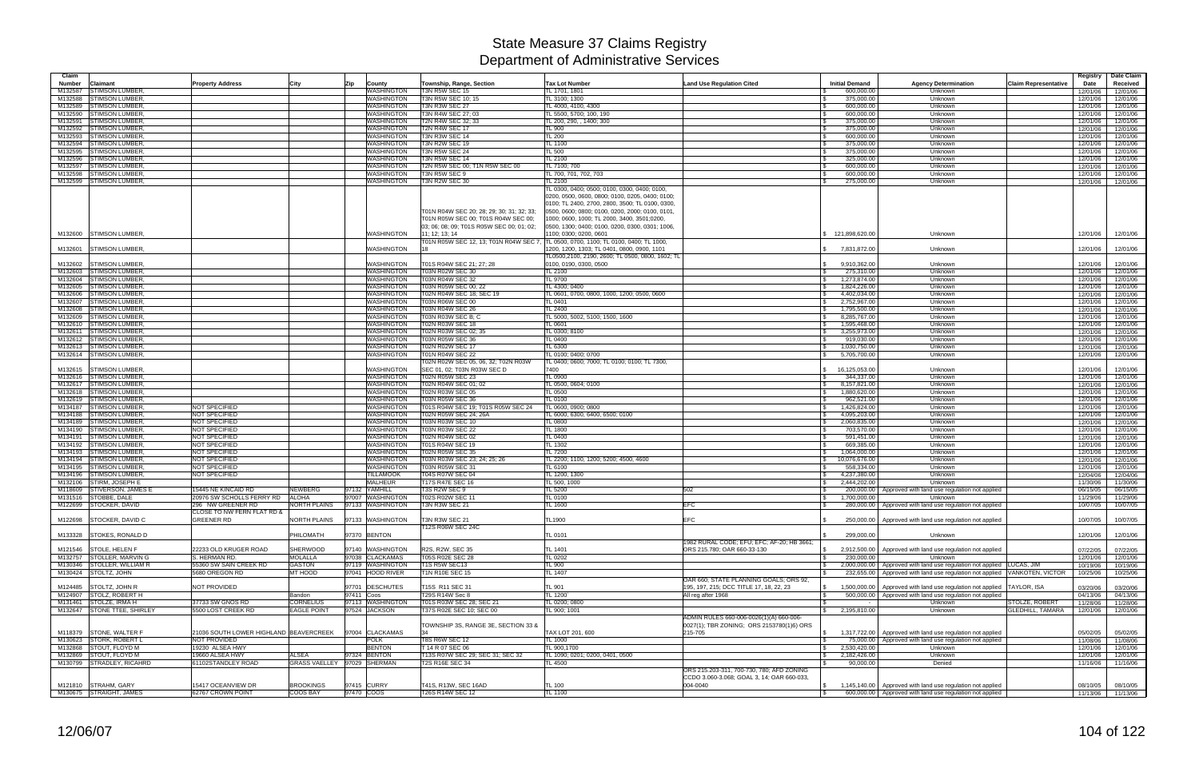# State Measure 37 Claims Registry
## Department of Administrative Services

| Claim Number | Claimant | Property Address | City | Zip | County | Township, Range, Section | Tax Lot Number | Land Use Regulation Cited | Initial Demand | Agency Determination | Claim Representative | Registry Date | Date Claim Received |
|---|---|---|---|---|---|---|---|---|---|---|---|---|---|
| M132587 | STIMSON LUMBER, | | | | WASHINGTON | T3N R5W SEC 15 | TL 1701, 1801 | | $ 600,000.00 | Unknown | | 12/01/06 | 12/01/06 |
| M132588 | STIMSON LUMBER, | | | | WASHINGTON | T3N R5W SEC 10; 15 | TL 3100; 1300 | | $ 375,000.00 | Unknown | | 12/01/06 | 12/01/06 |
| M132589 | STIMSON LUMBER, | | | | WASHINGTON | T3N R3W SEC 27 | TL 4000, 4100, 4300 | | $ 600,000.00 | Unknown | | 12/01/06 | 12/01/06 |
| M132590 | STIMSON LUMBER, | | | | WASHINGTON | T3N R4W SEC 27; 03 | TL 5500, 5700; 100, 190 | | $ 600,000.00 | Unknown | | 12/01/06 | 12/01/06 |
| M132591 | STIMSON LUMBER, | | | | WASHINGTON | T2N R4W SEC 32; 33 | TL 200, 280, , 1400; 300 | | $ 375,000.00 | Unknown | | 12/01/06 | 12/01/06 |
| M132592 | STIMSON LUMBER, | | | | WASHINGTON | T2N R4W SEC 17 | TL 900 | | $ 375,000.00 | Unknown | | 12/01/06 | 12/01/06 |
| M132593 | STIMSON LUMBER, | | | | WASHINGTON | T3N R3W SEC 14 | TL 200 | | $ 600,000.00 | Unknown | | 12/01/06 | 12/01/06 |
| M132594 | STIMSON LUMBER, | | | | WASHINGTON | T3N R2W SEC 19 | TL 1100 | | $ 375,000.00 | Unknown | | 12/01/06 | 12/01/06 |
| M132595 | STIMSON LUMBER, | | | | WASHINGTON | T3N R5W SEC 24 | TL 500 | | $ 375,000.00 | Unknown | | 12/01/06 | 12/01/06 |
| M132596 | STIMSON LUMBER, | | | | WASHINGTON | T3N R5W SEC 14 | TL 2100 | | $ 325,000.00 | Unknown | | 12/01/06 | 12/01/06 |
| M132597 | STIMSON LUMBER, | | | | WASHINGTON | T2N R5W SEC 00; T1N R5W SEC 00 | TL 7100; 700 | | $ 600,000.00 | Unknown | | 12/01/06 | 12/01/06 |
| M132598 | STIMSON LUMBER, | | | | WASHINGTON | T3N R5W SEC 9 | TL 700, 701, 702, 703 | | $ 600,000.00 | Unknown | | 12/01/06 | 12/01/06 |
| M132599 | STIMSON LUMBER, | | | | WASHINGTON | T3N R2W SEC 30 | TL 2100 | | $ 275,000.00 | Unknown | | 12/01/06 | 12/01/06 |
| M132600 | STIMSON LUMBER, | | | | WASHINGTON | T01N R04W SEC 20; 28; 29; 30; 31; 32; 33; T01N R05W SEC 00; T01S R04W SEC 00; 03; 06; 08; 09; T01S R05W SEC 00; 01; 02; 11; 12; 13; 14 | TL 0300, 0400; 0500; 0100, 0300, 0400; 0100, 0200, 0500, 0600, 0800; 0100, 0205, 0400; 0100; 0100; TL 2400, 2700, 2800, 3500; TL 0100, 0300, 0500, 0600; 0800; 0100, 0200, 2000; 0100, 0101, 1000; 0600, 1000; TL 2000, 3400, 3501;0200, 0500, 1300; 0400; 0100, 0200, 0300, 0301, 1006, 1100; 0300; 0200, 0601 | | $ 121,898,620.00 | Unknown | | 12/01/06 | 12/01/06 |
| M132601 | STIMSON LUMBER, | | | | WASHINGTON | T01N R05W SEC 12, 13; T01N R04W SEC 7, 18 | TL 0500, 0700, 1100; TL 0100, 0400; TL 1000, 1200, 1200, 1303; TL 0401, 0800, 0900, 1101 | | $ 7,831,872.00 | Unknown | | 12/01/06 | 12/01/06 |
| M132602 | STIMSON LUMBER, | | | | WASHINGTON | T01S R04W SEC 21; 27; 28 | TL0500,2100, 2190, 2600; TL 0500, 0800, 1602; TL 0100, 0190, 0300, 0500 | | $ 9,910,362.00 | Unknown | | 12/01/06 | 12/01/06 |
| M132603 | STIMSON LUMBER, | | | | WASHINGTON | T03N R02W SEC 30 | TL 2100 | | $ 275,310.00 | Unknown | | 12/01/06 | 12/01/06 |
| M132604 | STIMSON LUMBER, | | | | WASHINGTON | T03N R04W SEC 32 | TL 9700 | | $ 1,273,874.00 | Unknown | | 12/01/06 | 12/01/06 |
| M132605 | STIMSON LUMBER, | | | | WASHINGTON | T03N R05W SEC 00; 22 | TL 4300; 0400 | | $ 1,824,226.00 | Unknown | | 12/01/06 | 12/01/06 |
| M132606 | STIMSON LUMBER, | | | | WASHINGTON | T02N R04W SEC 18; SEC 19 | TL 0601, 0700, 0800, 1000, 1200; 0500, 0600 | | $ 4,402,034.00 | Unknown | | 12/01/06 | 12/01/06 |
| M132607 | STIMSON LUMBER, | | | | WASHINGTON | T03N R06W SEC 00 | TL 0401 | | $ 2,752,967.00 | Unknown | | 12/01/06 | 12/01/06 |
| M132608 | STIMSON LUMBER, | | | | WASHINGTON | T03N R04W SEC 26 | TL 2400 | | $ 1,795,500.00 | Unknown | | 12/01/06 | 12/01/06 |
| M132609 | STIMSON LUMBER, | | | | WASHINGTON | T03N R03W SEC B; C | TL 5000, 5002, 5100; 1500, 1600 | | $ 8,285,767.00 | Unknown | | 12/01/06 | 12/01/06 |
| M132610 | STIMSON LUMBER, | | | | WASHINGTON | T02N R03W SEC 18 | TL 0601 | | $ 1,595,468.00 | Unknown | | 12/01/06 | 12/01/06 |
| M132611 | STIMSON LUMBER, | | | | WASHINGTON | T02N R03W SEC 02; 35 | TL 0300; 8100 | | $ 3,255,973.00 | Unknown | | 12/01/06 | 12/01/06 |
| M132612 | STIMSON LUMBER, | | | | WASHINGTON | T03N R05W SEC 36 | TL 0400 | | $ 919,030.00 | Unknown | | 12/01/06 | 12/01/06 |
| M132613 | STIMSON LUMBER, | | | | WASHINGTON | T02N R02W SEC 17 | TL 6300 | | $ 1,030,750.00 | Unknown | | 12/01/06 | 12/01/06 |
| M132614 | STIMSON LUMBER, | | | | WASHINGTON | T01N R04W SEC 22 | TL 0100; 0400; 0700 | | $ 5,705,700.00 | Unknown | | 12/01/06 | 12/01/06 |
| M132615 | STIMSON LUMBER, | | | | WASHINGTON | T02N R02W SEC 05, 06, 32; T02N R03W SEC 01, 02; T03N R03W SEC D | TL 0400; 0600; 7000; TL 0100; 0100; TL 7300, 7400 | | $ 16,125,053.00 | Unknown | | 12/01/06 | 12/01/06 |
| M132616 | STIMSON LUMBER, | | | | WASHINGTON | T02N R05W SEC 23 | TL 0900 | | $ 344,337.00 | Unknown | | 12/01/06 | 12/01/06 |
| M132617 | STIMSON LUMBER, | | | | WASHINGTON | T02N R04W SEC 01; 02 | TL 0500, 0604; 0100 | | $ 8,157,821.00 | Unknown | | 12/01/06 | 12/01/06 |
| M132618 | STIMSON LUMBER, | | | | WASHINGTON | T02N R03W SEC 05 | TL 0500 | | $ 1,880,620.00 | Unknown | | 12/01/06 | 12/01/06 |
| M132619 | STIMSON LUMBER, | | | | WASHINGTON | T03N R05W SEC 36 | TL 0100 | | $ 962,521.00 | Unknown | | 12/01/06 | 12/01/06 |
| M134187 | STIMSON LUMBER, | NOT SPECIFIED | | | WASHINGTON | T01S R04W SEC 19; T01S R05W SEC 24 | TL 0600, 0900; 0800 | | $ 1,426,824.00 | Unknown | | 12/01/06 | 12/01/06 |
| M134188 | STIMSON LUMBER, | NOT SPECIFIED | | | WASHINGTON | T02N R05W SEC 24; 26A | TL 6000, 6300, 6400, 6500; 0100 | | $ 4,095,203.00 | Unknown | | 12/01/06 | 12/01/06 |
| M134189 | STIMSON LUMBER, | NOT SPECIFIED | | | WASHINGTON | T03N R03W SEC 10 | TL 0800 | | $ 2,060,835.00 | Unknown | | 12/01/06 | 12/01/06 |
| M134190 | STIMSON LUMBER, | NOT SPECIFIED | | | WASHINGTON | T03N R03W SEC 22 | TL 1800 | | $ 703,570.00 | Unknown | | 12/01/06 | 12/01/06 |
| M134191 | STIMSON LUMBER, | NOT SPECIFIED | | | WASHINGTON | T02N R04W SEC 02 | TL 0400 | | $ 591,451.00 | Unknown | | 12/01/06 | 12/01/06 |
| M134192 | STIMSON LUMBER, | NOT SPECIFIED | | | WASHINGTON | T01S R04W SEC 19 | TL 1302 | | $ 669,385.00 | Unknown | | 12/01/06 | 12/01/06 |
| M134193 | STIMSON LUMBER, | NOT SPECIFIED | | | WASHINGTON | T02N R05W SEC 35 | TL 7200 | | $ 1,064,000.00 | Unknown | | 12/01/06 | 12/01/06 |
| M134194 | STIMSON LUMBER, | NOT SPECIFIED | | | WASHINGTON | T03N R03W SEC 23; 24; 25; 26 | TL 2200; 1100, 1200; 5200; 4500, 4600 | | $ 10,076,676.00 | Unknown | | 12/01/06 | 12/01/06 |
| M134195 | STIMSON LUMBER, | NOT SPECIFIED | | | WASHINGTON | T03N R05W SEC 31 | TL 6100 | | $ 558,334.00 | Unknown | | 12/01/06 | 12/01/06 |
| M134196 | STIMSON LUMBER, | NOT SPECIFIED | | | TILLAMOOK | T04S R07W SEC 04 | TL 1200, 1300 | | $ 4,237,380.00 | Unknown | | 12/04/06 | 12/04/06 |
| M132106 | STIRM, JOSEPH E | | | | MALHEUR | T17S R47E SEC 16 | TL 500, 1000 | | $ 2,444,202.00 | Unknown | | 11/30/06 | 11/30/06 |
| M118609 | STIVERSON, JAMES E | 15445 NE KINCAID RD | NEWBERG | 97132 | YAMHILL | T3S R2W SEC 9 | TL 5200 | 502 | $ 200,000.00 | Approved with land use regulation not applied | | 06/15/05 | 06/15/05 |
| M131516 | STOBBE, DALE | 20976 SW SCHOLLS FERRY RD | ALOHA | 97007 | WASHINGTON | T02S R02W SEC 11 | TL 0100 | | $ 1,700,000.00 | Unknown | | 11/29/06 | 11/29/06 |
| M122699 | STOCKER, DAVID | 296 NW GREENER RD | NORTH PLAINS | 97133 | WASHINGTON | T3N R3W SEC 21 | TL 1600 | EFC | $ 280,000.00 | Approved with land use regulation not applied | | 10/07/05 | 10/07/05 |
| M122698 | STOCKER, DAVID C | CLOSE TO NW FERN FLAT RD & GREENER RD | NORTH PLAINS | 97133 | WASHINGTON | T3N R3W SEC 21 | TL1900 | EFC | $ 250,000.00 | Approved with land use regulation not applied | | 10/07/05 | 10/07/05 |
| M133328 | STOKES, RONALD D | | PHILOMATH | 97370 | BENTON | T12S R06W SEC 24C | TL 0101 | | $ 299,000.00 | Unknown | | 12/01/06 | 12/01/06 |
| M121546 | STOLE, HELEN F | 22233 OLD KRUGER ROAD | SHERWOOD | 97140 | WASHINGTON | R2S, R2W, SEC 35 | TL 1401 | 1982 RURAL CODE; EFU; EFC; AF-20; HB 3661; ORS 215.780; OAR 660-33-130 | $ 2,912,500.00 | Approved with land use regulation not applied | | 07/22/05 | 07/22/05 |
| M132757 | STOLLER, MARVIN G | S. HERMAN RD. | MOLALLA | 97038 | CLACKAMAS | T05S R02E SEC 28 | TL 0202 | | $ 230,000.00 | Unknown | | 12/01/06 | 12/01/06 |
| M130346 | STOLLER, WILLIAM R | 55360 SW SAIN CREEK RD | GASTON | 97119 | WASHINGTON | T1S R5W SEC13 | TL 900 | | $ 2,000,000.00 | Approved with land use regulation not applied | LUCAS, JIM | 10/19/06 | 10/19/06 |
| M130424 | STOLTZ, JOHN | 5680 OREGON RD | MT HOOD | 97041 | HOOD RIVER | T1N R10E SEC 15 | TL 1407 | | $ 232,655.00 | Approved with land use regulation not applied | VANKOTEN, VICTOR | 10/25/06 | 10/25/06 |
| M124485 | STOLTZ, JOHN R | NOT PROVIDED | | 97701 | DESCHUTES | T15S R11 SEC 31 | TL 901 | OAR 660; STATE PLANNING GOALS; ORS 92, 195, 197, 215; DCC TITLE 17, 18, 22, 23 | $ 1,500,000.00 | Approved with land use regulation not applied | TAYLOR, ISA | 03/20/06 | 03/20/06 |
| M124907 | STOLZ, ROBERT H | | Bandon | 97411 | Coos | T29S R14W Sec 8 | TL 1200 | All reg after 1968 | $ 500,000.00 | Approved with land use regulation not applied | | 04/13/06 | 04/13/06 |
| M131461 | STOLZE, IRMA H | 37733 SW GNOS RD | CORNELIUS | 97113 | WASHINGTON | T01S R03W SEC 28; SEC 21 | TL 0200; 0800 | | $ - | Unknown | STOLZE, ROBERT | 11/28/06 | 11/28/06 |
| M132647 | STONE TTEE, SHIRLEY | 5500 LOST CREEK RD | EAGLE POINT | 97524 | JACKSON | T37S R02E SEC 10; SEC 00 | TL 900; 1001 | | $ 2,195,810.00 | Unknown | GLEDHILL, TAMARA | 12/01/06 | 12/01/06 |
| M118379 | STONE, WALTER F | 21036 SOUTH LOWER HIGHLAND | BEAVERCREEK | 97004 | CLACKAMAS | TOWNSHIP 3S, RANGE 3E, SECTION 33 & 34 | TAX LOT 201, 600 | ADMIN RULES 660-006-0026(1)(A) 660-006-0027(1); TBR ZONING; ORS 2153780(1)(6) ORS 215-705 | $ 1,317,722.00 | Approved with land use regulation not applied | | 05/02/05 | 05/02/05 |
| M130623 | STORK, ROBERT L | NOT PROVIDED | | | POLK | T8S R6W SEC 12 | TL 1000 | | $ 75,000.00 | Approved with land use regulation not applied | | 11/08/06 | 11/08/06 |
| M132868 | STOUT, FLOYD M | 19230 ALSEA HWY | | | BENTON | T 14 R 07 SEC 06 | TL 900,1700 | | $ 2,530,420.00 | Unknown | | 12/01/06 | 12/01/06 |
| M132869 | STOUT, FLOYD M | 19660 ALSEA HWY | ALSEA | 97324 | BENTON | T13S R07W SEC 29; SEC 31; SEC 32 | TL 1090, 0201; 0200, 0401, 0500 | | $ 2,182,426.00 | Unknown | | 12/01/06 | 12/01/06 |
| M130799 | STRADLEY, RICAHRD | 61102STANDLEY ROAD | GRASS VAELLEY | 97029 | SHERMAN | T2S R16E SEC 34 | TL 4500 | | $ 90,000.00 | Denied | | 11/16/06 | 11/16/06 |
| M121810 | STRAHM, GARY | 15417 OCEANVIEW DR | BROOKINGS | 97415 | CURRY | T41S, R13W, SEC 16AD | TL 100 | ORS 215.203-311, 700-730, 780; AFD ZONING CCDO 3.060-3.068; GOAL 3, 14; OAR 660-033, 004-0040 | $ 1,145,140.00 | Approved with land use regulation not applied | | 08/10/05 | 08/10/05 |
| M130675 | STRAIGHT, JAMES | 62767 CROWN POINT | COOS BAY | 97470 | COOS | T26S R14W SEC 12 | TL 1100 | | $ 600,000.00 | Approved with land use regulation not applied | | 11/13/06 | 11/13/06 |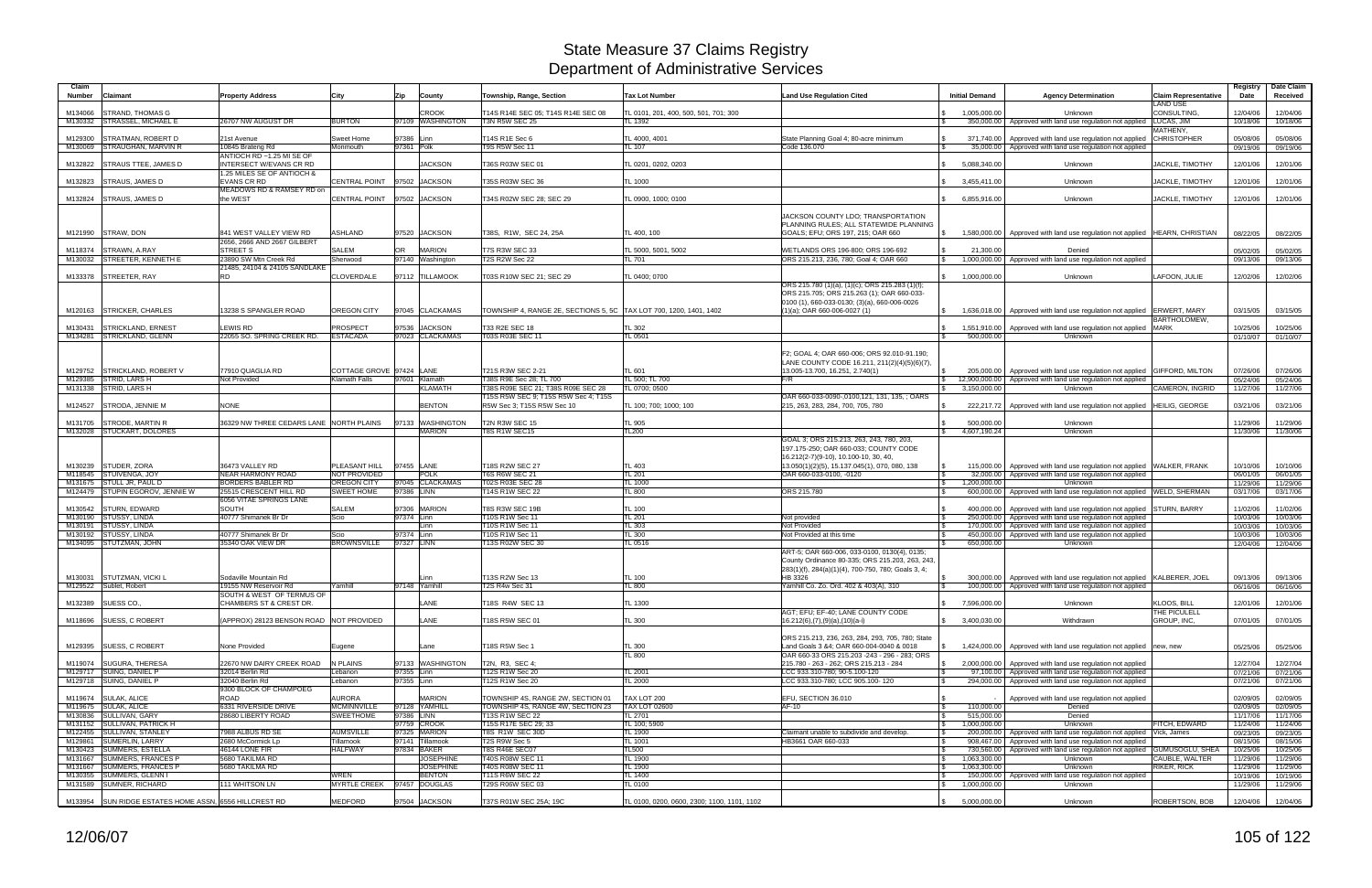# State Measure 37 Claims Registry
## Department of Administrative Services

| Claim Number | Claimant | Property Address | City | Zip | County | Township, Range, Section | Tax Lot Number | Land Use Regulation Cited | Initial Demand | Agency Determination | Claim Representative | Registry Date | Date Claim Received |
|---|---|---|---|---|---|---|---|---|---|---|---|---|---|
| M134066 | STRAND, THOMAS G | | | | CROOK | T14S R14E SEC 05; T14S R14E SEC 08 | TL 0101, 201, 400, 500, 501, 701; 300 | | $ 1,005,000.00 | Unknown | LAND USE CONSULTING, | 12/04/06 | 12/04/06 |
| M130332 | STRASSEL, MICHAEL E | 26707 NW AUGUST DR | BURTON | 97109 | WASHINGTON | T3N R5W SEC 25 | TL 1392 | | $ 350,000.00 | Approved with land use regulation not applied | LUCAS, JIM | 10/18/06 | 10/18/06 |
| M129300 | STRATMAN, ROBERT D | 21st Avenue | Sweet Home | 97386 | Linn | T14S R1E Sec 6 | TL 4000, 4001 | State Planning Goal 4; 80-acre minimum | $ 371,740.00 | Approved with land use regulation not applied | MATHENY, CHRISTOPHER | 05/08/06 | 05/08/06 |
| M130069 | STRAUGHAN, MARVIN R | 10645 Brateng Rd | Monmouth | 97361 | Polk | T9S R5W Sec 11 | TL 107 | Code 136.070 | $ 35,000.00 | Approved with land use regulation not applied | | 09/19/06 | 09/19/06 |
| M132822 | STRAUS TTEE, JAMES D | ANTIOCH RD ~1.25 MI SE OF INTERSECT W/EVANS CR RD | | | JACKSON | T36S R03W SEC 01 | TL 0201, 0202, 0203 | | $ 5,088,340.00 | Unknown | JACKLE, TIMOTHY | 12/01/06 | 12/01/06 |
| M132823 | STRAUS, JAMES D | 1.25 MILES SE OF ANTIOCH & EVANS CR RD | CENTRAL POINT | 97502 | JACKSON | T35S R03W SEC 36 | TL 1000 | | $ 3,455,411.00 | Unknown | JACKLE, TIMOTHY | 12/01/06 | 12/01/06 |
| M132824 | STRAUS, JAMES D | MEADOWS RD & RAMSEY RD on the WEST | CENTRAL POINT | 97502 | JACKSON | T34S R02W SEC 28; SEC 29 | TL 0900, 1000; 0100 | | $ 6,855,916.00 | Unknown | JACKLE, TIMOTHY | 12/01/06 | 12/01/06 |
| M121990 | STRAW, DON | 841 WEST VALLEY VIEW RD | ASHLAND | 97520 | JACKSON | T38S, R1W, SEC 24, 25A | TL 400, 100 | JACKSON COUNTY LDO; TRANSPORTATION PLANNING RULES; ALL STATEWIDE PLANNING GOALS; EFU; ORS 197, 215; OAR 660 | $ 1,580,000.00 | Approved with land use regulation not applied | HEARN, CHRISTIAN | 08/22/05 | 08/22/05 |
| M118374 | STRAWN, A.RAY | 2656, 2666 AND 2667 GILBERT STREET S | SALEM | OR | MARION | T7S R3W SEC 33 | TL 5000, 5001, 5002 | WETLANDS ORS 196-800; ORS 196-692 | $ 21,300.00 | Denied | | 05/02/05 | 05/02/05 |
| M130032 | STREETER, KENNETH E | 23890 SW Mtn Creek Rd | Sherwood | 97140 | Washington | T2S R2W Sec 22 | TL 701 | ORS 215.213, 236, 780; Goal 4; OAR 660 | $ 1,000,000.00 | Approved with land use regulation not applied | | 09/13/06 | 09/13/06 |
| M133378 | STREETER, RAY | 21485, 24104 & 24105 SANDLAKE RD | CLOVERDALE | 97112 | TILLAMOOK | T03S R10W SEC 21; SEC 29 | TL 0400; 0700 | | $ 1,000,000.00 | Unknown | LAFOON, JULIE | 12/02/06 | 12/02/06 |
| M120163 | STRICKER, CHARLES | 13238 S SPANGLER ROAD | OREGON CITY | 97045 | CLACKAMAS | TOWNSHIP 4, RANGE 2E, SECTIONS 5, 5C | TAX LOT 700, 1200, 1401, 1402 | ORS 215.780 (1)(a), (1)(c); ORS 215.283 (1)(f); ORS 215.705; ORS 215.263 (1); OAR 660-033-0100 (1), 660-033-0130; (3)(a), 660-006-0026 (1)(a); OAR 660-006-0027 (1) | $ 1,636,018.00 | Approved with land use regulation not applied | ERWERT, MARY | 03/15/05 | 03/15/05 |
| M130431 | STRICKLAND, ERNEST | LEWIS RD | PROSPECT | 97536 | JACKSON | T33 R2E SEC 18 | TL 302 | | $ 1,551,910.00 | Approved with land use regulation not applied | BARTHOLOMEW, MARK | 10/25/06 | 10/25/06 |
| M134281 | STRICKLAND, GLENN | 22055 SO. SPRING CREEK RD. | ESTACADA | 97023 | CLACKAMAS | T03S R03E SEC 11 | TL 0501 | | $ 500,000.00 | Unknown | | 01/10/07 | 01/10/07 |
| M129752 | STRICKLAND, ROBERT V | 77910 QUAGLIA RD | COTTAGE GROVE | 97424 | LANE | T21S R3W SEC 2-21 | TL 601 | F2; GOAL 4; OAR 660-006; ORS 92.010-91.190; LANE COUNTY CODE 16.211, 211(2)(4)(5)(6)(7), 13.005-13.700, 16.251, 2.740(1) | $ 205,000.00 | Approved with land use regulation not applied | GIFFORD, MILTON | 07/26/06 | 07/26/06 |
| M129385 | STRID, LARS H | Not Provided | Klamath Falls | 97601 | Klamath | T38S R9E Sec 28; TL 700 | TL 500; TL 700 | F/R | $ 12,900,000.00 | Approved with land use regulation not applied | | 05/24/06 | 05/24/06 |
| M131338 | STRID, LARS H | | | | KLAMATH | T38S R09E SEC 21; T38S R09E SEC 28 | TL 0700; 0500 | | $ 3,150,000.00 | Unknown | CAMERON, INGRID | 11/27/06 | 11/27/06 |
| M124527 | STRODA, JENNIE M | NONE | | | BENTON | T15S R5W SEC 9; T15S R5W Sec 4; T15S R5W Sec 3; T15S R5W Sec 10 | TL 100; 700; 1000; 100 | OAR 660-033-0090-.0100,121, 131, 135, ; OARS 215, 263, 283, 284, 700, 705, 780 | $ 222,217.72 | Approved with land use regulation not applied | HEILIG, GEORGE | 03/21/06 | 03/21/06 |
| M131705 | STRODE, MARTIN R | 36329 NW THREE CEDARS LANE | NORTH PLAINS | 97133 | WASHINGTON | T2N R3W SEC 15 | TL 905 | | $ 500,000.00 | Unknown | | 11/29/06 | 11/29/06 |
| M132028 | STUCKART, DOLORES | | | | MARION | T8S R1W SEC15 | TL200 | | $ 4,607,190.24 | Unknown | | 11/30/06 | 11/30/06 |
| M130239 | STUDER, ZORA | 36473 VALLEY RD | PLEASANT HILL | 97455 | LANE | T18S R2W SEC 27 | TL 403 | GOAL 3; ORS 215.213, 263, 243, 780, 203, 197.175-250; OAR 660-033; COUNTY CODE 16.212(2-7)(9-10), 10.100-10, 30, 40, 13.050(1)(2)(5), 15.137.045(1), 070, 080, 138 | $ 115,000.00 | Approved with land use regulation not applied | WALKER, FRANK | 10/10/06 | 10/10/06 |
| M118545 | STUIVENGA, JOY | NEAR HARMONY ROAD | NOT PROVIDED | | POLK | T6S R6W SEC 21 | TL 201 | OAR 660-033-0100, -0120 | $ 32,000.00 | Approved with land use regulation not applied | | 06/01/05 | 06/01/05 |
| M131675 | STULL JR, PAUL D | BORDERS BABLER RD | OREGON CITY | 97045 | CLACKAMAS | T02S R03E SEC 28 | TL 1000 | | $ 1,200,000.00 | Unknown | | 11/29/06 | 11/29/06 |
| M124479 | STUPIN EGOROV, JENNIE W | 25515 CRESCENT HILL RD | SWEET HOME | 97386 | LINN | T14S R1W SEC 22 | TL 800 | ORS 215.780 | $ 600,000.00 | Approved with land use regulation not applied | WELD, SHERMAN | 03/17/06 | 03/17/06 |
| M130542 | STURN, EDWARD | 6056 VITAE SPRINGS LANE SOUTH | SALEM | 97306 | MARION | T8S R3W SEC 19B | TL 100 | | $ 400,000.00 | Approved with land use regulation not applied | STURN, BARRY | 11/02/06 | 11/02/06 |
| M130190 | STUSSY, LINDA | 40777 Shimanek Br Dr | Scio | 97374 | Linn | T10S R1W Sec 11 | TL 201 | Not provided | $ 250,000.00 | Approved with land use regulation not applied | | 10/03/06 | 10/03/06 |
| M130191 | STUSSY, LINDA | | | | Linn | T10S R1W Sec 11 | TL 303 | Not Provided | $ 170,000.00 | Approved with land use regulation not applied | | 10/03/06 | 10/03/06 |
| M130192 | STUSSY, LINDA | 40777 Shimanek Br Dr | Scio | 97374 | Linn | T10S R1W Sec 11 | TL 300 | Not Provided at this time | $ 450,000.00 | Approved with land use regulation not applied | | 10/03/06 | 10/03/06 |
| M134095 | STUTZMAN, JOHN | 35340 OAK VIEW DR | BROWNSVILLE | 97327 | LINN | T13S R02W SEC 30 | TL 0516 | | $ 650,000.00 | Unknown | | 12/04/06 | 12/04/06 |
| M130031 | STUTZMAN, VICKI L | Sodaville Mountain Rd | | | Linn | T13S R2W Sec 13 | TL 100 | ART-5; OAR 660-006, 033-0100, 0130(4), 0135; County Ordinance 80-335; ORS 215.203, 263, 243, 283(1)(f), 284(a)(1)(4), 700-750, 780; Goals 3, 4; HB 3326 | $ 300,000.00 | Approved with land use regulation not applied | KALBERER, JOEL | 09/13/06 | 09/13/06 |
| M129522 | Sublet, Robert | 19155 NW Reservoir Rd | Yamhill | 97148 | Yamhill | T2S R4w Sec 31 | TL 800 | Yamhill Co. Zo. Ord. 402 & 403(A), 310 | $ 100,000.00 | Approved with land use regulation not applied | | 06/16/06 | 06/16/06 |
| M132389 | SUESS CO., | SOUTH & WEST OF TERMUS OF CHAMBERS ST & CREST DR. | | | LANE | T18S R4W SEC 13 | TL 1300 | | $ 7,596,000.00 | Unknown | KLOOS, BILL | 12/01/06 | 12/01/06 |
| M118696 | SUESS, C ROBERT | (APPROX) 28123 BENSON ROAD | NOT PROVIDED | | LANE | T18S R5W SEC 01 | TL 300 | AGT; EFU; EF-40; LANE COUNTY CODE 16.212(6),(7),(9)(a),(10)(a-i) | $ 3,400,030.00 | Withdrawn | THE PICULELL GROUP, INC, | 07/01/05 | 07/01/05 |
| M129395 | SUESS, C ROBERT | None Provided | Eugene | | Lane | T18S R5W Sec 1 | TL 300 | ORS 215.213, 236, 263, 284, 293, 705, 780; State Land Goals 3 &4; OAR 660-004-0040 & 0018 | $ 1,424,000.00 | Approved with land use regulation not applied | new, new | 05/25/06 | 05/25/06 |
| M119074 | SUGURA, THERESA | 22670 NW DAIRY CREEK ROAD | N PLAINS | 97133 | WASHINGTON | T2N, R3, SEC 4; | TL 800 | OAR 660-33 ORS 215.203 -243 - 296 - 283; ORS 215.780 - 263 - 262; ORS 215.213 - 284 | $ 2,000,000.00 | Approved with land use regulation not applied | | 12/27/04 | 12/27/04 |
| M129717 | SUING, DANIEL P | 32014 Berlin Rd | Lebanon | 97355 | Linn | T12S R1W Sec 20 | TL 2001 | LCC 933.310-780; 90-5.100-120 | $ 97,100.00 | Approved with land use regulation not applied | | 07/21/06 | 07/21/06 |
| M129718 | SUING, DANIEL P | 32040 Berlin Rd | Lebanon | 97355 | Linn | T12S R1W Sec 20 | TL 2000 | LCC 933.310-780; LCC 905.100- 120 | $ 294,000.00 | Approved with land use regulation not applied | | 07/21/06 | 07/21/06 |
| M119674 | SULAK, ALICE | 9300 BLOCK OF CHAMPOEG ROAD | AURORA | | MARION | TOWNSHIP 4S, RANGE 2W, SECTION 01 | TAX LOT 200 | EFU, SECTION 36.010 | $ - | Approved with land use regulation not applied | | 02/09/05 | 02/09/05 |
| M119675 | SULAK, ALICE | 6331 RIVERSIDE DRIVE | MCMINNVILLE | 97128 | YAMHILL | TOWNSHIP 4S, RANGE 4W, SECTION 23 | TAX LOT 02600 | AF-10 | $ 110,000.00 | Denied | | 02/09/05 | 02/09/05 |
| M130836 | SULLIVAN, GARY | 28680 LIBERTY ROAD | SWEETHOME | 97386 | LINN | T13S R1W SEC 22 | TL 2701 | | $ 515,000.00 | Denied | | 11/17/06 | 11/17/06 |
| M131152 | SULLIVAN, PATRICK H | | | 97759 | CROOK | T15S R17E SEC 29; 33 | TL 100; 5800 | | $ 1,000,000.00 | Unknown | FITCH, EDWARD | 11/24/06 | 11/24/06 |
| M122455 | SULLIVAN, STANLEY | 7988 ALBUS RD SE | AUMSVILLE | 97325 | MARION | T8S R1W SEC 30D | TL 1900 | Claimant unable to subdivide and develop. | $ 200,000.00 | Approved with land use regulation not applied | Vick, James | 09/23/05 | 09/23/05 |
| M129861 | SUMERLIN, LARRY | 2680 McCormick Lp | Tillamook | 97141 | Tillamook | T2S R9W Sec 5 | TL 1001 | HB3661 OAR 660-033 | $ 908,467.00 | Approved with land use regulation not applied | | 08/15/06 | 08/15/06 |
| M130423 | SUMMERS, ESTELLA | 46144 LONE FIR | HALFWAY | 97834 | BAKER | T8S R46E SEC07 | TL500 | | $ 730,560.00 | Approved with land use regulation not applied | GUMUSOGLU, SHEA | 10/25/06 | 10/25/06 |
| M131667 | SUMMERS, FRANCES P | 5680 TAKILMA RD | | | JOSEPHINE | T40S R08W SEC 11 | TL 1900 | | $ 1,063,300.00 | Unknown | CAUBLE, WALTER | 11/29/06 | 11/29/06 |
| M131667 | SUMMERS, FRANCES P | 5680 TAKILMA RD | | | JOSEPHINE | T40S R08W SEC 11 | TL 1900 | | $ 1,063,300.00 | Unknown | RIKER, RICK | 11/29/06 | 11/29/06 |
| M130355 | SUMMERS, GLENN I | | WREN | | BENTON | T11S R6W SEC 22 | TL 1400 | | $ 150,000.00 | Approved with land use regulation not applied | | 10/19/06 | 10/19/06 |
| M131589 | SUMNER, RICHARD | 111 WHITSON LN | MYRTLE CREEK | 97457 | DOUGLAS | T29S R06W SEC 03 | TL 0100 | | $ 1,000,000.00 | Unknown | | 11/29/06 | 11/29/06 |
| M133954 | SUN RIDGE ESTATES HOME ASSN, | 6556 HILLCREST RD | MEDFORD | 97504 | JACKSON | T37S R01W SEC 25A; 19C | TL 0100, 0200, 0600, 2300; 1100, 1101, 1102 | | $ 5,000,000.00 | Unknown | ROBERTSON, BOB | 12/04/06 | 12/04/06 |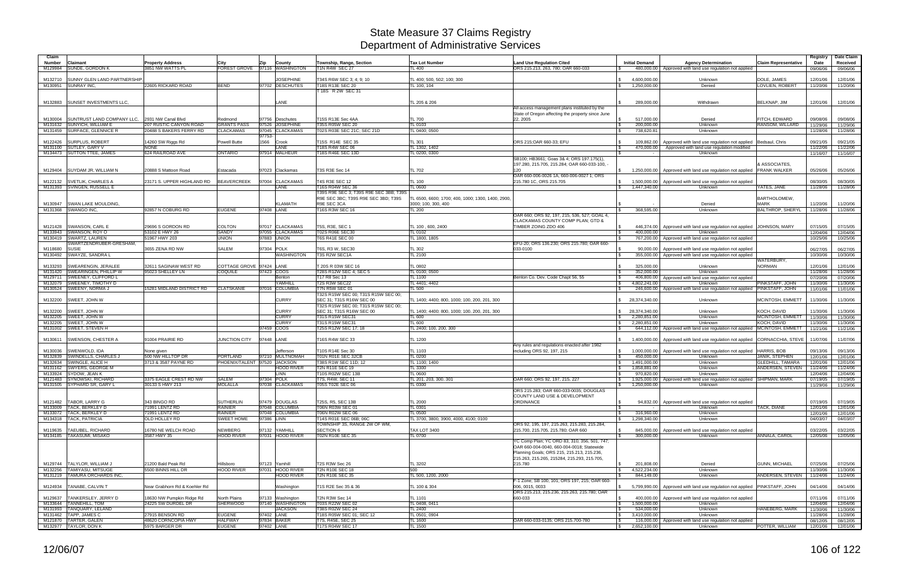# State Measure 37 Claims Registry
## Department of Administrative Services

| Claim Number | Claimant | Property Address | City | Zip | County | Township, Range, Section | Tax Lot Number | Land Use Regulation Cited | Initial Demand | Agency Determination | Claim Representative | Registry Date | Date Claim Received |
|---|---|---|---|---|---|---|---|---|---|---|---|---|---|
| M129984 | SUNDE, GORDON K | 3851 NW WATTS PL | FOREST GROVE | 97116 | WASHINGTON | T1N R4W SEC 27 | TL 400 | ORS 215.213, 263, 780; OAR 660-033 | $ 480,000.00 | Approved with land use regulation not applied | | 09/06/06 | 09/06/06 |
| M132710 | SUNNY GLEN LAND PARTNERSHIP, | | | | JOSEPHINE | T34S R6W SEC 3; 4; 9; 10 | TL 400; 500; 502; 100; 300 | | $ 4,600,000.00 | Unknown | DOLE, JAMES | 12/01/06 | 12/01/06 |
| M130951 | SUNRAY INC, | 22605 RICKARD ROAD | BEND | 97702 | DESCHUTES | T18S R13E SEC 20 | TL 100, 104 | | $ 1,250,000.00 | Denied | LOVLIEN, ROBERT | 11/20/06 | 11/20/06 |
| M132883 | SUNSET INVESTMENTS LLC, | | | | LANE | T 18S R 2W SEC 31 | TL 205 & 206 | | $ 289,000.00 | Withdrawn | BELKNAP, JIM | 12/01/06 | 12/01/06 |
| M130004 | SUNTRUST LAND COMPANY LLC, | 2931 NW Canal Blvd | Redmond | 97756 | Deschutes | T15S R13E Sec 4AA | TL 700 | All access management plans instituted by the State of Oregon affecting the property since June 22, 2005 | $ 517,000.00 | Denied | FITCH, EDWARD | 09/08/06 | 09/08/06 |
| M131632 | SUNYICH, WILLIAM E | 207 RUSTIC CANYON ROAD | GRANTS PASS | 97526 | JOSEPHINE | T35S R05W SEC 20 | TL 0103 | | $ 200,000.00 | Unknown | RANSOM, WILLARD | 11/29/06 | 11/29/06 |
| M131459 | SURFACE, GLENNICE R | 20488 S BAKERS FERRY RD | CLACKAMAS | 97045 | CLACKAMAS | T02S R03E SEC 21C; SEC 21D | TL 0400; 0500 | | $ 738,620.81 | Unknown | | 11/28/06 | 11/28/06 |
| M122426 | SURPLUS, ROBERT | 14260 SW Riggs Rd | Powell Butte | 97753-1566 | Crook | T15S R14E SEC 35 | TL 301 | ORS 215;OAR 660-33; EFU | $ 109,862.00 | Approved with land use regulation not applied | Bedsaul, Chris | 09/21/05 | 09/21/05 |
| M131100 | SUTLEY, GARY V | NONE | | | LANE | T18S R4W SEC 06 | TL 1302, 1402 | | $ 470,000.00 | Approved with land use regulation modified | | 11/22/06 | 11/22/06 |
| M134473 | SUTTON TTEE, JAMES | 624 RAILROAD AVE | ONTARIO | 97914 | MALHEUR | T18S R46E SEC 13D | TL 0200, 0300 | | $ - | Unknown | | 11/16/07 | 11/16/07 |
| M129404 | SUYDAM JR, WILLIAM N | 20888 S Mattoon Road | Estacada | 97023 | Clackamas | T3S R3E Sec 14 | TL 702 | SB100; HB3661; Goas 3& 4; ORS 197.175(1), 197.280, 215.705, 215.284; OAR 660-033-100, -120 | $ 1,250,000.00 | Approved with land use regulation not applied | & ASSOCIATES, FRANK WALKER | 05/26/06 | 05/26/06 |
| M122132 | SVETLIK, CHARLES A | 23171 S. UPPER HIGHLAND RD | BEAVERCREEK | 97004 | CLACKAMAS | T4S R3E SEC 12 | TL 100 | OAR 660-006-0026 1A, 660-006-0027 1; ORS 215.780 1C, ORS 215.705 | $ 1,500,000.00 | Approved with land use regulation not applied | | 08/30/05 | 08/30/05 |
| M131393 | SVINGEN, RUSSELL E | | | | LANE | T16S R04W SEC 36 | TL 0600 | | $ 1,447,340.00 | Unknown | YATES, JANE | 11/28/06 | 11/28/06 |
| M130947 | SWAN LAKE MOULDING, | | | | KLAMATH | T39S R9E SEC 3; T39S R9E SEC 3BB; T39S R9E SEC 3BC; T39S R9E SEC 3BD; T39S R9E SEC 3CA | TL 6500, 6600; 1700; 400, 1000; 1300, 1400, 2900, 3000; 100, 300, 400 | | $ - | Denied | BARTHOLOMEW, MARK | 11/20/06 | 11/20/06 |
| M131368 | SWANGO INC, | 92857 N COBURG RD | EUGENE | 97408 | LANE | T16S R3W SEC 16 | TL 200 | | $ 368,595.00 | Unknown | BALTHROP, SHERYL | 11/28/06 | 11/28/06 |
| M121428 | SWANSON, CARL E | 29696 S GORDON RD | COLTON | 97017 | CLACKAMAS | T5S, R3E, SEC 1 | TL 100 , 600, 2400 | OAR 660; ORS 92, 197, 215, 536, 527; GOAL 4, CLACKAMAS COUNTY COMP PLAN; GTD & TIMBER ZOING ZDO 406 | $ 446,374.00 | Approved with land use regulation not applied | JOHNSON, MARY | 07/15/05 | 07/15/05 |
| M133943 | SWANSON, ROY O | 53102 E HWY 26 | SANDY | 97055 | CLACKAMAS | T02S R06E SEC30 | TL 0102 | | $ 400,000.00 | Unknown | | 12/04/06 | 12/04/06 |
| M130419 | SWARTZ, LAUREN | 51967 HWY 203 | UNION | 97883 | UNION | T6S R41E SEC 00 | TL 1800, 1805 | | $ 767,200.00 | Approved with land use regulation not applied | | 10/25/06 | 10/25/06 |
| M118680 | SWARTZENDRUBER-GRESHAM, SUSIE | 3655 ZENA RD NW | SALEM | 97304 | POLK | T6S, R3 W, SEC30 | TL 302 | EFU-20; ORS 136.230; ORS 215.780; OAR 660-033-0100 | $ 90,000.00 | Approved with land use regulation not applied | | 06/27/05 | 06/27/05 |
| M130492 | SWAYZE, SANDRA L | | | | WASHINGTON | T3S R2W SEC1A | TL 2100 | | $ 355,000.00 | Approved with land use regulation not applied | | 10/30/06 | 10/30/06 |
| M133293 | SWEARENGIN, JERALEE | 32611 SAGINAW WEST RD | COTTAGE GROVE | 97424 | LANE | T 20S R 03W SEC 16 | TL 0802 | | $ 325,000.00 | Unknown | WATERBURY, NORMAN | 12/01/06 | 12/01/06 |
| M131420 | SWEARINGEN, PHILLIP W | 95023 SHELLEY LN | COQUILLE | 97423 | COOS | T28S R12W SEC 4; SEC 5 | TL 0100; 0500 | | $ 352,000.00 | Unknown | | 11/28/06 | 11/28/06 |
| M129711 | SWEENEY, CLIFFORD L | | | | Benton | T17 R8 Sec 13 | TL 1100 | Benton Co. Dev. Code Chapt 56, 55 | $ 406,800.00 | Approved with land use regulation not applied | | 07/20/06 | 07/20/06 |
| M132079 | SWEENEY, TIMOTHY D | | | | YAMHILL | T2S R3W SEC22 | TL 4401; 4402 | | $ 4,802,241.00 | Unknown | PINKSTAFF, JOHN | 11/30/06 | 11/30/06 |
| M130524 | SWEENY, NORMA J | 15281 MIDLAND DISTRICT RD | CLATSKANIE | 97016 | COLUMBIA | T7N R5W SEC 01 | TL 500 | | $ 246,600.00 | Approved with land use regulation not applied | PINKSTAFF, JOHN | 11/01/06 | 11/01/06 |
| M132200 | SWEET, JOHN W | | | | CURRY | T32S R15W SEC 00; T31S R15W SEC 00; SEC 31; T31S R16W SEC 00 | TL 1400; 4400; 800, 1000; 100, 200, 201, 300 | | $ 28,374,340.00 | Unknown | MCINTOSH, EMMETT | 11/30/06 | 11/30/06 |
| M132200 | SWEET, JOHN W | | | | CURRY | T32S R15W SEC 00; T31S R15W SEC 00; SEC 31; T31S R16W SEC 00 | TL 1400; 4400; 800, 1000; 100, 200, 201, 300 | | $ 28,374,340.00 | Unknown | KOCH, DAVID | 11/30/06 | 11/30/06 |
| M132205 | SWEET, JOHN W | | | | CURRY | T31S R15W SEC31 | TL 600 | | $ 2,280,851.00 | Unknown | MCINTOSH, EMMETT | 11/30/06 | 11/30/06 |
| M132205 | SWEET, JOHN W | | | | CURRY | T31S R15W SEC31 | TL 600 | | $ 2,280,851.00 | Unknown | KOCH, DAVID | 11/30/06 | 11/30/06 |
| M131002 | SWEET, STEVEN H | | | 97459 | COOS | T25S R12W SEC 17; 18 | TL 2400; 100, 200, 300 | | $ 644,112.00 | Approved with land use regulation not applied | MCINTOSH, EMMETT | 11/21/06 | 11/21/06 |
| M130611 | SWENSON, CHESTER A | 91004 PRAIRIE RD | JUNCTION CITY | 97448 | LANE | T16S R4W SEC 33 | TL 1200 | | $ 1,400,000.00 | Approved with land use regulation not applied | CORNACCHIA, STEVE | 11/07/06 | 11/07/06 |
| M130036 | SWENWOLD, IDA | None given | | | Jefferson | T10S R14E Sec 30 | TL 1103 | Any rules and regulations enacted after 1982 including ORS 92, 197, 215 | $ 1,000,000.00 | Approved with land use regulation not applied | HARRIS, BOB | 09/13/06 | 09/13/06 |
| M132839 | SWINDELLS, CHARLES J | 500 NW HILLTOP DR | PORTLAND | 97210 | MULTNOMAH | T01N R01E SEC 32CB | TL 0200 | | $ 450,000.00 | Unknown | JANIK, STEPHEN | 12/01/06 | 12/01/06 |
| M132634 | SWINGLE, ALICE H | 3713 & 3587 PAYNE RD | PHOENIX/TALENT | 97520 | JACKSON | T38S R1W SEC 11D; 12 | TL 1100; 1400 | | $ 1,491,000.00 | Unknown | GLEDHILL, TAMARA | 12/01/06 | 12/01/06 |
| M131162 | SWYERS, GEORGE M | | | | HOOD RIVER | T2N R11E SEC 19 | TL 3300 | | $ 1,858,881.00 | Unknown | ANDERSEN, STEVEN | 11/24/06 | 11/24/06 |
| M133924 | SYDOW, JEAN K | | | | LINN | T10S R02W SEC 13B | TL 0600 | | $ 970,820.00 | Unknown | | 12/04/06 | 12/04/06 |
| M121483 | SYNOWSKI, RICHARD | 3375 EAGLE CREST RD NW | SALEM | 97304 | POLK | T7S, R4W, SEC 11 | TL 201, 203, 300, 301 | OAR 660; ORS 92, 197, 215, 227 | $ 1,925,000.00 | Approved with land use regulation not applied | SHIPMAN, MARK | 07/19/05 | 07/19/05 |
| M131505 | SYPHARD SR, GARY L | 30133 S HWY 213 | MOLALLA | 97038 | CLACKAMAS | T05S T02E SEC 06 | TL 0300 | | $ 1,250,000.00 | Unknown | | 11/29/06 | 11/29/06 |
| M121482 | TABOR, LARRY G | 343 BINGO RD | SUTHERLIN | 97479 | DOUGLAS | T25S, R5, SEC 13B | TL 2000 | ORS 215.283; OAR 660-033-0035; DOUGLAS COUNTY LAND USE & DEVELOPMENT ORDINANCE | $ 94,832.00 | Approved with land use regulation not applied | | 07/19/05 | 07/19/05 |
| M133009 | TACK, BERKLEY D | 71991 LENTZ RD | RAINIER | 97048 | COLUMBIA | T06N R03W SEC 01 | TL 0301 | | $ - | Unknown | TACK, DIANE | 12/01/06 | 12/01/06 |
| M133072 | TACK, BERKLEY D | 71991 LENTZ RD | RAINIER | 97048 | COLUMBIA | T06N R02W SEC 06 | TL 0500 | | $ 316,960.00 | Unknown | | 12/01/06 | 12/01/06 |
| M134318 | TACK, PATRICIA | OLD HOLLEY RD | SWEET HOME | 97386 | LINN | T14S R01E SEC 06B; 06C | TL 3700, 3800, 3900, 4000, 4100; 0100 | | $ 1,298,340.00 | Unknown | | 04/03/07 | 04/03/07 |
| M119635 | TAEUBEL, RICHARD | 16780 NE WELCH ROAD | NEWBERG | 97132 | YAMHILL | TOWNSHIP 3S, RANGE 2W OF WM, SECTION 6 | TAX LOT 3400 | ORS 92, 195, 197, 215.263, 215.283, 215.284, 215.700, 215.705, 215.780; OAR 660 | $ 845,000.00 | Approved with land use regulation not applied | | 03/22/05 | 03/22/05 |
| M134185 | TAKASUMI, MISAKO | 3587 HWY 35 | HOOD RIVER | 97031 | HOOD RIVER | T02N R10E SEC 35 | TL 0700 | | $ 300,000.00 | Unknown | ANNALA, CAROL | 12/05/06 | 12/05/06 |
| M129744 | TALYLOR, WILLIAM J | 21200 Bald Peak Rd | Hillsboro | 97123 | Yamhill | T2S R3W Sec 26 | TL 3202 | YC Comp Plan; YC ORD 83, 310, 356, 501, 747; OAR 660-004-0040, 660-004-0018; Statewide Planning Goals; ORS 215, 215.213, 215.236, 215.263, 215.265, 215284, 215.293, 215.705, 215.780 | $ 201,808.00 | Denied | GUNN, MICHAEL | 07/25/06 | 07/25/06 |
| M132256 | TAMIYASU, MITSUGE | 5500 BINNS HILL DR | HOOD RIVER | 97031 | HOOD RIVER | T2N R10E SEC 18 | 500 | | $ 4,522,234.00 | Unknown | | 11/30/06 | 11/30/06 |
| M131219 | TAMURA ORCHARDS INC, | | | | HOOD RIVER | T2N R10E SEC 35 | TL 500, 1200, 2000 | | $ 844,149.00 | Unknown | ANDERSEN, STEVEN | 11/24/06 | 11/24/06 |
| M124934 | TANABE, CALVIN T | Near Grabhorn Rd & Koehler Rd | | | Washington | T1S R2E Sec 35 & 36 | TL 100 & 304 | F-1 Zone; SB 100, 101; ORS 197, 215; OAR 660-006, 0015, 0033 | $ 5,799,990.00 | Approved with land use regulation not applied | PINKSTAFF, JOHN | 04/14/06 | 04/14/06 |
| M129637 | TANKERSLEY, JERRY D | 18630 NW Pumpkin Ridge Rd | North Plains | 97133 | Washington | T2N R3W Sec 14 | TL 1101 | ORS 215.213, 215.236, 215.263, 215.780; OAR 660-033 | $ 400,000.00 | Approved with land use regulation not applied | | 07/11/06 | 07/11/06 |
| M133644 | TANNEHILL, TOM | 24225 SW DURDEL DR | SHERWOOD | 97140 | WASHINGTON | T03S R22W SEC 02 | TL 0408, 0411 | | $ 1,500,000.00 | Unknown | | 12/04/06 | 12/04/06 |
| M131993 | TANQUARY, LELAND | | | | JACKSON | T38S R02W SEC 24 | TL 2400 | | $ 534,000.00 | Unknown | HANEBERG, MARK | 11/30/06 | 11/30/06 |
| M131462 | TAPP, JAMES C | 27915 BENSON RD | EUGENE | 97402 | LANE | T18S R05W SEC 01; SEC 12 | TL 0501; 0904 | | $ 3,410,000.00 | Unknown | | 11/28/06 | 11/28/06 |
| M121870 | TARTER, GALEN | 48620 CORNCOPIA HWY | HALFWAY | 97834 | BAKER | T7S, R45E, SEC 25 | TL 1600 | OAR 660-033-0135; ORS 215.700-780 | $ 116,000.00 | Approved with land use regulation not applied | | 08/12/05 | 08/12/05 |
| M132977 | TAYLOR, DON K | 5975 BARGER DR | EUGENE | 97402 | LANE | T17S R04W SEC 17 | TL 1500 | | $ 2,652,100.00 | Unknown | POTTER, WILLIAM | 12/01/06 | 12/01/06 |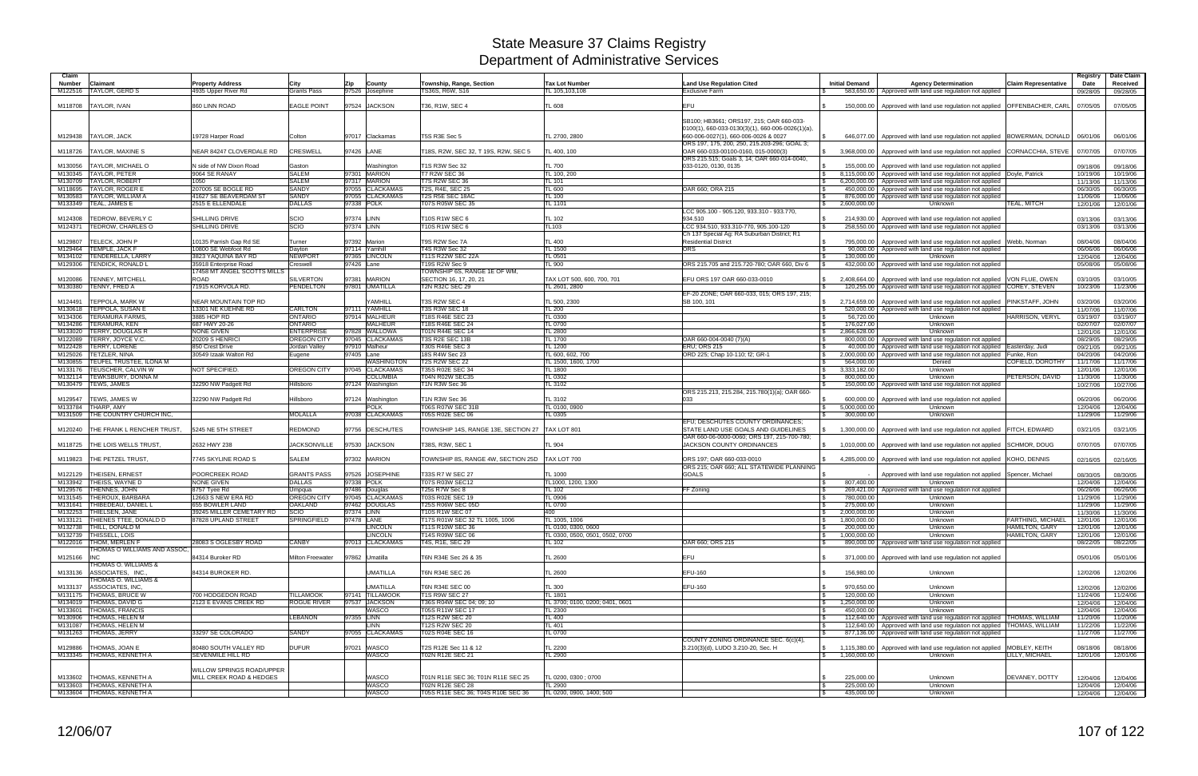# State Measure 37 Claims Registry
## Department of Administrative Services

| Claim Number | Claimant | Property Address | City | Zip | County | Township, Range, Section | Tax Lot Number | Land Use Regulation Cited | Initial Demand | Agency Determination | Claim Representative | Registry Date | Date Claim Received |
|---|---|---|---|---|---|---|---|---|---|---|---|---|---|
| M122516 | TAYLOR, GERD S | 4935 Upper River Rd | Grants Pass | 97526 | Josephine | TS36S, R6W, S16 | TL 105,103,108 | Exclusive Farm | $ 583,650.00 | Approved with land use regulation not applied | | 09/28/05 | 09/28/05 |
| M118708 | TAYLOR, IVAN | 860 LINN ROAD | EAGLE POINT | 97524 | JACKSON | T36, R1W, SEC 4 | TL 608 | EFU | $ 150,000.00 | Approved with land use regulation not applied | OFFENBACHER, CARL | 07/05/05 | 07/05/05 |
| M129438 | TAYLOR, JACK | 19728 Harper Road | Colton | 97017 | Clackamas | T5S R3E Sec 5 | TL 2700, 2800 | SB100; HB3661; ORS197, 215; OAR 660-033-0100(1), 660-033-0130(3)(1), 660-006-0026(1)(a), 660-006-0027(1), 660-006-0026 & 0027 | $ 646,077.00 | Approved with land use regulation not applied | BOWERMAN, DONALD | 06/01/06 | 06/01/06 |
| M118726 | TAYLOR, MAXINE S | NEAR 84247 CLOVERDALE RD | CRESWELL | 97426 | LANE | T18S, R2W, SEC 32, T 19S, R2W, SEC 5 | TL 400, 100 | ORS 197, 175, 200, 250, 215.203-296; GOAL 3; OAR 660-033-00100-0160, 015-0000(3) | $ 3,968,000.00 | Approved with land use regulation not applied | CORNACCHIA, STEVE | 07/07/05 | 07/07/05 |
| M130056 | TAYLOR, MICHAEL O | N side of NW Dixon Road | Gaston | | Washington | T1S R3W Sec 32 | TL 700 | ORS 215.515; Goals 3, 14; OAR 660-014-0040, 033-0120, 0130, 0135 | $ 155,000.00 | Approved with land use regulation not applied | | 09/18/06 | 09/18/06 |
| M130345 | TAYLOR, PETER | 9064 SE RANAY | SALEM | 97301 | MARION | T7 R2W SEC 36 | TL 100, 200 | | $ 8,115,000.00 | Approved with land use regulation not applied | Doyle, Patrick | 10/19/06 | 10/19/06 |
| M130709 | TAYLOR, ROBERT | 1050 | SALEM | 97317 | MARION | T7S R2W SEC 36 | TL 101 | | $ 6,200,000.00 | Approved with land use regulation not applied | | 11/13/06 | 11/13/06 |
| M118695 | TAYLOR, ROGER E | 207005 SE BOGLE RD | SANDY | 97055 | CLACKAMAS | T2S, R4E, SEC 25 | TL 600 | OAR 660; ORA 215 | $ 450,000.00 | Approved with land use regulation not applied | | 06/30/05 | 06/30/05 |
| M130583 | TAYLOR, WILLIAM A | 41627 SE BEAVERDAM ST | SANDY | 97055 | CLACKAMAS | T2S R5E SEC 18AC | TL 100 | | $ 876,000.00 | Approved with land use regulation not applied | | 11/06/06 | 11/06/06 |
| M133349 | TEAL, JAMES E | 2515 E ELLENDALE | DALLAS | 97338 | POLK | T07S R05W SEC 35 | TL 1101 | | $ 2,600,000.00 | Unknown | TEAL, MITCH | 12/01/06 | 12/01/06 |
| M124308 | TEDROW, BEVERLY C | SHILLING DRIVE | SCIO | 97374 | LINN | T10S R1W SEC 6 | TL 102 | LCC 905.100 - 905.120, 933.310 - 933.770, 934.510 | $ 214,930.00 | Approved with land use regulation not applied | | 03/13/06 | 03/13/06 |
| M124371 | TEDROW, CHARLES O | SHILLING DRIVE | SCIO | 97374 | LINN | T10S R1W SEC 6 | TL103 | LCC 934.510, 933.310-770, 905.100-120 | $ 258,550.00 | Approved with land use regulation not applied | | 03/13/06 | 03/13/06 |
| M129807 | TELECK, JOHN P | 10135 Parrish Gap Rd SE | Turner | 97392 | Marion | T9S R2W Sec 7A | TL 400 | Ch 137 Special Ag; RA Suburban District; R1 Residential District | $ 795,000.00 | Approved with land use regulation not applied | Webb, Norman | 08/04/06 | 08/04/06 |
| M129464 | TEMPLE, JACK F | 10800 SE Webfoot Rd | Dayton | 97114 | Yamhill | T4S R3W Sec 32 | TL 1500 | ORS | $ 90,000.00 | Approved with land use regulation not applied | | 06/06/06 | 06/06/06 |
| M134102 | TENDERELLA, LARRY | 3823 YAQUINA BAY RD | NEWPORT | 97365 | LINCOLN | T11S R22W SEC 22A | TL 0501 | | $ 130,000.00 | Unknown | | 12/04/06 | 12/04/06 |
| M129306 | TENDICK, RONALD L | 35918 Enterprise Road | Creswell | 97426 | Lane | T19S R2W Sec 9 | TL 900 | ORS 215.705 and 215.720-780; OAR 660, Div 6 | $ 432,000.00 | Approved with land use regulation not applied | | 05/08/06 | 05/08/06 |
| M120086 | TENNEY, MITCHELL | 17458 MT ANGEL SCOTTS MILLS ROAD | SILVERTON | 97381 | MARION | TOWNSHIP 6S, RANGE 1E OF WM, SECTION 16, 17, 20, 21 | TAX LOT 500, 600, 700, 701 | EFU ORS 197 OAR 660-033-0010 | $ 2,408,664.00 | Approved with land use regulation not applied | VON FLUE, OWEN | 03/10/05 | 03/10/05 |
| M130380 | TENNY, FRED A | 71915 KORVOLA RD. | PENDELTON | 97801 | UMATILLA | T2N R32C SEC 29 | TL 2601, 2800 | | $ 120,255.00 | Approved with land use regulation not applied | COREY, STEVEN | 10/23/06 | 11/23/06 |
| M124491 | TEPPOLA, MARK W | NEAR MOUNTAIN TOP RD | | | YAMHILL | T3S R2W SEC 4 | TL 500, 2300 | EF-20 ZONE; OAR 660-033, 015; ORS 197, 215; SB 100, 101 | $ 2,714,659.00 | Approved with land use regulation not applied | PINKSTAFF, JOHN | 03/20/06 | 03/20/06 |
| M130618 | TEPPOLA, SUSAN E | 13301 NE KUEHNE RD | CARLTON | 97111 | YAMHILL | T3S R3W SEC 18 | TL 200 | | $ 520,000.00 | Approved with land use regulation not applied | | 11/07/06 | 11/07/06 |
| M134306 | TERAMURA FARMS, | 3885 HOP RD | ONTARIO | 97914 | MALHEUR | T18S R46E SEC 23 | TL 0300 | | $ 56,720.00 | Unknown | HARRISON, VERYL | 03/19/07 | 03/19/07 |
| M134266 | TERAMURA, KEN | 687 HWY 20-26 | ONTARIO | | MALHEUR | T18S R46E SEC 24 | TL 0700 | | $ 176,027.00 | Unknown | | 02/07/07 | 02/07/07 |
| M133020 | TERRY, DOUGLAS R | NONE GIVEN | ENTERPRISE | 97828 | WALLOWA | T01N R44E SEC 14 | TL 2800 | | $ 2,866,628.00 | Unknown | | 12/01/06 | 12/01/06 |
| M122089 | TERRY, JOYCE V.C. | 20209 S HENRICI | OREGON CITY | 97045 | CLACKAMAS | T3S R2E SEC 13B | TL 1700 | OAR 660-004-0040 (7)(A) | $ 800,000.00 | Approved with land use regulation not applied | | 08/29/05 | 08/29/05 |
| M122428 | TERRY, LORENE | 850 Crest Drive | Jordan Valley | 97910 | Malheur | T30S R46E SEC 3 | TL 1200 | ERU; ORS 215 | $ 40,000.00 | Approved with land use regulation not applied | Easterday, Judi | 09/21/05 | 09/21/05 |
| M125026 | TETZLER, NINA | 30549 Izaak Walton Rd | Eugene | 97405 | Lane | 18S R4W Sec 23 | TL 600, 602, 700 | ORD 225; Chap 10-110; f2; GR-1 | $ 2,000,000.00 | Approved with land use regulation not applied | Funke, Ron | 04/20/06 | 04/20/06 |
| M130855 | TEUFEL TRUSTEE, ILONA M | | | | WASHINGTON | T2S R2W SEC 22 | TL 1500, 1600, 1700 | | $ 564,000.00 | Denied | COFIELD, DOROTHY | 11/17/06 | 11/17/06 |
| M133176 | TEUSCHER, CALVIN W | NOT SPECIFIED. | OREGON CITY | 97045 | CLACKAMAS | T3SS R02E SEC 34 | TL 1800 | | $ 3,333,182.00 | Unknown | | 12/01/06 | 12/01/06 |
| M132114 | TEWKSBURY, DONNA M | | | | COLUMBIA | T04N R02W SEC35 | TL 0302 | | $ 800,000.00 | Unknown | PETERSON, DAVID | 11/30/06 | 11/30/06 |
| M130479 | TEWS, JAMES | 32290 NW Padgett Rd | Hillsboro | 97124 | Washington | T1N R3W Sec 36 | TL 3102 | | $ 150,000.00 | Approved with land use regulation not applied | | 10/27/06 | 10/27/06 |
| M129547 | TEWS, JAMES W | 32290 NW Padgett Rd | Hillsboro | 97124 | Washington | T1N R3W Sec 36 | TL 3102 | ORS 215.213, 215.284, 215.780(1)(a); OAR 660-033 | $ 600,000.00 | Approved with land use regulation not applied | | 06/20/06 | 06/20/06 |
| M133784 | THARP, AMY | | | | POLK | T06S R07W SEC 31B | TL 0100, 0900 | | $ 5,000,000.00 | Unknown | | 12/04/06 | 12/04/06 |
| M131509 | THE COUNTRY CHURCH INC, | | MOLALLA | 97038 | CLACKAMAS | T05S R02E SEC 06 | TL 0305 | | $ 300,000.00 | Unknown | | 11/29/06 | 11/29/06 |
| M120240 | THE FRANK L RENCHER TRUST, | 5245 NE 5TH STREET | REDMOND | 97756 | DESCHUTES | TOWNSHIP 14S, RANGE 13E, SECTION 27 | TAX LOT 801 | EFU; DESCHUTES COUNTY ORDINANCES; STATE LAND USE GOALS AND GUIDELINES | $ 1,300,000.00 | Approved with land use regulation not applied | FITCH, EDWARD | 03/21/05 | 03/21/05 |
| M118725 | THE LOIS WELLS TRUST, | 2632 HWY 238 | JACKSONVILLE | 97530 | JACKSON | T38S, R3W, SEC 1 | TL 904 | OAR 660-06-0000-0060; ORS 197, 215-700-780; JACKSON COUNTY ORDINANCES | $ 1,010,000.00 | Approved with land use regulation not applied | SCHMOR, DOUG | 07/07/05 | 07/07/05 |
| M119823 | THE PETZEL TRUST, | 7745 SKYLINE ROAD S | SALEM | 97302 | MARION | TOWNSHIP 8S, RANGE 4W, SECTION 25D | TAX LOT 700 | ORS 197; OAR 660-033-0010 | $ 4,285,000.00 | Approved with land use regulation not applied | KOHO, DENNIS | 02/16/05 | 02/16/05 |
| M122129 | THEISEN, ERNEST | POORCREEK ROAD | GRANTS PASS | 97526 | JOSEPHINE | T33S R7 W SEC 27 | TL 1000 | ORS 215; OAR 660; ALL STATEWIDE PLANNING GOALS | $ - | Approved with land use regulation not applied | Spencer, Michael | 08/30/05 | 08/30/05 |
| M133942 | THEISS, WAYNE D | NONE GIVEN | DALLAS | 97338 | POLK | T07S R03W SEC12 | TL1000, 1200, 1300 | | $ 807,400.00 | Unknown | | 12/04/06 | 12/04/06 |
| M125576 | THENNES, JOHN | 8757 Tyee Rd | Umpqua | 97486 | Douglas | T25s R7W Sec 8 | TL 102 | FF Zoning | $ 269,421.00 | Approved with land use regulation not applied | | 06/26/06 | 06/26/06 |
| M131545 | THEROUX, BARBARA | 12663 S NEW ERA RD | OREGON CITY | 97045 | CLACKAMAS | T03S R02E SEC 19 | TL 0906 | | $ 780,000.00 | Unknown | | 11/29/06 | 11/29/06 |
| M131641 | THIBEDEAU, DANIEL L | 655 BOWLER LANE | OAKLAND | 97462 | DOUGLAS | T25S R06W SEC 05D | TL 0700 | | $ 275,000.00 | Unknown | | 11/29/06 | 11/29/06 |
| M132253 | THIELSEN, JANE | 39245 MILLER CEMETARY RD | SCIO | 97374 | LINN | T10S R1W SEC 07 | 400 | | $ 2,000,000.00 | Unknown | | 11/30/06 | 11/30/06 |
| M133121 | THIENES TTEE, DONALD D | 87828 UPLAND STREET | SPRINGFIELD | 97478 | LANE | T17S R01W SEC 32 TL 1005, 1006 | TL 1005, 1006 | | $ 1,800,000.00 | Unknown | FARTHING, MICHAEL | 12/01/06 | 12/01/06 |
| M132738 | THILL, DONALD M | | | | LINCOLN | T11S R10W SEC 36 | TL 0100, 0300, 0600 | | $ 200,000.00 | Unknown | HAMILTON, GARY | 12/01/06 | 12/01/06 |
| M132739 | THISSELL, LOIS | | | | LINCOLN | T14S R09W SEC 06 | TL 0300, 0500, 0501, 0502, 0700 | | $ 1,000,000.00 | Unknown | HAMILTON, GARY | 12/01/06 | 12/01/06 |
| M122016 | THOM, MERLEN F | 28083 S OGLESBY ROAD | CANBY | 97013 | CLACKAMAS | T4S, R1E, SEC 29 | TL 102 | OAR 660; ORS 215 | $ 890,000.00 | Approved with land use regulation not applied | | 08/22/05 | 08/22/05 |
| M125166 | THOMAS O WILLIAMS AND ASSOC, INC | 84314 Buroker RD | Milton Freewater | 97862 | Umatilla | T6N R34E Sec 26 & 35 | TL 2600 | EFU | $ 371,000.00 | Approved with land use regulation not applied | | 05/01/06 | 05/01/06 |
| M133136 | THOMAS O. WILLIAMS & ASSOCIATES, INC., | 84314 BUROKER RD. | | | UMATILLA | T6N R34E SEC 26 | TL 2600 | EFU-160 | $ 156,980.00 | Unknown | | 12/02/06 | 12/02/06 |
| M133137 | THOMAS O. WILLIAMS & ASSOCIATES, INC, | | | | UMATILLA | T6N R34E SEC 00 | TL 300 | EFU-160 | $ 970,650.00 | Unknown | | 12/02/06 | 12/02/06 |
| M131175 | THOMAS, BRUCE W | 700 HODGEDON ROAD | TILLAMOOK | 97141 | TILLAMOOK | T1S R9W SEC 27 | TL 1801 | | $ 120,000.00 | Unknown | | 11/24/06 | 11/24/06 |
| M134019 | THOMAS, DAVID G | 2123 E EVANS CREEK RD | ROGUE RIVER | 97537 | JACKSON | T36S R04W SEC 04; 09; 10 | TL 3700; 0100, 0200, 0401, 0601 | | $ 1,250,000.00 | Unknown | | 12/04/06 | 12/04/06 |
| M133601 | THOMAS, FRANCIS | | | | WASCO | T05S R11W SEC 17 | TL 2300 | | $ 450,000.00 | Unknown | | 12/04/06 | 12/04/06 |
| M130906 | THOMAS, HELEN M | | LEBANON | 97355 | LINN | T12S R2W SEC 20 | TL 400 | | $ 112,640.00 | Approved with land use regulation not applied | THOMAS, WILLIAM | 11/20/06 | 11/20/06 |
| M131087 | THOMAS, HELEN M | | | | LINN | T12S R2W SEC 20 | TL 401 | | $ 112,640.00 | Approved with land use regulation not applied | THOMAS, WILLIAM | 11/22/06 | 11/22/06 |
| M131263 | THOMAS, JERRY | 33297 SE COLORADO | SANDY | 97055 | CLACKAMAS | T02S R04E SEC 16 | TL 0700 | | $ 877,136.00 | Approved with land use regulation not applied | | 11/27/06 | 11/27/06 |
| M129886 | THOMAS, JOAN E | 80480 SOUTH VALLEY RD | DUFUR | 97021 | WASCO | T2S R12E Sec 11 & 12 | TL 2200 | COUNTY ZONING ORDINANCE SEC. 6(c)(4), 3.210(3)(d), LUDO 3.210-20, Sec. H | $ 1,115,380.00 | Approved with land use regulation not applied | MOBLEY, KEITH | 08/18/06 | 08/18/06 |
| M133345 | THOMAS, KENNETH A | SEVENMILE HILL RD | | | WASCO | T02N R12E SEC 21 | TL 2900 | | $ 1,160,000.00 | Unknown | LILLY, MICHAEL | 12/01/06 | 12/01/06 |
| M133602 | THOMAS, KENNETH A | WILLOW SPRINGS ROAD/UPPER MILL CREEK ROAD & HEDGES | | | WASCO | T01N R11E SEC 36; T01N R11E SEC 25 | TL 0200, 0300 ; 0700 | | $ 225,000.00 | Unknown | DEVANEY, DOTTY | 12/04/06 | 12/04/06 |
| M133603 | THOMAS, KENNETH A | | | | WASCO | T02N R12E SEC 28 | TL 2900 | | $ 225,000.00 | Unknown | | 12/04/06 | 12/04/06 |
| M133604 | THOMAS, KENNETH A | | | | WASCO | T05S R11E SEC 36; T04S R10E SEC 36 | TL 0200, 0900, 1400, 500 | | $ 435,000.00 | Unknown | | 12/04/06 | 12/04/06 |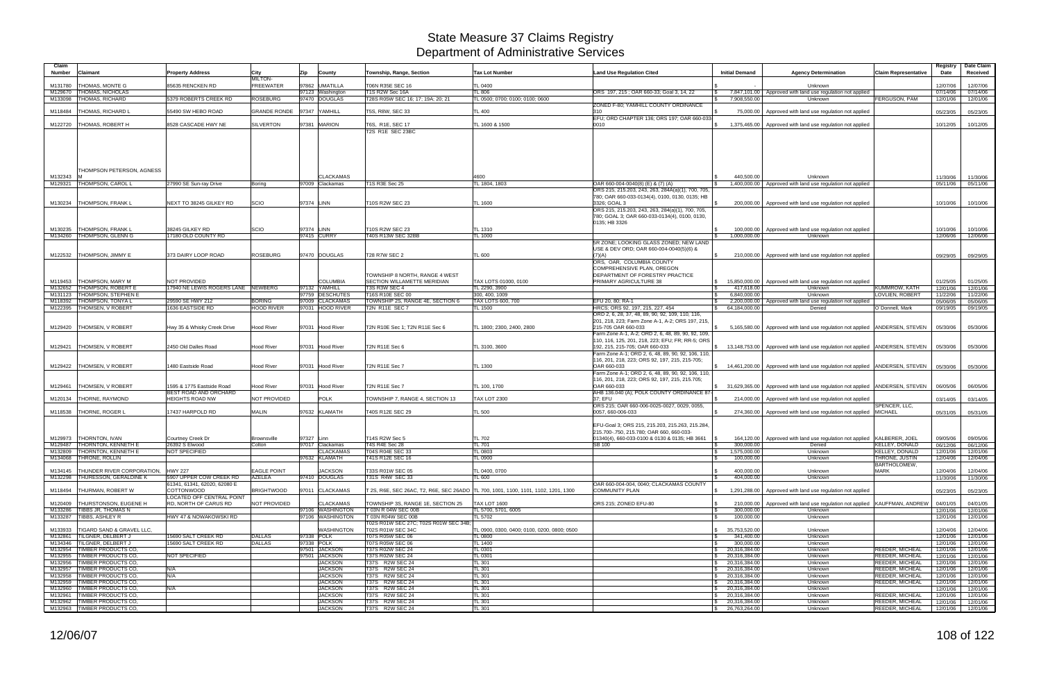# State Measure 37 Claims Registry
## Department of Administrative Services

| Claim Number | Claimant | Property Address | City | Zip | County | Township, Range, Section | Tax Lot Number | Land Use Regulation Cited | Initial Demand | Agency Determination | Claim Representative | Registry Date | Date Claim Received |
|---|---|---|---|---|---|---|---|---|---|---|---|---|---|
| M131780 | THOMAS, MONTE G | 85635 RENCKEN RD | MILTON-FREEWATER | 97862 | UMATILLA | T06N R35E SEC 16 | TL 0400 | | $ - | Unknown | | 12/07/06 | 12/07/06 |
| M129670 | THOMAS, NICHOLAS | | | 97123 | Washington | T1S R2W Sec 16A | TL 806 | ORS 197, 215 ; OAR 660-33, Goal 3, 14, 22 | $ 7,847,101.00 | Approved with land use regulation not applied | | 07/14/06 | 07/14/06 |
| M133098 | THOMAS, RICHARD | 5379 ROBERTS CREEK RD | ROSEBURG | 97470 | DOUGLAS | T28S R05W SEC 16; 17; 19A; 20; 21 | TL 0500; 0700; 0100; 0100; 0600 | | $ 7,908,550.00 | Unknown | FERGUSON, PAM | 12/01/06 | 12/01/06 |
| M118484 | THOMAS, RICHARD L | 55490 SW HEBO ROAD | GRANDE RONDE | 97347 | YAMHILL | T5S, R8W, SEC 33 | TL 400 | ZONED F-80; YAMHILL COUNTY ORDINANCE 310 | $ 75,000.00 | Approved with land use regulation not applied | | 05/23/05 | 05/23/05 |
| M122720 | THOMAS, ROBERT H | 8528 CASCADE HWY NE | SILVERTON | 97381 | MARION | T6S, R1E, SEC 17 | TL 1600 & 1500 | EFU; ORD CHAPTER 136; ORS 197; OAR 660-033 0010 | $ 1,375,465.00 | Approved with land use regulation not applied | | 10/12/05 | 10/12/05 |
| M132343 | THOMPSON PETERSON, AGNESS M | | | | CLACKAMAS | T2S R1E SEC 23BC | 4600 | | $ 440,500.00 | Unknown | | 11/30/06 | 11/30/06 |
| M129321 | THOMPSON, CAROL L | 27990 SE Sun-ray Drive | Boring | 97009 | Clackamas | T1S R3E Sec 25 | TL 1804, 1803 | OAR 660-004-0040(8) (E) & (7) (A) | $ 1,400,000.00 | Approved with land use regulation not applied | | 05/11/06 | 05/11/06 |
| M130234 | THOMPSON, FRANK L | NEXT TO 38245 GILKEY RD | SCIO | 97374 | LINN | T10S R2W SEC 23 | TL 1600 | ORS 215, 215.203, 243, 263, 284A(a)(1), 700, 705, 780; OAR 660-033-0134(4), 0100, 0130, 0135; HB 3326; GOAL 3 | $ 200,000.00 | Approved with land use regulation not applied | | 10/10/06 | 10/10/06 |
| M130235 | THOMPSON, FRANK L | 38245 GILKEY RD | SCIO | 97374 | LINN | T10S R2W SEC 23 | TL 1310 | ORS 215, 215.203, 243, 263, 284(a)(1), 700, 705, 780; GOAL 3; OAR 660-033-0134(4), 0100, 0130, 0135; HB 3326 | $ 100,000.00 | Approved with land use regulation not applied | | 10/10/06 | 10/10/06 |
| M134260 | THOMPSON, GLENN G | 17180 OLD COUNTY RD | | 97415 | CURRY | T40S R13W SEC 32BB | TL 1000 | | $ 1,000,000.00 | Unknown | | 12/06/06 | 12/06/06 |
| M122532 | THOMPSON, JIMMY E | 373 DAIRY LOOP ROAD | ROSEBURG | 97470 | DOUGLAS | T28 R7W SEC 2 | TL 600 | 5R ZONE; LOOKING GLASS ZONED; NEW LAND USE & DEV ORD; OAR 660-004-0040(5)(6) & (7)(A) | $ 210,000.00 | Approved with land use regulation not applied | | 09/29/05 | 09/29/05 |
| M119453 | THOMPSON, MARY M | NOT PROVIDED | | | COLUMBIA | TOWNSHIP 8 NORTH, RANGE 4 WEST SECTION WILLAMETTE MERIDIAN | TAX LOTS 01000, 0100 | ORS, OAR, COLUMBIA COUNTY COMPREHENSIVE PLAN, OREGON DEPARTMENT OF FORESTRY PRACTICE PRIMARY AGRICULTURE 38 | $ 15,850,000.00 | Approved with land use regulation not applied | | 01/25/05 | 01/25/05 |
| M132652 | THOMPSON, ROBERT E | 17940 NE LEWIS ROGERS LANE | NEWBERG | 97132 | YAMHILL | T3S R3W SEC 4 | TL 2290, 3900 | | $ 417,618.00 | Unknown | KUMMROW, KATH | 12/01/06 | 12/01/06 |
| M131123 | THOMPSON, STEPHEN E | | | 97759 | DESCHUTES | T16S R10E SEC 00 | 300, 400, 1009 | | $ 6,840,000.00 | Unknown | LOVLIEN, ROBERT | 11/22/06 | 11/22/06 |
| M118392 | THOMPSON, TONYA L | 29590 SE HWY 212 | BORING | 97009 | CLACKAMAS | TOWNSHIP 2S, RANGE 4E, SECTION 6 | TAX LOTS 600, 700 | EFU 20, 80; RA-1 | $ 2,200,000.00 | Approved with land use regulation not applied | | 05/06/05 | 05/06/05 |
| M122395 | THOMSEN, V ROBERT | 1636 EASTSIDE RD | HOOD RIVER | 97031 | HOOD RIVER | T2N R11E SEC 7 | TL 1500 | HRCS; ORS 92, 197, 215, 227, 454 | $ 64,184,000.00 | Denied | O Donnell, Mark | 09/19/05 | 09/19/05 |
| M129420 | THOMSEN, V ROBERT | Hwy 35 & Whisky Creek Drive | Hood River | 97031 | Hood River | T2N R10E Sec 1; T2N R11E Sec 6 | TL 1800; 2300, 2400, 2800 | ORD 2, 6, 28, 37, 48, 89, 90, 92, 109, 110, 116, 201, 218, 223; Farm Zone A-1, A-2; ORS 197, 215, 215-705 OAR 660-033 | $ 5,165,580.00 | Approved with land use regulation not applied | ANDERSEN, STEVEN | 05/30/06 | 05/30/06 |
| M129421 | THOMSEN, V ROBERT | 2450 Old Dalles Road | Hood River | 97031 | Hood River | T2N R11E Sec 6 | TL 3100, 3600 | Farm Zone A-1, A-2; ORD 2, 6, 48, 89, 90, 92, 109, 110, 116, 125, 201, 218, 223; EFU; FR; RR-5; ORS 192, 215, 215-705; OAR 660-033 | $ 13,148,753.00 | Approved with land use regulation not applied | ANDERSEN, STEVEN | 05/30/06 | 05/30/06 |
| M129422 | THOMSEN, V ROBERT | 1480 Eastside Road | Hood River | 97031 | Hood River | T2N R11E Sec 7 | TL 1300 | Farm Zone A-1; ORD 2, 6, 48, 89, 90, 92, 106, 110, 116, 201, 218, 223; ORS 92, 197, 215, 215-705; OAR 660-033 | $ 14,461,200.00 | Approved with land use regulation not applied | ANDERSEN, STEVEN | 05/30/06 | 05/30/06 |
| M129461 | THOMSEN, V ROBERT | 1595 & 1775 Eastside Road | Hood River | 97031 | Hood River | T2N R11E Sec 7 | TL 100, 1700 | Farm Zone A-1; ORD 2, 6, 48, 89, 90, 92, 106, 110, 116, 201, 218, 223; ORS 92, 197, 215, 215.705; OAR 660-033 | $ 31,629,365.00 | Approved with land use regulation not applied | ANDERSEN, STEVEN | 06/05/06 | 06/05/06 |
| M120134 | THORNE, RAYMOND | BEST ROAD AND ORCHARD HEIGHTS ROAD NW | NOT PROVIDED | | POLK | TOWNSHIP 7, RANGE 4, SECTION 13 | TAX LOT 2300 | AHB 136.040 (A); POLK COUNTY ORDINANCE 87-37; EFU | $ 214,000.00 | Approved with land use regulation not applied | | 03/14/05 | 03/14/05 |
| M118538 | THORNE, ROGER L | 17437 HARPOLD RD | MALIN | 97632 | KLAMATH | T40S R12E SEC 29 | TL 500 | ORS 215; OAR 660-006-0025-0027, 0029, 0055, 0057, 660-006-033 | $ 274,360.00 | Approved with land use regulation not applied | SPENCER, LLC, MICHAEL | 05/31/05 | 05/31/05 |
| M129973 | THORNTON, IVAN | Courtney Creek Dr | Brownsville | 97327 | Linn | T14S R2W Sec 5 | TL 702 | EFU-Goal 3; ORS 215, 215.203, 215.263, 215.284, 215.700-.750, 215.780; OAR 660, 660-033-01340(4), 660-033-0100 & 0130 & 0135; HB 3661 | $ 164,120.00 | Approved with land use regulation not applied | KALBERER, JOEL | 09/05/06 | 09/05/06 |
| M129487 | THORNTON, KENNETH E | 26392 S Elwood | Colton | 97017 | Clackamas | T4S R4E Sec 28 | TL 701 | SB 100 | $ 300,000.00 | Denied | KELLEY, DONALD | 06/12/06 | 06/12/06 |
| M132809 | THORNTON, KENNETH E | NOT SPECIFIED | | | CLACKAMAS | T04S R04E SEC 33 | TL 0803 | | $ 1,575,000.00 | Unknown | KELLEY, DONALD | 12/01/06 | 12/01/06 |
| M134068 | THRONE, ROLLIN | | | 97632 | KLAMATH | T41S R12E SEC 16 | TL 0900 | | $ 100,000.00 | Unknown | THRONE, JUSTIN | 12/04/06 | 12/04/06 |
| M134145 | THUNDER RIVER CORPORATION, | HWY 227 | EAGLE POINT | | JACKSON | T33S R01W SEC 05 | TL 0400, 0700 | | $ 400,000.00 | Unknown | BARTHOLOMEW, MARK | 12/04/06 | 12/04/06 |
| M132298 | THURESSON, GERALDINE K | 5907 UPPER COW CREEK RD | AZELEA | 97410 | DOUGLAS | T31S R4W SEC 33 | TL 600 | | $ 404,000.00 | Unknown | | 11/30/06 | 11/30/06 |
| M118494 | THURMAN, ROBERT W | 61341, 61341, 62020, 62080 E COTTONWOOD | BRIGHTWOOD | 97011 | CLACKAMAS | T 2S, R6E, SEC 26AC, T2, R6E, SEC 26ADD | TL 700, 1001, 1100, 1101, 1102, 1201, 1300 | OAR 660-004-004, 0040; CLACKAMAS COUNTY COMMUNITY PLAN | $ 1,291,288.00 | Approved with land use regulation not applied | | 05/23/05 | 05/23/05 |
| M120409 | THURSTONSON, EUGENE H | LOCATED OFF CENTRAL POINT RD, NORTH OF CARUS RD | NOT PROVIDED | | CLACKAMAS | TOWNSHIP 3S, RANGE 1E, SECTION 25 | TAX LOT 1600 | ORS 215; ZONED EFU-80 | $ 210,000.00 | Approved with land use regulation not applied | KAUFFMAN, ANDREW | 04/01/05 | 04/01/05 |
| M133286 | TIBBS JR, THOMAS N | | | 97106 | WASHINGTON | T 03N R 04W SEC 00B | TL 5700, 5701, 6005 | | $ 300,000.00 | Unknown | | 12/01/06 | 12/01/06 |
| M133287 | TIBBS, ASHLEY R | HWY 47 & NOWAKOWSKI RD | | 97106 | WASHINGTON | T 03N R04W SEC 00B | TL 5702 | | $ 100,000.00 | Unknown | | 12/01/06 | 12/01/06 |
| M133933 | TIGARD SAND & GRAVEL LLC, | | | | WASHINGTON | T02S R01W SEC 27C, T02S R01W SEC 34B; T02S R01W SEC 34C | TL 0900, 0300, 0400; 0100, 0200, 0800; 0500 | | $ 35,753,520.00 | Unknown | | 12/04/06 | 12/04/06 |
| M132861 | TILGNER, DELBERT J | 15690 SALT CREEK RD | DALLAS | 97338 | POLK | T07S R05W SEC 06 | TL 0800 | | $ 341,400.00 | Unknown | | 12/01/06 | 12/01/06 |
| M134346 | TILGNER, DELBERT J | 15690 SALT CREEK RD | DALLAS | 97338 | POLK | T07S R05W SEC 06 | TL 1400 | | $ 300,000.00 | Unknown | | 12/01/06 | 12/01/06 |
| M132954 | TIMBER PRODUCTS CO, | | | 97501 | JACKSON | T37S R02W SEC 24 | TL 0301 | | $ 20,316,384.00 | Unknown | REEDER, MICHEAL | 12/01/06 | 12/01/06 |
| M132955 | TIMBER PRODUCTS CO, | NOT SPECIFIED | | 97501 | JACKSON | T37S R02W SEC 24 | TL 0301 | | $ 20,316,384.00 | Unknown | REEDER, MICHEAL | 12/01/06 | 12/01/06 |
| M132956 | TIMBER PRODUCTS CO, | | | | JACKSON | T37S R2W SEC 24 | TL 301 | | $ 20,316,384.00 | Unknown | REEDER, MICHEAL | 12/01/06 | 12/01/06 |
| M132957 | TIMBER PRODUCTS CO, | N/A | | | JACKSON | T37S R2W SEC 24 | TL 301 | | $ 20,316,384.00 | Unknown | REEDER, MICHEAL | 12/01/06 | 12/01/06 |
| M132958 | TIMBER PRODUCTS CO, | N/A | | | JACKSON | T37S R2W SEC 24 | TL 301 | | $ 20,316,384.00 | Unknown | REEDER, MICHEAL | 12/01/06 | 12/01/06 |
| M132959 | TIMBER PRODUCTS CO, | | | | JACKSON | T37S R2W SEC 24 | TL 301 | | $ 20,316,384.00 | Unknown | REEDER, MICHEAL | 12/01/06 | 12/01/06 |
| M132960 | TIMBER PRODUCTS CO, | N/A | | | JACKSON | T37S R2W SEC 24 | TL 301 | | $ 20,316,384.00 | Unknown | | 12/01/06 | 12/01/06 |
| M132961 | TIMBER PRODUCTS CO, | | | | JACKSON | T37S R2W SEC 24 | TL 301 | | $ 20,316,384.00 | Unknown | REEDER, MICHEAL | 12/01/06 | 12/01/06 |
| M132962 | TIMBER PRODUCTS CO, | | | | JACKSON | T37S R2W SEC 24 | TL 301 | | $ 20,316,384.00 | Unknown | REEDER, MICHEAL | 12/01/06 | 12/01/06 |
| M132963 | TIMBER PRODUCTS CO, | | | | JACKSON | T37S R2W SEC 24 | TL 301 | | $ 26,763,264.00 | Unknown | REEDER, MICHEAL | 12/01/06 | 12/01/06 |

12/06/07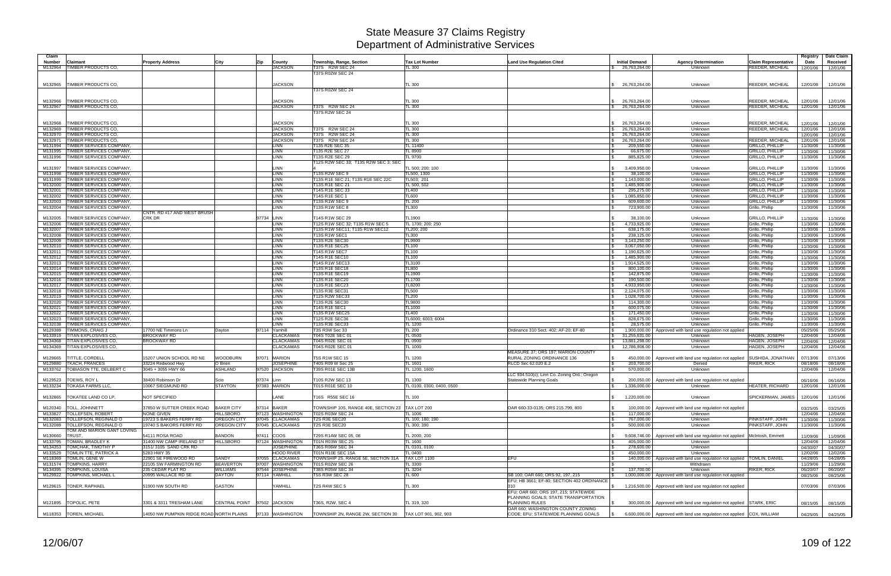# State Measure 37 Claims Registry
## Department of Administrative Services

| Claim Number | Claimant | Property Address | City | Zip | County | Township, Range, Section | Tax Lot Number | Land Use Regulation Cited | Initial Demand | Agency Determination | Claim Representative | Registry Date | Date Claim Received |
|---|---|---|---|---|---|---|---|---|---|---|---|---|---|
| M132964 | TIMBER PRODUCTS CO, | | | | JACKSON | T37S R2W SEC 24 | TL 300 | | $ 26,763,264.00 | Unknown | REEDER, MICHEAL | 12/01/06 | 12/01/06 |
| M132965 | TIMBER PRODUCTS CO, | | | | JACKSON | T37S R02W SEC 24 | TL 300 | | $ 26,763,264.00 | Unknown | REEDER, MICHEAL | 12/01/06 | 12/01/06 |
| M132966 | TIMBER PRODUCTS CO, | | | | JACKSON | T37S R02W SEC 24 | TL 300 | | $ 26,763,264.00 | Unknown | REEDER, MICHEAL | 12/01/06 | 12/01/06 |
| M132967 | TIMBER PRODUCTS CO, | | | | JACKSON | T37S R2W SEC 24 | TL 300 | | $ 26,763,264.00 | Unknown | REEDER, MICHEAL | 12/01/06 | 12/01/06 |
| M132968 | TIMBER PRODUCTS CO, | | | | JACKSON | T37S R2W SEC 24 | TL 300 | | $ 26,763,264.00 | Unknown | REEDER, MICHEAL | 12/01/06 | 12/01/06 |
| M132969 | TIMBER PRODUCTS CO, | | | | JACKSON | T37S R2W SEC 24 | TL 300 | | $ 26,763,264.00 | Unknown | REEDER, MICHEAL | 12/01/06 | 12/01/06 |
| M132970 | TIMBER PRODUCTS CO, | | | | JACKSON | T37S R2W SEC 24 | TL 300 | | $ 26,763,264.00 | Unknown | | 12/01/06 | 12/01/06 |
| M132971 | TIMBER PRODUCTS CO, | | | | JACKSON | T37S R2W SEC 24 | TL 300 | | $ 26,763,264.00 | Unknown | REEDER, MICHEAL | 12/01/06 | 12/01/06 |
| M131994 | TIMBER SERVICES COMPANY, | | | | LINN | T13S R2E SEC 35 | TL 11400 | | $ 209,550.00 | Unknown | GRILLO, PHILLIP | 11/30/06 | 11/30/06 |
| M131995 | TIMBER SERVICES COMPANY, | | | | LINN | T13S R2E SEC 27 | TL 8900 | | $ 66,675.00 | Unknown | GRILLO, PHILLIP | 11/30/06 | 11/30/06 |
| M131996 | TIMBER SERVICES COMPANY, | | | | LINN | T13S R2E SEC 29 | TL 9700 | | $ 885,825.00 | Unknown | GRILLO, PHILLIP | 11/30/06 | 11/30/06 |
| M131997 | TIMBER SERVICES COMPANY, | | | | LINN | T12S R2W SEC 33; T13S R2W SEC 3; SEC 4 | TL 500; 200; 100 | | $ 3,409,950.00 | Unknown | GRILLO, PHILLIP | 11/30/06 | 11/30/06 |
| M131998 | TIMBER SERVICES COMPANY, | | | | LINN | T13S R2W SEC 9 | TL500, 1300 | | $ 38,100.00 | Unknown | GRILLO, PHILLIP | 11/30/06 | 11/30/06 |
| M131999 | TIMBER SERVICES COMPANY, | | | | LINN | T13S R1E SEC 21; T13S R1E SEC 22C | TL503; 201 | | $ 1,143,000.00 | Unknown | GRILLO, PHILLIP | 11/30/06 | 11/30/06 |
| M132000 | TIMBER SERVICES COMPANY, | | | | LINN | T13S R1E SEC 21 | TL 500, 502 | | $ 1,485,900.00 | Unknown | GRILLO, PHILLIP | 11/30/06 | 11/30/06 |
| M132001 | TIMBER SERVICES COMPANY, | | | | LINN | T14S R1E SEC 33 | TL400 | | $ 295,275.00 | Unknown | GRILLO, PHILLIP | 11/30/06 | 11/30/06 |
| M132002 | TIMBER SERVICES COMPANY, | | | | LINN | T14S R1E SEC 1 | TL600 | | $ 1,085,850.00 | Unknown | GRILLO, PHILLIP | 11/30/06 | 11/30/06 |
| M132003 | TIMBER SERVICES COMPANY, | | | | LINN | T13S R1W SEC 9 | TL 200 | | $ 609,600.00 | Unknown | GRILLO, PHILLIP | 11/30/06 | 11/30/06 |
| M132004 | TIMBER SERVICES COMPANY, | | | | LINN | T13S R1W SEC 8 | TL300 | | $ 723,900.00 | Unknown | Grillo, Phillip | 11/30/06 | 11/30/06 |
| M132005 | TIMBER SERVICES COMPANY, | CNTR. RD #17 AND WEST BRUSH CRK DR | | 97734 | LINN | T14S R1W SEC 29 | TL1900 | | $ 38,100.00 | Unknown | GRILLO, PHILLIP | 11/30/06 | 11/30/06 |
| M132006 | TIMBER SERVICES COMPANY, | | | | LINN | T12S R1W SEC 32; T13S R1W SEC 5 | TL 1700; 200; 250 | | $ 4,733,925.00 | Unknown | Grillo, Phillip | 11/30/06 | 11/30/06 |
| M132007 | TIMBER SERVICES COMPANY, | | | | LINN | T13S R1W SEC11; T13S R1W SEC12 | TL200; 200 | | $ 638,175.00 | Unknown | Grillo, Phillip | 11/30/06 | 11/30/06 |
| M132008 | TIMBER SERVICES COMPANY, | | | | LINN | T13S R1W SEC1 | TL300 | | $ 238,125.00 | Unknown | Grillo, Phillip | 11/30/06 | 11/30/06 |
| M132009 | TIMBER SERVICES COMPANY, | | | | LINN | T13S R2E SEC30 | TL9900 | | $ 3,143,250.00 | Unknown | Grillo, Phillip | 11/30/06 | 11/30/06 |
| M132010 | TIMBER SERVICES COMPANY, | | | | LINN | T13S R1E SEC25 | TL100 | | $ 3,067,050.00 | Unknown | Grillo, Phillip | 11/30/06 | 11/30/06 |
| M132011 | TIMBER SERVICES COMPANY, | | | | LINN | T14S R1W SEC7 | TL100 | | $ 1,190,625.00 | Unknown | Grillo, Phillip | 11/30/06 | 11/30/06 |
| M132012 | TIMBER SERVICES COMPANY, | | | | LINN | T14S R1E SEC10 | TL100 | | $ 1,485,900.00 | Unknown | Grillo, Phillip | 11/30/06 | 11/30/06 |
| M132013 | TIMBER SERVICES COMPANY, | | | | LINN | T14S R1W SEC13 | TL3100 | | $ 1,914,525.00 | Unknown | Grillo, Phillip | 11/30/06 | 11/30/06 |
| M132014 | TIMBER SERVICES COMPANY, | | | | LINN | T13S R1E SEC18 | TL800 | | $ 800,100.00 | Unknown | Grillo, Phillip | 11/30/06 | 11/30/06 |
| M132015 | TIMBER SERVICES COMPANY, | | | | LINN | T13S R1E SEC19 | TL1900 | | $ 142,875.00 | Unknown | Grillo, Phillip | 11/30/06 | 11/30/06 |
| M132016 | TIMBER SERVICES COMPANY, | | | | LINN | T13S R1E SEC20 | TL1700 | | $ 190,500.00 | Unknown | Grillo, Phillip | 11/30/06 | 11/30/06 |
| M132017 | TIMBER SERVICES COMPANY, | | | | LINN | T13S R1E SEC23 | TL8200 | | $ 4,933,950.00 | Unknown | Grillo, Phillip | 11/30/06 | 11/30/06 |
| M132018 | TIMBER SERVICES COMPANY, | | | | LINN | T13S R3E SEC31 | TL500 | | $ 2,124,075.00 | Unknown | Grillo, Phillip | 11/30/06 | 11/30/06 |
| M132019 | TIMBER SERVICES COMPANY, | | | | LINN | T12S R2W SEC33 | TL200 | | $ 1,028,700.00 | Unknown | Grillo, Phillip | 11/30/06 | 11/30/06 |
| M132020 | TIMBER SERVICES COMPANY, | | | | LINN | T13S R2E SEC30 | TL9800 | | $ 114,300.00 | Unknown | Grillo, Phillip | 11/30/06 | 11/30/06 |
| M132021 | TIMBER SERVICES COMPANY, | | | | LINN | T14S R1E SEC1 | TL1000 | | $ 600,075.00 | Unknown | Grillo, Phillip | 11/30/06 | 11/30/06 |
| M132022 | TIMBER SERVICES COMPANY, | | | | LINN | T13S R1W SEC25 | TL400 | | $ 171,450.00 | Unknown | Grillo, Phillip | 11/30/06 | 11/30/06 |
| M132023 | TIMBER SERVICES COMPANY, | | | | LINN | T12S R2E SEC36 | TL6000; 6003; 6004 | | $ 828,675.00 | Unknown | Grillo, Phillip | 11/30/06 | 11/30/06 |
| M132038 | TIMBER SERVICES COMPANY, | | | | LINN | T13S R3E SEC33 | TL 1200 | | $ 28,575.00 | Unknown | Grillo, Phillip | 11/30/06 | 11/30/06 |
| M129389 | TIMMONS, CRAIG J | 17700 NE Timmons Ln | Dayton | 97114 | Yamhill | T3S R3W Sec 33 | TL 200 | Ordinance 310 Sect. 402; AF-20; EF-80 | $ 1,900,000.00 | Approved with land use regulation not applied | | 05/25/06 | 05/25/06 |
| M133919 | TITAN EXPLOSIVES CO, | BROCKWAY RD | | | CLACKAMAS | T04S T02E SEC 01 | TL 0500 | | $ 31,255,631.00 | Unknown | HAGEN, JOSEPH | 12/04/06 | 12/04/06 |
| M134368 | TITAN EXPLOSIVES CO, | BROCKWAY RD | | | CLACKAMAS | T04S R02E SEC 01 | TL 0900 | | $ 13,881,298.00 | Unknown | HAGEN, JOSEPH | 12/04/06 | 12/04/06 |
| M134369 | TITAN EXPLOSIVES CO, | | | | CLACKAMAS | T04S R02E SEC 01 | TL 1000 | | $ 12,786,908.00 | Unknown | HAGEN, JOSEPH | 12/04/06 | 12/04/06 |
| M129665 | TITTLE, CORDELL | 15207 UNION SCHOOL RD NE | WOODBURN | 97071 | MARION | T5S R1W SEC 15 | TL 1200 | MEASURE 37; ORS 197; MARION COUNTY RURAL ZONING ORDINANCE 136 | $ 450,000.00 | Approved with land use regulation not applied | SUSHIDA, JONATHAN | 07/13/06 | 07/13/06 |
| M129880 | TKACH, FRANCES | 33224 Redwood Hwy | O Brien | 97523 | JOSEPHINE | T40S R09 W Sec 25 | TL 1601 | RLCD Sec 62.020 E.2 | $ 203,700.00 | Denied | RIKER, RICK | 08/18/06 | 08/18/06 |
| M133762 | TOBIASON TTE, DELBERT C | 3045 + 3055 HWY 66 | ASHLAND | 97520 | JACKSON | T39S R01E SEC 13B | TL 1200, 1600 | | $ 570,000.00 | Unknown | | 12/04/06 | 12/04/06 |
| M129523 | TOEWS, ROY L | 38400 Robinson Dr | Scio | 97374 | Linn | T10S R2W SEC 13 | TL 1300 | LLC 934.510(c); Linn Co. Zoning Ord.; Oregon Statewide Planning Goals | $ 200,050.00 | Approved with land use regulation not applied | | 06/16/06 | 06/16/06 |
| M133234 | TOKASA FARMS LLC, | 10067 SIEGMUND RD | STAYTON | 97383 | MARION | T01S R01E SEC 10 | TL 0100, 0300, 0400, 0500 | | $ 1,336,000.00 | Unknown | HEATER, RICHARD | 12/01/06 | 12/01/06 |
| M132865 | TOKATEE LAND CO LP, | NOT SPECIFIED | | | LANE | T16S R55E SEC 16 | TL 100 | | $ 1,220,000.00 | Unknown | SPICKERMAN, JAMES | 12/01/06 | 12/01/06 |
| M120340 | TOLL, JOHNNETT | 37850 W SUTTER CREEK ROAD | BAKER CITY | 97314 | BAKER | TOWNSHIP 10S, RANGE 40E, SECTION 23 | TAX LOT 200 | OAR 660-33-0135; ORS 215.799, 800 | $ 100,000.00 | Approved with land use regulation not applied | | 03/25/05 | 03/25/05 |
| M133827 | TOLLEFSEN, ROBERT | NONE GIVEN | HILLSBORO | 97123 | WASHINGTON | T02S R03W SEC 24 | TL 1006 | | $ 117,000.00 | Unknown | | 12/04/06 | 12/04/06 |
| M132083 | TOLLEFSON, REGINALD O | 19723 S BAKERS FERRY RD | OREGON CITY | 97045 | CLACKAMAS | T2S R3E SEC20 | TL 100; 180; 190 | | $ 767,000.00 | Unknown | PINKSTAFF, JOHN | 11/30/06 | 11/30/06 |
| M132089 | TOLLEFSON, REGINALD O | 19740 S BAKORS FERRY RD | OREGON CITY | 97045 | CLACKAMAS | T2S R3E SEC20 | TL 300; 390 | | $ 500,000.00 | Unknown | PINKSTAFF, JOHN | 11/30/06 | 11/30/06 |
| M130660 | TOM AND MARION GANT LOVING TRUST, | 54111 ROSA ROAD | BANDON | 97411 | COOS | T29S R14W SEC 05, 08 | TL 2000, 200 | | $ 9,608,746.00 | Approved with land use regulation not applied | McIntosh, Emmett | 11/09/06 | 11/09/06 |
| M133795 | TOMAN, BRADLEY K | 31400 NW CAMP IRELAND ST | HILLSBORO | 97124 | WASHINGTON | T01N R03W SEC 25 | TL 1600 | | $ 405,000.00 | Unknown | | 12/04/06 | 12/04/06 |
| M134353 | TOMCHAK, TIMOTHY P | 3151/ 3105 SAND CRK RD | | | JOSEPHINE | T36S R06W SEC 34 | TL 0101, 0100 | | $ 278,600.00 | Unknown | | 04/30/07 | 04/30/07 |
| M133529 | TOMLIN TTE, PATRICK A | 5283 HWY 35 | | | HOOD RIVER | T01N R10E SEC 15A | TL 0400 | | $ 450,000.00 | Unknown | | 12/02/06 | 12/02/06 |
| M118369 | TOMLIN, GENE W | 22901 SE FIREWOOD RD | SANDY | 97055 | CLACKAMAS | TOWNSHIP 2S, RANGE 5E, SECTION 31A | TAX LOT 1100 | EFU | $ 140,000.00 | Approved with land use regulation not applied | TOMLIN, DANIEL | 04/28/05 | 04/28/05 |
| M131574 | TOMPKINS, HARRY | 22105 SW FARMINGTON RD | BEAVERTON | 97007 | WASHINGTON | T01S R02W SEC 26 | TL 3300 | | $ - | Withdrawn | | 11/29/06 | 11/29/06 |
| M134395 | TOMPKINS, LOUISA | 235 CEDAR FLAT RD | WILLIAMS | 97544 | JOSEPHINE | T38S R05W SEC 34 | TL 3204 | | $ 137,700.00 | Unknown | RIKER, RICK | 06/20/07 | 06/20/07 |
| M129922 | TOMPKINS, MICHAEL L | 20995 WALLACE RD SE | DAYTON | 97114 | YAMHILL | T5S R3W SEC 28 | TL 600 | SB 100; OAR 660; ORS 92, 197, 215 | $ 1,000,000.00 | Approved with land use regulation not applied | | 08/25/06 | 08/25/06 |
| M129615 | TONER, RAPHAEL | 51900 NW SOUTH RD | GASTON | | YAMHILL | T2S R4W SEC 5 | TL 300 | EFU; HB 3661; EF-80; SECTION 402 ORDINANCE 310 | $ 1,216,500.00 | Approved with land use regulation not applied | | 07/03/06 | 07/03/06 |
| M121895 | TOPOLIC, PETE | 3301 & 3311 TRESHAM LANE | CENTRAL POINT | 97502 | JACKSON | T36S, R2W, SEC 4 | TL 319, 320 | EFU; OAR 660; ORS 197, 215; STATEWIDE PLANNING GOALS; STATE TRANSPORTATION PLANNING RULES | $ 300,000.00 | Approved with land use regulation not applied | STARK, ERIC | 08/15/05 | 08/15/05 |
| M118353 | TOREN, MICHAEL | 14050 NW PUMPKIN RIDGE ROAD | NORTH PLAINS | 97133 | WASHINGTON | TOWNSHIP 2N, RANGE 2W, SECTION 30 | TAX LOT 901, 902, 903 | OAR 660; WASHINGTON COUNTY ZONING CODE; EFU; STATEWIDE PLANNING GOALS | $ 6,600,000.00 | Approved with land use regulation not applied | COX, WILLIAM | 04/25/05 | 04/25/05 |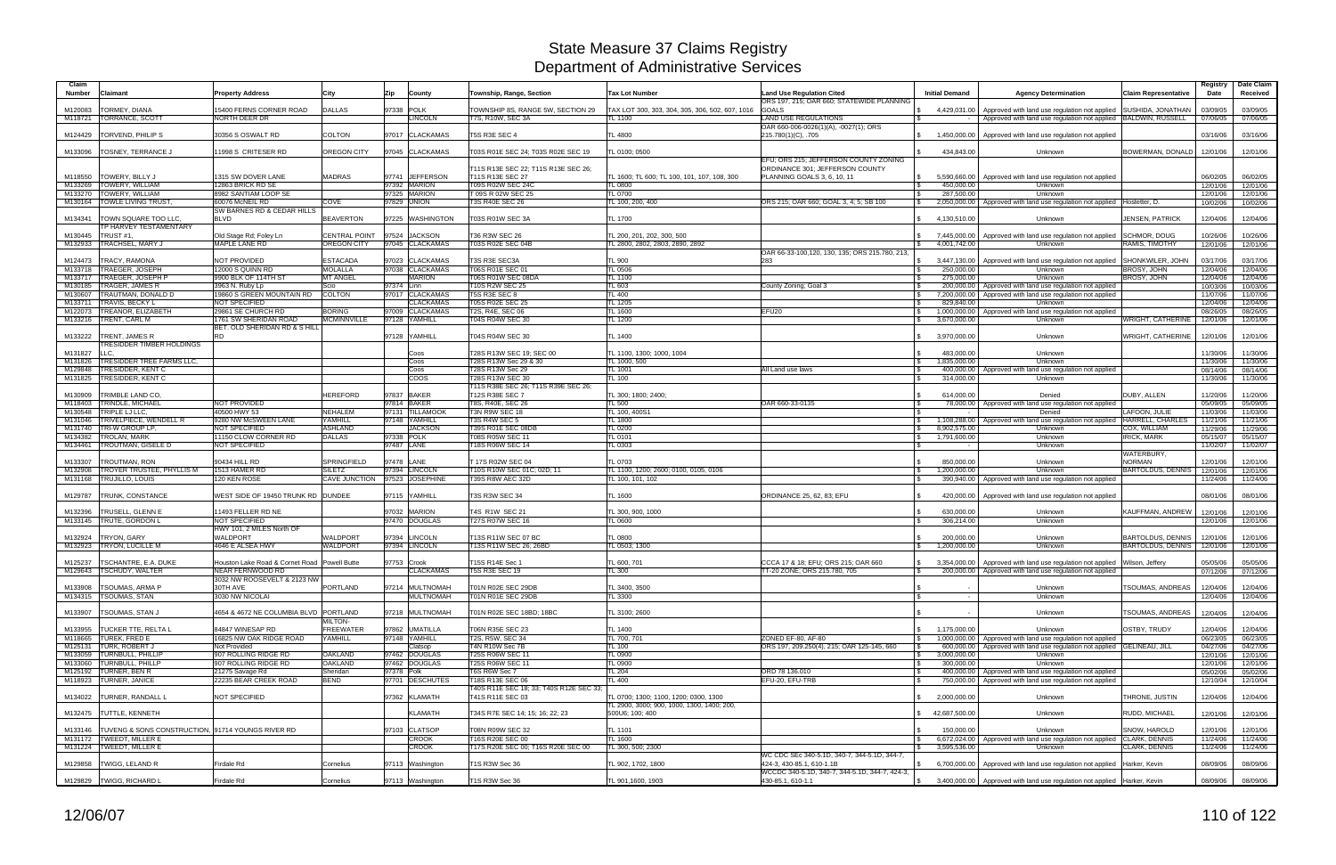# State Measure 37 Claims Registry
## Department of Administrative Services

| Claim Number | Claimant | Property Address | City | Zip | County | Township, Range, Section | Tax Lot Number | Land Use Regulation Cited | Initial Demand | Agency Determination | Claim Representative | Registry Date | Date Claim Received |
|---|---|---|---|---|---|---|---|---|---|---|---|---|---|
| M120083 | TORMEY, DIANA | 15400 FERNS CORNER ROAD | DALLAS | 97338 | POLK | TOWNSHIP 8S, RANGE 5W, SECTION 29 | TAX LOT 300, 303, 304, 305, 306, 502, 607, 1016 | ORS 197, 215; OAR 660; STATEWIDE PLANNING GOALS | $ 4,429,031.00 | Approved with land use regulation not applied | SUSHIDA, JONATHAN | 03/09/05 | 03/09/05 |
| M118721 | TORRANCE, SCOTT | NORTH DEER DR | | | LINCOLN | T7S, R10W, SEC 3A | TL 1100 | LAND USE REGULATIONS | $ - | Approved with land use regulation not applied | BALDWIN, RUSSELL | 07/06/05 | 07/06/05 |
| M124429 | TORVEND, PHILIP S | 30356 S OSWALT RD | COLTON | 97017 | CLACKAMAS | T5S R3E SEC 4 | TL 4800 | OAR 660-006-0026(1)(A), -0027(1); ORS 215.780(1)(C), .705 | $ 1,450,000.00 | Approved with land use regulation not applied | | 03/16/06 | 03/16/06 |
| M133096 | TOSNEY, TERRANCE J | 11998 S CRITESER RD | OREGON CITY | 97045 | CLACKAMAS | T03S R01E SEC 24; T03S R02E SEC 19 | TL 0100; 0500 | | $ 434,843.00 | Unknown | BOWERMAN, DONALD | 12/01/06 | 12/01/06 |
| M118550 | TOWERY, BILLY J | 1315 SW DOVER LANE | MADRAS | 97741 | JEFFERSON | T11S R13E SEC 22; T11S R13E SEC 26; T11S R13E SEC 27 | TL 1600; TL 600; TL 100, 101, 107, 108, 300 | EFU; ORS 215; JEFFERSON COUNTY ZONING ORDINANCE 301; JEFFERSON COUNTY PLANNING GOALS 3, 6, 10, 11 | $ 5,590,660.00 | Approved with land use regulation not applied | | 06/02/05 | 06/02/05 |
| M133269 | TOWERY, WILLIAM | 12863 BRICK RD SE | | 97392 | MARION | T09S R02W SEC 24C | TL 0800 | | $ 450,000.00 | Unknown | | 12/01/06 | 12/01/06 |
| M133270 | TOWERY, WILLIAM | 8982 SANTIAM LOOP SE | | 97325 | MARION | T 09S R 02W SEC 25 | TL 0700 | | $ 287,500.00 | Unknown | | 12/01/06 | 12/01/06 |
| M130164 | TOWLE LIVING TRUST, | 60076 McNEIL RD | COVE | 97829 | UNION | T3S R40E SEC 26 | TL 100, 200, 400 | ORS 215; OAR 660; GOAL 3, 4, 5; SB 100 | $ 2,050,000.00 | Approved with land use regulation not applied | Hostetter, D. | 10/02/06 | 10/02/06 |
| M134341 | TOWN SQUARE TOO LLC, | SW BARNES RD & CEDAR HILLS BLVD | BEAVERTON | 97225 | WASHINGTON | T03S R01W SEC 3A | TL 1700 | | $ 4,130,510.00 | Unknown | JENSEN, PATRICK | 12/04/06 | 12/04/06 |
| M130445 | TP HARVEY TESTAMENTARY TRUST #1, | Old Stage Rd; Foley Ln | CENTRAL POINT | 97524 | JACKSON | T36 R3W SEC 26 | TL 200, 201, 202, 300, 500 | | $ 7,445,000.00 | Approved with land use regulation not applied | SCHMOR, DOUG | 10/26/06 | 10/26/06 |
| M132933 | TRACHSEL, MARY J | MAPLE LANE RD | OREGON CITY | 97045 | CLACKAMAS | T03S R02E SEC 04B | TL 2800, 2802, 2803, 2890, 2892 | | $ 4,001,742.00 | Unknown | RAMIS, TIMOTHY | 12/01/06 | 12/01/06 |
| M124473 | TRACY, RAMONA | NOT PROVIDED | ESTACADA | 97023 | CLACKAMAS | T3S R3E SEC3A | TL 900 | OAR 66-33-100,120, 130, 135; ORS 215.780, 213, 283 | $ 3,447,130.00 | Approved with land use regulation not applied | SHONKWILER, JOHN | 03/17/06 | 03/17/06 |
| M133718 | TRAEGER, JOSEPH | 12000 S QUINN RD | MOLALLA | 97038 | CLACKAMAS | T06S R01E SEC 01 | TL 0506 | | $ 250,000.00 | Unknown | BROSY, JOHN | 12/04/06 | 12/04/06 |
| M133717 | TRAEGER, JOSEPH P | 9900 BLK OF 114TH ST | MT ANGEL | | MARION | T06S R01W SEC 08DA | TL 1100 | | $ 275,000.00 | Unknown | BROSY, JOHN | 12/04/06 | 12/04/06 |
| M130185 | TRAGER, JAMES R | 3963 N. Ruby Lp | Scio | 97374 | Linn | T10S R2W SEC 25 | TL 603 | County Zoning; Goal 3 | $ 200,000.00 | Approved with land use regulation not applied | | 10/03/06 | 10/03/06 |
| M130607 | TRAUTMAN, DONALD D | 19860 S GREEN MOUNTAIN RD | COLTON | 97017 | CLACKAMAS | T5S R3E SEC 8 | TL 400 | | $ 7,200,000.00 | Approved with land use regulation not applied | | 11/07/06 | 11/07/06 |
| M133711 | TRAVIS, BECKY L | NOT SPECIFIED | | | CLACKAMAS | T05S R02E SEC 25 | TL 1205 | | $ 829,840.00 | Unknown | | 12/04/06 | 12/04/06 |
| M122073 | TREANOR, ELIZABETH | 29861 SE CHURCH RD | BORING | 97009 | CLACKAMAS | T2S, R4E, SEC 06 | TL 1600 | EFU20 | $ 1,000,000.00 | Approved with land use regulation not applied | | 08/26/05 | 08/26/05 |
| M133216 | TRENT, CARL M | 1761 SW SHERIDAN ROAD | MCMINNVILLE | 97128 | YAMHILL | T04S R04W SEC 30 | TL 1200 | | $ 3,670,000.00 | Unknown | WRIGHT, CATHERINE | 12/01/06 | 12/01/06 |
| M133222 | TRENT, JAMES R | BET. OLD SHERIDAN RD & S HILL RD | | 97128 | YAMHILL | T04S R04W SEC 30 | TL 1400 | | $ 3,970,000.00 | Unknown | WRIGHT, CATHERINE | 12/01/06 | 12/01/06 |
| M131827 | TRESIDDER TIMBER HOLDINGS LLC, | | | | Coos | T28S R13W SEC 19; SEC 00 | TL 1100, 1300; 1000, 1004 | | $ 483,000.00 | Unknown | | 11/30/06 | 11/30/06 |
| M131826 | TRESIDDER TREE FARMS LLC, | | | | Coos | T28S R13W Sec 29 & 30 | TL 1000, 500 | | $ 1,835,000.00 | Unknown | | 11/30/06 | 11/30/06 |
| M129848 | TRESIDDER, KENT C | | | | Coos | T28S R13W Sec 29 | TL 1001 | All Land use laws | $ 400,000.00 | Approved with land use regulation not applied | | 08/14/06 | 08/14/06 |
| M131825 | TRESIDDER, KENT C | | | | COOS | T28S R13W SEC 30 | TL 100 | | $ 314,000.00 | Unknown | | 11/30/06 | 11/30/06 |
| M130909 | TRIMBLE LAND CO, | | HEREFORD | 97837 | BAKER | T11S R38E SEC 26; T11S R39E SEC 26; T12S R38E SEC 7 | TL 300; 1800; 2400; | | $ 614,000.00 | Denied | DUBY, ALLEN | 11/20/06 | 11/20/06 |
| M118403 | TRINDLE, MICHAEL | NOT PROVIDED | | 97814 | BAKER | T8S, R40E, SEC 26 | TL 500 | OAR 660-33-0135 | $ 78,000.00 | Approved with land use regulation not applied | | 05/09/05 | 05/09/05 |
| M130548 | TRIPLE LJ LLC, | 40500 HWY 53 | NEHALEM | 97131 | TILLAMOOK | T3N R9W SEC 18 | TL 100, 400S1 | | $ - | Denied | LAFOON, JULIE | 11/03/06 | 11/03/06 |
| M131046 | TRIVELPIECE, WENDELL R | 9280 NW McSWEEN LANE | YAMHILL | 97148 | YAMHILL | T3S R4W SEC 5 | TL 1800 | | $ 1,108,288.00 | Approved with land use regulation not applied | HARRELL, CHARLES | 11/21/06 | 11/21/06 |
| M131740 | TRI-W GROUP LP, | NOT SPECIFIED | ASHLAND | | JACKSON | T39S R01E SEC 08DB | TL 0200 | | $ 8,902,575.00 | Unknown | COX, WILLIAM | 11/29/06 | 11/29/06 |
| M134382 | TROLAN, MARK | 11150 CLOW CORNER RD | DALLAS | 97338 | POLK | T08S R05W SEC 11 | TL 0101 | | $ 1,791,600.00 | Unknown | IRICK, MARK | 05/15/07 | 05/15/07 |
| M134461 | TROUTMAN, GISELE D | NOT SPECIFIED | | 97487 | LANE | T18S R06W SEC 14 | TL 0303 | | $ - | Unknown | | 11/02/07 | 11/02/07 |
| M133307 | TROUTMAN, RON | 90434 HILL RD | SPRINGFIELD | 97478 | LANE | T 17S R02W SEC 04 | TL 0703 | | $ 850,000.00 | Unknown | WATERBURY, NORMAN | 12/01/06 | 12/01/06 |
| M132908 | TROYER TRUSTEE, PHYLLIS M | 1513 HAMER RD | SILETZ | 97394 | LINCOLN | T10S R10W SEC 01C; 02D; 11 | TL 1100, 1200; 2600; 0100, 0105, 0106 | | $ 1,200,000.00 | Unknown | BARTOLDUS, DENNIS | 12/01/06 | 12/01/06 |
| M131168 | TRUJILLO, LOUIS | 120 KEN ROSE | CAVE JUNCTION | 97523 | JOSEPHINE | T39S R8W AEC 32D | TL 100, 101, 102 | | $ 390,940.00 | Approved with land use regulation not applied | | 11/24/06 | 11/24/06 |
| M129787 | TRUNK, CONSTANCE | WEST SIDE OF 19450 TRUNK RD | DUNDEE | 97115 | YAMHILL | T3S R3W SEC 34 | TL 1600 | ORDINANCE 25, 62, 83; EFU | $ 420,000.00 | Approved with land use regulation not applied | | 08/01/06 | 08/01/06 |
| M132396 | TRUSELL, GLENN E | 11493 FELLER RD NE | | 97032 | MARION | T4S R1W SEC 21 | TL 300, 900, 1000 | | $ 630,000.00 | Unknown | KAUFFMAN, ANDREW | 12/01/06 | 12/01/06 |
| M133145 | TRUTE, GORDON L | NOT SPECIFIED | | 97470 | DOUGLAS | T27S R07W SEC 16 | TL 0600 | | $ 306,214.00 | Unknown | | 12/01/06 | 12/01/06 |
| M132924 | TRYON, GARY | HWY 101, 2 MILES North OF WALDPORT | WALDPORT | 97394 | LINCOLN | T13S R11W SEC 07 BC | TL 0800 | | $ 200,000.00 | Unknown | BARTOLDUS, DENNIS | 12/01/06 | 12/01/06 |
| M132923 | TRYON, LUCILLE M | 4646 E ALSEA HWY | WALDPORT | 97394 | LINCOLN | T13S R11W SEC 26; 26BD | TL 0503; 1300 | | $ 1,200,000.00 | Unknown | BARTOLDUS, DENNIS | 12/01/06 | 12/01/06 |
| M125237 | TSCHANTRE, E.A. DUKE | Houston Lake Road & Cornet Road | Powell Butte | 97753 | Crook | T15S R14E Sec 1 | TL 600, 701 | CCCA 17 & 18; EFU; ORS 215; OAR 660 | $ 3,354,000.00 | Approved with land use regulation not applied | Wilson, Jeffery | 05/05/06 | 05/05/06 |
| M129643 | TSCHUDY, WALTER | NEAR FERNWOOD RD | | | CLACKAMAS | T5S R3E SEC 19 | TL 300 | TT-20 ZONE; ORS 215.780, 705 | $ 200,000.00 | Approved with land use regulation not applied | | 07/12/06 | 07/12/06 |
| M133908 | TSOUMAS, ARMA P | 3032 NW ROOSEVELT & 2123 NW 30TH AVE | PORTLAND | 97214 | MULTNOMAH | T01N R02E SEC 29DB | TL 3400, 3500 | | $ - | Unknown | TSOUMAS, ANDREAS | 12/04/06 | 12/04/06 |
| M134315 | TSOUMAS, STAN | 3030 NW NICOLAI | | | MULTNOMAH | T01N R01E SEC 29DB | TL 3300 | | $ - | Unknown | | 12/04/06 | 12/04/06 |
| M133907 | TSOUMAS, STAN J | 4654 & 4672 NE COLUMBIA BLVD | PORTLAND | 97218 | MULTNOMAH | T01N R02E SEC 18BD; 18BC | TL 3100; 2600 | | $ - | Unknown | TSOUMAS, ANDREAS | 12/04/06 | 12/04/06 |
| M133955 | TUCKER TTE, RELTA L | 84847 WINESAP RD | MILTON-FREEWATER | 97862 | UMATILLA | T06N R35E SEC 23 | TL 1400 | | $ 1,175,000.00 | Unknown | OSTBY, TRUDY | 12/04/06 | 12/04/06 |
| M118665 | TUREK, FRED E | 16825 NW OAK RIDGE ROAD | YAMHILL | 97148 | YAMHILL | T2S, R5W, SEC 34 | TL 700, 701 | ZONED EF-80, AF-80 | $ 1,000,000.00 | Approved with land use regulation not applied | | 06/23/05 | 06/23/05 |
| M125131 | TURK, ROBERT J | Not Provided | | | Clatsop | T4N R10W Sec 7B | TL 100 | ORS 197, 209.250(4), 215; OAR 125-145, 660 | $ 600,000.00 | Approved with land use regulation not applied | GELINEAU, JILL | 04/27/06 | 04/27/06 |
| M133059 | TURNBULL, PHILLIP | 907 ROLLING RIDGE RD | OAKLAND | 97462 | DOUGLAS | T25S R06W SEC 11 | TL 0900 | | $ 3,000,000.00 | Unknown | | 12/01/06 | 12/01/06 |
| M133060 | TURNBULL, PHILLP | 907 ROLLING RIDGE RD | OAKLAND | 97462 | DOUGLAS | T25S R06W SEC 11 | TL 0900 | | $ 300,000.00 | Unknown | | 12/01/06 | 12/01/06 |
| M125192 | TURNER, BEN R | 21275 Savage Rd | Sheridan | 97378 | Polk | T6S R6W Sec 7 | TL 204 | ORD 78 136.010 | $ 400,000.00 | Approved with land use regulation not applied | | 05/02/06 | 05/02/06 |
| M118923 | TURNER, JANICE | 22235 BEAR CREEK ROAD | BEND | 97701 | DESCHUTES | T18S R13E SEC 06 | TL 400 | EFU-20, EFU-TRB | $ 750,000.00 | Approved with land use regulation not applied | | 12/10/04 | 12/10/04 |
| M134022 | TURNER, RANDALL L | NOT SPECIFIED | | 97362 | KLAMATH | T40S R11E SEC 18; 33; T40S R12E SEC 33; T41S R11E SEC 03 | TL 0700; 1300; 1100, 1200; 0300, 1300 | | $ 2,000,000.00 | Unknown | THRONE, JUSTIN | 12/04/06 | 12/04/06 |
| M132475 | TUTTLE, KENNETH | | | | KLAMATH | T34S R7E SEC 14; 15; 16; 22; 23 | TL 2900, 3000; 900, 1000, 1300, 1400; 200, 500U6; 100; 400 | | $ 42,687,500.00 | Unknown | RUDD, MICHAEL | 12/01/06 | 12/01/06 |
| M133146 | TUVENG & SONS CONSTRUCTION, | 91714 YOUNGS RIVER RD | | 97103 | CLATSOP | T08N R09W SEC 32 | TL 1101 | | $ 150,000.00 | Unknown | SNOW, HAROLD | 12/01/06 | 12/01/06 |
| M131172 | TWEEDT, MILLER E | | | | CROOK | T16S R20E SEC 00 | TL 1600 | | $ 6,672,024.00 | Approved with land use regulation not applied | CLARK, DENNIS | 11/24/06 | 11/24/06 |
| M131224 | TWEEDT, MILLER E | | | | CROOK | T17S R20E SEC 00; T16S R20E SEC 00 | TL 300, 500; 2300 | | $ 3,595,536.00 | Unknown | CLARK, DENNIS | 11/24/06 | 11/24/06 |
| M129858 | TWIGG, LELAND R | Firdale Rd | Cornelius | 97113 | Washington | T1S R3W Sec 36 | TL 902, 1702, 1800 | WC CDC Sec 340-5.1D, 340-7, 344-5.1D, 344-7, 424-3, 430-85.1, 610-1.1B | $ 6,700,000.00 | Approved with land use regulation not applied | Harker, Kevin | 08/09/06 | 08/09/06 |
| M129829 | TWIGG, RICHARD L | Firdale Rd | Cornelius | 97113 | Washington | T1S R3W Sec 36 | TL 901,1600, 1903 | WCCDC 340-5.1D, 340-7, 344-5.1D, 344-7, 424-3, 430-85.1, 610-1.1 | $ 3,400,000.00 | Approved with land use regulation not applied | Harker, Kevin | 08/09/06 | 08/09/06 |

12/06/07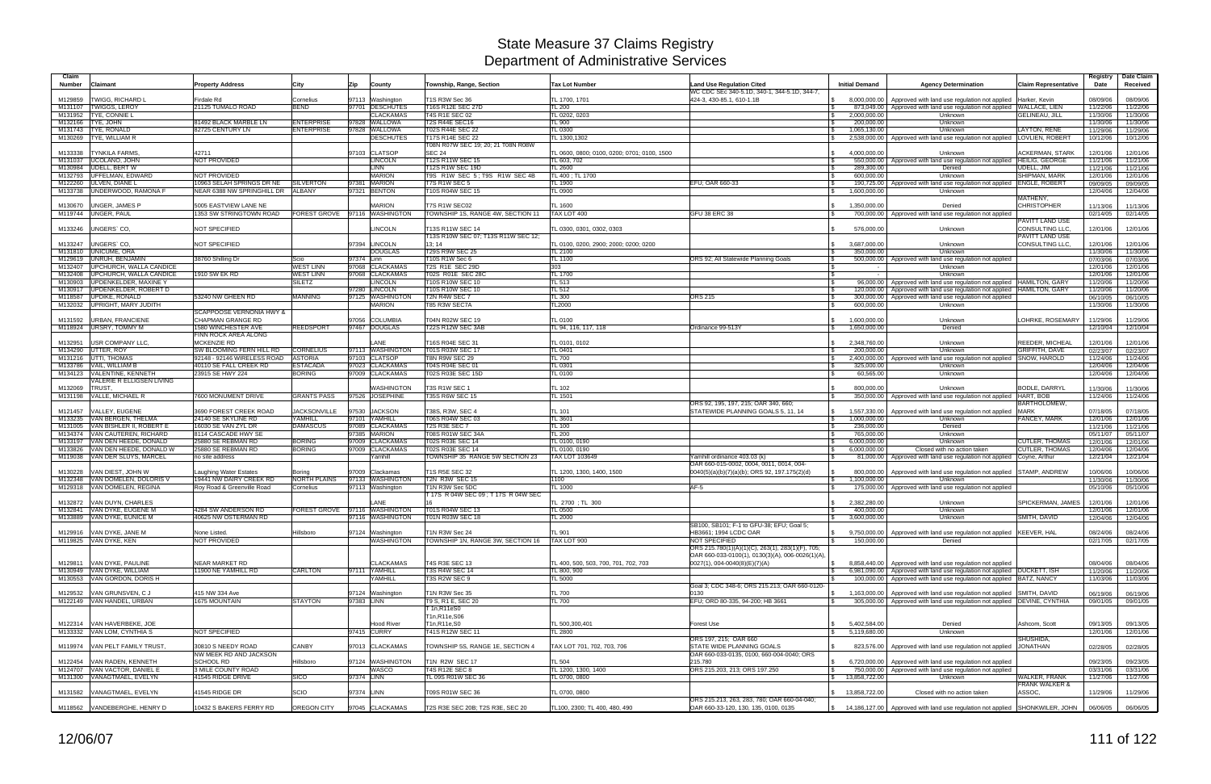# State Measure 37 Claims Registry
## Department of Administrative Services

| Claim Number | Claimant | Property Address | City | Zip | County | Township, Range, Section | Tax Lot Number | Land Use Regulation Cited | Initial Demand | Agency Determination | Claim Representative | Registry Date | Date Claim Received |
|---|---|---|---|---|---|---|---|---|---|---|---|---|---|
| M129859 | TWIGG, RICHARD L | Firdale Rd | Cornelius | 97113 | Washington | T1S R3W Sec 36 | TL 1700, 1701 | WC CDC Sec 340-5.1D, 340-1, 344-5.1D, 344-7, 424-3, 430-85.1, 610-1.1B | $ 8,000,000.00 | Approved with land use regulation not applied | Harker, Kevin | 08/09/06 | 08/09/06 |
| M131107 | TWIGGS, LEROY | 21125 TUMALO ROAD | BEND | 97701 | DESCHUTES | T16S R12E SEC 27D | TL 200 | | $ 873,049.00 | Approved with land use regulation not applied | WALLACE, LIEN | 11/22/06 | 11/22/06 |
| M131952 | TYE, CONNIE L | | | | CLACKAMAS | T4S R1E SEC 02 | TL 0202, 0203 | | $ 2,000,000.00 | Unknown | GELINEAU, JILL | 11/30/06 | 11/30/06 |
| M132166 | TYE, JOHN | 81492 BLACK MARBLE LN | ENTERPRISE | 97828 | WALLOWA | T2S R44E SEC16 | TL 900 | | $ 200,000.00 | Unknown | | 11/30/06 | 11/30/06 |
| M131743 | TYE, RONALD | 82725 CENTURY LN | ENTERPRISE | 97828 | WALLOWA | T02S R44E SEC 22 | TL 0300 | | $ 1,065,130.00 | Unknown | LAYTON, RENE | 11/29/06 | 11/29/06 |
| M130269 | TYE, WILLIAM R | | | | DESCHUTES | T17S R14E SEC 22 | TL 1300,1302 | | $ 2,538,000.00 | Approved with land use regulation not applied | LOVLIEN, ROBERT | 10/12/06 | 10/12/06 |
| M133338 | TYNKILA FARMS, | 42711 | | 97103 | CLATSOP | T08N R07W SEC 19; 20; 21 T08N R08W SEC 24 | TL 0600, 0800; 0100, 0200; 0701; 0100, 1500 | | $ 4,000,000.00 | Unknown | ACKERMAN, STARK | 12/01/06 | 12/01/06 |
| M131037 | UCOLANO, JOHN | NOT PROVIDED | | | LINCOLN | T12S R11W SEC 15 | TL 603, 702 | | $ 550,000.00 | Approved with land use regulation not applied | HEILIG, GEORGE | 11/21/06 | 11/21/06 |
| M130984 | UDELL, BERT W | | | | LINN | T12S R1W SEC 19D | TL 2600 | | $ 289,300.00 | Denied | UDELL, JIM | 11/21/06 | 11/21/06 |
| M132793 | UFFELMAN, EDWARD | NOT PROVIDED | | | MARION | T9S R1W SEC 5 ; T9S R1W SEC 4B | TL 400 ; TL 1700 | | $ 600,000.00 | Unknown | SHIPMAN, MARK | 12/01/06 | 12/01/06 |
| M122260 | ULVEN, DIANE L | 10963 SELAH SPRINGS DR NE | SILVERTON | 97381 | MARION | T7S R1W SEC 5 | TL 1900 | EFU; OAR 660-33 | $ 190,725.00 | Approved with land use regulation not applied | ENGLE, ROBERT | 09/09/05 | 09/09/05 |
| M133738 | UNDERWOOD, RAMONA F | NEAR 6388 NW SPRINGHILL DR | ALBANY | 97321 | BENTON | T10S R04W SEC 15 | TL 0900 | | $ 1,600,000.00 | Unknown | | 12/04/06 | 12/04/06 |
| M130670 | UNGER, JAMES P | 5005 EASTVIEW LANE NE | | | MARION | T7S R1W SEC02 | TL 1600 | | $ 1,350,000.00 | Denied | MATHENY, CHRISTOPHER | 11/13/06 | 11/13/06 |
| M119744 | UNGER, PAUL | 1353 SW STRINGTOWN ROAD | FOREST GROVE | 97116 | WASHINGTON | TOWNSHIP 1S, RANGE 4W, SECTION 11 | TAX LOT 400 | GFU 38 ERC 38 | $ 700,000.00 | Approved with land use regulation not applied | | 02/14/05 | 02/14/05 |
| M133246 | UNGERS` CO, | NOT SPECIFIED | | | LINCOLN | T13S R11W SEC 14 | TL 0300, 0301, 0302, 0303 | | $ 576,000.00 | Unknown | PAVITT LAND USE CONSULTING LLC, | 12/01/06 | 12/01/06 |
| M133247 | UNGERS` CO, | NOT SPECIFIED | | 97394 | LINCOLN | T13S R10W SEC 07; T13S R11W SEC 12; 13; 14 | TL 0100, 0200, 2900; 2000; 0200; 0200 | | $ 3,687,000.00 | Unknown | PAVITT LAND USE CONSULTING LLC, | 12/01/06 | 12/01/06 |
| M131810 | UNICUME, ORA | | | | DOUGLAS | T29S R9W SEC 25 | TL 2100 | | $ 350,000.00 | Unknown | | 11/30/06 | 11/30/06 |
| M129619 | UNRUH, BENJAMIN | 38760 Shilling Dr | Scio | 97374 | Linn | T10S R1W Sec 6 | TL 1100 | ORS 92; All Statewide Planning Goals | $ 500,000.00 | Approved with land use regulation not applied | | 07/03/06 | 07/03/06 |
| M132407 | UPCHURCH, WALLA CANDICE | | WEST LINN | 97068 | CLACKAMAS | T2S R1E SEC 29D | 303 | | $ - | Unknown | | 12/01/06 | 12/01/06 |
| M132408 | UPCHURCH, WALLA CANDICE | 1910 SW EK RD | WEST LINN | 97068 | CLACKAMAS | T02S R01E SEC 28C | TL 1700 | | $ - | Unknown | | 12/01/06 | 12/01/06 |
| M130903 | UPDENKELDER, MAXINE Y | | SILETZ | | LINCOLN | T10S R10W SEC 10 | TL 513 | | $ 96,000.00 | Approved with land use regulation not applied | HAMILTON, GARY | 11/20/06 | 11/20/06 |
| M130917 | UPDENKELDER, ROBERT D | | | 97280 | LINCOLN | T10S R10W SEC 10 | TL 512 | | $ 120,000.00 | Approved with land use regulation not applied | HAMILTON, GARY | 11/20/06 | 11/20/06 |
| M118587 | UPDIKE, RONALD | 53240 NW GHEEN RD | MANNING | 97125 | WASHINGTON | T2N R4W SEC 7 | TL 300 | ORS 215 | $ 300,000.00 | Approved with land use regulation not applied | | 06/10/05 | 06/10/05 |
| M132032 | UPRIGHT, MARY JUDITH | | | | MARION | T8S R3W SEC7A | TL2000 | | $ 600,000.00 | Unknown | | 11/30/06 | 11/30/06 |
| M131592 | URBAN, FRANCIENE | SCAPPOOSE VERNONIA HWY & CHAPMAN GRANGE RD | | 97056 | COLUMBIA | T04N R02W SEC 19 | TL 0100 | | $ 1,600,000.00 | Unknown | LOHRKE, ROSEMARY | 11/29/06 | 11/29/06 |
| M118924 | URSRY, TOMMY M | 1580 WINCHESTER AVE | REEDSPORT | 97467 | DOUGLAS | T22S R12W SEC 3AB | TL 94, 116, 117, 118 | Ordinance 99-513Y | $ 1,650,000.00 | Denied | | 12/10/04 | 12/10/04 |
| M132951 | USR COMPANY LLC, | FINN ROCK AREA ALONG MCKENZIE RD | | | LANE | T16S R04E SEC 31 | TL 0101, 0102 | | $ 2,348,760.00 | Unknown | REEDER, MICHEAL | 12/01/06 | 12/01/06 |
| M134290 | UTTER, ROY | SW BLOOMING FERN HILL RD | CORNELIUS | 97113 | WASHINGTON | T01S R03W SEC 17 | TL 0401 | | $ 200,000.00 | Unknown | GRIFFITH, DAVE | 02/23/07 | 02/23/07 |
| M131216 | UTTI, THOMAS | 92148 - 92146 WIRELESS ROAD | ASTORIA | 97103 | CLATSOP | T8N R9W SEC 29 | TL 700 | | $ 2,400,000.00 | Approved with land use regulation not applied | SNOW, HAROLD | 11/24/06 | 11/24/06 |
| M133786 | VAIL, WILLIAM B | 40110 SE FALL CREEK RD | ESTACADA | 97023 | CLACKAMAS | T04S R04E SEC 01 | TL 0301 | | $ 325,000.00 | Unknown | | 12/04/06 | 12/04/06 |
| M134123 | VALENTINE, KENNETH | 23915 SE HWY 224 | BORING | 97009 | CLACKAMAS | T02S R03E SEC 15D | TL 0100 | | $ 60,565.00 | Unknown | | 12/04/06 | 12/04/06 |
| M132069 | VALERIE R ELLIGSEN LIVING TRUST, | | | | WASHINGTON | T3S R1W SEC 1 | TL 102 | | $ 800,000.00 | Unknown | BODLE, DARRYL | 11/30/06 | 11/30/06 |
| M131198 | VALLE, MICHAEL R | 7600 MONUMENT DRIVE | GRANTS PASS | 97526 | JOSEPHINE | T35S R6W SEC 15 | TL 1501 | | $ 350,000.00 | Approved with land use regulation not applied | HART, BOB | 11/24/06 | 11/24/06 |
| M121457 | VALLEY, EUGENE | 3690 FOREST CREEK ROAD | JACKSONVILLE | 97530 | JACKSON | T38S, R3W, SEC 4 | TL 101 | ORS 92, 195, 197, 215; OAR 340, 660; STATEWIDE PLANNING GOALS 5, 11, 14 | $ 1,557,330.00 | Approved with land use regulation not applied | BARTHOLOMEW, MARK | 07/18/05 | 07/18/05 |
| M133235 | VAN BERGEN, THELMA | 24140 SE SKYLINE RD | YAMHILL | 97101 | YAMHILL | T06S R04W SEC 03 | TL 3601 | | $ 1,000,000.00 | Unknown | FANCEY, MARK | 12/01/06 | 12/01/06 |
| M131005 | VAN BISHLER II, ROBERT E | 16030 SE VAN ZYL DR | DAMASCUS | 97089 | CLACKAMAS | T2S R3E SEC 7 | TL 100 | | $ 236,000.00 | Denied | | 11/21/06 | 11/21/06 |
| M134374 | VAN CAUTEREN, RICHARD | 8114 CASCADE HWY SE | | 97385 | MARION | T08S R01W SEC 34A | TL 200 | | $ 765,000.00 | Unknown | | 05/11/07 | 05/11/07 |
| M133197 | VAN DEN HEEDE, DONALD | 25880 SE REBMAN RD | BORING | 97009 | CLACKAMAS | T02S R03E SEC 14 | TL 0100, 0190 | | $ 6,000,000.00 | Unknown | CUTLER, THOMAS | 12/01/06 | 12/01/06 |
| M133826 | VAN DEN HEEDE, DONALD W | 25880 SE REBMAN RD | BORING | 97009 | CLACKAMAS | T02S R03E SEC 14 | TL 0100, 0190 | | $ 6,000,000.00 | Closed with no action taken | CUTLER, THOMAS | 12/04/06 | 12/04/06 |
| M119038 | VAN DER SLUYS, MARCEL | no site address | | | Yamhill | TOWNSHIP 3S RANGE 5W SECTION 23 | TAX LOT 103649 | Yamhill ordinance 403.03 (k) | $ 81,000.00 | Approved with land use regulation not applied | Coyne, Arthur | 12/21/04 | 12/21/04 |
| M130228 | VAN DIEST, JOHN W | Laughing Water Estates | Boring | 97009 | Clackamas | T1S R5E SEC 32 | TL 1200, 1300, 1400, 1500 | OAR 660-015-0002, 0004, 0011, 0014, 004-0040(5)(a)(b)(7)(a)(b); ORS 92, 197.175(2)(d) | $ 800,000.00 | Approved with land use regulation not applied | STAMP, ANDREW | 10/06/06 | 10/06/06 |
| M132348 | VAN DOMELEN, DOLORIS V | 19441 NW DAIRY CREEK RD | NORTH PLAINS | 97133 | WASHINGTON | T2N R3W SEC 15 | 1100 | | $ 1,100,000.00 | Unknown | | 11/30/06 | 11/30/06 |
| M129318 | VAN DOMELEN, REGINA | Roy Road & Greenville Road | Cornelius | 97113 | Washington | T1N R3W Sec 5DC | TL 1000 | AF-5 | $ 175,000.00 | Approved with land use regulation not applied | | 05/10/06 | 05/10/06 |
| M132872 | VAN DUYN, CHARLES | | | | LANE | T 17S R 04W SEC 09 ; T 17S R 04W SEC 16 | TL 2700 ; TL 300 | | $ 2,382,280.00 | Unknown | SPICKERMAN, JAMES | 12/01/06 | 12/01/06 |
| M132841 | VAN DYKE, EUGENE M | 4284 SW ANDERSON RD | FOREST GROVE | 97116 | WASHINGTON | T01S R04W SEC 13 | TL 0500 | | $ 400,000.00 | Unknown | | 12/01/06 | 12/01/06 |
| M133889 | VAN DYKE, EUNICE M | 40625 NW OSTERMAN RD | | 97116 | WASHINGTON | T01N R03W SEC 18 | TL 2000 | | $ 3,600,000.00 | Unknown | SMITH, DAVID | 12/04/06 | 12/04/06 |
| M129916 | VAN DYKE, JANE M | None Listed. | Hillsboro | 97124 | Washington | T1N R3W Sec 24 | TL 901 | SB100, SB101; F-1 to GFU-38; EFU; Goal 5; HB3661; 1994 LCDC OAR | $ 9,750,000.00 | Approved with land use regulation not applied | KEEVER, HAL | 08/24/06 | 08/24/06 |
| M119825 | VAN DYKE, KEN | NOT PROVIDED | | | WASHINGTON | TOWNSHIP 1N, RANGE 3W, SECTION 16 | TAX LOT 900 | NOT SPECIFIED | $ 150,000.00 | Denied | | 02/17/05 | 02/17/05 |
| M129811 | VAN DYKE, PAULINE | NEAR MARKET RD | | | CLACKAMAS | T4S R3E SEC 13 | TL 400, 500, 503, 700, 701, 702, 703 | ORS 215.780(1)(A)(1)(C), 263(1), 283(1)(F), 705; OAR 660-033-0100(1), 0130(3)(A), 006-0026(1)(A), 0027(1), 004-0040(8)(E)(7)(A) | $ 8,858,440.00 | Approved with land use regulation not applied | | 08/04/06 | 08/04/06 |
| M130949 | VAN DYKE, WILLIAM | 11900 NE YAMHILL RD | CARLTON | 97111 | YAMHILL | T3S R4W SEC 14 | TL 800, 900 | | $ 6,981,090.00 | Approved with land use regulation not applied | DUCKETT, ISH | 11/20/06 | 11/20/06 |
| M130553 | VAN GORDON, DORIS H | | | | YAMHILL | T3S R2W SEC 9 | TL 5000 | | $ 100,000.00 | Approved with land use regulation not applied | BATZ, NANCY | 11/03/06 | 11/03/06 |
| M129532 | VAN GRUNSVEN, C J | 415 NW 334 Ave | | 97124 | Washington | T1N R3W Sec 35 | TL 700 | Goal 3; CDC 348-6; ORS 215.213; OAR 660-0120-0130 | $ 1,163,000.00 | Approved with land use regulation not applied | SMITH, DAVID | 06/19/06 | 06/19/06 |
| M122149 | VAN HANDEL, URBAN | 1675 MOUNTAIN | STAYTON | 97383 | LINN | T9 S, R1 E, SEC 20 | TL 700 | EFU; ORD 80-335, 94-200; HB 3661 | $ 305,000.00 | Approved with land use regulation not applied | DEVINE, CYNTHIA | 09/01/05 | 09/01/05 |
| M122314 | VAN HAVERBEKE, JOE | | | | Hood River | T 1n,R11eS0 T1n,R11e,S06 T1n,R11e,S0 | TL 500,300,401 | Forest Use | $ 5,402,584.00 | Denied | Ashcom, Scott | 09/13/05 | 09/13/05 |
| M133332 | VAN LOM, CYNTHIA S | NOT SPECIFIED | | 97415 | CURRY | T41S R12W SEC 11 | TL 2800 | | $ 5,119,680.00 | Unknown | | 12/01/06 | 12/01/06 |
| M119974 | VAN PELT FAMILY TRUST, | 30810 S NEEDY ROAD | CANBY | 97013 | CLACKAMAS | TOWNSHIP 5S, RANGE 1E, SECTION 4 | TAX LOT 701, 702, 703, 706 | ORS 197, 215; OAR 660 STATE WIDE PLANNING GOALS | $ 823,576.00 | Approved with land use regulation not applied | SHUSHIDA, JONATHAN | 02/28/05 | 02/28/05 |
| M122454 | VAN RADEN, KENNETH | NW MEEK RD AND JACKSON SCHOOL RD | Hillsboro | 97124 | WASHINGTON | T1N R2W SEC 17 | TL 504 | OAR 660-033-0135, 0100, 660-004-0040; ORS 215.780 | $ 6,720,000.00 | Approved with land use regulation not applied | | 09/23/05 | 09/23/05 |
| M124707 | VAN VACTOR, DANIEL E | 3 MILE COUNTY ROAD | | | WASCO | T4S R12E SEC 8 | TL 1200, 1300, 1400 | ORS 215.203, 213; ORS 197.250 | $ 750,000.00 | Approved with land use regulation not applied | | 03/31/06 | 03/31/06 |
| M131300 | VANAGTMAEL, EVELYN | 41545 RIDGE DRIVE | SICO | 97374 | LINN | TL 09S R01W SEC 36 | TL 0700, 0800 | | $ 13,858,722.00 | Unknown | WALKER, FRANK | 11/27/06 | 11/27/06 |
| M131582 | VANAGTMAEL, EVELYN | 41545 RIDGE DR | SCIO | 97374 | LINN | T09S R01W SEC 36 | TL 0700, 0800 | | $ 13,858,722.00 | Closed with no action taken | FRANK WALKER & ASSOC, | 11/29/06 | 11/29/06 |
| M118562 | VANDEBERGHE, HENRY D | 10432 S BAKERS FERRY RD | OREGON CITY | 97045 | CLACKAMAS | T2S R3E SEC 20B; T2S R3E, SEC 20 | TL100, 2300; TL 400, 480, 490 | ORS 215.213, 263, 283, 780; OAR 660-04-040; OAR 660-33-120, 130, 135, 0100, 0135 | $ 14,186,127.00 | Approved with land use regulation not applied | SHONKWILER, JOHN | 06/06/05 | 06/06/05 |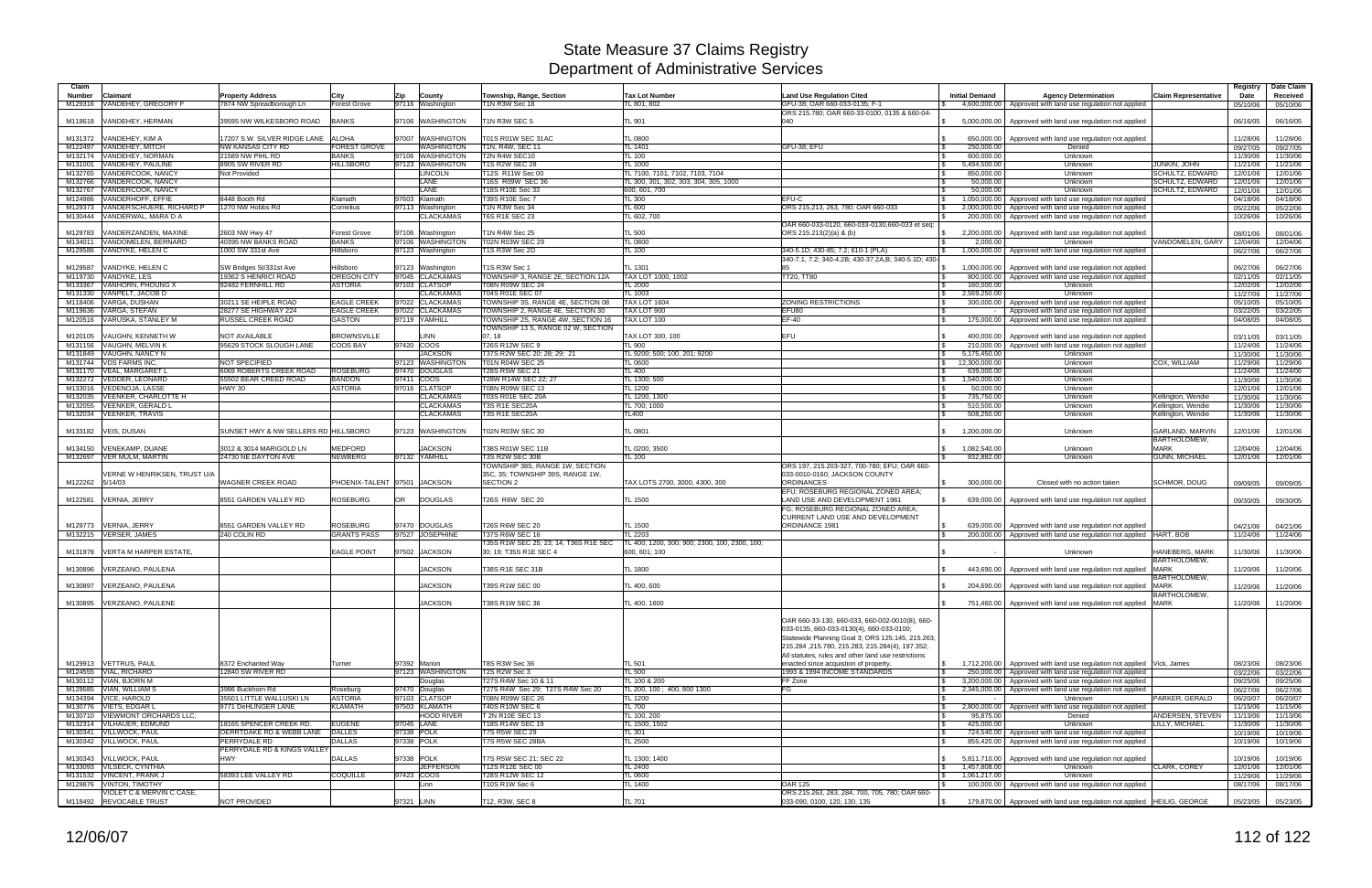# State Measure 37 Claims Registry
## Department of Administrative Services

| Claim Number | Claimant | Property Address | City | Zip | County | Township, Range, Section | Tax Lot Number | Land Use Regulation Cited | Initial Demand | Agency Determination | Claim Representative | Registry Date | Date Claim Received |
|---|---|---|---|---|---|---|---|---|---|---|---|---|---|
| M129316 | VANDEHEY, GREGORY F | 7874 NW Spreadborough Ln | Forest Grove | 97116 | Washington | T1N R3W Sec 18 | TL 801, 802 | GFU-38; OAR 660-033-0135; F-1 | $ 4,600,000.00 | Approved with land use regulation not applied | | 05/10/06 | 05/10/06 |
| M118618 | VANDEHEY, HERMAN | 39595 NW WILKESBORO ROAD | BANKS | 97106 | WASHINGTON | T1N R3W SEC 5 | TL 901 | ORS 215.780; OAR 660-33-0100, 0135 & 660-04-040 | $ 5,000,000.00 | Approved with land use regulation not applied | | 06/16/05 | 06/16/05 |
| M131372 | VANDEHEY, KIM A | 17207 S.W. SILVER RIDGE LANE | ALOHA | 97007 | WASHINGTON | T01S R01W SEC 31AC | TL 0800 | | $ 650,000.00 | Approved with land use regulation not applied | | 11/28/06 | 11/28/06 |
| M122497 | VANDEHEY, MITCH | NW KANSAS CITY RD | FOREST GROVE | | WASHINGTON | T1N, R4W, SEC 11 | TL 1401 | GFU-38, EFU | $ 250,000.00 | Denied | | 09/27/05 | 09/27/05 |
| M132174 | VANDEHEY, NORMAN | 21589 NW PIHL RD | BANKS | 97106 | WASHINGTON | T2N R4W SEC10 | TL 100 | | $ 600,000.00 | Unknown | | 11/30/06 | 11/30/06 |
| M131001 | VANDEHEY, PAULINE | 8905 SW RIVER RD | HILLSBORO | 97123 | WASHINGTON | T1S R2W Sec 28 | TL 1000 | | $ 5,494,500.00 | Unknown | JUNKIN, JOHN | 11/21/06 | 11/21/06 |
| M132765 | VANDERCOOK, NANCY | Not Provided | | | LINCOLN | T12S R11W Sec 00 | TL 7100, 7101, 7102, 7103, 7104 | | $ 850,000.00 | Unknown | SCHULTZ, EDWARD | 12/01/06 | 12/01/06 |
| M132766 | VANDERCOOK, NANCY | | | | LANE | T16S R09W SEC 36 | TL 300, 301, 302, 303, 304, 305, 1000 | | $ 50,000.00 | Unknown | SCHULTZ, EDWARD | 12/01/06 | 12/01/06 |
| M132767 | VANDERCOOK, NANCY | | | | LANE | T18S R10E Sec 33 | 600, 601, 700 | | $ 50,000.00 | Unknown | SCHULTZ, EDWARD | 12/01/06 | 12/01/06 |
| M124986 | VANDERHOFF, EFFIE | 8448 Booth Rd | Klamath | 97603 | Klamath | T39S R10E Sec 7 | TL 300 | EFU-C | $ 1,050,000.00 | Approved with land use regulation not applied | | 04/18/06 | 04/18/06 |
| M129373 | VANDERSCHUERE, RICHARD P | 1270 NW Hobbs Rd | Cornelius | 97113 | Washington | T1N R3W Sec 34 | TL 600 | ORS 215,213, 263, 780; OAR 660-033 | $ 2,000,000.00 | Approved with land use regulation not applied | | 05/22/06 | 05/22/06 |
| M130444 | VANDERWAL, MARA D A | | | | CLACKAMAS | T6S R1E SEC 23 | TL 602, 700 | | $ 200,000.00 | Approved with land use regulation not applied | | 10/26/06 | 10/26/06 |
| M129783 | VANDERZANDEN, MAXINE | 2603 NW Hwy 47 | Forest Grove | 97106 | Washington | T1N R4W Sec 25 | TL 500 | OAR 660-033-0120, 660-033-0130,660-033 et seq; ORS 215.213(2)(a) & (b) | $ 2,200,000.00 | Approved with land use regulation not applied | | 08/01/06 | 08/01/06 |
| M134011 | VANDOMELEN, BERNARD | 40395 NW BANKS ROAD | BANKS | 97106 | WASHINGTON | T02N R03W SEC 29 | TL 0800 | | $ 2,000.00 | Unknown | VANDOMELEN, GARY | 12/04/06 | 12/04/06 |
| M129586 | VANDYKE, HELEN C | 1000 SW 331st Ave | Hillsboro | 97123 | Washington | T1S R3W Sec 2D | TL 100 | 340-5.1D; 430-85; 7.2; 610-1 (PLA) | $ 1,000,000.00 | Approved with land use regulation not applied | | 06/27/06 | 06/27/06 |
| M129587 | VANDYKE, HELEN C | SW Bridges St/331st Ave | Hillsboro | 97123 | Washington | T1S R3W Sec 1 | TL 1301 | 340-7.1, 7.2; 340-4.2B; 430-37.2A,B; 340-5.1D; 430-85 | $ 1,000,000.00 | Approved with land use regulation not applied | | 06/27/06 | 06/27/06 |
| M119730 | VANDYKE, LES | 19362 S HENRICI ROAD | OREGON CITY | 97045 | CLACKAMAS | TOWNSHIP 3, RANGE 2E, SECTION 12A | TAX LOT 1000, 1002 | TT20, TT80 | $ 800,000.00 | Approved with land use regulation not applied | | 02/11/05 | 02/11/05 |
| M133367 | VANHORN, PHOUNG X | 92482 FERNHILL RD | ASTORIA | 97103 | CLATSOP | T08N R09W SEC 24 | TL 2000 | | $ 160,000.00 | Unknown | | 12/02/06 | 12/02/06 |
| M131330 | VANPELT, JACOB D | | | | CLACKAMAS | T04S R01E SEC 07 | TL 1003 | | $ 2,569,250.00 | Unknown | | 11/27/06 | 11/27/06 |
| M118406 | VARGA, DUSHAN | 30211 SE HEIPLE ROAD | EAGLE CREEK | 97022 | CLACKAMAS | TOWNSHIP 3S, RANGE 4E, SECTION 08 | TAX LOT 1604 | ZONING RESTRICTIONS | $ 300,000.00 | Approved with land use regulation not applied | | 05/10/05 | 05/10/05 |
| M119636 | VARGA, STEFAN | 28277 SE HIGHWAY 224 | EAGLE CREEK | 97022 | CLACKAMAS | TOWNSHIP 2, RANGE 4E, SECTION 30 | TAX LOT 900 | EFU80 | $ - | Approved with land use regulation not applied | | 03/22/05 | 03/22/05 |
| M120516 | VARUSKA, STANLEY M | RUSSEL CREEK ROAD | GASTON | 97119 | YAMHILL | TOWNSHIP 2S, RANGE 4W, SECTION 16 | TAX LOT 100 | EF-40 | $ 175,000.00 | Approved with land use regulation not applied | | 04/08/05 | 04/08/05 |
| M120105 | VAUGHN, KENNETH W | NOT AVAILABLE | BROWNSVILLE | | LINN | TOWNSHIP 13 S, RANGE 02 W, SECTION 07, 18 | TAX LOT 300, 100 | EFU | $ 400,000.00 | Approved with land use regulation not applied | | 03/11/05 | 03/11/05 |
| M131156 | VAUGHN, MELVIN K | 95629 STOCK SLOUGH LANE | COOS BAY | 97420 | COOS | T26S R12W SEC 9 | TL 900 | | $ 210,000.00 | Approved with land use regulation not applied | | 11/24/06 | 11/24/06 |
| M131849 | VAUGHN, NANCY N | | | | JACKSON | T37S R2W SEC 20; 28; 29; 21 | TL 9200; 500; 100, 201; 9200 | | $ 5,175,450.00 | Unknown | | 11/30/06 | 11/30/06 |
| M131744 | VDS FARMS INC, | NOT SPECIFIED | | 97123 | WASHINGTON | T01N R04W SEC 25 | TL 0600 | | $ 12,300,000.00 | Unknown | COX, WILLIAM | 11/29/06 | 11/29/06 |
| M131170 | VEAL, MARGARET L | 6069 ROBERTS CREEK ROAD | ROSEBURG | 97470 | DOUGLAS | T28S R5W SEC 21 | TL 400 | | $ 639,000.00 | Unknown | | 11/24/06 | 11/24/06 |
| M132272 | VEDDER, LEONARD | 55502 BEAR CREED ROAD | BANDON | 97411 | COOS | T28W R14W SEC 22; 27 | TL 1300; 500 | | $ 1,540,000.00 | Unknown | | 11/30/06 | 11/30/06 |
| M133016 | VEDENOJA, LASSE | HWY 30 | ASTORIA | 97016 | CLATSOP | T08N R09W SEC 13 | TL 1200 | | $ 50,000.00 | Unknown | | 12/01/06 | 12/01/06 |
| M132035 | VEENKER, CHARLOTTE H | | | | CLACKAMAS | T03S R01E SEC 20A | TL 1200, 1300 | | $ 735,750.00 | Unknown | Kellington, Wendie | 11/30/06 | 11/30/06 |
| M132055 | VEENKER, GERALD L | | | | CLACKAMAS | T3S R1E SEC20A | TL 700; 1000 | | $ 510,500.00 | Unknown | Kellington, Wendie | 11/30/06 | 11/30/06 |
| M132034 | VEENKER, TRAVIS | | | | CLACKAMAS | T3S R1E SEC20A | TL400 | | $ 508,250.00 | Unknown | Kellington, Wendie | 11/30/06 | 11/30/06 |
| M133182 | VEIS, DUSAN | SUNSET HWY & NW SELLERS RD | HILLSBORO | 97123 | WASHINGTON | T02N R03W SEC 30 | TL 0801 | | $ 1,200,000.00 | Unknown | GARLAND, MARVIN | 12/01/06 | 12/01/06 |
| M134150 | VENEKAMP, DUANE | 3012 & 3014 MARIGOLD LN | MEDFORD | | JACKSON | T38S R01W SEC 11B | TL 0200, 3500 | | $ 1,082,540.00 | Unknown | BARTHOLOMEW, MARK | 12/04/06 | 12/04/06 |
| M132697 | VER MULM, MARTIN | 24730 NE DAYTON AVE | NEWBERG | 97132 | YAMHILL | T3S R2W SEC 30B | TL 100 | | $ 832,882.00 | Unknown | GUNN, MICHAEL | 12/01/06 | 12/01/06 |
| M122262 | VERNE W HENRIKSEN, TRUST U/A 5/14/03 | WAGNER CREEK ROAD | PHOENIX-TALENT | 97501 | JACKSON | TOWNSHIP 38S, RANGE 1W, SECTION 35C, 35; TOWNSHIP 39S, RANGE 1W, SECTION 2 | TAX LOTS 2700, 3000, 4300, 300 | ORS 197, 215.203-327, 700-780; EFU; OAR 660-033-0010-0160; JACKSON COUNTY ORDINANCES | $ 300,000.00 | Closed with no action taken | SCHMOR, DOUG | 09/09/05 | 09/09/05 |
| M122581 | VERNIA, JERRY | 8551 GARDEN VALLEY RD | ROSEBURG | OR | DOUGLAS | T26S R6W SEC 20 | TL 1500 | EFU; ROSEBURG REGIONAL ZONED AREA; LAND USE AND DEVELOPMENT 1981 | $ 639,000.00 | Approved with land use regulation not applied | | 09/30/05 | 09/30/05 |
| M129773 | VERNIA, JERRY | 8551 GARDEN VALLEY RD | ROSEBURG | 97470 | DOUGLAS | T26S R6W SEC 20 | TL 1500 | FG; ROSEBURG REGIONAL ZONED AREA; CURRENT LAND USE AND DEVELOPMENT ORDINANCE 1981 | $ 639,000.00 | Approved with land use regulation not applied | | 04/21/06 | 04/21/06 |
| M132215 | VERSER, JAMES | 240 COLIN RD | GRANTS PASS | 97527 | JOSEPHINE | T37S R6W SEC 16 | TL 2203 | | $ 200,000.00 | Approved with land use regulation not applied | HART, BOB | 11/24/06 | 11/24/06 |
| M131978 | VERTA M HARPER ESTATE, | | EAGLE POINT | 97502 | JACKSON | T35S R1W SEC 25; 23; 14; T36S R1E SEC 30; 19; T35S R1E SEC 4 | TL 400; 1200, 300; 900; 2300, 100, 2300, 100; 600, 601; 100 | | $ - | Unknown | HANEBERG, MARK | 11/30/06 | 11/30/06 |
| M130896 | VERZEANO, PAULENA | | | | JACKSON | T38S R1E SEC 31B | TL 1800 | | $ 443,690.00 | Approved with land use regulation not applied | BARTHOLOMEW, MARK | 11/20/06 | 11/20/06 |
| M130897 | VERZEANO, PAULENA | | | | JACKSON | T39S R1W SEC 00 | TL 400, 600 | | $ 204,690.00 | Approved with land use regulation not applied | BARTHOLOMEW, MARK | 11/20/06 | 11/20/06 |
| M130895 | VERZEANO, PAULENE | | | | JACKSON | T38S R1W SEC 36 | TL 400, 1600 | | $ 751,460.00 | Approved with land use regulation not applied | BARTHOLOMEW, MARK | 11/20/06 | 11/20/06 |
| M129913 | VETTRUS, PAUL | 8372 Enchanted Way | Turner | 97392 | Marion | T8S R3W Sec 36 | TL 501 | OAR 660-33-130, 660-033, 660-002-0010(8), 660-033-0135, 660-033-0130(4), 660-033-0100; Statewide Planning Goal 3; ORS 125.145, 215.263, 215.284 ,215.780, 215.283, 215.284(4), 197.352; All statutes, rules and other land use restrictions enacted since acquistion of property. | $ 1,712,200.00 | Approved with land use regulation not applied | Vick, James | 08/23/06 | 08/23/06 |
| M124555 | VIAL, RICHARD | 12840 SW RIVER RD | | 97123 | WASHINGTON | T2S R2W Sec 3 | TL 500 | 1993 & 1994 INCOME STANDARDS | $ 250,000.00 | Approved with land use regulation not applied | | 03/22/06 | 03/22/06 |
| M130112 | VIAN, BJORN M | | | | Douglas | T27S R4W Sec 10 & 11 | TL 100 & 200 | FF Zone | $ 3,200,000.00 | Approved with land use regulation not applied | | 09/25/06 | 09/25/06 |
| M129585 | VIAN, WILLIAM S | 3986 Buckhorn Rd | Roseburg | 97470 | Douglas | T27S R4W Sec 29; T27S R4W Sec 20 | TL 200, 100 ; 400, 800 1300 | FG | $ 2,345,000.00 | Approved with land use regulation not applied | | 06/27/06 | 06/27/06 |
| M134394 | VICE, HAROLD | 35501 LITTLE WALLUSKI LN | ASTORIA | 97103 | CLATSOP | T08N R09W SEC 26 | TL 1200 | | $ - | Unknown | PARKER, GERALD | 06/20/07 | 06/20/07 |
| M130776 | VIETS, EDGAR L | 9771 DeHLINGER LANE | KLAMATH | 97503 | KLAMATH | T40S R10W SEC 6 | TL 700 | | $ 2,800,000.00 | Approved with land use regulation not applied | | 11/15/06 | 11/15/06 |
| M130710 | VIEWMONT ORCHARDS LLC, | | | | HOOD RIVER | T 2N R10E SEC 13 | TL 100, 200 | | $ 95,875.00 | Denied | ANDERSEN, STEVEN | 11/13/06 | 11/13/06 |
| M132314 | VILHAUER, EDMUND | 18165 SPENCER CREEK RD. | EUGENE | 97045 | LANE | T18S R14W SEC 19 | TL 1500, 1502 | | $ 425,000.00 | Unknown | LILLY, MICHAEL | 11/30/06 | 11/30/06 |
| M130341 | VILLWOCK, PAUL | OERRTDAKE RD & WEBB LANE | DALLES | 97338 | POLK | T7S R5W SEC 29 | TL 301 | | $ 724,540.00 | Approved with land use regulation not applied | | 10/19/06 | 10/19/06 |
| M130342 | VILLWOCK, PAUL | PERRYDALE RD | DALLAS | 97338 | POLK | T7S R5W SEC 28BA | TL 2500 | | $ 855,420.00 | Approved with land use regulation not applied | | 10/19/06 | 10/19/06 |
| M130343 | VILLWOCK, PAUL | PERRYDALE RD & KINGS VALLEY HWY | DALLAS | 97338 | POLK | T7S R5W SEC 21; SEC 22 | TL 1300; 1400 | | $ 5,811,710.00 | Approved with land use regulation not applied | | 10/19/06 | 10/19/06 |
| M133059 | VILSECK, CYNTHIA | | | | JEFFERSON | T12S R12E SEC 00 | TL 2400 | | $ 1,457,808.00 | Unknown | CLARK, COREY | 12/01/06 | 12/01/06 |
| M131532 | VINCENT, FRANK J | 58393 LEE VALLEY RD | COQUILLE | 97423 | COOS | T28S R12W SEC 12 | TL 0600 | | $ 1,061,217.00 | Unknown | | 11/29/06 | 11/29/06 |
| M129876 | VINTON, TIMOTHY | | | | Linn | T10S R1W Sec 6 | TL 1400 | OAR 125 | $ 100,000.00 | Approved with land use regulation not applied | | 08/17/06 | 08/17/06 |
| M118492 | VIOLET C & MERVIN C CASE, REVOCABLE TRUST | NOT PROVIDED | | 97321 | LINN | T12, R3W, SEC 8 | TL 701 | ORS 215.263, 283, 284, 700, 705, 780; OAR 660-033-090, 0100, 120, 130, 135 | $ 179,870.00 | Approved with land use regulation not applied | HEILIG, GEORGE | 05/23/05 | 05/23/05 |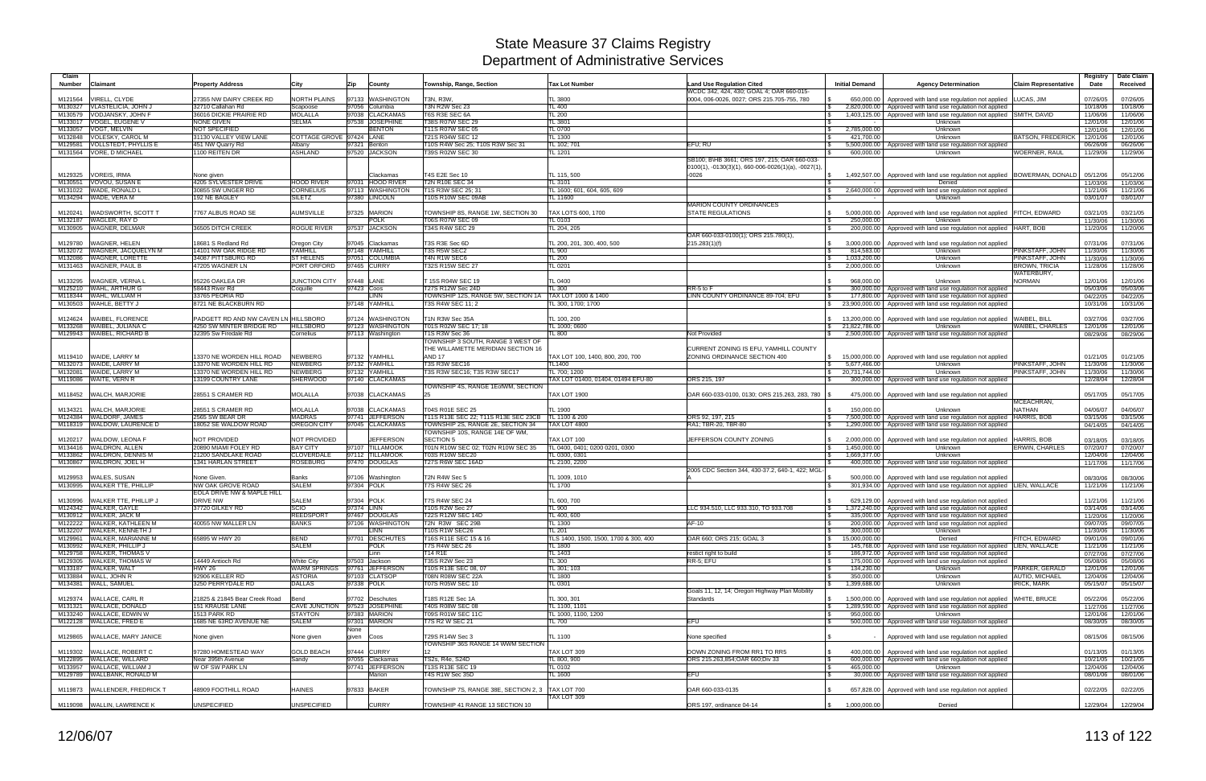# State Measure 37 Claims Registry
# Department of Administrative Services

| Claim Number | Claimant | Property Address | City | Zip | County | Township, Range, Section | Tax Lot Number | Land Use Regulation Cited | Initial Demand | Agency Determination | Claim Representative | Registry Date | Date Claim Received |
|---|---|---|---|---|---|---|---|---|---|---|---|---|---|
| M121564 | VIRELL, CLYDE | 27355 NW DAIRY CREEK RD | NORTH PLAINS | 97133 | WASHINGTON | T3N, R3W, | TL 3800 | WCDC 342, 424, 430; GOAL 4; OAR 660-015-0004, 006-0026, 0027; ORS 215.705-755, 780 | $ 650,000.00 | Approved with land use regulation not applied | LUCAS, JIM | 07/26/05 | 07/26/05 |
| M130327 | VLASTELICIA, JOHN J | 32710 Callahan Rd | Scappoose | 97056 | Columbia | T3N R2W Sec 23 | TL 400 | | $ 2,820,000.00 | Approved with land use regulation not applied | | 10/18/06 | 10/18/06 |
| M130579 | VODJANSKY, JOHN F | 36016 DICKIE PRAIRIE RD | MOLALLA | 97038 | CLACKAMAS | T6S R3E SEC 6A | TL 200 | | $ 1,403,125.00 | Approved with land use regulation not applied | SMITH, DAVID | 11/06/06 | 11/06/06 |
| M133017 | VOGEL, EUGENE V | NONE GIVEN | SELMA | 97538 | JOSEPHINE | T38S R07W SEC 29 | TL 3801 | | $ - | Unknown | | 12/01/06 | 12/01/06 |
| M133057 | VOGT, MELVIN | NOT SPECIFIED | | | BENTON | T11S R07W SEC 05 | TL 0700 | | $ 2,785,000.00 | Unknown | | 12/01/06 | 12/01/06 |
| M132848 | VOLESKY, CAROL M | 31130 VALLEY VIEW LANE | COTTAGE GROVE | 97424 | LANE | T21S R04W SEC 12 | TL 1300 | | $ 421,700.00 | Unknown | BATSON, FREDERICK | 12/01/06 | 12/01/06 |
| M129581 | VOLLSTEDT, PHYLLIS E | 451 NW Quarry Rd | Albany | 97321 | Benton | T10S R4W Sec 25; T10S R3W Sec 31 | TL 102; 701 | EFU; RU | $ 5,500,000.00 | Approved with land use regulation not applied | | 06/26/06 | 06/26/06 |
| M131564 | VORE, D MICHAEL | 1100 REITEN DR | ASHLAND | 97520 | JACKSON | T39S R02W SEC 30 | TL 1201 | | $ 600,000.00 | Unknown | WOERNER, RAUL | 11/29/06 | 11/29/06 |
| M129325 | VOREIS, IRMA | None given | | | Clackamas | T4S E2E Sec 10 | TL 115, 500 | SB100; B\HB 3661; ORS 197, 215; OAR 660-033-0100(1), -0130(3)(1), 660-006-0026(1)(a), -0027(1), -0026 | $ 1,492,507.00 | Approved with land use regulation not applied | BOWERMAN, DONALD | 05/12/06 | 05/12/06 |
| M130551 | VOVOU, SUSAN E | 4205 SYLVESTER DRIVE | HOOD RIVER | 97031 | HOOD RIVER | T2N R10E SEC 34 | TL 3101 | | $ - | Denied | | 11/03/06 | 11/03/06 |
| M131022 | WADE, RONALD L | 30855 SW UNGER RD | CORNELIUS | 97113 | WASHINGTON | T1S R3W SEC 25; 31 | TL 1600; 601, 604, 605, 609 | | $ 2,640,000.00 | Approved with land use regulation not applied | | 11/21/06 | 11/21/06 |
| M134294 | WADE, VERA M | 192 NE BAGLEY | SILETZ | 97380 | LINCOLN | T10S R10W SEC 09AB | TL 11600 | | $ - | Unknown | | 03/01/07 | 03/01/07 |
| M120241 | WADSWORTH, SCOTT T | 7767 ALBUS ROAD SE | AUMSVILLE | 97325 | MARION | TOWNSHIP 8S, RANGE 1W, SECTION 30 | TAX LOTS 600, 1700 | MARION COUNTY ORDINANCES STATE REGULATIONS | $ 5,000,000.00 | Approved with land use regulation not applied | FITCH, EDWARD | 03/21/05 | 03/21/05 |
| M132187 | WAGLER, RAY D | | | | POLK | T06S R07W SEC 09 | TL 0103 | | $ 250,000.00 | Unknown | | 11/30/06 | 11/30/06 |
| M130905 | WAGNER, DELMAR | 36505 DITCH CREEK | ROGUE RIVER | 97537 | JACKSON | T34S R4W SEC 29 | TL 204, 205 | | $ 200,000.00 | Approved with land use regulation not applied | HART, BOB | 11/20/06 | 11/20/06 |
| M129780 | WAGNER, HELEN | 18681 S Redland Rd | Oregon City | 97045 | Clackamas | T3S R3E Sec 6D | TL 200, 201, 300, 400, 500 | OAR 660-033-0100(1); ORS 215.780(1), 215.283(1)(f) | $ 3,000,000.00 | Approved with land use regulation not applied | | 07/31/06 | 07/31/06 |
| M132072 | WAGNER, JACQUELYN M | 14101 NW OAK RIDGE RD | YAMHILL | 97148 | YAMHILL | T3S R5W SEC2 | TL 900 | | $ 814,583.00 | Unknown | PINKSTAFF, JOHN | 11/30/06 | 11/30/06 |
| M132086 | WAGNER, LORETTE | 34087 PITTSBURG RD | ST HELENS | 97051 | COLUMBIA | T4N R1W SEC6 | TL 200 | | $ 1,033,200.00 | Unknown | PINKSTAFF, JOHN | 11/30/06 | 11/30/06 |
| M131463 | WAGNER, PAUL B | 47205 WAGNER LN | PORT ORFORD | 97465 | CURRY | T32S R15W SEC 27 | TL 0201 | | $ 2,000,000.00 | Unknown | BROWN, TRICIA | 11/28/06 | 11/28/06 |
| M133295 | WAGNER, VERNA L | 95226 OAKLEA DR | JUNCTION CITY | 97448 | LANE | T 15S R04W SEC 19 | TL 0400 | | $ 968,000.00 | Unknown | WATERBURY, NORMAN | 12/01/06 | 12/01/06 |
| M125210 | WAHL, ARTHUR G | 58443 River Rd | Coquille | 97423 | Coos | T27S R12W Sec 24D | TL 300 | RR-5 to F | $ 300,000.00 | Approved with land use regulation not applied | | 05/03/06 | 05/03/06 |
| M118344 | WAHL, WILLIAM H | 33765 PEORIA RD | | | LINN | TOWNSHIP 12S, RANGE 5W, SECTION 1A | TAX LOT 1000 & 1400 | LINN COUNTY ORDINANCE 89-704; EFU | $ 177,800.00 | Approved with land use regulation not applied | | 04/22/05 | 04/22/05 |
| M130503 | WAHLE, BETTY J | 8721 NE BLACKBURN RD | | 97148 | YAMHILL | T3S R4W SEC 11; 2 | TL 300, 1700; 1700 | | $ 23,900,000.00 | Approved with land use regulation not applied | | 10/31/06 | 10/31/06 |
| M124624 | WAIBEL, FLORENCE | PADGETT RD AND NW CAVEN LN | HILLSBORO | 97124 | WASHINGTON | T1N R3W Sec 35A | TL 100, 200 | | $ 13,200,000.00 | Approved with land use regulation not applied | WAIBEL, BILL | 03/27/06 | 03/27/06 |
| M133268 | WAIBEL, JULIANA C | 4250 SW MINTER BRIDGE RD | HILLSBORO | 97123 | WASHINGTON | T01S R02W SEC 17; 18 | TL 1000; 0600 | | $ 21,822,786.00 | Unknown | WAIBEL, CHARLES | 12/01/06 | 12/01/06 |
| M129943 | WAIBEL, RICHARD B | 32395 Sw Firedale Rd | Cornelius | 97113 | Washington | T1S R3W Sec 36 | TL 800 | Not Provided | $ 2,500,000.00 | Approved with land use regulation not applied | | 08/29/06 | 08/29/06 |
| M119410 | WAIDE, LARRY M | 13370 NE WORDEN HILL ROAD | NEWBERG | 97132 | YAMHILL | TOWNSHIP 3 SOUTH, RANGE 3 WEST OF THE WILLAMETTE MERIDIAN SECTION 16 AND 17 | TAX LOT 100, 1400, 800, 200, 700 | CURRENT ZONING IS EFU, YAMHILL COUNTY ZONING ORDINANCE SECTION 400 | $ 15,000,000.00 | Approved with land use regulation not applied | | 01/21/05 | 01/21/05 |
| M132073 | WAIDE, LARRY M | 13370 NE WORDEN HILL RD | NEWBERG | 97132 | YAMHILL | T3S R3W SEC16 | TL1400 | | $ 5,677,466.00 | Unknown | PINKSTAFF, JOHN | 11/30/06 | 11/30/06 |
| M132081 | WAIDE, LARRY M | 13370 NE WORDEN HILL RD | NEWBERG | 97132 | YAMHILL | T3S R3W SEC16; T3S R3W SEC17 | TL 700; 1200 | | $ 20,731,744.00 | Unknown | PINKSTAFF, JOHN | 11/30/06 | 11/30/06 |
| M119086 | WAITE, VERN R | 13199 COUNTRY LANE | SHERWOOD | 97140 | CLACKAMAS | | TAX LOT 01400, 01404, 01494 EFU-80 | ORS 215, 197 | $ 300,000.00 | Approved with land use regulation not applied | | 12/28/04 | 12/28/04 |
| M118452 | WALCH, MARJORIE | 28551 S CRAMER RD | MOLALLA | 97038 | CLACKAMAS | TOWNSHIP 4S, RANGE 1EofWM, SECTION 25 | TAX LOT 1900 | OAR 660-033-0100, 0130; ORS 215.263, 283, 780 | $ 475,000.00 | Approved with land use regulation not applied | | 05/17/05 | 05/17/05 |
| M134321 | WALCH, MARJORIE | 28551 S CRAMER RD | MOLALLA | 97038 | CLACKAMAS | T04S R01E SEC 25 | TL 1900 | | $ 150,000.00 | Unknown | MCEACHRAN, NATHAN | 04/06/07 | 04/06/07 |
| M124384 | WALDORF, JAMES | 2565 SW BEAR DR | MADRAS | 97741 | JEFFERSON | T11S R13E SEC 22; T11S R13E SEC 23CB | TL 1100 & 200 | ORS 92, 197, 215 | $ 7,500,000.00 | Approved with land use regulation not applied | HARRIS, BOB | 03/15/06 | 03/15/06 |
| M118319 | WALDOW, LAURENCE D | 18052 SE WALDOW ROAD | OREGON CITY | 97045 | CLACKAMAS | TOWNSHIP 2S, RANGE 2E, SECTION 34 | TAX LOT 4800 | RA1; TBR-20, TBR-80 | $ 1,290,000.00 | Approved with land use regulation not applied | | 04/14/05 | 04/14/05 |
| M120217 | WALDOW, LEONA F | NOT PROVIDED | NOT PROVIDED | | JEFFERSON | TOWNSHIP 10S, RANGE 14E OF WM, SECTION 5 | TAX LOT 100 | JEFFERSON COUNTY ZONING | $ 2,000,000.00 | Approved with land use regulation not applied | HARRIS, BOB | 03/18/05 | 03/18/05 |
| M134416 | WALDRON, ALLEN | 20890 MIAMI FOLEY RD | BAY CITY | 97107 | TILLAMOOK | T01N R10W SEC 02; T02N R10W SEC 35 | TL 0400, 0401; 0200 0201, 0300 | | $ 1,450,000.00 | Unknown | ERWIN, CHARLES | 07/20/07 | 07/20/07 |
| M133862 | WALDRON, DENNIS M | 21200 SANDLAKE ROAD | CLOVERDALE | 97112 | TILLAMOOK | T03S R10W SEC20 | TL 0300, 0301 | | $ 1,669,377.00 | Unknown | | 12/04/06 | 12/04/06 |
| M130867 | WALDRON, JOEL H | 1341 HARLAN STREET | ROSEBURG | 97470 | DOUGLAS | T27S R6W SEC 16AD | TL 2100, 2200 | | $ 400,000.00 | Approved with land use regulation not applied | | 11/17/06 | 11/17/06 |
| M129953 | WALES, SUSAN | None Given. | Banks | 97106 | Washington | T2N R4W Sec 5 | TL 1009, 1010 | 2005 CDC Section 344, 430-37.2, 640-1, 422; MGL-A | $ 500,000.00 | Approved with land use regulation not applied | | 08/30/06 | 08/30/06 |
| M130995 | WALKER TTE, PHILLIP | NW OAK GROVE ROAD | SALEM | 97304 | POLK | T7S R4W SEC 26 | TL 1700 | | $ 301,934.00 | Approved with land use regulation not applied | LIEN, WALLACE | 11/21/06 | 11/21/06 |
| M130996 | WALKER TTE, PHILLIP J | EOLA DRIVE NW & MAPLE HILL DRIVE NW | SALEM | 97304 | POLK | T7S R4W SEC 24 | TL 600, 700 | | $ 629,129.00 | Approved with land use regulation not applied | | 11/21/06 | 11/21/06 |
| M124342 | WALKER, GAYLE | 37720 GILKEY RD | SCIO | 97374 | LINN | T10S R2W Sec 27 | TL 900 | LLC 934.510, LLC 933.310, TO 933.708 | $ 1,372,240.00 | Approved with land use regulation not applied | | 03/14/06 | 03/14/06 |
| M130812 | WALKER, JACK M | | REEDSPORT | 97467 | DOUGLAS | T22S R12W SEC 14D | TL 400, 600 | | $ 335,000.00 | Approved with land use regulation not applied | | 11/20/06 | 11/20/06 |
| M122222 | WALKER, KATHLEEN M | 40055 NW MALLER LN | BANKS | 97106 | WASHINGTON | T2N R3W SEC 29B | TL 1300 | AF-10 | $ 200,000.00 | Approved with land use regulation not applied | | 09/07/05 | 09/07/05 |
| M132207 | WALKER, KENNETH J | | | | LINN | T10S R1W SEC26 | TL 201 | | $ 300,000.00 | Unknown | | 11/30/06 | 11/30/06 |
| M129961 | WALKER, MARIANNE M | 65895 W HWY 20 | BEND | 97701 | DESCHUTES | T16S R11E SEC 15 & 16 | TLS 1400, 1500, 1700 & 300, 400 | OAR 660; ORS 215; GOAL 3 | $ 15,000,000.00 | Denied | FITCH, EDWARD | 09/01/06 | 09/01/06 |
| M130992 | WALKER, PHILLIP J | | SALEM | | POLK | T7S R4W SEC 26 | TL 1800 | | $ 145,768.00 | Approved with land use regulation not applied | LIEN, WALLACE | 11/21/06 | 11/21/06 |
| M129758 | WALKER, THOMAS V | | | | Linn | T14 R1E | TL 1403 | restict right to build | $ 186,972.00 | Approved with land use regulation not applied | | 07/27/06 | 07/27/06 |
| M129306 | WALKER, THOMAS W | 14449 Antioch Rd | White City | 97503 | Jackson | T35S R2W Sec 23 | TL 300 | RR-5; EFU | $ 175,000.00 | Approved with land use regulation not applied | | 05/08/06 | 05/08/06 |
| M133187 | WALKER, WALT | HWY 26 | WARM SPRINGS | 97761 | JEFFERSON | T10S R13E SEC 08, 07 | TL 301; 103 | | $ 134,230.00 | Unknown | PARKER, GERALD | 12/01/06 | 12/01/06 |
| M133884 | WALL, JOHN R | 92906 KELLER RD | ASTORIA | 97103 | CLATSOP | T08N R08W SEC 22A | TL 1800 | | $ 350,000.00 | Unknown | AUTIO, MICHAEL | 12/04/06 | 12/04/06 |
| M134381 | WALL, SAMUEL | 3250 PERRYDALE RD | DALLAS | 97338 | POLK | T07S R05W SEC 10 | TL 0301 | | $ 1,399,688.00 | Unknown | IRICK, MARK | 05/15/07 | 05/15/07 |
| M129374 | WALLACE, CARL R | 21825 & 21845 Bear Creek Road | Bend | 97702 | Deschutes | T18S R12E Sec 1A | TL 300, 301 | Goals 11, 12, 14; Oregon Highway Plan Mobility Standards | $ 1,500,000.00 | Approved with land use regulation not applied | WHITE, BRUCE | 05/22/06 | 05/22/06 |
| M131321 | WALLACE, DONALD | 151 KRAUSE LANE | CAVE JUNCTION | 97523 | JOSEPHINE | T40S R08W SEC 08 | TL 1100, 1101 | | $ 1,289,590.00 | Approved with land use regulation not applied | | 11/27/06 | 11/27/06 |
| M133240 | WALLACE, EDWIN W | 1513 PARK RD | STAYTON | 97383 | MARION | T09S R01W SEC 11C | TL 1000, 1100, 1200 | | $ 950,000.00 | Unknown | | 12/01/06 | 12/01/06 |
| M122128 | WALLACE, FRED E | 1685 NE 63RD AVENUE NE | SALEM | 97301 | MARION | T7S R2 W SEC 21 | TL 700 | EFU | $ 500,000.00 | Approved with land use regulation not applied | | 08/30/05 | 08/30/05 |
| M129865 | WALLACE, MARY JANICE | None given | None given | None given | Coos | T29S R14W Sec 3 | TL 1100 | None specified | $ - | Approved with land use regulation not applied | | 08/15/06 | 08/15/06 |
| M119302 | WALLACE, ROBERT C | 97780 HOMESTEAD WAY | GOLD BEACH | 97444 | CURRY | TOWNSHIP 36S RANGE 14 WWM SECTION 12 | TAX LOT 309 | DOWN ZONING FROM RR1 TO RR5 | $ 400,000.00 | Approved with land use regulation not applied | | 01/13/05 | 01/13/05 |
| M122895 | WALLACE, WILLARD | Near 395th Avenue | Sandy | 97055 | Clackamas | TS2s, R4e, S24D | TL 800, 900 | ORS 215.263,854;OAR 660;Div 33 | $ 600,000.00 | Approved with land use regulation not applied | | 10/21/05 | 10/21/05 |
| M133957 | WALLACE, WILLIAM J | W OF SW PARK LN | | 97741 | JEFFERSON | T13S R13E SEC 19 | TL 0102 | | $ 465,000.00 | Unknown | | 12/04/06 | 12/04/06 |
| M129789 | WALLBANK, RONALD M | | | | Marion | T4S R1W Sec 35D | TL 1600 | EFU | $ 30,000.00 | Approved with land use regulation not applied | | 08/01/06 | 08/01/06 |
| M119873 | WALLENDER, FREDRICK T | 48909 FOOTHILL ROAD | HAINES | 97833 | BAKER | TOWNSHIP 7S, RANGE 38E, SECTION 2, 3 | TAX LOT 700 | OAR 660-033-0135 | $ 657,828.00 | Approved with land use regulation not applied | | 02/22/05 | 02/22/05 |
| M119098 | WALLIN, LAWRENCE K | UNSPECIFIED | UNSPECIFIED | | CURRY | TOWNSHIP 41 RANGE 13 SECTION 10 | TAX LOT 309 | ORS 197, ordinance 04-14 | $ 1,000,000.00 | Denied | | 12/29/04 | 12/29/04 |

12/06/07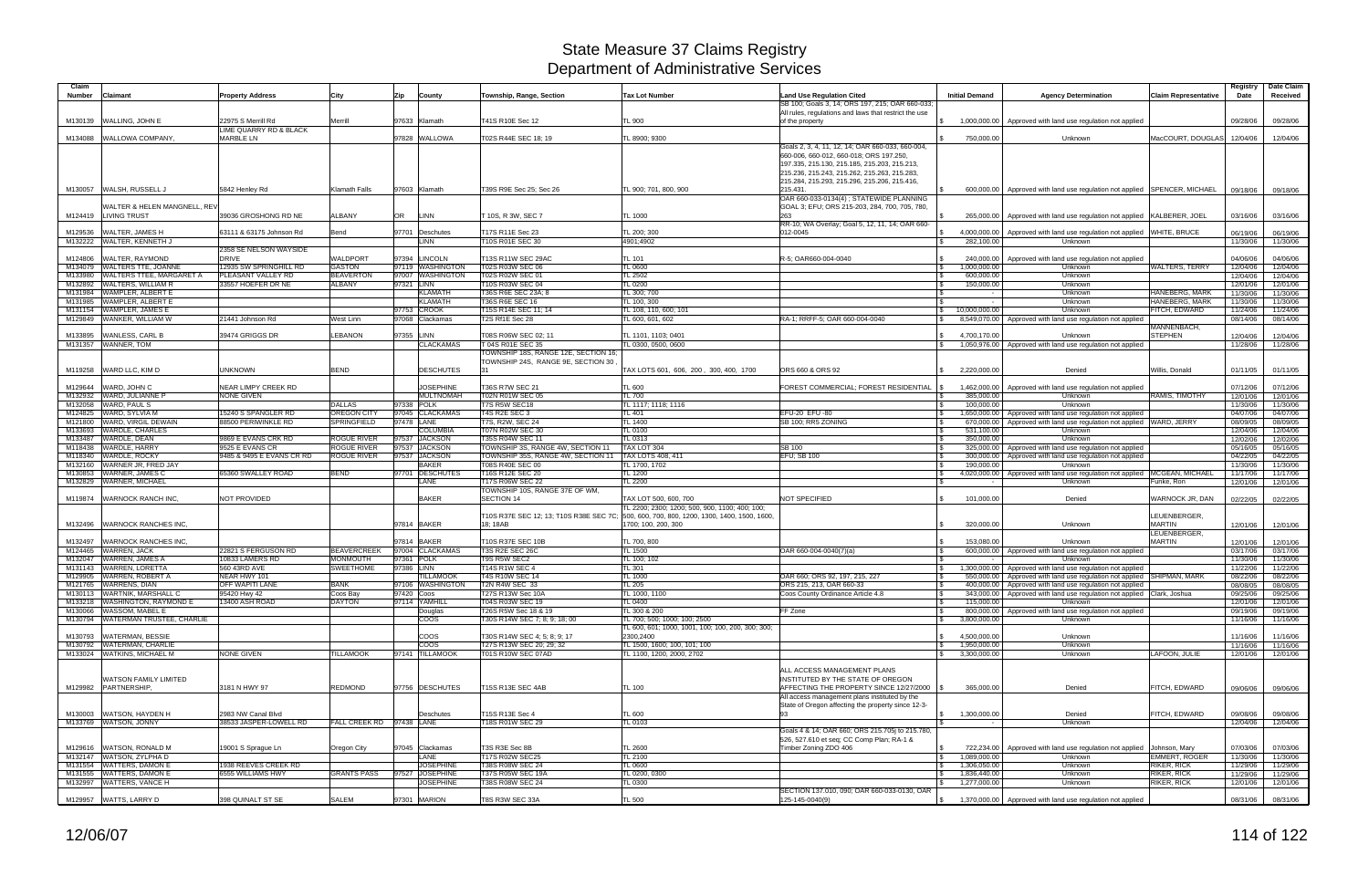# State Measure 37 Claims Registry
## Department of Administrative Services

| Claim Number | Claimant | Property Address | City | Zip | County | Township, Range, Section | Tax Lot Number | Land Use Regulation Cited | Initial Demand | Agency Determination | Claim Representative | Registry Date | Date Claim Received |
|---|---|---|---|---|---|---|---|---|---|---|---|---|---|
| M130139 | WALLING, JOHN E | 22975 S Merrill Rd | Merrill | 97633 | Klamath | T41S R10E Sec 12 | TL 900 | SB 100; Goals 3, 14; ORS 197, 215; OAR 660-033; All rules, regulations and laws that restrict the use of the property | $ 1,000,000.00 | Approved with land use regulation not applied | | 09/28/06 | 09/28/06 |
| M134088 | WALLOWA COMPANY, | LIME QUARRY RD & BLACK MARBLE LN | | 97828 | WALLOWA | T02S R44E SEC 18; 19 | TL 8900; 9300 | | $ 750,000.00 | Unknown | MacCOURT, DOUGLAS | 12/04/06 | 12/04/06 |
| M130057 | WALSH, RUSSELL J | 5842 Henley Rd | Klamath Falls | 97603 | Klamath | T39S R9E Sec 25; Sec 26 | TL 900; 701, 800, 900 | Goals 2, 3, 4, 11, 12, 14; OAR 660-033, 660-004, 660-006, 660-012, 660-018; ORS 197.250, 197.335, 215.130, 215.185, 215.203, 215.213, 215.236, 215.243, 215.262, 215.263, 215.283, 215.284, 215.293, 215.296, 215.206, 215.416, 215.431. | $ 600,000.00 | Approved with land use regulation not applied | SPENCER, MICHAEL | 09/18/06 | 09/18/06 |
| M124419 | WALTER & HELEN MANGNELL, REV LIVING TRUST | 39036 GROSHONG RD NE | ALBANY | OR | LINN | T 10S, R 3W, SEC 7 | TL 1000 | OAR 660-033-0134(4) ; STATEWIDE PLANNING GOAL 3; EFU; ORS 215-203, 284, 700, 705, 780, 263 | $ 265,000.00 | Approved with land use regulation not applied | KALBERER, JOEL | 03/16/06 | 03/16/06 |
| M129536 | WALTER, JAMES H | 63111 & 63175 Johnson Rd | Bend | 97701 | Deschutes | T17S R11E Sec 23 | TL 200; 300 | RR-10; WA Overlay; Goal 5, 12, 11, 14; OAR 660-012-0045 | $ 4,000,000.00 | Approved with land use regulation not applied | WHITE, BRUCE | 06/19/06 | 06/19/06 |
| M132222 | WALTER, KENNETH J | | | | LINN | T10S R01E SEC 30 | 4901;4902 | | $ 282,100.00 | Unknown | | 11/30/06 | 11/30/06 |
| M124806 | WALTER, RAYMOND | 2358 SE NELSON WAYSIDE DRIVE | WALDPORT | 97394 | LINCOLN | T13S R11W SEC 29AC | TL 101 | R-5; OAR660-004-0040 | $ 240,000.00 | Approved with land use regulation not applied | | 04/06/06 | 04/06/06 |
| M134079 | WALTERS TTE, JOANNE | 12935 SW SPRINGHILL RD | GASTON | 97119 | WASHINGTON | T02S R03W SEC 06 | TL 0600 | | $ 1,000,000.00 | Unknown | WALTERS, TERRY | 12/04/06 | 12/04/06 |
| M133980 | WALTERS TTEE, MARGARET A | PLEASANT VALLEY RD | BEAVERTON | 97007 | WASHINGTON | T02S R02W SEC 01 | TL 2502 | | $ 600,000.00 | Unknown | | 12/04/06 | 12/04/06 |
| M132892 | WALTERS, WILLIAM R | 33557 HOEFER DR NE | ALBANY | 97321 | LINN | T10S R03W SEC 04 | TL 0200 | | $ 150,000.00 | Unknown | | 12/01/06 | 12/01/06 |
| M131984 | WAMPLER, ALBERT E | | | | KLAMATH | T36S R6E SEC 23A; 8 | TL 300; 700 | | $ - | Unknown | HANEBERG, MARK | 11/30/06 | 11/30/06 |
| M131985 | WAMPLER, ALBERT E | | | | KLAMATH | T36S R6E SEC 16 | TL 100, 300 | | $ - | Unknown | HANEBERG, MARK | 11/30/06 | 11/30/06 |
| M131154 | WAMPLER, JAMES E | | | 97753 | CROOK | T15S R14E SEC 11; 14 | TL 108, 110, 600; 101 | | $ 10,000,000.00 | Unknown | FITCH, EDWARD | 11/24/06 | 11/24/06 |
| M129849 | WANKER, WILLIAM W | 21441 Johnson Rd | West Linn | 97068 | Clackamas | T2S R1E Sec 28 | TL 600, 601, 602 | RA-1; RRFF-5; OAR 660-004-0040 | $ 8,549,070.00 | Approved with land use regulation not applied | | 08/14/06 | 08/14/06 |
| M133895 | WANLESS, CARL B | 39474 GRIGGS DR | LEBANON | 97355 | LINN | T08S R06W SEC 02; 11 | TL 1101, 1103; 0401 | | $ 4,700,170.00 | Unknown | MANNENBACH, STEPHEN | 12/04/06 | 12/04/06 |
| M131357 | WANNER, TOM | | | | CLACKAMAS | T 04S R01E SEC 35 | TL 0300, 0500, 0600 | | $ 1,050,976.00 | Approved with land use regulation not applied | | 11/28/06 | 11/28/06 |
| M119258 | WARD LLC, KIM D | UNKNOWN | BEND | | DESCHUTES | TOWNSHIP 18S, RANGE 12E, SECTION 16; TOWNSHIP 24S, RANGE 9E, SECTION 30 , 31 | TAX LOTS 601, 606, 200 , 300, 400, 1700 | ORS 660 & ORS 92 | $ 2,220,000.00 | Denied | Willis, Donald | 01/11/05 | 01/11/05 |
| M129644 | WARD, JOHN C | NEAR LIMPY CREEK RD | | | JOSEPHINE | T36S R7W SEC 21 | TL 600 | FOREST COMMERCIAL; FOREST RESIDENTIAL | $ 1,462,000.00 | Approved with land use regulation not applied | | 07/12/06 | 07/12/06 |
| M132932 | WARD, JULIANNE P | NONE GIVEN | | | MULTNOMAH | T02N R01W SEC 05 | TL 700 | | $ 385,000.00 | Unknown | RAMIS, TIMOTHY | 12/01/06 | 12/01/06 |
| M132058 | WARD, PAUL S | | DALLAS | 97338 | POLK | T7S R5W SEC18 | TL 1117; 1118; 1116 | | $ 100,000.00 | Unknown | | 11/30/06 | 11/30/06 |
| M124825 | WARD, SYLVIA M | 15240 S SPANGLER RD | OREGON CITY | 97045 | CLACKAMAS | T4S R2E SEC 3 | TL 401 | EFU-20 EFU -80 | $ 1,650,000.00 | Approved with land use regulation not applied | | 04/07/06 | 04/07/06 |
| M121800 | WARD, VIRGIL DEWAIN | 88500 PERIWINKLE RD | SPRINGFIELD | 97478 | LANE | T7S, R2W, SEC 24 | TL 1400 | SB 100; RR5 ZONING | $ 670,000.00 | Approved with land use regulation not applied | WARD, JERRY | 08/09/05 | 08/09/05 |
| M133693 | WARDLE, CHARLES | | | | COLUMBIA | T07N R02W SEC 30 | TL 0100 | | $ 531,100.00 | Unknown | | 12/04/06 | 12/04/06 |
| M133487 | WARDLE, DEAN | 9869 E EVANS CRK RD | ROGUE RIVER | 97537 | JACKSON | T35S R04W SEC 11 | TL 0313 | | $ 350,000.00 | Unknown | | 12/02/06 | 12/02/06 |
| M118438 | WARDLE, HARRY | 9525 E EVANS CR | ROGUE RIVER | 97537 | JACKSON | TOWNSHIP 3S, RANGE 4W, SECTION 11 | TAX LOT 304 | SB 100 | $ 325,000.00 | Approved with land use regulation not applied | | 05/16/05 | 05/16/05 |
| M118340 | WARDLE, ROCKY | 9485 & 9495 E EVANS CR RD | ROGUE RIVER | 97537 | JACKSON | TOWNSHIP 35S, RANGE 4W, SECTION 11 | TAX LOTS 408, 411 | EFU; SB 100 | $ 300,000.00 | Approved with land use regulation not applied | | 04/22/05 | 04/22/05 |
| M132160 | WARNER JR, FRED JAY | | | | BAKER | T08S R40E SEC 00 | TL 1700, 1702 | | $ 190,000.00 | Unknown | | 11/30/06 | 11/30/06 |
| M130853 | WARNER, JAMES C | 65360 SWALLEY ROAD | BEND | 97701 | DESCHUTES | T16S R12E SEC 20 | TL 1200 | | $ 4,020,000.00 | Approved with land use regulation not applied | MCGEAN, MICHAEL | 11/17/06 | 11/17/06 |
| M132829 | WARNER, MICHAEL | | | | LANE | T17S R06W SEC 22 | TL 2200 | | $ - | Unknown | Funke, Ron | 12/01/06 | 12/01/06 |
| M119874 | WARNOCK RANCH INC, | NOT PROVIDED | | | BAKER | TOWNSHIP 10S, RANGE 37E OF WM, SECTION 14 | TAX LOT 500, 600, 700 | NOT SPECIFIED | $ 101,000.00 | Denied | WARNOCK JR, DAN | 02/22/05 | 02/22/05 |
| M132496 | WARNOCK RANCHES INC, | | | 97814 | BAKER | T10S R37E SEC 12; 13; T10S R38E SEC 7C; 18; 18AB | TL 2200; 2300; 1200; 500, 900, 1100; 400; 100; 500, 600, 700, 800, 1200, 1300, 1400, 1500, 1600, 1700; 100, 200, 300 | | $ 320,000.00 | Unknown | LEUENBERGER, MARTIN | 12/01/06 | 12/01/06 |
| M132497 | WARNOCK RANCHES INC, | | | 97814 | BAKER | T10S R37E SEC 10B | TL 700, 800 | | $ 153,080.00 | Unknown | LEUENBERGER, MARTIN | 12/01/06 | 12/01/06 |
| M124465 | WARREN, JACK | 22821 S FERGUSON RD | BEAVERCREEK | 97004 | CLACKAMAS | T3S R2E SEC 26C | TL 1500 | OAR 660-004-0040(7)(a) | $ 600,000.00 | Approved with land use regulation not applied | | 03/17/06 | 03/17/06 |
| M132047 | WARREN, JAMES A | 10833 LAMERS RD | MONMOUTH | 97361 | POLK | T9S R5W SEC2 | TL 100; 102 | | $ - | Unknown | | 11/30/06 | 11/30/06 |
| M131143 | WARREN, LORETTA | 560 43RD AVE | SWEETHOME | 97386 | LINN | T14S R1W SEC 4 | TL 301 | | $ 1,300,000.00 | Approved with land use regulation not applied | | 11/22/06 | 11/22/06 |
| M129905 | WARREN, ROBERT A | NEAR HWY 101 | | | TILLAMOOK | T4S R10W SEC 14 | TL 1000 | OAR 660; ORS 92, 197, 215, 227 | $ 550,000.00 | Approved with land use regulation not applied | SHIPMAN, MARK | 08/22/06 | 08/22/06 |
| M121765 | WARRENS, DIAN | OFF WAPITI LANE | BANK | 97106 | WASHINGTON | T2N R4W SEC 33 | TL 205 | ORS 215, 213, OAR 660-33 | $ 400,000.00 | Approved with land use regulation not applied | | 08/08/05 | 08/08/05 |
| M130113 | WARTNIK, MARSHALL C | 95420 Hwy 42 | Coos Bay | 97420 | Coos | T27S R13W Sec 10A | TL 1000, 1100 | Coos County Ordinance Article 4.8 | $ 343,000.00 | Approved with land use regulation not applied | Clark, Joshua | 09/25/06 | 09/25/06 |
| M133218 | WASHINGTON, RAYMOND E | 13400 ASH ROAD | DAYTON | 97114 | YAMHILL | T04S R03W SEC 19 | TL 0400 | | $ 115,000.00 | Unknown | | 12/01/06 | 12/01/06 |
| M130066 | WASSOM, MABEL E | | | | Douglas | T26S R5W Sec 18 & 19 | TL 300 & 200 | FF Zone | $ 800,000.00 | Approved with land use regulation not applied | | 09/19/06 | 09/19/06 |
| M130794 | WATERMAN TRUSTEE, CHARLIE | | | | COOS | T30S R14W SEC 7; 8; 9; 18; 00 | TL 700; 500; 1000; 100; 2500 | | $ 3,800,000.00 | Unknown | | 11/16/06 | 11/16/06 |
| M130793 | WATERMAN, BESSIE | | | | COOS | T30S R14W SEC 4; 5; 8; 9; 17 | TL 600, 601; 1000, 1001, 100; 100, 200, 300; 300; 2300,2400 | | $ 4,500,000.00 | Unknown | | 11/16/06 | 11/16/06 |
| M130792 | WATERMAN, CHARLIE | | | | COOS | T27S R13W SEC 20; 29; 32 | TL 1500, 1600; 100, 101; 100 | | $ 1,950,000.00 | Unknown | | 11/16/06 | 11/16/06 |
| M133024 | WATKINS, MICHAEL M | NONE GIVEN | TILLAMOOK | 97141 | TILLAMOOK | T01S R10W SEC 07AD | TL 1100, 1200, 2000, 2702 | | $ 3,300,000.00 | Unknown | LAFOON, JULIE | 12/01/06 | 12/01/06 |
| M129982 | WATSON FAMILY LIMITED PARTNERSHIP, | 3181 N HWY 97 | REDMOND | 97756 | DESCHUTES | T15S R13E SEC 4AB | TL 100 | ALL ACCESS MANAGEMENT PLANS INSTITUTED BY THE STATE OF OREGON AFFECTING THE PROPERTY SINCE 12/27/2000 | $ 365,000.00 | Denied | FITCH, EDWARD | 09/06/06 | 09/06/06 |
| M130003 | WATSON, HAYDEN H | 2983 NW Canal Blvd | | | Deschutes | T15S R13E Sec 4 | TL 600 | All access management plans instituted by the State of Oregon affecting the property since 12-3-93 | $ 1,300,000.00 | Denied | FITCH, EDWARD | 09/08/06 | 09/08/06 |
| M133769 | WATSON, JONNY | 38533 JASPER-LOWELL RD | FALL CREEK RD | 97438 | LANE | T18S R01W SEC 29 | TL 0103 | | $ - | Unknown | | 12/04/06 | 12/04/06 |
| M129616 | WATSON, RONALD M | 19001 S Sprague Ln | Oregon City | 97045 | Clackamas | T3S R3E Sec 8B | TL 2600 | Goals 4 & 14; OAR 660; ORS 215.705j to 215.780, 526, 527.610 et seq; CC Comp Plan; RA-1 & Timber Zoning ZDO 406 | $ 722,234.00 | Approved with land use regulation not applied | Johnson, Mary | 07/03/06 | 07/03/06 |
| M132147 | WATSON, ZYLPHA D | | | | LANE | T17S R02W SEC25 | TL 2100 | | $ 1,089,000.00 | Unknown | EMMERT, ROGER | 11/30/06 | 11/30/06 |
| M131554 | WATTERS, DAMON E | 1938 REEVES CREEK RD | | | JOSEPHINE | T38S R08W SEC 24 | TL 0600 | | $ 1,306,050.00 | Unknown | RIKER, RICK | 11/29/06 | 11/29/06 |
| M131555 | WATTERS, DAMON E | 6555 WILLIAMS HWY | GRANTS PASS | 97527 | JOSEPHINE | T37S R05W SEC 19A | TL 0200, 0300 | | $ 1,836,440.00 | Unknown | RIKER, RICK | 11/29/06 | 11/29/06 |
| M132997 | WATTERS, VANCE H | | | | JOSEPHINE | T38S R08W SEC 24 | TL 0300 | | $ 1,277,000.00 | Unknown | RIKER, RICK | 12/01/06 | 12/01/06 |
| M129957 | WATTS, LARRY D | 398 QUINALT ST SE | SALEM | 97301 | MARION | T8S R3W SEC 33A | TL 500 | SECTION 137.010, 090; OAR 660-033-0130, OAR 125-145-0040(9) | $ 1,370,000.00 | Approved with land use regulation not applied | | 08/31/06 | 08/31/06 |

12/06/07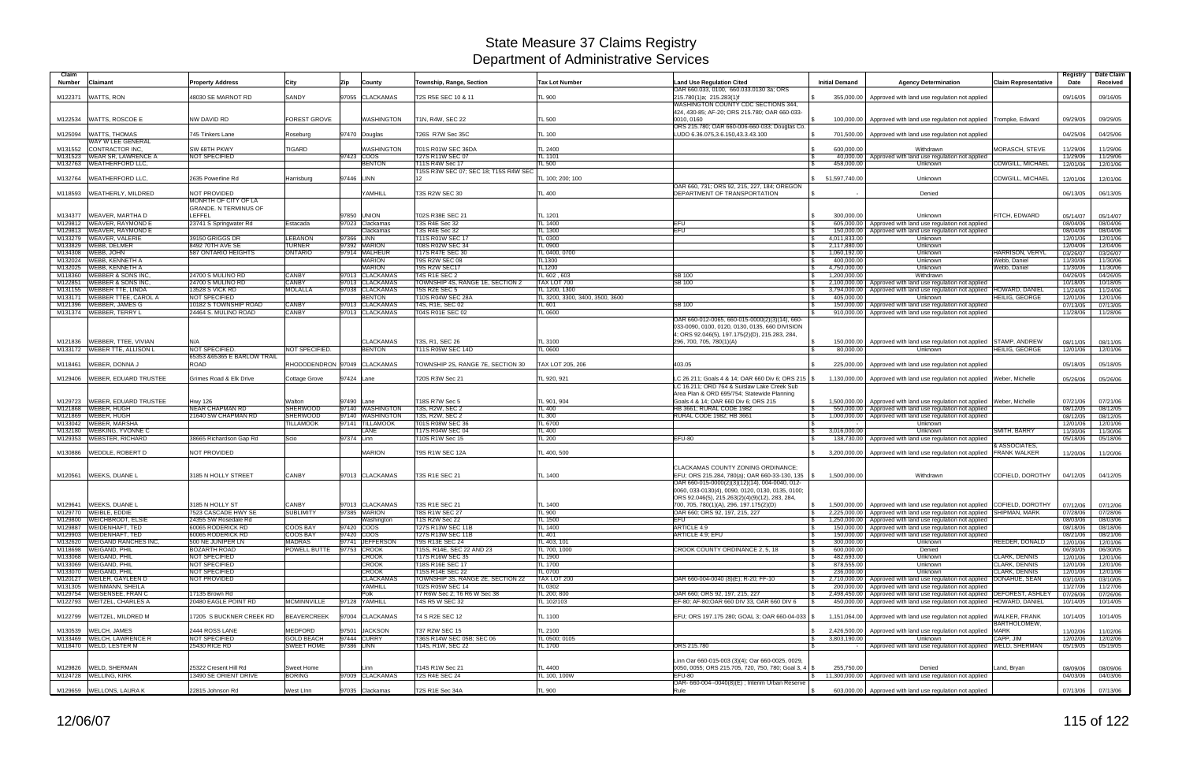# State Measure 37 Claims Registry
## Department of Administrative Services

| Claim Number | Claimant | Property Address | City | Zip | County | Township, Range, Section | Tax Lot Number | Land Use Regulation Cited | Initial Demand | Agency Determination | Claim Representative | Registry Date | Date Claim Received |
|---|---|---|---|---|---|---|---|---|---|---|---|---|---|
| M122371 | WATTS, RON | 48030 SE MARNOT RD | SANDY | 97055 | CLACKAMAS | T2S R5E SEC 10 & 11 | TL 900 | OAR 660.033, 0100, 660.033.0130 3a; ORS 215.780(1)a; 215.283(1)f | $ 355,000.00 | Approved with land use regulation not applied | | 09/16/05 | 09/16/05 |
| M122534 | WATTS, ROSCOE E | NW DAVID RD | FOREST GROVE | | WASHINGTON | T1N, R4W, SEC 22 | TL 500 | WASHINGTON COUNTY CDC SECTIONS 344, 424, 430-85; AF-20; ORS 215.780; OAR 660-033-0010, 0160 | $ 100,000.00 | Approved with land use regulation not applied | Trompke, Edward | 09/29/05 | 09/29/05 |
| M125094 | WATTS, THOMAS | 745 Tinkers Lane | Roseburg | 97470 | Douglas | T26S R7W Sec 35C | TL 100 | ORS 215.780; OAR 660-006-660-033; Douglas Co. LUDO 6.36.075,3.6.150,43.3.43.100 | $ 701,500.00 | Approved with land use regulation not applied | | 04/25/06 | 04/25/06 |
| M131552 | WAY W LEE GENERAL CONTRACTOR INC, | SW 68TH PKWY | TIGARD | | WASHINGTON | T01S R01W SEC 36DA | TL 2400 | | $ 600,000.00 | Withdrawn | MORASCH, STEVE | 11/29/06 | 11/29/06 |
| M131523 | WEAR SR, LAWRENCE A | NOT SPECIFIED | | 97423 | COOS | T27S R11W SEC 07 | TL 1101 | | $ 40,000.00 | Approved with land use regulation not applied | | 11/29/06 | 11/29/06 |
| M132763 | WEATHERFORD LLC, | | | | BENTON | T11S R4W Sec 17 | TL 500 | | $ 458,000.00 | Unknown | COWGILL, MICHAEL | 12/01/06 | 12/01/06 |
| M132764 | WEATHERFORD LLC, | 2635 Powerline Rd | Harrisburg | 97446 | LINN | T15S R3W SEC 07; SEC 18; T15S R4W SEC 12 | TL 100; 200; 100 | | $ 51,597,740.00 | Unknown | COWGILL, MICHAEL | 12/01/06 | 12/01/06 |
| M118593 | WEATHERLY, MILDRED | NOT PROVIDED | | | YAMHILL | T3S R2W SEC 30 | TL 400 | OAR 660, 731; ORS 92, 215, 227, 184; OREGON DEPARTMENT OF TRANSPORTATION | $ - | Denied | | 06/13/05 | 06/13/05 |
| M134377 | WEAVER, MARTHA D | MONRTH OF CITY OF LA GRANDE. N TERMINUS OF LEFFEL | | 97850 | UNION | T02S R38E SEC 21 | TL 1201 | | $ 300,000.00 | Unknown | FITCH, EDWARD | 05/14/07 | 05/14/07 |
| M129812 | WEAVER, RAYMOND E | 23741 S Springwater Rd | Estacada | 97023 | Clackamas | T3S R4E Sec 32 | TL 1400 | EFU | $ 605,000.00 | Approved with land use regulation not applied | | 08/04/06 | 08/04/06 |
| M129813 | WEAVER, RAYMOND E | | | | Clackamas | T3S R4E Sec 32 | TL 1300 | EFU | $ 150,000.00 | Approved with land use regulation not applied | | 08/04/06 | 08/04/06 |
| M133279 | WEAVER, VALERIE | 39150 GRIGGS DR | LEBANON | 97366 | LINN | T11S R01W SEC 17 | TL 0300 | | $ 4,011,833.00 | Unknown | | 12/01/06 | 12/01/06 |
| M133829 | WEBB, DELMER | 8492 70TH AVE SE | TURNER | 97392 | MARION | T08S R02W SEC 34 | TL 0900 | | $ 2,117,880.00 | Unknown | | 12/04/06 | 12/04/06 |
| M134308 | WEBB, JOHN | 587 ONTARIO HEIGHTS | ONTARIO | 97914 | MALHEUR | T17S R47E SEC 30 | TL 0400, 0700 | | $ 1,060,192.00 | Unknown | HARRISON, VERYL | 03/26/07 | 03/26/07 |
| M132024 | WEBB, KENNETH A | | | | MARION | T9S R2W SEC 08 | TL1300 | | $ 400,000.00 | Unknown | Webb, Daniel | 11/30/06 | 11/30/06 |
| M132025 | WEBB, KENNETH A | | | | MARION | T9S R2W SEC17 | TL1200 | | $ 4,750,000.00 | Unknown | Webb, Daniel | 11/30/06 | 11/30/06 |
| M118360 | WEBBER & SONS INC, | 24700 S MULINO RD | CANBY | 97013 | CLACKAMAS | T4S R1E SEC 2 | TL 602 , 603 | SB 100 | $ 1,200,000.00 | Withdrawn | | 04/26/05 | 04/26/05 |
| M122851 | WEBBER & SONS INC, | 24700 S MULINO RD | CANBY | 97013 | CLACKAMAS | TOWNSHIP 4S, RANGE 1E, SECTION 2 | TAX LOT 700 | SB 100 | $ 2,100,000.00 | Approved with land use regulation not applied | | 10/18/05 | 10/18/05 |
| M131155 | WEBBER TTE, LINDA | 13528 S VICK RD | MOLALLA | 97038 | CLACKAMAS | T5S R2E SEC 5 | TL 1200, 1300 | | $ 3,794,000.00 | Approved with land use regulation not applied | HOWARD, DANIEL | 11/24/06 | 11/24/06 |
| M133171 | WEBBER TTEE, CAROL A | NOT SPECIFIED | | | BENTON | T10S R04W SEC 28A | TL 3200, 3300, 3400, 3500, 3600 | | $ 405,000.00 | Unknown | HEILIG, GEORGE | 12/01/06 | 12/01/06 |
| M121396 | WEBBER, JAMES G | 10182 S TOWNSHIP ROAD | CANBY | 97013 | CLACKAMAS | T4S, R1E, SEC 02 | TL 601 | SB 100 | $ 150,000.00 | Approved with land use regulation not applied | | 07/13/05 | 07/13/05 |
| M131374 | WEBBER, TERRY L | 24464 S. MULINO ROAD | CANBY | 97013 | CLACKAMAS | T04S R01E SEC 02 | TL 0600 | | $ 910,000.00 | Approved with land use regulation not applied | | 11/28/06 | 11/28/06 |
| M121836 | WEBBER, TTEE, VIVIAN | N/A | | | CLACKAMAS | T3S, R1, SEC 26 | TL 3100 | OAR 660-012-0065, 660-015-0000(2)(3)(14), 660-033-0090, 0100, 0120, 0130, 0135, 660 DIVISION 4; ORS 92.046(5), 197.175(2)(D), 215.283, 284, 296, 700, 705, 780(1)(A) | $ 150,000.00 | Approved with land use regulation not applied | STAMP, ANDREW | 08/11/05 | 08/11/05 |
| M133172 | WEBER TTE, ALLISON L | NOT SPECIFIED. | NOT SPECIFIED. | | BENTON | T11S R05W SEC 14D | TL 0600 | | $ 80,000.00 | Unknown | HEILIG, GEORGE | 12/01/06 | 12/01/06 |
| M118461 | WEBER, DONNA J | 65353 &65365 E BARLOW TRAIL ROAD | RHODODENDRON | 97049 | CLACKAMAS | TOWNSHIP 2S, RANGE 7E, SECTION 30 | TAX LOT 205, 206 | 403.05 | $ 225,000.00 | Approved with land use regulation not applied | | 05/18/05 | 05/18/05 |
| M129406 | WEBER, EDUARD TRUSTEE | Grimes Road & Elk Drive | Cottage Grove | 97424 | Lane | T20S R3W Sec 21 | TL 920, 921 | LC 26.211; Goals 4 & 14; OAR 660 Div 6; ORS 215 | $ 1,130,000.00 | Approved with land use regulation not applied | Weber, Michelle | 05/26/06 | 05/26/06 |
| M129723 | WEBER, EDUARD TRUSTEE | Hwy 126 | Walton | 97490 | Lane | T18S R7W Sec 5 | TL 901, 904 | LC 16.211; ORD 764 & Suislaw Lake Creek Sub Area Plan & ORD 695/754; Statewide Planning Goals 4 & 14; OAR 660 Div 6; ORS 215 | $ 1,500,000.00 | Approved with land use regulation not applied | Weber, Michelle | 07/21/06 | 07/21/06 |
| M121868 | WEBER, HUGH | NEAR CHAPMAN RD | SHERWOOD | 97140 | WASHINGTON | T3S, R2W, SEC 2 | TL 400 | HB 3661; RURAL CODE 1982 | $ 550,000.00 | Approved with land use regulation not applied | | 08/12/05 | 08/12/05 |
| M121869 | WEBER, HUGH | 21640 SW CHAPMAN RD | SHERWOOD | 97140 | WASHINGTON | T3S, R2W, SEC 2 | TL 300 | RURAL CODE 1982; HB 3661 | $ 1,000,000.00 | Approved with land use regulation not applied | | 08/12/05 | 08/12/05 |
| M133042 | WEBER, MARSHA | | TILLAMOOK | 97141 | TILLAMOOK | T01S R08W SEC 36 | TL 6700 | | $ - | Unknown | | 12/01/06 | 12/01/06 |
| M132180 | WEBKING, YVONNE C | | | | LANE | T17S R04W SEC 04 | TL 400 | | $ 3,016,000.00 | Unknown | SMITH, BARRY | 11/30/06 | 11/30/06 |
| M129353 | WEBSTER, RICHARD | 38665 Richardson Gap Rd | Scio | 97374 | Linn | T10S R1W Sec 15 | TL 200 | EFU-80 | $ 138,730.00 | Approved with land use regulation not applied | | 05/18/06 | 05/18/06 |
| M130886 | WEDDLE, ROBERT D | NOT PROVIDED | | | MARION | T9S R1W SEC 12A | TL 400, 500 | | $ 3,200,000.00 | Approved with land use regulation not applied | & ASSOCIATES, FRANK WALKER | 11/20/06 | 11/20/06 |
| M120561 | WEEKS, DUANE L | 3185 N HOLLY STREET | CANBY | 97013 | CLACKAMAS | T3S R1E SEC 21 | TL 1400 | CLACKAMAS COUNTY ZONING ORDINANCE; EFU; ORS 215.284, 780(a); OAR 660-33-130, 135 | $ 1,500,000.00 | Withdrawn | COFIELD, DOROTHY | 04/12/05 | 04/12/05 |
| M129641 | WEEKS, DUANE L | 3185 N HOLLY ST | CANBY | 97013 | CLACKAMAS | T3S R1E SEC 21 | TL 1400 | OAR 660-015-0000(2)(3)(12)(14), 004-0040, 012-0060, 033-0130(4), 0090, 0120, 0130, 0135, 0100; ORS 92.046(5), 215.263(2)(4)(9)(12), 283, 284, 700, 705, 780(1)(A), 296, 197.175(2)(D) | $ 1,500,000.00 | Approved with land use regulation not applied | COFIELD, DOROTHY | 07/12/06 | 07/12/06 |
| M129770 | WEIBLE, EDDIE | 7523 CASCADE HWY SE | SUBLIMITY | 97385 | MARION | T8S R1W SEC 27 | TL 900 | OAR 660; ORS 92, 197, 215, 227 | $ 2,225,000.00 | Approved with land use regulation not applied | SHIPMAN, MARK | 07/28/06 | 07/28/06 |
| M129800 | WEICHBRODT, ELSIE | 24355 SW Rosedale Rd | | | Washington | T1S R2W Sec 22 | TL 1500 | EFU | $ 1,250,000.00 | Approved with land use regulation not applied | | 08/03/06 | 08/03/06 |
| M129887 | WEIDENHAFT, TED | 60065 RODERICK RD | COOS BAY | 97420 | COOS | T27S R13W SEC 11B | TL 1400 | ARTICLE 4.9 | $ 150,000.00 | Approved with land use regulation not applied | | 08/18/06 | 08/18/06 |
| M129903 | WEIDENHAFT, TED | 60065 RODERICK RD | COOS BAY | 97420 | COOS | T27S R13W SEC 11B | TL 401 | ARTICLE 4.9; EFU | $ 150,000.00 | Approved with land use regulation not applied | | 08/21/06 | 08/21/06 |
| M132620 | WEIGAND RANCHES INC, | 500 NE JUNIPER LN | MADRAS | 97741 | JEFFERSON | T9S R13E SEC 24 | TL 403, 101 | | $ 300,000.00 | Unknown | REEDER, DONALD | 12/01/06 | 12/01/06 |
| M118698 | WEIGAND, PHIL | BOZARTH ROAD | POWELL BUTTE | 97753 | CROOK | T15S, R14E, SEC 22 AND 23 | TL 700, 1000 | CROOK COUNTY ORDINANCE 2, 5, 18 | $ 600,000.00 | Denied | | 06/30/05 | 06/30/05 |
| M133068 | WEIGAND, PHIL | NOT SPECIFIED | | | CROOK | T17S R16W SEC 35 | TL 1900 | | $ 482,693.00 | Unknown | CLARK, DENNIS | 12/01/06 | 12/01/06 |
| M133069 | WEIGAND, PHIL | NOT SPECIFIED | | | CROOK | T18S R16E SEC 17 | TL 1700 | | $ 878,555.00 | Unknown | CLARK, DENNIS | 12/01/06 | 12/01/06 |
| M133070 | WEIGAND, PHIL | NOT SPECIFIED | | | CROOK | T15S R14E SEC 22 | TL 0700 | | $ 236,000.00 | Unknown | CLARK, DENNIS | 12/01/06 | 12/01/06 |
| M120127 | WEILER, GAYLEEN D | NOT PROVIDED | | | CLACKAMAS | TOWNSHIP 3S, RANGE 2E, SECTION 22 | TAX LOT 200 | OAR 660-004-0040 (8)(E); R-20; FF-10 | $ 2,710,000.00 | Approved with land use regulation not applied | DONAHUE, SEAN | 03/10/05 | 03/10/05 |
| M131305 | WEINMANN, SHEILA | | | | YAMHILL | T02S R05W SEC 14 | TL 0302 | | $ 200,000.00 | Approved with land use regulation not applied | | 11/27/06 | 11/27/06 |
| M129754 | WEISENSEE, FRAN C | 17135 Brown Rd | | | Polk | T7 R6W Sec 2, T6 R6 W Sec 38 | TL 200, 800 | OAR 660; ORS 92, 197, 215, 227 | $ 2,498,450.00 | Approved with land use regulation not applied | DEFOREST, ASHLEY | 07/26/06 | 07/26/06 |
| M122793 | WEITZEL, CHARLES A | 20480 EAGLE POINT RD | MCMINNVILLE | 97128 | YAMHILL | T4S R5 W SEC 32 | TL 102/103 | EF-80; AF-80;OAR 660 DIV 33, OAR 660 DIV 6 | $ 450,000.00 | Approved with land use regulation not applied | HOWARD, DANIEL | 10/14/05 | 10/14/05 |
| M122799 | WEITZEL, MILDRED M | 17205 S BUCKNER CREEK RD | BEAVERCREEK | 97004 | CLACKAMAS | T4 S R2E SEC 12 | TL 1100 | EFU; ORS 197.175 280; GOAL 3; OAR 660-04-033 | $ 1,151,064.00 | Approved with land use regulation not applied | WALKER, FRANK | 10/14/05 | 10/14/05 |
| M130539 | WELCH, JAMES | 2444 ROSS LANE | MEDFORD | 97501 | JACKSON | T37 R2W SEC 15 | TL 2100 | | $ 2,426,500.00 | Approved with land use regulation not applied | BARTHOLOMEW, MARK | 11/02/06 | 11/02/06 |
| M133469 | WELCH, LAWRENCE R | NOT SPECIFIED | GOLD BEACH | 97444 | CURRY | T36S R14W SEC 05B; SEC 06 | TL 0500; 0105 | | $ 3,803,190.00 | Unknown | CAPP, JIM | 12/02/06 | 12/02/06 |
| M118470 | WELD, LESTER M | 25430 RICE RD | SWEET HOME | 97386 | LINN | T14S, R1W, SEC 22 | TL 1700 | ORS 215.780 | $ - | Approved with land use regulation not applied | WELD, SHERMAN | 05/19/05 | 05/19/05 |
| M129826 | WELD, SHERMAN | 25322 Cresent Hill Rd | Sweet Home | | Linn | T14S R1W Sec 21 | TL 4400 | Linn Oar 660-015-003 (3)(4); Oar 660-0025, 0029, 0050, 0055; ORS 215.705, 720, 750, 780; Goal 3, 4 | $ 255,750.00 | Denied | Land, Bryan | 08/09/06 | 08/09/06 |
| M124728 | WELLING, KIRK | 13490 SE ORIENT DRIVE | BORING | 97009 | CLACKAMAS | T2S R4E SEC 24 | TL 100, 100W | EFU-80 | $ 11,300,000.00 | Approved with land use regulation not applied | | 04/03/06 | 04/03/06 |
| M129659 | WELLONS, LAURA K | 22815 Johnson Rd | West Linn | 97035 | Clackamas | T2S R1E Sec 34A | TL 900 | OAR- 660-004--0040(8)(E) ; Interim Urban Reserve Rule | $ 603,000.00 | Approved with land use regulation not applied | | 07/13/06 | 07/13/06 |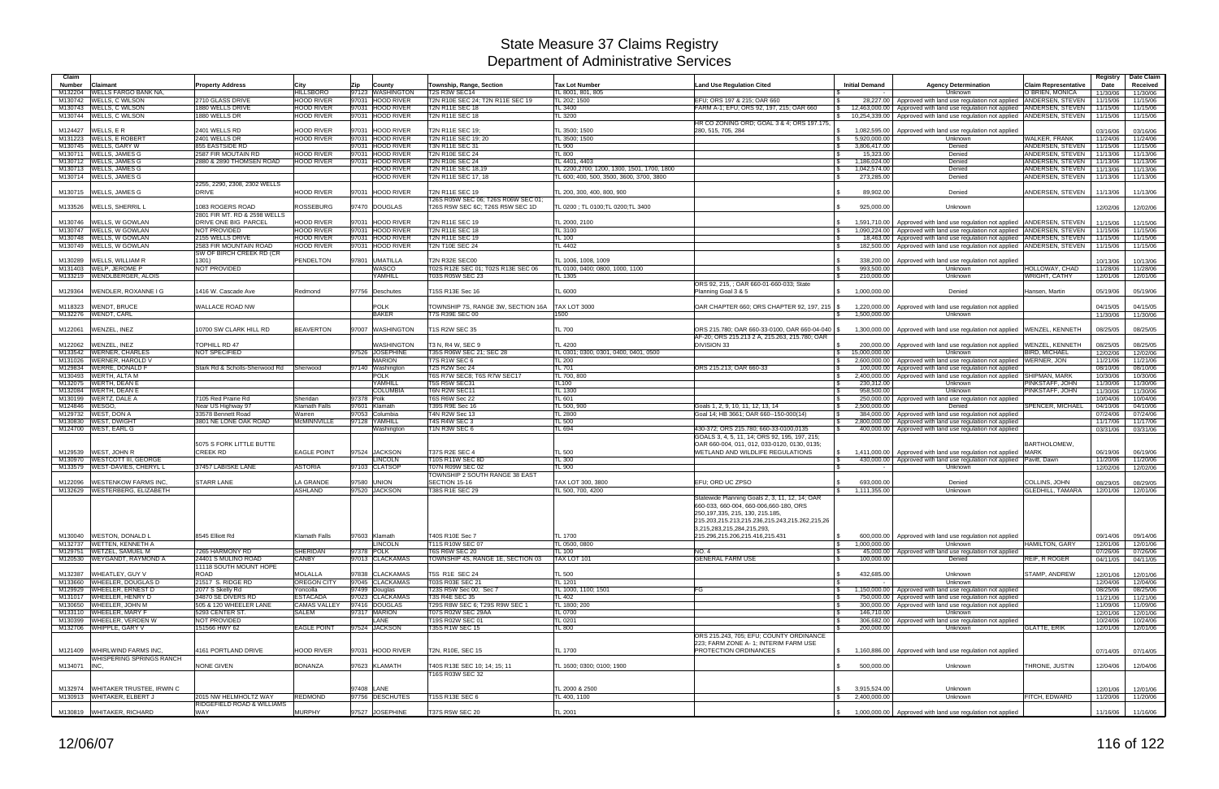# State Measure 37 Claims Registry
## Department of Administrative Services

| Claim Number | Claimant | Property Address | City | Zip | County | Township, Range, Section | Tax Lot Number | Land Use Regulation Cited | Initial Demand | Agency Determination | Claim Representative | Registry Date | Date Claim Received |
|---|---|---|---|---|---|---|---|---|---|---|---|---|---|
| M132204 | WELLS FARGO BANK NA, | | HILLSBORO | 97123 | WASHINGTON | T2S R3W SEC14 | TL 8001, 801, 805 | | $ - | Unknown | O BRIEN, MONICA | 11/30/06 | 11/30/06 |
| M130742 | WELLS, C WILSON | 2710 GLASS DRIVE | HOOD RIVER | 97031 | HOOD RIVER | T2N R10E SEC 24; T2N R11E SEC 19 | TL 202; 1500 | EFU; ORS 197 & 215; OAR 660 | $ 28,227.00 | Approved with land use regulation not applied | ANDERSEN, STEVEN | 11/15/06 | 11/15/06 |
| M130743 | WELLS, C WILSON | 1880 WELLS DRIVE | HOOD RIVER | 97031 | HOOD RIVER | T2N R11E SEC 18 | TL 3400 | FARM A-1; EFU; ORS 92, 197, 215; OAR 660 | $ 12,463,000.00 | Approved with land use regulation not applied | ANDERSEN, STEVEN | 11/15/06 | 11/15/06 |
| M130744 | WELLS, C WILSON | 1880 WELLS DR | HOOD RIVER | 97031 | HOOD RIVER | T2N R11E SEC 18 | TL 3200 | | $ 10,254,339.00 | Approved with land use regulation not applied | ANDERSEN, STEVEN | 11/15/06 | 11/15/06 |
| M124427 | WELLS, E R | 2401 WELLS RD | HOOD RIVER | 97031 | HOOD RIVER | T2N R11E SEC 19; | TL 3500; 1500 | HR CO ZONING ORD; GOAL 3 & 4; ORS 197.175, 280, 515, 705, 284 | $ 1,082,595.00 | Approved with land use regulation not applied | | 03/16/06 | 03/16/06 |
| M131223 | WELLS, E ROBERT | 2401 WELLS DR | HOOD RIVER | 97031 | HOOD RIVER | T2N R11E SEC 19; 20 | TL 3500; 1500 | | $ 5,920,000.00 | Unknown | WALKER, FRANK | 11/24/06 | 11/24/06 |
| M130745 | WELLS, GARY W | 855 EASTSIDE RD | | 97031 | HOOD RIVER | T3N R11E SEC 31 | TL 900 | | $ 3,806,417.00 | Denied | ANDERSEN, STEVEN | 11/15/06 | 11/15/06 |
| M130711 | WELLS, JAMES G | 2587 FIR MOUTAIN RD | HOOD RIVER | 97031 | HOOD RIVER | T2N R10E SEC 24 | TL 800 | | $ 15,323.00 | Denied | ANDERSEN, STEVEN | 11/13/06 | 11/13/06 |
| M130712 | WELLS, JAMES G | 2880 & 2890 THOMSEN ROAD | HOOD RIVER | 97031 | HOOD RIVER | T2N R10E SEC 24 | TL 4401, 4403 | | $ 1,186,024.00 | Denied | ANDERSEN, STEVEN | 11/13/06 | 11/13/06 |
| M130713 | WELLS, JAMES G | | | | HOOD RIVER | T2N R11E SEC 18,19 | TL 2200,2700, 1200, 1300, 1501, 1700, 1800 | | $ 1,042,574.00 | Denied | ANDERSEN, STEVEN | 11/13/06 | 11/13/06 |
| M130714 | WELLS, JAMES G | | | | HOOD RIVER | T2N R11E SEC 17, 18 | TL 600; 400, 500, 3500, 3600, 3700, 3800 | | $ 273,285.00 | Denied | ANDERSEN, STEVEN | 11/13/06 | 11/13/06 |
| M130715 | WELLS, JAMES G | 2255, 2290, 2308, 2302 WELLS DRIVE | HOOD RIVER | 97031 | HOOD RIVER | T2N R11E SEC 19 | TL 200, 300, 400, 800, 900 | | $ 89,902.00 | Denied | ANDERSEN, STEVEN | 11/13/06 | 11/13/06 |
| M133526 | WELLS, SHERRILL L | 1063 ROGERS ROAD | ROSSEBURG | 97470 | DOUGLAS | T26S R05W SEC 06; T26S R06W SEC 01; T26S R5W SEC 6C; T26S R5W SEC 1D | TL 0200 ; TL 0100;TL 0200;TL 3400 | | $ 925,000.00 | Unknown | | 12/02/06 | 12/02/06 |
| M130746 | WELLS, W GOWLAN | 2801 FIR MT. RD & 2598 WELLS DRIVE ONE BIG PARCEL | HOOD RIVER | 97031 | HOOD RIVER | T2N R11E SEC 19 | TL 2000, 2100 | | $ 1,591,710.00 | Approved with land use regulation not applied | ANDERSEN, STEVEN | 11/15/06 | 11/15/06 |
| M130747 | WELLS, W GOWLAN | NOT PROVIDED | HOOD RIVER | 97031 | HOOD RIVER | T2N R11E SEC 18 | TL 3100 | | $ 1,090,224.00 | Approved with land use regulation not applied | ANDERSEN, STEVEN | 11/15/06 | 11/15/06 |
| M130748 | WELLS, W GOWLAN | 2155 WELLS DRIVE | HOOD RIVER | 97031 | HOOD RIVER | T2N R11E SEC 19 | TL 100 | | $ 18,463.00 | Approved with land use regulation not applied | ANDERSEN, STEVEN | 11/15/06 | 11/15/06 |
| M130749 | WELLS, W GOWLAN | 2583 FIR MOUNTAIN ROAD | HOOD RIVER | 97031 | HOOD RIVER | T2N T10E SEC 24 | TL 4402 | | $ 182,500.00 | Approved with land use regulation not applied | ANDERSEN, STEVEN | 11/15/06 | 11/15/06 |
| M130289 | WELLS, WILLIAM R | SW OF BIRCH CREEK RD (CR 1301) | PENDELTON | 97801 | UMATILLA | T2N R32E SEC00 | TL 1006, 1008, 1009 | | $ 338,200.00 | Approved with land use regulation not applied | | 10/13/06 | 10/13/06 |
| M131403 | WELP, JEROME P | NOT PROVIDED | | | WASCO | T02S R12E SEC 01; T02S R13E SEC 06 | TL 0100, 0400; 0800, 1000, 1100 | | $ 993,500.00 | Unknown | HOLLOWAY, CHAD | 11/28/06 | 11/28/06 |
| M133219 | WENDLBERGER, ALOIS | | | | YAMHILL | T03S R05W SEC 23 | TL 1305 | | $ 210,000.00 | Unknown | WRIGHT, CATHY | 12/01/06 | 12/01/06 |
| M129364 | WENDLER, ROXANNE I G | 1416 W. Cascade Ave | Redmond | 97756 | Deschutes | T15S R13E Sec 16 | TL 6000 | ORS 92, 215, ; OAR 660-01-660-033; State Planning Goal 3 & 5 | $ 1,000,000.00 | Denied | Hansen, Martin | 05/19/06 | 05/19/06 |
| M118323 | WENDT, BRUCE | WALLACE ROAD NW | | | POLK | TOWNSHIP 7S. RANGE 3W, SECTION 16A | TAX LOT 3000 | OAR CHAPTER 660; ORS CHAPTER 92, 197, 215 | $ 1,220,000.00 | Approved with land use regulation not applied | | 04/15/05 | 04/15/05 |
| M132276 | WENDT, CARL | | | | BAKER | T7S R39E SEC 00 | 1500 | | $ 1,500,000.00 | Unknown | | 11/30/06 | 11/30/06 |
| M122061 | WENZEL, INEZ | 10700 SW CLARK HILL RD | BEAVERTON | 97007 | WASHINGTON | T1S R2W SEC 35 | TL 700 | ORS 215.780; OAR 660-33-0100, OAR 660-04-040 | $ 1,300,000.00 | Approved with land use regulation not applied | WENZEL, KENNETH | 08/25/05 | 08/25/05 |
| M122062 | WENZEL, INEZ | TOPHILL RD 47 | | | WASHINGTON | T3 N, R4 W, SEC 9 | TL 4200 | AF-20; ORS 215.213 2 A, 215.263, 215.780; OAR DIVISION 33 | $ 200,000.00 | Approved with land use regulation not applied | WENZEL, KENNETH | 08/25/05 | 08/25/05 |
| M133542 | WERNER, CHARLES | NOT SPECIFIED | | 97526 | JOSEPHINE | T35S R06W SEC 21; SEC 28 | TL 0301; 0300, 0301, 0400, 0401, 0500 | | $ 15,000,000.00 | Unknown | BIRD, MICHAEL | 12/02/06 | 12/02/06 |
| M131026 | WERNER, HAROLD V | | | | MARION | T7S R1W SEC 6 | TL 200 | | $ 2,600,000.00 | Approved with land use regulation not applied | WERNER, JON | 11/21/06 | 11/21/06 |
| M129834 | WERRE, DONALD F | Stark Rd & Scholls-Sherwood Rd | Sherwood | 97140 | Washington | T2S R2W Sec 24 | TL 701 | ORS 215.213; OAR 660-33 | $ 100,000.00 | Approved with land use regulation not applied | | 08/10/06 | 08/10/06 |
| M130493 | WERTH, ALTA M | | | | POLK | T6S R7W SEC8; T6S R7W SEC17 | TL 700, 800 | | $ 2,400,000.00 | Approved with land use regulation not applied | SHIPMAN, MARK | 10/30/06 | 10/30/06 |
| M132075 | WERTH, DEAN E | | | | YAMHILL | T5S R5W SEC31 | TL100 | | $ 230,312.00 | Unknown | PINKSTAFF, JOHN | 11/30/06 | 11/30/06 |
| M132084 | WERTH, DEAN E | | | | COLUMBIA | T6N R2W SEC11 | TL 1300 | | $ 958,500.00 | Unknown | PINKSTAFF, JOHN | 11/30/06 | 11/30/06 |
| M130199 | WERTZ, DALE A | 7105 Red Prairie Rd | Sheridan | 97378 | Polk | T6S R6W Sec 22 | TL 601 | | $ 250,000.00 | Approved with land use regulation not applied | | 10/04/06 | 10/04/06 |
| M124846 | WESGO, | Near US Highway 97 | Klamath Falls | 97601 | Klamath | T39S R9E Sec 16 | TL 500, 900 | Goals 1, 2, 9, 10, 11, 12, 13, 14 | $ 2,500,000.00 | Denied | SPENCER, MICHAEL | 04/10/06 | 04/10/06 |
| M129732 | WEST, DON A | 33578 Bennett Road | Warren | 97053 | Columbia | T4N R2W Sec 13 | TL 2800 | Goal 14; HB 3661; OAR 660--150-000(14) | $ 384,000.00 | Approved with land use regulation not applied | | 07/24/06 | 07/24/06 |
| M130830 | WEST, DWIGHT | 3801 NE LONE OAK ROAD | MCMINNVILLE | 97128 | YAMHILL | T4S R4W SEC 3 | TL 500 | | $ 2,800,000.00 | Approved with land use regulation not applied | | 11/17/06 | 11/17/06 |
| M124700 | WEST, EARL G | | | | Washington | T1N R3W SEC 6 | TL 694 | 430-372; ORS 215.780; 660-33-0100,0135 | $ 400,000.00 | Approved with land use regulation not applied | | 03/31/06 | 03/31/06 |
| M129539 | WEST, JOHN R | 5075 S FORK LITTLE BUTTE CREEK RD | EAGLE POINT | 97524 | JACKSON | T37S R2E SEC 4 | TL 500 | GOALS 3, 4, 5, 11, 14; ORS 92, 195, 197, 215; OAR 660-004, 011, 012, 033-0120, 0130, 0135; WETLAND AND WILDLIFE REGULATIONS | $ 1,411,000.00 | Approved with land use regulation not applied | BARTHOLOMEW, MARK | 06/19/06 | 06/19/06 |
| M130970 | WESTCOTT III, GEORGE | | | | LINCOLN | T10S R11W SEC 8D | TL 300 | | $ 430,000.00 | Approved with land use regulation not applied | Pavitt, Dawn | 11/20/06 | 11/20/06 |
| M133579 | WEST-DAVIES, CHERYL L | 37457 LABISKE LANE | ASTORIA | 97103 | CLATSOP | T07N R09W SEC 02 | TL 900 | | $ - | Unknown | | 12/02/06 | 12/02/06 |
| M122096 | WESTENKOW FARMS INC, | STARR LANE | LA GRANDE | 97580 | UNION | TOWNSHIP 2 SOUTH RANGE 38 EAST SECTION 15-16 | TAX LOT 300, 3800 | EFU; ORD UC ZPSO | $ 693,000.00 | Denied | COLLINS, JOHN | 08/29/05 | 08/29/05 |
| M132629 | WESTERBERG, ELIZABETH | | ASHLAND | 97520 | JACKSON | T38S R1E SEC 29 | TL 500, 700, 4200 | | $ 1,111,355.00 | Unknown | GLEDHILL, TAMARA | 12/01/06 | 12/01/06 |
| M130040 | WESTON, DONALD L | 8545 Elliott Rd | Klamath Falls | 97603 | Klamath | T40S R10E Sec 7 | TL 1700 | Statewide Planning Goals 2, 3, 11, 12, 14; OAR 660-033, 660-004, 660-006,660-180, ORS 250,197,335, 215, 130, 215.185, 215.203,215.213,215.236,215.243,215.262,215,26 3.215,283,215,284,215,293, 215.296,215.206,215.416,215.431 | $ 600,000.00 | Approved with land use regulation not applied | | 09/14/06 | 09/14/06 |
| M132737 | WETTEN, KENNETH A | | | | LINCOLN | T11S R10W SEC 07 | TL 0500, 0800 | | $ 1,000,000.00 | Unknown | HAMILTON, GARY | 12/01/06 | 12/01/06 |
| M129751 | WETZEL, SAMUEL M | 7265 HARMONY RD | SHERIDAN | 97378 | POLK | T6S R6W SEC 20 | TL 100 | NO. 4 | $ 45,000.00 | Approved with land use regulation not applied | | 07/26/06 | 07/26/06 |
| M120530 | WEYGANDT, RAYMOND A | 24401 S MULINO ROAD | CANBY | 97013 | CLACKAMAS | TOWNSHIP 4S, RANGE 1E, SECTION 03 | TAX LOT 101 | GENERAL FARM USE | $ 100,000.00 | Denied | REIF, R ROGER | 04/11/05 | 04/11/05 |
| M132387 | WHEATLEY, GUY V | 11118 SOUTH MOUNT HOPE ROAD | MOLALLA | 97838 | CLACKAMAS | T5S R1E SEC 24 | TL 500 | | $ 432,685.00 | Unknown | STAMP, ANDREW | 12/01/06 | 12/01/06 |
| M133660 | WHEELER, DOUGLAS D | 21517 S. RIDGE RD | OREGON CITY | 97045 | CLACKAMAS | T03S R03E SEC 21 | TL 1201 | | $ - | Unknown | | 12/04/06 | 12/04/06 |
| M129926 | WHEELER, ERNEST D | 2077 S Skelly Rd | Yoncolla | 97499 | Douglas | T23S R5W Sec 00; Sec 7 | TL 1000, 1100; 1501 | FG | $ 1,150,000.00 | Approved with land use regulation not applied | | 08/25/06 | 08/25/06 |
| M131017 | WHEELER, HENRY D | 34870 SE DIVERS RD | ESTACADA | 97023 | CLACKAMAS | T3S R4E SEC 35 | TL 402 | | $ 750,000.00 | Approved with land use regulation not applied | | 11/21/06 | 11/21/06 |
| M130650 | WHEELER, JOHN M | 505 & 120 WHEELER LANE | CAMAS VALLEY | 97416 | DOUGLAS | T29S R8W SEC 6; T29S R9W SEC 1 | TL 1800; 200 | | $ 300,000.00 | Approved with land use regulation not applied | | 11/09/06 | 11/09/06 |
| M133110 | WHEELER, MARY F | 5293 CENTER ST. | SALEM | 97317 | MARION | T07S R02W SEC 29AA | TL 0700 | | $ 146,710.00 | Unknown | | 12/01/06 | 12/01/06 |
| M130399 | WHEELER, VERDEN W | NOT PROVIDED | | | LANE | T19S R02W SEC 01 | TL 0201 | | $ 306,682.00 | Approved with land use regulation not applied | | 10/24/06 | 10/24/06 |
| M132706 | WHIPPLE, GARY V | 151566 HWY 62 | EAGLE POINT | 97524 | JACKSON | T35S R1W SEC 15 | TL 800 | | $ 200,000.00 | Unknown | GLATTE, ERIK | 12/01/06 | 12/01/06 |
| M121409 | WHIRLWIND FARMS INC, | 4161 PORTLAND DRIVE | HOOD RIVER | 97031 | HOOD RIVER | T2N, R10E, SEC 15 | TL 1700 | ORS 215.243, 705; EFU; COUNTY ORDINANCE 223; FARM ZONE A- 1; INTERIM FARM USE PROTECTION ORDINANCES | $ 1,160,886.00 | Approved with land use regulation not applied | | 07/14/05 | 07/14/05 |
| M134071 | WHISPERING SPRINGS RANCH INC, | NONE GIVEN | BONANZA | 97623 | KLAMATH | T40S R13E SEC 10; 14; 15; 11 | TL 1600; 0300; 0100; 1900 | | $ 500,000.00 | Unknown | THRONE, JUSTIN | 12/04/06 | 12/04/06 |
| M132974 | WHITAKER TRUSTEE, IRWIN C | | | 97408 | LANE | T16S R03W SEC 32 | TL 2000 & 2500 | | $ 3,915,524.00 | Unknown | | 12/01/06 | 12/01/06 |
| M130913 | WHITAKER, ELBERT J | 2015 NW HELMHOLTZ WAY | REDMOND | 97756 | DESCHUTES | T15S R13E SEC 6 | TL 400, 1100 | | $ 2,400,000.00 | Unknown | FITCH, EDWARD | 11/20/06 | 11/20/06 |
| M130819 | WHITAKER, RICHARD | RIDGEFIELD ROAD & WILLIAMS WAY | MURPHY | 97527 | JOSEPHINE | T37S R5W SEC 20 | TL 2001 | | $ 1,000,000.00 | Approved with land use regulation not applied | | 11/16/06 | 11/16/06 |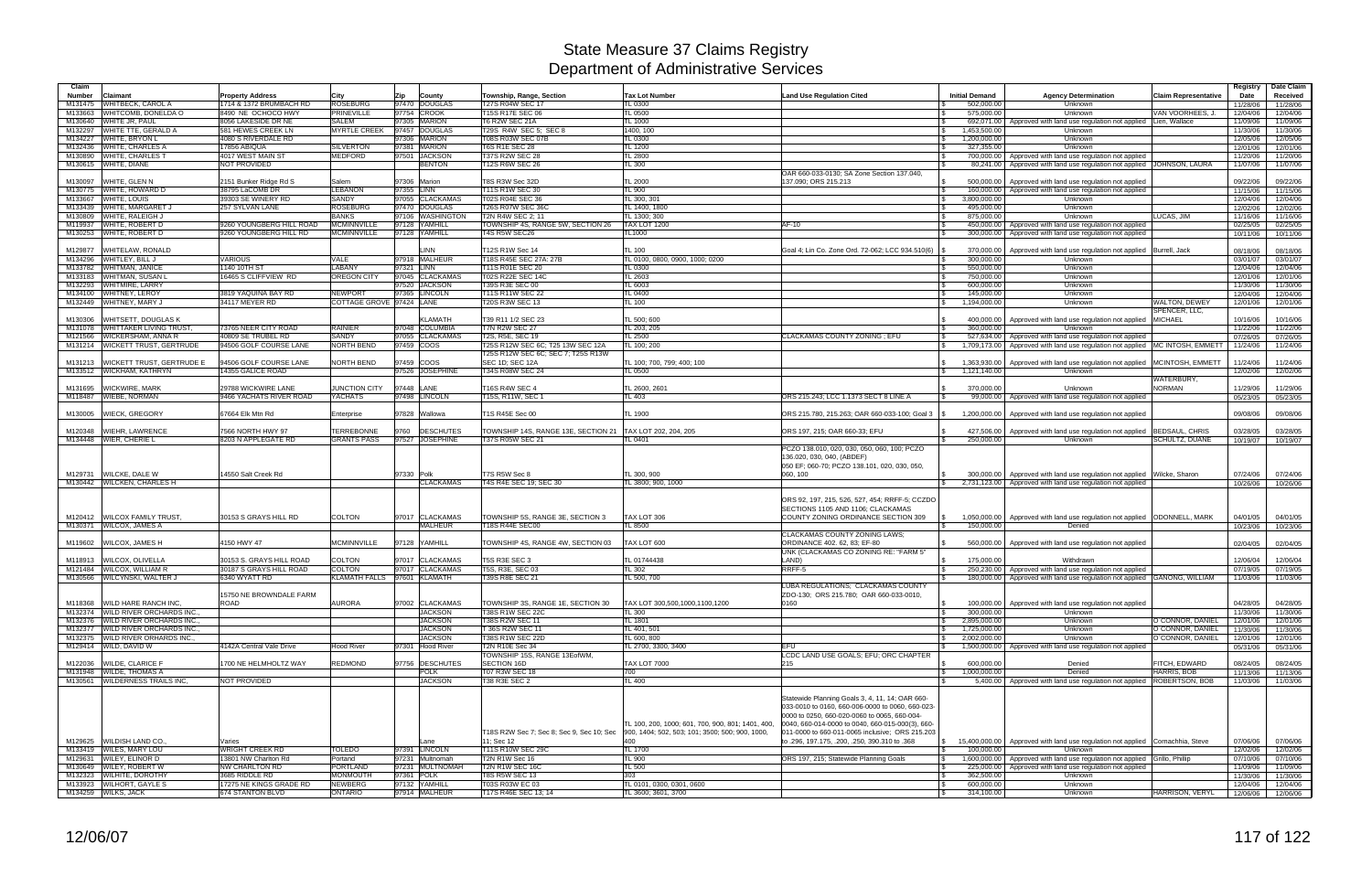# State Measure 37 Claims Registry
## Department of Administrative Services

| Claim Number | Claimant | Property Address | City | Zip | County | Township, Range, Section | Tax Lot Number | Land Use Regulation Cited | Initial Demand | Agency Determination | Claim Representative | Registry Date | Date Claim Received |
|---|---|---|---|---|---|---|---|---|---|---|---|---|---|
| M131475 | WHITBECK, CAROL A | 1714 & 1372 BRUMBACH RD | ROSEBURG | 97470 | DOUGLAS | T27S R04W SEC 17 | TL 0300 | | $ 502,000.00 | Unknown | | 11/28/06 | 11/28/06 |
| M133663 | WHITCOMB, DONELDA O | 8490 NE OCHOCO HWY | PRINEVILLE | 97754 | CROOK | T15S R17E SEC 06 | TL 0500 | | $ 575,000.00 | Unknown | VAN VOORHEES, J. | 12/04/06 | 12/04/06 |
| M110640 | WHITE JR, PAUL | 8056 LAKESIDE DR NE | SALEM | 97305 | MARION | T6 R2W SEC 21A | TL 1000 | | $ 692,071.00 | Approved with land use regulation not applied | Lien, Wallace | 11/09/06 | 11/09/06 |
| M132297 | WHITE TTE, GERALD A | 581 HEWES CREEK LN | MYRTLE CREEK | 97457 | DOUGLAS | T29S R4W SEC 5; SEC 8 | 1400, 100 | | $ 1,453,500.00 | Unknown | | 11/30/06 | 11/30/06 |
| M134227 | WHITE, BRYON L | 4080 S RIVERDALE RD | | 97306 | MARION | T08S R03W SEC 07B | TL 0300 | | $ 1,200,000.00 | Unknown | | 12/05/06 | 12/05/06 |
| M132436 | WHITE, CHARLES A | 17856 ABIQUA | SILVERTON | 97381 | MARION | T6S R1E SEC 28 | TL 1200 | | $ 327,355.00 | Unknown | | 12/01/06 | 12/01/06 |
| M130890 | WHITE, CHARLES T | 4017 WEST MAIN ST | MEDFORD | 97501 | JACKSON | T37S R2W SEC 28 | TL 2800 | | $ 700,000.00 | Approved with land use regulation not applied | | 11/20/06 | 11/20/06 |
| M130615 | WHITE, DIANE | NOT PROVIDED | | | BENTON | T12S R6W SEC 26 | TL 300 | | $ 80,241.00 | Approved with land use regulation not applied | JOHNSON, LAURA | 11/07/06 | 11/07/06 |
| M130097 | WHITE, GLEN N | 2151 Bunker Ridge Rd S | Salem | 97306 | Marion | T8S R3W Sec 32D | TL 2000 | OAR 660-033-0130; SA Zone Section 137.040, 137.090; ORS 215.213 | $ 500,000.00 | Approved with land use regulation not applied | | 09/22/06 | 09/22/06 |
| M130775 | WHITE, HOWARD D | 38795 LaCOMB DR | LEBANON | 97355 | LINN | T11S R1W SEC 30 | TL 900 | | $ 160,000.00 | Approved with land use regulation not applied | | 11/15/06 | 11/15/06 |
| M133667 | WHITE, LOUIS | 39303 SE WINERY RD | SANDY | 97055 | CLACKAMAS | T02S R04E SEC 36 | TL 300, 301 | | $ 3,800,000.00 | Unknown | | 12/04/06 | 12/04/06 |
| M133439 | WHITE, MARGARET J | 257 SYLVAN LANE | ROSEBURG | 97470 | DOUGLAS | T26S R07W SEC 36C | TL 1400, 1800 | | $ 495,000.00 | Unknown | | 12/02/06 | 12/02/06 |
| M130809 | WHITE, RALEIGH J | | BANKS | 97106 | WASHINGTON | T2N R4W SEC 2; 11 | TL 1300; 300 | | $ 875,000.00 | Unknown | LUCAS, JIM | 11/16/06 | 11/16/06 |
| M119937 | WHITE, ROBERT D | 9260 YOUNGBERG HILL ROAD | MCMINNVILLE | 97128 | YAMHILL | TOWNSHIP 4S, RANGE 5W, SECTION 26 | TAX LOT 1200 | AF-10 | $ 450,000.00 | Approved with land use regulation not applied | | 02/25/05 | 02/25/05 |
| M130253 | WHITE, ROBERT D | 9260 YOUNGBERG HILL RD | MCMINNVILLE | 97128 | YAMHILL | T4S R5W SEC26 | TL1000 | | $ 300,000.00 | Approved with land use regulation not applied | | 10/11/06 | 10/11/06 |
| M129877 | WHITELAW, RONALD | | | | LINN | T12S R1W Sec 14 | TL 100 | Goal 4; Lin Co. Zone Ord. 72-062; LCC 934.510(6) | $ 370,000.00 | Approved with land use regulation not applied | Burrell, Jack | 08/18/06 | 08/18/06 |
| M134296 | WHITLEY, BILL J | VARIOUS | VALE | 97918 | MALHEUR | T18S R45E SEC 27A; 27B | TL 0100, 0800, 0900, 1000; 0200 | | $ 300,000.00 | Unknown | | 03/01/07 | 03/01/07 |
| M133782 | WHITMAN, JANICE | 1140 10TH ST | LABANY | 97321 | LINN | T11S R01E SEC 20 | TL 0300 | | $ 550,000.00 | Unknown | | 12/04/06 | 12/04/06 |
| M133183 | WHITMAN, SUSAN L | 16465 S CLIFFVIEW RD | OREGON CITY | 97045 | CLACKAMAS | T02S R22E SEC 14C | TL 2603 | | $ 750,000.00 | Unknown | | 12/01/06 | 12/01/06 |
| M132293 | WHITMIRE, LARRY | | | 97520 | JACKSON | T39S R3E SEC 00 | TL 6003 | | $ 600,000.00 | Unknown | | 11/30/06 | 11/30/06 |
| M134100 | WHITNEY, LEROY | 3819 YAQUINA BAY RD | NEWPORT | 97365 | LINCOLN | T11S R11W SEC 22 | TL 0400 | | $ 145,000.00 | Unknown | | 12/04/06 | 12/04/06 |
| M132449 | WHITNEY, MARY J | 34117 MEYER RD | COTTAGE GROVE | 97424 | LANE | T20S R3W SEC 13 | TL 100 | | $ 1,194,000.00 | Unknown | WALTON, DEWEY | 12/01/06 | 12/01/06 |
| M130306 | WHITSETT, DOUGLAS K | | | | KLAMATH | T39 R11 1/2 SEC 23 | TL 500; 600 | | $ 400,000.00 | Approved with land use regulation not applied | SPENCER, LLC, MICHAEL | 10/16/06 | 10/16/06 |
| M131078 | WHITTAKER LIVING TRUST, | 73765 NEER CITY ROAD | RAINIER | 97048 | COLUMBIA | T7N R2W SEC 27 | TL 203, 205 | | $ 360,000.00 | Unknown | | 11/22/06 | 11/22/06 |
| M121566 | WICKERSHAM, ANNA R | 40809 SE TRUBEL RD | SANDY | 97055 | CLACKAMAS | T2S, R5E, SEC 19 | TL 2500 | CLACKAMAS COUNTY ZONING ; EFU | $ 527,634.00 | Approved with land use regulation not applied | | 07/26/05 | 07/26/05 |
| M131214 | WICKETT TRUST, GERTRUDE | 94506 GOLF COURSE LANE | NORTH BEND | 97459 | COOS | T25S R12W SEC 6C; T25 13W SEC 12A | TL 100; 200 | | $ 1,709,173.00 | Approved with land use regulation not applied | MC INTOSH, EMMETT | 11/24/06 | 11/24/06 |
| M131213 | WICKETT TRUST, GERTRUDE E | 94506 GOLF COURSE LANE | NORTH BEND | 97459 | COOS | T25S R12W SEC 6C; SEC 7; T25S R13W SEC 1D; SEC 12A | TL 100; 700; 799; 400; 100 | | $ 1,363,930.00 | Approved with land use regulation not applied | MCINTOSH, EMMETT | 11/24/06 | 11/24/06 |
| M133512 | WICKHAM, KATHRYN | 14355 GALICE ROAD | | 97526 | JOSEPHINE | T34S R08W SEC 24 | TL 0500 | | $ 1,121,140.00 | Unknown | | 12/02/06 | 12/02/06 |
| M131695 | WICKWIRE, MARK | 29788 WICKWIRE LANE | JUNCTION CITY | 97448 | LANE | T16S R4W SEC 4 | TL 2600, 2601 | | $ 370,000.00 | Unknown | WATERBURY, NORMAN | 11/29/06 | 11/29/06 |
| M118487 | WIEBE, NORMAN | 9466 YACHATS RIVER ROAD | YACHATS | 97498 | LINCOLN | T15S, R11W, SEC 1 | TL 403 | ORS 215.243; LCC 1.1373 SECT 8 LINE A | $ 99,000.00 | Approved with land use regulation not applied | | 05/23/05 | 05/23/05 |
| M130005 | WIECK, GREGORY | 67664 Elk Mtn Rd | Enterprise | 97828 | Wallowa | T1S R45E Sec 00 | TL 1900 | ORS 215.780, 215.263; OAR 660-033-100; Goal 3 | $ 1,200,000.00 | Approved with land use regulation not applied | | 09/08/06 | 09/08/06 |
| M120348 | WIEHR, LAWRENCE | 7566 NORTH HWY 97 | TERREBONNE | 9760 | DESCHUTES | TOWNSHIP 14S, RANGE 13E, SECTION 21 | TAX LOT 202, 204, 205 | ORS 197, 215; OAR 660-33; EFU | $ 427,506.00 | Approved with land use regulation not applied | BEDSAUL, CHRIS | 03/28/05 | 03/28/05 |
| M134448 | WIER, CHERIE L | 8203 N APPLEGATE RD | GRANTS PASS | 97527 | JOSEPHINE | T37S R05W SEC 21 | TL 0401 | | $ 250,000.00 | Unknown | SCHULTZ, DUANE | 10/19/07 | 10/19/07 |
| M129731 | WILCKE, DALE W | 14550 Salt Creek Rd | | 97330 | Polk | T7S R5W Sec 8 | TL 300, 900 | PCZO 138.010, 020, 030, 050, 060, 100; PCZO 136.020, 030, 040, (ABDEF) 050 EF; 060-70; PCZO 138.101, 020, 030, 050, 060, 100 | $ 300,000.00 | Approved with land use regulation not applied | Wilcke, Sharon | 07/24/06 | 07/24/06 |
| M130442 | WILCKEN, CHARLES H | | | | CLACKAMAS | T4S R4E SEC 19; SEC 30 | TL 3800; 900, 1000 | | $ 2,731,123.00 | Approved with land use regulation not applied | | 10/26/06 | 10/26/06 |
| M120412 | WILCOX FAMILY TRUST, | 30153 S GRAYS HILL RD | COLTON | 97017 | CLACKAMAS | TOWNSHIP 5S, RANGE 3E, SECTION 3 | TAX LOT 306 | ORS 92, 197, 215, 526, 527, 454; RRFF-5; CCZDO SECTIONS 1105 AND 1106; CLACKAMAS COUNTY ZONING ORDINANCE SECTION 309 | $ 1,050,000.00 | Approved with land use regulation not applied | ODONNELL, MARK | 04/01/05 | 04/01/05 |
| M130371 | WILCOX, JAMES A | | | | MALHEUR | T18S R44E SEC00 | TL 8500 | | $ 150,000.00 | Denied | | 10/23/06 | 10/23/06 |
| M119602 | WILCOX, JAMES H | 4150 HWY 47 | MCMINNVILLE | 97128 | YAMHILL | TOWNSHIP 4S, RANGE 4W, SECTION 03 | TAX LOT 600 | CLACKAMAS COUNTY ZONING LAWS; ORDINANCE 402, 62, 83; EF-80 | $ 560,000.00 | Approved with land use regulation not applied | | 02/04/05 | 02/04/05 |
| M118913 | WILCOX, OLIVELLA | 30153 S. GRAYS HILL ROAD | COLTON | 97017 | CLACKAMAS | T5S R3E SEC 3 | TL 01744438 | UNK (CLACKAMAS CO ZONING RE: "FARM 5" LAND) | $ 175,000.00 | Withdrawn | | 12/06/04 | 12/06/04 |
| M121484 | WILCOX, WILLIAM R | 30187 S GRAYS HILL ROAD | COLTON | 97017 | CLACKAMAS | T5S, R3E, SEC 03 | TL 302 | RRFF-5 | $ 250,230.00 | Approved with land use regulation not applied | | 07/19/05 | 07/19/05 |
| M130566 | WILCYNSKI, WALTER J | 6340 WYATT RD | KLAMATH FALLS | 97601 | KLAMATH | T39S R8E SEC 21 | TL 500, 700 | | $ 180,000.00 | Approved with land use regulation not applied | GANONG, WILLIAM | 11/03/06 | 11/03/06 |
| M118368 | WILD HARE RANCH INC, | 15750 NE BROWNDALE FARM ROAD | AURORA | 97002 | CLACKAMAS | TOWNSHIP 3S, RANGE 1E, SECTION 30 | TAX LOT 300,500,1000,1100,1200 | LUBA REGULATIONS; CLACKAMAS COUNTY ZDO-130; ORS 215.780; OAR 660-033-0010, 0160 | $ 100,000.00 | Approved with land use regulation not applied | | 04/28/05 | 04/28/05 |
| M132374 | WILD RIVER ORCHARDS INC., | | | | JACKSON | T36S R1W SEC 22C | TL 300 | | $ 300,000.00 | Unknown | | 11/30/06 | 11/30/06 |
| M132376 | WILD RIVER ORCHARDS INC., | | | | JACKSON | T38S R2W SEC 11 | TL 1801 | | $ 2,895,000.00 | Unknown | O'CONNOR, DANIEL | 12/01/06 | 12/01/06 |
| M132377 | WILD RIVER ORCHARDS INC., | | | | JACKSON | T 36S R2W SEC 11 | TL 401, 501 | | $ 1,725,000.00 | Unknown | O'CONNOR, DANIEL | 11/30/06 | 11/30/06 |
| M132375 | WILD RIVER ORHARDS INC., | | | | JACKSON | T38S R1W SEC 22D | TL 600, 800 | | $ 2,002,000.00 | Unknown | O'CONNOR, DANIEL | 12/01/06 | 12/01/06 |
| M129414 | WILD, DAVID W | 4142A Central Vale Drive | Hood River | 97301 | Hood River | T2N R10E Sec 34 | TL 2700, 3300, 3400 | EFU | $ 1,500,000.00 | Approved with land use regulation not applied | | 05/31/06 | 05/31/06 |
| M122036 | WILDE, CLARICE F | 1700 NE HELMHOLTZ WAY | REDMOND | 97756 | DESCHUTES | TOWNSHIP 15S, RANGE 13EofWM, SECTION 16D | TAX LOT 7000 | LCDC LAND USE GOALS; EFU; ORC CHAPTER 215 | $ 600,000.00 | Denied | FITCH, EDWARD | 08/24/05 | 08/24/05 |
| M131948 | WILDE, THOMAS A | | | | POLK | T07 R3W SEC 18 | 700 | | $ 1,000,000.00 | Denied | HARRIS, BOB | 11/13/06 | 11/13/06 |
| M130561 | WILDERNESS TRAILS INC, | NOT PROVIDED | | | JACKSON | T38 R3E SEC 2 | TL 400 | | $ 5,400.00 | Approved with land use regulation not applied | ROBERTSON, BOB | 11/03/06 | 11/03/06 |
| M129625 | WILDISH LAND CO., | Varies | | | Lane | T18S R2W Sec 7; Sec 8; Sec 9, Sec 10; Sec 11; Sec 12 | TL 100, 200, 1000; 601, 700, 900, 801; 1401, 400, 900, 1404; 502, 503; 101; 3500; 500; 900, 1000, 400 | Statewide Planning Goals 3, 4, 11, 14; OAR 660-033-0010 to 0160, 660-006-0000 to 0060, 660-023-0000 to 0250, 660-020-0060 to 0065, 660-004-0040, 660-014-0000 to 0040, 660-015-000(3), 660-011-0000 to 660-011-0065 inclusive; ORS 215.203 to .296, 197.175, .200, .250, 390.310 to .368 | $ 15,400,000.00 | Approved with land use regulation not applied | Cornachhia, Steve | 07/06/06 | 07/06/06 |
| M133419 | WILES, MARY LOU | WRIGHT CREEK RD | TOLEDO | 97391 | LINCOLN | T11S R10W SEC 29C | TL 1700 | | $ 100,000.00 | Unknown | | 12/02/06 | 12/02/06 |
| M129631 | WILEY, ELINOR D | 13801 NW Charlton Rd | Portand | 97231 | Multnomah | T2N R1W Sec 16 | TL 900 | ORS 197, 215; Statewide Planning Goals | $ 1,600,000.00 | Approved with land use regulation not applied | Grillo, Phillip | 07/10/06 | 07/10/06 |
| M130649 | WILEY, ROBERT W | NW CHARLTON RD | PORTLAND | 97231 | MULTNOMAH | T2N R1W SEC 16C | TL 500 | | $ 225,000.00 | Approved with land use regulation not applied | | 11/09/06 | 11/09/06 |
| M132323 | WILHITE, DOROTHY | 3685 RIDDLE RD | MONMOUTH | 97361 | POLK | T8S R5W SEC 13 | 303 | | $ 362,500.00 | Unknown | | 11/30/06 | 11/30/06 |
| M133923 | WILHORT, GAYLE S | 17275 NE KINGS GRADE RD | NEWBERG | 97132 | YAMHILL | T03S R03W EC 03 | TL 0101, 0300, 0301, 0600 | | $ 600,000.00 | Unknown | | 12/04/06 | 12/04/06 |
| M134259 | WILKS, JACK | 674 STANTON BLVD | ONTARIO | 97914 | MALHEUR | T17S R46E SEC 13; 14 | TL 3600; 3601, 3700 | | $ 314,100.00 | Unknown | HARRISON, VERYL | 12/06/06 | 12/06/06 |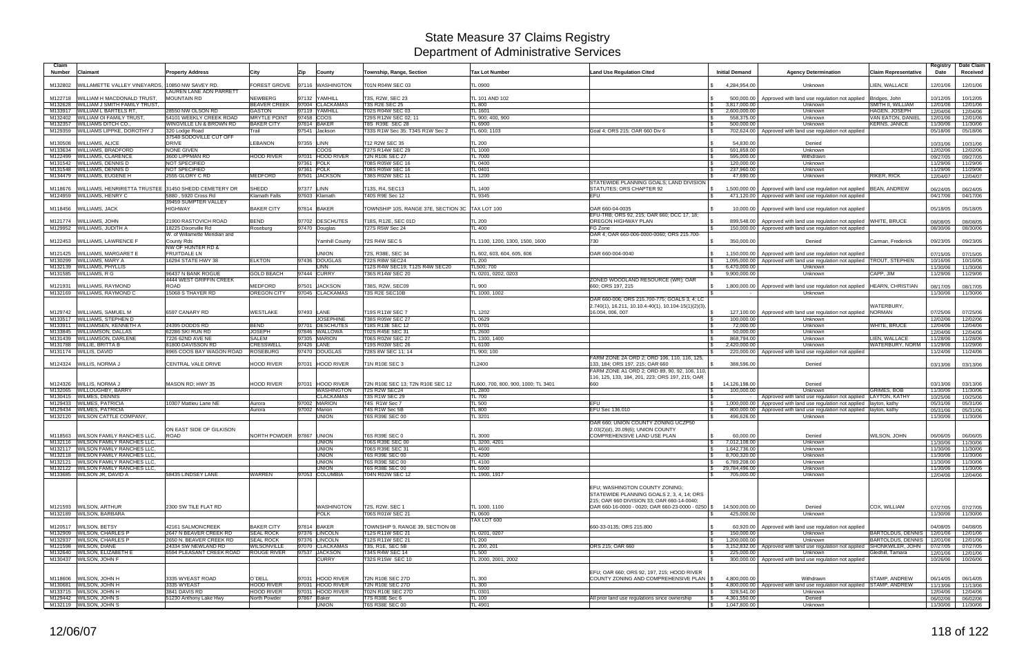# State Measure 37 Claims Registry
## Department of Administrative Services

| Claim Number | Claimant | Property Address | City | Zip | County | Township, Range, Section | Tax Lot Number | Land Use Regulation Cited | Initial Demand | Agency Determination | Claim Representative | Registry Date | Date Claim Received |
|---|---|---|---|---|---|---|---|---|---|---|---|---|---|
| M132802 | WILLAMETTE VALLEY VINEYARDS, | 10850 NW SAVEY RD. | FOREST GROVE | 97116 | WASHINGTON | T01N R04W SEC 03 | TL 0900 | | $ 4,284,954.00 | Unknown | LIEN, WALLACE | 12/01/06 | 12/01/06 |
| M122718 | WILLIAM H MACDONALD TRUST, | LAUREN LANE ADN PARRETT MOUNTAIN RD | NEWBERG | 97132 | YAMHILL | T3S, R2W, SEC 23 | TL 101 AND 102 | | $ 500,000.00 | Approved with land use regulation not applied | Bridges, John | 10/12/05 | 10/12/05 |
| M132628 | WILLIAM J SMITH FAMILY TRUST, | | BEAVER CREEK | 97004 | CLACKAMAS | T3S R2E SEC 25 | TL 800 | | $ 3,817,000.00 | Unknown | SMITH II, WILLIAM | 12/01/06 | 12/01/06 |
| M133917 | WILLIAM L BARTELS RT, | 28550 NW OLSON RD | GASTON | 97119 | YAMHILL | T02S R04W SEC 03 | TL 1601 | | $ 2,600,000.00 | Unknown | HAGEN, JOSEPH | 12/04/06 | 12/04/06 |
| M132402 | WILLIAM OI FAMILY TRUST, | 54101 WEEKLY CREEK ROAD | MRYTLE POINT | 97458 | COOS | T29S R12W SEC 02; 11 | TL 900; 400, 900 | | $ 558,375.00 | Unknown | VAN EATON, DANIEL | 12/01/06 | 12/01/06 |
| M132357 | WILLIAMS DITCH CO., | WINGVILLE LN & BROWN RD | BAKER CITY | 97814 | BAKER | T8S R39E SEC 28 | TL 6900 | | $ 500,000.00 | Unknown | KERNS, JANICE | 11/30/06 | 11/30/06 |
| M129359 | WILLIAMS LIPPKE, DOROTHY J | 320 Lodge Road | Trail | 97541 | Jackson | T33S R1W Sec 35; T34S R1W Sec 2 | TL 600; 1103 | Goal 4; ORS 215; OAR 660 Div 6 | $ 702,624.00 | Approved with land use regulation not applied | | 05/18/06 | 05/18/06 |
| M130508 | WILLIAMS, ALICE | 37548 SODOVILLE CUT OFF DRIVE | LEBANON | 97355 | LINN | T12 R2W SEC 35 | TL 200 | | $ 54,830.00 | Denied | | 10/31/06 | 10/31/06 |
| M133634 | WILLIAMS, BRADFORD | NONE GIVEN | | | COOS | T27S R14W SEC 29 | TL 1000 | | $ 591,859.00 | Unknown | | 12/02/06 | 12/02/06 |
| M122499 | WILLIAMS, CLARENCE | 3600 LIPPMAN RD | HOOD RIVER | 97031 | HOOD RIVER | T2N R10E SEC 27 | TL 7000 | | $ 595,000.00 | Withdrawn | | 09/27/05 | 09/27/05 |
| M131542 | WILLIAMS, DENNIS D | NOT SPECIFIED | | 97361 | POLK | T08S R05W SEC 16 | TL 0400 | | $ 120,000.00 | Unknown | | 11/29/06 | 11/29/06 |
| M131548 | WILLIAMS, DENNIS D | NOT SPECIFIED | | 97361 | POLK | T08S R05W SEC 16 | TL 0401 | | $ 237,960.00 | Unknown | | 11/29/06 | 11/29/06 |
| M134479 | WILLIAMS, EUGENE H | 2555 GLORY C RD | MEDFORD | 97501 | JACKSON | T38S R02W SEC 11 | TL 1200 | | $ 47,690.00 | Unknown | RIKER, RICK | 12/04/07 | 12/04/07 |
| M118676 | WILLIAMS, HENRIRETTA TRUSTEE | 31450 SHEDD CEMETERY DR | SHEDD | 97377 | LINN | T13S, R4, SEC13 | TL 1400 | STATEWIDE PLANNING GOALS; LAND DIVISION STATUTES; ORS CHAPTER 92 | $ 1,500,000.00 | Approved with land use regulation not applied | BEAN, ANDREW | 06/24/05 | 06/24/05 |
| M124959 | WILLIAMS, HENRY C | 5880 , 5920 Cross Rd | Klamath Falls | 97603 | Klamath | T40S R9E Sec 12 | TL 9345 | EFU | $ 471,120.00 | Approved with land use regulation not applied | | 04/17/06 | 04/17/06 |
| M118456 | WILLIAMS, JACK | 39459 SUMPTER VALLEY HIGHWAY | BAKER CITY | 97814 | BAKER | TOWNSHIP 10S, RANGE 37E, SECTION 3C | TAX LOT 100 | OAR 660-04-0035 | $ 10,000.00 | Approved with land use regulation not applied | | 05/18/05 | 05/18/05 |
| M121774 | WILLIAMS, JOHN | 21900 RASTOVICH ROAD | BEND | 97702 | DESCHUTES | T18S, R12E, SEC 01D | TL 200 | EFU-TRB; ORS 92, 215; OAR 660; DCC 17, 18; OREGON HIGHWAY PLAN | $ 899,548.00 | Approved with land use regulation not applied | WHITE, BRUCE | 08/08/05 | 08/08/05 |
| M129952 | WILLIAMS, JUDITH A | 18225 Dixonville Rd | Roseburg | 97470 | Douglas | T27S R5W Sec 24 | TL 400 | FG Zone | $ 150,000.00 | Approved with land use regulation not applied | | 08/30/06 | 08/30/06 |
| M122453 | WILLIAMS, LAWRENCE F | W. of Willamette Meridian and County Rds | | | Yamhill County | T2S R4W SEC 5 | TL 1100, 1200, 1300, 1500, 1600 | OAR 4; OAR 660-006-0000-0060; ORS 215.700-730 | $ 350,000.00 | Denied | Carman, Frederick | 09/23/05 | 09/23/05 |
| M121425 | WILLIAMS, MARGARET E | NW OF HUNTER RD & FRUITDALE LN | | | UNION | T2S, R38E, SEC 34 | TL 602, 603, 604, 605, 606 | OAR 660-004-0040 | $ 1,150,000.00 | Approved with land use regulation not applied | | 07/15/05 | 07/15/05 |
| M130299 | WILLIAMS, MARY A | 16294 STATE HWY 38 | ELKTON | 97436 | DOUGLAS | T22S R8W SEC24 | TL 200 | | $ 1,095,000.00 | Approved with land use regulation not applied | TROUT, STEPHEN | 10/16/06 | 10/16/06 |
| M132139 | WILLIAMS, PHYLLIS | | | | LINN | T12S R4W SEC19; T12S R4W SEC20 | TL500; 700 | | $ 6,470,000.00 | Unknown | | 11/30/06 | 11/30/06 |
| M131585 | WILLIAMS, R G | 96437 N BANK ROGUE | GOLD BEACH | 97444 | CURRY | T36S R14W SEC 20 | TL 0201, 0202, 0203 | | $ 9,900,000.00 | Unknown | CAPP, JIM | 11/29/06 | 11/29/06 |
| M121931 | WILLIAMS, RAYMOND | 4444 WEST GRIFFIN CREEK ROAD | MEDFORD | 97501 | JACKSON | T38S, R2W, SEC09 | TL 900 | ZONED WOODLAND RESOURCE (WR); OAR 660; ORS 197, 215 | $ 1,800,000.00 | Approved with land use regulation not applied | HEARN, CHRISTIAN | 08/17/05 | 08/17/05 |
| M132169 | WILLIAMS, RAYMOND C | 15068 S THAYER RD | OREGON CITY | 97045 | CLACKAMAS | T3S R2E SEC10B | TL 1000, 1002 | | $ - | Unknown | | 11/30/06 | 11/30/06 |
| M129742 | WILLIAMS, SAMUEL M | 6597 CANARY RD | WESTLAKE | 97493 | LANE | T19S R11W SEC 7 | TL 1202 | OAR 660-006; ORS 215.700-775; GOALS 3, 4; LC 2.740(1), 16.211, 10.10.4-40(1), 10.104-15(1)(2)(3), 16.004, 006, 007 | $ 127,100.00 | Approved with land use regulation not applied | WATERBURY, NORMAN | 07/25/06 | 07/25/06 |
| M133517 | WILLIAMS, STEPHEN D | | | | JOSEPHINE | T38S R05W SEC 27 | TL 0629 | | $ 100,000.00 | Unknown | | 12/02/06 | 12/02/06 |
| M133911 | WILLIAMSEN, KENNETH A | 24395 DODDS RD | BEND | 97701 | DESCHUTES | T18S R13E SEC 12 | TL 0701 | | $ 72,000.00 | Unknown | WHITE, BRUCE | 12/04/06 | 12/04/06 |
| M133845 | WILLIAMSON, DALLAS | 62286 SKI RUN RD | JOSEPH | 97846 | WALLOWA | T02S R45E SEC 31 | TL 2600 | | $ 50,000.00 | Unknown | | 12/04/06 | 12/04/06 |
| M131439 | WILLIAMSON, DARLENE | 7226 62ND AVE NE | SALEM | 97305 | MARION | T06S R02W SEC 27 | TL 1300, 1400 | | $ 868,794.00 | Unknown | LIEN, WALLACE | 11/28/06 | 11/28/06 |
| M131788 | WILLIE, BRITTA B | 81800 DAVISSON RD | CRESSWELL | 97426 | LANE | T19S R03W SEC 26 | TL 6100 | | $ 2,420,000.00 | Unknown | WATERBURY, NORM | 11/29/06 | 11/29/06 |
| M131174 | WILLIS, DAVID | 8965 COOS BAY WAGON ROAD | ROSEBURG | 97470 | DOUGLAS | T28S 8W SEC 11; 14 | TL 900; 100 | | $ 220,000.00 | Approved with land use regulation not applied | | 11/24/06 | 11/24/06 |
| M124324 | WILLIS, NORMA J | CENTRAL VALE DRIVE | HOOD RIVER | 97031 | HOOD RIVER | T1N R10E SEC 3 | TL2400 | FARM ZONE 2A ORD 2; ORD 106, 110, 116, 125, 133, 184; ORS 197, 215; OAR 660 | $ 388,596.00 | Denied | | 03/13/06 | 03/13/06 |
| M124326 | WILLIS, NORMA J | MASON RD; HWY 35 | HOOD RIVER | 97031 | HOOD RIVER | T2N R10E SEC 13; T2N R10E SEC 12 | TL600, 700, 800, 900, 1000; TL 3401 | FARM ZONE A1 ORD 2; ORD 89, 90, 92, 106, 110, 116, 125, 133, 184, 201, 223; ORS 197, 215; OAR 660 | $ 14,126,198.00 | Denied | | 03/13/06 | 03/13/06 |
| M132065 | WILLOUGHBY, BARRY | | | | WASHINGTON | T2S R2W SEC24 | TL 2800 | | $ 100,000.00 | Unknown | GRIMES, BOB | 11/30/06 | 11/30/06 |
| M130415 | WILMES, DENNIS | | | | CLACKAMAS | T3S R1W SEC 29 | TL 700 | | $ - | Approved with land use regulation not applied | LAYTON, KATHY | 10/25/06 | 10/25/06 |
| M129433 | WILMES, PATRICIA | 10307 Mattieu Lane NE | Aurora | 97002 | MARION | T4S R1W Sec 7 | TL 500 | EFU | $ 1,000,000.00 | Approved with land use regulation not applied | layton, kathy | 05/31/06 | 05/31/06 |
| M129434 | WILMES, PATRICIA | | Aurora | 97002 | Marion | T4S R1W Sec 5B | TL 800 | EFU Sec 136.010 | $ 800,000.00 | Approved with land use regulation not applied | layton, kathy | 05/31/06 | 05/31/06 |
| M132120 | WILSON CATTLE COMPANY, | | | | UNION | T6S R39E SEC 00 | TL 3201 | | $ 496,626.00 | Unknown | | 11/30/06 | 11/30/06 |
| M118563 | WILSON FAMILY RANCHES LLC, | ON EAST SIDE OF GILKISON ROAD | NORTH POWDER | 97867 | UNION | T6S R39E SEC 0 | TL 3000 | OAR 660; UNION COUNTY ZONING UCZP50 2.03(2)(d), 20.09(6); UNION COUNTY COMPREHENSIVE LAND USE PLAN | $ 60,000.00 | Denied | WILSON, JOHN | 06/06/05 | 06/06/05 |
| M132116 | WILSON FAMILY RANCHES LLC, | | | | UNION | T06S R39E SEC 00 | TL 3200, 4201 | | $ 7,012,108.00 | Unknown | | 11/30/06 | 11/30/06 |
| M132117 | WILSON FAMILY RANCHES LLC, | | | | UNION | T06S R39E SEC 31 | TL 4600 | | $ 1,642,736.00 | Unknown | | 11/30/06 | 11/30/06 |
| M132118 | WILSON FAMILY RANCHES LLC, | | | | UNION | T6S R39E SEC 00 | TL 4200 | | $ 8,700,320.00 | Unknown | | 11/30/06 | 11/30/06 |
| M132121 | WILSON FAMILY RANCHES LLC, | | | | UNION | T6S R39E SEC 00 | TL 4100 | | $ 6,789,208.00 | Unknown | | 11/30/06 | 11/30/06 |
| M132122 | WILSON FAMILY RANCHES LLC, | | | | UNION | T6S R38E SEC 00 | TL 5900 | | $ 29,784,496.00 | Unknown | | 11/30/06 | 11/30/06 |
| M133685 | WILSON JR, DAVID A | 58435 LINDSEY LANE | WARREN | 97053 | COLUMBIA | T04N R02W SEC 12 | TL 1900, 1917 | | $ 705,000.00 | Unknown | | 12/04/06 | 12/04/06 |
| M121593 | WILSON, ARTHUR | 2300 SW TILE FLAT RD | | | WASHINGTON | T2S, R2W, SEC 1 | TL 1000, 1100 | EFU; WASHINGTON COUNTY ZONING; STATEWIDE PLANNING GOALS 2, 3, 4, 14; ORS 215; OAR 660 DIVISION 33; OAR 660-14-0040; OAR 660-16-0000 - 0020; OAR 660-23-0000 - 0250 | $ 14,500,000.00 | Denied | COX, WILLIAM | 07/27/05 | 07/27/05 |
| M132189 | WILSON, BARBARA | | | | POLK | T06S R01W SEC 21 | TL 0600 | | $ 425,000.00 | Unknown | | 11/30/06 | 11/30/06 |
| M120517 | WILSON, BETSY | 42161 SALMONCREEK | BAKER CITY | 97814 | BAKER | TOWNSHIP 9, RANGE 39, SECTION 08 | TAX LOT 600 | 660-33-0135; ORS 215.800 | $ 60,920.00 | Approved with land use regulation not applied | | 04/08/05 | 04/08/05 |
| M132909 | WILSON, CHARLES P | 2647 N BEAVER CREEK RD | SEAL ROCK | 97376 | LINCOLN | T12S R11W SEC 21 | TL 0201, 0207 | | $ 150,000.00 | Unknown | BARTOLDUS, DENNIS | 12/01/06 | 12/01/06 |
| M132937 | WILSON, CHARLES P | 2650 N. BEAVER CREEK RD | SEAL ROCK | 97376 | LINCOLN | T12S R11W SEC 21 | TL 200 | | $ 1,200,000.00 | Unknown | BARTOLDUS, DENNIS | 12/01/06 | 12/01/06 |
| M121598 | WILSON, DIANE | 24334 SW NEWLAND RD | WILSONVILLE | 97070 | CLACKAMAS | T3S, R1E, SEC 5B | TL 200, 201 | ORS 215; OAR 660 | $ 3,152,832.00 | Approved with land use regulation not applied | SHONKWILER, JOHN | 07/27/05 | 07/27/05 |
| M132640 | WILSON, ELIZABETH E | 6594 PLEASANT CREEK ROAD | ROUGE RIVER | 97537 | JACKSON | T34S R4W SEC 14 | TL 500 | | $ 225,000.00 | Unknown | Gledhill, Tamara | 12/01/06 | 12/01/06 |
| M130437 | WILSON, JOHN F | | | | CURRY | T32S R15W SEC 10 | TL 2000, 2001, 2002 | | $ 300,000.00 | Approved with land use regulation not applied | | 10/26/06 | 10/26/06 |
| M118606 | WILSON, JOHN H | 3335 WYEAST ROAD | O`DELL | 97031 | HOOD RIVER | T2N R10E SEC 27D | TL 300 | EFU; OAR 660; ORS 92, 197, 215; HOOD RIVER COUNTY ZONING AND COMPREHENSIVE PLAN | $ 4,800,000.00 | Withdrawn | STAMP, ANDREW | 06/14/05 | 06/14/05 |
| M130681 | WILSON, JOHN H | 3335 WYEAST | HOOD RIVER | 97031 | HOOD RIVER | T2N R10E SEC 27D | TL 300 | | $ 4,800,000.00 | Approved with land use regulation not applied | STAMP, ANDREW | 11/13/06 | 11/13/06 |
| M133715 | WILSON, JOHN H | 3841 DAVIS RD | HOOD RIVER | 97031 | HOOD RIVER | T02N R10E SEC 27D | TL 0301 | | $ 328,541.00 | Unknown | | 12/04/06 | 12/04/06 |
| M129442 | WILSON, JOHN S | 51230 Anthony Lake Hwy | North Powder | 97867 | Baker | T7S R38E Sec 6 | TL 100 | All prior land use regulations since ownership | $ 4,361,550.00 | Denied | | 06/02/06 | 06/02/06 |
| M132119 | WILSON, JOHN S | | | | UNION | T6S R38E SEC 00 | TL 4901 | | $ 1,047,800.00 | Unknown | | 11/30/06 | 11/30/06 |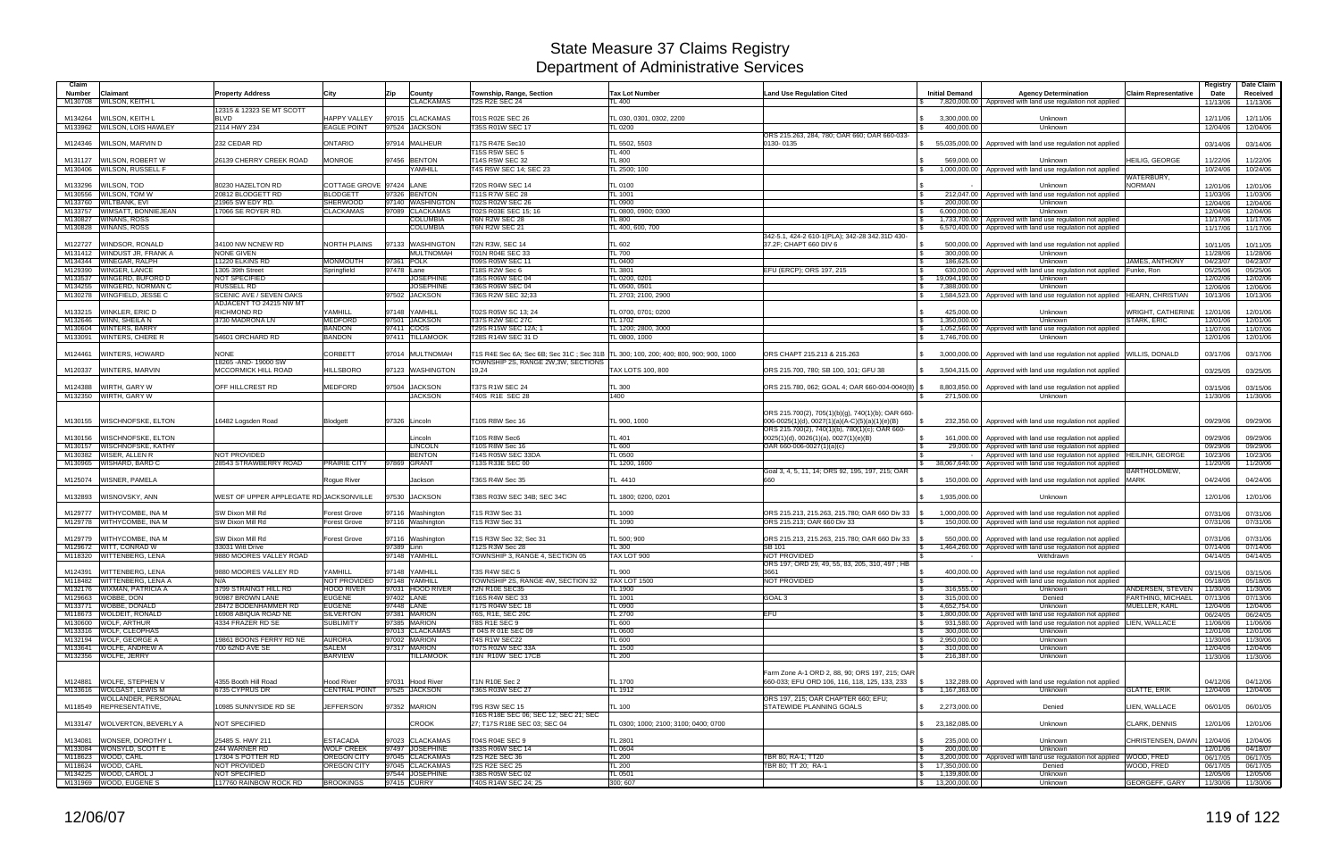# State Measure 37 Claims Registry
## Department of Administrative Services

| Claim Number | Claimant | Property Address | City | Zip | County | Township, Range, Section | Tax Lot Number | Land Use Regulation Cited | Initial Demand | Agency Determination | Claim Representative | Registry Date | Date Claim Received |
|---|---|---|---|---|---|---|---|---|---|---|---|---|---|
| M130708 | WILSON, KEITH L | | | | CLACKAMAS | T2S R2E SEC 24 | TL 400 | | $ 7,820,000.00 | Approved with land use regulation not applied | | 11/13/06 | 11/13/06 |
| M134264 | WILSON, KEITH L | 12315 & 12323 SE MT SCOTT BLVD | HAPPY VALLEY | 97015 | CLACKAMAS | T01S R02E SEC 26 | TL 030, 0301, 0302, 2200 | | $ 3,300,000.00 | Unknown | | 12/11/06 | 12/11/06 |
| M133962 | WILSON, LOIS HAWLEY | 2114 HWY 234 | EAGLE POINT | 97524 | JACKSON | T35S R01W SEC 17 | TL 0200 | | $ 400,000.00 | Unknown | | 12/04/06 | 12/04/06 |
| M124346 | WILSON, MARVIN D | 232 CEDAR RD | ONTARIO | 97914 | MALHEUR | T17S R47E Sec10 | TL 5502, 5503 | ORS 215.263, 284, 780; OAR 660; OAR 660-033-0130- 0135 | $ 55,035,000.00 | Approved with land use regulation not applied | | 03/14/06 | 03/14/06 |
| M131127 | WILSON, ROBERT W | 26139 CHERRY CREEK ROAD | MONROE | 97456 | BENTON | T15S R5W SEC 5<br>T14S R5W SEC 32 | TL 400<br>TL 800 | | $ 569,000.00 | Unknown | HEILIG, GEORGE | 11/22/06 | 11/22/06 |
| M130406 | WILSON, RUSSELL F | | | | YAMHILL | T4S R5W SEC 14; SEC 23 | TL 2500; 100 | | $ 1,000,000.00 | Approved with land use regulation not applied | | 10/24/06 | 10/24/06 |
| M133296 | WILSON, TOD | 80230 HAZELTON RD | COTTAGE GROVE | 97424 | LANE | T20S R04W SEC 14 | TL 0100 | | $ - | Unknown | WATERBURY, NORMAN | 12/01/06 | 12/01/06 |
| M130556 | WILSON, TOM W | 20812 BLODGETT RD | BLODGETT | 97326 | BENTON | T11S R7W SEC 28 | TL 1001 | | $ 212,047.00 | Approved with land use regulation not applied | | 11/03/06 | 11/03/06 |
| M133760 | WILTBANK, EVI | 21965 SW EDY RD. | SHERWOOD | 97140 | WASHINGTON | T02S R02W SEC 26 | TL 0900 | | $ 200,000.00 | Unknown | | 12/04/06 | 12/04/06 |
| M133757 | WIMSATT, BONNIEJEAN | 17066 SE ROYER RD. | CLACKAMAS | 97089 | CLACKAMAS | T02S R03E SEC 15; 16 | TL 0800, 0900; 0300 | | $ 6,000,000.00 | Unknown | | 12/04/06 | 12/04/06 |
| M130827 | WINANS, ROSS | | | | COLUMBIA | T6N R2W SEC 28 | TL 800 | | $ 1,733,700.00 | Approved with land use regulation not applied | | 11/17/06 | 11/17/06 |
| M130828 | WINANS, ROSS | | | | COLUMBIA | T6N R2W SEC 21 | TL 400, 600, 700 | | $ 6,570,400.00 | Approved with land use regulation not applied | | 11/17/06 | 11/17/06 |
| M122727 | WINDSOR, RONALD | 34100 NW NCNEW RD | NORTH PLAINS | 97133 | WASHINGTON | T2N R3W, SEC 14 | TL 602 | 342-5.1, 424-2 610-1(PLA); 342-28 342.31D 430-37.2F; CHAPT 660 DIV 6 | $ 500,000.00 | Approved with land use regulation not applied | | 10/11/05 | 10/11/05 |
| M131412 | WINDUST JR, FRANK A | NONE GIVEN | | | MULTNOMAH | T01N R04E SEC 33 | TL 700 | | $ 300,000.00 | Unknown | | 11/28/06 | 11/28/06 |
| M134344 | WINEGAR, RALPH | 11220 ELKINS RD | MONMOUTH | 97361 | POLK | T09S R05W SEC 11 | TL 0400 | | $ 186,625.00 | Unknown | JAMES, ANTHONY | 04/23/07 | 04/23/07 |
| M129390 | WINGER, LANCE | 1305 39th Street | Springfield | 97478 | Lane | T18S R2W Sec 6 | TL 3801 | EFU (ERCP); ORS 197, 215 | $ 630,000.00 | Approved with land use regulation not applied | Funke, Ron | 05/25/06 | 05/25/06 |
| M133537 | WINGERD, BUFORD D | NOT SPECIFIED | | | JOSEPHINE | T35S R06W SEC 04 | TL 0200, 0201 | | $ 19,094,190.00 | Unknown | | 12/02/06 | 12/02/06 |
| M134255 | WINGERD, NORMAN C | RUSSELL RD | | | JOSEPHINE | T36S R06W SEC 04 | TL 0500, 0501 | | $ 7,388,000.00 | Unknown | | 12/06/06 | 12/06/06 |
| M130278 | WINGFIELD, JESSE C | SCENIC AVE / SEVEN OAKS | | 97502 | JACKSON | T36S R2W SEC 32;33 | TL 2703; 2100, 2900 | | $ 1,584,523.00 | Approved with land use regulation not applied | HEARN, CHRISTIAN | 10/13/06 | 10/13/06 |
| M133215 | WINKLER, ERIC D | ADJACENT TO 24215 NW MT RICHMOND RD | YAMHILL | 97148 | YAMHILL | T02S R05W SEC 13; 24 | TL 0700, 0701; 0200 | | $ 425,000.00 | Unknown | WRIGHT, CATHERINE | 12/01/06 | 12/01/06 |
| M132646 | WINN, SHEILA N | 3730 MADRONA LN | MEDFORD | 97501 | JACKSON | T37S R2W SEC 27C | TL 1702 | | $ 1,350,000.00 | Unknown | STARK, ERIC | 12/01/06 | 12/01/06 |
| M130604 | WINTERS, BARRY | | BANDON | 97411 | COOS | T29S R15W SEC 12A; 1 | TL 1200; 2800, 3000 | | $ 1,052,560.00 | Approved with land use regulation not applied | | 11/07/06 | 11/07/06 |
| M133091 | WINTERS, CHERE R | 54601 ORCHARD RD | BANDON | 97411 | TILLAMOOK | T28S R14W SEC 31 D | TL 0800, 1000 | | $ 1,746,700.00 | Unknown | | 12/01/06 | 12/01/06 |
| M124461 | WINTERS, HOWARD | NONE | CORBETT | 97014 | MULTNOMAH | T1S R4E Sec 6A; Sec 6B; Sec 31C ; Sec 31B | TL 300; 100, 200; 400; 800, 900; 900, 1000 | ORS CHAPT 215.213 & 215.263 | $ 3,000,000.00 | Approved with land use regulation not applied | WILLIS, DONALD | 03/17/06 | 03/17/06 |
| M120337 | WINTERS, MARVIN | 18265 -AND- 19000 SW MCCORMICK HILL ROAD | HILLSBORO | 97123 | WASHINGTON | TOWNSHIP 2S, RANGE 2W,3W, SECTIONS 19,24 | TAX LOTS 100, 800 | ORS 215.700, 780; SB 100, 101; GFU 38 | $ 3,504,315.00 | Approved with land use regulation not applied | | 03/25/05 | 03/25/05 |
| M124388 | WIRTH, GARY W | OFF HILLCREST RD | MEDFORD | 97504 | JACKSON | T37S R1W SEC 24 | TL 300 | ORS 215.780, 062; GOAL 4; OAR 660-004-0040(8) | $ 8,803,850.00 | Approved with land use regulation not applied | | 03/15/06 | 03/15/06 |
| M132350 | WIRTH, GARY W | | | | JACKSON | T40S R1E SEC 28 | 1400 | | $ 271,500.00 | Unknown | | 11/30/06 | 11/30/06 |
| M130155 | WISCHNOFSKE, ELTON | 16482 Logsden Road | Blodgett | 97326 | Lincoln | T10S R8W Sec 16 | TL 900, 1000 | ORS 215.700(2), 705(1)(b)(g), 740(1)(b); OAR 660-006-0025(1)(d), 0027(1)(a)(A-C)(5)(a)(1)(e)(B) | $ 232,350.00 | Approved with land use regulation not applied | | 09/29/06 | 09/29/06 |
| M130156 | WISCHNOFSKE, ELTON | | | | Lincoln | T10S R8W Sec6 | TL 401 | ORS 215.700(2), 740(1)(b), 780(1)(c); OAR 660-0025(1)(d), 0026(1)(a), 0027(1)(e)(B) | $ 161,000.00 | Approved with land use regulation not applied | | 09/29/06 | 09/29/06 |
| M130157 | WISCHNOFSKE, KATHY | | | | LINCOLN | T10S R8W Sec 16 | TL 600 | OAR 660-006-0027(1)(a)(c) | $ 29,000.00 | Approved with land use regulation not applied | | 09/29/06 | 09/29/06 |
| M130382 | WISER, ALLEN R | NOT PROVIDED | | | BENTON | T14S R05W SEC 33DA | TL 0500 | | $ - | Approved with land use regulation not applied | HEILINH, GEORGE | 10/23/06 | 10/23/06 |
| M130965 | WISHARD, BARD C | 28543 STRAWBERRY ROAD | PRAIRIE CITY | 97869 | GRANT | T13S R33E SEC 00 | TL 1200, 1600 | | $ 38,067,640.00 | Approved with land use regulation not applied | | 11/20/06 | 11/20/06 |
| M125074 | WISNER, PAMELA | | Rogue River | | Jackson | T36S R4W Sec 35 | TL 4410 | Goal 3, 4, 5, 11, 14; ORS 92, 195, 197, 215; OAR 660 | $ 150,000.00 | Approved with land use regulation not applied | BARTHOLOMEW, MARK | 04/24/06 | 04/24/06 |
| M132893 | WISNOVSKY, ANN | WEST OF UPPER APPLEGATE RD | JACKSONVILLE | 97530 | JACKSON | T38S R03W SEC 34B; SEC 34C | TL 1800; 0200, 0201 | | $ 1,935,000.00 | Unknown | | 12/01/06 | 12/01/06 |
| M129777 | WITHYCOMBE, INA M | SW Dixon Mill Rd | Forest Grove | 97116 | Washington | T1S R3W Sec 31 | TL 1000 | ORS 215.213, 215.263, 215.780; OAR 660 Div 33 | $ 1,000,000.00 | Approved with land use regulation not applied | | 07/31/06 | 07/31/06 |
| M129778 | WITHYCOMBE, INA M | SW Dixon Mill Rd | Forest Grove | 97116 | Washington | T1S R3W Sec 31 | TL 1090 | ORS 215.213; OAR 660 Div 33 | $ 150,000.00 | Approved with land use regulation not applied | | 07/31/06 | 07/31/06 |
| M129779 | WITHYCOMBE, INA M | SW Dixon Mill Rd | Forest Grove | 97116 | Washington | T1S R3W Sec 32; Sec 31 | TL 500; 900 | ORS 215.213, 215.263, 215.780; OAR 660 Div 33 | $ 550,000.00 | Approved with land use regulation not applied | | 07/31/06 | 07/31/06 |
| M129672 | WITT, CONRAD W | 33031 Witt Drive | | 97389 | Linn | T12S R3W Sec 28 | TL 300 | SB 101 | $ 1,464,260.00 | Approved with land use regulation not applied | | 07/14/06 | 07/14/06 |
| M118320 | WITTENBERG, LENA | 9880 MOORES VALLEY ROAD | | 97148 | YAMHILL | TOWNSHIP 3, RANGE 4, SECTION 05 | TAX LOT 900 | NOT PROVIDED | $ - | Withdrawn | | 04/14/05 | 04/14/05 |
| M124391 | WITTENBERG, LENA | 9880 MOORES VALLEY RD | YAMHILL | 97148 | YAMHILL | T3S R4W SEC 5 | TL 900 | ORS 197; ORD 29, 49, 55, 83, 205, 310, 497 ; HB 3661 | $ 400,000.00 | Approved with land use regulation not applied | | 03/15/06 | 03/15/06 |
| M118482 | WITTENBERG, LENA A | N/A | NOT PROVIDED | 97148 | YAMHILL | TOWNSHIP 2S, RANGE 4W, SECTION 32 | TAX LOT 1500 | NOT PROVIDED | $ - | Approved with land use regulation not applied | | 05/18/05 | 05/18/05 |
| M132176 | WIXMAN, PATRICIA A | 3799 STRAINGT HILL RD | HOOD RIVER | 97031 | HOOD RIVER | T2N R10E SEC35 | TL 1900 | | $ 316,555.00 | Unknown | ANDERSEN, STEVEN | 11/30/06 | 11/30/06 |
| M129663 | WOBBE, DON | 90987 BROWN LANE | EUGENE | 97402 | LANE | T16S R4W SEC 33 | TL 1001 | GOAL 3 | $ 315,000.00 | Denied | FARTHING, MICHAEL | 07/13/06 | 07/13/06 |
| M133771 | WOBBE, DONALD | 28472 BODENHAMMER RD | EUGENE | 97448 | LANE | T17S R04W SEC 18 | TL 0900 | | $ 4,652,754.00 | Unknown | MUELLER, KARL | 12/04/06 | 12/04/06 |
| M118673 | WOLDEIT, RONALD | 16908 ABIQUA ROAD NE | SILVERTON | 97381 | MARION | T6S, R1E, SEC 20C | TL 2700 | EFU | $ 1,800,000.00 | Approved with land use regulation not applied | | 06/24/05 | 06/24/05 |
| M130600 | WOLF, ARTHUR | 4334 FRAZER RD SE | SUBLIMITY | 97385 | MARION | T8S R1E SEC 9 | TL 600 | | $ 931,580.00 | Approved with land use regulation not applied | LIEN, WALLACE | 11/06/06 | 11/06/06 |
| M133316 | WOLF, CLEOPHAS | | | 97013 | CLACKAMAS | T 04S R 01E SEC 09 | TL 0600 | | $ 300,000.00 | Unknown | | 12/01/06 | 12/01/06 |
| M132194 | WOLF, GEORGE A | 19861 BOONS FERRY RD NE | AURORA | 97002 | MARION | T4S R1W SEC22 | TL 600 | | $ 2,950,000.00 | Unknown | | 11/30/06 | 11/30/06 |
| M133641 | WOLFE, ANDREW A | 700 62ND AVE SE | SALEM | 97317 | MARION | T07S R02W SEC 33A | TL 1500 | | $ 310,000.00 | Unknown | | 12/04/06 | 12/04/06 |
| M132356 | WOLFE, JERRY | | BARVIEW | | TILLAMOOK | T1N R10W SEC 17CB | TL 200 | | $ 216,387.00 | Unknown | | 11/30/06 | 11/30/06 |
| M124881 | WOLFE, STEPHEN V | 4355 Booth Hill Road | Hood River | 97031 | Hood River | T1N R10E Sec 2 | TL 1700 | Farm Zone A-1 ORD 2, 88, 90; ORS 197, 215; OAR 660-033; EFU ORD 106, 116, 118, 125, 133, 233 | $ 132,289.00 | Approved with land use regulation not applied | | 04/12/06 | 04/12/06 |
| M133616 | WOLGAST, LEWIS M | 6735 CYPRUS DR | CENTRAL POINT | 97525 | JACKSON | T36S R03W SEC 27 | TL 1912 | | $ 1,167,363.00 | Unknown | GLATTE, ERIK | 12/04/06 | 12/04/06 |
| M118549 | WOLLANDER, PERSONAL REPRESENTATIVE, | 10985 SUNNYSIDE RD SE | JEFFERSON | 97352 | MARION | T9S R3W SEC 15 | TL 100 | ORS 197, 215; OAR CHAPTER 660; EFU; STATEWIDE PLANNING GOALS | $ 2,273,000.00 | Denied | LIEN, WALLACE | 06/01/05 | 06/01/05 |
| M133147 | WOLVERTON, BEVERLY A | NOT SPECIFIED | | | CROOK | T16S R18E SEC 06; SEC 12; SEC 21; SEC 27; T17S R18E SEC 03; SEC 04 | TL 0300; 1000; 2100; 3100; 0400; 0700 | | $ 23,182,085.00 | Unknown | CLARK, DENNIS | 12/01/06 | 12/01/06 |
| M134081 | WONSER, DOROTHY L | 25485 S. HWY 211 | ESTACADA | 97023 | CLACKAMAS | T04S R04E SEC 9 | TL 2801 | | $ 235,000.00 | Unknown | CHRISTENSEN, DAWN | 12/04/06 | 12/04/06 |
| M133084 | WONSYLD, SCOTT E | 244 WARNER RD | WOLF CREEK | 97497 | JOSEPHINE | T33S R08W SEC 14 | TL 0604 | | $ 200,000.00 | Unknown | | 12/01/06 | 04/18/07 |
| M118623 | WOOD, CARL | 17304 S POTTER RD | OREGON CITY | 97045 | CLACKAMAS | T2S R2E SEC 36 | TL 200 | TBR 80; RA-1; TT20 | $ 3,200,000.00 | Approved with land use regulation not applied | WOOD, FRED | 06/17/05 | 06/17/05 |
| M118624 | WOOD, CARL | NOT PROVIDED | OREGON CITY | 97045 | CLACKAMAS | T2S R2E SEC 25 | TL 200 | TBR 80; TT 20; RA-1 | $ 17,350,000.00 | Denied | WOOD, FRED | 06/17/05 | 06/17/05 |
| M134225 | WOOD, CAROL J | NOT SPECIFIED | | 97544 | JOSEPHINE | T38S R05W SEC 02 | TL 0501 | | $ 1,139,800.00 | Unknown | | 12/05/06 | 12/05/06 |
| M131969 | WOOD, EUGENE S | 117760 RAINBOW ROCK RD | BROOKINGS | 97415 | CURRY | T40S R14W SEC 24; 25 | 300; 607 | | $ 13,200,000.00 | Unknown | GEORGEFF, GARY | 11/30/06 | 11/30/06 |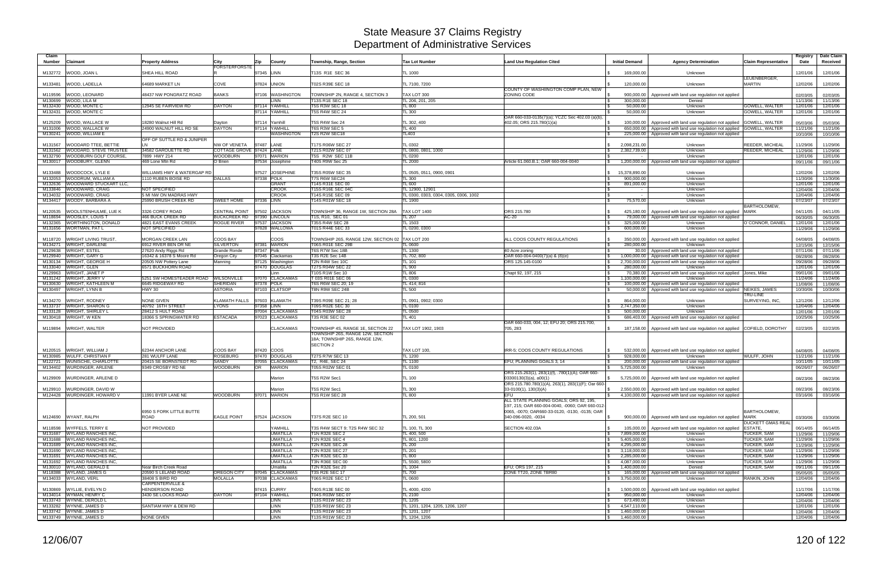# State Measure 37 Claims Registry
## Department of Administrative Services

| Claim Number | Claimant | Property Address | City | Zip | County | Township, Range, Section | Tax Lot Number | Land Use Regulation Cited | Initial Demand | Agency Determination | Claim Representative | Registry Date | Date Claim Received |
|---|---|---|---|---|---|---|---|---|---|---|---|---|---|
| M132772 | WOOD, JOAN L | SHEA HILL ROAD | FORSTERFORSTER | 97345 | LINN | T13S R1E SEC 36 | TL 1000 | | $ 169,000.00 | Unknown | | 12/01/06 | 12/01/06 |
| M133481 | WOOD, LADELLA | 64689 MARKET LN | COVE | 97824 | UNION | T02S R39E SEC 18 | TL 7100, 7200 | | $ 120,000.00 | Unknown | LEUENBERGER, MARTIN | 12/02/06 | 12/02/06 |
| M119596 | WOOD, LEONARD | 48437 NW PONGRATZ ROAD | BANKS | 97106 | WASHINGTON | TOWNSHIP 2N, RANGE 4, SECTION 3 | TAX LOT 300 | COUNTY OF WASHIINGTON COMP PLAN, NEW ZONING CODE | $ 900,000.00 | Approved with land use regulation not applied | | 02/03/05 | 02/03/05 |
| M130699 | WOOD, LILA M | | | | LINN | T13S R1E SEC 18 | TL 206, 201, 205 | | $ 300,000.00 | Denied | | 11/13/06 | 11/13/06 |
| M132430 | WOOD, MONTE C | 12545 SE FAIRVIEW RD | DAYTON | 97114 | YAMHILL | T5S R3W SEC 18 | TL 800 | | $ 50,000.00 | Unknown | GOWELL, WALTER | 12/01/06 | 12/01/06 |
| M132431 | WOOD, MONTE C | | | 97114 | YAMHILL | T5S R4W SEC 24 | TL 300 | | $ 50,000.00 | Unknown | GOWELL, WALTER | 12/01/06 | 12/01/06 |
| M125209 | WOOD, WALLACE W | 18280 Walnut Hill Rd | Dayton | 97114 | Yamhill | T5S R4W Sec 24 | TL 302, 400 | OAR 660-033-0135(7)(a); YCZC Sec 402.03 (a)(b), 402.05; ORS 215.780(1)(a) | $ 100,000.00 | Approved with land use regulation not applied | GOWELL, WALTER | 05/03/06 | 05/03/06 |
| M131006 | WOOD, WALLACE W | 24900 WALNUT HILL RD SE | DAYTON | 97114 | YAMHILL | T6S R3W SEC 5 | TL 400 | | $ 650,000.00 | Approved with land use regulation not applied | GOWELL, WALTER | 11/21/06 | 11/21/06 |
| M130241 | WOOD, WILLIAM E | | | | WASHINGTON | T2S R2W SEC18 | TL403 | | $ 225,000.00 | Approved with land use regulation not applied | | 10/10/06 | 10/10/06 |
| M131567 | WOODARD TTEE, BETTIE | OFF OF SUTTLE RD & JUNIPER LN | NW OF VENETA | 97487 | LANE | T17S R06W SEC 27 | TL 0302 | | $ 2,098,231.00 | Unknown | REEDER, MICHEAL | 11/29/06 | 11/29/06 |
| M131562 | WOODARD, STEVE TRUSTEE | 34582 GAROUETTE RD | COTTAGE GROVE | 97424 | LANE | T21S R02W SEC 07 | TL 0800, 0801, 1000 | | $ 2,382,739.00 | Unknown | REEDER, MICHEAL | 11/29/06 | 11/29/06 |
| M132790 | WOODBURN GOLF COURSE, | 7899 HWY 214 | WOODBURN | 97071 | MARION | T5S R2W SEC 11B | TL 0200 | | $ - | Unknown | | 12/01/06 | 12/01/06 |
| M130017 | WOODBURY, GLENN | 469 Lone Mtn Rd | O'Brien | 97534 | Josephine | T40S R9W Sec 25 | TL 2000 | Article 61.060.B.1; OAR 660-004-0040 | $ 1,200,000.00 | Approved with land use regulation not applied | | 09/11/06 | 09/11/06 |
| M133488 | WOODCOCK, LYLE E | WILLIAMS HWY & WATERGAP RD | | 97527 | JOSEPHINE | T35S R05W SEC 35 | TL 0505, 0511, 0900, 0901 | | $ 15,378,890.00 | Unknown | | 12/02/06 | 12/02/06 |
| M132053 | WOODRUM, WILLIAM A | 1110 RUBEN BOISE RD | DALLAS | 97338 | POLK | T7S R6W SEC24 | TL 300 | | $ 900,000.00 | Unknown | | 11/30/06 | 11/30/06 |
| M132636 | WOODWARD STUCKART LLC, | | | | GRANT | T14S R31E SEC 00 | TL 600 | | $ 891,000.00 | Unknown | | 12/01/06 | 12/01/06 |
| M133846 | WOODWARD, CRAIG | NOT SPECIFIED | | | CROOK | T15S R16E SEC 04C | TL 12900, 12901 | | $ - | Unknown | | 12/04/06 | 12/04/06 |
| M134032 | WOODWARD, CRAIG | 5 MI NW ON MADRAS HWY | | | CROOK | T14S R15E SEC 09 | TL 0300, 0303, 0304, 0305, 0306, 1002 | | $ - | Unknown | | 12/04/06 | 12/04/06 |
| M134417 | WOODY, BARBARA A | 25990 BRUSH CREEK RD | SWEET HOME | 97386 | LINN | T14S R01W SEC 18 | TL 1900 | | $ 75,570.00 | Unknown | | 07/23/07 | 07/23/07 |
| M120535 | WOOLSTENHULME, LUE K | 3326 COREY ROAD | CENTRAL POINT | 97502 | JACKSON | TOWNSHIP 36, RANGE 1W, SECTION 28A | TAX LOT 1400 | ORS 215.780 | $ 425,180.00 | Approved with land use regulation not applied | BARTHOLOMEW, MARK | 04/11/05 | 04/11/05 |
| M118694 | WOOSLEY, LOUIS T | 466 BUCK CREEK RD | BUCKCREEK RD | 97390 | LINCOLN | T1S, R10, SEC 01 | TL 207 | AC-20 | $ 79,000.00 | Approved with land use regulation not applied | | 06/30/05 | 06/30/05 |
| M132365 | WORTHINGTON, DONALD | 4821 EAST EVANS CREEK | ROGUE RIVER | 97537 | JACKSON | T35S R4W SEC 28 | TL 1503 | | $ 325,000.00 | Unknown | O'CONNOR, DANIEL | 12/01/06 | 12/01/06 |
| M131656 | WORTMAN, PAT L | NOT SPECIFIED | | 97828 | WALLOWA | T01S R44E SEC 33 | TL 0200, 0300 | | $ 600,000.00 | Unknown | | 11/29/06 | 11/29/06 |
| M118720 | WRIGHT LIVING TRUST, | MORGAN CREEK LAN | COOS BAY | | COOS | TOWNSHIP 26S, RANGE 12W, SECTION 02 | TAX LOT 200 | ALL COOS COUNTY REGULATIONS | $ 350,000.00 | Approved with land use regulation not applied | | 04/08/05 | 04/08/05 |
| M134271 | WRIGHT, DARLENE | 6912 RIVER BEN DR NE | SILVERTON | 97381 | MARION | T06S R01E SEC 29B | TL 0600 | | $ 280,000.00 | Unknown | | 12/15/06 | 12/15/06 |
| M129638 | WRIGHT, ESTEL | 27620 Andy Riggs Rd | Grande Ronde | 97347 | Polk | T6S R7W Sec 18B | TL 1300 | 40 Acre zoning | $ 30.00 | Approved with land use regulation not applied | | 07/11/06 | 07/11/06 |
| M129940 | WRIGHT, GARY G | 16342 & 16378 S Moore Rd | Oregon City | 97045 | Clackamas | T3S R2E Sec 14B | TL 702, 800 | OAR 660-004-0400(7)(a) & (8)(e) | $ 1,000,000.00 | Approved with land use regulation not applied | | 08/28/06 | 08/28/06 |
| M130134 | WRIGHT, GEORGE H | 20505 NW Pottery Lane | Manning | 97125 | Washington | T2N R4W Sec 10C | TL 101 | ORS 125.145-0100 | $ 2,700,000.00 | Approved with land use regulation not applied | | 09/28/06 | 09/28/06 |
| M133040 | WRIGHT, GLEN | 6571 BUCKHORN ROAD | | 97470 | DOUGLAS | T27S R04W SEC 22 | TL 900 | | $ 280,000.00 | Unknown | | 12/01/06 | 12/01/06 |
| M129963 | WRIGHT, JANET P | | | | Linn | T10S R1W Sec 10 | TL 806 | Chapt 92, 197, 215 | $ 70,380.00 | Approved with land use regulation not applied | Jones, Mike | 09/01/06 | 09/01/06 |
| M131242 | WRIGHT, JERRY V | 5251 SW HOMESTEADER ROAD | WILSONVILLE | 97070 | CLACKAMAS | T 03S R01E SEC 06 | TL 0300 | | $ 1,100,000.00 | Unknown | | 11/24/06 | 11/24/06 |
| M130630 | WRIGHT, KATHLEEN M | 6645 RIDGEWAY RD | SHERIDAN | 97378 | POLK | T6S R6W SEC 20; 19 | TL 414; 816 | | $ 100,000.00 | Approved with land use regulation not applied | | 11/08/06 | 11/08/06 |
| M130497 | WRIGHT, LYNN B | HWY 30 | ASTORIA | 97103 | CLATSOP | T8N R9W SEC 24B | TL 500 | | $ 50,000.00 | Approved with land use regulation not applied | NEIKES, JAMES | 10/30/06 | 10/30/06 |
| M134270 | WRIGHT, RODNEY | NONE GIVEN | KLAMATH FALLS | 97603 | KLAMATH | T39S R09E SEC 21; 28 | TL 0901, 0902; 0300 | | $ 864,000.00 | Unknown | TRU-LINE SURVEYING, INC, | 12/12/06 | 12/12/06 |
| M133737 | WRIGHT, SHARON G | 40792 16TH STREET | LYONS | 97358 | LINN | T09S R02E SEC 30 | TL 0100 | | $ 2,747,350.00 | Unknown | | 12/04/06 | 12/04/06 |
| M133128 | WRIGHT, SHIRLEY L | 28412 S HULT ROAD | | 97004 | CLACKAMAS | T04S R03W SEC 28 | TL 0500 | | $ 500,000.00 | Unknown | | 12/01/06 | 12/01/06 |
| M130418 | WRIGHT, W KEN | 18366 S SPRINGWATER RD | ESTACADA | 97023 | CLACKAMAS | T3S R3E SEC 02 | TL 401 | | $ 686,403.00 | Approved with land use regulation not applied | | 10/25/06 | 10/25/06 |
| M119894 | WRIGHT, WALTER | NOT PROVIDED | | | CLACKAMAS | TOWNSHIP 4S, RANGE 1E, SECTION 22 | TAX LOT 1902, 1903 | OAR 660-033, 004, 12; EFU 20; ORS 215.700, 705, 283 | $ 187,158.00 | Approved with land use regulation not applied | COFIELD, DOROTHY | 02/23/05 | 02/23/05 |
| M120515 | WRIGHT, WILLIAM J | 62344 ANCHOR LANE | COOS BAY | 97420 | COOS | TOWNSHIP 26S, RANGE 12W, SECTION 18A; TOWNSHIP 26S, RANGE 12W, SECTION 2 | TAX LOT 100, | IRR-5; COOS COUNTY REGULATIONS | $ 532,000.00 | Approved with land use regulation not applied | | 04/08/05 | 04/08/05 |
| M130985 | WULFF, CHRISTIAN F | 281 WULFF LANE | ROSEBURG | 97470 | DOUGLAS | T27S R7W SEC 13 | TL 1200 | | $ 928,000.00 | Unknown | WULFF, JOHN | 11/21/06 | 11/21/06 |
| M122721 | WUNISCHE, CHARLOTTE | 20415 SE BORNSTEDT RD | SANDY | 97055 | CLACKAMAS | T2, R4E, SEC 24 | TL 1100 | EFU; PLANNING GOALS 3, 14 | $ 200,000.00 | Approved with land use regulation not applied | | 10/11/05 | 10/11/05 |
| M134402 | WURDINGER, ARLENE | 9349 CROSBY RD NE | WOODBURN | OR | MARION | T05S R02W SEC 01 | TL 0100 | | $ 5,725,000.00 | Unknown | | 06/26/07 | 06/26/07 |
| M129909 | WURDINGER, ARLENE D | | | | Marion | T5S R2W Sec1 | TL 100 | ORS 215.263(1), 283(1)(f), .780(1)(A); OAR 660-03300130(3)(a), a00(1) | $ 5,725,000.00 | Approved with land use regulation not applied | | 08/23/06 | 08/23/06 |
| M129910 | WURDINGER, DAVID W | | | | Marion | T5S R2W Sec1 | TL 300 | ORS 215.780.780(1)(A), 263(1), 283(1)(F); Oar 660-33-0100(1), 130(3)(A) | $ 2,550,000.00 | Approved with land use regulation not applied | | 08/23/06 | 08/23/06 |
| M124428 | WURDINGER, HOWARD V | 11991 BYER LANE NE | WOODBURN | 97071 | MARION | T5S R1W SEC 28 | TL 800 | EFU | $ 4,100,000.00 | Approved with land use regulation not applied | | 03/16/06 | 03/16/06 |
| M124690 | WYANT, RALPH | 6950 S FORK LITTLE BUTTE ROAD | EAGLE POINT | 97524 | JACKSON | T37S R2E SEC 10 | TL 200, 501 | ALL STATE PLANNING GOALS; ORS 92, 195, 197, 215; OAR 660-004-0040, -0060; OAR 660-012-0065, -0070; OAR660-33-0120, -0130, -0135; OAR 340-096-0020, -0034 | $ 900,000.00 | Approved with land use regulation not applied | BARTHOLOMEW, MARK | 03/30/06 | 03/30/06 |
| M118598 | WYFFELS, TERRY E | NOT PROVIDED | | | YAMHILL | T3S R4W SECT 9; T2S R4W SEC 32 | TL 100, TL 300 | SECTION 402.03A | $ 105,000.00 | Approved with land use regulation not applied | DUCKETT GMAS REAL ESTATE, | 06/14/05 | 06/14/05 |
| M131687 | WYLAND RANCHES INC, | | | | UMATILLA | T1N R32E SEC 2 | TL 400, 500 | | $ 7,899,000.00 | Unknown | TUCKER, SAM | 11/29/06 | 11/29/06 |
| M131688 | WYLAND RANCHES INC, | | | | UMATILLA | T1N R32E SEC 4 | TL 801, 1200 | | $ 5,405,000.00 | Unknown | TUCKER, SAM | 11/29/06 | 11/29/06 |
| M131689 | WYLAND RANCHES INC, | | | | UMATILLA | T2N R32E SEC 28 | TL 200 | | $ 4,295,000.00 | Unknown | TUCKER, SAM | 11/29/06 | 11/29/06 |
| M131690 | WYLAND RANCHES INC, | | | | UMATILLA | T2N R32E SEC 27 | TL 201 | | $ 3,118,000.00 | Unknown | TUCKER, SAM | 11/29/06 | 11/29/06 |
| M131691 | WYLAND RANCHES INC, | | | | UMATILLA | T2N R32E SEC 33 | TL 800 | | $ 2,285,000.00 | Unknown | TUCKER, SAM | 11/29/06 | 11/29/06 |
| M131692 | WYLAND RANCHES INC, | | | | UMATILLA | T3N R36E SEC 00 | TL 5500, 5800 | | $ 4,087,000.00 | Unknown | TUCKER, SAM | 11/29/06 | 11/29/06 |
| M130010 | WYLAND, GERALD E | Near Birch Creek Road | | | Umatilla | T2N R32E Sec 20 | TL 1004 | EFU; ORS 197, 215 | $ 1,400,000.00 | Denied | TUCKER, SAM | 09/11/06 | 09/11/06 |
| M118388 | WYLAND, JAMES G | 20690 S LELAND ROAD | OREGON CITY | 97045 | CLACKAMAS | T3S R2E SEC 17 | TL 700 | ZONE TT20, ZONE TBR80 | $ 165,000.00 | Approved with land use regulation not applied | | 05/05/05 | 05/05/05 |
| M134033 | WYLAND, VERL | 36408 S BIRD RD | MOLALLA | 97038 | CLACKAMAS | T06S R02E SEC 17 | TL 0600 | | $ 3,750,000.00 | Unknown | RANKIN, JOHN | 12/04/06 | 12/04/06 |
| M130869 | WYLLIE, EVELYN D | CARPENTERVILLE & HENDERSON ROAD | | 97415 | CURRY | T40S R13E SEC 00 | TL 4000, 4200 | | $ 1,500,000.00 | Approved with land use regulation not applied | | 11/17/06 | 11/17/06 |
| M134014 | WYMAN, HENRY C | 3430 SE LOCKS ROAD | DAYTON | 97104 | YAMHILL | T04S R03W SEC 07 | TL 2100 | | $ 950,000.00 | Unknown | | 12/04/06 | 12/04/06 |
| M133743 | WYNNE, DEROLD L | | | | LINN | T13S R01W SEC 23 | TL 1205 | | $ 673,490.00 | Unknown | | 12/04/06 | 12/04/06 |
| M133282 | WYNNE, JAMES D | SANTIAM HWY & DEW RD | | | LINN | T13S R01W SEC 23 | TL 1201, 1204, 1205, 1206, 1207 | | $ 4,547,110.00 | Unknown | | 12/01/06 | 12/01/06 |
| M133742 | WYNNE, JAMES D | | | | LINN | T13S R01W SEC 23 | TL 1201, 1207 | | $ 1,460,000.00 | Unknown | | 12/04/06 | 12/04/06 |
| M133749 | WYNNE, JAMES D | NONE GIVEN | | | LINN | T13S R01W SEC 23 | TL 1204, 1206 | | $ 1,460,000.00 | Unknown | | 12/04/06 | 12/04/06 |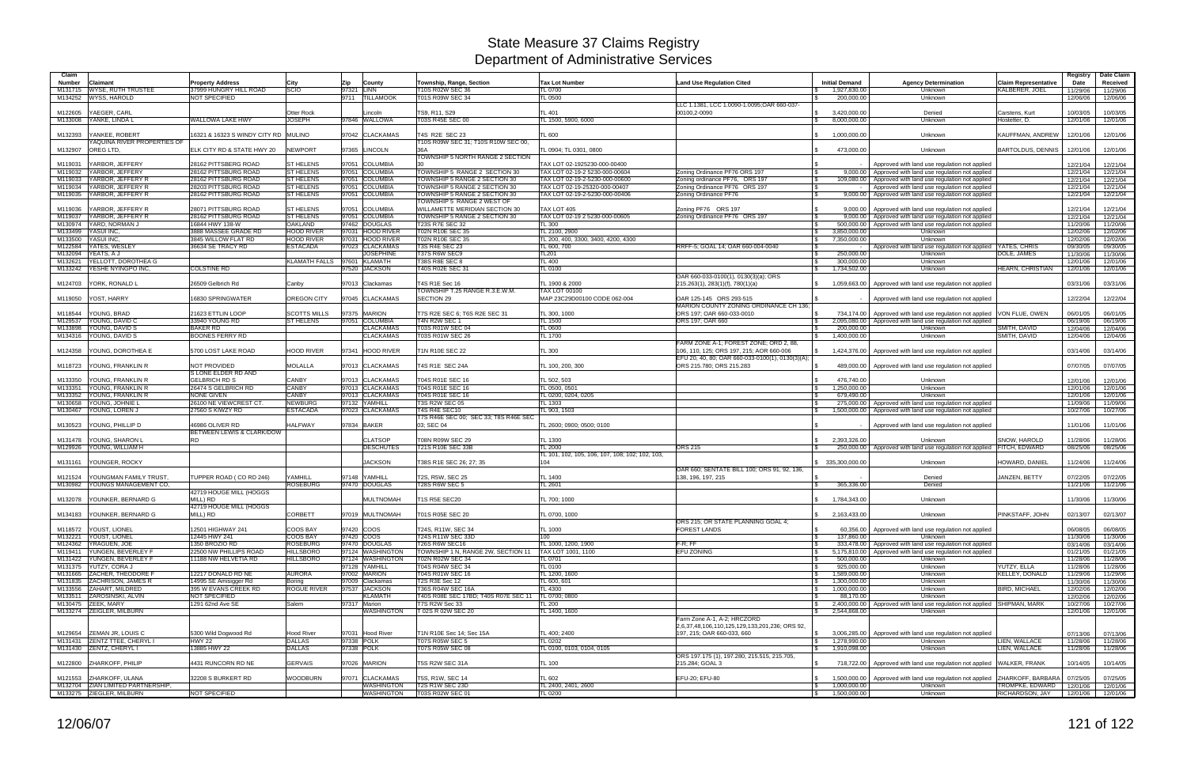# State Measure 37 Claims Registry
## Department of Administrative Services

| Claim Number | Claimant | Property Address | City | Zip | County | Township, Range, Section | Tax Lot Number | Land Use Regulation Cited | Initial Demand | Agency Determination | Claim Representative | Registry Date | Date Claim Received |
|---|---|---|---|---|---|---|---|---|---|---|---|---|---|
| M131715 | WYSE, RUTH TRUSTEE | 37999 HUNGRY HILL ROAD | SCIO | 97321 | LINN | T10S R02W SEC 36 | TL 0700 | | $ 1,927,830.00 | Unknown | KALBERER, JOEL | 11/29/06 | 11/29/06 |
| M134252 | WYSS, HAROLD | NOT SPECIFIED | | 9711 | TILLAMOOK | T01S R09W SEC 34 | TL 0500 | | $ 200,000.00 | Unknown | | 12/06/06 | 12/06/06 |
| M122605 | YAEGER, CARL | | Otter Rock | | Lincoln | TS9, R11, S29 | TL 401 | LCC 1.1381, LCC 1.0090-1.0095;OAR 660-037-00100,2-0090 | $ 3,420,000.00 | Denied | Carstens, Kurt | 10/03/05 | 10/03/05 |
| M133008 | YANKE, LINDA L | WALLOWA LAKE HWY | JOSEPH | 97846 | WALLOWA | T03S R45E SEC 00 | TL 1500, 5900, 6000 | | $ 8,000,000.00 | Unknown | Hostetter, D. | 12/01/06 | 12/01/06 |
| M132393 | YANKEE, ROBERT | 16321 & 16323 S WINDY CITY RD | MULINO | 97042 | CLACKAMAS | T4S R2E SEC 23 | TL 600 | | $ 1,000,000.00 | Unknown | KAUFFMAN, ANDREW | 12/01/06 | 12/01/06 |
| M132907 | YAQUINA RIVER PROPERTIES OF OREG LTD, | ELK CITY RD & STATE HWY 20 | NEWPORT | 97365 | LINCOLN | T10S R09W SEC 31; T10S R10W SEC 00, 36A | TL 0904; TL 0301, 0800 | | $ 473,000.00 | Unknown | BARTOLDUS, DENNIS | 12/01/06 | 12/01/06 |
| M119031 | YARBOR, JEFFERY | 28162 PITTSBERG ROAD | ST HELENS | 97051 | COLUMBIA | TOWNSHIP 5 NORTH RANGE 2 SECTION 30 | TAX LOT 02-1925230-000-00400 | | $ - | Approved with land use regulation not applied | | 12/21/04 | 12/21/04 |
| M119032 | YARBOR, JEFFERY | 28162 PITTSBURG ROAD | ST HELENS | 97051 | COLUMBIA | TOWNSHIP 5 RANGE 2 SECTION 30 | TAX LOT 02-19-2 5230-000-00604 | Zoning Ordinance PF76 ORS 197 | $ 9,000.00 | Approved with land use regulation not applied | | 12/21/04 | 12/21/04 |
| M119033 | YARBOR, JEFFERY R | 28162 PITTSBURG ROAD | ST HELENS | 97051 | COLUMBIA | TOWNSHIP 5 RANGE 2 SECTION 30 | TAX LOT 02-19-2 5230-000-00600 | Zoning ordinance PF76, ORS 197 | $ 109,080.00 | Approved with land use regulation not applied | | 12/21/04 | 12/21/04 |
| M119034 | YARBOR, JEFFERY R | 28203 PITTSBURG ROAD | ST HELENS | 97051 | COLUMBIA | TOWNSHIP 5 RANGE 2 SECTION 30 | TAX LOT 02-19-25320-000-00407 | Zoning Ordinance PF76 ORS 197 | $ - | Approved with land use regulation not applied | | 12/21/04 | 12/21/04 |
| M119035 | YARBOR, JEFFERY R | 28162 PITTSBURG ROAD | ST HELENS | 97051 | COLUMBIA | TOWNSHIP 5 RANGE 2 SECTION 30 | TAX LOT 02-19-2 5230-000-00406 | Zoning Ordinance PF76 | $ 9,000.00 | Approved with land use regulation not applied | | 12/21/04 | 12/21/04 |
| M119036 | YARBOR, JEFFERY R | 28071 PITTSBURG ROAD | ST HELENS | 97051 | COLUMBIA | TOWNSHIP 5 RANGE 2 WEST OF WILLAMETTE MERIDIAN SECTION 30 | TAX LOT 405 | Zoning PF76 ORS 197 | $ 9,000.00 | Approved with land use regulation not applied | | 12/21/04 | 12/21/04 |
| M119037 | YARBOR, JEFFERY R | 28162 PITTSBURG ROAD | ST HELENS | 97051 | COLUMBIA | TOWNSHIP 5 RANGE 2 SECTION 30 | TAX LOT 02-19 2 5230-000-00605 | Zoning Ordinance PF76 ORS 197 | $ 9,000.00 | Approved with land use regulation not applied | | 12/21/04 | 12/21/04 |
| M130974 | YARD, NORMAN J | 16844 HWY 138-W | OAKLAND | 97462 | DOUGLAS | T23S R7E SEC 32 | TL 300 | | $ 500,000.00 | Approved with land use regulation not applied | | 11/20/06 | 11/20/06 |
| M133499 | YASUI INC, | 3888 MASSEE GRADE RD | HOOD RIVER | 97031 | HOOD RIVER | T02N R10E SEC 35 | TL 2100, 2900 | | $ 3,850,000.00 | Unknown | | 12/02/06 | 12/02/06 |
| M133500 | YASUI INC, | 3845 WILLOW FLAT RD | HOOD RIVER | 97031 | HOOD RIVER | T02N R10E SEC 35 | TL 200, 400, 3300, 3400, 4200, 4300 | | $ 7,350,000.00 | Unknown | | 12/02/06 | 12/02/06 |
| M122584 | YATES, WESLEY | 36634 SE TRACY RD | ESTACADA | 97023 | CLACKAMAS | T3S R4E SEC 23 | TL 600, 700 | RRFF-5; GOAL 14; OAR 660-004-0040 | $ - | Approved with land use regulation not applied | YATES, CHRIS | 09/30/05 | 09/30/05 |
| M132094 | YEATS, A J | | | | JOSEPHINE | T37S R6W SEC9 | TL201 | | $ 250,000.00 | Unknown | DOLE, JAMES | 11/30/06 | 11/30/06 |
| M132621 | YELLOTT, DOROTHEA G | | KLAMATH FALLS | 97601 | KLAMATH | T38S R8E SEC 8 | TL 400 | | $ 300,000.00 | Unknown | | 12/01/06 | 12/01/06 |
| M133242 | YESHE NYINGPO INC, | COLSTINE RD | | 97520 | JACKSON | T40S R02E SEC 31 | TL 0100 | | $ 1,734,502.00 | Unknown | HEARN, CHRISTIAN | 12/01/06 | 12/01/06 |
| M124703 | YORK, RONALD L | 26509 Gelbrich Rd | Canby | 97013 | Clackamas | T4S R1E Sec 16 | TL 1900 & 2000 | OAR 660-033-0100(1), 0130(3)(a); ORS 215.263(1), 283(1)(f), 780(1)(a) | $ 1,059,663.00 | Approved with land use regulation not applied | | 03/31/06 | 03/31/06 |
| M119050 | YOST, HARRY | 16830 SPRINGWATER | OREGON CITY | 97045 | CLACKAMAS | TOWNSHIP T.2S RANGE R.3.E.W.M. SECTION 29 | TAX LOT 00100 MAP 23C29D00100 CODE 062-004 | OAR 125-145 ORS 293-515 | $ - | Approved with land use regulation not applied | | 12/22/04 | 12/22/04 |
| M118544 | YOUNG, BRAD | 21623 ETTLIN LOOP | SCOTTS MILLS | 97375 | MARION | T7S R2E SEC 6; T6S R2E SEC 31 | TL 300, 1000 | MARION COUNTY ZONING ORDINANCE CH 136; ORS 197; OAR 660-033-0010 | $ 734,174.00 | Approved with land use regulation not applied | VON FLUE, OWEN | 06/01/05 | 06/01/05 |
| M129537 | YOUNG, DAVID C | 33940 YOUNG RD | ST HELENS | 97051 | COLUMBIA | T4N R2W SEC 1 | TL 1500 | ORS 197; OAR 660 | $ 2,095,080.00 | Approved with land use regulation not applied | | 06/19/06 | 06/19/06 |
| M133898 | YOUNG, DAVID S | BAKER RD | | | CLACKAMAS | T03S R01W SEC 04 | TL 0600 | | $ 200,000.00 | Unknown | SMITH, DAVID | 12/04/06 | 12/04/06 |
| M134316 | YOUNG, DAVID S | BOONES FERRY RD | | | CLACKAMAS | T03S R01W SEC 26 | TL 1700 | | $ 1,400,000.00 | Unknown | SMITH, DAVID | 12/04/06 | 12/04/06 |
| M124358 | YOUNG, DOROTHEA E | 5700 LOST LAKE ROAD | HOOD RIVER | 97341 | HOOD RIVER | T1N R10E SEC 22 | TL 300 | FARM ZONE A-1; FOREST ZONE; ORD 2, 88, 106, 110, 125; ORS 197, 215; AOR 660-006 | $ 1,424,376.00 | Approved with land use regulation not applied | | 03/14/06 | 03/14/06 |
| M118723 | YOUNG, FRANKLIN R | NOT PROVIDED | MOLALLA | 97013 | CLACKAMAS | T4S R1E SEC 24A | TL 100, 200, 300 | EFU 20, 40, 80; OAR 660-033-0100(1), 0130(3)(A); ORS 215.780; ORS 215.283 | $ 489,000.00 | Approved with land use regulation not applied | | 07/07/05 | 07/07/05 |
| M133350 | YOUNG, FRANKLIN R | S LONE ELDER RD AND GELBRICH RD S | CANBY | 97013 | CLACKAMAS | T04S R01E SEC 16 | TL 502, 503 | | $ 476,740.00 | Unknown | | 12/01/06 | 12/01/06 |
| M133351 | YOUNG, FRANKLIN R | 26474 S GELBRICH RD | CANBY | 97013 | CLACKAMAS | T04S R01E SEC 16 | TL 0500, 0501 | | $ 1,250,000.00 | Unknown | | 12/01/06 | 12/01/06 |
| M133352 | YOUNG, FRANKLIN R | NONE GIVEN | CANBY | 97013 | CLACKAMAS | T04S R01E SEC 16 | TL 0200, 0204, 0205 | | $ 679,490.00 | Unknown | | 12/01/06 | 12/01/06 |
| M130658 | YOUNG, JOHNIE L | 26100 NE VIEWCREST CT. | NEWBURG | 97132 | YAMHILL | T3S R2W SEC 05 | TL 1303 | | $ 275,000.00 | Approved with land use regulation not applied | | 11/09/06 | 11/09/06 |
| M130467 | YOUNG, LOREN J | 27560 S KIWZY RD | ESTACADA | 97023 | CLACKAMAS | T4S R4E SEC10 | TL 903, 1503 | | $ 1,500,000.00 | Approved with land use regulation not applied | | 10/27/06 | 10/27/06 |
| M130523 | YOUNG, PHILLIP D | 46986 OLIVER RD | HALFWAY | 97834 | BAKER | T7S R46E SEC 00; SEC 33; T8S R46E SEC 03; SEC 04 | TL 2600; 0900; 0500; 0100 | | $ - | Approved with land use regulation not applied | | 11/01/06 | 11/01/06 |
| M131478 | YOUNG, SHARON L | BETWEEN LEWIS & CLARK/DOW RD | | | CLATSOP | T08N R09W SEC 29 | TL 1300 | | $ 2,393,326.00 | Unknown | SNOW, HAROLD | 11/28/06 | 11/28/06 |
| M129926 | YOUNG, WILLIAM H | | | | DESCHUTES | T21S R10E SEC 33B | TL 2000 | ORS 215 | $ 250,000.00 | Approved with land use regulation not applied | FITCH, EDWARD | 08/25/06 | 08/25/06 |
| M131161 | YOUNGER, ROCKY | | | | JACKSON | T38S R1E SEC 26; 27; 35 | TL 101, 102, 105, 106, 107, 108; 102; 102, 103, 104 | | $ 335,300,000.00 | Unknown | HOWARD, DANIEL | 11/24/06 | 11/24/06 |
| M121524 | YOUNGMAN FAMILY TRUST, | TUPPER ROAD ( CO RD 246) | YAMHILL | 97148 | YAMHILL | T2S, R5W, SEC 25 | TL 1400 | OAR 660; SENTATE BILL 100; ORS 91, 92, 136, 138, 196, 197, 215 | | Denied | JANZEN, BETTY | 07/22/05 | 07/22/05 |
| M130982 | YOUNGS MANAGEMENT CO, | | ROSEBURG | 97470 | DOUGLAS | T28S R6W SEC 5 | TL 2601 | | $ 365,336.00 | Denied | | 11/21/06 | 11/21/06 |
| M132078 | YOUNKER, BERNARD G | 42719 HOUGE MILL (HOGGS MILL) RD | | | MULTNOMAH | T1S R5E SEC20 | TL 700; 1000 | | $ 1,784,343.00 | Unknown | | 11/30/06 | 11/30/06 |
| M134183 | YOUNKER, BERNARD G | 42719 HOUGE MILL (HOGGS MILL) RD | CORBETT | 97019 | MULTNOMAH | T01S R05E SEC 20 | TL 0700, 1000 | | $ 2,163,433.00 | Unknown | PINKSTAFF, JOHN | 02/13/07 | 02/13/07 |
| M118572 | YOUST, LIONEL | 12501 HIGHWAY 241 | COOS BAY | 97420 | COOS | T24S, R11W, SEC 34 | TL 1000 | ORS 215; OR STATE PLANNING GOAL 4; FOREST LANDS | $ 60,356.00 | Approved with land use regulation not applied | | 06/08/05 | 06/08/05 |
| M132221 | YOUST, LIONEL | 12445 HWY 241 | COOS BAY | 97420 | COOS | T24S R11W SEC 33D | 100 | | $ 137,860.00 | Unknown | | 11/30/06 | 11/30/06 |
| M124362 | YRAGUEN, JOE | 1350 BROZIO RD | ROSEBURG | 97470 | DOUGLAS | T26S R6W SEC16 | TL 1000, 1200, 1900 | F-R; FF | $ 333,478.00 | Approved with land use regulation not applied | | 03/14/06 | 03/14/06 |
| M119411 | YUNGEN, BEVERLEY F | 22500 NW PHILLIPS ROAD | HILLSBORO | 97124 | WASHINGTON | TOWNSHIP 1 N, RANGE 2W, SECTION 11 | TAX LOT 1001, 1100 | EFU ZONING | $ 5,175,810.00 | Approved with land use regulation not applied | | 01/21/05 | 01/21/05 |
| M131422 | YUNGEN, BEVERLEY F | 11188 NW HELVETIA RD | HILLSBORO | 97124 | WASHINGTON | T02N R02W SEC 34 | TL 0701 | | $ 500,000.00 | Unknown | | 11/28/06 | 11/28/06 |
| M131375 | YUTZY, CORA J | | | 97128 | YAMHILL | T04S R04W SEC 34 | TL 0100 | | $ 925,000.00 | Unknown | YUTZY, ELLA | 11/28/06 | 11/28/06 |
| M131665 | ZACHER, THEODORE F | 12217 DONALD RD NE | AURORA | 97002 | MARION | T04S R01W SEC 16 | TL 1200, 1600 | | $ 1,589,000.00 | Unknown | KELLEY, DONALD | 11/29/06 | 11/29/06 |
| M131835 | ZACHRISON, JAMES R | 14995 SE Amisigger Rd | Boring | 97009 | Clackamas | T2S R3E Sec 12 | TL 600, 601 | | $ 1,300,000.00 | Unknown | | 11/30/06 | 11/30/06 |
| M133556 | ZAHART, MILDRED | 395 W EVANS CREEK RD | ROGUE RIVER | 97537 | JACKSON | T36S R04W SEC 16A | TL 4300 | | $ 1,000,000.00 | Unknown | BIRD, MICHAEL | 12/02/06 | 12/02/06 |
| M133511 | ZAROSINSKI, ALVIN | NOT SPECIFIED | | | KLAMATH | T40S R08E SEC 17BD; T40S R07E SEC 11 | TL 0700; 0800 | | $ 88,170.00 | Unknown | | 12/02/06 | 12/02/06 |
| M130475 | ZEEK, MARY | 1291 62nd Ave SE | Salem | 97317 | Marion | T7S R2W Sec 33 | TL 200 | | $ 2,400,000.00 | Approved with land use regulation not applied | SHIPMAN, MARK | 10/27/06 | 10/27/06 |
| M133274 | ZEIGLER, MILBURN | | | | WASHINGTON | T 02S R 02W SEC 20 | TL 1400, 1600 | | $ 2,544,868.00 | Unknown | | 12/01/06 | 12/01/06 |
| M129654 | ZEMAN JR, LOUIS C | 5300 Wild Dogwood Rd | Hood River | 97031 | Hood River | T1N R10E Sec 14; Sec 15A | TL 400; 2400 | Farm Zone A-1, A-2; HRCZORD 2,6,37,48,106,110,125,129,133,201,236; ORS 92, 197, 215; OAR 660-033, 660 | $ 3,006,285.00 | Approved with land use regulation not applied | | 07/13/06 | 07/13/06 |
| M131431 | ZENTZ TTEE, CHERYL I | HWY 22 | DALLAS | 97338 | POLK | T07S R05W SEC 5 | TL 0202 | | $ 1,278,990.00 | Unknown | LIEN, WALLACE | 11/28/06 | 11/28/06 |
| M131430 | ZENTZ, CHERYL I | 13885 HWY 22 | DALLAS | 97338 | POLK | T07S R05W SEC 08 | TL 0100, 0103, 0104, 0105 | | $ 1,910,098.00 | Unknown | LIEN, WALLACE | 11/28/06 | 11/28/06 |
| M122800 | ZHARKOFF, PHILIP | 4431 RUNCORN RD NE | GERVAIS | 97026 | MARION | T5S R2W SEC 31A | TL 100 | ORS 197.175 (1), 197.280, 215.515, 215.705, 215.284; GOAL 3 | $ 718,722.00 | Approved with land use regulation not applied | WALKER, FRANK | 10/14/05 | 10/14/05 |
| M121553 | ZHARKOFF, ULANA | 32208 S BURKERT RD | WOODBURN | 97071 | CLACKAMAS | T5S, R1W, SEC 14 | TL 602 | EFU-20; EFU-80 | $ 1,500,000.00 | Approved with land use regulation not applied | ZHARKOFF, BARBARA | 07/25/05 | 07/25/05 |
| M132704 | ZIAN LIMITED PARTNERSHIP, | | | | WASHINGTON | T2S R1W SEC 23D | TL 2400, 2401, 2600 | | $ 1,000,000.00 | Unknown | TROMPKE, EDWARD | 12/01/06 | 12/01/06 |
| M133275 | ZIEGLER, MILBURN | NOT SPECIFIED | | | WASHINGTON | T03S R02W SEC 01 | TL 0200 | | $ 1,500,000.00 | Unknown | RICHARDSON, JAY | 12/01/06 | 12/01/06 |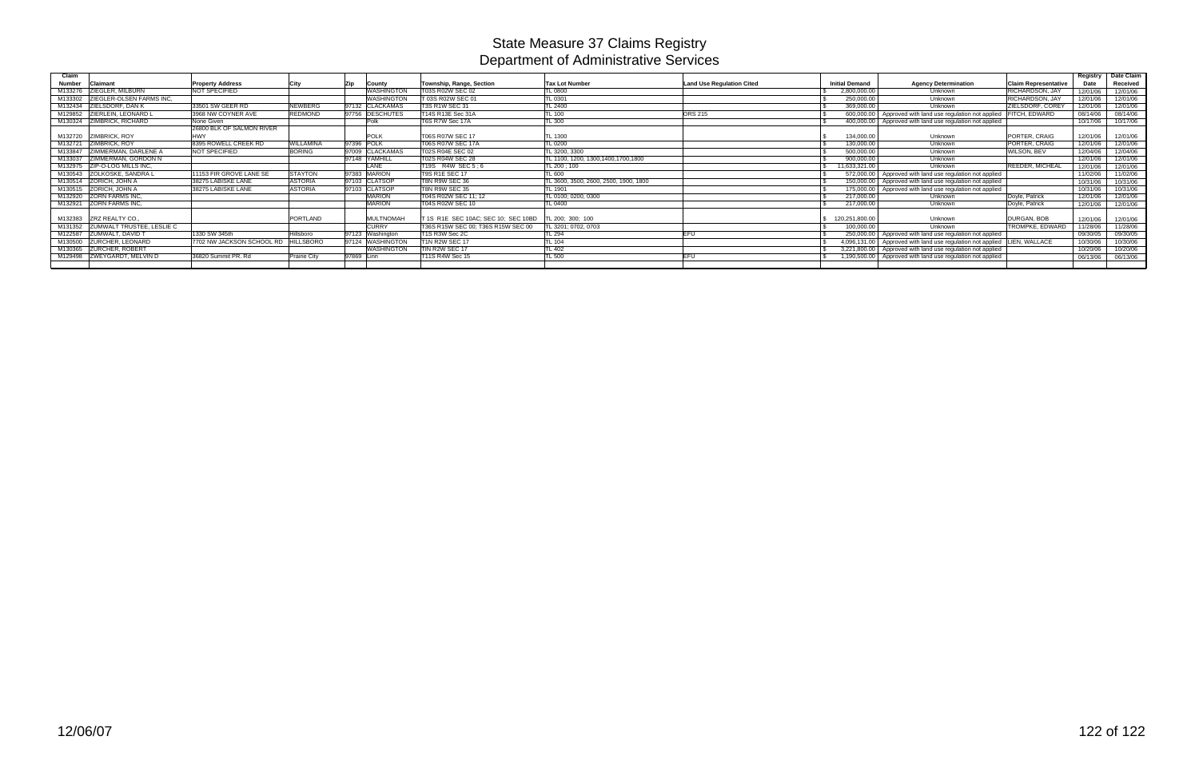# State Measure 37 Claims Registry
# Department of Administrative Services

| Claim Number | Claimant | Property Address | City | Zip | County | Township, Range, Section | Tax Lot Number | Land Use Regulation Cited | Initial Demand | Agency Determination | Claim Representative | Registry Date | Date Claim Received |
|---|---|---|---|---|---|---|---|---|---|---|---|---|---|
| M133276 | ZIEGLER, MILBURN | NOT SPECIFIED | | | WASHINGTON | T03S R02W SEC 02 | TL 0800 | | $ 2,800,000.00 | Unknown | RICHARDSON, JAY | 12/01/06 | 12/01/06 |
| M133302 | ZIEGLER-OLSEN FARMS INC, | | | | WASHINGTON | T 03S R02W SEC 01 | TL 0301 | | $ 250,000.00 | Unknown | RICHARDSON, JAY | 12/01/06 | 12/01/06 |
| M132434 | ZIELSDORF, DAN K | 33501 SW GEER RD | NEWBERG | 97132 | CLACKAMAS | T3S R1W SEC 31 | TL 2400 | | $ 369,000.00 | Unknown | ZIELSDORF, COREY | 12/01/06 | 12/01/06 |
| M129852 | ZIERLEIN, LEONARD L | 3968 NW COYNER AVE | REDMOND | 97756 | DESCHUTES | T14S R13E Sec 31A | TL 100 | ORS 215 | $ 600,000.00 | Approved with land use regulation not applied | FITCH, EDWARD | 08/14/06 | 08/14/06 |
| M130324 | ZIMBRICK, RICHARD | None Given | | | Polk | T6S R7W Sec 17A | TL 300 | | $ 400,000.00 | Approved with land use regulation not applied | | 10/17/06 | 10/17/06 |
| M132720 | ZIMBRICK, ROY | 26800 BLK OF SALMON RIVER HWY | | | POLK | T06S R07W SEC 17 | TL 1300 | | $ 134,000.00 | Unknown | PORTER, CRAIG | 12/01/06 | 12/01/06 |
| M132721 | ZIMBRICK, ROY | 8395 ROWELL CREEK RD | WILLAMINA | 97396 | POLK | T06S R07W SEC 17A | TL 0200 | | $ 130,000.00 | Unknown | PORTER, CRAIG | 12/01/06 | 12/01/06 |
| M133847 | ZIMMERMAN, DARLENE A | NOT SPECIFIED | BORING | 97009 | CLACKAMAS | T02S R04E SEC 02 | TL 3200, 3300 | | $ 500,000.00 | Unknown | WILSON, BEV | 12/04/06 | 12/04/06 |
| M133037 | ZIMMERMAN, GORDON N | | | 97148 | YAMHILL | T02S R04W SEC 28 | TL 1100, 1200, 1300,1400,1700,1800 | | $ 900,000.00 | Unknown | | 12/01/06 | 12/01/06 |
| M132975 | ZIP-O-LOG MILLS INC, | | | | LANE | T19S R4W SEC 5 ; 6 | TL 200 ; 100 | | $ 11,633,321.00 | Unknown | REEDER, MICHEAL | 12/01/06 | 12/01/06 |
| M130543 | ZOLKOSKE, SANDRA L | 11153 FIR GROVE LANE SE | STAYTON | 97383 | MARION | T9S R1E SEC 17 | TL 600 | | $ 572,000.00 | Approved with land use regulation not applied | | 11/02/06 | 11/02/06 |
| M130514 | ZORICH, JOHN A | 38275 LABISKE LANE | ASTORIA | 97103 | CLATSOP | T8N R9W SEC 36 | TL 3600, 3500, 2600, 2500, 1900, 1800 | | $ 150,000.00 | Approved with land use regulation not applied | | 10/31/06 | 10/31/06 |
| M130515 | ZORICH, JOHN A | 38275 LABISKE LANE | ASTORIA | 97103 | CLATSOP | T8N R9W SEC 35 | TL 1901 | | $ 175,000.00 | Approved with land use regulation not applied | | 10/31/06 | 10/31/06 |
| M132920 | ZORN FARMS INC, | | | | MARION | T04S R02W SEC 11; 12 | TL 0100; 0200, 0300 | | $ 217,000.00 | Unknown | Doyle, Patrick | 12/01/06 | 12/01/06 |
| M132921 | ZORN FARMS INC, | | | | MARION | T04S R02W SEC 10 | TL 0400 | | $ 217,000.00 | Unknown | Doyle, Patrick | 12/01/06 | 12/01/06 |
| M132383 | ZRZ REALTY CO., | | PORTLAND | | MULTNOMAH | T 1S R1E SEC 10AC; SEC 10; SEC 10BD | TL 200; 300; 100 | | $ 120,251,800.00 | Unknown | DURGAN, BOB | 12/01/06 | 12/01/06 |
| M131352 | ZUMWALT TRUSTEE, LESLIE C | | | | CURRY | T36S R15W SEC 00; T36S R15W SEC 00 | TL 3201; 0702, 0703 | | $ 100,000.00 | Unknown | TROMPKE, EDWARD | 11/28/06 | 11/28/06 |
| M122587 | ZUMWALT, DAVID T | 1330 SW 345th | Hillsboro | 97123 | Washington | T1S R3W Sec 2C | TL 294 | EFU | $ 250,000.00 | Approved with land use regulation not applied | | 09/30/05 | 09/30/05 |
| M130500 | ZURCHER, LEONARD | 7702 NW JACKSON SCHOOL RD | HILLSBORO | 97124 | WASHINGTON | T1N R2W SEC 17 | TL 104 | | $ 4,096,131.00 | Approved with land use regulation not applied | LIEN, WALLACE | 10/30/06 | 10/30/06 |
| M130365 | ZURCHER, ROBERT | | | | WASHINGTON | TIN R2W SEC 17 | TL 402 | | $ 3,221,800.00 | Approved with land use regulation not applied | | 10/20/06 | 10/20/06 |
| M129498 | ZWEYGARDT, MELVIN D | 36820 Summit PR. Rd | Prairie City | 97869 | Linn | T11S R4W Sec 15 | TL 500 | EFU | $ 1,190,500.00 | Approved with land use regulation not applied | | 06/13/06 | 06/13/06 |

12/06/07